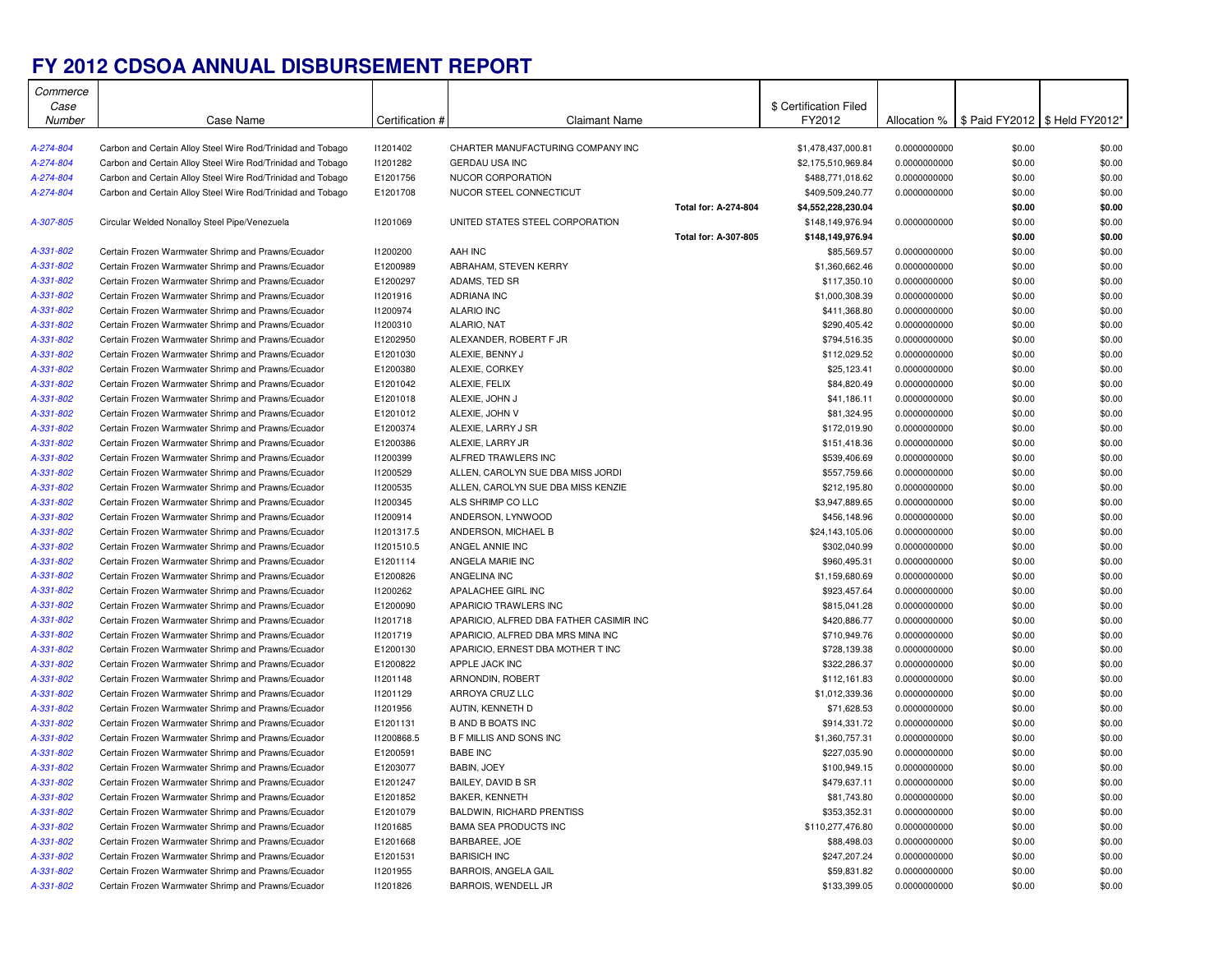# FY 2012 CDSOA ANNUAL DISBURSEMENT REPORT

| *Commerce Case Number* | Case Name | Certification # | Claimant Name | | $ Certification Filed FY2012 | Allocation % | $ Paid FY2012 | $ Held FY2012* |
|---|---|---|---|---|---|---|---|---|
| *A-274-804* | Carbon and Certain Alloy Steel Wire Rod/Trinidad and Tobago | I1201402 | CHARTER MANUFACTURING COMPANY INC | | $1,478,437,000.81 | 0.0000000000 | $0.00 | $0.00 |
| *A-274-804* | Carbon and Certain Alloy Steel Wire Rod/Trinidad and Tobago | I1201282 | GERDAU USA INC | | $2,175,510,969.84 | 0.0000000000 | $0.00 | $0.00 |
| *A-274-804* | Carbon and Certain Alloy Steel Wire Rod/Trinidad and Tobago | E1201756 | NUCOR CORPORATION | | $488,771,018.62 | 0.0000000000 | $0.00 | $0.00 |
| *A-274-804* | Carbon and Certain Alloy Steel Wire Rod/Trinidad and Tobago | E1201708 | NUCOR STEEL CONNECTICUT | | $409,509,240.77 | 0.0000000000 | $0.00 | $0.00 |
| | | | | **Total for: A-274-804** | **$4,552,228,230.04** | | **$0.00** | **$0.00** |
| *A-307-805* | Circular Welded Nonalloy Steel Pipe/Venezuela | I1201069 | UNITED STATES STEEL CORPORATION | | $148,149,976.94 | 0.0000000000 | $0.00 | $0.00 |
| | | | | **Total for: A-307-805** | **$148,149,976.94** | | **$0.00** | **$0.00** |
| *A-331-802* | Certain Frozen Warmwater Shrimp and Prawns/Ecuador | I1200200 | AAH INC | | $85,569.57 | 0.0000000000 | $0.00 | $0.00 |
| *A-331-802* | Certain Frozen Warmwater Shrimp and Prawns/Ecuador | E1200989 | ABRAHAM, STEVEN KERRY | | $1,360,662.46 | 0.0000000000 | $0.00 | $0.00 |
| *A-331-802* | Certain Frozen Warmwater Shrimp and Prawns/Ecuador | E1200297 | ADAMS, TED SR | | $117,350.10 | 0.0000000000 | $0.00 | $0.00 |
| *A-331-802* | Certain Frozen Warmwater Shrimp and Prawns/Ecuador | I1201916 | ADRIANA INC | | $1,000,308.39 | 0.0000000000 | $0.00 | $0.00 |
| *A-331-802* | Certain Frozen Warmwater Shrimp and Prawns/Ecuador | I1200974 | ALARIO INC | | $411,368.80 | 0.0000000000 | $0.00 | $0.00 |
| *A-331-802* | Certain Frozen Warmwater Shrimp and Prawns/Ecuador | I1200310 | ALARIO, NAT | | $290,405.42 | 0.0000000000 | $0.00 | $0.00 |
| *A-331-802* | Certain Frozen Warmwater Shrimp and Prawns/Ecuador | E1202950 | ALEXANDER, ROBERT F JR | | $794,516.35 | 0.0000000000 | $0.00 | $0.00 |
| *A-331-802* | Certain Frozen Warmwater Shrimp and Prawns/Ecuador | E1201030 | ALEXIE, BENNY J | | $112,029.52 | 0.0000000000 | $0.00 | $0.00 |
| *A-331-802* | Certain Frozen Warmwater Shrimp and Prawns/Ecuador | E1200380 | ALEXIE, CORKEY | | $25,123.41 | 0.0000000000 | $0.00 | $0.00 |
| *A-331-802* | Certain Frozen Warmwater Shrimp and Prawns/Ecuador | E1201042 | ALEXIE, FELIX | | $84,820.49 | 0.0000000000 | $0.00 | $0.00 |
| *A-331-802* | Certain Frozen Warmwater Shrimp and Prawns/Ecuador | E1201018 | ALEXIE, JOHN J | | $41,186.11 | 0.0000000000 | $0.00 | $0.00 |
| *A-331-802* | Certain Frozen Warmwater Shrimp and Prawns/Ecuador | E1201012 | ALEXIE, JOHN V | | $81,324.95 | 0.0000000000 | $0.00 | $0.00 |
| *A-331-802* | Certain Frozen Warmwater Shrimp and Prawns/Ecuador | E1200374 | ALEXIE, LARRY J SR | | $172,019.90 | 0.0000000000 | $0.00 | $0.00 |
| *A-331-802* | Certain Frozen Warmwater Shrimp and Prawns/Ecuador | E1200386 | ALEXIE, LARRY JR | | $151,418.36 | 0.0000000000 | $0.00 | $0.00 |
| *A-331-802* | Certain Frozen Warmwater Shrimp and Prawns/Ecuador | I1200399 | ALFRED TRAWLERS INC | | $539,406.69 | 0.0000000000 | $0.00 | $0.00 |
| *A-331-802* | Certain Frozen Warmwater Shrimp and Prawns/Ecuador | I1200529 | ALLEN, CAROLYN SUE DBA MISS JORDI | | $557,759.66 | 0.0000000000 | $0.00 | $0.00 |
| *A-331-802* | Certain Frozen Warmwater Shrimp and Prawns/Ecuador | I1200535 | ALLEN, CAROLYN SUE DBA MISS KENZIE | | $212,195.80 | 0.0000000000 | $0.00 | $0.00 |
| *A-331-802* | Certain Frozen Warmwater Shrimp and Prawns/Ecuador | I1200345 | ALS SHRIMP CO LLC | | $3,947,889.65 | 0.0000000000 | $0.00 | $0.00 |
| *A-331-802* | Certain Frozen Warmwater Shrimp and Prawns/Ecuador | I1200914 | ANDERSON, LYNWOOD | | $456,148.96 | 0.0000000000 | $0.00 | $0.00 |
| *A-331-802* | Certain Frozen Warmwater Shrimp and Prawns/Ecuador | I1201317.5 | ANDERSON, MICHAEL B | | $24,143,105.06 | 0.0000000000 | $0.00 | $0.00 |
| *A-331-802* | Certain Frozen Warmwater Shrimp and Prawns/Ecuador | I1201510.5 | ANGEL ANNIE INC | | $302,040.99 | 0.0000000000 | $0.00 | $0.00 |
| *A-331-802* | Certain Frozen Warmwater Shrimp and Prawns/Ecuador | E1201114 | ANGELA MARIE INC | | $960,495.31 | 0.0000000000 | $0.00 | $0.00 |
| *A-331-802* | Certain Frozen Warmwater Shrimp and Prawns/Ecuador | E1200826 | ANGELINA INC | | $1,159,680.69 | 0.0000000000 | $0.00 | $0.00 |
| *A-331-802* | Certain Frozen Warmwater Shrimp and Prawns/Ecuador | I1200262 | APALACHEE GIRL INC | | $923,457.64 | 0.0000000000 | $0.00 | $0.00 |
| *A-331-802* | Certain Frozen Warmwater Shrimp and Prawns/Ecuador | E1200090 | APARICIO TRAWLERS INC | | $815,041.28 | 0.0000000000 | $0.00 | $0.00 |
| *A-331-802* | Certain Frozen Warmwater Shrimp and Prawns/Ecuador | I1201718 | APARICIO, ALFRED DBA FATHER CASIMIR INC | | $420,886.77 | 0.0000000000 | $0.00 | $0.00 |
| *A-331-802* | Certain Frozen Warmwater Shrimp and Prawns/Ecuador | I1201719 | APARICIO, ALFRED DBA MRS MINA INC | | $710,949.76 | 0.0000000000 | $0.00 | $0.00 |
| *A-331-802* | Certain Frozen Warmwater Shrimp and Prawns/Ecuador | E1200130 | APARICIO, ERNEST DBA MOTHER T INC | | $728,139.38 | 0.0000000000 | $0.00 | $0.00 |
| *A-331-802* | Certain Frozen Warmwater Shrimp and Prawns/Ecuador | E1200822 | APPLE JACK INC | | $322,286.37 | 0.0000000000 | $0.00 | $0.00 |
| *A-331-802* | Certain Frozen Warmwater Shrimp and Prawns/Ecuador | I1201148 | ARNONDIN, ROBERT | | $112,161.83 | 0.0000000000 | $0.00 | $0.00 |
| *A-331-802* | Certain Frozen Warmwater Shrimp and Prawns/Ecuador | I1201129 | ARROYA CRUZ LLC | | $1,012,339.36 | 0.0000000000 | $0.00 | $0.00 |
| *A-331-802* | Certain Frozen Warmwater Shrimp and Prawns/Ecuador | I1201956 | AUTIN, KENNETH D | | $71,628.53 | 0.0000000000 | $0.00 | $0.00 |
| *A-331-802* | Certain Frozen Warmwater Shrimp and Prawns/Ecuador | E1201131 | B AND B BOATS INC | | $914,331.72 | 0.0000000000 | $0.00 | $0.00 |
| *A-331-802* | Certain Frozen Warmwater Shrimp and Prawns/Ecuador | I1200868.5 | B F MILLIS AND SONS INC | | $1,360,757.31 | 0.0000000000 | $0.00 | $0.00 |
| *A-331-802* | Certain Frozen Warmwater Shrimp and Prawns/Ecuador | E1200591 | BABE INC | | $227,035.90 | 0.0000000000 | $0.00 | $0.00 |
| *A-331-802* | Certain Frozen Warmwater Shrimp and Prawns/Ecuador | E1203077 | BABIN, JOEY | | $100,949.15 | 0.0000000000 | $0.00 | $0.00 |
| *A-331-802* | Certain Frozen Warmwater Shrimp and Prawns/Ecuador | E1201247 | BAILEY, DAVID B SR | | $479,637.11 | 0.0000000000 | $0.00 | $0.00 |
| *A-331-802* | Certain Frozen Warmwater Shrimp and Prawns/Ecuador | E1201852 | BAKER, KENNETH | | $81,743.80 | 0.0000000000 | $0.00 | $0.00 |
| *A-331-802* | Certain Frozen Warmwater Shrimp and Prawns/Ecuador | E1201079 | BALDWIN, RICHARD PRENTISS | | $353,352.31 | 0.0000000000 | $0.00 | $0.00 |
| *A-331-802* | Certain Frozen Warmwater Shrimp and Prawns/Ecuador | I1201685 | BAMA SEA PRODUCTS INC | | $110,277,476.80 | 0.0000000000 | $0.00 | $0.00 |
| *A-331-802* | Certain Frozen Warmwater Shrimp and Prawns/Ecuador | E1201668 | BARBAREE, JOE | | $88,498.03 | 0.0000000000 | $0.00 | $0.00 |
| *A-331-802* | Certain Frozen Warmwater Shrimp and Prawns/Ecuador | E1201531 | BARISICH INC | | $247,207.24 | 0.0000000000 | $0.00 | $0.00 |
| *A-331-802* | Certain Frozen Warmwater Shrimp and Prawns/Ecuador | I1201955 | BARROIS, ANGELA GAIL | | $59,831.82 | 0.0000000000 | $0.00 | $0.00 |
| *A-331-802* | Certain Frozen Warmwater Shrimp and Prawns/Ecuador | I1201826 | BARROIS, WENDELL JR | | $133,399.05 | 0.0000000000 | $0.00 | $0.00 |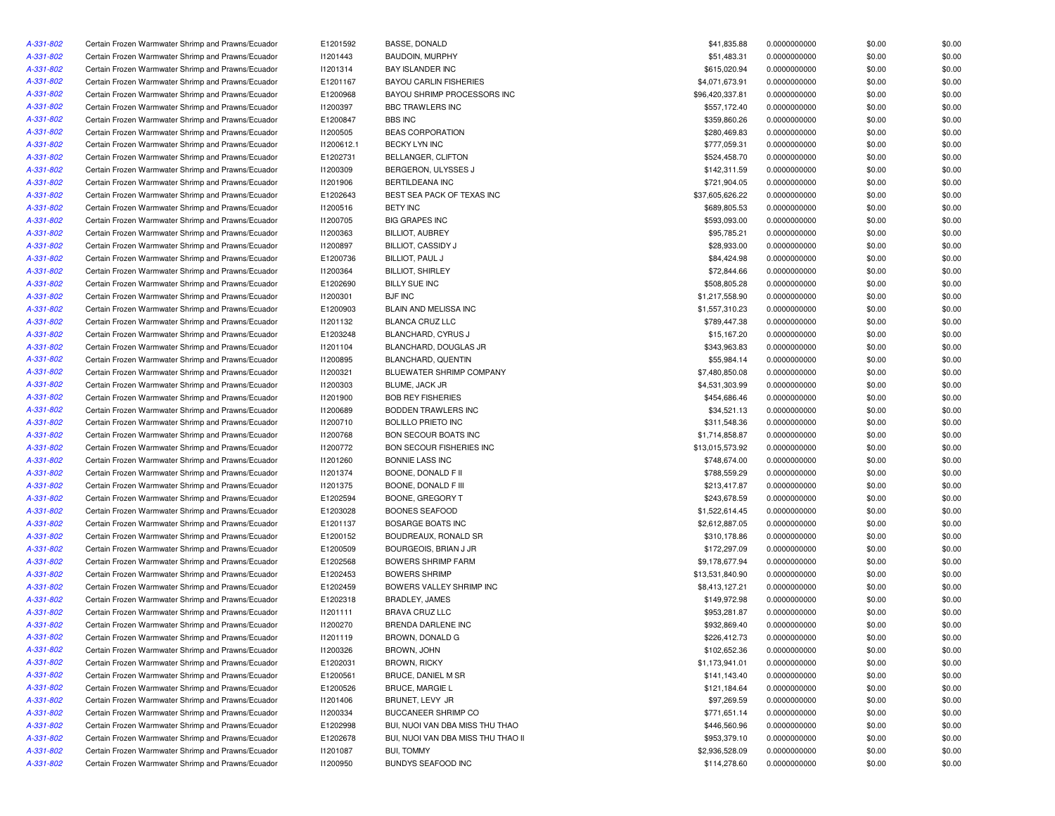| A-331-802 | Certain Frozen Warmwater Shrimp and Prawns/Ecuador | E1201592 | BASSE, DONALD | $41,835.88 | 0.0000000000 | $0.00 | $0.00 |
|---|---|---|---|---|---|---|---|
| A-331-802 | Certain Frozen Warmwater Shrimp and Prawns/Ecuador | I1201443 | BAUDOIN, MURPHY | $51,483.31 | 0.0000000000 | $0.00 | $0.00 |
| A-331-802 | Certain Frozen Warmwater Shrimp and Prawns/Ecuador | I1201314 | BAY ISLANDER INC | $615,020.94 | 0.0000000000 | $0.00 | $0.00 |
| A-331-802 | Certain Frozen Warmwater Shrimp and Prawns/Ecuador | E1201167 | BAYOU CARLIN FISHERIES | $4,071,673.91 | 0.0000000000 | $0.00 | $0.00 |
| A-331-802 | Certain Frozen Warmwater Shrimp and Prawns/Ecuador | E1200968 | BAYOU SHRIMP PROCESSORS INC | $96,420,337.81 | 0.0000000000 | $0.00 | $0.00 |
| A-331-802 | Certain Frozen Warmwater Shrimp and Prawns/Ecuador | I1200397 | BBC TRAWLERS INC | $557,172.40 | 0.0000000000 | $0.00 | $0.00 |
| A-331-802 | Certain Frozen Warmwater Shrimp and Prawns/Ecuador | E1200847 | BBS INC | $359,860.26 | 0.0000000000 | $0.00 | $0.00 |
| A-331-802 | Certain Frozen Warmwater Shrimp and Prawns/Ecuador | I1200505 | BEAS CORPORATION | $280,469.83 | 0.0000000000 | $0.00 | $0.00 |
| A-331-802 | Certain Frozen Warmwater Shrimp and Prawns/Ecuador | I1200612.1 | BECKY LYN INC | $777,059.31 | 0.0000000000 | $0.00 | $0.00 |
| A-331-802 | Certain Frozen Warmwater Shrimp and Prawns/Ecuador | E1202731 | BELLANGER, CLIFTON | $524,458.70 | 0.0000000000 | $0.00 | $0.00 |
| A-331-802 | Certain Frozen Warmwater Shrimp and Prawns/Ecuador | I1200309 | BERGERON, ULYSSES J | $142,311.59 | 0.0000000000 | $0.00 | $0.00 |
| A-331-802 | Certain Frozen Warmwater Shrimp and Prawns/Ecuador | I1201906 | BERTILDEANA INC | $721,904.05 | 0.0000000000 | $0.00 | $0.00 |
| A-331-802 | Certain Frozen Warmwater Shrimp and Prawns/Ecuador | E1202643 | BEST SEA PACK OF TEXAS INC | $37,605,626.22 | 0.0000000000 | $0.00 | $0.00 |
| A-331-802 | Certain Frozen Warmwater Shrimp and Prawns/Ecuador | I1200516 | BETY INC | $689,805.53 | 0.0000000000 | $0.00 | $0.00 |
| A-331-802 | Certain Frozen Warmwater Shrimp and Prawns/Ecuador | I1200705 | BIG GRAPES INC | $593,093.00 | 0.0000000000 | $0.00 | $0.00 |
| A-331-802 | Certain Frozen Warmwater Shrimp and Prawns/Ecuador | I1200363 | BILLIOT, AUBREY | $95,785.21 | 0.0000000000 | $0.00 | $0.00 |
| A-331-802 | Certain Frozen Warmwater Shrimp and Prawns/Ecuador | I1200897 | BILLIOT, CASSIDY J | $28,933.00 | 0.0000000000 | $0.00 | $0.00 |
| A-331-802 | Certain Frozen Warmwater Shrimp and Prawns/Ecuador | E1200736 | BILLIOT, PAUL J | $84,424.98 | 0.0000000000 | $0.00 | $0.00 |
| A-331-802 | Certain Frozen Warmwater Shrimp and Prawns/Ecuador | I1200364 | BILLIOT, SHIRLEY | $72,844.66 | 0.0000000000 | $0.00 | $0.00 |
| A-331-802 | Certain Frozen Warmwater Shrimp and Prawns/Ecuador | E1202690 | BILLY SUE INC | $508,805.28 | 0.0000000000 | $0.00 | $0.00 |
| A-331-802 | Certain Frozen Warmwater Shrimp and Prawns/Ecuador | I1200301 | BJF INC | $1,217,558.90 | 0.0000000000 | $0.00 | $0.00 |
| A-331-802 | Certain Frozen Warmwater Shrimp and Prawns/Ecuador | E1200903 | BLAIN AND MELISSA INC | $1,557,310.23 | 0.0000000000 | $0.00 | $0.00 |
| A-331-802 | Certain Frozen Warmwater Shrimp and Prawns/Ecuador | I1201132 | BLANCA CRUZ LLC | $789,447.38 | 0.0000000000 | $0.00 | $0.00 |
| A-331-802 | Certain Frozen Warmwater Shrimp and Prawns/Ecuador | E1203248 | BLANCHARD, CYRUS J | $15,167.20 | 0.0000000000 | $0.00 | $0.00 |
| A-331-802 | Certain Frozen Warmwater Shrimp and Prawns/Ecuador | I1201104 | BLANCHARD, DOUGLAS JR | $343,963.83 | 0.0000000000 | $0.00 | $0.00 |
| A-331-802 | Certain Frozen Warmwater Shrimp and Prawns/Ecuador | I1200895 | BLANCHARD, QUENTIN | $55,984.14 | 0.0000000000 | $0.00 | $0.00 |
| A-331-802 | Certain Frozen Warmwater Shrimp and Prawns/Ecuador | I1200321 | BLUEWATER SHRIMP COMPANY | $7,480,850.08 | 0.0000000000 | $0.00 | $0.00 |
| A-331-802 | Certain Frozen Warmwater Shrimp and Prawns/Ecuador | I1200303 | BLUME, JACK JR | $4,531,303.99 | 0.0000000000 | $0.00 | $0.00 |
| A-331-802 | Certain Frozen Warmwater Shrimp and Prawns/Ecuador | I1201900 | BOB REY FISHERIES | $454,686.46 | 0.0000000000 | $0.00 | $0.00 |
| A-331-802 | Certain Frozen Warmwater Shrimp and Prawns/Ecuador | I1200689 | BODDEN TRAWLERS INC | $34,521.13 | 0.0000000000 | $0.00 | $0.00 |
| A-331-802 | Certain Frozen Warmwater Shrimp and Prawns/Ecuador | I1200710 | BOLILLO PRIETO INC | $311,548.36 | 0.0000000000 | $0.00 | $0.00 |
| A-331-802 | Certain Frozen Warmwater Shrimp and Prawns/Ecuador | I1200768 | BON SECOUR BOATS INC | $1,714,858.87 | 0.0000000000 | $0.00 | $0.00 |
| A-331-802 | Certain Frozen Warmwater Shrimp and Prawns/Ecuador | I1200772 | BON SECOUR FISHERIES INC | $13,015,573.92 | 0.0000000000 | $0.00 | $0.00 |
| A-331-802 | Certain Frozen Warmwater Shrimp and Prawns/Ecuador | I1201260 | BONNIE LASS INC | $748,674.00 | 0.0000000000 | $0.00 | $0.00 |
| A-331-802 | Certain Frozen Warmwater Shrimp and Prawns/Ecuador | I1201374 | BOONE, DONALD F II | $788,559.29 | 0.0000000000 | $0.00 | $0.00 |
| A-331-802 | Certain Frozen Warmwater Shrimp and Prawns/Ecuador | I1201375 | BOONE, DONALD F III | $213,417.87 | 0.0000000000 | $0.00 | $0.00 |
| A-331-802 | Certain Frozen Warmwater Shrimp and Prawns/Ecuador | E1202594 | BOONE, GREGORY T | $243,678.59 | 0.0000000000 | $0.00 | $0.00 |
| A-331-802 | Certain Frozen Warmwater Shrimp and Prawns/Ecuador | E1203028 | BOONES SEAFOOD | $1,522,614.45 | 0.0000000000 | $0.00 | $0.00 |
| A-331-802 | Certain Frozen Warmwater Shrimp and Prawns/Ecuador | E1201137 | BOSARGE BOATS INC | $2,612,887.05 | 0.0000000000 | $0.00 | $0.00 |
| A-331-802 | Certain Frozen Warmwater Shrimp and Prawns/Ecuador | E1200152 | BOUDREAUX, RONALD SR | $310,178.86 | 0.0000000000 | $0.00 | $0.00 |
| A-331-802 | Certain Frozen Warmwater Shrimp and Prawns/Ecuador | E1200509 | BOURGEOIS, BRIAN J JR | $172,297.09 | 0.0000000000 | $0.00 | $0.00 |
| A-331-802 | Certain Frozen Warmwater Shrimp and Prawns/Ecuador | E1202568 | BOWERS SHRIMP FARM | $9,178,677.94 | 0.0000000000 | $0.00 | $0.00 |
| A-331-802 | Certain Frozen Warmwater Shrimp and Prawns/Ecuador | E1202453 | BOWERS SHRIMP | $13,531,840.90 | 0.0000000000 | $0.00 | $0.00 |
| A-331-802 | Certain Frozen Warmwater Shrimp and Prawns/Ecuador | E1202459 | BOWERS VALLEY SHRIMP INC | $8,413,127.21 | 0.0000000000 | $0.00 | $0.00 |
| A-331-802 | Certain Frozen Warmwater Shrimp and Prawns/Ecuador | E1202318 | BRADLEY, JAMES | $149,972.98 | 0.0000000000 | $0.00 | $0.00 |
| A-331-802 | Certain Frozen Warmwater Shrimp and Prawns/Ecuador | I1201111 | BRAVA CRUZ LLC | $953,281.87 | 0.0000000000 | $0.00 | $0.00 |
| A-331-802 | Certain Frozen Warmwater Shrimp and Prawns/Ecuador | I1200270 | BRENDA DARLENE INC | $932,869.40 | 0.0000000000 | $0.00 | $0.00 |
| A-331-802 | Certain Frozen Warmwater Shrimp and Prawns/Ecuador | I1201119 | BROWN, DONALD G | $226,412.73 | 0.0000000000 | $0.00 | $0.00 |
| A-331-802 | Certain Frozen Warmwater Shrimp and Prawns/Ecuador | I1200326 | BROWN, JOHN | $102,652.36 | 0.0000000000 | $0.00 | $0.00 |
| A-331-802 | Certain Frozen Warmwater Shrimp and Prawns/Ecuador | E1202031 | BROWN, RICKY | $1,173,941.01 | 0.0000000000 | $0.00 | $0.00 |
| A-331-802 | Certain Frozen Warmwater Shrimp and Prawns/Ecuador | E1200561 | BRUCE, DANIEL M SR | $141,143.40 | 0.0000000000 | $0.00 | $0.00 |
| A-331-802 | Certain Frozen Warmwater Shrimp and Prawns/Ecuador | E1200526 | BRUCE, MARGIE L | $121,184.64 | 0.0000000000 | $0.00 | $0.00 |
| A-331-802 | Certain Frozen Warmwater Shrimp and Prawns/Ecuador | I1201406 | BRUNET, LEVY JR | $97,269.59 | 0.0000000000 | $0.00 | $0.00 |
| A-331-802 | Certain Frozen Warmwater Shrimp and Prawns/Ecuador | I1200334 | BUCCANEER SHRIMP CO | $771,651.14 | 0.0000000000 | $0.00 | $0.00 |
| A-331-802 | Certain Frozen Warmwater Shrimp and Prawns/Ecuador | E1202998 | BUI, NUOI VAN DBA MISS THU THAO | $446,560.96 | 0.0000000000 | $0.00 | $0.00 |
| A-331-802 | Certain Frozen Warmwater Shrimp and Prawns/Ecuador | E1202678 | BUI, NUOI VAN DBA MISS THU THAO II | $953,379.10 | 0.0000000000 | $0.00 | $0.00 |
| A-331-802 | Certain Frozen Warmwater Shrimp and Prawns/Ecuador | I1201087 | BUI, TOMMY | $2,936,528.09 | 0.0000000000 | $0.00 | $0.00 |
| A-331-802 | Certain Frozen Warmwater Shrimp and Prawns/Ecuador | I1200950 | BUNDYS SEAFOOD INC | $114,278.60 | 0.0000000000 | $0.00 | $0.00 |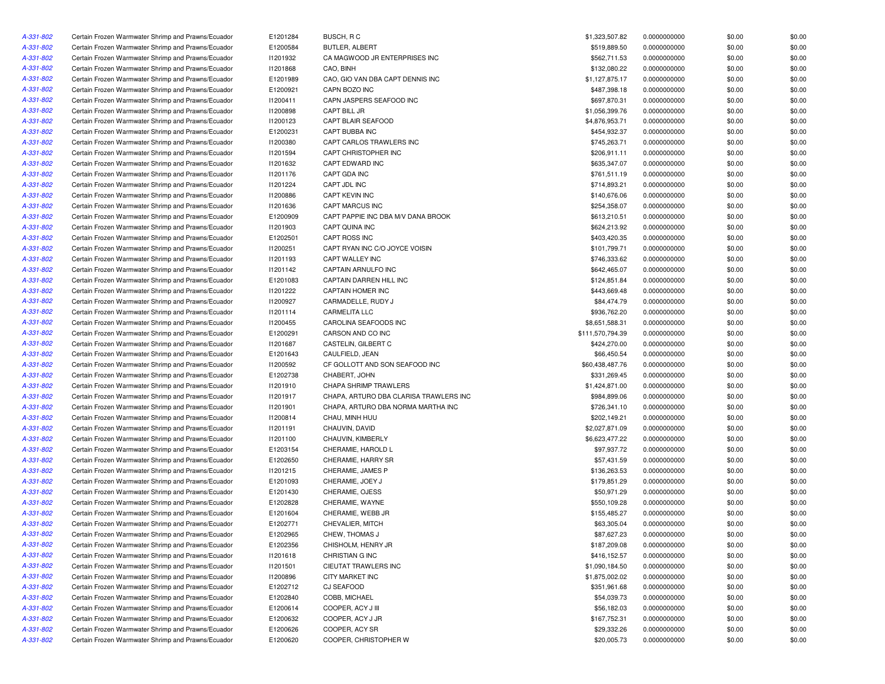| | | | | | | | |
|---|---|---|---|---|---|---|---|
| A-331-802 | Certain Frozen Warmwater Shrimp and Prawns/Ecuador | E1201284 | BUSCH, R C | $1,323,507.82 | 0.0000000000 | $0.00 | $0.00 |
| A-331-802 | Certain Frozen Warmwater Shrimp and Prawns/Ecuador | E1200584 | BUTLER, ALBERT | $519,889.50 | 0.0000000000 | $0.00 | $0.00 |
| A-331-802 | Certain Frozen Warmwater Shrimp and Prawns/Ecuador | I1201932 | CA MAGWOOD JR ENTERPRISES INC | $562,711.53 | 0.0000000000 | $0.00 | $0.00 |
| A-331-802 | Certain Frozen Warmwater Shrimp and Prawns/Ecuador | I1201868 | CAO, BINH | $132,080.22 | 0.0000000000 | $0.00 | $0.00 |
| A-331-802 | Certain Frozen Warmwater Shrimp and Prawns/Ecuador | E1201989 | CAO, GIO VAN DBA CAPT DENNIS INC | $1,127,875.17 | 0.0000000000 | $0.00 | $0.00 |
| A-331-802 | Certain Frozen Warmwater Shrimp and Prawns/Ecuador | E1200921 | CAPN BOZO INC | $487,398.18 | 0.0000000000 | $0.00 | $0.00 |
| A-331-802 | Certain Frozen Warmwater Shrimp and Prawns/Ecuador | I1200411 | CAPN JASPERS SEAFOOD INC | $697,870.31 | 0.0000000000 | $0.00 | $0.00 |
| A-331-802 | Certain Frozen Warmwater Shrimp and Prawns/Ecuador | I1200898 | CAPT BILL JR | $1,056,399.76 | 0.0000000000 | $0.00 | $0.00 |
| A-331-802 | Certain Frozen Warmwater Shrimp and Prawns/Ecuador | I1200123 | CAPT BLAIR SEAFOOD | $4,876,953.71 | 0.0000000000 | $0.00 | $0.00 |
| A-331-802 | Certain Frozen Warmwater Shrimp and Prawns/Ecuador | E1200231 | CAPT BUBBA INC | $454,932.37 | 0.0000000000 | $0.00 | $0.00 |
| A-331-802 | Certain Frozen Warmwater Shrimp and Prawns/Ecuador | I1200380 | CAPT CARLOS TRAWLERS INC | $745,263.71 | 0.0000000000 | $0.00 | $0.00 |
| A-331-802 | Certain Frozen Warmwater Shrimp and Prawns/Ecuador | I1201594 | CAPT CHRISTOPHER INC | $206,911.11 | 0.0000000000 | $0.00 | $0.00 |
| A-331-802 | Certain Frozen Warmwater Shrimp and Prawns/Ecuador | I1201632 | CAPT EDWARD INC | $635,347.07 | 0.0000000000 | $0.00 | $0.00 |
| A-331-802 | Certain Frozen Warmwater Shrimp and Prawns/Ecuador | I1201176 | CAPT GDA INC | $761,511.19 | 0.0000000000 | $0.00 | $0.00 |
| A-331-802 | Certain Frozen Warmwater Shrimp and Prawns/Ecuador | I1201224 | CAPT JDL INC | $714,893.21 | 0.0000000000 | $0.00 | $0.00 |
| A-331-802 | Certain Frozen Warmwater Shrimp and Prawns/Ecuador | I1200886 | CAPT KEVIN INC | $140,676.06 | 0.0000000000 | $0.00 | $0.00 |
| A-331-802 | Certain Frozen Warmwater Shrimp and Prawns/Ecuador | I1201636 | CAPT MARCUS INC | $254,358.07 | 0.0000000000 | $0.00 | $0.00 |
| A-331-802 | Certain Frozen Warmwater Shrimp and Prawns/Ecuador | E1200909 | CAPT PAPPIE INC DBA M/V DANA BROOK | $613,210.51 | 0.0000000000 | $0.00 | $0.00 |
| A-331-802 | Certain Frozen Warmwater Shrimp and Prawns/Ecuador | I1201903 | CAPT QUINA INC | $624,213.92 | 0.0000000000 | $0.00 | $0.00 |
| A-331-802 | Certain Frozen Warmwater Shrimp and Prawns/Ecuador | E1202501 | CAPT ROSS INC | $403,420.35 | 0.0000000000 | $0.00 | $0.00 |
| A-331-802 | Certain Frozen Warmwater Shrimp and Prawns/Ecuador | I1200251 | CAPT RYAN INC C/O JOYCE VOISIN | $101,799.71 | 0.0000000000 | $0.00 | $0.00 |
| A-331-802 | Certain Frozen Warmwater Shrimp and Prawns/Ecuador | I1201193 | CAPT WALLEY INC | $746,333.62 | 0.0000000000 | $0.00 | $0.00 |
| A-331-802 | Certain Frozen Warmwater Shrimp and Prawns/Ecuador | I1201142 | CAPTAIN ARNULFO INC | $642,465.07 | 0.0000000000 | $0.00 | $0.00 |
| A-331-802 | Certain Frozen Warmwater Shrimp and Prawns/Ecuador | E1201083 | CAPTAIN DARREN HILL INC | $124,851.84 | 0.0000000000 | $0.00 | $0.00 |
| A-331-802 | Certain Frozen Warmwater Shrimp and Prawns/Ecuador | I1201222 | CAPTAIN HOMER INC | $443,669.48 | 0.0000000000 | $0.00 | $0.00 |
| A-331-802 | Certain Frozen Warmwater Shrimp and Prawns/Ecuador | I1200927 | CARMADELLE, RUDY J | $84,474.79 | 0.0000000000 | $0.00 | $0.00 |
| A-331-802 | Certain Frozen Warmwater Shrimp and Prawns/Ecuador | I1201114 | CARMELITA LLC | $936,762.20 | 0.0000000000 | $0.00 | $0.00 |
| A-331-802 | Certain Frozen Warmwater Shrimp and Prawns/Ecuador | I1200455 | CAROLINA SEAFOODS INC | $8,651,588.31 | 0.0000000000 | $0.00 | $0.00 |
| A-331-802 | Certain Frozen Warmwater Shrimp and Prawns/Ecuador | E1200291 | CARSON AND CO INC | $111,570,794.39 | 0.0000000000 | $0.00 | $0.00 |
| A-331-802 | Certain Frozen Warmwater Shrimp and Prawns/Ecuador | I1201687 | CASTELIN, GILBERT C | $424,270.00 | 0.0000000000 | $0.00 | $0.00 |
| A-331-802 | Certain Frozen Warmwater Shrimp and Prawns/Ecuador | E1201643 | CAULFIELD, JEAN | $66,450.54 | 0.0000000000 | $0.00 | $0.00 |
| A-331-802 | Certain Frozen Warmwater Shrimp and Prawns/Ecuador | I1200592 | CF GOLLOTT AND SON SEAFOOD INC | $60,438,487.76 | 0.0000000000 | $0.00 | $0.00 |
| A-331-802 | Certain Frozen Warmwater Shrimp and Prawns/Ecuador | E1202738 | CHABERT, JOHN | $331,269.45 | 0.0000000000 | $0.00 | $0.00 |
| A-331-802 | Certain Frozen Warmwater Shrimp and Prawns/Ecuador | I1201910 | CHAPA SHRIMP TRAWLERS | $1,424,871.00 | 0.0000000000 | $0.00 | $0.00 |
| A-331-802 | Certain Frozen Warmwater Shrimp and Prawns/Ecuador | I1201917 | CHAPA, ARTURO DBA CLARISA TRAWLERS INC | $984,899.06 | 0.0000000000 | $0.00 | $0.00 |
| A-331-802 | Certain Frozen Warmwater Shrimp and Prawns/Ecuador | I1201901 | CHAPA, ARTURO DBA NORMA MARTHA INC | $726,341.10 | 0.0000000000 | $0.00 | $0.00 |
| A-331-802 | Certain Frozen Warmwater Shrimp and Prawns/Ecuador | I1200814 | CHAU, MINH HUU | $202,149.21 | 0.0000000000 | $0.00 | $0.00 |
| A-331-802 | Certain Frozen Warmwater Shrimp and Prawns/Ecuador | I1201191 | CHAUVIN, DAVID | $2,027,871.09 | 0.0000000000 | $0.00 | $0.00 |
| A-331-802 | Certain Frozen Warmwater Shrimp and Prawns/Ecuador | I1201100 | CHAUVIN, KIMBERLY | $6,623,477.22 | 0.0000000000 | $0.00 | $0.00 |
| A-331-802 | Certain Frozen Warmwater Shrimp and Prawns/Ecuador | E1203154 | CHERAMIE, HAROLD L | $97,937.72 | 0.0000000000 | $0.00 | $0.00 |
| A-331-802 | Certain Frozen Warmwater Shrimp and Prawns/Ecuador | E1202650 | CHERAMIE, HARRY SR | $57,431.59 | 0.0000000000 | $0.00 | $0.00 |
| A-331-802 | Certain Frozen Warmwater Shrimp and Prawns/Ecuador | I1201215 | CHERAMIE, JAMES P | $136,263.53 | 0.0000000000 | $0.00 | $0.00 |
| A-331-802 | Certain Frozen Warmwater Shrimp and Prawns/Ecuador | E1201093 | CHERAMIE, JOEY J | $179,851.29 | 0.0000000000 | $0.00 | $0.00 |
| A-331-802 | Certain Frozen Warmwater Shrimp and Prawns/Ecuador | E1201430 | CHERAMIE, OJESS | $50,971.29 | 0.0000000000 | $0.00 | $0.00 |
| A-331-802 | Certain Frozen Warmwater Shrimp and Prawns/Ecuador | E1202828 | CHERAMIE, WAYNE | $550,109.28 | 0.0000000000 | $0.00 | $0.00 |
| A-331-802 | Certain Frozen Warmwater Shrimp and Prawns/Ecuador | E1201604 | CHERAMIE, WEBB JR | $155,485.27 | 0.0000000000 | $0.00 | $0.00 |
| A-331-802 | Certain Frozen Warmwater Shrimp and Prawns/Ecuador | E1202771 | CHEVALIER, MITCH | $63,305.04 | 0.0000000000 | $0.00 | $0.00 |
| A-331-802 | Certain Frozen Warmwater Shrimp and Prawns/Ecuador | E1202965 | CHEW, THOMAS J | $87,627.23 | 0.0000000000 | $0.00 | $0.00 |
| A-331-802 | Certain Frozen Warmwater Shrimp and Prawns/Ecuador | E1202356 | CHISHOLM, HENRY JR | $187,209.08 | 0.0000000000 | $0.00 | $0.00 |
| A-331-802 | Certain Frozen Warmwater Shrimp and Prawns/Ecuador | I1201618 | CHRISTIAN G INC | $416,152.57 | 0.0000000000 | $0.00 | $0.00 |
| A-331-802 | Certain Frozen Warmwater Shrimp and Prawns/Ecuador | I1201501 | CIEUTAT TRAWLERS INC | $1,090,184.50 | 0.0000000000 | $0.00 | $0.00 |
| A-331-802 | Certain Frozen Warmwater Shrimp and Prawns/Ecuador | I1200896 | CITY MARKET INC | $1,875,002.02 | 0.0000000000 | $0.00 | $0.00 |
| A-331-802 | Certain Frozen Warmwater Shrimp and Prawns/Ecuador | E1202712 | CJ SEAFOOD | $351,961.68 | 0.0000000000 | $0.00 | $0.00 |
| A-331-802 | Certain Frozen Warmwater Shrimp and Prawns/Ecuador | E1202840 | COBB, MICHAEL | $54,039.73 | 0.0000000000 | $0.00 | $0.00 |
| A-331-802 | Certain Frozen Warmwater Shrimp and Prawns/Ecuador | E1200614 | COOPER, ACY J III | $56,182.03 | 0.0000000000 | $0.00 | $0.00 |
| A-331-802 | Certain Frozen Warmwater Shrimp and Prawns/Ecuador | E1200632 | COOPER, ACY J JR | $167,752.31 | 0.0000000000 | $0.00 | $0.00 |
| A-331-802 | Certain Frozen Warmwater Shrimp and Prawns/Ecuador | E1200626 | COOPER, ACY SR | $29,332.26 | 0.0000000000 | $0.00 | $0.00 |
| A-331-802 | Certain Frozen Warmwater Shrimp and Prawns/Ecuador | E1200620 | COOPER, CHRISTOPHER W | $20,005.73 | 0.0000000000 | $0.00 | $0.00 |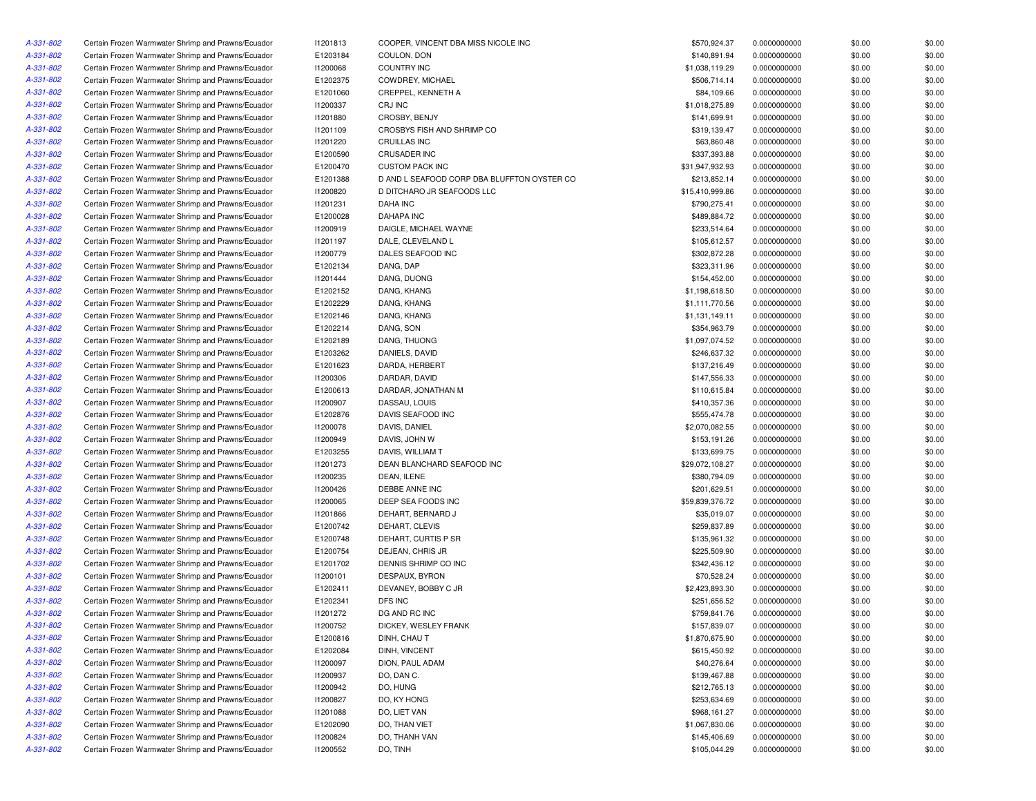| | | | | | | | |
|---|---|---|---|---|---|---|---|
| A-331-802 | Certain Frozen Warmwater Shrimp and Prawns/Ecuador | I1201813 | COOPER, VINCENT DBA MISS NICOLE INC | $570,924.37 | 0.0000000000 | $0.00 | $0.00 |
| A-331-802 | Certain Frozen Warmwater Shrimp and Prawns/Ecuador | E1203184 | COULON, DON | $140,891.94 | 0.0000000000 | $0.00 | $0.00 |
| A-331-802 | Certain Frozen Warmwater Shrimp and Prawns/Ecuador | I1200068 | COUNTRY INC | $1,038,119.29 | 0.0000000000 | $0.00 | $0.00 |
| A-331-802 | Certain Frozen Warmwater Shrimp and Prawns/Ecuador | E1202375 | COWDREY, MICHAEL | $506,714.14 | 0.0000000000 | $0.00 | $0.00 |
| A-331-802 | Certain Frozen Warmwater Shrimp and Prawns/Ecuador | E1201060 | CREPPEL, KENNETH A | $84,109.66 | 0.0000000000 | $0.00 | $0.00 |
| A-331-802 | Certain Frozen Warmwater Shrimp and Prawns/Ecuador | I1200337 | CRJ INC | $1,018,275.89 | 0.0000000000 | $0.00 | $0.00 |
| A-331-802 | Certain Frozen Warmwater Shrimp and Prawns/Ecuador | I1201880 | CROSBY, BENJY | $141,699.91 | 0.0000000000 | $0.00 | $0.00 |
| A-331-802 | Certain Frozen Warmwater Shrimp and Prawns/Ecuador | I1201109 | CROSBYS FISH AND SHRIMP CO | $319,139.47 | 0.0000000000 | $0.00 | $0.00 |
| A-331-802 | Certain Frozen Warmwater Shrimp and Prawns/Ecuador | I1201220 | CRUILLAS INC | $63,860.48 | 0.0000000000 | $0.00 | $0.00 |
| A-331-802 | Certain Frozen Warmwater Shrimp and Prawns/Ecuador | E1200590 | CRUSADER INC | $337,393.88 | 0.0000000000 | $0.00 | $0.00 |
| A-331-802 | Certain Frozen Warmwater Shrimp and Prawns/Ecuador | E1200470 | CUSTOM PACK INC | $31,947,932.93 | 0.0000000000 | $0.00 | $0.00 |
| A-331-802 | Certain Frozen Warmwater Shrimp and Prawns/Ecuador | E1201388 | D AND L SEAFOOD CORP DBA BLUFFTON OYSTER CO | $213,852.14 | 0.0000000000 | $0.00 | $0.00 |
| A-331-802 | Certain Frozen Warmwater Shrimp and Prawns/Ecuador | I1200820 | D DITCHARO JR SEAFOODS LLC | $15,410,999.86 | 0.0000000000 | $0.00 | $0.00 |
| A-331-802 | Certain Frozen Warmwater Shrimp and Prawns/Ecuador | I1201231 | DAHA INC | $790,275.41 | 0.0000000000 | $0.00 | $0.00 |
| A-331-802 | Certain Frozen Warmwater Shrimp and Prawns/Ecuador | E1200028 | DAHAPA INC | $489,884.72 | 0.0000000000 | $0.00 | $0.00 |
| A-331-802 | Certain Frozen Warmwater Shrimp and Prawns/Ecuador | I1200919 | DAIGLE, MICHAEL WAYNE | $233,514.64 | 0.0000000000 | $0.00 | $0.00 |
| A-331-802 | Certain Frozen Warmwater Shrimp and Prawns/Ecuador | I1201197 | DALE, CLEVELAND L | $105,612.57 | 0.0000000000 | $0.00 | $0.00 |
| A-331-802 | Certain Frozen Warmwater Shrimp and Prawns/Ecuador | I1200779 | DALES SEAFOOD INC | $302,872.28 | 0.0000000000 | $0.00 | $0.00 |
| A-331-802 | Certain Frozen Warmwater Shrimp and Prawns/Ecuador | E1202134 | DANG, DAP | $323,311.96 | 0.0000000000 | $0.00 | $0.00 |
| A-331-802 | Certain Frozen Warmwater Shrimp and Prawns/Ecuador | I1201444 | DANG, DUONG | $154,452.00 | 0.0000000000 | $0.00 | $0.00 |
| A-331-802 | Certain Frozen Warmwater Shrimp and Prawns/Ecuador | E1202152 | DANG, KHANG | $1,198,618.50 | 0.0000000000 | $0.00 | $0.00 |
| A-331-802 | Certain Frozen Warmwater Shrimp and Prawns/Ecuador | E1202229 | DANG, KHANG | $1,111,770.56 | 0.0000000000 | $0.00 | $0.00 |
| A-331-802 | Certain Frozen Warmwater Shrimp and Prawns/Ecuador | E1202146 | DANG, KHANG | $1,131,149.11 | 0.0000000000 | $0.00 | $0.00 |
| A-331-802 | Certain Frozen Warmwater Shrimp and Prawns/Ecuador | E1202214 | DANG, SON | $354,963.79 | 0.0000000000 | $0.00 | $0.00 |
| A-331-802 | Certain Frozen Warmwater Shrimp and Prawns/Ecuador | E1202189 | DANG, THUONG | $1,097,074.52 | 0.0000000000 | $0.00 | $0.00 |
| A-331-802 | Certain Frozen Warmwater Shrimp and Prawns/Ecuador | E1203262 | DANIELS, DAVID | $246,637.32 | 0.0000000000 | $0.00 | $0.00 |
| A-331-802 | Certain Frozen Warmwater Shrimp and Prawns/Ecuador | E1201623 | DARDA, HERBERT | $137,216.49 | 0.0000000000 | $0.00 | $0.00 |
| A-331-802 | Certain Frozen Warmwater Shrimp and Prawns/Ecuador | I1200306 | DARDAR, DAVID | $147,556.33 | 0.0000000000 | $0.00 | $0.00 |
| A-331-802 | Certain Frozen Warmwater Shrimp and Prawns/Ecuador | E1200613 | DARDAR, JONATHAN M | $110,615.84 | 0.0000000000 | $0.00 | $0.00 |
| A-331-802 | Certain Frozen Warmwater Shrimp and Prawns/Ecuador | I1200907 | DASSAU, LOUIS | $410,357.36 | 0.0000000000 | $0.00 | $0.00 |
| A-331-802 | Certain Frozen Warmwater Shrimp and Prawns/Ecuador | E1202876 | DAVIS SEAFOOD INC | $555,474.78 | 0.0000000000 | $0.00 | $0.00 |
| A-331-802 | Certain Frozen Warmwater Shrimp and Prawns/Ecuador | I1200078 | DAVIS, DANIEL | $2,070,082.55 | 0.0000000000 | $0.00 | $0.00 |
| A-331-802 | Certain Frozen Warmwater Shrimp and Prawns/Ecuador | I1200949 | DAVIS, JOHN W | $153,191.26 | 0.0000000000 | $0.00 | $0.00 |
| A-331-802 | Certain Frozen Warmwater Shrimp and Prawns/Ecuador | E1203255 | DAVIS, WILLIAM T | $133,699.75 | 0.0000000000 | $0.00 | $0.00 |
| A-331-802 | Certain Frozen Warmwater Shrimp and Prawns/Ecuador | I1201273 | DEAN BLANCHARD SEAFOOD INC | $29,072,108.27 | 0.0000000000 | $0.00 | $0.00 |
| A-331-802 | Certain Frozen Warmwater Shrimp and Prawns/Ecuador | I1200235 | DEAN, ILENE | $380,794.09 | 0.0000000000 | $0.00 | $0.00 |
| A-331-802 | Certain Frozen Warmwater Shrimp and Prawns/Ecuador | I1200426 | DEBBE ANNE INC | $201,629.51 | 0.0000000000 | $0.00 | $0.00 |
| A-331-802 | Certain Frozen Warmwater Shrimp and Prawns/Ecuador | I1200065 | DEEP SEA FOODS INC | $59,839,376.72 | 0.0000000000 | $0.00 | $0.00 |
| A-331-802 | Certain Frozen Warmwater Shrimp and Prawns/Ecuador | I1201866 | DEHART, BERNARD J | $35,019.07 | 0.0000000000 | $0.00 | $0.00 |
| A-331-802 | Certain Frozen Warmwater Shrimp and Prawns/Ecuador | E1200742 | DEHART, CLEVIS | $259,837.89 | 0.0000000000 | $0.00 | $0.00 |
| A-331-802 | Certain Frozen Warmwater Shrimp and Prawns/Ecuador | E1200748 | DEHART, CURTIS P SR | $135,961.32 | 0.0000000000 | $0.00 | $0.00 |
| A-331-802 | Certain Frozen Warmwater Shrimp and Prawns/Ecuador | E1200754 | DEJEAN, CHRIS JR | $225,509.90 | 0.0000000000 | $0.00 | $0.00 |
| A-331-802 | Certain Frozen Warmwater Shrimp and Prawns/Ecuador | E1201702 | DENNIS SHRIMP CO INC | $342,436.12 | 0.0000000000 | $0.00 | $0.00 |
| A-331-802 | Certain Frozen Warmwater Shrimp and Prawns/Ecuador | I1200101 | DESPAUX, BYRON | $70,528.24 | 0.0000000000 | $0.00 | $0.00 |
| A-331-802 | Certain Frozen Warmwater Shrimp and Prawns/Ecuador | E1202411 | DEVANEY, BOBBY C JR | $2,423,893.30 | 0.0000000000 | $0.00 | $0.00 |
| A-331-802 | Certain Frozen Warmwater Shrimp and Prawns/Ecuador | E1202341 | DFS INC | $251,656.52 | 0.0000000000 | $0.00 | $0.00 |
| A-331-802 | Certain Frozen Warmwater Shrimp and Prawns/Ecuador | I1201272 | DG AND RC INC | $759,841.76 | 0.0000000000 | $0.00 | $0.00 |
| A-331-802 | Certain Frozen Warmwater Shrimp and Prawns/Ecuador | I1200752 | DICKEY, WESLEY FRANK | $157,839.07 | 0.0000000000 | $0.00 | $0.00 |
| A-331-802 | Certain Frozen Warmwater Shrimp and Prawns/Ecuador | E1200816 | DINH, CHAU T | $1,870,675.90 | 0.0000000000 | $0.00 | $0.00 |
| A-331-802 | Certain Frozen Warmwater Shrimp and Prawns/Ecuador | E1202084 | DINH, VINCENT | $615,450.92 | 0.0000000000 | $0.00 | $0.00 |
| A-331-802 | Certain Frozen Warmwater Shrimp and Prawns/Ecuador | I1200097 | DION, PAUL ADAM | $40,276.64 | 0.0000000000 | $0.00 | $0.00 |
| A-331-802 | Certain Frozen Warmwater Shrimp and Prawns/Ecuador | I1200937 | DO, DAN C. | $139,467.88 | 0.0000000000 | $0.00 | $0.00 |
| A-331-802 | Certain Frozen Warmwater Shrimp and Prawns/Ecuador | I1200942 | DO, HUNG | $212,765.13 | 0.0000000000 | $0.00 | $0.00 |
| A-331-802 | Certain Frozen Warmwater Shrimp and Prawns/Ecuador | I1200827 | DO, KY HONG | $253,634.69 | 0.0000000000 | $0.00 | $0.00 |
| A-331-802 | Certain Frozen Warmwater Shrimp and Prawns/Ecuador | I1201088 | DO, LIET VAN | $968,161.27 | 0.0000000000 | $0.00 | $0.00 |
| A-331-802 | Certain Frozen Warmwater Shrimp and Prawns/Ecuador | E1202090 | DO, THAN VIET | $1,067,830.06 | 0.0000000000 | $0.00 | $0.00 |
| A-331-802 | Certain Frozen Warmwater Shrimp and Prawns/Ecuador | I1200824 | DO, THANH VAN | $145,406.69 | 0.0000000000 | $0.00 | $0.00 |
| A-331-802 | Certain Frozen Warmwater Shrimp and Prawns/Ecuador | I1200552 | DO, TINH | $105,044.29 | 0.0000000000 | $0.00 | $0.00 |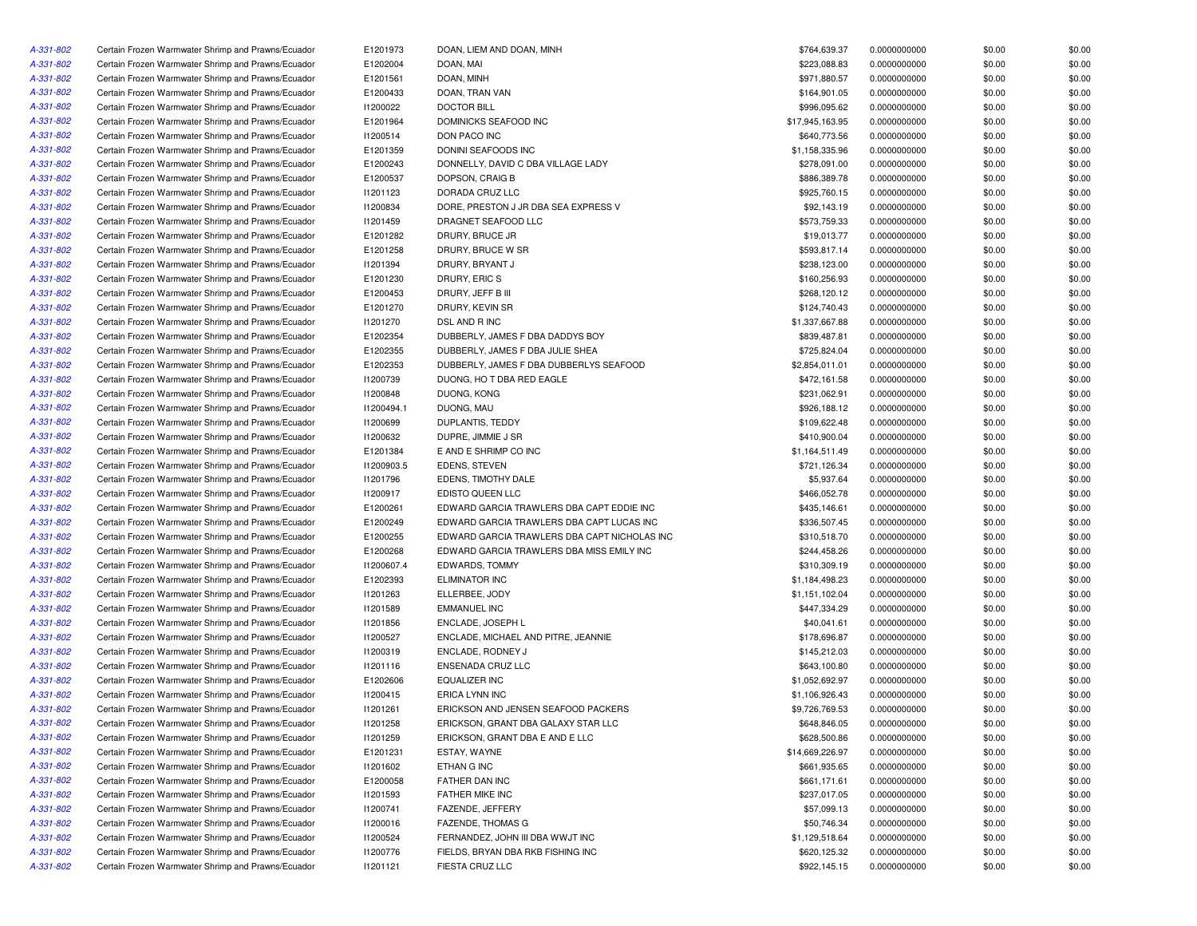| | | | | | | | |
|---|---|---|---|---|---|---|---|
| A-331-802 | Certain Frozen Warmwater Shrimp and Prawns/Ecuador | E1201973 | DOAN, LIEM AND DOAN, MINH | $764,639.37 | 0.0000000000 | $0.00 | $0.00 |
| A-331-802 | Certain Frozen Warmwater Shrimp and Prawns/Ecuador | E1202004 | DOAN, MAI | $223,088.83 | 0.0000000000 | $0.00 | $0.00 |
| A-331-802 | Certain Frozen Warmwater Shrimp and Prawns/Ecuador | E1201561 | DOAN, MINH | $971,880.57 | 0.0000000000 | $0.00 | $0.00 |
| A-331-802 | Certain Frozen Warmwater Shrimp and Prawns/Ecuador | E1200433 | DOAN, TRAN VAN | $164,901.05 | 0.0000000000 | $0.00 | $0.00 |
| A-331-802 | Certain Frozen Warmwater Shrimp and Prawns/Ecuador | I1200022 | DOCTOR BILL | $996,095.62 | 0.0000000000 | $0.00 | $0.00 |
| A-331-802 | Certain Frozen Warmwater Shrimp and Prawns/Ecuador | E1201964 | DOMINICKS SEAFOOD INC | $17,945,163.95 | 0.0000000000 | $0.00 | $0.00 |
| A-331-802 | Certain Frozen Warmwater Shrimp and Prawns/Ecuador | I1200514 | DON PACO INC | $640,773.56 | 0.0000000000 | $0.00 | $0.00 |
| A-331-802 | Certain Frozen Warmwater Shrimp and Prawns/Ecuador | E1201359 | DONINI SEAFOODS INC | $1,158,335.96 | 0.0000000000 | $0.00 | $0.00 |
| A-331-802 | Certain Frozen Warmwater Shrimp and Prawns/Ecuador | E1200243 | DONNELLY, DAVID C DBA VILLAGE LADY | $278,091.00 | 0.0000000000 | $0.00 | $0.00 |
| A-331-802 | Certain Frozen Warmwater Shrimp and Prawns/Ecuador | E1200537 | DOPSON, CRAIG B | $886,389.78 | 0.0000000000 | $0.00 | $0.00 |
| A-331-802 | Certain Frozen Warmwater Shrimp and Prawns/Ecuador | I1201123 | DORADA CRUZ LLC | $925,760.15 | 0.0000000000 | $0.00 | $0.00 |
| A-331-802 | Certain Frozen Warmwater Shrimp and Prawns/Ecuador | I1200834 | DORE, PRESTON J JR DBA SEA EXPRESS V | $92,143.19 | 0.0000000000 | $0.00 | $0.00 |
| A-331-802 | Certain Frozen Warmwater Shrimp and Prawns/Ecuador | I1201459 | DRAGNET SEAFOOD LLC | $573,759.33 | 0.0000000000 | $0.00 | $0.00 |
| A-331-802 | Certain Frozen Warmwater Shrimp and Prawns/Ecuador | E1201282 | DRURY, BRUCE JR | $19,013.77 | 0.0000000000 | $0.00 | $0.00 |
| A-331-802 | Certain Frozen Warmwater Shrimp and Prawns/Ecuador | E1201258 | DRURY, BRUCE W SR | $593,817.14 | 0.0000000000 | $0.00 | $0.00 |
| A-331-802 | Certain Frozen Warmwater Shrimp and Prawns/Ecuador | I1201394 | DRURY, BRYANT J | $238,123.00 | 0.0000000000 | $0.00 | $0.00 |
| A-331-802 | Certain Frozen Warmwater Shrimp and Prawns/Ecuador | E1201230 | DRURY, ERIC S | $160,256.93 | 0.0000000000 | $0.00 | $0.00 |
| A-331-802 | Certain Frozen Warmwater Shrimp and Prawns/Ecuador | E1200453 | DRURY, JEFF B III | $268,120.12 | 0.0000000000 | $0.00 | $0.00 |
| A-331-802 | Certain Frozen Warmwater Shrimp and Prawns/Ecuador | E1201270 | DRURY, KEVIN SR | $124,740.43 | 0.0000000000 | $0.00 | $0.00 |
| A-331-802 | Certain Frozen Warmwater Shrimp and Prawns/Ecuador | I1201270 | DSL AND R INC | $1,337,667.88 | 0.0000000000 | $0.00 | $0.00 |
| A-331-802 | Certain Frozen Warmwater Shrimp and Prawns/Ecuador | E1202354 | DUBBERLY, JAMES F DBA DADDYS BOY | $839,487.81 | 0.0000000000 | $0.00 | $0.00 |
| A-331-802 | Certain Frozen Warmwater Shrimp and Prawns/Ecuador | E1202355 | DUBBERLY, JAMES F DBA JULIE SHEA | $725,824.04 | 0.0000000000 | $0.00 | $0.00 |
| A-331-802 | Certain Frozen Warmwater Shrimp and Prawns/Ecuador | E1202353 | DUBBERLY, JAMES F DBA DUBBERLYS SEAFOOD | $2,854,011.01 | 0.0000000000 | $0.00 | $0.00 |
| A-331-802 | Certain Frozen Warmwater Shrimp and Prawns/Ecuador | I1200739 | DUONG, HO T DBA RED EAGLE | $472,161.58 | 0.0000000000 | $0.00 | $0.00 |
| A-331-802 | Certain Frozen Warmwater Shrimp and Prawns/Ecuador | I1200848 | DUONG, KONG | $231,062.91 | 0.0000000000 | $0.00 | $0.00 |
| A-331-802 | Certain Frozen Warmwater Shrimp and Prawns/Ecuador | I1200494.1 | DUONG, MAU | $926,188.12 | 0.0000000000 | $0.00 | $0.00 |
| A-331-802 | Certain Frozen Warmwater Shrimp and Prawns/Ecuador | I1200699 | DUPLANTIS, TEDDY | $109,622.48 | 0.0000000000 | $0.00 | $0.00 |
| A-331-802 | Certain Frozen Warmwater Shrimp and Prawns/Ecuador | I1200632 | DUPRE, JIMMIE J SR | $410,900.04 | 0.0000000000 | $0.00 | $0.00 |
| A-331-802 | Certain Frozen Warmwater Shrimp and Prawns/Ecuador | E1201384 | E AND E SHRIMP CO INC | $1,164,511.49 | 0.0000000000 | $0.00 | $0.00 |
| A-331-802 | Certain Frozen Warmwater Shrimp and Prawns/Ecuador | I1200903.5 | EDENS, STEVEN | $721,126.34 | 0.0000000000 | $0.00 | $0.00 |
| A-331-802 | Certain Frozen Warmwater Shrimp and Prawns/Ecuador | I1201796 | EDENS, TIMOTHY DALE | $5,937.64 | 0.0000000000 | $0.00 | $0.00 |
| A-331-802 | Certain Frozen Warmwater Shrimp and Prawns/Ecuador | I1200917 | EDISTO QUEEN LLC | $466,052.78 | 0.0000000000 | $0.00 | $0.00 |
| A-331-802 | Certain Frozen Warmwater Shrimp and Prawns/Ecuador | E1200261 | EDWARD GARCIA TRAWLERS DBA CAPT EDDIE INC | $435,146.61 | 0.0000000000 | $0.00 | $0.00 |
| A-331-802 | Certain Frozen Warmwater Shrimp and Prawns/Ecuador | E1200249 | EDWARD GARCIA TRAWLERS DBA CAPT LUCAS INC | $336,507.45 | 0.0000000000 | $0.00 | $0.00 |
| A-331-802 | Certain Frozen Warmwater Shrimp and Prawns/Ecuador | E1200255 | EDWARD GARCIA TRAWLERS DBA CAPT NICHOLAS INC | $310,518.70 | 0.0000000000 | $0.00 | $0.00 |
| A-331-802 | Certain Frozen Warmwater Shrimp and Prawns/Ecuador | E1200268 | EDWARD GARCIA TRAWLERS DBA MISS EMILY INC | $244,458.26 | 0.0000000000 | $0.00 | $0.00 |
| A-331-802 | Certain Frozen Warmwater Shrimp and Prawns/Ecuador | I1200607.4 | EDWARDS, TOMMY | $310,309.19 | 0.0000000000 | $0.00 | $0.00 |
| A-331-802 | Certain Frozen Warmwater Shrimp and Prawns/Ecuador | E1202393 | ELIMINATOR INC | $1,184,498.23 | 0.0000000000 | $0.00 | $0.00 |
| A-331-802 | Certain Frozen Warmwater Shrimp and Prawns/Ecuador | I1201263 | ELLERBEE, JODY | $1,151,102.04 | 0.0000000000 | $0.00 | $0.00 |
| A-331-802 | Certain Frozen Warmwater Shrimp and Prawns/Ecuador | I1201589 | EMMANUEL INC | $447,334.29 | 0.0000000000 | $0.00 | $0.00 |
| A-331-802 | Certain Frozen Warmwater Shrimp and Prawns/Ecuador | I1201856 | ENCLADE, JOSEPH L | $40,041.61 | 0.0000000000 | $0.00 | $0.00 |
| A-331-802 | Certain Frozen Warmwater Shrimp and Prawns/Ecuador | I1200527 | ENCLADE, MICHAEL AND PITRE, JEANNIE | $178,696.87 | 0.0000000000 | $0.00 | $0.00 |
| A-331-802 | Certain Frozen Warmwater Shrimp and Prawns/Ecuador | I1200319 | ENCLADE, RODNEY J | $145,212.03 | 0.0000000000 | $0.00 | $0.00 |
| A-331-802 | Certain Frozen Warmwater Shrimp and Prawns/Ecuador | I1201116 | ENSENADA CRUZ LLC | $643,100.80 | 0.0000000000 | $0.00 | $0.00 |
| A-331-802 | Certain Frozen Warmwater Shrimp and Prawns/Ecuador | E1202606 | EQUALIZER INC | $1,052,692.97 | 0.0000000000 | $0.00 | $0.00 |
| A-331-802 | Certain Frozen Warmwater Shrimp and Prawns/Ecuador | I1200415 | ERICA LYNN INC | $1,106,926.43 | 0.0000000000 | $0.00 | $0.00 |
| A-331-802 | Certain Frozen Warmwater Shrimp and Prawns/Ecuador | I1201261 | ERICKSON AND JENSEN SEAFOOD PACKERS | $9,726,769.53 | 0.0000000000 | $0.00 | $0.00 |
| A-331-802 | Certain Frozen Warmwater Shrimp and Prawns/Ecuador | I1201258 | ERICKSON, GRANT DBA GALAXY STAR LLC | $648,846.05 | 0.0000000000 | $0.00 | $0.00 |
| A-331-802 | Certain Frozen Warmwater Shrimp and Prawns/Ecuador | I1201259 | ERICKSON, GRANT DBA E AND E LLC | $628,500.86 | 0.0000000000 | $0.00 | $0.00 |
| A-331-802 | Certain Frozen Warmwater Shrimp and Prawns/Ecuador | E1201231 | ESTAY, WAYNE | $14,669,226.97 | 0.0000000000 | $0.00 | $0.00 |
| A-331-802 | Certain Frozen Warmwater Shrimp and Prawns/Ecuador | I1201602 | ETHAN G INC | $661,935.65 | 0.0000000000 | $0.00 | $0.00 |
| A-331-802 | Certain Frozen Warmwater Shrimp and Prawns/Ecuador | E1200058 | FATHER DAN INC | $661,171.61 | 0.0000000000 | $0.00 | $0.00 |
| A-331-802 | Certain Frozen Warmwater Shrimp and Prawns/Ecuador | I1201593 | FATHER MIKE INC | $237,017.05 | 0.0000000000 | $0.00 | $0.00 |
| A-331-802 | Certain Frozen Warmwater Shrimp and Prawns/Ecuador | I1200741 | FAZENDE, JEFFERY | $57,099.13 | 0.0000000000 | $0.00 | $0.00 |
| A-331-802 | Certain Frozen Warmwater Shrimp and Prawns/Ecuador | I1200016 | FAZENDE, THOMAS G | $50,746.34 | 0.0000000000 | $0.00 | $0.00 |
| A-331-802 | Certain Frozen Warmwater Shrimp and Prawns/Ecuador | I1200524 | FERNANDEZ, JOHN III DBA WWJT INC | $1,129,518.64 | 0.0000000000 | $0.00 | $0.00 |
| A-331-802 | Certain Frozen Warmwater Shrimp and Prawns/Ecuador | I1200776 | FIELDS, BRYAN DBA RKB FISHING INC | $620,125.32 | 0.0000000000 | $0.00 | $0.00 |
| A-331-802 | Certain Frozen Warmwater Shrimp and Prawns/Ecuador | I1201121 | FIESTA CRUZ LLC | $922,145.15 | 0.0000000000 | $0.00 | $0.00 |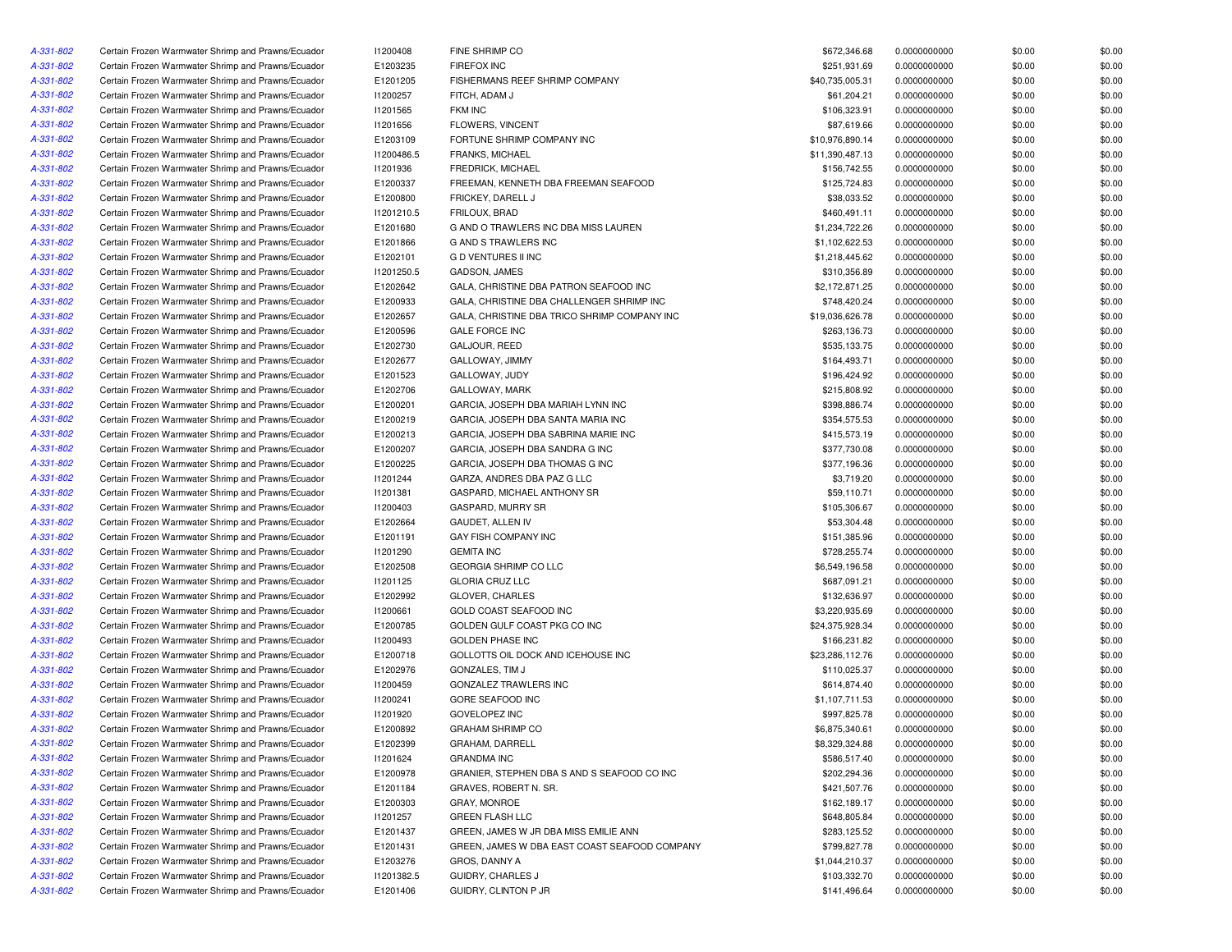| | | | | | | | |
|---|---|---|---|---|---|---|---|
| A-331-802 | Certain Frozen Warmwater Shrimp and Prawns/Ecuador | I1200408 | FINE SHRIMP CO | $672,346.68 | 0.0000000000 | $0.00 | $0.00 |
| A-331-802 | Certain Frozen Warmwater Shrimp and Prawns/Ecuador | E1203235 | FIREFOX INC | $251,931.69 | 0.0000000000 | $0.00 | $0.00 |
| A-331-802 | Certain Frozen Warmwater Shrimp and Prawns/Ecuador | E1201205 | FISHERMANS REEF SHRIMP COMPANY | $40,735,005.31 | 0.0000000000 | $0.00 | $0.00 |
| A-331-802 | Certain Frozen Warmwater Shrimp and Prawns/Ecuador | I1200257 | FITCH, ADAM J | $61,204.21 | 0.0000000000 | $0.00 | $0.00 |
| A-331-802 | Certain Frozen Warmwater Shrimp and Prawns/Ecuador | I1201565 | FKM INC | $106,323.91 | 0.0000000000 | $0.00 | $0.00 |
| A-331-802 | Certain Frozen Warmwater Shrimp and Prawns/Ecuador | I1201656 | FLOWERS, VINCENT | $87,619.66 | 0.0000000000 | $0.00 | $0.00 |
| A-331-802 | Certain Frozen Warmwater Shrimp and Prawns/Ecuador | E1203109 | FORTUNE SHRIMP COMPANY INC | $10,976,890.14 | 0.0000000000 | $0.00 | $0.00 |
| A-331-802 | Certain Frozen Warmwater Shrimp and Prawns/Ecuador | I1200486.5 | FRANKS, MICHAEL | $11,390,487.13 | 0.0000000000 | $0.00 | $0.00 |
| A-331-802 | Certain Frozen Warmwater Shrimp and Prawns/Ecuador | I1201936 | FREDRICK, MICHAEL | $156,742.55 | 0.0000000000 | $0.00 | $0.00 |
| A-331-802 | Certain Frozen Warmwater Shrimp and Prawns/Ecuador | E1200337 | FREEMAN, KENNETH DBA FREEMAN SEAFOOD | $125,724.83 | 0.0000000000 | $0.00 | $0.00 |
| A-331-802 | Certain Frozen Warmwater Shrimp and Prawns/Ecuador | E1200800 | FRICKEY, DARELL J | $38,033.52 | 0.0000000000 | $0.00 | $0.00 |
| A-331-802 | Certain Frozen Warmwater Shrimp and Prawns/Ecuador | I1201210.5 | FRILOUX, BRAD | $460,491.11 | 0.0000000000 | $0.00 | $0.00 |
| A-331-802 | Certain Frozen Warmwater Shrimp and Prawns/Ecuador | E1201680 | G AND O TRAWLERS INC DBA MISS LAUREN | $1,234,722.26 | 0.0000000000 | $0.00 | $0.00 |
| A-331-802 | Certain Frozen Warmwater Shrimp and Prawns/Ecuador | E1201866 | G AND S TRAWLERS INC | $1,102,622.53 | 0.0000000000 | $0.00 | $0.00 |
| A-331-802 | Certain Frozen Warmwater Shrimp and Prawns/Ecuador | E1202101 | G D VENTURES II INC | $1,218,445.62 | 0.0000000000 | $0.00 | $0.00 |
| A-331-802 | Certain Frozen Warmwater Shrimp and Prawns/Ecuador | I1201250.5 | GADSON, JAMES | $310,356.89 | 0.0000000000 | $0.00 | $0.00 |
| A-331-802 | Certain Frozen Warmwater Shrimp and Prawns/Ecuador | E1202642 | GALA, CHRISTINE DBA PATRON SEAFOOD INC | $2,172,871.25 | 0.0000000000 | $0.00 | $0.00 |
| A-331-802 | Certain Frozen Warmwater Shrimp and Prawns/Ecuador | E1200933 | GALA, CHRISTINE DBA CHALLENGER SHRIMP INC | $748,420.24 | 0.0000000000 | $0.00 | $0.00 |
| A-331-802 | Certain Frozen Warmwater Shrimp and Prawns/Ecuador | E1202657 | GALA, CHRISTINE DBA TRICO SHRIMP COMPANY INC | $19,036,626.78 | 0.0000000000 | $0.00 | $0.00 |
| A-331-802 | Certain Frozen Warmwater Shrimp and Prawns/Ecuador | E1200596 | GALE FORCE INC | $263,136.73 | 0.0000000000 | $0.00 | $0.00 |
| A-331-802 | Certain Frozen Warmwater Shrimp and Prawns/Ecuador | E1202730 | GALJOUR, REED | $535,133.75 | 0.0000000000 | $0.00 | $0.00 |
| A-331-802 | Certain Frozen Warmwater Shrimp and Prawns/Ecuador | E1202677 | GALLOWAY, JIMMY | $164,493.71 | 0.0000000000 | $0.00 | $0.00 |
| A-331-802 | Certain Frozen Warmwater Shrimp and Prawns/Ecuador | E1201523 | GALLOWAY, JUDY | $196,424.92 | 0.0000000000 | $0.00 | $0.00 |
| A-331-802 | Certain Frozen Warmwater Shrimp and Prawns/Ecuador | E1202706 | GALLOWAY, MARK | $215,808.92 | 0.0000000000 | $0.00 | $0.00 |
| A-331-802 | Certain Frozen Warmwater Shrimp and Prawns/Ecuador | E1200201 | GARCIA, JOSEPH DBA MARIAH LYNN INC | $398,886.74 | 0.0000000000 | $0.00 | $0.00 |
| A-331-802 | Certain Frozen Warmwater Shrimp and Prawns/Ecuador | E1200219 | GARCIA, JOSEPH DBA SANTA MARIA INC | $354,575.53 | 0.0000000000 | $0.00 | $0.00 |
| A-331-802 | Certain Frozen Warmwater Shrimp and Prawns/Ecuador | E1200213 | GARCIA, JOSEPH DBA SABRINA MARIE INC | $415,573.19 | 0.0000000000 | $0.00 | $0.00 |
| A-331-802 | Certain Frozen Warmwater Shrimp and Prawns/Ecuador | E1200207 | GARCIA, JOSEPH DBA SANDRA G INC | $377,730.08 | 0.0000000000 | $0.00 | $0.00 |
| A-331-802 | Certain Frozen Warmwater Shrimp and Prawns/Ecuador | E1200225 | GARCIA, JOSEPH DBA THOMAS G INC | $377,196.36 | 0.0000000000 | $0.00 | $0.00 |
| A-331-802 | Certain Frozen Warmwater Shrimp and Prawns/Ecuador | I1201244 | GARZA, ANDRES DBA PAZ G LLC | $3,719.20 | 0.0000000000 | $0.00 | $0.00 |
| A-331-802 | Certain Frozen Warmwater Shrimp and Prawns/Ecuador | I1201381 | GASPARD, MICHAEL ANTHONY SR | $59,110.71 | 0.0000000000 | $0.00 | $0.00 |
| A-331-802 | Certain Frozen Warmwater Shrimp and Prawns/Ecuador | I1200403 | GASPARD, MURRY SR | $105,306.67 | 0.0000000000 | $0.00 | $0.00 |
| A-331-802 | Certain Frozen Warmwater Shrimp and Prawns/Ecuador | E1202664 | GAUDET, ALLEN IV | $53,304.48 | 0.0000000000 | $0.00 | $0.00 |
| A-331-802 | Certain Frozen Warmwater Shrimp and Prawns/Ecuador | E1201191 | GAY FISH COMPANY INC | $151,385.96 | 0.0000000000 | $0.00 | $0.00 |
| A-331-802 | Certain Frozen Warmwater Shrimp and Prawns/Ecuador | I1201290 | GEMITA INC | $728,255.74 | 0.0000000000 | $0.00 | $0.00 |
| A-331-802 | Certain Frozen Warmwater Shrimp and Prawns/Ecuador | E1202508 | GEORGIA SHRIMP CO LLC | $6,549,196.58 | 0.0000000000 | $0.00 | $0.00 |
| A-331-802 | Certain Frozen Warmwater Shrimp and Prawns/Ecuador | I1201125 | GLORIA CRUZ LLC | $687,091.21 | 0.0000000000 | $0.00 | $0.00 |
| A-331-802 | Certain Frozen Warmwater Shrimp and Prawns/Ecuador | E1202992 | GLOVER, CHARLES | $132,636.97 | 0.0000000000 | $0.00 | $0.00 |
| A-331-802 | Certain Frozen Warmwater Shrimp and Prawns/Ecuador | I1200661 | GOLD COAST SEAFOOD INC | $3,220,935.69 | 0.0000000000 | $0.00 | $0.00 |
| A-331-802 | Certain Frozen Warmwater Shrimp and Prawns/Ecuador | E1200785 | GOLDEN GULF COAST PKG CO INC | $24,375,928.34 | 0.0000000000 | $0.00 | $0.00 |
| A-331-802 | Certain Frozen Warmwater Shrimp and Prawns/Ecuador | I1200493 | GOLDEN PHASE INC | $166,231.82 | 0.0000000000 | $0.00 | $0.00 |
| A-331-802 | Certain Frozen Warmwater Shrimp and Prawns/Ecuador | E1200718 | GOLLOTTS OIL DOCK AND ICEHOUSE INC | $23,286,112.76 | 0.0000000000 | $0.00 | $0.00 |
| A-331-802 | Certain Frozen Warmwater Shrimp and Prawns/Ecuador | E1202976 | GONZALES, TIM J | $110,025.37 | 0.0000000000 | $0.00 | $0.00 |
| A-331-802 | Certain Frozen Warmwater Shrimp and Prawns/Ecuador | I1200459 | GONZALEZ TRAWLERS INC | $614,874.40 | 0.0000000000 | $0.00 | $0.00 |
| A-331-802 | Certain Frozen Warmwater Shrimp and Prawns/Ecuador | I1200241 | GORE SEAFOOD INC | $1,107,711.53 | 0.0000000000 | $0.00 | $0.00 |
| A-331-802 | Certain Frozen Warmwater Shrimp and Prawns/Ecuador | I1201920 | GOVELOPEZ INC | $997,825.78 | 0.0000000000 | $0.00 | $0.00 |
| A-331-802 | Certain Frozen Warmwater Shrimp and Prawns/Ecuador | E1200892 | GRAHAM SHRIMP CO | $6,875,340.61 | 0.0000000000 | $0.00 | $0.00 |
| A-331-802 | Certain Frozen Warmwater Shrimp and Prawns/Ecuador | E1202399 | GRAHAM, DARRELL | $8,329,324.88 | 0.0000000000 | $0.00 | $0.00 |
| A-331-802 | Certain Frozen Warmwater Shrimp and Prawns/Ecuador | I1201624 | GRANDMA INC | $586,517.40 | 0.0000000000 | $0.00 | $0.00 |
| A-331-802 | Certain Frozen Warmwater Shrimp and Prawns/Ecuador | E1200978 | GRANIER, STEPHEN DBA S AND S SEAFOOD CO INC | $202,294.36 | 0.0000000000 | $0.00 | $0.00 |
| A-331-802 | Certain Frozen Warmwater Shrimp and Prawns/Ecuador | E1201184 | GRAVES, ROBERT N. SR. | $421,507.76 | 0.0000000000 | $0.00 | $0.00 |
| A-331-802 | Certain Frozen Warmwater Shrimp and Prawns/Ecuador | E1200303 | GRAY, MONROE | $162,189.17 | 0.0000000000 | $0.00 | $0.00 |
| A-331-802 | Certain Frozen Warmwater Shrimp and Prawns/Ecuador | I1201257 | GREEN FLASH LLC | $648,805.84 | 0.0000000000 | $0.00 | $0.00 |
| A-331-802 | Certain Frozen Warmwater Shrimp and Prawns/Ecuador | E1201437 | GREEN, JAMES W JR DBA MISS EMILIE ANN | $283,125.52 | 0.0000000000 | $0.00 | $0.00 |
| A-331-802 | Certain Frozen Warmwater Shrimp and Prawns/Ecuador | E1201431 | GREEN, JAMES W DBA EAST COAST SEAFOOD COMPANY | $799,827.78 | 0.0000000000 | $0.00 | $0.00 |
| A-331-802 | Certain Frozen Warmwater Shrimp and Prawns/Ecuador | E1203276 | GROS, DANNY A | $1,044,210.37 | 0.0000000000 | $0.00 | $0.00 |
| A-331-802 | Certain Frozen Warmwater Shrimp and Prawns/Ecuador | I1201382.5 | GUIDRY, CHARLES J | $103,332.70 | 0.0000000000 | $0.00 | $0.00 |
| A-331-802 | Certain Frozen Warmwater Shrimp and Prawns/Ecuador | E1201406 | GUIDRY, CLINTON P JR | $141,496.64 | 0.0000000000 | $0.00 | $0.00 |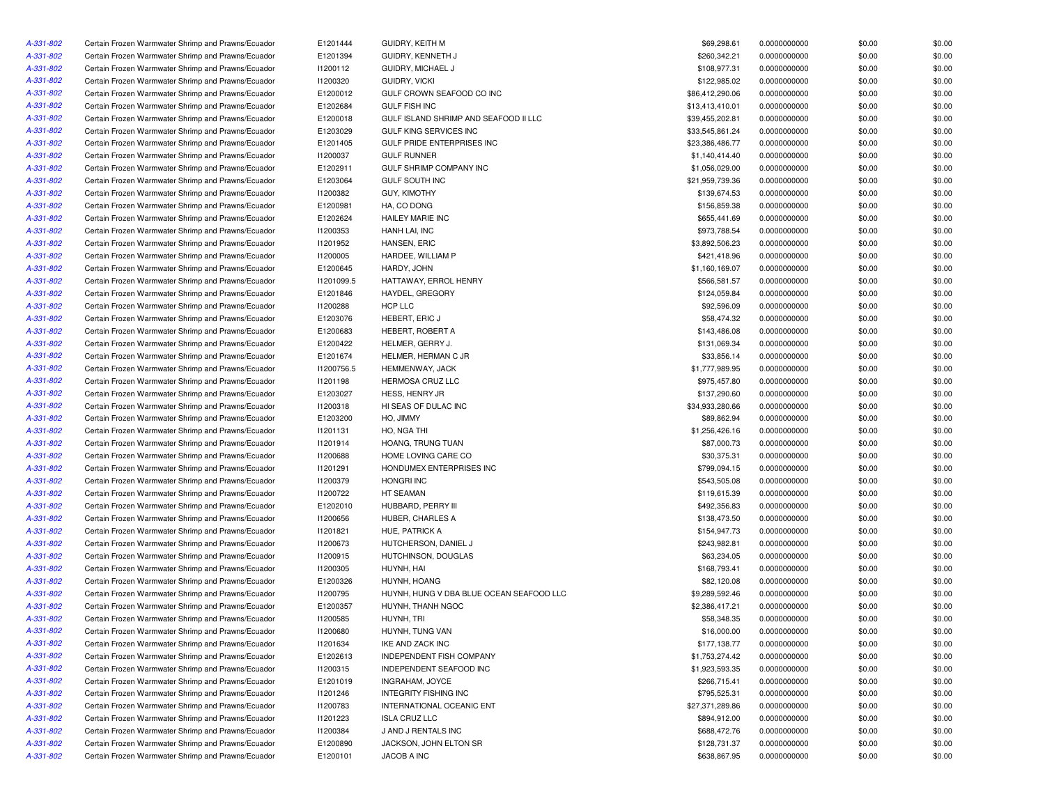| | | | | | | | |
|---|---|---|---|---|---|---|---|
| A-331-802 | Certain Frozen Warmwater Shrimp and Prawns/Ecuador | E1201444 | GUIDRY, KEITH M | $69,298.61 | 0.0000000000 | $0.00 | $0.00 |
| A-331-802 | Certain Frozen Warmwater Shrimp and Prawns/Ecuador | E1201394 | GUIDRY, KENNETH J | $260,342.21 | 0.0000000000 | $0.00 | $0.00 |
| A-331-802 | Certain Frozen Warmwater Shrimp and Prawns/Ecuador | I1200112 | GUIDRY, MICHAEL J | $108,977.31 | 0.0000000000 | $0.00 | $0.00 |
| A-331-802 | Certain Frozen Warmwater Shrimp and Prawns/Ecuador | I1200320 | GUIDRY, VICKI | $122,985.02 | 0.0000000000 | $0.00 | $0.00 |
| A-331-802 | Certain Frozen Warmwater Shrimp and Prawns/Ecuador | E1200012 | GULF CROWN SEAFOOD CO INC | $86,412,290.06 | 0.0000000000 | $0.00 | $0.00 |
| A-331-802 | Certain Frozen Warmwater Shrimp and Prawns/Ecuador | E1202684 | GULF FISH INC | $13,413,410.01 | 0.0000000000 | $0.00 | $0.00 |
| A-331-802 | Certain Frozen Warmwater Shrimp and Prawns/Ecuador | E1200018 | GULF ISLAND SHRIMP AND SEAFOOD II LLC | $39,455,202.81 | 0.0000000000 | $0.00 | $0.00 |
| A-331-802 | Certain Frozen Warmwater Shrimp and Prawns/Ecuador | E1203029 | GULF KING SERVICES INC | $33,545,861.24 | 0.0000000000 | $0.00 | $0.00 |
| A-331-802 | Certain Frozen Warmwater Shrimp and Prawns/Ecuador | E1201405 | GULF PRIDE ENTERPRISES INC | $23,386,486.77 | 0.0000000000 | $0.00 | $0.00 |
| A-331-802 | Certain Frozen Warmwater Shrimp and Prawns/Ecuador | I1200037 | GULF RUNNER | $1,140,414.40 | 0.0000000000 | $0.00 | $0.00 |
| A-331-802 | Certain Frozen Warmwater Shrimp and Prawns/Ecuador | E1202911 | GULF SHRIMP COMPANY INC | $1,056,029.00 | 0.0000000000 | $0.00 | $0.00 |
| A-331-802 | Certain Frozen Warmwater Shrimp and Prawns/Ecuador | E1203064 | GULF SOUTH INC | $21,959,739.36 | 0.0000000000 | $0.00 | $0.00 |
| A-331-802 | Certain Frozen Warmwater Shrimp and Prawns/Ecuador | I1200382 | GUY, KIMOTHY | $139,674.53 | 0.0000000000 | $0.00 | $0.00 |
| A-331-802 | Certain Frozen Warmwater Shrimp and Prawns/Ecuador | E1200981 | HA, CO DONG | $156,859.38 | 0.0000000000 | $0.00 | $0.00 |
| A-331-802 | Certain Frozen Warmwater Shrimp and Prawns/Ecuador | E1202624 | HAILEY MARIE INC | $655,441.69 | 0.0000000000 | $0.00 | $0.00 |
| A-331-802 | Certain Frozen Warmwater Shrimp and Prawns/Ecuador | I1200353 | HANH LAI, INC | $973,788.54 | 0.0000000000 | $0.00 | $0.00 |
| A-331-802 | Certain Frozen Warmwater Shrimp and Prawns/Ecuador | I1201952 | HANSEN, ERIC | $3,892,506.23 | 0.0000000000 | $0.00 | $0.00 |
| A-331-802 | Certain Frozen Warmwater Shrimp and Prawns/Ecuador | I1200005 | HARDEE, WILLIAM P | $421,418.96 | 0.0000000000 | $0.00 | $0.00 |
| A-331-802 | Certain Frozen Warmwater Shrimp and Prawns/Ecuador | E1200645 | HARDY, JOHN | $1,160,169.07 | 0.0000000000 | $0.00 | $0.00 |
| A-331-802 | Certain Frozen Warmwater Shrimp and Prawns/Ecuador | I1201099.5 | HATTAWAY, ERROL HENRY | $566,581.57 | 0.0000000000 | $0.00 | $0.00 |
| A-331-802 | Certain Frozen Warmwater Shrimp and Prawns/Ecuador | E1201846 | HAYDEL, GREGORY | $124,059.84 | 0.0000000000 | $0.00 | $0.00 |
| A-331-802 | Certain Frozen Warmwater Shrimp and Prawns/Ecuador | I1200288 | HCP LLC | $92,596.09 | 0.0000000000 | $0.00 | $0.00 |
| A-331-802 | Certain Frozen Warmwater Shrimp and Prawns/Ecuador | E1203076 | HEBERT, ERIC J | $58,474.32 | 0.0000000000 | $0.00 | $0.00 |
| A-331-802 | Certain Frozen Warmwater Shrimp and Prawns/Ecuador | E1200683 | HEBERT, ROBERT A | $143,486.08 | 0.0000000000 | $0.00 | $0.00 |
| A-331-802 | Certain Frozen Warmwater Shrimp and Prawns/Ecuador | E1200422 | HELMER, GERRY J. | $131,069.34 | 0.0000000000 | $0.00 | $0.00 |
| A-331-802 | Certain Frozen Warmwater Shrimp and Prawns/Ecuador | E1201674 | HELMER, HERMAN C JR | $33,856.14 | 0.0000000000 | $0.00 | $0.00 |
| A-331-802 | Certain Frozen Warmwater Shrimp and Prawns/Ecuador | I1200756.5 | HEMMENWAY, JACK | $1,777,989.95 | 0.0000000000 | $0.00 | $0.00 |
| A-331-802 | Certain Frozen Warmwater Shrimp and Prawns/Ecuador | I1201198 | HERMOSA CRUZ LLC | $975,457.80 | 0.0000000000 | $0.00 | $0.00 |
| A-331-802 | Certain Frozen Warmwater Shrimp and Prawns/Ecuador | E1203027 | HESS, HENRY JR | $137,290.60 | 0.0000000000 | $0.00 | $0.00 |
| A-331-802 | Certain Frozen Warmwater Shrimp and Prawns/Ecuador | I1200318 | HI SEAS OF DULAC INC | $34,933,280.66 | 0.0000000000 | $0.00 | $0.00 |
| A-331-802 | Certain Frozen Warmwater Shrimp and Prawns/Ecuador | E1203200 | HO, JIMMY | $89,862.94 | 0.0000000000 | $0.00 | $0.00 |
| A-331-802 | Certain Frozen Warmwater Shrimp and Prawns/Ecuador | I1201131 | HO, NGA THI | $1,256,426.16 | 0.0000000000 | $0.00 | $0.00 |
| A-331-802 | Certain Frozen Warmwater Shrimp and Prawns/Ecuador | I1201914 | HOANG, TRUNG TUAN | $87,000.73 | 0.0000000000 | $0.00 | $0.00 |
| A-331-802 | Certain Frozen Warmwater Shrimp and Prawns/Ecuador | I1200688 | HOME LOVING CARE CO | $30,375.31 | 0.0000000000 | $0.00 | $0.00 |
| A-331-802 | Certain Frozen Warmwater Shrimp and Prawns/Ecuador | I1201291 | HONDUMEX ENTERPRISES INC | $799,094.15 | 0.0000000000 | $0.00 | $0.00 |
| A-331-802 | Certain Frozen Warmwater Shrimp and Prawns/Ecuador | I1200379 | HONGRI INC | $543,505.08 | 0.0000000000 | $0.00 | $0.00 |
| A-331-802 | Certain Frozen Warmwater Shrimp and Prawns/Ecuador | I1200722 | HT SEAMAN | $119,615.39 | 0.0000000000 | $0.00 | $0.00 |
| A-331-802 | Certain Frozen Warmwater Shrimp and Prawns/Ecuador | E1202010 | HUBBARD, PERRY III | $492,356.83 | 0.0000000000 | $0.00 | $0.00 |
| A-331-802 | Certain Frozen Warmwater Shrimp and Prawns/Ecuador | I1200656 | HUBER, CHARLES A | $138,473.50 | 0.0000000000 | $0.00 | $0.00 |
| A-331-802 | Certain Frozen Warmwater Shrimp and Prawns/Ecuador | I1201821 | HUE, PATRICK A | $154,947.73 | 0.0000000000 | $0.00 | $0.00 |
| A-331-802 | Certain Frozen Warmwater Shrimp and Prawns/Ecuador | I1200673 | HUTCHERSON, DANIEL J | $243,982.81 | 0.0000000000 | $0.00 | $0.00 |
| A-331-802 | Certain Frozen Warmwater Shrimp and Prawns/Ecuador | I1200915 | HUTCHINSON, DOUGLAS | $63,234.05 | 0.0000000000 | $0.00 | $0.00 |
| A-331-802 | Certain Frozen Warmwater Shrimp and Prawns/Ecuador | I1200305 | HUYNH, HAI | $168,793.41 | 0.0000000000 | $0.00 | $0.00 |
| A-331-802 | Certain Frozen Warmwater Shrimp and Prawns/Ecuador | E1200326 | HUYNH, HOANG | $82,120.08 | 0.0000000000 | $0.00 | $0.00 |
| A-331-802 | Certain Frozen Warmwater Shrimp and Prawns/Ecuador | I1200795 | HUYNH, HUNG V DBA BLUE OCEAN SEAFOOD LLC | $9,289,592.46 | 0.0000000000 | $0.00 | $0.00 |
| A-331-802 | Certain Frozen Warmwater Shrimp and Prawns/Ecuador | E1200357 | HUYNH, THANH NGOC | $2,386,417.21 | 0.0000000000 | $0.00 | $0.00 |
| A-331-802 | Certain Frozen Warmwater Shrimp and Prawns/Ecuador | I1200585 | HUYNH, TRI | $58,348.35 | 0.0000000000 | $0.00 | $0.00 |
| A-331-802 | Certain Frozen Warmwater Shrimp and Prawns/Ecuador | I1200680 | HUYNH, TUNG VAN | $16,000.00 | 0.0000000000 | $0.00 | $0.00 |
| A-331-802 | Certain Frozen Warmwater Shrimp and Prawns/Ecuador | I1201634 | IKE AND ZACK INC | $177,138.77 | 0.0000000000 | $0.00 | $0.00 |
| A-331-802 | Certain Frozen Warmwater Shrimp and Prawns/Ecuador | E1202613 | INDEPENDENT FISH COMPANY | $1,753,274.42 | 0.0000000000 | $0.00 | $0.00 |
| A-331-802 | Certain Frozen Warmwater Shrimp and Prawns/Ecuador | I1200315 | INDEPENDENT SEAFOOD INC | $1,923,593.35 | 0.0000000000 | $0.00 | $0.00 |
| A-331-802 | Certain Frozen Warmwater Shrimp and Prawns/Ecuador | E1201019 | INGRAHAM, JOYCE | $266,715.41 | 0.0000000000 | $0.00 | $0.00 |
| A-331-802 | Certain Frozen Warmwater Shrimp and Prawns/Ecuador | I1201246 | INTEGRITY FISHING INC | $795,525.31 | 0.0000000000 | $0.00 | $0.00 |
| A-331-802 | Certain Frozen Warmwater Shrimp and Prawns/Ecuador | I1200783 | INTERNATIONAL OCEANIC ENT | $27,371,289.86 | 0.0000000000 | $0.00 | $0.00 |
| A-331-802 | Certain Frozen Warmwater Shrimp and Prawns/Ecuador | I1201223 | ISLA CRUZ LLC | $894,912.00 | 0.0000000000 | $0.00 | $0.00 |
| A-331-802 | Certain Frozen Warmwater Shrimp and Prawns/Ecuador | I1200384 | J AND J RENTALS INC | $688,472.76 | 0.0000000000 | $0.00 | $0.00 |
| A-331-802 | Certain Frozen Warmwater Shrimp and Prawns/Ecuador | E1200890 | JACKSON, JOHN ELTON SR | $128,731.37 | 0.0000000000 | $0.00 | $0.00 |
| A-331-802 | Certain Frozen Warmwater Shrimp and Prawns/Ecuador | E1200101 | JACOB A INC | $638,867.95 | 0.0000000000 | $0.00 | $0.00 |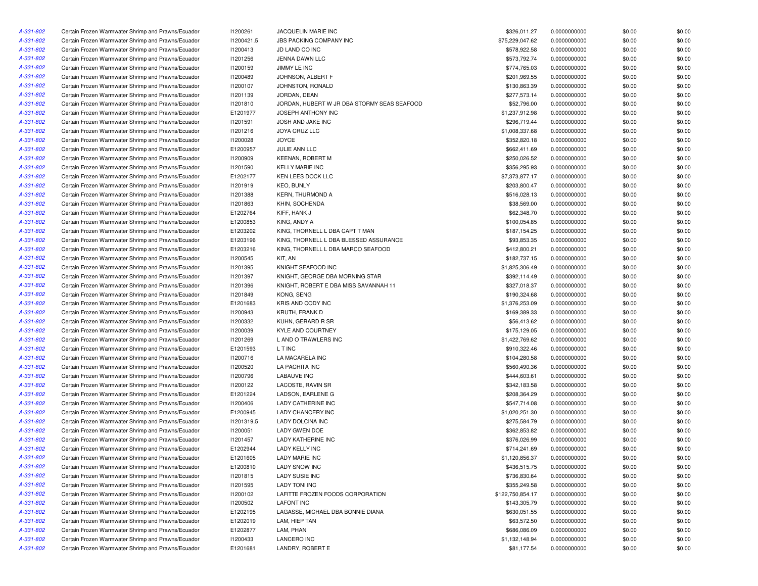| A-331-802 | Certain Frozen Warmwater Shrimp and Prawns/Ecuador | I1200261 | JACQUELIN MARIE INC | $326,011.27 | 0.0000000000 | $0.00 | $0.00 |
|---|---|---|---|---|---|---|---|
| A-331-802 | Certain Frozen Warmwater Shrimp and Prawns/Ecuador | I1200421.5 | JBS PACKING COMPANY INC | $75,229,047.62 | 0.0000000000 | $0.00 | $0.00 |
| A-331-802 | Certain Frozen Warmwater Shrimp and Prawns/Ecuador | I1200413 | JD LAND CO INC | $578,922.58 | 0.0000000000 | $0.00 | $0.00 |
| A-331-802 | Certain Frozen Warmwater Shrimp and Prawns/Ecuador | I1201256 | JENNA DAWN LLC | $573,792.74 | 0.0000000000 | $0.00 | $0.00 |
| A-331-802 | Certain Frozen Warmwater Shrimp and Prawns/Ecuador | I1200159 | JIMMY LE INC | $774,765.03 | 0.0000000000 | $0.00 | $0.00 |
| A-331-802 | Certain Frozen Warmwater Shrimp and Prawns/Ecuador | I1200489 | JOHNSON, ALBERT F | $201,969.55 | 0.0000000000 | $0.00 | $0.00 |
| A-331-802 | Certain Frozen Warmwater Shrimp and Prawns/Ecuador | I1200107 | JOHNSTON, RONALD | $130,863.39 | 0.0000000000 | $0.00 | $0.00 |
| A-331-802 | Certain Frozen Warmwater Shrimp and Prawns/Ecuador | I1201139 | JORDAN, DEAN | $277,573.14 | 0.0000000000 | $0.00 | $0.00 |
| A-331-802 | Certain Frozen Warmwater Shrimp and Prawns/Ecuador | I1201810 | JORDAN, HUBERT W JR DBA STORMY SEAS SEAFOOD | $52,796.00 | 0.0000000000 | $0.00 | $0.00 |
| A-331-802 | Certain Frozen Warmwater Shrimp and Prawns/Ecuador | E1201977 | JOSEPH ANTHONY INC | $1,237,912.98 | 0.0000000000 | $0.00 | $0.00 |
| A-331-802 | Certain Frozen Warmwater Shrimp and Prawns/Ecuador | I1201591 | JOSH AND JAKE INC | $296,719.44 | 0.0000000000 | $0.00 | $0.00 |
| A-331-802 | Certain Frozen Warmwater Shrimp and Prawns/Ecuador | I1201216 | JOYA CRUZ LLC | $1,008,337.68 | 0.0000000000 | $0.00 | $0.00 |
| A-331-802 | Certain Frozen Warmwater Shrimp and Prawns/Ecuador | I1200028 | JOYCE | $352,820.18 | 0.0000000000 | $0.00 | $0.00 |
| A-331-802 | Certain Frozen Warmwater Shrimp and Prawns/Ecuador | E1200957 | JULIE ANN LLC | $662,411.69 | 0.0000000000 | $0.00 | $0.00 |
| A-331-802 | Certain Frozen Warmwater Shrimp and Prawns/Ecuador | I1200909 | KEENAN, ROBERT M | $250,026.52 | 0.0000000000 | $0.00 | $0.00 |
| A-331-802 | Certain Frozen Warmwater Shrimp and Prawns/Ecuador | I1201590 | KELLY MARIE INC | $356,295.93 | 0.0000000000 | $0.00 | $0.00 |
| A-331-802 | Certain Frozen Warmwater Shrimp and Prawns/Ecuador | E1202177 | KEN LEES DOCK LLC | $7,373,877.17 | 0.0000000000 | $0.00 | $0.00 |
| A-331-802 | Certain Frozen Warmwater Shrimp and Prawns/Ecuador | I1201919 | KEO, BUNLY | $203,800.47 | 0.0000000000 | $0.00 | $0.00 |
| A-331-802 | Certain Frozen Warmwater Shrimp and Prawns/Ecuador | I1201388 | KERN, THURMOND A | $516,028.13 | 0.0000000000 | $0.00 | $0.00 |
| A-331-802 | Certain Frozen Warmwater Shrimp and Prawns/Ecuador | I1201863 | KHIN, SOCHENDA | $38,569.00 | 0.0000000000 | $0.00 | $0.00 |
| A-331-802 | Certain Frozen Warmwater Shrimp and Prawns/Ecuador | E1202764 | KIFF, HANK J | $62,348.70 | 0.0000000000 | $0.00 | $0.00 |
| A-331-802 | Certain Frozen Warmwater Shrimp and Prawns/Ecuador | E1200853 | KING, ANDY A | $100,054.85 | 0.0000000000 | $0.00 | $0.00 |
| A-331-802 | Certain Frozen Warmwater Shrimp and Prawns/Ecuador | E1203202 | KING, THORNELL L DBA CAPT T MAN | $187,154.25 | 0.0000000000 | $0.00 | $0.00 |
| A-331-802 | Certain Frozen Warmwater Shrimp and Prawns/Ecuador | E1203196 | KING, THORNELL L DBA BLESSED ASSURANCE | $93,853.35 | 0.0000000000 | $0.00 | $0.00 |
| A-331-802 | Certain Frozen Warmwater Shrimp and Prawns/Ecuador | E1203216 | KING, THORNELL L DBA MARCO SEAFOOD | $412,800.21 | 0.0000000000 | $0.00 | $0.00 |
| A-331-802 | Certain Frozen Warmwater Shrimp and Prawns/Ecuador | I1200545 | KIT, AN | $182,737.15 | 0.0000000000 | $0.00 | $0.00 |
| A-331-802 | Certain Frozen Warmwater Shrimp and Prawns/Ecuador | I1201395 | KNIGHT SEAFOOD INC | $1,825,306.49 | 0.0000000000 | $0.00 | $0.00 |
| A-331-802 | Certain Frozen Warmwater Shrimp and Prawns/Ecuador | I1201397 | KNIGHT, GEORGE DBA MORNING STAR | $392,114.49 | 0.0000000000 | $0.00 | $0.00 |
| A-331-802 | Certain Frozen Warmwater Shrimp and Prawns/Ecuador | I1201396 | KNIGHT, ROBERT E DBA MISS SAVANNAH 11 | $327,018.37 | 0.0000000000 | $0.00 | $0.00 |
| A-331-802 | Certain Frozen Warmwater Shrimp and Prawns/Ecuador | I1201849 | KONG, SENG | $190,324.68 | 0.0000000000 | $0.00 | $0.00 |
| A-331-802 | Certain Frozen Warmwater Shrimp and Prawns/Ecuador | E1201683 | KRIS AND CODY INC | $1,376,253.09 | 0.0000000000 | $0.00 | $0.00 |
| A-331-802 | Certain Frozen Warmwater Shrimp and Prawns/Ecuador | I1200943 | KRUTH, FRANK D | $169,389.33 | 0.0000000000 | $0.00 | $0.00 |
| A-331-802 | Certain Frozen Warmwater Shrimp and Prawns/Ecuador | I1200332 | KUHN, GERARD R SR | $56,413.62 | 0.0000000000 | $0.00 | $0.00 |
| A-331-802 | Certain Frozen Warmwater Shrimp and Prawns/Ecuador | I1200039 | KYLE AND COURTNEY | $175,129.05 | 0.0000000000 | $0.00 | $0.00 |
| A-331-802 | Certain Frozen Warmwater Shrimp and Prawns/Ecuador | I1201269 | L AND O TRAWLERS INC | $1,422,769.62 | 0.0000000000 | $0.00 | $0.00 |
| A-331-802 | Certain Frozen Warmwater Shrimp and Prawns/Ecuador | E1201593 | L T INC | $910,322.46 | 0.0000000000 | $0.00 | $0.00 |
| A-331-802 | Certain Frozen Warmwater Shrimp and Prawns/Ecuador | I1200716 | LA MACARELA INC | $104,280.58 | 0.0000000000 | $0.00 | $0.00 |
| A-331-802 | Certain Frozen Warmwater Shrimp and Prawns/Ecuador | I1200520 | LA PACHITA INC | $560,490.36 | 0.0000000000 | $0.00 | $0.00 |
| A-331-802 | Certain Frozen Warmwater Shrimp and Prawns/Ecuador | I1200796 | LABAUVE INC | $444,603.61 | 0.0000000000 | $0.00 | $0.00 |
| A-331-802 | Certain Frozen Warmwater Shrimp and Prawns/Ecuador | I1200122 | LACOSTE, RAVIN SR | $342,183.58 | 0.0000000000 | $0.00 | $0.00 |
| A-331-802 | Certain Frozen Warmwater Shrimp and Prawns/Ecuador | E1201224 | LADSON, EARLENE G | $208,364.29 | 0.0000000000 | $0.00 | $0.00 |
| A-331-802 | Certain Frozen Warmwater Shrimp and Prawns/Ecuador | I1200406 | LADY CATHERINE INC | $547,714.08 | 0.0000000000 | $0.00 | $0.00 |
| A-331-802 | Certain Frozen Warmwater Shrimp and Prawns/Ecuador | E1200945 | LADY CHANCERY INC | $1,020,251.30 | 0.0000000000 | $0.00 | $0.00 |
| A-331-802 | Certain Frozen Warmwater Shrimp and Prawns/Ecuador | I1201319.5 | LADY DOLCINA INC | $275,584.79 | 0.0000000000 | $0.00 | $0.00 |
| A-331-802 | Certain Frozen Warmwater Shrimp and Prawns/Ecuador | I1200051 | LADY GWEN DOE | $362,853.82 | 0.0000000000 | $0.00 | $0.00 |
| A-331-802 | Certain Frozen Warmwater Shrimp and Prawns/Ecuador | I1201457 | LADY KATHERINE INC | $376,026.99 | 0.0000000000 | $0.00 | $0.00 |
| A-331-802 | Certain Frozen Warmwater Shrimp and Prawns/Ecuador | E1202944 | LADY KELLY INC | $714,241.69 | 0.0000000000 | $0.00 | $0.00 |
| A-331-802 | Certain Frozen Warmwater Shrimp and Prawns/Ecuador | E1201605 | LADY MARIE INC | $1,120,856.37 | 0.0000000000 | $0.00 | $0.00 |
| A-331-802 | Certain Frozen Warmwater Shrimp and Prawns/Ecuador | E1200810 | LADY SNOW INC | $436,515.75 | 0.0000000000 | $0.00 | $0.00 |
| A-331-802 | Certain Frozen Warmwater Shrimp and Prawns/Ecuador | I1201815 | LADY SUSIE INC | $736,830.64 | 0.0000000000 | $0.00 | $0.00 |
| A-331-802 | Certain Frozen Warmwater Shrimp and Prawns/Ecuador | I1201595 | LADY TONI INC | $355,249.58 | 0.0000000000 | $0.00 | $0.00 |
| A-331-802 | Certain Frozen Warmwater Shrimp and Prawns/Ecuador | I1200102 | LAFITTE FROZEN FOODS CORPORATION | $122,750,854.17 | 0.0000000000 | $0.00 | $0.00 |
| A-331-802 | Certain Frozen Warmwater Shrimp and Prawns/Ecuador | I1200502 | LAFONT INC | $143,305.79 | 0.0000000000 | $0.00 | $0.00 |
| A-331-802 | Certain Frozen Warmwater Shrimp and Prawns/Ecuador | E1202195 | LAGASSE, MICHAEL DBA BONNIE DIANA | $630,051.55 | 0.0000000000 | $0.00 | $0.00 |
| A-331-802 | Certain Frozen Warmwater Shrimp and Prawns/Ecuador | E1202019 | LAM, HIEP TAN | $63,572.50 | 0.0000000000 | $0.00 | $0.00 |
| A-331-802 | Certain Frozen Warmwater Shrimp and Prawns/Ecuador | E1202877 | LAM, PHAN | $686,086.09 | 0.0000000000 | $0.00 | $0.00 |
| A-331-802 | Certain Frozen Warmwater Shrimp and Prawns/Ecuador | I1200433 | LANCERO INC | $1,132,148.94 | 0.0000000000 | $0.00 | $0.00 |
| A-331-802 | Certain Frozen Warmwater Shrimp and Prawns/Ecuador | E1201681 | LANDRY, ROBERT E | $81,177.54 | 0.0000000000 | $0.00 | $0.00 |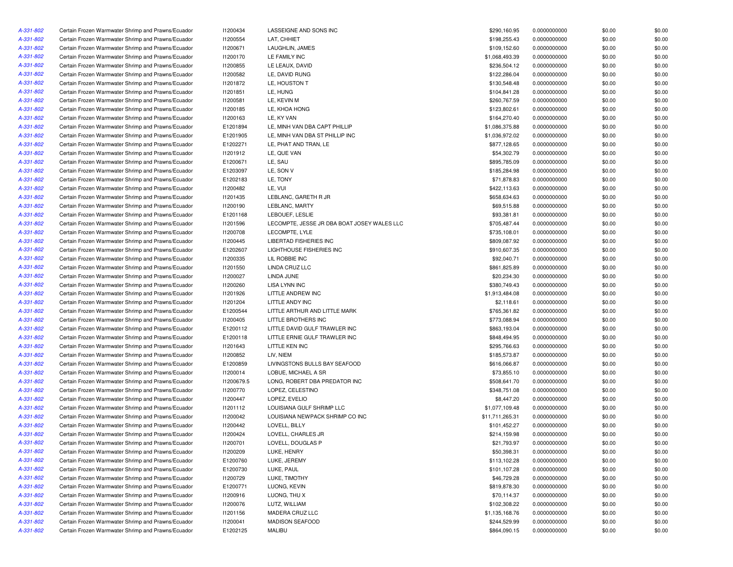| | | | | | | | |
|---|---|---|---|---|---|---|---|
| A-331-802 | Certain Frozen Warmwater Shrimp and Prawns/Ecuador | I1200434 | LASSEIGNE AND SONS INC | $290,160.95 | 0.0000000000 | $0.00 | $0.00 |
| A-331-802 | Certain Frozen Warmwater Shrimp and Prawns/Ecuador | I1200554 | LAT, CHHIET | $198,255.43 | 0.0000000000 | $0.00 | $0.00 |
| A-331-802 | Certain Frozen Warmwater Shrimp and Prawns/Ecuador | I1200671 | LAUGHLIN, JAMES | $109,152.60 | 0.0000000000 | $0.00 | $0.00 |
| A-331-802 | Certain Frozen Warmwater Shrimp and Prawns/Ecuador | I1200170 | LE FAMILY INC | $1,068,493.39 | 0.0000000000 | $0.00 | $0.00 |
| A-331-802 | Certain Frozen Warmwater Shrimp and Prawns/Ecuador | I1200855 | LE LEAUX, DAVID | $236,504.12 | 0.0000000000 | $0.00 | $0.00 |
| A-331-802 | Certain Frozen Warmwater Shrimp and Prawns/Ecuador | I1200582 | LE, DAVID RUNG | $122,286.04 | 0.0000000000 | $0.00 | $0.00 |
| A-331-802 | Certain Frozen Warmwater Shrimp and Prawns/Ecuador | I1201872 | LE, HOUSTON T | $130,548.48 | 0.0000000000 | $0.00 | $0.00 |
| A-331-802 | Certain Frozen Warmwater Shrimp and Prawns/Ecuador | I1201851 | LE, HUNG | $104,841.28 | 0.0000000000 | $0.00 | $0.00 |
| A-331-802 | Certain Frozen Warmwater Shrimp and Prawns/Ecuador | I1200581 | LE, KEVIN M | $260,767.59 | 0.0000000000 | $0.00 | $0.00 |
| A-331-802 | Certain Frozen Warmwater Shrimp and Prawns/Ecuador | I1200185 | LE, KHOA HONG | $123,802.61 | 0.0000000000 | $0.00 | $0.00 |
| A-331-802 | Certain Frozen Warmwater Shrimp and Prawns/Ecuador | I1200163 | LE, KY VAN | $164,270.40 | 0.0000000000 | $0.00 | $0.00 |
| A-331-802 | Certain Frozen Warmwater Shrimp and Prawns/Ecuador | E1201894 | LE, MINH VAN DBA CAPT PHILLIP | $1,086,375.88 | 0.0000000000 | $0.00 | $0.00 |
| A-331-802 | Certain Frozen Warmwater Shrimp and Prawns/Ecuador | E1201905 | LE, MINH VAN DBA ST PHILLIP INC | $1,036,972.02 | 0.0000000000 | $0.00 | $0.00 |
| A-331-802 | Certain Frozen Warmwater Shrimp and Prawns/Ecuador | E1202271 | LE, PHAT AND TRAN, LE | $877,128.65 | 0.0000000000 | $0.00 | $0.00 |
| A-331-802 | Certain Frozen Warmwater Shrimp and Prawns/Ecuador | I1201912 | LE, QUE VAN | $54,302.79 | 0.0000000000 | $0.00 | $0.00 |
| A-331-802 | Certain Frozen Warmwater Shrimp and Prawns/Ecuador | E1200671 | LE, SAU | $895,785.09 | 0.0000000000 | $0.00 | $0.00 |
| A-331-802 | Certain Frozen Warmwater Shrimp and Prawns/Ecuador | E1203097 | LE, SON V | $185,284.98 | 0.0000000000 | $0.00 | $0.00 |
| A-331-802 | Certain Frozen Warmwater Shrimp and Prawns/Ecuador | E1202183 | LE, TONY | $71,878.83 | 0.0000000000 | $0.00 | $0.00 |
| A-331-802 | Certain Frozen Warmwater Shrimp and Prawns/Ecuador | I1200482 | LE, VUI | $422,113.63 | 0.0000000000 | $0.00 | $0.00 |
| A-331-802 | Certain Frozen Warmwater Shrimp and Prawns/Ecuador | I1201435 | LEBLANC, GARETH R JR | $658,634.63 | 0.0000000000 | $0.00 | $0.00 |
| A-331-802 | Certain Frozen Warmwater Shrimp and Prawns/Ecuador | I1200190 | LEBLANC, MARTY | $69,515.88 | 0.0000000000 | $0.00 | $0.00 |
| A-331-802 | Certain Frozen Warmwater Shrimp and Prawns/Ecuador | E1201168 | LEBOUEF, LESLIE | $93,381.81 | 0.0000000000 | $0.00 | $0.00 |
| A-331-802 | Certain Frozen Warmwater Shrimp and Prawns/Ecuador | I1201596 | LECOMPTE, JESSE JR DBA BOAT JOSEY WALES LLC | $705,487.44 | 0.0000000000 | $0.00 | $0.00 |
| A-331-802 | Certain Frozen Warmwater Shrimp and Prawns/Ecuador | I1200708 | LECOMPTE, LYLE | $735,108.01 | 0.0000000000 | $0.00 | $0.00 |
| A-331-802 | Certain Frozen Warmwater Shrimp and Prawns/Ecuador | I1200445 | LIBERTAD FISHERIES INC | $809,087.92 | 0.0000000000 | $0.00 | $0.00 |
| A-331-802 | Certain Frozen Warmwater Shrimp and Prawns/Ecuador | E1202607 | LIGHTHOUSE FISHERIES INC | $910,607.35 | 0.0000000000 | $0.00 | $0.00 |
| A-331-802 | Certain Frozen Warmwater Shrimp and Prawns/Ecuador | I1200335 | LIL ROBBIE INC | $92,040.71 | 0.0000000000 | $0.00 | $0.00 |
| A-331-802 | Certain Frozen Warmwater Shrimp and Prawns/Ecuador | I1201550 | LINDA CRUZ LLC | $861,825.89 | 0.0000000000 | $0.00 | $0.00 |
| A-331-802 | Certain Frozen Warmwater Shrimp and Prawns/Ecuador | I1200027 | LINDA JUNE | $20,234.30 | 0.0000000000 | $0.00 | $0.00 |
| A-331-802 | Certain Frozen Warmwater Shrimp and Prawns/Ecuador | I1200260 | LISA LYNN INC | $380,749.43 | 0.0000000000 | $0.00 | $0.00 |
| A-331-802 | Certain Frozen Warmwater Shrimp and Prawns/Ecuador | I1201926 | LITTLE ANDREW INC | $1,913,484.08 | 0.0000000000 | $0.00 | $0.00 |
| A-331-802 | Certain Frozen Warmwater Shrimp and Prawns/Ecuador | I1201204 | LITTLE ANDY INC | $2,118.61 | 0.0000000000 | $0.00 | $0.00 |
| A-331-802 | Certain Frozen Warmwater Shrimp and Prawns/Ecuador | E1200544 | LITTLE ARTHUR AND LITTLE MARK | $765,361.82 | 0.0000000000 | $0.00 | $0.00 |
| A-331-802 | Certain Frozen Warmwater Shrimp and Prawns/Ecuador | I1200405 | LITTLE BROTHERS INC | $773,088.94 | 0.0000000000 | $0.00 | $0.00 |
| A-331-802 | Certain Frozen Warmwater Shrimp and Prawns/Ecuador | E1200112 | LITTLE DAVID GULF TRAWLER INC | $863,193.04 | 0.0000000000 | $0.00 | $0.00 |
| A-331-802 | Certain Frozen Warmwater Shrimp and Prawns/Ecuador | E1200118 | LITTLE ERNIE GULF TRAWLER INC | $848,494.95 | 0.0000000000 | $0.00 | $0.00 |
| A-331-802 | Certain Frozen Warmwater Shrimp and Prawns/Ecuador | I1201643 | LITTLE KEN INC | $295,766.63 | 0.0000000000 | $0.00 | $0.00 |
| A-331-802 | Certain Frozen Warmwater Shrimp and Prawns/Ecuador | I1200852 | LIV, NIEM | $185,573.87 | 0.0000000000 | $0.00 | $0.00 |
| A-331-802 | Certain Frozen Warmwater Shrimp and Prawns/Ecuador | E1200859 | LIVINGSTONS BULLS BAY SEAFOOD | $616,066.87 | 0.0000000000 | $0.00 | $0.00 |
| A-331-802 | Certain Frozen Warmwater Shrimp and Prawns/Ecuador | I1200014 | LOBUE, MICHAEL A SR | $73,855.10 | 0.0000000000 | $0.00 | $0.00 |
| A-331-802 | Certain Frozen Warmwater Shrimp and Prawns/Ecuador | I1200679.5 | LONG, ROBERT DBA PREDATOR INC | $508,641.70 | 0.0000000000 | $0.00 | $0.00 |
| A-331-802 | Certain Frozen Warmwater Shrimp and Prawns/Ecuador | I1200770 | LOPEZ, CELESTINO | $348,751.08 | 0.0000000000 | $0.00 | $0.00 |
| A-331-802 | Certain Frozen Warmwater Shrimp and Prawns/Ecuador | I1200447 | LOPEZ, EVELIO | $8,447.20 | 0.0000000000 | $0.00 | $0.00 |
| A-331-802 | Certain Frozen Warmwater Shrimp and Prawns/Ecuador | I1201112 | LOUISIANA GULF SHRIMP LLC | $1,077,109.48 | 0.0000000000 | $0.00 | $0.00 |
| A-331-802 | Certain Frozen Warmwater Shrimp and Prawns/Ecuador | I1200042 | LOUISIANA NEWPACK SHRIMP CO INC | $11,711,265.31 | 0.0000000000 | $0.00 | $0.00 |
| A-331-802 | Certain Frozen Warmwater Shrimp and Prawns/Ecuador | I1200442 | LOVELL, BILLY | $101,452.27 | 0.0000000000 | $0.00 | $0.00 |
| A-331-802 | Certain Frozen Warmwater Shrimp and Prawns/Ecuador | I1200424 | LOVELL, CHARLES JR | $214,159.98 | 0.0000000000 | $0.00 | $0.00 |
| A-331-802 | Certain Frozen Warmwater Shrimp and Prawns/Ecuador | I1200701 | LOVELL, DOUGLAS P | $21,793.97 | 0.0000000000 | $0.00 | $0.00 |
| A-331-802 | Certain Frozen Warmwater Shrimp and Prawns/Ecuador | I1200209 | LUKE, HENRY | $50,398.31 | 0.0000000000 | $0.00 | $0.00 |
| A-331-802 | Certain Frozen Warmwater Shrimp and Prawns/Ecuador | E1200760 | LUKE, JEREMY | $113,102.28 | 0.0000000000 | $0.00 | $0.00 |
| A-331-802 | Certain Frozen Warmwater Shrimp and Prawns/Ecuador | E1200730 | LUKE, PAUL | $101,107.28 | 0.0000000000 | $0.00 | $0.00 |
| A-331-802 | Certain Frozen Warmwater Shrimp and Prawns/Ecuador | I1200729 | LUKE, TIMOTHY | $46,729.28 | 0.0000000000 | $0.00 | $0.00 |
| A-331-802 | Certain Frozen Warmwater Shrimp and Prawns/Ecuador | E1200771 | LUONG, KEVIN | $819,878.30 | 0.0000000000 | $0.00 | $0.00 |
| A-331-802 | Certain Frozen Warmwater Shrimp and Prawns/Ecuador | I1200916 | LUONG, THU X | $70,114.37 | 0.0000000000 | $0.00 | $0.00 |
| A-331-802 | Certain Frozen Warmwater Shrimp and Prawns/Ecuador | I1200076 | LUTZ, WILLIAM | $102,308.22 | 0.0000000000 | $0.00 | $0.00 |
| A-331-802 | Certain Frozen Warmwater Shrimp and Prawns/Ecuador | I1201156 | MADERA CRUZ LLC | $1,135,168.76 | 0.0000000000 | $0.00 | $0.00 |
| A-331-802 | Certain Frozen Warmwater Shrimp and Prawns/Ecuador | I1200041 | MADISON SEAFOOD | $244,529.99 | 0.0000000000 | $0.00 | $0.00 |
| A-331-802 | Certain Frozen Warmwater Shrimp and Prawns/Ecuador | E1202125 | MALIBU | $864,090.15 | 0.0000000000 | $0.00 | $0.00 |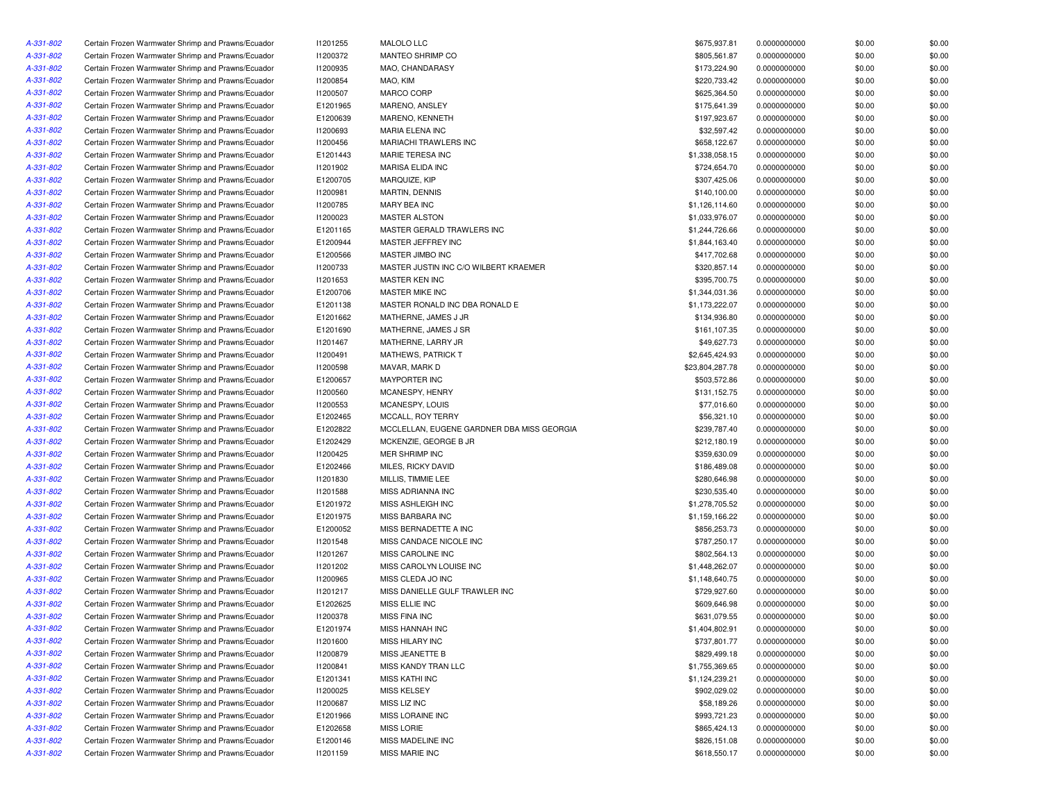| | | | | | | | |
|---|---|---|---|---|---|---|---|
| A-331-802 | Certain Frozen Warmwater Shrimp and Prawns/Ecuador | I1201255 | MALOLO LLC | $675,937.81 | 0.0000000000 | $0.00 | $0.00 |
| A-331-802 | Certain Frozen Warmwater Shrimp and Prawns/Ecuador | I1200372 | MANTEO SHRIMP CO | $805,561.87 | 0.0000000000 | $0.00 | $0.00 |
| A-331-802 | Certain Frozen Warmwater Shrimp and Prawns/Ecuador | I1200935 | MAO, CHANDARASY | $173,224.90 | 0.0000000000 | $0.00 | $0.00 |
| A-331-802 | Certain Frozen Warmwater Shrimp and Prawns/Ecuador | I1200854 | MAO, KIM | $220,733.42 | 0.0000000000 | $0.00 | $0.00 |
| A-331-802 | Certain Frozen Warmwater Shrimp and Prawns/Ecuador | I1200507 | MARCO CORP | $625,364.50 | 0.0000000000 | $0.00 | $0.00 |
| A-331-802 | Certain Frozen Warmwater Shrimp and Prawns/Ecuador | E1201965 | MARENO, ANSLEY | $175,641.39 | 0.0000000000 | $0.00 | $0.00 |
| A-331-802 | Certain Frozen Warmwater Shrimp and Prawns/Ecuador | E1200639 | MARENO, KENNETH | $197,923.67 | 0.0000000000 | $0.00 | $0.00 |
| A-331-802 | Certain Frozen Warmwater Shrimp and Prawns/Ecuador | I1200693 | MARIA ELENA INC | $32,597.42 | 0.0000000000 | $0.00 | $0.00 |
| A-331-802 | Certain Frozen Warmwater Shrimp and Prawns/Ecuador | I1200456 | MARIACHI TRAWLERS INC | $658,122.67 | 0.0000000000 | $0.00 | $0.00 |
| A-331-802 | Certain Frozen Warmwater Shrimp and Prawns/Ecuador | E1201443 | MARIE TERESA INC | $1,338,058.15 | 0.0000000000 | $0.00 | $0.00 |
| A-331-802 | Certain Frozen Warmwater Shrimp and Prawns/Ecuador | I1201902 | MARISA ELIDA INC | $724,654.70 | 0.0000000000 | $0.00 | $0.00 |
| A-331-802 | Certain Frozen Warmwater Shrimp and Prawns/Ecuador | E1200705 | MARQUIZE, KIP | $307,425.06 | 0.0000000000 | $0.00 | $0.00 |
| A-331-802 | Certain Frozen Warmwater Shrimp and Prawns/Ecuador | I1200981 | MARTIN, DENNIS | $140,100.00 | 0.0000000000 | $0.00 | $0.00 |
| A-331-802 | Certain Frozen Warmwater Shrimp and Prawns/Ecuador | I1200785 | MARY BEA INC | $1,126,114.60 | 0.0000000000 | $0.00 | $0.00 |
| A-331-802 | Certain Frozen Warmwater Shrimp and Prawns/Ecuador | I1200023 | MASTER ALSTON | $1,033,976.07 | 0.0000000000 | $0.00 | $0.00 |
| A-331-802 | Certain Frozen Warmwater Shrimp and Prawns/Ecuador | E1201165 | MASTER GERALD TRAWLERS INC | $1,244,726.66 | 0.0000000000 | $0.00 | $0.00 |
| A-331-802 | Certain Frozen Warmwater Shrimp and Prawns/Ecuador | E1200944 | MASTER JEFFREY INC | $1,844,163.40 | 0.0000000000 | $0.00 | $0.00 |
| A-331-802 | Certain Frozen Warmwater Shrimp and Prawns/Ecuador | E1200566 | MASTER JIMBO INC | $417,702.68 | 0.0000000000 | $0.00 | $0.00 |
| A-331-802 | Certain Frozen Warmwater Shrimp and Prawns/Ecuador | I1200733 | MASTER JUSTIN INC C/O WILBERT KRAEMER | $320,857.14 | 0.0000000000 | $0.00 | $0.00 |
| A-331-802 | Certain Frozen Warmwater Shrimp and Prawns/Ecuador | I1201653 | MASTER KEN INC | $395,700.75 | 0.0000000000 | $0.00 | $0.00 |
| A-331-802 | Certain Frozen Warmwater Shrimp and Prawns/Ecuador | E1200706 | MASTER MIKE INC | $1,344,031.36 | 0.0000000000 | $0.00 | $0.00 |
| A-331-802 | Certain Frozen Warmwater Shrimp and Prawns/Ecuador | E1201138 | MASTER RONALD INC DBA RONALD E | $1,173,222.07 | 0.0000000000 | $0.00 | $0.00 |
| A-331-802 | Certain Frozen Warmwater Shrimp and Prawns/Ecuador | E1201662 | MATHERNE, JAMES J JR | $134,936.80 | 0.0000000000 | $0.00 | $0.00 |
| A-331-802 | Certain Frozen Warmwater Shrimp and Prawns/Ecuador | E1201690 | MATHERNE, JAMES J SR | $161,107.35 | 0.0000000000 | $0.00 | $0.00 |
| A-331-802 | Certain Frozen Warmwater Shrimp and Prawns/Ecuador | I1201467 | MATHERNE, LARRY JR | $49,627.73 | 0.0000000000 | $0.00 | $0.00 |
| A-331-802 | Certain Frozen Warmwater Shrimp and Prawns/Ecuador | I1200491 | MATHEWS, PATRICK T | $2,645,424.93 | 0.0000000000 | $0.00 | $0.00 |
| A-331-802 | Certain Frozen Warmwater Shrimp and Prawns/Ecuador | I1200598 | MAVAR, MARK D | $23,804,287.78 | 0.0000000000 | $0.00 | $0.00 |
| A-331-802 | Certain Frozen Warmwater Shrimp and Prawns/Ecuador | E1200657 | MAYPORTER INC | $503,572.86 | 0.0000000000 | $0.00 | $0.00 |
| A-331-802 | Certain Frozen Warmwater Shrimp and Prawns/Ecuador | I1200560 | MCANESPY, HENRY | $131,152.75 | 0.0000000000 | $0.00 | $0.00 |
| A-331-802 | Certain Frozen Warmwater Shrimp and Prawns/Ecuador | I1200553 | MCANESPY, LOUIS | $77,016.60 | 0.0000000000 | $0.00 | $0.00 |
| A-331-802 | Certain Frozen Warmwater Shrimp and Prawns/Ecuador | E1202465 | MCCALL, ROY TERRY | $56,321.10 | 0.0000000000 | $0.00 | $0.00 |
| A-331-802 | Certain Frozen Warmwater Shrimp and Prawns/Ecuador | E1202822 | MCCLELLAN, EUGENE GARDNER DBA MISS GEORGIA | $239,787.40 | 0.0000000000 | $0.00 | $0.00 |
| A-331-802 | Certain Frozen Warmwater Shrimp and Prawns/Ecuador | E1202429 | MCKENZIE, GEORGE B JR | $212,180.19 | 0.0000000000 | $0.00 | $0.00 |
| A-331-802 | Certain Frozen Warmwater Shrimp and Prawns/Ecuador | I1200425 | MER SHRIMP INC | $359,630.09 | 0.0000000000 | $0.00 | $0.00 |
| A-331-802 | Certain Frozen Warmwater Shrimp and Prawns/Ecuador | E1202466 | MILES, RICKY DAVID | $186,489.08 | 0.0000000000 | $0.00 | $0.00 |
| A-331-802 | Certain Frozen Warmwater Shrimp and Prawns/Ecuador | I1201830 | MILLIS, TIMMIE LEE | $280,646.98 | 0.0000000000 | $0.00 | $0.00 |
| A-331-802 | Certain Frozen Warmwater Shrimp and Prawns/Ecuador | I1201588 | MISS ADRIANNA INC | $230,535.40 | 0.0000000000 | $0.00 | $0.00 |
| A-331-802 | Certain Frozen Warmwater Shrimp and Prawns/Ecuador | E1201972 | MISS ASHLEIGH INC | $1,278,705.52 | 0.0000000000 | $0.00 | $0.00 |
| A-331-802 | Certain Frozen Warmwater Shrimp and Prawns/Ecuador | E1201975 | MISS BARBARA INC | $1,159,166.22 | 0.0000000000 | $0.00 | $0.00 |
| A-331-802 | Certain Frozen Warmwater Shrimp and Prawns/Ecuador | E1200052 | MISS BERNADETTE A INC | $856,253.73 | 0.0000000000 | $0.00 | $0.00 |
| A-331-802 | Certain Frozen Warmwater Shrimp and Prawns/Ecuador | I1201548 | MISS CANDACE NICOLE INC | $787,250.17 | 0.0000000000 | $0.00 | $0.00 |
| A-331-802 | Certain Frozen Warmwater Shrimp and Prawns/Ecuador | I1201267 | MISS CAROLINE INC | $802,564.13 | 0.0000000000 | $0.00 | $0.00 |
| A-331-802 | Certain Frozen Warmwater Shrimp and Prawns/Ecuador | I1201202 | MISS CAROLYN LOUISE INC | $1,448,262.07 | 0.0000000000 | $0.00 | $0.00 |
| A-331-802 | Certain Frozen Warmwater Shrimp and Prawns/Ecuador | I1200965 | MISS CLEDA JO INC | $1,148,640.75 | 0.0000000000 | $0.00 | $0.00 |
| A-331-802 | Certain Frozen Warmwater Shrimp and Prawns/Ecuador | I1201217 | MISS DANIELLE GULF TRAWLER INC | $729,927.60 | 0.0000000000 | $0.00 | $0.00 |
| A-331-802 | Certain Frozen Warmwater Shrimp and Prawns/Ecuador | E1202625 | MISS ELLIE INC | $609,646.98 | 0.0000000000 | $0.00 | $0.00 |
| A-331-802 | Certain Frozen Warmwater Shrimp and Prawns/Ecuador | I1200378 | MISS FINA INC | $631,079.55 | 0.0000000000 | $0.00 | $0.00 |
| A-331-802 | Certain Frozen Warmwater Shrimp and Prawns/Ecuador | E1201974 | MISS HANNAH INC | $1,404,802.91 | 0.0000000000 | $0.00 | $0.00 |
| A-331-802 | Certain Frozen Warmwater Shrimp and Prawns/Ecuador | I1201600 | MISS HILARY INC | $737,801.77 | 0.0000000000 | $0.00 | $0.00 |
| A-331-802 | Certain Frozen Warmwater Shrimp and Prawns/Ecuador | I1200879 | MISS JEANETTE B | $829,499.18 | 0.0000000000 | $0.00 | $0.00 |
| A-331-802 | Certain Frozen Warmwater Shrimp and Prawns/Ecuador | I1200841 | MISS KANDY TRAN LLC | $1,755,369.65 | 0.0000000000 | $0.00 | $0.00 |
| A-331-802 | Certain Frozen Warmwater Shrimp and Prawns/Ecuador | E1201341 | MISS KATHI INC | $1,124,239.21 | 0.0000000000 | $0.00 | $0.00 |
| A-331-802 | Certain Frozen Warmwater Shrimp and Prawns/Ecuador | I1200025 | MISS KELSEY | $902,029.02 | 0.0000000000 | $0.00 | $0.00 |
| A-331-802 | Certain Frozen Warmwater Shrimp and Prawns/Ecuador | I1200687 | MISS LIZ INC | $58,189.26 | 0.0000000000 | $0.00 | $0.00 |
| A-331-802 | Certain Frozen Warmwater Shrimp and Prawns/Ecuador | E1201966 | MISS LORAINE INC | $993,721.23 | 0.0000000000 | $0.00 | $0.00 |
| A-331-802 | Certain Frozen Warmwater Shrimp and Prawns/Ecuador | E1202658 | MISS LORIE | $865,424.13 | 0.0000000000 | $0.00 | $0.00 |
| A-331-802 | Certain Frozen Warmwater Shrimp and Prawns/Ecuador | E1200146 | MISS MADELINE INC | $826,151.08 | 0.0000000000 | $0.00 | $0.00 |
| A-331-802 | Certain Frozen Warmwater Shrimp and Prawns/Ecuador | I1201159 | MISS MARIE INC | $618,550.17 | 0.0000000000 | $0.00 | $0.00 |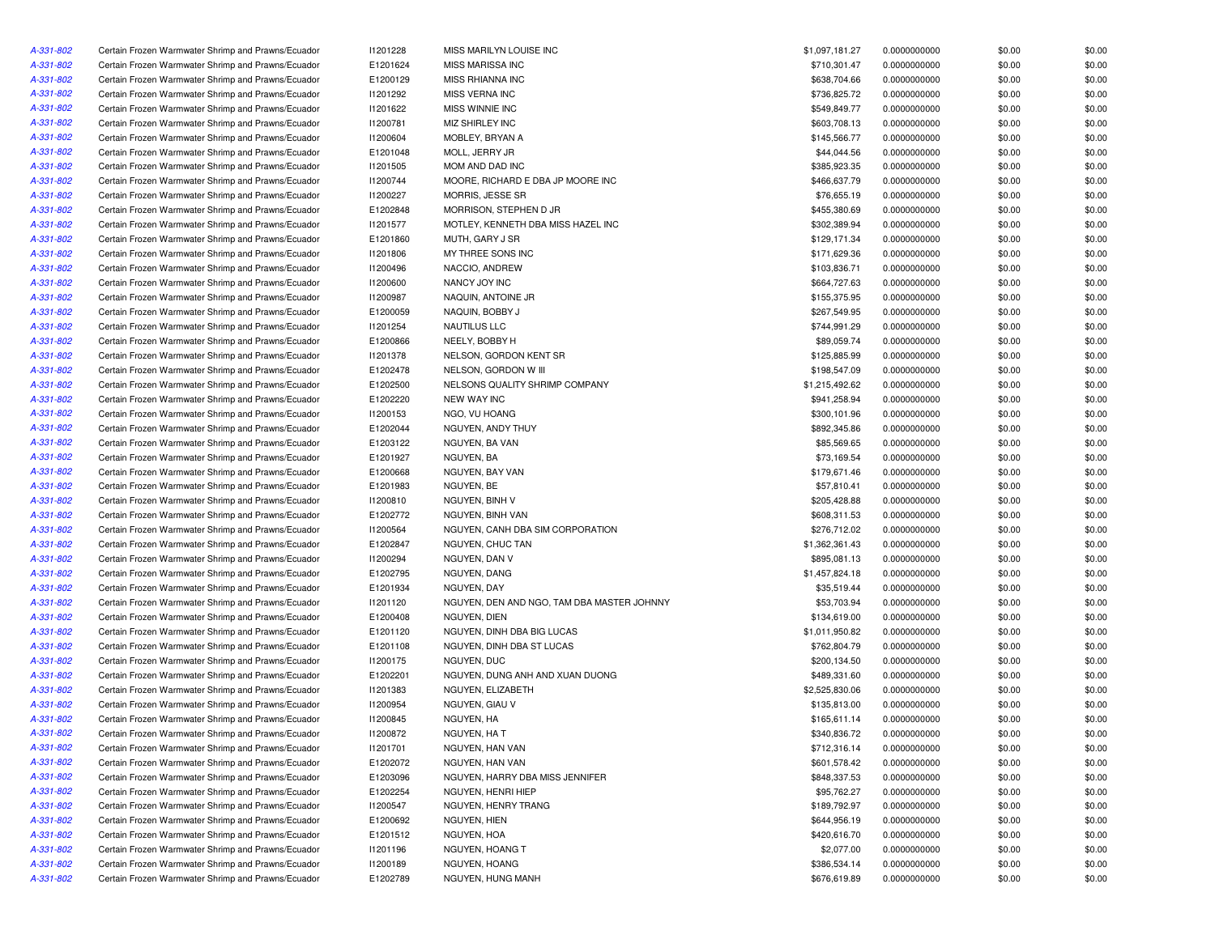| | | | | | | | |
|---|---|---|---|---|---|---|---|
| A-331-802 | Certain Frozen Warmwater Shrimp and Prawns/Ecuador | I1201228 | MISS MARILYN LOUISE INC | $1,097,181.27 | 0.0000000000 | $0.00 | $0.00 |
| A-331-802 | Certain Frozen Warmwater Shrimp and Prawns/Ecuador | E1201624 | MISS MARISSA INC | $710,301.47 | 0.0000000000 | $0.00 | $0.00 |
| A-331-802 | Certain Frozen Warmwater Shrimp and Prawns/Ecuador | E1200129 | MISS RHIANNA INC | $638,704.66 | 0.0000000000 | $0.00 | $0.00 |
| A-331-802 | Certain Frozen Warmwater Shrimp and Prawns/Ecuador | I1201292 | MISS VERNA INC | $736,825.72 | 0.0000000000 | $0.00 | $0.00 |
| A-331-802 | Certain Frozen Warmwater Shrimp and Prawns/Ecuador | I1201622 | MISS WINNIE INC | $549,849.77 | 0.0000000000 | $0.00 | $0.00 |
| A-331-802 | Certain Frozen Warmwater Shrimp and Prawns/Ecuador | I1200781 | MIZ SHIRLEY INC | $603,708.13 | 0.0000000000 | $0.00 | $0.00 |
| A-331-802 | Certain Frozen Warmwater Shrimp and Prawns/Ecuador | I1200604 | MOBLEY, BRYAN A | $145,566.77 | 0.0000000000 | $0.00 | $0.00 |
| A-331-802 | Certain Frozen Warmwater Shrimp and Prawns/Ecuador | E1201048 | MOLL, JERRY JR | $44,044.56 | 0.0000000000 | $0.00 | $0.00 |
| A-331-802 | Certain Frozen Warmwater Shrimp and Prawns/Ecuador | I1201505 | MOM AND DAD INC | $385,923.35 | 0.0000000000 | $0.00 | $0.00 |
| A-331-802 | Certain Frozen Warmwater Shrimp and Prawns/Ecuador | I1200744 | MOORE, RICHARD E DBA JP MOORE INC | $466,637.79 | 0.0000000000 | $0.00 | $0.00 |
| A-331-802 | Certain Frozen Warmwater Shrimp and Prawns/Ecuador | I1200227 | MORRIS, JESSE SR | $76,655.19 | 0.0000000000 | $0.00 | $0.00 |
| A-331-802 | Certain Frozen Warmwater Shrimp and Prawns/Ecuador | E1202848 | MORRISON, STEPHEN D JR | $455,380.69 | 0.0000000000 | $0.00 | $0.00 |
| A-331-802 | Certain Frozen Warmwater Shrimp and Prawns/Ecuador | I1201577 | MOTLEY, KENNETH DBA MISS HAZEL INC | $302,389.94 | 0.0000000000 | $0.00 | $0.00 |
| A-331-802 | Certain Frozen Warmwater Shrimp and Prawns/Ecuador | E1201860 | MUTH, GARY J SR | $129,171.34 | 0.0000000000 | $0.00 | $0.00 |
| A-331-802 | Certain Frozen Warmwater Shrimp and Prawns/Ecuador | I1201806 | MY THREE SONS INC | $171,629.36 | 0.0000000000 | $0.00 | $0.00 |
| A-331-802 | Certain Frozen Warmwater Shrimp and Prawns/Ecuador | I1200496 | NACCIO, ANDREW | $103,836.71 | 0.0000000000 | $0.00 | $0.00 |
| A-331-802 | Certain Frozen Warmwater Shrimp and Prawns/Ecuador | I1200600 | NANCY JOY INC | $664,727.63 | 0.0000000000 | $0.00 | $0.00 |
| A-331-802 | Certain Frozen Warmwater Shrimp and Prawns/Ecuador | I1200987 | NAQUIN, ANTOINE JR | $155,375.95 | 0.0000000000 | $0.00 | $0.00 |
| A-331-802 | Certain Frozen Warmwater Shrimp and Prawns/Ecuador | E1200059 | NAQUIN, BOBBY J | $267,549.95 | 0.0000000000 | $0.00 | $0.00 |
| A-331-802 | Certain Frozen Warmwater Shrimp and Prawns/Ecuador | I1201254 | NAUTILUS LLC | $744,991.29 | 0.0000000000 | $0.00 | $0.00 |
| A-331-802 | Certain Frozen Warmwater Shrimp and Prawns/Ecuador | E1200866 | NEELY, BOBBY H | $89,059.74 | 0.0000000000 | $0.00 | $0.00 |
| A-331-802 | Certain Frozen Warmwater Shrimp and Prawns/Ecuador | I1201378 | NELSON, GORDON KENT SR | $125,885.99 | 0.0000000000 | $0.00 | $0.00 |
| A-331-802 | Certain Frozen Warmwater Shrimp and Prawns/Ecuador | E1202478 | NELSON, GORDON W III | $198,547.09 | 0.0000000000 | $0.00 | $0.00 |
| A-331-802 | Certain Frozen Warmwater Shrimp and Prawns/Ecuador | E1202500 | NELSONS QUALITY SHRIMP COMPANY | $1,215,492.62 | 0.0000000000 | $0.00 | $0.00 |
| A-331-802 | Certain Frozen Warmwater Shrimp and Prawns/Ecuador | E1202220 | NEW WAY INC | $941,258.94 | 0.0000000000 | $0.00 | $0.00 |
| A-331-802 | Certain Frozen Warmwater Shrimp and Prawns/Ecuador | I1200153 | NGO, VU HOANG | $300,101.96 | 0.0000000000 | $0.00 | $0.00 |
| A-331-802 | Certain Frozen Warmwater Shrimp and Prawns/Ecuador | E1202044 | NGUYEN, ANDY THUY | $892,345.86 | 0.0000000000 | $0.00 | $0.00 |
| A-331-802 | Certain Frozen Warmwater Shrimp and Prawns/Ecuador | E1203122 | NGUYEN, BA VAN | $85,569.65 | 0.0000000000 | $0.00 | $0.00 |
| A-331-802 | Certain Frozen Warmwater Shrimp and Prawns/Ecuador | E1201927 | NGUYEN, BA | $73,169.54 | 0.0000000000 | $0.00 | $0.00 |
| A-331-802 | Certain Frozen Warmwater Shrimp and Prawns/Ecuador | E1200668 | NGUYEN, BAY VAN | $179,671.46 | 0.0000000000 | $0.00 | $0.00 |
| A-331-802 | Certain Frozen Warmwater Shrimp and Prawns/Ecuador | E1201983 | NGUYEN, BE | $57,810.41 | 0.0000000000 | $0.00 | $0.00 |
| A-331-802 | Certain Frozen Warmwater Shrimp and Prawns/Ecuador | I1200810 | NGUYEN, BINH V | $205,428.88 | 0.0000000000 | $0.00 | $0.00 |
| A-331-802 | Certain Frozen Warmwater Shrimp and Prawns/Ecuador | E1202772 | NGUYEN, BINH VAN | $608,311.53 | 0.0000000000 | $0.00 | $0.00 |
| A-331-802 | Certain Frozen Warmwater Shrimp and Prawns/Ecuador | I1200564 | NGUYEN, CANH DBA SIM CORPORATION | $276,712.02 | 0.0000000000 | $0.00 | $0.00 |
| A-331-802 | Certain Frozen Warmwater Shrimp and Prawns/Ecuador | E1202847 | NGUYEN, CHUC TAN | $1,362,361.43 | 0.0000000000 | $0.00 | $0.00 |
| A-331-802 | Certain Frozen Warmwater Shrimp and Prawns/Ecuador | I1200294 | NGUYEN, DAN V | $895,081.13 | 0.0000000000 | $0.00 | $0.00 |
| A-331-802 | Certain Frozen Warmwater Shrimp and Prawns/Ecuador | E1202795 | NGUYEN, DANG | $1,457,824.18 | 0.0000000000 | $0.00 | $0.00 |
| A-331-802 | Certain Frozen Warmwater Shrimp and Prawns/Ecuador | E1201934 | NGUYEN, DAY | $35,519.44 | 0.0000000000 | $0.00 | $0.00 |
| A-331-802 | Certain Frozen Warmwater Shrimp and Prawns/Ecuador | I1201120 | NGUYEN, DEN AND NGO, TAM DBA MASTER JOHNNY | $53,703.94 | 0.0000000000 | $0.00 | $0.00 |
| A-331-802 | Certain Frozen Warmwater Shrimp and Prawns/Ecuador | E1200408 | NGUYEN, DIEN | $134,619.00 | 0.0000000000 | $0.00 | $0.00 |
| A-331-802 | Certain Frozen Warmwater Shrimp and Prawns/Ecuador | E1201120 | NGUYEN, DINH DBA BIG LUCAS | $1,011,950.82 | 0.0000000000 | $0.00 | $0.00 |
| A-331-802 | Certain Frozen Warmwater Shrimp and Prawns/Ecuador | E1201108 | NGUYEN, DINH DBA ST LUCAS | $762,804.79 | 0.0000000000 | $0.00 | $0.00 |
| A-331-802 | Certain Frozen Warmwater Shrimp and Prawns/Ecuador | I1200175 | NGUYEN, DUC | $200,134.50 | 0.0000000000 | $0.00 | $0.00 |
| A-331-802 | Certain Frozen Warmwater Shrimp and Prawns/Ecuador | E1202201 | NGUYEN, DUNG ANH AND XUAN DUONG | $489,331.60 | 0.0000000000 | $0.00 | $0.00 |
| A-331-802 | Certain Frozen Warmwater Shrimp and Prawns/Ecuador | I1201383 | NGUYEN, ELIZABETH | $2,525,830.06 | 0.0000000000 | $0.00 | $0.00 |
| A-331-802 | Certain Frozen Warmwater Shrimp and Prawns/Ecuador | I1200954 | NGUYEN, GIAU V | $135,813.00 | 0.0000000000 | $0.00 | $0.00 |
| A-331-802 | Certain Frozen Warmwater Shrimp and Prawns/Ecuador | I1200845 | NGUYEN, HA | $165,611.14 | 0.0000000000 | $0.00 | $0.00 |
| A-331-802 | Certain Frozen Warmwater Shrimp and Prawns/Ecuador | I1200872 | NGUYEN, HA T | $340,836.72 | 0.0000000000 | $0.00 | $0.00 |
| A-331-802 | Certain Frozen Warmwater Shrimp and Prawns/Ecuador | I1201701 | NGUYEN, HAN VAN | $712,316.14 | 0.0000000000 | $0.00 | $0.00 |
| A-331-802 | Certain Frozen Warmwater Shrimp and Prawns/Ecuador | E1202072 | NGUYEN, HAN VAN | $601,578.42 | 0.0000000000 | $0.00 | $0.00 |
| A-331-802 | Certain Frozen Warmwater Shrimp and Prawns/Ecuador | E1203096 | NGUYEN, HARRY DBA MISS JENNIFER | $848,337.53 | 0.0000000000 | $0.00 | $0.00 |
| A-331-802 | Certain Frozen Warmwater Shrimp and Prawns/Ecuador | E1202254 | NGUYEN, HENRI HIEP | $95,762.27 | 0.0000000000 | $0.00 | $0.00 |
| A-331-802 | Certain Frozen Warmwater Shrimp and Prawns/Ecuador | I1200547 | NGUYEN, HENRY TRANG | $189,792.97 | 0.0000000000 | $0.00 | $0.00 |
| A-331-802 | Certain Frozen Warmwater Shrimp and Prawns/Ecuador | E1200692 | NGUYEN, HIEN | $644,956.19 | 0.0000000000 | $0.00 | $0.00 |
| A-331-802 | Certain Frozen Warmwater Shrimp and Prawns/Ecuador | E1201512 | NGUYEN, HOA | $420,616.70 | 0.0000000000 | $0.00 | $0.00 |
| A-331-802 | Certain Frozen Warmwater Shrimp and Prawns/Ecuador | I1201196 | NGUYEN, HOANG T | $2,077.00 | 0.0000000000 | $0.00 | $0.00 |
| A-331-802 | Certain Frozen Warmwater Shrimp and Prawns/Ecuador | I1200189 | NGUYEN, HOANG | $386,534.14 | 0.0000000000 | $0.00 | $0.00 |
| A-331-802 | Certain Frozen Warmwater Shrimp and Prawns/Ecuador | E1202789 | NGUYEN, HUNG MANH | $676,619.89 | 0.0000000000 | $0.00 | $0.00 |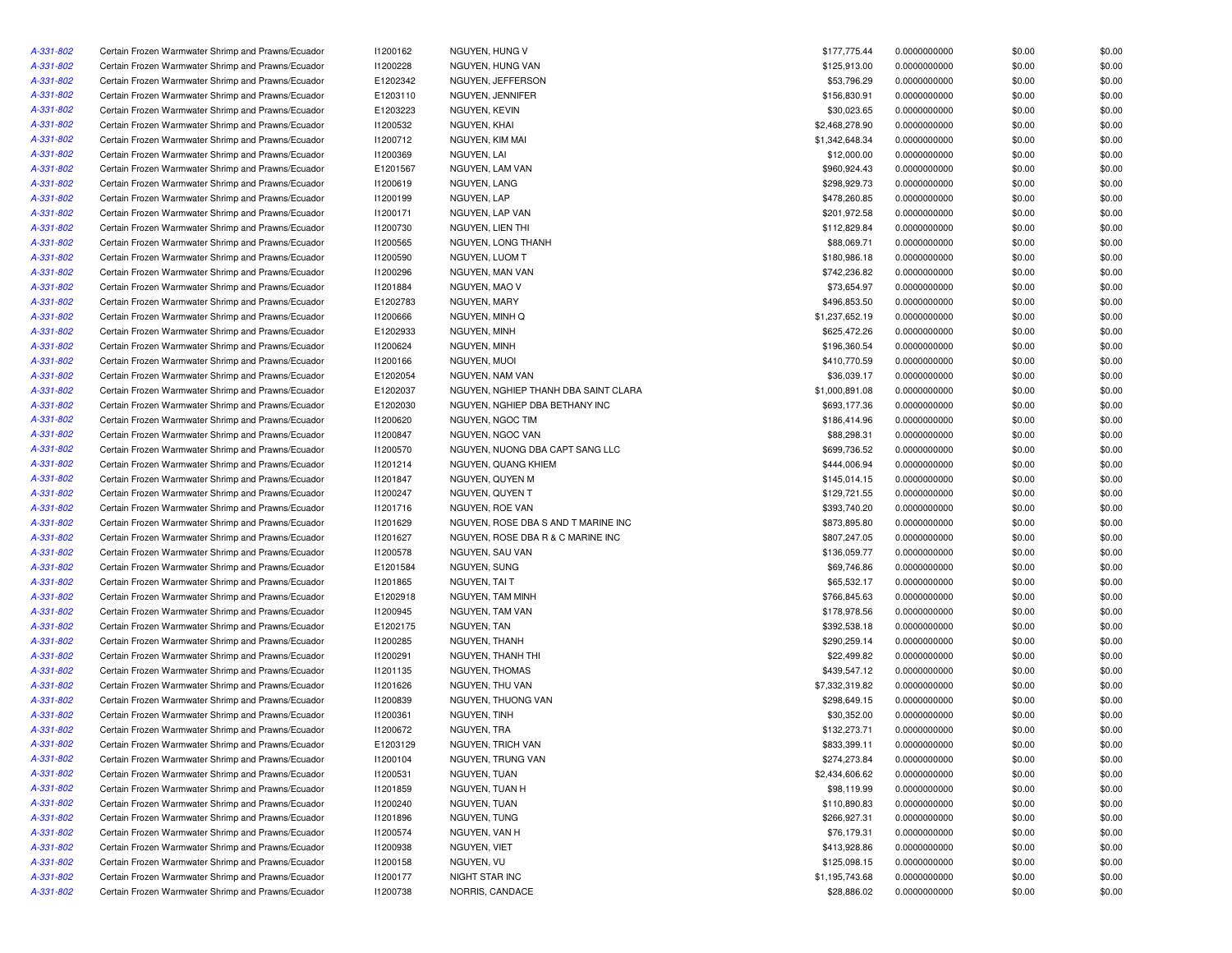| | | | | | | | |
|---|---|---|---|---|---|---|---|
| A-331-802 | Certain Frozen Warmwater Shrimp and Prawns/Ecuador | I1200162 | NGUYEN, HUNG V | $177,775.44 | 0.0000000000 | $0.00 | $0.00 |
| A-331-802 | Certain Frozen Warmwater Shrimp and Prawns/Ecuador | I1200228 | NGUYEN, HUNG VAN | $125,913.00 | 0.0000000000 | $0.00 | $0.00 |
| A-331-802 | Certain Frozen Warmwater Shrimp and Prawns/Ecuador | E1202342 | NGUYEN, JEFFERSON | $53,796.29 | 0.0000000000 | $0.00 | $0.00 |
| A-331-802 | Certain Frozen Warmwater Shrimp and Prawns/Ecuador | E1203110 | NGUYEN, JENNIFER | $156,830.91 | 0.0000000000 | $0.00 | $0.00 |
| A-331-802 | Certain Frozen Warmwater Shrimp and Prawns/Ecuador | E1203223 | NGUYEN, KEVIN | $30,023.65 | 0.0000000000 | $0.00 | $0.00 |
| A-331-802 | Certain Frozen Warmwater Shrimp and Prawns/Ecuador | I1200532 | NGUYEN, KHAI | $2,468,278.90 | 0.0000000000 | $0.00 | $0.00 |
| A-331-802 | Certain Frozen Warmwater Shrimp and Prawns/Ecuador | I1200712 | NGUYEN, KIM MAI | $1,342,648.34 | 0.0000000000 | $0.00 | $0.00 |
| A-331-802 | Certain Frozen Warmwater Shrimp and Prawns/Ecuador | I1200369 | NGUYEN, LAI | $12,000.00 | 0.0000000000 | $0.00 | $0.00 |
| A-331-802 | Certain Frozen Warmwater Shrimp and Prawns/Ecuador | E1201567 | NGUYEN, LAM VAN | $960,924.43 | 0.0000000000 | $0.00 | $0.00 |
| A-331-802 | Certain Frozen Warmwater Shrimp and Prawns/Ecuador | I1200619 | NGUYEN, LANG | $298,929.73 | 0.0000000000 | $0.00 | $0.00 |
| A-331-802 | Certain Frozen Warmwater Shrimp and Prawns/Ecuador | I1200199 | NGUYEN, LAP | $478,260.85 | 0.0000000000 | $0.00 | $0.00 |
| A-331-802 | Certain Frozen Warmwater Shrimp and Prawns/Ecuador | I1200171 | NGUYEN, LAP VAN | $201,972.58 | 0.0000000000 | $0.00 | $0.00 |
| A-331-802 | Certain Frozen Warmwater Shrimp and Prawns/Ecuador | I1200730 | NGUYEN, LIEN THI | $112,829.84 | 0.0000000000 | $0.00 | $0.00 |
| A-331-802 | Certain Frozen Warmwater Shrimp and Prawns/Ecuador | I1200565 | NGUYEN, LONG THANH | $88,069.71 | 0.0000000000 | $0.00 | $0.00 |
| A-331-802 | Certain Frozen Warmwater Shrimp and Prawns/Ecuador | I1200590 | NGUYEN, LUOM T | $180,986.18 | 0.0000000000 | $0.00 | $0.00 |
| A-331-802 | Certain Frozen Warmwater Shrimp and Prawns/Ecuador | I1200296 | NGUYEN, MAN VAN | $742,236.82 | 0.0000000000 | $0.00 | $0.00 |
| A-331-802 | Certain Frozen Warmwater Shrimp and Prawns/Ecuador | I1201884 | NGUYEN, MAO V | $73,654.97 | 0.0000000000 | $0.00 | $0.00 |
| A-331-802 | Certain Frozen Warmwater Shrimp and Prawns/Ecuador | E1202783 | NGUYEN, MARY | $496,853.50 | 0.0000000000 | $0.00 | $0.00 |
| A-331-802 | Certain Frozen Warmwater Shrimp and Prawns/Ecuador | I1200666 | NGUYEN, MINH Q | $1,237,652.19 | 0.0000000000 | $0.00 | $0.00 |
| A-331-802 | Certain Frozen Warmwater Shrimp and Prawns/Ecuador | E1202933 | NGUYEN, MINH | $625,472.26 | 0.0000000000 | $0.00 | $0.00 |
| A-331-802 | Certain Frozen Warmwater Shrimp and Prawns/Ecuador | I1200624 | NGUYEN, MINH | $196,360.54 | 0.0000000000 | $0.00 | $0.00 |
| A-331-802 | Certain Frozen Warmwater Shrimp and Prawns/Ecuador | I1200166 | NGUYEN, MUOI | $410,770.59 | 0.0000000000 | $0.00 | $0.00 |
| A-331-802 | Certain Frozen Warmwater Shrimp and Prawns/Ecuador | E1202054 | NGUYEN, NAM VAN | $36,039.17 | 0.0000000000 | $0.00 | $0.00 |
| A-331-802 | Certain Frozen Warmwater Shrimp and Prawns/Ecuador | E1202037 | NGUYEN, NGHIEP THANH DBA SAINT CLARA | $1,000,891.08 | 0.0000000000 | $0.00 | $0.00 |
| A-331-802 | Certain Frozen Warmwater Shrimp and Prawns/Ecuador | E1202030 | NGUYEN, NGHIEP DBA BETHANY INC | $693,177.36 | 0.0000000000 | $0.00 | $0.00 |
| A-331-802 | Certain Frozen Warmwater Shrimp and Prawns/Ecuador | I1200620 | NGUYEN, NGOC TIM | $186,414.96 | 0.0000000000 | $0.00 | $0.00 |
| A-331-802 | Certain Frozen Warmwater Shrimp and Prawns/Ecuador | I1200847 | NGUYEN, NGOC VAN | $88,298.31 | 0.0000000000 | $0.00 | $0.00 |
| A-331-802 | Certain Frozen Warmwater Shrimp and Prawns/Ecuador | I1200570 | NGUYEN, NUONG DBA CAPT SANG LLC | $699,736.52 | 0.0000000000 | $0.00 | $0.00 |
| A-331-802 | Certain Frozen Warmwater Shrimp and Prawns/Ecuador | I1201214 | NGUYEN, QUANG KHIEM | $444,006.94 | 0.0000000000 | $0.00 | $0.00 |
| A-331-802 | Certain Frozen Warmwater Shrimp and Prawns/Ecuador | I1201847 | NGUYEN, QUYEN M | $145,014.15 | 0.0000000000 | $0.00 | $0.00 |
| A-331-802 | Certain Frozen Warmwater Shrimp and Prawns/Ecuador | I1200247 | NGUYEN, QUYEN T | $129,721.55 | 0.0000000000 | $0.00 | $0.00 |
| A-331-802 | Certain Frozen Warmwater Shrimp and Prawns/Ecuador | I1201716 | NGUYEN, ROE VAN | $393,740.20 | 0.0000000000 | $0.00 | $0.00 |
| A-331-802 | Certain Frozen Warmwater Shrimp and Prawns/Ecuador | I1201629 | NGUYEN, ROSE DBA S AND T MARINE INC | $873,895.80 | 0.0000000000 | $0.00 | $0.00 |
| A-331-802 | Certain Frozen Warmwater Shrimp and Prawns/Ecuador | I1201627 | NGUYEN, ROSE DBA R & C MARINE INC | $807,247.05 | 0.0000000000 | $0.00 | $0.00 |
| A-331-802 | Certain Frozen Warmwater Shrimp and Prawns/Ecuador | I1200578 | NGUYEN, SAU VAN | $136,059.77 | 0.0000000000 | $0.00 | $0.00 |
| A-331-802 | Certain Frozen Warmwater Shrimp and Prawns/Ecuador | E1201584 | NGUYEN, SUNG | $69,746.86 | 0.0000000000 | $0.00 | $0.00 |
| A-331-802 | Certain Frozen Warmwater Shrimp and Prawns/Ecuador | I1201865 | NGUYEN, TAI T | $65,532.17 | 0.0000000000 | $0.00 | $0.00 |
| A-331-802 | Certain Frozen Warmwater Shrimp and Prawns/Ecuador | E1202918 | NGUYEN, TAM MINH | $766,845.63 | 0.0000000000 | $0.00 | $0.00 |
| A-331-802 | Certain Frozen Warmwater Shrimp and Prawns/Ecuador | I1200945 | NGUYEN, TAM VAN | $178,978.56 | 0.0000000000 | $0.00 | $0.00 |
| A-331-802 | Certain Frozen Warmwater Shrimp and Prawns/Ecuador | E1202175 | NGUYEN, TAN | $392,538.18 | 0.0000000000 | $0.00 | $0.00 |
| A-331-802 | Certain Frozen Warmwater Shrimp and Prawns/Ecuador | I1200285 | NGUYEN, THANH | $290,259.14 | 0.0000000000 | $0.00 | $0.00 |
| A-331-802 | Certain Frozen Warmwater Shrimp and Prawns/Ecuador | I1200291 | NGUYEN, THANH THI | $22,499.82 | 0.0000000000 | $0.00 | $0.00 |
| A-331-802 | Certain Frozen Warmwater Shrimp and Prawns/Ecuador | I1201135 | NGUYEN, THOMAS | $439,547.12 | 0.0000000000 | $0.00 | $0.00 |
| A-331-802 | Certain Frozen Warmwater Shrimp and Prawns/Ecuador | I1201626 | NGUYEN, THU VAN | $7,332,319.82 | 0.0000000000 | $0.00 | $0.00 |
| A-331-802 | Certain Frozen Warmwater Shrimp and Prawns/Ecuador | I1200839 | NGUYEN, THUONG VAN | $298,649.15 | 0.0000000000 | $0.00 | $0.00 |
| A-331-802 | Certain Frozen Warmwater Shrimp and Prawns/Ecuador | I1200361 | NGUYEN, TINH | $30,352.00 | 0.0000000000 | $0.00 | $0.00 |
| A-331-802 | Certain Frozen Warmwater Shrimp and Prawns/Ecuador | I1200672 | NGUYEN, TRA | $132,273.71 | 0.0000000000 | $0.00 | $0.00 |
| A-331-802 | Certain Frozen Warmwater Shrimp and Prawns/Ecuador | E1203129 | NGUYEN, TRICH VAN | $833,399.11 | 0.0000000000 | $0.00 | $0.00 |
| A-331-802 | Certain Frozen Warmwater Shrimp and Prawns/Ecuador | I1200104 | NGUYEN, TRUNG VAN | $274,273.84 | 0.0000000000 | $0.00 | $0.00 |
| A-331-802 | Certain Frozen Warmwater Shrimp and Prawns/Ecuador | I1200531 | NGUYEN, TUAN | $2,434,606.62 | 0.0000000000 | $0.00 | $0.00 |
| A-331-802 | Certain Frozen Warmwater Shrimp and Prawns/Ecuador | I1201859 | NGUYEN, TUAN H | $98,119.99 | 0.0000000000 | $0.00 | $0.00 |
| A-331-802 | Certain Frozen Warmwater Shrimp and Prawns/Ecuador | I1200240 | NGUYEN, TUAN | $110,890.83 | 0.0000000000 | $0.00 | $0.00 |
| A-331-802 | Certain Frozen Warmwater Shrimp and Prawns/Ecuador | I1201896 | NGUYEN, TUNG | $266,927.31 | 0.0000000000 | $0.00 | $0.00 |
| A-331-802 | Certain Frozen Warmwater Shrimp and Prawns/Ecuador | I1200574 | NGUYEN, VAN H | $76,179.31 | 0.0000000000 | $0.00 | $0.00 |
| A-331-802 | Certain Frozen Warmwater Shrimp and Prawns/Ecuador | I1200938 | NGUYEN, VIET | $413,928.86 | 0.0000000000 | $0.00 | $0.00 |
| A-331-802 | Certain Frozen Warmwater Shrimp and Prawns/Ecuador | I1200158 | NGUYEN, VU | $125,098.15 | 0.0000000000 | $0.00 | $0.00 |
| A-331-802 | Certain Frozen Warmwater Shrimp and Prawns/Ecuador | I1200177 | NIGHT STAR INC | $1,195,743.68 | 0.0000000000 | $0.00 | $0.00 |
| A-331-802 | Certain Frozen Warmwater Shrimp and Prawns/Ecuador | I1200738 | NORRIS, CANDACE | $28,886.02 | 0.0000000000 | $0.00 | $0.00 |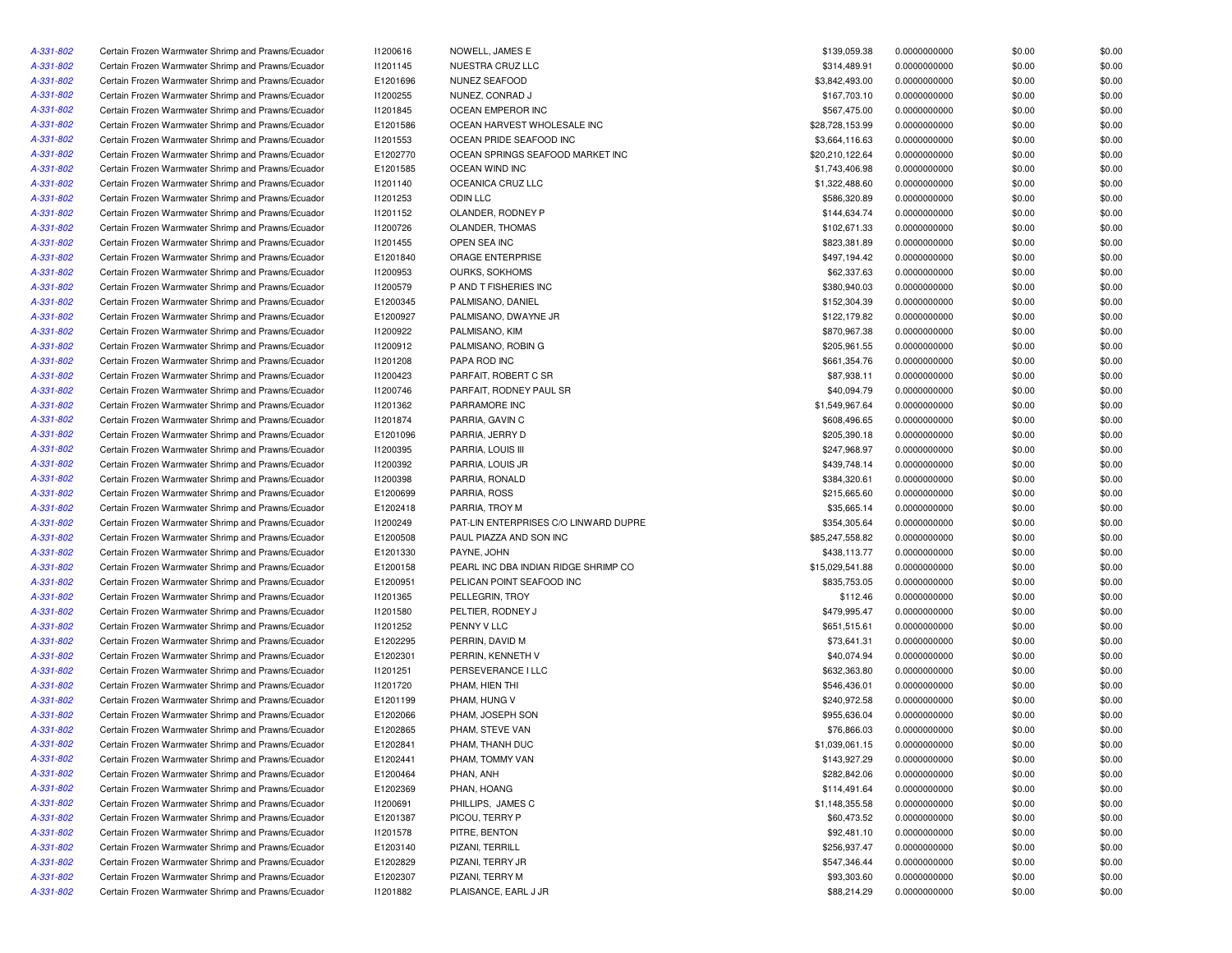| | | | | | | | |
|---|---|---|---|---|---|---|---|
| A-331-802 | Certain Frozen Warmwater Shrimp and Prawns/Ecuador | I1200616 | NOWELL, JAMES E | $139,059.38 | 0.0000000000 | $0.00 | $0.00 |
| A-331-802 | Certain Frozen Warmwater Shrimp and Prawns/Ecuador | I1201145 | NUESTRA CRUZ LLC | $314,489.91 | 0.0000000000 | $0.00 | $0.00 |
| A-331-802 | Certain Frozen Warmwater Shrimp and Prawns/Ecuador | E1201696 | NUNEZ SEAFOOD | $3,842,493.00 | 0.0000000000 | $0.00 | $0.00 |
| A-331-802 | Certain Frozen Warmwater Shrimp and Prawns/Ecuador | I1200255 | NUNEZ, CONRAD J | $167,703.10 | 0.0000000000 | $0.00 | $0.00 |
| A-331-802 | Certain Frozen Warmwater Shrimp and Prawns/Ecuador | I1201845 | OCEAN EMPEROR INC | $567,475.00 | 0.0000000000 | $0.00 | $0.00 |
| A-331-802 | Certain Frozen Warmwater Shrimp and Prawns/Ecuador | E1201586 | OCEAN HARVEST WHOLESALE INC | $28,728,153.99 | 0.0000000000 | $0.00 | $0.00 |
| A-331-802 | Certain Frozen Warmwater Shrimp and Prawns/Ecuador | I1201553 | OCEAN PRIDE SEAFOOD INC | $3,664,116.63 | 0.0000000000 | $0.00 | $0.00 |
| A-331-802 | Certain Frozen Warmwater Shrimp and Prawns/Ecuador | E1202770 | OCEAN SPRINGS SEAFOOD MARKET INC | $20,210,122.64 | 0.0000000000 | $0.00 | $0.00 |
| A-331-802 | Certain Frozen Warmwater Shrimp and Prawns/Ecuador | E1201585 | OCEAN WIND INC | $1,743,406.98 | 0.0000000000 | $0.00 | $0.00 |
| A-331-802 | Certain Frozen Warmwater Shrimp and Prawns/Ecuador | I1201140 | OCEANICA CRUZ LLC | $1,322,488.60 | 0.0000000000 | $0.00 | $0.00 |
| A-331-802 | Certain Frozen Warmwater Shrimp and Prawns/Ecuador | I1201253 | ODIN LLC | $586,320.89 | 0.0000000000 | $0.00 | $0.00 |
| A-331-802 | Certain Frozen Warmwater Shrimp and Prawns/Ecuador | I1201152 | OLANDER, RODNEY P | $144,634.74 | 0.0000000000 | $0.00 | $0.00 |
| A-331-802 | Certain Frozen Warmwater Shrimp and Prawns/Ecuador | I1200726 | OLANDER, THOMAS | $102,671.33 | 0.0000000000 | $0.00 | $0.00 |
| A-331-802 | Certain Frozen Warmwater Shrimp and Prawns/Ecuador | I1201455 | OPEN SEA INC | $823,381.89 | 0.0000000000 | $0.00 | $0.00 |
| A-331-802 | Certain Frozen Warmwater Shrimp and Prawns/Ecuador | E1201840 | ORAGE ENTERPRISE | $497,194.42 | 0.0000000000 | $0.00 | $0.00 |
| A-331-802 | Certain Frozen Warmwater Shrimp and Prawns/Ecuador | I1200953 | OURKS, SOKHOMS | $62,337.63 | 0.0000000000 | $0.00 | $0.00 |
| A-331-802 | Certain Frozen Warmwater Shrimp and Prawns/Ecuador | I1200579 | P AND T FISHERIES INC | $380,940.03 | 0.0000000000 | $0.00 | $0.00 |
| A-331-802 | Certain Frozen Warmwater Shrimp and Prawns/Ecuador | E1200345 | PALMISANO, DANIEL | $152,304.39 | 0.0000000000 | $0.00 | $0.00 |
| A-331-802 | Certain Frozen Warmwater Shrimp and Prawns/Ecuador | E1200927 | PALMISANO, DWAYNE JR | $122,179.82 | 0.0000000000 | $0.00 | $0.00 |
| A-331-802 | Certain Frozen Warmwater Shrimp and Prawns/Ecuador | I1200922 | PALMISANO, KIM | $870,967.38 | 0.0000000000 | $0.00 | $0.00 |
| A-331-802 | Certain Frozen Warmwater Shrimp and Prawns/Ecuador | I1200912 | PALMISANO, ROBIN G | $205,961.55 | 0.0000000000 | $0.00 | $0.00 |
| A-331-802 | Certain Frozen Warmwater Shrimp and Prawns/Ecuador | I1201208 | PAPA ROD INC | $661,354.76 | 0.0000000000 | $0.00 | $0.00 |
| A-331-802 | Certain Frozen Warmwater Shrimp and Prawns/Ecuador | I1200423 | PARFAIT, ROBERT C SR | $87,938.11 | 0.0000000000 | $0.00 | $0.00 |
| A-331-802 | Certain Frozen Warmwater Shrimp and Prawns/Ecuador | I1200746 | PARFAIT, RODNEY PAUL SR | $40,094.79 | 0.0000000000 | $0.00 | $0.00 |
| A-331-802 | Certain Frozen Warmwater Shrimp and Prawns/Ecuador | I1201362 | PARRAMORE INC | $1,549,967.64 | 0.0000000000 | $0.00 | $0.00 |
| A-331-802 | Certain Frozen Warmwater Shrimp and Prawns/Ecuador | I1201874 | PARRIA, GAVIN C | $608,496.65 | 0.0000000000 | $0.00 | $0.00 |
| A-331-802 | Certain Frozen Warmwater Shrimp and Prawns/Ecuador | E1201096 | PARRIA, JERRY D | $205,390.18 | 0.0000000000 | $0.00 | $0.00 |
| A-331-802 | Certain Frozen Warmwater Shrimp and Prawns/Ecuador | I1200395 | PARRIA, LOUIS III | $247,968.97 | 0.0000000000 | $0.00 | $0.00 |
| A-331-802 | Certain Frozen Warmwater Shrimp and Prawns/Ecuador | I1200392 | PARRIA, LOUIS JR | $439,748.14 | 0.0000000000 | $0.00 | $0.00 |
| A-331-802 | Certain Frozen Warmwater Shrimp and Prawns/Ecuador | I1200398 | PARRIA, RONALD | $384,320.61 | 0.0000000000 | $0.00 | $0.00 |
| A-331-802 | Certain Frozen Warmwater Shrimp and Prawns/Ecuador | E1200699 | PARRIA, ROSS | $215,665.60 | 0.0000000000 | $0.00 | $0.00 |
| A-331-802 | Certain Frozen Warmwater Shrimp and Prawns/Ecuador | E1202418 | PARRIA, TROY M | $35,665.14 | 0.0000000000 | $0.00 | $0.00 |
| A-331-802 | Certain Frozen Warmwater Shrimp and Prawns/Ecuador | I1200249 | PAT-LIN ENTERPRISES C/O LINWARD DUPRE | $354,305.64 | 0.0000000000 | $0.00 | $0.00 |
| A-331-802 | Certain Frozen Warmwater Shrimp and Prawns/Ecuador | E1200508 | PAUL PIAZZA AND SON INC | $85,247,558.82 | 0.0000000000 | $0.00 | $0.00 |
| A-331-802 | Certain Frozen Warmwater Shrimp and Prawns/Ecuador | E1201330 | PAYNE, JOHN | $438,113.77 | 0.0000000000 | $0.00 | $0.00 |
| A-331-802 | Certain Frozen Warmwater Shrimp and Prawns/Ecuador | E1200158 | PEARL INC DBA INDIAN RIDGE SHRIMP CO | $15,029,541.88 | 0.0000000000 | $0.00 | $0.00 |
| A-331-802 | Certain Frozen Warmwater Shrimp and Prawns/Ecuador | E1200951 | PELICAN POINT SEAFOOD INC | $835,753.05 | 0.0000000000 | $0.00 | $0.00 |
| A-331-802 | Certain Frozen Warmwater Shrimp and Prawns/Ecuador | I1201365 | PELLEGRIN, TROY | $112.46 | 0.0000000000 | $0.00 | $0.00 |
| A-331-802 | Certain Frozen Warmwater Shrimp and Prawns/Ecuador | I1201580 | PELTIER, RODNEY J | $479,995.47 | 0.0000000000 | $0.00 | $0.00 |
| A-331-802 | Certain Frozen Warmwater Shrimp and Prawns/Ecuador | I1201252 | PENNY V LLC | $651,515.61 | 0.0000000000 | $0.00 | $0.00 |
| A-331-802 | Certain Frozen Warmwater Shrimp and Prawns/Ecuador | E1202295 | PERRIN, DAVID M | $73,641.31 | 0.0000000000 | $0.00 | $0.00 |
| A-331-802 | Certain Frozen Warmwater Shrimp and Prawns/Ecuador | E1202301 | PERRIN, KENNETH V | $40,074.94 | 0.0000000000 | $0.00 | $0.00 |
| A-331-802 | Certain Frozen Warmwater Shrimp and Prawns/Ecuador | I1201251 | PERSEVERANCE I LLC | $632,363.80 | 0.0000000000 | $0.00 | $0.00 |
| A-331-802 | Certain Frozen Warmwater Shrimp and Prawns/Ecuador | I1201720 | PHAM, HIEN THI | $546,436.01 | 0.0000000000 | $0.00 | $0.00 |
| A-331-802 | Certain Frozen Warmwater Shrimp and Prawns/Ecuador | E1201199 | PHAM, HUNG V | $240,972.58 | 0.0000000000 | $0.00 | $0.00 |
| A-331-802 | Certain Frozen Warmwater Shrimp and Prawns/Ecuador | E1202066 | PHAM, JOSEPH SON | $955,636.04 | 0.0000000000 | $0.00 | $0.00 |
| A-331-802 | Certain Frozen Warmwater Shrimp and Prawns/Ecuador | E1202865 | PHAM, STEVE VAN | $76,866.03 | 0.0000000000 | $0.00 | $0.00 |
| A-331-802 | Certain Frozen Warmwater Shrimp and Prawns/Ecuador | E1202841 | PHAM, THANH DUC | $1,039,061.15 | 0.0000000000 | $0.00 | $0.00 |
| A-331-802 | Certain Frozen Warmwater Shrimp and Prawns/Ecuador | E1202441 | PHAM, TOMMY VAN | $143,927.29 | 0.0000000000 | $0.00 | $0.00 |
| A-331-802 | Certain Frozen Warmwater Shrimp and Prawns/Ecuador | E1200464 | PHAN, ANH | $282,842.06 | 0.0000000000 | $0.00 | $0.00 |
| A-331-802 | Certain Frozen Warmwater Shrimp and Prawns/Ecuador | E1202369 | PHAN, HOANG | $114,491.64 | 0.0000000000 | $0.00 | $0.00 |
| A-331-802 | Certain Frozen Warmwater Shrimp and Prawns/Ecuador | I1200691 | PHILLIPS, JAMES C | $1,148,355.58 | 0.0000000000 | $0.00 | $0.00 |
| A-331-802 | Certain Frozen Warmwater Shrimp and Prawns/Ecuador | E1201387 | PICOU, TERRY P | $60,473.52 | 0.0000000000 | $0.00 | $0.00 |
| A-331-802 | Certain Frozen Warmwater Shrimp and Prawns/Ecuador | I1201578 | PITRE, BENTON | $92,481.10 | 0.0000000000 | $0.00 | $0.00 |
| A-331-802 | Certain Frozen Warmwater Shrimp and Prawns/Ecuador | E1203140 | PIZANI, TERRILL | $256,937.47 | 0.0000000000 | $0.00 | $0.00 |
| A-331-802 | Certain Frozen Warmwater Shrimp and Prawns/Ecuador | E1202829 | PIZANI, TERRY JR | $547,346.44 | 0.0000000000 | $0.00 | $0.00 |
| A-331-802 | Certain Frozen Warmwater Shrimp and Prawns/Ecuador | E1202307 | PIZANI, TERRY M | $93,303.60 | 0.0000000000 | $0.00 | $0.00 |
| A-331-802 | Certain Frozen Warmwater Shrimp and Prawns/Ecuador | I1201882 | PLAISANCE, EARL J JR | $88,214.29 | 0.0000000000 | $0.00 | $0.00 |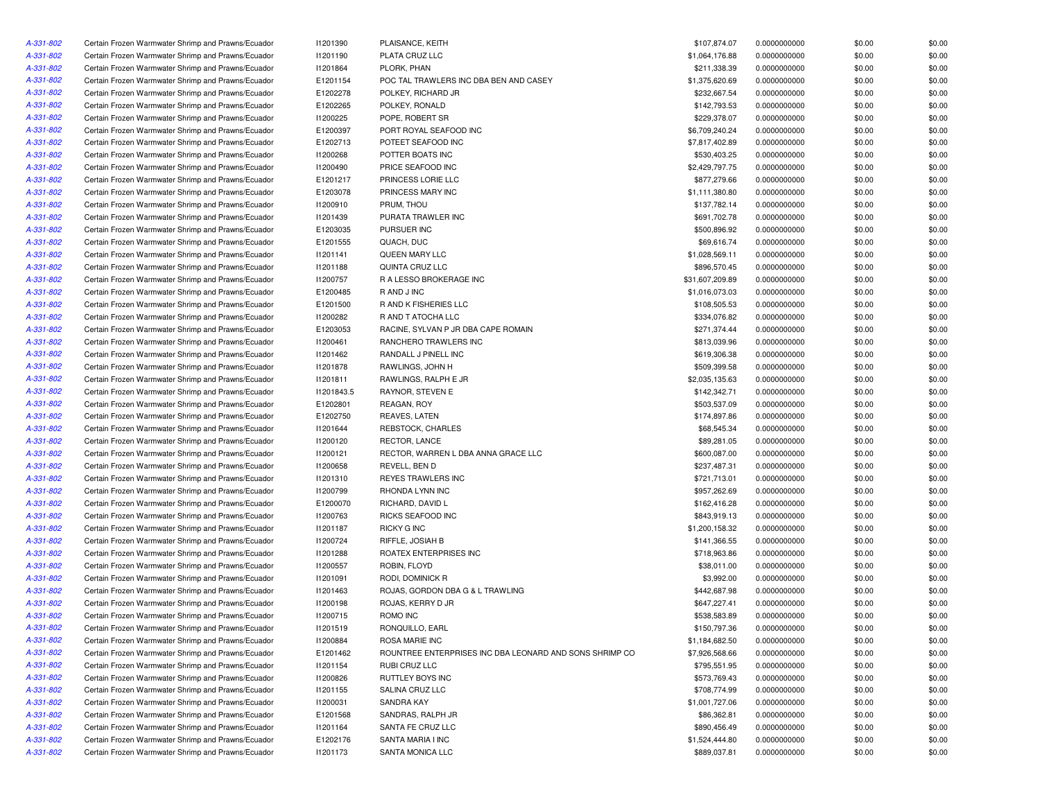| | | | | | | | |
|---|---|---|---|---|---|---|---|
| A-331-802 | Certain Frozen Warmwater Shrimp and Prawns/Ecuador | I1201390 | PLAISANCE, KEITH | $107,874.07 | 0.0000000000 | $0.00 | $0.00 |
| A-331-802 | Certain Frozen Warmwater Shrimp and Prawns/Ecuador | I1201190 | PLATA CRUZ LLC | $1,064,176.88 | 0.0000000000 | $0.00 | $0.00 |
| A-331-802 | Certain Frozen Warmwater Shrimp and Prawns/Ecuador | I1201864 | PLORK, PHAN | $211,338.39 | 0.0000000000 | $0.00 | $0.00 |
| A-331-802 | Certain Frozen Warmwater Shrimp and Prawns/Ecuador | E1201154 | POC TAL TRAWLERS INC DBA BEN AND CASEY | $1,375,620.69 | 0.0000000000 | $0.00 | $0.00 |
| A-331-802 | Certain Frozen Warmwater Shrimp and Prawns/Ecuador | E1202278 | POLKEY, RICHARD JR | $232,667.54 | 0.0000000000 | $0.00 | $0.00 |
| A-331-802 | Certain Frozen Warmwater Shrimp and Prawns/Ecuador | E1202265 | POLKEY, RONALD | $142,793.53 | 0.0000000000 | $0.00 | $0.00 |
| A-331-802 | Certain Frozen Warmwater Shrimp and Prawns/Ecuador | I1200225 | POPE, ROBERT SR | $229,378.07 | 0.0000000000 | $0.00 | $0.00 |
| A-331-802 | Certain Frozen Warmwater Shrimp and Prawns/Ecuador | E1200397 | PORT ROYAL SEAFOOD INC | $6,709,240.24 | 0.0000000000 | $0.00 | $0.00 |
| A-331-802 | Certain Frozen Warmwater Shrimp and Prawns/Ecuador | E1202713 | POTEET SEAFOOD INC | $7,817,402.89 | 0.0000000000 | $0.00 | $0.00 |
| A-331-802 | Certain Frozen Warmwater Shrimp and Prawns/Ecuador | I1200268 | POTTER BOATS INC | $530,403.25 | 0.0000000000 | $0.00 | $0.00 |
| A-331-802 | Certain Frozen Warmwater Shrimp and Prawns/Ecuador | I1200490 | PRICE SEAFOOD INC | $2,429,797.75 | 0.0000000000 | $0.00 | $0.00 |
| A-331-802 | Certain Frozen Warmwater Shrimp and Prawns/Ecuador | E1201217 | PRINCESS LORIE LLC | $877,279.66 | 0.0000000000 | $0.00 | $0.00 |
| A-331-802 | Certain Frozen Warmwater Shrimp and Prawns/Ecuador | E1203078 | PRINCESS MARY INC | $1,111,380.80 | 0.0000000000 | $0.00 | $0.00 |
| A-331-802 | Certain Frozen Warmwater Shrimp and Prawns/Ecuador | I1200910 | PRUM, THOU | $137,782.14 | 0.0000000000 | $0.00 | $0.00 |
| A-331-802 | Certain Frozen Warmwater Shrimp and Prawns/Ecuador | I1201439 | PURATA TRAWLER INC | $691,702.78 | 0.0000000000 | $0.00 | $0.00 |
| A-331-802 | Certain Frozen Warmwater Shrimp and Prawns/Ecuador | E1203035 | PURSUER INC | $500,896.92 | 0.0000000000 | $0.00 | $0.00 |
| A-331-802 | Certain Frozen Warmwater Shrimp and Prawns/Ecuador | E1201555 | QUACH, DUC | $69,616.74 | 0.0000000000 | $0.00 | $0.00 |
| A-331-802 | Certain Frozen Warmwater Shrimp and Prawns/Ecuador | I1201141 | QUEEN MARY LLC | $1,028,569.11 | 0.0000000000 | $0.00 | $0.00 |
| A-331-802 | Certain Frozen Warmwater Shrimp and Prawns/Ecuador | I1201188 | QUINTA CRUZ LLC | $896,570.45 | 0.0000000000 | $0.00 | $0.00 |
| A-331-802 | Certain Frozen Warmwater Shrimp and Prawns/Ecuador | I1200757 | R A LESSO BROKERAGE INC | $31,607,209.89 | 0.0000000000 | $0.00 | $0.00 |
| A-331-802 | Certain Frozen Warmwater Shrimp and Prawns/Ecuador | E1200485 | R AND J INC | $1,016,073.03 | 0.0000000000 | $0.00 | $0.00 |
| A-331-802 | Certain Frozen Warmwater Shrimp and Prawns/Ecuador | E1201500 | R AND K FISHERIES LLC | $108,505.53 | 0.0000000000 | $0.00 | $0.00 |
| A-331-802 | Certain Frozen Warmwater Shrimp and Prawns/Ecuador | I1200282 | R AND T ATOCHA LLC | $334,076.82 | 0.0000000000 | $0.00 | $0.00 |
| A-331-802 | Certain Frozen Warmwater Shrimp and Prawns/Ecuador | E1203053 | RACINE, SYLVAN P JR DBA CAPE ROMAIN | $271,374.44 | 0.0000000000 | $0.00 | $0.00 |
| A-331-802 | Certain Frozen Warmwater Shrimp and Prawns/Ecuador | I1200461 | RANCHERO TRAWLERS INC | $813,039.96 | 0.0000000000 | $0.00 | $0.00 |
| A-331-802 | Certain Frozen Warmwater Shrimp and Prawns/Ecuador | I1201462 | RANDALL J PINELL INC | $619,306.38 | 0.0000000000 | $0.00 | $0.00 |
| A-331-802 | Certain Frozen Warmwater Shrimp and Prawns/Ecuador | I1201878 | RAWLINGS, JOHN H | $509,399.58 | 0.0000000000 | $0.00 | $0.00 |
| A-331-802 | Certain Frozen Warmwater Shrimp and Prawns/Ecuador | I1201811 | RAWLINGS, RALPH E JR | $2,035,135.63 | 0.0000000000 | $0.00 | $0.00 |
| A-331-802 | Certain Frozen Warmwater Shrimp and Prawns/Ecuador | I1201843.5 | RAYNOR, STEVEN E | $142,342.71 | 0.0000000000 | $0.00 | $0.00 |
| A-331-802 | Certain Frozen Warmwater Shrimp and Prawns/Ecuador | E1202801 | REAGAN, ROY | $503,537.09 | 0.0000000000 | $0.00 | $0.00 |
| A-331-802 | Certain Frozen Warmwater Shrimp and Prawns/Ecuador | E1202750 | REAVES, LATEN | $174,897.86 | 0.0000000000 | $0.00 | $0.00 |
| A-331-802 | Certain Frozen Warmwater Shrimp and Prawns/Ecuador | I1201644 | REBSTOCK, CHARLES | $68,545.34 | 0.0000000000 | $0.00 | $0.00 |
| A-331-802 | Certain Frozen Warmwater Shrimp and Prawns/Ecuador | I1200120 | RECTOR, LANCE | $89,281.05 | 0.0000000000 | $0.00 | $0.00 |
| A-331-802 | Certain Frozen Warmwater Shrimp and Prawns/Ecuador | I1200121 | RECTOR, WARREN L DBA ANNA GRACE LLC | $600,087.00 | 0.0000000000 | $0.00 | $0.00 |
| A-331-802 | Certain Frozen Warmwater Shrimp and Prawns/Ecuador | I1200658 | REVELL, BEN D | $237,487.31 | 0.0000000000 | $0.00 | $0.00 |
| A-331-802 | Certain Frozen Warmwater Shrimp and Prawns/Ecuador | I1201310 | REYES TRAWLERS INC | $721,713.01 | 0.0000000000 | $0.00 | $0.00 |
| A-331-802 | Certain Frozen Warmwater Shrimp and Prawns/Ecuador | I1200799 | RHONDA LYNN INC | $957,262.69 | 0.0000000000 | $0.00 | $0.00 |
| A-331-802 | Certain Frozen Warmwater Shrimp and Prawns/Ecuador | E1200070 | RICHARD, DAVID L | $162,416.28 | 0.0000000000 | $0.00 | $0.00 |
| A-331-802 | Certain Frozen Warmwater Shrimp and Prawns/Ecuador | I1200763 | RICKS SEAFOOD INC | $843,919.13 | 0.0000000000 | $0.00 | $0.00 |
| A-331-802 | Certain Frozen Warmwater Shrimp and Prawns/Ecuador | I1201187 | RICKY G INC | $1,200,158.32 | 0.0000000000 | $0.00 | $0.00 |
| A-331-802 | Certain Frozen Warmwater Shrimp and Prawns/Ecuador | I1200724 | RIFFLE, JOSIAH B | $141,366.55 | 0.0000000000 | $0.00 | $0.00 |
| A-331-802 | Certain Frozen Warmwater Shrimp and Prawns/Ecuador | I1201288 | ROATEX ENTERPRISES INC | $718,963.86 | 0.0000000000 | $0.00 | $0.00 |
| A-331-802 | Certain Frozen Warmwater Shrimp and Prawns/Ecuador | I1200557 | ROBIN, FLOYD | $38,011.00 | 0.0000000000 | $0.00 | $0.00 |
| A-331-802 | Certain Frozen Warmwater Shrimp and Prawns/Ecuador | I1201091 | RODI, DOMINICK R | $3,992.00 | 0.0000000000 | $0.00 | $0.00 |
| A-331-802 | Certain Frozen Warmwater Shrimp and Prawns/Ecuador | I1201463 | ROJAS, GORDON DBA G & L TRAWLING | $442,687.98 | 0.0000000000 | $0.00 | $0.00 |
| A-331-802 | Certain Frozen Warmwater Shrimp and Prawns/Ecuador | I1200198 | ROJAS, KERRY D JR | $647,227.41 | 0.0000000000 | $0.00 | $0.00 |
| A-331-802 | Certain Frozen Warmwater Shrimp and Prawns/Ecuador | I1200715 | ROMO INC | $538,583.89 | 0.0000000000 | $0.00 | $0.00 |
| A-331-802 | Certain Frozen Warmwater Shrimp and Prawns/Ecuador | I1201519 | RONQUILLO, EARL | $150,797.36 | 0.0000000000 | $0.00 | $0.00 |
| A-331-802 | Certain Frozen Warmwater Shrimp and Prawns/Ecuador | I1200884 | ROSA MARIE INC | $1,184,682.50 | 0.0000000000 | $0.00 | $0.00 |
| A-331-802 | Certain Frozen Warmwater Shrimp and Prawns/Ecuador | E1201462 | ROUNTREE ENTERPRISES INC DBA LEONARD AND SONS SHRIMP CO | $7,926,568.66 | 0.0000000000 | $0.00 | $0.00 |
| A-331-802 | Certain Frozen Warmwater Shrimp and Prawns/Ecuador | I1201154 | RUBI CRUZ LLC | $795,551.95 | 0.0000000000 | $0.00 | $0.00 |
| A-331-802 | Certain Frozen Warmwater Shrimp and Prawns/Ecuador | I1200826 | RUTTLEY BOYS INC | $573,769.43 | 0.0000000000 | $0.00 | $0.00 |
| A-331-802 | Certain Frozen Warmwater Shrimp and Prawns/Ecuador | I1201155 | SALINA CRUZ LLC | $708,774.99 | 0.0000000000 | $0.00 | $0.00 |
| A-331-802 | Certain Frozen Warmwater Shrimp and Prawns/Ecuador | I1200031 | SANDRA KAY | $1,001,727.06 | 0.0000000000 | $0.00 | $0.00 |
| A-331-802 | Certain Frozen Warmwater Shrimp and Prawns/Ecuador | E1201568 | SANDRAS, RALPH JR | $86,362.81 | 0.0000000000 | $0.00 | $0.00 |
| A-331-802 | Certain Frozen Warmwater Shrimp and Prawns/Ecuador | I1201164 | SANTA FE CRUZ LLC | $890,456.49 | 0.0000000000 | $0.00 | $0.00 |
| A-331-802 | Certain Frozen Warmwater Shrimp and Prawns/Ecuador | E1202176 | SANTA MARIA I INC | $1,524,444.80 | 0.0000000000 | $0.00 | $0.00 |
| A-331-802 | Certain Frozen Warmwater Shrimp and Prawns/Ecuador | I1201173 | SANTA MONICA LLC | $889,037.81 | 0.0000000000 | $0.00 | $0.00 |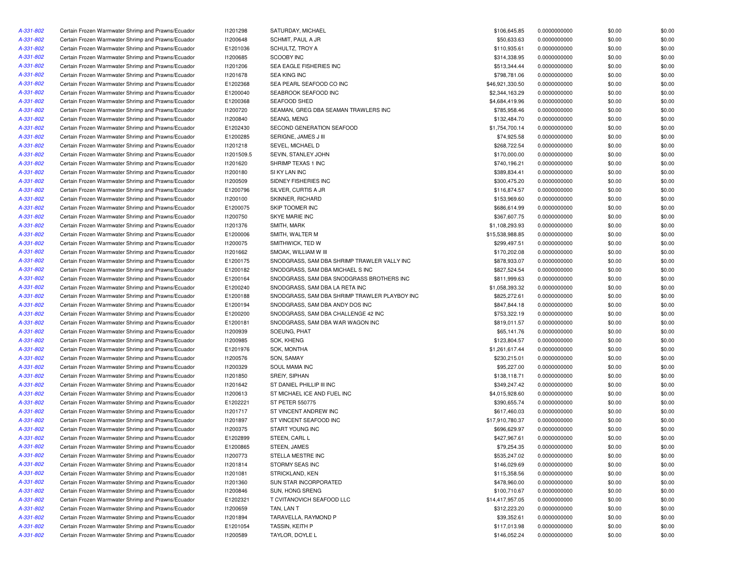| | | | | | | | |
|---|---|---|---|---|---|---|---|
| A-331-802 | Certain Frozen Warmwater Shrimp and Prawns/Ecuador | I1201298 | SATURDAY, MICHAEL | $106,645.85 | 0.0000000000 | $0.00 | $0.00 |
| A-331-802 | Certain Frozen Warmwater Shrimp and Prawns/Ecuador | I1200648 | SCHMIT, PAUL A JR | $50,633.63 | 0.0000000000 | $0.00 | $0.00 |
| A-331-802 | Certain Frozen Warmwater Shrimp and Prawns/Ecuador | E1201036 | SCHULTZ, TROY A | $110,935.61 | 0.0000000000 | $0.00 | $0.00 |
| A-331-802 | Certain Frozen Warmwater Shrimp and Prawns/Ecuador | I1200685 | SCOOBY INC | $314,338.95 | 0.0000000000 | $0.00 | $0.00 |
| A-331-802 | Certain Frozen Warmwater Shrimp and Prawns/Ecuador | I1201206 | SEA EAGLE FISHERIES INC | $513,344.44 | 0.0000000000 | $0.00 | $0.00 |
| A-331-802 | Certain Frozen Warmwater Shrimp and Prawns/Ecuador | I1201678 | SEA KING INC | $798,781.06 | 0.0000000000 | $0.00 | $0.00 |
| A-331-802 | Certain Frozen Warmwater Shrimp and Prawns/Ecuador | E1202368 | SEA PEARL SEAFOOD CO INC | $46,921,330.50 | 0.0000000000 | $0.00 | $0.00 |
| A-331-802 | Certain Frozen Warmwater Shrimp and Prawns/Ecuador | E1200040 | SEABROOK SEAFOOD INC | $2,344,163.29 | 0.0000000000 | $0.00 | $0.00 |
| A-331-802 | Certain Frozen Warmwater Shrimp and Prawns/Ecuador | E1200368 | SEAFOOD SHED | $4,684,419.96 | 0.0000000000 | $0.00 | $0.00 |
| A-331-802 | Certain Frozen Warmwater Shrimp and Prawns/Ecuador | I1200720 | SEAMAN, GREG DBA SEAMAN TRAWLERS INC | $785,958.46 | 0.0000000000 | $0.00 | $0.00 |
| A-331-802 | Certain Frozen Warmwater Shrimp and Prawns/Ecuador | I1200840 | SEANG, MENG | $132,484.70 | 0.0000000000 | $0.00 | $0.00 |
| A-331-802 | Certain Frozen Warmwater Shrimp and Prawns/Ecuador | E1202430 | SECOND GENERATION SEAFOOD | $1,754,700.14 | 0.0000000000 | $0.00 | $0.00 |
| A-331-802 | Certain Frozen Warmwater Shrimp and Prawns/Ecuador | E1200285 | SERIGNE, JAMES J III | $74,925.58 | 0.0000000000 | $0.00 | $0.00 |
| A-331-802 | Certain Frozen Warmwater Shrimp and Prawns/Ecuador | I1201218 | SEVEL, MICHAEL D | $268,722.54 | 0.0000000000 | $0.00 | $0.00 |
| A-331-802 | Certain Frozen Warmwater Shrimp and Prawns/Ecuador | I1201509.5 | SEVIN, STANLEY JOHN | $170,000.00 | 0.0000000000 | $0.00 | $0.00 |
| A-331-802 | Certain Frozen Warmwater Shrimp and Prawns/Ecuador | I1201620 | SHRIMP TEXAS 1 INC | $740,196.21 | 0.0000000000 | $0.00 | $0.00 |
| A-331-802 | Certain Frozen Warmwater Shrimp and Prawns/Ecuador | I1200180 | SI KY LAN INC | $389,834.41 | 0.0000000000 | $0.00 | $0.00 |
| A-331-802 | Certain Frozen Warmwater Shrimp and Prawns/Ecuador | I1200509 | SIDNEY FISHERIES INC | $300,475.20 | 0.0000000000 | $0.00 | $0.00 |
| A-331-802 | Certain Frozen Warmwater Shrimp and Prawns/Ecuador | E1200796 | SILVER, CURTIS A JR | $116,874.57 | 0.0000000000 | $0.00 | $0.00 |
| A-331-802 | Certain Frozen Warmwater Shrimp and Prawns/Ecuador | I1200100 | SKINNER, RICHARD | $153,969.60 | 0.0000000000 | $0.00 | $0.00 |
| A-331-802 | Certain Frozen Warmwater Shrimp and Prawns/Ecuador | E1200075 | SKIP TOOMER INC | $686,614.99 | 0.0000000000 | $0.00 | $0.00 |
| A-331-802 | Certain Frozen Warmwater Shrimp and Prawns/Ecuador | I1200750 | SKYE MARIE INC | $367,607.75 | 0.0000000000 | $0.00 | $0.00 |
| A-331-802 | Certain Frozen Warmwater Shrimp and Prawns/Ecuador | I1201376 | SMITH, MARK | $1,108,293.93 | 0.0000000000 | $0.00 | $0.00 |
| A-331-802 | Certain Frozen Warmwater Shrimp and Prawns/Ecuador | E1200006 | SMITH, WALTER M | $15,538,988.85 | 0.0000000000 | $0.00 | $0.00 |
| A-331-802 | Certain Frozen Warmwater Shrimp and Prawns/Ecuador | I1200075 | SMITHWICK, TED W | $299,497.51 | 0.0000000000 | $0.00 | $0.00 |
| A-331-802 | Certain Frozen Warmwater Shrimp and Prawns/Ecuador | I1201662 | SMOAK, WILLIAM W III | $170,202.08 | 0.0000000000 | $0.00 | $0.00 |
| A-331-802 | Certain Frozen Warmwater Shrimp and Prawns/Ecuador | E1200175 | SNODGRASS, SAM DBA SHRIMP TRAWLER VALLY INC | $878,933.07 | 0.0000000000 | $0.00 | $0.00 |
| A-331-802 | Certain Frozen Warmwater Shrimp and Prawns/Ecuador | E1200182 | SNODGRASS, SAM DBA MICHAEL S INC | $827,524.54 | 0.0000000000 | $0.00 | $0.00 |
| A-331-802 | Certain Frozen Warmwater Shrimp and Prawns/Ecuador | E1200164 | SNODGRASS, SAM DBA SNODGRASS BROTHERS INC | $811,999.63 | 0.0000000000 | $0.00 | $0.00 |
| A-331-802 | Certain Frozen Warmwater Shrimp and Prawns/Ecuador | E1200240 | SNODGRASS, SAM DBA LA RETA INC | $1,058,393.32 | 0.0000000000 | $0.00 | $0.00 |
| A-331-802 | Certain Frozen Warmwater Shrimp and Prawns/Ecuador | E1200188 | SNODGRASS, SAM DBA SHRIMP TRAWLER PLAYBOY INC | $825,272.61 | 0.0000000000 | $0.00 | $0.00 |
| A-331-802 | Certain Frozen Warmwater Shrimp and Prawns/Ecuador | E1200194 | SNODGRASS, SAM DBA ANDY DOS INC | $847,844.18 | 0.0000000000 | $0.00 | $0.00 |
| A-331-802 | Certain Frozen Warmwater Shrimp and Prawns/Ecuador | E1200200 | SNODGRASS, SAM DBA CHALLENGE 42 INC | $753,322.19 | 0.0000000000 | $0.00 | $0.00 |
| A-331-802 | Certain Frozen Warmwater Shrimp and Prawns/Ecuador | E1200181 | SNODGRASS, SAM DBA WAR WAGON INC | $819,011.57 | 0.0000000000 | $0.00 | $0.00 |
| A-331-802 | Certain Frozen Warmwater Shrimp and Prawns/Ecuador | I1200939 | SOEUNG, PHAT | $65,141.76 | 0.0000000000 | $0.00 | $0.00 |
| A-331-802 | Certain Frozen Warmwater Shrimp and Prawns/Ecuador | I1200985 | SOK, KHENG | $123,804.57 | 0.0000000000 | $0.00 | $0.00 |
| A-331-802 | Certain Frozen Warmwater Shrimp and Prawns/Ecuador | E1201976 | SOK, MONTHA | $1,261,617.44 | 0.0000000000 | $0.00 | $0.00 |
| A-331-802 | Certain Frozen Warmwater Shrimp and Prawns/Ecuador | I1200576 | SON, SAMAY | $230,215.01 | 0.0000000000 | $0.00 | $0.00 |
| A-331-802 | Certain Frozen Warmwater Shrimp and Prawns/Ecuador | I1200329 | SOUL MAMA INC | $95,227.00 | 0.0000000000 | $0.00 | $0.00 |
| A-331-802 | Certain Frozen Warmwater Shrimp and Prawns/Ecuador | I1201850 | SREIY, SIPHAN | $138,118.71 | 0.0000000000 | $0.00 | $0.00 |
| A-331-802 | Certain Frozen Warmwater Shrimp and Prawns/Ecuador | I1201642 | ST DANIEL PHILLIP III INC | $349,247.42 | 0.0000000000 | $0.00 | $0.00 |
| A-331-802 | Certain Frozen Warmwater Shrimp and Prawns/Ecuador | I1200613 | ST MICHAEL ICE AND FUEL INC | $4,015,928.60 | 0.0000000000 | $0.00 | $0.00 |
| A-331-802 | Certain Frozen Warmwater Shrimp and Prawns/Ecuador | E1202221 | ST PETER 550775 | $390,655.74 | 0.0000000000 | $0.00 | $0.00 |
| A-331-802 | Certain Frozen Warmwater Shrimp and Prawns/Ecuador | I1201717 | ST VINCENT ANDREW INC | $617,460.03 | 0.0000000000 | $0.00 | $0.00 |
| A-331-802 | Certain Frozen Warmwater Shrimp and Prawns/Ecuador | I1201897 | ST VINCENT SEAFOOD INC | $17,910,780.37 | 0.0000000000 | $0.00 | $0.00 |
| A-331-802 | Certain Frozen Warmwater Shrimp and Prawns/Ecuador | I1200375 | START YOUNG INC | $696,629.97 | 0.0000000000 | $0.00 | $0.00 |
| A-331-802 | Certain Frozen Warmwater Shrimp and Prawns/Ecuador | E1202899 | STEEN, CARL L | $427,967.61 | 0.0000000000 | $0.00 | $0.00 |
| A-331-802 | Certain Frozen Warmwater Shrimp and Prawns/Ecuador | E1200865 | STEEN, JAMES | $79,254.35 | 0.0000000000 | $0.00 | $0.00 |
| A-331-802 | Certain Frozen Warmwater Shrimp and Prawns/Ecuador | I1200773 | STELLA MESTRE INC | $535,247.02 | 0.0000000000 | $0.00 | $0.00 |
| A-331-802 | Certain Frozen Warmwater Shrimp and Prawns/Ecuador | I1201814 | STORMY SEAS INC | $146,029.69 | 0.0000000000 | $0.00 | $0.00 |
| A-331-802 | Certain Frozen Warmwater Shrimp and Prawns/Ecuador | I1201081 | STRICKLAND, KEN | $115,358.56 | 0.0000000000 | $0.00 | $0.00 |
| A-331-802 | Certain Frozen Warmwater Shrimp and Prawns/Ecuador | I1201360 | SUN STAR INCORPORATED | $478,960.00 | 0.0000000000 | $0.00 | $0.00 |
| A-331-802 | Certain Frozen Warmwater Shrimp and Prawns/Ecuador | I1200846 | SUN, HONG SRENG | $100,710.67 | 0.0000000000 | $0.00 | $0.00 |
| A-331-802 | Certain Frozen Warmwater Shrimp and Prawns/Ecuador | E1202321 | T CVITANOVICH SEAFOOD LLC | $14,417,957.05 | 0.0000000000 | $0.00 | $0.00 |
| A-331-802 | Certain Frozen Warmwater Shrimp and Prawns/Ecuador | I1200659 | TAN, LAN T | $312,223.20 | 0.0000000000 | $0.00 | $0.00 |
| A-331-802 | Certain Frozen Warmwater Shrimp and Prawns/Ecuador | I1201894 | TARAVELLA, RAYMOND P | $39,352.61 | 0.0000000000 | $0.00 | $0.00 |
| A-331-802 | Certain Frozen Warmwater Shrimp and Prawns/Ecuador | E1201054 | TASSIN, KEITH P | $117,013.98 | 0.0000000000 | $0.00 | $0.00 |
| A-331-802 | Certain Frozen Warmwater Shrimp and Prawns/Ecuador | I1200589 | TAYLOR, DOYLE L | $146,052.24 | 0.0000000000 | $0.00 | $0.00 |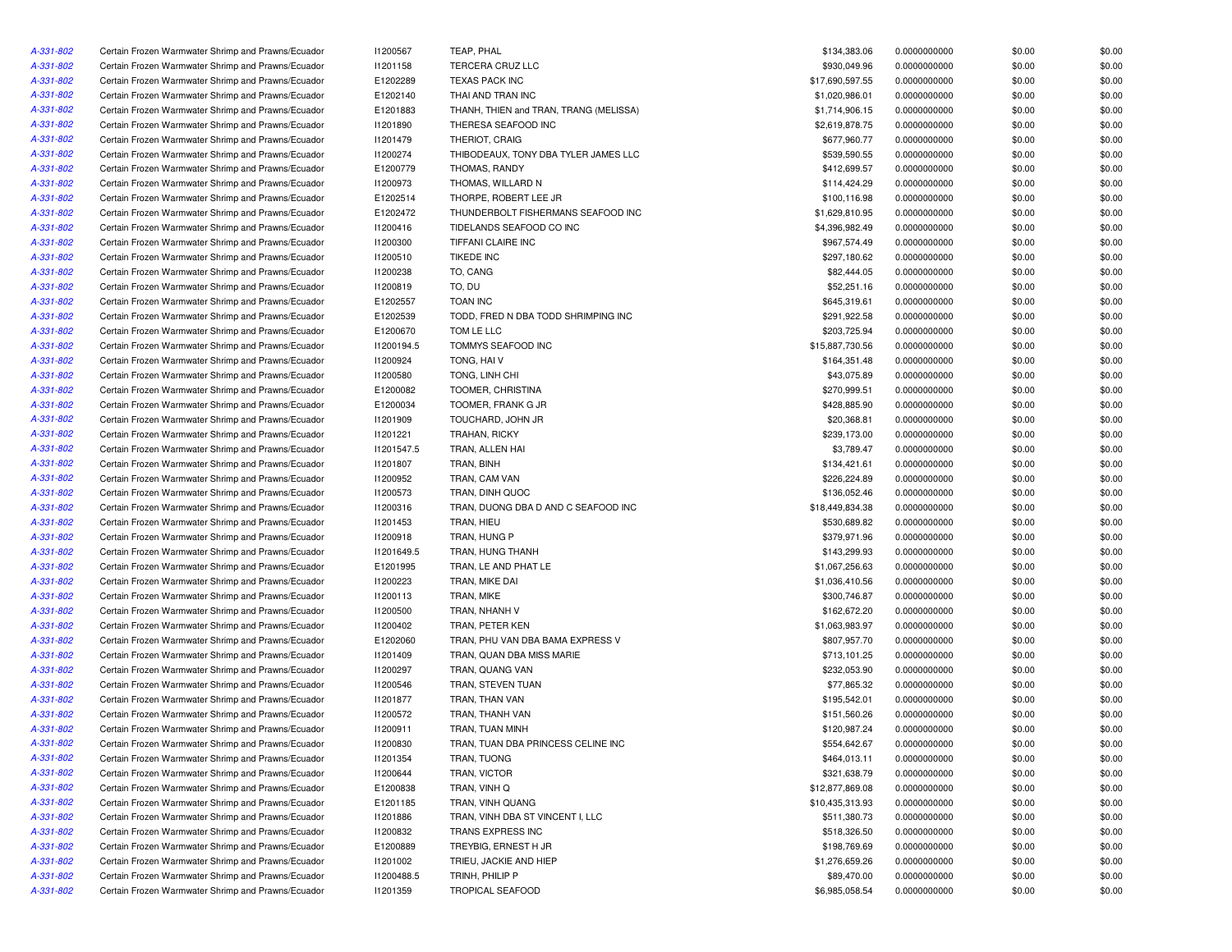| | | | | | | | |
|---|---|---|---|---|---|---|---|
| A-331-802 | Certain Frozen Warmwater Shrimp and Prawns/Ecuador | I1200567 | TEAP, PHAL | $134,383.06 | 0.0000000000 | $0.00 | $0.00 |
| A-331-802 | Certain Frozen Warmwater Shrimp and Prawns/Ecuador | I1201158 | TERCERA CRUZ LLC | $930,049.96 | 0.0000000000 | $0.00 | $0.00 |
| A-331-802 | Certain Frozen Warmwater Shrimp and Prawns/Ecuador | E1202289 | TEXAS PACK INC | $17,690,597.55 | 0.0000000000 | $0.00 | $0.00 |
| A-331-802 | Certain Frozen Warmwater Shrimp and Prawns/Ecuador | E1202140 | THAI AND TRAN INC | $1,020,986.01 | 0.0000000000 | $0.00 | $0.00 |
| A-331-802 | Certain Frozen Warmwater Shrimp and Prawns/Ecuador | E1201883 | THANH, THIEN and TRAN, TRANG (MELISSA) | $1,714,906.15 | 0.0000000000 | $0.00 | $0.00 |
| A-331-802 | Certain Frozen Warmwater Shrimp and Prawns/Ecuador | I1201890 | THERESA SEAFOOD INC | $2,619,878.75 | 0.0000000000 | $0.00 | $0.00 |
| A-331-802 | Certain Frozen Warmwater Shrimp and Prawns/Ecuador | I1201479 | THERIOT, CRAIG | $677,960.77 | 0.0000000000 | $0.00 | $0.00 |
| A-331-802 | Certain Frozen Warmwater Shrimp and Prawns/Ecuador | I1200274 | THIBODEAUX, TONY DBA TYLER JAMES LLC | $539,590.55 | 0.0000000000 | $0.00 | $0.00 |
| A-331-802 | Certain Frozen Warmwater Shrimp and Prawns/Ecuador | E1200779 | THOMAS, RANDY | $412,699.57 | 0.0000000000 | $0.00 | $0.00 |
| A-331-802 | Certain Frozen Warmwater Shrimp and Prawns/Ecuador | I1200973 | THOMAS, WILLARD N | $114,424.29 | 0.0000000000 | $0.00 | $0.00 |
| A-331-802 | Certain Frozen Warmwater Shrimp and Prawns/Ecuador | E1202514 | THORPE, ROBERT LEE JR | $100,116.98 | 0.0000000000 | $0.00 | $0.00 |
| A-331-802 | Certain Frozen Warmwater Shrimp and Prawns/Ecuador | E1202472 | THUNDERBOLT FISHERMANS SEAFOOD INC | $1,629,810.95 | 0.0000000000 | $0.00 | $0.00 |
| A-331-802 | Certain Frozen Warmwater Shrimp and Prawns/Ecuador | I1200416 | TIDELANDS SEAFOOD CO INC | $4,396,982.49 | 0.0000000000 | $0.00 | $0.00 |
| A-331-802 | Certain Frozen Warmwater Shrimp and Prawns/Ecuador | I1200300 | TIFFANI CLAIRE INC | $967,574.49 | 0.0000000000 | $0.00 | $0.00 |
| A-331-802 | Certain Frozen Warmwater Shrimp and Prawns/Ecuador | I1200510 | TIKEDE INC | $297,180.62 | 0.0000000000 | $0.00 | $0.00 |
| A-331-802 | Certain Frozen Warmwater Shrimp and Prawns/Ecuador | I1200238 | TO, CANG | $82,444.05 | 0.0000000000 | $0.00 | $0.00 |
| A-331-802 | Certain Frozen Warmwater Shrimp and Prawns/Ecuador | I1200819 | TO, DU | $52,251.16 | 0.0000000000 | $0.00 | $0.00 |
| A-331-802 | Certain Frozen Warmwater Shrimp and Prawns/Ecuador | E1202557 | TOAN INC | $645,319.61 | 0.0000000000 | $0.00 | $0.00 |
| A-331-802 | Certain Frozen Warmwater Shrimp and Prawns/Ecuador | E1202539 | TODD, FRED N DBA TODD SHRIMPING INC | $291,922.58 | 0.0000000000 | $0.00 | $0.00 |
| A-331-802 | Certain Frozen Warmwater Shrimp and Prawns/Ecuador | E1200670 | TOM LE LLC | $203,725.94 | 0.0000000000 | $0.00 | $0.00 |
| A-331-802 | Certain Frozen Warmwater Shrimp and Prawns/Ecuador | I1200194.5 | TOMMYS SEAFOOD INC | $15,887,730.56 | 0.0000000000 | $0.00 | $0.00 |
| A-331-802 | Certain Frozen Warmwater Shrimp and Prawns/Ecuador | I1200924 | TONG, HAI V | $164,351.48 | 0.0000000000 | $0.00 | $0.00 |
| A-331-802 | Certain Frozen Warmwater Shrimp and Prawns/Ecuador | I1200580 | TONG, LINH CHI | $43,075.89 | 0.0000000000 | $0.00 | $0.00 |
| A-331-802 | Certain Frozen Warmwater Shrimp and Prawns/Ecuador | E1200082 | TOOMER, CHRISTINA | $270,999.51 | 0.0000000000 | $0.00 | $0.00 |
| A-331-802 | Certain Frozen Warmwater Shrimp and Prawns/Ecuador | E1200034 | TOOMER, FRANK G JR | $428,885.90 | 0.0000000000 | $0.00 | $0.00 |
| A-331-802 | Certain Frozen Warmwater Shrimp and Prawns/Ecuador | I1201909 | TOUCHARD, JOHN JR | $20,368.81 | 0.0000000000 | $0.00 | $0.00 |
| A-331-802 | Certain Frozen Warmwater Shrimp and Prawns/Ecuador | I1201221 | TRAHAN, RICKY | $239,173.00 | 0.0000000000 | $0.00 | $0.00 |
| A-331-802 | Certain Frozen Warmwater Shrimp and Prawns/Ecuador | I1201547.5 | TRAN, ALLEN HAI | $3,789.47 | 0.0000000000 | $0.00 | $0.00 |
| A-331-802 | Certain Frozen Warmwater Shrimp and Prawns/Ecuador | I1201807 | TRAN, BINH | $134,421.61 | 0.0000000000 | $0.00 | $0.00 |
| A-331-802 | Certain Frozen Warmwater Shrimp and Prawns/Ecuador | I1200952 | TRAN, CAM VAN | $226,224.89 | 0.0000000000 | $0.00 | $0.00 |
| A-331-802 | Certain Frozen Warmwater Shrimp and Prawns/Ecuador | I1200573 | TRAN, DINH QUOC | $136,052.46 | 0.0000000000 | $0.00 | $0.00 |
| A-331-802 | Certain Frozen Warmwater Shrimp and Prawns/Ecuador | I1200316 | TRAN, DUONG DBA D AND C SEAFOOD INC | $18,449,834.38 | 0.0000000000 | $0.00 | $0.00 |
| A-331-802 | Certain Frozen Warmwater Shrimp and Prawns/Ecuador | I1201453 | TRAN, HIEU | $530,689.82 | 0.0000000000 | $0.00 | $0.00 |
| A-331-802 | Certain Frozen Warmwater Shrimp and Prawns/Ecuador | I1200918 | TRAN, HUNG P | $379,971.96 | 0.0000000000 | $0.00 | $0.00 |
| A-331-802 | Certain Frozen Warmwater Shrimp and Prawns/Ecuador | I1201649.5 | TRAN, HUNG THANH | $143,299.93 | 0.0000000000 | $0.00 | $0.00 |
| A-331-802 | Certain Frozen Warmwater Shrimp and Prawns/Ecuador | E1201995 | TRAN, LE AND PHAT LE | $1,067,256.63 | 0.0000000000 | $0.00 | $0.00 |
| A-331-802 | Certain Frozen Warmwater Shrimp and Prawns/Ecuador | I1200223 | TRAN, MIKE DAI | $1,036,410.56 | 0.0000000000 | $0.00 | $0.00 |
| A-331-802 | Certain Frozen Warmwater Shrimp and Prawns/Ecuador | I1200113 | TRAN, MIKE | $300,746.87 | 0.0000000000 | $0.00 | $0.00 |
| A-331-802 | Certain Frozen Warmwater Shrimp and Prawns/Ecuador | I1200500 | TRAN, NHANH V | $162,672.20 | 0.0000000000 | $0.00 | $0.00 |
| A-331-802 | Certain Frozen Warmwater Shrimp and Prawns/Ecuador | I1200402 | TRAN, PETER KEN | $1,063,983.97 | 0.0000000000 | $0.00 | $0.00 |
| A-331-802 | Certain Frozen Warmwater Shrimp and Prawns/Ecuador | E1202060 | TRAN, PHU VAN DBA BAMA EXPRESS V | $807,957.70 | 0.0000000000 | $0.00 | $0.00 |
| A-331-802 | Certain Frozen Warmwater Shrimp and Prawns/Ecuador | I1201409 | TRAN, QUAN DBA MISS MARIE | $713,101.25 | 0.0000000000 | $0.00 | $0.00 |
| A-331-802 | Certain Frozen Warmwater Shrimp and Prawns/Ecuador | I1200297 | TRAN, QUANG VAN | $232,053.90 | 0.0000000000 | $0.00 | $0.00 |
| A-331-802 | Certain Frozen Warmwater Shrimp and Prawns/Ecuador | I1200546 | TRAN, STEVEN TUAN | $77,865.32 | 0.0000000000 | $0.00 | $0.00 |
| A-331-802 | Certain Frozen Warmwater Shrimp and Prawns/Ecuador | I1201877 | TRAN, THAN VAN | $195,542.01 | 0.0000000000 | $0.00 | $0.00 |
| A-331-802 | Certain Frozen Warmwater Shrimp and Prawns/Ecuador | I1200572 | TRAN, THANH VAN | $151,560.26 | 0.0000000000 | $0.00 | $0.00 |
| A-331-802 | Certain Frozen Warmwater Shrimp and Prawns/Ecuador | I1200911 | TRAN, TUAN MINH | $120,987.24 | 0.0000000000 | $0.00 | $0.00 |
| A-331-802 | Certain Frozen Warmwater Shrimp and Prawns/Ecuador | I1200830 | TRAN, TUAN DBA PRINCESS CELINE INC | $554,642.67 | 0.0000000000 | $0.00 | $0.00 |
| A-331-802 | Certain Frozen Warmwater Shrimp and Prawns/Ecuador | I1201354 | TRAN, TUONG | $464,013.11 | 0.0000000000 | $0.00 | $0.00 |
| A-331-802 | Certain Frozen Warmwater Shrimp and Prawns/Ecuador | I1200644 | TRAN, VICTOR | $321,638.79 | 0.0000000000 | $0.00 | $0.00 |
| A-331-802 | Certain Frozen Warmwater Shrimp and Prawns/Ecuador | E1200838 | TRAN, VINH Q | $12,877,869.08 | 0.0000000000 | $0.00 | $0.00 |
| A-331-802 | Certain Frozen Warmwater Shrimp and Prawns/Ecuador | E1201185 | TRAN, VINH QUANG | $10,435,313.93 | 0.0000000000 | $0.00 | $0.00 |
| A-331-802 | Certain Frozen Warmwater Shrimp and Prawns/Ecuador | I1201886 | TRAN, VINH DBA ST VINCENT I, LLC | $511,380.73 | 0.0000000000 | $0.00 | $0.00 |
| A-331-802 | Certain Frozen Warmwater Shrimp and Prawns/Ecuador | I1200832 | TRANS EXPRESS INC | $518,326.50 | 0.0000000000 | $0.00 | $0.00 |
| A-331-802 | Certain Frozen Warmwater Shrimp and Prawns/Ecuador | E1200889 | TREYBIG, ERNEST H JR | $198,769.69 | 0.0000000000 | $0.00 | $0.00 |
| A-331-802 | Certain Frozen Warmwater Shrimp and Prawns/Ecuador | I1201002 | TRIEU, JACKIE AND HIEP | $1,276,659.26 | 0.0000000000 | $0.00 | $0.00 |
| A-331-802 | Certain Frozen Warmwater Shrimp and Prawns/Ecuador | I1200488.5 | TRINH, PHILIP P | $89,470.00 | 0.0000000000 | $0.00 | $0.00 |
| A-331-802 | Certain Frozen Warmwater Shrimp and Prawns/Ecuador | I1201359 | TROPICAL SEAFOOD | $6,985,058.54 | 0.0000000000 | $0.00 | $0.00 |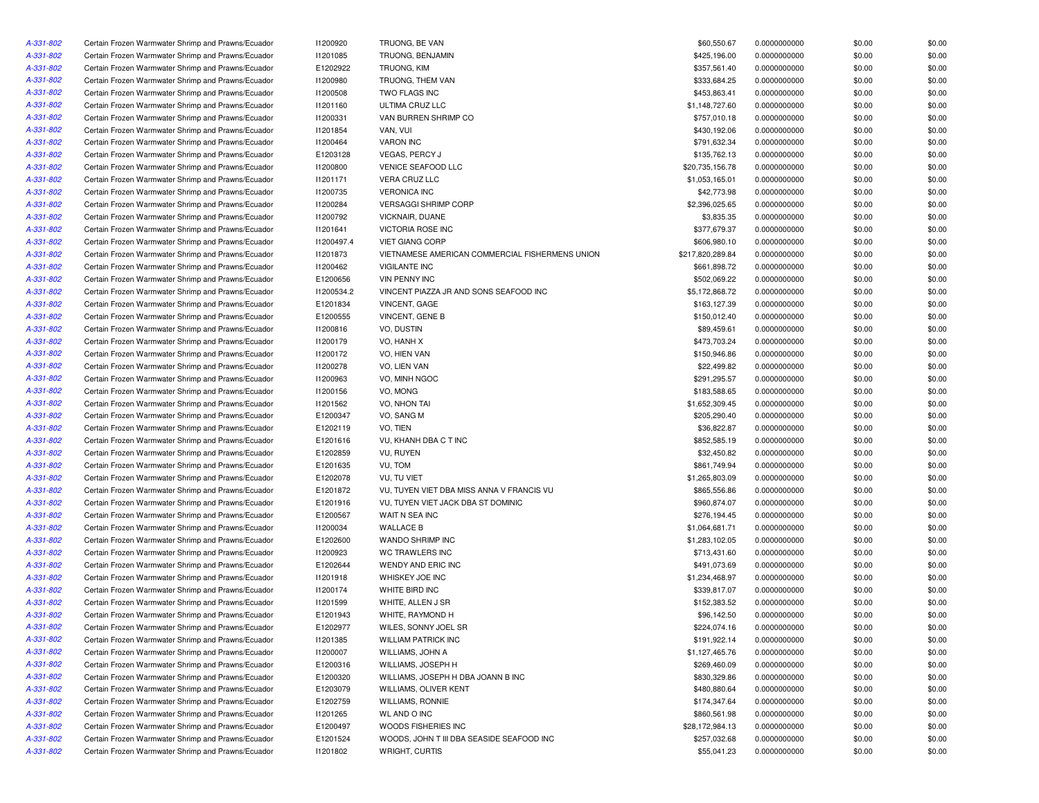| | | | | | | | |
|---|---|---|---|---|---|---|---|
| A-331-802 | Certain Frozen Warmwater Shrimp and Prawns/Ecuador | I1200920 | TRUONG, BE VAN | $60,550.67 | 0.0000000000 | $0.00 | $0.00 |
| A-331-802 | Certain Frozen Warmwater Shrimp and Prawns/Ecuador | I1201085 | TRUONG, BENJAMIN | $425,196.00 | 0.0000000000 | $0.00 | $0.00 |
| A-331-802 | Certain Frozen Warmwater Shrimp and Prawns/Ecuador | E1202922 | TRUONG, KIM | $357,561.40 | 0.0000000000 | $0.00 | $0.00 |
| A-331-802 | Certain Frozen Warmwater Shrimp and Prawns/Ecuador | I1200980 | TRUONG, THEM VAN | $333,684.25 | 0.0000000000 | $0.00 | $0.00 |
| A-331-802 | Certain Frozen Warmwater Shrimp and Prawns/Ecuador | I1200508 | TWO FLAGS INC | $453,863.41 | 0.0000000000 | $0.00 | $0.00 |
| A-331-802 | Certain Frozen Warmwater Shrimp and Prawns/Ecuador | I1201160 | ULTIMA CRUZ LLC | $1,148,727.60 | 0.0000000000 | $0.00 | $0.00 |
| A-331-802 | Certain Frozen Warmwater Shrimp and Prawns/Ecuador | I1200331 | VAN BURREN SHRIMP CO | $757,010.18 | 0.0000000000 | $0.00 | $0.00 |
| A-331-802 | Certain Frozen Warmwater Shrimp and Prawns/Ecuador | I1201854 | VAN, VUI | $430,192.06 | 0.0000000000 | $0.00 | $0.00 |
| A-331-802 | Certain Frozen Warmwater Shrimp and Prawns/Ecuador | I1200464 | VARON INC | $791,632.34 | 0.0000000000 | $0.00 | $0.00 |
| A-331-802 | Certain Frozen Warmwater Shrimp and Prawns/Ecuador | E1203128 | VEGAS, PERCY J | $135,762.13 | 0.0000000000 | $0.00 | $0.00 |
| A-331-802 | Certain Frozen Warmwater Shrimp and Prawns/Ecuador | I1200800 | VENICE SEAFOOD LLC | $20,735,156.78 | 0.0000000000 | $0.00 | $0.00 |
| A-331-802 | Certain Frozen Warmwater Shrimp and Prawns/Ecuador | I1201171 | VERA CRUZ LLC | $1,053,165.01 | 0.0000000000 | $0.00 | $0.00 |
| A-331-802 | Certain Frozen Warmwater Shrimp and Prawns/Ecuador | I1200735 | VERONICA INC | $42,773.98 | 0.0000000000 | $0.00 | $0.00 |
| A-331-802 | Certain Frozen Warmwater Shrimp and Prawns/Ecuador | I1200284 | VERSAGGI SHRIMP CORP | $2,396,025.65 | 0.0000000000 | $0.00 | $0.00 |
| A-331-802 | Certain Frozen Warmwater Shrimp and Prawns/Ecuador | I1200792 | VICKNAIR, DUANE | $3,835.35 | 0.0000000000 | $0.00 | $0.00 |
| A-331-802 | Certain Frozen Warmwater Shrimp and Prawns/Ecuador | I1201641 | VICTORIA ROSE INC | $377,679.37 | 0.0000000000 | $0.00 | $0.00 |
| A-331-802 | Certain Frozen Warmwater Shrimp and Prawns/Ecuador | I1200497.4 | VIET GIANG CORP | $606,980.10 | 0.0000000000 | $0.00 | $0.00 |
| A-331-802 | Certain Frozen Warmwater Shrimp and Prawns/Ecuador | I1201873 | VIETNAMESE AMERICAN COMMERCIAL FISHERMENS UNION | $217,820,289.84 | 0.0000000000 | $0.00 | $0.00 |
| A-331-802 | Certain Frozen Warmwater Shrimp and Prawns/Ecuador | I1200462 | VIGILANTE INC | $661,898.72 | 0.0000000000 | $0.00 | $0.00 |
| A-331-802 | Certain Frozen Warmwater Shrimp and Prawns/Ecuador | E1200656 | VIN PENNY INC | $502,069.22 | 0.0000000000 | $0.00 | $0.00 |
| A-331-802 | Certain Frozen Warmwater Shrimp and Prawns/Ecuador | I1200534.2 | VINCENT PIAZZA JR AND SONS SEAFOOD INC | $5,172,868.72 | 0.0000000000 | $0.00 | $0.00 |
| A-331-802 | Certain Frozen Warmwater Shrimp and Prawns/Ecuador | E1201834 | VINCENT, GAGE | $163,127.39 | 0.0000000000 | $0.00 | $0.00 |
| A-331-802 | Certain Frozen Warmwater Shrimp and Prawns/Ecuador | E1200555 | VINCENT, GENE B | $150,012.40 | 0.0000000000 | $0.00 | $0.00 |
| A-331-802 | Certain Frozen Warmwater Shrimp and Prawns/Ecuador | I1200816 | VO, DUSTIN | $89,459.61 | 0.0000000000 | $0.00 | $0.00 |
| A-331-802 | Certain Frozen Warmwater Shrimp and Prawns/Ecuador | I1200179 | VO, HANH X | $473,703.24 | 0.0000000000 | $0.00 | $0.00 |
| A-331-802 | Certain Frozen Warmwater Shrimp and Prawns/Ecuador | I1200172 | VO, HIEN VAN | $150,946.86 | 0.0000000000 | $0.00 | $0.00 |
| A-331-802 | Certain Frozen Warmwater Shrimp and Prawns/Ecuador | I1200278 | VO, LIEN VAN | $22,499.82 | 0.0000000000 | $0.00 | $0.00 |
| A-331-802 | Certain Frozen Warmwater Shrimp and Prawns/Ecuador | I1200963 | VO, MINH NGOC | $291,295.57 | 0.0000000000 | $0.00 | $0.00 |
| A-331-802 | Certain Frozen Warmwater Shrimp and Prawns/Ecuador | I1200156 | VO, MONG | $183,588.65 | 0.0000000000 | $0.00 | $0.00 |
| A-331-802 | Certain Frozen Warmwater Shrimp and Prawns/Ecuador | I1201562 | VO, NHON TAI | $1,652,309.45 | 0.0000000000 | $0.00 | $0.00 |
| A-331-802 | Certain Frozen Warmwater Shrimp and Prawns/Ecuador | E1200347 | VO, SANG M | $205,290.40 | 0.0000000000 | $0.00 | $0.00 |
| A-331-802 | Certain Frozen Warmwater Shrimp and Prawns/Ecuador | E1202119 | VO, TIEN | $36,822.87 | 0.0000000000 | $0.00 | $0.00 |
| A-331-802 | Certain Frozen Warmwater Shrimp and Prawns/Ecuador | E1201616 | VU, KHANH DBA C T INC | $852,585.19 | 0.0000000000 | $0.00 | $0.00 |
| A-331-802 | Certain Frozen Warmwater Shrimp and Prawns/Ecuador | E1202859 | VU, RUYEN | $32,450.82 | 0.0000000000 | $0.00 | $0.00 |
| A-331-802 | Certain Frozen Warmwater Shrimp and Prawns/Ecuador | E1201635 | VU, TOM | $861,749.94 | 0.0000000000 | $0.00 | $0.00 |
| A-331-802 | Certain Frozen Warmwater Shrimp and Prawns/Ecuador | E1202078 | VU, TU VIET | $1,265,803.09 | 0.0000000000 | $0.00 | $0.00 |
| A-331-802 | Certain Frozen Warmwater Shrimp and Prawns/Ecuador | E1201872 | VU, TUYEN VIET DBA MISS ANNA V FRANCIS VU | $865,556.86 | 0.0000000000 | $0.00 | $0.00 |
| A-331-802 | Certain Frozen Warmwater Shrimp and Prawns/Ecuador | E1201916 | VU, TUYEN VIET JACK DBA ST DOMINIC | $960,874.07 | 0.0000000000 | $0.00 | $0.00 |
| A-331-802 | Certain Frozen Warmwater Shrimp and Prawns/Ecuador | E1200567 | WAIT N SEA INC | $276,194.45 | 0.0000000000 | $0.00 | $0.00 |
| A-331-802 | Certain Frozen Warmwater Shrimp and Prawns/Ecuador | I1200034 | WALLACE B | $1,064,681.71 | 0.0000000000 | $0.00 | $0.00 |
| A-331-802 | Certain Frozen Warmwater Shrimp and Prawns/Ecuador | E1202600 | WANDO SHRIMP INC | $1,283,102.05 | 0.0000000000 | $0.00 | $0.00 |
| A-331-802 | Certain Frozen Warmwater Shrimp and Prawns/Ecuador | I1200923 | WC TRAWLERS INC | $713,431.60 | 0.0000000000 | $0.00 | $0.00 |
| A-331-802 | Certain Frozen Warmwater Shrimp and Prawns/Ecuador | E1202644 | WENDY AND ERIC INC | $491,073.69 | 0.0000000000 | $0.00 | $0.00 |
| A-331-802 | Certain Frozen Warmwater Shrimp and Prawns/Ecuador | I1201918 | WHISKEY JOE INC | $1,234,468.97 | 0.0000000000 | $0.00 | $0.00 |
| A-331-802 | Certain Frozen Warmwater Shrimp and Prawns/Ecuador | I1200174 | WHITE BIRD INC | $339,817.07 | 0.0000000000 | $0.00 | $0.00 |
| A-331-802 | Certain Frozen Warmwater Shrimp and Prawns/Ecuador | I1201599 | WHITE, ALLEN J SR | $152,383.52 | 0.0000000000 | $0.00 | $0.00 |
| A-331-802 | Certain Frozen Warmwater Shrimp and Prawns/Ecuador | E1201943 | WHITE, RAYMOND H | $96,142.50 | 0.0000000000 | $0.00 | $0.00 |
| A-331-802 | Certain Frozen Warmwater Shrimp and Prawns/Ecuador | E1202977 | WILES, SONNY JOEL SR | $224,074.16 | 0.0000000000 | $0.00 | $0.00 |
| A-331-802 | Certain Frozen Warmwater Shrimp and Prawns/Ecuador | I1201385 | WILLIAM PATRICK INC | $191,922.14 | 0.0000000000 | $0.00 | $0.00 |
| A-331-802 | Certain Frozen Warmwater Shrimp and Prawns/Ecuador | I1200007 | WILLIAMS, JOHN A | $1,127,465.76 | 0.0000000000 | $0.00 | $0.00 |
| A-331-802 | Certain Frozen Warmwater Shrimp and Prawns/Ecuador | E1200316 | WILLIAMS, JOSEPH H | $269,460.09 | 0.0000000000 | $0.00 | $0.00 |
| A-331-802 | Certain Frozen Warmwater Shrimp and Prawns/Ecuador | E1200320 | WILLIAMS, JOSEPH H DBA JOANN B INC | $830,329.86 | 0.0000000000 | $0.00 | $0.00 |
| A-331-802 | Certain Frozen Warmwater Shrimp and Prawns/Ecuador | E1203079 | WILLIAMS, OLIVER KENT | $480,880.64 | 0.0000000000 | $0.00 | $0.00 |
| A-331-802 | Certain Frozen Warmwater Shrimp and Prawns/Ecuador | E1202759 | WILLIAMS, RONNIE | $174,347.64 | 0.0000000000 | $0.00 | $0.00 |
| A-331-802 | Certain Frozen Warmwater Shrimp and Prawns/Ecuador | I1201265 | WL AND O INC | $860,561.98 | 0.0000000000 | $0.00 | $0.00 |
| A-331-802 | Certain Frozen Warmwater Shrimp and Prawns/Ecuador | E1200497 | WOODS FISHERIES INC | $28,172,984.13 | 0.0000000000 | $0.00 | $0.00 |
| A-331-802 | Certain Frozen Warmwater Shrimp and Prawns/Ecuador | E1201524 | WOODS, JOHN T III DBA SEASIDE SEAFOOD INC | $257,032.68 | 0.0000000000 | $0.00 | $0.00 |
| A-331-802 | Certain Frozen Warmwater Shrimp and Prawns/Ecuador | I1201802 | WRIGHT, CURTIS | $55,041.23 | 0.0000000000 | $0.00 | $0.00 |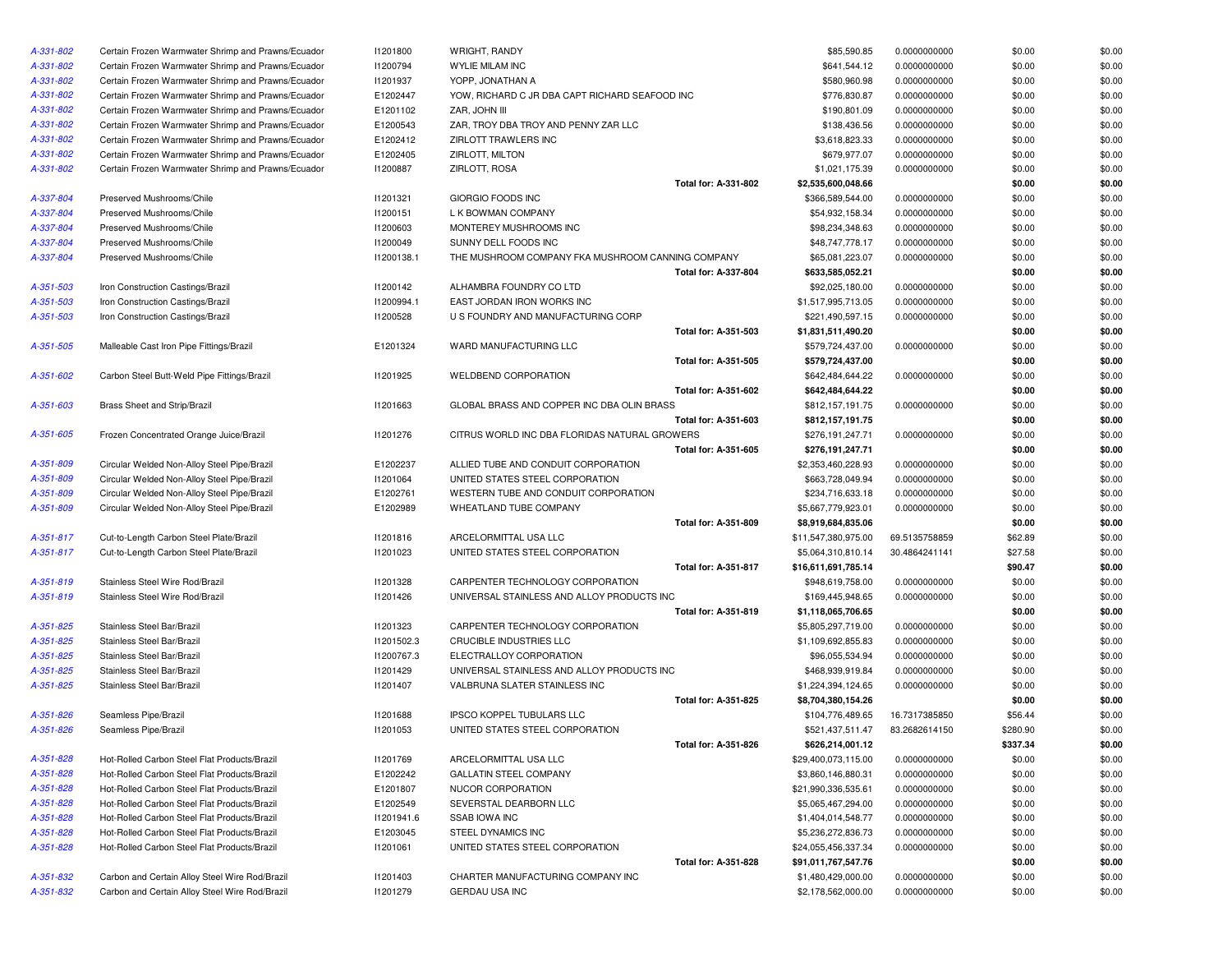| | | | | | | | |
|---|---|---|---|---|---|---|---|
| A-331-802 | Certain Frozen Warmwater Shrimp and Prawns/Ecuador | I1201800 | WRIGHT, RANDY | $85,590.85 | 0.0000000000 | $0.00 | $0.00 |
| A-331-802 | Certain Frozen Warmwater Shrimp and Prawns/Ecuador | I1200794 | WYLIE MILAM INC | $641,544.12 | 0.0000000000 | $0.00 | $0.00 |
| A-331-802 | Certain Frozen Warmwater Shrimp and Prawns/Ecuador | I1201937 | YOPP, JONATHAN A | $580,960.98 | 0.0000000000 | $0.00 | $0.00 |
| A-331-802 | Certain Frozen Warmwater Shrimp and Prawns/Ecuador | E1202447 | YOW, RICHARD C JR DBA CAPT RICHARD SEAFOOD INC | $776,830.87 | 0.0000000000 | $0.00 | $0.00 |
| A-331-802 | Certain Frozen Warmwater Shrimp and Prawns/Ecuador | E1201102 | ZAR, JOHN III | $190,801.09 | 0.0000000000 | $0.00 | $0.00 |
| A-331-802 | Certain Frozen Warmwater Shrimp and Prawns/Ecuador | E1200543 | ZAR, TROY DBA TROY AND PENNY ZAR LLC | $138,436.56 | 0.0000000000 | $0.00 | $0.00 |
| A-331-802 | Certain Frozen Warmwater Shrimp and Prawns/Ecuador | E1202412 | ZIRLOTT TRAWLERS INC | $3,618,823.33 | 0.0000000000 | $0.00 | $0.00 |
| A-331-802 | Certain Frozen Warmwater Shrimp and Prawns/Ecuador | E1202405 | ZIRLOTT, MILTON | $679,977.07 | 0.0000000000 | $0.00 | $0.00 |
| A-331-802 | Certain Frozen Warmwater Shrimp and Prawns/Ecuador | I1200887 | ZIRLOTT, ROSA | $1,021,175.39 | 0.0000000000 | $0.00 | $0.00 |
| | | | **Total for: A-331-802** | **$2,535,600,048.66** | | **$0.00** | **$0.00** |
| A-337-804 | Preserved Mushrooms/Chile | I1201321 | GIORGIO FOODS INC | $366,589,544.00 | 0.0000000000 | $0.00 | $0.00 |
| A-337-804 | Preserved Mushrooms/Chile | I1200151 | L K BOWMAN COMPANY | $54,932,158.34 | 0.0000000000 | $0.00 | $0.00 |
| A-337-804 | Preserved Mushrooms/Chile | I1200603 | MONTEREY MUSHROOMS INC | $98,234,348.63 | 0.0000000000 | $0.00 | $0.00 |
| A-337-804 | Preserved Mushrooms/Chile | I1200049 | SUNNY DELL FOODS INC | $48,747,778.17 | 0.0000000000 | $0.00 | $0.00 |
| A-337-804 | Preserved Mushrooms/Chile | I1200138.1 | THE MUSHROOM COMPANY FKA MUSHROOM CANNING COMPANY | $65,081,223.07 | 0.0000000000 | $0.00 | $0.00 |
| | | | **Total for: A-337-804** | **$633,585,052.21** | | **$0.00** | **$0.00** |
| A-351-503 | Iron Construction Castings/Brazil | I1200142 | ALHAMBRA FOUNDRY CO LTD | $92,025,180.00 | 0.0000000000 | $0.00 | $0.00 |
| A-351-503 | Iron Construction Castings/Brazil | I1200994.1 | EAST JORDAN IRON WORKS INC | $1,517,995,713.05 | 0.0000000000 | $0.00 | $0.00 |
| A-351-503 | Iron Construction Castings/Brazil | I1200528 | U S FOUNDRY AND MANUFACTURING CORP | $221,490,597.15 | 0.0000000000 | $0.00 | $0.00 |
| | | | **Total for: A-351-503** | **$1,831,511,490.20** | | **$0.00** | **$0.00** |
| A-351-505 | Malleable Cast Iron Pipe Fittings/Brazil | E1201324 | WARD MANUFACTURING LLC | $579,724,437.00 | 0.0000000000 | $0.00 | $0.00 |
| | | | **Total for: A-351-505** | **$579,724,437.00** | | **$0.00** | **$0.00** |
| A-351-602 | Carbon Steel Butt-Weld Pipe Fittings/Brazil | I1201925 | WELDBEND CORPORATION | $642,484,644.22 | 0.0000000000 | $0.00 | $0.00 |
| | | | **Total for: A-351-602** | **$642,484,644.22** | | **$0.00** | **$0.00** |
| A-351-603 | Brass Sheet and Strip/Brazil | I1201663 | GLOBAL BRASS AND COPPER INC DBA OLIN BRASS | $812,157,191.75 | 0.0000000000 | $0.00 | $0.00 |
| | | | **Total for: A-351-603** | **$812,157,191.75** | | **$0.00** | **$0.00** |
| A-351-605 | Frozen Concentrated Orange Juice/Brazil | I1201276 | CITRUS WORLD INC DBA FLORIDAS NATURAL GROWERS | $276,191,247.71 | 0.0000000000 | $0.00 | $0.00 |
| | | | **Total for: A-351-605** | **$276,191,247.71** | | **$0.00** | **$0.00** |
| A-351-809 | Circular Welded Non-Alloy Steel Pipe/Brazil | E1202237 | ALLIED TUBE AND CONDUIT CORPORATION | $2,353,460,228.93 | 0.0000000000 | $0.00 | $0.00 |
| A-351-809 | Circular Welded Non-Alloy Steel Pipe/Brazil | I1201064 | UNITED STATES STEEL CORPORATION | $663,728,049.94 | 0.0000000000 | $0.00 | $0.00 |
| A-351-809 | Circular Welded Non-Alloy Steel Pipe/Brazil | E1202761 | WESTERN TUBE AND CONDUIT CORPORATION | $234,716,633.18 | 0.0000000000 | $0.00 | $0.00 |
| A-351-809 | Circular Welded Non-Alloy Steel Pipe/Brazil | E1202989 | WHEATLAND TUBE COMPANY | $5,667,779,923.01 | 0.0000000000 | $0.00 | $0.00 |
| | | | **Total for: A-351-809** | **$8,919,684,835.06** | | **$0.00** | **$0.00** |
| A-351-817 | Cut-to-Length Carbon Steel Plate/Brazil | I1201816 | ARCELORMITTAL USA LLC | $11,547,380,975.00 | 69.5135758859 | $62.89 | $0.00 |
| A-351-817 | Cut-to-Length Carbon Steel Plate/Brazil | I1201023 | UNITED STATES STEEL CORPORATION | $5,064,310,810.14 | 30.4864241141 | $27.58 | $0.00 |
| | | | **Total for: A-351-817** | **$16,611,691,785.14** | | **$90.47** | **$0.00** |
| A-351-819 | Stainless Steel Wire Rod/Brazil | I1201328 | CARPENTER TECHNOLOGY CORPORATION | $948,619,758.00 | 0.0000000000 | $0.00 | $0.00 |
| A-351-819 | Stainless Steel Wire Rod/Brazil | I1201426 | UNIVERSAL STAINLESS AND ALLOY PRODUCTS INC | $169,445,948.65 | 0.0000000000 | $0.00 | $0.00 |
| | | | **Total for: A-351-819** | **$1,118,065,706.65** | | **$0.00** | **$0.00** |
| A-351-825 | Stainless Steel Bar/Brazil | I1201323 | CARPENTER TECHNOLOGY CORPORATION | $5,805,297,719.00 | 0.0000000000 | $0.00 | $0.00 |
| A-351-825 | Stainless Steel Bar/Brazil | I1201502.3 | CRUCIBLE INDUSTRIES LLC | $1,109,692,855.83 | 0.0000000000 | $0.00 | $0.00 |
| A-351-825 | Stainless Steel Bar/Brazil | I1200767.3 | ELECTRALLOY CORPORATION | $96,055,534.94 | 0.0000000000 | $0.00 | $0.00 |
| A-351-825 | Stainless Steel Bar/Brazil | I1201429 | UNIVERSAL STAINLESS AND ALLOY PRODUCTS INC | $468,939,919.84 | 0.0000000000 | $0.00 | $0.00 |
| A-351-825 | Stainless Steel Bar/Brazil | I1201407 | VALBRUNA SLATER STAINLESS INC | $1,224,394,124.65 | 0.0000000000 | $0.00 | $0.00 |
| | | | **Total for: A-351-825** | **$8,704,380,154.26** | | **$0.00** | **$0.00** |
| A-351-826 | Seamless Pipe/Brazil | I1201688 | IPSCO KOPPEL TUBULARS LLC | $104,776,489.65 | 16.7317385850 | $56.44 | $0.00 |
| A-351-826 | Seamless Pipe/Brazil | I1201053 | UNITED STATES STEEL CORPORATION | $521,437,511.47 | 83.2682614150 | $280.90 | $0.00 |
| | | | **Total for: A-351-826** | **$626,214,001.12** | | **$337.34** | **$0.00** |
| A-351-828 | Hot-Rolled Carbon Steel Flat Products/Brazil | I1201769 | ARCELORMITTAL USA LLC | $29,400,073,115.00 | 0.0000000000 | $0.00 | $0.00 |
| A-351-828 | Hot-Rolled Carbon Steel Flat Products/Brazil | E1202242 | GALLATIN STEEL COMPANY | $3,860,146,880.31 | 0.0000000000 | $0.00 | $0.00 |
| A-351-828 | Hot-Rolled Carbon Steel Flat Products/Brazil | E1201807 | NUCOR CORPORATION | $21,990,336,535.61 | 0.0000000000 | $0.00 | $0.00 |
| A-351-828 | Hot-Rolled Carbon Steel Flat Products/Brazil | E1202549 | SEVERSTAL DEARBORN LLC | $5,065,467,294.00 | 0.0000000000 | $0.00 | $0.00 |
| A-351-828 | Hot-Rolled Carbon Steel Flat Products/Brazil | I1201941.6 | SSAB IOWA INC | $1,404,014,548.77 | 0.0000000000 | $0.00 | $0.00 |
| A-351-828 | Hot-Rolled Carbon Steel Flat Products/Brazil | E1203045 | STEEL DYNAMICS INC | $5,236,272,836.73 | 0.0000000000 | $0.00 | $0.00 |
| A-351-828 | Hot-Rolled Carbon Steel Flat Products/Brazil | I1201061 | UNITED STATES STEEL CORPORATION | $24,055,456,337.34 | 0.0000000000 | $0.00 | $0.00 |
| | | | **Total for: A-351-828** | **$91,011,767,547.76** | | **$0.00** | **$0.00** |
| A-351-832 | Carbon and Certain Alloy Steel Wire Rod/Brazil | I1201403 | CHARTER MANUFACTURING COMPANY INC | $1,480,429,000.00 | 0.0000000000 | $0.00 | $0.00 |
| A-351-832 | Carbon and Certain Alloy Steel Wire Rod/Brazil | I1201279 | GERDAU USA INC | $2,178,562,000.00 | 0.0000000000 | $0.00 | $0.00 |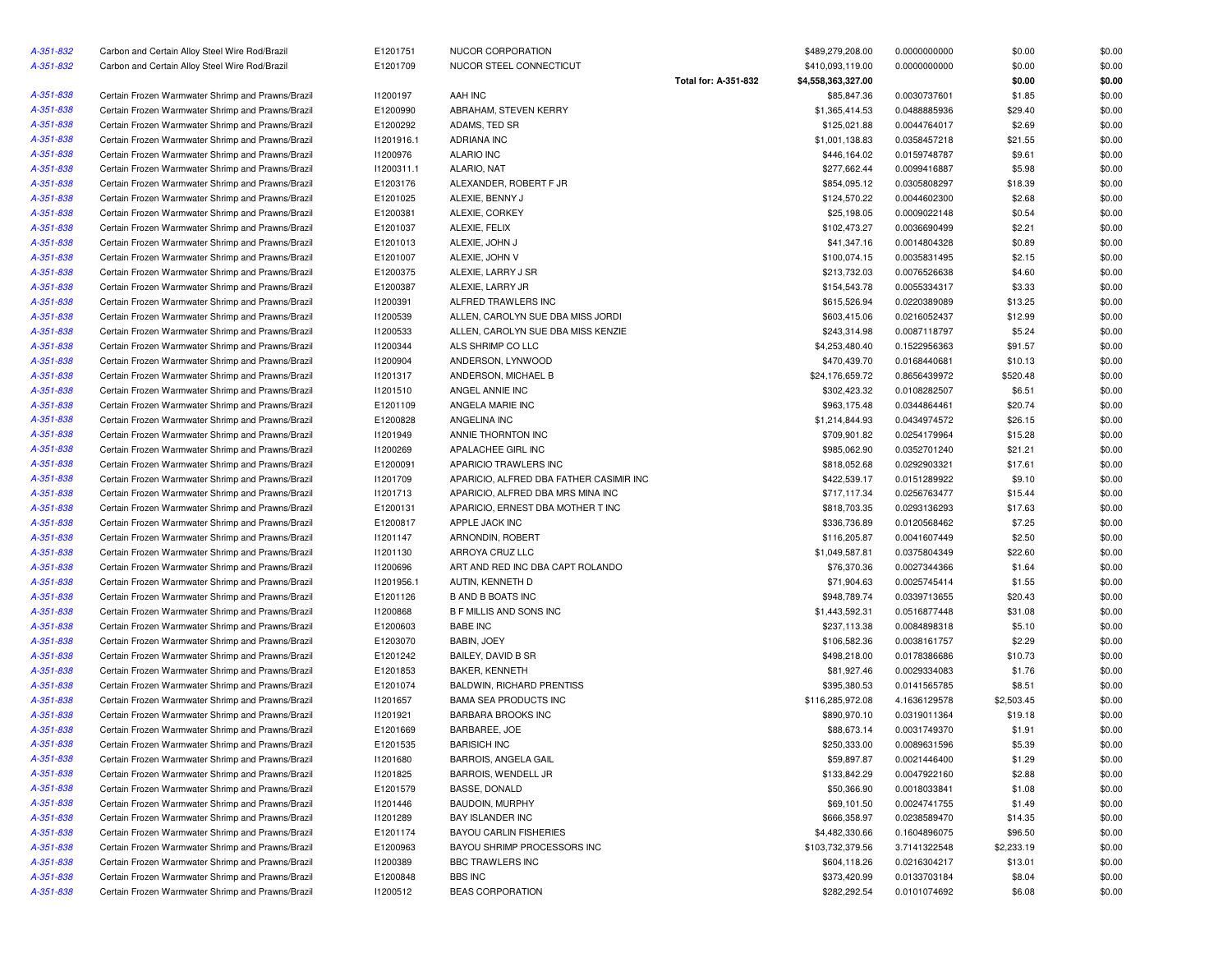| | | | | | | | | |
|---|---|---|---|---|---|---|---|---|
| A-351-832 | Carbon and Certain Alloy Steel Wire Rod/Brazil | E1201751 | NUCOR CORPORATION | | $489,279,208.00 | 0.0000000000 | $0.00 | $0.00 |
| A-351-832 | Carbon and Certain Alloy Steel Wire Rod/Brazil | E1201709 | NUCOR STEEL CONNECTICUT | | $410,093,119.00 | 0.0000000000 | $0.00 | $0.00 |
| | | | | **Total for: A-351-832** | **$4,558,363,327.00** | | **$0.00** | **$0.00** |
| A-351-838 | Certain Frozen Warmwater Shrimp and Prawns/Brazil | I1200197 | AAH INC | | $85,847.36 | 0.0030737601 | $1.85 | $0.00 |
| A-351-838 | Certain Frozen Warmwater Shrimp and Prawns/Brazil | E1200990 | ABRAHAM, STEVEN KERRY | | $1,365,414.53 | 0.0488885936 | $29.40 | $0.00 |
| A-351-838 | Certain Frozen Warmwater Shrimp and Prawns/Brazil | E1200292 | ADAMS, TED SR | | $125,021.88 | 0.0044764017 | $2.69 | $0.00 |
| A-351-838 | Certain Frozen Warmwater Shrimp and Prawns/Brazil | I1201916.1 | ADRIANA INC | | $1,001,138.83 | 0.0358457218 | $21.55 | $0.00 |
| A-351-838 | Certain Frozen Warmwater Shrimp and Prawns/Brazil | I1200976 | ALARIO INC | | $446,164.02 | 0.0159748787 | $9.61 | $0.00 |
| A-351-838 | Certain Frozen Warmwater Shrimp and Prawns/Brazil | I1200311.1 | ALARIO, NAT | | $277,662.44 | 0.0099416887 | $5.98 | $0.00 |
| A-351-838 | Certain Frozen Warmwater Shrimp and Prawns/Brazil | E1203176 | ALEXANDER, ROBERT F JR | | $854,095.12 | 0.0305808297 | $18.39 | $0.00 |
| A-351-838 | Certain Frozen Warmwater Shrimp and Prawns/Brazil | E1201025 | ALEXIE, BENNY J | | $124,570.22 | 0.0044602300 | $2.68 | $0.00 |
| A-351-838 | Certain Frozen Warmwater Shrimp and Prawns/Brazil | E1200381 | ALEXIE, CORKEY | | $25,198.05 | 0.0009022148 | $0.54 | $0.00 |
| A-351-838 | Certain Frozen Warmwater Shrimp and Prawns/Brazil | E1201037 | ALEXIE, FELIX | | $102,473.27 | 0.0036690499 | $2.21 | $0.00 |
| A-351-838 | Certain Frozen Warmwater Shrimp and Prawns/Brazil | E1201013 | ALEXIE, JOHN J | | $41,347.16 | 0.0014804328 | $0.89 | $0.00 |
| A-351-838 | Certain Frozen Warmwater Shrimp and Prawns/Brazil | E1201007 | ALEXIE, JOHN V | | $100,074.15 | 0.0035831495 | $2.15 | $0.00 |
| A-351-838 | Certain Frozen Warmwater Shrimp and Prawns/Brazil | E1200375 | ALEXIE, LARRY J SR | | $213,732.03 | 0.0076526638 | $4.60 | $0.00 |
| A-351-838 | Certain Frozen Warmwater Shrimp and Prawns/Brazil | E1200387 | ALEXIE, LARRY JR | | $154,543.78 | 0.0055334317 | $3.33 | $0.00 |
| A-351-838 | Certain Frozen Warmwater Shrimp and Prawns/Brazil | I1200391 | ALFRED TRAWLERS INC | | $615,526.94 | 0.0220389089 | $13.25 | $0.00 |
| A-351-838 | Certain Frozen Warmwater Shrimp and Prawns/Brazil | I1200539 | ALLEN, CAROLYN SUE DBA MISS JORDI | | $603,415.06 | 0.0216052437 | $12.99 | $0.00 |
| A-351-838 | Certain Frozen Warmwater Shrimp and Prawns/Brazil | I1200533 | ALLEN, CAROLYN SUE DBA MISS KENZIE | | $243,314.98 | 0.0087118797 | $5.24 | $0.00 |
| A-351-838 | Certain Frozen Warmwater Shrimp and Prawns/Brazil | I1200344 | ALS SHRIMP CO LLC | | $4,253,480.40 | 0.1522956363 | $91.57 | $0.00 |
| A-351-838 | Certain Frozen Warmwater Shrimp and Prawns/Brazil | I1200904 | ANDERSON, LYNWOOD | | $470,439.70 | 0.0168440681 | $10.13 | $0.00 |
| A-351-838 | Certain Frozen Warmwater Shrimp and Prawns/Brazil | I1201317 | ANDERSON, MICHAEL B | | $24,176,659.72 | 0.8656439972 | $520.48 | $0.00 |
| A-351-838 | Certain Frozen Warmwater Shrimp and Prawns/Brazil | I1201510 | ANGEL ANNIE INC | | $302,423.32 | 0.0108282507 | $6.51 | $0.00 |
| A-351-838 | Certain Frozen Warmwater Shrimp and Prawns/Brazil | E1201109 | ANGELA MARIE INC | | $963,175.48 | 0.0344864461 | $20.74 | $0.00 |
| A-351-838 | Certain Frozen Warmwater Shrimp and Prawns/Brazil | E1200828 | ANGELINA INC | | $1,214,844.93 | 0.0434974572 | $26.15 | $0.00 |
| A-351-838 | Certain Frozen Warmwater Shrimp and Prawns/Brazil | I1201949 | ANNIE THORNTON INC | | $709,901.82 | 0.0254179964 | $15.28 | $0.00 |
| A-351-838 | Certain Frozen Warmwater Shrimp and Prawns/Brazil | I1200269 | APALACHEE GIRL INC | | $985,062.90 | 0.0352701240 | $21.21 | $0.00 |
| A-351-838 | Certain Frozen Warmwater Shrimp and Prawns/Brazil | E1200091 | APARICIO TRAWLERS INC | | $818,052.68 | 0.0292903321 | $17.61 | $0.00 |
| A-351-838 | Certain Frozen Warmwater Shrimp and Prawns/Brazil | I1201709 | APARICIO, ALFRED DBA FATHER CASIMIR INC | | $422,539.17 | 0.0151289922 | $9.10 | $0.00 |
| A-351-838 | Certain Frozen Warmwater Shrimp and Prawns/Brazil | I1201713 | APARICIO, ALFRED DBA MRS MINA INC | | $717,117.34 | 0.0256763477 | $15.44 | $0.00 |
| A-351-838 | Certain Frozen Warmwater Shrimp and Prawns/Brazil | E1200131 | APARICIO, ERNEST DBA MOTHER T INC | | $818,703.35 | 0.0293136293 | $17.63 | $0.00 |
| A-351-838 | Certain Frozen Warmwater Shrimp and Prawns/Brazil | E1200817 | APPLE JACK INC | | $336,736.89 | 0.0120568462 | $7.25 | $0.00 |
| A-351-838 | Certain Frozen Warmwater Shrimp and Prawns/Brazil | I1201147 | ARNONDIN, ROBERT | | $116,205.87 | 0.0041607449 | $2.50 | $0.00 |
| A-351-838 | Certain Frozen Warmwater Shrimp and Prawns/Brazil | I1201130 | ARROYA CRUZ LLC | | $1,049,587.81 | 0.0375804349 | $22.60 | $0.00 |
| A-351-838 | Certain Frozen Warmwater Shrimp and Prawns/Brazil | I1200696 | ART AND RED INC DBA CAPT ROLANDO | | $76,370.36 | 0.0027344366 | $1.64 | $0.00 |
| A-351-838 | Certain Frozen Warmwater Shrimp and Prawns/Brazil | I1201956.1 | AUTIN, KENNETH D | | $71,904.63 | 0.0025745414 | $1.55 | $0.00 |
| A-351-838 | Certain Frozen Warmwater Shrimp and Prawns/Brazil | E1201126 | B AND B BOATS INC | | $948,789.74 | 0.0339713655 | $20.43 | $0.00 |
| A-351-838 | Certain Frozen Warmwater Shrimp and Prawns/Brazil | I1200868 | B F MILLIS AND SONS INC | | $1,443,592.31 | 0.0516877448 | $31.08 | $0.00 |
| A-351-838 | Certain Frozen Warmwater Shrimp and Prawns/Brazil | E1200603 | BABE INC | | $237,113.38 | 0.0084898318 | $5.10 | $0.00 |
| A-351-838 | Certain Frozen Warmwater Shrimp and Prawns/Brazil | E1203070 | BABIN, JOEY | | $106,582.36 | 0.0038161757 | $2.29 | $0.00 |
| A-351-838 | Certain Frozen Warmwater Shrimp and Prawns/Brazil | E1201242 | BAILEY, DAVID B SR | | $498,218.00 | 0.0178386686 | $10.73 | $0.00 |
| A-351-838 | Certain Frozen Warmwater Shrimp and Prawns/Brazil | E1201853 | BAKER, KENNETH | | $81,927.46 | 0.0029334083 | $1.76 | $0.00 |
| A-351-838 | Certain Frozen Warmwater Shrimp and Prawns/Brazil | E1201074 | BALDWIN, RICHARD PRENTISS | | $395,380.53 | 0.0141565785 | $8.51 | $0.00 |
| A-351-838 | Certain Frozen Warmwater Shrimp and Prawns/Brazil | I1201657 | BAMA SEA PRODUCTS INC | | $116,285,972.08 | 4.1636129578 | $2,503.45 | $0.00 |
| A-351-838 | Certain Frozen Warmwater Shrimp and Prawns/Brazil | I1201921 | BARBARA BROOKS INC | | $890,970.10 | 0.0319011364 | $19.18 | $0.00 |
| A-351-838 | Certain Frozen Warmwater Shrimp and Prawns/Brazil | E1201669 | BARBAREE, JOE | | $88,673.14 | 0.0031749370 | $1.91 | $0.00 |
| A-351-838 | Certain Frozen Warmwater Shrimp and Prawns/Brazil | E1201535 | BARISICH INC | | $250,333.00 | 0.0089631596 | $5.39 | $0.00 |
| A-351-838 | Certain Frozen Warmwater Shrimp and Prawns/Brazil | I1201680 | BARROIS, ANGELA GAIL | | $59,897.87 | 0.0021446400 | $1.29 | $0.00 |
| A-351-838 | Certain Frozen Warmwater Shrimp and Prawns/Brazil | I1201825 | BARROIS, WENDELL JR | | $133,842.29 | 0.0047922160 | $2.88 | $0.00 |
| A-351-838 | Certain Frozen Warmwater Shrimp and Prawns/Brazil | E1201579 | BASSE, DONALD | | $50,366.90 | 0.0018033841 | $1.08 | $0.00 |
| A-351-838 | Certain Frozen Warmwater Shrimp and Prawns/Brazil | I1201446 | BAUDOIN, MURPHY | | $69,101.50 | 0.0024741755 | $1.49 | $0.00 |
| A-351-838 | Certain Frozen Warmwater Shrimp and Prawns/Brazil | I1201289 | BAY ISLANDER INC | | $666,358.97 | 0.0238589470 | $14.35 | $0.00 |
| A-351-838 | Certain Frozen Warmwater Shrimp and Prawns/Brazil | E1201174 | BAYOU CARLIN FISHERIES | | $4,482,330.66 | 0.1604896075 | $96.50 | $0.00 |
| A-351-838 | Certain Frozen Warmwater Shrimp and Prawns/Brazil | E1200963 | BAYOU SHRIMP PROCESSORS INC | | $103,732,379.56 | 3.7141322548 | $2,233.19 | $0.00 |
| A-351-838 | Certain Frozen Warmwater Shrimp and Prawns/Brazil | I1200389 | BBC TRAWLERS INC | | $604,118.26 | 0.0216304217 | $13.01 | $0.00 |
| A-351-838 | Certain Frozen Warmwater Shrimp and Prawns/Brazil | E1200848 | BBS INC | | $373,420.99 | 0.0133703184 | $8.04 | $0.00 |
| A-351-838 | Certain Frozen Warmwater Shrimp and Prawns/Brazil | I1200512 | BEAS CORPORATION | | $282,292.54 | 0.0101074692 | $6.08 | $0.00 |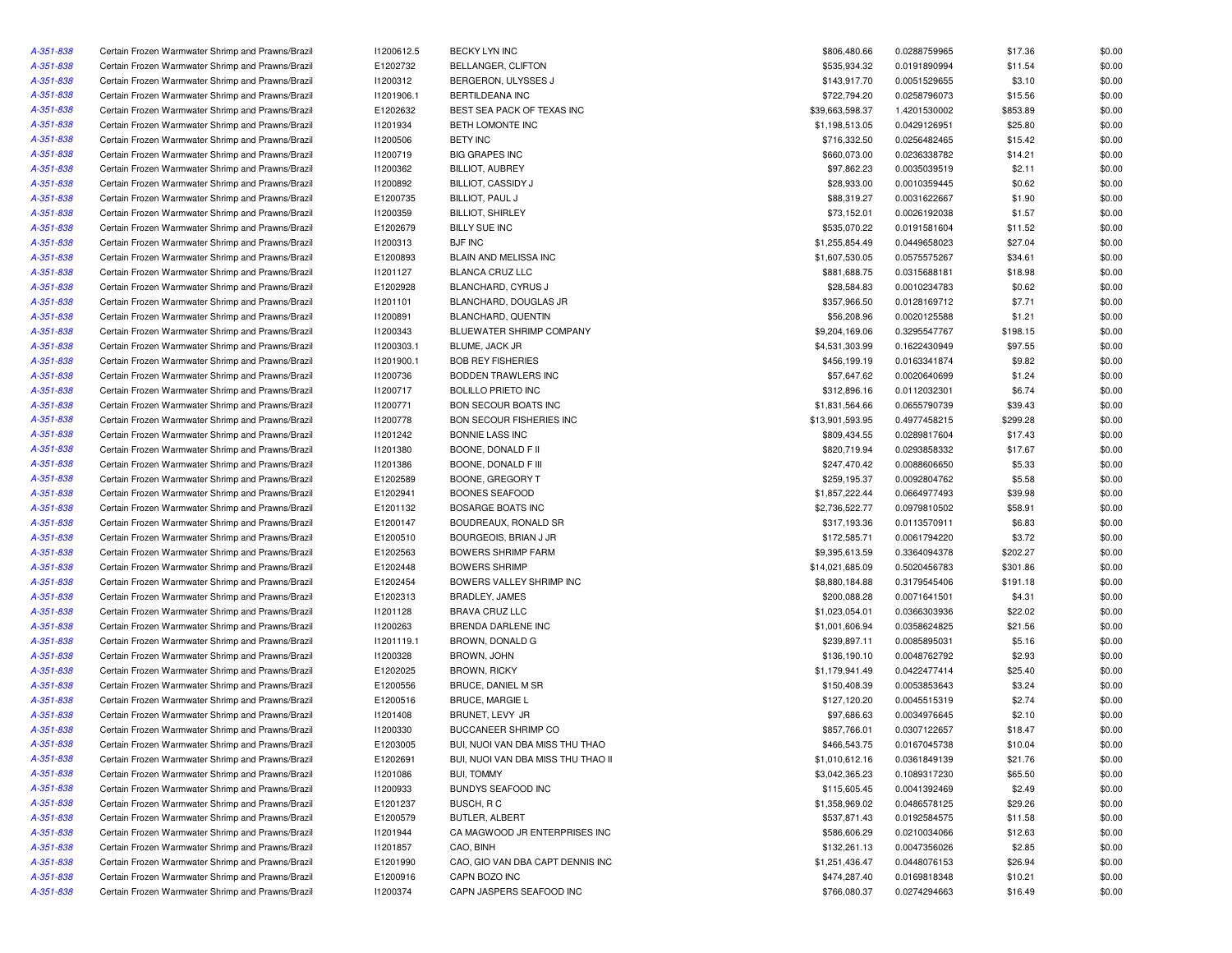| | | | | | | | |
|---|---|---|---|---|---|---|---|
| A-351-838 | Certain Frozen Warmwater Shrimp and Prawns/Brazil | I1200612.5 | BECKY LYN INC | $806,480.66 | 0.0288759965 | $17.36 | $0.00 |
| A-351-838 | Certain Frozen Warmwater Shrimp and Prawns/Brazil | E1202732 | BELLANGER, CLIFTON | $535,934.32 | 0.0191890994 | $11.54 | $0.00 |
| A-351-838 | Certain Frozen Warmwater Shrimp and Prawns/Brazil | I1200312 | BERGERON, ULYSSES J | $143,917.70 | 0.0051529655 | $3.10 | $0.00 |
| A-351-838 | Certain Frozen Warmwater Shrimp and Prawns/Brazil | I1201906.1 | BERTILDEANA INC | $722,794.20 | 0.0258796073 | $15.56 | $0.00 |
| A-351-838 | Certain Frozen Warmwater Shrimp and Prawns/Brazil | E1202632 | BEST SEA PACK OF TEXAS INC | $39,663,598.37 | 1.4201530002 | $853.89 | $0.00 |
| A-351-838 | Certain Frozen Warmwater Shrimp and Prawns/Brazil | I1201934 | BETH LOMONTE INC | $1,198,513.05 | 0.0429126951 | $25.80 | $0.00 |
| A-351-838 | Certain Frozen Warmwater Shrimp and Prawns/Brazil | I1200506 | BETY INC | $716,332.50 | 0.0256482465 | $15.42 | $0.00 |
| A-351-838 | Certain Frozen Warmwater Shrimp and Prawns/Brazil | I1200719 | BIG GRAPES INC | $660,073.00 | 0.0236338782 | $14.21 | $0.00 |
| A-351-838 | Certain Frozen Warmwater Shrimp and Prawns/Brazil | I1200362 | BILLIOT, AUBREY | $97,862.23 | 0.0035039519 | $2.11 | $0.00 |
| A-351-838 | Certain Frozen Warmwater Shrimp and Prawns/Brazil | I1200892 | BILLIOT, CASSIDY J | $28,933.00 | 0.0010359445 | $0.62 | $0.00 |
| A-351-838 | Certain Frozen Warmwater Shrimp and Prawns/Brazil | E1200735 | BILLIOT, PAUL J | $88,319.27 | 0.0031622667 | $1.90 | $0.00 |
| A-351-838 | Certain Frozen Warmwater Shrimp and Prawns/Brazil | I1200359 | BILLIOT, SHIRLEY | $73,152.01 | 0.0026192038 | $1.57 | $0.00 |
| A-351-838 | Certain Frozen Warmwater Shrimp and Prawns/Brazil | E1202679 | BILLY SUE INC | $535,070.22 | 0.0191581604 | $11.52 | $0.00 |
| A-351-838 | Certain Frozen Warmwater Shrimp and Prawns/Brazil | I1200313 | BJF INC | $1,255,854.49 | 0.0449658023 | $27.04 | $0.00 |
| A-351-838 | Certain Frozen Warmwater Shrimp and Prawns/Brazil | E1200893 | BLAIN AND MELISSA INC | $1,607,530.05 | 0.0575575267 | $34.61 | $0.00 |
| A-351-838 | Certain Frozen Warmwater Shrimp and Prawns/Brazil | I1201127 | BLANCA CRUZ LLC | $881,688.75 | 0.0315688181 | $18.98 | $0.00 |
| A-351-838 | Certain Frozen Warmwater Shrimp and Prawns/Brazil | E1202928 | BLANCHARD, CYRUS J | $28,584.83 | 0.0010234783 | $0.62 | $0.00 |
| A-351-838 | Certain Frozen Warmwater Shrimp and Prawns/Brazil | I1201101 | BLANCHARD, DOUGLAS JR | $357,966.50 | 0.0128169712 | $7.71 | $0.00 |
| A-351-838 | Certain Frozen Warmwater Shrimp and Prawns/Brazil | I1200891 | BLANCHARD, QUENTIN | $56,208.96 | 0.0020125588 | $1.21 | $0.00 |
| A-351-838 | Certain Frozen Warmwater Shrimp and Prawns/Brazil | I1200343 | BLUEWATER SHRIMP COMPANY | $9,204,169.06 | 0.3295547767 | $198.15 | $0.00 |
| A-351-838 | Certain Frozen Warmwater Shrimp and Prawns/Brazil | I1200303.1 | BLUME, JACK JR | $4,531,303.99 | 0.1622430949 | $97.55 | $0.00 |
| A-351-838 | Certain Frozen Warmwater Shrimp and Prawns/Brazil | I1201900.1 | BOB REY FISHERIES | $456,199.19 | 0.0163341874 | $9.82 | $0.00 |
| A-351-838 | Certain Frozen Warmwater Shrimp and Prawns/Brazil | I1200736 | BODDEN TRAWLERS INC | $57,647.62 | 0.0020640699 | $1.24 | $0.00 |
| A-351-838 | Certain Frozen Warmwater Shrimp and Prawns/Brazil | I1200717 | BOLILLO PRIETO INC | $312,896.16 | 0.0112032301 | $6.74 | $0.00 |
| A-351-838 | Certain Frozen Warmwater Shrimp and Prawns/Brazil | I1200771 | BON SECOUR BOATS INC | $1,831,564.66 | 0.0655790739 | $39.43 | $0.00 |
| A-351-838 | Certain Frozen Warmwater Shrimp and Prawns/Brazil | I1200778 | BON SECOUR FISHERIES INC | $13,901,593.95 | 0.4977458215 | $299.28 | $0.00 |
| A-351-838 | Certain Frozen Warmwater Shrimp and Prawns/Brazil | I1201242 | BONNIE LASS INC | $809,434.55 | 0.0289817604 | $17.43 | $0.00 |
| A-351-838 | Certain Frozen Warmwater Shrimp and Prawns/Brazil | I1201380 | BOONE, DONALD F II | $820,719.94 | 0.0293858332 | $17.67 | $0.00 |
| A-351-838 | Certain Frozen Warmwater Shrimp and Prawns/Brazil | I1201386 | BOONE, DONALD F III | $247,470.42 | 0.0088606650 | $5.33 | $0.00 |
| A-351-838 | Certain Frozen Warmwater Shrimp and Prawns/Brazil | E1202589 | BOONE, GREGORY T | $259,195.37 | 0.0092804762 | $5.58 | $0.00 |
| A-351-838 | Certain Frozen Warmwater Shrimp and Prawns/Brazil | E1202941 | BOONES SEAFOOD | $1,857,222.44 | 0.0664977493 | $39.98 | $0.00 |
| A-351-838 | Certain Frozen Warmwater Shrimp and Prawns/Brazil | E1201132 | BOSARGE BOATS INC | $2,736,522.77 | 0.0979810502 | $58.91 | $0.00 |
| A-351-838 | Certain Frozen Warmwater Shrimp and Prawns/Brazil | E1200147 | BOUDREAUX, RONALD SR | $317,193.36 | 0.0113570911 | $6.83 | $0.00 |
| A-351-838 | Certain Frozen Warmwater Shrimp and Prawns/Brazil | E1200510 | BOURGEOIS, BRIAN J JR | $172,585.71 | 0.0061794220 | $3.72 | $0.00 |
| A-351-838 | Certain Frozen Warmwater Shrimp and Prawns/Brazil | E1202563 | BOWERS SHRIMP FARM | $9,395,613.59 | 0.3364094378 | $202.27 | $0.00 |
| A-351-838 | Certain Frozen Warmwater Shrimp and Prawns/Brazil | E1202448 | BOWERS SHRIMP | $14,021,685.09 | 0.5020456783 | $301.86 | $0.00 |
| A-351-838 | Certain Frozen Warmwater Shrimp and Prawns/Brazil | E1202454 | BOWERS VALLEY SHRIMP INC | $8,880,184.88 | 0.3179545406 | $191.18 | $0.00 |
| A-351-838 | Certain Frozen Warmwater Shrimp and Prawns/Brazil | E1202313 | BRADLEY, JAMES | $200,088.28 | 0.0071641501 | $4.31 | $0.00 |
| A-351-838 | Certain Frozen Warmwater Shrimp and Prawns/Brazil | I1201128 | BRAVA CRUZ LLC | $1,023,054.01 | 0.0366303936 | $22.02 | $0.00 |
| A-351-838 | Certain Frozen Warmwater Shrimp and Prawns/Brazil | I1200263 | BRENDA DARLENE INC | $1,001,606.94 | 0.0358624825 | $21.56 | $0.00 |
| A-351-838 | Certain Frozen Warmwater Shrimp and Prawns/Brazil | I1201119.1 | BROWN, DONALD G | $239,897.11 | 0.0085895031 | $5.16 | $0.00 |
| A-351-838 | Certain Frozen Warmwater Shrimp and Prawns/Brazil | I1200328 | BROWN, JOHN | $136,190.10 | 0.0048762792 | $2.93 | $0.00 |
| A-351-838 | Certain Frozen Warmwater Shrimp and Prawns/Brazil | E1202025 | BROWN, RICKY | $1,179,941.49 | 0.0422477414 | $25.40 | $0.00 |
| A-351-838 | Certain Frozen Warmwater Shrimp and Prawns/Brazil | E1200556 | BRUCE, DANIEL M SR | $150,408.39 | 0.0053853643 | $3.24 | $0.00 |
| A-351-838 | Certain Frozen Warmwater Shrimp and Prawns/Brazil | E1200516 | BRUCE, MARGIE L | $127,120.20 | 0.0045515319 | $2.74 | $0.00 |
| A-351-838 | Certain Frozen Warmwater Shrimp and Prawns/Brazil | I1201408 | BRUNET, LEVY JR | $97,686.63 | 0.0034976645 | $2.10 | $0.00 |
| A-351-838 | Certain Frozen Warmwater Shrimp and Prawns/Brazil | I1200330 | BUCCANEER SHRIMP CO | $857,766.01 | 0.0307122657 | $18.47 | $0.00 |
| A-351-838 | Certain Frozen Warmwater Shrimp and Prawns/Brazil | E1203005 | BUI, NUOI VAN DBA MISS THU THAO | $466,543.75 | 0.0167045738 | $10.04 | $0.00 |
| A-351-838 | Certain Frozen Warmwater Shrimp and Prawns/Brazil | E1202691 | BUI, NUOI VAN DBA MISS THU THAO II | $1,010,612.16 | 0.0361849139 | $21.76 | $0.00 |
| A-351-838 | Certain Frozen Warmwater Shrimp and Prawns/Brazil | I1201086 | BUI, TOMMY | $3,042,365.23 | 0.1089317230 | $65.50 | $0.00 |
| A-351-838 | Certain Frozen Warmwater Shrimp and Prawns/Brazil | I1200933 | BUNDYS SEAFOOD INC | $115,605.45 | 0.0041392469 | $2.49 | $0.00 |
| A-351-838 | Certain Frozen Warmwater Shrimp and Prawns/Brazil | E1201237 | BUSCH, R C | $1,358,969.02 | 0.0486578125 | $29.26 | $0.00 |
| A-351-838 | Certain Frozen Warmwater Shrimp and Prawns/Brazil | E1200579 | BUTLER, ALBERT | $537,871.43 | 0.0192584575 | $11.58 | $0.00 |
| A-351-838 | Certain Frozen Warmwater Shrimp and Prawns/Brazil | I1201944 | CA MAGWOOD JR ENTERPRISES INC | $586,606.29 | 0.0210034066 | $12.63 | $0.00 |
| A-351-838 | Certain Frozen Warmwater Shrimp and Prawns/Brazil | I1201857 | CAO, BINH | $132,261.13 | 0.0047356026 | $2.85 | $0.00 |
| A-351-838 | Certain Frozen Warmwater Shrimp and Prawns/Brazil | E1201990 | CAO, GIO VAN DBA CAPT DENNIS INC | $1,251,436.47 | 0.0448076153 | $26.94 | $0.00 |
| A-351-838 | Certain Frozen Warmwater Shrimp and Prawns/Brazil | E1200916 | CAPN BOZO INC | $474,287.40 | 0.0169818348 | $10.21 | $0.00 |
| A-351-838 | Certain Frozen Warmwater Shrimp and Prawns/Brazil | I1200374 | CAPN JASPERS SEAFOOD INC | $766,080.37 | 0.0274294663 | $16.49 | $0.00 |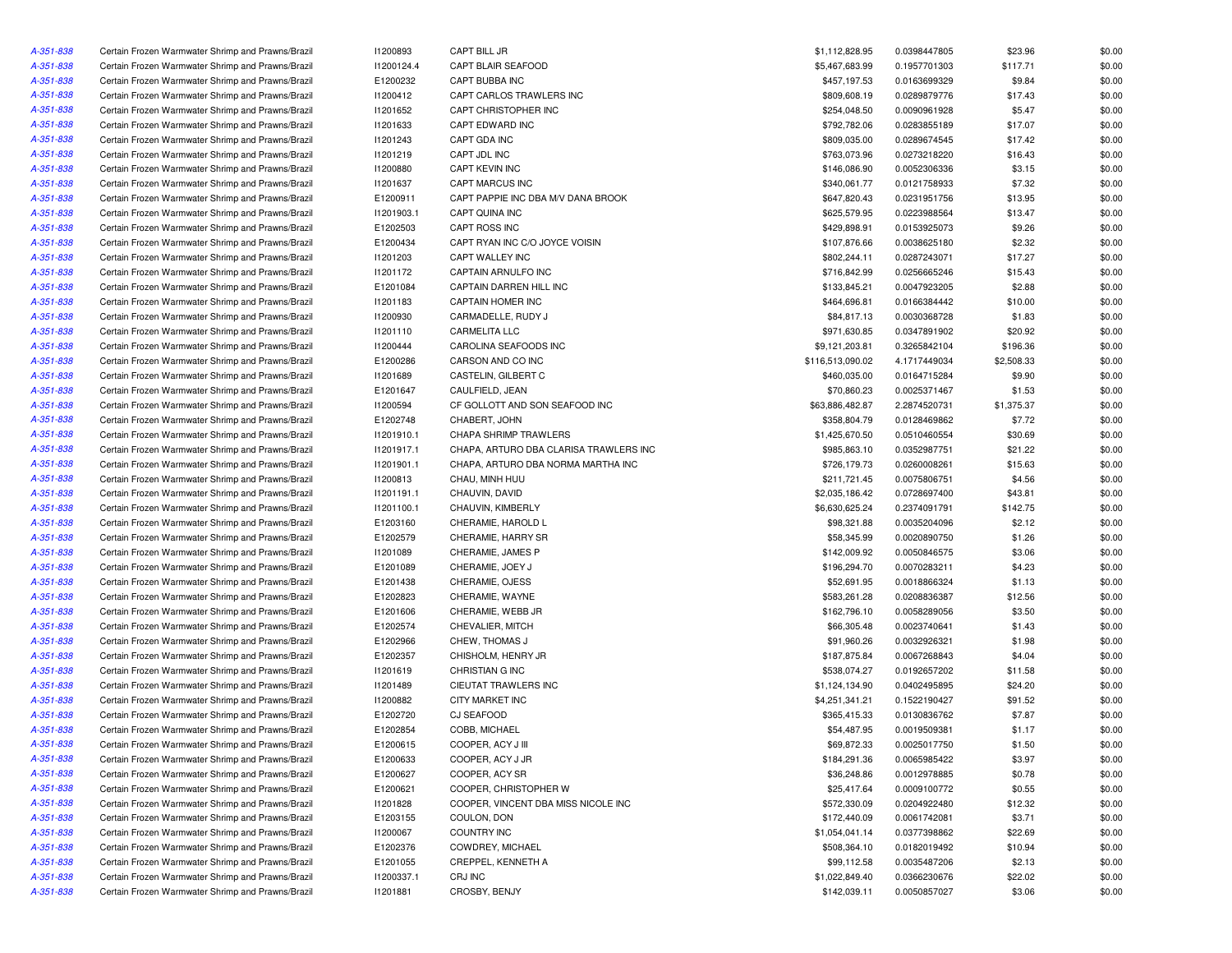| | | | | | | | |
|---|---|---|---|---|---|---|---|
| A-351-838 | Certain Frozen Warmwater Shrimp and Prawns/Brazil | I1200893 | CAPT BILL JR | $1,112,828.95 | 0.0398447805 | $23.96 | $0.00 |
| A-351-838 | Certain Frozen Warmwater Shrimp and Prawns/Brazil | I1200124.4 | CAPT BLAIR SEAFOOD | $5,467,683.99 | 0.1957701303 | $117.71 | $0.00 |
| A-351-838 | Certain Frozen Warmwater Shrimp and Prawns/Brazil | E1200232 | CAPT BUBBA INC | $457,197.53 | 0.0163699329 | $9.84 | $0.00 |
| A-351-838 | Certain Frozen Warmwater Shrimp and Prawns/Brazil | I1200412 | CAPT CARLOS TRAWLERS INC | $809,608.19 | 0.0289879776 | $17.43 | $0.00 |
| A-351-838 | Certain Frozen Warmwater Shrimp and Prawns/Brazil | I1201652 | CAPT CHRISTOPHER INC | $254,048.50 | 0.0090961928 | $5.47 | $0.00 |
| A-351-838 | Certain Frozen Warmwater Shrimp and Prawns/Brazil | I1201633 | CAPT EDWARD INC | $792,782.06 | 0.0283855189 | $17.07 | $0.00 |
| A-351-838 | Certain Frozen Warmwater Shrimp and Prawns/Brazil | I1201243 | CAPT GDA INC | $809,035.00 | 0.0289674545 | $17.42 | $0.00 |
| A-351-838 | Certain Frozen Warmwater Shrimp and Prawns/Brazil | I1201219 | CAPT JDL INC | $763,073.96 | 0.0273218220 | $16.43 | $0.00 |
| A-351-838 | Certain Frozen Warmwater Shrimp and Prawns/Brazil | I1200880 | CAPT KEVIN INC | $146,086.90 | 0.0052306336 | $3.15 | $0.00 |
| A-351-838 | Certain Frozen Warmwater Shrimp and Prawns/Brazil | I1201637 | CAPT MARCUS INC | $340,061.77 | 0.0121758933 | $7.32 | $0.00 |
| A-351-838 | Certain Frozen Warmwater Shrimp and Prawns/Brazil | E1200911 | CAPT PAPPIE INC DBA M/V DANA BROOK | $647,820.43 | 0.0231951756 | $13.95 | $0.00 |
| A-351-838 | Certain Frozen Warmwater Shrimp and Prawns/Brazil | I1201903.1 | CAPT QUINA INC | $625,579.95 | 0.0223988564 | $13.47 | $0.00 |
| A-351-838 | Certain Frozen Warmwater Shrimp and Prawns/Brazil | E1202503 | CAPT ROSS INC | $429,898.91 | 0.0153925073 | $9.26 | $0.00 |
| A-351-838 | Certain Frozen Warmwater Shrimp and Prawns/Brazil | E1200434 | CAPT RYAN INC C/O JOYCE VOISIN | $107,876.66 | 0.0038625180 | $2.32 | $0.00 |
| A-351-838 | Certain Frozen Warmwater Shrimp and Prawns/Brazil | I1201203 | CAPT WALLEY INC | $802,244.11 | 0.0287243071 | $17.27 | $0.00 |
| A-351-838 | Certain Frozen Warmwater Shrimp and Prawns/Brazil | I1201172 | CAPTAIN ARNULFO INC | $716,842.99 | 0.0256665246 | $15.43 | $0.00 |
| A-351-838 | Certain Frozen Warmwater Shrimp and Prawns/Brazil | E1201084 | CAPTAIN DARREN HILL INC | $133,845.21 | 0.0047923205 | $2.88 | $0.00 |
| A-351-838 | Certain Frozen Warmwater Shrimp and Prawns/Brazil | I1201183 | CAPTAIN HOMER INC | $464,696.81 | 0.0166384442 | $10.00 | $0.00 |
| A-351-838 | Certain Frozen Warmwater Shrimp and Prawns/Brazil | I1200930 | CARMADELLE, RUDY J | $84,817.13 | 0.0030368728 | $1.83 | $0.00 |
| A-351-838 | Certain Frozen Warmwater Shrimp and Prawns/Brazil | I1201110 | CARMELITA LLC | $971,630.85 | 0.0347891902 | $20.92 | $0.00 |
| A-351-838 | Certain Frozen Warmwater Shrimp and Prawns/Brazil | I1200444 | CAROLINA SEAFOODS INC | $9,121,203.81 | 0.3265842104 | $196.36 | $0.00 |
| A-351-838 | Certain Frozen Warmwater Shrimp and Prawns/Brazil | E1200286 | CARSON AND CO INC | $116,513,090.02 | 4.1717449034 | $2,508.33 | $0.00 |
| A-351-838 | Certain Frozen Warmwater Shrimp and Prawns/Brazil | I1201689 | CASTELIN, GILBERT C | $460,035.00 | 0.0164715284 | $9.90 | $0.00 |
| A-351-838 | Certain Frozen Warmwater Shrimp and Prawns/Brazil | E1201647 | CAULFIELD, JEAN | $70,860.23 | 0.0025371467 | $1.53 | $0.00 |
| A-351-838 | Certain Frozen Warmwater Shrimp and Prawns/Brazil | I1200594 | CF GOLLOTT AND SON SEAFOOD INC | $63,886,482.87 | 2.2874520731 | $1,375.37 | $0.00 |
| A-351-838 | Certain Frozen Warmwater Shrimp and Prawns/Brazil | E1202748 | CHABERT, JOHN | $358,804.79 | 0.0128469862 | $7.72 | $0.00 |
| A-351-838 | Certain Frozen Warmwater Shrimp and Prawns/Brazil | I1201910.1 | CHAPA SHRIMP TRAWLERS | $1,425,670.50 | 0.0510460554 | $30.69 | $0.00 |
| A-351-838 | Certain Frozen Warmwater Shrimp and Prawns/Brazil | I1201917.1 | CHAPA, ARTURO DBA CLARISA TRAWLERS INC | $985,863.10 | 0.0352987751 | $21.22 | $0.00 |
| A-351-838 | Certain Frozen Warmwater Shrimp and Prawns/Brazil | I1201901.1 | CHAPA, ARTURO DBA NORMA MARTHA INC | $726,179.73 | 0.0260008261 | $15.63 | $0.00 |
| A-351-838 | Certain Frozen Warmwater Shrimp and Prawns/Brazil | I1200813 | CHAU, MINH HUU | $211,721.45 | 0.0075806751 | $4.56 | $0.00 |
| A-351-838 | Certain Frozen Warmwater Shrimp and Prawns/Brazil | I1201191.1 | CHAUVIN, DAVID | $2,035,186.42 | 0.0728697400 | $43.81 | $0.00 |
| A-351-838 | Certain Frozen Warmwater Shrimp and Prawns/Brazil | I1201100.1 | CHAUVIN, KIMBERLY | $6,630,625.24 | 0.2374091791 | $142.75 | $0.00 |
| A-351-838 | Certain Frozen Warmwater Shrimp and Prawns/Brazil | E1203160 | CHERAMIE, HAROLD L | $98,321.88 | 0.0035204096 | $2.12 | $0.00 |
| A-351-838 | Certain Frozen Warmwater Shrimp and Prawns/Brazil | E1202579 | CHERAMIE, HARRY SR | $58,345.99 | 0.0020890750 | $1.26 | $0.00 |
| A-351-838 | Certain Frozen Warmwater Shrimp and Prawns/Brazil | I1201089 | CHERAMIE, JAMES P | $142,009.92 | 0.0050846575 | $3.06 | $0.00 |
| A-351-838 | Certain Frozen Warmwater Shrimp and Prawns/Brazil | E1201089 | CHERAMIE, JOEY J | $196,294.70 | 0.0070283211 | $4.23 | $0.00 |
| A-351-838 | Certain Frozen Warmwater Shrimp and Prawns/Brazil | E1201438 | CHERAMIE, OJESS | $52,691.95 | 0.0018866324 | $1.13 | $0.00 |
| A-351-838 | Certain Frozen Warmwater Shrimp and Prawns/Brazil | E1202823 | CHERAMIE, WAYNE | $583,261.28 | 0.0208836387 | $12.56 | $0.00 |
| A-351-838 | Certain Frozen Warmwater Shrimp and Prawns/Brazil | E1201606 | CHERAMIE, WEBB JR | $162,796.10 | 0.0058289056 | $3.50 | $0.00 |
| A-351-838 | Certain Frozen Warmwater Shrimp and Prawns/Brazil | E1202574 | CHEVALIER, MITCH | $66,305.48 | 0.0023740641 | $1.43 | $0.00 |
| A-351-838 | Certain Frozen Warmwater Shrimp and Prawns/Brazil | E1202966 | CHEW, THOMAS J | $91,960.26 | 0.0032926321 | $1.98 | $0.00 |
| A-351-838 | Certain Frozen Warmwater Shrimp and Prawns/Brazil | E1202357 | CHISHOLM, HENRY JR | $187,875.84 | 0.0067268843 | $4.04 | $0.00 |
| A-351-838 | Certain Frozen Warmwater Shrimp and Prawns/Brazil | I1201619 | CHRISTIAN G INC | $538,074.27 | 0.0192657202 | $11.58 | $0.00 |
| A-351-838 | Certain Frozen Warmwater Shrimp and Prawns/Brazil | I1201489 | CIEUTAT TRAWLERS INC | $1,124,134.90 | 0.0402495895 | $24.20 | $0.00 |
| A-351-838 | Certain Frozen Warmwater Shrimp and Prawns/Brazil | I1200882 | CITY MARKET INC | $4,251,341.21 | 0.1522190427 | $91.52 | $0.00 |
| A-351-838 | Certain Frozen Warmwater Shrimp and Prawns/Brazil | E1202720 | CJ SEAFOOD | $365,415.33 | 0.0130836762 | $7.87 | $0.00 |
| A-351-838 | Certain Frozen Warmwater Shrimp and Prawns/Brazil | E1202854 | COBB, MICHAEL | $54,487.95 | 0.0019509381 | $1.17 | $0.00 |
| A-351-838 | Certain Frozen Warmwater Shrimp and Prawns/Brazil | E1200615 | COOPER, ACY J III | $69,872.33 | 0.0025017750 | $1.50 | $0.00 |
| A-351-838 | Certain Frozen Warmwater Shrimp and Prawns/Brazil | E1200633 | COOPER, ACY J JR | $184,291.36 | 0.0065985422 | $3.97 | $0.00 |
| A-351-838 | Certain Frozen Warmwater Shrimp and Prawns/Brazil | E1200627 | COOPER, ACY SR | $36,248.86 | 0.0012978885 | $0.78 | $0.00 |
| A-351-838 | Certain Frozen Warmwater Shrimp and Prawns/Brazil | E1200621 | COOPER, CHRISTOPHER W | $25,417.64 | 0.0009100772 | $0.55 | $0.00 |
| A-351-838 | Certain Frozen Warmwater Shrimp and Prawns/Brazil | I1201828 | COOPER, VINCENT DBA MISS NICOLE INC | $572,330.09 | 0.0204922480 | $12.32 | $0.00 |
| A-351-838 | Certain Frozen Warmwater Shrimp and Prawns/Brazil | E1203155 | COULON, DON | $172,440.09 | 0.0061742081 | $3.71 | $0.00 |
| A-351-838 | Certain Frozen Warmwater Shrimp and Prawns/Brazil | I1200067 | COUNTRY INC | $1,054,041.14 | 0.0377398862 | $22.69 | $0.00 |
| A-351-838 | Certain Frozen Warmwater Shrimp and Prawns/Brazil | E1202376 | COWDREY, MICHAEL | $508,364.10 | 0.0182019492 | $10.94 | $0.00 |
| A-351-838 | Certain Frozen Warmwater Shrimp and Prawns/Brazil | E1201055 | CREPPEL, KENNETH A | $99,112.58 | 0.0035487206 | $2.13 | $0.00 |
| A-351-838 | Certain Frozen Warmwater Shrimp and Prawns/Brazil | I1200337.1 | CRJ INC | $1,022,849.40 | 0.0366230676 | $22.02 | $0.00 |
| A-351-838 | Certain Frozen Warmwater Shrimp and Prawns/Brazil | I1201881 | CROSBY, BENJY | $142,039.11 | 0.0050857027 | $3.06 | $0.00 |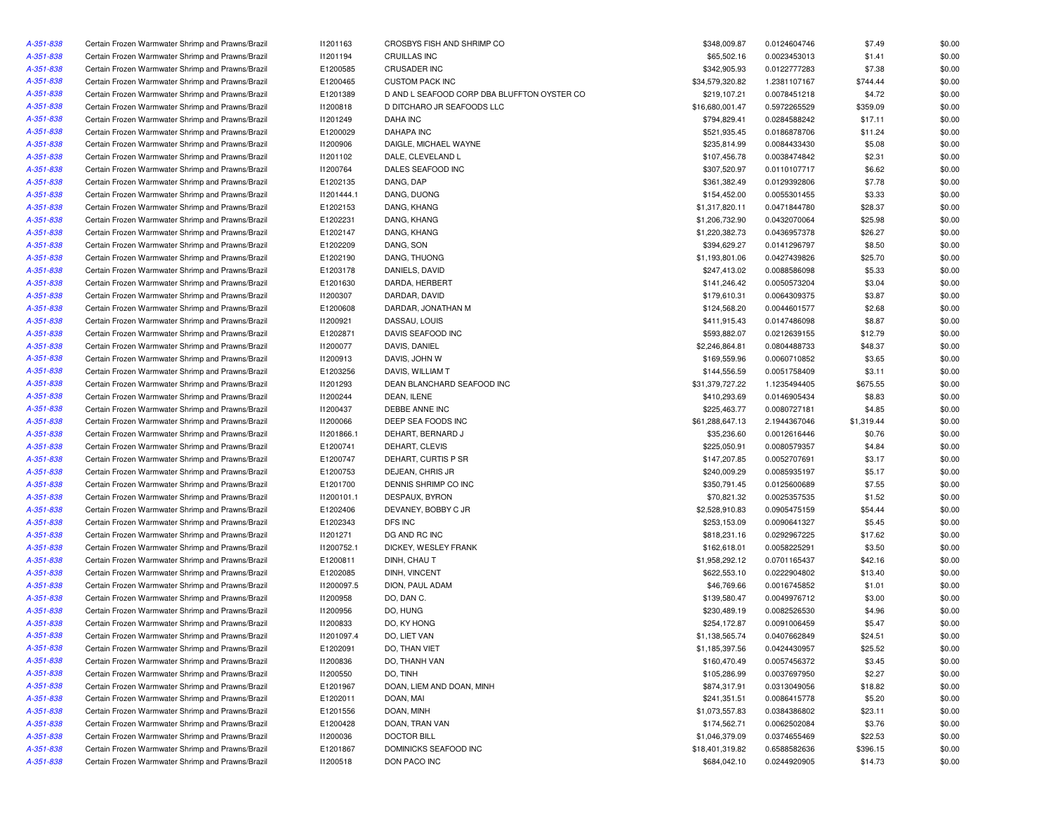| | | | | | | | |
|---|---|---|---|---|---|---|---|
| A-351-838 | Certain Frozen Warmwater Shrimp and Prawns/Brazil | I1201163 | CROSBYS FISH AND SHRIMP CO | $348,009.87 | 0.0124604746 | $7.49 | $0.00 |
| A-351-838 | Certain Frozen Warmwater Shrimp and Prawns/Brazil | I1201194 | CRUILLAS INC | $65,502.16 | 0.0023453013 | $1.41 | $0.00 |
| A-351-838 | Certain Frozen Warmwater Shrimp and Prawns/Brazil | E1200585 | CRUSADER INC | $342,905.93 | 0.0122777283 | $7.38 | $0.00 |
| A-351-838 | Certain Frozen Warmwater Shrimp and Prawns/Brazil | E1200465 | CUSTOM PACK INC | $34,579,320.82 | 1.2381107167 | $744.44 | $0.00 |
| A-351-838 | Certain Frozen Warmwater Shrimp and Prawns/Brazil | E1201389 | D AND L SEAFOOD CORP DBA BLUFFTON OYSTER CO | $219,107.21 | 0.0078451218 | $4.72 | $0.00 |
| A-351-838 | Certain Frozen Warmwater Shrimp and Prawns/Brazil | I1200818 | D DITCHARO JR SEAFOODS LLC | $16,680,001.47 | 0.5972265529 | $359.09 | $0.00 |
| A-351-838 | Certain Frozen Warmwater Shrimp and Prawns/Brazil | I1201249 | DAHA INC | $794,829.41 | 0.0284588242 | $17.11 | $0.00 |
| A-351-838 | Certain Frozen Warmwater Shrimp and Prawns/Brazil | E1200029 | DAHAPA INC | $521,935.45 | 0.0186878706 | $11.24 | $0.00 |
| A-351-838 | Certain Frozen Warmwater Shrimp and Prawns/Brazil | I1200906 | DAIGLE, MICHAEL WAYNE | $235,814.99 | 0.0084433430 | $5.08 | $0.00 |
| A-351-838 | Certain Frozen Warmwater Shrimp and Prawns/Brazil | I1201102 | DALE, CLEVELAND L | $107,456.78 | 0.0038474842 | $2.31 | $0.00 |
| A-351-838 | Certain Frozen Warmwater Shrimp and Prawns/Brazil | I1200764 | DALES SEAFOOD INC | $307,520.97 | 0.0110107717 | $6.62 | $0.00 |
| A-351-838 | Certain Frozen Warmwater Shrimp and Prawns/Brazil | E1202135 | DANG, DAP | $361,382.49 | 0.0129392806 | $7.78 | $0.00 |
| A-351-838 | Certain Frozen Warmwater Shrimp and Prawns/Brazil | I1201444.1 | DANG, DUONG | $154,452.00 | 0.0055301455 | $3.33 | $0.00 |
| A-351-838 | Certain Frozen Warmwater Shrimp and Prawns/Brazil | E1202153 | DANG, KHANG | $1,317,820.11 | 0.0471844780 | $28.37 | $0.00 |
| A-351-838 | Certain Frozen Warmwater Shrimp and Prawns/Brazil | E1202231 | DANG, KHANG | $1,206,732.90 | 0.0432070064 | $25.98 | $0.00 |
| A-351-838 | Certain Frozen Warmwater Shrimp and Prawns/Brazil | E1202147 | DANG, KHANG | $1,220,382.73 | 0.0436957378 | $26.27 | $0.00 |
| A-351-838 | Certain Frozen Warmwater Shrimp and Prawns/Brazil | E1202209 | DANG, SON | $394,629.27 | 0.0141296797 | $8.50 | $0.00 |
| A-351-838 | Certain Frozen Warmwater Shrimp and Prawns/Brazil | E1202190 | DANG, THUONG | $1,193,801.06 | 0.0427439826 | $25.70 | $0.00 |
| A-351-838 | Certain Frozen Warmwater Shrimp and Prawns/Brazil | E1203178 | DANIELS, DAVID | $247,413.02 | 0.0088586098 | $5.33 | $0.00 |
| A-351-838 | Certain Frozen Warmwater Shrimp and Prawns/Brazil | E1201630 | DARDA, HERBERT | $141,246.42 | 0.0050573204 | $3.04 | $0.00 |
| A-351-838 | Certain Frozen Warmwater Shrimp and Prawns/Brazil | I1200307 | DARDAR, DAVID | $179,610.31 | 0.0064309375 | $3.87 | $0.00 |
| A-351-838 | Certain Frozen Warmwater Shrimp and Prawns/Brazil | E1200608 | DARDAR, JONATHAN M | $124,568.20 | 0.0044601577 | $2.68 | $0.00 |
| A-351-838 | Certain Frozen Warmwater Shrimp and Prawns/Brazil | I1200921 | DASSAU, LOUIS | $411,915.43 | 0.0147486098 | $8.87 | $0.00 |
| A-351-838 | Certain Frozen Warmwater Shrimp and Prawns/Brazil | E1202871 | DAVIS SEAFOOD INC | $593,882.07 | 0.0212639155 | $12.79 | $0.00 |
| A-351-838 | Certain Frozen Warmwater Shrimp and Prawns/Brazil | I1200077 | DAVIS, DANIEL | $2,246,864.81 | 0.0804488733 | $48.37 | $0.00 |
| A-351-838 | Certain Frozen Warmwater Shrimp and Prawns/Brazil | I1200913 | DAVIS, JOHN W | $169,559.96 | 0.0060710852 | $3.65 | $0.00 |
| A-351-838 | Certain Frozen Warmwater Shrimp and Prawns/Brazil | E1203256 | DAVIS, WILLIAM T | $144,556.59 | 0.0051758409 | $3.11 | $0.00 |
| A-351-838 | Certain Frozen Warmwater Shrimp and Prawns/Brazil | I1201293 | DEAN BLANCHARD SEAFOOD INC | $31,379,727.22 | 1.1235494405 | $675.55 | $0.00 |
| A-351-838 | Certain Frozen Warmwater Shrimp and Prawns/Brazil | I1200244 | DEAN, ILENE | $410,293.69 | 0.0146905434 | $8.83 | $0.00 |
| A-351-838 | Certain Frozen Warmwater Shrimp and Prawns/Brazil | I1200437 | DEBBE ANNE INC | $225,463.77 | 0.0080727181 | $4.85 | $0.00 |
| A-351-838 | Certain Frozen Warmwater Shrimp and Prawns/Brazil | I1200066 | DEEP SEA FOODS INC | $61,288,647.13 | 2.1944367046 | $1,319.44 | $0.00 |
| A-351-838 | Certain Frozen Warmwater Shrimp and Prawns/Brazil | I1201866.1 | DEHART, BERNARD J | $35,236.60 | 0.0012616446 | $0.76 | $0.00 |
| A-351-838 | Certain Frozen Warmwater Shrimp and Prawns/Brazil | E1200741 | DEHART, CLEVIS | $225,050.91 | 0.0080579357 | $4.84 | $0.00 |
| A-351-838 | Certain Frozen Warmwater Shrimp and Prawns/Brazil | E1200747 | DEHART, CURTIS P SR | $147,207.85 | 0.0052707691 | $3.17 | $0.00 |
| A-351-838 | Certain Frozen Warmwater Shrimp and Prawns/Brazil | E1200753 | DEJEAN, CHRIS JR | $240,009.29 | 0.0085935197 | $5.17 | $0.00 |
| A-351-838 | Certain Frozen Warmwater Shrimp and Prawns/Brazil | E1201700 | DENNIS SHRIMP CO INC | $350,791.45 | 0.0125600689 | $7.55 | $0.00 |
| A-351-838 | Certain Frozen Warmwater Shrimp and Prawns/Brazil | I1200101.1 | DESPAUX, BYRON | $70,821.32 | 0.0025357535 | $1.52 | $0.00 |
| A-351-838 | Certain Frozen Warmwater Shrimp and Prawns/Brazil | E1202406 | DEVANEY, BOBBY C JR | $2,528,910.83 | 0.0905475159 | $54.44 | $0.00 |
| A-351-838 | Certain Frozen Warmwater Shrimp and Prawns/Brazil | E1202343 | DFS INC | $253,153.09 | 0.0090641327 | $5.45 | $0.00 |
| A-351-838 | Certain Frozen Warmwater Shrimp and Prawns/Brazil | I1201271 | DG AND RC INC | $818,231.16 | 0.0292967225 | $17.62 | $0.00 |
| A-351-838 | Certain Frozen Warmwater Shrimp and Prawns/Brazil | I1200752.1 | DICKEY, WESLEY FRANK | $162,618.01 | 0.0058225291 | $3.50 | $0.00 |
| A-351-838 | Certain Frozen Warmwater Shrimp and Prawns/Brazil | E1200811 | DINH, CHAU T | $1,958,292.12 | 0.0701165437 | $42.16 | $0.00 |
| A-351-838 | Certain Frozen Warmwater Shrimp and Prawns/Brazil | E1202085 | DINH, VINCENT | $622,553.10 | 0.0222904802 | $13.40 | $0.00 |
| A-351-838 | Certain Frozen Warmwater Shrimp and Prawns/Brazil | I1200097.5 | DION, PAUL ADAM | $46,769.66 | 0.0016745852 | $1.01 | $0.00 |
| A-351-838 | Certain Frozen Warmwater Shrimp and Prawns/Brazil | I1200958 | DO, DAN C. | $139,580.47 | 0.0049976712 | $3.00 | $0.00 |
| A-351-838 | Certain Frozen Warmwater Shrimp and Prawns/Brazil | I1200956 | DO, HUNG | $230,489.19 | 0.0082526530 | $4.96 | $0.00 |
| A-351-838 | Certain Frozen Warmwater Shrimp and Prawns/Brazil | I1200833 | DO, KY HONG | $254,172.87 | 0.0091006459 | $5.47 | $0.00 |
| A-351-838 | Certain Frozen Warmwater Shrimp and Prawns/Brazil | I1201097.4 | DO, LIET VAN | $1,138,565.74 | 0.0407662849 | $24.51 | $0.00 |
| A-351-838 | Certain Frozen Warmwater Shrimp and Prawns/Brazil | E1202091 | DO, THAN VIET | $1,185,397.56 | 0.0424430957 | $25.52 | $0.00 |
| A-351-838 | Certain Frozen Warmwater Shrimp and Prawns/Brazil | I1200836 | DO, THANH VAN | $160,470.49 | 0.0057456372 | $3.45 | $0.00 |
| A-351-838 | Certain Frozen Warmwater Shrimp and Prawns/Brazil | I1200550 | DO, TINH | $105,286.99 | 0.0037697950 | $2.27 | $0.00 |
| A-351-838 | Certain Frozen Warmwater Shrimp and Prawns/Brazil | E1201967 | DOAN, LIEM AND DOAN, MINH | $874,317.91 | 0.0313049056 | $18.82 | $0.00 |
| A-351-838 | Certain Frozen Warmwater Shrimp and Prawns/Brazil | E1202011 | DOAN, MAI | $241,351.51 | 0.0086415778 | $5.20 | $0.00 |
| A-351-838 | Certain Frozen Warmwater Shrimp and Prawns/Brazil | E1201556 | DOAN, MINH | $1,073,557.83 | 0.0384386802 | $23.11 | $0.00 |
| A-351-838 | Certain Frozen Warmwater Shrimp and Prawns/Brazil | E1200428 | DOAN, TRAN VAN | $174,562.71 | 0.0062502084 | $3.76 | $0.00 |
| A-351-838 | Certain Frozen Warmwater Shrimp and Prawns/Brazil | I1200036 | DOCTOR BILL | $1,046,379.09 | 0.0374655469 | $22.53 | $0.00 |
| A-351-838 | Certain Frozen Warmwater Shrimp and Prawns/Brazil | E1201867 | DOMINICKS SEAFOOD INC | $18,401,319.82 | 0.6588582636 | $396.15 | $0.00 |
| A-351-838 | Certain Frozen Warmwater Shrimp and Prawns/Brazil | I1200518 | DON PACO INC | $684,042.10 | 0.0244920905 | $14.73 | $0.00 |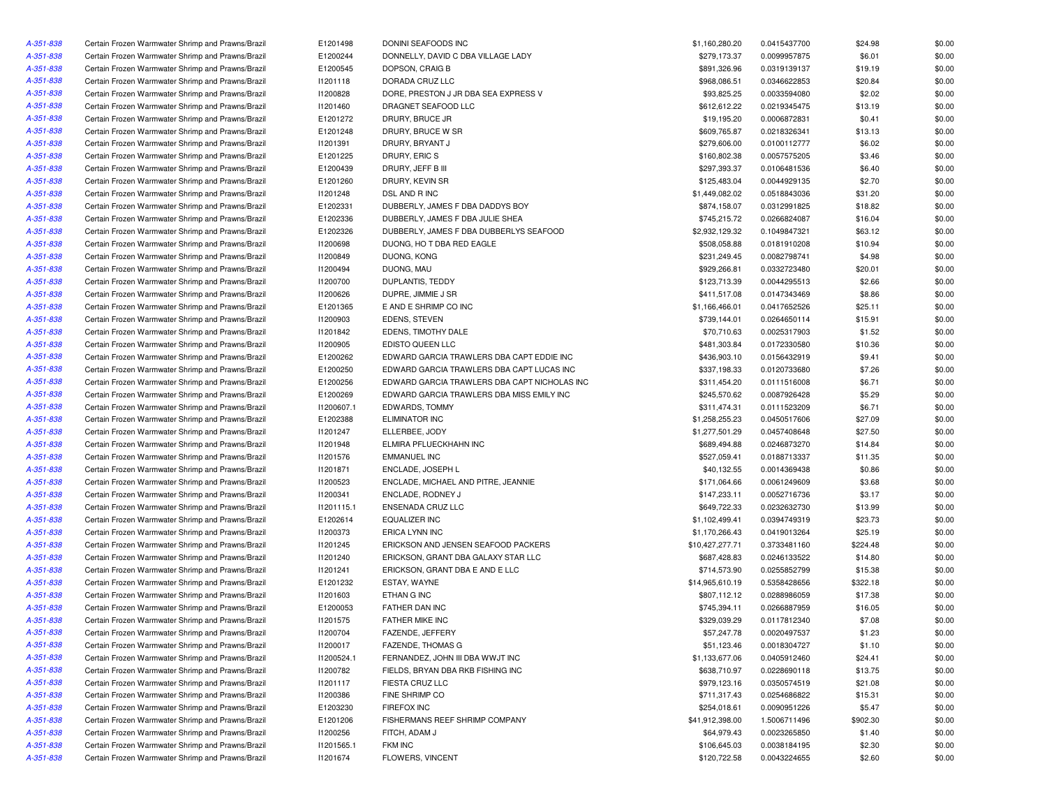| | | | | | | | |
|---|---|---|---|---|---|---|---|
| A-351-838 | Certain Frozen Warmwater Shrimp and Prawns/Brazil | E1201498 | DONINI SEAFOODS INC | $1,160,280.20 | 0.0415437700 | $24.98 | $0.00 |
| A-351-838 | Certain Frozen Warmwater Shrimp and Prawns/Brazil | E1200244 | DONNELLY, DAVID C DBA VILLAGE LADY | $279,173.37 | 0.0099957875 | $6.01 | $0.00 |
| A-351-838 | Certain Frozen Warmwater Shrimp and Prawns/Brazil | E1200545 | DOPSON, CRAIG B | $891,326.96 | 0.0319139137 | $19.19 | $0.00 |
| A-351-838 | Certain Frozen Warmwater Shrimp and Prawns/Brazil | I1201118 | DORADA CRUZ LLC | $968,086.51 | 0.0346622853 | $20.84 | $0.00 |
| A-351-838 | Certain Frozen Warmwater Shrimp and Prawns/Brazil | I1200828 | DORE, PRESTON J JR DBA SEA EXPRESS V | $93,825.25 | 0.0033594080 | $2.02 | $0.00 |
| A-351-838 | Certain Frozen Warmwater Shrimp and Prawns/Brazil | I1201460 | DRAGNET SEAFOOD LLC | $612,612.22 | 0.0219345475 | $13.19 | $0.00 |
| A-351-838 | Certain Frozen Warmwater Shrimp and Prawns/Brazil | E1201272 | DRURY, BRUCE JR | $19,195.20 | 0.0006872831 | $0.41 | $0.00 |
| A-351-838 | Certain Frozen Warmwater Shrimp and Prawns/Brazil | E1201248 | DRURY, BRUCE W SR | $609,765.87 | 0.0218326341 | $13.13 | $0.00 |
| A-351-838 | Certain Frozen Warmwater Shrimp and Prawns/Brazil | I1201391 | DRURY, BRYANT J | $279,606.00 | 0.0100112777 | $6.02 | $0.00 |
| A-351-838 | Certain Frozen Warmwater Shrimp and Prawns/Brazil | E1201225 | DRURY, ERIC S | $160,802.38 | 0.0057575205 | $3.46 | $0.00 |
| A-351-838 | Certain Frozen Warmwater Shrimp and Prawns/Brazil | E1200439 | DRURY, JEFF B III | $297,393.37 | 0.0106481536 | $6.40 | $0.00 |
| A-351-838 | Certain Frozen Warmwater Shrimp and Prawns/Brazil | E1201260 | DRURY, KEVIN SR | $125,483.04 | 0.0044929135 | $2.70 | $0.00 |
| A-351-838 | Certain Frozen Warmwater Shrimp and Prawns/Brazil | I1201248 | DSL AND R INC | $1,449,082.02 | 0.0518843036 | $31.20 | $0.00 |
| A-351-838 | Certain Frozen Warmwater Shrimp and Prawns/Brazil | E1202331 | DUBBERLY, JAMES F DBA DADDYS BOY | $874,158.07 | 0.0312991825 | $18.82 | $0.00 |
| A-351-838 | Certain Frozen Warmwater Shrimp and Prawns/Brazil | E1202336 | DUBBERLY, JAMES F DBA JULIE SHEA | $745,215.72 | 0.0266824087 | $16.04 | $0.00 |
| A-351-838 | Certain Frozen Warmwater Shrimp and Prawns/Brazil | E1202326 | DUBBERLY, JAMES F DBA DUBBERLYS SEAFOOD | $2,932,129.32 | 0.1049847321 | $63.12 | $0.00 |
| A-351-838 | Certain Frozen Warmwater Shrimp and Prawns/Brazil | I1200698 | DUONG, HO T DBA RED EAGLE | $508,058.88 | 0.0181910208 | $10.94 | $0.00 |
| A-351-838 | Certain Frozen Warmwater Shrimp and Prawns/Brazil | I1200849 | DUONG, KONG | $231,249.45 | 0.0082798741 | $4.98 | $0.00 |
| A-351-838 | Certain Frozen Warmwater Shrimp and Prawns/Brazil | I1200494 | DUONG, MAU | $929,266.81 | 0.0332723480 | $20.01 | $0.00 |
| A-351-838 | Certain Frozen Warmwater Shrimp and Prawns/Brazil | I1200700 | DUPLANTIS, TEDDY | $123,713.39 | 0.0044295513 | $2.66 | $0.00 |
| A-351-838 | Certain Frozen Warmwater Shrimp and Prawns/Brazil | I1200626 | DUPRE, JIMMIE J SR | $411,517.08 | 0.0147343469 | $8.86 | $0.00 |
| A-351-838 | Certain Frozen Warmwater Shrimp and Prawns/Brazil | E1201365 | E AND E SHRIMP CO INC | $1,166,466.01 | 0.0417652526 | $25.11 | $0.00 |
| A-351-838 | Certain Frozen Warmwater Shrimp and Prawns/Brazil | I1200903 | EDENS, STEVEN | $739,144.01 | 0.0264650114 | $15.91 | $0.00 |
| A-351-838 | Certain Frozen Warmwater Shrimp and Prawns/Brazil | I1201842 | EDENS, TIMOTHY DALE | $70,710.63 | 0.0025317903 | $1.52 | $0.00 |
| A-351-838 | Certain Frozen Warmwater Shrimp and Prawns/Brazil | I1200905 | EDISTO QUEEN LLC | $481,303.84 | 0.0172330580 | $10.36 | $0.00 |
| A-351-838 | Certain Frozen Warmwater Shrimp and Prawns/Brazil | E1200262 | EDWARD GARCIA TRAWLERS DBA CAPT EDDIE INC | $436,903.10 | 0.0156432919 | $9.41 | $0.00 |
| A-351-838 | Certain Frozen Warmwater Shrimp and Prawns/Brazil | E1200250 | EDWARD GARCIA TRAWLERS DBA CAPT LUCAS INC | $337,198.33 | 0.0120733680 | $7.26 | $0.00 |
| A-351-838 | Certain Frozen Warmwater Shrimp and Prawns/Brazil | E1200256 | EDWARD GARCIA TRAWLERS DBA CAPT NICHOLAS INC | $311,454.20 | 0.0111516008 | $6.71 | $0.00 |
| A-351-838 | Certain Frozen Warmwater Shrimp and Prawns/Brazil | E1200269 | EDWARD GARCIA TRAWLERS DBA MISS EMILY INC | $245,570.62 | 0.0087926428 | $5.29 | $0.00 |
| A-351-838 | Certain Frozen Warmwater Shrimp and Prawns/Brazil | I1200607.1 | EDWARDS, TOMMY | $311,474.31 | 0.0111523209 | $6.71 | $0.00 |
| A-351-838 | Certain Frozen Warmwater Shrimp and Prawns/Brazil | E1202388 | ELIMINATOR INC | $1,258,255.23 | 0.0450517606 | $27.09 | $0.00 |
| A-351-838 | Certain Frozen Warmwater Shrimp and Prawns/Brazil | I1201247 | ELLERBEE, JODY | $1,277,501.29 | 0.0457408648 | $27.50 | $0.00 |
| A-351-838 | Certain Frozen Warmwater Shrimp and Prawns/Brazil | I1201948 | ELMIRA PFLUECKHAHN INC | $689,494.88 | 0.0246873270 | $14.84 | $0.00 |
| A-351-838 | Certain Frozen Warmwater Shrimp and Prawns/Brazil | I1201576 | EMMANUEL INC | $527,059.41 | 0.0188713337 | $11.35 | $0.00 |
| A-351-838 | Certain Frozen Warmwater Shrimp and Prawns/Brazil | I1201871 | ENCLADE, JOSEPH L | $40,132.55 | 0.0014369438 | $0.86 | $0.00 |
| A-351-838 | Certain Frozen Warmwater Shrimp and Prawns/Brazil | I1200523 | ENCLADE, MICHAEL AND PITRE, JEANNIE | $171,064.66 | 0.0061249609 | $3.68 | $0.00 |
| A-351-838 | Certain Frozen Warmwater Shrimp and Prawns/Brazil | I1200341 | ENCLADE, RODNEY J | $147,233.11 | 0.0052716736 | $3.17 | $0.00 |
| A-351-838 | Certain Frozen Warmwater Shrimp and Prawns/Brazil | I1201115.1 | ENSENADA CRUZ LLC | $649,722.33 | 0.0232632730 | $13.99 | $0.00 |
| A-351-838 | Certain Frozen Warmwater Shrimp and Prawns/Brazil | E1202614 | EQUALIZER INC | $1,102,499.41 | 0.0394749319 | $23.73 | $0.00 |
| A-351-838 | Certain Frozen Warmwater Shrimp and Prawns/Brazil | I1200373 | ERICA LYNN INC | $1,170,266.43 | 0.0419013264 | $25.19 | $0.00 |
| A-351-838 | Certain Frozen Warmwater Shrimp and Prawns/Brazil | I1201245 | ERICKSON AND JENSEN SEAFOOD PACKERS | $10,427,277.71 | 0.3733481160 | $224.48 | $0.00 |
| A-351-838 | Certain Frozen Warmwater Shrimp and Prawns/Brazil | I1201240 | ERICKSON, GRANT DBA GALAXY STAR LLC | $687,428.83 | 0.0246133522 | $14.80 | $0.00 |
| A-351-838 | Certain Frozen Warmwater Shrimp and Prawns/Brazil | I1201241 | ERICKSON, GRANT DBA E AND E LLC | $714,573.90 | 0.0255852799 | $15.38 | $0.00 |
| A-351-838 | Certain Frozen Warmwater Shrimp and Prawns/Brazil | E1201232 | ESTAY, WAYNE | $14,965,610.19 | 0.5358428656 | $322.18 | $0.00 |
| A-351-838 | Certain Frozen Warmwater Shrimp and Prawns/Brazil | I1201603 | ETHAN G INC | $807,112.12 | 0.0288986059 | $17.38 | $0.00 |
| A-351-838 | Certain Frozen Warmwater Shrimp and Prawns/Brazil | E1200053 | FATHER DAN INC | $745,394.11 | 0.0266887959 | $16.05 | $0.00 |
| A-351-838 | Certain Frozen Warmwater Shrimp and Prawns/Brazil | I1201575 | FATHER MIKE INC | $329,039.29 | 0.0117812340 | $7.08 | $0.00 |
| A-351-838 | Certain Frozen Warmwater Shrimp and Prawns/Brazil | I1200704 | FAZENDE, JEFFERY | $57,247.78 | 0.0020497537 | $1.23 | $0.00 |
| A-351-838 | Certain Frozen Warmwater Shrimp and Prawns/Brazil | I1200017 | FAZENDE, THOMAS G | $51,123.46 | 0.0018304727 | $1.10 | $0.00 |
| A-351-838 | Certain Frozen Warmwater Shrimp and Prawns/Brazil | I1200524.1 | FERNANDEZ, JOHN III DBA WWJT INC | $1,133,677.06 | 0.0405912460 | $24.41 | $0.00 |
| A-351-838 | Certain Frozen Warmwater Shrimp and Prawns/Brazil | I1200782 | FIELDS, BRYAN DBA RKB FISHING INC | $638,710.97 | 0.0228690118 | $13.75 | $0.00 |
| A-351-838 | Certain Frozen Warmwater Shrimp and Prawns/Brazil | I1201117 | FIESTA CRUZ LLC | $979,123.16 | 0.0350574519 | $21.08 | $0.00 |
| A-351-838 | Certain Frozen Warmwater Shrimp and Prawns/Brazil | I1200386 | FINE SHRIMP CO | $711,317.43 | 0.0254686822 | $15.31 | $0.00 |
| A-351-838 | Certain Frozen Warmwater Shrimp and Prawns/Brazil | E1203230 | FIREFOX INC | $254,018.61 | 0.0090951226 | $5.47 | $0.00 |
| A-351-838 | Certain Frozen Warmwater Shrimp and Prawns/Brazil | E1201206 | FISHERMANS REEF SHRIMP COMPANY | $41,912,398.00 | 1.5006711496 | $902.30 | $0.00 |
| A-351-838 | Certain Frozen Warmwater Shrimp and Prawns/Brazil | I1200256 | FITCH, ADAM J | $64,979.43 | 0.0023265850 | $1.40 | $0.00 |
| A-351-838 | Certain Frozen Warmwater Shrimp and Prawns/Brazil | I1201565.1 | FKM INC | $106,645.03 | 0.0038184195 | $2.30 | $0.00 |
| A-351-838 | Certain Frozen Warmwater Shrimp and Prawns/Brazil | I1201674 | FLOWERS, VINCENT | $120,722.58 | 0.0043224655 | $2.60 | $0.00 |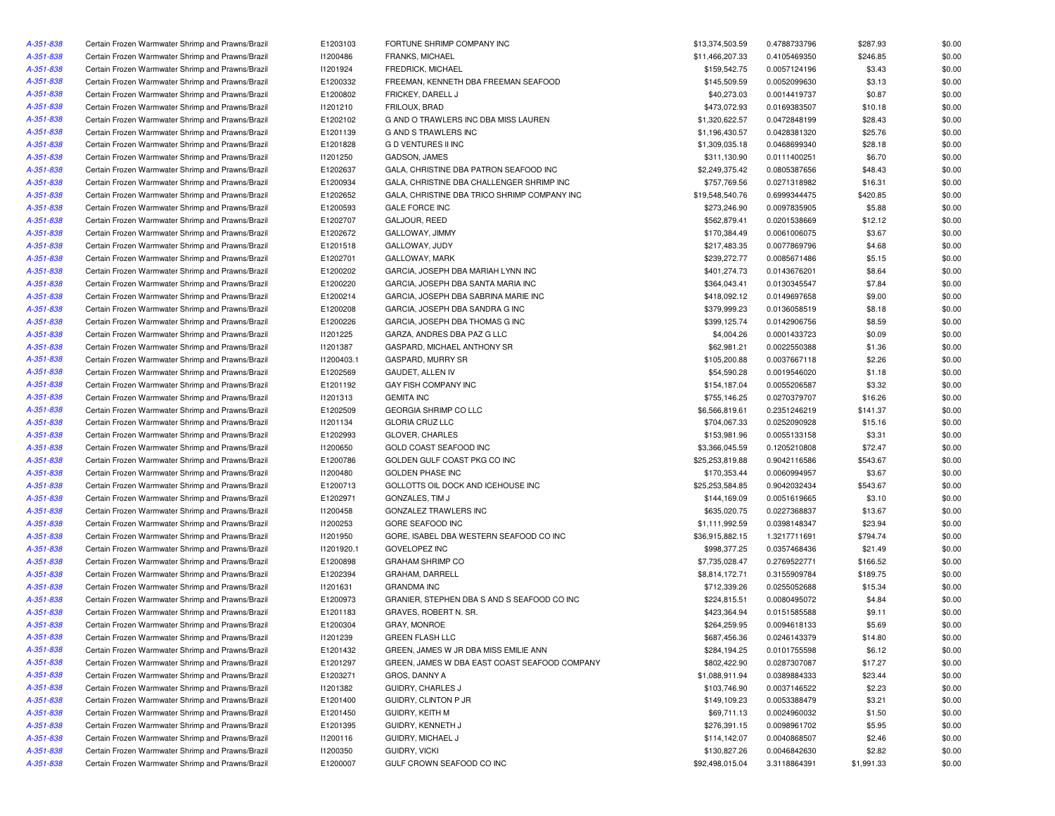| | | | | | | | |
|---|---|---|---|---|---|---|---|
| A-351-838 | Certain Frozen Warmwater Shrimp and Prawns/Brazil | E1203103 | FORTUNE SHRIMP COMPANY INC | $13,374,503.59 | 0.4788733796 | $287.93 | $0.00 |
| A-351-838 | Certain Frozen Warmwater Shrimp and Prawns/Brazil | I1200486 | FRANKS, MICHAEL | $11,466,207.33 | 0.4105469350 | $246.85 | $0.00 |
| A-351-838 | Certain Frozen Warmwater Shrimp and Prawns/Brazil | I1201924 | FREDRICK, MICHAEL | $159,542.75 | 0.0057124196 | $3.43 | $0.00 |
| A-351-838 | Certain Frozen Warmwater Shrimp and Prawns/Brazil | E1200332 | FREEMAN, KENNETH DBA FREEMAN SEAFOOD | $145,509.59 | 0.0052099630 | $3.13 | $0.00 |
| A-351-838 | Certain Frozen Warmwater Shrimp and Prawns/Brazil | E1200802 | FRICKEY, DARELL J | $40,273.03 | 0.0014419737 | $0.87 | $0.00 |
| A-351-838 | Certain Frozen Warmwater Shrimp and Prawns/Brazil | I1201210 | FRILOUX, BRAD | $473,072.93 | 0.0169383507 | $10.18 | $0.00 |
| A-351-838 | Certain Frozen Warmwater Shrimp and Prawns/Brazil | E1202102 | G AND O TRAWLERS INC DBA MISS LAUREN | $1,320,622.57 | 0.0472848199 | $28.43 | $0.00 |
| A-351-838 | Certain Frozen Warmwater Shrimp and Prawns/Brazil | E1201139 | G AND S TRAWLERS INC | $1,196,430.57 | 0.0428381320 | $25.76 | $0.00 |
| A-351-838 | Certain Frozen Warmwater Shrimp and Prawns/Brazil | E1201828 | G D VENTURES II INC | $1,309,035.18 | 0.0468699340 | $28.18 | $0.00 |
| A-351-838 | Certain Frozen Warmwater Shrimp and Prawns/Brazil | I1201250 | GADSON, JAMES | $311,130.90 | 0.0111400251 | $6.70 | $0.00 |
| A-351-838 | Certain Frozen Warmwater Shrimp and Prawns/Brazil | E1202637 | GALA, CHRISTINE DBA PATRON SEAFOOD INC | $2,249,375.42 | 0.0805387656 | $48.43 | $0.00 |
| A-351-838 | Certain Frozen Warmwater Shrimp and Prawns/Brazil | E1200934 | GALA, CHRISTINE DBA CHALLENGER SHRIMP INC | $757,769.56 | 0.0271318982 | $16.31 | $0.00 |
| A-351-838 | Certain Frozen Warmwater Shrimp and Prawns/Brazil | E1202652 | GALA, CHRISTINE DBA TRICO SHRIMP COMPANY INC | $19,548,540.76 | 0.6999344475 | $420.85 | $0.00 |
| A-351-838 | Certain Frozen Warmwater Shrimp and Prawns/Brazil | E1200593 | GALE FORCE INC | $273,246.90 | 0.0097835905 | $5.88 | $0.00 |
| A-351-838 | Certain Frozen Warmwater Shrimp and Prawns/Brazil | E1202707 | GALJOUR, REED | $562,879.41 | 0.0201538669 | $12.12 | $0.00 |
| A-351-838 | Certain Frozen Warmwater Shrimp and Prawns/Brazil | E1202672 | GALLOWAY, JIMMY | $170,384.49 | 0.0061006075 | $3.67 | $0.00 |
| A-351-838 | Certain Frozen Warmwater Shrimp and Prawns/Brazil | E1201518 | GALLOWAY, JUDY | $217,483.35 | 0.0077869796 | $4.68 | $0.00 |
| A-351-838 | Certain Frozen Warmwater Shrimp and Prawns/Brazil | E1202701 | GALLOWAY, MARK | $239,272.77 | 0.0085671486 | $5.15 | $0.00 |
| A-351-838 | Certain Frozen Warmwater Shrimp and Prawns/Brazil | E1200202 | GARCIA, JOSEPH DBA MARIAH LYNN INC | $401,274.73 | 0.0143676201 | $8.64 | $0.00 |
| A-351-838 | Certain Frozen Warmwater Shrimp and Prawns/Brazil | E1200220 | GARCIA, JOSEPH DBA SANTA MARIA INC | $364,043.41 | 0.0130345547 | $7.84 | $0.00 |
| A-351-838 | Certain Frozen Warmwater Shrimp and Prawns/Brazil | E1200214 | GARCIA, JOSEPH DBA SABRINA MARIE INC | $418,092.12 | 0.0149697658 | $9.00 | $0.00 |
| A-351-838 | Certain Frozen Warmwater Shrimp and Prawns/Brazil | E1200208 | GARCIA, JOSEPH DBA SANDRA G INC | $379,999.23 | 0.0136058519 | $8.18 | $0.00 |
| A-351-838 | Certain Frozen Warmwater Shrimp and Prawns/Brazil | E1200226 | GARCIA, JOSEPH DBA THOMAS G INC | $399,125.74 | 0.0142906756 | $8.59 | $0.00 |
| A-351-838 | Certain Frozen Warmwater Shrimp and Prawns/Brazil | I1201225 | GARZA, ANDRES DBA PAZ G LLC | $4,004.26 | 0.0001433723 | $0.09 | $0.00 |
| A-351-838 | Certain Frozen Warmwater Shrimp and Prawns/Brazil | I1201387 | GASPARD, MICHAEL ANTHONY SR | $62,981.21 | 0.0022550388 | $1.36 | $0.00 |
| A-351-838 | Certain Frozen Warmwater Shrimp and Prawns/Brazil | I1200403.1 | GASPARD, MURRY SR | $105,200.88 | 0.0037667118 | $2.26 | $0.00 |
| A-351-838 | Certain Frozen Warmwater Shrimp and Prawns/Brazil | E1202569 | GAUDET, ALLEN IV | $54,590.28 | 0.0019546020 | $1.18 | $0.00 |
| A-351-838 | Certain Frozen Warmwater Shrimp and Prawns/Brazil | E1201192 | GAY FISH COMPANY INC | $154,187.04 | 0.0055206587 | $3.32 | $0.00 |
| A-351-838 | Certain Frozen Warmwater Shrimp and Prawns/Brazil | I1201313 | GEMITA INC | $755,146.25 | 0.0270379707 | $16.26 | $0.00 |
| A-351-838 | Certain Frozen Warmwater Shrimp and Prawns/Brazil | E1202509 | GEORGIA SHRIMP CO LLC | $6,566,819.61 | 0.2351246219 | $141.37 | $0.00 |
| A-351-838 | Certain Frozen Warmwater Shrimp and Prawns/Brazil | I1201134 | GLORIA CRUZ LLC | $704,067.33 | 0.0252090928 | $15.16 | $0.00 |
| A-351-838 | Certain Frozen Warmwater Shrimp and Prawns/Brazil | E1202993 | GLOVER, CHARLES | $153,981.96 | 0.0055133158 | $3.31 | $0.00 |
| A-351-838 | Certain Frozen Warmwater Shrimp and Prawns/Brazil | I1200650 | GOLD COAST SEAFOOD INC | $3,366,045.59 | 0.1205210808 | $72.47 | $0.00 |
| A-351-838 | Certain Frozen Warmwater Shrimp and Prawns/Brazil | E1200786 | GOLDEN GULF COAST PKG CO INC | $25,253,819.88 | 0.9042116586 | $543.67 | $0.00 |
| A-351-838 | Certain Frozen Warmwater Shrimp and Prawns/Brazil | I1200480 | GOLDEN PHASE INC | $170,353.44 | 0.0060994957 | $3.67 | $0.00 |
| A-351-838 | Certain Frozen Warmwater Shrimp and Prawns/Brazil | E1200713 | GOLLOTTS OIL DOCK AND ICEHOUSE INC | $25,253,584.85 | 0.9042032434 | $543.67 | $0.00 |
| A-351-838 | Certain Frozen Warmwater Shrimp and Prawns/Brazil | E1202971 | GONZALES, TIM J | $144,169.09 | 0.0051619665 | $3.10 | $0.00 |
| A-351-838 | Certain Frozen Warmwater Shrimp and Prawns/Brazil | I1200458 | GONZALEZ TRAWLERS INC | $635,020.75 | 0.0227368837 | $13.67 | $0.00 |
| A-351-838 | Certain Frozen Warmwater Shrimp and Prawns/Brazil | I1200253 | GORE SEAFOOD INC | $1,111,992.59 | 0.0398148347 | $23.94 | $0.00 |
| A-351-838 | Certain Frozen Warmwater Shrimp and Prawns/Brazil | I1201950 | GORE, ISABEL DBA WESTERN SEAFOOD CO INC | $36,915,882.15 | 1.3217711691 | $794.74 | $0.00 |
| A-351-838 | Certain Frozen Warmwater Shrimp and Prawns/Brazil | I1201920.1 | GOVELOPEZ INC | $998,377.25 | 0.0357468436 | $21.49 | $0.00 |
| A-351-838 | Certain Frozen Warmwater Shrimp and Prawns/Brazil | E1200898 | GRAHAM SHRIMP CO | $7,735,028.47 | 0.2769522771 | $166.52 | $0.00 |
| A-351-838 | Certain Frozen Warmwater Shrimp and Prawns/Brazil | E1202394 | GRAHAM, DARRELL | $8,814,172.71 | 0.3155909784 | $189.75 | $0.00 |
| A-351-838 | Certain Frozen Warmwater Shrimp and Prawns/Brazil | I1201631 | GRANDMA INC | $712,339.26 | 0.0255052688 | $15.34 | $0.00 |
| A-351-838 | Certain Frozen Warmwater Shrimp and Prawns/Brazil | E1200973 | GRANIER, STEPHEN DBA S AND S SEAFOOD CO INC | $224,815.51 | 0.0080495072 | $4.84 | $0.00 |
| A-351-838 | Certain Frozen Warmwater Shrimp and Prawns/Brazil | E1201183 | GRAVES, ROBERT N. SR. | $423,364.94 | 0.0151585588 | $9.11 | $0.00 |
| A-351-838 | Certain Frozen Warmwater Shrimp and Prawns/Brazil | E1200304 | GRAY, MONROE | $264,259.95 | 0.0094618133 | $5.69 | $0.00 |
| A-351-838 | Certain Frozen Warmwater Shrimp and Prawns/Brazil | I1201239 | GREEN FLASH LLC | $687,456.36 | 0.0246143379 | $14.80 | $0.00 |
| A-351-838 | Certain Frozen Warmwater Shrimp and Prawns/Brazil | E1201432 | GREEN, JAMES W JR DBA MISS EMILIE ANN | $284,194.25 | 0.0101755598 | $6.12 | $0.00 |
| A-351-838 | Certain Frozen Warmwater Shrimp and Prawns/Brazil | E1201297 | GREEN, JAMES W DBA EAST COAST SEAFOOD COMPANY | $802,422.90 | 0.0287307087 | $17.27 | $0.00 |
| A-351-838 | Certain Frozen Warmwater Shrimp and Prawns/Brazil | E1203271 | GROS, DANNY A | $1,088,911.94 | 0.0389884333 | $23.44 | $0.00 |
| A-351-838 | Certain Frozen Warmwater Shrimp and Prawns/Brazil | I1201382 | GUIDRY, CHARLES J | $103,746.90 | 0.0037146522 | $2.23 | $0.00 |
| A-351-838 | Certain Frozen Warmwater Shrimp and Prawns/Brazil | E1201400 | GUIDRY, CLINTON P JR | $149,109.23 | 0.0053388479 | $3.21 | $0.00 |
| A-351-838 | Certain Frozen Warmwater Shrimp and Prawns/Brazil | E1201450 | GUIDRY, KEITH M | $69,711.13 | 0.0024960032 | $1.50 | $0.00 |
| A-351-838 | Certain Frozen Warmwater Shrimp and Prawns/Brazil | E1201395 | GUIDRY, KENNETH J | $276,391.15 | 0.0098961702 | $5.95 | $0.00 |
| A-351-838 | Certain Frozen Warmwater Shrimp and Prawns/Brazil | I1200116 | GUIDRY, MICHAEL J | $114,142.07 | 0.0040868507 | $2.46 | $0.00 |
| A-351-838 | Certain Frozen Warmwater Shrimp and Prawns/Brazil | I1200350 | GUIDRY, VICKI | $130,827.26 | 0.0046842630 | $2.82 | $0.00 |
| A-351-838 | Certain Frozen Warmwater Shrimp and Prawns/Brazil | E1200007 | GULF CROWN SEAFOOD CO INC | $92,498,015.04 | 3.3118864391 | $1,991.33 | $0.00 |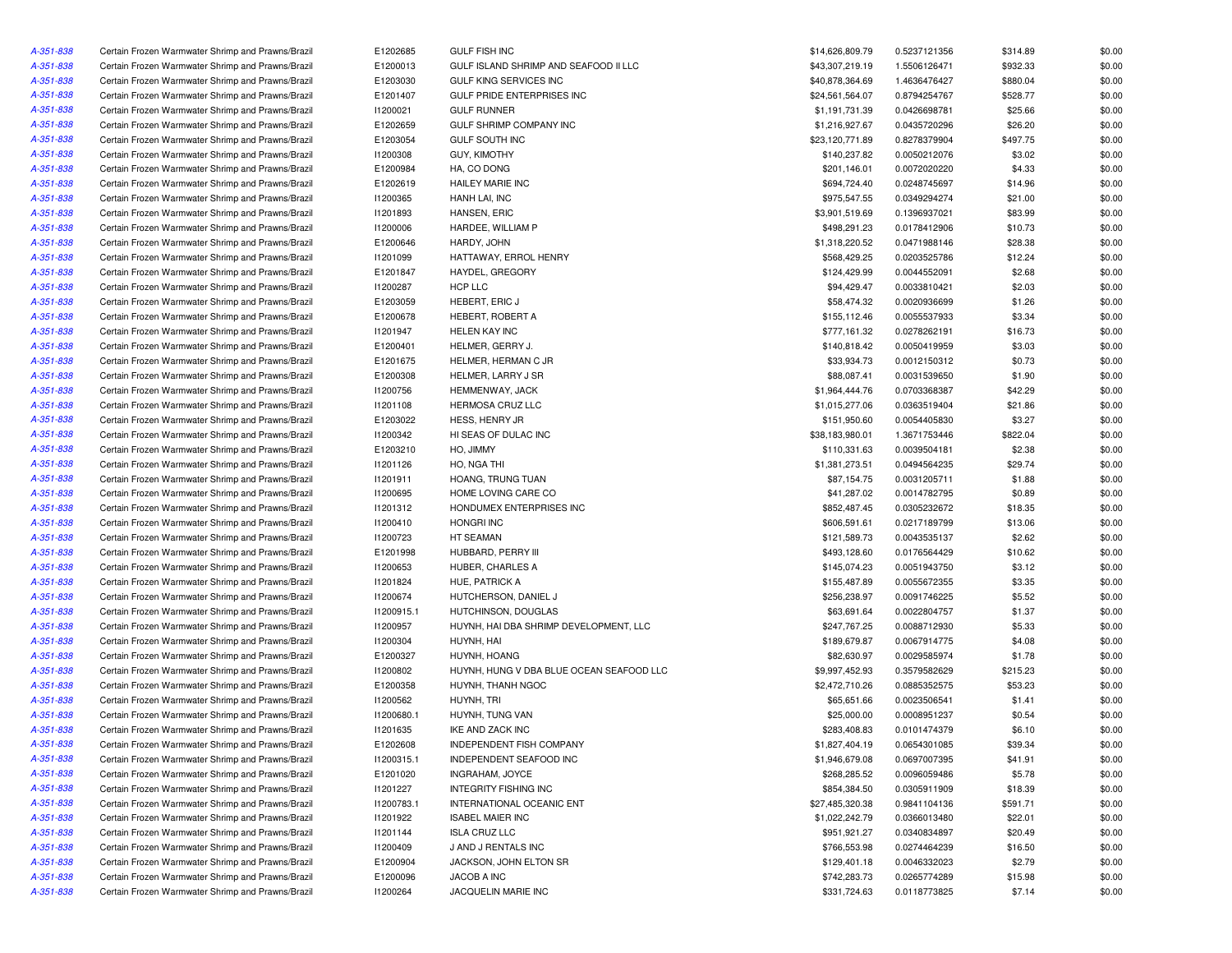| | | | | | | | |
|---|---|---|---|---|---|---|---|
| A-351-838 | Certain Frozen Warmwater Shrimp and Prawns/Brazil | E1202685 | GULF FISH INC | $14,626,809.79 | 0.5237121356 | $314.89 | $0.00 |
| A-351-838 | Certain Frozen Warmwater Shrimp and Prawns/Brazil | E1200013 | GULF ISLAND SHRIMP AND SEAFOOD II LLC | $43,307,219.19 | 1.5506126471 | $932.33 | $0.00 |
| A-351-838 | Certain Frozen Warmwater Shrimp and Prawns/Brazil | E1203030 | GULF KING SERVICES INC | $40,878,364.69 | 1.4636476427 | $880.04 | $0.00 |
| A-351-838 | Certain Frozen Warmwater Shrimp and Prawns/Brazil | E1201407 | GULF PRIDE ENTERPRISES INC | $24,561,564.07 | 0.8794254767 | $528.77 | $0.00 |
| A-351-838 | Certain Frozen Warmwater Shrimp and Prawns/Brazil | I1200021 | GULF RUNNER | $1,191,731.39 | 0.0426698781 | $25.66 | $0.00 |
| A-351-838 | Certain Frozen Warmwater Shrimp and Prawns/Brazil | E1202659 | GULF SHRIMP COMPANY INC | $1,216,927.67 | 0.0435720296 | $26.20 | $0.00 |
| A-351-838 | Certain Frozen Warmwater Shrimp and Prawns/Brazil | E1203054 | GULF SOUTH INC | $23,120,771.89 | 0.8278379904 | $497.75 | $0.00 |
| A-351-838 | Certain Frozen Warmwater Shrimp and Prawns/Brazil | I1200308 | GUY, KIMOTHY | $140,237.82 | 0.0050212076 | $3.02 | $0.00 |
| A-351-838 | Certain Frozen Warmwater Shrimp and Prawns/Brazil | E1200984 | HA, CO DONG | $201,146.01 | 0.0072020220 | $4.33 | $0.00 |
| A-351-838 | Certain Frozen Warmwater Shrimp and Prawns/Brazil | E1202619 | HAILEY MARIE INC | $694,724.40 | 0.0248745697 | $14.96 | $0.00 |
| A-351-838 | Certain Frozen Warmwater Shrimp and Prawns/Brazil | I1200365 | HANH LAI, INC | $975,547.55 | 0.0349294274 | $21.00 | $0.00 |
| A-351-838 | Certain Frozen Warmwater Shrimp and Prawns/Brazil | I1201893 | HANSEN, ERIC | $3,901,519.69 | 0.1396937021 | $83.99 | $0.00 |
| A-351-838 | Certain Frozen Warmwater Shrimp and Prawns/Brazil | I1200006 | HARDEE, WILLIAM P | $498,291.23 | 0.0178412906 | $10.73 | $0.00 |
| A-351-838 | Certain Frozen Warmwater Shrimp and Prawns/Brazil | E1200646 | HARDY, JOHN | $1,318,220.52 | 0.0471988146 | $28.38 | $0.00 |
| A-351-838 | Certain Frozen Warmwater Shrimp and Prawns/Brazil | I1201099 | HATTAWAY, ERROL HENRY | $568,429.25 | 0.0203525786 | $12.24 | $0.00 |
| A-351-838 | Certain Frozen Warmwater Shrimp and Prawns/Brazil | E1201847 | HAYDEL, GREGORY | $124,429.99 | 0.0044552091 | $2.68 | $0.00 |
| A-351-838 | Certain Frozen Warmwater Shrimp and Prawns/Brazil | I1200287 | HCP LLC | $94,429.47 | 0.0033810421 | $2.03 | $0.00 |
| A-351-838 | Certain Frozen Warmwater Shrimp and Prawns/Brazil | E1203059 | HEBERT, ERIC J | $58,474.32 | 0.0020936699 | $1.26 | $0.00 |
| A-351-838 | Certain Frozen Warmwater Shrimp and Prawns/Brazil | E1200678 | HEBERT, ROBERT A | $155,112.46 | 0.0055537933 | $3.34 | $0.00 |
| A-351-838 | Certain Frozen Warmwater Shrimp and Prawns/Brazil | I1201947 | HELEN KAY INC | $777,161.32 | 0.0278262191 | $16.73 | $0.00 |
| A-351-838 | Certain Frozen Warmwater Shrimp and Prawns/Brazil | E1200401 | HELMER, GERRY J. | $140,818.42 | 0.0050419959 | $3.03 | $0.00 |
| A-351-838 | Certain Frozen Warmwater Shrimp and Prawns/Brazil | E1201675 | HELMER, HERMAN C JR | $33,934.73 | 0.0012150312 | $0.73 | $0.00 |
| A-351-838 | Certain Frozen Warmwater Shrimp and Prawns/Brazil | E1200308 | HELMER, LARRY J SR | $88,087.41 | 0.0031539650 | $1.90 | $0.00 |
| A-351-838 | Certain Frozen Warmwater Shrimp and Prawns/Brazil | I1200756 | HEMMENWAY, JACK | $1,964,444.76 | 0.0703368387 | $42.29 | $0.00 |
| A-351-838 | Certain Frozen Warmwater Shrimp and Prawns/Brazil | I1201108 | HERMOSA CRUZ LLC | $1,015,277.06 | 0.0363519404 | $21.86 | $0.00 |
| A-351-838 | Certain Frozen Warmwater Shrimp and Prawns/Brazil | E1203022 | HESS, HENRY JR | $151,950.60 | 0.0054405830 | $3.27 | $0.00 |
| A-351-838 | Certain Frozen Warmwater Shrimp and Prawns/Brazil | I1200342 | HI SEAS OF DULAC INC | $38,183,980.01 | 1.3671753446 | $822.04 | $0.00 |
| A-351-838 | Certain Frozen Warmwater Shrimp and Prawns/Brazil | E1203210 | HO, JIMMY | $110,331.63 | 0.0039504181 | $2.38 | $0.00 |
| A-351-838 | Certain Frozen Warmwater Shrimp and Prawns/Brazil | I1201126 | HO, NGA THI | $1,381,273.51 | 0.0494564235 | $29.74 | $0.00 |
| A-351-838 | Certain Frozen Warmwater Shrimp and Prawns/Brazil | I1201911 | HOANG, TRUNG TUAN | $87,154.75 | 0.0031205711 | $1.88 | $0.00 |
| A-351-838 | Certain Frozen Warmwater Shrimp and Prawns/Brazil | I1200695 | HOME LOVING CARE CO | $41,287.02 | 0.0014782795 | $0.89 | $0.00 |
| A-351-838 | Certain Frozen Warmwater Shrimp and Prawns/Brazil | I1201312 | HONDUMEX ENTERPRISES INC | $852,487.45 | 0.0305232672 | $18.35 | $0.00 |
| A-351-838 | Certain Frozen Warmwater Shrimp and Prawns/Brazil | I1200410 | HONGRI INC | $606,591.61 | 0.0217189799 | $13.06 | $0.00 |
| A-351-838 | Certain Frozen Warmwater Shrimp and Prawns/Brazil | I1200723 | HT SEAMAN | $121,589.73 | 0.0043535137 | $2.62 | $0.00 |
| A-351-838 | Certain Frozen Warmwater Shrimp and Prawns/Brazil | E1201998 | HUBBARD, PERRY III | $493,128.60 | 0.0176564429 | $10.62 | $0.00 |
| A-351-838 | Certain Frozen Warmwater Shrimp and Prawns/Brazil | I1200653 | HUBER, CHARLES A | $145,074.23 | 0.0051943750 | $3.12 | $0.00 |
| A-351-838 | Certain Frozen Warmwater Shrimp and Prawns/Brazil | I1201824 | HUE, PATRICK A | $155,487.89 | 0.0055672355 | $3.35 | $0.00 |
| A-351-838 | Certain Frozen Warmwater Shrimp and Prawns/Brazil | I1200674 | HUTCHERSON, DANIEL J | $256,238.97 | 0.0091746225 | $5.52 | $0.00 |
| A-351-838 | Certain Frozen Warmwater Shrimp and Prawns/Brazil | I1200915.1 | HUTCHINSON, DOUGLAS | $63,691.64 | 0.0022804757 | $1.37 | $0.00 |
| A-351-838 | Certain Frozen Warmwater Shrimp and Prawns/Brazil | I1200957 | HUYNH, HAI DBA SHRIMP DEVELOPMENT, LLC | $247,767.25 | 0.0088712930 | $5.33 | $0.00 |
| A-351-838 | Certain Frozen Warmwater Shrimp and Prawns/Brazil | I1200304 | HUYNH, HAI | $189,679.87 | 0.0067914775 | $4.08 | $0.00 |
| A-351-838 | Certain Frozen Warmwater Shrimp and Prawns/Brazil | E1200327 | HUYNH, HOANG | $82,630.97 | 0.0029585974 | $1.78 | $0.00 |
| A-351-838 | Certain Frozen Warmwater Shrimp and Prawns/Brazil | I1200802 | HUYNH, HUNG V DBA BLUE OCEAN SEAFOOD LLC | $9,997,452.93 | 0.3579582629 | $215.23 | $0.00 |
| A-351-838 | Certain Frozen Warmwater Shrimp and Prawns/Brazil | E1200358 | HUYNH, THANH NGOC | $2,472,710.26 | 0.0885352575 | $53.23 | $0.00 |
| A-351-838 | Certain Frozen Warmwater Shrimp and Prawns/Brazil | I1200562 | HUYNH, TRI | $65,651.66 | 0.0023506541 | $1.41 | $0.00 |
| A-351-838 | Certain Frozen Warmwater Shrimp and Prawns/Brazil | I1200680.1 | HUYNH, TUNG VAN | $25,000.00 | 0.0008951237 | $0.54 | $0.00 |
| A-351-838 | Certain Frozen Warmwater Shrimp and Prawns/Brazil | I1201635 | IKE AND ZACK INC | $283,408.83 | 0.0101474379 | $6.10 | $0.00 |
| A-351-838 | Certain Frozen Warmwater Shrimp and Prawns/Brazil | E1202608 | INDEPENDENT FISH COMPANY | $1,827,404.19 | 0.0654301085 | $39.34 | $0.00 |
| A-351-838 | Certain Frozen Warmwater Shrimp and Prawns/Brazil | I1200315.1 | INDEPENDENT SEAFOOD INC | $1,946,679.08 | 0.0697007395 | $41.91 | $0.00 |
| A-351-838 | Certain Frozen Warmwater Shrimp and Prawns/Brazil | E1201020 | INGRAHAM, JOYCE | $268,285.52 | 0.0096059486 | $5.78 | $0.00 |
| A-351-838 | Certain Frozen Warmwater Shrimp and Prawns/Brazil | I1201227 | INTEGRITY FISHING INC | $854,384.50 | 0.0305911909 | $18.39 | $0.00 |
| A-351-838 | Certain Frozen Warmwater Shrimp and Prawns/Brazil | I1200783.1 | INTERNATIONAL OCEANIC ENT | $27,485,320.38 | 0.9841104136 | $591.71 | $0.00 |
| A-351-838 | Certain Frozen Warmwater Shrimp and Prawns/Brazil | I1201922 | ISABEL MAIER INC | $1,022,242.79 | 0.0366013480 | $22.01 | $0.00 |
| A-351-838 | Certain Frozen Warmwater Shrimp and Prawns/Brazil | I1201144 | ISLA CRUZ LLC | $951,921.27 | 0.0340834897 | $20.49 | $0.00 |
| A-351-838 | Certain Frozen Warmwater Shrimp and Prawns/Brazil | I1200409 | J AND J RENTALS INC | $766,553.98 | 0.0274464239 | $16.50 | $0.00 |
| A-351-838 | Certain Frozen Warmwater Shrimp and Prawns/Brazil | E1200904 | JACKSON, JOHN ELTON SR | $129,401.18 | 0.0046332023 | $2.79 | $0.00 |
| A-351-838 | Certain Frozen Warmwater Shrimp and Prawns/Brazil | E1200096 | JACOB A INC | $742,283.73 | 0.0265774289 | $15.98 | $0.00 |
| A-351-838 | Certain Frozen Warmwater Shrimp and Prawns/Brazil | I1200264 | JACQUELIN MARIE INC | $331,724.63 | 0.0118773825 | $7.14 | $0.00 |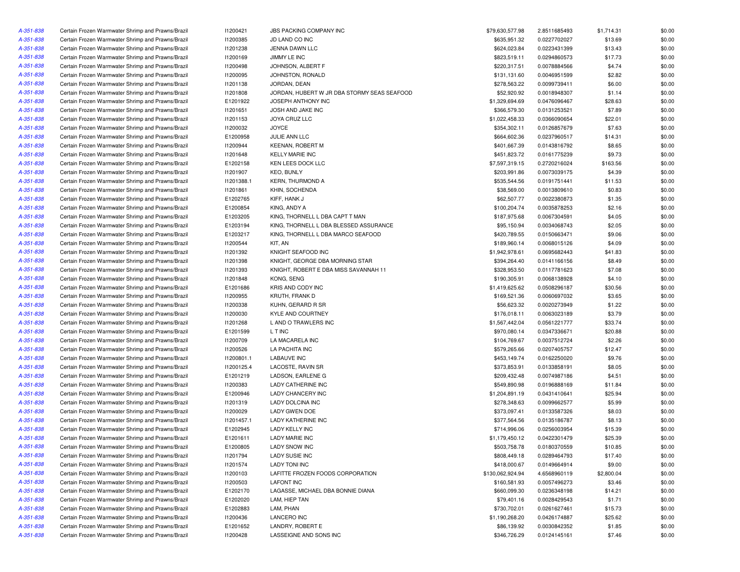| | | | | | | | |
|---|---|---|---|---|---|---|---|
| A-351-838 | Certain Frozen Warmwater Shrimp and Prawns/Brazil | I1200421 | JBS PACKING COMPANY INC | $79,630,577.98 | 2.8511685493 | $1,714.31 | $0.00 |
| A-351-838 | Certain Frozen Warmwater Shrimp and Prawns/Brazil | I1200385 | JD LAND CO INC | $635,951.32 | 0.0227702027 | $13.69 | $0.00 |
| A-351-838 | Certain Frozen Warmwater Shrimp and Prawns/Brazil | I1201238 | JENNA DAWN LLC | $624,023.84 | 0.0223431399 | $13.43 | $0.00 |
| A-351-838 | Certain Frozen Warmwater Shrimp and Prawns/Brazil | I1200169 | JIMMY LE INC | $823,519.11 | 0.0294860573 | $17.73 | $0.00 |
| A-351-838 | Certain Frozen Warmwater Shrimp and Prawns/Brazil | I1200498 | JOHNSON, ALBERT F | $220,317.51 | 0.0078884566 | $4.74 | $0.00 |
| A-351-838 | Certain Frozen Warmwater Shrimp and Prawns/Brazil | I1200095 | JOHNSTON, RONALD | $131,131.60 | 0.0046951599 | $2.82 | $0.00 |
| A-351-838 | Certain Frozen Warmwater Shrimp and Prawns/Brazil | I1201138 | JORDAN, DEAN | $278,563.22 | 0.0099739411 | $6.00 | $0.00 |
| A-351-838 | Certain Frozen Warmwater Shrimp and Prawns/Brazil | I1201808 | JORDAN, HUBERT W JR DBA STORMY SEAS SEAFOOD | $52,920.92 | 0.0018948307 | $1.14 | $0.00 |
| A-351-838 | Certain Frozen Warmwater Shrimp and Prawns/Brazil | E1201922 | JOSEPH ANTHONY INC | $1,329,694.69 | 0.0476096467 | $28.63 | $0.00 |
| A-351-838 | Certain Frozen Warmwater Shrimp and Prawns/Brazil | I1201651 | JOSH AND JAKE INC | $366,579.30 | 0.0131253521 | $7.89 | $0.00 |
| A-351-838 | Certain Frozen Warmwater Shrimp and Prawns/Brazil | I1201153 | JOYA CRUZ LLC | $1,022,458.33 | 0.0366090654 | $22.01 | $0.00 |
| A-351-838 | Certain Frozen Warmwater Shrimp and Prawns/Brazil | I1200032 | JOYCE | $354,302.11 | 0.0126857679 | $7.63 | $0.00 |
| A-351-838 | Certain Frozen Warmwater Shrimp and Prawns/Brazil | E1200958 | JULIE ANN LLC | $664,602.36 | 0.0237960517 | $14.31 | $0.00 |
| A-351-838 | Certain Frozen Warmwater Shrimp and Prawns/Brazil | I1200944 | KEENAN, ROBERT M | $401,667.39 | 0.0143816792 | $8.65 | $0.00 |
| A-351-838 | Certain Frozen Warmwater Shrimp and Prawns/Brazil | I1201648 | KELLY MARIE INC | $451,823.72 | 0.0161775239 | $9.73 | $0.00 |
| A-351-838 | Certain Frozen Warmwater Shrimp and Prawns/Brazil | E1202158 | KEN LEES DOCK LLC | $7,597,319.15 | 0.2720216024 | $163.56 | $0.00 |
| A-351-838 | Certain Frozen Warmwater Shrimp and Prawns/Brazil | I1201907 | KEO, BUNLY | $203,991.86 | 0.0073039175 | $4.39 | $0.00 |
| A-351-838 | Certain Frozen Warmwater Shrimp and Prawns/Brazil | I1201388.1 | KERN, THURMOND A | $535,544.56 | 0.0191751441 | $11.53 | $0.00 |
| A-351-838 | Certain Frozen Warmwater Shrimp and Prawns/Brazil | I1201861 | KHIN, SOCHENDA | $38,569.00 | 0.0013809610 | $0.83 | $0.00 |
| A-351-838 | Certain Frozen Warmwater Shrimp and Prawns/Brazil | E1202765 | KIFF, HANK J | $62,507.77 | 0.0022380873 | $1.35 | $0.00 |
| A-351-838 | Certain Frozen Warmwater Shrimp and Prawns/Brazil | E1200854 | KING, ANDY A | $100,204.74 | 0.0035878253 | $2.16 | $0.00 |
| A-351-838 | Certain Frozen Warmwater Shrimp and Prawns/Brazil | E1203205 | KING, THORNELL L DBA CAPT T MAN | $187,975.68 | 0.0067304591 | $4.05 | $0.00 |
| A-351-838 | Certain Frozen Warmwater Shrimp and Prawns/Brazil | E1203194 | KING, THORNELL L DBA BLESSED ASSURANCE | $95,150.94 | 0.0034068743 | $2.05 | $0.00 |
| A-351-838 | Certain Frozen Warmwater Shrimp and Prawns/Brazil | E1203217 | KING, THORNELL L DBA MARCO SEAFOOD | $420,789.55 | 0.0150663471 | $9.06 | $0.00 |
| A-351-838 | Certain Frozen Warmwater Shrimp and Prawns/Brazil | I1200544 | KIT, AN | $189,960.14 | 0.0068015126 | $4.09 | $0.00 |
| A-351-838 | Certain Frozen Warmwater Shrimp and Prawns/Brazil | I1201392 | KNIGHT SEAFOOD INC | $1,942,978.61 | 0.0695682443 | $41.83 | $0.00 |
| A-351-838 | Certain Frozen Warmwater Shrimp and Prawns/Brazil | I1201398 | KNIGHT, GEORGE DBA MORNING STAR | $394,264.40 | 0.0141166156 | $8.49 | $0.00 |
| A-351-838 | Certain Frozen Warmwater Shrimp and Prawns/Brazil | I1201393 | KNIGHT, ROBERT E DBA MISS SAVANNAH 11 | $328,953.50 | 0.0117781623 | $7.08 | $0.00 |
| A-351-838 | Certain Frozen Warmwater Shrimp and Prawns/Brazil | I1201848 | KONG, SENG | $190,305.91 | 0.0068138928 | $4.10 | $0.00 |
| A-351-838 | Certain Frozen Warmwater Shrimp and Prawns/Brazil | E1201686 | KRIS AND CODY INC | $1,419,625.62 | 0.0508296187 | $30.56 | $0.00 |
| A-351-838 | Certain Frozen Warmwater Shrimp and Prawns/Brazil | I1200955 | KRUTH, FRANK D | $169,521.36 | 0.0060697032 | $3.65 | $0.00 |
| A-351-838 | Certain Frozen Warmwater Shrimp and Prawns/Brazil | I1200338 | KUHN, GERARD R SR | $56,623.32 | 0.0020273949 | $1.22 | $0.00 |
| A-351-838 | Certain Frozen Warmwater Shrimp and Prawns/Brazil | I1200030 | KYLE AND COURTNEY | $176,018.11 | 0.0063023189 | $3.79 | $0.00 |
| A-351-838 | Certain Frozen Warmwater Shrimp and Prawns/Brazil | I1201268 | L AND O TRAWLERS INC | $1,567,442.04 | 0.0561221777 | $33.74 | $0.00 |
| A-351-838 | Certain Frozen Warmwater Shrimp and Prawns/Brazil | E1201599 | L T INC | $970,080.14 | 0.0347336671 | $20.88 | $0.00 |
| A-351-838 | Certain Frozen Warmwater Shrimp and Prawns/Brazil | I1200709 | LA MACARELA INC | $104,769.67 | 0.0037512724 | $2.26 | $0.00 |
| A-351-838 | Certain Frozen Warmwater Shrimp and Prawns/Brazil | I1200526 | LA PACHITA INC | $579,265.66 | 0.0207405757 | $12.47 | $0.00 |
| A-351-838 | Certain Frozen Warmwater Shrimp and Prawns/Brazil | I1200801.1 | LABAUVE INC | $453,149.74 | 0.0162250020 | $9.76 | $0.00 |
| A-351-838 | Certain Frozen Warmwater Shrimp and Prawns/Brazil | I1200125.4 | LACOSTE, RAVIN SR | $373,853.91 | 0.0133858191 | $8.05 | $0.00 |
| A-351-838 | Certain Frozen Warmwater Shrimp and Prawns/Brazil | E1201219 | LADSON, EARLENE G | $209,432.48 | 0.0074987186 | $4.51 | $0.00 |
| A-351-838 | Certain Frozen Warmwater Shrimp and Prawns/Brazil | I1200383 | LADY CATHERINE INC | $549,890.98 | 0.0196888169 | $11.84 | $0.00 |
| A-351-838 | Certain Frozen Warmwater Shrimp and Prawns/Brazil | E1200946 | LADY CHANCERY INC | $1,204,891.19 | 0.0431410641 | $25.94 | $0.00 |
| A-351-838 | Certain Frozen Warmwater Shrimp and Prawns/Brazil | I1201319 | LADY DOLCINA INC | $278,348.63 | 0.0099662577 | $5.99 | $0.00 |
| A-351-838 | Certain Frozen Warmwater Shrimp and Prawns/Brazil | I1200029 | LADY GWEN DOE | $373,097.41 | 0.0133587326 | $8.03 | $0.00 |
| A-351-838 | Certain Frozen Warmwater Shrimp and Prawns/Brazil | I1201457.1 | LADY KATHERINE INC | $377,564.56 | 0.0135186787 | $8.13 | $0.00 |
| A-351-838 | Certain Frozen Warmwater Shrimp and Prawns/Brazil | E1202945 | LADY KELLY INC | $714,996.06 | 0.0256003954 | $15.39 | $0.00 |
| A-351-838 | Certain Frozen Warmwater Shrimp and Prawns/Brazil | E1201611 | LADY MARIE INC | $1,179,450.12 | 0.0422301479 | $25.39 | $0.00 |
| A-351-838 | Certain Frozen Warmwater Shrimp and Prawns/Brazil | E1200805 | LADY SNOW INC | $503,758.78 | 0.0180370559 | $10.85 | $0.00 |
| A-351-838 | Certain Frozen Warmwater Shrimp and Prawns/Brazil | I1201794 | LADY SUSIE INC | $808,449.18 | 0.0289464793 | $17.40 | $0.00 |
| A-351-838 | Certain Frozen Warmwater Shrimp and Prawns/Brazil | I1201574 | LADY TONI INC | $418,000.67 | 0.0149664914 | $9.00 | $0.00 |
| A-351-838 | Certain Frozen Warmwater Shrimp and Prawns/Brazil | I1200103 | LAFITTE FROZEN FOODS CORPORATION | $130,062,924.94 | 4.6568960119 | $2,800.04 | $0.00 |
| A-351-838 | Certain Frozen Warmwater Shrimp and Prawns/Brazil | I1200503 | LAFONT INC | $160,581.93 | 0.0057496273 | $3.46 | $0.00 |
| A-351-838 | Certain Frozen Warmwater Shrimp and Prawns/Brazil | E1202170 | LAGASSE, MICHAEL DBA BONNIE DIANA | $660,099.30 | 0.0236348198 | $14.21 | $0.00 |
| A-351-838 | Certain Frozen Warmwater Shrimp and Prawns/Brazil | E1202020 | LAM, HIEP TAN | $79,401.16 | 0.0028429543 | $1.71 | $0.00 |
| A-351-838 | Certain Frozen Warmwater Shrimp and Prawns/Brazil | E1202883 | LAM, PHAN | $730,702.01 | 0.0261627461 | $15.73 | $0.00 |
| A-351-838 | Certain Frozen Warmwater Shrimp and Prawns/Brazil | I1200436 | LANCERO INC | $1,190,268.20 | 0.0426174887 | $25.62 | $0.00 |
| A-351-838 | Certain Frozen Warmwater Shrimp and Prawns/Brazil | E1201652 | LANDRY, ROBERT E | $86,139.92 | 0.0030842352 | $1.85 | $0.00 |
| A-351-838 | Certain Frozen Warmwater Shrimp and Prawns/Brazil | I1200428 | LASSEIGNE AND SONS INC | $346,726.29 | 0.0124145161 | $7.46 | $0.00 |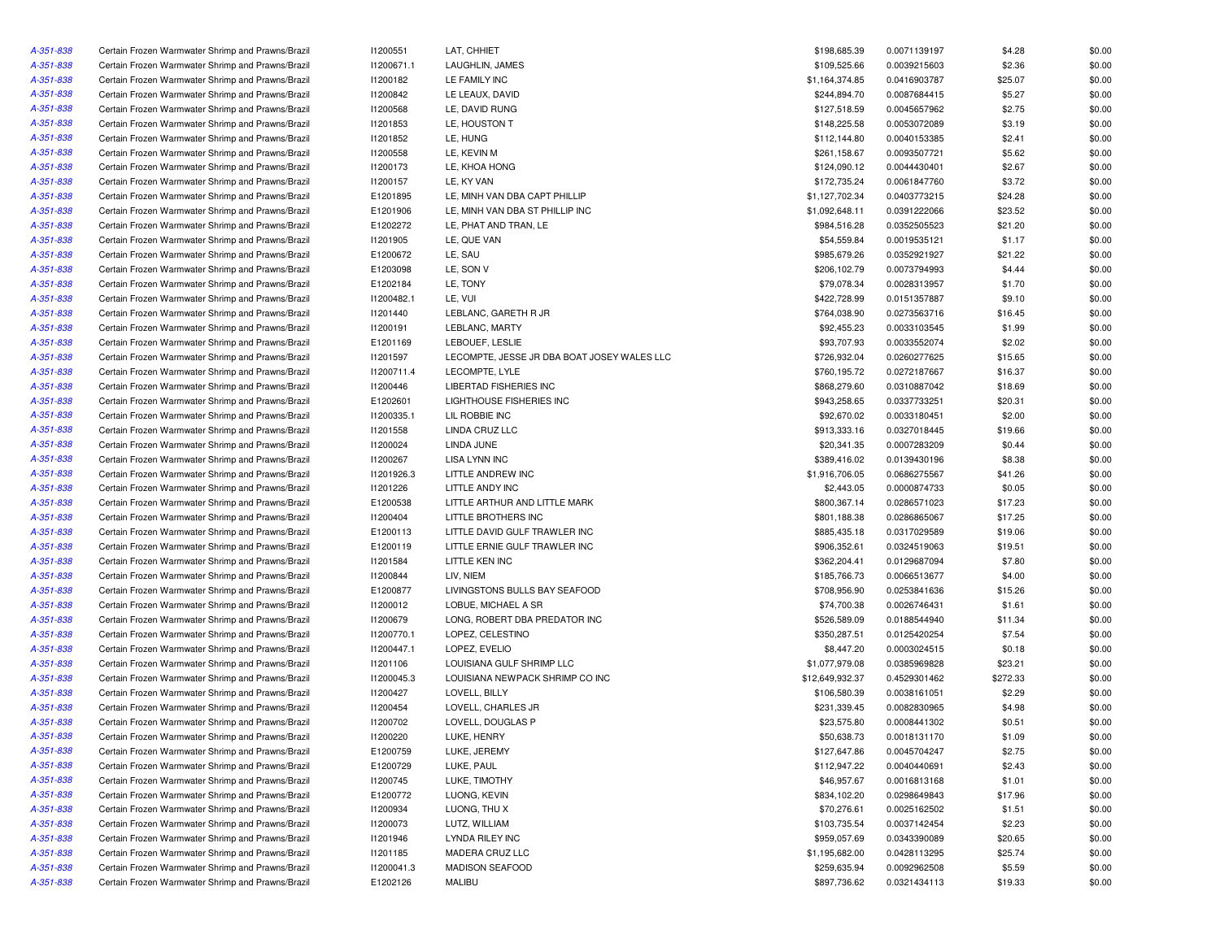| | | | | | | | |
|---|---|---|---|---|---|---|---|
| A-351-838 | Certain Frozen Warmwater Shrimp and Prawns/Brazil | I1200551 | LAT, CHHIET | $198,685.39 | 0.0071139197 | $4.28 | $0.00 |
| A-351-838 | Certain Frozen Warmwater Shrimp and Prawns/Brazil | I1200671.1 | LAUGHLIN, JAMES | $109,525.66 | 0.0039215603 | $2.36 | $0.00 |
| A-351-838 | Certain Frozen Warmwater Shrimp and Prawns/Brazil | I1200182 | LE FAMILY INC | $1,164,374.85 | 0.0416903787 | $25.07 | $0.00 |
| A-351-838 | Certain Frozen Warmwater Shrimp and Prawns/Brazil | I1200842 | LE LEAUX, DAVID | $244,894.70 | 0.0087684415 | $5.27 | $0.00 |
| A-351-838 | Certain Frozen Warmwater Shrimp and Prawns/Brazil | I1200568 | LE, DAVID RUNG | $127,518.59 | 0.0045657962 | $2.75 | $0.00 |
| A-351-838 | Certain Frozen Warmwater Shrimp and Prawns/Brazil | I1201853 | LE, HOUSTON T | $148,225.58 | 0.0053072089 | $3.19 | $0.00 |
| A-351-838 | Certain Frozen Warmwater Shrimp and Prawns/Brazil | I1201852 | LE, HUNG | $112,144.80 | 0.0040153385 | $2.41 | $0.00 |
| A-351-838 | Certain Frozen Warmwater Shrimp and Prawns/Brazil | I1200558 | LE, KEVIN M | $261,158.67 | 0.0093507721 | $5.62 | $0.00 |
| A-351-838 | Certain Frozen Warmwater Shrimp and Prawns/Brazil | I1200173 | LE, KHOA HONG | $124,090.12 | 0.0044430401 | $2.67 | $0.00 |
| A-351-838 | Certain Frozen Warmwater Shrimp and Prawns/Brazil | I1200157 | LE, KY VAN | $172,735.24 | 0.0061847760 | $3.72 | $0.00 |
| A-351-838 | Certain Frozen Warmwater Shrimp and Prawns/Brazil | E1201895 | LE, MINH VAN DBA CAPT PHILLIP | $1,127,702.34 | 0.0403773215 | $24.28 | $0.00 |
| A-351-838 | Certain Frozen Warmwater Shrimp and Prawns/Brazil | E1201906 | LE, MINH VAN DBA ST PHILLIP INC | $1,092,648.11 | 0.0391222066 | $23.52 | $0.00 |
| A-351-838 | Certain Frozen Warmwater Shrimp and Prawns/Brazil | E1202272 | LE, PHAT AND TRAN, LE | $984,516.28 | 0.0352505523 | $21.20 | $0.00 |
| A-351-838 | Certain Frozen Warmwater Shrimp and Prawns/Brazil | I1201905 | LE, QUE VAN | $54,559.84 | 0.0019535121 | $1.17 | $0.00 |
| A-351-838 | Certain Frozen Warmwater Shrimp and Prawns/Brazil | E1200672 | LE, SAU | $985,679.26 | 0.0352921927 | $21.22 | $0.00 |
| A-351-838 | Certain Frozen Warmwater Shrimp and Prawns/Brazil | E1203098 | LE, SON V | $206,102.79 | 0.0073794993 | $4.44 | $0.00 |
| A-351-838 | Certain Frozen Warmwater Shrimp and Prawns/Brazil | E1202184 | LE, TONY | $79,078.34 | 0.0028313957 | $1.70 | $0.00 |
| A-351-838 | Certain Frozen Warmwater Shrimp and Prawns/Brazil | I1200482.1 | LE, VUI | $422,728.99 | 0.0151357887 | $9.10 | $0.00 |
| A-351-838 | Certain Frozen Warmwater Shrimp and Prawns/Brazil | I1201440 | LEBLANC, GARETH R JR | $764,038.90 | 0.0273563716 | $16.45 | $0.00 |
| A-351-838 | Certain Frozen Warmwater Shrimp and Prawns/Brazil | I1200191 | LEBLANC, MARTY | $92,455.23 | 0.0033103545 | $1.99 | $0.00 |
| A-351-838 | Certain Frozen Warmwater Shrimp and Prawns/Brazil | E1201169 | LEBOUEF, LESLIE | $93,707.93 | 0.0033552074 | $2.02 | $0.00 |
| A-351-838 | Certain Frozen Warmwater Shrimp and Prawns/Brazil | I1201597 | LECOMPTE, JESSE JR DBA BOAT JOSEY WALES LLC | $726,932.04 | 0.0260277625 | $15.65 | $0.00 |
| A-351-838 | Certain Frozen Warmwater Shrimp and Prawns/Brazil | I1200711.4 | LECOMPTE, LYLE | $760,195.72 | 0.0272187667 | $16.37 | $0.00 |
| A-351-838 | Certain Frozen Warmwater Shrimp and Prawns/Brazil | I1200446 | LIBERTAD FISHERIES INC | $868,279.60 | 0.0310887042 | $18.69 | $0.00 |
| A-351-838 | Certain Frozen Warmwater Shrimp and Prawns/Brazil | E1202601 | LIGHTHOUSE FISHERIES INC | $943,258.65 | 0.0337733251 | $20.31 | $0.00 |
| A-351-838 | Certain Frozen Warmwater Shrimp and Prawns/Brazil | I1200335.1 | LIL ROBBIE INC | $92,670.02 | 0.0033180451 | $2.00 | $0.00 |
| A-351-838 | Certain Frozen Warmwater Shrimp and Prawns/Brazil | I1201558 | LINDA CRUZ LLC | $913,333.16 | 0.0327018445 | $19.66 | $0.00 |
| A-351-838 | Certain Frozen Warmwater Shrimp and Prawns/Brazil | I1200024 | LINDA JUNE | $20,341.35 | 0.0007283209 | $0.44 | $0.00 |
| A-351-838 | Certain Frozen Warmwater Shrimp and Prawns/Brazil | I1200267 | LISA LYNN INC | $389,416.02 | 0.0139430196 | $8.38 | $0.00 |
| A-351-838 | Certain Frozen Warmwater Shrimp and Prawns/Brazil | I1201926.3 | LITTLE ANDREW INC | $1,916,706.05 | 0.0686275567 | $41.26 | $0.00 |
| A-351-838 | Certain Frozen Warmwater Shrimp and Prawns/Brazil | I1201226 | LITTLE ANDY INC | $2,443.05 | 0.0000874733 | $0.05 | $0.00 |
| A-351-838 | Certain Frozen Warmwater Shrimp and Prawns/Brazil | E1200538 | LITTLE ARTHUR AND LITTLE MARK | $800,367.14 | 0.0286571023 | $17.23 | $0.00 |
| A-351-838 | Certain Frozen Warmwater Shrimp and Prawns/Brazil | I1200404 | LITTLE BROTHERS INC | $801,188.38 | 0.0286865067 | $17.25 | $0.00 |
| A-351-838 | Certain Frozen Warmwater Shrimp and Prawns/Brazil | E1200113 | LITTLE DAVID GULF TRAWLER INC | $885,435.18 | 0.0317029589 | $19.06 | $0.00 |
| A-351-838 | Certain Frozen Warmwater Shrimp and Prawns/Brazil | E1200119 | LITTLE ERNIE GULF TRAWLER INC | $906,352.61 | 0.0324519063 | $19.51 | $0.00 |
| A-351-838 | Certain Frozen Warmwater Shrimp and Prawns/Brazil | I1201584 | LITTLE KEN INC | $362,204.41 | 0.0129687094 | $7.80 | $0.00 |
| A-351-838 | Certain Frozen Warmwater Shrimp and Prawns/Brazil | I1200844 | LIV, NIEM | $185,766.73 | 0.0066513677 | $4.00 | $0.00 |
| A-351-838 | Certain Frozen Warmwater Shrimp and Prawns/Brazil | E1200877 | LIVINGSTONS BULLS BAY SEAFOOD | $708,956.90 | 0.0253841636 | $15.26 | $0.00 |
| A-351-838 | Certain Frozen Warmwater Shrimp and Prawns/Brazil | I1200012 | LOBUE, MICHAEL A SR | $74,700.38 | 0.0026746431 | $1.61 | $0.00 |
| A-351-838 | Certain Frozen Warmwater Shrimp and Prawns/Brazil | I1200679 | LONG, ROBERT DBA PREDATOR INC | $526,589.09 | 0.0188544940 | $11.34 | $0.00 |
| A-351-838 | Certain Frozen Warmwater Shrimp and Prawns/Brazil | I1200770.1 | LOPEZ, CELESTINO | $350,287.51 | 0.0125420254 | $7.54 | $0.00 |
| A-351-838 | Certain Frozen Warmwater Shrimp and Prawns/Brazil | I1200447.1 | LOPEZ, EVELIO | $8,447.20 | 0.0003024515 | $0.18 | $0.00 |
| A-351-838 | Certain Frozen Warmwater Shrimp and Prawns/Brazil | I1201106 | LOUISIANA GULF SHRIMP LLC | $1,077,979.08 | 0.0385969828 | $23.21 | $0.00 |
| A-351-838 | Certain Frozen Warmwater Shrimp and Prawns/Brazil | I1200045.3 | LOUISIANA NEWPACK SHRIMP CO INC | $12,649,932.37 | 0.4529301462 | $272.33 | $0.00 |
| A-351-838 | Certain Frozen Warmwater Shrimp and Prawns/Brazil | I1200427 | LOVELL, BILLY | $106,580.39 | 0.0038161051 | $2.29 | $0.00 |
| A-351-838 | Certain Frozen Warmwater Shrimp and Prawns/Brazil | I1200454 | LOVELL, CHARLES JR | $231,339.45 | 0.0082830965 | $4.98 | $0.00 |
| A-351-838 | Certain Frozen Warmwater Shrimp and Prawns/Brazil | I1200702 | LOVELL, DOUGLAS P | $23,575.80 | 0.0008441302 | $0.51 | $0.00 |
| A-351-838 | Certain Frozen Warmwater Shrimp and Prawns/Brazil | I1200220 | LUKE, HENRY | $50,638.73 | 0.0018131170 | $1.09 | $0.00 |
| A-351-838 | Certain Frozen Warmwater Shrimp and Prawns/Brazil | E1200759 | LUKE, JEREMY | $127,647.86 | 0.0045704247 | $2.75 | $0.00 |
| A-351-838 | Certain Frozen Warmwater Shrimp and Prawns/Brazil | E1200729 | LUKE, PAUL | $112,947.22 | 0.0040440691 | $2.43 | $0.00 |
| A-351-838 | Certain Frozen Warmwater Shrimp and Prawns/Brazil | I1200745 | LUKE, TIMOTHY | $46,957.67 | 0.0016813168 | $1.01 | $0.00 |
| A-351-838 | Certain Frozen Warmwater Shrimp and Prawns/Brazil | E1200772 | LUONG, KEVIN | $834,102.20 | 0.0298649843 | $17.96 | $0.00 |
| A-351-838 | Certain Frozen Warmwater Shrimp and Prawns/Brazil | I1200934 | LUONG, THU X | $70,276.61 | 0.0025162502 | $1.51 | $0.00 |
| A-351-838 | Certain Frozen Warmwater Shrimp and Prawns/Brazil | I1200073 | LUTZ, WILLIAM | $103,735.54 | 0.0037142454 | $2.23 | $0.00 |
| A-351-838 | Certain Frozen Warmwater Shrimp and Prawns/Brazil | I1201946 | LYNDA RILEY INC | $959,057.69 | 0.0343390089 | $20.65 | $0.00 |
| A-351-838 | Certain Frozen Warmwater Shrimp and Prawns/Brazil | I1201185 | MADERA CRUZ LLC | $1,195,682.00 | 0.0428113295 | $25.74 | $0.00 |
| A-351-838 | Certain Frozen Warmwater Shrimp and Prawns/Brazil | I1200041.3 | MADISON SEAFOOD | $259,635.94 | 0.0092962508 | $5.59 | $0.00 |
| A-351-838 | Certain Frozen Warmwater Shrimp and Prawns/Brazil | E1202126 | MALIBU | $897,736.62 | 0.0321434113 | $19.33 | $0.00 |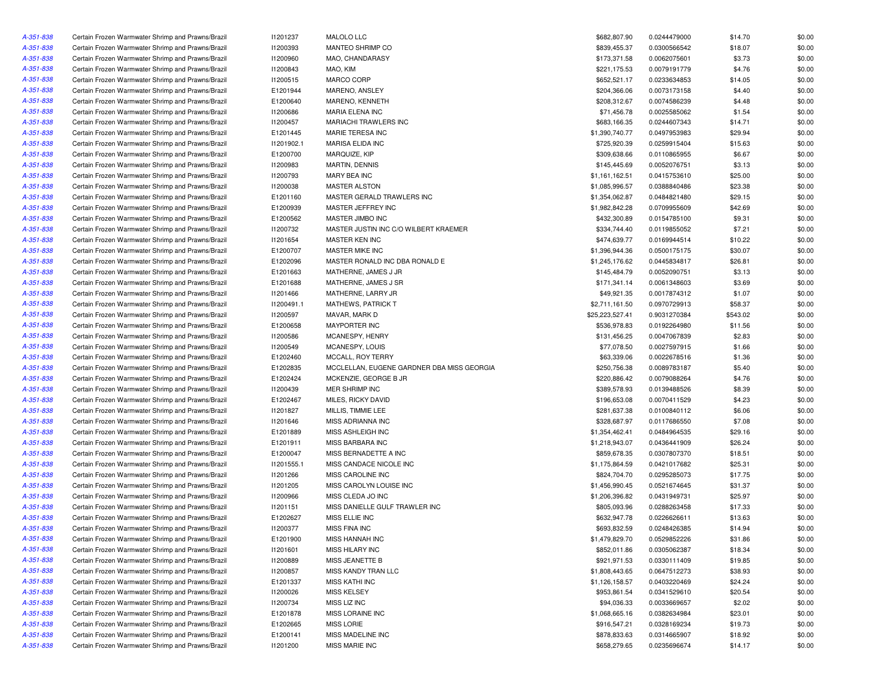| | | | | | | | |
|---|---|---|---|---|---|---|---|
| A-351-838 | Certain Frozen Warmwater Shrimp and Prawns/Brazil | I1201237 | MALOLO LLC | $682,807.90 | 0.0244479000 | $14.70 | $0.00 |
| A-351-838 | Certain Frozen Warmwater Shrimp and Prawns/Brazil | I1200393 | MANTEO SHRIMP CO | $839,455.37 | 0.0300566542 | $18.07 | $0.00 |
| A-351-838 | Certain Frozen Warmwater Shrimp and Prawns/Brazil | I1200960 | MAO, CHANDARASY | $173,371.58 | 0.0062075601 | $3.73 | $0.00 |
| A-351-838 | Certain Frozen Warmwater Shrimp and Prawns/Brazil | I1200843 | MAO, KIM | $221,175.53 | 0.0079191779 | $4.76 | $0.00 |
| A-351-838 | Certain Frozen Warmwater Shrimp and Prawns/Brazil | I1200515 | MARCO CORP | $652,521.17 | 0.0233634853 | $14.05 | $0.00 |
| A-351-838 | Certain Frozen Warmwater Shrimp and Prawns/Brazil | E1201944 | MARENO, ANSLEY | $204,366.06 | 0.0073173158 | $4.40 | $0.00 |
| A-351-838 | Certain Frozen Warmwater Shrimp and Prawns/Brazil | E1200640 | MARENO, KENNETH | $208,312.67 | 0.0074586239 | $4.48 | $0.00 |
| A-351-838 | Certain Frozen Warmwater Shrimp and Prawns/Brazil | I1200686 | MARIA ELENA INC | $71,456.78 | 0.0025585062 | $1.54 | $0.00 |
| A-351-838 | Certain Frozen Warmwater Shrimp and Prawns/Brazil | I1200457 | MARIACHI TRAWLERS INC | $683,166.35 | 0.0244607343 | $14.71 | $0.00 |
| A-351-838 | Certain Frozen Warmwater Shrimp and Prawns/Brazil | E1201445 | MARIE TERESA INC | $1,390,740.77 | 0.0497953983 | $29.94 | $0.00 |
| A-351-838 | Certain Frozen Warmwater Shrimp and Prawns/Brazil | I1201902.1 | MARISA ELIDA INC | $725,920.39 | 0.0259915404 | $15.63 | $0.00 |
| A-351-838 | Certain Frozen Warmwater Shrimp and Prawns/Brazil | E1200700 | MARQUIZE, KIP | $309,638.66 | 0.0110865955 | $6.67 | $0.00 |
| A-351-838 | Certain Frozen Warmwater Shrimp and Prawns/Brazil | I1200983 | MARTIN, DENNIS | $145,445.69 | 0.0052076751 | $3.13 | $0.00 |
| A-351-838 | Certain Frozen Warmwater Shrimp and Prawns/Brazil | I1200793 | MARY BEA INC | $1,161,162.51 | 0.0415753610 | $25.00 | $0.00 |
| A-351-838 | Certain Frozen Warmwater Shrimp and Prawns/Brazil | I1200038 | MASTER ALSTON | $1,085,996.57 | 0.0388840486 | $23.38 | $0.00 |
| A-351-838 | Certain Frozen Warmwater Shrimp and Prawns/Brazil | E1201160 | MASTER GERALD TRAWLERS INC | $1,354,062.87 | 0.0484821480 | $29.15 | $0.00 |
| A-351-838 | Certain Frozen Warmwater Shrimp and Prawns/Brazil | E1200939 | MASTER JEFFREY INC | $1,982,842.28 | 0.0709955609 | $42.69 | $0.00 |
| A-351-838 | Certain Frozen Warmwater Shrimp and Prawns/Brazil | E1200562 | MASTER JIMBO INC | $432,300.89 | 0.0154785100 | $9.31 | $0.00 |
| A-351-838 | Certain Frozen Warmwater Shrimp and Prawns/Brazil | I1200732 | MASTER JUSTIN INC C/O WILBERT KRAEMER | $334,744.40 | 0.0119855052 | $7.21 | $0.00 |
| A-351-838 | Certain Frozen Warmwater Shrimp and Prawns/Brazil | I1201654 | MASTER KEN INC | $474,639.77 | 0.0169944514 | $10.22 | $0.00 |
| A-351-838 | Certain Frozen Warmwater Shrimp and Prawns/Brazil | E1200707 | MASTER MIKE INC | $1,396,944.36 | 0.0500175175 | $30.07 | $0.00 |
| A-351-838 | Certain Frozen Warmwater Shrimp and Prawns/Brazil | E1202096 | MASTER RONALD INC DBA RONALD E | $1,245,176.62 | 0.0445834817 | $26.81 | $0.00 |
| A-351-838 | Certain Frozen Warmwater Shrimp and Prawns/Brazil | E1201663 | MATHERNE, JAMES J JR | $145,484.79 | 0.0052090751 | $3.13 | $0.00 |
| A-351-838 | Certain Frozen Warmwater Shrimp and Prawns/Brazil | E1201688 | MATHERNE, JAMES J SR | $171,341.14 | 0.0061348603 | $3.69 | $0.00 |
| A-351-838 | Certain Frozen Warmwater Shrimp and Prawns/Brazil | I1201466 | MATHERNE, LARRY JR | $49,921.35 | 0.0017874312 | $1.07 | $0.00 |
| A-351-838 | Certain Frozen Warmwater Shrimp and Prawns/Brazil | I1200491.1 | MATHEWS, PATRICK T | $2,711,161.50 | 0.0970729913 | $58.37 | $0.00 |
| A-351-838 | Certain Frozen Warmwater Shrimp and Prawns/Brazil | I1200597 | MAVAR, MARK D | $25,223,527.41 | 0.9031270384 | $543.02 | $0.00 |
| A-351-838 | Certain Frozen Warmwater Shrimp and Prawns/Brazil | E1200658 | MAYPORTER INC | $536,978.83 | 0.0192264980 | $11.56 | $0.00 |
| A-351-838 | Certain Frozen Warmwater Shrimp and Prawns/Brazil | I1200586 | MCANESPY, HENRY | $131,456.25 | 0.0047067839 | $2.83 | $0.00 |
| A-351-838 | Certain Frozen Warmwater Shrimp and Prawns/Brazil | I1200549 | MCANESPY, LOUIS | $77,078.50 | 0.0027597915 | $1.66 | $0.00 |
| A-351-838 | Certain Frozen Warmwater Shrimp and Prawns/Brazil | E1202460 | MCCALL, ROY TERRY | $63,339.06 | 0.0022678516 | $1.36 | $0.00 |
| A-351-838 | Certain Frozen Warmwater Shrimp and Prawns/Brazil | E1202835 | MCCLELLAN, EUGENE GARDNER DBA MISS GEORGIA | $250,756.38 | 0.0089783187 | $5.40 | $0.00 |
| A-351-838 | Certain Frozen Warmwater Shrimp and Prawns/Brazil | E1202424 | MCKENZIE, GEORGE B JR | $220,886.42 | 0.0079088264 | $4.76 | $0.00 |
| A-351-838 | Certain Frozen Warmwater Shrimp and Prawns/Brazil | I1200439 | MER SHRIMP INC | $389,578.93 | 0.0139488526 | $8.39 | $0.00 |
| A-351-838 | Certain Frozen Warmwater Shrimp and Prawns/Brazil | E1202467 | MILES, RICKY DAVID | $196,653.08 | 0.0070411529 | $4.23 | $0.00 |
| A-351-838 | Certain Frozen Warmwater Shrimp and Prawns/Brazil | I1201827 | MILLIS, TIMMIE LEE | $281,637.38 | 0.0100840112 | $6.06 | $0.00 |
| A-351-838 | Certain Frozen Warmwater Shrimp and Prawns/Brazil | I1201646 | MISS ADRIANNA INC | $328,687.97 | 0.0117686550 | $7.08 | $0.00 |
| A-351-838 | Certain Frozen Warmwater Shrimp and Prawns/Brazil | E1201889 | MISS ASHLEIGH INC | $1,354,462.41 | 0.0484964535 | $29.16 | $0.00 |
| A-351-838 | Certain Frozen Warmwater Shrimp and Prawns/Brazil | E1201911 | MISS BARBARA INC | $1,218,943.07 | 0.0436441909 | $26.24 | $0.00 |
| A-351-838 | Certain Frozen Warmwater Shrimp and Prawns/Brazil | E1200047 | MISS BERNADETTE A INC | $859,678.35 | 0.0307807370 | $18.51 | $0.00 |
| A-351-838 | Certain Frozen Warmwater Shrimp and Prawns/Brazil | I1201555.1 | MISS CANDACE NICOLE INC | $1,175,864.59 | 0.0421017682 | $25.31 | $0.00 |
| A-351-838 | Certain Frozen Warmwater Shrimp and Prawns/Brazil | I1201266 | MISS CAROLINE INC | $824,704.70 | 0.0295285073 | $17.75 | $0.00 |
| A-351-838 | Certain Frozen Warmwater Shrimp and Prawns/Brazil | I1201205 | MISS CAROLYN LOUISE INC | $1,456,990.45 | 0.0521674645 | $31.37 | $0.00 |
| A-351-838 | Certain Frozen Warmwater Shrimp and Prawns/Brazil | I1200966 | MISS CLEDA JO INC | $1,206,396.82 | 0.0431949731 | $25.97 | $0.00 |
| A-351-838 | Certain Frozen Warmwater Shrimp and Prawns/Brazil | I1201151 | MISS DANIELLE GULF TRAWLER INC | $805,093.96 | 0.0288263458 | $17.33 | $0.00 |
| A-351-838 | Certain Frozen Warmwater Shrimp and Prawns/Brazil | E1202627 | MISS ELLIE INC | $632,947.78 | 0.0226626611 | $13.63 | $0.00 |
| A-351-838 | Certain Frozen Warmwater Shrimp and Prawns/Brazil | I1200377 | MISS FINA INC | $693,832.59 | 0.0248426385 | $14.94 | $0.00 |
| A-351-838 | Certain Frozen Warmwater Shrimp and Prawns/Brazil | E1201900 | MISS HANNAH INC | $1,479,829.70 | 0.0529852226 | $31.86 | $0.00 |
| A-351-838 | Certain Frozen Warmwater Shrimp and Prawns/Brazil | I1201601 | MISS HILARY INC | $852,011.86 | 0.0305062387 | $18.34 | $0.00 |
| A-351-838 | Certain Frozen Warmwater Shrimp and Prawns/Brazil | I1200889 | MISS JEANETTE B | $921,971.53 | 0.0330111409 | $19.85 | $0.00 |
| A-351-838 | Certain Frozen Warmwater Shrimp and Prawns/Brazil | I1200857 | MISS KANDY TRAN LLC | $1,808,443.65 | 0.0647512273 | $38.93 | $0.00 |
| A-351-838 | Certain Frozen Warmwater Shrimp and Prawns/Brazil | E1201337 | MISS KATHI INC | $1,126,158.57 | 0.0403220469 | $24.24 | $0.00 |
| A-351-838 | Certain Frozen Warmwater Shrimp and Prawns/Brazil | I1200026 | MISS KELSEY | $953,861.54 | 0.0341529610 | $20.54 | $0.00 |
| A-351-838 | Certain Frozen Warmwater Shrimp and Prawns/Brazil | I1200734 | MISS LIZ INC | $94,036.33 | 0.0033669657 | $2.02 | $0.00 |
| A-351-838 | Certain Frozen Warmwater Shrimp and Prawns/Brazil | E1201878 | MISS LORAINE INC | $1,068,665.16 | 0.0382634984 | $23.01 | $0.00 |
| A-351-838 | Certain Frozen Warmwater Shrimp and Prawns/Brazil | E1202665 | MISS LORIE | $916,547.21 | 0.0328169234 | $19.73 | $0.00 |
| A-351-838 | Certain Frozen Warmwater Shrimp and Prawns/Brazil | E1200141 | MISS MADELINE INC | $878,833.63 | 0.0314665907 | $18.92 | $0.00 |
| A-351-838 | Certain Frozen Warmwater Shrimp and Prawns/Brazil | I1201200 | MISS MARIE INC | $658,279.65 | 0.0235696674 | $14.17 | $0.00 |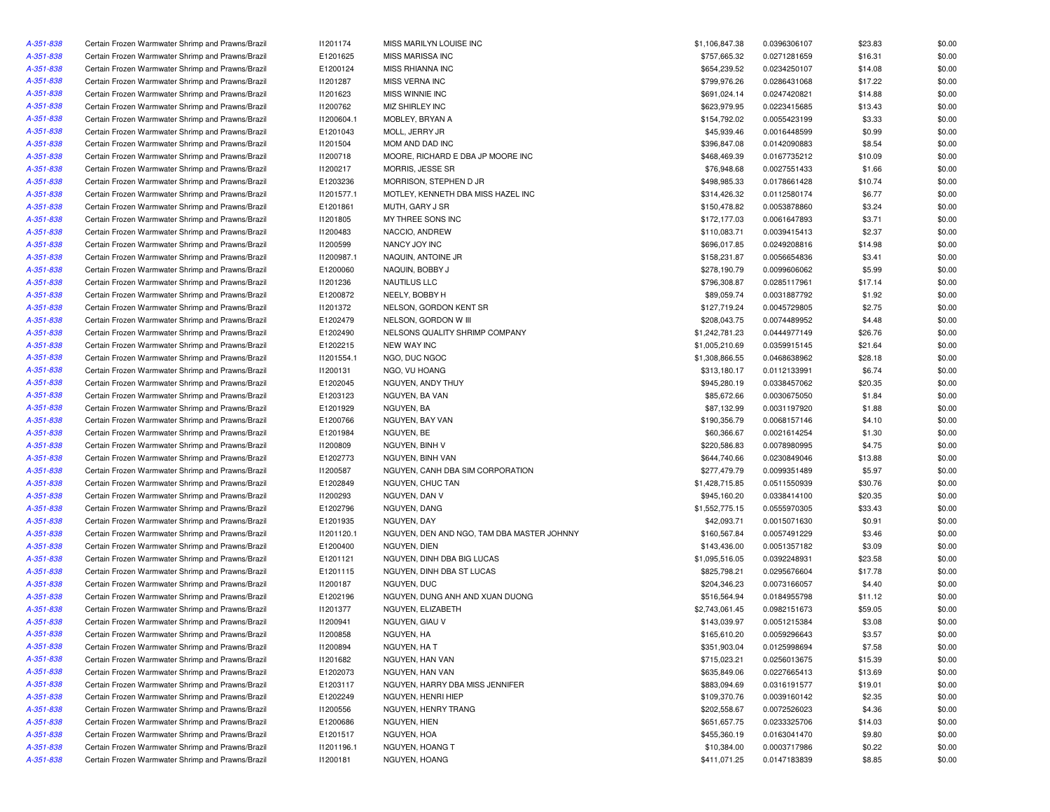| | | | | | | | |
|---|---|---|---|---|---|---|---|
| A-351-838 | Certain Frozen Warmwater Shrimp and Prawns/Brazil | I1201174 | MISS MARILYN LOUISE INC | $1,106,847.38 | 0.0396306107 | $23.83 | $0.00 |
| A-351-838 | Certain Frozen Warmwater Shrimp and Prawns/Brazil | E1201625 | MISS MARISSA INC | $757,665.32 | 0.0271281659 | $16.31 | $0.00 |
| A-351-838 | Certain Frozen Warmwater Shrimp and Prawns/Brazil | E1200124 | MISS RHIANNA INC | $654,239.52 | 0.0234250107 | $14.08 | $0.00 |
| A-351-838 | Certain Frozen Warmwater Shrimp and Prawns/Brazil | I1201287 | MISS VERNA INC | $799,976.26 | 0.0286431068 | $17.22 | $0.00 |
| A-351-838 | Certain Frozen Warmwater Shrimp and Prawns/Brazil | I1201623 | MISS WINNIE INC | $691,024.14 | 0.0247420821 | $14.88 | $0.00 |
| A-351-838 | Certain Frozen Warmwater Shrimp and Prawns/Brazil | I1200762 | MIZ SHIRLEY INC | $623,979.95 | 0.0223415685 | $13.43 | $0.00 |
| A-351-838 | Certain Frozen Warmwater Shrimp and Prawns/Brazil | I1200604.1 | MOBLEY, BRYAN A | $154,792.02 | 0.0055423199 | $3.33 | $0.00 |
| A-351-838 | Certain Frozen Warmwater Shrimp and Prawns/Brazil | E1201043 | MOLL, JERRY JR | $45,939.46 | 0.0016448599 | $0.99 | $0.00 |
| A-351-838 | Certain Frozen Warmwater Shrimp and Prawns/Brazil | I1201504 | MOM AND DAD INC | $396,847.08 | 0.0142090883 | $8.54 | $0.00 |
| A-351-838 | Certain Frozen Warmwater Shrimp and Prawns/Brazil | I1200718 | MOORE, RICHARD E DBA JP MOORE INC | $468,469.39 | 0.0167735212 | $10.09 | $0.00 |
| A-351-838 | Certain Frozen Warmwater Shrimp and Prawns/Brazil | I1200217 | MORRIS, JESSE SR | $76,948.68 | 0.0027551433 | $1.66 | $0.00 |
| A-351-838 | Certain Frozen Warmwater Shrimp and Prawns/Brazil | E1203236 | MORRISON, STEPHEN D JR | $498,985.33 | 0.0178661428 | $10.74 | $0.00 |
| A-351-838 | Certain Frozen Warmwater Shrimp and Prawns/Brazil | I1201577.1 | MOTLEY, KENNETH DBA MISS HAZEL INC | $314,426.32 | 0.0112580174 | $6.77 | $0.00 |
| A-351-838 | Certain Frozen Warmwater Shrimp and Prawns/Brazil | E1201861 | MUTH, GARY J SR | $150,478.82 | 0.0053878860 | $3.24 | $0.00 |
| A-351-838 | Certain Frozen Warmwater Shrimp and Prawns/Brazil | I1201805 | MY THREE SONS INC | $172,177.03 | 0.0061647893 | $3.71 | $0.00 |
| A-351-838 | Certain Frozen Warmwater Shrimp and Prawns/Brazil | I1200483 | NACCIO, ANDREW | $110,083.71 | 0.0039415413 | $2.37 | $0.00 |
| A-351-838 | Certain Frozen Warmwater Shrimp and Prawns/Brazil | I1200599 | NANCY JOY INC | $696,017.85 | 0.0249208816 | $14.98 | $0.00 |
| A-351-838 | Certain Frozen Warmwater Shrimp and Prawns/Brazil | I1200987.1 | NAQUIN, ANTOINE JR | $158,231.87 | 0.0056654836 | $3.41 | $0.00 |
| A-351-838 | Certain Frozen Warmwater Shrimp and Prawns/Brazil | E1200060 | NAQUIN, BOBBY J | $278,190.79 | 0.0099606062 | $5.99 | $0.00 |
| A-351-838 | Certain Frozen Warmwater Shrimp and Prawns/Brazil | I1201236 | NAUTILUS LLC | $796,308.87 | 0.0285117961 | $17.14 | $0.00 |
| A-351-838 | Certain Frozen Warmwater Shrimp and Prawns/Brazil | E1200872 | NEELY, BOBBY H | $89,059.74 | 0.0031887792 | $1.92 | $0.00 |
| A-351-838 | Certain Frozen Warmwater Shrimp and Prawns/Brazil | I1201372 | NELSON, GORDON KENT SR | $127,719.24 | 0.0045729805 | $2.75 | $0.00 |
| A-351-838 | Certain Frozen Warmwater Shrimp and Prawns/Brazil | E1202479 | NELSON, GORDON W III | $208,043.75 | 0.0074489952 | $4.48 | $0.00 |
| A-351-838 | Certain Frozen Warmwater Shrimp and Prawns/Brazil | E1202490 | NELSONS QUALITY SHRIMP COMPANY | $1,242,781.23 | 0.0444977149 | $26.76 | $0.00 |
| A-351-838 | Certain Frozen Warmwater Shrimp and Prawns/Brazil | E1202215 | NEW WAY INC | $1,005,210.69 | 0.0359915145 | $21.64 | $0.00 |
| A-351-838 | Certain Frozen Warmwater Shrimp and Prawns/Brazil | I1201554.1 | NGO, DUC NGOC | $1,308,866.55 | 0.0468638962 | $28.18 | $0.00 |
| A-351-838 | Certain Frozen Warmwater Shrimp and Prawns/Brazil | I1200131 | NGO, VU HOANG | $313,180.17 | 0.0112133991 | $6.74 | $0.00 |
| A-351-838 | Certain Frozen Warmwater Shrimp and Prawns/Brazil | E1202045 | NGUYEN, ANDY THUY | $945,280.19 | 0.0338457062 | $20.35 | $0.00 |
| A-351-838 | Certain Frozen Warmwater Shrimp and Prawns/Brazil | E1203123 | NGUYEN, BA VAN | $85,672.66 | 0.0030675050 | $1.84 | $0.00 |
| A-351-838 | Certain Frozen Warmwater Shrimp and Prawns/Brazil | E1201929 | NGUYEN, BA | $87,132.99 | 0.0031197920 | $1.88 | $0.00 |
| A-351-838 | Certain Frozen Warmwater Shrimp and Prawns/Brazil | E1200766 | NGUYEN, BAY VAN | $190,356.79 | 0.0068157146 | $4.10 | $0.00 |
| A-351-838 | Certain Frozen Warmwater Shrimp and Prawns/Brazil | E1201984 | NGUYEN, BE | $60,366.67 | 0.0021614254 | $1.30 | $0.00 |
| A-351-838 | Certain Frozen Warmwater Shrimp and Prawns/Brazil | I1200809 | NGUYEN, BINH V | $220,586.83 | 0.0078980995 | $4.75 | $0.00 |
| A-351-838 | Certain Frozen Warmwater Shrimp and Prawns/Brazil | E1202773 | NGUYEN, BINH VAN | $644,740.66 | 0.0230849046 | $13.88 | $0.00 |
| A-351-838 | Certain Frozen Warmwater Shrimp and Prawns/Brazil | I1200587 | NGUYEN, CANH DBA SIM CORPORATION | $277,479.79 | 0.0099351489 | $5.97 | $0.00 |
| A-351-838 | Certain Frozen Warmwater Shrimp and Prawns/Brazil | E1202849 | NGUYEN, CHUC TAN | $1,428,715.85 | 0.0511550939 | $30.76 | $0.00 |
| A-351-838 | Certain Frozen Warmwater Shrimp and Prawns/Brazil | I1200293 | NGUYEN, DAN V | $945,160.20 | 0.0338414100 | $20.35 | $0.00 |
| A-351-838 | Certain Frozen Warmwater Shrimp and Prawns/Brazil | E1202796 | NGUYEN, DANG | $1,552,775.15 | 0.0555970305 | $33.43 | $0.00 |
| A-351-838 | Certain Frozen Warmwater Shrimp and Prawns/Brazil | E1201935 | NGUYEN, DAY | $42,093.71 | 0.0015071630 | $0.91 | $0.00 |
| A-351-838 | Certain Frozen Warmwater Shrimp and Prawns/Brazil | I1201120.1 | NGUYEN, DEN AND NGO, TAM DBA MASTER JOHNNY | $160,567.84 | 0.0057491229 | $3.46 | $0.00 |
| A-351-838 | Certain Frozen Warmwater Shrimp and Prawns/Brazil | E1200400 | NGUYEN, DIEN | $143,436.00 | 0.0051357182 | $3.09 | $0.00 |
| A-351-838 | Certain Frozen Warmwater Shrimp and Prawns/Brazil | E1201121 | NGUYEN, DINH DBA BIG LUCAS | $1,095,516.05 | 0.0392248931 | $23.58 | $0.00 |
| A-351-838 | Certain Frozen Warmwater Shrimp and Prawns/Brazil | E1201115 | NGUYEN, DINH DBA ST LUCAS | $825,798.21 | 0.0295676604 | $17.78 | $0.00 |
| A-351-838 | Certain Frozen Warmwater Shrimp and Prawns/Brazil | I1200187 | NGUYEN, DUC | $204,346.23 | 0.0073166057 | $4.40 | $0.00 |
| A-351-838 | Certain Frozen Warmwater Shrimp and Prawns/Brazil | E1202196 | NGUYEN, DUNG ANH AND XUAN DUONG | $516,564.94 | 0.0184955798 | $11.12 | $0.00 |
| A-351-838 | Certain Frozen Warmwater Shrimp and Prawns/Brazil | I1201377 | NGUYEN, ELIZABETH | $2,743,061.45 | 0.0982151673 | $59.05 | $0.00 |
| A-351-838 | Certain Frozen Warmwater Shrimp and Prawns/Brazil | I1200941 | NGUYEN, GIAU V | $143,039.97 | 0.0051215384 | $3.08 | $0.00 |
| A-351-838 | Certain Frozen Warmwater Shrimp and Prawns/Brazil | I1200858 | NGUYEN, HA | $165,610.20 | 0.0059296643 | $3.57 | $0.00 |
| A-351-838 | Certain Frozen Warmwater Shrimp and Prawns/Brazil | I1200894 | NGUYEN, HA T | $351,903.04 | 0.0125998694 | $7.58 | $0.00 |
| A-351-838 | Certain Frozen Warmwater Shrimp and Prawns/Brazil | I1201682 | NGUYEN, HAN VAN | $715,023.21 | 0.0256013675 | $15.39 | $0.00 |
| A-351-838 | Certain Frozen Warmwater Shrimp and Prawns/Brazil | E1202073 | NGUYEN, HAN VAN | $635,849.06 | 0.0227665413 | $13.69 | $0.00 |
| A-351-838 | Certain Frozen Warmwater Shrimp and Prawns/Brazil | E1203117 | NGUYEN, HARRY DBA MISS JENNIFER | $883,094.69 | 0.0316191577 | $19.01 | $0.00 |
| A-351-838 | Certain Frozen Warmwater Shrimp and Prawns/Brazil | E1202249 | NGUYEN, HENRI HIEP | $109,370.76 | 0.0039160142 | $2.35 | $0.00 |
| A-351-838 | Certain Frozen Warmwater Shrimp and Prawns/Brazil | I1200556 | NGUYEN, HENRY TRANG | $202,558.67 | 0.0072526023 | $4.36 | $0.00 |
| A-351-838 | Certain Frozen Warmwater Shrimp and Prawns/Brazil | E1200686 | NGUYEN, HIEN | $651,657.75 | 0.0233325706 | $14.03 | $0.00 |
| A-351-838 | Certain Frozen Warmwater Shrimp and Prawns/Brazil | E1201517 | NGUYEN, HOA | $455,360.19 | 0.0163041470 | $9.80 | $0.00 |
| A-351-838 | Certain Frozen Warmwater Shrimp and Prawns/Brazil | I1201196.1 | NGUYEN, HOANG T | $10,384.00 | 0.0003717986 | $0.22 | $0.00 |
| A-351-838 | Certain Frozen Warmwater Shrimp and Prawns/Brazil | I1200181 | NGUYEN, HOANG | $411,071.25 | 0.0147183839 | $8.85 | $0.00 |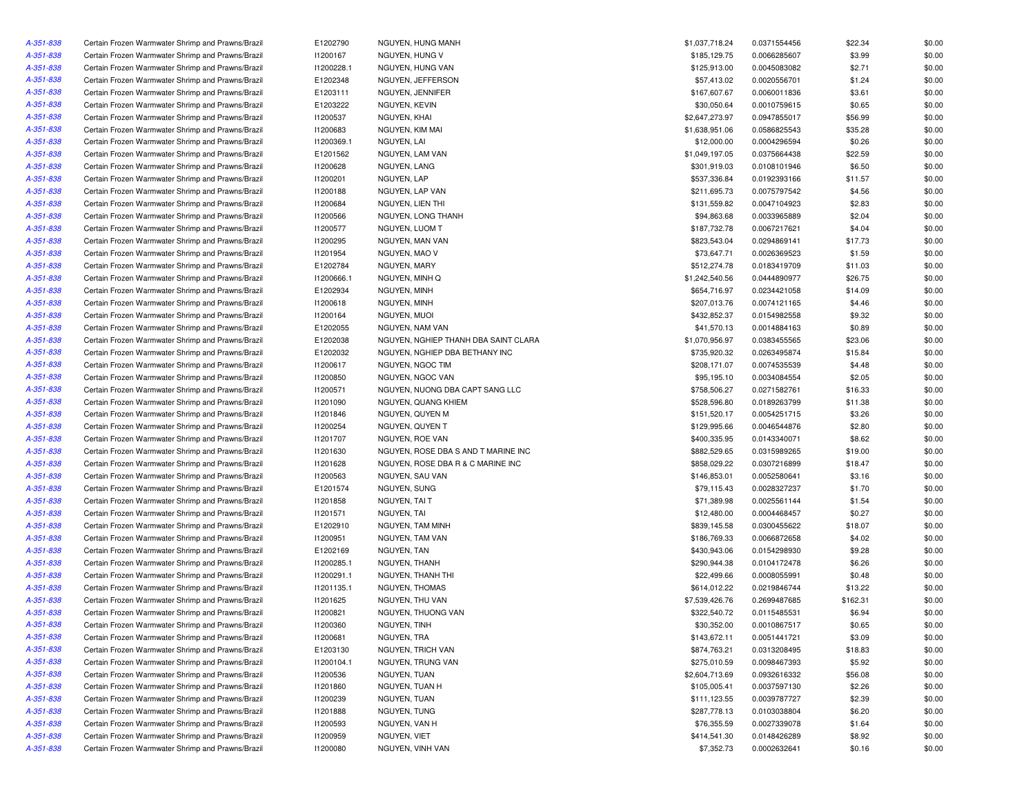| | | | | | | | |
|---|---|---|---|---|---|---|---|
| A-351-838 | Certain Frozen Warmwater Shrimp and Prawns/Brazil | E1202790 | NGUYEN, HUNG MANH | $1,037,718.24 | 0.0371554456 | $22.34 | $0.00 |
| A-351-838 | Certain Frozen Warmwater Shrimp and Prawns/Brazil | I1200167 | NGUYEN, HUNG V | $185,129.75 | 0.0066285607 | $3.99 | $0.00 |
| A-351-838 | Certain Frozen Warmwater Shrimp and Prawns/Brazil | I1200228.1 | NGUYEN, HUNG VAN | $125,913.00 | 0.0045083082 | $2.71 | $0.00 |
| A-351-838 | Certain Frozen Warmwater Shrimp and Prawns/Brazil | E1202348 | NGUYEN, JEFFERSON | $57,413.02 | 0.0020556701 | $1.24 | $0.00 |
| A-351-838 | Certain Frozen Warmwater Shrimp and Prawns/Brazil | E1203111 | NGUYEN, JENNIFER | $167,607.67 | 0.0060011836 | $3.61 | $0.00 |
| A-351-838 | Certain Frozen Warmwater Shrimp and Prawns/Brazil | E1203222 | NGUYEN, KEVIN | $30,050.64 | 0.0010759615 | $0.65 | $0.00 |
| A-351-838 | Certain Frozen Warmwater Shrimp and Prawns/Brazil | I1200537 | NGUYEN, KHAI | $2,647,273.97 | 0.0947855017 | $56.99 | $0.00 |
| A-351-838 | Certain Frozen Warmwater Shrimp and Prawns/Brazil | I1200683 | NGUYEN, KIM MAI | $1,638,951.06 | 0.0586825543 | $35.28 | $0.00 |
| A-351-838 | Certain Frozen Warmwater Shrimp and Prawns/Brazil | I1200369.1 | NGUYEN, LAI | $12,000.00 | 0.0004296594 | $0.26 | $0.00 |
| A-351-838 | Certain Frozen Warmwater Shrimp and Prawns/Brazil | E1201562 | NGUYEN, LAM VAN | $1,049,197.05 | 0.0375664438 | $22.59 | $0.00 |
| A-351-838 | Certain Frozen Warmwater Shrimp and Prawns/Brazil | I1200628 | NGUYEN, LANG | $301,919.03 | 0.0108101946 | $6.50 | $0.00 |
| A-351-838 | Certain Frozen Warmwater Shrimp and Prawns/Brazil | I1200201 | NGUYEN, LAP | $537,336.84 | 0.0192393166 | $11.57 | $0.00 |
| A-351-838 | Certain Frozen Warmwater Shrimp and Prawns/Brazil | I1200188 | NGUYEN, LAP VAN | $211,695.73 | 0.0075797542 | $4.56 | $0.00 |
| A-351-838 | Certain Frozen Warmwater Shrimp and Prawns/Brazil | I1200684 | NGUYEN, LIEN THI | $131,559.82 | 0.0047104923 | $2.83 | $0.00 |
| A-351-838 | Certain Frozen Warmwater Shrimp and Prawns/Brazil | I1200566 | NGUYEN, LONG THANH | $94,863.68 | 0.0033965889 | $2.04 | $0.00 |
| A-351-838 | Certain Frozen Warmwater Shrimp and Prawns/Brazil | I1200577 | NGUYEN, LUOM T | $187,732.78 | 0.0067217621 | $4.04 | $0.00 |
| A-351-838 | Certain Frozen Warmwater Shrimp and Prawns/Brazil | I1200295 | NGUYEN, MAN VAN | $823,543.04 | 0.0294869141 | $17.73 | $0.00 |
| A-351-838 | Certain Frozen Warmwater Shrimp and Prawns/Brazil | I1201954 | NGUYEN, MAO V | $73,647.71 | 0.0026369523 | $1.59 | $0.00 |
| A-351-838 | Certain Frozen Warmwater Shrimp and Prawns/Brazil | E1202784 | NGUYEN, MARY | $512,274.78 | 0.0183419709 | $11.03 | $0.00 |
| A-351-838 | Certain Frozen Warmwater Shrimp and Prawns/Brazil | I1200666.1 | NGUYEN, MINH Q | $1,242,540.56 | 0.0444890977 | $26.75 | $0.00 |
| A-351-838 | Certain Frozen Warmwater Shrimp and Prawns/Brazil | E1202934 | NGUYEN, MINH | $654,716.97 | 0.0234421058 | $14.09 | $0.00 |
| A-351-838 | Certain Frozen Warmwater Shrimp and Prawns/Brazil | I1200618 | NGUYEN, MINH | $207,013.76 | 0.0074121165 | $4.46 | $0.00 |
| A-351-838 | Certain Frozen Warmwater Shrimp and Prawns/Brazil | I1200164 | NGUYEN, MUOI | $432,852.37 | 0.0154982558 | $9.32 | $0.00 |
| A-351-838 | Certain Frozen Warmwater Shrimp and Prawns/Brazil | E1202055 | NGUYEN, NAM VAN | $41,570.13 | 0.0014884163 | $0.89 | $0.00 |
| A-351-838 | Certain Frozen Warmwater Shrimp and Prawns/Brazil | E1202038 | NGUYEN, NGHIEP THANH DBA SAINT CLARA | $1,070,956.97 | 0.0383455565 | $23.06 | $0.00 |
| A-351-838 | Certain Frozen Warmwater Shrimp and Prawns/Brazil | E1202032 | NGUYEN, NGHIEP DBA BETHANY INC | $735,920.32 | 0.0263495874 | $15.84 | $0.00 |
| A-351-838 | Certain Frozen Warmwater Shrimp and Prawns/Brazil | I1200617 | NGUYEN, NGOC TIM | $208,171.07 | 0.0074535539 | $4.48 | $0.00 |
| A-351-838 | Certain Frozen Warmwater Shrimp and Prawns/Brazil | I1200850 | NGUYEN, NGOC VAN | $95,195.10 | 0.0034084554 | $2.05 | $0.00 |
| A-351-838 | Certain Frozen Warmwater Shrimp and Prawns/Brazil | I1200571 | NGUYEN, NUONG DBA CAPT SANG LLC | $758,506.27 | 0.0271582761 | $16.33 | $0.00 |
| A-351-838 | Certain Frozen Warmwater Shrimp and Prawns/Brazil | I1201090 | NGUYEN, QUANG KHIEM | $528,596.80 | 0.0189263799 | $11.38 | $0.00 |
| A-351-838 | Certain Frozen Warmwater Shrimp and Prawns/Brazil | I1201846 | NGUYEN, QUYEN M | $151,520.17 | 0.0054251715 | $3.26 | $0.00 |
| A-351-838 | Certain Frozen Warmwater Shrimp and Prawns/Brazil | I1200254 | NGUYEN, QUYEN T | $129,995.66 | 0.0046544876 | $2.80 | $0.00 |
| A-351-838 | Certain Frozen Warmwater Shrimp and Prawns/Brazil | I1201707 | NGUYEN, ROE VAN | $400,335.95 | 0.0143340071 | $8.62 | $0.00 |
| A-351-838 | Certain Frozen Warmwater Shrimp and Prawns/Brazil | I1201630 | NGUYEN, ROSE DBA S AND T MARINE INC | $882,529.65 | 0.0315989265 | $19.00 | $0.00 |
| A-351-838 | Certain Frozen Warmwater Shrimp and Prawns/Brazil | I1201628 | NGUYEN, ROSE DBA R & C MARINE INC | $858,029.22 | 0.0307216899 | $18.47 | $0.00 |
| A-351-838 | Certain Frozen Warmwater Shrimp and Prawns/Brazil | I1200563 | NGUYEN, SAU VAN | $146,853.01 | 0.0052580641 | $3.16 | $0.00 |
| A-351-838 | Certain Frozen Warmwater Shrimp and Prawns/Brazil | E1201574 | NGUYEN, SUNG | $79,115.43 | 0.0028327237 | $1.70 | $0.00 |
| A-351-838 | Certain Frozen Warmwater Shrimp and Prawns/Brazil | I1201858 | NGUYEN, TAI T | $71,389.98 | 0.0025561144 | $1.54 | $0.00 |
| A-351-838 | Certain Frozen Warmwater Shrimp and Prawns/Brazil | I1201571 | NGUYEN, TAI | $12,480.00 | 0.0004468457 | $0.27 | $0.00 |
| A-351-838 | Certain Frozen Warmwater Shrimp and Prawns/Brazil | E1202910 | NGUYEN, TAM MINH | $839,145.58 | 0.0300455622 | $18.07 | $0.00 |
| A-351-838 | Certain Frozen Warmwater Shrimp and Prawns/Brazil | I1200951 | NGUYEN, TAM VAN | $186,769.33 | 0.0066872658 | $4.02 | $0.00 |
| A-351-838 | Certain Frozen Warmwater Shrimp and Prawns/Brazil | E1202169 | NGUYEN, TAN | $430,943.06 | 0.0154298930 | $9.28 | $0.00 |
| A-351-838 | Certain Frozen Warmwater Shrimp and Prawns/Brazil | I1200285.1 | NGUYEN, THANH | $290,944.38 | 0.0104172478 | $6.26 | $0.00 |
| A-351-838 | Certain Frozen Warmwater Shrimp and Prawns/Brazil | I1200291.1 | NGUYEN, THANH THI | $22,499.66 | 0.0008055991 | $0.48 | $0.00 |
| A-351-838 | Certain Frozen Warmwater Shrimp and Prawns/Brazil | I1201135.1 | NGUYEN, THOMAS | $614,012.22 | 0.0219846744 | $13.22 | $0.00 |
| A-351-838 | Certain Frozen Warmwater Shrimp and Prawns/Brazil | I1201625 | NGUYEN, THU VAN | $7,539,426.76 | 0.2699487685 | $162.31 | $0.00 |
| A-351-838 | Certain Frozen Warmwater Shrimp and Prawns/Brazil | I1200821 | NGUYEN, THUONG VAN | $322,540.72 | 0.0115485531 | $6.94 | $0.00 |
| A-351-838 | Certain Frozen Warmwater Shrimp and Prawns/Brazil | I1200360 | NGUYEN, TINH | $30,352.00 | 0.0010867517 | $0.65 | $0.00 |
| A-351-838 | Certain Frozen Warmwater Shrimp and Prawns/Brazil | I1200681 | NGUYEN, TRA | $143,672.11 | 0.0051441721 | $3.09 | $0.00 |
| A-351-838 | Certain Frozen Warmwater Shrimp and Prawns/Brazil | E1203130 | NGUYEN, TRICH VAN | $874,763.21 | 0.0313208495 | $18.83 | $0.00 |
| A-351-838 | Certain Frozen Warmwater Shrimp and Prawns/Brazil | I1200104.1 | NGUYEN, TRUNG VAN | $275,010.59 | 0.0098467393 | $5.92 | $0.00 |
| A-351-838 | Certain Frozen Warmwater Shrimp and Prawns/Brazil | I1200536 | NGUYEN, TUAN | $2,604,713.69 | 0.0932616332 | $56.08 | $0.00 |
| A-351-838 | Certain Frozen Warmwater Shrimp and Prawns/Brazil | I1201860 | NGUYEN, TUAN H | $105,005.41 | 0.0037597130 | $2.26 | $0.00 |
| A-351-838 | Certain Frozen Warmwater Shrimp and Prawns/Brazil | I1200239 | NGUYEN, TUAN | $111,123.55 | 0.0039787727 | $2.39 | $0.00 |
| A-351-838 | Certain Frozen Warmwater Shrimp and Prawns/Brazil | I1201888 | NGUYEN, TUNG | $287,778.13 | 0.0103038804 | $6.20 | $0.00 |
| A-351-838 | Certain Frozen Warmwater Shrimp and Prawns/Brazil | I1200593 | NGUYEN, VAN H | $76,355.59 | 0.0027339078 | $1.64 | $0.00 |
| A-351-838 | Certain Frozen Warmwater Shrimp and Prawns/Brazil | I1200959 | NGUYEN, VIET | $414,541.30 | 0.0148426289 | $8.92 | $0.00 |
| A-351-838 | Certain Frozen Warmwater Shrimp and Prawns/Brazil | I1200080 | NGUYEN, VINH VAN | $7,352.73 | 0.0002632641 | $0.16 | $0.00 |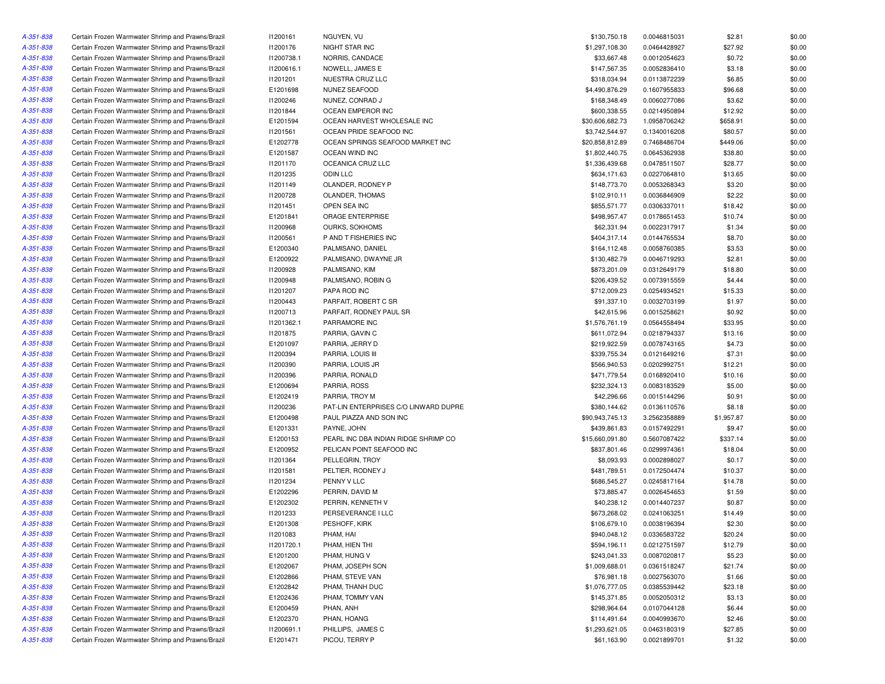| | | | | | | | |
|---|---|---|---|---|---|---|---|
| A-351-838 | Certain Frozen Warmwater Shrimp and Prawns/Brazil | I1200161 | NGUYEN, VU | $130,750.18 | 0.0046815031 | $2.81 | $0.00 |
| A-351-838 | Certain Frozen Warmwater Shrimp and Prawns/Brazil | I1200176 | NIGHT STAR INC | $1,297,108.30 | 0.0464428927 | $27.92 | $0.00 |
| A-351-838 | Certain Frozen Warmwater Shrimp and Prawns/Brazil | I1200738.1 | NORRIS, CANDACE | $33,667.48 | 0.0012054623 | $0.72 | $0.00 |
| A-351-838 | Certain Frozen Warmwater Shrimp and Prawns/Brazil | I1200616.1 | NOWELL, JAMES E | $147,567.35 | 0.0052836410 | $3.18 | $0.00 |
| A-351-838 | Certain Frozen Warmwater Shrimp and Prawns/Brazil | I1201201 | NUESTRA CRUZ LLC | $318,034.94 | 0.0113872239 | $6.85 | $0.00 |
| A-351-838 | Certain Frozen Warmwater Shrimp and Prawns/Brazil | E1201698 | NUNEZ SEAFOOD | $4,490,876.29 | 0.1607955833 | $96.68 | $0.00 |
| A-351-838 | Certain Frozen Warmwater Shrimp and Prawns/Brazil | I1200246 | NUNEZ, CONRAD J | $168,348.49 | 0.0060277086 | $3.62 | $0.00 |
| A-351-838 | Certain Frozen Warmwater Shrimp and Prawns/Brazil | I1201844 | OCEAN EMPEROR INC | $600,338.55 | 0.0214950894 | $12.92 | $0.00 |
| A-351-838 | Certain Frozen Warmwater Shrimp and Prawns/Brazil | E1201594 | OCEAN HARVEST WHOLESALE INC | $30,606,682.73 | 1.0958706242 | $658.91 | $0.00 |
| A-351-838 | Certain Frozen Warmwater Shrimp and Prawns/Brazil | I1201561 | OCEAN PRIDE SEAFOOD INC | $3,742,544.97 | 0.1340016208 | $80.57 | $0.00 |
| A-351-838 | Certain Frozen Warmwater Shrimp and Prawns/Brazil | E1202778 | OCEAN SPRINGS SEAFOOD MARKET INC | $20,858,812.89 | 0.7468486704 | $449.06 | $0.00 |
| A-351-838 | Certain Frozen Warmwater Shrimp and Prawns/Brazil | E1201587 | OCEAN WIND INC | $1,802,440.75 | 0.0645362938 | $38.80 | $0.00 |
| A-351-838 | Certain Frozen Warmwater Shrimp and Prawns/Brazil | I1201170 | OCEANICA CRUZ LLC | $1,336,439.68 | 0.0478511507 | $28.77 | $0.00 |
| A-351-838 | Certain Frozen Warmwater Shrimp and Prawns/Brazil | I1201235 | ODIN LLC | $634,171.63 | 0.0227064810 | $13.65 | $0.00 |
| A-351-838 | Certain Frozen Warmwater Shrimp and Prawns/Brazil | I1201149 | OLANDER, RODNEY P | $148,773.70 | 0.0053268343 | $3.20 | $0.00 |
| A-351-838 | Certain Frozen Warmwater Shrimp and Prawns/Brazil | I1200728 | OLANDER, THOMAS | $102,910.11 | 0.0036846909 | $2.22 | $0.00 |
| A-351-838 | Certain Frozen Warmwater Shrimp and Prawns/Brazil | I1201451 | OPEN SEA INC | $855,571.77 | 0.0306337011 | $18.42 | $0.00 |
| A-351-838 | Certain Frozen Warmwater Shrimp and Prawns/Brazil | E1201841 | ORAGE ENTERPRISE | $498,957.47 | 0.0178651453 | $10.74 | $0.00 |
| A-351-838 | Certain Frozen Warmwater Shrimp and Prawns/Brazil | I1200968 | OURKS, SOKHOMS | $62,331.94 | 0.0022317917 | $1.34 | $0.00 |
| A-351-838 | Certain Frozen Warmwater Shrimp and Prawns/Brazil | I1200561 | P AND T FISHERIES INC | $404,317.14 | 0.0144765534 | $8.70 | $0.00 |
| A-351-838 | Certain Frozen Warmwater Shrimp and Prawns/Brazil | E1200340 | PALMISANO, DANIEL | $164,112.48 | 0.0058760385 | $3.53 | $0.00 |
| A-351-838 | Certain Frozen Warmwater Shrimp and Prawns/Brazil | E1200922 | PALMISANO, DWAYNE JR | $130,482.79 | 0.0046719293 | $2.81 | $0.00 |
| A-351-838 | Certain Frozen Warmwater Shrimp and Prawns/Brazil | I1200928 | PALMISANO, KIM | $873,201.09 | 0.0312649179 | $18.80 | $0.00 |
| A-351-838 | Certain Frozen Warmwater Shrimp and Prawns/Brazil | I1200948 | PALMISANO, ROBIN G | $206,439.52 | 0.0073915559 | $4.44 | $0.00 |
| A-351-838 | Certain Frozen Warmwater Shrimp and Prawns/Brazil | I1201207 | PAPA ROD INC | $712,009.23 | 0.0254934521 | $15.33 | $0.00 |
| A-351-838 | Certain Frozen Warmwater Shrimp and Prawns/Brazil | I1200443 | PARFAIT, ROBERT C SR | $91,337.10 | 0.0032703199 | $1.97 | $0.00 |
| A-351-838 | Certain Frozen Warmwater Shrimp and Prawns/Brazil | I1200713 | PARFAIT, RODNEY PAUL SR | $42,615.96 | 0.0015258621 | $0.92 | $0.00 |
| A-351-838 | Certain Frozen Warmwater Shrimp and Prawns/Brazil | I1201362.1 | PARRAMORE INC | $1,576,761.19 | 0.0564558494 | $33.95 | $0.00 |
| A-351-838 | Certain Frozen Warmwater Shrimp and Prawns/Brazil | I1201875 | PARRIA, GAVIN C | $611,072.94 | 0.0218794337 | $13.16 | $0.00 |
| A-351-838 | Certain Frozen Warmwater Shrimp and Prawns/Brazil | E1201097 | PARRIA, JERRY D | $219,922.59 | 0.0078743165 | $4.73 | $0.00 |
| A-351-838 | Certain Frozen Warmwater Shrimp and Prawns/Brazil | I1200394 | PARRIA, LOUIS III | $339,755.34 | 0.0121649216 | $7.31 | $0.00 |
| A-351-838 | Certain Frozen Warmwater Shrimp and Prawns/Brazil | I1200390 | PARRIA, LOUIS JR | $566,940.53 | 0.0202992751 | $12.21 | $0.00 |
| A-351-838 | Certain Frozen Warmwater Shrimp and Prawns/Brazil | I1200396 | PARRIA, RONALD | $471,779.54 | 0.0168920410 | $10.16 | $0.00 |
| A-351-838 | Certain Frozen Warmwater Shrimp and Prawns/Brazil | E1200694 | PARRIA, ROSS | $232,324.13 | 0.0083183529 | $5.00 | $0.00 |
| A-351-838 | Certain Frozen Warmwater Shrimp and Prawns/Brazil | E1202419 | PARRIA, TROY M | $42,296.66 | 0.0015144296 | $0.91 | $0.00 |
| A-351-838 | Certain Frozen Warmwater Shrimp and Prawns/Brazil | I1200236 | PAT-LIN ENTERPRISES C/O LINWARD DUPRE | $380,144.62 | 0.0136110576 | $8.18 | $0.00 |
| A-351-838 | Certain Frozen Warmwater Shrimp and Prawns/Brazil | E1200498 | PAUL PIAZZA AND SON INC | $90,943,745.13 | 3.2562358889 | $1,957.87 | $0.00 |
| A-351-838 | Certain Frozen Warmwater Shrimp and Prawns/Brazil | E1201331 | PAYNE, JOHN | $439,861.83 | 0.0157492291 | $9.47 | $0.00 |
| A-351-838 | Certain Frozen Warmwater Shrimp and Prawns/Brazil | E1200153 | PEARL INC DBA INDIAN RIDGE SHRIMP CO | $15,660,091.80 | 0.5607087422 | $337.14 | $0.00 |
| A-351-838 | Certain Frozen Warmwater Shrimp and Prawns/Brazil | E1200952 | PELICAN POINT SEAFOOD INC | $837,801.46 | 0.0299974361 | $18.04 | $0.00 |
| A-351-838 | Certain Frozen Warmwater Shrimp and Prawns/Brazil | I1201364 | PELLEGRIN, TROY | $8,093.93 | 0.0002898027 | $0.17 | $0.00 |
| A-351-838 | Certain Frozen Warmwater Shrimp and Prawns/Brazil | I1201581 | PELTIER, RODNEY J | $481,789.51 | 0.0172504474 | $10.37 | $0.00 |
| A-351-838 | Certain Frozen Warmwater Shrimp and Prawns/Brazil | I1201234 | PENNY V LLC | $686,545.27 | 0.0245817164 | $14.78 | $0.00 |
| A-351-838 | Certain Frozen Warmwater Shrimp and Prawns/Brazil | E1202296 | PERRIN, DAVID M | $73,885.47 | 0.0026454653 | $1.59 | $0.00 |
| A-351-838 | Certain Frozen Warmwater Shrimp and Prawns/Brazil | E1202302 | PERRIN, KENNETH V | $40,238.12 | 0.0014407237 | $0.87 | $0.00 |
| A-351-838 | Certain Frozen Warmwater Shrimp and Prawns/Brazil | I1201233 | PERSEVERANCE I LLC | $673,268.02 | 0.0241063251 | $14.49 | $0.00 |
| A-351-838 | Certain Frozen Warmwater Shrimp and Prawns/Brazil | E1201308 | PESHOFF, KIRK | $106,679.10 | 0.0038196394 | $2.30 | $0.00 |
| A-351-838 | Certain Frozen Warmwater Shrimp and Prawns/Brazil | I1201083 | PHAM, HAI | $940,048.12 | 0.0336583722 | $20.24 | $0.00 |
| A-351-838 | Certain Frozen Warmwater Shrimp and Prawns/Brazil | I1201720.1 | PHAM, HIEN THI | $594,196.11 | 0.0212751597 | $12.79 | $0.00 |
| A-351-838 | Certain Frozen Warmwater Shrimp and Prawns/Brazil | E1201200 | PHAM, HUNG V | $243,041.33 | 0.0087020817 | $5.23 | $0.00 |
| A-351-838 | Certain Frozen Warmwater Shrimp and Prawns/Brazil | E1202067 | PHAM, JOSEPH SON | $1,009,688.01 | 0.0361518247 | $21.74 | $0.00 |
| A-351-838 | Certain Frozen Warmwater Shrimp and Prawns/Brazil | E1202866 | PHAM, STEVE VAN | $76,981.18 | 0.0027563070 | $1.66 | $0.00 |
| A-351-838 | Certain Frozen Warmwater Shrimp and Prawns/Brazil | E1202842 | PHAM, THANH DUC | $1,076,777.05 | 0.0385539442 | $23.18 | $0.00 |
| A-351-838 | Certain Frozen Warmwater Shrimp and Prawns/Brazil | E1202436 | PHAM, TOMMY VAN | $145,371.85 | 0.0052050312 | $3.13 | $0.00 |
| A-351-838 | Certain Frozen Warmwater Shrimp and Prawns/Brazil | E1200459 | PHAN, ANH | $298,964.64 | 0.0107044128 | $6.44 | $0.00 |
| A-351-838 | Certain Frozen Warmwater Shrimp and Prawns/Brazil | E1202370 | PHAN, HOANG | $114,491.64 | 0.0040993670 | $2.46 | $0.00 |
| A-351-838 | Certain Frozen Warmwater Shrimp and Prawns/Brazil | I1200691.1 | PHILLIPS, JAMES C | $1,293,621.05 | 0.0463180319 | $27.85 | $0.00 |
| A-351-838 | Certain Frozen Warmwater Shrimp and Prawns/Brazil | E1201471 | PICOU, TERRY P | $61,163.90 | 0.0021899701 | $1.32 | $0.00 |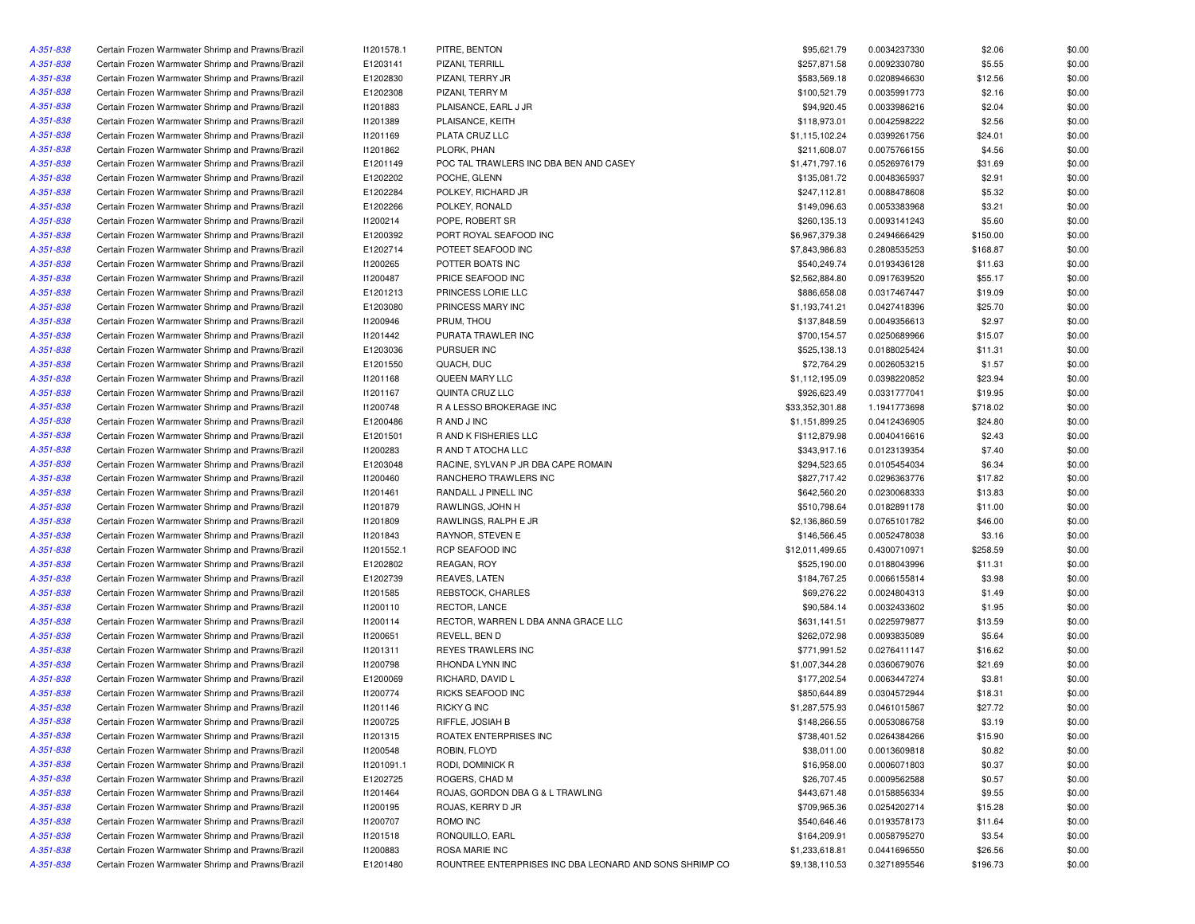| | | | | | | | |
|---|---|---|---|---|---|---|---|
| A-351-838 | Certain Frozen Warmwater Shrimp and Prawns/Brazil | I1201578.1 | PITRE, BENTON | $95,621.79 | 0.0034237330 | $2.06 | $0.00 |
| A-351-838 | Certain Frozen Warmwater Shrimp and Prawns/Brazil | E1203141 | PIZANI, TERRILL | $257,871.58 | 0.0092330780 | $5.55 | $0.00 |
| A-351-838 | Certain Frozen Warmwater Shrimp and Prawns/Brazil | E1202830 | PIZANI, TERRY JR | $583,569.18 | 0.0208946630 | $12.56 | $0.00 |
| A-351-838 | Certain Frozen Warmwater Shrimp and Prawns/Brazil | E1202308 | PIZANI, TERRY M | $100,521.79 | 0.0035991773 | $2.16 | $0.00 |
| A-351-838 | Certain Frozen Warmwater Shrimp and Prawns/Brazil | I1201883 | PLAISANCE, EARL J JR | $94,920.45 | 0.0033986216 | $2.04 | $0.00 |
| A-351-838 | Certain Frozen Warmwater Shrimp and Prawns/Brazil | I1201389 | PLAISANCE, KEITH | $118,973.01 | 0.0042598222 | $2.56 | $0.00 |
| A-351-838 | Certain Frozen Warmwater Shrimp and Prawns/Brazil | I1201169 | PLATA CRUZ LLC | $1,115,102.24 | 0.0399261756 | $24.01 | $0.00 |
| A-351-838 | Certain Frozen Warmwater Shrimp and Prawns/Brazil | I1201862 | PLORK, PHAN | $211,608.07 | 0.0075766155 | $4.56 | $0.00 |
| A-351-838 | Certain Frozen Warmwater Shrimp and Prawns/Brazil | E1201149 | POC TAL TRAWLERS INC DBA BEN AND CASEY | $1,471,797.16 | 0.0526976179 | $31.69 | $0.00 |
| A-351-838 | Certain Frozen Warmwater Shrimp and Prawns/Brazil | E1202202 | POCHE, GLENN | $135,081.72 | 0.0048365937 | $2.91 | $0.00 |
| A-351-838 | Certain Frozen Warmwater Shrimp and Prawns/Brazil | E1202284 | POLKEY, RICHARD JR | $247,112.81 | 0.0088478608 | $5.32 | $0.00 |
| A-351-838 | Certain Frozen Warmwater Shrimp and Prawns/Brazil | E1202266 | POLKEY, RONALD | $149,096.63 | 0.0053383968 | $3.21 | $0.00 |
| A-351-838 | Certain Frozen Warmwater Shrimp and Prawns/Brazil | I1200214 | POPE, ROBERT SR | $260,135.13 | 0.0093141243 | $5.60 | $0.00 |
| A-351-838 | Certain Frozen Warmwater Shrimp and Prawns/Brazil | E1200392 | PORT ROYAL SEAFOOD INC | $6,967,379.38 | 0.2494666429 | $150.00 | $0.00 |
| A-351-838 | Certain Frozen Warmwater Shrimp and Prawns/Brazil | E1202714 | POTEET SEAFOOD INC | $7,843,986.83 | 0.2808535253 | $168.87 | $0.00 |
| A-351-838 | Certain Frozen Warmwater Shrimp and Prawns/Brazil | I1200265 | POTTER BOATS INC | $540,249.74 | 0.0193436128 | $11.63 | $0.00 |
| A-351-838 | Certain Frozen Warmwater Shrimp and Prawns/Brazil | I1200487 | PRICE SEAFOOD INC | $2,562,884.80 | 0.0917639520 | $55.17 | $0.00 |
| A-351-838 | Certain Frozen Warmwater Shrimp and Prawns/Brazil | E1201213 | PRINCESS LORIE LLC | $886,658.08 | 0.0317467447 | $19.09 | $0.00 |
| A-351-838 | Certain Frozen Warmwater Shrimp and Prawns/Brazil | E1203080 | PRINCESS MARY INC | $1,193,741.21 | 0.0427418396 | $25.70 | $0.00 |
| A-351-838 | Certain Frozen Warmwater Shrimp and Prawns/Brazil | I1200946 | PRUM, THOU | $137,848.59 | 0.0049356613 | $2.97 | $0.00 |
| A-351-838 | Certain Frozen Warmwater Shrimp and Prawns/Brazil | I1201442 | PURATA TRAWLER INC | $700,154.57 | 0.0250689966 | $15.07 | $0.00 |
| A-351-838 | Certain Frozen Warmwater Shrimp and Prawns/Brazil | E1203036 | PURSUER INC | $525,138.13 | 0.0188025424 | $11.31 | $0.00 |
| A-351-838 | Certain Frozen Warmwater Shrimp and Prawns/Brazil | E1201550 | QUACH, DUC | $72,764.29 | 0.0026053215 | $1.57 | $0.00 |
| A-351-838 | Certain Frozen Warmwater Shrimp and Prawns/Brazil | I1201168 | QUEEN MARY LLC | $1,112,195.09 | 0.0398220852 | $23.94 | $0.00 |
| A-351-838 | Certain Frozen Warmwater Shrimp and Prawns/Brazil | I1201167 | QUINTA CRUZ LLC | $926,623.49 | 0.0331777041 | $19.95 | $0.00 |
| A-351-838 | Certain Frozen Warmwater Shrimp and Prawns/Brazil | I1200748 | R A LESSO BROKERAGE INC | $33,352,301.88 | 1.1941773698 | $718.02 | $0.00 |
| A-351-838 | Certain Frozen Warmwater Shrimp and Prawns/Brazil | E1200486 | R AND J INC | $1,151,899.25 | 0.0412436905 | $24.80 | $0.00 |
| A-351-838 | Certain Frozen Warmwater Shrimp and Prawns/Brazil | E1201501 | R AND K FISHERIES LLC | $112,879.98 | 0.0040416616 | $2.43 | $0.00 |
| A-351-838 | Certain Frozen Warmwater Shrimp and Prawns/Brazil | I1200283 | R AND T ATOCHA LLC | $343,917.16 | 0.0123139354 | $7.40 | $0.00 |
| A-351-838 | Certain Frozen Warmwater Shrimp and Prawns/Brazil | E1203048 | RACINE, SYLVAN P JR DBA CAPE ROMAIN | $294,523.65 | 0.0105454034 | $6.34 | $0.00 |
| A-351-838 | Certain Frozen Warmwater Shrimp and Prawns/Brazil | I1200460 | RANCHERO TRAWLERS INC | $827,717.42 | 0.0296363776 | $17.82 | $0.00 |
| A-351-838 | Certain Frozen Warmwater Shrimp and Prawns/Brazil | I1201461 | RANDALL J PINELL INC | $642,560.20 | 0.0230068333 | $13.83 | $0.00 |
| A-351-838 | Certain Frozen Warmwater Shrimp and Prawns/Brazil | I1201879 | RAWLINGS, JOHN H | $510,798.64 | 0.0182891178 | $11.00 | $0.00 |
| A-351-838 | Certain Frozen Warmwater Shrimp and Prawns/Brazil | I1201809 | RAWLINGS, RALPH E JR | $2,136,860.59 | 0.0765101782 | $46.00 | $0.00 |
| A-351-838 | Certain Frozen Warmwater Shrimp and Prawns/Brazil | I1201843 | RAYNOR, STEVEN E | $146,566.45 | 0.0052478038 | $3.16 | $0.00 |
| A-351-838 | Certain Frozen Warmwater Shrimp and Prawns/Brazil | I1201552.1 | RCP SEAFOOD INC | $12,011,499.65 | 0.4300710971 | $258.59 | $0.00 |
| A-351-838 | Certain Frozen Warmwater Shrimp and Prawns/Brazil | E1202802 | REAGAN, ROY | $525,190.00 | 0.0188043996 | $11.31 | $0.00 |
| A-351-838 | Certain Frozen Warmwater Shrimp and Prawns/Brazil | E1202739 | REAVES, LATEN | $184,767.25 | 0.0066155814 | $3.98 | $0.00 |
| A-351-838 | Certain Frozen Warmwater Shrimp and Prawns/Brazil | I1201585 | REBSTOCK, CHARLES | $69,276.22 | 0.0024804313 | $1.49 | $0.00 |
| A-351-838 | Certain Frozen Warmwater Shrimp and Prawns/Brazil | I1200110 | RECTOR, LANCE | $90,584.14 | 0.0032433602 | $1.95 | $0.00 |
| A-351-838 | Certain Frozen Warmwater Shrimp and Prawns/Brazil | I1200114 | RECTOR, WARREN L DBA ANNA GRACE LLC | $631,141.51 | 0.0225979877 | $13.59 | $0.00 |
| A-351-838 | Certain Frozen Warmwater Shrimp and Prawns/Brazil | I1200651 | REVELL, BEN D | $262,072.98 | 0.0093835089 | $5.64 | $0.00 |
| A-351-838 | Certain Frozen Warmwater Shrimp and Prawns/Brazil | I1201311 | REYES TRAWLERS INC | $771,991.52 | 0.0276411147 | $16.62 | $0.00 |
| A-351-838 | Certain Frozen Warmwater Shrimp and Prawns/Brazil | I1200798 | RHONDA LYNN INC | $1,007,344.28 | 0.0360679076 | $21.69 | $0.00 |
| A-351-838 | Certain Frozen Warmwater Shrimp and Prawns/Brazil | E1200069 | RICHARD, DAVID L | $177,202.54 | 0.0063447274 | $3.81 | $0.00 |
| A-351-838 | Certain Frozen Warmwater Shrimp and Prawns/Brazil | I1200774 | RICKS SEAFOOD INC | $850,644.89 | 0.0304572944 | $18.31 | $0.00 |
| A-351-838 | Certain Frozen Warmwater Shrimp and Prawns/Brazil | I1201146 | RICKY G INC | $1,287,575.93 | 0.0461015867 | $27.72 | $0.00 |
| A-351-838 | Certain Frozen Warmwater Shrimp and Prawns/Brazil | I1200725 | RIFFLE, JOSIAH B | $148,266.55 | 0.0053086758 | $3.19 | $0.00 |
| A-351-838 | Certain Frozen Warmwater Shrimp and Prawns/Brazil | I1201315 | ROATEX ENTERPRISES INC | $738,401.52 | 0.0264384266 | $15.90 | $0.00 |
| A-351-838 | Certain Frozen Warmwater Shrimp and Prawns/Brazil | I1200548 | ROBIN, FLOYD | $38,011.00 | 0.0013609818 | $0.82 | $0.00 |
| A-351-838 | Certain Frozen Warmwater Shrimp and Prawns/Brazil | I1201091.1 | RODI, DOMINICK R | $16,958.00 | 0.0006071803 | $0.37 | $0.00 |
| A-351-838 | Certain Frozen Warmwater Shrimp and Prawns/Brazil | E1202725 | ROGERS, CHAD M | $26,707.45 | 0.0009562588 | $0.57 | $0.00 |
| A-351-838 | Certain Frozen Warmwater Shrimp and Prawns/Brazil | I1201464 | ROJAS, GORDON DBA G & L TRAWLING | $443,671.48 | 0.0158856334 | $9.55 | $0.00 |
| A-351-838 | Certain Frozen Warmwater Shrimp and Prawns/Brazil | I1200195 | ROJAS, KERRY D JR | $709,965.36 | 0.0254202714 | $15.28 | $0.00 |
| A-351-838 | Certain Frozen Warmwater Shrimp and Prawns/Brazil | I1200707 | ROMO INC | $540,646.46 | 0.0193578173 | $11.64 | $0.00 |
| A-351-838 | Certain Frozen Warmwater Shrimp and Prawns/Brazil | I1201518 | RONQUILLO, EARL | $164,209.91 | 0.0058795270 | $3.54 | $0.00 |
| A-351-838 | Certain Frozen Warmwater Shrimp and Prawns/Brazil | I1200883 | ROSA MARIE INC | $1,233,618.81 | 0.0441696550 | $26.56 | $0.00 |
| A-351-838 | Certain Frozen Warmwater Shrimp and Prawns/Brazil | E1201480 | ROUNTREE ENTERPRISES INC DBA LEONARD AND SONS SHRIMP CO | $9,138,110.53 | 0.3271895546 | $196.73 | $0.00 |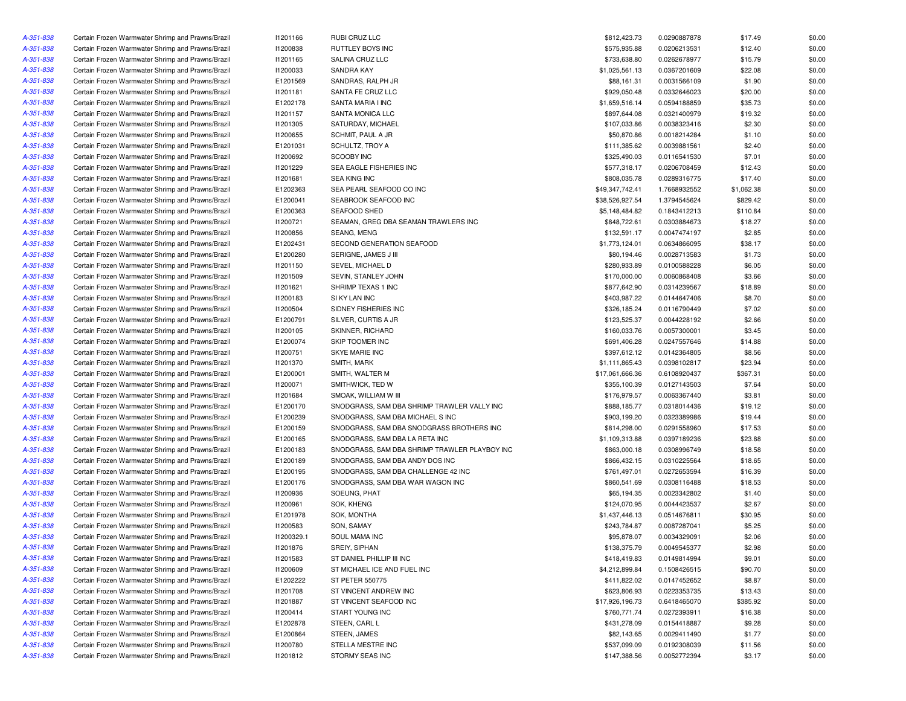| | | | | | | | |
|---|---|---|---|---|---|---|---|
| A-351-838 | Certain Frozen Warmwater Shrimp and Prawns/Brazil | I1201166 | RUBI CRUZ LLC | $812,423.73 | 0.0290887878 | $17.49 | $0.00 |
| A-351-838 | Certain Frozen Warmwater Shrimp and Prawns/Brazil | I1200838 | RUTTLEY BOYS INC | $575,935.88 | 0.0206213531 | $12.40 | $0.00 |
| A-351-838 | Certain Frozen Warmwater Shrimp and Prawns/Brazil | I1201165 | SALINA CRUZ LLC | $733,638.80 | 0.0262678977 | $15.79 | $0.00 |
| A-351-838 | Certain Frozen Warmwater Shrimp and Prawns/Brazil | I1200033 | SANDRA KAY | $1,025,561.13 | 0.0367201609 | $22.08 | $0.00 |
| A-351-838 | Certain Frozen Warmwater Shrimp and Prawns/Brazil | E1201569 | SANDRAS, RALPH JR | $88,161.31 | 0.0031566109 | $1.90 | $0.00 |
| A-351-838 | Certain Frozen Warmwater Shrimp and Prawns/Brazil | I1201181 | SANTA FE CRUZ LLC | $929,050.48 | 0.0332646023 | $20.00 | $0.00 |
| A-351-838 | Certain Frozen Warmwater Shrimp and Prawns/Brazil | E1202178 | SANTA MARIA I INC | $1,659,516.14 | 0.0594188859 | $35.73 | $0.00 |
| A-351-838 | Certain Frozen Warmwater Shrimp and Prawns/Brazil | I1201157 | SANTA MONICA LLC | $897,644.08 | 0.0321400979 | $19.32 | $0.00 |
| A-351-838 | Certain Frozen Warmwater Shrimp and Prawns/Brazil | I1201305 | SATURDAY, MICHAEL | $107,033.86 | 0.0038323416 | $2.30 | $0.00 |
| A-351-838 | Certain Frozen Warmwater Shrimp and Prawns/Brazil | I1200655 | SCHMIT, PAUL A JR | $50,870.86 | 0.0018214284 | $1.10 | $0.00 |
| A-351-838 | Certain Frozen Warmwater Shrimp and Prawns/Brazil | E1201031 | SCHULTZ, TROY A | $111,385.62 | 0.0039881561 | $2.40 | $0.00 |
| A-351-838 | Certain Frozen Warmwater Shrimp and Prawns/Brazil | I1200692 | SCOOBY INC | $325,490.03 | 0.0116541530 | $7.01 | $0.00 |
| A-351-838 | Certain Frozen Warmwater Shrimp and Prawns/Brazil | I1201229 | SEA EAGLE FISHERIES INC | $577,318.17 | 0.0206708459 | $12.43 | $0.00 |
| A-351-838 | Certain Frozen Warmwater Shrimp and Prawns/Brazil | I1201681 | SEA KING INC | $808,035.78 | 0.0289316775 | $17.40 | $0.00 |
| A-351-838 | Certain Frozen Warmwater Shrimp and Prawns/Brazil | E1202363 | SEA PEARL SEAFOOD CO INC | $49,347,742.41 | 1.7668932552 | $1,062.38 | $0.00 |
| A-351-838 | Certain Frozen Warmwater Shrimp and Prawns/Brazil | E1200041 | SEABROOK SEAFOOD INC | $38,526,927.54 | 1.3794545624 | $829.42 | $0.00 |
| A-351-838 | Certain Frozen Warmwater Shrimp and Prawns/Brazil | E1200363 | SEAFOOD SHED | $5,148,484.82 | 0.1843412213 | $110.84 | $0.00 |
| A-351-838 | Certain Frozen Warmwater Shrimp and Prawns/Brazil | I1200721 | SEAMAN, GREG DBA SEAMAN TRAWLERS INC | $848,722.61 | 0.0303884673 | $18.27 | $0.00 |
| A-351-838 | Certain Frozen Warmwater Shrimp and Prawns/Brazil | I1200856 | SEANG, MENG | $132,591.17 | 0.0047474197 | $2.85 | $0.00 |
| A-351-838 | Certain Frozen Warmwater Shrimp and Prawns/Brazil | E1202431 | SECOND GENERATION SEAFOOD | $1,773,124.01 | 0.0634866095 | $38.17 | $0.00 |
| A-351-838 | Certain Frozen Warmwater Shrimp and Prawns/Brazil | E1200280 | SERIGNE, JAMES J III | $80,194.46 | 0.0028713583 | $1.73 | $0.00 |
| A-351-838 | Certain Frozen Warmwater Shrimp and Prawns/Brazil | I1201150 | SEVEL, MICHAEL D | $280,933.89 | 0.0100588228 | $6.05 | $0.00 |
| A-351-838 | Certain Frozen Warmwater Shrimp and Prawns/Brazil | I1201509 | SEVIN, STANLEY JOHN | $170,000.00 | 0.0060868408 | $3.66 | $0.00 |
| A-351-838 | Certain Frozen Warmwater Shrimp and Prawns/Brazil | I1201621 | SHRIMP TEXAS 1 INC | $877,642.90 | 0.0314239567 | $18.89 | $0.00 |
| A-351-838 | Certain Frozen Warmwater Shrimp and Prawns/Brazil | I1200183 | SI KY LAN INC | $403,987.22 | 0.0144647406 | $8.70 | $0.00 |
| A-351-838 | Certain Frozen Warmwater Shrimp and Prawns/Brazil | I1200504 | SIDNEY FISHERIES INC | $326,185.24 | 0.0116790449 | $7.02 | $0.00 |
| A-351-838 | Certain Frozen Warmwater Shrimp and Prawns/Brazil | E1200791 | SILVER, CURTIS A JR | $123,525.37 | 0.0044228192 | $2.66 | $0.00 |
| A-351-838 | Certain Frozen Warmwater Shrimp and Prawns/Brazil | I1200105 | SKINNER, RICHARD | $160,033.76 | 0.0057300001 | $3.45 | $0.00 |
| A-351-838 | Certain Frozen Warmwater Shrimp and Prawns/Brazil | E1200074 | SKIP TOOMER INC | $691,406.28 | 0.0247557646 | $14.88 | $0.00 |
| A-351-838 | Certain Frozen Warmwater Shrimp and Prawns/Brazil | I1200751 | SKYE MARIE INC | $397,612.12 | 0.0142364805 | $8.56 | $0.00 |
| A-351-838 | Certain Frozen Warmwater Shrimp and Prawns/Brazil | I1201370 | SMITH, MARK | $1,111,865.43 | 0.0398102817 | $23.94 | $0.00 |
| A-351-838 | Certain Frozen Warmwater Shrimp and Prawns/Brazil | E1200001 | SMITH, WALTER M | $17,061,666.36 | 0.6108920437 | $367.31 | $0.00 |
| A-351-838 | Certain Frozen Warmwater Shrimp and Prawns/Brazil | I1200071 | SMITHWICK, TED W | $355,100.39 | 0.0127143503 | $7.64 | $0.00 |
| A-351-838 | Certain Frozen Warmwater Shrimp and Prawns/Brazil | I1201684 | SMOAK, WILLIAM W III | $176,979.57 | 0.0063367440 | $3.81 | $0.00 |
| A-351-838 | Certain Frozen Warmwater Shrimp and Prawns/Brazil | E1200170 | SNODGRASS, SAM DBA SHRIMP TRAWLER VALLY INC | $888,185.77 | 0.0318014436 | $19.12 | $0.00 |
| A-351-838 | Certain Frozen Warmwater Shrimp and Prawns/Brazil | E1200239 | SNODGRASS, SAM DBA MICHAEL S INC | $903,199.20 | 0.0323389986 | $19.44 | $0.00 |
| A-351-838 | Certain Frozen Warmwater Shrimp and Prawns/Brazil | E1200159 | SNODGRASS, SAM DBA SNODGRASS BROTHERS INC | $814,298.00 | 0.0291558960 | $17.53 | $0.00 |
| A-351-838 | Certain Frozen Warmwater Shrimp and Prawns/Brazil | E1200165 | SNODGRASS, SAM DBA LA RETA INC | $1,109,313.88 | 0.0397189236 | $23.88 | $0.00 |
| A-351-838 | Certain Frozen Warmwater Shrimp and Prawns/Brazil | E1200183 | SNODGRASS, SAM DBA SHRIMP TRAWLER PLAYBOY INC | $863,000.18 | 0.0308996749 | $18.58 | $0.00 |
| A-351-838 | Certain Frozen Warmwater Shrimp and Prawns/Brazil | E1200189 | SNODGRASS, SAM DBA ANDY DOS INC | $866,432.15 | 0.0310225564 | $18.65 | $0.00 |
| A-351-838 | Certain Frozen Warmwater Shrimp and Prawns/Brazil | E1200195 | SNODGRASS, SAM DBA CHALLENGE 42 INC | $761,497.01 | 0.0272653594 | $16.39 | $0.00 |
| A-351-838 | Certain Frozen Warmwater Shrimp and Prawns/Brazil | E1200176 | SNODGRASS, SAM DBA WAR WAGON INC | $860,541.69 | 0.0308116488 | $18.53 | $0.00 |
| A-351-838 | Certain Frozen Warmwater Shrimp and Prawns/Brazil | I1200936 | SOEUNG, PHAT | $65,194.35 | 0.0023342802 | $1.40 | $0.00 |
| A-351-838 | Certain Frozen Warmwater Shrimp and Prawns/Brazil | I1200961 | SOK, KHENG | $124,070.95 | 0.0044423537 | $2.67 | $0.00 |
| A-351-838 | Certain Frozen Warmwater Shrimp and Prawns/Brazil | E1201978 | SOK, MONTHA | $1,437,446.13 | 0.0514676811 | $30.95 | $0.00 |
| A-351-838 | Certain Frozen Warmwater Shrimp and Prawns/Brazil | I1200583 | SON, SAMAY | $243,784.87 | 0.0087287041 | $5.25 | $0.00 |
| A-351-838 | Certain Frozen Warmwater Shrimp and Prawns/Brazil | I1200329.1 | SOUL MAMA INC | $95,878.07 | 0.0034329091 | $2.06 | $0.00 |
| A-351-838 | Certain Frozen Warmwater Shrimp and Prawns/Brazil | I1201876 | SREIY, SIPHAN | $138,375.79 | 0.0049545377 | $2.98 | $0.00 |
| A-351-838 | Certain Frozen Warmwater Shrimp and Prawns/Brazil | I1201583 | ST DANIEL PHILLIP III INC | $418,419.83 | 0.0149814994 | $9.01 | $0.00 |
| A-351-838 | Certain Frozen Warmwater Shrimp and Prawns/Brazil | I1200609 | ST MICHAEL ICE AND FUEL INC | $4,212,899.84 | 0.1508426515 | $90.70 | $0.00 |
| A-351-838 | Certain Frozen Warmwater Shrimp and Prawns/Brazil | E1202222 | ST PETER 550775 | $411,822.02 | 0.0147452652 | $8.87 | $0.00 |
| A-351-838 | Certain Frozen Warmwater Shrimp and Prawns/Brazil | I1201708 | ST VINCENT ANDREW INC | $623,806.93 | 0.0223353735 | $13.43 | $0.00 |
| A-351-838 | Certain Frozen Warmwater Shrimp and Prawns/Brazil | I1201887 | ST VINCENT SEAFOOD INC | $17,926,196.73 | 0.6418465070 | $385.92 | $0.00 |
| A-351-838 | Certain Frozen Warmwater Shrimp and Prawns/Brazil | I1200414 | START YOUNG INC | $760,771.74 | 0.0272393911 | $16.38 | $0.00 |
| A-351-838 | Certain Frozen Warmwater Shrimp and Prawns/Brazil | E1202878 | STEEN, CARL L | $431,278.09 | 0.0154418887 | $9.28 | $0.00 |
| A-351-838 | Certain Frozen Warmwater Shrimp and Prawns/Brazil | E1200864 | STEEN, JAMES | $82,143.65 | 0.0029411490 | $1.77 | $0.00 |
| A-351-838 | Certain Frozen Warmwater Shrimp and Prawns/Brazil | I1200780 | STELLA MESTRE INC | $537,099.09 | 0.0192308039 | $11.56 | $0.00 |
| A-351-838 | Certain Frozen Warmwater Shrimp and Prawns/Brazil | I1201812 | STORMY SEAS INC | $147,388.56 | 0.0052772394 | $3.17 | $0.00 |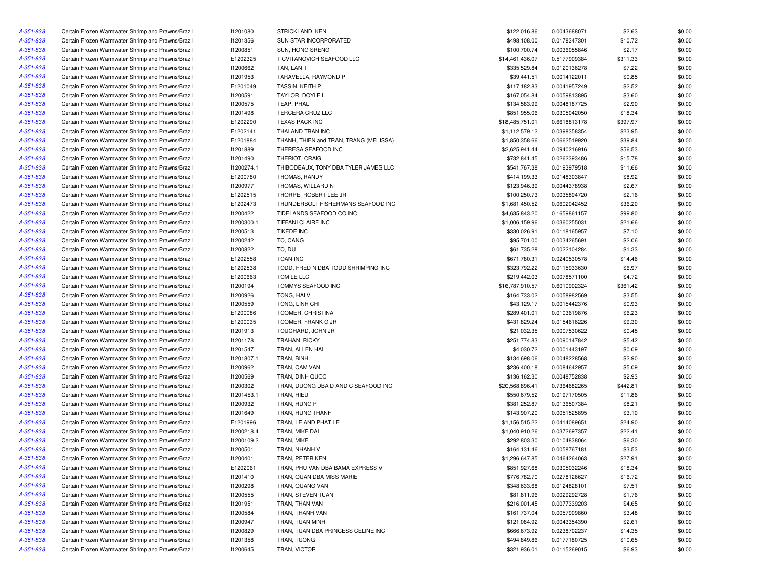| | | | | | | | |
|---|---|---|---|---|---|---|---|
| A-351-838 | Certain Frozen Warmwater Shrimp and Prawns/Brazil | I1201080 | STRICKLAND, KEN | $122,016.86 | 0.0043688071 | $2.63 | $0.00 |
| A-351-838 | Certain Frozen Warmwater Shrimp and Prawns/Brazil | I1201356 | SUN STAR INCORPORATED | $498,108.00 | 0.0178347301 | $10.72 | $0.00 |
| A-351-838 | Certain Frozen Warmwater Shrimp and Prawns/Brazil | I1200851 | SUN, HONG SRENG | $100,700.74 | 0.0036055846 | $2.17 | $0.00 |
| A-351-838 | Certain Frozen Warmwater Shrimp and Prawns/Brazil | E1202325 | T CVITANOVICH SEAFOOD LLC | $14,461,436.07 | 0.5177909384 | $311.33 | $0.00 |
| A-351-838 | Certain Frozen Warmwater Shrimp and Prawns/Brazil | I1200662 | TAN, LAN T | $335,529.84 | 0.0120136278 | $7.22 | $0.00 |
| A-351-838 | Certain Frozen Warmwater Shrimp and Prawns/Brazil | I1201953 | TARAVELLA, RAYMOND P | $39,441.51 | 0.0014122011 | $0.85 | $0.00 |
| A-351-838 | Certain Frozen Warmwater Shrimp and Prawns/Brazil | E1201049 | TASSIN, KEITH P | $117,182.83 | 0.0041957249 | $2.52 | $0.00 |
| A-351-838 | Certain Frozen Warmwater Shrimp and Prawns/Brazil | I1200591 | TAYLOR, DOYLE L | $167,054.84 | 0.0059813895 | $3.60 | $0.00 |
| A-351-838 | Certain Frozen Warmwater Shrimp and Prawns/Brazil | I1200575 | TEAP, PHAL | $134,583.99 | 0.0048187725 | $2.90 | $0.00 |
| A-351-838 | Certain Frozen Warmwater Shrimp and Prawns/Brazil | I1201498 | TERCERA CRUZ LLC | $851,955.06 | 0.0305042050 | $18.34 | $0.00 |
| A-351-838 | Certain Frozen Warmwater Shrimp and Prawns/Brazil | E1202290 | TEXAS PACK INC | $18,485,751.01 | 0.6618813178 | $397.97 | $0.00 |
| A-351-838 | Certain Frozen Warmwater Shrimp and Prawns/Brazil | E1202141 | THAI AND TRAN INC | $1,112,579.12 | 0.0398358354 | $23.95 | $0.00 |
| A-351-838 | Certain Frozen Warmwater Shrimp and Prawns/Brazil | E1201884 | THANH, THIEN and TRAN, TRANG (MELISSA) | $1,850,358.66 | 0.0662519920 | $39.84 | $0.00 |
| A-351-838 | Certain Frozen Warmwater Shrimp and Prawns/Brazil | I1201889 | THERESA SEAFOOD INC | $2,625,941.44 | 0.0940216916 | $56.53 | $0.00 |
| A-351-838 | Certain Frozen Warmwater Shrimp and Prawns/Brazil | I1201490 | THERIOT, CRAIG | $732,841.45 | 0.0262393486 | $15.78 | $0.00 |
| A-351-838 | Certain Frozen Warmwater Shrimp and Prawns/Brazil | I1200274.1 | THIBODEAUX, TONY DBA TYLER JAMES LLC | $541,767.38 | 0.0193979518 | $11.66 | $0.00 |
| A-351-838 | Certain Frozen Warmwater Shrimp and Prawns/Brazil | E1200780 | THOMAS, RANDY | $414,199.33 | 0.0148303847 | $8.92 | $0.00 |
| A-351-838 | Certain Frozen Warmwater Shrimp and Prawns/Brazil | I1200977 | THOMAS, WILLARD N | $123,946.39 | 0.0044378938 | $2.67 | $0.00 |
| A-351-838 | Certain Frozen Warmwater Shrimp and Prawns/Brazil | E1202515 | THORPE, ROBERT LEE JR | $100,250.73 | 0.0035894720 | $2.16 | $0.00 |
| A-351-838 | Certain Frozen Warmwater Shrimp and Prawns/Brazil | E1202473 | THUNDERBOLT FISHERMANS SEAFOOD INC | $1,681,450.52 | 0.0602042452 | $36.20 | $0.00 |
| A-351-838 | Certain Frozen Warmwater Shrimp and Prawns/Brazil | I1200422 | TIDELANDS SEAFOOD CO INC | $4,635,843.20 | 0.1659861157 | $99.80 | $0.00 |
| A-351-838 | Certain Frozen Warmwater Shrimp and Prawns/Brazil | I1200300.1 | TIFFANI CLAIRE INC | $1,006,159.96 | 0.0360255031 | $21.66 | $0.00 |
| A-351-838 | Certain Frozen Warmwater Shrimp and Prawns/Brazil | I1200513 | TIKEDE INC | $330,026.91 | 0.0118165957 | $7.10 | $0.00 |
| A-351-838 | Certain Frozen Warmwater Shrimp and Prawns/Brazil | I1200242 | TO, CANG | $95,701.00 | 0.0034265691 | $2.06 | $0.00 |
| A-351-838 | Certain Frozen Warmwater Shrimp and Prawns/Brazil | I1200822 | TO, DU | $61,735.28 | 0.0022104284 | $1.33 | $0.00 |
| A-351-838 | Certain Frozen Warmwater Shrimp and Prawns/Brazil | E1202558 | TOAN INC | $671,780.31 | 0.0240530578 | $14.46 | $0.00 |
| A-351-838 | Certain Frozen Warmwater Shrimp and Prawns/Brazil | E1202538 | TODD, FRED N DBA TODD SHRIMPING INC | $323,792.22 | 0.0115933630 | $6.97 | $0.00 |
| A-351-838 | Certain Frozen Warmwater Shrimp and Prawns/Brazil | E1200663 | TOM LE LLC | $219,442.03 | 0.0078571100 | $4.72 | $0.00 |
| A-351-838 | Certain Frozen Warmwater Shrimp and Prawns/Brazil | I1200194 | TOMMYS SEAFOOD INC | $16,787,910.57 | 0.6010902324 | $361.42 | $0.00 |
| A-351-838 | Certain Frozen Warmwater Shrimp and Prawns/Brazil | I1200926 | TONG, HAI V | $164,733.02 | 0.0058982569 | $3.55 | $0.00 |
| A-351-838 | Certain Frozen Warmwater Shrimp and Prawns/Brazil | I1200559 | TONG, LINH CHI | $43,129.17 | 0.0015442376 | $0.93 | $0.00 |
| A-351-838 | Certain Frozen Warmwater Shrimp and Prawns/Brazil | E1200086 | TOOMER, CHRISTINA | $289,401.01 | 0.0103619876 | $6.23 | $0.00 |
| A-351-838 | Certain Frozen Warmwater Shrimp and Prawns/Brazil | E1200035 | TOOMER, FRANK G JR | $431,829.24 | 0.0154616226 | $9.30 | $0.00 |
| A-351-838 | Certain Frozen Warmwater Shrimp and Prawns/Brazil | I1201913 | TOUCHARD, JOHN JR | $21,032.35 | 0.0007530622 | $0.45 | $0.00 |
| A-351-838 | Certain Frozen Warmwater Shrimp and Prawns/Brazil | I1201178 | TRAHAN, RICKY | $251,774.83 | 0.0090147842 | $5.42 | $0.00 |
| A-351-838 | Certain Frozen Warmwater Shrimp and Prawns/Brazil | I1201547 | TRAN, ALLEN HAI | $4,030.72 | 0.0001443197 | $0.09 | $0.00 |
| A-351-838 | Certain Frozen Warmwater Shrimp and Prawns/Brazil | I1201807.1 | TRAN, BINH | $134,698.06 | 0.0048228568 | $2.90 | $0.00 |
| A-351-838 | Certain Frozen Warmwater Shrimp and Prawns/Brazil | I1200962 | TRAN, CAM VAN | $236,400.18 | 0.0084642957 | $5.09 | $0.00 |
| A-351-838 | Certain Frozen Warmwater Shrimp and Prawns/Brazil | I1200569 | TRAN, DINH QUOC | $136,162.30 | 0.0048752838 | $2.93 | $0.00 |
| A-351-838 | Certain Frozen Warmwater Shrimp and Prawns/Brazil | I1200302 | TRAN, DUONG DBA D AND C SEAFOOD INC | $20,568,896.41 | 0.7364682265 | $442.81 | $0.00 |
| A-351-838 | Certain Frozen Warmwater Shrimp and Prawns/Brazil | I1201453.1 | TRAN, HIEU | $550,679.52 | 0.0197170505 | $11.86 | $0.00 |
| A-351-838 | Certain Frozen Warmwater Shrimp and Prawns/Brazil | I1200932 | TRAN, HUNG P | $381,252.87 | 0.0136507384 | $8.21 | $0.00 |
| A-351-838 | Certain Frozen Warmwater Shrimp and Prawns/Brazil | I1201649 | TRAN, HUNG THANH | $143,907.20 | 0.0051525895 | $3.10 | $0.00 |
| A-351-838 | Certain Frozen Warmwater Shrimp and Prawns/Brazil | E1201996 | TRAN, LE AND PHAT LE | $1,156,515.22 | 0.0414089651 | $24.90 | $0.00 |
| A-351-838 | Certain Frozen Warmwater Shrimp and Prawns/Brazil | I1200218.4 | TRAN, MIKE DAI | $1,040,910.26 | 0.0372697357 | $22.41 | $0.00 |
| A-351-838 | Certain Frozen Warmwater Shrimp and Prawns/Brazil | I1200109.2 | TRAN, MIKE | $292,803.30 | 0.0104838064 | $6.30 | $0.00 |
| A-351-838 | Certain Frozen Warmwater Shrimp and Prawns/Brazil | I1200501 | TRAN, NHANH V | $164,131.46 | 0.0058767181 | $3.53 | $0.00 |
| A-351-838 | Certain Frozen Warmwater Shrimp and Prawns/Brazil | I1200401 | TRAN, PETER KEN | $1,296,647.85 | 0.0464264063 | $27.91 | $0.00 |
| A-351-838 | Certain Frozen Warmwater Shrimp and Prawns/Brazil | E1202061 | TRAN, PHU VAN DBA BAMA EXPRESS V | $851,927.68 | 0.0305032246 | $18.34 | $0.00 |
| A-351-838 | Certain Frozen Warmwater Shrimp and Prawns/Brazil | I1201410 | TRAN, QUAN DBA MISS MARIE | $776,782.70 | 0.0278126627 | $16.72 | $0.00 |
| A-351-838 | Certain Frozen Warmwater Shrimp and Prawns/Brazil | I1200298 | TRAN, QUANG VAN | $348,633.68 | 0.0124828101 | $7.51 | $0.00 |
| A-351-838 | Certain Frozen Warmwater Shrimp and Prawns/Brazil | I1200555 | TRAN, STEVEN TUAN | $81,811.96 | 0.0029292728 | $1.76 | $0.00 |
| A-351-838 | Certain Frozen Warmwater Shrimp and Prawns/Brazil | I1201951 | TRAN, THAN VAN | $216,001.45 | 0.0077339203 | $4.65 | $0.00 |
| A-351-838 | Certain Frozen Warmwater Shrimp and Prawns/Brazil | I1200584 | TRAN, THANH VAN | $161,737.04 | 0.0057909860 | $3.48 | $0.00 |
| A-351-838 | Certain Frozen Warmwater Shrimp and Prawns/Brazil | I1200947 | TRAN, TUAN MINH | $121,084.92 | 0.0043354390 | $2.61 | $0.00 |
| A-351-838 | Certain Frozen Warmwater Shrimp and Prawns/Brazil | I1200829 | TRAN, TUAN DBA PRINCESS CELINE INC | $666,673.92 | 0.0238702237 | $14.35 | $0.00 |
| A-351-838 | Certain Frozen Warmwater Shrimp and Prawns/Brazil | I1201358 | TRAN, TUONG | $494,849.86 | 0.0177180725 | $10.65 | $0.00 |
| A-351-838 | Certain Frozen Warmwater Shrimp and Prawns/Brazil | I1200645 | TRAN, VICTOR | $321,936.01 | 0.0115269015 | $6.93 | $0.00 |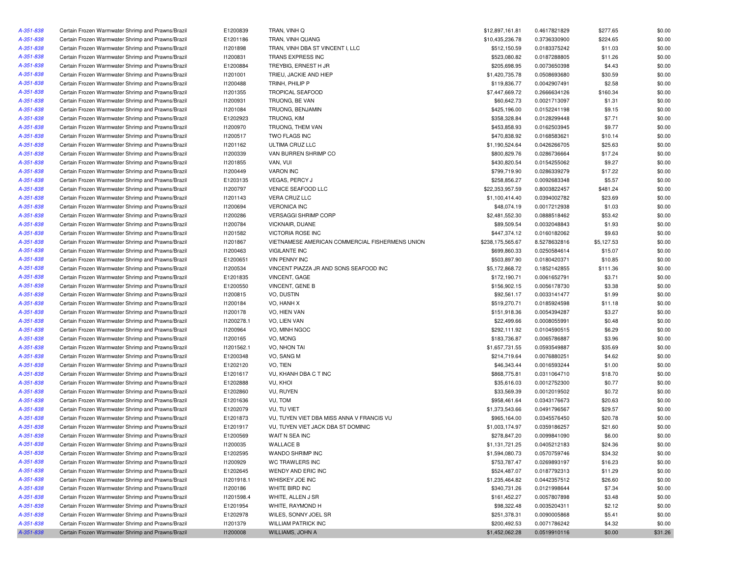| | | | | | | | |
|---|---|---|---|---|---|---|---|
| A-351-838 | Certain Frozen Warmwater Shrimp and Prawns/Brazil | E1200839 | TRAN, VINH Q | $12,897,161.81 | 0.4617821829 | $277.65 | $0.00 |
| A-351-838 | Certain Frozen Warmwater Shrimp and Prawns/Brazil | E1201186 | TRAN, VINH QUANG | $10,435,236.78 | 0.3736330900 | $224.65 | $0.00 |
| A-351-838 | Certain Frozen Warmwater Shrimp and Prawns/Brazil | I1201898 | TRAN, VINH DBA ST VINCENT I, LLC | $512,150.59 | 0.0183375242 | $11.03 | $0.00 |
| A-351-838 | Certain Frozen Warmwater Shrimp and Prawns/Brazil | I1200831 | TRANS EXPRESS INC | $523,080.82 | 0.0187288805 | $11.26 | $0.00 |
| A-351-838 | Certain Frozen Warmwater Shrimp and Prawns/Brazil | E1200884 | TREYBIG, ERNEST H JR | $205,698.95 | 0.0073650398 | $4.43 | $0.00 |
| A-351-838 | Certain Frozen Warmwater Shrimp and Prawns/Brazil | I1201001 | TRIEU, JACKIE AND HIEP | $1,420,735.78 | 0.0508693680 | $30.59 | $0.00 |
| A-351-838 | Certain Frozen Warmwater Shrimp and Prawns/Brazil | I1200488 | TRINH, PHILIP P | $119,836.77 | 0.0042907491 | $2.58 | $0.00 |
| A-351-838 | Certain Frozen Warmwater Shrimp and Prawns/Brazil | I1201355 | TROPICAL SEAFOOD | $7,447,669.72 | 0.2666634126 | $160.34 | $0.00 |
| A-351-838 | Certain Frozen Warmwater Shrimp and Prawns/Brazil | I1200931 | TRUONG, BE VAN | $60,642.73 | 0.0021713097 | $1.31 | $0.00 |
| A-351-838 | Certain Frozen Warmwater Shrimp and Prawns/Brazil | I1201084 | TRUONG, BENJAMIN | $425,196.00 | 0.0152241198 | $9.15 | $0.00 |
| A-351-838 | Certain Frozen Warmwater Shrimp and Prawns/Brazil | E1202923 | TRUONG, KIM | $358,328.84 | 0.0128299448 | $7.71 | $0.00 |
| A-351-838 | Certain Frozen Warmwater Shrimp and Prawns/Brazil | I1200970 | TRUONG, THEM VAN | $453,858.93 | 0.0162503945 | $9.77 | $0.00 |
| A-351-838 | Certain Frozen Warmwater Shrimp and Prawns/Brazil | I1200517 | TWO FLAGS INC | $470,838.92 | 0.0168583621 | $10.14 | $0.00 |
| A-351-838 | Certain Frozen Warmwater Shrimp and Prawns/Brazil | I1201162 | ULTIMA CRUZ LLC | $1,190,524.64 | 0.0426266705 | $25.63 | $0.00 |
| A-351-838 | Certain Frozen Warmwater Shrimp and Prawns/Brazil | I1200339 | VAN BURREN SHRIMP CO | $800,829.76 | 0.0286736664 | $17.24 | $0.00 |
| A-351-838 | Certain Frozen Warmwater Shrimp and Prawns/Brazil | I1201855 | VAN, VUI | $430,820.54 | 0.0154255062 | $9.27 | $0.00 |
| A-351-838 | Certain Frozen Warmwater Shrimp and Prawns/Brazil | I1200449 | VARON INC | $799,719.90 | 0.0286339279 | $17.22 | $0.00 |
| A-351-838 | Certain Frozen Warmwater Shrimp and Prawns/Brazil | E1203135 | VEGAS, PERCY J | $258,856.27 | 0.0092683348 | $5.57 | $0.00 |
| A-351-838 | Certain Frozen Warmwater Shrimp and Prawns/Brazil | I1200797 | VENICE SEAFOOD LLC | $22,353,957.59 | 0.8003822457 | $481.24 | $0.00 |
| A-351-838 | Certain Frozen Warmwater Shrimp and Prawns/Brazil | I1201143 | VERA CRUZ LLC | $1,100,414.40 | 0.0394002782 | $23.69 | $0.00 |
| A-351-838 | Certain Frozen Warmwater Shrimp and Prawns/Brazil | I1200694 | VERONICA INC | $48,074.19 | 0.0017212938 | $1.03 | $0.00 |
| A-351-838 | Certain Frozen Warmwater Shrimp and Prawns/Brazil | I1200286 | VERSAGGI SHRIMP CORP | $2,481,552.30 | 0.0888518462 | $53.42 | $0.00 |
| A-351-838 | Certain Frozen Warmwater Shrimp and Prawns/Brazil | I1200784 | VICKNAIR, DUANE | $89,509.54 | 0.0032048843 | $1.93 | $0.00 |
| A-351-838 | Certain Frozen Warmwater Shrimp and Prawns/Brazil | I1201582 | VICTORIA ROSE INC | $447,374.12 | 0.0160182062 | $9.63 | $0.00 |
| A-351-838 | Certain Frozen Warmwater Shrimp and Prawns/Brazil | I1201867 | VIETNAMESE AMERICAN COMMERCIAL FISHERMENS UNION | $238,175,565.67 | 8.5278632816 | $5,127.53 | $0.00 |
| A-351-838 | Certain Frozen Warmwater Shrimp and Prawns/Brazil | I1200463 | VIGILANTE INC | $699,860.33 | 0.0250584614 | $15.07 | $0.00 |
| A-351-838 | Certain Frozen Warmwater Shrimp and Prawns/Brazil | E1200651 | VIN PENNY INC | $503,897.90 | 0.0180420371 | $10.85 | $0.00 |
| A-351-838 | Certain Frozen Warmwater Shrimp and Prawns/Brazil | I1200534 | VINCENT PIAZZA JR AND SONS SEAFOOD INC | $5,172,868.72 | 0.1852142855 | $111.36 | $0.00 |
| A-351-838 | Certain Frozen Warmwater Shrimp and Prawns/Brazil | E1201835 | VINCENT, GAGE | $172,190.71 | 0.0061652791 | $3.71 | $0.00 |
| A-351-838 | Certain Frozen Warmwater Shrimp and Prawns/Brazil | E1200550 | VINCENT, GENE B | $156,902.15 | 0.0056178730 | $3.38 | $0.00 |
| A-351-838 | Certain Frozen Warmwater Shrimp and Prawns/Brazil | I1200815 | VO, DUSTIN | $92,561.17 | 0.0033141477 | $1.99 | $0.00 |
| A-351-838 | Certain Frozen Warmwater Shrimp and Prawns/Brazil | I1200184 | VO, HANH X | $519,270.71 | 0.0185924598 | $11.18 | $0.00 |
| A-351-838 | Certain Frozen Warmwater Shrimp and Prawns/Brazil | I1200178 | VO, HIEN VAN | $151,918.36 | 0.0054394287 | $3.27 | $0.00 |
| A-351-838 | Certain Frozen Warmwater Shrimp and Prawns/Brazil | I1200278.1 | VO, LIEN VAN | $22,499.66 | 0.0008055991 | $0.48 | $0.00 |
| A-351-838 | Certain Frozen Warmwater Shrimp and Prawns/Brazil | I1200964 | VO, MINH NGOC | $292,111.92 | 0.0104590515 | $6.29 | $0.00 |
| A-351-838 | Certain Frozen Warmwater Shrimp and Prawns/Brazil | I1200165 | VO, MONG | $183,736.87 | 0.0065786887 | $3.96 | $0.00 |
| A-351-838 | Certain Frozen Warmwater Shrimp and Prawns/Brazil | I1201562.1 | VO, NHON TAI | $1,657,731.55 | 0.0593549887 | $35.69 | $0.00 |
| A-351-838 | Certain Frozen Warmwater Shrimp and Prawns/Brazil | E1200348 | VO, SANG M | $214,719.64 | 0.0076880251 | $4.62 | $0.00 |
| A-351-838 | Certain Frozen Warmwater Shrimp and Prawns/Brazil | E1202120 | VO, TIEN | $46,343.44 | 0.0016593244 | $1.00 | $0.00 |
| A-351-838 | Certain Frozen Warmwater Shrimp and Prawns/Brazil | E1201617 | VU, KHANH DBA C T INC | $868,775.81 | 0.0311064710 | $18.70 | $0.00 |
| A-351-838 | Certain Frozen Warmwater Shrimp and Prawns/Brazil | E1202888 | VU, KHOI | $35,616.03 | 0.0012752300 | $0.77 | $0.00 |
| A-351-838 | Certain Frozen Warmwater Shrimp and Prawns/Brazil | E1202860 | VU, RUYEN | $33,569.39 | 0.0012019502 | $0.72 | $0.00 |
| A-351-838 | Certain Frozen Warmwater Shrimp and Prawns/Brazil | E1201636 | VU, TOM | $958,461.64 | 0.0343176673 | $20.63 | $0.00 |
| A-351-838 | Certain Frozen Warmwater Shrimp and Prawns/Brazil | E1202079 | VU, TU VIET | $1,373,543.66 | 0.0491796567 | $29.57 | $0.00 |
| A-351-838 | Certain Frozen Warmwater Shrimp and Prawns/Brazil | E1201873 | VU, TUYEN VIET DBA MISS ANNA V FRANCIS VU | $965,164.00 | 0.0345576450 | $20.78 | $0.00 |
| A-351-838 | Certain Frozen Warmwater Shrimp and Prawns/Brazil | E1201917 | VU, TUYEN VIET JACK DBA ST DOMINIC | $1,003,174.97 | 0.0359186257 | $21.60 | $0.00 |
| A-351-838 | Certain Frozen Warmwater Shrimp and Prawns/Brazil | E1200569 | WAIT N SEA INC | $278,847.20 | 0.0099841090 | $6.00 | $0.00 |
| A-351-838 | Certain Frozen Warmwater Shrimp and Prawns/Brazil | I1200035 | WALLACE B | $1,131,721.25 | 0.0405212183 | $24.36 | $0.00 |
| A-351-838 | Certain Frozen Warmwater Shrimp and Prawns/Brazil | E1202595 | WANDO SHRIMP INC | $1,594,080.73 | 0.0570759746 | $34.32 | $0.00 |
| A-351-838 | Certain Frozen Warmwater Shrimp and Prawns/Brazil | I1200929 | WC TRAWLERS INC | $753,787.47 | 0.0269893197 | $16.23 | $0.00 |
| A-351-838 | Certain Frozen Warmwater Shrimp and Prawns/Brazil | E1202645 | WENDY AND ERIC INC | $524,487.07 | 0.0187792313 | $11.29 | $0.00 |
| A-351-838 | Certain Frozen Warmwater Shrimp and Prawns/Brazil | I1201918.1 | WHISKEY JOE INC | $1,235,464.82 | 0.0442357512 | $26.60 | $0.00 |
| A-351-838 | Certain Frozen Warmwater Shrimp and Prawns/Brazil | I1200186 | WHITE BIRD INC | $340,731.26 | 0.0121998644 | $7.34 | $0.00 |
| A-351-838 | Certain Frozen Warmwater Shrimp and Prawns/Brazil | I1201598.4 | WHITE, ALLEN J SR | $161,452.27 | 0.0057807898 | $3.48 | $0.00 |
| A-351-838 | Certain Frozen Warmwater Shrimp and Prawns/Brazil | E1201954 | WHITE, RAYMOND H | $98,322.48 | 0.0035204311 | $2.12 | $0.00 |
| A-351-838 | Certain Frozen Warmwater Shrimp and Prawns/Brazil | E1202978 | WILES, SONNY JOEL SR | $251,378.31 | 0.0090005868 | $5.41 | $0.00 |
| A-351-838 | Certain Frozen Warmwater Shrimp and Prawns/Brazil | I1201379 | WILLIAM PATRICK INC | $200,492.53 | 0.0071786242 | $4.32 | $0.00 |
| A-351-838 | Certain Frozen Warmwater Shrimp and Prawns/Brazil | I1200008 | WILLIAMS, JOHN A | $1,452,062.28 | 0.0519910116 | $0.00 | $31.26 |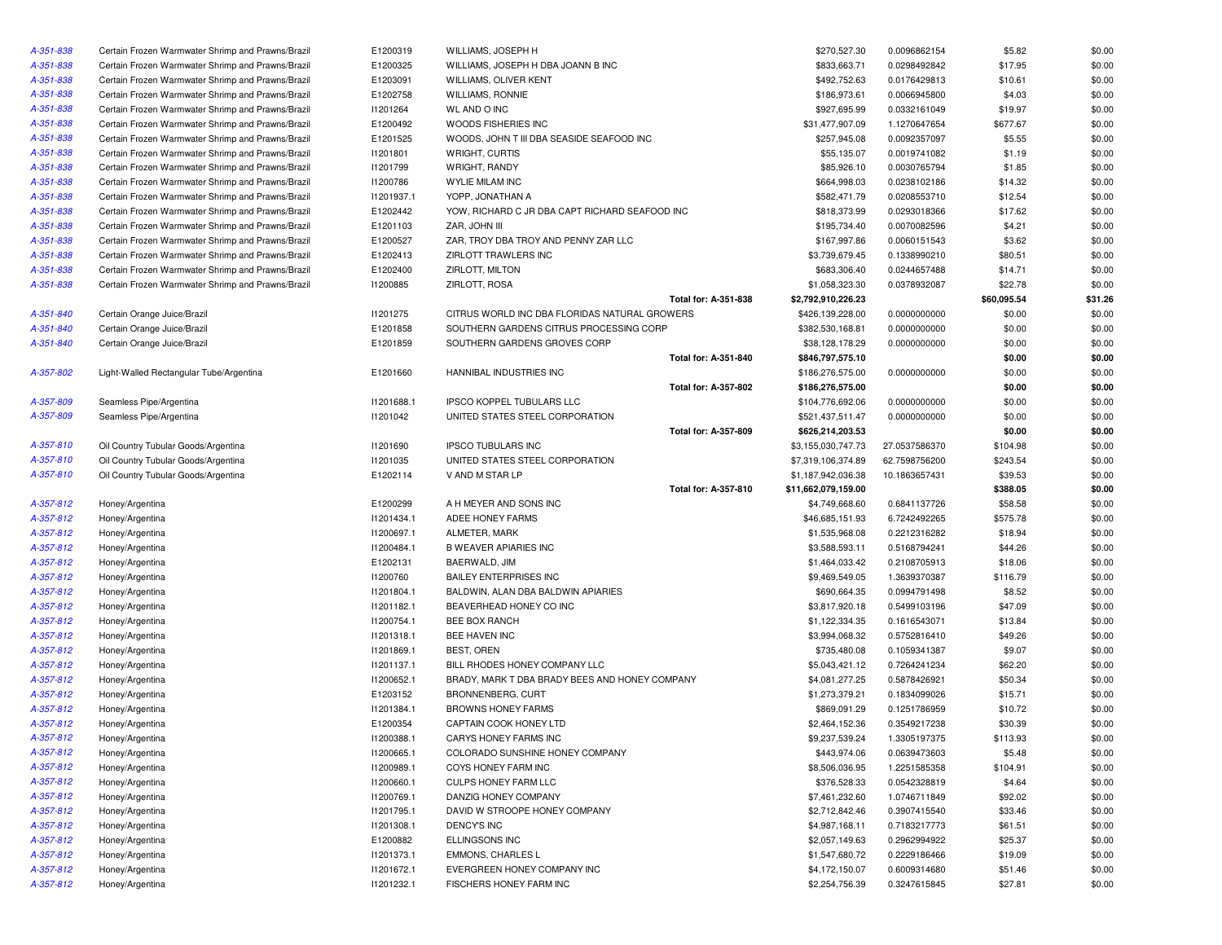| | | | | | | | |
|---|---|---|---|---|---|---|---|
| A-351-838 | Certain Frozen Warmwater Shrimp and Prawns/Brazil | E1200319 | WILLIAMS, JOSEPH H | $270,527.30 | 0.0096862154 | $5.82 | $0.00 |
| A-351-838 | Certain Frozen Warmwater Shrimp and Prawns/Brazil | E1200325 | WILLIAMS, JOSEPH H DBA JOANN B INC | $833,663.71 | 0.0298492842 | $17.95 | $0.00 |
| A-351-838 | Certain Frozen Warmwater Shrimp and Prawns/Brazil | E1203091 | WILLIAMS, OLIVER KENT | $492,752.63 | 0.0176429813 | $10.61 | $0.00 |
| A-351-838 | Certain Frozen Warmwater Shrimp and Prawns/Brazil | E1202758 | WILLIAMS, RONNIE | $186,973.61 | 0.0066945800 | $4.03 | $0.00 |
| A-351-838 | Certain Frozen Warmwater Shrimp and Prawns/Brazil | I1201264 | WL AND O INC | $927,695.99 | 0.0332161049 | $19.97 | $0.00 |
| A-351-838 | Certain Frozen Warmwater Shrimp and Prawns/Brazil | E1200492 | WOODS FISHERIES INC | $31,477,907.09 | 1.1270647654 | $677.67 | $0.00 |
| A-351-838 | Certain Frozen Warmwater Shrimp and Prawns/Brazil | E1201525 | WOODS, JOHN T III DBA SEASIDE SEAFOOD INC | $257,945.08 | 0.0092357097 | $5.55 | $0.00 |
| A-351-838 | Certain Frozen Warmwater Shrimp and Prawns/Brazil | I1201801 | WRIGHT, CURTIS | $55,135.07 | 0.0019741082 | $1.19 | $0.00 |
| A-351-838 | Certain Frozen Warmwater Shrimp and Prawns/Brazil | I1201799 | WRIGHT, RANDY | $85,926.10 | 0.0030765794 | $1.85 | $0.00 |
| A-351-838 | Certain Frozen Warmwater Shrimp and Prawns/Brazil | I1200786 | WYLIE MILAM INC | $664,998.03 | 0.0238102186 | $14.32 | $0.00 |
| A-351-838 | Certain Frozen Warmwater Shrimp and Prawns/Brazil | I1201937.1 | YOPP, JONATHAN A | $582,471.79 | 0.0208553710 | $12.54 | $0.00 |
| A-351-838 | Certain Frozen Warmwater Shrimp and Prawns/Brazil | E1202442 | YOW, RICHARD C JR DBA CAPT RICHARD SEAFOOD INC | $818,373.99 | 0.0293018366 | $17.62 | $0.00 |
| A-351-838 | Certain Frozen Warmwater Shrimp and Prawns/Brazil | E1201103 | ZAR, JOHN III | $195,734.40 | 0.0070082596 | $4.21 | $0.00 |
| A-351-838 | Certain Frozen Warmwater Shrimp and Prawns/Brazil | E1200527 | ZAR, TROY DBA TROY AND PENNY ZAR LLC | $167,997.86 | 0.0060151543 | $3.62 | $0.00 |
| A-351-838 | Certain Frozen Warmwater Shrimp and Prawns/Brazil | E1202413 | ZIRLOTT TRAWLERS INC | $3,739,679.45 | 0.1338990210 | $80.51 | $0.00 |
| A-351-838 | Certain Frozen Warmwater Shrimp and Prawns/Brazil | E1202400 | ZIRLOTT, MILTON | $683,306.40 | 0.0244657488 | $14.71 | $0.00 |
| A-351-838 | Certain Frozen Warmwater Shrimp and Prawns/Brazil | I1200885 | ZIRLOTT, ROSA | $1,058,323.30 | 0.0378932087 | $22.78 | $0.00 |
| | | | **Total for: A-351-838** | **$2,792,910,226.23** | | **$60,095.54** | **$31.26** |
| A-351-840 | Certain Orange Juice/Brazil | I1201275 | CITRUS WORLD INC DBA FLORIDAS NATURAL GROWERS | $426,139,228.00 | 0.0000000000 | $0.00 | $0.00 |
| A-351-840 | Certain Orange Juice/Brazil | E1201858 | SOUTHERN GARDENS CITRUS PROCESSING CORP | $382,530,168.81 | 0.0000000000 | $0.00 | $0.00 |
| A-351-840 | Certain Orange Juice/Brazil | E1201859 | SOUTHERN GARDENS GROVES CORP | $38,128,178.29 | 0.0000000000 | $0.00 | $0.00 |
| | | | **Total for: A-351-840** | **$846,797,575.10** | | **$0.00** | **$0.00** |
| A-357-802 | Light-Walled Rectangular Tube/Argentina | E1201660 | HANNIBAL INDUSTRIES INC | $186,276,575.00 | 0.0000000000 | $0.00 | $0.00 |
| | | | **Total for: A-357-802** | **$186,276,575.00** | | **$0.00** | **$0.00** |
| A-357-809 | Seamless Pipe/Argentina | I1201688.1 | IPSCO KOPPEL TUBULARS LLC | $104,776,692.06 | 0.0000000000 | $0.00 | $0.00 |
| A-357-809 | Seamless Pipe/Argentina | I1201042 | UNITED STATES STEEL CORPORATION | $521,437,511.47 | 0.0000000000 | $0.00 | $0.00 |
| | | | **Total for: A-357-809** | **$626,214,203.53** | | **$0.00** | **$0.00** |
| A-357-810 | Oil Country Tubular Goods/Argentina | I1201690 | IPSCO TUBULARS INC | $3,155,030,747.73 | 27.0537586370 | $104.98 | $0.00 |
| A-357-810 | Oil Country Tubular Goods/Argentina | I1201035 | UNITED STATES STEEL CORPORATION | $7,319,106,374.89 | 62.7598756200 | $243.54 | $0.00 |
| A-357-810 | Oil Country Tubular Goods/Argentina | E1202114 | V AND M STAR LP | $1,187,942,036.38 | 10.1863657431 | $39.53 | $0.00 |
| | | | **Total for: A-357-810** | **$11,662,079,159.00** | | **$388.05** | **$0.00** |
| A-357-812 | Honey/Argentina | E1200299 | A H MEYER AND SONS INC | $4,749,668.60 | 0.6841137726 | $58.58 | $0.00 |
| A-357-812 | Honey/Argentina | I1201434.1 | ADEE HONEY FARMS | $46,685,151.93 | 6.7242492265 | $575.78 | $0.00 |
| A-357-812 | Honey/Argentina | I1200697.1 | ALMETER, MARK | $1,535,968.08 | 0.2212316282 | $18.94 | $0.00 |
| A-357-812 | Honey/Argentina | I1200484.1 | B WEAVER APIARIES INC | $3,588,593.11 | 0.5168794241 | $44.26 | $0.00 |
| A-357-812 | Honey/Argentina | E1202131 | BAERWALD, JIM | $1,464,033.42 | 0.2108705913 | $18.06 | $0.00 |
| A-357-812 | Honey/Argentina | I1200760 | BAILEY ENTERPRISES INC | $9,469,549.05 | 1.3639370387 | $116.79 | $0.00 |
| A-357-812 | Honey/Argentina | I1201804.1 | BALDWIN, ALAN DBA BALDWIN APIARIES | $690,664.35 | 0.0994791498 | $8.52 | $0.00 |
| A-357-812 | Honey/Argentina | I1201182.1 | BEAVERHEAD HONEY CO INC | $3,817,920.18 | 0.5499103196 | $47.09 | $0.00 |
| A-357-812 | Honey/Argentina | I1200754.1 | BEE BOX RANCH | $1,122,334.35 | 0.1616543071 | $13.84 | $0.00 |
| A-357-812 | Honey/Argentina | I1201318.1 | BEE HAVEN INC | $3,994,068.32 | 0.5752816410 | $49.26 | $0.00 |
| A-357-812 | Honey/Argentina | I1201869.1 | BEST, OREN | $735,480.08 | 0.1059341387 | $9.07 | $0.00 |
| A-357-812 | Honey/Argentina | I1201137.1 | BILL RHODES HONEY COMPANY LLC | $5,043,421.12 | 0.7264241234 | $62.20 | $0.00 |
| A-357-812 | Honey/Argentina | I1200652.1 | BRADY, MARK T DBA BRADY BEES AND HONEY COMPANY | $4,081,277.25 | 0.5878426921 | $50.34 | $0.00 |
| A-357-812 | Honey/Argentina | E1203152 | BRONNENBERG, CURT | $1,273,379.21 | 0.1834099026 | $15.71 | $0.00 |
| A-357-812 | Honey/Argentina | I1201384.1 | BROWNS HONEY FARMS | $869,091.29 | 0.1251786959 | $10.72 | $0.00 |
| A-357-812 | Honey/Argentina | E1200354 | CAPTAIN COOK HONEY LTD | $2,464,152.36 | 0.3549217238 | $30.39 | $0.00 |
| A-357-812 | Honey/Argentina | I1200388.1 | CARYS HONEY FARMS INC | $9,237,539.24 | 1.3305197375 | $113.93 | $0.00 |
| A-357-812 | Honey/Argentina | I1200665.1 | COLORADO SUNSHINE HONEY COMPANY | $443,974.06 | 0.0639473603 | $5.48 | $0.00 |
| A-357-812 | Honey/Argentina | I1200989.1 | COYS HONEY FARM INC | $8,506,036.95 | 1.2251585358 | $104.91 | $0.00 |
| A-357-812 | Honey/Argentina | I1200660.1 | CULPS HONEY FARM LLC | $376,528.33 | 0.0542328819 | $4.64 | $0.00 |
| A-357-812 | Honey/Argentina | I1200769.1 | DANZIG HONEY COMPANY | $7,461,232.60 | 1.0746711849 | $92.02 | $0.00 |
| A-357-812 | Honey/Argentina | I1201795.1 | DAVID W STROOPE HONEY COMPANY | $2,712,842.46 | 0.3907415540 | $33.46 | $0.00 |
| A-357-812 | Honey/Argentina | I1201308.1 | DENCY'S INC | $4,987,168.11 | 0.7183217773 | $61.51 | $0.00 |
| A-357-812 | Honey/Argentina | E1200882 | ELLINGSONS INC | $2,057,149.63 | 0.2962994922 | $25.37 | $0.00 |
| A-357-812 | Honey/Argentina | I1201373.1 | EMMONS, CHARLES L | $1,547,680.72 | 0.2229186466 | $19.09 | $0.00 |
| A-357-812 | Honey/Argentina | I1201672.1 | EVERGREEN HONEY COMPANY INC | $4,172,150.07 | 0.6009314680 | $51.46 | $0.00 |
| A-357-812 | Honey/Argentina | I1201232.1 | FISCHERS HONEY FARM INC | $2,254,756.39 | 0.3247615845 | $27.81 | $0.00 |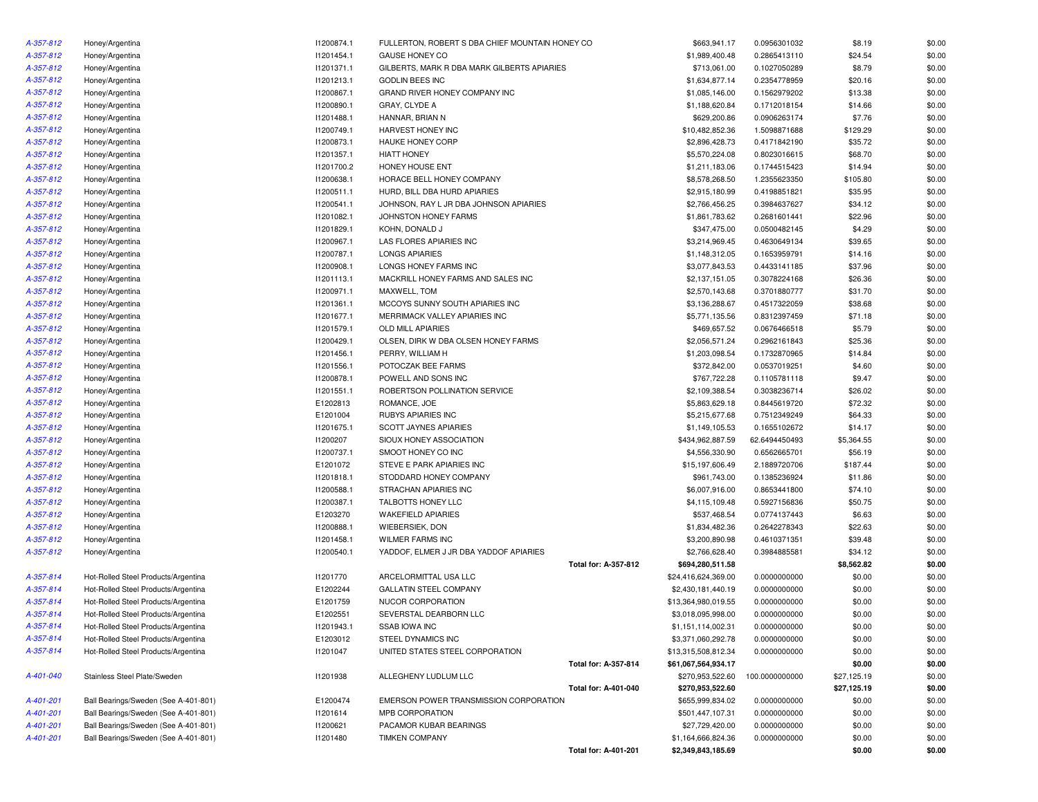| | | | | | | | |
|---|---|---|---|---|---|---|---|
| A-357-812 | Honey/Argentina | I1200874.1 | FULLERTON, ROBERT S DBA CHIEF MOUNTAIN HONEY CO | $663,941.17 | 0.0956301032 | $8.19 | $0.00 |
| A-357-812 | Honey/Argentina | I1201454.1 | GAUSE HONEY CO | $1,989,400.48 | 0.2865413110 | $24.54 | $0.00 |
| A-357-812 | Honey/Argentina | I1201371.1 | GILBERTS, MARK R DBA MARK GILBERTS APIARIES | $713,061.00 | 0.1027050289 | $8.79 | $0.00 |
| A-357-812 | Honey/Argentina | I1201213.1 | GODLIN BEES INC | $1,634,877.14 | 0.2354778959 | $20.16 | $0.00 |
| A-357-812 | Honey/Argentina | I1200867.1 | GRAND RIVER HONEY COMPANY INC | $1,085,146.00 | 0.1562979202 | $13.38 | $0.00 |
| A-357-812 | Honey/Argentina | I1200890.1 | GRAY, CLYDE A | $1,188,620.84 | 0.1712018154 | $14.66 | $0.00 |
| A-357-812 | Honey/Argentina | I1201488.1 | HANNAR, BRIAN N | $629,200.86 | 0.0906263174 | $7.76 | $0.00 |
| A-357-812 | Honey/Argentina | I1200749.1 | HARVEST HONEY INC | $10,482,852.36 | 1.5098871688 | $129.29 | $0.00 |
| A-357-812 | Honey/Argentina | I1200873.1 | HAUKE HONEY CORP | $2,896,428.73 | 0.4171842190 | $35.72 | $0.00 |
| A-357-812 | Honey/Argentina | I1201357.1 | HIATT HONEY | $5,570,224.08 | 0.8023016615 | $68.70 | $0.00 |
| A-357-812 | Honey/Argentina | I1201700.2 | HONEY HOUSE ENT | $1,211,183.06 | 0.1744515423 | $14.94 | $0.00 |
| A-357-812 | Honey/Argentina | I1200638.1 | HORACE BELL HONEY COMPANY | $8,578,268.50 | 1.2355623350 | $105.80 | $0.00 |
| A-357-812 | Honey/Argentina | I1200511.1 | HURD, BILL DBA HURD APIARIES | $2,915,180.99 | 0.4198851821 | $35.95 | $0.00 |
| A-357-812 | Honey/Argentina | I1200541.1 | JOHNSON, RAY L JR DBA JOHNSON APIARIES | $2,766,456.25 | 0.3984637627 | $34.12 | $0.00 |
| A-357-812 | Honey/Argentina | I1201082.1 | JOHNSTON HONEY FARMS | $1,861,783.62 | 0.2681601441 | $22.96 | $0.00 |
| A-357-812 | Honey/Argentina | I1201829.1 | KOHN, DONALD J | $347,475.00 | 0.0500482145 | $4.29 | $0.00 |
| A-357-812 | Honey/Argentina | I1200967.1 | LAS FLORES APIARIES INC | $3,214,969.45 | 0.4630649134 | $39.65 | $0.00 |
| A-357-812 | Honey/Argentina | I1200787.1 | LONGS APIARIES | $1,148,312.05 | 0.1653959791 | $14.16 | $0.00 |
| A-357-812 | Honey/Argentina | I1200908.1 | LONGS HONEY FARMS INC | $3,077,843.53 | 0.4433141185 | $37.96 | $0.00 |
| A-357-812 | Honey/Argentina | I1201113.1 | MACKRILL HONEY FARMS AND SALES INC | $2,137,151.05 | 0.3078224168 | $26.36 | $0.00 |
| A-357-812 | Honey/Argentina | I1200971.1 | MAXWELL, TOM | $2,570,143.68 | 0.3701880777 | $31.70 | $0.00 |
| A-357-812 | Honey/Argentina | I1201361.1 | MCCOYS SUNNY SOUTH APIARIES INC | $3,136,288.67 | 0.4517322059 | $38.68 | $0.00 |
| A-357-812 | Honey/Argentina | I1201677.1 | MERRIMACK VALLEY APIARIES INC | $5,771,135.56 | 0.8312397459 | $71.18 | $0.00 |
| A-357-812 | Honey/Argentina | I1201579.1 | OLD MILL APIARIES | $469,657.52 | 0.0676466518 | $5.79 | $0.00 |
| A-357-812 | Honey/Argentina | I1200429.1 | OLSEN, DIRK W DBA OLSEN HONEY FARMS | $2,056,571.24 | 0.2962161843 | $25.36 | $0.00 |
| A-357-812 | Honey/Argentina | I1201456.1 | PERRY, WILLIAM H | $1,203,098.54 | 0.1732870965 | $14.84 | $0.00 |
| A-357-812 | Honey/Argentina | I1201556.1 | POTOCZAK BEE FARMS | $372,842.00 | 0.0537019251 | $4.60 | $0.00 |
| A-357-812 | Honey/Argentina | I1200878.1 | POWELL AND SONS INC | $767,722.28 | 0.1105781118 | $9.47 | $0.00 |
| A-357-812 | Honey/Argentina | I1201551.1 | ROBERTSON POLLINATION SERVICE | $2,109,388.54 | 0.3038236714 | $26.02 | $0.00 |
| A-357-812 | Honey/Argentina | E1202813 | ROMANCE, JOE | $5,863,629.18 | 0.8445619720 | $72.32 | $0.00 |
| A-357-812 | Honey/Argentina | E1201004 | RUBYS APIARIES INC | $5,215,677.68 | 0.7512349249 | $64.33 | $0.00 |
| A-357-812 | Honey/Argentina | I1201675.1 | SCOTT JAYNES APIARIES | $1,149,105.53 | 0.1655102672 | $14.17 | $0.00 |
| A-357-812 | Honey/Argentina | I1200207 | SIOUX HONEY ASSOCIATION | $434,962,887.59 | 62.6494450493 | $5,364.55 | $0.00 |
| A-357-812 | Honey/Argentina | I1200737.1 | SMOOT HONEY CO INC | $4,556,330.90 | 0.6562665701 | $56.19 | $0.00 |
| A-357-812 | Honey/Argentina | E1201072 | STEVE E PARK APIARIES INC | $15,197,606.49 | 2.1889720706 | $187.44 | $0.00 |
| A-357-812 | Honey/Argentina | I1201818.1 | STODDARD HONEY COMPANY | $961,743.00 | 0.1385236924 | $11.86 | $0.00 |
| A-357-812 | Honey/Argentina | I1200588.1 | STRACHAN APIARIES INC | $6,007,916.00 | 0.8653441800 | $74.10 | $0.00 |
| A-357-812 | Honey/Argentina | I1200387.1 | TALBOTTS HONEY LLC | $4,115,109.48 | 0.5927156836 | $50.75 | $0.00 |
| A-357-812 | Honey/Argentina | E1203270 | WAKEFIELD APIARIES | $537,468.54 | 0.0774137443 | $6.63 | $0.00 |
| A-357-812 | Honey/Argentina | I1200888.1 | WIEBERSIEK, DON | $1,834,482.36 | 0.2642278343 | $22.63 | $0.00 |
| A-357-812 | Honey/Argentina | I1201458.1 | WILMER FARMS INC | $3,200,890.98 | 0.4610371351 | $39.48 | $0.00 |
| A-357-812 | Honey/Argentina | I1200540.1 | YADDOF, ELMER J JR DBA YADDOF APIARIES | $2,766,628.40 | 0.3984885581 | $34.12 | $0.00 |
| | | | **Total for: A-357-812** | **$694,280,511.58** | | **$8,562.82** | **$0.00** |
| A-357-814 | Hot-Rolled Steel Products/Argentina | I1201770 | ARCELORMITTAL USA LLC | $24,416,624,369.00 | 0.0000000000 | $0.00 | $0.00 |
| A-357-814 | Hot-Rolled Steel Products/Argentina | E1202244 | GALLATIN STEEL COMPANY | $2,430,181,440.19 | 0.0000000000 | $0.00 | $0.00 |
| A-357-814 | Hot-Rolled Steel Products/Argentina | E1201759 | NUCOR CORPORATION | $13,364,980,019.55 | 0.0000000000 | $0.00 | $0.00 |
| A-357-814 | Hot-Rolled Steel Products/Argentina | E1202551 | SEVERSTAL DEARBORN LLC | $3,018,095,998.00 | 0.0000000000 | $0.00 | $0.00 |
| A-357-814 | Hot-Rolled Steel Products/Argentina | I1201943.1 | SSAB IOWA INC | $1,151,114,002.31 | 0.0000000000 | $0.00 | $0.00 |
| A-357-814 | Hot-Rolled Steel Products/Argentina | E1203012 | STEEL DYNAMICS INC | $3,371,060,292.78 | 0.0000000000 | $0.00 | $0.00 |
| A-357-814 | Hot-Rolled Steel Products/Argentina | I1201047 | UNITED STATES STEEL CORPORATION | $13,315,508,812.34 | 0.0000000000 | $0.00 | $0.00 |
| | | | **Total for: A-357-814** | **$61,067,564,934.17** | | **$0.00** | **$0.00** |
| A-401-040 | Stainless Steel Plate/Sweden | I1201938 | ALLEGHENY LUDLUM LLC | $270,953,522.60 | 100.0000000000 | $27,125.19 | $0.00 |
| | | | **Total for: A-401-040** | **$270,953,522.60** | | **$27,125.19** | **$0.00** |
| A-401-201 | Ball Bearings/Sweden (See A-401-801) | E1200474 | EMERSON POWER TRANSMISSION CORPORATION | $655,999,834.02 | 0.0000000000 | $0.00 | $0.00 |
| A-401-201 | Ball Bearings/Sweden (See A-401-801) | I1201614 | MPB CORPORATION | $501,447,107.31 | 0.0000000000 | $0.00 | $0.00 |
| A-401-201 | Ball Bearings/Sweden (See A-401-801) | I1200621 | PACAMOR KUBAR BEARINGS | $27,729,420.00 | 0.0000000000 | $0.00 | $0.00 |
| A-401-201 | Ball Bearings/Sweden (See A-401-801) | I1201480 | TIMKEN COMPANY | $1,164,666,824.36 | 0.0000000000 | $0.00 | $0.00 |
| | | | **Total for: A-401-201** | **$2,349,843,185.69** | | **$0.00** | **$0.00** |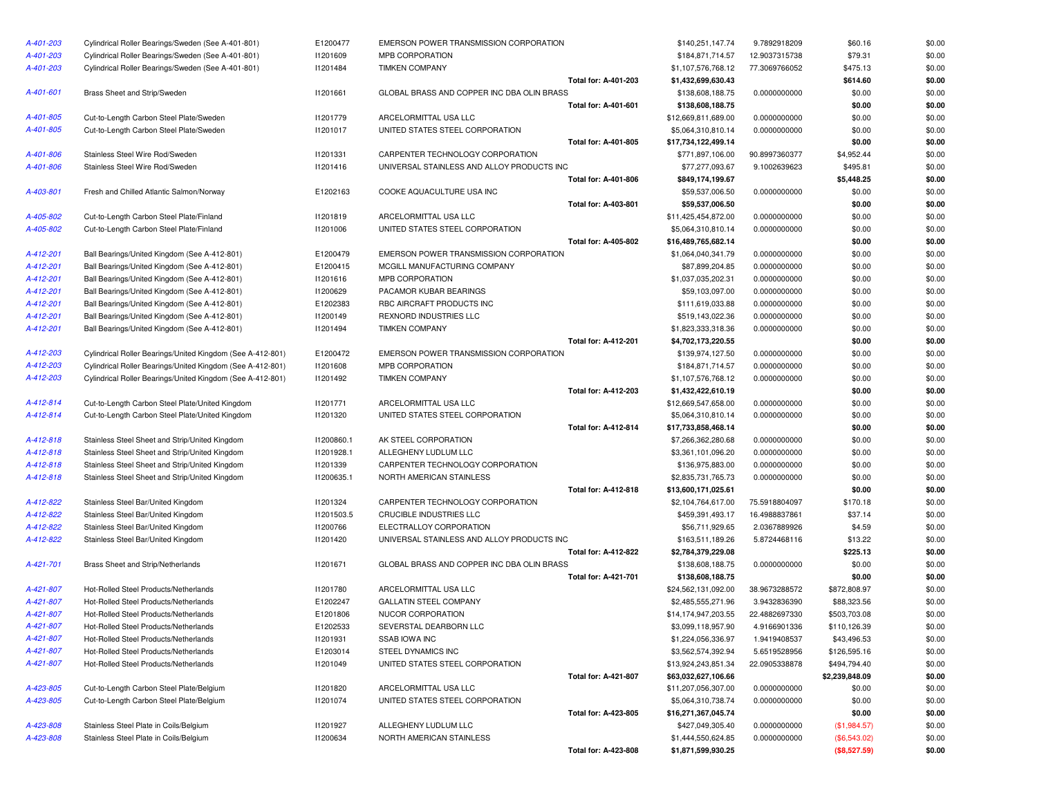| | | | | | | | | |
|---|---|---|---|---|---|---|---|---|
| A-401-203 | Cylindrical Roller Bearings/Sweden (See A-401-801) | E1200477 | EMERSON POWER TRANSMISSION CORPORATION | | $140,251,147.74 | 9.7892918209 | $60.16 | $0.00 |
| A-401-203 | Cylindrical Roller Bearings/Sweden (See A-401-801) | I1201609 | MPB CORPORATION | | $184,871,714.57 | 12.9037315738 | $79.31 | $0.00 |
| A-401-203 | Cylindrical Roller Bearings/Sweden (See A-401-801) | I1201484 | TIMKEN COMPANY | | $1,107,576,768.12 | 77.3069766052 | $475.13 | $0.00 |
| | | | | **Total for: A-401-203** | **$1,432,699,630.43** | | **$614.60** | **$0.00** |
| A-401-601 | Brass Sheet and Strip/Sweden | I1201661 | GLOBAL BRASS AND COPPER INC DBA OLIN BRASS | | $138,608,188.75 | 0.0000000000 | $0.00 | $0.00 |
| | | | | **Total for: A-401-601** | **$138,608,188.75** | | **$0.00** | **$0.00** |
| A-401-805 | Cut-to-Length Carbon Steel Plate/Sweden | I1201779 | ARCELORMITTAL USA LLC | | $12,669,811,689.00 | 0.0000000000 | $0.00 | $0.00 |
| A-401-805 | Cut-to-Length Carbon Steel Plate/Sweden | I1201017 | UNITED STATES STEEL CORPORATION | | $5,064,310,810.14 | 0.0000000000 | $0.00 | $0.00 |
| | | | | **Total for: A-401-805** | **$17,734,122,499.14** | | **$0.00** | **$0.00** |
| A-401-806 | Stainless Steel Wire Rod/Sweden | I1201331 | CARPENTER TECHNOLOGY CORPORATION | | $771,897,106.00 | 90.8997360377 | $4,952.44 | $0.00 |
| A-401-806 | Stainless Steel Wire Rod/Sweden | I1201416 | UNIVERSAL STAINLESS AND ALLOY PRODUCTS INC | | $77,277,093.67 | 9.1002639623 | $495.81 | $0.00 |
| | | | | **Total for: A-401-806** | **$849,174,199.67** | | **$5,448.25** | **$0.00** |
| A-403-801 | Fresh and Chilled Atlantic Salmon/Norway | E1202163 | COOKE AQUACULTURE USA INC | | $59,537,006.50 | 0.0000000000 | $0.00 | $0.00 |
| | | | | **Total for: A-403-801** | **$59,537,006.50** | | **$0.00** | **$0.00** |
| A-405-802 | Cut-to-Length Carbon Steel Plate/Finland | I1201819 | ARCELORMITTAL USA LLC | | $11,425,454,872.00 | 0.0000000000 | $0.00 | $0.00 |
| A-405-802 | Cut-to-Length Carbon Steel Plate/Finland | I1201006 | UNITED STATES STEEL CORPORATION | | $5,064,310,810.14 | 0.0000000000 | $0.00 | $0.00 |
| | | | | **Total for: A-405-802** | **$16,489,765,682.14** | | **$0.00** | **$0.00** |
| A-412-201 | Ball Bearings/United Kingdom (See A-412-801) | E1200479 | EMERSON POWER TRANSMISSION CORPORATION | | $1,064,040,341.79 | 0.0000000000 | $0.00 | $0.00 |
| A-412-201 | Ball Bearings/United Kingdom (See A-412-801) | E1200415 | MCGILL MANUFACTURING COMPANY | | $87,899,204.85 | 0.0000000000 | $0.00 | $0.00 |
| A-412-201 | Ball Bearings/United Kingdom (See A-412-801) | I1201616 | MPB CORPORATION | | $1,037,035,202.31 | 0.0000000000 | $0.00 | $0.00 |
| A-412-201 | Ball Bearings/United Kingdom (See A-412-801) | I1200629 | PACAMOR KUBAR BEARINGS | | $59,103,097.00 | 0.0000000000 | $0.00 | $0.00 |
| A-412-201 | Ball Bearings/United Kingdom (See A-412-801) | E1202383 | RBC AIRCRAFT PRODUCTS INC | | $111,619,033.88 | 0.0000000000 | $0.00 | $0.00 |
| A-412-201 | Ball Bearings/United Kingdom (See A-412-801) | I1200149 | REXNORD INDUSTRIES LLC | | $519,143,022.36 | 0.0000000000 | $0.00 | $0.00 |
| A-412-201 | Ball Bearings/United Kingdom (See A-412-801) | I1201494 | TIMKEN COMPANY | | $1,823,333,318.36 | 0.0000000000 | $0.00 | $0.00 |
| | | | | **Total for: A-412-201** | **$4,702,173,220.55** | | **$0.00** | **$0.00** |
| A-412-203 | Cylindrical Roller Bearings/United Kingdom (See A-412-801) | E1200472 | EMERSON POWER TRANSMISSION CORPORATION | | $139,974,127.50 | 0.0000000000 | $0.00 | $0.00 |
| A-412-203 | Cylindrical Roller Bearings/United Kingdom (See A-412-801) | I1201608 | MPB CORPORATION | | $184,871,714.57 | 0.0000000000 | $0.00 | $0.00 |
| A-412-203 | Cylindrical Roller Bearings/United Kingdom (See A-412-801) | I1201492 | TIMKEN COMPANY | | $1,107,576,768.12 | 0.0000000000 | $0.00 | $0.00 |
| | | | | **Total for: A-412-203** | **$1,432,422,610.19** | | **$0.00** | **$0.00** |
| A-412-814 | Cut-to-Length Carbon Steel Plate/United Kingdom | I1201771 | ARCELORMITTAL USA LLC | | $12,669,547,658.00 | 0.0000000000 | $0.00 | $0.00 |
| A-412-814 | Cut-to-Length Carbon Steel Plate/United Kingdom | I1201320 | UNITED STATES STEEL CORPORATION | | $5,064,310,810.14 | 0.0000000000 | $0.00 | $0.00 |
| | | | | **Total for: A-412-814** | **$17,733,858,468.14** | | **$0.00** | **$0.00** |
| A-412-818 | Stainless Steel Sheet and Strip/United Kingdom | I1200860.1 | AK STEEL CORPORATION | | $7,266,362,280.68 | 0.0000000000 | $0.00 | $0.00 |
| A-412-818 | Stainless Steel Sheet and Strip/United Kingdom | I1201928.1 | ALLEGHENY LUDLUM LLC | | $3,361,101,096.20 | 0.0000000000 | $0.00 | $0.00 |
| A-412-818 | Stainless Steel Sheet and Strip/United Kingdom | I1201339 | CARPENTER TECHNOLOGY CORPORATION | | $136,975,883.00 | 0.0000000000 | $0.00 | $0.00 |
| A-412-818 | Stainless Steel Sheet and Strip/United Kingdom | I1200635.1 | NORTH AMERICAN STAINLESS | | $2,835,731,765.73 | 0.0000000000 | $0.00 | $0.00 |
| | | | | **Total for: A-412-818** | **$13,600,171,025.61** | | **$0.00** | **$0.00** |
| A-412-822 | Stainless Steel Bar/United Kingdom | I1201324 | CARPENTER TECHNOLOGY CORPORATION | | $2,104,764,617.00 | 75.5918804097 | $170.18 | $0.00 |
| A-412-822 | Stainless Steel Bar/United Kingdom | I1201503.5 | CRUCIBLE INDUSTRIES LLC | | $459,391,493.17 | 16.4988837861 | $37.14 | $0.00 |
| A-412-822 | Stainless Steel Bar/United Kingdom | I1200766 | ELECTRALLOY CORPORATION | | $56,711,929.65 | 2.0367889926 | $4.59 | $0.00 |
| A-412-822 | Stainless Steel Bar/United Kingdom | I1201420 | UNIVERSAL STAINLESS AND ALLOY PRODUCTS INC | | $163,511,189.26 | 5.8724468116 | $13.22 | $0.00 |
| | | | | **Total for: A-412-822** | **$2,784,379,229.08** | | **$225.13** | **$0.00** |
| A-421-701 | Brass Sheet and Strip/Netherlands | I1201671 | GLOBAL BRASS AND COPPER INC DBA OLIN BRASS | | $138,608,188.75 | 0.0000000000 | $0.00 | $0.00 |
| | | | | **Total for: A-421-701** | **$138,608,188.75** | | **$0.00** | **$0.00** |
| A-421-807 | Hot-Rolled Steel Products/Netherlands | I1201780 | ARCELORMITTAL USA LLC | | $24,562,131,092.00 | 38.9673288572 | $872,808.97 | $0.00 |
| A-421-807 | Hot-Rolled Steel Products/Netherlands | E1202247 | GALLATIN STEEL COMPANY | | $2,485,555,271.96 | 3.9432836390 | $88,323.56 | $0.00 |
| A-421-807 | Hot-Rolled Steel Products/Netherlands | E1201806 | NUCOR CORPORATION | | $14,174,947,203.55 | 22.4882697330 | $503,703.08 | $0.00 |
| A-421-807 | Hot-Rolled Steel Products/Netherlands | E1202533 | SEVERSTAL DEARBORN LLC | | $3,099,118,957.90 | 4.9166901336 | $110,126.39 | $0.00 |
| A-421-807 | Hot-Rolled Steel Products/Netherlands | I1201931 | SSAB IOWA INC | | $1,224,056,336.97 | 1.9419408537 | $43,496.53 | $0.00 |
| A-421-807 | Hot-Rolled Steel Products/Netherlands | E1203014 | STEEL DYNAMICS INC | | $3,562,574,392.94 | 5.6519528956 | $126,595.16 | $0.00 |
| A-421-807 | Hot-Rolled Steel Products/Netherlands | I1201049 | UNITED STATES STEEL CORPORATION | | $13,924,243,851.34 | 22.0905338878 | $494,794.40 | $0.00 |
| | | | | **Total for: A-421-807** | **$63,032,627,106.66** | | **$2,239,848.09** | **$0.00** |
| A-423-805 | Cut-to-Length Carbon Steel Plate/Belgium | I1201820 | ARCELORMITTAL USA LLC | | $11,207,056,307.00 | 0.0000000000 | $0.00 | $0.00 |
| A-423-805 | Cut-to-Length Carbon Steel Plate/Belgium | I1201074 | UNITED STATES STEEL CORPORATION | | $5,064,310,738.74 | 0.0000000000 | $0.00 | $0.00 |
| | | | | **Total for: A-423-805** | **$16,271,367,045.74** | | **$0.00** | **$0.00** |
| A-423-808 | Stainless Steel Plate in Coils/Belgium | I1201927 | ALLEGHENY LUDLUM LLC | | $427,049,305.40 | 0.0000000000 | ($1,984.57) | $0.00 |
| A-423-808 | Stainless Steel Plate in Coils/Belgium | I1200634 | NORTH AMERICAN STAINLESS | | $1,444,550,624.85 | 0.0000000000 | ($6,543.02) | $0.00 |
| | | | | **Total for: A-423-808** | **$1,871,599,930.25** | | **($8,527.59)** | **$0.00** |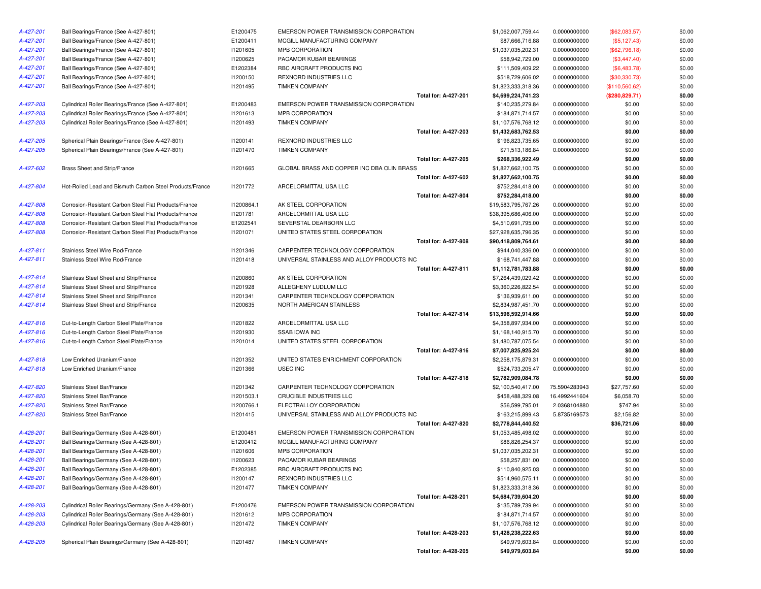| | | | | | | | |
|---|---|---|---|---|---|---|---|
| A-427-201 | Ball Bearings/France (See A-427-801) | E1200475 | EMERSON POWER TRANSMISSION CORPORATION | $1,062,007,759.44 | 0.0000000000 | ($62,083.57) | $0.00 |
| A-427-201 | Ball Bearings/France (See A-427-801) | E1200411 | MCGILL MANUFACTURING COMPANY | $87,666,716.88 | 0.0000000000 | ($5,127.43) | $0.00 |
| A-427-201 | Ball Bearings/France (See A-427-801) | I1201605 | MPB CORPORATION | $1,037,035,202.31 | 0.0000000000 | ($62,796.18) | $0.00 |
| A-427-201 | Ball Bearings/France (See A-427-801) | I1200625 | PACAMOR KUBAR BEARINGS | $58,942,729.00 | 0.0000000000 | ($3,447.40) | $0.00 |
| A-427-201 | Ball Bearings/France (See A-427-801) | E1202384 | RBC AIRCRAFT PRODUCTS INC | $111,509,409.22 | 0.0000000000 | ($6,483.78) | $0.00 |
| A-427-201 | Ball Bearings/France (See A-427-801) | I1200150 | REXNORD INDUSTRIES LLC | $518,729,606.02 | 0.0000000000 | ($30,330.73) | $0.00 |
| A-427-201 | Ball Bearings/France (See A-427-801) | I1201495 | TIMKEN COMPANY | $1,823,333,318.36 | 0.0000000000 | ($110,560.62) | $0.00 |
| | | | **Total for: A-427-201** | **$4,699,224,741.23** | | **($280,829.71)** | **$0.00** |
| A-427-203 | Cylindrical Roller Bearings/France (See A-427-801) | E1200483 | EMERSON POWER TRANSMISSION CORPORATION | $140,235,279.84 | 0.0000000000 | $0.00 | $0.00 |
| A-427-203 | Cylindrical Roller Bearings/France (See A-427-801) | I1201613 | MPB CORPORATION | $184,871,714.57 | 0.0000000000 | $0.00 | $0.00 |
| A-427-203 | Cylindrical Roller Bearings/France (See A-427-801) | I1201493 | TIMKEN COMPANY | $1,107,576,768.12 | 0.0000000000 | $0.00 | $0.00 |
| | | | **Total for: A-427-203** | **$1,432,683,762.53** | | **$0.00** | **$0.00** |
| A-427-205 | Spherical Plain Bearings/France (See A-427-801) | I1200141 | REXNORD INDUSTRIES LLC | $196,823,735.65 | 0.0000000000 | $0.00 | $0.00 |
| A-427-205 | Spherical Plain Bearings/France (See A-427-801) | I1201470 | TIMKEN COMPANY | $71,513,186.84 | 0.0000000000 | $0.00 | $0.00 |
| | | | **Total for: A-427-205** | **$268,336,922.49** | | **$0.00** | **$0.00** |
| A-427-602 | Brass Sheet and Strip/France | I1201665 | GLOBAL BRASS AND COPPER INC DBA OLIN BRASS | $1,827,662,100.75 | 0.0000000000 | $0.00 | $0.00 |
| | | | **Total for: A-427-602** | **$1,827,662,100.75** | | **$0.00** | **$0.00** |
| A-427-804 | Hot-Rolled Lead and Bismuth Carbon Steel Products/France | I1201772 | ARCELORMITTAL USA LLC | $752,284,418.00 | 0.0000000000 | $0.00 | $0.00 |
| | | | **Total for: A-427-804** | **$752,284,418.00** | | **$0.00** | **$0.00** |
| A-427-808 | Corrosion-Resistant Carbon Steel Flat Products/France | I1200864.1 | AK STEEL CORPORATION | $19,583,795,767.26 | 0.0000000000 | $0.00 | $0.00 |
| A-427-808 | Corrosion-Resistant Carbon Steel Flat Products/France | I1201781 | ARCELORMITTAL USA LLC | $38,395,686,406.00 | 0.0000000000 | $0.00 | $0.00 |
| A-427-808 | Corrosion-Resistant Carbon Steel Flat Products/France | E1202541 | SEVERSTAL DEARBORN LLC | $4,510,691,795.00 | 0.0000000000 | $0.00 | $0.00 |
| A-427-808 | Corrosion-Resistant Carbon Steel Flat Products/France | I1201071 | UNITED STATES STEEL CORPORATION | $27,928,635,796.35 | 0.0000000000 | $0.00 | $0.00 |
| | | | **Total for: A-427-808** | **$90,418,809,764.61** | | **$0.00** | **$0.00** |
| A-427-811 | Stainless Steel Wire Rod/France | I1201346 | CARPENTER TECHNOLOGY CORPORATION | $944,040,336.00 | 0.0000000000 | $0.00 | $0.00 |
| A-427-811 | Stainless Steel Wire Rod/France | I1201418 | UNIVERSAL STAINLESS AND ALLOY PRODUCTS INC | $168,741,447.88 | 0.0000000000 | $0.00 | $0.00 |
| | | | **Total for: A-427-811** | **$1,112,781,783.88** | | **$0.00** | **$0.00** |
| A-427-814 | Stainless Steel Sheet and Strip/France | I1200860 | AK STEEL CORPORATION | $7,264,439,029.42 | 0.0000000000 | $0.00 | $0.00 |
| A-427-814 | Stainless Steel Sheet and Strip/France | I1201928 | ALLEGHENY LUDLUM LLC | $3,360,226,822.54 | 0.0000000000 | $0.00 | $0.00 |
| A-427-814 | Stainless Steel Sheet and Strip/France | I1201341 | CARPENTER TECHNOLOGY CORPORATION | $136,939,611.00 | 0.0000000000 | $0.00 | $0.00 |
| A-427-814 | Stainless Steel Sheet and Strip/France | I1200635 | NORTH AMERICAN STAINLESS | $2,834,987,451.70 | 0.0000000000 | $0.00 | $0.00 |
| | | | **Total for: A-427-814** | **$13,596,592,914.66** | | **$0.00** | **$0.00** |
| A-427-816 | Cut-to-Length Carbon Steel Plate/France | I1201822 | ARCELORMITTAL USA LLC | $4,358,897,934.00 | 0.0000000000 | $0.00 | $0.00 |
| A-427-816 | Cut-to-Length Carbon Steel Plate/France | I1201930 | SSAB IOWA INC | $1,168,140,915.70 | 0.0000000000 | $0.00 | $0.00 |
| A-427-816 | Cut-to-Length Carbon Steel Plate/France | I1201014 | UNITED STATES STEEL CORPORATION | $1,480,787,075.54 | 0.0000000000 | $0.00 | $0.00 |
| | | | **Total for: A-427-816** | **$7,007,825,925.24** | | **$0.00** | **$0.00** |
| A-427-818 | Low Enriched Uranium/France | I1201352 | UNITED STATES ENRICHMENT CORPORATION | $2,258,175,879.31 | 0.0000000000 | $0.00 | $0.00 |
| A-427-818 | Low Enriched Uranium/France | I1201366 | USEC INC | $524,733,205.47 | 0.0000000000 | $0.00 | $0.00 |
| | | | **Total for: A-427-818** | **$2,782,909,084.78** | | **$0.00** | **$0.00** |
| A-427-820 | Stainless Steel Bar/France | I1201342 | CARPENTER TECHNOLOGY CORPORATION | $2,100,540,417.00 | 75.5904283943 | $27,757.60 | $0.00 |
| A-427-820 | Stainless Steel Bar/France | I1201503.1 | CRUCIBLE INDUSTRIES LLC | $458,488,329.08 | 16.4992441604 | $6,058.70 | $0.00 |
| A-427-820 | Stainless Steel Bar/France | I1200766.1 | ELECTRALLOY CORPORATION | $56,599,795.01 | 2.0368104880 | $747.94 | $0.00 |
| A-427-820 | Stainless Steel Bar/France | I1201415 | UNIVERSAL STAINLESS AND ALLOY PRODUCTS INC | $163,215,899.43 | 5.8735169573 | $2,156.82 | $0.00 |
| | | | **Total for: A-427-820** | **$2,778,844,440.52** | | **$36,721.06** | **$0.00** |
| A-428-201 | Ball Bearings/Germany (See A-428-801) | E1200481 | EMERSON POWER TRANSMISSION CORPORATION | $1,053,485,498.02 | 0.0000000000 | $0.00 | $0.00 |
| A-428-201 | Ball Bearings/Germany (See A-428-801) | E1200412 | MCGILL MANUFACTURING COMPANY | $86,826,254.37 | 0.0000000000 | $0.00 | $0.00 |
| A-428-201 | Ball Bearings/Germany (See A-428-801) | I1201606 | MPB CORPORATION | $1,037,035,202.31 | 0.0000000000 | $0.00 | $0.00 |
| A-428-201 | Ball Bearings/Germany (See A-428-801) | I1200623 | PACAMOR KUBAR BEARINGS | $58,257,831.00 | 0.0000000000 | $0.00 | $0.00 |
| A-428-201 | Ball Bearings/Germany (See A-428-801) | E1202385 | RBC AIRCRAFT PRODUCTS INC | $110,840,925.03 | 0.0000000000 | $0.00 | $0.00 |
| A-428-201 | Ball Bearings/Germany (See A-428-801) | I1200147 | REXNORD INDUSTRIES LLC | $514,960,575.11 | 0.0000000000 | $0.00 | $0.00 |
| A-428-201 | Ball Bearings/Germany (See A-428-801) | I1201477 | TIMKEN COMPANY | $1,823,333,318.36 | 0.0000000000 | $0.00 | $0.00 |
| | | | **Total for: A-428-201** | **$4,684,739,604.20** | | **$0.00** | **$0.00** |
| A-428-203 | Cylindrical Roller Bearings/Germany (See A-428-801) | E1200476 | EMERSON POWER TRANSMISSION CORPORATION | $135,789,739.94 | 0.0000000000 | $0.00 | $0.00 |
| A-428-203 | Cylindrical Roller Bearings/Germany (See A-428-801) | I1201612 | MPB CORPORATION | $184,871,714.57 | 0.0000000000 | $0.00 | $0.00 |
| A-428-203 | Cylindrical Roller Bearings/Germany (See A-428-801) | I1201472 | TIMKEN COMPANY | $1,107,576,768.12 | 0.0000000000 | $0.00 | $0.00 |
| | | | **Total for: A-428-203** | **$1,428,238,222.63** | | **$0.00** | **$0.00** |
| A-428-205 | Spherical Plain Bearings/Germany (See A-428-801) | I1201487 | TIMKEN COMPANY | $49,979,603.84 | 0.0000000000 | $0.00 | $0.00 |
| | | | **Total for: A-428-205** | **$49,979,603.84** | | **$0.00** | **$0.00** |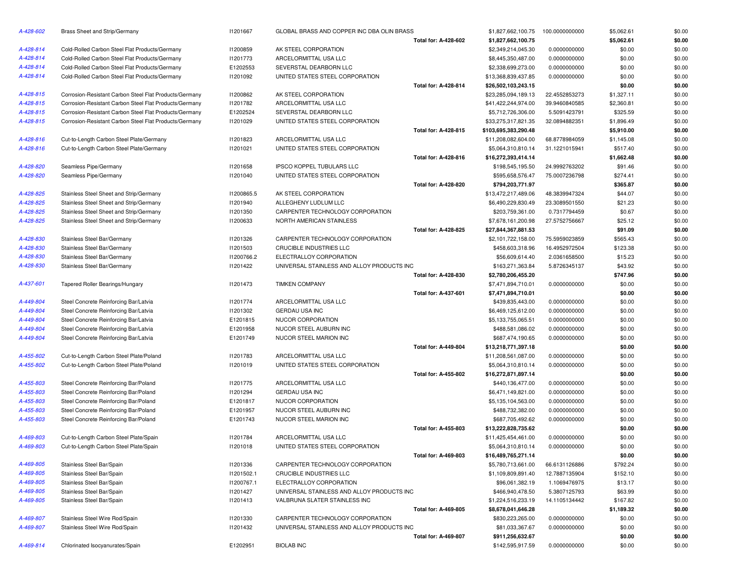| | | | | | | | | |
|---|---|---|---|---|---|---|---|---|
| A-428-602 | Brass Sheet and Strip/Germany | I1201667 | GLOBAL BRASS AND COPPER INC DBA OLIN BRASS | | $1,827,662,100.75 | 100.0000000000 | $5,062.61 | $0.00 |
| | | | | **Total for: A-428-602** | **$1,827,662,100.75** | | **$5,062.61** | **$0.00** |
| A-428-814 | Cold-Rolled Carbon Steel Flat Products/Germany | I1200859 | AK STEEL CORPORATION | | $2,349,214,045.30 | 0.0000000000 | $0.00 | $0.00 |
| A-428-814 | Cold-Rolled Carbon Steel Flat Products/Germany | I1201773 | ARCELORMITTAL USA LLC | | $8,445,350,487.00 | 0.0000000000 | $0.00 | $0.00 |
| A-428-814 | Cold-Rolled Carbon Steel Flat Products/Germany | E1202553 | SEVERSTAL DEARBORN LLC | | $2,338,699,273.00 | 0.0000000000 | $0.00 | $0.00 |
| A-428-814 | Cold-Rolled Carbon Steel Flat Products/Germany | I1201092 | UNITED STATES STEEL CORPORATION | | $13,368,839,437.85 | 0.0000000000 | $0.00 | $0.00 |
| | | | | **Total for: A-428-814** | **$26,502,103,243.15** | | **$0.00** | **$0.00** |
| A-428-815 | Corrosion-Resistant Carbon Steel Flat Products/Germany | I1200862 | AK STEEL CORPORATION | | $23,285,094,189.13 | 22.4552853273 | $1,327.11 | $0.00 |
| A-428-815 | Corrosion-Resistant Carbon Steel Flat Products/Germany | I1201782 | ARCELORMITTAL USA LLC | | $41,422,244,974.00 | 39.9460840585 | $2,360.81 | $0.00 |
| A-428-815 | Corrosion-Resistant Carbon Steel Flat Products/Germany | E1202524 | SEVERSTAL DEARBORN LLC | | $5,712,726,306.00 | 5.5091423791 | $325.59 | $0.00 |
| A-428-815 | Corrosion-Resistant Carbon Steel Flat Products/Germany | I1201029 | UNITED STATES STEEL CORPORATION | | $33,275,317,821.35 | 32.0894882351 | $1,896.49 | $0.00 |
| | | | | **Total for: A-428-815** | **$103,695,383,290.48** | | **$5,910.00** | **$0.00** |
| A-428-816 | Cut-to-Length Carbon Steel Plate/Germany | I1201823 | ARCELORMITTAL USA LLC | | $11,208,082,604.00 | 68.8778984059 | $1,145.08 | $0.00 |
| A-428-816 | Cut-to-Length Carbon Steel Plate/Germany | I1201021 | UNITED STATES STEEL CORPORATION | | $5,064,310,810.14 | 31.1221015941 | $517.40 | $0.00 |
| | | | | **Total for: A-428-816** | **$16,272,393,414.14** | | **$1,662.48** | **$0.00** |
| A-428-820 | Seamless Pipe/Germany | I1201658 | IPSCO KOPPEL TUBULARS LLC | | $198,545,195.50 | 24.9992763202 | $91.46 | $0.00 |
| A-428-820 | Seamless Pipe/Germany | I1201040 | UNITED STATES STEEL CORPORATION | | $595,658,576.47 | 75.0007236798 | $274.41 | $0.00 |
| | | | | **Total for: A-428-820** | **$794,203,771.97** | | **$365.87** | **$0.00** |
| A-428-825 | Stainless Steel Sheet and Strip/Germany | I1200865.5 | AK STEEL CORPORATION | | $13,472,217,489.06 | 48.3839947324 | $44.07 | $0.00 |
| A-428-825 | Stainless Steel Sheet and Strip/Germany | I1201940 | ALLEGHENY LUDLUM LLC | | $6,490,229,830.49 | 23.3089501550 | $21.23 | $0.00 |
| A-428-825 | Stainless Steel Sheet and Strip/Germany | I1201350 | CARPENTER TECHNOLOGY CORPORATION | | $203,759,361.00 | 0.7317794459 | $0.67 | $0.00 |
| A-428-825 | Stainless Steel Sheet and Strip/Germany | I1200633 | NORTH AMERICAN STAINLESS | | $7,678,161,200.98 | 27.5752756667 | $25.12 | $0.00 |
| | | | | **Total for: A-428-825** | **$27,844,367,881.53** | | **$91.09** | **$0.00** |
| A-428-830 | Stainless Steel Bar/Germany | I1201326 | CARPENTER TECHNOLOGY CORPORATION | | $2,101,722,158.00 | 75.5959023859 | $565.43 | $0.00 |
| A-428-830 | Stainless Steel Bar/Germany | I1201503 | CRUCIBLE INDUSTRIES LLC | | $458,603,318.96 | 16.4952972504 | $123.38 | $0.00 |
| A-428-830 | Stainless Steel Bar/Germany | I1200766.2 | ELECTRALLOY CORPORATION | | $56,609,614.40 | 2.0361658500 | $15.23 | $0.00 |
| A-428-830 | Stainless Steel Bar/Germany | I1201422 | UNIVERSAL STAINLESS AND ALLOY PRODUCTS INC | | $163,271,363.84 | 5.8726345137 | $43.92 | $0.00 |
| | | | | **Total for: A-428-830** | **$2,780,206,455.20** | | **$747.96** | **$0.00** |
| A-437-601 | Tapered Roller Bearings/Hungary | I1201473 | TIMKEN COMPANY | | $7,471,894,710.01 | 0.0000000000 | $0.00 | $0.00 |
| | | | | **Total for: A-437-601** | **$7,471,894,710.01** | | **$0.00** | **$0.00** |
| A-449-804 | Steel Concrete Reinforcing Bar/Latvia | I1201774 | ARCELORMITTAL USA LLC | | $439,835,443.00 | 0.0000000000 | $0.00 | $0.00 |
| A-449-804 | Steel Concrete Reinforcing Bar/Latvia | I1201302 | GERDAU USA INC | | $6,469,125,612.00 | 0.0000000000 | $0.00 | $0.00 |
| A-449-804 | Steel Concrete Reinforcing Bar/Latvia | E1201815 | NUCOR CORPORATION | | $5,133,755,065.51 | 0.0000000000 | $0.00 | $0.00 |
| A-449-804 | Steel Concrete Reinforcing Bar/Latvia | E1201958 | NUCOR STEEL AUBURN INC | | $488,581,086.02 | 0.0000000000 | $0.00 | $0.00 |
| A-449-804 | Steel Concrete Reinforcing Bar/Latvia | E1201749 | NUCOR STEEL MARION INC | | $687,474,190.65 | 0.0000000000 | $0.00 | $0.00 |
| | | | | **Total for: A-449-804** | **$13,218,771,397.18** | | **$0.00** | **$0.00** |
| A-455-802 | Cut-to-Length Carbon Steel Plate/Poland | I1201783 | ARCELORMITTAL USA LLC | | $11,208,561,087.00 | 0.0000000000 | $0.00 | $0.00 |
| A-455-802 | Cut-to-Length Carbon Steel Plate/Poland | I1201019 | UNITED STATES STEEL CORPORATION | | $5,064,310,810.14 | 0.0000000000 | $0.00 | $0.00 |
| | | | | **Total for: A-455-802** | **$16,272,871,897.14** | | **$0.00** | **$0.00** |
| A-455-803 | Steel Concrete Reinforcing Bar/Poland | I1201775 | ARCELORMITTAL USA LLC | | $440,136,477.00 | 0.0000000000 | $0.00 | $0.00 |
| A-455-803 | Steel Concrete Reinforcing Bar/Poland | I1201294 | GERDAU USA INC | | $6,471,149,821.00 | 0.0000000000 | $0.00 | $0.00 |
| A-455-803 | Steel Concrete Reinforcing Bar/Poland | E1201817 | NUCOR CORPORATION | | $5,135,104,563.00 | 0.0000000000 | $0.00 | $0.00 |
| A-455-803 | Steel Concrete Reinforcing Bar/Poland | E1201957 | NUCOR STEEL AUBURN INC | | $488,732,382.00 | 0.0000000000 | $0.00 | $0.00 |
| A-455-803 | Steel Concrete Reinforcing Bar/Poland | E1201743 | NUCOR STEEL MARION INC | | $687,705,492.62 | 0.0000000000 | $0.00 | $0.00 |
| | | | | **Total for: A-455-803** | **$13,222,828,735.62** | | **$0.00** | **$0.00** |
| A-469-803 | Cut-to-Length Carbon Steel Plate/Spain | I1201784 | ARCELORMITTAL USA LLC | | $11,425,454,461.00 | 0.0000000000 | $0.00 | $0.00 |
| A-469-803 | Cut-to-Length Carbon Steel Plate/Spain | I1201018 | UNITED STATES STEEL CORPORATION | | $5,064,310,810.14 | 0.0000000000 | $0.00 | $0.00 |
| | | | | **Total for: A-469-803** | **$16,489,765,271.14** | | **$0.00** | **$0.00** |
| A-469-805 | Stainless Steel Bar/Spain | I1201336 | CARPENTER TECHNOLOGY CORPORATION | | $5,780,713,661.00 | 66.6131126886 | $792.24 | $0.00 |
| A-469-805 | Stainless Steel Bar/Spain | I1201502.1 | CRUCIBLE INDUSTRIES LLC | | $1,109,809,891.40 | 12.7887135904 | $152.10 | $0.00 |
| A-469-805 | Stainless Steel Bar/Spain | I1200767.1 | ELECTRALLOY CORPORATION | | $96,061,382.19 | 1.1069476975 | $13.17 | $0.00 |
| A-469-805 | Stainless Steel Bar/Spain | I1201427 | UNIVERSAL STAINLESS AND ALLOY PRODUCTS INC | | $466,940,478.50 | 5.3807125793 | $63.99 | $0.00 |
| A-469-805 | Stainless Steel Bar/Spain | I1201413 | VALBRUNA SLATER STAINLESS INC | | $1,224,516,233.19 | 14.1105134442 | $167.82 | $0.00 |
| | | | | **Total for: A-469-805** | **$8,678,041,646.28** | | **$1,189.32** | **$0.00** |
| A-469-807 | Stainless Steel Wire Rod/Spain | I1201330 | CARPENTER TECHNOLOGY CORPORATION | | $830,223,265.00 | 0.0000000000 | $0.00 | $0.00 |
| A-469-807 | Stainless Steel Wire Rod/Spain | I1201432 | UNIVERSAL STAINLESS AND ALLOY PRODUCTS INC | | $81,033,367.67 | 0.0000000000 | $0.00 | $0.00 |
| | | | | **Total for: A-469-807** | **$911,256,632.67** | | **$0.00** | **$0.00** |
| A-469-814 | Chlorinated Isocyanurates/Spain | E1202951 | BIOLAB INC | | $142,595,917.59 | 0.0000000000 | $0.00 | $0.00 |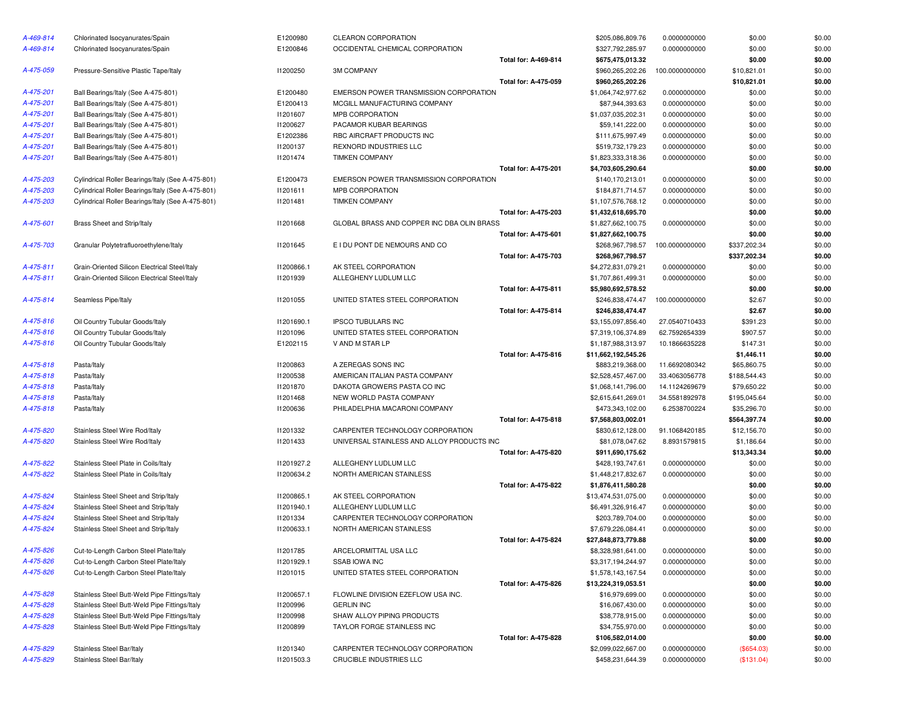| | | | | | | | | |
|---|---|---|---|---|---|---|---|---|
| A-469-814 | Chlorinated Isocyanurates/Spain | E1200980 | CLEARON CORPORATION | | $205,086,809.76 | 0.0000000000 | $0.00 | $0.00 |
| A-469-814 | Chlorinated Isocyanurates/Spain | E1200846 | OCCIDENTAL CHEMICAL CORPORATION | | $327,792,285.97 | 0.0000000000 | $0.00 | $0.00 |
| | | | | **Total for: A-469-814** | **$675,475,013.32** | | **$0.00** | **$0.00** |
| A-475-059 | Pressure-Sensitive Plastic Tape/Italy | I1200250 | 3M COMPANY | | $960,265,202.26 | 100.0000000000 | $10,821.01 | $0.00 |
| | | | | **Total for: A-475-059** | **$960,265,202.26** | | **$10,821.01** | **$0.00** |
| A-475-201 | Ball Bearings/Italy (See A-475-801) | E1200480 | EMERSON POWER TRANSMISSION CORPORATION | | $1,064,742,977.62 | 0.0000000000 | $0.00 | $0.00 |
| A-475-201 | Ball Bearings/Italy (See A-475-801) | E1200413 | MCGILL MANUFACTURING COMPANY | | $87,944,393.63 | 0.0000000000 | $0.00 | $0.00 |
| A-475-201 | Ball Bearings/Italy (See A-475-801) | I1201607 | MPB CORPORATION | | $1,037,035,202.31 | 0.0000000000 | $0.00 | $0.00 |
| A-475-201 | Ball Bearings/Italy (See A-475-801) | I1200627 | PACAMOR KUBAR BEARINGS | | $59,141,222.00 | 0.0000000000 | $0.00 | $0.00 |
| A-475-201 | Ball Bearings/Italy (See A-475-801) | E1202386 | RBC AIRCRAFT PRODUCTS INC | | $111,675,997.49 | 0.0000000000 | $0.00 | $0.00 |
| A-475-201 | Ball Bearings/Italy (See A-475-801) | I1200137 | REXNORD INDUSTRIES LLC | | $519,732,179.23 | 0.0000000000 | $0.00 | $0.00 |
| A-475-201 | Ball Bearings/Italy (See A-475-801) | I1201474 | TIMKEN COMPANY | | $1,823,333,318.36 | 0.0000000000 | $0.00 | $0.00 |
| | | | | **Total for: A-475-201** | **$4,703,605,290.64** | | **$0.00** | **$0.00** |
| A-475-203 | Cylindrical Roller Bearings/Italy (See A-475-801) | E1200473 | EMERSON POWER TRANSMISSION CORPORATION | | $140,170,213.01 | 0.0000000000 | $0.00 | $0.00 |
| A-475-203 | Cylindrical Roller Bearings/Italy (See A-475-801) | I1201611 | MPB CORPORATION | | $184,871,714.57 | 0.0000000000 | $0.00 | $0.00 |
| A-475-203 | Cylindrical Roller Bearings/Italy (See A-475-801) | I1201481 | TIMKEN COMPANY | | $1,107,576,768.12 | 0.0000000000 | $0.00 | $0.00 |
| | | | | **Total for: A-475-203** | **$1,432,618,695.70** | | **$0.00** | **$0.00** |
| A-475-601 | Brass Sheet and Strip/Italy | I1201668 | GLOBAL BRASS AND COPPER INC DBA OLIN BRASS | | $1,827,662,100.75 | 0.0000000000 | $0.00 | $0.00 |
| | | | | **Total for: A-475-601** | **$1,827,662,100.75** | | **$0.00** | **$0.00** |
| A-475-703 | Granular Polytetrafluoroethylene/Italy | I1201645 | E I DU PONT DE NEMOURS AND CO | | $268,967,798.57 | 100.0000000000 | $337,202.34 | $0.00 |
| | | | | **Total for: A-475-703** | **$268,967,798.57** | | **$337,202.34** | **$0.00** |
| A-475-811 | Grain-Oriented Silicon Electrical Steel/Italy | I1200866.1 | AK STEEL CORPORATION | | $4,272,831,079.21 | 0.0000000000 | $0.00 | $0.00 |
| A-475-811 | Grain-Oriented Silicon Electrical Steel/Italy | I1201939 | ALLEGHENY LUDLUM LLC | | $1,707,861,499.31 | 0.0000000000 | $0.00 | $0.00 |
| | | | | **Total for: A-475-811** | **$5,980,692,578.52** | | **$0.00** | **$0.00** |
| A-475-814 | Seamless Pipe/Italy | I1201055 | UNITED STATES STEEL CORPORATION | | $246,838,474.47 | 100.0000000000 | $2.67 | $0.00 |
| | | | | **Total for: A-475-814** | **$246,838,474.47** | | **$2.67** | **$0.00** |
| A-475-816 | Oil Country Tubular Goods/Italy | I1201690.1 | IPSCO TUBULARS INC | | $3,155,097,856.40 | 27.0540710433 | $391.23 | $0.00 |
| A-475-816 | Oil Country Tubular Goods/Italy | I1201096 | UNITED STATES STEEL CORPORATION | | $7,319,106,374.89 | 62.7592654339 | $907.57 | $0.00 |
| A-475-816 | Oil Country Tubular Goods/Italy | E1202115 | V AND M STAR LP | | $1,187,988,313.97 | 10.1866635228 | $147.31 | $0.00 |
| | | | | **Total for: A-475-816** | **$11,662,192,545.26** | | **$1,446.11** | **$0.00** |
| A-475-818 | Pasta/Italy | I1200863 | A ZEREGAS SONS INC | | $883,219,368.00 | 11.6692080342 | $65,860.75 | $0.00 |
| A-475-818 | Pasta/Italy | I1200538 | AMERICAN ITALIAN PASTA COMPANY | | $2,528,457,467.00 | 33.4063056778 | $188,544.43 | $0.00 |
| A-475-818 | Pasta/Italy | I1201870 | DAKOTA GROWERS PASTA CO INC | | $1,068,141,796.00 | 14.1124269679 | $79,650.22 | $0.00 |
| A-475-818 | Pasta/Italy | I1201468 | NEW WORLD PASTA COMPANY | | $2,615,641,269.01 | 34.5581892978 | $195,045.64 | $0.00 |
| A-475-818 | Pasta/Italy | I1200636 | PHILADELPHIA MACARONI COMPANY | | $473,343,102.00 | 6.2538700224 | $35,296.70 | $0.00 |
| | | | | **Total for: A-475-818** | **$7,568,803,002.01** | | **$564,397.74** | **$0.00** |
| A-475-820 | Stainless Steel Wire Rod/Italy | I1201332 | CARPENTER TECHNOLOGY CORPORATION | | $830,612,128.00 | 91.1068420185 | $12,156.70 | $0.00 |
| A-475-820 | Stainless Steel Wire Rod/Italy | I1201433 | UNIVERSAL STAINLESS AND ALLOY PRODUCTS INC | | $81,078,047.62 | 8.8931579815 | $1,186.64 | $0.00 |
| | | | | **Total for: A-475-820** | **$911,690,175.62** | | **$13,343.34** | **$0.00** |
| A-475-822 | Stainless Steel Plate in Coils/Italy | I1201927.2 | ALLEGHENY LUDLUM LLC | | $428,193,747.61 | 0.0000000000 | $0.00 | $0.00 |
| A-475-822 | Stainless Steel Plate in Coils/Italy | I1200634.2 | NORTH AMERICAN STAINLESS | | $1,448,217,832.67 | 0.0000000000 | $0.00 | $0.00 |
| | | | | **Total for: A-475-822** | **$1,876,411,580.28** | | **$0.00** | **$0.00** |
| A-475-824 | Stainless Steel Sheet and Strip/Italy | I1200865.1 | AK STEEL CORPORATION | | $13,474,531,075.00 | 0.0000000000 | $0.00 | $0.00 |
| A-475-824 | Stainless Steel Sheet and Strip/Italy | I1201940.1 | ALLEGHENY LUDLUM LLC | | $6,491,326,916.47 | 0.0000000000 | $0.00 | $0.00 |
| A-475-824 | Stainless Steel Sheet and Strip/Italy | I1201334 | CARPENTER TECHNOLOGY CORPORATION | | $203,789,704.00 | 0.0000000000 | $0.00 | $0.00 |
| A-475-824 | Stainless Steel Sheet and Strip/Italy | I1200633.1 | NORTH AMERICAN STAINLESS | | $7,679,226,084.41 | 0.0000000000 | $0.00 | $0.00 |
| | | | | **Total for: A-475-824** | **$27,848,873,779.88** | | **$0.00** | **$0.00** |
| A-475-826 | Cut-to-Length Carbon Steel Plate/Italy | I1201785 | ARCELORMITTAL USA LLC | | $8,328,981,641.00 | 0.0000000000 | $0.00 | $0.00 |
| A-475-826 | Cut-to-Length Carbon Steel Plate/Italy | I1201929.1 | SSAB IOWA INC | | $3,317,194,244.97 | 0.0000000000 | $0.00 | $0.00 |
| A-475-826 | Cut-to-Length Carbon Steel Plate/Italy | I1201015 | UNITED STATES STEEL CORPORATION | | $1,578,143,167.54 | 0.0000000000 | $0.00 | $0.00 |
| | | | | **Total for: A-475-826** | **$13,224,319,053.51** | | **$0.00** | **$0.00** |
| A-475-828 | Stainless Steel Butt-Weld Pipe Fittings/Italy | I1200657.1 | FLOWLINE DIVISION EZEFLOW USA INC. | | $16,979,699.00 | 0.0000000000 | $0.00 | $0.00 |
| A-475-828 | Stainless Steel Butt-Weld Pipe Fittings/Italy | I1200996 | GERLIN INC | | $16,067,430.00 | 0.0000000000 | $0.00 | $0.00 |
| A-475-828 | Stainless Steel Butt-Weld Pipe Fittings/Italy | I1200998 | SHAW ALLOY PIPING PRODUCTS | | $38,778,915.00 | 0.0000000000 | $0.00 | $0.00 |
| A-475-828 | Stainless Steel Butt-Weld Pipe Fittings/Italy | I1200899 | TAYLOR FORGE STAINLESS INC | | $34,755,970.00 | 0.0000000000 | $0.00 | $0.00 |
| | | | | **Total for: A-475-828** | **$106,582,014.00** | | **$0.00** | **$0.00** |
| A-475-829 | Stainless Steel Bar/Italy | I1201340 | CARPENTER TECHNOLOGY CORPORATION | | $2,099,022,667.00 | 0.0000000000 | ($654.03) | $0.00 |
| A-475-829 | Stainless Steel Bar/Italy | I1201503.3 | CRUCIBLE INDUSTRIES LLC | | $458,231,644.39 | 0.0000000000 | ($131.04) | $0.00 |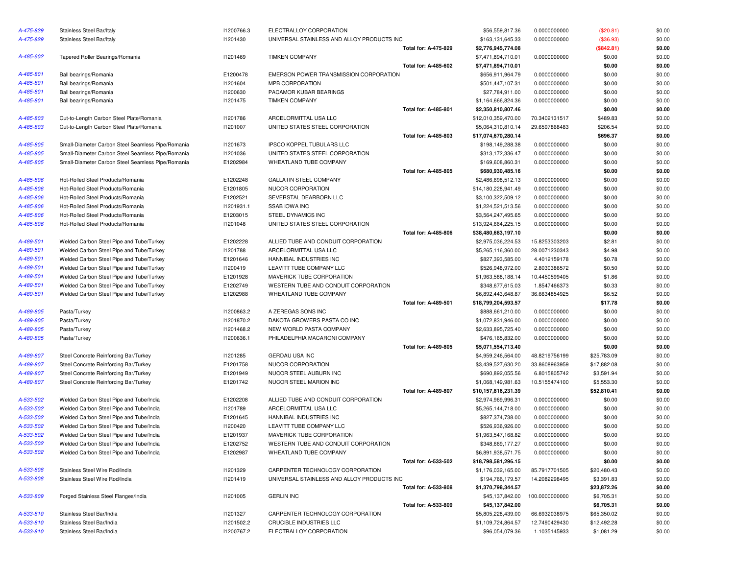| | | | | | | | | |
|---|---|---|---|---|---|---|---|---|
| A-475-829 | Stainless Steel Bar/Italy | I1200766.3 | ELECTRALLOY CORPORATION | | $56,559,817.36 | 0.0000000000 | ($20.81) | $0.00 |
| A-475-829 | Stainless Steel Bar/Italy | I1201430 | UNIVERSAL STAINLESS AND ALLOY PRODUCTS INC | | $163,131,645.33 | 0.0000000000 | ($36.93) | $0.00 |
| | | | | **Total for: A-475-829** | **$2,776,945,774.08** | | **($842.81)** | **$0.00** |
| A-485-602 | Tapered Roller Bearings/Romania | I1201469 | TIMKEN COMPANY | | $7,471,894,710.01 | 0.0000000000 | $0.00 | $0.00 |
| | | | | **Total for: A-485-602** | **$7,471,894,710.01** | | **$0.00** | **$0.00** |
| A-485-801 | Ball bearings/Romania | E1200478 | EMERSON POWER TRANSMISSION CORPORATION | | $656,911,964.79 | 0.0000000000 | $0.00 | $0.00 |
| A-485-801 | Ball bearings/Romania | I1201604 | MPB CORPORATION | | $501,447,107.31 | 0.0000000000 | $0.00 | $0.00 |
| A-485-801 | Ball bearings/Romania | I1200630 | PACAMOR KUBAR BEARINGS | | $27,784,911.00 | 0.0000000000 | $0.00 | $0.00 |
| A-485-801 | Ball bearings/Romania | I1201475 | TIMKEN COMPANY | | $1,164,666,824.36 | 0.0000000000 | $0.00 | $0.00 |
| | | | | **Total for: A-485-801** | **$2,350,810,807.46** | | **$0.00** | **$0.00** |
| A-485-803 | Cut-to-Length Carbon Steel Plate/Romania | I1201786 | ARCELORMITTAL USA LLC | | $12,010,359,470.00 | 70.3402131517 | $489.83 | $0.00 |
| A-485-803 | Cut-to-Length Carbon Steel Plate/Romania | I1201007 | UNITED STATES STEEL CORPORATION | | $5,064,310,810.14 | 29.6597868483 | $206.54 | $0.00 |
| | | | | **Total for: A-485-803** | **$17,074,670,280.14** | | **$696.37** | **$0.00** |
| A-485-805 | Small-Diameter Carbon Steel Seamless Pipe/Romania | I1201673 | IPSCO KOPPEL TUBULARS LLC | | $198,149,288.38 | 0.0000000000 | $0.00 | $0.00 |
| A-485-805 | Small-Diameter Carbon Steel Seamless Pipe/Romania | I1201036 | UNITED STATES STEEL CORPORATION | | $313,172,336.47 | 0.0000000000 | $0.00 | $0.00 |
| A-485-805 | Small-Diameter Carbon Steel Seamless Pipe/Romania | E1202984 | WHEATLAND TUBE COMPANY | | $169,608,860.31 | 0.0000000000 | $0.00 | $0.00 |
| | | | | **Total for: A-485-805** | **$680,930,485.16** | | **$0.00** | **$0.00** |
| A-485-806 | Hot-Rolled Steel Products/Romania | E1202248 | GALLATIN STEEL COMPANY | | $2,486,698,512.13 | 0.0000000000 | $0.00 | $0.00 |
| A-485-806 | Hot-Rolled Steel Products/Romania | E1201805 | NUCOR CORPORATION | | $14,180,228,941.49 | 0.0000000000 | $0.00 | $0.00 |
| A-485-806 | Hot-Rolled Steel Products/Romania | E1202521 | SEVERSTAL DEARBORN LLC | | $3,100,322,509.12 | 0.0000000000 | $0.00 | $0.00 |
| A-485-806 | Hot-Rolled Steel Products/Romania | I1201931.1 | SSAB IOWA INC | | $1,224,521,513.56 | 0.0000000000 | $0.00 | $0.00 |
| A-485-806 | Hot-Rolled Steel Products/Romania | E1203015 | STEEL DYNAMICS INC | | $3,564,247,495.65 | 0.0000000000 | $0.00 | $0.00 |
| A-485-806 | Hot-Rolled Steel Products/Romania | I1201048 | UNITED STATES STEEL CORPORATION | | $13,924,664,225.15 | 0.0000000000 | $0.00 | $0.00 |
| | | | | **Total for: A-485-806** | **$38,480,683,197.10** | | **$0.00** | **$0.00** |
| A-489-501 | Welded Carbon Steel Pipe and Tube/Turkey | E1202228 | ALLIED TUBE AND CONDUIT CORPORATION | | $2,975,036,224.53 | 15.8253303203 | $2.81 | $0.00 |
| A-489-501 | Welded Carbon Steel Pipe and Tube/Turkey | I1201788 | ARCELORMITTAL USA LLC | | $5,265,116,360.00 | 28.0071230343 | $4.98 | $0.00 |
| A-489-501 | Welded Carbon Steel Pipe and Tube/Turkey | E1201646 | HANNIBAL INDUSTRIES INC | | $827,393,585.00 | 4.4012159178 | $0.78 | $0.00 |
| A-489-501 | Welded Carbon Steel Pipe and Tube/Turkey | I1200419 | LEAVITT TUBE COMPANY LLC | | $526,948,972.00 | 2.8030386572 | $0.50 | $0.00 |
| A-489-501 | Welded Carbon Steel Pipe and Tube/Turkey | E1201928 | MAVERICK TUBE CORPORATION | | $1,963,588,188.14 | 10.4450599405 | $1.86 | $0.00 |
| A-489-501 | Welded Carbon Steel Pipe and Tube/Turkey | E1202749 | WESTERN TUBE AND CONDUIT CORPORATION | | $348,677,615.03 | 1.8547466373 | $0.33 | $0.00 |
| A-489-501 | Welded Carbon Steel Pipe and Tube/Turkey | E1202988 | WHEATLAND TUBE COMPANY | | $6,892,443,648.87 | 36.6634854925 | $6.52 | $0.00 |
| | | | | **Total for: A-489-501** | **$18,799,204,593.57** | | **$17.78** | **$0.00** |
| A-489-805 | Pasta/Turkey | I1200863.2 | A ZEREGAS SONS INC | | $888,661,210.00 | 0.0000000000 | $0.00 | $0.00 |
| A-489-805 | Pasta/Turkey | I1201870.2 | DAKOTA GROWERS PASTA CO INC | | $1,072,831,946.00 | 0.0000000000 | $0.00 | $0.00 |
| A-489-805 | Pasta/Turkey | I1201468.2 | NEW WORLD PASTA COMPANY | | $2,633,895,725.40 | 0.0000000000 | $0.00 | $0.00 |
| A-489-805 | Pasta/Turkey | I1200636.1 | PHILADELPHIA MACARONI COMPANY | | $476,165,832.00 | 0.0000000000 | $0.00 | $0.00 |
| | | | | **Total for: A-489-805** | **$5,071,554,713.40** | | **$0.00** | **$0.00** |
| A-489-807 | Steel Concrete Reinforcing Bar/Turkey | I1201285 | GERDAU USA INC | | $4,959,246,564.00 | 48.8219756199 | $25,783.09 | $0.00 |
| A-489-807 | Steel Concrete Reinforcing Bar/Turkey | E1201758 | NUCOR CORPORATION | | $3,439,527,630.20 | 33.8608963959 | $17,882.08 | $0.00 |
| A-489-807 | Steel Concrete Reinforcing Bar/Turkey | E1201949 | NUCOR STEEL AUBURN INC | | $690,892,055.56 | 6.8015805742 | $3,591.94 | $0.00 |
| A-489-807 | Steel Concrete Reinforcing Bar/Turkey | E1201742 | NUCOR STEEL MARION INC | | $1,068,149,981.63 | 10.5155474100 | $5,553.30 | $0.00 |
| | | | | **Total for: A-489-807** | **$10,157,816,231.39** | | **$52,810.41** | **$0.00** |
| A-533-502 | Welded Carbon Steel Pipe and Tube/India | E1202208 | ALLIED TUBE AND CONDUIT CORPORATION | | $2,974,969,996.31 | 0.0000000000 | $0.00 | $0.00 |
| A-533-502 | Welded Carbon Steel Pipe and Tube/India | I1201789 | ARCELORMITTAL USA LLC | | $5,265,144,718.00 | 0.0000000000 | $0.00 | $0.00 |
| A-533-502 | Welded Carbon Steel Pipe and Tube/India | E1201645 | HANNIBAL INDUSTRIES INC | | $827,374,738.00 | 0.0000000000 | $0.00 | $0.00 |
| A-533-502 | Welded Carbon Steel Pipe and Tube/India | I1200420 | LEAVITT TUBE COMPANY LLC | | $526,936,926.00 | 0.0000000000 | $0.00 | $0.00 |
| A-533-502 | Welded Carbon Steel Pipe and Tube/India | E1201937 | MAVERICK TUBE CORPORATION | | $1,963,547,168.82 | 0.0000000000 | $0.00 | $0.00 |
| A-533-502 | Welded Carbon Steel Pipe and Tube/India | E1202752 | WESTERN TUBE AND CONDUIT CORPORATION | | $348,669,177.27 | 0.0000000000 | $0.00 | $0.00 |
| A-533-502 | Welded Carbon Steel Pipe and Tube/India | E1202987 | WHEATLAND TUBE COMPANY | | $6,891,938,571.75 | 0.0000000000 | $0.00 | $0.00 |
| | | | | **Total for: A-533-502** | **$18,798,581,296.15** | | **$0.00** | **$0.00** |
| A-533-808 | Stainless Steel Wire Rod/India | I1201329 | CARPENTER TECHNOLOGY CORPORATION | | $1,176,032,165.00 | 85.7917701505 | $20,480.43 | $0.00 |
| A-533-808 | Stainless Steel Wire Rod/India | I1201419 | UNIVERSAL STAINLESS AND ALLOY PRODUCTS INC | | $194,766,179.57 | 14.2082298495 | $3,391.83 | $0.00 |
| | | | | **Total for: A-533-808** | **$1,370,798,344.57** | | **$23,872.26** | **$0.00** |
| A-533-809 | Forged Stainless Steel Flanges/India | I1201005 | GERLIN INC | | $45,137,842.00 | 100.0000000000 | $6,705.31 | $0.00 |
| | | | | **Total for: A-533-809** | **$45,137,842.00** | | **$6,705.31** | **$0.00** |
| A-533-810 | Stainless Steel Bar/India | I1201327 | CARPENTER TECHNOLOGY CORPORATION | | $5,805,228,439.00 | 66.6932038975 | $65,350.02 | $0.00 |
| A-533-810 | Stainless Steel Bar/India | I1201502.2 | CRUCIBLE INDUSTRIES LLC | | $1,109,724,864.57 | 12.7490429430 | $12,492.28 | $0.00 |
| A-533-810 | Stainless Steel Bar/India | I1200767.2 | ELECTRALLOY CORPORATION | | $96,054,079.36 | 1.1035145933 | $1,081.29 | $0.00 |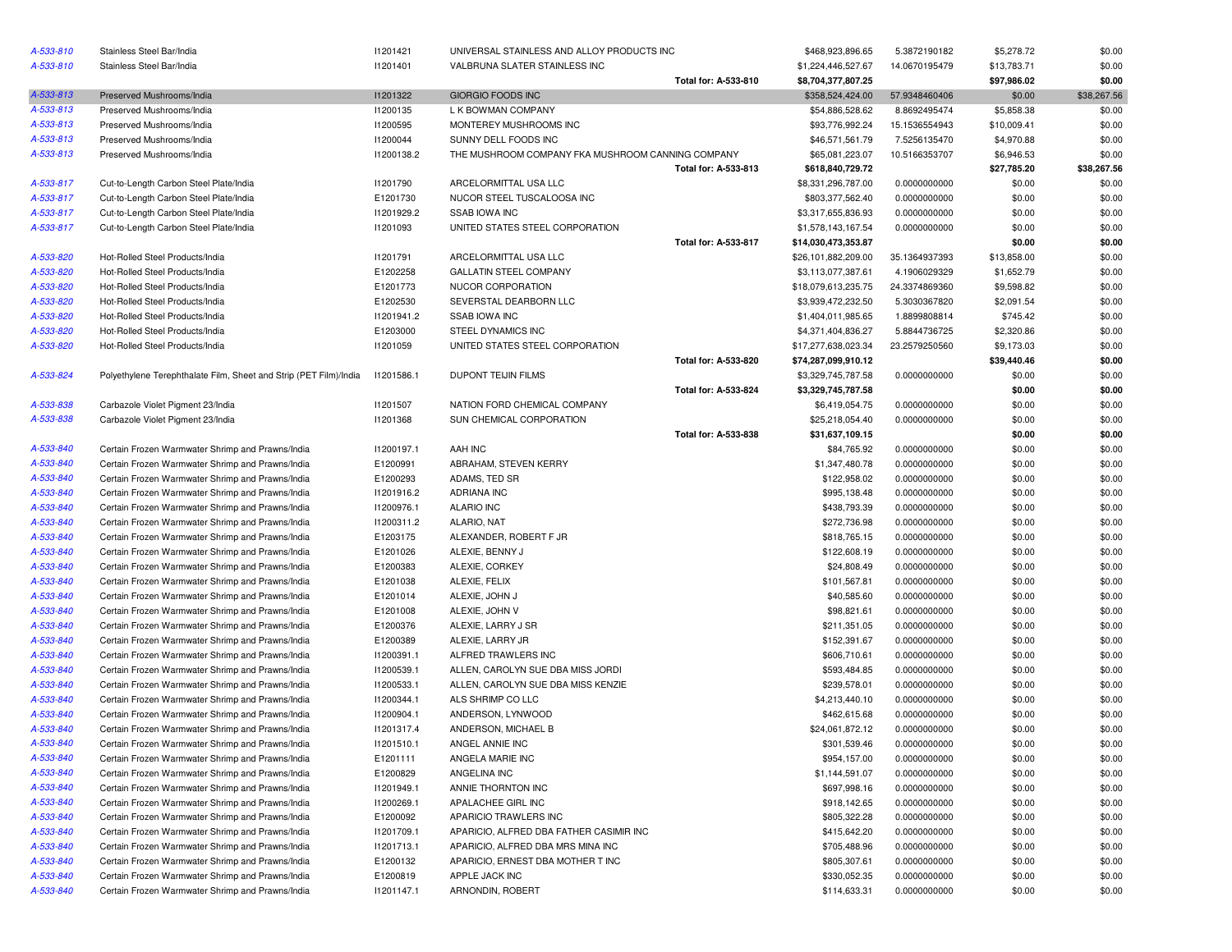| | | | | | | | | |
|---|---|---|---|---|---|---|---|---|
| A-533-810 | Stainless Steel Bar/India | I1201421 | UNIVERSAL STAINLESS AND ALLOY PRODUCTS INC | | $468,923,896.65 | 5.3872190182 | $5,278.72 | $0.00 |
| A-533-810 | Stainless Steel Bar/India | I1201401 | VALBRUNA SLATER STAINLESS INC | | $1,224,446,527.67 | 14.0670195479 | $13,783.71 | $0.00 |
| | | | | **Total for: A-533-810** | **$8,704,377,807.25** | | **$97,986.02** | **$0.00** |
| A-533-813 | Preserved Mushrooms/India | I1201322 | GIORGIO FOODS INC | | $358,524,424.00 | 57.9348460406 | $0.00 | $38,267.56 |
| A-533-813 | Preserved Mushrooms/India | I1200135 | L K BOWMAN COMPANY | | $54,886,528.62 | 8.8692495474 | $5,858.38 | $0.00 |
| A-533-813 | Preserved Mushrooms/India | I1200595 | MONTEREY MUSHROOMS INC | | $93,776,992.24 | 15.1536554943 | $10,009.41 | $0.00 |
| A-533-813 | Preserved Mushrooms/India | I1200044 | SUNNY DELL FOODS INC | | $46,571,561.79 | 7.5256135470 | $4,970.88 | $0.00 |
| A-533-813 | Preserved Mushrooms/India | I1200138.2 | THE MUSHROOM COMPANY FKA MUSHROOM CANNING COMPANY | | $65,081,223.07 | 10.5166353707 | $6,946.53 | $0.00 |
| | | | | **Total for: A-533-813** | **$618,840,729.72** | | **$27,785.20** | **$38,267.56** |
| A-533-817 | Cut-to-Length Carbon Steel Plate/India | I1201790 | ARCELORMITTAL USA LLC | | $8,331,296,787.00 | 0.0000000000 | $0.00 | $0.00 |
| A-533-817 | Cut-to-Length Carbon Steel Plate/India | E1201730 | NUCOR STEEL TUSCALOOSA INC | | $803,377,562.40 | 0.0000000000 | $0.00 | $0.00 |
| A-533-817 | Cut-to-Length Carbon Steel Plate/India | I1201929.2 | SSAB IOWA INC | | $3,317,655,836.93 | 0.0000000000 | $0.00 | $0.00 |
| A-533-817 | Cut-to-Length Carbon Steel Plate/India | I1201093 | UNITED STATES STEEL CORPORATION | | $1,578,143,167.54 | 0.0000000000 | $0.00 | $0.00 |
| | | | | **Total for: A-533-817** | **$14,030,473,353.87** | | **$0.00** | **$0.00** |
| A-533-820 | Hot-Rolled Steel Products/India | I1201791 | ARCELORMITTAL USA LLC | | $26,101,882,209.00 | 35.1364937393 | $13,858.00 | $0.00 |
| A-533-820 | Hot-Rolled Steel Products/India | E1202258 | GALLATIN STEEL COMPANY | | $3,113,077,387.61 | 4.1906029329 | $1,652.79 | $0.00 |
| A-533-820 | Hot-Rolled Steel Products/India | E1201773 | NUCOR CORPORATION | | $18,079,613,235.75 | 24.3374869360 | $9,598.82 | $0.00 |
| A-533-820 | Hot-Rolled Steel Products/India | E1202530 | SEVERSTAL DEARBORN LLC | | $3,939,472,232.50 | 5.3030367820 | $2,091.54 | $0.00 |
| A-533-820 | Hot-Rolled Steel Products/India | I1201941.2 | SSAB IOWA INC | | $1,404,011,985.65 | 1.8899808814 | $745.42 | $0.00 |
| A-533-820 | Hot-Rolled Steel Products/India | E1203000 | STEEL DYNAMICS INC | | $4,371,404,836.27 | 5.8844736725 | $2,320.86 | $0.00 |
| A-533-820 | Hot-Rolled Steel Products/India | I1201059 | UNITED STATES STEEL CORPORATION | | $17,277,638,023.34 | 23.2579250560 | $9,173.03 | $0.00 |
| | | | | **Total for: A-533-820** | **$74,287,099,910.12** | | **$39,440.46** | **$0.00** |
| A-533-824 | Polyethylene Terephthalate Film, Sheet and Strip (PET Film)/India | I1201586.1 | DUPONT TEIJIN FILMS | | $3,329,745,787.58 | 0.0000000000 | $0.00 | $0.00 |
| | | | | **Total for: A-533-824** | **$3,329,745,787.58** | | **$0.00** | **$0.00** |
| A-533-838 | Carbazole Violet Pigment 23/India | I1201507 | NATION FORD CHEMICAL COMPANY | | $6,419,054.75 | 0.0000000000 | $0.00 | $0.00 |
| A-533-838 | Carbazole Violet Pigment 23/India | I1201368 | SUN CHEMICAL CORPORATION | | $25,218,054.40 | 0.0000000000 | $0.00 | $0.00 |
| | | | | **Total for: A-533-838** | **$31,637,109.15** | | **$0.00** | **$0.00** |
| A-533-840 | Certain Frozen Warmwater Shrimp and Prawns/India | I1200197.1 | AAH INC | | $84,765.92 | 0.0000000000 | $0.00 | $0.00 |
| A-533-840 | Certain Frozen Warmwater Shrimp and Prawns/India | E1200991 | ABRAHAM, STEVEN KERRY | | $1,347,480.78 | 0.0000000000 | $0.00 | $0.00 |
| A-533-840 | Certain Frozen Warmwater Shrimp and Prawns/India | E1200293 | ADAMS, TED SR | | $122,958.02 | 0.0000000000 | $0.00 | $0.00 |
| A-533-840 | Certain Frozen Warmwater Shrimp and Prawns/India | I1201916.2 | ADRIANA INC | | $995,138.48 | 0.0000000000 | $0.00 | $0.00 |
| A-533-840 | Certain Frozen Warmwater Shrimp and Prawns/India | I1200976.1 | ALARIO INC | | $438,793.39 | 0.0000000000 | $0.00 | $0.00 |
| A-533-840 | Certain Frozen Warmwater Shrimp and Prawns/India | I1200311.2 | ALARIO, NAT | | $272,736.98 | 0.0000000000 | $0.00 | $0.00 |
| A-533-840 | Certain Frozen Warmwater Shrimp and Prawns/India | E1203175 | ALEXANDER, ROBERT F JR | | $818,765.15 | 0.0000000000 | $0.00 | $0.00 |
| A-533-840 | Certain Frozen Warmwater Shrimp and Prawns/India | E1201026 | ALEXIE, BENNY J | | $122,608.19 | 0.0000000000 | $0.00 | $0.00 |
| A-533-840 | Certain Frozen Warmwater Shrimp and Prawns/India | E1200383 | ALEXIE, CORKEY | | $24,808.49 | 0.0000000000 | $0.00 | $0.00 |
| A-533-840 | Certain Frozen Warmwater Shrimp and Prawns/India | E1201038 | ALEXIE, FELIX | | $101,567.81 | 0.0000000000 | $0.00 | $0.00 |
| A-533-840 | Certain Frozen Warmwater Shrimp and Prawns/India | E1201014 | ALEXIE, JOHN J | | $40,585.60 | 0.0000000000 | $0.00 | $0.00 |
| A-533-840 | Certain Frozen Warmwater Shrimp and Prawns/India | E1201008 | ALEXIE, JOHN V | | $98,821.61 | 0.0000000000 | $0.00 | $0.00 |
| A-533-840 | Certain Frozen Warmwater Shrimp and Prawns/India | E1200376 | ALEXIE, LARRY J SR | | $211,351.05 | 0.0000000000 | $0.00 | $0.00 |
| A-533-840 | Certain Frozen Warmwater Shrimp and Prawns/India | E1200389 | ALEXIE, LARRY JR | | $152,391.67 | 0.0000000000 | $0.00 | $0.00 |
| A-533-840 | Certain Frozen Warmwater Shrimp and Prawns/India | I1200391.1 | ALFRED TRAWLERS INC | | $606,710.61 | 0.0000000000 | $0.00 | $0.00 |
| A-533-840 | Certain Frozen Warmwater Shrimp and Prawns/India | I1200539.1 | ALLEN, CAROLYN SUE DBA MISS JORDI | | $593,484.85 | 0.0000000000 | $0.00 | $0.00 |
| A-533-840 | Certain Frozen Warmwater Shrimp and Prawns/India | I1200533.1 | ALLEN, CAROLYN SUE DBA MISS KENZIE | | $239,578.01 | 0.0000000000 | $0.00 | $0.00 |
| A-533-840 | Certain Frozen Warmwater Shrimp and Prawns/India | I1200344.1 | ALS SHRIMP CO LLC | | $4,213,440.10 | 0.0000000000 | $0.00 | $0.00 |
| A-533-840 | Certain Frozen Warmwater Shrimp and Prawns/India | I1200904.1 | ANDERSON, LYNWOOD | | $462,615.68 | 0.0000000000 | $0.00 | $0.00 |
| A-533-840 | Certain Frozen Warmwater Shrimp and Prawns/India | I1201317.4 | ANDERSON, MICHAEL B | | $24,061,872.12 | 0.0000000000 | $0.00 | $0.00 |
| A-533-840 | Certain Frozen Warmwater Shrimp and Prawns/India | I1201510.1 | ANGEL ANNIE INC | | $301,539.46 | 0.0000000000 | $0.00 | $0.00 |
| A-533-840 | Certain Frozen Warmwater Shrimp and Prawns/India | E1201111 | ANGELA MARIE INC | | $954,157.00 | 0.0000000000 | $0.00 | $0.00 |
| A-533-840 | Certain Frozen Warmwater Shrimp and Prawns/India | E1200829 | ANGELINA INC | | $1,144,591.07 | 0.0000000000 | $0.00 | $0.00 |
| A-533-840 | Certain Frozen Warmwater Shrimp and Prawns/India | I1201949.1 | ANNIE THORNTON INC | | $697,998.16 | 0.0000000000 | $0.00 | $0.00 |
| A-533-840 | Certain Frozen Warmwater Shrimp and Prawns/India | I1200269.1 | APALACHEE GIRL INC | | $918,142.65 | 0.0000000000 | $0.00 | $0.00 |
| A-533-840 | Certain Frozen Warmwater Shrimp and Prawns/India | E1200092 | APARICIO TRAWLERS INC | | $805,322.28 | 0.0000000000 | $0.00 | $0.00 |
| A-533-840 | Certain Frozen Warmwater Shrimp and Prawns/India | I1201709.1 | APARICIO, ALFRED DBA FATHER CASIMIR INC | | $415,642.20 | 0.0000000000 | $0.00 | $0.00 |
| A-533-840 | Certain Frozen Warmwater Shrimp and Prawns/India | I1201713.1 | APARICIO, ALFRED DBA MRS MINA INC | | $705,488.96 | 0.0000000000 | $0.00 | $0.00 |
| A-533-840 | Certain Frozen Warmwater Shrimp and Prawns/India | E1200132 | APARICIO, ERNEST DBA MOTHER T INC | | $805,307.61 | 0.0000000000 | $0.00 | $0.00 |
| A-533-840 | Certain Frozen Warmwater Shrimp and Prawns/India | E1200819 | APPLE JACK INC | | $330,052.35 | 0.0000000000 | $0.00 | $0.00 |
| A-533-840 | Certain Frozen Warmwater Shrimp and Prawns/India | I1201147.1 | ARNONDIN, ROBERT | | $114,633.31 | 0.0000000000 | $0.00 | $0.00 |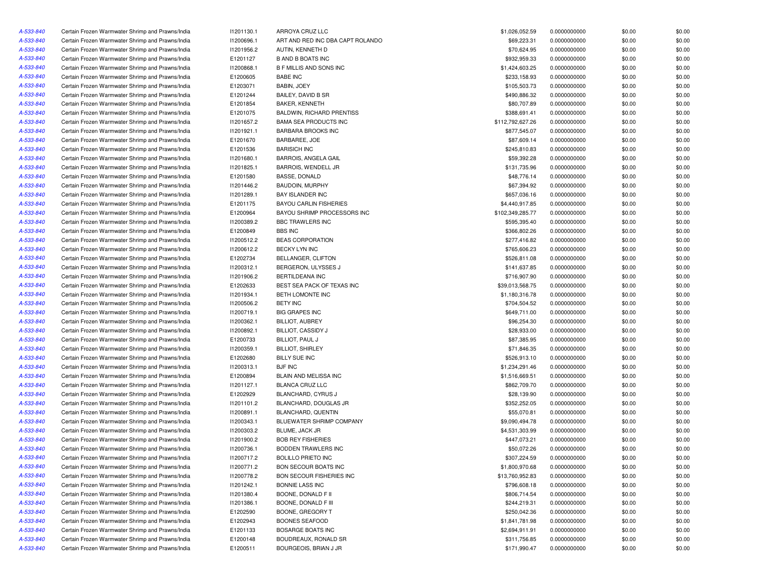| | | | | | | | |
|---|---|---|---|---|---|---|---|
| A-533-840 | Certain Frozen Warmwater Shrimp and Prawns/India | I1201130.1 | ARROYA CRUZ LLC | $1,026,052.59 | 0.0000000000 | $0.00 | $0.00 |
| A-533-840 | Certain Frozen Warmwater Shrimp and Prawns/India | I1200696.1 | ART AND RED INC DBA CAPT ROLANDO | $69,223.31 | 0.0000000000 | $0.00 | $0.00 |
| A-533-840 | Certain Frozen Warmwater Shrimp and Prawns/India | I1201956.2 | AUTIN, KENNETH D | $70,624.95 | 0.0000000000 | $0.00 | $0.00 |
| A-533-840 | Certain Frozen Warmwater Shrimp and Prawns/India | E1201127 | B AND B BOATS INC | $932,959.33 | 0.0000000000 | $0.00 | $0.00 |
| A-533-840 | Certain Frozen Warmwater Shrimp and Prawns/India | I1200868.1 | B F MILLIS AND SONS INC | $1,424,603.25 | 0.0000000000 | $0.00 | $0.00 |
| A-533-840 | Certain Frozen Warmwater Shrimp and Prawns/India | E1200605 | BABE INC | $233,158.93 | 0.0000000000 | $0.00 | $0.00 |
| A-533-840 | Certain Frozen Warmwater Shrimp and Prawns/India | E1203071 | BABIN, JOEY | $105,503.73 | 0.0000000000 | $0.00 | $0.00 |
| A-533-840 | Certain Frozen Warmwater Shrimp and Prawns/India | E1201244 | BAILEY, DAVID B SR | $490,886.32 | 0.0000000000 | $0.00 | $0.00 |
| A-533-840 | Certain Frozen Warmwater Shrimp and Prawns/India | E1201854 | BAKER, KENNETH | $80,707.89 | 0.0000000000 | $0.00 | $0.00 |
| A-533-840 | Certain Frozen Warmwater Shrimp and Prawns/India | E1201075 | BALDWIN, RICHARD PRENTISS | $388,691.41 | 0.0000000000 | $0.00 | $0.00 |
| A-533-840 | Certain Frozen Warmwater Shrimp and Prawns/India | I1201657.2 | BAMA SEA PRODUCTS INC | $112,792,627.26 | 0.0000000000 | $0.00 | $0.00 |
| A-533-840 | Certain Frozen Warmwater Shrimp and Prawns/India | I1201921.1 | BARBARA BROOKS INC | $877,545.07 | 0.0000000000 | $0.00 | $0.00 |
| A-533-840 | Certain Frozen Warmwater Shrimp and Prawns/India | E1201670 | BARBAREE, JOE | $87,609.14 | 0.0000000000 | $0.00 | $0.00 |
| A-533-840 | Certain Frozen Warmwater Shrimp and Prawns/India | E1201536 | BARISICH INC | $245,810.83 | 0.0000000000 | $0.00 | $0.00 |
| A-533-840 | Certain Frozen Warmwater Shrimp and Prawns/India | I1201680.1 | BARROIS, ANGELA GAIL | $59,392.28 | 0.0000000000 | $0.00 | $0.00 |
| A-533-840 | Certain Frozen Warmwater Shrimp and Prawns/India | I1201825.1 | BARROIS, WENDELL JR | $131,735.96 | 0.0000000000 | $0.00 | $0.00 |
| A-533-840 | Certain Frozen Warmwater Shrimp and Prawns/India | E1201580 | BASSE, DONALD | $48,776.14 | 0.0000000000 | $0.00 | $0.00 |
| A-533-840 | Certain Frozen Warmwater Shrimp and Prawns/India | I1201446.2 | BAUDOIN, MURPHY | $67,394.92 | 0.0000000000 | $0.00 | $0.00 |
| A-533-840 | Certain Frozen Warmwater Shrimp and Prawns/India | I1201289.1 | BAY ISLANDER INC | $657,036.16 | 0.0000000000 | $0.00 | $0.00 |
| A-533-840 | Certain Frozen Warmwater Shrimp and Prawns/India | E1201175 | BAYOU CARLIN FISHERIES | $4,440,917.85 | 0.0000000000 | $0.00 | $0.00 |
| A-533-840 | Certain Frozen Warmwater Shrimp and Prawns/India | E1200964 | BAYOU SHRIMP PROCESSORS INC | $102,349,285.77 | 0.0000000000 | $0.00 | $0.00 |
| A-533-840 | Certain Frozen Warmwater Shrimp and Prawns/India | I1200389.2 | BBC TRAWLERS INC | $595,395.40 | 0.0000000000 | $0.00 | $0.00 |
| A-533-840 | Certain Frozen Warmwater Shrimp and Prawns/India | E1200849 | BBS INC | $366,802.26 | 0.0000000000 | $0.00 | $0.00 |
| A-533-840 | Certain Frozen Warmwater Shrimp and Prawns/India | I1200512.2 | BEAS CORPORATION | $277,416.82 | 0.0000000000 | $0.00 | $0.00 |
| A-533-840 | Certain Frozen Warmwater Shrimp and Prawns/India | I1200612.2 | BECKY LYN INC | $765,606.23 | 0.0000000000 | $0.00 | $0.00 |
| A-533-840 | Certain Frozen Warmwater Shrimp and Prawns/India | E1202734 | BELLANGER, CLIFTON | $526,811.08 | 0.0000000000 | $0.00 | $0.00 |
| A-533-840 | Certain Frozen Warmwater Shrimp and Prawns/India | I1200312.1 | BERGERON, ULYSSES J | $141,637.85 | 0.0000000000 | $0.00 | $0.00 |
| A-533-840 | Certain Frozen Warmwater Shrimp and Prawns/India | I1201906.2 | BERTILDEANA INC | $716,907.90 | 0.0000000000 | $0.00 | $0.00 |
| A-533-840 | Certain Frozen Warmwater Shrimp and Prawns/India | E1202633 | BEST SEA PACK OF TEXAS INC | $39,013,568.75 | 0.0000000000 | $0.00 | $0.00 |
| A-533-840 | Certain Frozen Warmwater Shrimp and Prawns/India | I1201934.1 | BETH LOMONTE INC | $1,180,316.78 | 0.0000000000 | $0.00 | $0.00 |
| A-533-840 | Certain Frozen Warmwater Shrimp and Prawns/India | I1200506.2 | BETY INC | $704,504.52 | 0.0000000000 | $0.00 | $0.00 |
| A-533-840 | Certain Frozen Warmwater Shrimp and Prawns/India | I1200719.1 | BIG GRAPES INC | $649,711.00 | 0.0000000000 | $0.00 | $0.00 |
| A-533-840 | Certain Frozen Warmwater Shrimp and Prawns/India | I1200362.1 | BILLIOT, AUBREY | $96,254.30 | 0.0000000000 | $0.00 | $0.00 |
| A-533-840 | Certain Frozen Warmwater Shrimp and Prawns/India | I1200892.1 | BILLIOT, CASSIDY J | $28,933.00 | 0.0000000000 | $0.00 | $0.00 |
| A-533-840 | Certain Frozen Warmwater Shrimp and Prawns/India | E1200733 | BILLIOT, PAUL J | $87,385.95 | 0.0000000000 | $0.00 | $0.00 |
| A-533-840 | Certain Frozen Warmwater Shrimp and Prawns/India | I1200359.1 | BILLIOT, SHIRLEY | $71,846.35 | 0.0000000000 | $0.00 | $0.00 |
| A-533-840 | Certain Frozen Warmwater Shrimp and Prawns/India | E1202680 | BILLY SUE INC | $526,913.10 | 0.0000000000 | $0.00 | $0.00 |
| A-533-840 | Certain Frozen Warmwater Shrimp and Prawns/India | I1200313.1 | BJF INC | $1,234,291.46 | 0.0000000000 | $0.00 | $0.00 |
| A-533-840 | Certain Frozen Warmwater Shrimp and Prawns/India | E1200894 | BLAIN AND MELISSA INC | $1,516,669.51 | 0.0000000000 | $0.00 | $0.00 |
| A-533-840 | Certain Frozen Warmwater Shrimp and Prawns/India | I1201127.1 | BLANCA CRUZ LLC | $862,709.70 | 0.0000000000 | $0.00 | $0.00 |
| A-533-840 | Certain Frozen Warmwater Shrimp and Prawns/India | E1202929 | BLANCHARD, CYRUS J | $28,139.90 | 0.0000000000 | $0.00 | $0.00 |
| A-533-840 | Certain Frozen Warmwater Shrimp and Prawns/India | I1201101.2 | BLANCHARD, DOUGLAS JR | $352,252.05 | 0.0000000000 | $0.00 | $0.00 |
| A-533-840 | Certain Frozen Warmwater Shrimp and Prawns/India | I1200891.1 | BLANCHARD, QUENTIN | $55,070.81 | 0.0000000000 | $0.00 | $0.00 |
| A-533-840 | Certain Frozen Warmwater Shrimp and Prawns/India | I1200343.1 | BLUEWATER SHRIMP COMPANY | $9,090,494.78 | 0.0000000000 | $0.00 | $0.00 |
| A-533-840 | Certain Frozen Warmwater Shrimp and Prawns/India | I1200303.2 | BLUME, JACK JR | $4,531,303.99 | 0.0000000000 | $0.00 | $0.00 |
| A-533-840 | Certain Frozen Warmwater Shrimp and Prawns/India | I1201900.2 | BOB REY FISHERIES | $447,073.21 | 0.0000000000 | $0.00 | $0.00 |
| A-533-840 | Certain Frozen Warmwater Shrimp and Prawns/India | I1200736.1 | BODDEN TRAWLERS INC | $50,072.26 | 0.0000000000 | $0.00 | $0.00 |
| A-533-840 | Certain Frozen Warmwater Shrimp and Prawns/India | I1200717.2 | BOLILLO PRIETO INC | $307,224.59 | 0.0000000000 | $0.00 | $0.00 |
| A-533-840 | Certain Frozen Warmwater Shrimp and Prawns/India | I1200771.2 | BON SECOUR BOATS INC | $1,800,970.68 | 0.0000000000 | $0.00 | $0.00 |
| A-533-840 | Certain Frozen Warmwater Shrimp and Prawns/India | I1200778.2 | BON SECOUR FISHERIES INC | $13,760,952.83 | 0.0000000000 | $0.00 | $0.00 |
| A-533-840 | Certain Frozen Warmwater Shrimp and Prawns/India | I1201242.1 | BONNIE LASS INC | $796,608.18 | 0.0000000000 | $0.00 | $0.00 |
| A-533-840 | Certain Frozen Warmwater Shrimp and Prawns/India | I1201380.4 | BOONE, DONALD F II | $806,714.54 | 0.0000000000 | $0.00 | $0.00 |
| A-533-840 | Certain Frozen Warmwater Shrimp and Prawns/India | I1201386.1 | BOONE, DONALD F III | $244,219.31 | 0.0000000000 | $0.00 | $0.00 |
| A-533-840 | Certain Frozen Warmwater Shrimp and Prawns/India | E1202590 | BOONE, GREGORY T | $250,042.36 | 0.0000000000 | $0.00 | $0.00 |
| A-533-840 | Certain Frozen Warmwater Shrimp and Prawns/India | E1202943 | BOONES SEAFOOD | $1,841,781.98 | 0.0000000000 | $0.00 | $0.00 |
| A-533-840 | Certain Frozen Warmwater Shrimp and Prawns/India | E1201133 | BOSARGE BOATS INC | $2,694,911.91 | 0.0000000000 | $0.00 | $0.00 |
| A-533-840 | Certain Frozen Warmwater Shrimp and Prawns/India | E1200148 | BOUDREAUX, RONALD SR | $311,756.85 | 0.0000000000 | $0.00 | $0.00 |
| A-533-840 | Certain Frozen Warmwater Shrimp and Prawns/India | E1200511 | BOURGEOIS, BRIAN J JR | $171,990.47 | 0.0000000000 | $0.00 | $0.00 |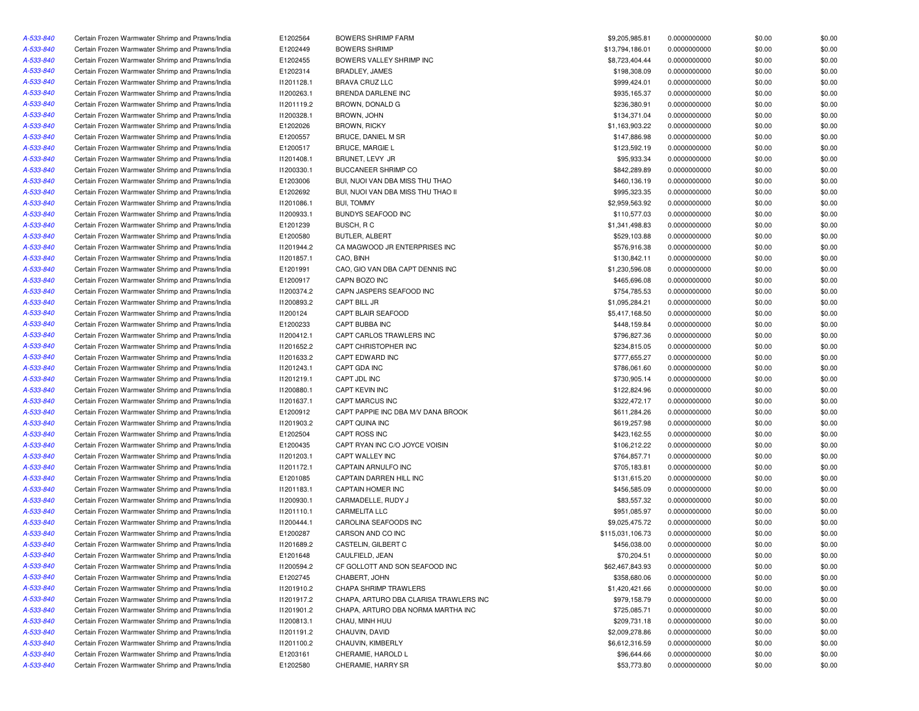| | | | | | | | |
|---|---|---|---|---|---|---|---|
| A-533-840 | Certain Frozen Warmwater Shrimp and Prawns/India | E1202564 | BOWERS SHRIMP FARM | $9,205,985.81 | 0.0000000000 | $0.00 | $0.00 |
| A-533-840 | Certain Frozen Warmwater Shrimp and Prawns/India | E1202449 | BOWERS SHRIMP | $13,794,186.01 | 0.0000000000 | $0.00 | $0.00 |
| A-533-840 | Certain Frozen Warmwater Shrimp and Prawns/India | E1202455 | BOWERS VALLEY SHRIMP INC | $8,723,404.44 | 0.0000000000 | $0.00 | $0.00 |
| A-533-840 | Certain Frozen Warmwater Shrimp and Prawns/India | E1202314 | BRADLEY, JAMES | $198,308.09 | 0.0000000000 | $0.00 | $0.00 |
| A-533-840 | Certain Frozen Warmwater Shrimp and Prawns/India | I1201128.1 | BRAVA CRUZ LLC | $999,424.01 | 0.0000000000 | $0.00 | $0.00 |
| A-533-840 | Certain Frozen Warmwater Shrimp and Prawns/India | I1200263.1 | BRENDA DARLENE INC | $935,165.37 | 0.0000000000 | $0.00 | $0.00 |
| A-533-840 | Certain Frozen Warmwater Shrimp and Prawns/India | I1201119.2 | BROWN, DONALD G | $236,380.91 | 0.0000000000 | $0.00 | $0.00 |
| A-533-840 | Certain Frozen Warmwater Shrimp and Prawns/India | I1200328.1 | BROWN, JOHN | $134,371.04 | 0.0000000000 | $0.00 | $0.00 |
| A-533-840 | Certain Frozen Warmwater Shrimp and Prawns/India | E1202026 | BROWN, RICKY | $1,163,903.22 | 0.0000000000 | $0.00 | $0.00 |
| A-533-840 | Certain Frozen Warmwater Shrimp and Prawns/India | E1200557 | BRUCE, DANIEL M SR | $147,886.98 | 0.0000000000 | $0.00 | $0.00 |
| A-533-840 | Certain Frozen Warmwater Shrimp and Prawns/India | E1200517 | BRUCE, MARGIE L | $123,592.19 | 0.0000000000 | $0.00 | $0.00 |
| A-533-840 | Certain Frozen Warmwater Shrimp and Prawns/India | I1201408.1 | BRUNET, LEVY JR | $95,933.34 | 0.0000000000 | $0.00 | $0.00 |
| A-533-840 | Certain Frozen Warmwater Shrimp and Prawns/India | I1200330.1 | BUCCANEER SHRIMP CO | $842,289.89 | 0.0000000000 | $0.00 | $0.00 |
| A-533-840 | Certain Frozen Warmwater Shrimp and Prawns/India | E1203006 | BUI, NUOI VAN DBA MISS THU THAO | $460,136.19 | 0.0000000000 | $0.00 | $0.00 |
| A-533-840 | Certain Frozen Warmwater Shrimp and Prawns/India | E1202692 | BUI, NUOI VAN DBA MISS THU THAO II | $995,323.35 | 0.0000000000 | $0.00 | $0.00 |
| A-533-840 | Certain Frozen Warmwater Shrimp and Prawns/India | I1201086.1 | BUI, TOMMY | $2,959,563.92 | 0.0000000000 | $0.00 | $0.00 |
| A-533-840 | Certain Frozen Warmwater Shrimp and Prawns/India | I1200933.1 | BUNDYS SEAFOOD INC | $110,577.03 | 0.0000000000 | $0.00 | $0.00 |
| A-533-840 | Certain Frozen Warmwater Shrimp and Prawns/India | E1201239 | BUSCH, R C | $1,341,498.83 | 0.0000000000 | $0.00 | $0.00 |
| A-533-840 | Certain Frozen Warmwater Shrimp and Prawns/India | E1200580 | BUTLER, ALBERT | $529,103.88 | 0.0000000000 | $0.00 | $0.00 |
| A-533-840 | Certain Frozen Warmwater Shrimp and Prawns/India | I1201944.2 | CA MAGWOOD JR ENTERPRISES INC | $576,916.38 | 0.0000000000 | $0.00 | $0.00 |
| A-533-840 | Certain Frozen Warmwater Shrimp and Prawns/India | I1201857.1 | CAO, BINH | $130,842.11 | 0.0000000000 | $0.00 | $0.00 |
| A-533-840 | Certain Frozen Warmwater Shrimp and Prawns/India | E1201991 | CAO, GIO VAN DBA CAPT DENNIS INC | $1,230,596.08 | 0.0000000000 | $0.00 | $0.00 |
| A-533-840 | Certain Frozen Warmwater Shrimp and Prawns/India | E1200917 | CAPN BOZO INC | $465,696.08 | 0.0000000000 | $0.00 | $0.00 |
| A-533-840 | Certain Frozen Warmwater Shrimp and Prawns/India | I1200374.2 | CAPN JASPERS SEAFOOD INC | $754,785.53 | 0.0000000000 | $0.00 | $0.00 |
| A-533-840 | Certain Frozen Warmwater Shrimp and Prawns/India | I1200893.2 | CAPT BILL JR | $1,095,284.21 | 0.0000000000 | $0.00 | $0.00 |
| A-533-840 | Certain Frozen Warmwater Shrimp and Prawns/India | I1200124 | CAPT BLAIR SEAFOOD | $5,417,168.50 | 0.0000000000 | $0.00 | $0.00 |
| A-533-840 | Certain Frozen Warmwater Shrimp and Prawns/India | E1200233 | CAPT BUBBA INC | $448,159.84 | 0.0000000000 | $0.00 | $0.00 |
| A-533-840 | Certain Frozen Warmwater Shrimp and Prawns/India | I1200412.1 | CAPT CARLOS TRAWLERS INC | $796,827.36 | 0.0000000000 | $0.00 | $0.00 |
| A-533-840 | Certain Frozen Warmwater Shrimp and Prawns/India | I1201652.2 | CAPT CHRISTOPHER INC | $234,815.05 | 0.0000000000 | $0.00 | $0.00 |
| A-533-840 | Certain Frozen Warmwater Shrimp and Prawns/India | I1201633.2 | CAPT EDWARD INC | $777,655.27 | 0.0000000000 | $0.00 | $0.00 |
| A-533-840 | Certain Frozen Warmwater Shrimp and Prawns/India | I1201243.1 | CAPT GDA INC | $786,061.60 | 0.0000000000 | $0.00 | $0.00 |
| A-533-840 | Certain Frozen Warmwater Shrimp and Prawns/India | I1201219.1 | CAPT JDL INC | $730,905.14 | 0.0000000000 | $0.00 | $0.00 |
| A-533-840 | Certain Frozen Warmwater Shrimp and Prawns/India | I1200880.1 | CAPT KEVIN INC | $122,824.96 | 0.0000000000 | $0.00 | $0.00 |
| A-533-840 | Certain Frozen Warmwater Shrimp and Prawns/India | I1201637.1 | CAPT MARCUS INC | $322,472.17 | 0.0000000000 | $0.00 | $0.00 |
| A-533-840 | Certain Frozen Warmwater Shrimp and Prawns/India | E1200912 | CAPT PAPPIE INC DBA M/V DANA BROOK | $611,284.26 | 0.0000000000 | $0.00 | $0.00 |
| A-533-840 | Certain Frozen Warmwater Shrimp and Prawns/India | I1201903.2 | CAPT QUINA INC | $619,257.98 | 0.0000000000 | $0.00 | $0.00 |
| A-533-840 | Certain Frozen Warmwater Shrimp and Prawns/India | E1202504 | CAPT ROSS INC | $423,162.55 | 0.0000000000 | $0.00 | $0.00 |
| A-533-840 | Certain Frozen Warmwater Shrimp and Prawns/India | E1200435 | CAPT RYAN INC C/O JOYCE VOISIN | $106,212.22 | 0.0000000000 | $0.00 | $0.00 |
| A-533-840 | Certain Frozen Warmwater Shrimp and Prawns/India | I1201203.1 | CAPT WALLEY INC | $764,857.71 | 0.0000000000 | $0.00 | $0.00 |
| A-533-840 | Certain Frozen Warmwater Shrimp and Prawns/India | I1201172.1 | CAPTAIN ARNULFO INC | $705,183.81 | 0.0000000000 | $0.00 | $0.00 |
| A-533-840 | Certain Frozen Warmwater Shrimp and Prawns/India | E1201085 | CAPTAIN DARREN HILL INC | $131,615.20 | 0.0000000000 | $0.00 | $0.00 |
| A-533-840 | Certain Frozen Warmwater Shrimp and Prawns/India | I1201183.1 | CAPTAIN HOMER INC | $456,585.09 | 0.0000000000 | $0.00 | $0.00 |
| A-533-840 | Certain Frozen Warmwater Shrimp and Prawns/India | I1200930.1 | CARMADELLE, RUDY J | $83,557.32 | 0.0000000000 | $0.00 | $0.00 |
| A-533-840 | Certain Frozen Warmwater Shrimp and Prawns/India | I1201110.1 | CARMELITA LLC | $951,085.97 | 0.0000000000 | $0.00 | $0.00 |
| A-533-840 | Certain Frozen Warmwater Shrimp and Prawns/India | I1200444.1 | CAROLINA SEAFOODS INC | $9,025,475.72 | 0.0000000000 | $0.00 | $0.00 |
| A-533-840 | Certain Frozen Warmwater Shrimp and Prawns/India | E1200287 | CARSON AND CO INC | $115,031,106.73 | 0.0000000000 | $0.00 | $0.00 |
| A-533-840 | Certain Frozen Warmwater Shrimp and Prawns/India | I1201689.2 | CASTELIN, GILBERT C | $456,038.00 | 0.0000000000 | $0.00 | $0.00 |
| A-533-840 | Certain Frozen Warmwater Shrimp and Prawns/India | E1201648 | CAULFIELD, JEAN | $70,204.51 | 0.0000000000 | $0.00 | $0.00 |
| A-533-840 | Certain Frozen Warmwater Shrimp and Prawns/India | I1200594.2 | CF GOLLOTT AND SON SEAFOOD INC | $62,467,843.93 | 0.0000000000 | $0.00 | $0.00 |
| A-533-840 | Certain Frozen Warmwater Shrimp and Prawns/India | E1202745 | CHABERT, JOHN | $358,680.06 | 0.0000000000 | $0.00 | $0.00 |
| A-533-840 | Certain Frozen Warmwater Shrimp and Prawns/India | I1201910.2 | CHAPA SHRIMP TRAWLERS | $1,420,421.66 | 0.0000000000 | $0.00 | $0.00 |
| A-533-840 | Certain Frozen Warmwater Shrimp and Prawns/India | I1201917.2 | CHAPA, ARTURO DBA CLARISA TRAWLERS INC | $979,158.79 | 0.0000000000 | $0.00 | $0.00 |
| A-533-840 | Certain Frozen Warmwater Shrimp and Prawns/India | I1201901.2 | CHAPA, ARTURO DBA NORMA MARTHA INC | $725,085.71 | 0.0000000000 | $0.00 | $0.00 |
| A-533-840 | Certain Frozen Warmwater Shrimp and Prawns/India | I1200813.1 | CHAU, MINH HUU | $209,731.18 | 0.0000000000 | $0.00 | $0.00 |
| A-533-840 | Certain Frozen Warmwater Shrimp and Prawns/India | I1201191.2 | CHAUVIN, DAVID | $2,009,278.86 | 0.0000000000 | $0.00 | $0.00 |
| A-533-840 | Certain Frozen Warmwater Shrimp and Prawns/India | I1201100.2 | CHAUVIN, KIMBERLY | $6,612,316.59 | 0.0000000000 | $0.00 | $0.00 |
| A-533-840 | Certain Frozen Warmwater Shrimp and Prawns/India | E1203161 | CHERAMIE, HAROLD L | $96,644.66 | 0.0000000000 | $0.00 | $0.00 |
| A-533-840 | Certain Frozen Warmwater Shrimp and Prawns/India | E1202580 | CHERAMIE, HARRY SR | $53,773.80 | 0.0000000000 | $0.00 | $0.00 |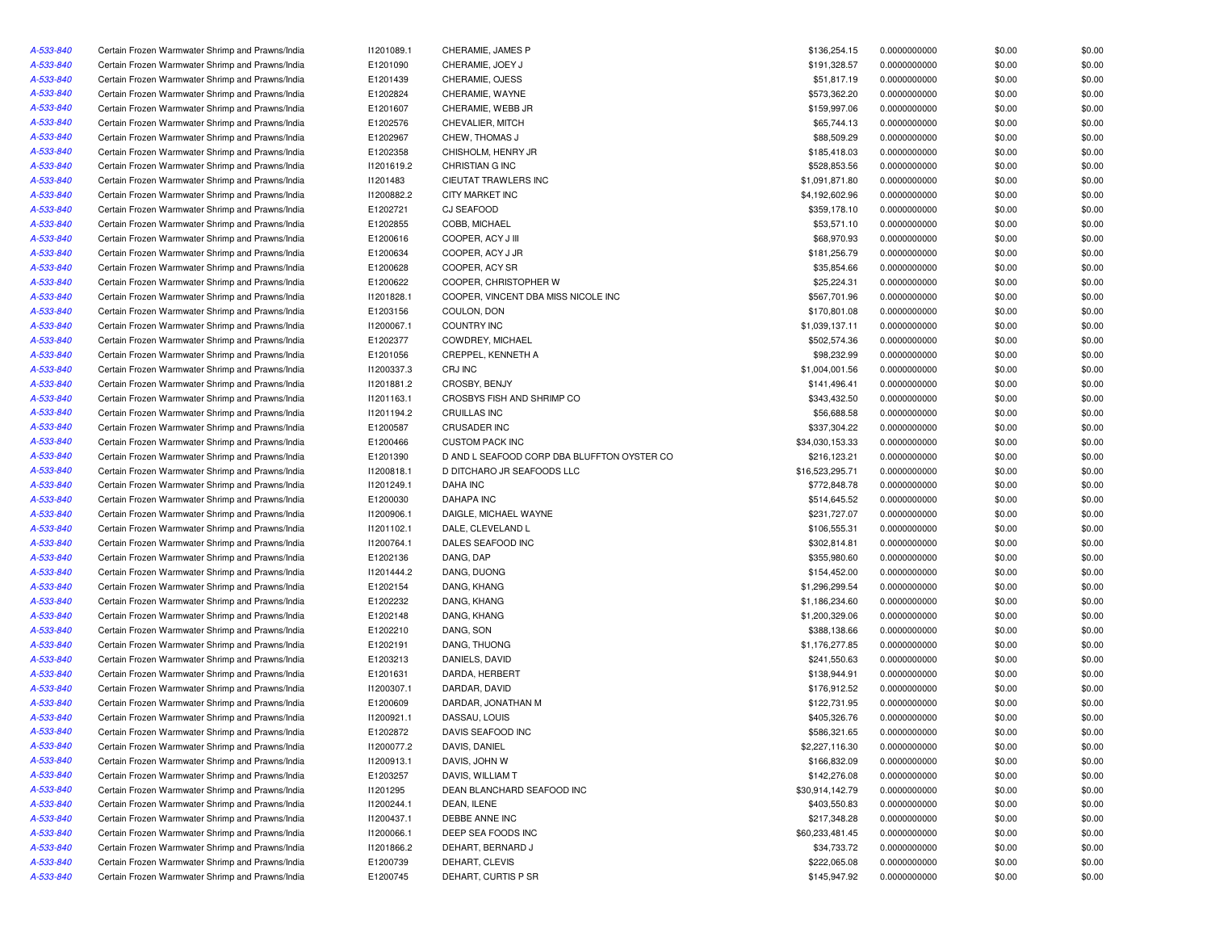| | | | | | | | |
|---|---|---|---|---|---|---|---|
| A-533-840 | Certain Frozen Warmwater Shrimp and Prawns/India | I1201089.1 | CHERAMIE, JAMES P | $136,254.15 | 0.0000000000 | $0.00 | $0.00 |
| A-533-840 | Certain Frozen Warmwater Shrimp and Prawns/India | E1201090 | CHERAMIE, JOEY J | $191,328.57 | 0.0000000000 | $0.00 | $0.00 |
| A-533-840 | Certain Frozen Warmwater Shrimp and Prawns/India | E1201439 | CHERAMIE, OJESS | $51,817.19 | 0.0000000000 | $0.00 | $0.00 |
| A-533-840 | Certain Frozen Warmwater Shrimp and Prawns/India | E1202824 | CHERAMIE, WAYNE | $573,362.20 | 0.0000000000 | $0.00 | $0.00 |
| A-533-840 | Certain Frozen Warmwater Shrimp and Prawns/India | E1201607 | CHERAMIE, WEBB JR | $159,997.06 | 0.0000000000 | $0.00 | $0.00 |
| A-533-840 | Certain Frozen Warmwater Shrimp and Prawns/India | E1202576 | CHEVALIER, MITCH | $65,744.13 | 0.0000000000 | $0.00 | $0.00 |
| A-533-840 | Certain Frozen Warmwater Shrimp and Prawns/India | E1202967 | CHEW, THOMAS J | $88,509.29 | 0.0000000000 | $0.00 | $0.00 |
| A-533-840 | Certain Frozen Warmwater Shrimp and Prawns/India | E1202358 | CHISHOLM, HENRY JR | $185,418.03 | 0.0000000000 | $0.00 | $0.00 |
| A-533-840 | Certain Frozen Warmwater Shrimp and Prawns/India | I1201619.2 | CHRISTIAN G INC | $528,853.56 | 0.0000000000 | $0.00 | $0.00 |
| A-533-840 | Certain Frozen Warmwater Shrimp and Prawns/India | I1201483 | CIEUTAT TRAWLERS INC | $1,091,871.80 | 0.0000000000 | $0.00 | $0.00 |
| A-533-840 | Certain Frozen Warmwater Shrimp and Prawns/India | I1200882.2 | CITY MARKET INC | $4,192,602.96 | 0.0000000000 | $0.00 | $0.00 |
| A-533-840 | Certain Frozen Warmwater Shrimp and Prawns/India | E1202721 | CJ SEAFOOD | $359,178.10 | 0.0000000000 | $0.00 | $0.00 |
| A-533-840 | Certain Frozen Warmwater Shrimp and Prawns/India | E1202855 | COBB, MICHAEL | $53,571.10 | 0.0000000000 | $0.00 | $0.00 |
| A-533-840 | Certain Frozen Warmwater Shrimp and Prawns/India | E1200616 | COOPER, ACY J III | $68,970.93 | 0.0000000000 | $0.00 | $0.00 |
| A-533-840 | Certain Frozen Warmwater Shrimp and Prawns/India | E1200634 | COOPER, ACY J JR | $181,256.79 | 0.0000000000 | $0.00 | $0.00 |
| A-533-840 | Certain Frozen Warmwater Shrimp and Prawns/India | E1200628 | COOPER, ACY SR | $35,854.66 | 0.0000000000 | $0.00 | $0.00 |
| A-533-840 | Certain Frozen Warmwater Shrimp and Prawns/India | E1200622 | COOPER, CHRISTOPHER W | $25,224.31 | 0.0000000000 | $0.00 | $0.00 |
| A-533-840 | Certain Frozen Warmwater Shrimp and Prawns/India | I1201828.1 | COOPER, VINCENT DBA MISS NICOLE INC | $567,701.96 | 0.0000000000 | $0.00 | $0.00 |
| A-533-840 | Certain Frozen Warmwater Shrimp and Prawns/India | E1203156 | COULON, DON | $170,801.08 | 0.0000000000 | $0.00 | $0.00 |
| A-533-840 | Certain Frozen Warmwater Shrimp and Prawns/India | I1200067.1 | COUNTRY INC | $1,039,137.11 | 0.0000000000 | $0.00 | $0.00 |
| A-533-840 | Certain Frozen Warmwater Shrimp and Prawns/India | E1202377 | COWDREY, MICHAEL | $502,574.36 | 0.0000000000 | $0.00 | $0.00 |
| A-533-840 | Certain Frozen Warmwater Shrimp and Prawns/India | E1201056 | CREPPEL, KENNETH A | $98,232.99 | 0.0000000000 | $0.00 | $0.00 |
| A-533-840 | Certain Frozen Warmwater Shrimp and Prawns/India | I1200337.3 | CRJ INC | $1,004,001.56 | 0.0000000000 | $0.00 | $0.00 |
| A-533-840 | Certain Frozen Warmwater Shrimp and Prawns/India | I1201881.2 | CROSBY, BENJY | $141,496.41 | 0.0000000000 | $0.00 | $0.00 |
| A-533-840 | Certain Frozen Warmwater Shrimp and Prawns/India | I1201163.1 | CROSBYS FISH AND SHRIMP CO | $343,432.50 | 0.0000000000 | $0.00 | $0.00 |
| A-533-840 | Certain Frozen Warmwater Shrimp and Prawns/India | I1201194.2 | CRUILLAS INC | $56,688.58 | 0.0000000000 | $0.00 | $0.00 |
| A-533-840 | Certain Frozen Warmwater Shrimp and Prawns/India | E1200587 | CRUSADER INC | $337,304.22 | 0.0000000000 | $0.00 | $0.00 |
| A-533-840 | Certain Frozen Warmwater Shrimp and Prawns/India | E1200466 | CUSTOM PACK INC | $34,030,153.33 | 0.0000000000 | $0.00 | $0.00 |
| A-533-840 | Certain Frozen Warmwater Shrimp and Prawns/India | E1201390 | D AND L SEAFOOD CORP DBA BLUFFTON OYSTER CO | $216,123.21 | 0.0000000000 | $0.00 | $0.00 |
| A-533-840 | Certain Frozen Warmwater Shrimp and Prawns/India | I1200818.1 | D DITCHARO JR SEAFOODS LLC | $16,523,295.71 | 0.0000000000 | $0.00 | $0.00 |
| A-533-840 | Certain Frozen Warmwater Shrimp and Prawns/India | I1201249.1 | DAHA INC | $772,848.78 | 0.0000000000 | $0.00 | $0.00 |
| A-533-840 | Certain Frozen Warmwater Shrimp and Prawns/India | E1200030 | DAHAPA INC | $514,645.52 | 0.0000000000 | $0.00 | $0.00 |
| A-533-840 | Certain Frozen Warmwater Shrimp and Prawns/India | I1200906.1 | DAIGLE, MICHAEL WAYNE | $231,727.07 | 0.0000000000 | $0.00 | $0.00 |
| A-533-840 | Certain Frozen Warmwater Shrimp and Prawns/India | I1201102.1 | DALE, CLEVELAND L | $106,555.31 | 0.0000000000 | $0.00 | $0.00 |
| A-533-840 | Certain Frozen Warmwater Shrimp and Prawns/India | I1200764.1 | DALES SEAFOOD INC | $302,814.81 | 0.0000000000 | $0.00 | $0.00 |
| A-533-840 | Certain Frozen Warmwater Shrimp and Prawns/India | E1202136 | DANG, DAP | $355,980.60 | 0.0000000000 | $0.00 | $0.00 |
| A-533-840 | Certain Frozen Warmwater Shrimp and Prawns/India | I1201444.2 | DANG, DUONG | $154,452.00 | 0.0000000000 | $0.00 | $0.00 |
| A-533-840 | Certain Frozen Warmwater Shrimp and Prawns/India | E1202154 | DANG, KHANG | $1,296,299.54 | 0.0000000000 | $0.00 | $0.00 |
| A-533-840 | Certain Frozen Warmwater Shrimp and Prawns/India | E1202232 | DANG, KHANG | $1,186,234.60 | 0.0000000000 | $0.00 | $0.00 |
| A-533-840 | Certain Frozen Warmwater Shrimp and Prawns/India | E1202148 | DANG, KHANG | $1,200,329.06 | 0.0000000000 | $0.00 | $0.00 |
| A-533-840 | Certain Frozen Warmwater Shrimp and Prawns/India | E1202210 | DANG, SON | $388,138.66 | 0.0000000000 | $0.00 | $0.00 |
| A-533-840 | Certain Frozen Warmwater Shrimp and Prawns/India | E1202191 | DANG, THUONG | $1,176,277.85 | 0.0000000000 | $0.00 | $0.00 |
| A-533-840 | Certain Frozen Warmwater Shrimp and Prawns/India | E1203213 | DANIELS, DAVID | $241,550.63 | 0.0000000000 | $0.00 | $0.00 |
| A-533-840 | Certain Frozen Warmwater Shrimp and Prawns/India | E1201631 | DARDA, HERBERT | $138,944.91 | 0.0000000000 | $0.00 | $0.00 |
| A-533-840 | Certain Frozen Warmwater Shrimp and Prawns/India | I1200307.1 | DARDAR, DAVID | $176,912.52 | 0.0000000000 | $0.00 | $0.00 |
| A-533-840 | Certain Frozen Warmwater Shrimp and Prawns/India | E1200609 | DARDAR, JONATHAN M | $122,731.95 | 0.0000000000 | $0.00 | $0.00 |
| A-533-840 | Certain Frozen Warmwater Shrimp and Prawns/India | I1200921.1 | DASSAU, LOUIS | $405,326.76 | 0.0000000000 | $0.00 | $0.00 |
| A-533-840 | Certain Frozen Warmwater Shrimp and Prawns/India | E1202872 | DAVIS SEAFOOD INC | $586,321.65 | 0.0000000000 | $0.00 | $0.00 |
| A-533-840 | Certain Frozen Warmwater Shrimp and Prawns/India | I1200077.2 | DAVIS, DANIEL | $2,227,116.30 | 0.0000000000 | $0.00 | $0.00 |
| A-533-840 | Certain Frozen Warmwater Shrimp and Prawns/India | I1200913.1 | DAVIS, JOHN W | $166,832.09 | 0.0000000000 | $0.00 | $0.00 |
| A-533-840 | Certain Frozen Warmwater Shrimp and Prawns/India | E1203257 | DAVIS, WILLIAM T | $142,276.08 | 0.0000000000 | $0.00 | $0.00 |
| A-533-840 | Certain Frozen Warmwater Shrimp and Prawns/India | I1201295 | DEAN BLANCHARD SEAFOOD INC | $30,914,142.79 | 0.0000000000 | $0.00 | $0.00 |
| A-533-840 | Certain Frozen Warmwater Shrimp and Prawns/India | I1200244.1 | DEAN, ILENE | $403,550.83 | 0.0000000000 | $0.00 | $0.00 |
| A-533-840 | Certain Frozen Warmwater Shrimp and Prawns/India | I1200437.1 | DEBBE ANNE INC | $217,348.28 | 0.0000000000 | $0.00 | $0.00 |
| A-533-840 | Certain Frozen Warmwater Shrimp and Prawns/India | I1200066.1 | DEEP SEA FOODS INC | $60,233,481.45 | 0.0000000000 | $0.00 | $0.00 |
| A-533-840 | Certain Frozen Warmwater Shrimp and Prawns/India | I1201866.2 | DEHART, BERNARD J | $34,733.72 | 0.0000000000 | $0.00 | $0.00 |
| A-533-840 | Certain Frozen Warmwater Shrimp and Prawns/India | E1200739 | DEHART, CLEVIS | $222,065.08 | 0.0000000000 | $0.00 | $0.00 |
| A-533-840 | Certain Frozen Warmwater Shrimp and Prawns/India | E1200745 | DEHART, CURTIS P SR | $145,947.92 | 0.0000000000 | $0.00 | $0.00 |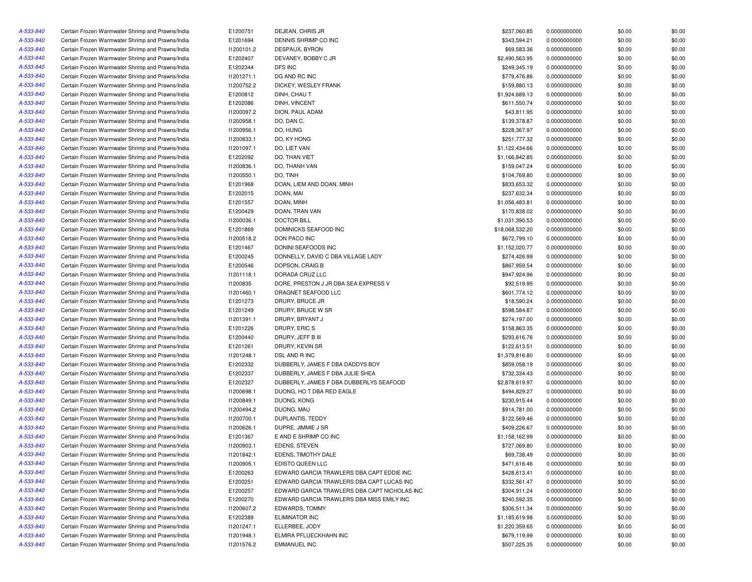| | | | | | | | |
|---|---|---|---|---|---|---|---|
| A-533-840 | Certain Frozen Warmwater Shrimp and Prawns/India | E1200751 | DEJEAN, CHRIS JR | $237,060.85 | 0.0000000000 | $0.00 | $0.00 |
| A-533-840 | Certain Frozen Warmwater Shrimp and Prawns/India | E1201694 | DENNIS SHRIMP CO INC | $343,594.21 | 0.0000000000 | $0.00 | $0.00 |
| A-533-840 | Certain Frozen Warmwater Shrimp and Prawns/India | I1200101.2 | DESPAUX, BYRON | $69,583.36 | 0.0000000000 | $0.00 | $0.00 |
| A-533-840 | Certain Frozen Warmwater Shrimp and Prawns/India | E1202407 | DEVANEY, BOBBY C JR | $2,490,563.95 | 0.0000000000 | $0.00 | $0.00 |
| A-533-840 | Certain Frozen Warmwater Shrimp and Prawns/India | E1202344 | DFS INC | $249,345.19 | 0.0000000000 | $0.00 | $0.00 |
| A-533-840 | Certain Frozen Warmwater Shrimp and Prawns/India | I1201271.1 | DG AND RC INC | $779,476.86 | 0.0000000000 | $0.00 | $0.00 |
| A-533-840 | Certain Frozen Warmwater Shrimp and Prawns/India | I1200752.2 | DICKEY, WESLEY FRANK | $159,880.13 | 0.0000000000 | $0.00 | $0.00 |
| A-533-840 | Certain Frozen Warmwater Shrimp and Prawns/India | E1200812 | DINH, CHAU T | $1,924,689.13 | 0.0000000000 | $0.00 | $0.00 |
| A-533-840 | Certain Frozen Warmwater Shrimp and Prawns/India | E1202086 | DINH, VINCENT | $611,550.74 | 0.0000000000 | $0.00 | $0.00 |
| A-533-840 | Certain Frozen Warmwater Shrimp and Prawns/India | I1200097.2 | DION, PAUL ADAM | $43,811.95 | 0.0000000000 | $0.00 | $0.00 |
| A-533-840 | Certain Frozen Warmwater Shrimp and Prawns/India | I1200958.1 | DO, DAN C. | $139,378.87 | 0.0000000000 | $0.00 | $0.00 |
| A-533-840 | Certain Frozen Warmwater Shrimp and Prawns/India | I1200956.1 | DO, HUNG | $228,367.97 | 0.0000000000 | $0.00 | $0.00 |
| A-533-840 | Certain Frozen Warmwater Shrimp and Prawns/India | I1200833.1 | DO, KY HONG | $251,777.32 | 0.0000000000 | $0.00 | $0.00 |
| A-533-840 | Certain Frozen Warmwater Shrimp and Prawns/India | I1201097.1 | DO, LIET VAN | $1,122,434.66 | 0.0000000000 | $0.00 | $0.00 |
| A-533-840 | Certain Frozen Warmwater Shrimp and Prawns/India | E1202092 | DO, THAN VIET | $1,166,842.85 | 0.0000000000 | $0.00 | $0.00 |
| A-533-840 | Certain Frozen Warmwater Shrimp and Prawns/India | I1200836.1 | DO, THANH VAN | $159,047.24 | 0.0000000000 | $0.00 | $0.00 |
| A-533-840 | Certain Frozen Warmwater Shrimp and Prawns/India | I1200550.1 | DO, TINH | $104,769.80 | 0.0000000000 | $0.00 | $0.00 |
| A-533-840 | Certain Frozen Warmwater Shrimp and Prawns/India | E1201968 | DOAN, LIEM AND DOAN, MINH | $833,653.32 | 0.0000000000 | $0.00 | $0.00 |
| A-533-840 | Certain Frozen Warmwater Shrimp and Prawns/India | E1202015 | DOAN, MAI | $237,632.34 | 0.0000000000 | $0.00 | $0.00 |
| A-533-840 | Certain Frozen Warmwater Shrimp and Prawns/India | E1201557 | DOAN, MINH | $1,056,483.81 | 0.0000000000 | $0.00 | $0.00 |
| A-533-840 | Certain Frozen Warmwater Shrimp and Prawns/India | E1200429 | DOAN, TRAN VAN | $170,838.02 | 0.0000000000 | $0.00 | $0.00 |
| A-533-840 | Certain Frozen Warmwater Shrimp and Prawns/India | I1200036.1 | DOCTOR BILL | $1,031,390.53 | 0.0000000000 | $0.00 | $0.00 |
| A-533-840 | Certain Frozen Warmwater Shrimp and Prawns/India | E1201869 | DOMINICKS SEAFOOD INC | $18,068,532.20 | 0.0000000000 | $0.00 | $0.00 |
| A-533-840 | Certain Frozen Warmwater Shrimp and Prawns/India | I1200518.2 | DON PACO INC | $672,799.10 | 0.0000000000 | $0.00 | $0.00 |
| A-533-840 | Certain Frozen Warmwater Shrimp and Prawns/India | E1201467 | DONINI SEAFOODS INC | $1,152,020.77 | 0.0000000000 | $0.00 | $0.00 |
| A-533-840 | Certain Frozen Warmwater Shrimp and Prawns/India | E1200245 | DONNELLY, DAVID C DBA VILLAGE LADY | $274,426.99 | 0.0000000000 | $0.00 | $0.00 |
| A-533-840 | Certain Frozen Warmwater Shrimp and Prawns/India | E1200546 | DOPSON, CRAIG B | $867,959.54 | 0.0000000000 | $0.00 | $0.00 |
| A-533-840 | Certain Frozen Warmwater Shrimp and Prawns/India | I1201118.1 | DORADA CRUZ LLC | $947,924.96 | 0.0000000000 | $0.00 | $0.00 |
| A-533-840 | Certain Frozen Warmwater Shrimp and Prawns/India | I1200835 | DORE, PRESTON J JR DBA SEA EXPRESS V | $92,519.95 | 0.0000000000 | $0.00 | $0.00 |
| A-533-840 | Certain Frozen Warmwater Shrimp and Prawns/India | I1201460.1 | DRAGNET SEAFOOD LLC | $601,774.12 | 0.0000000000 | $0.00 | $0.00 |
| A-533-840 | Certain Frozen Warmwater Shrimp and Prawns/India | E1201273 | DRURY, BRUCE JR | $18,590.24 | 0.0000000000 | $0.00 | $0.00 |
| A-533-840 | Certain Frozen Warmwater Shrimp and Prawns/India | E1201249 | DRURY, BRUCE W SR | $598,584.87 | 0.0000000000 | $0.00 | $0.00 |
| A-533-840 | Certain Frozen Warmwater Shrimp and Prawns/India | I1201391.1 | DRURY, BRYANT J | $274,197.00 | 0.0000000000 | $0.00 | $0.00 |
| A-533-840 | Certain Frozen Warmwater Shrimp and Prawns/India | E1201226 | DRURY, ERIC S | $158,863.35 | 0.0000000000 | $0.00 | $0.00 |
| A-533-840 | Certain Frozen Warmwater Shrimp and Prawns/India | E1200440 | DRURY, JEFF B III | $293,616.76 | 0.0000000000 | $0.00 | $0.00 |
| A-533-840 | Certain Frozen Warmwater Shrimp and Prawns/India | E1201261 | DRURY, KEVIN SR | $122,613.51 | 0.0000000000 | $0.00 | $0.00 |
| A-533-840 | Certain Frozen Warmwater Shrimp and Prawns/India | I1201248.1 | DSL AND R INC | $1,379,816.80 | 0.0000000000 | $0.00 | $0.00 |
| A-533-840 | Certain Frozen Warmwater Shrimp and Prawns/India | E1202332 | DUBBERLY, JAMES F DBA DADDYS BOY | $859,058.19 | 0.0000000000 | $0.00 | $0.00 |
| A-533-840 | Certain Frozen Warmwater Shrimp and Prawns/India | E1202337 | DUBBERLY, JAMES F DBA JULIE SHEA | $732,334.43 | 0.0000000000 | $0.00 | $0.00 |
| A-533-840 | Certain Frozen Warmwater Shrimp and Prawns/India | E1202327 | DUBBERLY, JAMES F DBA DUBBERLYS SEAFOOD | $2,878,619.97 | 0.0000000000 | $0.00 | $0.00 |
| A-533-840 | Certain Frozen Warmwater Shrimp and Prawns/India | I1200698.1 | DUONG, HO T DBA RED EAGLE | $494,829.27 | 0.0000000000 | $0.00 | $0.00 |
| A-533-840 | Certain Frozen Warmwater Shrimp and Prawns/India | I1200849.1 | DUONG, KONG | $230,915.44 | 0.0000000000 | $0.00 | $0.00 |
| A-533-840 | Certain Frozen Warmwater Shrimp and Prawns/India | I1200494.2 | DUONG, MAU | $914,781.00 | 0.0000000000 | $0.00 | $0.00 |
| A-533-840 | Certain Frozen Warmwater Shrimp and Prawns/India | I1200700.1 | DUPLANTIS, TEDDY | $122,569.46 | 0.0000000000 | $0.00 | $0.00 |
| A-533-840 | Certain Frozen Warmwater Shrimp and Prawns/India | I1200626.1 | DUPRE, JIMMIE J SR | $409,226.67 | 0.0000000000 | $0.00 | $0.00 |
| A-533-840 | Certain Frozen Warmwater Shrimp and Prawns/India | E1201367 | E AND E SHRIMP CO INC | $1,158,162.99 | 0.0000000000 | $0.00 | $0.00 |
| A-533-840 | Certain Frozen Warmwater Shrimp and Prawns/India | I1200903.1 | EDENS, STEVEN | $727,069.80 | 0.0000000000 | $0.00 | $0.00 |
| A-533-840 | Certain Frozen Warmwater Shrimp and Prawns/India | I1201842.1 | EDENS, TIMOTHY DALE | $69,738.49 | 0.0000000000 | $0.00 | $0.00 |
| A-533-840 | Certain Frozen Warmwater Shrimp and Prawns/India | I1200905.1 | EDISTO QUEEN LLC | $471,616.46 | 0.0000000000 | $0.00 | $0.00 |
| A-533-840 | Certain Frozen Warmwater Shrimp and Prawns/India | E1200263 | EDWARD GARCIA TRAWLERS DBA CAPT EDDIE INC | $428,613.41 | 0.0000000000 | $0.00 | $0.00 |
| A-533-840 | Certain Frozen Warmwater Shrimp and Prawns/India | E1200251 | EDWARD GARCIA TRAWLERS DBA CAPT LUCAS INC | $332,561.47 | 0.0000000000 | $0.00 | $0.00 |
| A-533-840 | Certain Frozen Warmwater Shrimp and Prawns/India | E1200257 | EDWARD GARCIA TRAWLERS DBA CAPT NICHOLAS INC | $304,911.24 | 0.0000000000 | $0.00 | $0.00 |
| A-533-840 | Certain Frozen Warmwater Shrimp and Prawns/India | E1200270 | EDWARD GARCIA TRAWLERS DBA MISS EMILY INC | $240,592.35 | 0.0000000000 | $0.00 | $0.00 |
| A-533-840 | Certain Frozen Warmwater Shrimp and Prawns/India | I1200607.2 | EDWARDS, TOMMY | $306,511.34 | 0.0000000000 | $0.00 | $0.00 |
| A-533-840 | Certain Frozen Warmwater Shrimp and Prawns/India | E1202389 | ELIMINATOR INC | $1,185,619.98 | 0.0000000000 | $0.00 | $0.00 |
| A-533-840 | Certain Frozen Warmwater Shrimp and Prawns/India | I1201247.1 | ELLERBEE, JODY | $1,220,359.65 | 0.0000000000 | $0.00 | $0.00 |
| A-533-840 | Certain Frozen Warmwater Shrimp and Prawns/India | I1201948.1 | ELMIRA PFLUECKHAHN INC | $679,119.99 | 0.0000000000 | $0.00 | $0.00 |
| A-533-840 | Certain Frozen Warmwater Shrimp and Prawns/India | I1201576.2 | EMMANUEL INC | $507,225.35 | 0.0000000000 | $0.00 | $0.00 |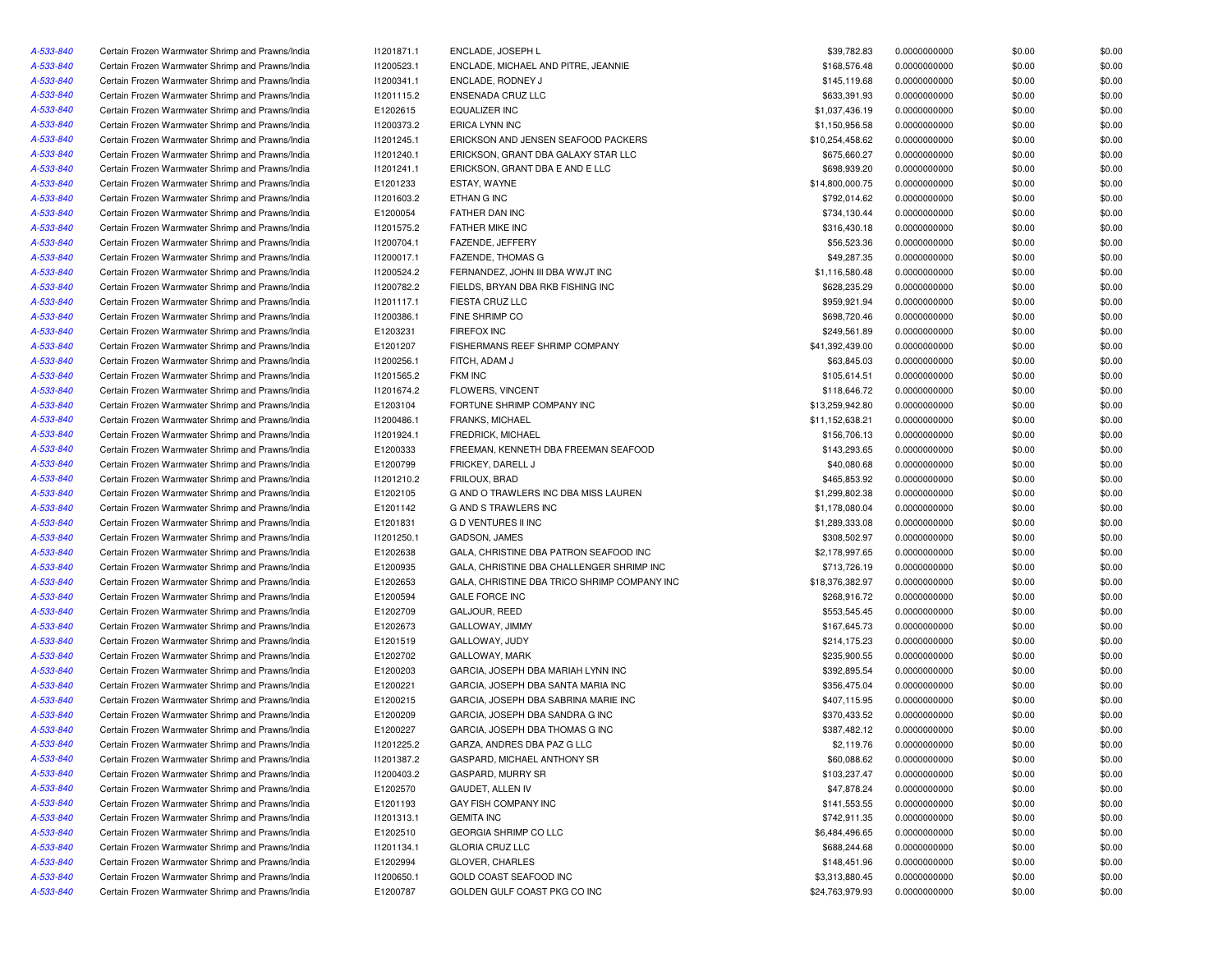| | | | | | | | |
|---|---|---|---|---|---|---|---|
| A-533-840 | Certain Frozen Warmwater Shrimp and Prawns/India | I1201871.1 | ENCLADE, JOSEPH L | $39,782.83 | 0.0000000000 | $0.00 | $0.00 |
| A-533-840 | Certain Frozen Warmwater Shrimp and Prawns/India | I1200523.1 | ENCLADE, MICHAEL AND PITRE, JEANNIE | $168,576.48 | 0.0000000000 | $0.00 | $0.00 |
| A-533-840 | Certain Frozen Warmwater Shrimp and Prawns/India | I1200341.1 | ENCLADE, RODNEY J | $145,119.68 | 0.0000000000 | $0.00 | $0.00 |
| A-533-840 | Certain Frozen Warmwater Shrimp and Prawns/India | I1201115.2 | ENSENADA CRUZ LLC | $633,391.93 | 0.0000000000 | $0.00 | $0.00 |
| A-533-840 | Certain Frozen Warmwater Shrimp and Prawns/India | E1202615 | EQUALIZER INC | $1,037,436.19 | 0.0000000000 | $0.00 | $0.00 |
| A-533-840 | Certain Frozen Warmwater Shrimp and Prawns/India | I1200373.2 | ERICA LYNN INC | $1,150,956.58 | 0.0000000000 | $0.00 | $0.00 |
| A-533-840 | Certain Frozen Warmwater Shrimp and Prawns/India | I1201245.1 | ERICKSON AND JENSEN SEAFOOD PACKERS | $10,254,458.62 | 0.0000000000 | $0.00 | $0.00 |
| A-533-840 | Certain Frozen Warmwater Shrimp and Prawns/India | I1201240.1 | ERICKSON, GRANT DBA GALAXY STAR LLC | $675,660.27 | 0.0000000000 | $0.00 | $0.00 |
| A-533-840 | Certain Frozen Warmwater Shrimp and Prawns/India | I1201241.1 | ERICKSON, GRANT DBA E AND E LLC | $698,939.20 | 0.0000000000 | $0.00 | $0.00 |
| A-533-840 | Certain Frozen Warmwater Shrimp and Prawns/India | E1201233 | ESTAY, WAYNE | $14,800,000.75 | 0.0000000000 | $0.00 | $0.00 |
| A-533-840 | Certain Frozen Warmwater Shrimp and Prawns/India | I1201603.2 | ETHAN G INC | $792,014.62 | 0.0000000000 | $0.00 | $0.00 |
| A-533-840 | Certain Frozen Warmwater Shrimp and Prawns/India | E1200054 | FATHER DAN INC | $734,130.44 | 0.0000000000 | $0.00 | $0.00 |
| A-533-840 | Certain Frozen Warmwater Shrimp and Prawns/India | I1201575.2 | FATHER MIKE INC | $316,430.18 | 0.0000000000 | $0.00 | $0.00 |
| A-533-840 | Certain Frozen Warmwater Shrimp and Prawns/India | I1200704.1 | FAZENDE, JEFFERY | $56,523.36 | 0.0000000000 | $0.00 | $0.00 |
| A-533-840 | Certain Frozen Warmwater Shrimp and Prawns/India | I1200017.1 | FAZENDE, THOMAS G | $49,287.35 | 0.0000000000 | $0.00 | $0.00 |
| A-533-840 | Certain Frozen Warmwater Shrimp and Prawns/India | I1200524.2 | FERNANDEZ, JOHN III DBA WWJT INC | $1,116,580.48 | 0.0000000000 | $0.00 | $0.00 |
| A-533-840 | Certain Frozen Warmwater Shrimp and Prawns/India | I1200782.2 | FIELDS, BRYAN DBA RKB FISHING INC | $628,235.29 | 0.0000000000 | $0.00 | $0.00 |
| A-533-840 | Certain Frozen Warmwater Shrimp and Prawns/India | I1201117.1 | FIESTA CRUZ LLC | $959,921.94 | 0.0000000000 | $0.00 | $0.00 |
| A-533-840 | Certain Frozen Warmwater Shrimp and Prawns/India | I1200386.1 | FINE SHRIMP CO | $698,720.46 | 0.0000000000 | $0.00 | $0.00 |
| A-533-840 | Certain Frozen Warmwater Shrimp and Prawns/India | E1203231 | FIREFOX INC | $249,561.89 | 0.0000000000 | $0.00 | $0.00 |
| A-533-840 | Certain Frozen Warmwater Shrimp and Prawns/India | E1201207 | FISHERMANS REEF SHRIMP COMPANY | $41,392,439.00 | 0.0000000000 | $0.00 | $0.00 |
| A-533-840 | Certain Frozen Warmwater Shrimp and Prawns/India | I1200256.1 | FITCH, ADAM J | $63,845.03 | 0.0000000000 | $0.00 | $0.00 |
| A-533-840 | Certain Frozen Warmwater Shrimp and Prawns/India | I1201565.2 | FKM INC | $105,614.51 | 0.0000000000 | $0.00 | $0.00 |
| A-533-840 | Certain Frozen Warmwater Shrimp and Prawns/India | I1201674.2 | FLOWERS, VINCENT | $118,646.72 | 0.0000000000 | $0.00 | $0.00 |
| A-533-840 | Certain Frozen Warmwater Shrimp and Prawns/India | E1203104 | FORTUNE SHRIMP COMPANY INC | $13,259,942.80 | 0.0000000000 | $0.00 | $0.00 |
| A-533-840 | Certain Frozen Warmwater Shrimp and Prawns/India | I1200486.1 | FRANKS, MICHAEL | $11,152,638.21 | 0.0000000000 | $0.00 | $0.00 |
| A-533-840 | Certain Frozen Warmwater Shrimp and Prawns/India | I1201924.1 | FREDRICK, MICHAEL | $156,706.13 | 0.0000000000 | $0.00 | $0.00 |
| A-533-840 | Certain Frozen Warmwater Shrimp and Prawns/India | E1200333 | FREEMAN, KENNETH DBA FREEMAN SEAFOOD | $143,293.65 | 0.0000000000 | $0.00 | $0.00 |
| A-533-840 | Certain Frozen Warmwater Shrimp and Prawns/India | E1200799 | FRICKEY, DARELL J | $40,080.68 | 0.0000000000 | $0.00 | $0.00 |
| A-533-840 | Certain Frozen Warmwater Shrimp and Prawns/India | I1201210.2 | FRILOUX, BRAD | $465,853.92 | 0.0000000000 | $0.00 | $0.00 |
| A-533-840 | Certain Frozen Warmwater Shrimp and Prawns/India | E1202105 | G AND O TRAWLERS INC DBA MISS LAUREN | $1,299,802.38 | 0.0000000000 | $0.00 | $0.00 |
| A-533-840 | Certain Frozen Warmwater Shrimp and Prawns/India | E1201142 | G AND S TRAWLERS INC | $1,178,080.04 | 0.0000000000 | $0.00 | $0.00 |
| A-533-840 | Certain Frozen Warmwater Shrimp and Prawns/India | E1201831 | G D VENTURES II INC | $1,289,333.08 | 0.0000000000 | $0.00 | $0.00 |
| A-533-840 | Certain Frozen Warmwater Shrimp and Prawns/India | I1201250.1 | GADSON, JAMES | $308,502.97 | 0.0000000000 | $0.00 | $0.00 |
| A-533-840 | Certain Frozen Warmwater Shrimp and Prawns/India | E1202638 | GALA, CHRISTINE DBA PATRON SEAFOOD INC | $2,178,997.65 | 0.0000000000 | $0.00 | $0.00 |
| A-533-840 | Certain Frozen Warmwater Shrimp and Prawns/India | E1200935 | GALA, CHRISTINE DBA CHALLENGER SHRIMP INC | $713,726.19 | 0.0000000000 | $0.00 | $0.00 |
| A-533-840 | Certain Frozen Warmwater Shrimp and Prawns/India | E1202653 | GALA, CHRISTINE DBA TRICO SHRIMP COMPANY INC | $18,376,382.97 | 0.0000000000 | $0.00 | $0.00 |
| A-533-840 | Certain Frozen Warmwater Shrimp and Prawns/India | E1200594 | GALE FORCE INC | $268,916.72 | 0.0000000000 | $0.00 | $0.00 |
| A-533-840 | Certain Frozen Warmwater Shrimp and Prawns/India | E1202709 | GALJOUR, REED | $553,545.45 | 0.0000000000 | $0.00 | $0.00 |
| A-533-840 | Certain Frozen Warmwater Shrimp and Prawns/India | E1202673 | GALLOWAY, JIMMY | $167,645.73 | 0.0000000000 | $0.00 | $0.00 |
| A-533-840 | Certain Frozen Warmwater Shrimp and Prawns/India | E1201519 | GALLOWAY, JUDY | $214,175.23 | 0.0000000000 | $0.00 | $0.00 |
| A-533-840 | Certain Frozen Warmwater Shrimp and Prawns/India | E1202702 | GALLOWAY, MARK | $235,900.55 | 0.0000000000 | $0.00 | $0.00 |
| A-533-840 | Certain Frozen Warmwater Shrimp and Prawns/India | E1200203 | GARCIA, JOSEPH DBA MARIAH LYNN INC | $392,895.54 | 0.0000000000 | $0.00 | $0.00 |
| A-533-840 | Certain Frozen Warmwater Shrimp and Prawns/India | E1200221 | GARCIA, JOSEPH DBA SANTA MARIA INC | $356,475.04 | 0.0000000000 | $0.00 | $0.00 |
| A-533-840 | Certain Frozen Warmwater Shrimp and Prawns/India | E1200215 | GARCIA, JOSEPH DBA SABRINA MARIE INC | $407,115.95 | 0.0000000000 | $0.00 | $0.00 |
| A-533-840 | Certain Frozen Warmwater Shrimp and Prawns/India | E1200209 | GARCIA, JOSEPH DBA SANDRA G INC | $370,433.52 | 0.0000000000 | $0.00 | $0.00 |
| A-533-840 | Certain Frozen Warmwater Shrimp and Prawns/India | E1200227 | GARCIA, JOSEPH DBA THOMAS G INC | $387,482.12 | 0.0000000000 | $0.00 | $0.00 |
| A-533-840 | Certain Frozen Warmwater Shrimp and Prawns/India | I1201225.2 | GARZA, ANDRES DBA PAZ G LLC | $2,119.76 | 0.0000000000 | $0.00 | $0.00 |
| A-533-840 | Certain Frozen Warmwater Shrimp and Prawns/India | I1201387.2 | GASPARD, MICHAEL ANTHONY SR | $60,088.62 | 0.0000000000 | $0.00 | $0.00 |
| A-533-840 | Certain Frozen Warmwater Shrimp and Prawns/India | I1200403.2 | GASPARD, MURRY SR | $103,237.47 | 0.0000000000 | $0.00 | $0.00 |
| A-533-840 | Certain Frozen Warmwater Shrimp and Prawns/India | E1202570 | GAUDET, ALLEN IV | $47,878.24 | 0.0000000000 | $0.00 | $0.00 |
| A-533-840 | Certain Frozen Warmwater Shrimp and Prawns/India | E1201193 | GAY FISH COMPANY INC | $141,553.55 | 0.0000000000 | $0.00 | $0.00 |
| A-533-840 | Certain Frozen Warmwater Shrimp and Prawns/India | I1201313.1 | GEMITA INC | $742,911.35 | 0.0000000000 | $0.00 | $0.00 |
| A-533-840 | Certain Frozen Warmwater Shrimp and Prawns/India | E1202510 | GEORGIA SHRIMP CO LLC | $6,484,496.65 | 0.0000000000 | $0.00 | $0.00 |
| A-533-840 | Certain Frozen Warmwater Shrimp and Prawns/India | I1201134.1 | GLORIA CRUZ LLC | $688,244.68 | 0.0000000000 | $0.00 | $0.00 |
| A-533-840 | Certain Frozen Warmwater Shrimp and Prawns/India | E1202994 | GLOVER, CHARLES | $148,451.96 | 0.0000000000 | $0.00 | $0.00 |
| A-533-840 | Certain Frozen Warmwater Shrimp and Prawns/India | I1200650.1 | GOLD COAST SEAFOOD INC | $3,313,880.45 | 0.0000000000 | $0.00 | $0.00 |
| A-533-840 | Certain Frozen Warmwater Shrimp and Prawns/India | E1200787 | GOLDEN GULF COAST PKG CO INC | $24,763,979.93 | 0.0000000000 | $0.00 | $0.00 |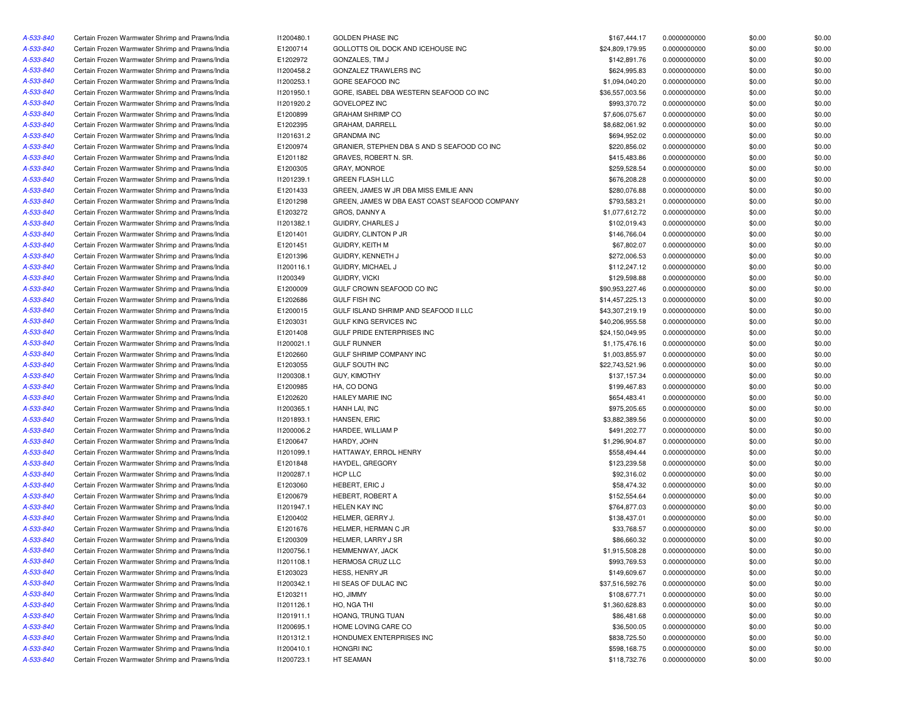| | | | | | | | |
|---|---|---|---|---|---|---|---|
| A-533-840 | Certain Frozen Warmwater Shrimp and Prawns/India | I1200480.1 | GOLDEN PHASE INC | $167,444.17 | 0.0000000000 | $0.00 | $0.00 |
| A-533-840 | Certain Frozen Warmwater Shrimp and Prawns/India | E1200714 | GOLLOTTS OIL DOCK AND ICEHOUSE INC | $24,809,179.95 | 0.0000000000 | $0.00 | $0.00 |
| A-533-840 | Certain Frozen Warmwater Shrimp and Prawns/India | E1202972 | GONZALES, TIM J | $142,891.76 | 0.0000000000 | $0.00 | $0.00 |
| A-533-840 | Certain Frozen Warmwater Shrimp and Prawns/India | I1200458.2 | GONZALEZ TRAWLERS INC | $624,995.83 | 0.0000000000 | $0.00 | $0.00 |
| A-533-840 | Certain Frozen Warmwater Shrimp and Prawns/India | I1200253.1 | GORE SEAFOOD INC | $1,094,040.20 | 0.0000000000 | $0.00 | $0.00 |
| A-533-840 | Certain Frozen Warmwater Shrimp and Prawns/India | I1201950.1 | GORE, ISABEL DBA WESTERN SEAFOOD CO INC | $36,557,003.56 | 0.0000000000 | $0.00 | $0.00 |
| A-533-840 | Certain Frozen Warmwater Shrimp and Prawns/India | I1201920.2 | GOVELOPEZ INC | $993,370.72 | 0.0000000000 | $0.00 | $0.00 |
| A-533-840 | Certain Frozen Warmwater Shrimp and Prawns/India | E1200899 | GRAHAM SHRIMP CO | $7,606,075.67 | 0.0000000000 | $0.00 | $0.00 |
| A-533-840 | Certain Frozen Warmwater Shrimp and Prawns/India | E1202395 | GRAHAM, DARRELL | $8,682,061.92 | 0.0000000000 | $0.00 | $0.00 |
| A-533-840 | Certain Frozen Warmwater Shrimp and Prawns/India | I1201631.2 | GRANDMA INC | $694,952.02 | 0.0000000000 | $0.00 | $0.00 |
| A-533-840 | Certain Frozen Warmwater Shrimp and Prawns/India | E1200974 | GRANIER, STEPHEN DBA S AND S SEAFOOD CO INC | $220,856.02 | 0.0000000000 | $0.00 | $0.00 |
| A-533-840 | Certain Frozen Warmwater Shrimp and Prawns/India | E1201182 | GRAVES, ROBERT N. SR. | $415,483.86 | 0.0000000000 | $0.00 | $0.00 |
| A-533-840 | Certain Frozen Warmwater Shrimp and Prawns/India | E1200305 | GRAY, MONROE | $259,528.54 | 0.0000000000 | $0.00 | $0.00 |
| A-533-840 | Certain Frozen Warmwater Shrimp and Prawns/India | I1201239.1 | GREEN FLASH LLC | $676,208.28 | 0.0000000000 | $0.00 | $0.00 |
| A-533-840 | Certain Frozen Warmwater Shrimp and Prawns/India | E1201433 | GREEN, JAMES W JR DBA MISS EMILIE ANN | $280,076.88 | 0.0000000000 | $0.00 | $0.00 |
| A-533-840 | Certain Frozen Warmwater Shrimp and Prawns/India | E1201298 | GREEN, JAMES W DBA EAST COAST SEAFOOD COMPANY | $793,583.21 | 0.0000000000 | $0.00 | $0.00 |
| A-533-840 | Certain Frozen Warmwater Shrimp and Prawns/India | E1203272 | GROS, DANNY A | $1,077,612.72 | 0.0000000000 | $0.00 | $0.00 |
| A-533-840 | Certain Frozen Warmwater Shrimp and Prawns/India | I1201382.1 | GUIDRY, CHARLES J | $102,019.43 | 0.0000000000 | $0.00 | $0.00 |
| A-533-840 | Certain Frozen Warmwater Shrimp and Prawns/India | E1201401 | GUIDRY, CLINTON P JR | $146,766.04 | 0.0000000000 | $0.00 | $0.00 |
| A-533-840 | Certain Frozen Warmwater Shrimp and Prawns/India | E1201451 | GUIDRY, KEITH M | $67,802.07 | 0.0000000000 | $0.00 | $0.00 |
| A-533-840 | Certain Frozen Warmwater Shrimp and Prawns/India | E1201396 | GUIDRY, KENNETH J | $272,006.53 | 0.0000000000 | $0.00 | $0.00 |
| A-533-840 | Certain Frozen Warmwater Shrimp and Prawns/India | I1200116.1 | GUIDRY, MICHAEL J | $112,247.12 | 0.0000000000 | $0.00 | $0.00 |
| A-533-840 | Certain Frozen Warmwater Shrimp and Prawns/India | I1200349 | GUIDRY, VICKI | $129,598.88 | 0.0000000000 | $0.00 | $0.00 |
| A-533-840 | Certain Frozen Warmwater Shrimp and Prawns/India | E1200009 | GULF CROWN SEAFOOD CO INC | $90,953,227.46 | 0.0000000000 | $0.00 | $0.00 |
| A-533-840 | Certain Frozen Warmwater Shrimp and Prawns/India | E1202686 | GULF FISH INC | $14,457,225.13 | 0.0000000000 | $0.00 | $0.00 |
| A-533-840 | Certain Frozen Warmwater Shrimp and Prawns/India | E1200015 | GULF ISLAND SHRIMP AND SEAFOOD II LLC | $43,307,219.19 | 0.0000000000 | $0.00 | $0.00 |
| A-533-840 | Certain Frozen Warmwater Shrimp and Prawns/India | E1203031 | GULF KING SERVICES INC | $40,206,955.58 | 0.0000000000 | $0.00 | $0.00 |
| A-533-840 | Certain Frozen Warmwater Shrimp and Prawns/India | E1201408 | GULF PRIDE ENTERPRISES INC | $24,150,049.95 | 0.0000000000 | $0.00 | $0.00 |
| A-533-840 | Certain Frozen Warmwater Shrimp and Prawns/India | I1200021.1 | GULF RUNNER | $1,175,476.16 | 0.0000000000 | $0.00 | $0.00 |
| A-533-840 | Certain Frozen Warmwater Shrimp and Prawns/India | E1202660 | GULF SHRIMP COMPANY INC | $1,003,855.97 | 0.0000000000 | $0.00 | $0.00 |
| A-533-840 | Certain Frozen Warmwater Shrimp and Prawns/India | E1203055 | GULF SOUTH INC | $22,743,521.96 | 0.0000000000 | $0.00 | $0.00 |
| A-533-840 | Certain Frozen Warmwater Shrimp and Prawns/India | I1200308.1 | GUY, KIMOTHY | $137,157.34 | 0.0000000000 | $0.00 | $0.00 |
| A-533-840 | Certain Frozen Warmwater Shrimp and Prawns/India | E1200985 | HA, CO DONG | $199,467.83 | 0.0000000000 | $0.00 | $0.00 |
| A-533-840 | Certain Frozen Warmwater Shrimp and Prawns/India | E1202620 | HAILEY MARIE INC | $654,483.41 | 0.0000000000 | $0.00 | $0.00 |
| A-533-840 | Certain Frozen Warmwater Shrimp and Prawns/India | I1200365.1 | HANH LAI, INC | $975,205.65 | 0.0000000000 | $0.00 | $0.00 |
| A-533-840 | Certain Frozen Warmwater Shrimp and Prawns/India | I1201893.1 | HANSEN, ERIC | $3,882,389.56 | 0.0000000000 | $0.00 | $0.00 |
| A-533-840 | Certain Frozen Warmwater Shrimp and Prawns/India | I1200006.2 | HARDEE, WILLIAM P | $491,202.77 | 0.0000000000 | $0.00 | $0.00 |
| A-533-840 | Certain Frozen Warmwater Shrimp and Prawns/India | E1200647 | HARDY, JOHN | $1,296,904.87 | 0.0000000000 | $0.00 | $0.00 |
| A-533-840 | Certain Frozen Warmwater Shrimp and Prawns/India | I1201099.1 | HATTAWAY, ERROL HENRY | $558,494.44 | 0.0000000000 | $0.00 | $0.00 |
| A-533-840 | Certain Frozen Warmwater Shrimp and Prawns/India | E1201848 | HAYDEL, GREGORY | $123,239.58 | 0.0000000000 | $0.00 | $0.00 |
| A-533-840 | Certain Frozen Warmwater Shrimp and Prawns/India | I1200287.1 | HCP LLC | $92,316.02 | 0.0000000000 | $0.00 | $0.00 |
| A-533-840 | Certain Frozen Warmwater Shrimp and Prawns/India | E1203060 | HEBERT, ERIC J | $58,474.32 | 0.0000000000 | $0.00 | $0.00 |
| A-533-840 | Certain Frozen Warmwater Shrimp and Prawns/India | E1200679 | HEBERT, ROBERT A | $152,554.64 | 0.0000000000 | $0.00 | $0.00 |
| A-533-840 | Certain Frozen Warmwater Shrimp and Prawns/India | I1201947.1 | HELEN KAY INC | $764,877.03 | 0.0000000000 | $0.00 | $0.00 |
| A-533-840 | Certain Frozen Warmwater Shrimp and Prawns/India | E1200402 | HELMER, GERRY J. | $138,437.01 | 0.0000000000 | $0.00 | $0.00 |
| A-533-840 | Certain Frozen Warmwater Shrimp and Prawns/India | E1201676 | HELMER, HERMAN C JR | $33,768.57 | 0.0000000000 | $0.00 | $0.00 |
| A-533-840 | Certain Frozen Warmwater Shrimp and Prawns/India | E1200309 | HELMER, LARRY J SR | $86,660.32 | 0.0000000000 | $0.00 | $0.00 |
| A-533-840 | Certain Frozen Warmwater Shrimp and Prawns/India | I1200756.1 | HEMMENWAY, JACK | $1,915,508.28 | 0.0000000000 | $0.00 | $0.00 |
| A-533-840 | Certain Frozen Warmwater Shrimp and Prawns/India | I1201108.1 | HERMOSA CRUZ LLC | $993,769.53 | 0.0000000000 | $0.00 | $0.00 |
| A-533-840 | Certain Frozen Warmwater Shrimp and Prawns/India | E1203023 | HESS, HENRY JR | $149,609.67 | 0.0000000000 | $0.00 | $0.00 |
| A-533-840 | Certain Frozen Warmwater Shrimp and Prawns/India | I1200342.1 | HI SEAS OF DULAC INC | $37,516,592.76 | 0.0000000000 | $0.00 | $0.00 |
| A-533-840 | Certain Frozen Warmwater Shrimp and Prawns/India | E1203211 | HO, JIMMY | $108,677.71 | 0.0000000000 | $0.00 | $0.00 |
| A-533-840 | Certain Frozen Warmwater Shrimp and Prawns/India | I1201126.1 | HO, NGA THI | $1,360,628.83 | 0.0000000000 | $0.00 | $0.00 |
| A-533-840 | Certain Frozen Warmwater Shrimp and Prawns/India | I1201911.1 | HOANG, TRUNG TUAN | $86,481.68 | 0.0000000000 | $0.00 | $0.00 |
| A-533-840 | Certain Frozen Warmwater Shrimp and Prawns/India | I1200695.1 | HOME LOVING CARE CO | $36,500.05 | 0.0000000000 | $0.00 | $0.00 |
| A-533-840 | Certain Frozen Warmwater Shrimp and Prawns/India | I1201312.1 | HONDUMEX ENTERPRISES INC | $838,725.50 | 0.0000000000 | $0.00 | $0.00 |
| A-533-840 | Certain Frozen Warmwater Shrimp and Prawns/India | I1200410.1 | HONGRI INC | $598,168.75 | 0.0000000000 | $0.00 | $0.00 |
| A-533-840 | Certain Frozen Warmwater Shrimp and Prawns/India | I1200723.1 | HT SEAMAN | $118,732.76 | 0.0000000000 | $0.00 | $0.00 |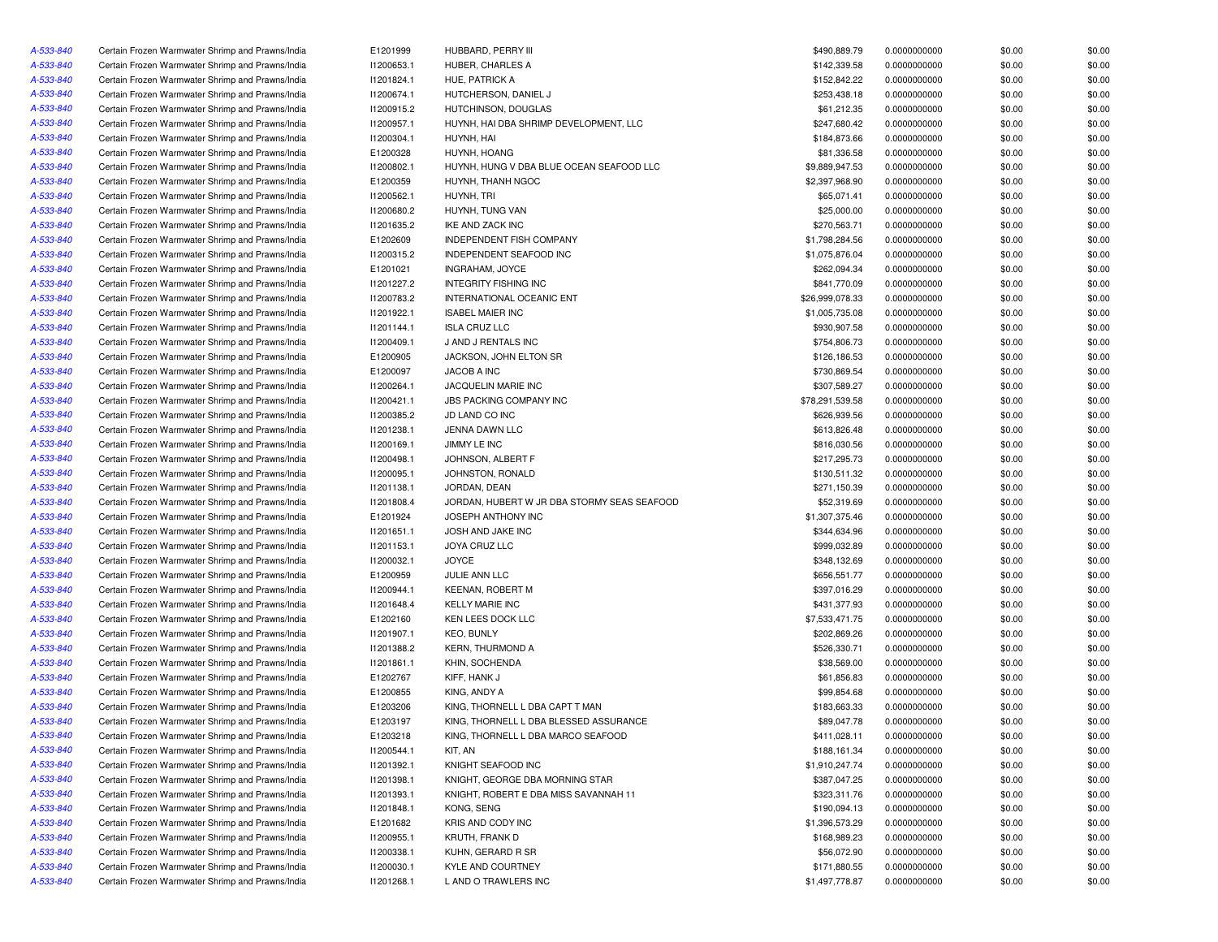| | | | | | | | |
|---|---|---|---|---|---|---|---|
| A-533-840 | Certain Frozen Warmwater Shrimp and Prawns/India | E1201999 | HUBBARD, PERRY III | $490,889.79 | 0.0000000000 | $0.00 | $0.00 |
| A-533-840 | Certain Frozen Warmwater Shrimp and Prawns/India | I1200653.1 | HUBER, CHARLES A | $142,339.58 | 0.0000000000 | $0.00 | $0.00 |
| A-533-840 | Certain Frozen Warmwater Shrimp and Prawns/India | I1201824.1 | HUE, PATRICK A | $152,842.22 | 0.0000000000 | $0.00 | $0.00 |
| A-533-840 | Certain Frozen Warmwater Shrimp and Prawns/India | I1200674.1 | HUTCHERSON, DANIEL J | $253,438.18 | 0.0000000000 | $0.00 | $0.00 |
| A-533-840 | Certain Frozen Warmwater Shrimp and Prawns/India | I1200915.2 | HUTCHINSON, DOUGLAS | $61,212.35 | 0.0000000000 | $0.00 | $0.00 |
| A-533-840 | Certain Frozen Warmwater Shrimp and Prawns/India | I1200957.1 | HUYNH, HAI DBA SHRIMP DEVELOPMENT, LLC | $247,680.42 | 0.0000000000 | $0.00 | $0.00 |
| A-533-840 | Certain Frozen Warmwater Shrimp and Prawns/India | I1200304.1 | HUYNH, HAI | $184,873.66 | 0.0000000000 | $0.00 | $0.00 |
| A-533-840 | Certain Frozen Warmwater Shrimp and Prawns/India | E1200328 | HUYNH, HOANG | $81,336.58 | 0.0000000000 | $0.00 | $0.00 |
| A-533-840 | Certain Frozen Warmwater Shrimp and Prawns/India | I1200802.1 | HUYNH, HUNG V DBA BLUE OCEAN SEAFOOD LLC | $9,889,947.53 | 0.0000000000 | $0.00 | $0.00 |
| A-533-840 | Certain Frozen Warmwater Shrimp and Prawns/India | E1200359 | HUYNH, THANH NGOC | $2,397,968.90 | 0.0000000000 | $0.00 | $0.00 |
| A-533-840 | Certain Frozen Warmwater Shrimp and Prawns/India | I1200562.1 | HUYNH, TRI | $65,071.41 | 0.0000000000 | $0.00 | $0.00 |
| A-533-840 | Certain Frozen Warmwater Shrimp and Prawns/India | I1200680.2 | HUYNH, TUNG VAN | $25,000.00 | 0.0000000000 | $0.00 | $0.00 |
| A-533-840 | Certain Frozen Warmwater Shrimp and Prawns/India | I1201635.2 | IKE AND ZACK INC | $270,563.71 | 0.0000000000 | $0.00 | $0.00 |
| A-533-840 | Certain Frozen Warmwater Shrimp and Prawns/India | E1202609 | INDEPENDENT FISH COMPANY | $1,798,284.56 | 0.0000000000 | $0.00 | $0.00 |
| A-533-840 | Certain Frozen Warmwater Shrimp and Prawns/India | I1200315.2 | INDEPENDENT SEAFOOD INC | $1,075,876.04 | 0.0000000000 | $0.00 | $0.00 |
| A-533-840 | Certain Frozen Warmwater Shrimp and Prawns/India | E1201021 | INGRAHAM, JOYCE | $262,094.34 | 0.0000000000 | $0.00 | $0.00 |
| A-533-840 | Certain Frozen Warmwater Shrimp and Prawns/India | I1201227.2 | INTEGRITY FISHING INC | $841,770.09 | 0.0000000000 | $0.00 | $0.00 |
| A-533-840 | Certain Frozen Warmwater Shrimp and Prawns/India | I1200783.2 | INTERNATIONAL OCEANIC ENT | $26,999,078.33 | 0.0000000000 | $0.00 | $0.00 |
| A-533-840 | Certain Frozen Warmwater Shrimp and Prawns/India | I1201922.1 | ISABEL MAIER INC | $1,005,735.08 | 0.0000000000 | $0.00 | $0.00 |
| A-533-840 | Certain Frozen Warmwater Shrimp and Prawns/India | I1201144.1 | ISLA CRUZ LLC | $930,907.58 | 0.0000000000 | $0.00 | $0.00 |
| A-533-840 | Certain Frozen Warmwater Shrimp and Prawns/India | I1200409.1 | J AND J RENTALS INC | $754,806.73 | 0.0000000000 | $0.00 | $0.00 |
| A-533-840 | Certain Frozen Warmwater Shrimp and Prawns/India | E1200905 | JACKSON, JOHN ELTON SR | $126,186.53 | 0.0000000000 | $0.00 | $0.00 |
| A-533-840 | Certain Frozen Warmwater Shrimp and Prawns/India | E1200097 | JACOB A INC | $730,869.54 | 0.0000000000 | $0.00 | $0.00 |
| A-533-840 | Certain Frozen Warmwater Shrimp and Prawns/India | I1200264.1 | JACQUELIN MARIE INC | $307,589.27 | 0.0000000000 | $0.00 | $0.00 |
| A-533-840 | Certain Frozen Warmwater Shrimp and Prawns/India | I1200421.1 | JBS PACKING COMPANY INC | $78,291,539.58 | 0.0000000000 | $0.00 | $0.00 |
| A-533-840 | Certain Frozen Warmwater Shrimp and Prawns/India | I1200385.2 | JD LAND CO INC | $626,939.56 | 0.0000000000 | $0.00 | $0.00 |
| A-533-840 | Certain Frozen Warmwater Shrimp and Prawns/India | I1201238.1 | JENNA DAWN LLC | $613,826.48 | 0.0000000000 | $0.00 | $0.00 |
| A-533-840 | Certain Frozen Warmwater Shrimp and Prawns/India | I1200169.1 | JIMMY LE INC | $816,030.56 | 0.0000000000 | $0.00 | $0.00 |
| A-533-840 | Certain Frozen Warmwater Shrimp and Prawns/India | I1200498.1 | JOHNSON, ALBERT F | $217,295.73 | 0.0000000000 | $0.00 | $0.00 |
| A-533-840 | Certain Frozen Warmwater Shrimp and Prawns/India | I1200095.1 | JOHNSTON, RONALD | $130,511.32 | 0.0000000000 | $0.00 | $0.00 |
| A-533-840 | Certain Frozen Warmwater Shrimp and Prawns/India | I1201138.1 | JORDAN, DEAN | $271,150.39 | 0.0000000000 | $0.00 | $0.00 |
| A-533-840 | Certain Frozen Warmwater Shrimp and Prawns/India | I1201808.4 | JORDAN, HUBERT W JR DBA STORMY SEAS SEAFOOD | $52,319.69 | 0.0000000000 | $0.00 | $0.00 |
| A-533-840 | Certain Frozen Warmwater Shrimp and Prawns/India | E1201924 | JOSEPH ANTHONY INC | $1,307,375.46 | 0.0000000000 | $0.00 | $0.00 |
| A-533-840 | Certain Frozen Warmwater Shrimp and Prawns/India | I1201651.1 | JOSH AND JAKE INC | $344,634.96 | 0.0000000000 | $0.00 | $0.00 |
| A-533-840 | Certain Frozen Warmwater Shrimp and Prawns/India | I1201153.1 | JOYA CRUZ LLC | $999,032.89 | 0.0000000000 | $0.00 | $0.00 |
| A-533-840 | Certain Frozen Warmwater Shrimp and Prawns/India | I1200032.1 | JOYCE | $348,132.69 | 0.0000000000 | $0.00 | $0.00 |
| A-533-840 | Certain Frozen Warmwater Shrimp and Prawns/India | E1200959 | JULIE ANN LLC | $656,551.77 | 0.0000000000 | $0.00 | $0.00 |
| A-533-840 | Certain Frozen Warmwater Shrimp and Prawns/India | I1200944.1 | KEENAN, ROBERT M | $397,016.29 | 0.0000000000 | $0.00 | $0.00 |
| A-533-840 | Certain Frozen Warmwater Shrimp and Prawns/India | I1201648.4 | KELLY MARIE INC | $431,377.93 | 0.0000000000 | $0.00 | $0.00 |
| A-533-840 | Certain Frozen Warmwater Shrimp and Prawns/India | E1202160 | KEN LEES DOCK LLC | $7,533,471.75 | 0.0000000000 | $0.00 | $0.00 |
| A-533-840 | Certain Frozen Warmwater Shrimp and Prawns/India | I1201907.1 | KEO, BUNLY | $202,869.26 | 0.0000000000 | $0.00 | $0.00 |
| A-533-840 | Certain Frozen Warmwater Shrimp and Prawns/India | I1201388.2 | KERN, THURMOND A | $526,330.71 | 0.0000000000 | $0.00 | $0.00 |
| A-533-840 | Certain Frozen Warmwater Shrimp and Prawns/India | I1201861.1 | KHIN, SOCHENDA | $38,569.00 | 0.0000000000 | $0.00 | $0.00 |
| A-533-840 | Certain Frozen Warmwater Shrimp and Prawns/India | E1202767 | KIFF, HANK J | $61,856.83 | 0.0000000000 | $0.00 | $0.00 |
| A-533-840 | Certain Frozen Warmwater Shrimp and Prawns/India | E1200855 | KING, ANDY A | $99,854.68 | 0.0000000000 | $0.00 | $0.00 |
| A-533-840 | Certain Frozen Warmwater Shrimp and Prawns/India | E1203206 | KING, THORNELL L DBA CAPT T MAN | $183,663.33 | 0.0000000000 | $0.00 | $0.00 |
| A-533-840 | Certain Frozen Warmwater Shrimp and Prawns/India | E1203197 | KING, THORNELL L DBA BLESSED ASSURANCE | $89,047.78 | 0.0000000000 | $0.00 | $0.00 |
| A-533-840 | Certain Frozen Warmwater Shrimp and Prawns/India | E1203218 | KING, THORNELL L DBA MARCO SEAFOOD | $411,028.11 | 0.0000000000 | $0.00 | $0.00 |
| A-533-840 | Certain Frozen Warmwater Shrimp and Prawns/India | I1200544.1 | KIT, AN | $188,161.34 | 0.0000000000 | $0.00 | $0.00 |
| A-533-840 | Certain Frozen Warmwater Shrimp and Prawns/India | I1201392.1 | KNIGHT SEAFOOD INC | $1,910,247.74 | 0.0000000000 | $0.00 | $0.00 |
| A-533-840 | Certain Frozen Warmwater Shrimp and Prawns/India | I1201398.1 | KNIGHT, GEORGE DBA MORNING STAR | $387,047.25 | 0.0000000000 | $0.00 | $0.00 |
| A-533-840 | Certain Frozen Warmwater Shrimp and Prawns/India | I1201393.1 | KNIGHT, ROBERT E DBA MISS SAVANNAH 11 | $323,311.76 | 0.0000000000 | $0.00 | $0.00 |
| A-533-840 | Certain Frozen Warmwater Shrimp and Prawns/India | I1201848.1 | KONG, SENG | $190,094.13 | 0.0000000000 | $0.00 | $0.00 |
| A-533-840 | Certain Frozen Warmwater Shrimp and Prawns/India | E1201682 | KRIS AND CODY INC | $1,396,573.29 | 0.0000000000 | $0.00 | $0.00 |
| A-533-840 | Certain Frozen Warmwater Shrimp and Prawns/India | I1200955.1 | KRUTH, FRANK D | $168,989.23 | 0.0000000000 | $0.00 | $0.00 |
| A-533-840 | Certain Frozen Warmwater Shrimp and Prawns/India | I1200338.1 | KUHN, GERARD R SR | $56,072.90 | 0.0000000000 | $0.00 | $0.00 |
| A-533-840 | Certain Frozen Warmwater Shrimp and Prawns/India | I1200030.1 | KYLE AND COURTNEY | $171,880.55 | 0.0000000000 | $0.00 | $0.00 |
| A-533-840 | Certain Frozen Warmwater Shrimp and Prawns/India | I1201268.1 | L AND O TRAWLERS INC | $1,497,778.87 | 0.0000000000 | $0.00 | $0.00 |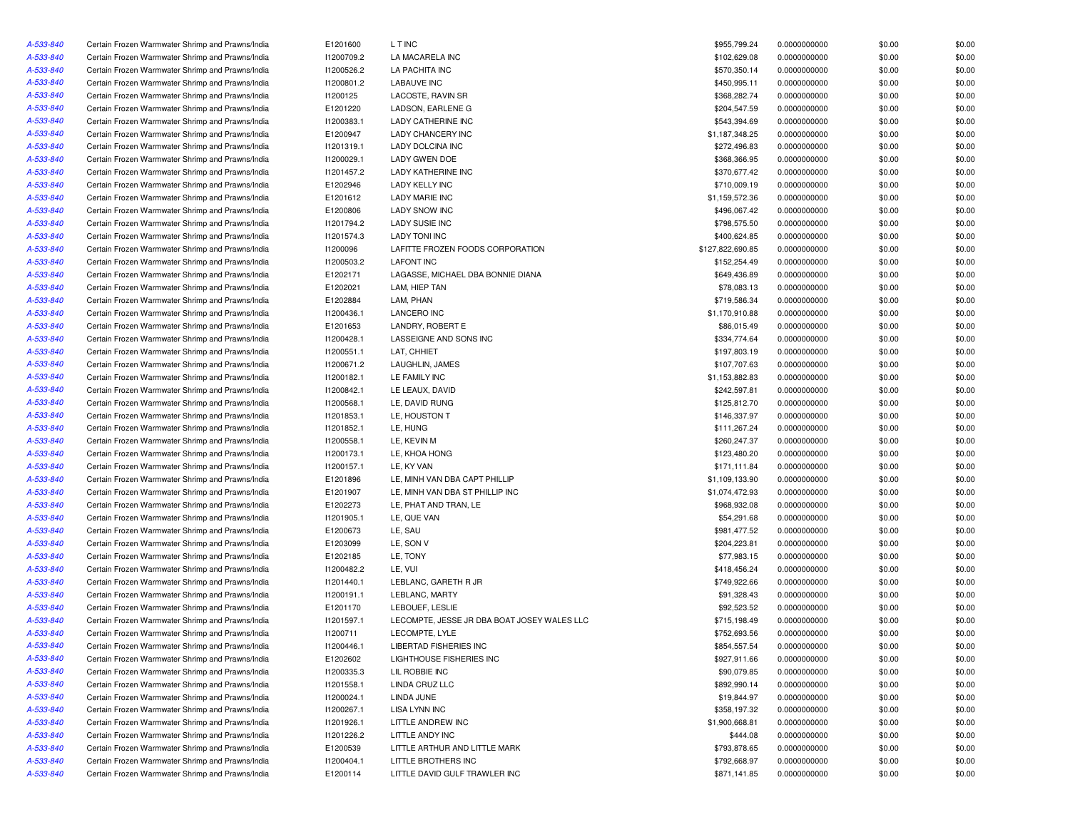| | | | | | | | |
|---|---|---|---|---|---|---|---|
| A-533-840 | Certain Frozen Warmwater Shrimp and Prawns/India | E1201600 | L T INC | $955,799.24 | 0.0000000000 | $0.00 | $0.00 |
| A-533-840 | Certain Frozen Warmwater Shrimp and Prawns/India | I1200709.2 | LA MACARELA INC | $102,629.08 | 0.0000000000 | $0.00 | $0.00 |
| A-533-840 | Certain Frozen Warmwater Shrimp and Prawns/India | I1200526.2 | LA PACHITA INC | $570,350.14 | 0.0000000000 | $0.00 | $0.00 |
| A-533-840 | Certain Frozen Warmwater Shrimp and Prawns/India | I1200801.2 | LABAUVE INC | $450,995.11 | 0.0000000000 | $0.00 | $0.00 |
| A-533-840 | Certain Frozen Warmwater Shrimp and Prawns/India | I1200125 | LACOSTE, RAVIN SR | $368,282.74 | 0.0000000000 | $0.00 | $0.00 |
| A-533-840 | Certain Frozen Warmwater Shrimp and Prawns/India | E1201220 | LADSON, EARLENE G | $204,547.59 | 0.0000000000 | $0.00 | $0.00 |
| A-533-840 | Certain Frozen Warmwater Shrimp and Prawns/India | I1200383.1 | LADY CATHERINE INC | $543,394.69 | 0.0000000000 | $0.00 | $0.00 |
| A-533-840 | Certain Frozen Warmwater Shrimp and Prawns/India | E1200947 | LADY CHANCERY INC | $1,187,348.25 | 0.0000000000 | $0.00 | $0.00 |
| A-533-840 | Certain Frozen Warmwater Shrimp and Prawns/India | I1201319.1 | LADY DOLCINA INC | $272,496.83 | 0.0000000000 | $0.00 | $0.00 |
| A-533-840 | Certain Frozen Warmwater Shrimp and Prawns/India | I1200029.1 | LADY GWEN DOE | $368,366.95 | 0.0000000000 | $0.00 | $0.00 |
| A-533-840 | Certain Frozen Warmwater Shrimp and Prawns/India | I1201457.2 | LADY KATHERINE INC | $370,677.42 | 0.0000000000 | $0.00 | $0.00 |
| A-533-840 | Certain Frozen Warmwater Shrimp and Prawns/India | E1202946 | LADY KELLY INC | $710,009.19 | 0.0000000000 | $0.00 | $0.00 |
| A-533-840 | Certain Frozen Warmwater Shrimp and Prawns/India | E1201612 | LADY MARIE INC | $1,159,572.36 | 0.0000000000 | $0.00 | $0.00 |
| A-533-840 | Certain Frozen Warmwater Shrimp and Prawns/India | E1200806 | LADY SNOW INC | $496,067.42 | 0.0000000000 | $0.00 | $0.00 |
| A-533-840 | Certain Frozen Warmwater Shrimp and Prawns/India | I1201794.2 | LADY SUSIE INC | $798,575.50 | 0.0000000000 | $0.00 | $0.00 |
| A-533-840 | Certain Frozen Warmwater Shrimp and Prawns/India | I1201574.3 | LADY TONI INC | $400,624.85 | 0.0000000000 | $0.00 | $0.00 |
| A-533-840 | Certain Frozen Warmwater Shrimp and Prawns/India | I1200096 | LAFITTE FROZEN FOODS CORPORATION | $127,822,690.85 | 0.0000000000 | $0.00 | $0.00 |
| A-533-840 | Certain Frozen Warmwater Shrimp and Prawns/India | I1200503.2 | LAFONT INC | $152,254.49 | 0.0000000000 | $0.00 | $0.00 |
| A-533-840 | Certain Frozen Warmwater Shrimp and Prawns/India | E1202171 | LAGASSE, MICHAEL DBA BONNIE DIANA | $649,436.89 | 0.0000000000 | $0.00 | $0.00 |
| A-533-840 | Certain Frozen Warmwater Shrimp and Prawns/India | E1202021 | LAM, HIEP TAN | $78,083.13 | 0.0000000000 | $0.00 | $0.00 |
| A-533-840 | Certain Frozen Warmwater Shrimp and Prawns/India | E1202884 | LAM, PHAN | $719,586.34 | 0.0000000000 | $0.00 | $0.00 |
| A-533-840 | Certain Frozen Warmwater Shrimp and Prawns/India | I1200436.1 | LANCERO INC | $1,170,910.88 | 0.0000000000 | $0.00 | $0.00 |
| A-533-840 | Certain Frozen Warmwater Shrimp and Prawns/India | E1201653 | LANDRY, ROBERT E | $86,015.49 | 0.0000000000 | $0.00 | $0.00 |
| A-533-840 | Certain Frozen Warmwater Shrimp and Prawns/India | I1200428.1 | LASSEIGNE AND SONS INC | $334,774.64 | 0.0000000000 | $0.00 | $0.00 |
| A-533-840 | Certain Frozen Warmwater Shrimp and Prawns/India | I1200551.1 | LAT, CHHIET | $197,803.19 | 0.0000000000 | $0.00 | $0.00 |
| A-533-840 | Certain Frozen Warmwater Shrimp and Prawns/India | I1200671.2 | LAUGHLIN, JAMES | $107,707.63 | 0.0000000000 | $0.00 | $0.00 |
| A-533-840 | Certain Frozen Warmwater Shrimp and Prawns/India | I1200182.1 | LE FAMILY INC | $1,153,882.83 | 0.0000000000 | $0.00 | $0.00 |
| A-533-840 | Certain Frozen Warmwater Shrimp and Prawns/India | I1200842.1 | LE LEAUX, DAVID | $242,597.81 | 0.0000000000 | $0.00 | $0.00 |
| A-533-840 | Certain Frozen Warmwater Shrimp and Prawns/India | I1200568.1 | LE, DAVID RUNG | $125,812.70 | 0.0000000000 | $0.00 | $0.00 |
| A-533-840 | Certain Frozen Warmwater Shrimp and Prawns/India | I1201853.1 | LE, HOUSTON T | $146,337.97 | 0.0000000000 | $0.00 | $0.00 |
| A-533-840 | Certain Frozen Warmwater Shrimp and Prawns/India | I1201852.1 | LE, HUNG | $111,267.24 | 0.0000000000 | $0.00 | $0.00 |
| A-533-840 | Certain Frozen Warmwater Shrimp and Prawns/India | I1200558.1 | LE, KEVIN M | $260,247.37 | 0.0000000000 | $0.00 | $0.00 |
| A-533-840 | Certain Frozen Warmwater Shrimp and Prawns/India | I1200173.1 | LE, KHOA HONG | $123,480.20 | 0.0000000000 | $0.00 | $0.00 |
| A-533-840 | Certain Frozen Warmwater Shrimp and Prawns/India | I1200157.1 | LE, KY VAN | $171,111.84 | 0.0000000000 | $0.00 | $0.00 |
| A-533-840 | Certain Frozen Warmwater Shrimp and Prawns/India | E1201896 | LE, MINH VAN DBA CAPT PHILLIP | $1,109,133.90 | 0.0000000000 | $0.00 | $0.00 |
| A-533-840 | Certain Frozen Warmwater Shrimp and Prawns/India | E1201907 | LE, MINH VAN DBA ST PHILLIP INC | $1,074,472.93 | 0.0000000000 | $0.00 | $0.00 |
| A-533-840 | Certain Frozen Warmwater Shrimp and Prawns/India | E1202273 | LE, PHAT AND TRAN, LE | $968,932.08 | 0.0000000000 | $0.00 | $0.00 |
| A-533-840 | Certain Frozen Warmwater Shrimp and Prawns/India | I1201905.1 | LE, QUE VAN | $54,291.68 | 0.0000000000 | $0.00 | $0.00 |
| A-533-840 | Certain Frozen Warmwater Shrimp and Prawns/India | E1200673 | LE, SAU | $981,477.52 | 0.0000000000 | $0.00 | $0.00 |
| A-533-840 | Certain Frozen Warmwater Shrimp and Prawns/India | E1203099 | LE, SON V | $204,223.81 | 0.0000000000 | $0.00 | $0.00 |
| A-533-840 | Certain Frozen Warmwater Shrimp and Prawns/India | E1202185 | LE, TONY | $77,983.15 | 0.0000000000 | $0.00 | $0.00 |
| A-533-840 | Certain Frozen Warmwater Shrimp and Prawns/India | I1200482.2 | LE, VUI | $418,456.24 | 0.0000000000 | $0.00 | $0.00 |
| A-533-840 | Certain Frozen Warmwater Shrimp and Prawns/India | I1201440.1 | LEBLANC, GARETH R JR | $749,922.66 | 0.0000000000 | $0.00 | $0.00 |
| A-533-840 | Certain Frozen Warmwater Shrimp and Prawns/India | I1200191.1 | LEBLANC, MARTY | $91,328.43 | 0.0000000000 | $0.00 | $0.00 |
| A-533-840 | Certain Frozen Warmwater Shrimp and Prawns/India | E1201170 | LEBOUEF, LESLIE | $92,523.52 | 0.0000000000 | $0.00 | $0.00 |
| A-533-840 | Certain Frozen Warmwater Shrimp and Prawns/India | I1201597.1 | LECOMPTE, JESSE JR DBA BOAT JOSEY WALES LLC | $715,198.49 | 0.0000000000 | $0.00 | $0.00 |
| A-533-840 | Certain Frozen Warmwater Shrimp and Prawns/India | I1200711 | LECOMPTE, LYLE | $752,693.56 | 0.0000000000 | $0.00 | $0.00 |
| A-533-840 | Certain Frozen Warmwater Shrimp and Prawns/India | I1200446.1 | LIBERTAD FISHERIES INC | $854,557.54 | 0.0000000000 | $0.00 | $0.00 |
| A-533-840 | Certain Frozen Warmwater Shrimp and Prawns/India | E1202602 | LIGHTHOUSE FISHERIES INC | $927,911.66 | 0.0000000000 | $0.00 | $0.00 |
| A-533-840 | Certain Frozen Warmwater Shrimp and Prawns/India | I1200335.3 | LIL ROBBIE INC | $90,079.85 | 0.0000000000 | $0.00 | $0.00 |
| A-533-840 | Certain Frozen Warmwater Shrimp and Prawns/India | I1201558.1 | LINDA CRUZ LLC | $892,990.14 | 0.0000000000 | $0.00 | $0.00 |
| A-533-840 | Certain Frozen Warmwater Shrimp and Prawns/India | I1200024.1 | LINDA JUNE | $19,844.97 | 0.0000000000 | $0.00 | $0.00 |
| A-533-840 | Certain Frozen Warmwater Shrimp and Prawns/India | I1200267.1 | LISA LYNN INC | $358,197.32 | 0.0000000000 | $0.00 | $0.00 |
| A-533-840 | Certain Frozen Warmwater Shrimp and Prawns/India | I1201926.1 | LITTLE ANDREW INC | $1,900,668.81 | 0.0000000000 | $0.00 | $0.00 |
| A-533-840 | Certain Frozen Warmwater Shrimp and Prawns/India | I1201226.2 | LITTLE ANDY INC | $444.08 | 0.0000000000 | $0.00 | $0.00 |
| A-533-840 | Certain Frozen Warmwater Shrimp and Prawns/India | E1200539 | LITTLE ARTHUR AND LITTLE MARK | $793,878.65 | 0.0000000000 | $0.00 | $0.00 |
| A-533-840 | Certain Frozen Warmwater Shrimp and Prawns/India | I1200404.1 | LITTLE BROTHERS INC | $792,668.97 | 0.0000000000 | $0.00 | $0.00 |
| A-533-840 | Certain Frozen Warmwater Shrimp and Prawns/India | E1200114 | LITTLE DAVID GULF TRAWLER INC | $871,141.85 | 0.0000000000 | $0.00 | $0.00 |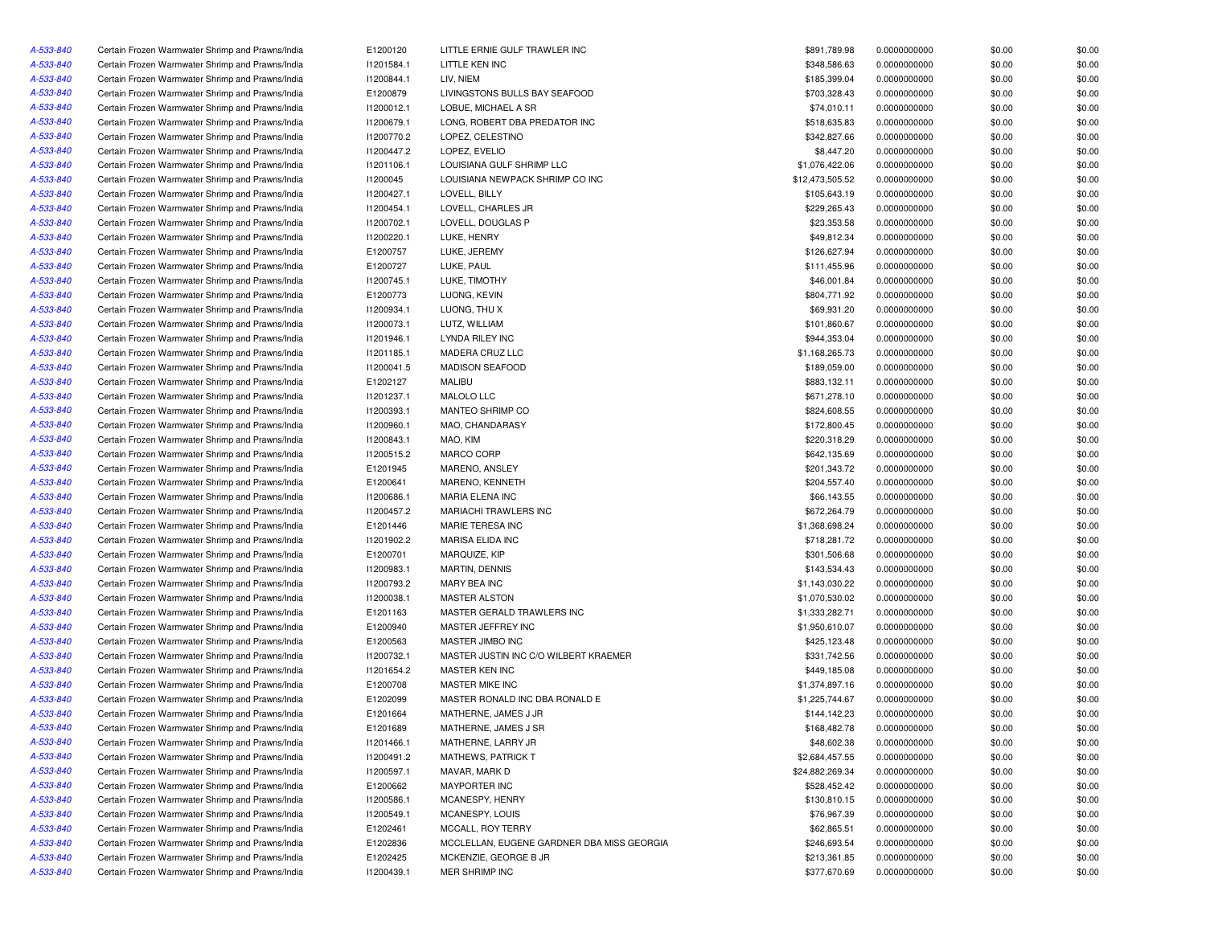| | | | | | | | |
|---|---|---|---|---|---|---|---|
| A-533-840 | Certain Frozen Warmwater Shrimp and Prawns/India | E1200120 | LITTLE ERNIE GULF TRAWLER INC | $891,789.98 | 0.0000000000 | $0.00 | $0.00 |
| A-533-840 | Certain Frozen Warmwater Shrimp and Prawns/India | I1201584.1 | LITTLE KEN INC | $348,586.63 | 0.0000000000 | $0.00 | $0.00 |
| A-533-840 | Certain Frozen Warmwater Shrimp and Prawns/India | I1200844.1 | LIV, NIEM | $185,399.04 | 0.0000000000 | $0.00 | $0.00 |
| A-533-840 | Certain Frozen Warmwater Shrimp and Prawns/India | E1200879 | LIVINGSTONS BULLS BAY SEAFOOD | $703,328.43 | 0.0000000000 | $0.00 | $0.00 |
| A-533-840 | Certain Frozen Warmwater Shrimp and Prawns/India | I1200012.1 | LOBUE, MICHAEL A SR | $74,010.11 | 0.0000000000 | $0.00 | $0.00 |
| A-533-840 | Certain Frozen Warmwater Shrimp and Prawns/India | I1200679.1 | LONG, ROBERT DBA PREDATOR INC | $518,635.83 | 0.0000000000 | $0.00 | $0.00 |
| A-533-840 | Certain Frozen Warmwater Shrimp and Prawns/India | I1200770.2 | LOPEZ, CELESTINO | $342,827.66 | 0.0000000000 | $0.00 | $0.00 |
| A-533-840 | Certain Frozen Warmwater Shrimp and Prawns/India | I1200447.2 | LOPEZ, EVELIO | $8,447.20 | 0.0000000000 | $0.00 | $0.00 |
| A-533-840 | Certain Frozen Warmwater Shrimp and Prawns/India | I1201106.1 | LOUISIANA GULF SHRIMP LLC | $1,076,422.06 | 0.0000000000 | $0.00 | $0.00 |
| A-533-840 | Certain Frozen Warmwater Shrimp and Prawns/India | I1200045 | LOUISIANA NEWPACK SHRIMP CO INC | $12,473,505.52 | 0.0000000000 | $0.00 | $0.00 |
| A-533-840 | Certain Frozen Warmwater Shrimp and Prawns/India | I1200427.1 | LOVELL, BILLY | $105,643.19 | 0.0000000000 | $0.00 | $0.00 |
| A-533-840 | Certain Frozen Warmwater Shrimp and Prawns/India | I1200454.1 | LOVELL, CHARLES JR | $229,265.43 | 0.0000000000 | $0.00 | $0.00 |
| A-533-840 | Certain Frozen Warmwater Shrimp and Prawns/India | I1200702.1 | LOVELL, DOUGLAS P | $23,353.58 | 0.0000000000 | $0.00 | $0.00 |
| A-533-840 | Certain Frozen Warmwater Shrimp and Prawns/India | I1200220.1 | LUKE, HENRY | $49,812.34 | 0.0000000000 | $0.00 | $0.00 |
| A-533-840 | Certain Frozen Warmwater Shrimp and Prawns/India | E1200757 | LUKE, JEREMY | $126,627.94 | 0.0000000000 | $0.00 | $0.00 |
| A-533-840 | Certain Frozen Warmwater Shrimp and Prawns/India | E1200727 | LUKE, PAUL | $111,455.96 | 0.0000000000 | $0.00 | $0.00 |
| A-533-840 | Certain Frozen Warmwater Shrimp and Prawns/India | I1200745.1 | LUKE, TIMOTHY | $46,001.84 | 0.0000000000 | $0.00 | $0.00 |
| A-533-840 | Certain Frozen Warmwater Shrimp and Prawns/India | E1200773 | LUONG, KEVIN | $804,771.92 | 0.0000000000 | $0.00 | $0.00 |
| A-533-840 | Certain Frozen Warmwater Shrimp and Prawns/India | I1200934.1 | LUONG, THU X | $69,931.20 | 0.0000000000 | $0.00 | $0.00 |
| A-533-840 | Certain Frozen Warmwater Shrimp and Prawns/India | I1200073.1 | LUTZ, WILLIAM | $101,860.67 | 0.0000000000 | $0.00 | $0.00 |
| A-533-840 | Certain Frozen Warmwater Shrimp and Prawns/India | I1201946.1 | LYNDA RILEY INC | $944,353.04 | 0.0000000000 | $0.00 | $0.00 |
| A-533-840 | Certain Frozen Warmwater Shrimp and Prawns/India | I1201185.1 | MADERA CRUZ LLC | $1,168,265.73 | 0.0000000000 | $0.00 | $0.00 |
| A-533-840 | Certain Frozen Warmwater Shrimp and Prawns/India | I1200041.5 | MADISON SEAFOOD | $189,059.00 | 0.0000000000 | $0.00 | $0.00 |
| A-533-840 | Certain Frozen Warmwater Shrimp and Prawns/India | E1202127 | MALIBU | $883,132.11 | 0.0000000000 | $0.00 | $0.00 |
| A-533-840 | Certain Frozen Warmwater Shrimp and Prawns/India | I1201237.1 | MALOLO LLC | $671,278.10 | 0.0000000000 | $0.00 | $0.00 |
| A-533-840 | Certain Frozen Warmwater Shrimp and Prawns/India | I1200393.1 | MANTEO SHRIMP CO | $824,608.55 | 0.0000000000 | $0.00 | $0.00 |
| A-533-840 | Certain Frozen Warmwater Shrimp and Prawns/India | I1200960.1 | MAO, CHANDARASY | $172,800.45 | 0.0000000000 | $0.00 | $0.00 |
| A-533-840 | Certain Frozen Warmwater Shrimp and Prawns/India | I1200843.1 | MAO, KIM | $220,318.29 | 0.0000000000 | $0.00 | $0.00 |
| A-533-840 | Certain Frozen Warmwater Shrimp and Prawns/India | I1200515.2 | MARCO CORP | $642,135.69 | 0.0000000000 | $0.00 | $0.00 |
| A-533-840 | Certain Frozen Warmwater Shrimp and Prawns/India | E1201945 | MARENO, ANSLEY | $201,343.72 | 0.0000000000 | $0.00 | $0.00 |
| A-533-840 | Certain Frozen Warmwater Shrimp and Prawns/India | E1200641 | MARENO, KENNETH | $204,557.40 | 0.0000000000 | $0.00 | $0.00 |
| A-533-840 | Certain Frozen Warmwater Shrimp and Prawns/India | I1200686.1 | MARIA ELENA INC | $66,143.55 | 0.0000000000 | $0.00 | $0.00 |
| A-533-840 | Certain Frozen Warmwater Shrimp and Prawns/India | I1200457.2 | MARIACHI TRAWLERS INC | $672,264.79 | 0.0000000000 | $0.00 | $0.00 |
| A-533-840 | Certain Frozen Warmwater Shrimp and Prawns/India | E1201446 | MARIE TERESA INC | $1,368,698.24 | 0.0000000000 | $0.00 | $0.00 |
| A-533-840 | Certain Frozen Warmwater Shrimp and Prawns/India | I1201902.2 | MARISA ELIDA INC | $718,281.72 | 0.0000000000 | $0.00 | $0.00 |
| A-533-840 | Certain Frozen Warmwater Shrimp and Prawns/India | E1200701 | MARQUIZE, KIP | $301,506.68 | 0.0000000000 | $0.00 | $0.00 |
| A-533-840 | Certain Frozen Warmwater Shrimp and Prawns/India | I1200983.1 | MARTIN, DENNIS | $143,534.43 | 0.0000000000 | $0.00 | $0.00 |
| A-533-840 | Certain Frozen Warmwater Shrimp and Prawns/India | I1200793.2 | MARY BEA INC | $1,143,030.22 | 0.0000000000 | $0.00 | $0.00 |
| A-533-840 | Certain Frozen Warmwater Shrimp and Prawns/India | I1200038.1 | MASTER ALSTON | $1,070,530.02 | 0.0000000000 | $0.00 | $0.00 |
| A-533-840 | Certain Frozen Warmwater Shrimp and Prawns/India | E1201163 | MASTER GERALD TRAWLERS INC | $1,333,282.71 | 0.0000000000 | $0.00 | $0.00 |
| A-533-840 | Certain Frozen Warmwater Shrimp and Prawns/India | E1200940 | MASTER JEFFREY INC | $1,950,610.07 | 0.0000000000 | $0.00 | $0.00 |
| A-533-840 | Certain Frozen Warmwater Shrimp and Prawns/India | E1200563 | MASTER JIMBO INC | $425,123.48 | 0.0000000000 | $0.00 | $0.00 |
| A-533-840 | Certain Frozen Warmwater Shrimp and Prawns/India | I1200732.1 | MASTER JUSTIN INC C/O WILBERT KRAEMER | $331,742.56 | 0.0000000000 | $0.00 | $0.00 |
| A-533-840 | Certain Frozen Warmwater Shrimp and Prawns/India | I1201654.2 | MASTER KEN INC | $449,185.08 | 0.0000000000 | $0.00 | $0.00 |
| A-533-840 | Certain Frozen Warmwater Shrimp and Prawns/India | E1200708 | MASTER MIKE INC | $1,374,897.16 | 0.0000000000 | $0.00 | $0.00 |
| A-533-840 | Certain Frozen Warmwater Shrimp and Prawns/India | E1202099 | MASTER RONALD INC DBA RONALD E | $1,225,744.67 | 0.0000000000 | $0.00 | $0.00 |
| A-533-840 | Certain Frozen Warmwater Shrimp and Prawns/India | E1201664 | MATHERNE, JAMES J JR | $144,142.23 | 0.0000000000 | $0.00 | $0.00 |
| A-533-840 | Certain Frozen Warmwater Shrimp and Prawns/India | E1201689 | MATHERNE, JAMES J SR | $168,482.78 | 0.0000000000 | $0.00 | $0.00 |
| A-533-840 | Certain Frozen Warmwater Shrimp and Prawns/India | I1201466.1 | MATHERNE, LARRY JR | $48,602.38 | 0.0000000000 | $0.00 | $0.00 |
| A-533-840 | Certain Frozen Warmwater Shrimp and Prawns/India | I1200491.2 | MATHEWS, PATRICK T | $2,684,457.55 | 0.0000000000 | $0.00 | $0.00 |
| A-533-840 | Certain Frozen Warmwater Shrimp and Prawns/India | I1200597.1 | MAVAR, MARK D | $24,882,269.34 | 0.0000000000 | $0.00 | $0.00 |
| A-533-840 | Certain Frozen Warmwater Shrimp and Prawns/India | E1200662 | MAYPORTER INC | $528,452.42 | 0.0000000000 | $0.00 | $0.00 |
| A-533-840 | Certain Frozen Warmwater Shrimp and Prawns/India | I1200586.1 | MCANESPY, HENRY | $130,810.15 | 0.0000000000 | $0.00 | $0.00 |
| A-533-840 | Certain Frozen Warmwater Shrimp and Prawns/India | I1200549.1 | MCANESPY, LOUIS | $76,967.39 | 0.0000000000 | $0.00 | $0.00 |
| A-533-840 | Certain Frozen Warmwater Shrimp and Prawns/India | E1202461 | MCCALL, ROY TERRY | $62,865.51 | 0.0000000000 | $0.00 | $0.00 |
| A-533-840 | Certain Frozen Warmwater Shrimp and Prawns/India | E1202836 | MCCLELLAN, EUGENE GARDNER DBA MISS GEORGIA | $246,693.54 | 0.0000000000 | $0.00 | $0.00 |
| A-533-840 | Certain Frozen Warmwater Shrimp and Prawns/India | E1202425 | MCKENZIE, GEORGE B JR | $213,361.85 | 0.0000000000 | $0.00 | $0.00 |
| A-533-840 | Certain Frozen Warmwater Shrimp and Prawns/India | I1200439.1 | MER SHRIMP INC | $377,670.69 | 0.0000000000 | $0.00 | $0.00 |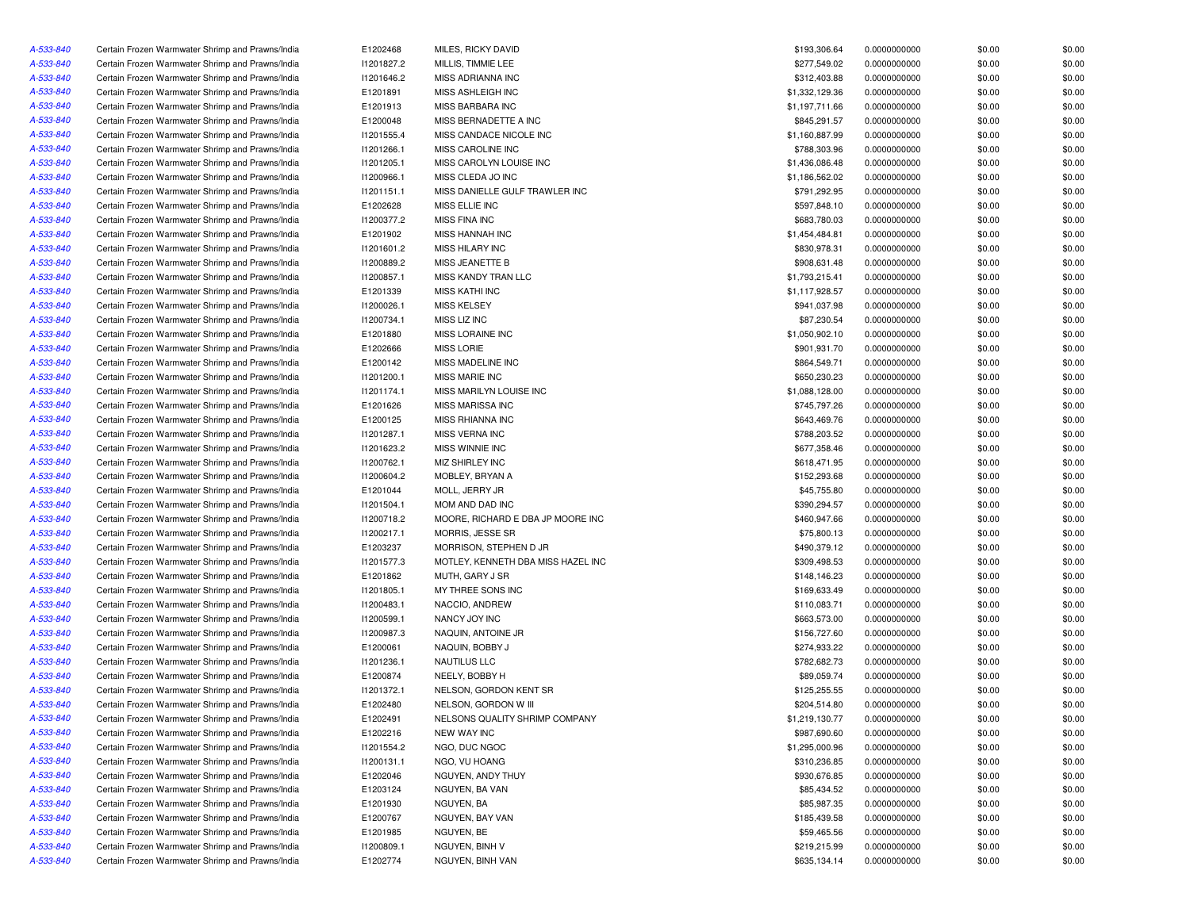| | | | | | | | |
|---|---|---|---|---|---|---|---|
| A-533-840 | Certain Frozen Warmwater Shrimp and Prawns/India | E1202468 | MILES, RICKY DAVID | $193,306.64 | 0.0000000000 | $0.00 | $0.00 |
| A-533-840 | Certain Frozen Warmwater Shrimp and Prawns/India | I1201827.2 | MILLIS, TIMMIE LEE | $277,549.02 | 0.0000000000 | $0.00 | $0.00 |
| A-533-840 | Certain Frozen Warmwater Shrimp and Prawns/India | I1201646.2 | MISS ADRIANNA INC | $312,403.88 | 0.0000000000 | $0.00 | $0.00 |
| A-533-840 | Certain Frozen Warmwater Shrimp and Prawns/India | E1201891 | MISS ASHLEIGH INC | $1,332,129.36 | 0.0000000000 | $0.00 | $0.00 |
| A-533-840 | Certain Frozen Warmwater Shrimp and Prawns/India | E1201913 | MISS BARBARA INC | $1,197,711.66 | 0.0000000000 | $0.00 | $0.00 |
| A-533-840 | Certain Frozen Warmwater Shrimp and Prawns/India | E1200048 | MISS BERNADETTE A INC | $845,291.57 | 0.0000000000 | $0.00 | $0.00 |
| A-533-840 | Certain Frozen Warmwater Shrimp and Prawns/India | I1201555.4 | MISS CANDACE NICOLE INC | $1,160,887.99 | 0.0000000000 | $0.00 | $0.00 |
| A-533-840 | Certain Frozen Warmwater Shrimp and Prawns/India | I1201266.1 | MISS CAROLINE INC | $788,303.96 | 0.0000000000 | $0.00 | $0.00 |
| A-533-840 | Certain Frozen Warmwater Shrimp and Prawns/India | I1201205.1 | MISS CAROLYN LOUISE INC | $1,436,086.48 | 0.0000000000 | $0.00 | $0.00 |
| A-533-840 | Certain Frozen Warmwater Shrimp and Prawns/India | I1200966.1 | MISS CLEDA JO INC | $1,186,562.02 | 0.0000000000 | $0.00 | $0.00 |
| A-533-840 | Certain Frozen Warmwater Shrimp and Prawns/India | I1201151.1 | MISS DANIELLE GULF TRAWLER INC | $791,292.95 | 0.0000000000 | $0.00 | $0.00 |
| A-533-840 | Certain Frozen Warmwater Shrimp and Prawns/India | E1202628 | MISS ELLIE INC | $597,848.10 | 0.0000000000 | $0.00 | $0.00 |
| A-533-840 | Certain Frozen Warmwater Shrimp and Prawns/India | I1200377.2 | MISS FINA INC | $683,780.03 | 0.0000000000 | $0.00 | $0.00 |
| A-533-840 | Certain Frozen Warmwater Shrimp and Prawns/India | E1201902 | MISS HANNAH INC | $1,454,484.81 | 0.0000000000 | $0.00 | $0.00 |
| A-533-840 | Certain Frozen Warmwater Shrimp and Prawns/India | I1201601.2 | MISS HILARY INC | $830,978.31 | 0.0000000000 | $0.00 | $0.00 |
| A-533-840 | Certain Frozen Warmwater Shrimp and Prawns/India | I1200889.2 | MISS JEANETTE B | $908,631.48 | 0.0000000000 | $0.00 | $0.00 |
| A-533-840 | Certain Frozen Warmwater Shrimp and Prawns/India | I1200857.1 | MISS KANDY TRAN LLC | $1,793,215.41 | 0.0000000000 | $0.00 | $0.00 |
| A-533-840 | Certain Frozen Warmwater Shrimp and Prawns/India | E1201339 | MISS KATHI INC | $1,117,928.57 | 0.0000000000 | $0.00 | $0.00 |
| A-533-840 | Certain Frozen Warmwater Shrimp and Prawns/India | I1200026.1 | MISS KELSEY | $941,037.98 | 0.0000000000 | $0.00 | $0.00 |
| A-533-840 | Certain Frozen Warmwater Shrimp and Prawns/India | I1200734.1 | MISS LIZ INC | $87,230.54 | 0.0000000000 | $0.00 | $0.00 |
| A-533-840 | Certain Frozen Warmwater Shrimp and Prawns/India | E1201880 | MISS LORAINE INC | $1,050,902.10 | 0.0000000000 | $0.00 | $0.00 |
| A-533-840 | Certain Frozen Warmwater Shrimp and Prawns/India | E1202666 | MISS LORIE | $901,931.70 | 0.0000000000 | $0.00 | $0.00 |
| A-533-840 | Certain Frozen Warmwater Shrimp and Prawns/India | E1200142 | MISS MADELINE INC | $864,549.71 | 0.0000000000 | $0.00 | $0.00 |
| A-533-840 | Certain Frozen Warmwater Shrimp and Prawns/India | I1201200.1 | MISS MARIE INC | $650,230.23 | 0.0000000000 | $0.00 | $0.00 |
| A-533-840 | Certain Frozen Warmwater Shrimp and Prawns/India | I1201174.1 | MISS MARILYN LOUISE INC | $1,088,128.00 | 0.0000000000 | $0.00 | $0.00 |
| A-533-840 | Certain Frozen Warmwater Shrimp and Prawns/India | E1201626 | MISS MARISSA INC | $745,797.26 | 0.0000000000 | $0.00 | $0.00 |
| A-533-840 | Certain Frozen Warmwater Shrimp and Prawns/India | E1200125 | MISS RHIANNA INC | $643,469.76 | 0.0000000000 | $0.00 | $0.00 |
| A-533-840 | Certain Frozen Warmwater Shrimp and Prawns/India | I1201287.1 | MISS VERNA INC | $788,203.52 | 0.0000000000 | $0.00 | $0.00 |
| A-533-840 | Certain Frozen Warmwater Shrimp and Prawns/India | I1201623.2 | MISS WINNIE INC | $677,358.46 | 0.0000000000 | $0.00 | $0.00 |
| A-533-840 | Certain Frozen Warmwater Shrimp and Prawns/India | I1200762.1 | MIZ SHIRLEY INC | $618,471.95 | 0.0000000000 | $0.00 | $0.00 |
| A-533-840 | Certain Frozen Warmwater Shrimp and Prawns/India | I1200604.2 | MOBLEY, BRYAN A | $152,293.68 | 0.0000000000 | $0.00 | $0.00 |
| A-533-840 | Certain Frozen Warmwater Shrimp and Prawns/India | E1201044 | MOLL, JERRY JR | $45,755.80 | 0.0000000000 | $0.00 | $0.00 |
| A-533-840 | Certain Frozen Warmwater Shrimp and Prawns/India | I1201504.1 | MOM AND DAD INC | $390,294.57 | 0.0000000000 | $0.00 | $0.00 |
| A-533-840 | Certain Frozen Warmwater Shrimp and Prawns/India | I1200718.2 | MOORE, RICHARD E DBA JP MOORE INC | $460,947.66 | 0.0000000000 | $0.00 | $0.00 |
| A-533-840 | Certain Frozen Warmwater Shrimp and Prawns/India | I1200217.1 | MORRIS, JESSE SR | $75,800.13 | 0.0000000000 | $0.00 | $0.00 |
| A-533-840 | Certain Frozen Warmwater Shrimp and Prawns/India | E1203237 | MORRISON, STEPHEN D JR | $490,379.12 | 0.0000000000 | $0.00 | $0.00 |
| A-533-840 | Certain Frozen Warmwater Shrimp and Prawns/India | I1201577.3 | MOTLEY, KENNETH DBA MISS HAZEL INC | $309,498.53 | 0.0000000000 | $0.00 | $0.00 |
| A-533-840 | Certain Frozen Warmwater Shrimp and Prawns/India | E1201862 | MUTH, GARY J SR | $148,146.23 | 0.0000000000 | $0.00 | $0.00 |
| A-533-840 | Certain Frozen Warmwater Shrimp and Prawns/India | I1201805.1 | MY THREE SONS INC | $169,633.49 | 0.0000000000 | $0.00 | $0.00 |
| A-533-840 | Certain Frozen Warmwater Shrimp and Prawns/India | I1200483.1 | NACCIO, ANDREW | $110,083.71 | 0.0000000000 | $0.00 | $0.00 |
| A-533-840 | Certain Frozen Warmwater Shrimp and Prawns/India | I1200599.1 | NANCY JOY INC | $663,573.00 | 0.0000000000 | $0.00 | $0.00 |
| A-533-840 | Certain Frozen Warmwater Shrimp and Prawns/India | I1200987.3 | NAQUIN, ANTOINE JR | $156,727.60 | 0.0000000000 | $0.00 | $0.00 |
| A-533-840 | Certain Frozen Warmwater Shrimp and Prawns/India | E1200061 | NAQUIN, BOBBY J | $274,933.22 | 0.0000000000 | $0.00 | $0.00 |
| A-533-840 | Certain Frozen Warmwater Shrimp and Prawns/India | I1201236.1 | NAUTILUS LLC | $782,682.73 | 0.0000000000 | $0.00 | $0.00 |
| A-533-840 | Certain Frozen Warmwater Shrimp and Prawns/India | E1200874 | NEELY, BOBBY H | $89,059.74 | 0.0000000000 | $0.00 | $0.00 |
| A-533-840 | Certain Frozen Warmwater Shrimp and Prawns/India | I1201372.1 | NELSON, GORDON KENT SR | $125,255.55 | 0.0000000000 | $0.00 | $0.00 |
| A-533-840 | Certain Frozen Warmwater Shrimp and Prawns/India | E1202480 | NELSON, GORDON W III | $204,514.80 | 0.0000000000 | $0.00 | $0.00 |
| A-533-840 | Certain Frozen Warmwater Shrimp and Prawns/India | E1202491 | NELSONS QUALITY SHRIMP COMPANY | $1,219,130.77 | 0.0000000000 | $0.00 | $0.00 |
| A-533-840 | Certain Frozen Warmwater Shrimp and Prawns/India | E1202216 | NEW WAY INC | $987,690.60 | 0.0000000000 | $0.00 | $0.00 |
| A-533-840 | Certain Frozen Warmwater Shrimp and Prawns/India | I1201554.2 | NGO, DUC NGOC | $1,295,000.96 | 0.0000000000 | $0.00 | $0.00 |
| A-533-840 | Certain Frozen Warmwater Shrimp and Prawns/India | I1200131.1 | NGO, VU HOANG | $310,236.85 | 0.0000000000 | $0.00 | $0.00 |
| A-533-840 | Certain Frozen Warmwater Shrimp and Prawns/India | E1202046 | NGUYEN, ANDY THUY | $930,676.85 | 0.0000000000 | $0.00 | $0.00 |
| A-533-840 | Certain Frozen Warmwater Shrimp and Prawns/India | E1203124 | NGUYEN, BA VAN | $85,434.52 | 0.0000000000 | $0.00 | $0.00 |
| A-533-840 | Certain Frozen Warmwater Shrimp and Prawns/India | E1201930 | NGUYEN, BA | $85,987.35 | 0.0000000000 | $0.00 | $0.00 |
| A-533-840 | Certain Frozen Warmwater Shrimp and Prawns/India | E1200767 | NGUYEN, BAY VAN | $185,439.58 | 0.0000000000 | $0.00 | $0.00 |
| A-533-840 | Certain Frozen Warmwater Shrimp and Prawns/India | E1201985 | NGUYEN, BE | $59,465.56 | 0.0000000000 | $0.00 | $0.00 |
| A-533-840 | Certain Frozen Warmwater Shrimp and Prawns/India | I1200809.1 | NGUYEN, BINH V | $219,215.99 | 0.0000000000 | $0.00 | $0.00 |
| A-533-840 | Certain Frozen Warmwater Shrimp and Prawns/India | E1202774 | NGUYEN, BINH VAN | $635,134.14 | 0.0000000000 | $0.00 | $0.00 |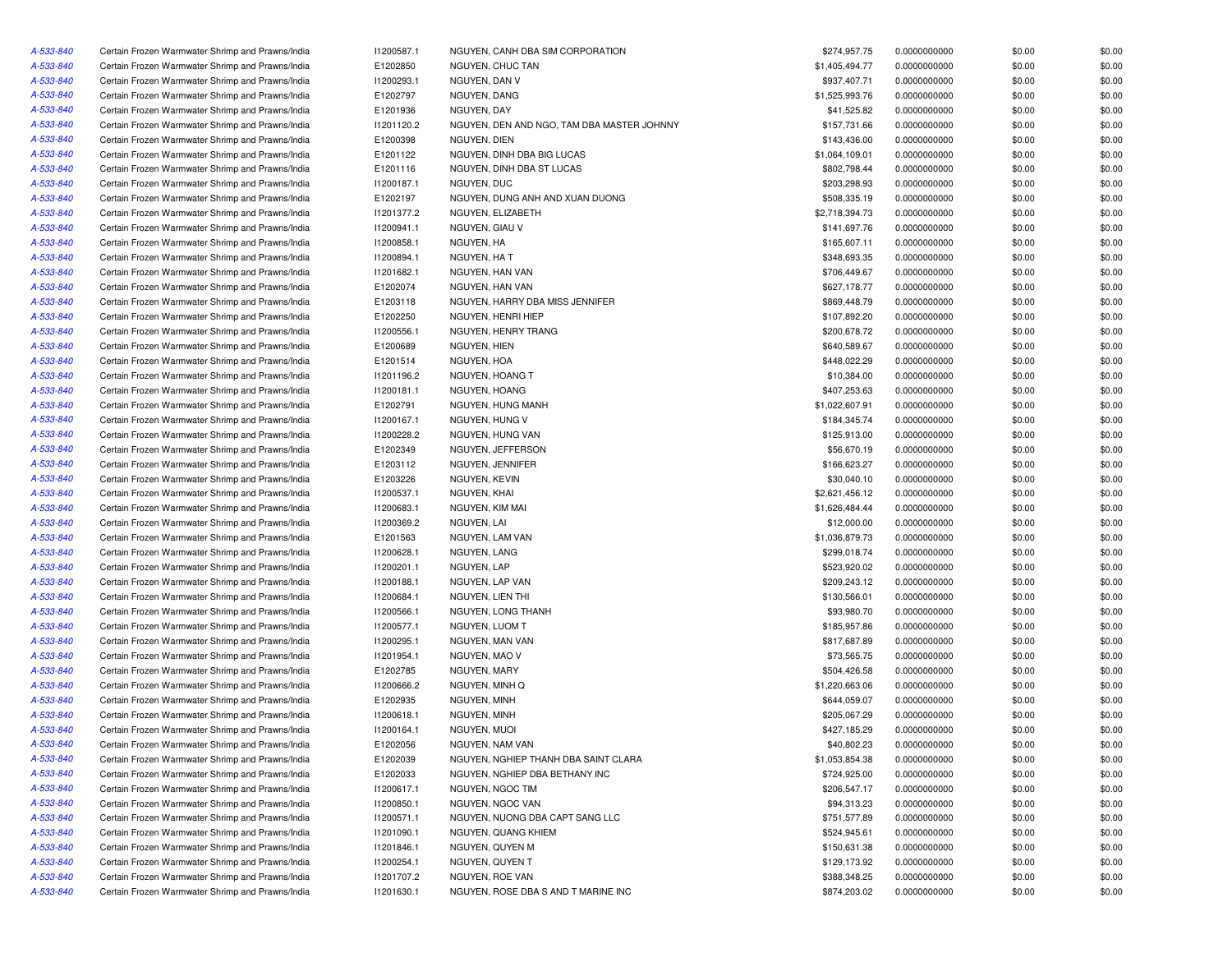| | | | | | | | |
|---|---|---|---|---|---|---|---|
| A-533-840 | Certain Frozen Warmwater Shrimp and Prawns/India | I1200587.1 | NGUYEN, CANH DBA SIM CORPORATION | $274,957.75 | 0.0000000000 | $0.00 | $0.00 |
| A-533-840 | Certain Frozen Warmwater Shrimp and Prawns/India | E1202850 | NGUYEN, CHUC TAN | $1,405,494.77 | 0.0000000000 | $0.00 | $0.00 |
| A-533-840 | Certain Frozen Warmwater Shrimp and Prawns/India | I1200293.1 | NGUYEN, DAN V | $937,407.71 | 0.0000000000 | $0.00 | $0.00 |
| A-533-840 | Certain Frozen Warmwater Shrimp and Prawns/India | E1202797 | NGUYEN, DANG | $1,525,993.76 | 0.0000000000 | $0.00 | $0.00 |
| A-533-840 | Certain Frozen Warmwater Shrimp and Prawns/India | E1201936 | NGUYEN, DAY | $41,525.82 | 0.0000000000 | $0.00 | $0.00 |
| A-533-840 | Certain Frozen Warmwater Shrimp and Prawns/India | I1201120.2 | NGUYEN, DEN AND NGO, TAM DBA MASTER JOHNNY | $157,731.66 | 0.0000000000 | $0.00 | $0.00 |
| A-533-840 | Certain Frozen Warmwater Shrimp and Prawns/India | E1200398 | NGUYEN, DIEN | $143,436.00 | 0.0000000000 | $0.00 | $0.00 |
| A-533-840 | Certain Frozen Warmwater Shrimp and Prawns/India | E1201122 | NGUYEN, DINH DBA BIG LUCAS | $1,064,109.01 | 0.0000000000 | $0.00 | $0.00 |
| A-533-840 | Certain Frozen Warmwater Shrimp and Prawns/India | E1201116 | NGUYEN, DINH DBA ST LUCAS | $802,798.44 | 0.0000000000 | $0.00 | $0.00 |
| A-533-840 | Certain Frozen Warmwater Shrimp and Prawns/India | I1200187.1 | NGUYEN, DUC | $203,298.93 | 0.0000000000 | $0.00 | $0.00 |
| A-533-840 | Certain Frozen Warmwater Shrimp and Prawns/India | E1202197 | NGUYEN, DUNG ANH AND XUAN DUONG | $508,335.19 | 0.0000000000 | $0.00 | $0.00 |
| A-533-840 | Certain Frozen Warmwater Shrimp and Prawns/India | I1201377.2 | NGUYEN, ELIZABETH | $2,718,394.73 | 0.0000000000 | $0.00 | $0.00 |
| A-533-840 | Certain Frozen Warmwater Shrimp and Prawns/India | I1200941.1 | NGUYEN, GIAU V | $141,697.76 | 0.0000000000 | $0.00 | $0.00 |
| A-533-840 | Certain Frozen Warmwater Shrimp and Prawns/India | I1200858.1 | NGUYEN, HA | $165,607.11 | 0.0000000000 | $0.00 | $0.00 |
| A-533-840 | Certain Frozen Warmwater Shrimp and Prawns/India | I1200894.1 | NGUYEN, HA T | $348,693.35 | 0.0000000000 | $0.00 | $0.00 |
| A-533-840 | Certain Frozen Warmwater Shrimp and Prawns/India | I1201682.1 | NGUYEN, HAN VAN | $706,449.67 | 0.0000000000 | $0.00 | $0.00 |
| A-533-840 | Certain Frozen Warmwater Shrimp and Prawns/India | E1202074 | NGUYEN, HAN VAN | $627,178.77 | 0.0000000000 | $0.00 | $0.00 |
| A-533-840 | Certain Frozen Warmwater Shrimp and Prawns/India | E1203118 | NGUYEN, HARRY DBA MISS JENNIFER | $869,448.79 | 0.0000000000 | $0.00 | $0.00 |
| A-533-840 | Certain Frozen Warmwater Shrimp and Prawns/India | E1202250 | NGUYEN, HENRI HIEP | $107,892.20 | 0.0000000000 | $0.00 | $0.00 |
| A-533-840 | Certain Frozen Warmwater Shrimp and Prawns/India | I1200556.1 | NGUYEN, HENRY TRANG | $200,678.72 | 0.0000000000 | $0.00 | $0.00 |
| A-533-840 | Certain Frozen Warmwater Shrimp and Prawns/India | E1200689 | NGUYEN, HIEN | $640,589.67 | 0.0000000000 | $0.00 | $0.00 |
| A-533-840 | Certain Frozen Warmwater Shrimp and Prawns/India | E1201514 | NGUYEN, HOA | $448,022.29 | 0.0000000000 | $0.00 | $0.00 |
| A-533-840 | Certain Frozen Warmwater Shrimp and Prawns/India | I1201196.2 | NGUYEN, HOANG T | $10,384.00 | 0.0000000000 | $0.00 | $0.00 |
| A-533-840 | Certain Frozen Warmwater Shrimp and Prawns/India | I1200181.1 | NGUYEN, HOANG | $407,253.63 | 0.0000000000 | $0.00 | $0.00 |
| A-533-840 | Certain Frozen Warmwater Shrimp and Prawns/India | E1202791 | NGUYEN, HUNG MANH | $1,022,607.91 | 0.0000000000 | $0.00 | $0.00 |
| A-533-840 | Certain Frozen Warmwater Shrimp and Prawns/India | I1200167.1 | NGUYEN, HUNG V | $184,345.74 | 0.0000000000 | $0.00 | $0.00 |
| A-533-840 | Certain Frozen Warmwater Shrimp and Prawns/India | I1200228.2 | NGUYEN, HUNG VAN | $125,913.00 | 0.0000000000 | $0.00 | $0.00 |
| A-533-840 | Certain Frozen Warmwater Shrimp and Prawns/India | E1202349 | NGUYEN, JEFFERSON | $56,670.19 | 0.0000000000 | $0.00 | $0.00 |
| A-533-840 | Certain Frozen Warmwater Shrimp and Prawns/India | E1203112 | NGUYEN, JENNIFER | $166,623.27 | 0.0000000000 | $0.00 | $0.00 |
| A-533-840 | Certain Frozen Warmwater Shrimp and Prawns/India | E1203226 | NGUYEN, KEVIN | $30,040.10 | 0.0000000000 | $0.00 | $0.00 |
| A-533-840 | Certain Frozen Warmwater Shrimp and Prawns/India | I1200537.1 | NGUYEN, KHAI | $2,621,456.12 | 0.0000000000 | $0.00 | $0.00 |
| A-533-840 | Certain Frozen Warmwater Shrimp and Prawns/India | I1200683.1 | NGUYEN, KIM MAI | $1,626,484.44 | 0.0000000000 | $0.00 | $0.00 |
| A-533-840 | Certain Frozen Warmwater Shrimp and Prawns/India | I1200369.2 | NGUYEN, LAI | $12,000.00 | 0.0000000000 | $0.00 | $0.00 |
| A-533-840 | Certain Frozen Warmwater Shrimp and Prawns/India | E1201563 | NGUYEN, LAM VAN | $1,036,879.73 | 0.0000000000 | $0.00 | $0.00 |
| A-533-840 | Certain Frozen Warmwater Shrimp and Prawns/India | I1200628.1 | NGUYEN, LANG | $299,018.74 | 0.0000000000 | $0.00 | $0.00 |
| A-533-840 | Certain Frozen Warmwater Shrimp and Prawns/India | I1200201.1 | NGUYEN, LAP | $523,920.02 | 0.0000000000 | $0.00 | $0.00 |
| A-533-840 | Certain Frozen Warmwater Shrimp and Prawns/India | I1200188.1 | NGUYEN, LAP VAN | $209,243.12 | 0.0000000000 | $0.00 | $0.00 |
| A-533-840 | Certain Frozen Warmwater Shrimp and Prawns/India | I1200684.1 | NGUYEN, LIEN THI | $130,566.01 | 0.0000000000 | $0.00 | $0.00 |
| A-533-840 | Certain Frozen Warmwater Shrimp and Prawns/India | I1200566.1 | NGUYEN, LONG THANH | $93,980.70 | 0.0000000000 | $0.00 | $0.00 |
| A-533-840 | Certain Frozen Warmwater Shrimp and Prawns/India | I1200577.1 | NGUYEN, LUOM T | $185,957.86 | 0.0000000000 | $0.00 | $0.00 |
| A-533-840 | Certain Frozen Warmwater Shrimp and Prawns/India | I1200295.1 | NGUYEN, MAN VAN | $817,687.89 | 0.0000000000 | $0.00 | $0.00 |
| A-533-840 | Certain Frozen Warmwater Shrimp and Prawns/India | I1201954.1 | NGUYEN, MAO V | $73,565.75 | 0.0000000000 | $0.00 | $0.00 |
| A-533-840 | Certain Frozen Warmwater Shrimp and Prawns/India | E1202785 | NGUYEN, MARY | $504,426.58 | 0.0000000000 | $0.00 | $0.00 |
| A-533-840 | Certain Frozen Warmwater Shrimp and Prawns/India | I1200666.2 | NGUYEN, MINH Q | $1,220,663.06 | 0.0000000000 | $0.00 | $0.00 |
| A-533-840 | Certain Frozen Warmwater Shrimp and Prawns/India | E1202935 | NGUYEN, MINH | $644,059.07 | 0.0000000000 | $0.00 | $0.00 |
| A-533-840 | Certain Frozen Warmwater Shrimp and Prawns/India | I1200618.1 | NGUYEN, MINH | $205,067.29 | 0.0000000000 | $0.00 | $0.00 |
| A-533-840 | Certain Frozen Warmwater Shrimp and Prawns/India | I1200164.1 | NGUYEN, MUOI | $427,185.29 | 0.0000000000 | $0.00 | $0.00 |
| A-533-840 | Certain Frozen Warmwater Shrimp and Prawns/India | E1202056 | NGUYEN, NAM VAN | $40,802.23 | 0.0000000000 | $0.00 | $0.00 |
| A-533-840 | Certain Frozen Warmwater Shrimp and Prawns/India | E1202039 | NGUYEN, NGHIEP THANH DBA SAINT CLARA | $1,053,854.38 | 0.0000000000 | $0.00 | $0.00 |
| A-533-840 | Certain Frozen Warmwater Shrimp and Prawns/India | E1202033 | NGUYEN, NGHIEP DBA BETHANY INC | $724,925.00 | 0.0000000000 | $0.00 | $0.00 |
| A-533-840 | Certain Frozen Warmwater Shrimp and Prawns/India | I1200617.1 | NGUYEN, NGOC TIM | $206,547.17 | 0.0000000000 | $0.00 | $0.00 |
| A-533-840 | Certain Frozen Warmwater Shrimp and Prawns/India | I1200850.1 | NGUYEN, NGOC VAN | $94,313.23 | 0.0000000000 | $0.00 | $0.00 |
| A-533-840 | Certain Frozen Warmwater Shrimp and Prawns/India | I1200571.1 | NGUYEN, NUONG DBA CAPT SANG LLC | $751,577.89 | 0.0000000000 | $0.00 | $0.00 |
| A-533-840 | Certain Frozen Warmwater Shrimp and Prawns/India | I1201090.1 | NGUYEN, QUANG KHIEM | $524,945.61 | 0.0000000000 | $0.00 | $0.00 |
| A-533-840 | Certain Frozen Warmwater Shrimp and Prawns/India | I1201846.1 | NGUYEN, QUYEN M | $150,631.38 | 0.0000000000 | $0.00 | $0.00 |
| A-533-840 | Certain Frozen Warmwater Shrimp and Prawns/India | I1200254.1 | NGUYEN, QUYEN T | $129,173.92 | 0.0000000000 | $0.00 | $0.00 |
| A-533-840 | Certain Frozen Warmwater Shrimp and Prawns/India | I1201707.2 | NGUYEN, ROE VAN | $388,348.25 | 0.0000000000 | $0.00 | $0.00 |
| A-533-840 | Certain Frozen Warmwater Shrimp and Prawns/India | I1201630.1 | NGUYEN, ROSE DBA S AND T MARINE INC | $874,203.02 | 0.0000000000 | $0.00 | $0.00 |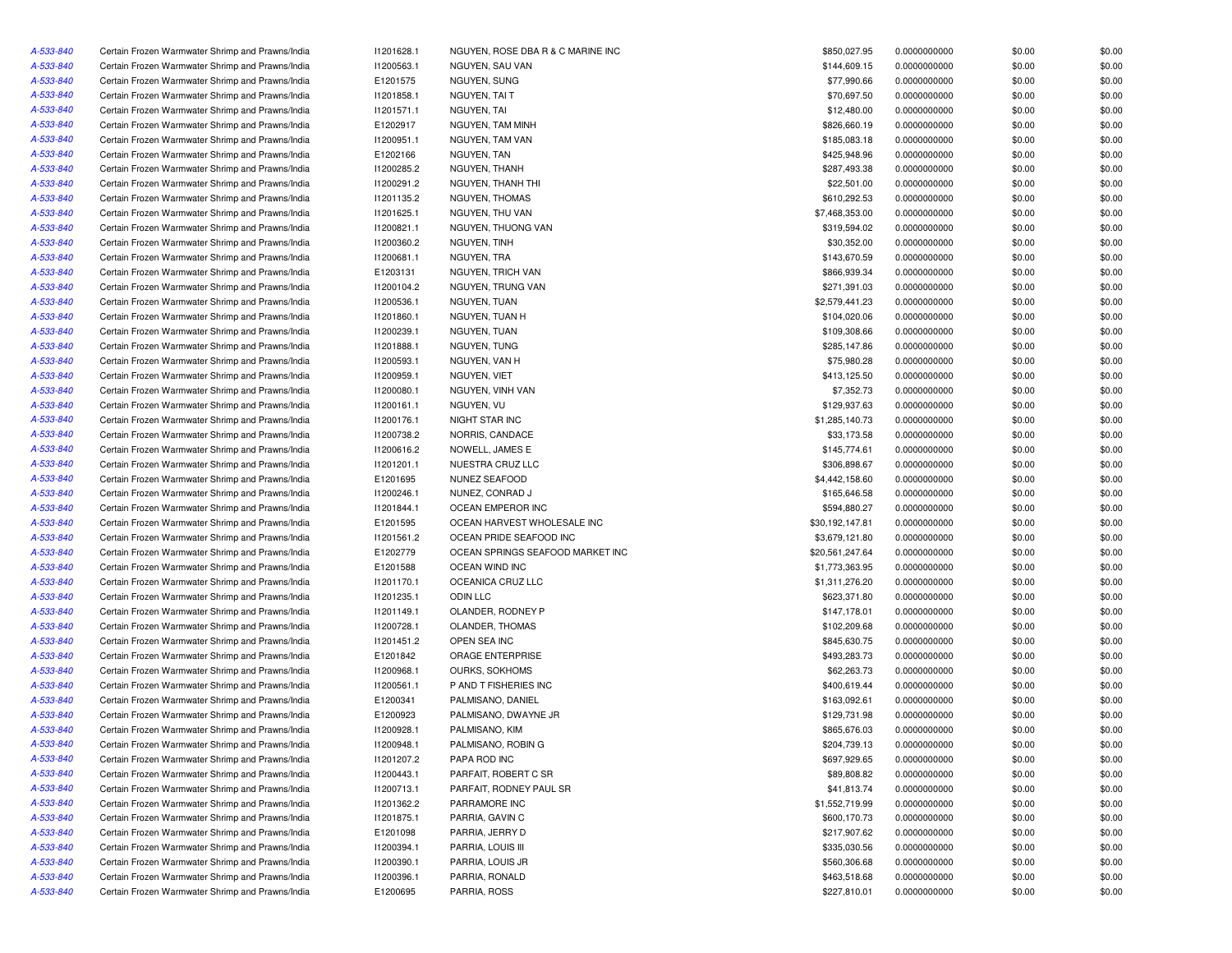| | | | | | | | |
|---|---|---|---|---|---|---|---|
| A-533-840 | Certain Frozen Warmwater Shrimp and Prawns/India | I1201628.1 | NGUYEN, ROSE DBA R & C MARINE INC | $850,027.95 | 0.0000000000 | $0.00 | $0.00 |
| A-533-840 | Certain Frozen Warmwater Shrimp and Prawns/India | I1200563.1 | NGUYEN, SAU VAN | $144,609.15 | 0.0000000000 | $0.00 | $0.00 |
| A-533-840 | Certain Frozen Warmwater Shrimp and Prawns/India | E1201575 | NGUYEN, SUNG | $77,990.66 | 0.0000000000 | $0.00 | $0.00 |
| A-533-840 | Certain Frozen Warmwater Shrimp and Prawns/India | I1201858.1 | NGUYEN, TAI T | $70,697.50 | 0.0000000000 | $0.00 | $0.00 |
| A-533-840 | Certain Frozen Warmwater Shrimp and Prawns/India | I1201571.1 | NGUYEN, TAI | $12,480.00 | 0.0000000000 | $0.00 | $0.00 |
| A-533-840 | Certain Frozen Warmwater Shrimp and Prawns/India | E1202917 | NGUYEN, TAM MINH | $826,660.19 | 0.0000000000 | $0.00 | $0.00 |
| A-533-840 | Certain Frozen Warmwater Shrimp and Prawns/India | I1200951.1 | NGUYEN, TAM VAN | $185,083.18 | 0.0000000000 | $0.00 | $0.00 |
| A-533-840 | Certain Frozen Warmwater Shrimp and Prawns/India | E1202166 | NGUYEN, TAN | $425,948.96 | 0.0000000000 | $0.00 | $0.00 |
| A-533-840 | Certain Frozen Warmwater Shrimp and Prawns/India | I1200285.2 | NGUYEN, THANH | $287,493.38 | 0.0000000000 | $0.00 | $0.00 |
| A-533-840 | Certain Frozen Warmwater Shrimp and Prawns/India | I1200291.2 | NGUYEN, THANH THI | $22,501.00 | 0.0000000000 | $0.00 | $0.00 |
| A-533-840 | Certain Frozen Warmwater Shrimp and Prawns/India | I1201135.2 | NGUYEN, THOMAS | $610,292.53 | 0.0000000000 | $0.00 | $0.00 |
| A-533-840 | Certain Frozen Warmwater Shrimp and Prawns/India | I1201625.1 | NGUYEN, THU VAN | $7,468,353.00 | 0.0000000000 | $0.00 | $0.00 |
| A-533-840 | Certain Frozen Warmwater Shrimp and Prawns/India | I1200821.1 | NGUYEN, THUONG VAN | $319,594.02 | 0.0000000000 | $0.00 | $0.00 |
| A-533-840 | Certain Frozen Warmwater Shrimp and Prawns/India | I1200360.2 | NGUYEN, TINH | $30,352.00 | 0.0000000000 | $0.00 | $0.00 |
| A-533-840 | Certain Frozen Warmwater Shrimp and Prawns/India | I1200681.1 | NGUYEN, TRA | $143,670.59 | 0.0000000000 | $0.00 | $0.00 |
| A-533-840 | Certain Frozen Warmwater Shrimp and Prawns/India | E1203131 | NGUYEN, TRICH VAN | $866,939.34 | 0.0000000000 | $0.00 | $0.00 |
| A-533-840 | Certain Frozen Warmwater Shrimp and Prawns/India | I1200104.2 | NGUYEN, TRUNG VAN | $271,391.03 | 0.0000000000 | $0.00 | $0.00 |
| A-533-840 | Certain Frozen Warmwater Shrimp and Prawns/India | I1200536.1 | NGUYEN, TUAN | $2,579,441.23 | 0.0000000000 | $0.00 | $0.00 |
| A-533-840 | Certain Frozen Warmwater Shrimp and Prawns/India | I1201860.1 | NGUYEN, TUAN H | $104,020.06 | 0.0000000000 | $0.00 | $0.00 |
| A-533-840 | Certain Frozen Warmwater Shrimp and Prawns/India | I1200239.1 | NGUYEN, TUAN | $109,308.66 | 0.0000000000 | $0.00 | $0.00 |
| A-533-840 | Certain Frozen Warmwater Shrimp and Prawns/India | I1201888.1 | NGUYEN, TUNG | $285,147.86 | 0.0000000000 | $0.00 | $0.00 |
| A-533-840 | Certain Frozen Warmwater Shrimp and Prawns/India | I1200593.1 | NGUYEN, VAN H | $75,980.28 | 0.0000000000 | $0.00 | $0.00 |
| A-533-840 | Certain Frozen Warmwater Shrimp and Prawns/India | I1200959.1 | NGUYEN, VIET | $413,125.50 | 0.0000000000 | $0.00 | $0.00 |
| A-533-840 | Certain Frozen Warmwater Shrimp and Prawns/India | I1200080.1 | NGUYEN, VINH VAN | $7,352.73 | 0.0000000000 | $0.00 | $0.00 |
| A-533-840 | Certain Frozen Warmwater Shrimp and Prawns/India | I1200161.1 | NGUYEN, VU | $129,937.63 | 0.0000000000 | $0.00 | $0.00 |
| A-533-840 | Certain Frozen Warmwater Shrimp and Prawns/India | I1200176.1 | NIGHT STAR INC | $1,285,140.73 | 0.0000000000 | $0.00 | $0.00 |
| A-533-840 | Certain Frozen Warmwater Shrimp and Prawns/India | I1200738.2 | NORRIS, CANDACE | $33,173.58 | 0.0000000000 | $0.00 | $0.00 |
| A-533-840 | Certain Frozen Warmwater Shrimp and Prawns/India | I1200616.2 | NOWELL, JAMES E | $145,774.61 | 0.0000000000 | $0.00 | $0.00 |
| A-533-840 | Certain Frozen Warmwater Shrimp and Prawns/India | I1201201.1 | NUESTRA CRUZ LLC | $306,898.67 | 0.0000000000 | $0.00 | $0.00 |
| A-533-840 | Certain Frozen Warmwater Shrimp and Prawns/India | E1201695 | NUNEZ SEAFOOD | $4,442,158.60 | 0.0000000000 | $0.00 | $0.00 |
| A-533-840 | Certain Frozen Warmwater Shrimp and Prawns/India | I1200246.1 | NUNEZ, CONRAD J | $165,646.58 | 0.0000000000 | $0.00 | $0.00 |
| A-533-840 | Certain Frozen Warmwater Shrimp and Prawns/India | I1201844.1 | OCEAN EMPEROR INC | $594,880.27 | 0.0000000000 | $0.00 | $0.00 |
| A-533-840 | Certain Frozen Warmwater Shrimp and Prawns/India | E1201595 | OCEAN HARVEST WHOLESALE INC | $30,192,147.81 | 0.0000000000 | $0.00 | $0.00 |
| A-533-840 | Certain Frozen Warmwater Shrimp and Prawns/India | I1201561.2 | OCEAN PRIDE SEAFOOD INC | $3,679,121.80 | 0.0000000000 | $0.00 | $0.00 |
| A-533-840 | Certain Frozen Warmwater Shrimp and Prawns/India | E1202779 | OCEAN SPRINGS SEAFOOD MARKET INC | $20,561,247.64 | 0.0000000000 | $0.00 | $0.00 |
| A-533-840 | Certain Frozen Warmwater Shrimp and Prawns/India | E1201588 | OCEAN WIND INC | $1,773,363.95 | 0.0000000000 | $0.00 | $0.00 |
| A-533-840 | Certain Frozen Warmwater Shrimp and Prawns/India | I1201170.1 | OCEANICA CRUZ LLC | $1,311,276.20 | 0.0000000000 | $0.00 | $0.00 |
| A-533-840 | Certain Frozen Warmwater Shrimp and Prawns/India | I1201235.1 | ODIN LLC | $623,371.80 | 0.0000000000 | $0.00 | $0.00 |
| A-533-840 | Certain Frozen Warmwater Shrimp and Prawns/India | I1201149.1 | OLANDER, RODNEY P | $147,178.01 | 0.0000000000 | $0.00 | $0.00 |
| A-533-840 | Certain Frozen Warmwater Shrimp and Prawns/India | I1200728.1 | OLANDER, THOMAS | $102,209.68 | 0.0000000000 | $0.00 | $0.00 |
| A-533-840 | Certain Frozen Warmwater Shrimp and Prawns/India | I1201451.2 | OPEN SEA INC | $845,630.75 | 0.0000000000 | $0.00 | $0.00 |
| A-533-840 | Certain Frozen Warmwater Shrimp and Prawns/India | E1201842 | ORAGE ENTERPRISE | $493,283.73 | 0.0000000000 | $0.00 | $0.00 |
| A-533-840 | Certain Frozen Warmwater Shrimp and Prawns/India | I1200968.1 | OURKS, SOKHOMS | $62,263.73 | 0.0000000000 | $0.00 | $0.00 |
| A-533-840 | Certain Frozen Warmwater Shrimp and Prawns/India | I1200561.1 | P AND T FISHERIES INC | $400,619.44 | 0.0000000000 | $0.00 | $0.00 |
| A-533-840 | Certain Frozen Warmwater Shrimp and Prawns/India | E1200341 | PALMISANO, DANIEL | $163,092.61 | 0.0000000000 | $0.00 | $0.00 |
| A-533-840 | Certain Frozen Warmwater Shrimp and Prawns/India | E1200923 | PALMISANO, DWAYNE JR | $129,731.98 | 0.0000000000 | $0.00 | $0.00 |
| A-533-840 | Certain Frozen Warmwater Shrimp and Prawns/India | I1200928.1 | PALMISANO, KIM | $865,676.03 | 0.0000000000 | $0.00 | $0.00 |
| A-533-840 | Certain Frozen Warmwater Shrimp and Prawns/India | I1200948.1 | PALMISANO, ROBIN G | $204,739.13 | 0.0000000000 | $0.00 | $0.00 |
| A-533-840 | Certain Frozen Warmwater Shrimp and Prawns/India | I1201207.2 | PAPA ROD INC | $697,929.65 | 0.0000000000 | $0.00 | $0.00 |
| A-533-840 | Certain Frozen Warmwater Shrimp and Prawns/India | I1200443.1 | PARFAIT, ROBERT C SR | $89,808.82 | 0.0000000000 | $0.00 | $0.00 |
| A-533-840 | Certain Frozen Warmwater Shrimp and Prawns/India | I1200713.1 | PARFAIT, RODNEY PAUL SR | $41,813.74 | 0.0000000000 | $0.00 | $0.00 |
| A-533-840 | Certain Frozen Warmwater Shrimp and Prawns/India | I1201362.2 | PARRAMORE INC | $1,552,719.99 | 0.0000000000 | $0.00 | $0.00 |
| A-533-840 | Certain Frozen Warmwater Shrimp and Prawns/India | I1201875.1 | PARRIA, GAVIN C | $600,170.73 | 0.0000000000 | $0.00 | $0.00 |
| A-533-840 | Certain Frozen Warmwater Shrimp and Prawns/India | E1201098 | PARRIA, JERRY D | $217,907.62 | 0.0000000000 | $0.00 | $0.00 |
| A-533-840 | Certain Frozen Warmwater Shrimp and Prawns/India | I1200394.1 | PARRIA, LOUIS III | $335,030.56 | 0.0000000000 | $0.00 | $0.00 |
| A-533-840 | Certain Frozen Warmwater Shrimp and Prawns/India | I1200390.1 | PARRIA, LOUIS JR | $560,306.68 | 0.0000000000 | $0.00 | $0.00 |
| A-533-840 | Certain Frozen Warmwater Shrimp and Prawns/India | I1200396.1 | PARRIA, RONALD | $463,518.68 | 0.0000000000 | $0.00 | $0.00 |
| A-533-840 | Certain Frozen Warmwater Shrimp and Prawns/India | E1200695 | PARRIA, ROSS | $227,810.01 | 0.0000000000 | $0.00 | $0.00 |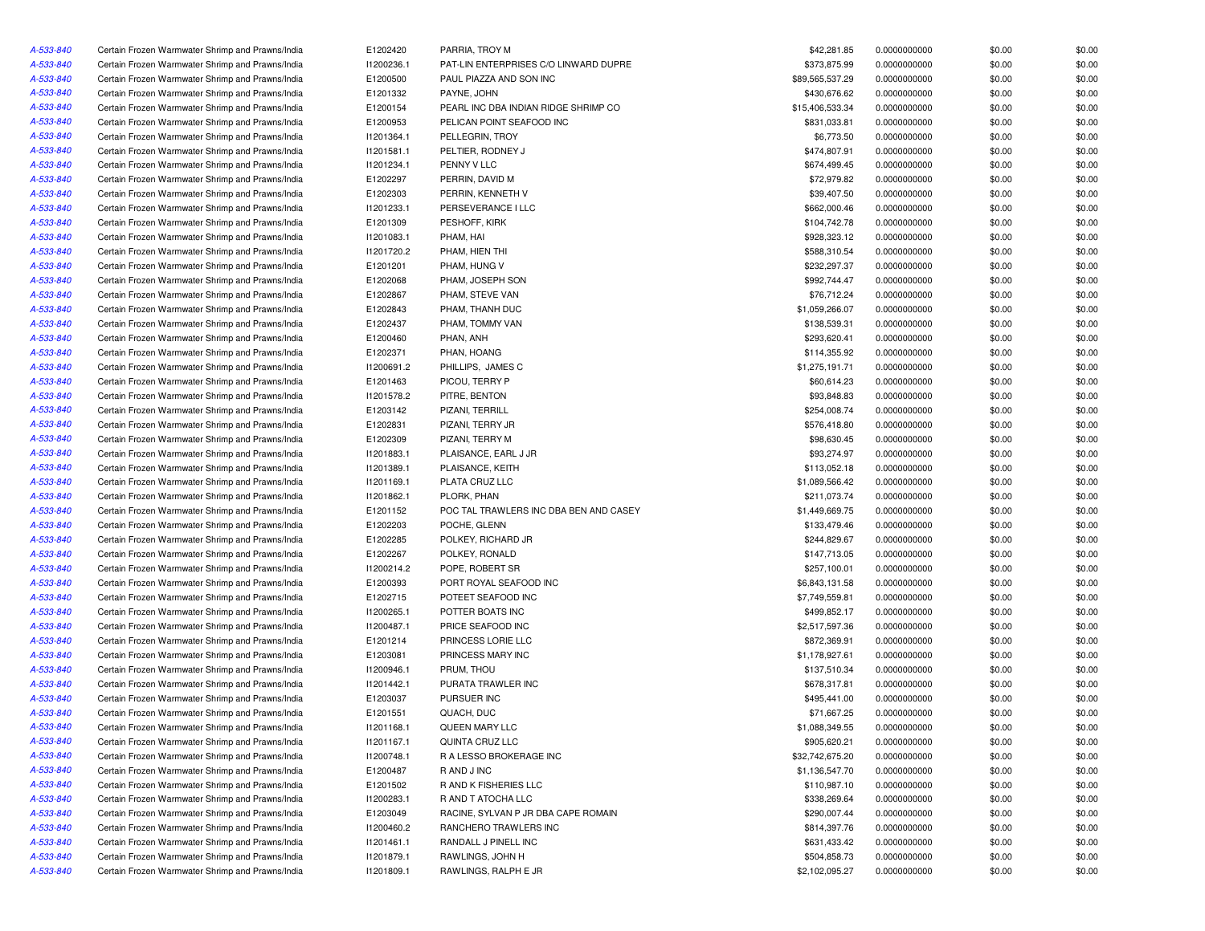| | | | | | | | |
|---|---|---|---|---|---|---|---|
| A-533-840 | Certain Frozen Warmwater Shrimp and Prawns/India | E1202420 | PARRIA, TROY M | $42,281.85 | 0.0000000000 | $0.00 | $0.00 |
| A-533-840 | Certain Frozen Warmwater Shrimp and Prawns/India | I1200236.1 | PAT-LIN ENTERPRISES C/O LINWARD DUPRE | $373,875.99 | 0.0000000000 | $0.00 | $0.00 |
| A-533-840 | Certain Frozen Warmwater Shrimp and Prawns/India | E1200500 | PAUL PIAZZA AND SON INC | $89,565,537.29 | 0.0000000000 | $0.00 | $0.00 |
| A-533-840 | Certain Frozen Warmwater Shrimp and Prawns/India | E1201332 | PAYNE, JOHN | $430,676.62 | 0.0000000000 | $0.00 | $0.00 |
| A-533-840 | Certain Frozen Warmwater Shrimp and Prawns/India | E1200154 | PEARL INC DBA INDIAN RIDGE SHRIMP CO | $15,406,533.34 | 0.0000000000 | $0.00 | $0.00 |
| A-533-840 | Certain Frozen Warmwater Shrimp and Prawns/India | E1200953 | PELICAN POINT SEAFOOD INC | $831,033.81 | 0.0000000000 | $0.00 | $0.00 |
| A-533-840 | Certain Frozen Warmwater Shrimp and Prawns/India | I1201364.1 | PELLEGRIN, TROY | $6,773.50 | 0.0000000000 | $0.00 | $0.00 |
| A-533-840 | Certain Frozen Warmwater Shrimp and Prawns/India | I1201581.1 | PELTIER, RODNEY J | $474,807.91 | 0.0000000000 | $0.00 | $0.00 |
| A-533-840 | Certain Frozen Warmwater Shrimp and Prawns/India | I1201234.1 | PENNY V LLC | $674,499.45 | 0.0000000000 | $0.00 | $0.00 |
| A-533-840 | Certain Frozen Warmwater Shrimp and Prawns/India | E1202297 | PERRIN, DAVID M | $72,979.82 | 0.0000000000 | $0.00 | $0.00 |
| A-533-840 | Certain Frozen Warmwater Shrimp and Prawns/India | E1202303 | PERRIN, KENNETH V | $39,407.50 | 0.0000000000 | $0.00 | $0.00 |
| A-533-840 | Certain Frozen Warmwater Shrimp and Prawns/India | I1201233.1 | PERSEVERANCE I LLC | $662,000.46 | 0.0000000000 | $0.00 | $0.00 |
| A-533-840 | Certain Frozen Warmwater Shrimp and Prawns/India | E1201309 | PESHOFF, KIRK | $104,742.78 | 0.0000000000 | $0.00 | $0.00 |
| A-533-840 | Certain Frozen Warmwater Shrimp and Prawns/India | I1201083.1 | PHAM, HAI | $928,323.12 | 0.0000000000 | $0.00 | $0.00 |
| A-533-840 | Certain Frozen Warmwater Shrimp and Prawns/India | I1201720.2 | PHAM, HIEN THI | $588,310.54 | 0.0000000000 | $0.00 | $0.00 |
| A-533-840 | Certain Frozen Warmwater Shrimp and Prawns/India | E1201201 | PHAM, HUNG V | $232,297.37 | 0.0000000000 | $0.00 | $0.00 |
| A-533-840 | Certain Frozen Warmwater Shrimp and Prawns/India | E1202068 | PHAM, JOSEPH SON | $992,744.47 | 0.0000000000 | $0.00 | $0.00 |
| A-533-840 | Certain Frozen Warmwater Shrimp and Prawns/India | E1202867 | PHAM, STEVE VAN | $76,712.24 | 0.0000000000 | $0.00 | $0.00 |
| A-533-840 | Certain Frozen Warmwater Shrimp and Prawns/India | E1202843 | PHAM, THANH DUC | $1,059,266.07 | 0.0000000000 | $0.00 | $0.00 |
| A-533-840 | Certain Frozen Warmwater Shrimp and Prawns/India | E1202437 | PHAM, TOMMY VAN | $138,539.31 | 0.0000000000 | $0.00 | $0.00 |
| A-533-840 | Certain Frozen Warmwater Shrimp and Prawns/India | E1200460 | PHAN, ANH | $293,620.41 | 0.0000000000 | $0.00 | $0.00 |
| A-533-840 | Certain Frozen Warmwater Shrimp and Prawns/India | E1202371 | PHAN, HOANG | $114,355.92 | 0.0000000000 | $0.00 | $0.00 |
| A-533-840 | Certain Frozen Warmwater Shrimp and Prawns/India | I1200691.2 | PHILLIPS, JAMES C | $1,275,191.71 | 0.0000000000 | $0.00 | $0.00 |
| A-533-840 | Certain Frozen Warmwater Shrimp and Prawns/India | E1201463 | PICOU, TERRY P | $60,614.23 | 0.0000000000 | $0.00 | $0.00 |
| A-533-840 | Certain Frozen Warmwater Shrimp and Prawns/India | I1201578.2 | PITRE, BENTON | $93,848.83 | 0.0000000000 | $0.00 | $0.00 |
| A-533-840 | Certain Frozen Warmwater Shrimp and Prawns/India | E1203142 | PIZANI, TERRILL | $254,008.74 | 0.0000000000 | $0.00 | $0.00 |
| A-533-840 | Certain Frozen Warmwater Shrimp and Prawns/India | E1202831 | PIZANI, TERRY JR | $576,418.80 | 0.0000000000 | $0.00 | $0.00 |
| A-533-840 | Certain Frozen Warmwater Shrimp and Prawns/India | E1202309 | PIZANI, TERRY M | $98,630.45 | 0.0000000000 | $0.00 | $0.00 |
| A-533-840 | Certain Frozen Warmwater Shrimp and Prawns/India | I1201883.1 | PLAISANCE, EARL J JR | $93,274.97 | 0.0000000000 | $0.00 | $0.00 |
| A-533-840 | Certain Frozen Warmwater Shrimp and Prawns/India | I1201389.1 | PLAISANCE, KEITH | $113,052.18 | 0.0000000000 | $0.00 | $0.00 |
| A-533-840 | Certain Frozen Warmwater Shrimp and Prawns/India | I1201169.1 | PLATA CRUZ LLC | $1,089,566.42 | 0.0000000000 | $0.00 | $0.00 |
| A-533-840 | Certain Frozen Warmwater Shrimp and Prawns/India | I1201862.1 | PLORK, PHAN | $211,073.74 | 0.0000000000 | $0.00 | $0.00 |
| A-533-840 | Certain Frozen Warmwater Shrimp and Prawns/India | E1201152 | POC TAL TRAWLERS INC DBA BEN AND CASEY | $1,449,669.75 | 0.0000000000 | $0.00 | $0.00 |
| A-533-840 | Certain Frozen Warmwater Shrimp and Prawns/India | E1202203 | POCHE, GLENN | $133,479.46 | 0.0000000000 | $0.00 | $0.00 |
| A-533-840 | Certain Frozen Warmwater Shrimp and Prawns/India | E1202285 | POLKEY, RICHARD JR | $244,829.67 | 0.0000000000 | $0.00 | $0.00 |
| A-533-840 | Certain Frozen Warmwater Shrimp and Prawns/India | E1202267 | POLKEY, RONALD | $147,713.05 | 0.0000000000 | $0.00 | $0.00 |
| A-533-840 | Certain Frozen Warmwater Shrimp and Prawns/India | I1200214.2 | POPE, ROBERT SR | $257,100.01 | 0.0000000000 | $0.00 | $0.00 |
| A-533-840 | Certain Frozen Warmwater Shrimp and Prawns/India | E1200393 | PORT ROYAL SEAFOOD INC | $6,843,131.58 | 0.0000000000 | $0.00 | $0.00 |
| A-533-840 | Certain Frozen Warmwater Shrimp and Prawns/India | E1202715 | POTEET SEAFOOD INC | $7,749,559.81 | 0.0000000000 | $0.00 | $0.00 |
| A-533-840 | Certain Frozen Warmwater Shrimp and Prawns/India | I1200265.1 | POTTER BOATS INC | $499,852.17 | 0.0000000000 | $0.00 | $0.00 |
| A-533-840 | Certain Frozen Warmwater Shrimp and Prawns/India | I1200487.1 | PRICE SEAFOOD INC | $2,517,597.36 | 0.0000000000 | $0.00 | $0.00 |
| A-533-840 | Certain Frozen Warmwater Shrimp and Prawns/India | E1201214 | PRINCESS LORIE LLC | $872,369.91 | 0.0000000000 | $0.00 | $0.00 |
| A-533-840 | Certain Frozen Warmwater Shrimp and Prawns/India | E1203081 | PRINCESS MARY INC | $1,178,927.61 | 0.0000000000 | $0.00 | $0.00 |
| A-533-840 | Certain Frozen Warmwater Shrimp and Prawns/India | I1200946.1 | PRUM, THOU | $137,510.34 | 0.0000000000 | $0.00 | $0.00 |
| A-533-840 | Certain Frozen Warmwater Shrimp and Prawns/India | I1201442.1 | PURATA TRAWLER INC | $678,317.81 | 0.0000000000 | $0.00 | $0.00 |
| A-533-840 | Certain Frozen Warmwater Shrimp and Prawns/India | E1203037 | PURSUER INC | $495,441.00 | 0.0000000000 | $0.00 | $0.00 |
| A-533-840 | Certain Frozen Warmwater Shrimp and Prawns/India | E1201551 | QUACH, DUC | $71,667.25 | 0.0000000000 | $0.00 | $0.00 |
| A-533-840 | Certain Frozen Warmwater Shrimp and Prawns/India | I1201168.1 | QUEEN MARY LLC | $1,088,349.55 | 0.0000000000 | $0.00 | $0.00 |
| A-533-840 | Certain Frozen Warmwater Shrimp and Prawns/India | I1201167.1 | QUINTA CRUZ LLC | $905,620.21 | 0.0000000000 | $0.00 | $0.00 |
| A-533-840 | Certain Frozen Warmwater Shrimp and Prawns/India | I1200748.1 | R A LESSO BROKERAGE INC | $32,742,675.20 | 0.0000000000 | $0.00 | $0.00 |
| A-533-840 | Certain Frozen Warmwater Shrimp and Prawns/India | E1200487 | R AND J INC | $1,136,547.70 | 0.0000000000 | $0.00 | $0.00 |
| A-533-840 | Certain Frozen Warmwater Shrimp and Prawns/India | E1201502 | R AND K FISHERIES LLC | $110,987.10 | 0.0000000000 | $0.00 | $0.00 |
| A-533-840 | Certain Frozen Warmwater Shrimp and Prawns/India | I1200283.1 | R AND T ATOCHA LLC | $338,269.64 | 0.0000000000 | $0.00 | $0.00 |
| A-533-840 | Certain Frozen Warmwater Shrimp and Prawns/India | E1203049 | RACINE, SYLVAN P JR DBA CAPE ROMAIN | $290,007.44 | 0.0000000000 | $0.00 | $0.00 |
| A-533-840 | Certain Frozen Warmwater Shrimp and Prawns/India | I1200460.2 | RANCHERO TRAWLERS INC | $814,397.76 | 0.0000000000 | $0.00 | $0.00 |
| A-533-840 | Certain Frozen Warmwater Shrimp and Prawns/India | I1201461.1 | RANDALL J PINELL INC | $631,433.42 | 0.0000000000 | $0.00 | $0.00 |
| A-533-840 | Certain Frozen Warmwater Shrimp and Prawns/India | I1201879.1 | RAWLINGS, JOHN H | $504,858.73 | 0.0000000000 | $0.00 | $0.00 |
| A-533-840 | Certain Frozen Warmwater Shrimp and Prawns/India | I1201809.1 | RAWLINGS, RALPH E JR | $2,102,095.27 | 0.0000000000 | $0.00 | $0.00 |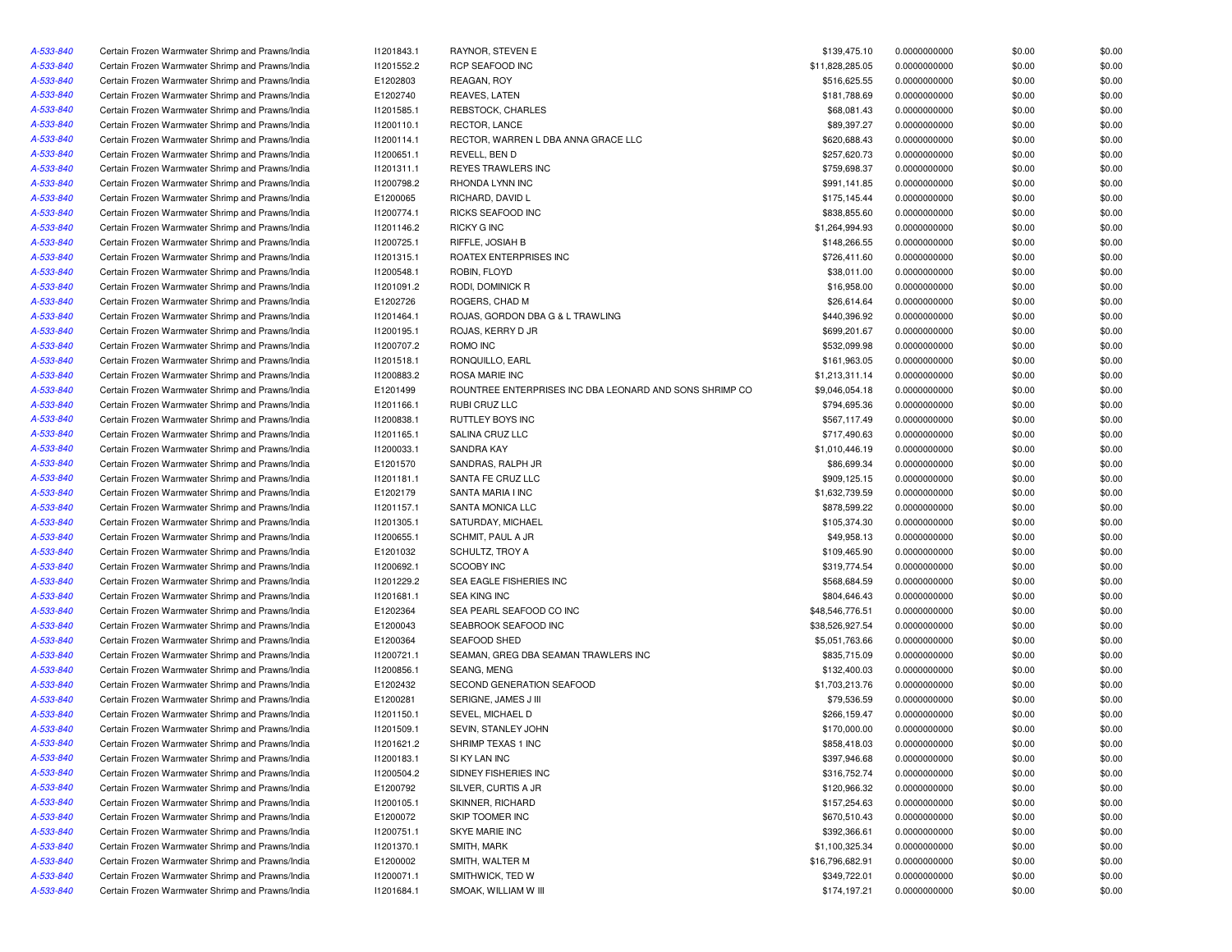| | | | | | | | |
|---|---|---|---|---|---|---|---|
| A-533-840 | Certain Frozen Warmwater Shrimp and Prawns/India | I1201843.1 | RAYNOR, STEVEN E | $139,475.10 | 0.0000000000 | $0.00 | $0.00 |
| A-533-840 | Certain Frozen Warmwater Shrimp and Prawns/India | I1201552.2 | RCP SEAFOOD INC | $11,828,285.05 | 0.0000000000 | $0.00 | $0.00 |
| A-533-840 | Certain Frozen Warmwater Shrimp and Prawns/India | E1202803 | REAGAN, ROY | $516,625.55 | 0.0000000000 | $0.00 | $0.00 |
| A-533-840 | Certain Frozen Warmwater Shrimp and Prawns/India | E1202740 | REAVES, LATEN | $181,788.69 | 0.0000000000 | $0.00 | $0.00 |
| A-533-840 | Certain Frozen Warmwater Shrimp and Prawns/India | I1201585.1 | REBSTOCK, CHARLES | $68,081.43 | 0.0000000000 | $0.00 | $0.00 |
| A-533-840 | Certain Frozen Warmwater Shrimp and Prawns/India | I1200110.1 | RECTOR, LANCE | $89,397.27 | 0.0000000000 | $0.00 | $0.00 |
| A-533-840 | Certain Frozen Warmwater Shrimp and Prawns/India | I1200114.1 | RECTOR, WARREN L DBA ANNA GRACE LLC | $620,688.43 | 0.0000000000 | $0.00 | $0.00 |
| A-533-840 | Certain Frozen Warmwater Shrimp and Prawns/India | I1200651.1 | REVELL, BEN D | $257,620.73 | 0.0000000000 | $0.00 | $0.00 |
| A-533-840 | Certain Frozen Warmwater Shrimp and Prawns/India | I1201311.1 | REYES TRAWLERS INC | $759,698.37 | 0.0000000000 | $0.00 | $0.00 |
| A-533-840 | Certain Frozen Warmwater Shrimp and Prawns/India | I1200798.2 | RHONDA LYNN INC | $991,141.85 | 0.0000000000 | $0.00 | $0.00 |
| A-533-840 | Certain Frozen Warmwater Shrimp and Prawns/India | E1200065 | RICHARD, DAVID L | $175,145.44 | 0.0000000000 | $0.00 | $0.00 |
| A-533-840 | Certain Frozen Warmwater Shrimp and Prawns/India | I1200774.1 | RICKS SEAFOOD INC | $838,855.60 | 0.0000000000 | $0.00 | $0.00 |
| A-533-840 | Certain Frozen Warmwater Shrimp and Prawns/India | I1201146.2 | RICKY G INC | $1,264,994.93 | 0.0000000000 | $0.00 | $0.00 |
| A-533-840 | Certain Frozen Warmwater Shrimp and Prawns/India | I1200725.1 | RIFFLE, JOSIAH B | $148,266.55 | 0.0000000000 | $0.00 | $0.00 |
| A-533-840 | Certain Frozen Warmwater Shrimp and Prawns/India | I1201315.1 | ROATEX ENTERPRISES INC | $726,411.60 | 0.0000000000 | $0.00 | $0.00 |
| A-533-840 | Certain Frozen Warmwater Shrimp and Prawns/India | I1200548.1 | ROBIN, FLOYD | $38,011.00 | 0.0000000000 | $0.00 | $0.00 |
| A-533-840 | Certain Frozen Warmwater Shrimp and Prawns/India | I1201091.2 | RODI, DOMINICK R | $16,958.00 | 0.0000000000 | $0.00 | $0.00 |
| A-533-840 | Certain Frozen Warmwater Shrimp and Prawns/India | E1202726 | ROGERS, CHAD M | $26,614.64 | 0.0000000000 | $0.00 | $0.00 |
| A-533-840 | Certain Frozen Warmwater Shrimp and Prawns/India | I1201464.1 | ROJAS, GORDON DBA G & L TRAWLING | $440,396.92 | 0.0000000000 | $0.00 | $0.00 |
| A-533-840 | Certain Frozen Warmwater Shrimp and Prawns/India | I1200195.1 | ROJAS, KERRY D JR | $699,201.67 | 0.0000000000 | $0.00 | $0.00 |
| A-533-840 | Certain Frozen Warmwater Shrimp and Prawns/India | I1200707.2 | ROMO INC | $532,099.98 | 0.0000000000 | $0.00 | $0.00 |
| A-533-840 | Certain Frozen Warmwater Shrimp and Prawns/India | I1201518.1 | RONQUILLO, EARL | $161,963.05 | 0.0000000000 | $0.00 | $0.00 |
| A-533-840 | Certain Frozen Warmwater Shrimp and Prawns/India | I1200883.2 | ROSA MARIE INC | $1,213,311.14 | 0.0000000000 | $0.00 | $0.00 |
| A-533-840 | Certain Frozen Warmwater Shrimp and Prawns/India | E1201499 | ROUNTREE ENTERPRISES INC DBA LEONARD AND SONS SHRIMP CO | $9,046,054.18 | 0.0000000000 | $0.00 | $0.00 |
| A-533-840 | Certain Frozen Warmwater Shrimp and Prawns/India | I1201166.1 | RUBI CRUZ LLC | $794,695.36 | 0.0000000000 | $0.00 | $0.00 |
| A-533-840 | Certain Frozen Warmwater Shrimp and Prawns/India | I1200838.1 | RUTTLEY BOYS INC | $567,117.49 | 0.0000000000 | $0.00 | $0.00 |
| A-533-840 | Certain Frozen Warmwater Shrimp and Prawns/India | I1201165.1 | SALINA CRUZ LLC | $717,490.63 | 0.0000000000 | $0.00 | $0.00 |
| A-533-840 | Certain Frozen Warmwater Shrimp and Prawns/India | I1200033.1 | SANDRA KAY | $1,010,446.19 | 0.0000000000 | $0.00 | $0.00 |
| A-533-840 | Certain Frozen Warmwater Shrimp and Prawns/India | E1201570 | SANDRAS, RALPH JR | $86,699.34 | 0.0000000000 | $0.00 | $0.00 |
| A-533-840 | Certain Frozen Warmwater Shrimp and Prawns/India | I1201181.1 | SANTA FE CRUZ LLC | $909,125.15 | 0.0000000000 | $0.00 | $0.00 |
| A-533-840 | Certain Frozen Warmwater Shrimp and Prawns/India | E1202179 | SANTA MARIA I INC | $1,632,739.59 | 0.0000000000 | $0.00 | $0.00 |
| A-533-840 | Certain Frozen Warmwater Shrimp and Prawns/India | I1201157.1 | SANTA MONICA LLC | $878,599.22 | 0.0000000000 | $0.00 | $0.00 |
| A-533-840 | Certain Frozen Warmwater Shrimp and Prawns/India | I1201305.1 | SATURDAY, MICHAEL | $105,374.30 | 0.0000000000 | $0.00 | $0.00 |
| A-533-840 | Certain Frozen Warmwater Shrimp and Prawns/India | I1200655.1 | SCHMIT, PAUL A JR | $49,958.13 | 0.0000000000 | $0.00 | $0.00 |
| A-533-840 | Certain Frozen Warmwater Shrimp and Prawns/India | E1201032 | SCHULTZ, TROY A | $109,465.90 | 0.0000000000 | $0.00 | $0.00 |
| A-533-840 | Certain Frozen Warmwater Shrimp and Prawns/India | I1200692.1 | SCOOBY INC | $319,774.54 | 0.0000000000 | $0.00 | $0.00 |
| A-533-840 | Certain Frozen Warmwater Shrimp and Prawns/India | I1201229.2 | SEA EAGLE FISHERIES INC | $568,684.59 | 0.0000000000 | $0.00 | $0.00 |
| A-533-840 | Certain Frozen Warmwater Shrimp and Prawns/India | I1201681.1 | SEA KING INC | $804,646.43 | 0.0000000000 | $0.00 | $0.00 |
| A-533-840 | Certain Frozen Warmwater Shrimp and Prawns/India | E1202364 | SEA PEARL SEAFOOD CO INC | $48,546,776.51 | 0.0000000000 | $0.00 | $0.00 |
| A-533-840 | Certain Frozen Warmwater Shrimp and Prawns/India | E1200043 | SEABROOK SEAFOOD INC | $38,526,927.54 | 0.0000000000 | $0.00 | $0.00 |
| A-533-840 | Certain Frozen Warmwater Shrimp and Prawns/India | E1200364 | SEAFOOD SHED | $5,051,763.66 | 0.0000000000 | $0.00 | $0.00 |
| A-533-840 | Certain Frozen Warmwater Shrimp and Prawns/India | I1200721.1 | SEAMAN, GREG DBA SEAMAN TRAWLERS INC | $835,715.09 | 0.0000000000 | $0.00 | $0.00 |
| A-533-840 | Certain Frozen Warmwater Shrimp and Prawns/India | I1200856.1 | SEANG, MENG | $132,400.03 | 0.0000000000 | $0.00 | $0.00 |
| A-533-840 | Certain Frozen Warmwater Shrimp and Prawns/India | E1202432 | SECOND GENERATION SEAFOOD | $1,703,213.76 | 0.0000000000 | $0.00 | $0.00 |
| A-533-840 | Certain Frozen Warmwater Shrimp and Prawns/India | E1200281 | SERIGNE, JAMES J III | $79,536.59 | 0.0000000000 | $0.00 | $0.00 |
| A-533-840 | Certain Frozen Warmwater Shrimp and Prawns/India | I1201150.1 | SEVEL, MICHAEL D | $266,159.47 | 0.0000000000 | $0.00 | $0.00 |
| A-533-840 | Certain Frozen Warmwater Shrimp and Prawns/India | I1201509.1 | SEVIN, STANLEY JOHN | $170,000.00 | 0.0000000000 | $0.00 | $0.00 |
| A-533-840 | Certain Frozen Warmwater Shrimp and Prawns/India | I1201621.2 | SHRIMP TEXAS 1 INC | $858,418.03 | 0.0000000000 | $0.00 | $0.00 |
| A-533-840 | Certain Frozen Warmwater Shrimp and Prawns/India | I1200183.1 | SI KY LAN INC | $397,946.68 | 0.0000000000 | $0.00 | $0.00 |
| A-533-840 | Certain Frozen Warmwater Shrimp and Prawns/India | I1200504.2 | SIDNEY FISHERIES INC | $316,752.74 | 0.0000000000 | $0.00 | $0.00 |
| A-533-840 | Certain Frozen Warmwater Shrimp and Prawns/India | E1200792 | SILVER, CURTIS A JR | $120,966.32 | 0.0000000000 | $0.00 | $0.00 |
| A-533-840 | Certain Frozen Warmwater Shrimp and Prawns/India | I1200105.1 | SKINNER, RICHARD | $157,254.63 | 0.0000000000 | $0.00 | $0.00 |
| A-533-840 | Certain Frozen Warmwater Shrimp and Prawns/India | E1200072 | SKIP TOOMER INC | $670,510.43 | 0.0000000000 | $0.00 | $0.00 |
| A-533-840 | Certain Frozen Warmwater Shrimp and Prawns/India | I1200751.1 | SKYE MARIE INC | $392,366.61 | 0.0000000000 | $0.00 | $0.00 |
| A-533-840 | Certain Frozen Warmwater Shrimp and Prawns/India | I1201370.1 | SMITH, MARK | $1,100,325.34 | 0.0000000000 | $0.00 | $0.00 |
| A-533-840 | Certain Frozen Warmwater Shrimp and Prawns/India | E1200002 | SMITH, WALTER M | $16,796,682.91 | 0.0000000000 | $0.00 | $0.00 |
| A-533-840 | Certain Frozen Warmwater Shrimp and Prawns/India | I1200071.1 | SMITHWICK, TED W | $349,722.01 | 0.0000000000 | $0.00 | $0.00 |
| A-533-840 | Certain Frozen Warmwater Shrimp and Prawns/India | I1201684.1 | SMOAK, WILLIAM W III | $174,197.21 | 0.0000000000 | $0.00 | $0.00 |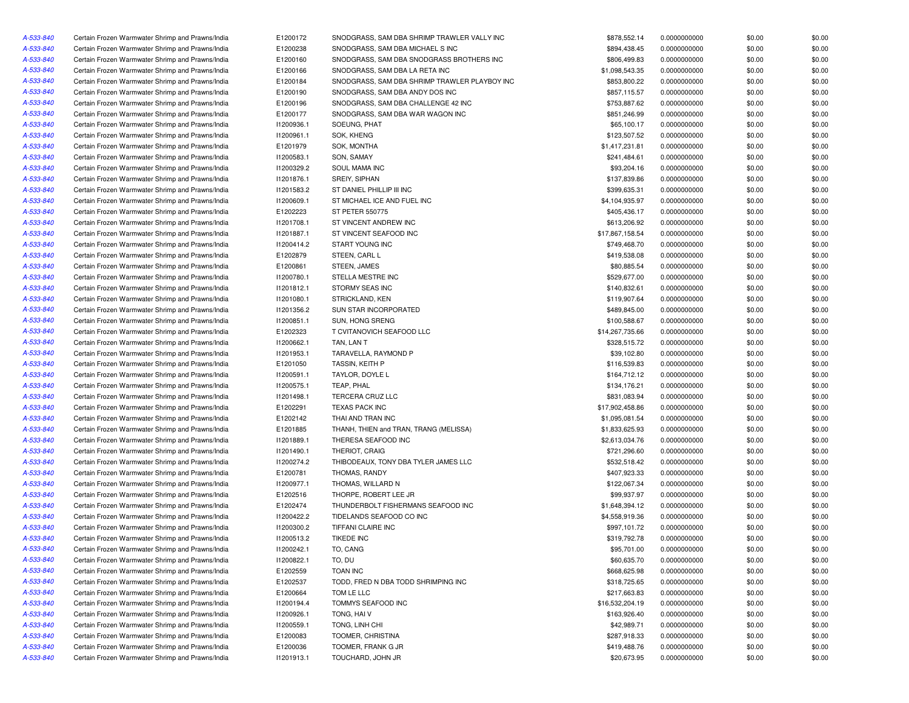| | | | | | | | |
|---|---|---|---|---|---|---|---|
| A-533-840 | Certain Frozen Warmwater Shrimp and Prawns/India | E1200172 | SNODGRASS, SAM DBA SHRIMP TRAWLER VALLY INC | $878,552.14 | 0.0000000000 | $0.00 | $0.00 |
| A-533-840 | Certain Frozen Warmwater Shrimp and Prawns/India | E1200238 | SNODGRASS, SAM DBA MICHAEL S INC | $894,438.45 | 0.0000000000 | $0.00 | $0.00 |
| A-533-840 | Certain Frozen Warmwater Shrimp and Prawns/India | E1200160 | SNODGRASS, SAM DBA SNODGRASS BROTHERS INC | $806,499.83 | 0.0000000000 | $0.00 | $0.00 |
| A-533-840 | Certain Frozen Warmwater Shrimp and Prawns/India | E1200166 | SNODGRASS, SAM DBA LA RETA INC | $1,098,543.35 | 0.0000000000 | $0.00 | $0.00 |
| A-533-840 | Certain Frozen Warmwater Shrimp and Prawns/India | E1200184 | SNODGRASS, SAM DBA SHRIMP TRAWLER PLAYBOY INC | $853,800.22 | 0.0000000000 | $0.00 | $0.00 |
| A-533-840 | Certain Frozen Warmwater Shrimp and Prawns/India | E1200190 | SNODGRASS, SAM DBA ANDY DOS INC | $857,115.57 | 0.0000000000 | $0.00 | $0.00 |
| A-533-840 | Certain Frozen Warmwater Shrimp and Prawns/India | E1200196 | SNODGRASS, SAM DBA CHALLENGE 42 INC | $753,887.62 | 0.0000000000 | $0.00 | $0.00 |
| A-533-840 | Certain Frozen Warmwater Shrimp and Prawns/India | E1200177 | SNODGRASS, SAM DBA WAR WAGON INC | $851,246.99 | 0.0000000000 | $0.00 | $0.00 |
| A-533-840 | Certain Frozen Warmwater Shrimp and Prawns/India | I1200936.1 | SOEUNG, PHAT | $65,100.17 | 0.0000000000 | $0.00 | $0.00 |
| A-533-840 | Certain Frozen Warmwater Shrimp and Prawns/India | I1200961.1 | SOK, KHENG | $123,507.52 | 0.0000000000 | $0.00 | $0.00 |
| A-533-840 | Certain Frozen Warmwater Shrimp and Prawns/India | E1201979 | SOK, MONTHA | $1,417,231.81 | 0.0000000000 | $0.00 | $0.00 |
| A-533-840 | Certain Frozen Warmwater Shrimp and Prawns/India | I1200583.1 | SON, SAMAY | $241,484.61 | 0.0000000000 | $0.00 | $0.00 |
| A-533-840 | Certain Frozen Warmwater Shrimp and Prawns/India | I1200329.2 | SOUL MAMA INC | $93,204.16 | 0.0000000000 | $0.00 | $0.00 |
| A-533-840 | Certain Frozen Warmwater Shrimp and Prawns/India | I1201876.1 | SREIY, SIPHAN | $137,839.86 | 0.0000000000 | $0.00 | $0.00 |
| A-533-840 | Certain Frozen Warmwater Shrimp and Prawns/India | I1201583.2 | ST DANIEL PHILLIP III INC | $399,635.31 | 0.0000000000 | $0.00 | $0.00 |
| A-533-840 | Certain Frozen Warmwater Shrimp and Prawns/India | I1200609.1 | ST MICHAEL ICE AND FUEL INC | $4,104,935.97 | 0.0000000000 | $0.00 | $0.00 |
| A-533-840 | Certain Frozen Warmwater Shrimp and Prawns/India | E1202223 | ST PETER 550775 | $405,436.17 | 0.0000000000 | $0.00 | $0.00 |
| A-533-840 | Certain Frozen Warmwater Shrimp and Prawns/India | I1201708.1 | ST VINCENT ANDREW INC | $613,206.92 | 0.0000000000 | $0.00 | $0.00 |
| A-533-840 | Certain Frozen Warmwater Shrimp and Prawns/India | I1201887.1 | ST VINCENT SEAFOOD INC | $17,867,158.54 | 0.0000000000 | $0.00 | $0.00 |
| A-533-840 | Certain Frozen Warmwater Shrimp and Prawns/India | I1200414.2 | START YOUNG INC | $749,468.70 | 0.0000000000 | $0.00 | $0.00 |
| A-533-840 | Certain Frozen Warmwater Shrimp and Prawns/India | E1202879 | STEEN, CARL L | $419,538.08 | 0.0000000000 | $0.00 | $0.00 |
| A-533-840 | Certain Frozen Warmwater Shrimp and Prawns/India | E1200861 | STEEN, JAMES | $80,885.54 | 0.0000000000 | $0.00 | $0.00 |
| A-533-840 | Certain Frozen Warmwater Shrimp and Prawns/India | I1200780.1 | STELLA MESTRE INC | $529,677.00 | 0.0000000000 | $0.00 | $0.00 |
| A-533-840 | Certain Frozen Warmwater Shrimp and Prawns/India | I1201812.1 | STORMY SEAS INC | $140,832.61 | 0.0000000000 | $0.00 | $0.00 |
| A-533-840 | Certain Frozen Warmwater Shrimp and Prawns/India | I1201080.1 | STRICKLAND, KEN | $119,907.64 | 0.0000000000 | $0.00 | $0.00 |
| A-533-840 | Certain Frozen Warmwater Shrimp and Prawns/India | I1201356.2 | SUN STAR INCORPORATED | $489,845.00 | 0.0000000000 | $0.00 | $0.00 |
| A-533-840 | Certain Frozen Warmwater Shrimp and Prawns/India | I1200851.1 | SUN, HONG SRENG | $100,588.67 | 0.0000000000 | $0.00 | $0.00 |
| A-533-840 | Certain Frozen Warmwater Shrimp and Prawns/India | E1202323 | T CVITANOVICH SEAFOOD LLC | $14,267,735.66 | 0.0000000000 | $0.00 | $0.00 |
| A-533-840 | Certain Frozen Warmwater Shrimp and Prawns/India | I1200662.1 | TAN, LAN T | $328,515.72 | 0.0000000000 | $0.00 | $0.00 |
| A-533-840 | Certain Frozen Warmwater Shrimp and Prawns/India | I1201953.1 | TARAVELLA, RAYMOND P | $39,102.80 | 0.0000000000 | $0.00 | $0.00 |
| A-533-840 | Certain Frozen Warmwater Shrimp and Prawns/India | E1201050 | TASSIN, KEITH P | $116,539.83 | 0.0000000000 | $0.00 | $0.00 |
| A-533-840 | Certain Frozen Warmwater Shrimp and Prawns/India | I1200591.1 | TAYLOR, DOYLE L | $164,712.12 | 0.0000000000 | $0.00 | $0.00 |
| A-533-840 | Certain Frozen Warmwater Shrimp and Prawns/India | I1200575.1 | TEAP, PHAL | $134,176.21 | 0.0000000000 | $0.00 | $0.00 |
| A-533-840 | Certain Frozen Warmwater Shrimp and Prawns/India | I1201498.1 | TERCERA CRUZ LLC | $831,083.94 | 0.0000000000 | $0.00 | $0.00 |
| A-533-840 | Certain Frozen Warmwater Shrimp and Prawns/India | E1202291 | TEXAS PACK INC | $17,902,458.86 | 0.0000000000 | $0.00 | $0.00 |
| A-533-840 | Certain Frozen Warmwater Shrimp and Prawns/India | E1202142 | THAI AND TRAN INC | $1,095,081.54 | 0.0000000000 | $0.00 | $0.00 |
| A-533-840 | Certain Frozen Warmwater Shrimp and Prawns/India | E1201885 | THANH, THIEN and TRAN, TRANG (MELISSA) | $1,833,625.93 | 0.0000000000 | $0.00 | $0.00 |
| A-533-840 | Certain Frozen Warmwater Shrimp and Prawns/India | I1201889.1 | THERESA SEAFOOD INC | $2,613,034.76 | 0.0000000000 | $0.00 | $0.00 |
| A-533-840 | Certain Frozen Warmwater Shrimp and Prawns/India | I1201490.1 | THERIOT, CRAIG | $721,296.60 | 0.0000000000 | $0.00 | $0.00 |
| A-533-840 | Certain Frozen Warmwater Shrimp and Prawns/India | I1200274.2 | THIBODEAUX, TONY DBA TYLER JAMES LLC | $532,518.42 | 0.0000000000 | $0.00 | $0.00 |
| A-533-840 | Certain Frozen Warmwater Shrimp and Prawns/India | E1200781 | THOMAS, RANDY | $407,923.33 | 0.0000000000 | $0.00 | $0.00 |
| A-533-840 | Certain Frozen Warmwater Shrimp and Prawns/India | I1200977.1 | THOMAS, WILLARD N | $122,067.34 | 0.0000000000 | $0.00 | $0.00 |
| A-533-840 | Certain Frozen Warmwater Shrimp and Prawns/India | E1202516 | THORPE, ROBERT LEE JR | $99,937.97 | 0.0000000000 | $0.00 | $0.00 |
| A-533-840 | Certain Frozen Warmwater Shrimp and Prawns/India | E1202474 | THUNDERBOLT FISHERMANS SEAFOOD INC | $1,648,394.12 | 0.0000000000 | $0.00 | $0.00 |
| A-533-840 | Certain Frozen Warmwater Shrimp and Prawns/India | I1200422.2 | TIDELANDS SEAFOOD CO INC | $4,558,919.36 | 0.0000000000 | $0.00 | $0.00 |
| A-533-840 | Certain Frozen Warmwater Shrimp and Prawns/India | I1200300.2 | TIFFANI CLAIRE INC | $997,101.72 | 0.0000000000 | $0.00 | $0.00 |
| A-533-840 | Certain Frozen Warmwater Shrimp and Prawns/India | I1200513.2 | TIKEDE INC | $319,792.78 | 0.0000000000 | $0.00 | $0.00 |
| A-533-840 | Certain Frozen Warmwater Shrimp and Prawns/India | I1200242.1 | TO, CANG | $95,701.00 | 0.0000000000 | $0.00 | $0.00 |
| A-533-840 | Certain Frozen Warmwater Shrimp and Prawns/India | I1200822.1 | TO, DU | $60,635.70 | 0.0000000000 | $0.00 | $0.00 |
| A-533-840 | Certain Frozen Warmwater Shrimp and Prawns/India | E1202559 | TOAN INC | $668,625.98 | 0.0000000000 | $0.00 | $0.00 |
| A-533-840 | Certain Frozen Warmwater Shrimp and Prawns/India | E1202537 | TODD, FRED N DBA TODD SHRIMPING INC | $318,725.65 | 0.0000000000 | $0.00 | $0.00 |
| A-533-840 | Certain Frozen Warmwater Shrimp and Prawns/India | E1200664 | TOM LE LLC | $217,663.83 | 0.0000000000 | $0.00 | $0.00 |
| A-533-840 | Certain Frozen Warmwater Shrimp and Prawns/India | I1200194.4 | TOMMYS SEAFOOD INC | $16,532,204.19 | 0.0000000000 | $0.00 | $0.00 |
| A-533-840 | Certain Frozen Warmwater Shrimp and Prawns/India | I1200926.1 | TONG, HAI V | $163,926.40 | 0.0000000000 | $0.00 | $0.00 |
| A-533-840 | Certain Frozen Warmwater Shrimp and Prawns/India | I1200559.1 | TONG, LINH CHI | $42,989.71 | 0.0000000000 | $0.00 | $0.00 |
| A-533-840 | Certain Frozen Warmwater Shrimp and Prawns/India | E1200083 | TOOMER, CHRISTINA | $287,918.33 | 0.0000000000 | $0.00 | $0.00 |
| A-533-840 | Certain Frozen Warmwater Shrimp and Prawns/India | E1200036 | TOOMER, FRANK G JR | $419,488.76 | 0.0000000000 | $0.00 | $0.00 |
| A-533-840 | Certain Frozen Warmwater Shrimp and Prawns/India | I1201913.1 | TOUCHARD, JOHN JR | $20,673.95 | 0.0000000000 | $0.00 | $0.00 |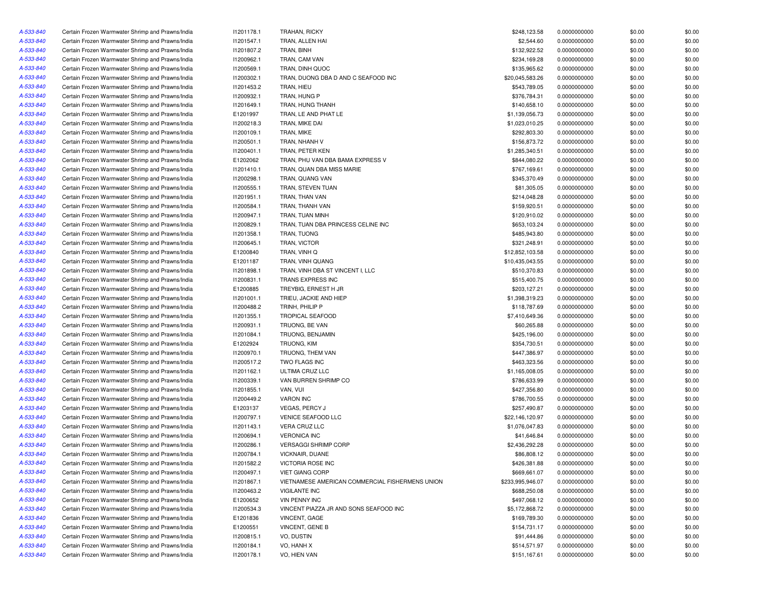| | | | | | | | |
|---|---|---|---|---|---|---|---|
| A-533-840 | Certain Frozen Warmwater Shrimp and Prawns/India | I1201178.1 | TRAHAN, RICKY | $248,123.58 | 0.0000000000 | $0.00 | $0.00 |
| A-533-840 | Certain Frozen Warmwater Shrimp and Prawns/India | I1201547.1 | TRAN, ALLEN HAI | $2,544.60 | 0.0000000000 | $0.00 | $0.00 |
| A-533-840 | Certain Frozen Warmwater Shrimp and Prawns/India | I1201807.2 | TRAN, BINH | $132,922.52 | 0.0000000000 | $0.00 | $0.00 |
| A-533-840 | Certain Frozen Warmwater Shrimp and Prawns/India | I1200962.1 | TRAN, CAM VAN | $234,169.28 | 0.0000000000 | $0.00 | $0.00 |
| A-533-840 | Certain Frozen Warmwater Shrimp and Prawns/India | I1200569.1 | TRAN, DINH QUOC | $135,965.62 | 0.0000000000 | $0.00 | $0.00 |
| A-533-840 | Certain Frozen Warmwater Shrimp and Prawns/India | I1200302.1 | TRAN, DUONG DBA D AND C SEAFOOD INC | $20,045,583.26 | 0.0000000000 | $0.00 | $0.00 |
| A-533-840 | Certain Frozen Warmwater Shrimp and Prawns/India | I1201453.2 | TRAN, HIEU | $543,789.05 | 0.0000000000 | $0.00 | $0.00 |
| A-533-840 | Certain Frozen Warmwater Shrimp and Prawns/India | I1200932.1 | TRAN, HUNG P | $376,784.31 | 0.0000000000 | $0.00 | $0.00 |
| A-533-840 | Certain Frozen Warmwater Shrimp and Prawns/India | I1201649.1 | TRAN, HUNG THANH | $140,658.10 | 0.0000000000 | $0.00 | $0.00 |
| A-533-840 | Certain Frozen Warmwater Shrimp and Prawns/India | E1201997 | TRAN, LE AND PHAT LE | $1,139,056.73 | 0.0000000000 | $0.00 | $0.00 |
| A-533-840 | Certain Frozen Warmwater Shrimp and Prawns/India | I1200218.3 | TRAN, MIKE DAI | $1,023,010.25 | 0.0000000000 | $0.00 | $0.00 |
| A-533-840 | Certain Frozen Warmwater Shrimp and Prawns/India | I1200109.1 | TRAN, MIKE | $292,803.30 | 0.0000000000 | $0.00 | $0.00 |
| A-533-840 | Certain Frozen Warmwater Shrimp and Prawns/India | I1200501.1 | TRAN, NHANH V | $156,873.72 | 0.0000000000 | $0.00 | $0.00 |
| A-533-840 | Certain Frozen Warmwater Shrimp and Prawns/India | I1200401.1 | TRAN, PETER KEN | $1,285,340.51 | 0.0000000000 | $0.00 | $0.00 |
| A-533-840 | Certain Frozen Warmwater Shrimp and Prawns/India | E1202062 | TRAN, PHU VAN DBA BAMA EXPRESS V | $844,080.22 | 0.0000000000 | $0.00 | $0.00 |
| A-533-840 | Certain Frozen Warmwater Shrimp and Prawns/India | I1201410.1 | TRAN, QUAN DBA MISS MARIE | $767,169.61 | 0.0000000000 | $0.00 | $0.00 |
| A-533-840 | Certain Frozen Warmwater Shrimp and Prawns/India | I1200298.1 | TRAN, QUANG VAN | $345,370.49 | 0.0000000000 | $0.00 | $0.00 |
| A-533-840 | Certain Frozen Warmwater Shrimp and Prawns/India | I1200555.1 | TRAN, STEVEN TUAN | $81,305.05 | 0.0000000000 | $0.00 | $0.00 |
| A-533-840 | Certain Frozen Warmwater Shrimp and Prawns/India | I1201951.1 | TRAN, THAN VAN | $214,048.28 | 0.0000000000 | $0.00 | $0.00 |
| A-533-840 | Certain Frozen Warmwater Shrimp and Prawns/India | I1200584.1 | TRAN, THANH VAN | $159,920.51 | 0.0000000000 | $0.00 | $0.00 |
| A-533-840 | Certain Frozen Warmwater Shrimp and Prawns/India | I1200947.1 | TRAN, TUAN MINH | $120,910.02 | 0.0000000000 | $0.00 | $0.00 |
| A-533-840 | Certain Frozen Warmwater Shrimp and Prawns/India | I1200829.1 | TRAN, TUAN DBA PRINCESS CELINE INC | $653,103.24 | 0.0000000000 | $0.00 | $0.00 |
| A-533-840 | Certain Frozen Warmwater Shrimp and Prawns/India | I1201358.1 | TRAN, TUONG | $485,943.80 | 0.0000000000 | $0.00 | $0.00 |
| A-533-840 | Certain Frozen Warmwater Shrimp and Prawns/India | I1200645.1 | TRAN, VICTOR | $321,248.91 | 0.0000000000 | $0.00 | $0.00 |
| A-533-840 | Certain Frozen Warmwater Shrimp and Prawns/India | E1200840 | TRAN, VINH Q | $12,852,103.58 | 0.0000000000 | $0.00 | $0.00 |
| A-533-840 | Certain Frozen Warmwater Shrimp and Prawns/India | E1201187 | TRAN, VINH QUANG | $10,435,043.55 | 0.0000000000 | $0.00 | $0.00 |
| A-533-840 | Certain Frozen Warmwater Shrimp and Prawns/India | I1201898.1 | TRAN, VINH DBA ST VINCENT I, LLC | $510,370.83 | 0.0000000000 | $0.00 | $0.00 |
| A-533-840 | Certain Frozen Warmwater Shrimp and Prawns/India | I1200831.1 | TRANS EXPRESS INC | $515,400.75 | 0.0000000000 | $0.00 | $0.00 |
| A-533-840 | Certain Frozen Warmwater Shrimp and Prawns/India | E1200885 | TREYBIG, ERNEST H JR | $203,127.21 | 0.0000000000 | $0.00 | $0.00 |
| A-533-840 | Certain Frozen Warmwater Shrimp and Prawns/India | I1201001.1 | TRIEU, JACKIE AND HIEP | $1,398,319.23 | 0.0000000000 | $0.00 | $0.00 |
| A-533-840 | Certain Frozen Warmwater Shrimp and Prawns/India | I1200488.2 | TRINH, PHILIP P | $118,787.69 | 0.0000000000 | $0.00 | $0.00 |
| A-533-840 | Certain Frozen Warmwater Shrimp and Prawns/India | I1201355.1 | TROPICAL SEAFOOD | $7,410,649.36 | 0.0000000000 | $0.00 | $0.00 |
| A-533-840 | Certain Frozen Warmwater Shrimp and Prawns/India | I1200931.1 | TRUONG, BE VAN | $60,265.88 | 0.0000000000 | $0.00 | $0.00 |
| A-533-840 | Certain Frozen Warmwater Shrimp and Prawns/India | I1201084.1 | TRUONG, BENJAMIN | $425,196.00 | 0.0000000000 | $0.00 | $0.00 |
| A-533-840 | Certain Frozen Warmwater Shrimp and Prawns/India | E1202924 | TRUONG, KIM | $354,730.51 | 0.0000000000 | $0.00 | $0.00 |
| A-533-840 | Certain Frozen Warmwater Shrimp and Prawns/India | I1200970.1 | TRUONG, THEM VAN | $447,386.97 | 0.0000000000 | $0.00 | $0.00 |
| A-533-840 | Certain Frozen Warmwater Shrimp and Prawns/India | I1200517.2 | TWO FLAGS INC | $463,323.56 | 0.0000000000 | $0.00 | $0.00 |
| A-533-840 | Certain Frozen Warmwater Shrimp and Prawns/India | I1201162.1 | ULTIMA CRUZ LLC | $1,165,008.05 | 0.0000000000 | $0.00 | $0.00 |
| A-533-840 | Certain Frozen Warmwater Shrimp and Prawns/India | I1200339.1 | VAN BURREN SHRIMP CO | $786,633.99 | 0.0000000000 | $0.00 | $0.00 |
| A-533-840 | Certain Frozen Warmwater Shrimp and Prawns/India | I1201855.1 | VAN, VUI | $427,356.80 | 0.0000000000 | $0.00 | $0.00 |
| A-533-840 | Certain Frozen Warmwater Shrimp and Prawns/India | I1200449.2 | VARON INC | $786,700.55 | 0.0000000000 | $0.00 | $0.00 |
| A-533-840 | Certain Frozen Warmwater Shrimp and Prawns/India | E1203137 | VEGAS, PERCY J | $257,490.87 | 0.0000000000 | $0.00 | $0.00 |
| A-533-840 | Certain Frozen Warmwater Shrimp and Prawns/India | I1200797.1 | VENICE SEAFOOD LLC | $22,146,120.97 | 0.0000000000 | $0.00 | $0.00 |
| A-533-840 | Certain Frozen Warmwater Shrimp and Prawns/India | I1201143.1 | VERA CRUZ LLC | $1,076,047.83 | 0.0000000000 | $0.00 | $0.00 |
| A-533-840 | Certain Frozen Warmwater Shrimp and Prawns/India | I1200694.1 | VERONICA INC | $41,646.84 | 0.0000000000 | $0.00 | $0.00 |
| A-533-840 | Certain Frozen Warmwater Shrimp and Prawns/India | I1200286.1 | VERSAGGI SHRIMP CORP | $2,436,292.28 | 0.0000000000 | $0.00 | $0.00 |
| A-533-840 | Certain Frozen Warmwater Shrimp and Prawns/India | I1200784.1 | VICKNAIR, DUANE | $86,808.12 | 0.0000000000 | $0.00 | $0.00 |
| A-533-840 | Certain Frozen Warmwater Shrimp and Prawns/India | I1201582.2 | VICTORIA ROSE INC | $426,381.88 | 0.0000000000 | $0.00 | $0.00 |
| A-533-840 | Certain Frozen Warmwater Shrimp and Prawns/India | I1200497.1 | VIET GIANG CORP | $669,661.07 | 0.0000000000 | $0.00 | $0.00 |
| A-533-840 | Certain Frozen Warmwater Shrimp and Prawns/India | I1201867.1 | VIETNAMESE AMERICAN COMMERCIAL FISHERMENS UNION | $233,995,946.07 | 0.0000000000 | $0.00 | $0.00 |
| A-533-840 | Certain Frozen Warmwater Shrimp and Prawns/India | I1200463.2 | VIGILANTE INC | $688,250.08 | 0.0000000000 | $0.00 | $0.00 |
| A-533-840 | Certain Frozen Warmwater Shrimp and Prawns/India | E1200652 | VIN PENNY INC | $497,068.12 | 0.0000000000 | $0.00 | $0.00 |
| A-533-840 | Certain Frozen Warmwater Shrimp and Prawns/India | I1200534.3 | VINCENT PIAZZA JR AND SONS SEAFOOD INC | $5,172,868.72 | 0.0000000000 | $0.00 | $0.00 |
| A-533-840 | Certain Frozen Warmwater Shrimp and Prawns/India | E1201836 | VINCENT, GAGE | $169,789.30 | 0.0000000000 | $0.00 | $0.00 |
| A-533-840 | Certain Frozen Warmwater Shrimp and Prawns/India | E1200551 | VINCENT, GENE B | $154,731.17 | 0.0000000000 | $0.00 | $0.00 |
| A-533-840 | Certain Frozen Warmwater Shrimp and Prawns/India | I1200815.1 | VO, DUSTIN | $91,444.86 | 0.0000000000 | $0.00 | $0.00 |
| A-533-840 | Certain Frozen Warmwater Shrimp and Prawns/India | I1200184.1 | VO, HANH X | $514,571.97 | 0.0000000000 | $0.00 | $0.00 |
| A-533-840 | Certain Frozen Warmwater Shrimp and Prawns/India | I1200178.1 | VO, HIEN VAN | $151,167.61 | 0.0000000000 | $0.00 | $0.00 |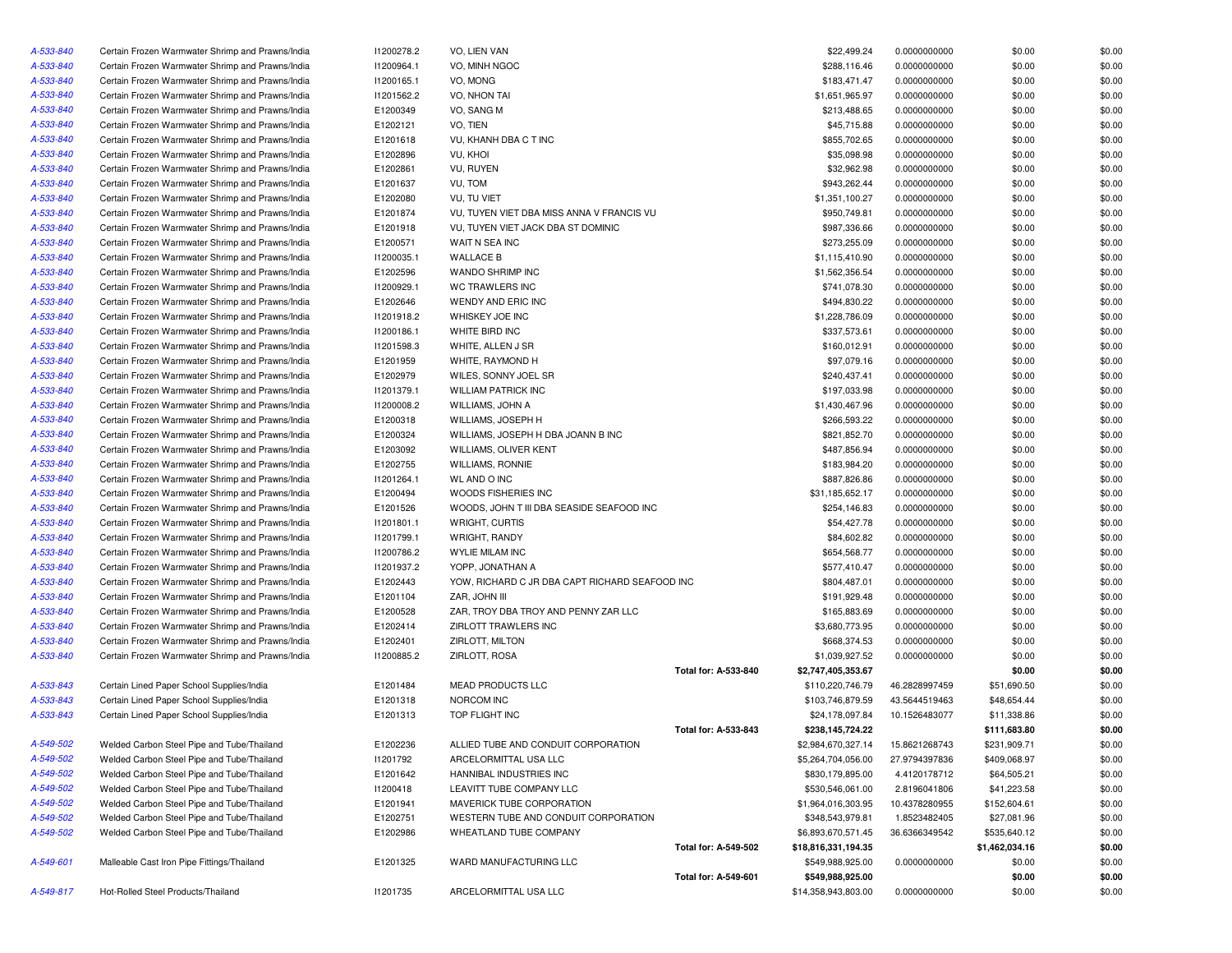| | | | | | | | | |
|---|---|---|---|---|---|---|---|---|
| A-533-840 | Certain Frozen Warmwater Shrimp and Prawns/India | I1200278.2 | VO, LIEN VAN | | $22,499.24 | 0.0000000000 | $0.00 | $0.00 |
| A-533-840 | Certain Frozen Warmwater Shrimp and Prawns/India | I1200964.1 | VO, MINH NGOC | | $288,116.46 | 0.0000000000 | $0.00 | $0.00 |
| A-533-840 | Certain Frozen Warmwater Shrimp and Prawns/India | I1200165.1 | VO, MONG | | $183,471.47 | 0.0000000000 | $0.00 | $0.00 |
| A-533-840 | Certain Frozen Warmwater Shrimp and Prawns/India | I1201562.2 | VO, NHON TAI | | $1,651,965.97 | 0.0000000000 | $0.00 | $0.00 |
| A-533-840 | Certain Frozen Warmwater Shrimp and Prawns/India | E1200349 | VO, SANG M | | $213,488.65 | 0.0000000000 | $0.00 | $0.00 |
| A-533-840 | Certain Frozen Warmwater Shrimp and Prawns/India | E1202121 | VO, TIEN | | $45,715.88 | 0.0000000000 | $0.00 | $0.00 |
| A-533-840 | Certain Frozen Warmwater Shrimp and Prawns/India | E1201618 | VU, KHANH DBA C T INC | | $855,702.65 | 0.0000000000 | $0.00 | $0.00 |
| A-533-840 | Certain Frozen Warmwater Shrimp and Prawns/India | E1202896 | VU, KHOI | | $35,098.98 | 0.0000000000 | $0.00 | $0.00 |
| A-533-840 | Certain Frozen Warmwater Shrimp and Prawns/India | E1202861 | VU, RUYEN | | $32,962.98 | 0.0000000000 | $0.00 | $0.00 |
| A-533-840 | Certain Frozen Warmwater Shrimp and Prawns/India | E1201637 | VU, TOM | | $943,262.44 | 0.0000000000 | $0.00 | $0.00 |
| A-533-840 | Certain Frozen Warmwater Shrimp and Prawns/India | E1202080 | VU, TU VIET | | $1,351,100.27 | 0.0000000000 | $0.00 | $0.00 |
| A-533-840 | Certain Frozen Warmwater Shrimp and Prawns/India | E1201874 | VU, TUYEN VIET DBA MISS ANNA V FRANCIS VU | | $950,749.81 | 0.0000000000 | $0.00 | $0.00 |
| A-533-840 | Certain Frozen Warmwater Shrimp and Prawns/India | E1201918 | VU, TUYEN VIET JACK DBA ST DOMINIC | | $987,336.66 | 0.0000000000 | $0.00 | $0.00 |
| A-533-840 | Certain Frozen Warmwater Shrimp and Prawns/India | E1200571 | WAIT N SEA INC | | $273,255.09 | 0.0000000000 | $0.00 | $0.00 |
| A-533-840 | Certain Frozen Warmwater Shrimp and Prawns/India | I1200035.1 | WALLACE B | | $1,115,410.90 | 0.0000000000 | $0.00 | $0.00 |
| A-533-840 | Certain Frozen Warmwater Shrimp and Prawns/India | E1202596 | WANDO SHRIMP INC | | $1,562,356.54 | 0.0000000000 | $0.00 | $0.00 |
| A-533-840 | Certain Frozen Warmwater Shrimp and Prawns/India | I1200929.1 | WC TRAWLERS INC | | $741,078.30 | 0.0000000000 | $0.00 | $0.00 |
| A-533-840 | Certain Frozen Warmwater Shrimp and Prawns/India | E1202646 | WENDY AND ERIC INC | | $494,830.22 | 0.0000000000 | $0.00 | $0.00 |
| A-533-840 | Certain Frozen Warmwater Shrimp and Prawns/India | I1201918.2 | WHISKEY JOE INC | | $1,228,786.09 | 0.0000000000 | $0.00 | $0.00 |
| A-533-840 | Certain Frozen Warmwater Shrimp and Prawns/India | I1200186.1 | WHITE BIRD INC | | $337,573.61 | 0.0000000000 | $0.00 | $0.00 |
| A-533-840 | Certain Frozen Warmwater Shrimp and Prawns/India | I1201598.3 | WHITE, ALLEN J SR | | $160,012.91 | 0.0000000000 | $0.00 | $0.00 |
| A-533-840 | Certain Frozen Warmwater Shrimp and Prawns/India | E1201959 | WHITE, RAYMOND H | | $97,079.16 | 0.0000000000 | $0.00 | $0.00 |
| A-533-840 | Certain Frozen Warmwater Shrimp and Prawns/India | E1202979 | WILES, SONNY JOEL SR | | $240,437.41 | 0.0000000000 | $0.00 | $0.00 |
| A-533-840 | Certain Frozen Warmwater Shrimp and Prawns/India | I1201379.1 | WILLIAM PATRICK INC | | $197,033.98 | 0.0000000000 | $0.00 | $0.00 |
| A-533-840 | Certain Frozen Warmwater Shrimp and Prawns/India | I1200008.2 | WILLIAMS, JOHN A | | $1,430,467.96 | 0.0000000000 | $0.00 | $0.00 |
| A-533-840 | Certain Frozen Warmwater Shrimp and Prawns/India | E1200318 | WILLIAMS, JOSEPH H | | $266,593.22 | 0.0000000000 | $0.00 | $0.00 |
| A-533-840 | Certain Frozen Warmwater Shrimp and Prawns/India | E1200324 | WILLIAMS, JOSEPH H DBA JOANN B INC | | $821,852.70 | 0.0000000000 | $0.00 | $0.00 |
| A-533-840 | Certain Frozen Warmwater Shrimp and Prawns/India | E1203092 | WILLIAMS, OLIVER KENT | | $487,856.94 | 0.0000000000 | $0.00 | $0.00 |
| A-533-840 | Certain Frozen Warmwater Shrimp and Prawns/India | E1202755 | WILLIAMS, RONNIE | | $183,984.20 | 0.0000000000 | $0.00 | $0.00 |
| A-533-840 | Certain Frozen Warmwater Shrimp and Prawns/India | I1201264.1 | WL AND O INC | | $887,826.86 | 0.0000000000 | $0.00 | $0.00 |
| A-533-840 | Certain Frozen Warmwater Shrimp and Prawns/India | E1200494 | WOODS FISHERIES INC | | $31,185,652.17 | 0.0000000000 | $0.00 | $0.00 |
| A-533-840 | Certain Frozen Warmwater Shrimp and Prawns/India | E1201526 | WOODS, JOHN T III DBA SEASIDE SEAFOOD INC | | $254,146.83 | 0.0000000000 | $0.00 | $0.00 |
| A-533-840 | Certain Frozen Warmwater Shrimp and Prawns/India | I1201801.1 | WRIGHT, CURTIS | | $54,427.78 | 0.0000000000 | $0.00 | $0.00 |
| A-533-840 | Certain Frozen Warmwater Shrimp and Prawns/India | I1201799.1 | WRIGHT, RANDY | | $84,602.82 | 0.0000000000 | $0.00 | $0.00 |
| A-533-840 | Certain Frozen Warmwater Shrimp and Prawns/India | I1200786.2 | WYLIE MILAM INC | | $654,568.77 | 0.0000000000 | $0.00 | $0.00 |
| A-533-840 | Certain Frozen Warmwater Shrimp and Prawns/India | I1201937.2 | YOPP, JONATHAN A | | $577,410.47 | 0.0000000000 | $0.00 | $0.00 |
| A-533-840 | Certain Frozen Warmwater Shrimp and Prawns/India | E1202443 | YOW, RICHARD C JR DBA CAPT RICHARD SEAFOOD INC | | $804,487.01 | 0.0000000000 | $0.00 | $0.00 |
| A-533-840 | Certain Frozen Warmwater Shrimp and Prawns/India | E1201104 | ZAR, JOHN III | | $191,929.48 | 0.0000000000 | $0.00 | $0.00 |
| A-533-840 | Certain Frozen Warmwater Shrimp and Prawns/India | E1200528 | ZAR, TROY DBA TROY AND PENNY ZAR LLC | | $165,883.69 | 0.0000000000 | $0.00 | $0.00 |
| A-533-840 | Certain Frozen Warmwater Shrimp and Prawns/India | E1202414 | ZIRLOTT TRAWLERS INC | | $3,680,773.95 | 0.0000000000 | $0.00 | $0.00 |
| A-533-840 | Certain Frozen Warmwater Shrimp and Prawns/India | E1202401 | ZIRLOTT, MILTON | | $668,374.53 | 0.0000000000 | $0.00 | $0.00 |
| A-533-840 | Certain Frozen Warmwater Shrimp and Prawns/India | I1200885.2 | ZIRLOTT, ROSA | | $1,039,927.52 | 0.0000000000 | $0.00 | $0.00 |
| | | | | **Total for: A-533-840** | **$2,747,405,353.67** | | **$0.00** | **$0.00** |
| A-533-843 | Certain Lined Paper School Supplies/India | E1201484 | MEAD PRODUCTS LLC | | $110,220,746.79 | 46.2828997459 | $51,690.50 | $0.00 |
| A-533-843 | Certain Lined Paper School Supplies/India | E1201318 | NORCOM INC | | $103,746,879.59 | 43.5644519463 | $48,654.44 | $0.00 |
| A-533-843 | Certain Lined Paper School Supplies/India | E1201313 | TOP FLIGHT INC | | $24,178,097.84 | 10.1526483077 | $11,338.86 | $0.00 |
| | | | | **Total for: A-533-843** | **$238,145,724.22** | | **$111,683.80** | **$0.00** |
| A-549-502 | Welded Carbon Steel Pipe and Tube/Thailand | E1202236 | ALLIED TUBE AND CONDUIT CORPORATION | | $2,984,670,327.14 | 15.8621268743 | $231,909.71 | $0.00 |
| A-549-502 | Welded Carbon Steel Pipe and Tube/Thailand | I1201792 | ARCELORMITTAL USA LLC | | $5,264,704,056.00 | 27.9794397836 | $409,068.97 | $0.00 |
| A-549-502 | Welded Carbon Steel Pipe and Tube/Thailand | E1201642 | HANNIBAL INDUSTRIES INC | | $830,179,895.00 | 4.4120178712 | $64,505.21 | $0.00 |
| A-549-502 | Welded Carbon Steel Pipe and Tube/Thailand | I1200418 | LEAVITT TUBE COMPANY LLC | | $530,546,061.00 | 2.8196041806 | $41,223.58 | $0.00 |
| A-549-502 | Welded Carbon Steel Pipe and Tube/Thailand | E1201941 | MAVERICK TUBE CORPORATION | | $1,964,016,303.95 | 10.4378280955 | $152,604.61 | $0.00 |
| A-549-502 | Welded Carbon Steel Pipe and Tube/Thailand | E1202751 | WESTERN TUBE AND CONDUIT CORPORATION | | $348,543,979.81 | 1.8523482405 | $27,081.96 | $0.00 |
| A-549-502 | Welded Carbon Steel Pipe and Tube/Thailand | E1202986 | WHEATLAND TUBE COMPANY | | $6,893,670,571.45 | 36.6366349542 | $535,640.12 | $0.00 |
| | | | | **Total for: A-549-502** | **$18,816,331,194.35** | | **$1,462,034.16** | **$0.00** |
| A-549-601 | Malleable Cast Iron Pipe Fittings/Thailand | E1201325 | WARD MANUFACTURING LLC | | $549,988,925.00 | 0.0000000000 | $0.00 | $0.00 |
| | | | | **Total for: A-549-601** | **$549,988,925.00** | | **$0.00** | **$0.00** |
| A-549-817 | Hot-Rolled Steel Products/Thailand | I1201735 | ARCELORMITTAL USA LLC | | $14,358,943,803.00 | 0.0000000000 | $0.00 | $0.00 |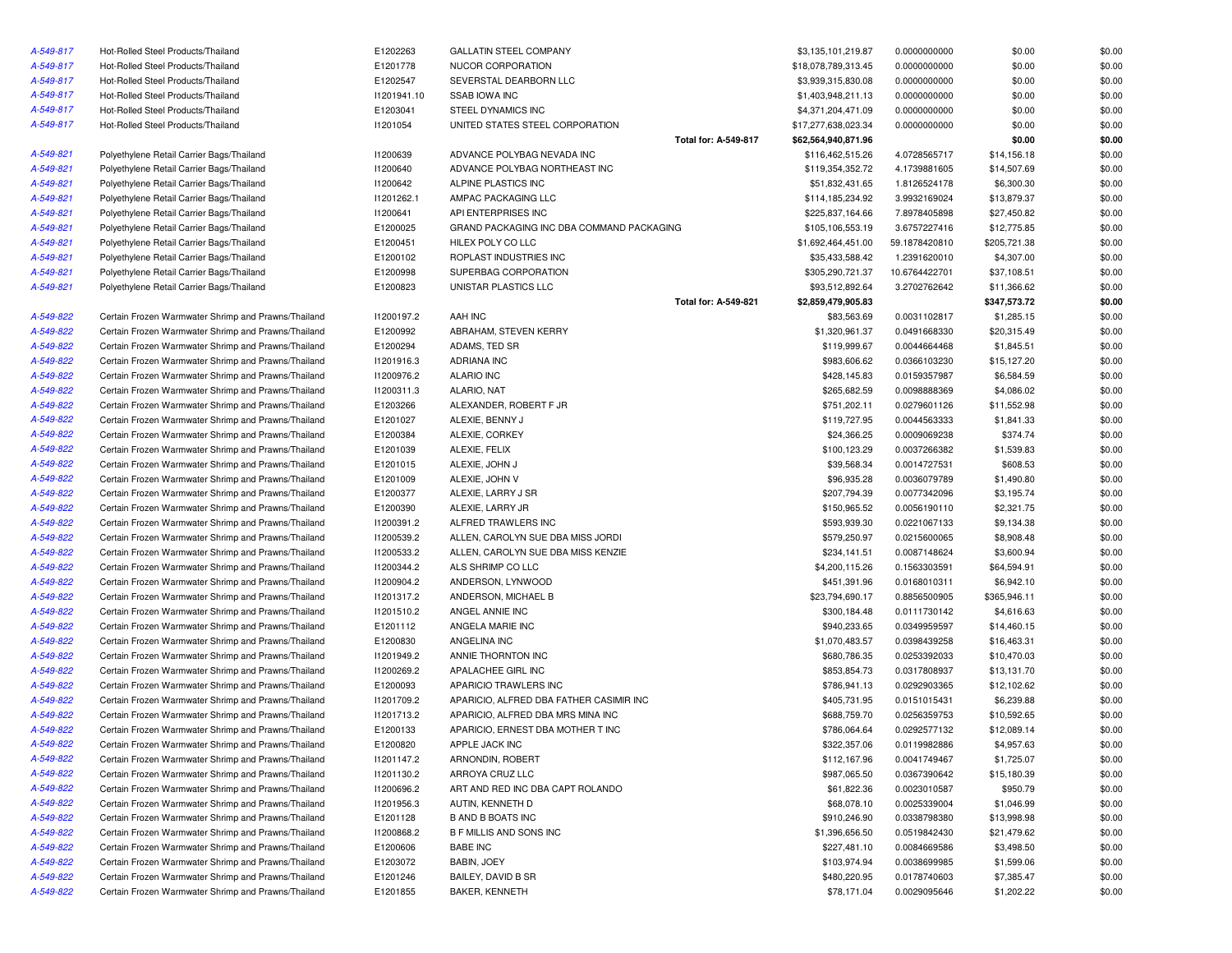| | | | | | | | |
|---|---|---|---|---|---|---|---|
| A-549-817 | Hot-Rolled Steel Products/Thailand | E1202263 | GALLATIN STEEL COMPANY | $3,135,101,219.87 | 0.0000000000 | $0.00 | $0.00 |
| A-549-817 | Hot-Rolled Steel Products/Thailand | E1201778 | NUCOR CORPORATION | $18,078,789,313.45 | 0.0000000000 | $0.00 | $0.00 |
| A-549-817 | Hot-Rolled Steel Products/Thailand | E1202547 | SEVERSTAL DEARBORN LLC | $3,939,315,830.08 | 0.0000000000 | $0.00 | $0.00 |
| A-549-817 | Hot-Rolled Steel Products/Thailand | I1201941.10 | SSAB IOWA INC | $1,403,948,211.13 | 0.0000000000 | $0.00 | $0.00 |
| A-549-817 | Hot-Rolled Steel Products/Thailand | E1203041 | STEEL DYNAMICS INC | $4,371,204,471.09 | 0.0000000000 | $0.00 | $0.00 |
| A-549-817 | Hot-Rolled Steel Products/Thailand | I1201054 | UNITED STATES STEEL CORPORATION | $17,277,638,023.34 | 0.0000000000 | $0.00 | $0.00 |
| | | | **Total for: A-549-817** | **$62,564,940,871.96** | | **$0.00** | **$0.00** |
| A-549-821 | Polyethylene Retail Carrier Bags/Thailand | I1200639 | ADVANCE POLYBAG NEVADA INC | $116,462,515.26 | 4.0728565717 | $14,156.18 | $0.00 |
| A-549-821 | Polyethylene Retail Carrier Bags/Thailand | I1200640 | ADVANCE POLYBAG NORTHEAST INC | $119,354,352.72 | 4.1739881605 | $14,507.69 | $0.00 |
| A-549-821 | Polyethylene Retail Carrier Bags/Thailand | I1200642 | ALPINE PLASTICS INC | $51,832,431.65 | 1.8126524178 | $6,300.30 | $0.00 |
| A-549-821 | Polyethylene Retail Carrier Bags/Thailand | I1201262.1 | AMPAC PACKAGING LLC | $114,185,234.92 | 3.9932169024 | $13,879.37 | $0.00 |
| A-549-821 | Polyethylene Retail Carrier Bags/Thailand | I1200641 | API ENTERPRISES INC | $225,837,164.66 | 7.8978405898 | $27,450.82 | $0.00 |
| A-549-821 | Polyethylene Retail Carrier Bags/Thailand | E1200025 | GRAND PACKAGING INC DBA COMMAND PACKAGING | $105,106,553.19 | 3.6757227416 | $12,775.85 | $0.00 |
| A-549-821 | Polyethylene Retail Carrier Bags/Thailand | E1200451 | HILEX POLY CO LLC | $1,692,464,451.00 | 59.1878420810 | $205,721.38 | $0.00 |
| A-549-821 | Polyethylene Retail Carrier Bags/Thailand | E1200102 | ROPLAST INDUSTRIES INC | $35,433,588.42 | 1.2391620010 | $4,307.00 | $0.00 |
| A-549-821 | Polyethylene Retail Carrier Bags/Thailand | E1200998 | SUPERBAG CORPORATION | $305,290,721.37 | 10.6764422701 | $37,108.51 | $0.00 |
| A-549-821 | Polyethylene Retail Carrier Bags/Thailand | E1200823 | UNISTAR PLASTICS LLC | $93,512,892.64 | 3.2702762642 | $11,366.62 | $0.00 |
| | | | **Total for: A-549-821** | **$2,859,479,905.83** | | **$347,573.72** | **$0.00** |
| A-549-822 | Certain Frozen Warmwater Shrimp and Prawns/Thailand | I1200197.2 | AAH INC | $83,563.69 | 0.0031102817 | $1,285.15 | $0.00 |
| A-549-822 | Certain Frozen Warmwater Shrimp and Prawns/Thailand | E1200992 | ABRAHAM, STEVEN KERRY | $1,320,961.37 | 0.0491668330 | $20,315.49 | $0.00 |
| A-549-822 | Certain Frozen Warmwater Shrimp and Prawns/Thailand | E1200294 | ADAMS, TED SR | $119,999.67 | 0.0044664468 | $1,845.51 | $0.00 |
| A-549-822 | Certain Frozen Warmwater Shrimp and Prawns/Thailand | I1201916.3 | ADRIANA INC | $983,606.62 | 0.0366103230 | $15,127.20 | $0.00 |
| A-549-822 | Certain Frozen Warmwater Shrimp and Prawns/Thailand | I1200976.2 | ALARIO INC | $428,145.83 | 0.0159357987 | $6,584.59 | $0.00 |
| A-549-822 | Certain Frozen Warmwater Shrimp and Prawns/Thailand | I1200311.3 | ALARIO, NAT | $265,682.59 | 0.0098888369 | $4,086.02 | $0.00 |
| A-549-822 | Certain Frozen Warmwater Shrimp and Prawns/Thailand | E1203266 | ALEXANDER, ROBERT F JR | $751,202.11 | 0.0279601126 | $11,552.98 | $0.00 |
| A-549-822 | Certain Frozen Warmwater Shrimp and Prawns/Thailand | E1201027 | ALEXIE, BENNY J | $119,727.95 | 0.0044563333 | $1,841.33 | $0.00 |
| A-549-822 | Certain Frozen Warmwater Shrimp and Prawns/Thailand | E1200384 | ALEXIE, CORKEY | $24,366.25 | 0.0009069238 | $374.74 | $0.00 |
| A-549-822 | Certain Frozen Warmwater Shrimp and Prawns/Thailand | E1201039 | ALEXIE, FELIX | $100,123.29 | 0.0037266382 | $1,539.83 | $0.00 |
| A-549-822 | Certain Frozen Warmwater Shrimp and Prawns/Thailand | E1201015 | ALEXIE, JOHN J | $39,568.34 | 0.0014727531 | $608.53 | $0.00 |
| A-549-822 | Certain Frozen Warmwater Shrimp and Prawns/Thailand | E1201009 | ALEXIE, JOHN V | $96,935.28 | 0.0036079789 | $1,490.80 | $0.00 |
| A-549-822 | Certain Frozen Warmwater Shrimp and Prawns/Thailand | E1200377 | ALEXIE, LARRY J SR | $207,794.39 | 0.0077342096 | $3,195.74 | $0.00 |
| A-549-822 | Certain Frozen Warmwater Shrimp and Prawns/Thailand | E1200390 | ALEXIE, LARRY JR | $150,965.52 | 0.0056190110 | $2,321.75 | $0.00 |
| A-549-822 | Certain Frozen Warmwater Shrimp and Prawns/Thailand | I1200391.2 | ALFRED TRAWLERS INC | $593,939.30 | 0.0221067133 | $9,134.38 | $0.00 |
| A-549-822 | Certain Frozen Warmwater Shrimp and Prawns/Thailand | I1200539.2 | ALLEN, CAROLYN SUE DBA MISS JORDI | $579,250.97 | 0.0215600065 | $8,908.48 | $0.00 |
| A-549-822 | Certain Frozen Warmwater Shrimp and Prawns/Thailand | I1200533.2 | ALLEN, CAROLYN SUE DBA MISS KENZIE | $234,141.51 | 0.0087148624 | $3,600.94 | $0.00 |
| A-549-822 | Certain Frozen Warmwater Shrimp and Prawns/Thailand | I1200344.2 | ALS SHRIMP CO LLC | $4,200,115.26 | 0.1563303591 | $64,594.91 | $0.00 |
| A-549-822 | Certain Frozen Warmwater Shrimp and Prawns/Thailand | I1200904.2 | ANDERSON, LYNWOOD | $451,391.96 | 0.0168010311 | $6,942.10 | $0.00 |
| A-549-822 | Certain Frozen Warmwater Shrimp and Prawns/Thailand | I1201317.2 | ANDERSON, MICHAEL B | $23,794,690.17 | 0.8856500905 | $365,946.11 | $0.00 |
| A-549-822 | Certain Frozen Warmwater Shrimp and Prawns/Thailand | I1201510.2 | ANGEL ANNIE INC | $300,184.48 | 0.0111730142 | $4,616.63 | $0.00 |
| A-549-822 | Certain Frozen Warmwater Shrimp and Prawns/Thailand | E1201112 | ANGELA MARIE INC | $940,233.65 | 0.0349959597 | $14,460.15 | $0.00 |
| A-549-822 | Certain Frozen Warmwater Shrimp and Prawns/Thailand | E1200830 | ANGELINA INC | $1,070,483.57 | 0.0398439258 | $16,463.31 | $0.00 |
| A-549-822 | Certain Frozen Warmwater Shrimp and Prawns/Thailand | I1201949.2 | ANNIE THORNTON INC | $680,786.35 | 0.0253392033 | $10,470.03 | $0.00 |
| A-549-822 | Certain Frozen Warmwater Shrimp and Prawns/Thailand | I1200269.2 | APALACHEE GIRL INC | $853,854.73 | 0.0317808937 | $13,131.70 | $0.00 |
| A-549-822 | Certain Frozen Warmwater Shrimp and Prawns/Thailand | E1200093 | APARICIO TRAWLERS INC | $786,941.13 | 0.0292903365 | $12,102.62 | $0.00 |
| A-549-822 | Certain Frozen Warmwater Shrimp and Prawns/Thailand | I1201709.2 | APARICIO, ALFRED DBA FATHER CASIMIR INC | $405,731.95 | 0.0151015431 | $6,239.88 | $0.00 |
| A-549-822 | Certain Frozen Warmwater Shrimp and Prawns/Thailand | I1201713.2 | APARICIO, ALFRED DBA MRS MINA INC | $688,759.70 | 0.0256359753 | $10,592.65 | $0.00 |
| A-549-822 | Certain Frozen Warmwater Shrimp and Prawns/Thailand | E1200133 | APARICIO, ERNEST DBA MOTHER T INC | $786,064.64 | 0.0292577132 | $12,089.14 | $0.00 |
| A-549-822 | Certain Frozen Warmwater Shrimp and Prawns/Thailand | E1200820 | APPLE JACK INC | $322,357.06 | 0.0119982886 | $4,957.63 | $0.00 |
| A-549-822 | Certain Frozen Warmwater Shrimp and Prawns/Thailand | I1201147.2 | ARNONDIN, ROBERT | $112,167.96 | 0.0041749467 | $1,725.07 | $0.00 |
| A-549-822 | Certain Frozen Warmwater Shrimp and Prawns/Thailand | I1201130.2 | ARROYA CRUZ LLC | $987,065.50 | 0.0367390642 | $15,180.39 | $0.00 |
| A-549-822 | Certain Frozen Warmwater Shrimp and Prawns/Thailand | I1200696.2 | ART AND RED INC DBA CAPT ROLANDO | $61,822.36 | 0.0023010587 | $950.79 | $0.00 |
| A-549-822 | Certain Frozen Warmwater Shrimp and Prawns/Thailand | I1201956.3 | AUTIN, KENNETH D | $68,078.10 | 0.0025339004 | $1,046.99 | $0.00 |
| A-549-822 | Certain Frozen Warmwater Shrimp and Prawns/Thailand | E1201128 | B AND B BOATS INC | $910,246.90 | 0.0338798380 | $13,998.98 | $0.00 |
| A-549-822 | Certain Frozen Warmwater Shrimp and Prawns/Thailand | I1200868.2 | B F MILLIS AND SONS INC | $1,396,656.50 | 0.0519842430 | $21,479.62 | $0.00 |
| A-549-822 | Certain Frozen Warmwater Shrimp and Prawns/Thailand | E1200606 | BABE INC | $227,481.10 | 0.0084669586 | $3,498.50 | $0.00 |
| A-549-822 | Certain Frozen Warmwater Shrimp and Prawns/Thailand | E1203072 | BABIN, JOEY | $103,974.94 | 0.0038699985 | $1,599.06 | $0.00 |
| A-549-822 | Certain Frozen Warmwater Shrimp and Prawns/Thailand | E1201246 | BAILEY, DAVID B SR | $480,220.95 | 0.0178740603 | $7,385.47 | $0.00 |
| A-549-822 | Certain Frozen Warmwater Shrimp and Prawns/Thailand | E1201855 | BAKER, KENNETH | $78,171.04 | 0.0029095646 | $1,202.22 | $0.00 |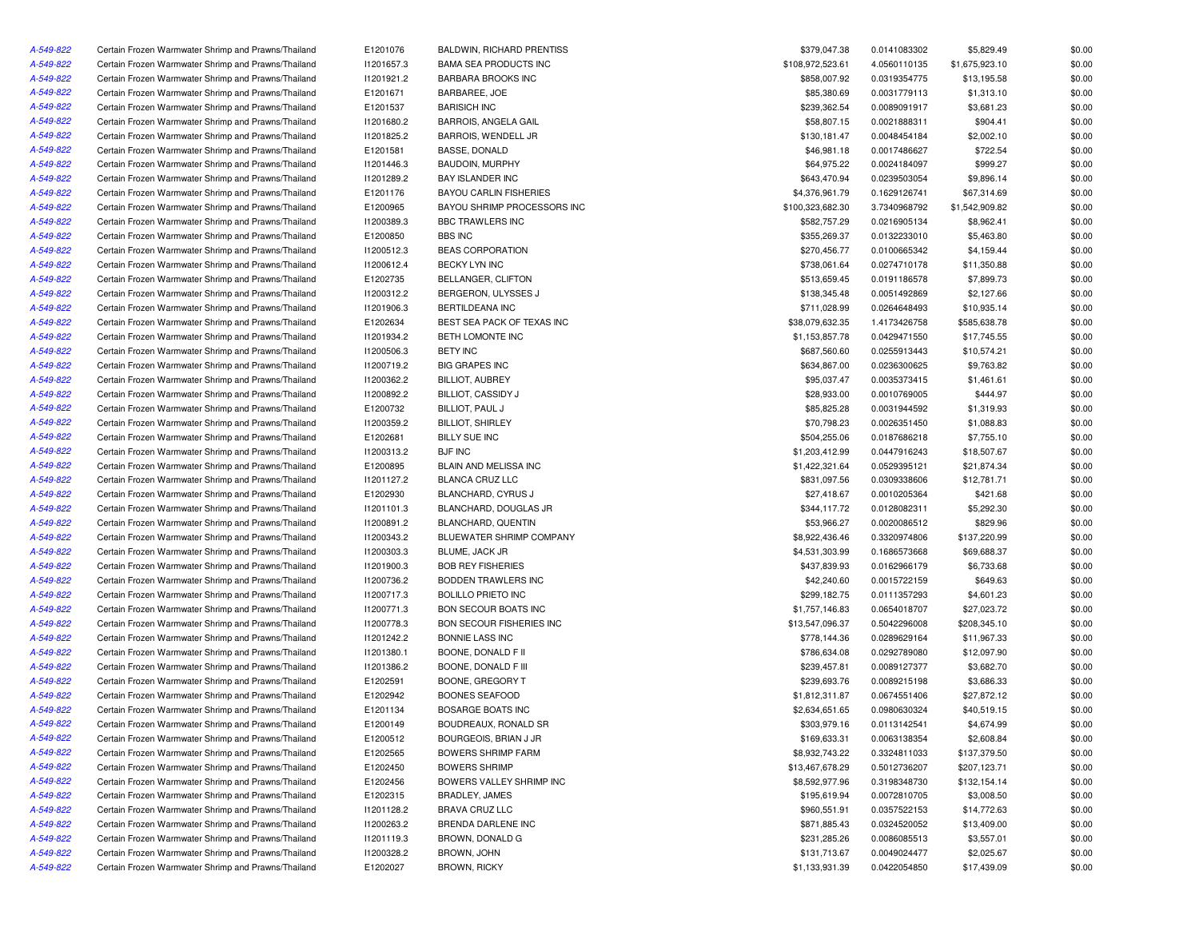| | | | | | | | |
|---|---|---|---|---|---|---|---|
| A-549-822 | Certain Frozen Warmwater Shrimp and Prawns/Thailand | E1201076 | BALDWIN, RICHARD PRENTISS | $379,047.38 | 0.0141083302 | $5,829.49 | $0.00 |
| A-549-822 | Certain Frozen Warmwater Shrimp and Prawns/Thailand | I1201657.3 | BAMA SEA PRODUCTS INC | $108,972,523.61 | 4.0560110135 | $1,675,923.10 | $0.00 |
| A-549-822 | Certain Frozen Warmwater Shrimp and Prawns/Thailand | I1201921.2 | BARBARA BROOKS INC | $858,007.92 | 0.0319354775 | $13,195.58 | $0.00 |
| A-549-822 | Certain Frozen Warmwater Shrimp and Prawns/Thailand | E1201671 | BARBAREE, JOE | $85,380.69 | 0.0031779113 | $1,313.10 | $0.00 |
| A-549-822 | Certain Frozen Warmwater Shrimp and Prawns/Thailand | E1201537 | BARISICH INC | $239,362.54 | 0.0089091917 | $3,681.23 | $0.00 |
| A-549-822 | Certain Frozen Warmwater Shrimp and Prawns/Thailand | I1201680.2 | BARROIS, ANGELA GAIL | $58,807.15 | 0.0021888311 | $904.41 | $0.00 |
| A-549-822 | Certain Frozen Warmwater Shrimp and Prawns/Thailand | I1201825.2 | BARROIS, WENDELL JR | $130,181.47 | 0.0048454184 | $2,002.10 | $0.00 |
| A-549-822 | Certain Frozen Warmwater Shrimp and Prawns/Thailand | E1201581 | BASSE, DONALD | $46,981.18 | 0.0017486627 | $722.54 | $0.00 |
| A-549-822 | Certain Frozen Warmwater Shrimp and Prawns/Thailand | I1201446.3 | BAUDOIN, MURPHY | $64,975.22 | 0.0024184097 | $999.27 | $0.00 |
| A-549-822 | Certain Frozen Warmwater Shrimp and Prawns/Thailand | I1201289.2 | BAY ISLANDER INC | $643,470.94 | 0.0239503054 | $9,896.14 | $0.00 |
| A-549-822 | Certain Frozen Warmwater Shrimp and Prawns/Thailand | E1201176 | BAYOU CARLIN FISHERIES | $4,376,961.79 | 0.1629126741 | $67,314.69 | $0.00 |
| A-549-822 | Certain Frozen Warmwater Shrimp and Prawns/Thailand | E1200965 | BAYOU SHRIMP PROCESSORS INC | $100,323,682.30 | 3.7340968792 | $1,542,909.82 | $0.00 |
| A-549-822 | Certain Frozen Warmwater Shrimp and Prawns/Thailand | I1200389.3 | BBC TRAWLERS INC | $582,757.29 | 0.0216905134 | $8,962.41 | $0.00 |
| A-549-822 | Certain Frozen Warmwater Shrimp and Prawns/Thailand | E1200850 | BBS INC | $355,269.37 | 0.0132233010 | $5,463.80 | $0.00 |
| A-549-822 | Certain Frozen Warmwater Shrimp and Prawns/Thailand | I1200512.3 | BEAS CORPORATION | $270,456.77 | 0.0100665342 | $4,159.44 | $0.00 |
| A-549-822 | Certain Frozen Warmwater Shrimp and Prawns/Thailand | I1200612.4 | BECKY LYN INC | $738,061.64 | 0.0274710178 | $11,350.88 | $0.00 |
| A-549-822 | Certain Frozen Warmwater Shrimp and Prawns/Thailand | E1202735 | BELLANGER, CLIFTON | $513,659.45 | 0.0191186578 | $7,899.73 | $0.00 |
| A-549-822 | Certain Frozen Warmwater Shrimp and Prawns/Thailand | I1200312.2 | BERGERON, ULYSSES J | $138,345.48 | 0.0051492869 | $2,127.66 | $0.00 |
| A-549-822 | Certain Frozen Warmwater Shrimp and Prawns/Thailand | I1201906.3 | BERTILDEANA INC | $711,028.99 | 0.0264648493 | $10,935.14 | $0.00 |
| A-549-822 | Certain Frozen Warmwater Shrimp and Prawns/Thailand | E1202634 | BEST SEA PACK OF TEXAS INC | $38,079,632.35 | 1.4173426758 | $585,638.78 | $0.00 |
| A-549-822 | Certain Frozen Warmwater Shrimp and Prawns/Thailand | I1201934.2 | BETH LOMONTE INC | $1,153,857.78 | 0.0429471550 | $17,745.55 | $0.00 |
| A-549-822 | Certain Frozen Warmwater Shrimp and Prawns/Thailand | I1200506.3 | BETY INC | $687,560.60 | 0.0255913443 | $10,574.21 | $0.00 |
| A-549-822 | Certain Frozen Warmwater Shrimp and Prawns/Thailand | I1200719.2 | BIG GRAPES INC | $634,867.00 | 0.0236300625 | $9,763.82 | $0.00 |
| A-549-822 | Certain Frozen Warmwater Shrimp and Prawns/Thailand | I1200362.2 | BILLIOT, AUBREY | $95,037.47 | 0.0035373415 | $1,461.61 | $0.00 |
| A-549-822 | Certain Frozen Warmwater Shrimp and Prawns/Thailand | I1200892.2 | BILLIOT, CASSIDY J | $28,933.00 | 0.0010769005 | $444.97 | $0.00 |
| A-549-822 | Certain Frozen Warmwater Shrimp and Prawns/Thailand | E1200732 | BILLIOT, PAUL J | $85,825.28 | 0.0031944592 | $1,319.93 | $0.00 |
| A-549-822 | Certain Frozen Warmwater Shrimp and Prawns/Thailand | I1200359.2 | BILLIOT, SHIRLEY | $70,798.23 | 0.0026351450 | $1,088.83 | $0.00 |
| A-549-822 | Certain Frozen Warmwater Shrimp and Prawns/Thailand | E1202681 | BILLY SUE INC | $504,255.06 | 0.0187686218 | $7,755.10 | $0.00 |
| A-549-822 | Certain Frozen Warmwater Shrimp and Prawns/Thailand | I1200313.2 | BJF INC | $1,203,412.99 | 0.0447916243 | $18,507.67 | $0.00 |
| A-549-822 | Certain Frozen Warmwater Shrimp and Prawns/Thailand | E1200895 | BLAIN AND MELISSA INC | $1,422,321.64 | 0.0529395121 | $21,874.34 | $0.00 |
| A-549-822 | Certain Frozen Warmwater Shrimp and Prawns/Thailand | I1201127.2 | BLANCA CRUZ LLC | $831,097.56 | 0.0309338606 | $12,781.71 | $0.00 |
| A-549-822 | Certain Frozen Warmwater Shrimp and Prawns/Thailand | E1202930 | BLANCHARD, CYRUS J | $27,418.67 | 0.0010205364 | $421.68 | $0.00 |
| A-549-822 | Certain Frozen Warmwater Shrimp and Prawns/Thailand | I1201101.3 | BLANCHARD, DOUGLAS JR | $344,117.72 | 0.0128082311 | $5,292.30 | $0.00 |
| A-549-822 | Certain Frozen Warmwater Shrimp and Prawns/Thailand | I1200891.2 | BLANCHARD, QUENTIN | $53,966.27 | 0.0020086512 | $829.96 | $0.00 |
| A-549-822 | Certain Frozen Warmwater Shrimp and Prawns/Thailand | I1200343.2 | BLUEWATER SHRIMP COMPANY | $8,922,436.46 | 0.3320974806 | $137,220.99 | $0.00 |
| A-549-822 | Certain Frozen Warmwater Shrimp and Prawns/Thailand | I1200303.3 | BLUME, JACK JR | $4,531,303.99 | 0.1686573668 | $69,688.37 | $0.00 |
| A-549-822 | Certain Frozen Warmwater Shrimp and Prawns/Thailand | I1201900.3 | BOB REY FISHERIES | $437,839.93 | 0.0162966179 | $6,733.68 | $0.00 |
| A-549-822 | Certain Frozen Warmwater Shrimp and Prawns/Thailand | I1200736.2 | BODDEN TRAWLERS INC | $42,240.60 | 0.0015722159 | $649.63 | $0.00 |
| A-549-822 | Certain Frozen Warmwater Shrimp and Prawns/Thailand | I1200717.3 | BOLILLO PRIETO INC | $299,182.75 | 0.0111357293 | $4,601.23 | $0.00 |
| A-549-822 | Certain Frozen Warmwater Shrimp and Prawns/Thailand | I1200771.3 | BON SECOUR BOATS INC | $1,757,146.83 | 0.0654018707 | $27,023.72 | $0.00 |
| A-549-822 | Certain Frozen Warmwater Shrimp and Prawns/Thailand | I1200778.3 | BON SECOUR FISHERIES INC | $13,547,096.37 | 0.5042296008 | $208,345.10 | $0.00 |
| A-549-822 | Certain Frozen Warmwater Shrimp and Prawns/Thailand | I1201242.2 | BONNIE LASS INC | $778,144.36 | 0.0289629164 | $11,967.33 | $0.00 |
| A-549-822 | Certain Frozen Warmwater Shrimp and Prawns/Thailand | I1201380.1 | BOONE, DONALD F II | $786,634.08 | 0.0292789080 | $12,097.90 | $0.00 |
| A-549-822 | Certain Frozen Warmwater Shrimp and Prawns/Thailand | I1201386.2 | BOONE, DONALD F III | $239,457.81 | 0.0089127377 | $3,682.70 | $0.00 |
| A-549-822 | Certain Frozen Warmwater Shrimp and Prawns/Thailand | E1202591 | BOONE, GREGORY T | $239,693.76 | 0.0089215198 | $3,686.33 | $0.00 |
| A-549-822 | Certain Frozen Warmwater Shrimp and Prawns/Thailand | E1202942 | BOONES SEAFOOD | $1,812,311.87 | 0.0674551406 | $27,872.12 | $0.00 |
| A-549-822 | Certain Frozen Warmwater Shrimp and Prawns/Thailand | E1201134 | BOSARGE BOATS INC | $2,634,651.65 | 0.0980630324 | $40,519.15 | $0.00 |
| A-549-822 | Certain Frozen Warmwater Shrimp and Prawns/Thailand | E1200149 | BOUDREAUX, RONALD SR | $303,979.16 | 0.0113142541 | $4,674.99 | $0.00 |
| A-549-822 | Certain Frozen Warmwater Shrimp and Prawns/Thailand | E1200512 | BOURGEOIS, BRIAN J JR | $169,633.31 | 0.0063138354 | $2,608.84 | $0.00 |
| A-549-822 | Certain Frozen Warmwater Shrimp and Prawns/Thailand | E1202565 | BOWERS SHRIMP FARM | $8,932,743.22 | 0.3324811033 | $137,379.50 | $0.00 |
| A-549-822 | Certain Frozen Warmwater Shrimp and Prawns/Thailand | E1202450 | BOWERS SHRIMP | $13,467,678.29 | 0.5012736207 | $207,123.71 | $0.00 |
| A-549-822 | Certain Frozen Warmwater Shrimp and Prawns/Thailand | E1202456 | BOWERS VALLEY SHRIMP INC | $8,592,977.96 | 0.3198348730 | $132,154.14 | $0.00 |
| A-549-822 | Certain Frozen Warmwater Shrimp and Prawns/Thailand | E1202315 | BRADLEY, JAMES | $195,619.94 | 0.0072810705 | $3,008.50 | $0.00 |
| A-549-822 | Certain Frozen Warmwater Shrimp and Prawns/Thailand | I1201128.2 | BRAVA CRUZ LLC | $960,551.91 | 0.0357522153 | $14,772.63 | $0.00 |
| A-549-822 | Certain Frozen Warmwater Shrimp and Prawns/Thailand | I1200263.2 | BRENDA DARLENE INC | $871,885.43 | 0.0324520052 | $13,409.00 | $0.00 |
| A-549-822 | Certain Frozen Warmwater Shrimp and Prawns/Thailand | I1201119.3 | BROWN, DONALD G | $231,285.26 | 0.0086085513 | $3,557.01 | $0.00 |
| A-549-822 | Certain Frozen Warmwater Shrimp and Prawns/Thailand | I1200328.2 | BROWN, JOHN | $131,713.67 | 0.0049024477 | $2,025.67 | $0.00 |
| A-549-822 | Certain Frozen Warmwater Shrimp and Prawns/Thailand | E1202027 | BROWN, RICKY | $1,133,931.39 | 0.0422054850 | $17,439.09 | $0.00 |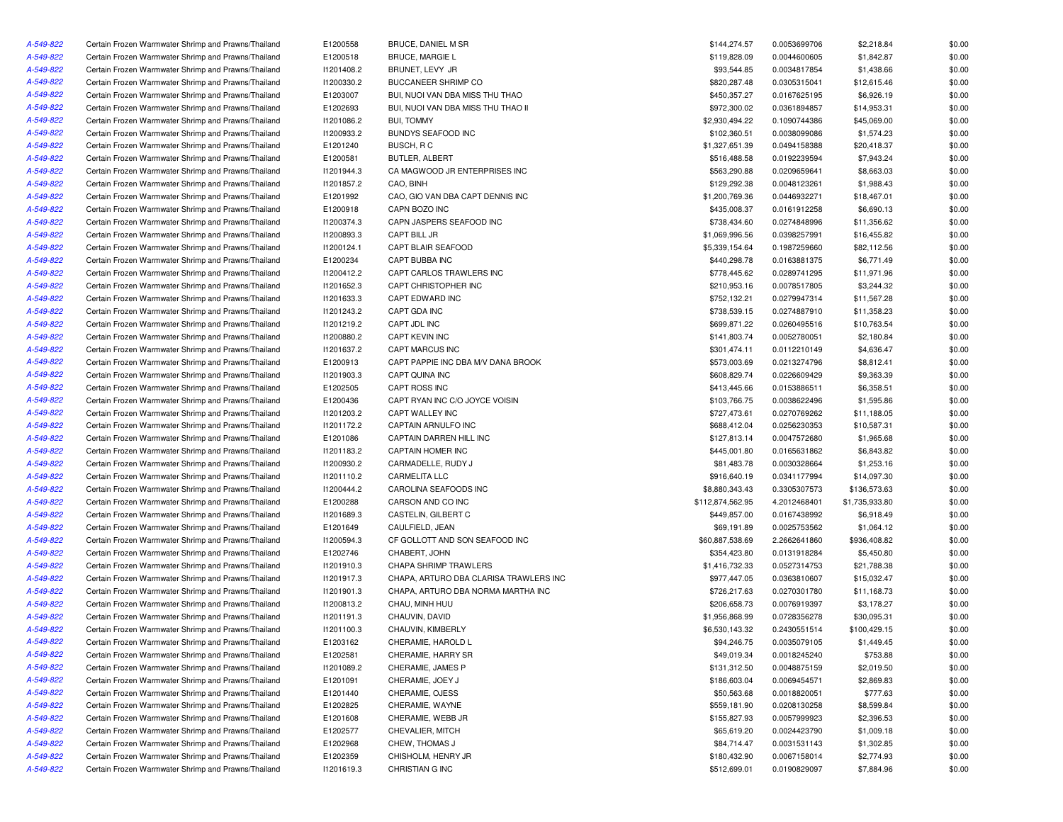| | | | | | | | |
|---|---|---|---|---|---|---|---|
| A-549-822 | Certain Frozen Warmwater Shrimp and Prawns/Thailand | E1200558 | BRUCE, DANIEL M SR | $144,274.57 | 0.0053699706 | $2,218.84 | $0.00 |
| A-549-822 | Certain Frozen Warmwater Shrimp and Prawns/Thailand | E1200518 | BRUCE, MARGIE L | $119,828.09 | 0.0044600605 | $1,842.87 | $0.00 |
| A-549-822 | Certain Frozen Warmwater Shrimp and Prawns/Thailand | I1201408.2 | BRUNET, LEVY JR | $93,544.85 | 0.0034817854 | $1,438.66 | $0.00 |
| A-549-822 | Certain Frozen Warmwater Shrimp and Prawns/Thailand | I1200330.2 | BUCCANEER SHRIMP CO | $820,287.48 | 0.0305315041 | $12,615.46 | $0.00 |
| A-549-822 | Certain Frozen Warmwater Shrimp and Prawns/Thailand | E1203007 | BUI, NUOI VAN DBA MISS THU THAO | $450,357.27 | 0.0167625195 | $6,926.19 | $0.00 |
| A-549-822 | Certain Frozen Warmwater Shrimp and Prawns/Thailand | E1202693 | BUI, NUOI VAN DBA MISS THU THAO II | $972,300.02 | 0.0361894857 | $14,953.31 | $0.00 |
| A-549-822 | Certain Frozen Warmwater Shrimp and Prawns/Thailand | I1201086.2 | BUI, TOMMY | $2,930,494.22 | 0.1090744386 | $45,069.00 | $0.00 |
| A-549-822 | Certain Frozen Warmwater Shrimp and Prawns/Thailand | I1200933.2 | BUNDYS SEAFOOD INC | $102,360.51 | 0.0038099086 | $1,574.23 | $0.00 |
| A-549-822 | Certain Frozen Warmwater Shrimp and Prawns/Thailand | E1201240 | BUSCH, R C | $1,327,651.39 | 0.0494158388 | $20,418.37 | $0.00 |
| A-549-822 | Certain Frozen Warmwater Shrimp and Prawns/Thailand | E1200581 | BUTLER, ALBERT | $516,488.58 | 0.0192239594 | $7,943.24 | $0.00 |
| A-549-822 | Certain Frozen Warmwater Shrimp and Prawns/Thailand | I1201944.3 | CA MAGWOOD JR ENTERPRISES INC | $563,290.88 | 0.0209659641 | $8,663.03 | $0.00 |
| A-549-822 | Certain Frozen Warmwater Shrimp and Prawns/Thailand | I1201857.2 | CAO, BINH | $129,292.38 | 0.0048123261 | $1,988.43 | $0.00 |
| A-549-822 | Certain Frozen Warmwater Shrimp and Prawns/Thailand | E1201992 | CAO, GIO VAN DBA CAPT DENNIS INC | $1,200,769.36 | 0.0446932271 | $18,467.01 | $0.00 |
| A-549-822 | Certain Frozen Warmwater Shrimp and Prawns/Thailand | E1200918 | CAPN BOZO INC | $435,008.37 | 0.0161912258 | $6,690.13 | $0.00 |
| A-549-822 | Certain Frozen Warmwater Shrimp and Prawns/Thailand | I1200374.3 | CAPN JASPERS SEAFOOD INC | $738,434.60 | 0.0274848996 | $11,356.62 | $0.00 |
| A-549-822 | Certain Frozen Warmwater Shrimp and Prawns/Thailand | I1200893.3 | CAPT BILL JR | $1,069,996.56 | 0.0398257991 | $16,455.82 | $0.00 |
| A-549-822 | Certain Frozen Warmwater Shrimp and Prawns/Thailand | I1200124.1 | CAPT BLAIR SEAFOOD | $5,339,154.64 | 0.1987259660 | $82,112.56 | $0.00 |
| A-549-822 | Certain Frozen Warmwater Shrimp and Prawns/Thailand | E1200234 | CAPT BUBBA INC | $440,298.78 | 0.0163881375 | $6,771.49 | $0.00 |
| A-549-822 | Certain Frozen Warmwater Shrimp and Prawns/Thailand | I1200412.2 | CAPT CARLOS TRAWLERS INC | $778,445.62 | 0.0289741295 | $11,971.96 | $0.00 |
| A-549-822 | Certain Frozen Warmwater Shrimp and Prawns/Thailand | I1201652.3 | CAPT CHRISTOPHER INC | $210,953.16 | 0.0078517805 | $3,244.32 | $0.00 |
| A-549-822 | Certain Frozen Warmwater Shrimp and Prawns/Thailand | I1201633.3 | CAPT EDWARD INC | $752,132.21 | 0.0279947314 | $11,567.28 | $0.00 |
| A-549-822 | Certain Frozen Warmwater Shrimp and Prawns/Thailand | I1201243.2 | CAPT GDA INC | $738,539.15 | 0.0274887910 | $11,358.23 | $0.00 |
| A-549-822 | Certain Frozen Warmwater Shrimp and Prawns/Thailand | I1201219.2 | CAPT JDL INC | $699,871.22 | 0.0260495516 | $10,763.54 | $0.00 |
| A-549-822 | Certain Frozen Warmwater Shrimp and Prawns/Thailand | I1200880.2 | CAPT KEVIN INC | $141,803.74 | 0.0052780051 | $2,180.84 | $0.00 |
| A-549-822 | Certain Frozen Warmwater Shrimp and Prawns/Thailand | I1201637.2 | CAPT MARCUS INC | $301,474.11 | 0.0112210149 | $4,636.47 | $0.00 |
| A-549-822 | Certain Frozen Warmwater Shrimp and Prawns/Thailand | E1200913 | CAPT PAPPIE INC DBA M/V DANA BROOK | $573,003.69 | 0.0213274796 | $8,812.41 | $0.00 |
| A-549-822 | Certain Frozen Warmwater Shrimp and Prawns/Thailand | I1201903.3 | CAPT QUINA INC | $608,829.74 | 0.0226609429 | $9,363.39 | $0.00 |
| A-549-822 | Certain Frozen Warmwater Shrimp and Prawns/Thailand | E1202505 | CAPT ROSS INC | $413,445.66 | 0.0153886511 | $6,358.51 | $0.00 |
| A-549-822 | Certain Frozen Warmwater Shrimp and Prawns/Thailand | E1200436 | CAPT RYAN INC C/O JOYCE VOISIN | $103,766.75 | 0.0038622496 | $1,595.86 | $0.00 |
| A-549-822 | Certain Frozen Warmwater Shrimp and Prawns/Thailand | I1201203.2 | CAPT WALLEY INC | $727,473.61 | 0.0270769262 | $11,188.05 | $0.00 |
| A-549-822 | Certain Frozen Warmwater Shrimp and Prawns/Thailand | I1201172.2 | CAPTAIN ARNULFO INC | $688,412.04 | 0.0256230353 | $10,587.31 | $0.00 |
| A-549-822 | Certain Frozen Warmwater Shrimp and Prawns/Thailand | E1201086 | CAPTAIN DARREN HILL INC | $127,813.14 | 0.0047572680 | $1,965.68 | $0.00 |
| A-549-822 | Certain Frozen Warmwater Shrimp and Prawns/Thailand | I1201183.2 | CAPTAIN HOMER INC | $445,001.80 | 0.0165631862 | $6,843.82 | $0.00 |
| A-549-822 | Certain Frozen Warmwater Shrimp and Prawns/Thailand | I1200930.2 | CARMADELLE, RUDY J | $81,483.78 | 0.0030328664 | $1,253.16 | $0.00 |
| A-549-822 | Certain Frozen Warmwater Shrimp and Prawns/Thailand | I1201110.2 | CARMELITA LLC | $916,640.19 | 0.0341177994 | $14,097.30 | $0.00 |
| A-549-822 | Certain Frozen Warmwater Shrimp and Prawns/Thailand | I1200444.2 | CAROLINA SEAFOODS INC | $8,880,343.43 | 0.3305307573 | $136,573.63 | $0.00 |
| A-549-822 | Certain Frozen Warmwater Shrimp and Prawns/Thailand | E1200288 | CARSON AND CO INC | $112,874,562.95 | 4.2012468401 | $1,735,933.80 | $0.00 |
| A-549-822 | Certain Frozen Warmwater Shrimp and Prawns/Thailand | I1201689.3 | CASTELIN, GILBERT C | $449,857.00 | 0.0167438992 | $6,918.49 | $0.00 |
| A-549-822 | Certain Frozen Warmwater Shrimp and Prawns/Thailand | E1201649 | CAULFIELD, JEAN | $69,191.89 | 0.0025753562 | $1,064.12 | $0.00 |
| A-549-822 | Certain Frozen Warmwater Shrimp and Prawns/Thailand | I1200594.3 | CF GOLLOTT AND SON SEAFOOD INC | $60,887,538.69 | 2.2662641860 | $936,408.82 | $0.00 |
| A-549-822 | Certain Frozen Warmwater Shrimp and Prawns/Thailand | E1202746 | CHABERT, JOHN | $354,423.80 | 0.0131918284 | $5,450.80 | $0.00 |
| A-549-822 | Certain Frozen Warmwater Shrimp and Prawns/Thailand | I1201910.3 | CHAPA SHRIMP TRAWLERS | $1,416,732.33 | 0.0527314753 | $21,788.38 | $0.00 |
| A-549-822 | Certain Frozen Warmwater Shrimp and Prawns/Thailand | I1201917.3 | CHAPA, ARTURO DBA CLARISA TRAWLERS INC | $977,447.05 | 0.0363810607 | $15,032.47 | $0.00 |
| A-549-822 | Certain Frozen Warmwater Shrimp and Prawns/Thailand | I1201901.3 | CHAPA, ARTURO DBA NORMA MARTHA INC | $726,217.63 | 0.0270301780 | $11,168.73 | $0.00 |
| A-549-822 | Certain Frozen Warmwater Shrimp and Prawns/Thailand | I1200813.2 | CHAU, MINH HUU | $206,658.73 | 0.0076919397 | $3,178.27 | $0.00 |
| A-549-822 | Certain Frozen Warmwater Shrimp and Prawns/Thailand | I1201191.3 | CHAUVIN, DAVID | $1,956,868.99 | 0.0728356278 | $30,095.31 | $0.00 |
| A-549-822 | Certain Frozen Warmwater Shrimp and Prawns/Thailand | I1201100.3 | CHAUVIN, KIMBERLY | $6,530,143.32 | 0.2430551514 | $100,429.15 | $0.00 |
| A-549-822 | Certain Frozen Warmwater Shrimp and Prawns/Thailand | E1203162 | CHERAMIE, HAROLD L | $94,246.75 | 0.0035079105 | $1,449.45 | $0.00 |
| A-549-822 | Certain Frozen Warmwater Shrimp and Prawns/Thailand | E1202581 | CHERAMIE, HARRY SR | $49,019.34 | 0.0018245240 | $753.88 | $0.00 |
| A-549-822 | Certain Frozen Warmwater Shrimp and Prawns/Thailand | I1201089.2 | CHERAMIE, JAMES P | $131,312.50 | 0.0048875159 | $2,019.50 | $0.00 |
| A-549-822 | Certain Frozen Warmwater Shrimp and Prawns/Thailand | E1201091 | CHERAMIE, JOEY J | $186,603.04 | 0.0069454571 | $2,869.83 | $0.00 |
| A-549-822 | Certain Frozen Warmwater Shrimp and Prawns/Thailand | E1201440 | CHERAMIE, OJESS | $50,563.68 | 0.0018820051 | $777.63 | $0.00 |
| A-549-822 | Certain Frozen Warmwater Shrimp and Prawns/Thailand | E1202825 | CHERAMIE, WAYNE | $559,181.90 | 0.0208130258 | $8,599.84 | $0.00 |
| A-549-822 | Certain Frozen Warmwater Shrimp and Prawns/Thailand | E1201608 | CHERAMIE, WEBB JR | $155,827.93 | 0.0057999923 | $2,396.53 | $0.00 |
| A-549-822 | Certain Frozen Warmwater Shrimp and Prawns/Thailand | E1202577 | CHEVALIER, MITCH | $65,619.20 | 0.0024423790 | $1,009.18 | $0.00 |
| A-549-822 | Certain Frozen Warmwater Shrimp and Prawns/Thailand | E1202968 | CHEW, THOMAS J | $84,714.47 | 0.0031531143 | $1,302.85 | $0.00 |
| A-549-822 | Certain Frozen Warmwater Shrimp and Prawns/Thailand | E1202359 | CHISHOLM, HENRY JR | $180,432.90 | 0.0067158014 | $2,774.93 | $0.00 |
| A-549-822 | Certain Frozen Warmwater Shrimp and Prawns/Thailand | I1201619.3 | CHRISTIAN G INC | $512,699.01 | 0.0190829097 | $7,884.96 | $0.00 |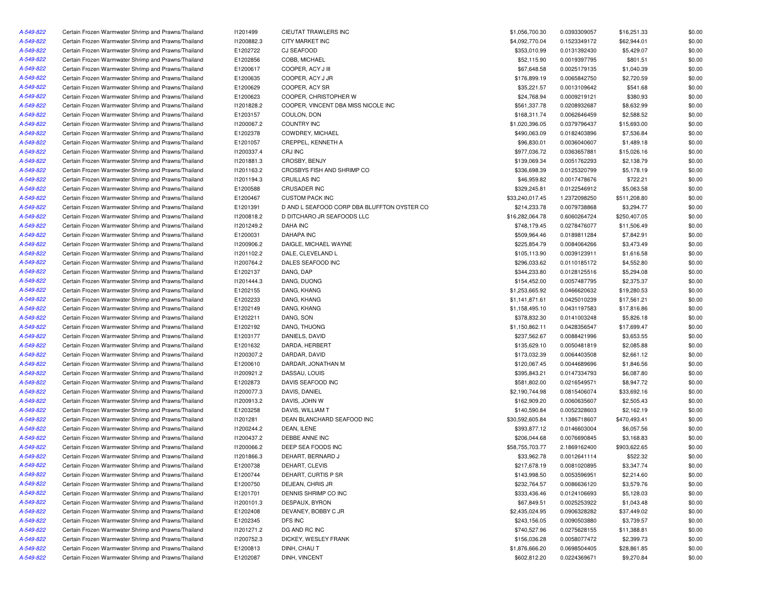| | | | | | | | |
|---|---|---|---|---|---|---|---|
| A-549-822 | Certain Frozen Warmwater Shrimp and Prawns/Thailand | I1201499 | CIEUTAT TRAWLERS INC | $1,056,700.30 | 0.0393309057 | $16,251.33 | $0.00 |
| A-549-822 | Certain Frozen Warmwater Shrimp and Prawns/Thailand | I1200882.3 | CITY MARKET INC | $4,092,770.04 | 0.1523349172 | $62,944.01 | $0.00 |
| A-549-822 | Certain Frozen Warmwater Shrimp and Prawns/Thailand | E1202722 | CJ SEAFOOD | $353,010.99 | 0.0131392430 | $5,429.07 | $0.00 |
| A-549-822 | Certain Frozen Warmwater Shrimp and Prawns/Thailand | E1202856 | COBB, MICHAEL | $52,115.90 | 0.0019397795 | $801.51 | $0.00 |
| A-549-822 | Certain Frozen Warmwater Shrimp and Prawns/Thailand | E1200617 | COOPER, ACY J III | $67,648.58 | 0.0025179135 | $1,040.39 | $0.00 |
| A-549-822 | Certain Frozen Warmwater Shrimp and Prawns/Thailand | E1200635 | COOPER, ACY J JR | $176,899.19 | 0.0065842750 | $2,720.59 | $0.00 |
| A-549-822 | Certain Frozen Warmwater Shrimp and Prawns/Thailand | E1200629 | COOPER, ACY SR | $35,221.57 | 0.0013109642 | $541.68 | $0.00 |
| A-549-822 | Certain Frozen Warmwater Shrimp and Prawns/Thailand | E1200623 | COOPER, CHRISTOPHER W | $24,768.94 | 0.0009219121 | $380.93 | $0.00 |
| A-549-822 | Certain Frozen Warmwater Shrimp and Prawns/Thailand | I1201828.2 | COOPER, VINCENT DBA MISS NICOLE INC | $561,337.78 | 0.0208932687 | $8,632.99 | $0.00 |
| A-549-822 | Certain Frozen Warmwater Shrimp and Prawns/Thailand | E1203157 | COULON, DON | $168,311.74 | 0.0062646459 | $2,588.52 | $0.00 |
| A-549-822 | Certain Frozen Warmwater Shrimp and Prawns/Thailand | I1200067.2 | COUNTRY INC | $1,020,396.05 | 0.0379796437 | $15,693.00 | $0.00 |
| A-549-822 | Certain Frozen Warmwater Shrimp and Prawns/Thailand | E1202378 | COWDREY, MICHAEL | $490,063.09 | 0.0182403896 | $7,536.84 | $0.00 |
| A-549-822 | Certain Frozen Warmwater Shrimp and Prawns/Thailand | E1201057 | CREPPEL, KENNETH A | $96,830.01 | 0.0036040607 | $1,489.18 | $0.00 |
| A-549-822 | Certain Frozen Warmwater Shrimp and Prawns/Thailand | I1200337.4 | CRJ INC | $977,036.72 | 0.0363657881 | $15,026.16 | $0.00 |
| A-549-822 | Certain Frozen Warmwater Shrimp and Prawns/Thailand | I1201881.3 | CROSBY, BENJY | $139,069.34 | 0.0051762293 | $2,138.79 | $0.00 |
| A-549-822 | Certain Frozen Warmwater Shrimp and Prawns/Thailand | I1201163.2 | CROSBYS FISH AND SHRIMP CO | $336,698.39 | 0.0125320799 | $5,178.19 | $0.00 |
| A-549-822 | Certain Frozen Warmwater Shrimp and Prawns/Thailand | I1201194.3 | CRUILLAS INC | $46,959.82 | 0.0017478676 | $722.21 | $0.00 |
| A-549-822 | Certain Frozen Warmwater Shrimp and Prawns/Thailand | E1200588 | CRUSADER INC | $329,245.81 | 0.0122546912 | $5,063.58 | $0.00 |
| A-549-822 | Certain Frozen Warmwater Shrimp and Prawns/Thailand | E1200467 | CUSTOM PACK INC | $33,240,017.45 | 1.2372098250 | $511,208.80 | $0.00 |
| A-549-822 | Certain Frozen Warmwater Shrimp and Prawns/Thailand | E1201391 | D AND L SEAFOOD CORP DBA BLUFFTON OYSTER CO | $214,233.78 | 0.0079738868 | $3,294.77 | $0.00 |
| A-549-822 | Certain Frozen Warmwater Shrimp and Prawns/Thailand | I1200818.2 | D DITCHARO JR SEAFOODS LLC | $16,282,064.78 | 0.6060264724 | $250,407.05 | $0.00 |
| A-549-822 | Certain Frozen Warmwater Shrimp and Prawns/Thailand | I1201249.2 | DAHA INC | $748,179.45 | 0.0278476077 | $11,506.49 | $0.00 |
| A-549-822 | Certain Frozen Warmwater Shrimp and Prawns/Thailand | E1200031 | DAHAPA INC | $509,964.46 | 0.0189811284 | $7,842.91 | $0.00 |
| A-549-822 | Certain Frozen Warmwater Shrimp and Prawns/Thailand | I1200906.2 | DAIGLE, MICHAEL WAYNE | $225,854.79 | 0.0084064266 | $3,473.49 | $0.00 |
| A-549-822 | Certain Frozen Warmwater Shrimp and Prawns/Thailand | I1201102.2 | DALE, CLEVELAND L | $105,113.90 | 0.0039123911 | $1,616.58 | $0.00 |
| A-549-822 | Certain Frozen Warmwater Shrimp and Prawns/Thailand | I1200764.2 | DALES SEAFOOD INC | $296,033.62 | 0.0110185172 | $4,552.80 | $0.00 |
| A-549-822 | Certain Frozen Warmwater Shrimp and Prawns/Thailand | E1202137 | DANG, DAP | $344,233.80 | 0.0128125516 | $5,294.08 | $0.00 |
| A-549-822 | Certain Frozen Warmwater Shrimp and Prawns/Thailand | I1201444.3 | DANG, DUONG | $154,452.00 | 0.0057487795 | $2,375.37 | $0.00 |
| A-549-822 | Certain Frozen Warmwater Shrimp and Prawns/Thailand | E1202155 | DANG, KHANG | $1,253,665.92 | 0.0466620632 | $19,280.53 | $0.00 |
| A-549-822 | Certain Frozen Warmwater Shrimp and Prawns/Thailand | E1202233 | DANG, KHANG | $1,141,871.61 | 0.0425010239 | $17,561.21 | $0.00 |
| A-549-822 | Certain Frozen Warmwater Shrimp and Prawns/Thailand | E1202149 | DANG, KHANG | $1,158,495.10 | 0.0431197583 | $17,816.86 | $0.00 |
| A-549-822 | Certain Frozen Warmwater Shrimp and Prawns/Thailand | E1202211 | DANG, SON | $378,832.30 | 0.0141003248 | $5,826.18 | $0.00 |
| A-549-822 | Certain Frozen Warmwater Shrimp and Prawns/Thailand | E1202192 | DANG, THUONG | $1,150,862.11 | 0.0428356547 | $17,699.47 | $0.00 |
| A-549-822 | Certain Frozen Warmwater Shrimp and Prawns/Thailand | E1203177 | DANIELS, DAVID | $237,562.67 | 0.0088421996 | $3,653.55 | $0.00 |
| A-549-822 | Certain Frozen Warmwater Shrimp and Prawns/Thailand | E1201632 | DARDA, HERBERT | $135,629.10 | 0.0050481819 | $2,085.88 | $0.00 |
| A-549-822 | Certain Frozen Warmwater Shrimp and Prawns/Thailand | I1200307.2 | DARDAR, DAVID | $173,032.39 | 0.0064403508 | $2,661.12 | $0.00 |
| A-549-822 | Certain Frozen Warmwater Shrimp and Prawns/Thailand | E1200610 | DARDAR, JONATHAN M | $120,067.45 | 0.0044689696 | $1,846.56 | $0.00 |
| A-549-822 | Certain Frozen Warmwater Shrimp and Prawns/Thailand | I1200921.2 | DASSAU, LOUIS | $395,843.21 | 0.0147334793 | $6,087.80 | $0.00 |
| A-549-822 | Certain Frozen Warmwater Shrimp and Prawns/Thailand | E1202873 | DAVIS SEAFOOD INC | $581,802.00 | 0.0216549571 | $8,947.72 | $0.00 |
| A-549-822 | Certain Frozen Warmwater Shrimp and Prawns/Thailand | I1200077.3 | DAVIS, DANIEL | $2,190,744.98 | 0.0815406074 | $33,692.16 | $0.00 |
| A-549-822 | Certain Frozen Warmwater Shrimp and Prawns/Thailand | I1200913.2 | DAVIS, JOHN W | $162,909.20 | 0.0060635607 | $2,505.43 | $0.00 |
| A-549-822 | Certain Frozen Warmwater Shrimp and Prawns/Thailand | E1203258 | DAVIS, WILLIAM T | $140,590.84 | 0.0052328603 | $2,162.19 | $0.00 |
| A-549-822 | Certain Frozen Warmwater Shrimp and Prawns/Thailand | I1201281 | DEAN BLANCHARD SEAFOOD INC | $30,592,605.84 | 1.1386718607 | $470,493.41 | $0.00 |
| A-549-822 | Certain Frozen Warmwater Shrimp and Prawns/Thailand | I1200244.2 | DEAN, ILENE | $393,877.12 | 0.0146603004 | $6,057.56 | $0.00 |
| A-549-822 | Certain Frozen Warmwater Shrimp and Prawns/Thailand | I1200437.2 | DEBBE ANNE INC | $206,044.68 | 0.0076690845 | $3,168.83 | $0.00 |
| A-549-822 | Certain Frozen Warmwater Shrimp and Prawns/Thailand | I1200066.2 | DEEP SEA FOODS INC | $58,755,703.77 | 2.1869162400 | $903,622.65 | $0.00 |
| A-549-822 | Certain Frozen Warmwater Shrimp and Prawns/Thailand | I1201866.3 | DEHART, BERNARD J | $33,962.78 | 0.0012641114 | $522.32 | $0.00 |
| A-549-822 | Certain Frozen Warmwater Shrimp and Prawns/Thailand | E1200738 | DEHART, CLEVIS | $217,678.19 | 0.0081020895 | $3,347.74 | $0.00 |
| A-549-822 | Certain Frozen Warmwater Shrimp and Prawns/Thailand | E1200744 | DEHART, CURTIS P SR | $143,998.50 | 0.0053596951 | $2,214.60 | $0.00 |
| A-549-822 | Certain Frozen Warmwater Shrimp and Prawns/Thailand | E1200750 | DEJEAN, CHRIS JR | $232,764.57 | 0.0086636120 | $3,579.76 | $0.00 |
| A-549-822 | Certain Frozen Warmwater Shrimp and Prawns/Thailand | E1201701 | DENNIS SHRIMP CO INC | $333,436.46 | 0.0124106693 | $5,128.03 | $0.00 |
| A-549-822 | Certain Frozen Warmwater Shrimp and Prawns/Thailand | I1200101.3 | DESPAUX, BYRON | $67,849.51 | 0.0025253922 | $1,043.48 | $0.00 |
| A-549-822 | Certain Frozen Warmwater Shrimp and Prawns/Thailand | E1202408 | DEVANEY, BOBBY C JR | $2,435,024.95 | 0.0906328282 | $37,449.02 | $0.00 |
| A-549-822 | Certain Frozen Warmwater Shrimp and Prawns/Thailand | E1202345 | DFS INC | $243,156.05 | 0.0090503880 | $3,739.57 | $0.00 |
| A-549-822 | Certain Frozen Warmwater Shrimp and Prawns/Thailand | I1201271.2 | DG AND RC INC | $740,527.96 | 0.0275628155 | $11,388.81 | $0.00 |
| A-549-822 | Certain Frozen Warmwater Shrimp and Prawns/Thailand | I1200752.3 | DICKEY, WESLEY FRANK | $156,036.28 | 0.0058077472 | $2,399.73 | $0.00 |
| A-549-822 | Certain Frozen Warmwater Shrimp and Prawns/Thailand | E1200813 | DINH, CHAU T | $1,876,666.20 | 0.0698504405 | $28,861.85 | $0.00 |
| A-549-822 | Certain Frozen Warmwater Shrimp and Prawns/Thailand | E1202087 | DINH, VINCENT | $602,812.20 | 0.0224369671 | $9,270.84 | $0.00 |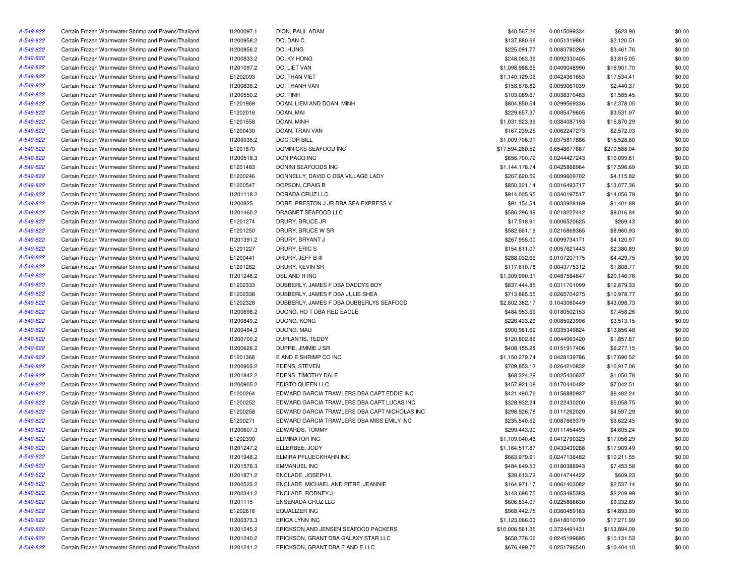| | | | | | | | |
|---|---|---|---|---|---|---|---|
| A-549-822 | Certain Frozen Warmwater Shrimp and Prawns/Thailand | I1200097.1 | DION, PAUL ADAM | $40,567.26 | 0.0015099334 | $623.90 | $0.00 |
| A-549-822 | Certain Frozen Warmwater Shrimp and Prawns/Thailand | I1200958.2 | DO, DAN C. | $137,880.66 | 0.0051319861 | $2,120.51 | $0.00 |
| A-549-822 | Certain Frozen Warmwater Shrimp and Prawns/Thailand | I1200956.2 | DO, HUNG | $225,091.77 | 0.0083780266 | $3,461.76 | $0.00 |
| A-549-822 | Certain Frozen Warmwater Shrimp and Prawns/Thailand | I1200833.2 | DO, KY HONG | $248,063.36 | 0.0092330405 | $3,815.05 | $0.00 |
| A-549-822 | Certain Frozen Warmwater Shrimp and Prawns/Thailand | I1201097.2 | DO, LIET VAN | $1,098,988.65 | 0.0409048990 | $16,901.70 | $0.00 |
| A-549-822 | Certain Frozen Warmwater Shrimp and Prawns/Thailand | E1202093 | DO, THAN VIET | $1,140,129.06 | 0.0424361653 | $17,534.41 | $0.00 |
| A-549-822 | Certain Frozen Warmwater Shrimp and Prawns/Thailand | I1200836.2 | DO, THANH VAN | $158,678.82 | 0.0059061039 | $2,440.37 | $0.00 |
| A-549-822 | Certain Frozen Warmwater Shrimp and Prawns/Thailand | I1200550.2 | DO, TINH | $103,089.67 | 0.0038370483 | $1,585.45 | $0.00 |
| A-549-822 | Certain Frozen Warmwater Shrimp and Prawns/Thailand | E1201969 | DOAN, LIEM AND DOAN, MINH | $804,850.54 | 0.0299569336 | $12,378.05 | $0.00 |
| A-549-822 | Certain Frozen Warmwater Shrimp and Prawns/Thailand | E1202016 | DOAN, MAI | $229,657.37 | 0.0085479605 | $3,531.97 | $0.00 |
| A-549-822 | Certain Frozen Warmwater Shrimp and Prawns/Thailand | E1201558 | DOAN, MINH | $1,031,923.99 | 0.0384087193 | $15,870.29 | $0.00 |
| A-549-822 | Certain Frozen Warmwater Shrimp and Prawns/Thailand | E1200430 | DOAN, TRAN VAN | $167,239.25 | 0.0062247273 | $2,572.03 | $0.00 |
| A-549-822 | Certain Frozen Warmwater Shrimp and Prawns/Thailand | I1200036.2 | DOCTOR BILL | $1,009,706.91 | 0.0375817886 | $15,528.60 | $0.00 |
| A-549-822 | Certain Frozen Warmwater Shrimp and Prawns/Thailand | E1201870 | DOMINICKS SEAFOOD INC | $17,594,280.52 | 0.6548677887 | $270,588.04 | $0.00 |
| A-549-822 | Certain Frozen Warmwater Shrimp and Prawns/Thailand | I1200518.3 | DON PACO INC | $656,700.72 | 0.0244427243 | $10,099.61 | $0.00 |
| A-549-822 | Certain Frozen Warmwater Shrimp and Prawns/Thailand | E1201483 | DONINI SEAFOODS INC | $1,144,178.74 | 0.0425868964 | $17,596.69 | $0.00 |
| A-549-822 | Certain Frozen Warmwater Shrimp and Prawns/Thailand | E1200246 | DONNELLY, DAVID C DBA VILLAGE LADY | $267,620.59 | 0.0099609702 | $4,115.82 | $0.00 |
| A-549-822 | Certain Frozen Warmwater Shrimp and Prawns/Thailand | E1200547 | DOPSON, CRAIG B | $850,321.14 | 0.0316493717 | $13,077.36 | $0.00 |
| A-549-822 | Certain Frozen Warmwater Shrimp and Prawns/Thailand | I1201118.2 | DORADA CRUZ LLC | $914,005.95 | 0.0340197517 | $14,056.79 | $0.00 |
| A-549-822 | Certain Frozen Warmwater Shrimp and Prawns/Thailand | I1200825 | DORE, PRESTON J JR DBA SEA EXPRESS V | $91,154.54 | 0.0033928169 | $1,401.89 | $0.00 |
| A-549-822 | Certain Frozen Warmwater Shrimp and Prawns/Thailand | I1201460.2 | DRAGNET SEAFOOD LLC | $586,296.49 | 0.0218222442 | $9,016.84 | $0.00 |
| A-549-822 | Certain Frozen Warmwater Shrimp and Prawns/Thailand | E1201274 | DRURY, BRUCE JR | $17,518.91 | 0.0006520625 | $269.43 | $0.00 |
| A-549-822 | Certain Frozen Warmwater Shrimp and Prawns/Thailand | E1201250 | DRURY, BRUCE W SR | $582,661.19 | 0.0216869365 | $8,960.93 | $0.00 |
| A-549-822 | Certain Frozen Warmwater Shrimp and Prawns/Thailand | I1201391.2 | DRURY, BRYANT J | $267,955.00 | 0.0099734171 | $4,120.97 | $0.00 |
| A-549-822 | Certain Frozen Warmwater Shrimp and Prawns/Thailand | E1201227 | DRURY, ERIC S | $154,811.07 | 0.0057621443 | $2,380.89 | $0.00 |
| A-549-822 | Certain Frozen Warmwater Shrimp and Prawns/Thailand | E1200441 | DRURY, JEFF B III | $288,032.66 | 0.0107207175 | $4,429.75 | $0.00 |
| A-549-822 | Certain Frozen Warmwater Shrimp and Prawns/Thailand | E1201262 | DRURY, KEVIN SR | $117,610.78 | 0.0043775312 | $1,808.77 | $0.00 |
| A-549-822 | Certain Frozen Warmwater Shrimp and Prawns/Thailand | I1201248.2 | DSL AND R INC | $1,309,990.31 | 0.0487584847 | $20,146.76 | $0.00 |
| A-549-822 | Certain Frozen Warmwater Shrimp and Prawns/Thailand | E1202333 | DUBBERLY, JAMES F DBA DADDYS BOY | $837,444.85 | 0.0311701099 | $12,879.33 | $0.00 |
| A-549-822 | Certain Frozen Warmwater Shrimp and Prawns/Thailand | E1202338 | DUBBERLY, JAMES F DBA JULIE SHEA | $713,865.55 | 0.0265704275 | $10,978.77 | $0.00 |
| A-549-822 | Certain Frozen Warmwater Shrimp and Prawns/Thailand | E1202328 | DUBBERLY, JAMES F DBA DUBBERLYS SEAFOOD | $2,802,382.17 | 0.1043060449 | $43,098.73 | $0.00 |
| A-549-822 | Certain Frozen Warmwater Shrimp and Prawns/Thailand | I1200698.2 | DUONG, HO T DBA RED EAGLE | $484,953.69 | 0.0180502153 | $7,458.26 | $0.00 |
| A-549-822 | Certain Frozen Warmwater Shrimp and Prawns/Thailand | I1200849.2 | DUONG, KONG | $228,433.29 | 0.0085023996 | $3,513.15 | $0.00 |
| A-549-822 | Certain Frozen Warmwater Shrimp and Prawns/Thailand | I1200494.3 | DUONG, MAU | $900,981.69 | 0.0335349824 | $13,856.48 | $0.00 |
| A-549-822 | Certain Frozen Warmwater Shrimp and Prawns/Thailand | I1200700.2 | DUPLANTIS, TEDDY | $120,802.86 | 0.0044963420 | $1,857.87 | $0.00 |
| A-549-822 | Certain Frozen Warmwater Shrimp and Prawns/Thailand | I1200626.2 | DUPRE, JIMMIE J SR | $408,155.28 | 0.0151917406 | $6,277.15 | $0.00 |
| A-549-822 | Certain Frozen Warmwater Shrimp and Prawns/Thailand | E1201368 | E AND E SHRIMP CO INC | $1,150,279.74 | 0.0428139786 | $17,690.52 | $0.00 |
| A-549-822 | Certain Frozen Warmwater Shrimp and Prawns/Thailand | I1200903.2 | EDENS, STEVEN | $709,853.13 | 0.0264210832 | $10,917.06 | $0.00 |
| A-549-822 | Certain Frozen Warmwater Shrimp and Prawns/Thailand | I1201842.2 | EDENS, TIMOTHY DALE | $68,324.29 | 0.0025430637 | $1,050.78 | $0.00 |
| A-549-822 | Certain Frozen Warmwater Shrimp and Prawns/Thailand | I1200905.2 | EDISTO QUEEN LLC | $457,921.08 | 0.0170440482 | $7,042.51 | $0.00 |
| A-549-822 | Certain Frozen Warmwater Shrimp and Prawns/Thailand | E1200264 | EDWARD GARCIA TRAWLERS DBA CAPT EDDIE INC | $421,490.76 | 0.0156880937 | $6,482.24 | $0.00 |
| A-549-822 | Certain Frozen Warmwater Shrimp and Prawns/Thailand | E1200252 | EDWARD GARCIA TRAWLERS DBA CAPT LUCAS INC | $328,932.24 | 0.0122430200 | $5,058.75 | $0.00 |
| A-549-822 | Certain Frozen Warmwater Shrimp and Prawns/Thailand | E1200258 | EDWARD GARCIA TRAWLERS DBA CAPT NICHOLAS INC | $298,926.78 | 0.0111262020 | $4,597.29 | $0.00 |
| A-549-822 | Certain Frozen Warmwater Shrimp and Prawns/Thailand | E1200271 | EDWARD GARCIA TRAWLERS DBA MISS EMILY INC | $235,540.62 | 0.0087669379 | $3,622.45 | $0.00 |
| A-549-822 | Certain Frozen Warmwater Shrimp and Prawns/Thailand | I1200607.3 | EDWARDS, TOMMY | $299,443.90 | 0.0111454495 | $4,605.24 | $0.00 |
| A-549-822 | Certain Frozen Warmwater Shrimp and Prawns/Thailand | E1202390 | ELIMINATOR INC | $1,109,040.46 | 0.0412790323 | $17,056.29 | $0.00 |
| A-549-822 | Certain Frozen Warmwater Shrimp and Prawns/Thailand | I1201247.2 | ELLERBEE, JODY | $1,164,517.87 | 0.0433439288 | $17,909.49 | $0.00 |
| A-549-822 | Certain Frozen Warmwater Shrimp and Prawns/Thailand | I1201948.2 | ELMIRA PFLUECKHAHN INC | $663,979.61 | 0.0247136482 | $10,211.55 | $0.00 |
| A-549-822 | Certain Frozen Warmwater Shrimp and Prawns/Thailand | I1201576.3 | EMMANUEL INC | $484,649.53 | 0.0180388943 | $7,453.58 | $0.00 |
| A-549-822 | Certain Frozen Warmwater Shrimp and Prawns/Thailand | I1201871.2 | ENCLADE, JOSEPH L | $39,613.72 | 0.0014744422 | $609.23 | $0.00 |
| A-549-822 | Certain Frozen Warmwater Shrimp and Prawns/Thailand | I1200523.2 | ENCLADE, MICHAEL AND PITRE, JEANNIE | $164,971.17 | 0.0061403082 | $2,537.14 | $0.00 |
| A-549-822 | Certain Frozen Warmwater Shrimp and Prawns/Thailand | I1200341.2 | ENCLADE, RODNEY J | $143,698.75 | 0.0053485383 | $2,209.99 | $0.00 |
| A-549-822 | Certain Frozen Warmwater Shrimp and Prawns/Thailand | I1201115 | ENSENADA CRUZ LLC | $606,834.07 | 0.0225866630 | $9,332.69 | $0.00 |
| A-549-822 | Certain Frozen Warmwater Shrimp and Prawns/Thailand | E1202616 | EQUALIZER INC | $968,442.75 | 0.0360459163 | $14,893.99 | $0.00 |
| A-549-822 | Certain Frozen Warmwater Shrimp and Prawns/Thailand | I1200373.3 | ERICA LYNN INC | $1,123,066.03 | 0.0418010709 | $17,271.99 | $0.00 |
| A-549-822 | Certain Frozen Warmwater Shrimp and Prawns/Thailand | I1201245.2 | ERICKSON AND JENSEN SEAFOOD PACKERS | $10,006,561.35 | 0.3724491431 | $153,894.09 | $0.00 |
| A-549-822 | Certain Frozen Warmwater Shrimp and Prawns/Thailand | I1201240.2 | ERICKSON, GRANT DBA GALAXY STAR LLC | $658,776.06 | 0.0245199695 | $10,131.53 | $0.00 |
| A-549-822 | Certain Frozen Warmwater Shrimp and Prawns/Thailand | I1201241.2 | ERICKSON, GRANT DBA E AND E LLC | $676,499.75 | 0.0251796540 | $10,404.10 | $0.00 |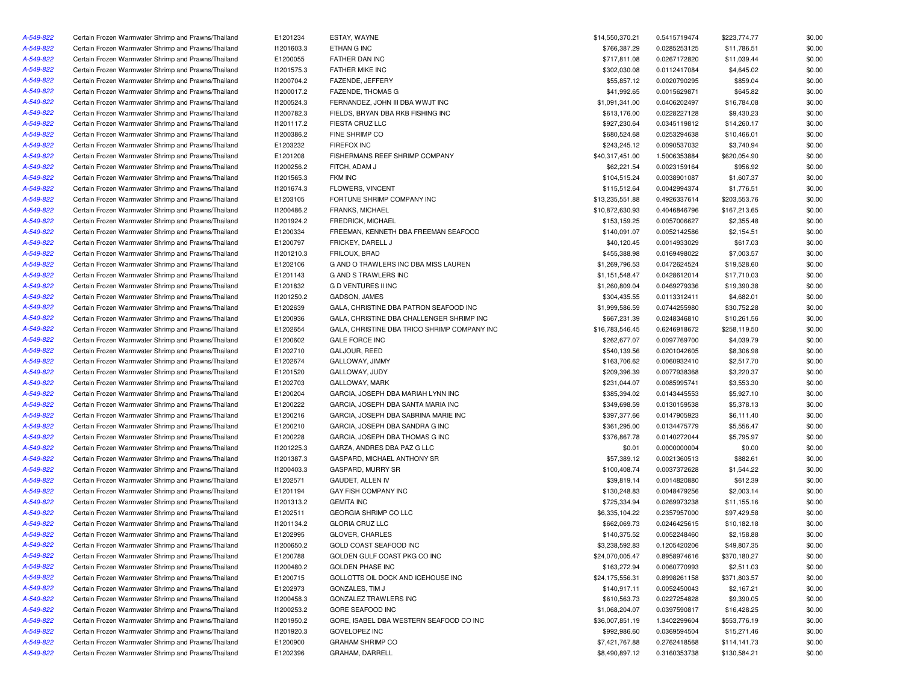| | | | | | | | |
|---|---|---|---|---|---|---|---|
| A-549-822 | Certain Frozen Warmwater Shrimp and Prawns/Thailand | E1201234 | ESTAY, WAYNE | $14,550,370.21 | 0.5415719474 | $223,774.77 | $0.00 |
| A-549-822 | Certain Frozen Warmwater Shrimp and Prawns/Thailand | I1201603.3 | ETHAN G INC | $766,387.29 | 0.0285253125 | $11,786.51 | $0.00 |
| A-549-822 | Certain Frozen Warmwater Shrimp and Prawns/Thailand | E1200055 | FATHER DAN INC | $717,811.08 | 0.0267172820 | $11,039.44 | $0.00 |
| A-549-822 | Certain Frozen Warmwater Shrimp and Prawns/Thailand | I1201575.3 | FATHER MIKE INC | $302,030.08 | 0.0112417084 | $4,645.02 | $0.00 |
| A-549-822 | Certain Frozen Warmwater Shrimp and Prawns/Thailand | I1200704.2 | FAZENDE, JEFFERY | $55,857.12 | 0.0020790295 | $859.04 | $0.00 |
| A-549-822 | Certain Frozen Warmwater Shrimp and Prawns/Thailand | I1200017.2 | FAZENDE, THOMAS G | $41,992.65 | 0.0015629871 | $645.82 | $0.00 |
| A-549-822 | Certain Frozen Warmwater Shrimp and Prawns/Thailand | I1200524.3 | FERNANDEZ, JOHN III DBA WWJT INC | $1,091,341.00 | 0.0406202497 | $16,784.08 | $0.00 |
| A-549-822 | Certain Frozen Warmwater Shrimp and Prawns/Thailand | I1200782.3 | FIELDS, BRYAN DBA RKB FISHING INC | $613,176.00 | 0.0228227128 | $9,430.23 | $0.00 |
| A-549-822 | Certain Frozen Warmwater Shrimp and Prawns/Thailand | I1201117.2 | FIESTA CRUZ LLC | $927,230.64 | 0.0345119812 | $14,260.17 | $0.00 |
| A-549-822 | Certain Frozen Warmwater Shrimp and Prawns/Thailand | I1200386.2 | FINE SHRIMP CO | $680,524.68 | 0.0253294638 | $10,466.01 | $0.00 |
| A-549-822 | Certain Frozen Warmwater Shrimp and Prawns/Thailand | E1203232 | FIREFOX INC | $243,245.12 | 0.0090537032 | $3,740.94 | $0.00 |
| A-549-822 | Certain Frozen Warmwater Shrimp and Prawns/Thailand | E1201208 | FISHERMANS REEF SHRIMP COMPANY | $40,317,451.00 | 1.5006353884 | $620,054.90 | $0.00 |
| A-549-822 | Certain Frozen Warmwater Shrimp and Prawns/Thailand | I1200256.2 | FITCH, ADAM J | $62,221.54 | 0.0023159164 | $956.92 | $0.00 |
| A-549-822 | Certain Frozen Warmwater Shrimp and Prawns/Thailand | I1201565.3 | FKM INC | $104,515.24 | 0.0038901087 | $1,607.37 | $0.00 |
| A-549-822 | Certain Frozen Warmwater Shrimp and Prawns/Thailand | I1201674.3 | FLOWERS, VINCENT | $115,512.64 | 0.0042994374 | $1,776.51 | $0.00 |
| A-549-822 | Certain Frozen Warmwater Shrimp and Prawns/Thailand | E1203105 | FORTUNE SHRIMP COMPANY INC | $13,235,551.88 | 0.4926337614 | $203,553.76 | $0.00 |
| A-549-822 | Certain Frozen Warmwater Shrimp and Prawns/Thailand | I1200486.2 | FRANKS, MICHAEL | $10,872,630.93 | 0.4046846796 | $167,213.65 | $0.00 |
| A-549-822 | Certain Frozen Warmwater Shrimp and Prawns/Thailand | I1201924.2 | FREDRICK, MICHAEL | $153,159.25 | 0.0057006627 | $2,355.48 | $0.00 |
| A-549-822 | Certain Frozen Warmwater Shrimp and Prawns/Thailand | E1200334 | FREEMAN, KENNETH DBA FREEMAN SEAFOOD | $140,091.07 | 0.0052142586 | $2,154.51 | $0.00 |
| A-549-822 | Certain Frozen Warmwater Shrimp and Prawns/Thailand | E1200797 | FRICKEY, DARELL J | $40,120.45 | 0.0014933029 | $617.03 | $0.00 |
| A-549-822 | Certain Frozen Warmwater Shrimp and Prawns/Thailand | I1201210.3 | FRILOUX, BRAD | $455,388.98 | 0.0169498022 | $7,003.57 | $0.00 |
| A-549-822 | Certain Frozen Warmwater Shrimp and Prawns/Thailand | E1202106 | G AND O TRAWLERS INC DBA MISS LAUREN | $1,269,796.53 | 0.0472624524 | $19,528.60 | $0.00 |
| A-549-822 | Certain Frozen Warmwater Shrimp and Prawns/Thailand | E1201143 | G AND S TRAWLERS INC | $1,151,548.47 | 0.0428612014 | $17,710.03 | $0.00 |
| A-549-822 | Certain Frozen Warmwater Shrimp and Prawns/Thailand | E1201832 | G D VENTURES II INC | $1,260,809.04 | 0.0469279336 | $19,390.38 | $0.00 |
| A-549-822 | Certain Frozen Warmwater Shrimp and Prawns/Thailand | I1201250.2 | GADSON, JAMES | $304,435.55 | 0.0113312411 | $4,682.01 | $0.00 |
| A-549-822 | Certain Frozen Warmwater Shrimp and Prawns/Thailand | E1202639 | GALA, CHRISTINE DBA PATRON SEAFOOD INC | $1,999,586.59 | 0.0744255980 | $30,752.28 | $0.00 |
| A-549-822 | Certain Frozen Warmwater Shrimp and Prawns/Thailand | E1200936 | GALA, CHRISTINE DBA CHALLENGER SHRIMP INC | $667,231.39 | 0.0248346810 | $10,261.56 | $0.00 |
| A-549-822 | Certain Frozen Warmwater Shrimp and Prawns/Thailand | E1202654 | GALA, CHRISTINE DBA TRICO SHRIMP COMPANY INC | $16,783,546.45 | 0.6246918672 | $258,119.50 | $0.00 |
| A-549-822 | Certain Frozen Warmwater Shrimp and Prawns/Thailand | E1200602 | GALE FORCE INC | $262,677.07 | 0.0097769700 | $4,039.79 | $0.00 |
| A-549-822 | Certain Frozen Warmwater Shrimp and Prawns/Thailand | E1202710 | GALJOUR, REED | $540,139.56 | 0.0201042605 | $8,306.98 | $0.00 |
| A-549-822 | Certain Frozen Warmwater Shrimp and Prawns/Thailand | E1202674 | GALLOWAY, JIMMY | $163,706.62 | 0.0060932410 | $2,517.70 | $0.00 |
| A-549-822 | Certain Frozen Warmwater Shrimp and Prawns/Thailand | E1201520 | GALLOWAY, JUDY | $209,396.39 | 0.0077938368 | $3,220.37 | $0.00 |
| A-549-822 | Certain Frozen Warmwater Shrimp and Prawns/Thailand | E1202703 | GALLOWAY, MARK | $231,044.07 | 0.0085995741 | $3,553.30 | $0.00 |
| A-549-822 | Certain Frozen Warmwater Shrimp and Prawns/Thailand | E1200204 | GARCIA, JOSEPH DBA MARIAH LYNN INC | $385,394.02 | 0.0143445553 | $5,927.10 | $0.00 |
| A-549-822 | Certain Frozen Warmwater Shrimp and Prawns/Thailand | E1200222 | GARCIA, JOSEPH DBA SANTA MARIA INC | $349,698.59 | 0.0130159538 | $5,378.13 | $0.00 |
| A-549-822 | Certain Frozen Warmwater Shrimp and Prawns/Thailand | E1200216 | GARCIA, JOSEPH DBA SABRINA MARIE INC | $397,377.66 | 0.0147905923 | $6,111.40 | $0.00 |
| A-549-822 | Certain Frozen Warmwater Shrimp and Prawns/Thailand | E1200210 | GARCIA, JOSEPH DBA SANDRA G INC | $361,295.00 | 0.0134475779 | $5,556.47 | $0.00 |
| A-549-822 | Certain Frozen Warmwater Shrimp and Prawns/Thailand | E1200228 | GARCIA, JOSEPH DBA THOMAS G INC | $376,867.78 | 0.0140272044 | $5,795.97 | $0.00 |
| A-549-822 | Certain Frozen Warmwater Shrimp and Prawns/Thailand | I1201225.3 | GARZA, ANDRES DBA PAZ G LLC | $0.01 | 0.0000000004 | $0.00 | $0.00 |
| A-549-822 | Certain Frozen Warmwater Shrimp and Prawns/Thailand | I1201387.3 | GASPARD, MICHAEL ANTHONY SR | $57,389.12 | 0.0021360513 | $882.61 | $0.00 |
| A-549-822 | Certain Frozen Warmwater Shrimp and Prawns/Thailand | I1200403.3 | GASPARD, MURRY SR | $100,408.74 | 0.0037372628 | $1,544.22 | $0.00 |
| A-549-822 | Certain Frozen Warmwater Shrimp and Prawns/Thailand | E1202571 | GAUDET, ALLEN IV | $39,819.14 | 0.0014820880 | $612.39 | $0.00 |
| A-549-822 | Certain Frozen Warmwater Shrimp and Prawns/Thailand | E1201194 | GAY FISH COMPANY INC | $130,248.83 | 0.0048479256 | $2,003.14 | $0.00 |
| A-549-822 | Certain Frozen Warmwater Shrimp and Prawns/Thailand | I1201313.2 | GEMITA INC | $725,334.94 | 0.0269973238 | $11,155.16 | $0.00 |
| A-549-822 | Certain Frozen Warmwater Shrimp and Prawns/Thailand | E1202511 | GEORGIA SHRIMP CO LLC | $6,335,104.22 | 0.2357957000 | $97,429.58 | $0.00 |
| A-549-822 | Certain Frozen Warmwater Shrimp and Prawns/Thailand | I1201134.2 | GLORIA CRUZ LLC | $662,069.73 | 0.0246425615 | $10,182.18 | $0.00 |
| A-549-822 | Certain Frozen Warmwater Shrimp and Prawns/Thailand | E1202995 | GLOVER, CHARLES | $140,375.52 | 0.0052248460 | $2,158.88 | $0.00 |
| A-549-822 | Certain Frozen Warmwater Shrimp and Prawns/Thailand | I1200650.2 | GOLD COAST SEAFOOD INC | $3,238,592.83 | 0.1205420206 | $49,807.35 | $0.00 |
| A-549-822 | Certain Frozen Warmwater Shrimp and Prawns/Thailand | E1200788 | GOLDEN GULF COAST PKG CO INC | $24,070,005.47 | 0.8958974616 | $370,180.27 | $0.00 |
| A-549-822 | Certain Frozen Warmwater Shrimp and Prawns/Thailand | I1200480.2 | GOLDEN PHASE INC | $163,272.94 | 0.0060770993 | $2,511.03 | $0.00 |
| A-549-822 | Certain Frozen Warmwater Shrimp and Prawns/Thailand | E1200715 | GOLLOTTS OIL DOCK AND ICEHOUSE INC | $24,175,556.31 | 0.8998261158 | $371,803.57 | $0.00 |
| A-549-822 | Certain Frozen Warmwater Shrimp and Prawns/Thailand | E1202973 | GONZALES, TIM J | $140,917.11 | 0.0052450043 | $2,167.21 | $0.00 |
| A-549-822 | Certain Frozen Warmwater Shrimp and Prawns/Thailand | I1200458.3 | GONZALEZ TRAWLERS INC | $610,563.73 | 0.0227254828 | $9,390.05 | $0.00 |
| A-549-822 | Certain Frozen Warmwater Shrimp and Prawns/Thailand | I1200253.2 | GORE SEAFOOD INC | $1,068,204.07 | 0.0397590817 | $16,428.25 | $0.00 |
| A-549-822 | Certain Frozen Warmwater Shrimp and Prawns/Thailand | I1201950.2 | GORE, ISABEL DBA WESTERN SEAFOOD CO INC | $36,007,851.19 | 1.3402299604 | $553,776.19 | $0.00 |
| A-549-822 | Certain Frozen Warmwater Shrimp and Prawns/Thailand | I1201920.3 | GOVELOPEZ INC | $992,986.60 | 0.0369594504 | $15,271.46 | $0.00 |
| A-549-822 | Certain Frozen Warmwater Shrimp and Prawns/Thailand | E1200900 | GRAHAM SHRIMP CO | $7,421,767.88 | 0.2762418568 | $114,141.73 | $0.00 |
| A-549-822 | Certain Frozen Warmwater Shrimp and Prawns/Thailand | E1202396 | GRAHAM, DARRELL | $8,490,897.12 | 0.3160353738 | $130,584.21 | $0.00 |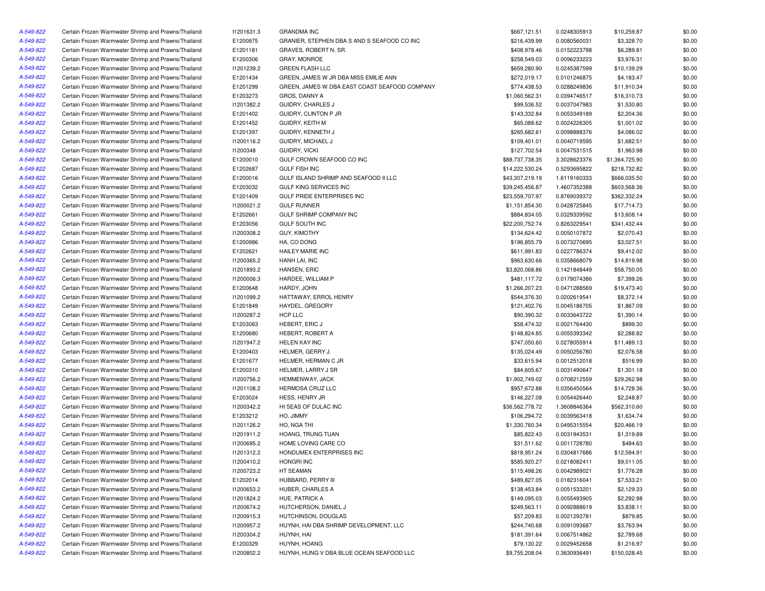| | | | | | | | |
|---|---|---|---|---|---|---|---|
| A-549-822 | Certain Frozen Warmwater Shrimp and Prawns/Thailand | I1201631.3 | GRANDMA INC | $667,121.51 | 0.0248305913 | $10,259.87 | $0.00 |
| A-549-822 | Certain Frozen Warmwater Shrimp and Prawns/Thailand | E1200975 | GRANIER, STEPHEN DBA S AND S SEAFOOD CO INC | $216,439.99 | 0.0080560031 | $3,328.70 | $0.00 |
| A-549-822 | Certain Frozen Warmwater Shrimp and Prawns/Thailand | E1201181 | GRAVES, ROBERT N. SR. | $408,978.46 | 0.0152223798 | $6,289.81 | $0.00 |
| A-549-822 | Certain Frozen Warmwater Shrimp and Prawns/Thailand | E1200306 | GRAY, MONROE | $258,549.03 | 0.0096233223 | $3,976.31 | $0.00 |
| A-549-822 | Certain Frozen Warmwater Shrimp and Prawns/Thailand | I1201239.2 | GREEN FLASH LLC | $659,280.90 | 0.0245387599 | $10,139.29 | $0.00 |
| A-549-822 | Certain Frozen Warmwater Shrimp and Prawns/Thailand | E1201434 | GREEN, JAMES W JR DBA MISS EMILIE ANN | $272,019.17 | 0.0101246875 | $4,183.47 | $0.00 |
| A-549-822 | Certain Frozen Warmwater Shrimp and Prawns/Thailand | E1201299 | GREEN, JAMES W DBA EAST COAST SEAFOOD COMPANY | $774,438.53 | 0.0288249836 | $11,910.34 | $0.00 |
| A-549-822 | Certain Frozen Warmwater Shrimp and Prawns/Thailand | E1203273 | GROS, DANNY A | $1,060,562.31 | 0.0394746517 | $16,310.73 | $0.00 |
| A-549-822 | Certain Frozen Warmwater Shrimp and Prawns/Thailand | I1201382.2 | GUIDRY, CHARLES J | $99,536.52 | 0.0037047983 | $1,530.80 | $0.00 |
| A-549-822 | Certain Frozen Warmwater Shrimp and Prawns/Thailand | E1201402 | GUIDRY, CLINTON P JR | $143,332.84 | 0.0053349189 | $2,204.36 | $0.00 |
| A-549-822 | Certain Frozen Warmwater Shrimp and Prawns/Thailand | E1201452 | GUIDRY, KEITH M | $65,088.62 | 0.0024226305 | $1,001.02 | $0.00 |
| A-549-822 | Certain Frozen Warmwater Shrimp and Prawns/Thailand | E1201397 | GUIDRY, KENNETH J | $265,682.61 | 0.0098888376 | $4,086.02 | $0.00 |
| A-549-822 | Certain Frozen Warmwater Shrimp and Prawns/Thailand | I1200116.2 | GUIDRY, MICHAEL J | $109,401.01 | 0.0040719595 | $1,682.51 | $0.00 |
| A-549-822 | Certain Frozen Warmwater Shrimp and Prawns/Thailand | I1200348 | GUIDRY, VICKI | $127,702.54 | 0.0047531515 | $1,963.98 | $0.00 |
| A-549-822 | Certain Frozen Warmwater Shrimp and Prawns/Thailand | E1200010 | GULF CROWN SEAFOOD CO INC | $88,737,738.35 | 3.3028623376 | $1,364,725.90 | $0.00 |
| A-549-822 | Certain Frozen Warmwater Shrimp and Prawns/Thailand | E1202687 | GULF FISH INC | $14,222,530.24 | 0.5293695822 | $218,732.82 | $0.00 |
| A-549-822 | Certain Frozen Warmwater Shrimp and Prawns/Thailand | E1200016 | GULF ISLAND SHRIMP AND SEAFOOD II LLC | $43,307,219.19 | 1.6119160333 | $666,035.50 | $0.00 |
| A-549-822 | Certain Frozen Warmwater Shrimp and Prawns/Thailand | E1203032 | GULF KING SERVICES INC | $39,245,456.87 | 1.4607352388 | $603,568.36 | $0.00 |
| A-549-822 | Certain Frozen Warmwater Shrimp and Prawns/Thailand | E1201409 | GULF PRIDE ENTERPRISES INC | $23,559,707.97 | 0.8769039372 | $362,332.24 | $0.00 |
| A-549-822 | Certain Frozen Warmwater Shrimp and Prawns/Thailand | I1200021.2 | GULF RUNNER | $1,151,854.30 | 0.0428725845 | $17,714.73 | $0.00 |
| A-549-822 | Certain Frozen Warmwater Shrimp and Prawns/Thailand | E1202661 | GULF SHRIMP COMPANY INC | $884,834.05 | 0.0329339592 | $13,608.14 | $0.00 |
| A-549-822 | Certain Frozen Warmwater Shrimp and Prawns/Thailand | E1203056 | GULF SOUTH INC | $22,200,752.74 | 0.8263229541 | $341,432.44 | $0.00 |
| A-549-822 | Certain Frozen Warmwater Shrimp and Prawns/Thailand | I1200308.2 | GUY, KIMOTHY | $134,624.42 | 0.0050107872 | $2,070.43 | $0.00 |
| A-549-822 | Certain Frozen Warmwater Shrimp and Prawns/Thailand | E1200986 | HA, CO DONG | $196,855.79 | 0.0073270695 | $3,027.51 | $0.00 |
| A-549-822 | Certain Frozen Warmwater Shrimp and Prawns/Thailand | E1202621 | HAILEY MARIE INC | $611,991.83 | 0.0227786374 | $9,412.02 | $0.00 |
| A-549-822 | Certain Frozen Warmwater Shrimp and Prawns/Thailand | I1200365.2 | HANH LAI, INC | $963,630.66 | 0.0358668079 | $14,819.98 | $0.00 |
| A-549-822 | Certain Frozen Warmwater Shrimp and Prawns/Thailand | I1201893.2 | HANSEN, ERIC | $3,820,068.86 | 0.1421848449 | $58,750.05 | $0.00 |
| A-549-822 | Certain Frozen Warmwater Shrimp and Prawns/Thailand | I1200006.3 | HARDEE, WILLIAM P | $481,117.72 | 0.0179074386 | $7,399.26 | $0.00 |
| A-549-822 | Certain Frozen Warmwater Shrimp and Prawns/Thailand | E1200648 | HARDY, JOHN | $1,266,207.23 | 0.0471288569 | $19,473.40 | $0.00 |
| A-549-822 | Certain Frozen Warmwater Shrimp and Prawns/Thailand | I1201099.2 | HATTAWAY, ERROL HENRY | $544,376.30 | 0.0202619541 | $8,372.14 | $0.00 |
| A-549-822 | Certain Frozen Warmwater Shrimp and Prawns/Thailand | E1201849 | HAYDEL, GREGORY | $121,402.76 | 0.0045186705 | $1,867.09 | $0.00 |
| A-549-822 | Certain Frozen Warmwater Shrimp and Prawns/Thailand | I1200287.2 | HCP LLC | $90,390.32 | 0.0033643722 | $1,390.14 | $0.00 |
| A-549-822 | Certain Frozen Warmwater Shrimp and Prawns/Thailand | E1203063 | HEBERT, ERIC J | $58,474.32 | 0.0021764430 | $899.30 | $0.00 |
| A-549-822 | Certain Frozen Warmwater Shrimp and Prawns/Thailand | E1200680 | HEBERT, ROBERT A | $148,824.85 | 0.0055393342 | $2,288.82 | $0.00 |
| A-549-822 | Certain Frozen Warmwater Shrimp and Prawns/Thailand | I1201947.2 | HELEN KAY INC | $747,050.60 | 0.0278055914 | $11,489.13 | $0.00 |
| A-549-822 | Certain Frozen Warmwater Shrimp and Prawns/Thailand | E1200403 | HELMER, GERRY J. | $135,024.49 | 0.0050256780 | $2,076.58 | $0.00 |
| A-549-822 | Certain Frozen Warmwater Shrimp and Prawns/Thailand | E1201677 | HELMER, HERMAN C JR | $33,615.94 | 0.0012512018 | $516.99 | $0.00 |
| A-549-822 | Certain Frozen Warmwater Shrimp and Prawns/Thailand | E1200310 | HELMER, LARRY J SR | $84,605.67 | 0.0031490647 | $1,301.18 | $0.00 |
| A-549-822 | Certain Frozen Warmwater Shrimp and Prawns/Thailand | I1200756.2 | HEMMENWAY, JACK | $1,902,749.02 | 0.0708212559 | $29,262.98 | $0.00 |
| A-549-822 | Certain Frozen Warmwater Shrimp and Prawns/Thailand | I1201108.2 | HERMOSA CRUZ LLC | $957,672.88 | 0.0356450564 | $14,728.36 | $0.00 |
| A-549-822 | Certain Frozen Warmwater Shrimp and Prawns/Thailand | E1203024 | HESS, HENRY JR | $146,227.08 | 0.0054426440 | $2,248.87 | $0.00 |
| A-549-822 | Certain Frozen Warmwater Shrimp and Prawns/Thailand | I1200342.2 | HI SEAS OF DULAC INC | $36,562,778.72 | 1.3608846364 | $562,310.60 | $0.00 |
| A-549-822 | Certain Frozen Warmwater Shrimp and Prawns/Thailand | E1203212 | HO, JIMMY | $106,294.72 | 0.0039563418 | $1,634.74 | $0.00 |
| A-549-822 | Certain Frozen Warmwater Shrimp and Prawns/Thailand | I1201126.2 | HO, NGA THI | $1,330,760.34 | 0.0495315554 | $20,466.19 | $0.00 |
| A-549-822 | Certain Frozen Warmwater Shrimp and Prawns/Thailand | I1201911.2 | HOANG, TRUNG TUAN | $85,822.43 | 0.0031943531 | $1,319.89 | $0.00 |
| A-549-822 | Certain Frozen Warmwater Shrimp and Prawns/Thailand | I1200695.2 | HOME LOVING CARE CO | $31,511.62 | 0.0011728780 | $484.63 | $0.00 |
| A-549-822 | Certain Frozen Warmwater Shrimp and Prawns/Thailand | I1201312.2 | HONDUMEX ENTERPRISES INC | $818,951.24 | 0.0304817686 | $12,594.91 | $0.00 |
| A-549-822 | Certain Frozen Warmwater Shrimp and Prawns/Thailand | I1200410.2 | HONGRI INC | $585,920.27 | 0.0218082411 | $9,011.05 | $0.00 |
| A-549-822 | Certain Frozen Warmwater Shrimp and Prawns/Thailand | I1200723.2 | HT SEAMAN | $115,498.26 | 0.0042989021 | $1,776.28 | $0.00 |
| A-549-822 | Certain Frozen Warmwater Shrimp and Prawns/Thailand | E1202014 | HUBBARD, PERRY III | $489,827.05 | 0.0182316041 | $7,533.21 | $0.00 |
| A-549-822 | Certain Frozen Warmwater Shrimp and Prawns/Thailand | I1200653.2 | HUBER, CHARLES A | $138,453.84 | 0.0051533201 | $2,129.33 | $0.00 |
| A-549-822 | Certain Frozen Warmwater Shrimp and Prawns/Thailand | I1201824.2 | HUE, PATRICK A | $149,095.03 | 0.0055493905 | $2,292.98 | $0.00 |
| A-549-822 | Certain Frozen Warmwater Shrimp and Prawns/Thailand | I1200674.2 | HUTCHERSON, DANIEL J | $249,563.11 | 0.0092888619 | $3,838.11 | $0.00 |
| A-549-822 | Certain Frozen Warmwater Shrimp and Prawns/Thailand | I1200915.3 | HUTCHINSON, DOUGLAS | $57,209.83 | 0.0021293781 | $879.85 | $0.00 |
| A-549-822 | Certain Frozen Warmwater Shrimp and Prawns/Thailand | I1200957.2 | HUYNH, HAI DBA SHRIMP DEVELOPMENT, LLC | $244,740.68 | 0.0091093687 | $3,763.94 | $0.00 |
| A-549-822 | Certain Frozen Warmwater Shrimp and Prawns/Thailand | I1200304.2 | HUYNH, HAI | $181,391.64 | 0.0067514862 | $2,789.68 | $0.00 |
| A-549-822 | Certain Frozen Warmwater Shrimp and Prawns/Thailand | E1200329 | HUYNH, HOANG | $79,130.22 | 0.0029452658 | $1,216.97 | $0.00 |
| A-549-822 | Certain Frozen Warmwater Shrimp and Prawns/Thailand | I1200802.2 | HUYNH, HUNG V DBA BLUE OCEAN SEAFOOD LLC | $9,755,208.04 | 0.3630936491 | $150,028.45 | $0.00 |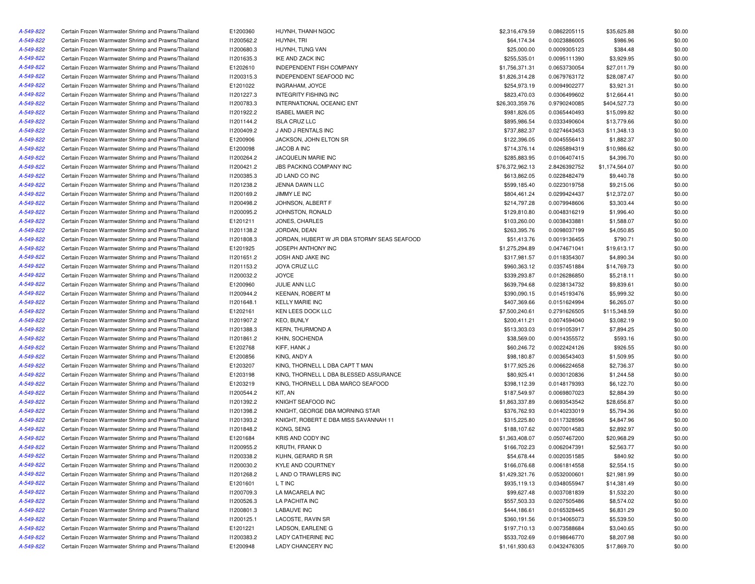| | | | | | | | |
|---|---|---|---|---|---|---|---|
| A-549-822 | Certain Frozen Warmwater Shrimp and Prawns/Thailand | E1200360 | HUYNH, THANH NGOC | $2,316,479.59 | 0.0862205115 | $35,625.88 | $0.00 |
| A-549-822 | Certain Frozen Warmwater Shrimp and Prawns/Thailand | I1200562.2 | HUYNH, TRI | $64,174.34 | 0.0023886005 | $986.96 | $0.00 |
| A-549-822 | Certain Frozen Warmwater Shrimp and Prawns/Thailand | I1200680.3 | HUYNH, TUNG VAN | $25,000.00 | 0.0009305123 | $384.48 | $0.00 |
| A-549-822 | Certain Frozen Warmwater Shrimp and Prawns/Thailand | I1201635.3 | IKE AND ZACK INC | $255,535.01 | 0.0095111390 | $3,929.95 | $0.00 |
| A-549-822 | Certain Frozen Warmwater Shrimp and Prawns/Thailand | E1202610 | INDEPENDENT FISH COMPANY | $1,756,371.31 | 0.0653730054 | $27,011.79 | $0.00 |
| A-549-822 | Certain Frozen Warmwater Shrimp and Prawns/Thailand | I1200315.3 | INDEPENDENT SEAFOOD INC | $1,826,314.28 | 0.0679763172 | $28,087.47 | $0.00 |
| A-549-822 | Certain Frozen Warmwater Shrimp and Prawns/Thailand | E1201022 | INGRAHAM, JOYCE | $254,973.19 | 0.0094902277 | $3,921.31 | $0.00 |
| A-549-822 | Certain Frozen Warmwater Shrimp and Prawns/Thailand | I1201227.3 | INTEGRITY FISHING INC | $823,470.03 | 0.0306499602 | $12,664.41 | $0.00 |
| A-549-822 | Certain Frozen Warmwater Shrimp and Prawns/Thailand | I1200783.3 | INTERNATIONAL OCEANIC ENT | $26,303,359.76 | 0.9790240085 | $404,527.73 | $0.00 |
| A-549-822 | Certain Frozen Warmwater Shrimp and Prawns/Thailand | I1201922.2 | ISABEL MAIER INC | $981,826.05 | 0.0365440493 | $15,099.82 | $0.00 |
| A-549-822 | Certain Frozen Warmwater Shrimp and Prawns/Thailand | I1201144.2 | ISLA CRUZ LLC | $895,986.54 | 0.0333490604 | $13,779.66 | $0.00 |
| A-549-822 | Certain Frozen Warmwater Shrimp and Prawns/Thailand | I1200409.2 | J AND J RENTALS INC | $737,882.37 | 0.0274643453 | $11,348.13 | $0.00 |
| A-549-822 | Certain Frozen Warmwater Shrimp and Prawns/Thailand | E1200906 | JACKSON, JOHN ELTON SR | $122,396.05 | 0.0045556413 | $1,882.37 | $0.00 |
| A-549-822 | Certain Frozen Warmwater Shrimp and Prawns/Thailand | E1200098 | JACOB A INC | $714,376.14 | 0.0265894319 | $10,986.62 | $0.00 |
| A-549-822 | Certain Frozen Warmwater Shrimp and Prawns/Thailand | I1200264.2 | JACQUELIN MARIE INC | $285,883.95 | 0.0106407415 | $4,396.70 | $0.00 |
| A-549-822 | Certain Frozen Warmwater Shrimp and Prawns/Thailand | I1200421.2 | JBS PACKING COMPANY INC | $76,372,962.13 | 2.8426392752 | $1,174,564.07 | $0.00 |
| A-549-822 | Certain Frozen Warmwater Shrimp and Prawns/Thailand | I1200385.3 | JD LAND CO INC | $613,862.05 | 0.0228482479 | $9,440.78 | $0.00 |
| A-549-822 | Certain Frozen Warmwater Shrimp and Prawns/Thailand | I1201238.2 | JENNA DAWN LLC | $599,185.40 | 0.0223019758 | $9,215.06 | $0.00 |
| A-549-822 | Certain Frozen Warmwater Shrimp and Prawns/Thailand | I1200169.2 | JIMMY LE INC | $804,461.24 | 0.0299424437 | $12,372.07 | $0.00 |
| A-549-822 | Certain Frozen Warmwater Shrimp and Prawns/Thailand | I1200498.2 | JOHNSON, ALBERT F | $214,797.28 | 0.0079948606 | $3,303.44 | $0.00 |
| A-549-822 | Certain Frozen Warmwater Shrimp and Prawns/Thailand | I1200095.2 | JOHNSTON, RONALD | $129,810.80 | 0.0048316219 | $1,996.40 | $0.00 |
| A-549-822 | Certain Frozen Warmwater Shrimp and Prawns/Thailand | E1201211 | JONES, CHARLES | $103,260.00 | 0.0038433881 | $1,588.07 | $0.00 |
| A-549-822 | Certain Frozen Warmwater Shrimp and Prawns/Thailand | I1201138.2 | JORDAN, DEAN | $263,395.76 | 0.0098037199 | $4,050.85 | $0.00 |
| A-549-822 | Certain Frozen Warmwater Shrimp and Prawns/Thailand | I1201808.3 | JORDAN, HUBERT W JR DBA STORMY SEAS SEAFOOD | $51,413.76 | 0.0019136455 | $790.71 | $0.00 |
| A-549-822 | Certain Frozen Warmwater Shrimp and Prawns/Thailand | E1201925 | JOSEPH ANTHONY INC | $1,275,294.89 | 0.0474671041 | $19,613.17 | $0.00 |
| A-549-822 | Certain Frozen Warmwater Shrimp and Prawns/Thailand | I1201651.2 | JOSH AND JAKE INC | $317,981.57 | 0.0118354307 | $4,890.34 | $0.00 |
| A-549-822 | Certain Frozen Warmwater Shrimp and Prawns/Thailand | I1201153.2 | JOYA CRUZ LLC | $960,363.12 | 0.0357451884 | $14,769.73 | $0.00 |
| A-549-822 | Certain Frozen Warmwater Shrimp and Prawns/Thailand | I1200032.2 | JOYCE | $339,293.87 | 0.0126286850 | $5,218.11 | $0.00 |
| A-549-822 | Certain Frozen Warmwater Shrimp and Prawns/Thailand | E1200960 | JULIE ANN LLC | $639,794.68 | 0.0238134732 | $9,839.61 | $0.00 |
| A-549-822 | Certain Frozen Warmwater Shrimp and Prawns/Thailand | I1200944.2 | KEENAN, ROBERT M | $390,090.15 | 0.0145193476 | $5,999.32 | $0.00 |
| A-549-822 | Certain Frozen Warmwater Shrimp and Prawns/Thailand | I1201648.1 | KELLY MARIE INC | $407,369.66 | 0.0151624994 | $6,265.07 | $0.00 |
| A-549-822 | Certain Frozen Warmwater Shrimp and Prawns/Thailand | E1202161 | KEN LEES DOCK LLC | $7,500,240.61 | 0.2791626505 | $115,348.59 | $0.00 |
| A-549-822 | Certain Frozen Warmwater Shrimp and Prawns/Thailand | I1201907.2 | KEO, BUNLY | $200,411.21 | 0.0074594040 | $3,082.19 | $0.00 |
| A-549-822 | Certain Frozen Warmwater Shrimp and Prawns/Thailand | I1201388.3 | KERN, THURMOND A | $513,303.03 | 0.0191053917 | $7,894.25 | $0.00 |
| A-549-822 | Certain Frozen Warmwater Shrimp and Prawns/Thailand | I1201861.2 | KHIN, SOCHENDA | $38,569.00 | 0.0014355572 | $593.16 | $0.00 |
| A-549-822 | Certain Frozen Warmwater Shrimp and Prawns/Thailand | E1202768 | KIFF, HANK J | $60,246.72 | 0.0022424126 | $926.55 | $0.00 |
| A-549-822 | Certain Frozen Warmwater Shrimp and Prawns/Thailand | E1200856 | KING, ANDY A | $98,180.87 | 0.0036543403 | $1,509.95 | $0.00 |
| A-549-822 | Certain Frozen Warmwater Shrimp and Prawns/Thailand | E1203207 | KING, THORNELL L DBA CAPT T MAN | $177,925.26 | 0.0066224658 | $2,736.37 | $0.00 |
| A-549-822 | Certain Frozen Warmwater Shrimp and Prawns/Thailand | E1203198 | KING, THORNELL L DBA BLESSED ASSURANCE | $80,925.41 | 0.0030120836 | $1,244.58 | $0.00 |
| A-549-822 | Certain Frozen Warmwater Shrimp and Prawns/Thailand | E1203219 | KING, THORNELL L DBA MARCO SEAFOOD | $398,112.39 | 0.0148179393 | $6,122.70 | $0.00 |
| A-549-822 | Certain Frozen Warmwater Shrimp and Prawns/Thailand | I1200544.2 | KIT, AN | $187,549.97 | 0.0069807023 | $2,884.39 | $0.00 |
| A-549-822 | Certain Frozen Warmwater Shrimp and Prawns/Thailand | I1201392.2 | KNIGHT SEAFOOD INC | $1,863,337.89 | 0.0693543542 | $28,656.87 | $0.00 |
| A-549-822 | Certain Frozen Warmwater Shrimp and Prawns/Thailand | I1201398.2 | KNIGHT, GEORGE DBA MORNING STAR | $376,762.93 | 0.0140233019 | $5,794.36 | $0.00 |
| A-549-822 | Certain Frozen Warmwater Shrimp and Prawns/Thailand | I1201393.2 | KNIGHT, ROBERT E DBA MISS SAVANNAH 11 | $315,225.80 | 0.0117328596 | $4,847.96 | $0.00 |
| A-549-822 | Certain Frozen Warmwater Shrimp and Prawns/Thailand | I1201848.2 | KONG, SENG | $188,107.62 | 0.0070014583 | $2,892.97 | $0.00 |
| A-549-822 | Certain Frozen Warmwater Shrimp and Prawns/Thailand | E1201684 | KRIS AND CODY INC | $1,363,408.07 | 0.0507467200 | $20,968.29 | $0.00 |
| A-549-822 | Certain Frozen Warmwater Shrimp and Prawns/Thailand | I1200955.2 | KRUTH, FRANK D | $166,702.23 | 0.0062047391 | $2,563.77 | $0.00 |
| A-549-822 | Certain Frozen Warmwater Shrimp and Prawns/Thailand | I1200338.2 | KUHN, GERARD R SR | $54,678.44 | 0.0020351585 | $840.92 | $0.00 |
| A-549-822 | Certain Frozen Warmwater Shrimp and Prawns/Thailand | I1200030.2 | KYLE AND COURTNEY | $166,076.68 | 0.0061814558 | $2,554.15 | $0.00 |
| A-549-822 | Certain Frozen Warmwater Shrimp and Prawns/Thailand | I1201268.2 | L AND O TRAWLERS INC | $1,429,321.76 | 0.0532000601 | $21,981.99 | $0.00 |
| A-549-822 | Certain Frozen Warmwater Shrimp and Prawns/Thailand | E1201601 | L T INC | $935,119.13 | 0.0348055947 | $14,381.49 | $0.00 |
| A-549-822 | Certain Frozen Warmwater Shrimp and Prawns/Thailand | I1200709.3 | LA MACARELA INC | $99,627.48 | 0.0037081839 | $1,532.20 | $0.00 |
| A-549-822 | Certain Frozen Warmwater Shrimp and Prawns/Thailand | I1200526.3 | LA PACHITA INC | $557,503.33 | 0.0207505486 | $8,574.02 | $0.00 |
| A-549-822 | Certain Frozen Warmwater Shrimp and Prawns/Thailand | I1200801.3 | LABAUVE INC | $444,186.61 | 0.0165328445 | $6,831.29 | $0.00 |
| A-549-822 | Certain Frozen Warmwater Shrimp and Prawns/Thailand | I1200125.1 | LACOSTE, RAVIN SR | $360,191.56 | 0.0134065073 | $5,539.50 | $0.00 |
| A-549-822 | Certain Frozen Warmwater Shrimp and Prawns/Thailand | E1201221 | LADSON, EARLENE G | $197,710.13 | 0.0073588684 | $3,040.65 | $0.00 |
| A-549-822 | Certain Frozen Warmwater Shrimp and Prawns/Thailand | I1200383.2 | LADY CATHERINE INC | $533,702.69 | 0.0198646770 | $8,207.98 | $0.00 |
| A-549-822 | Certain Frozen Warmwater Shrimp and Prawns/Thailand | E1200948 | LADY CHANCERY INC | $1,161,930.63 | 0.0432476305 | $17,869.70 | $0.00 |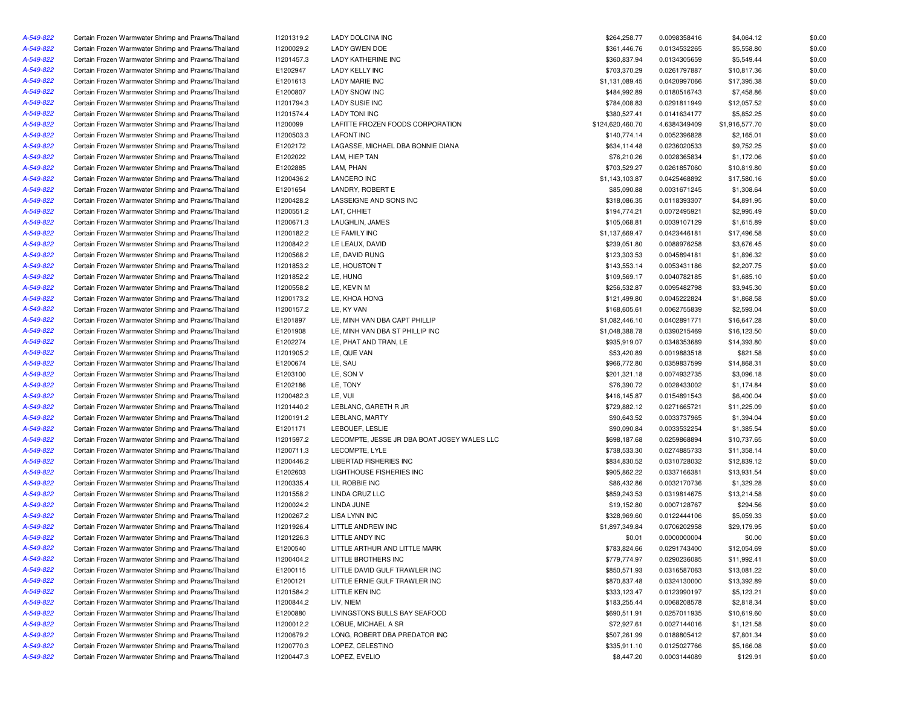| | | | | | | | |
|---|---|---|---|---|---|---|---|
| A-549-822 | Certain Frozen Warmwater Shrimp and Prawns/Thailand | I1201319.2 | LADY DOLCINA INC | $264,258.77 | 0.0098358416 | $4,064.12 | $0.00 |
| A-549-822 | Certain Frozen Warmwater Shrimp and Prawns/Thailand | I1200029.2 | LADY GWEN DOE | $361,446.76 | 0.0134532265 | $5,558.80 | $0.00 |
| A-549-822 | Certain Frozen Warmwater Shrimp and Prawns/Thailand | I1201457.3 | LADY KATHERINE INC | $360,837.94 | 0.0134305659 | $5,549.44 | $0.00 |
| A-549-822 | Certain Frozen Warmwater Shrimp and Prawns/Thailand | E1202947 | LADY KELLY INC | $703,370.29 | 0.0261797887 | $10,817.36 | $0.00 |
| A-549-822 | Certain Frozen Warmwater Shrimp and Prawns/Thailand | E1201613 | LADY MARIE INC | $1,131,089.45 | 0.0420997066 | $17,395.38 | $0.00 |
| A-549-822 | Certain Frozen Warmwater Shrimp and Prawns/Thailand | E1200807 | LADY SNOW INC | $484,992.89 | 0.0180516743 | $7,458.86 | $0.00 |
| A-549-822 | Certain Frozen Warmwater Shrimp and Prawns/Thailand | I1201794.3 | LADY SUSIE INC | $784,008.83 | 0.0291811949 | $12,057.52 | $0.00 |
| A-549-822 | Certain Frozen Warmwater Shrimp and Prawns/Thailand | I1201574.4 | LADY TONI INC | $380,527.41 | 0.0141634177 | $5,852.25 | $0.00 |
| A-549-822 | Certain Frozen Warmwater Shrimp and Prawns/Thailand | I1200099 | LAFITTE FROZEN FOODS CORPORATION | $124,620,460.70 | 4.6384349409 | $1,916,577.70 | $0.00 |
| A-549-822 | Certain Frozen Warmwater Shrimp and Prawns/Thailand | I1200503.3 | LAFONT INC | $140,774.14 | 0.0052396828 | $2,165.01 | $0.00 |
| A-549-822 | Certain Frozen Warmwater Shrimp and Prawns/Thailand | E1202172 | LAGASSE, MICHAEL DBA BONNIE DIANA | $634,114.48 | 0.0236020533 | $9,752.25 | $0.00 |
| A-549-822 | Certain Frozen Warmwater Shrimp and Prawns/Thailand | E1202022 | LAM, HIEP TAN | $76,210.26 | 0.0028365834 | $1,172.06 | $0.00 |
| A-549-822 | Certain Frozen Warmwater Shrimp and Prawns/Thailand | E1202885 | LAM, PHAN | $703,529.27 | 0.0261857060 | $10,819.80 | $0.00 |
| A-549-822 | Certain Frozen Warmwater Shrimp and Prawns/Thailand | I1200436.2 | LANCERO INC | $1,143,103.87 | 0.0425468892 | $17,580.16 | $0.00 |
| A-549-822 | Certain Frozen Warmwater Shrimp and Prawns/Thailand | E1201654 | LANDRY, ROBERT E | $85,090.88 | 0.0031671245 | $1,308.64 | $0.00 |
| A-549-822 | Certain Frozen Warmwater Shrimp and Prawns/Thailand | I1200428.2 | LASSEIGNE AND SONS INC | $318,086.35 | 0.0118393307 | $4,891.95 | $0.00 |
| A-549-822 | Certain Frozen Warmwater Shrimp and Prawns/Thailand | I1200551.2 | LAT, CHHIET | $194,774.21 | 0.0072495921 | $2,995.49 | $0.00 |
| A-549-822 | Certain Frozen Warmwater Shrimp and Prawns/Thailand | I1200671.3 | LAUGHLIN, JAMES | $105,068.81 | 0.0039107129 | $1,615.89 | $0.00 |
| A-549-822 | Certain Frozen Warmwater Shrimp and Prawns/Thailand | I1200182.2 | LE FAMILY INC | $1,137,669.47 | 0.0423446181 | $17,496.58 | $0.00 |
| A-549-822 | Certain Frozen Warmwater Shrimp and Prawns/Thailand | I1200842.2 | LE LEAUX, DAVID | $239,051.80 | 0.0088976258 | $3,676.45 | $0.00 |
| A-549-822 | Certain Frozen Warmwater Shrimp and Prawns/Thailand | I1200568.2 | LE, DAVID RUNG | $123,303.53 | 0.0045894181 | $1,896.32 | $0.00 |
| A-549-822 | Certain Frozen Warmwater Shrimp and Prawns/Thailand | I1201853.2 | LE, HOUSTON T | $143,553.14 | 0.0053431186 | $2,207.75 | $0.00 |
| A-549-822 | Certain Frozen Warmwater Shrimp and Prawns/Thailand | I1201852.2 | LE, HUNG | $109,569.17 | 0.0040782185 | $1,685.10 | $0.00 |
| A-549-822 | Certain Frozen Warmwater Shrimp and Prawns/Thailand | I1200558.2 | LE, KEVIN M | $256,532.87 | 0.0095482798 | $3,945.30 | $0.00 |
| A-549-822 | Certain Frozen Warmwater Shrimp and Prawns/Thailand | I1200173.2 | LE, KHOA HONG | $121,499.80 | 0.0045222824 | $1,868.58 | $0.00 |
| A-549-822 | Certain Frozen Warmwater Shrimp and Prawns/Thailand | I1200157.2 | LE, KY VAN | $168,605.61 | 0.0062755839 | $2,593.04 | $0.00 |
| A-549-822 | Certain Frozen Warmwater Shrimp and Prawns/Thailand | E1201897 | LE, MINH VAN DBA CAPT PHILLIP | $1,082,446.10 | 0.0402891771 | $16,647.28 | $0.00 |
| A-549-822 | Certain Frozen Warmwater Shrimp and Prawns/Thailand | E1201908 | LE, MINH VAN DBA ST PHILLIP INC | $1,048,388.78 | 0.0390215469 | $16,123.50 | $0.00 |
| A-549-822 | Certain Frozen Warmwater Shrimp and Prawns/Thailand | E1202274 | LE, PHAT AND TRAN, LE | $935,919.07 | 0.0348353689 | $14,393.80 | $0.00 |
| A-549-822 | Certain Frozen Warmwater Shrimp and Prawns/Thailand | I1201905.2 | LE, QUE VAN | $53,420.89 | 0.0019883518 | $821.58 | $0.00 |
| A-549-822 | Certain Frozen Warmwater Shrimp and Prawns/Thailand | E1200674 | LE, SAU | $966,772.80 | 0.0359837599 | $14,868.31 | $0.00 |
| A-549-822 | Certain Frozen Warmwater Shrimp and Prawns/Thailand | E1203100 | LE, SON V | $201,321.18 | 0.0074932735 | $3,096.18 | $0.00 |
| A-549-822 | Certain Frozen Warmwater Shrimp and Prawns/Thailand | E1202186 | LE, TONY | $76,390.72 | 0.0028433002 | $1,174.84 | $0.00 |
| A-549-822 | Certain Frozen Warmwater Shrimp and Prawns/Thailand | I1200482.3 | LE, VUI | $416,145.87 | 0.0154891543 | $6,400.04 | $0.00 |
| A-549-822 | Certain Frozen Warmwater Shrimp and Prawns/Thailand | I1201440.2 | LEBLANC, GARETH R JR | $729,882.12 | 0.0271665721 | $11,225.09 | $0.00 |
| A-549-822 | Certain Frozen Warmwater Shrimp and Prawns/Thailand | I1200191.2 | LEBLANC, MARTY | $90,643.52 | 0.0033737965 | $1,394.04 | $0.00 |
| A-549-822 | Certain Frozen Warmwater Shrimp and Prawns/Thailand | E1201171 | LEBOUEF, LESLIE | $90,090.84 | 0.0033532254 | $1,385.54 | $0.00 |
| A-549-822 | Certain Frozen Warmwater Shrimp and Prawns/Thailand | I1201597.2 | LECOMPTE, JESSE JR DBA BOAT JOSEY WALES LLC | $698,187.68 | 0.0259868894 | $10,737.65 | $0.00 |
| A-549-822 | Certain Frozen Warmwater Shrimp and Prawns/Thailand | I1200711.3 | LECOMPTE, LYLE | $738,533.30 | 0.0274885733 | $11,358.14 | $0.00 |
| A-549-822 | Certain Frozen Warmwater Shrimp and Prawns/Thailand | I1200446.2 | LIBERTAD FISHERIES INC | $834,830.52 | 0.0310728032 | $12,839.12 | $0.00 |
| A-549-822 | Certain Frozen Warmwater Shrimp and Prawns/Thailand | E1202603 | LIGHTHOUSE FISHERIES INC | $905,862.22 | 0.0337166381 | $13,931.54 | $0.00 |
| A-549-822 | Certain Frozen Warmwater Shrimp and Prawns/Thailand | I1200335.4 | LIL ROBBIE INC | $86,432.86 | 0.0032170736 | $1,329.28 | $0.00 |
| A-549-822 | Certain Frozen Warmwater Shrimp and Prawns/Thailand | I1201558.2 | LINDA CRUZ LLC | $859,243.53 | 0.0319814675 | $13,214.58 | $0.00 |
| A-549-822 | Certain Frozen Warmwater Shrimp and Prawns/Thailand | I1200024.2 | LINDA JUNE | $19,152.80 | 0.0007128767 | $294.56 | $0.00 |
| A-549-822 | Certain Frozen Warmwater Shrimp and Prawns/Thailand | I1200267.2 | LISA LYNN INC | $328,969.60 | 0.0122444106 | $5,059.33 | $0.00 |
| A-549-822 | Certain Frozen Warmwater Shrimp and Prawns/Thailand | I1201926.4 | LITTLE ANDREW INC | $1,897,349.84 | 0.0706202958 | $29,179.95 | $0.00 |
| A-549-822 | Certain Frozen Warmwater Shrimp and Prawns/Thailand | I1201226.3 | LITTLE ANDY INC | $0.01 | 0.0000000004 | $0.00 | $0.00 |
| A-549-822 | Certain Frozen Warmwater Shrimp and Prawns/Thailand | E1200540 | LITTLE ARTHUR AND LITTLE MARK | $783,824.66 | 0.0291743400 | $12,054.69 | $0.00 |
| A-549-822 | Certain Frozen Warmwater Shrimp and Prawns/Thailand | I1200404.2 | LITTLE BROTHERS INC | $779,774.97 | 0.0290236085 | $11,992.41 | $0.00 |
| A-549-822 | Certain Frozen Warmwater Shrimp and Prawns/Thailand | E1200115 | LITTLE DAVID GULF TRAWLER INC | $850,571.93 | 0.0316587063 | $13,081.22 | $0.00 |
| A-549-822 | Certain Frozen Warmwater Shrimp and Prawns/Thailand | E1200121 | LITTLE ERNIE GULF TRAWLER INC | $870,837.48 | 0.0324130000 | $13,392.89 | $0.00 |
| A-549-822 | Certain Frozen Warmwater Shrimp and Prawns/Thailand | I1201584.2 | LITTLE KEN INC | $333,123.47 | 0.0123990197 | $5,123.21 | $0.00 |
| A-549-822 | Certain Frozen Warmwater Shrimp and Prawns/Thailand | I1200844.2 | LIV, NIEM | $183,255.44 | 0.0068208578 | $2,818.34 | $0.00 |
| A-549-822 | Certain Frozen Warmwater Shrimp and Prawns/Thailand | E1200880 | LIVINGSTONS BULLS BAY SEAFOOD | $690,511.91 | 0.0257011935 | $10,619.60 | $0.00 |
| A-549-822 | Certain Frozen Warmwater Shrimp and Prawns/Thailand | I1200012.2 | LOBUE, MICHAEL A SR | $72,927.61 | 0.0027144016 | $1,121.58 | $0.00 |
| A-549-822 | Certain Frozen Warmwater Shrimp and Prawns/Thailand | I1200679.2 | LONG, ROBERT DBA PREDATOR INC | $507,261.99 | 0.0188805412 | $7,801.34 | $0.00 |
| A-549-822 | Certain Frozen Warmwater Shrimp and Prawns/Thailand | I1200770.3 | LOPEZ, CELESTINO | $335,911.10 | 0.0125027766 | $5,166.08 | $0.00 |
| A-549-822 | Certain Frozen Warmwater Shrimp and Prawns/Thailand | I1200447.3 | LOPEZ, EVELIO | $8,447.20 | 0.0003144089 | $129.91 | $0.00 |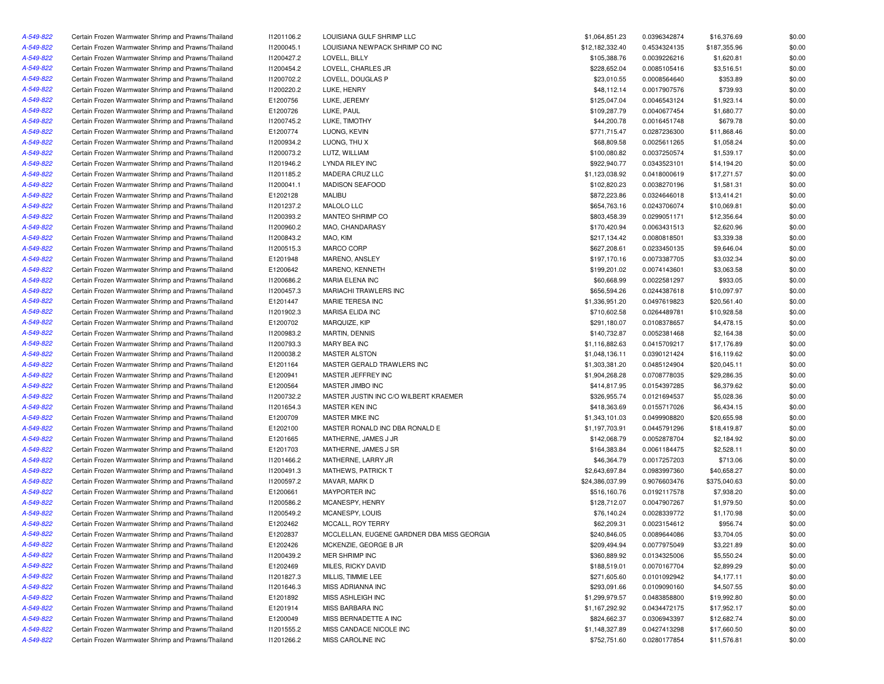| | | | | | | | |
|---|---|---|---|---|---|---|---|
| A-549-822 | Certain Frozen Warmwater Shrimp and Prawns/Thailand | I1201106.2 | LOUISIANA GULF SHRIMP LLC | $1,064,851.23 | 0.0396342874 | $16,376.69 | $0.00 |
| A-549-822 | Certain Frozen Warmwater Shrimp and Prawns/Thailand | I1200045.1 | LOUISIANA NEWPACK SHRIMP CO INC | $12,182,332.40 | 0.4534324135 | $187,355.96 | $0.00 |
| A-549-822 | Certain Frozen Warmwater Shrimp and Prawns/Thailand | I1200427.2 | LOVELL, BILLY | $105,388.76 | 0.0039226216 | $1,620.81 | $0.00 |
| A-549-822 | Certain Frozen Warmwater Shrimp and Prawns/Thailand | I1200454.2 | LOVELL, CHARLES JR | $228,652.04 | 0.0085105416 | $3,516.51 | $0.00 |
| A-549-822 | Certain Frozen Warmwater Shrimp and Prawns/Thailand | I1200702.2 | LOVELL, DOUGLAS P | $23,010.55 | 0.0008564640 | $353.89 | $0.00 |
| A-549-822 | Certain Frozen Warmwater Shrimp and Prawns/Thailand | I1200220.2 | LUKE, HENRY | $48,112.14 | 0.0017907576 | $739.93 | $0.00 |
| A-549-822 | Certain Frozen Warmwater Shrimp and Prawns/Thailand | E1200756 | LUKE, JEREMY | $125,047.04 | 0.0046543124 | $1,923.14 | $0.00 |
| A-549-822 | Certain Frozen Warmwater Shrimp and Prawns/Thailand | E1200726 | LUKE, PAUL | $109,287.79 | 0.0040677454 | $1,680.77 | $0.00 |
| A-549-822 | Certain Frozen Warmwater Shrimp and Prawns/Thailand | I1200745.2 | LUKE, TIMOTHY | $44,200.78 | 0.0016451748 | $679.78 | $0.00 |
| A-549-822 | Certain Frozen Warmwater Shrimp and Prawns/Thailand | E1200774 | LUONG, KEVIN | $771,715.47 | 0.0287236300 | $11,868.46 | $0.00 |
| A-549-822 | Certain Frozen Warmwater Shrimp and Prawns/Thailand | I1200934.2 | LUONG, THU X | $68,809.58 | 0.0025611265 | $1,058.24 | $0.00 |
| A-549-822 | Certain Frozen Warmwater Shrimp and Prawns/Thailand | I1200073.2 | LUTZ, WILLIAM | $100,080.82 | 0.0037250574 | $1,539.17 | $0.00 |
| A-549-822 | Certain Frozen Warmwater Shrimp and Prawns/Thailand | I1201946.2 | LYNDA RILEY INC | $922,940.77 | 0.0343523101 | $14,194.20 | $0.00 |
| A-549-822 | Certain Frozen Warmwater Shrimp and Prawns/Thailand | I1201185.2 | MADERA CRUZ LLC | $1,123,038.92 | 0.0418000619 | $17,271.57 | $0.00 |
| A-549-822 | Certain Frozen Warmwater Shrimp and Prawns/Thailand | I1200041.1 | MADISON SEAFOOD | $102,820.23 | 0.0038270196 | $1,581.31 | $0.00 |
| A-549-822 | Certain Frozen Warmwater Shrimp and Prawns/Thailand | E1202128 | MALIBU | $872,223.86 | 0.0324646018 | $13,414.21 | $0.00 |
| A-549-822 | Certain Frozen Warmwater Shrimp and Prawns/Thailand | I1201237.2 | MALOLO LLC | $654,763.16 | 0.0243706074 | $10,069.81 | $0.00 |
| A-549-822 | Certain Frozen Warmwater Shrimp and Prawns/Thailand | I1200393.2 | MANTEO SHRIMP CO | $803,458.39 | 0.0299051171 | $12,356.64 | $0.00 |
| A-549-822 | Certain Frozen Warmwater Shrimp and Prawns/Thailand | I1200960.2 | MAO, CHANDARASY | $170,420.94 | 0.0063431513 | $2,620.96 | $0.00 |
| A-549-822 | Certain Frozen Warmwater Shrimp and Prawns/Thailand | I1200843.2 | MAO, KIM | $217,134.42 | 0.0080818501 | $3,339.38 | $0.00 |
| A-549-822 | Certain Frozen Warmwater Shrimp and Prawns/Thailand | I1200515.3 | MARCO CORP | $627,208.61 | 0.0233450135 | $9,646.04 | $0.00 |
| A-549-822 | Certain Frozen Warmwater Shrimp and Prawns/Thailand | E1201948 | MARENO, ANSLEY | $197,170.16 | 0.0073387705 | $3,032.34 | $0.00 |
| A-549-822 | Certain Frozen Warmwater Shrimp and Prawns/Thailand | E1200642 | MARENO, KENNETH | $199,201.02 | 0.0074143601 | $3,063.58 | $0.00 |
| A-549-822 | Certain Frozen Warmwater Shrimp and Prawns/Thailand | I1200686.2 | MARIA ELENA INC | $60,668.99 | 0.0022581297 | $933.05 | $0.00 |
| A-549-822 | Certain Frozen Warmwater Shrimp and Prawns/Thailand | I1200457.3 | MARIACHI TRAWLERS INC | $656,594.26 | 0.0244387618 | $10,097.97 | $0.00 |
| A-549-822 | Certain Frozen Warmwater Shrimp and Prawns/Thailand | E1201447 | MARIE TERESA INC | $1,336,951.20 | 0.0497619823 | $20,561.40 | $0.00 |
| A-549-822 | Certain Frozen Warmwater Shrimp and Prawns/Thailand | I1201902.3 | MARISA ELIDA INC | $710,602.58 | 0.0264489781 | $10,928.58 | $0.00 |
| A-549-822 | Certain Frozen Warmwater Shrimp and Prawns/Thailand | E1200702 | MARQUIZE, KIP | $291,180.07 | 0.0108378657 | $4,478.15 | $0.00 |
| A-549-822 | Certain Frozen Warmwater Shrimp and Prawns/Thailand | I1200983.2 | MARTIN, DENNIS | $140,732.87 | 0.0052381468 | $2,164.38 | $0.00 |
| A-549-822 | Certain Frozen Warmwater Shrimp and Prawns/Thailand | I1200793.3 | MARY BEA INC | $1,116,882.63 | 0.0415709217 | $17,176.89 | $0.00 |
| A-549-822 | Certain Frozen Warmwater Shrimp and Prawns/Thailand | I1200038.2 | MASTER ALSTON | $1,048,136.11 | 0.0390121424 | $16,119.62 | $0.00 |
| A-549-822 | Certain Frozen Warmwater Shrimp and Prawns/Thailand | E1201164 | MASTER GERALD TRAWLERS INC | $1,303,381.20 | 0.0485124904 | $20,045.11 | $0.00 |
| A-549-822 | Certain Frozen Warmwater Shrimp and Prawns/Thailand | E1200941 | MASTER JEFFREY INC | $1,904,268.28 | 0.0708778035 | $29,286.35 | $0.00 |
| A-549-822 | Certain Frozen Warmwater Shrimp and Prawns/Thailand | E1200564 | MASTER JIMBO INC | $414,817.95 | 0.0154397285 | $6,379.62 | $0.00 |
| A-549-822 | Certain Frozen Warmwater Shrimp and Prawns/Thailand | I1200732.2 | MASTER JUSTIN INC C/O WILBERT KRAEMER | $326,955.74 | 0.0121694537 | $5,028.36 | $0.00 |
| A-549-822 | Certain Frozen Warmwater Shrimp and Prawns/Thailand | I1201654.3 | MASTER KEN INC | $418,363.69 | 0.0155717026 | $6,434.15 | $0.00 |
| A-549-822 | Certain Frozen Warmwater Shrimp and Prawns/Thailand | E1200709 | MASTER MIKE INC | $1,343,101.03 | 0.0499908820 | $20,655.98 | $0.00 |
| A-549-822 | Certain Frozen Warmwater Shrimp and Prawns/Thailand | E1202100 | MASTER RONALD INC DBA RONALD E | $1,197,703.91 | 0.0445791296 | $18,419.87 | $0.00 |
| A-549-822 | Certain Frozen Warmwater Shrimp and Prawns/Thailand | E1201665 | MATHERNE, JAMES J JR | $142,068.79 | 0.0052878704 | $2,184.92 | $0.00 |
| A-549-822 | Certain Frozen Warmwater Shrimp and Prawns/Thailand | E1201703 | MATHERNE, JAMES J SR | $164,383.84 | 0.0061184475 | $2,528.11 | $0.00 |
| A-549-822 | Certain Frozen Warmwater Shrimp and Prawns/Thailand | I1201466.2 | MATHERNE, LARRY JR | $46,364.79 | 0.0017257203 | $713.06 | $0.00 |
| A-549-822 | Certain Frozen Warmwater Shrimp and Prawns/Thailand | I1200491.3 | MATHEWS, PATRICK T | $2,643,697.84 | 0.0983997360 | $40,658.27 | $0.00 |
| A-549-822 | Certain Frozen Warmwater Shrimp and Prawns/Thailand | I1200597.2 | MAVAR, MARK D | $24,386,037.99 | 0.9076603476 | $375,040.63 | $0.00 |
| A-549-822 | Certain Frozen Warmwater Shrimp and Prawns/Thailand | E1200661 | MAYPORTER INC | $516,160.76 | 0.0192117578 | $7,938.20 | $0.00 |
| A-549-822 | Certain Frozen Warmwater Shrimp and Prawns/Thailand | I1200586.2 | MCANESPY, HENRY | $128,712.07 | 0.0047907267 | $1,979.50 | $0.00 |
| A-549-822 | Certain Frozen Warmwater Shrimp and Prawns/Thailand | I1200549.2 | MCANESPY, LOUIS | $76,140.24 | 0.0028339772 | $1,170.98 | $0.00 |
| A-549-822 | Certain Frozen Warmwater Shrimp and Prawns/Thailand | E1202462 | MCCALL, ROY TERRY | $62,209.31 | 0.0023154612 | $956.74 | $0.00 |
| A-549-822 | Certain Frozen Warmwater Shrimp and Prawns/Thailand | E1202837 | MCCLELLAN, EUGENE GARDNER DBA MISS GEORGIA | $240,846.05 | 0.0089644086 | $3,704.05 | $0.00 |
| A-549-822 | Certain Frozen Warmwater Shrimp and Prawns/Thailand | E1202426 | MCKENZIE, GEORGE B JR | $209,494.94 | 0.0077975049 | $3,221.89 | $0.00 |
| A-549-822 | Certain Frozen Warmwater Shrimp and Prawns/Thailand | I1200439.2 | MER SHRIMP INC | $360,889.92 | 0.0134325006 | $5,550.24 | $0.00 |
| A-549-822 | Certain Frozen Warmwater Shrimp and Prawns/Thailand | E1202469 | MILES, RICKY DAVID | $188,519.01 | 0.0070167704 | $2,899.29 | $0.00 |
| A-549-822 | Certain Frozen Warmwater Shrimp and Prawns/Thailand | I1201827.3 | MILLIS, TIMMIE LEE | $271,605.60 | 0.0101092942 | $4,177.11 | $0.00 |
| A-549-822 | Certain Frozen Warmwater Shrimp and Prawns/Thailand | I1201646.3 | MISS ADRIANNA INC | $293,091.66 | 0.0109090160 | $4,507.55 | $0.00 |
| A-549-822 | Certain Frozen Warmwater Shrimp and Prawns/Thailand | E1201892 | MISS ASHLEIGH INC | $1,299,979.57 | 0.0483858800 | $19,992.80 | $0.00 |
| A-549-822 | Certain Frozen Warmwater Shrimp and Prawns/Thailand | E1201914 | MISS BARBARA INC | $1,167,292.92 | 0.0434472175 | $17,952.17 | $0.00 |
| A-549-822 | Certain Frozen Warmwater Shrimp and Prawns/Thailand | E1200049 | MISS BERNADETTE A INC | $824,662.37 | 0.0306943397 | $12,682.74 | $0.00 |
| A-549-822 | Certain Frozen Warmwater Shrimp and Prawns/Thailand | I1201555.2 | MISS CANDACE NICOLE INC | $1,148,327.89 | 0.0427413298 | $17,660.50 | $0.00 |
| A-549-822 | Certain Frozen Warmwater Shrimp and Prawns/Thailand | I1201266.2 | MISS CAROLINE INC | $752,751.60 | 0.0280177854 | $11,576.81 | $0.00 |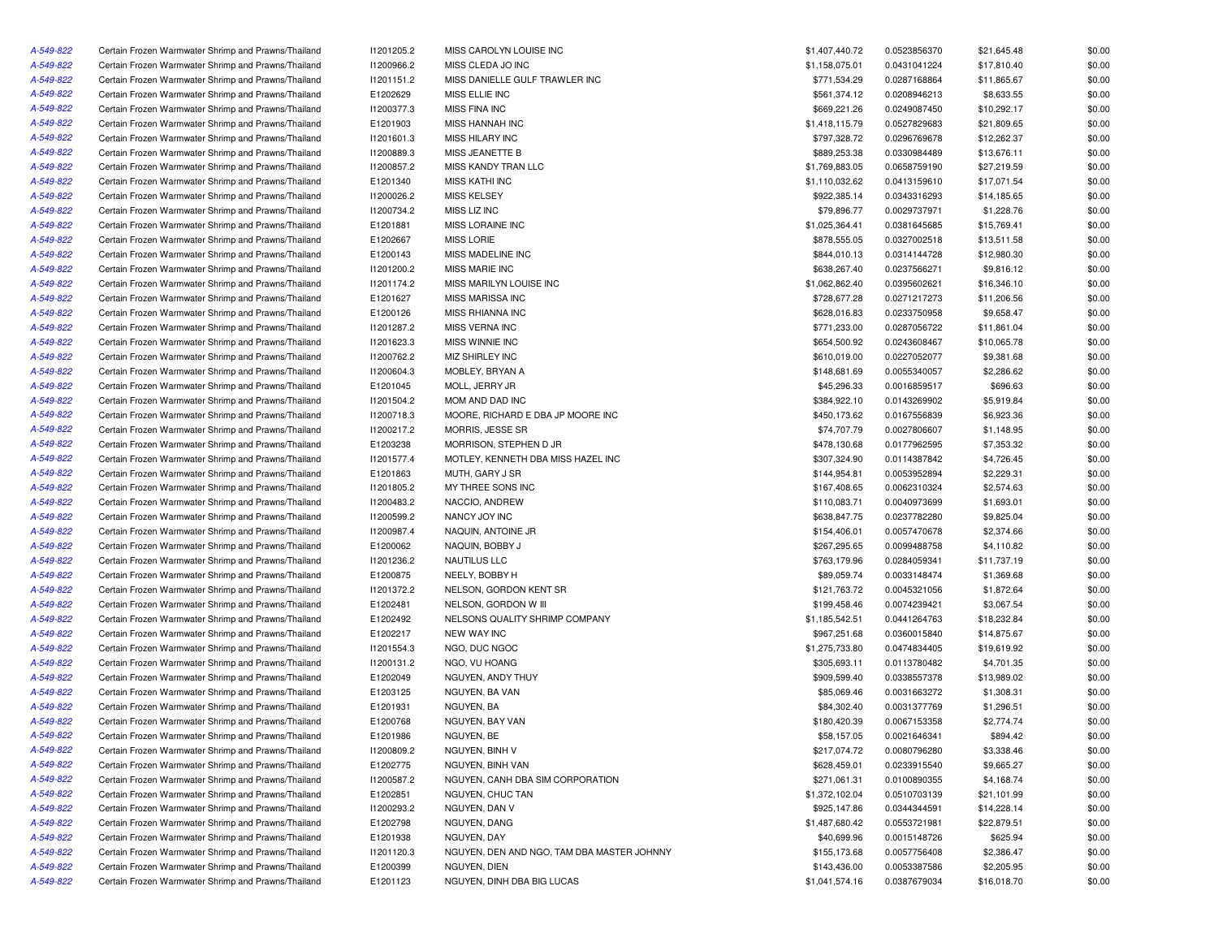| | | | | | | | |
|---|---|---|---|---|---|---|---|
| A-549-822 | Certain Frozen Warmwater Shrimp and Prawns/Thailand | I1201205.2 | MISS CAROLYN LOUISE INC | $1,407,440.72 | 0.0523856370 | $21,645.48 | $0.00 |
| A-549-822 | Certain Frozen Warmwater Shrimp and Prawns/Thailand | I1200966.2 | MISS CLEDA JO INC | $1,158,075.01 | 0.0431041224 | $17,810.40 | $0.00 |
| A-549-822 | Certain Frozen Warmwater Shrimp and Prawns/Thailand | I1201151.2 | MISS DANIELLE GULF TRAWLER INC | $771,534.29 | 0.0287168864 | $11,865.67 | $0.00 |
| A-549-822 | Certain Frozen Warmwater Shrimp and Prawns/Thailand | E1202629 | MISS ELLIE INC | $561,374.12 | 0.0208946213 | $8,633.55 | $0.00 |
| A-549-822 | Certain Frozen Warmwater Shrimp and Prawns/Thailand | I1200377.3 | MISS FINA INC | $669,221.26 | 0.0249087450 | $10,292.17 | $0.00 |
| A-549-822 | Certain Frozen Warmwater Shrimp and Prawns/Thailand | E1201903 | MISS HANNAH INC | $1,418,115.79 | 0.0527829683 | $21,809.65 | $0.00 |
| A-549-822 | Certain Frozen Warmwater Shrimp and Prawns/Thailand | I1201601.3 | MISS HILARY INC | $797,328.72 | 0.0296769678 | $12,262.37 | $0.00 |
| A-549-822 | Certain Frozen Warmwater Shrimp and Prawns/Thailand | I1200889.3 | MISS JEANETTE B | $889,253.38 | 0.0330984489 | $13,676.11 | $0.00 |
| A-549-822 | Certain Frozen Warmwater Shrimp and Prawns/Thailand | I1200857.2 | MISS KANDY TRAN LLC | $1,769,883.05 | 0.0658759190 | $27,219.59 | $0.00 |
| A-549-822 | Certain Frozen Warmwater Shrimp and Prawns/Thailand | E1201340 | MISS KATHI INC | $1,110,032.62 | 0.0413159610 | $17,071.54 | $0.00 |
| A-549-822 | Certain Frozen Warmwater Shrimp and Prawns/Thailand | I1200026.2 | MISS KELSEY | $922,385.14 | 0.0343316293 | $14,185.65 | $0.00 |
| A-549-822 | Certain Frozen Warmwater Shrimp and Prawns/Thailand | I1200734.2 | MISS LIZ INC | $79,896.77 | 0.0029737971 | $1,228.76 | $0.00 |
| A-549-822 | Certain Frozen Warmwater Shrimp and Prawns/Thailand | E1201881 | MISS LORAINE INC | $1,025,364.41 | 0.0381645685 | $15,769.41 | $0.00 |
| A-549-822 | Certain Frozen Warmwater Shrimp and Prawns/Thailand | E1202667 | MISS LORIE | $878,555.05 | 0.0327002518 | $13,511.58 | $0.00 |
| A-549-822 | Certain Frozen Warmwater Shrimp and Prawns/Thailand | E1200143 | MISS MADELINE INC | $844,010.13 | 0.0314144728 | $12,980.30 | $0.00 |
| A-549-822 | Certain Frozen Warmwater Shrimp and Prawns/Thailand | I1201200.2 | MISS MARIE INC | $638,267.40 | 0.0237566271 | $9,816.12 | $0.00 |
| A-549-822 | Certain Frozen Warmwater Shrimp and Prawns/Thailand | I1201174.2 | MISS MARILYN LOUISE INC | $1,062,862.40 | 0.0395602621 | $16,346.10 | $0.00 |
| A-549-822 | Certain Frozen Warmwater Shrimp and Prawns/Thailand | E1201627 | MISS MARISSA INC | $728,677.28 | 0.0271217273 | $11,206.56 | $0.00 |
| A-549-822 | Certain Frozen Warmwater Shrimp and Prawns/Thailand | E1200126 | MISS RHIANNA INC | $628,016.83 | 0.0233750958 | $9,658.47 | $0.00 |
| A-549-822 | Certain Frozen Warmwater Shrimp and Prawns/Thailand | I1201287.2 | MISS VERNA INC | $771,233.00 | 0.0287056722 | $11,861.04 | $0.00 |
| A-549-822 | Certain Frozen Warmwater Shrimp and Prawns/Thailand | I1201623.3 | MISS WINNIE INC | $654,500.92 | 0.0243608467 | $10,065.78 | $0.00 |
| A-549-822 | Certain Frozen Warmwater Shrimp and Prawns/Thailand | I1200762.2 | MIZ SHIRLEY INC | $610,019.00 | 0.0227052077 | $9,381.68 | $0.00 |
| A-549-822 | Certain Frozen Warmwater Shrimp and Prawns/Thailand | I1200604.3 | MOBLEY, BRYAN A | $148,681.69 | 0.0055340057 | $2,286.62 | $0.00 |
| A-549-822 | Certain Frozen Warmwater Shrimp and Prawns/Thailand | E1201045 | MOLL, JERRY JR | $45,296.33 | 0.0016859517 | $696.63 | $0.00 |
| A-549-822 | Certain Frozen Warmwater Shrimp and Prawns/Thailand | I1201504.2 | MOM AND DAD INC | $384,922.10 | 0.0143269902 | $5,919.84 | $0.00 |
| A-549-822 | Certain Frozen Warmwater Shrimp and Prawns/Thailand | I1200718.3 | MOORE, RICHARD E DBA JP MOORE INC | $450,173.62 | 0.0167556839 | $6,923.36 | $0.00 |
| A-549-822 | Certain Frozen Warmwater Shrimp and Prawns/Thailand | I1200217.2 | MORRIS, JESSE SR | $74,707.79 | 0.0027806607 | $1,148.95 | $0.00 |
| A-549-822 | Certain Frozen Warmwater Shrimp and Prawns/Thailand | E1203238 | MORRISON, STEPHEN D JR | $478,130.68 | 0.0177962595 | $7,353.32 | $0.00 |
| A-549-822 | Certain Frozen Warmwater Shrimp and Prawns/Thailand | I1201577.4 | MOTLEY, KENNETH DBA MISS HAZEL INC | $307,324.90 | 0.0114387842 | $4,726.45 | $0.00 |
| A-549-822 | Certain Frozen Warmwater Shrimp and Prawns/Thailand | E1201863 | MUTH, GARY J SR | $144,954.81 | 0.0053952894 | $2,229.31 | $0.00 |
| A-549-822 | Certain Frozen Warmwater Shrimp and Prawns/Thailand | I1201805.2 | MY THREE SONS INC | $167,408.65 | 0.0062310324 | $2,574.63 | $0.00 |
| A-549-822 | Certain Frozen Warmwater Shrimp and Prawns/Thailand | I1200483.2 | NACCIO, ANDREW | $110,083.71 | 0.0040973699 | $1,693.01 | $0.00 |
| A-549-822 | Certain Frozen Warmwater Shrimp and Prawns/Thailand | I1200599.2 | NANCY JOY INC | $638,847.75 | 0.0237782280 | $9,825.04 | $0.00 |
| A-549-822 | Certain Frozen Warmwater Shrimp and Prawns/Thailand | I1200987.4 | NAQUIN, ANTOINE JR | $154,406.01 | 0.0057470678 | $2,374.66 | $0.00 |
| A-549-822 | Certain Frozen Warmwater Shrimp and Prawns/Thailand | E1200062 | NAQUIN, BOBBY J | $267,295.65 | 0.0099488758 | $4,110.82 | $0.00 |
| A-549-822 | Certain Frozen Warmwater Shrimp and Prawns/Thailand | I1201236.2 | NAUTILUS LLC | $763,179.96 | 0.0284059341 | $11,737.19 | $0.00 |
| A-549-822 | Certain Frozen Warmwater Shrimp and Prawns/Thailand | E1200875 | NEELY, BOBBY H | $89,059.74 | 0.0033148474 | $1,369.68 | $0.00 |
| A-549-822 | Certain Frozen Warmwater Shrimp and Prawns/Thailand | I1201372.2 | NELSON, GORDON KENT SR | $121,763.72 | 0.0045321056 | $1,872.64 | $0.00 |
| A-549-822 | Certain Frozen Warmwater Shrimp and Prawns/Thailand | E1202481 | NELSON, GORDON W III | $199,458.46 | 0.0074239421 | $3,067.54 | $0.00 |
| A-549-822 | Certain Frozen Warmwater Shrimp and Prawns/Thailand | E1202492 | NELSONS QUALITY SHRIMP COMPANY | $1,185,542.51 | 0.0441264763 | $18,232.84 | $0.00 |
| A-549-822 | Certain Frozen Warmwater Shrimp and Prawns/Thailand | E1202217 | NEW WAY INC | $967,251.68 | 0.0360015840 | $14,875.67 | $0.00 |
| A-549-822 | Certain Frozen Warmwater Shrimp and Prawns/Thailand | I1201554.3 | NGO, DUC NGOC | $1,275,733.80 | 0.0474834405 | $19,619.92 | $0.00 |
| A-549-822 | Certain Frozen Warmwater Shrimp and Prawns/Thailand | I1200131.2 | NGO, VU HOANG | $305,693.11 | 0.0113780482 | $4,701.35 | $0.00 |
| A-549-822 | Certain Frozen Warmwater Shrimp and Prawns/Thailand | E1202049 | NGUYEN, ANDY THUY | $909,599.40 | 0.0338557378 | $13,989.02 | $0.00 |
| A-549-822 | Certain Frozen Warmwater Shrimp and Prawns/Thailand | E1203125 | NGUYEN, BA VAN | $85,069.46 | 0.0031663272 | $1,308.31 | $0.00 |
| A-549-822 | Certain Frozen Warmwater Shrimp and Prawns/Thailand | E1201931 | NGUYEN, BA | $84,302.40 | 0.0031377769 | $1,296.51 | $0.00 |
| A-549-822 | Certain Frozen Warmwater Shrimp and Prawns/Thailand | E1200768 | NGUYEN, BAY VAN | $180,420.39 | 0.0067153358 | $2,774.74 | $0.00 |
| A-549-822 | Certain Frozen Warmwater Shrimp and Prawns/Thailand | E1201986 | NGUYEN, BE | $58,157.05 | 0.0021646341 | $894.42 | $0.00 |
| A-549-822 | Certain Frozen Warmwater Shrimp and Prawns/Thailand | I1200809.2 | NGUYEN, BINH V | $217,074.72 | 0.0080796280 | $3,338.46 | $0.00 |
| A-549-822 | Certain Frozen Warmwater Shrimp and Prawns/Thailand | E1202775 | NGUYEN, BINH VAN | $628,459.01 | 0.0233915540 | $9,665.27 | $0.00 |
| A-549-822 | Certain Frozen Warmwater Shrimp and Prawns/Thailand | I1200587.2 | NGUYEN, CANH DBA SIM CORPORATION | $271,061.31 | 0.0100890355 | $4,168.74 | $0.00 |
| A-549-822 | Certain Frozen Warmwater Shrimp and Prawns/Thailand | E1202851 | NGUYEN, CHUC TAN | $1,372,102.04 | 0.0510703139 | $21,101.99 | $0.00 |
| A-549-822 | Certain Frozen Warmwater Shrimp and Prawns/Thailand | I1200293.2 | NGUYEN, DAN V | $925,147.86 | 0.0344344591 | $14,228.14 | $0.00 |
| A-549-822 | Certain Frozen Warmwater Shrimp and Prawns/Thailand | E1202798 | NGUYEN, DANG | $1,487,680.42 | 0.0553721981 | $22,879.51 | $0.00 |
| A-549-822 | Certain Frozen Warmwater Shrimp and Prawns/Thailand | E1201938 | NGUYEN, DAY | $40,699.96 | 0.0015148726 | $625.94 | $0.00 |
| A-549-822 | Certain Frozen Warmwater Shrimp and Prawns/Thailand | I1201120.3 | NGUYEN, DEN AND NGO, TAM DBA MASTER JOHNNY | $155,173.68 | 0.0057756408 | $2,386.47 | $0.00 |
| A-549-822 | Certain Frozen Warmwater Shrimp and Prawns/Thailand | E1200399 | NGUYEN, DIEN | $143,436.00 | 0.0053387586 | $2,205.95 | $0.00 |
| A-549-822 | Certain Frozen Warmwater Shrimp and Prawns/Thailand | E1201123 | NGUYEN, DINH DBA BIG LUCAS | $1,041,574.16 | 0.0387679034 | $16,018.70 | $0.00 |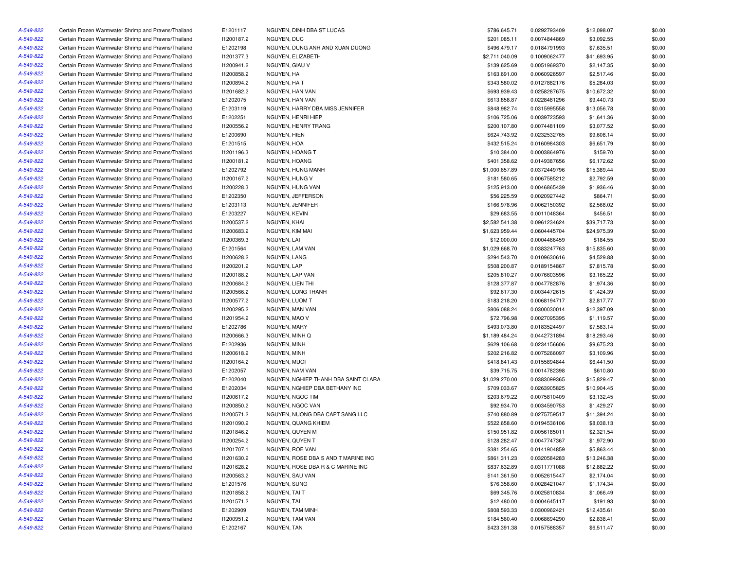| | | | | | | | |
|---|---|---|---|---|---|---|---|
| A-549-822 | Certain Frozen Warmwater Shrimp and Prawns/Thailand | E1201117 | NGUYEN, DINH DBA ST LUCAS | $786,645.71 | 0.0292793409 | $12,098.07 | $0.00 |
| A-549-822 | Certain Frozen Warmwater Shrimp and Prawns/Thailand | I1200187.2 | NGUYEN, DUC | $201,085.11 | 0.0074844869 | $3,092.55 | $0.00 |
| A-549-822 | Certain Frozen Warmwater Shrimp and Prawns/Thailand | E1202198 | NGUYEN, DUNG ANH AND XUAN DUONG | $496,479.17 | 0.0184791993 | $7,635.51 | $0.00 |
| A-549-822 | Certain Frozen Warmwater Shrimp and Prawns/Thailand | I1201377.3 | NGUYEN, ELIZABETH | $2,711,040.09 | 0.1009062477 | $41,693.95 | $0.00 |
| A-549-822 | Certain Frozen Warmwater Shrimp and Prawns/Thailand | I1200941.2 | NGUYEN, GIAU V | $139,625.69 | 0.0051969370 | $2,147.35 | $0.00 |
| A-549-822 | Certain Frozen Warmwater Shrimp and Prawns/Thailand | I1200858.2 | NGUYEN, HA | $163,691.00 | 0.0060926597 | $2,517.46 | $0.00 |
| A-549-822 | Certain Frozen Warmwater Shrimp and Prawns/Thailand | I1200894.2 | NGUYEN, HA T | $343,580.02 | 0.0127882176 | $5,284.03 | $0.00 |
| A-549-822 | Certain Frozen Warmwater Shrimp and Prawns/Thailand | I1201682.2 | NGUYEN, HAN VAN | $693,939.43 | 0.0258287675 | $10,672.32 | $0.00 |
| A-549-822 | Certain Frozen Warmwater Shrimp and Prawns/Thailand | E1202075 | NGUYEN, HAN VAN | $613,858.87 | 0.0228481296 | $9,440.73 | $0.00 |
| A-549-822 | Certain Frozen Warmwater Shrimp and Prawns/Thailand | E1203119 | NGUYEN, HARRY DBA MISS JENNIFER | $848,982.74 | 0.0315995558 | $13,056.78 | $0.00 |
| A-549-822 | Certain Frozen Warmwater Shrimp and Prawns/Thailand | E1202251 | NGUYEN, HENRI HIEP | $106,725.06 | 0.0039723593 | $1,641.36 | $0.00 |
| A-549-822 | Certain Frozen Warmwater Shrimp and Prawns/Thailand | I1200556.2 | NGUYEN, HENRY TRANG | $200,107.80 | 0.0074481109 | $3,077.52 | $0.00 |
| A-549-822 | Certain Frozen Warmwater Shrimp and Prawns/Thailand | E1200690 | NGUYEN, HIEN | $624,743.92 | 0.0232532765 | $9,608.14 | $0.00 |
| A-549-822 | Certain Frozen Warmwater Shrimp and Prawns/Thailand | E1201515 | NGUYEN, HOA | $432,515.24 | 0.0160984303 | $6,651.79 | $0.00 |
| A-549-822 | Certain Frozen Warmwater Shrimp and Prawns/Thailand | I1201196.3 | NGUYEN, HOANG T | $10,384.00 | 0.0003864976 | $159.70 | $0.00 |
| A-549-822 | Certain Frozen Warmwater Shrimp and Prawns/Thailand | I1200181.2 | NGUYEN, HOANG | $401,358.62 | 0.0149387656 | $6,172.62 | $0.00 |
| A-549-822 | Certain Frozen Warmwater Shrimp and Prawns/Thailand | E1202792 | NGUYEN, HUNG MANH | $1,000,657.89 | 0.0372449796 | $15,389.44 | $0.00 |
| A-549-822 | Certain Frozen Warmwater Shrimp and Prawns/Thailand | I1200167.2 | NGUYEN, HUNG V | $181,580.65 | 0.0067585212 | $2,792.59 | $0.00 |
| A-549-822 | Certain Frozen Warmwater Shrimp and Prawns/Thailand | I1200228.3 | NGUYEN, HUNG VAN | $125,913.00 | 0.0046865439 | $1,936.46 | $0.00 |
| A-549-822 | Certain Frozen Warmwater Shrimp and Prawns/Thailand | E1202350 | NGUYEN, JEFFERSON | $56,225.59 | 0.0020927442 | $864.71 | $0.00 |
| A-549-822 | Certain Frozen Warmwater Shrimp and Prawns/Thailand | E1203113 | NGUYEN, JENNIFER | $166,978.96 | 0.0062150392 | $2,568.02 | $0.00 |
| A-549-822 | Certain Frozen Warmwater Shrimp and Prawns/Thailand | E1203227 | NGUYEN, KEVIN | $29,683.55 | 0.0011048364 | $456.51 | $0.00 |
| A-549-822 | Certain Frozen Warmwater Shrimp and Prawns/Thailand | I1200537.2 | NGUYEN, KHAI | $2,582,541.38 | 0.0961234624 | $39,717.73 | $0.00 |
| A-549-822 | Certain Frozen Warmwater Shrimp and Prawns/Thailand | I1200683.2 | NGUYEN, KIM MAI | $1,623,959.44 | 0.0604445704 | $24,975.39 | $0.00 |
| A-549-822 | Certain Frozen Warmwater Shrimp and Prawns/Thailand | I1200369.3 | NGUYEN, LAI | $12,000.00 | 0.0004466459 | $184.55 | $0.00 |
| A-549-822 | Certain Frozen Warmwater Shrimp and Prawns/Thailand | E1201564 | NGUYEN, LAM VAN | $1,029,668.70 | 0.0383247763 | $15,835.60 | $0.00 |
| A-549-822 | Certain Frozen Warmwater Shrimp and Prawns/Thailand | I1200628.2 | NGUYEN, LANG | $294,543.70 | 0.0109630616 | $4,529.88 | $0.00 |
| A-549-822 | Certain Frozen Warmwater Shrimp and Prawns/Thailand | I1200201.2 | NGUYEN, LAP | $508,200.87 | 0.0189154867 | $7,815.78 | $0.00 |
| A-549-822 | Certain Frozen Warmwater Shrimp and Prawns/Thailand | I1200188.2 | NGUYEN, LAP VAN | $205,810.27 | 0.0076603596 | $3,165.22 | $0.00 |
| A-549-822 | Certain Frozen Warmwater Shrimp and Prawns/Thailand | I1200684.2 | NGUYEN, LIEN THI | $128,377.87 | 0.0047782876 | $1,974.36 | $0.00 |
| A-549-822 | Certain Frozen Warmwater Shrimp and Prawns/Thailand | I1200566.2 | NGUYEN, LONG THANH | $92,617.30 | 0.0034472615 | $1,424.39 | $0.00 |
| A-549-822 | Certain Frozen Warmwater Shrimp and Prawns/Thailand | I1200577.2 | NGUYEN, LUOM T | $183,218.20 | 0.0068194717 | $2,817.77 | $0.00 |
| A-549-822 | Certain Frozen Warmwater Shrimp and Prawns/Thailand | I1200295.2 | NGUYEN, MAN VAN | $806,088.24 | 0.0300030014 | $12,397.09 | $0.00 |
| A-549-822 | Certain Frozen Warmwater Shrimp and Prawns/Thailand | I1201954.2 | NGUYEN, MAO V | $72,796.98 | 0.0027095395 | $1,119.57 | $0.00 |
| A-549-822 | Certain Frozen Warmwater Shrimp and Prawns/Thailand | E1202786 | NGUYEN, MARY | $493,073.80 | 0.0183524497 | $7,583.14 | $0.00 |
| A-549-822 | Certain Frozen Warmwater Shrimp and Prawns/Thailand | I1200666.3 | NGUYEN, MINH Q | $1,189,484.24 | 0.0442731894 | $18,293.46 | $0.00 |
| A-549-822 | Certain Frozen Warmwater Shrimp and Prawns/Thailand | E1202936 | NGUYEN, MINH | $629,106.68 | 0.0234156606 | $9,675.23 | $0.00 |
| A-549-822 | Certain Frozen Warmwater Shrimp and Prawns/Thailand | I1200618.2 | NGUYEN, MINH | $202,216.82 | 0.0075266097 | $3,109.96 | $0.00 |
| A-549-822 | Certain Frozen Warmwater Shrimp and Prawns/Thailand | I1200164.2 | NGUYEN, MUOI | $418,841.43 | 0.0155894844 | $6,441.50 | $0.00 |
| A-549-822 | Certain Frozen Warmwater Shrimp and Prawns/Thailand | E1202057 | NGUYEN, NAM VAN | $39,715.75 | 0.0014782398 | $610.80 | $0.00 |
| A-549-822 | Certain Frozen Warmwater Shrimp and Prawns/Thailand | E1202040 | NGUYEN, NGHIEP THANH DBA SAINT CLARA | $1,029,270.00 | 0.0383099365 | $15,829.47 | $0.00 |
| A-549-822 | Certain Frozen Warmwater Shrimp and Prawns/Thailand | E1202034 | NGUYEN, NGHIEP DBA BETHANY INC | $709,033.67 | 0.0263905825 | $10,904.45 | $0.00 |
| A-549-822 | Certain Frozen Warmwater Shrimp and Prawns/Thailand | I1200617.2 | NGUYEN, NGOC TIM | $203,679.22 | 0.0075810409 | $3,132.45 | $0.00 |
| A-549-822 | Certain Frozen Warmwater Shrimp and Prawns/Thailand | I1200850.2 | NGUYEN, NGOC VAN | $92,934.70 | 0.0034590753 | $1,429.27 | $0.00 |
| A-549-822 | Certain Frozen Warmwater Shrimp and Prawns/Thailand | I1200571.2 | NGUYEN, NUONG DBA CAPT SANG LLC | $740,880.89 | 0.0275759517 | $11,394.24 | $0.00 |
| A-549-822 | Certain Frozen Warmwater Shrimp and Prawns/Thailand | I1201090.2 | NGUYEN, QUANG KHIEM | $522,658.60 | 0.0194536106 | $8,038.13 | $0.00 |
| A-549-822 | Certain Frozen Warmwater Shrimp and Prawns/Thailand | I1201846.2 | NGUYEN, QUYEN M | $150,951.82 | 0.0056185011 | $2,321.54 | $0.00 |
| A-549-822 | Certain Frozen Warmwater Shrimp and Prawns/Thailand | I1200254.2 | NGUYEN, QUYEN T | $128,282.47 | 0.0047747367 | $1,972.90 | $0.00 |
| A-549-822 | Certain Frozen Warmwater Shrimp and Prawns/Thailand | I1201707.1 | NGUYEN, ROE VAN | $381,254.65 | 0.0141904859 | $5,863.44 | $0.00 |
| A-549-822 | Certain Frozen Warmwater Shrimp and Prawns/Thailand | I1201630.2 | NGUYEN, ROSE DBA S AND T MARINE INC | $861,311.23 | 0.0320584283 | $13,246.38 | $0.00 |
| A-549-822 | Certain Frozen Warmwater Shrimp and Prawns/Thailand | I1201628.2 | NGUYEN, ROSE DBA R & C MARINE INC | $837,632.89 | 0.0311771088 | $12,882.22 | $0.00 |
| A-549-822 | Certain Frozen Warmwater Shrimp and Prawns/Thailand | I1200563.2 | NGUYEN, SAU VAN | $141,361.50 | 0.0052615447 | $2,174.04 | $0.00 |
| A-549-822 | Certain Frozen Warmwater Shrimp and Prawns/Thailand | E1201576 | NGUYEN, SUNG | $76,358.60 | 0.0028421047 | $1,174.34 | $0.00 |
| A-549-822 | Certain Frozen Warmwater Shrimp and Prawns/Thailand | I1201858.2 | NGUYEN, TAI T | $69,345.76 | 0.0025810834 | $1,066.49 | $0.00 |
| A-549-822 | Certain Frozen Warmwater Shrimp and Prawns/Thailand | I1201571.2 | NGUYEN, TAI | $12,480.00 | 0.0004645117 | $191.93 | $0.00 |
| A-549-822 | Certain Frozen Warmwater Shrimp and Prawns/Thailand | E1202909 | NGUYEN, TAM MINH | $808,593.33 | 0.0300962421 | $12,435.61 | $0.00 |
| A-549-822 | Certain Frozen Warmwater Shrimp and Prawns/Thailand | I1200951.2 | NGUYEN, TAM VAN | $184,560.40 | 0.0068694290 | $2,838.41 | $0.00 |
| A-549-822 | Certain Frozen Warmwater Shrimp and Prawns/Thailand | E1202167 | NGUYEN, TAN | $423,391.38 | 0.0157588357 | $6,511.47 | $0.00 |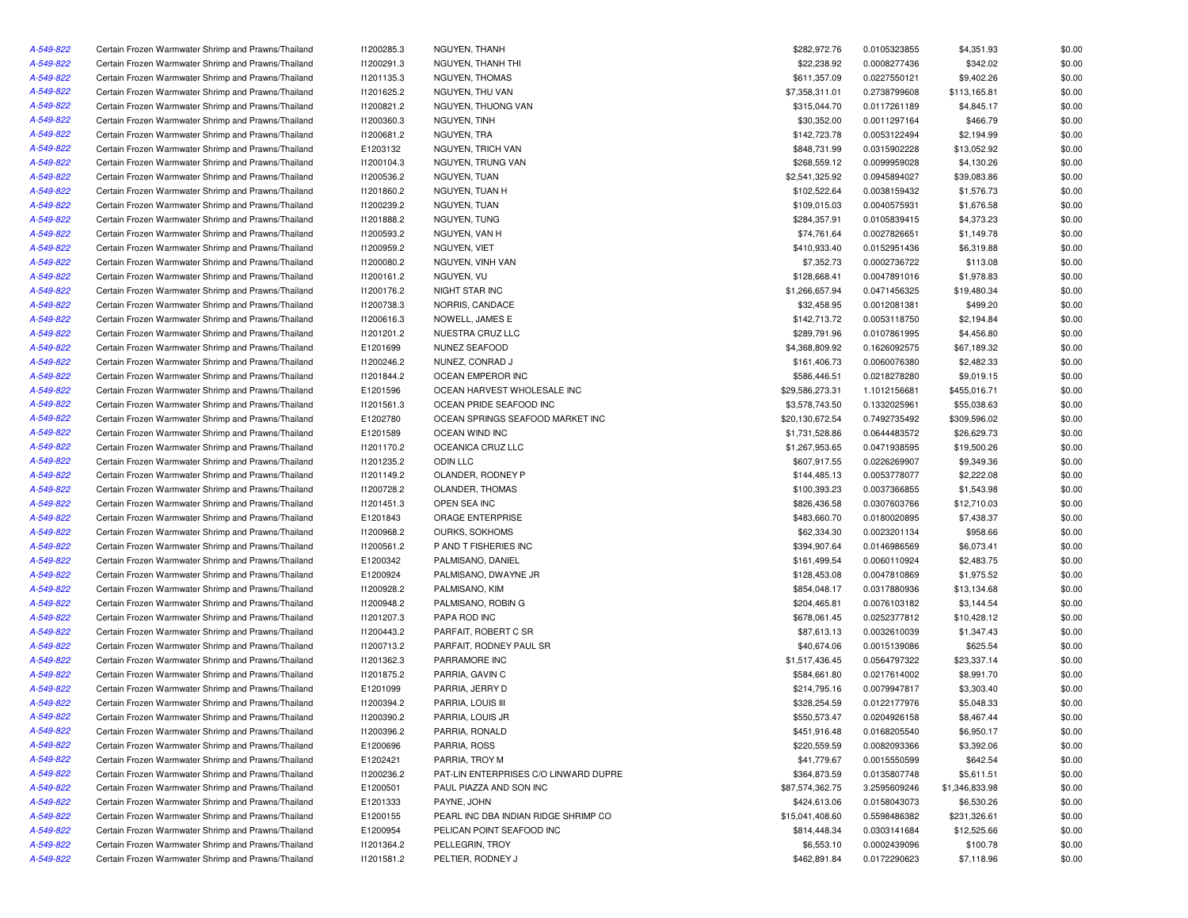| | | | | | | | |
|---|---|---|---|---|---|---|---|
| A-549-822 | Certain Frozen Warmwater Shrimp and Prawns/Thailand | I1200285.3 | NGUYEN, THANH | $282,972.76 | 0.0105323855 | $4,351.93 | $0.00 |
| A-549-822 | Certain Frozen Warmwater Shrimp and Prawns/Thailand | I1200291.3 | NGUYEN, THANH THI | $22,238.92 | 0.0008277436 | $342.02 | $0.00 |
| A-549-822 | Certain Frozen Warmwater Shrimp and Prawns/Thailand | I1201135.3 | NGUYEN, THOMAS | $611,357.09 | 0.0227550121 | $9,402.26 | $0.00 |
| A-549-822 | Certain Frozen Warmwater Shrimp and Prawns/Thailand | I1201625.2 | NGUYEN, THU VAN | $7,358,311.01 | 0.2738799608 | $113,165.81 | $0.00 |
| A-549-822 | Certain Frozen Warmwater Shrimp and Prawns/Thailand | I1200821.2 | NGUYEN, THUONG VAN | $315,044.70 | 0.0117261189 | $4,845.17 | $0.00 |
| A-549-822 | Certain Frozen Warmwater Shrimp and Prawns/Thailand | I1200360.3 | NGUYEN, TINH | $30,352.00 | 0.0011297164 | $466.79 | $0.00 |
| A-549-822 | Certain Frozen Warmwater Shrimp and Prawns/Thailand | I1200681.2 | NGUYEN, TRA | $142,723.78 | 0.0053122494 | $2,194.99 | $0.00 |
| A-549-822 | Certain Frozen Warmwater Shrimp and Prawns/Thailand | E1203132 | NGUYEN, TRICH VAN | $848,731.99 | 0.0315902228 | $13,052.92 | $0.00 |
| A-549-822 | Certain Frozen Warmwater Shrimp and Prawns/Thailand | I1200104.3 | NGUYEN, TRUNG VAN | $268,559.12 | 0.0099959028 | $4,130.26 | $0.00 |
| A-549-822 | Certain Frozen Warmwater Shrimp and Prawns/Thailand | I1200536.2 | NGUYEN, TUAN | $2,541,325.92 | 0.0945894027 | $39,083.86 | $0.00 |
| A-549-822 | Certain Frozen Warmwater Shrimp and Prawns/Thailand | I1201860.2 | NGUYEN, TUAN H | $102,522.64 | 0.0038159432 | $1,576.73 | $0.00 |
| A-549-822 | Certain Frozen Warmwater Shrimp and Prawns/Thailand | I1200239.2 | NGUYEN, TUAN | $109,015.03 | 0.0040575931 | $1,676.58 | $0.00 |
| A-549-822 | Certain Frozen Warmwater Shrimp and Prawns/Thailand | I1201888.2 | NGUYEN, TUNG | $284,357.91 | 0.0105839415 | $4,373.23 | $0.00 |
| A-549-822 | Certain Frozen Warmwater Shrimp and Prawns/Thailand | I1200593.2 | NGUYEN, VAN H | $74,761.64 | 0.0027826651 | $1,149.78 | $0.00 |
| A-549-822 | Certain Frozen Warmwater Shrimp and Prawns/Thailand | I1200959.2 | NGUYEN, VIET | $410,933.40 | 0.0152951436 | $6,319.88 | $0.00 |
| A-549-822 | Certain Frozen Warmwater Shrimp and Prawns/Thailand | I1200080.2 | NGUYEN, VINH VAN | $7,352.73 | 0.0002736722 | $113.08 | $0.00 |
| A-549-822 | Certain Frozen Warmwater Shrimp and Prawns/Thailand | I1200161.2 | NGUYEN, VU | $128,668.41 | 0.0047891016 | $1,978.83 | $0.00 |
| A-549-822 | Certain Frozen Warmwater Shrimp and Prawns/Thailand | I1200176.2 | NIGHT STAR INC | $1,266,657.94 | 0.0471456325 | $19,480.34 | $0.00 |
| A-549-822 | Certain Frozen Warmwater Shrimp and Prawns/Thailand | I1200738.3 | NORRIS, CANDACE | $32,458.95 | 0.0012081381 | $499.20 | $0.00 |
| A-549-822 | Certain Frozen Warmwater Shrimp and Prawns/Thailand | I1200616.3 | NOWELL, JAMES E | $142,713.72 | 0.0053118750 | $2,194.84 | $0.00 |
| A-549-822 | Certain Frozen Warmwater Shrimp and Prawns/Thailand | I1201201.2 | NUESTRA CRUZ LLC | $289,791.96 | 0.0107861995 | $4,456.80 | $0.00 |
| A-549-822 | Certain Frozen Warmwater Shrimp and Prawns/Thailand | E1201699 | NUNEZ SEAFOOD | $4,368,809.92 | 0.1626092575 | $67,189.32 | $0.00 |
| A-549-822 | Certain Frozen Warmwater Shrimp and Prawns/Thailand | I1200246.2 | NUNEZ, CONRAD J | $161,406.73 | 0.0060076380 | $2,482.33 | $0.00 |
| A-549-822 | Certain Frozen Warmwater Shrimp and Prawns/Thailand | I1201844.2 | OCEAN EMPEROR INC | $586,446.51 | 0.0218278280 | $9,019.15 | $0.00 |
| A-549-822 | Certain Frozen Warmwater Shrimp and Prawns/Thailand | E1201596 | OCEAN HARVEST WHOLESALE INC | $29,586,273.31 | 1.1012156681 | $455,016.71 | $0.00 |
| A-549-822 | Certain Frozen Warmwater Shrimp and Prawns/Thailand | I1201561.3 | OCEAN PRIDE SEAFOOD INC | $3,578,743.50 | 0.1332025961 | $55,038.63 | $0.00 |
| A-549-822 | Certain Frozen Warmwater Shrimp and Prawns/Thailand | E1202780 | OCEAN SPRINGS SEAFOOD MARKET INC | $20,130,672.54 | 0.7492735492 | $309,596.02 | $0.00 |
| A-549-822 | Certain Frozen Warmwater Shrimp and Prawns/Thailand | E1201589 | OCEAN WIND INC | $1,731,528.86 | 0.0644483572 | $26,629.73 | $0.00 |
| A-549-822 | Certain Frozen Warmwater Shrimp and Prawns/Thailand | I1201170.2 | OCEANICA CRUZ LLC | $1,267,953.65 | 0.0471938595 | $19,500.26 | $0.00 |
| A-549-822 | Certain Frozen Warmwater Shrimp and Prawns/Thailand | I1201235.2 | ODIN LLC | $607,917.55 | 0.0226269907 | $9,349.36 | $0.00 |
| A-549-822 | Certain Frozen Warmwater Shrimp and Prawns/Thailand | I1201149.2 | OLANDER, RODNEY P | $144,485.13 | 0.0053778077 | $2,222.08 | $0.00 |
| A-549-822 | Certain Frozen Warmwater Shrimp and Prawns/Thailand | I1200728.2 | OLANDER, THOMAS | $100,393.23 | 0.0037366855 | $1,543.98 | $0.00 |
| A-549-822 | Certain Frozen Warmwater Shrimp and Prawns/Thailand | I1201451.3 | OPEN SEA INC | $826,436.58 | 0.0307603766 | $12,710.03 | $0.00 |
| A-549-822 | Certain Frozen Warmwater Shrimp and Prawns/Thailand | E1201843 | ORAGE ENTERPRISE | $483,660.70 | 0.0180020895 | $7,438.37 | $0.00 |
| A-549-822 | Certain Frozen Warmwater Shrimp and Prawns/Thailand | I1200968.2 | OURKS, SOKHOMS | $62,334.30 | 0.0023201134 | $958.66 | $0.00 |
| A-549-822 | Certain Frozen Warmwater Shrimp and Prawns/Thailand | I1200561.2 | P AND T FISHERIES INC | $394,907.64 | 0.0146986569 | $6,073.41 | $0.00 |
| A-549-822 | Certain Frozen Warmwater Shrimp and Prawns/Thailand | E1200342 | PALMISANO, DANIEL | $161,499.54 | 0.0060110924 | $2,483.75 | $0.00 |
| A-549-822 | Certain Frozen Warmwater Shrimp and Prawns/Thailand | E1200924 | PALMISANO, DWAYNE JR | $128,453.08 | 0.0047810869 | $1,975.52 | $0.00 |
| A-549-822 | Certain Frozen Warmwater Shrimp and Prawns/Thailand | I1200928.2 | PALMISANO, KIM | $854,048.17 | 0.0317880936 | $13,134.68 | $0.00 |
| A-549-822 | Certain Frozen Warmwater Shrimp and Prawns/Thailand | I1200948.2 | PALMISANO, ROBIN G | $204,465.81 | 0.0076103182 | $3,144.54 | $0.00 |
| A-549-822 | Certain Frozen Warmwater Shrimp and Prawns/Thailand | I1201207.3 | PAPA ROD INC | $678,061.45 | 0.0252377812 | $10,428.12 | $0.00 |
| A-549-822 | Certain Frozen Warmwater Shrimp and Prawns/Thailand | I1200443.2 | PARFAIT, ROBERT C SR | $87,613.13 | 0.0032610039 | $1,347.43 | $0.00 |
| A-549-822 | Certain Frozen Warmwater Shrimp and Prawns/Thailand | I1200713.2 | PARFAIT, RODNEY PAUL SR | $40,674.06 | 0.0015139086 | $625.54 | $0.00 |
| A-549-822 | Certain Frozen Warmwater Shrimp and Prawns/Thailand | I1201362.3 | PARRAMORE INC | $1,517,436.45 | 0.0564797322 | $23,337.14 | $0.00 |
| A-549-822 | Certain Frozen Warmwater Shrimp and Prawns/Thailand | I1201875.2 | PARRIA, GAVIN C | $584,661.80 | 0.0217614002 | $8,991.70 | $0.00 |
| A-549-822 | Certain Frozen Warmwater Shrimp and Prawns/Thailand | E1201099 | PARRIA, JERRY D | $214,795.16 | 0.0079947817 | $3,303.40 | $0.00 |
| A-549-822 | Certain Frozen Warmwater Shrimp and Prawns/Thailand | I1200394.2 | PARRIA, LOUIS III | $328,254.59 | 0.0122177976 | $5,048.33 | $0.00 |
| A-549-822 | Certain Frozen Warmwater Shrimp and Prawns/Thailand | I1200390.2 | PARRIA, LOUIS JR | $550,573.47 | 0.0204926158 | $8,467.44 | $0.00 |
| A-549-822 | Certain Frozen Warmwater Shrimp and Prawns/Thailand | I1200396.2 | PARRIA, RONALD | $451,916.48 | 0.0168205540 | $6,950.17 | $0.00 |
| A-549-822 | Certain Frozen Warmwater Shrimp and Prawns/Thailand | E1200696 | PARRIA, ROSS | $220,559.59 | 0.0082093366 | $3,392.06 | $0.00 |
| A-549-822 | Certain Frozen Warmwater Shrimp and Prawns/Thailand | E1202421 | PARRIA, TROY M | $41,779.67 | 0.0015550599 | $642.54 | $0.00 |
| A-549-822 | Certain Frozen Warmwater Shrimp and Prawns/Thailand | I1200236.2 | PAT-LIN ENTERPRISES C/O LINWARD DUPRE | $364,873.59 | 0.0135807748 | $5,611.51 | $0.00 |
| A-549-822 | Certain Frozen Warmwater Shrimp and Prawns/Thailand | E1200501 | PAUL PIAZZA AND SON INC | $87,574,362.75 | 3.2595609246 | $1,346,833.98 | $0.00 |
| A-549-822 | Certain Frozen Warmwater Shrimp and Prawns/Thailand | E1201333 | PAYNE, JOHN | $424,613.06 | 0.0158043073 | $6,530.26 | $0.00 |
| A-549-822 | Certain Frozen Warmwater Shrimp and Prawns/Thailand | E1200155 | PEARL INC DBA INDIAN RIDGE SHRIMP CO | $15,041,408.60 | 0.5598486382 | $231,326.61 | $0.00 |
| A-549-822 | Certain Frozen Warmwater Shrimp and Prawns/Thailand | E1200954 | PELICAN POINT SEAFOOD INC | $814,448.34 | 0.0303141684 | $12,525.66 | $0.00 |
| A-549-822 | Certain Frozen Warmwater Shrimp and Prawns/Thailand | I1201364.2 | PELLEGRIN, TROY | $6,553.10 | 0.0002439096 | $100.78 | $0.00 |
| A-549-822 | Certain Frozen Warmwater Shrimp and Prawns/Thailand | I1201581.2 | PELTIER, RODNEY J | $462,891.84 | 0.0172290623 | $7,118.96 | $0.00 |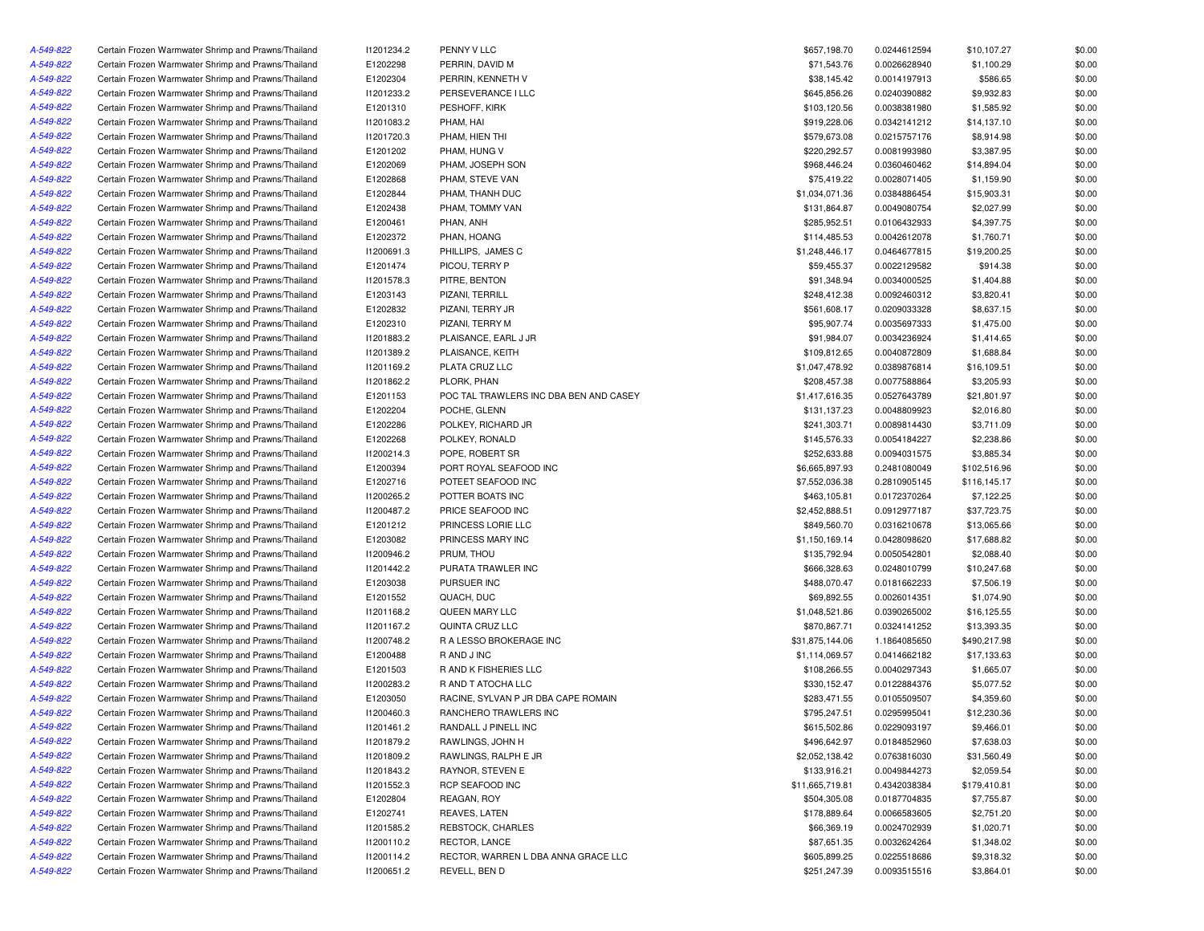| | | | | | | | |
|---|---|---|---|---|---|---|---|
| A-549-822 | Certain Frozen Warmwater Shrimp and Prawns/Thailand | I1201234.2 | PENNY V LLC | $657,198.70 | 0.0244612594 | $10,107.27 | $0.00 |
| A-549-822 | Certain Frozen Warmwater Shrimp and Prawns/Thailand | E1202298 | PERRIN, DAVID M | $71,543.76 | 0.0026628940 | $1,100.29 | $0.00 |
| A-549-822 | Certain Frozen Warmwater Shrimp and Prawns/Thailand | E1202304 | PERRIN, KENNETH V | $38,145.42 | 0.0014197913 | $586.65 | $0.00 |
| A-549-822 | Certain Frozen Warmwater Shrimp and Prawns/Thailand | I1201233.2 | PERSEVERANCE I LLC | $645,856.26 | 0.0240390882 | $9,932.83 | $0.00 |
| A-549-822 | Certain Frozen Warmwater Shrimp and Prawns/Thailand | E1201310 | PESHOFF, KIRK | $103,120.56 | 0.0038381980 | $1,585.92 | $0.00 |
| A-549-822 | Certain Frozen Warmwater Shrimp and Prawns/Thailand | I1201083.2 | PHAM, HAI | $919,228.06 | 0.0342141212 | $14,137.10 | $0.00 |
| A-549-822 | Certain Frozen Warmwater Shrimp and Prawns/Thailand | I1201720.3 | PHAM, HIEN THI | $579,673.08 | 0.0215757176 | $8,914.98 | $0.00 |
| A-549-822 | Certain Frozen Warmwater Shrimp and Prawns/Thailand | E1201202 | PHAM, HUNG V | $220,292.57 | 0.0081993980 | $3,387.95 | $0.00 |
| A-549-822 | Certain Frozen Warmwater Shrimp and Prawns/Thailand | E1202069 | PHAM, JOSEPH SON | $968,446.24 | 0.0360460462 | $14,894.04 | $0.00 |
| A-549-822 | Certain Frozen Warmwater Shrimp and Prawns/Thailand | E1202868 | PHAM, STEVE VAN | $75,419.22 | 0.0028071405 | $1,159.90 | $0.00 |
| A-549-822 | Certain Frozen Warmwater Shrimp and Prawns/Thailand | E1202844 | PHAM, THANH DUC | $1,034,071.36 | 0.0384886454 | $15,903.31 | $0.00 |
| A-549-822 | Certain Frozen Warmwater Shrimp and Prawns/Thailand | E1202438 | PHAM, TOMMY VAN | $131,864.87 | 0.0049080754 | $2,027.99 | $0.00 |
| A-549-822 | Certain Frozen Warmwater Shrimp and Prawns/Thailand | E1200461 | PHAN, ANH | $285,952.51 | 0.0106432933 | $4,397.75 | $0.00 |
| A-549-822 | Certain Frozen Warmwater Shrimp and Prawns/Thailand | E1202372 | PHAN, HOANG | $114,485.53 | 0.0042612078 | $1,760.71 | $0.00 |
| A-549-822 | Certain Frozen Warmwater Shrimp and Prawns/Thailand | I1200691.3 | PHILLIPS, JAMES C | $1,248,446.17 | 0.0464677815 | $19,200.25 | $0.00 |
| A-549-822 | Certain Frozen Warmwater Shrimp and Prawns/Thailand | E1201474 | PICOU, TERRY P | $59,455.37 | 0.0022129582 | $914.38 | $0.00 |
| A-549-822 | Certain Frozen Warmwater Shrimp and Prawns/Thailand | I1201578.3 | PITRE, BENTON | $91,348.94 | 0.0034000525 | $1,404.88 | $0.00 |
| A-549-822 | Certain Frozen Warmwater Shrimp and Prawns/Thailand | E1203143 | PIZANI, TERRILL | $248,412.38 | 0.0092460312 | $3,820.41 | $0.00 |
| A-549-822 | Certain Frozen Warmwater Shrimp and Prawns/Thailand | E1202832 | PIZANI, TERRY JR | $561,608.17 | 0.0209033328 | $8,637.15 | $0.00 |
| A-549-822 | Certain Frozen Warmwater Shrimp and Prawns/Thailand | E1202310 | PIZANI, TERRY M | $95,907.74 | 0.0035697333 | $1,475.00 | $0.00 |
| A-549-822 | Certain Frozen Warmwater Shrimp and Prawns/Thailand | I1201883.2 | PLAISANCE, EARL J JR | $91,984.07 | 0.0034236924 | $1,414.65 | $0.00 |
| A-549-822 | Certain Frozen Warmwater Shrimp and Prawns/Thailand | I1201389.2 | PLAISANCE, KEITH | $109,812.65 | 0.0040872809 | $1,688.84 | $0.00 |
| A-549-822 | Certain Frozen Warmwater Shrimp and Prawns/Thailand | I1201169.2 | PLATA CRUZ LLC | $1,047,478.92 | 0.0389876814 | $16,109.51 | $0.00 |
| A-549-822 | Certain Frozen Warmwater Shrimp and Prawns/Thailand | I1201862.2 | PLORK, PHAN | $208,457.38 | 0.0077588864 | $3,205.93 | $0.00 |
| A-549-822 | Certain Frozen Warmwater Shrimp and Prawns/Thailand | E1201153 | POC TAL TRAWLERS INC DBA BEN AND CASEY | $1,417,616.35 | 0.0527643789 | $21,801.97 | $0.00 |
| A-549-822 | Certain Frozen Warmwater Shrimp and Prawns/Thailand | E1202204 | POCHE, GLENN | $131,137.23 | 0.0048809923 | $2,016.80 | $0.00 |
| A-549-822 | Certain Frozen Warmwater Shrimp and Prawns/Thailand | E1202286 | POLKEY, RICHARD JR | $241,303.71 | 0.0089814430 | $3,711.09 | $0.00 |
| A-549-822 | Certain Frozen Warmwater Shrimp and Prawns/Thailand | E1202268 | POLKEY, RONALD | $145,576.33 | 0.0054184227 | $2,238.86 | $0.00 |
| A-549-822 | Certain Frozen Warmwater Shrimp and Prawns/Thailand | I1200214.3 | POPE, ROBERT SR | $252,633.88 | 0.0094031575 | $3,885.34 | $0.00 |
| A-549-822 | Certain Frozen Warmwater Shrimp and Prawns/Thailand | E1200394 | PORT ROYAL SEAFOOD INC | $6,665,897.93 | 0.2481080049 | $102,516.96 | $0.00 |
| A-549-822 | Certain Frozen Warmwater Shrimp and Prawns/Thailand | E1202716 | POTEET SEAFOOD INC | $7,552,036.38 | 0.2810905145 | $116,145.17 | $0.00 |
| A-549-822 | Certain Frozen Warmwater Shrimp and Prawns/Thailand | I1200265.2 | POTTER BOATS INC | $463,105.81 | 0.0172370264 | $7,122.25 | $0.00 |
| A-549-822 | Certain Frozen Warmwater Shrimp and Prawns/Thailand | I1200487.2 | PRICE SEAFOOD INC | $2,452,888.51 | 0.0912977187 | $37,723.75 | $0.00 |
| A-549-822 | Certain Frozen Warmwater Shrimp and Prawns/Thailand | E1201212 | PRINCESS LORIE LLC | $849,560.70 | 0.0316210678 | $13,065.66 | $0.00 |
| A-549-822 | Certain Frozen Warmwater Shrimp and Prawns/Thailand | E1203082 | PRINCESS MARY INC | $1,150,169.14 | 0.0428098620 | $17,688.82 | $0.00 |
| A-549-822 | Certain Frozen Warmwater Shrimp and Prawns/Thailand | I1200946.2 | PRUM, THOU | $135,792.94 | 0.0050542801 | $2,088.40 | $0.00 |
| A-549-822 | Certain Frozen Warmwater Shrimp and Prawns/Thailand | I1201442.2 | PURATA TRAWLER INC | $666,328.63 | 0.0248010799 | $10,247.68 | $0.00 |
| A-549-822 | Certain Frozen Warmwater Shrimp and Prawns/Thailand | E1203038 | PURSUER INC | $488,070.47 | 0.0181662233 | $7,506.19 | $0.00 |
| A-549-822 | Certain Frozen Warmwater Shrimp and Prawns/Thailand | E1201552 | QUACH, DUC | $69,892.55 | 0.0026014351 | $1,074.90 | $0.00 |
| A-549-822 | Certain Frozen Warmwater Shrimp and Prawns/Thailand | I1201168.2 | QUEEN MARY LLC | $1,048,521.86 | 0.0390265002 | $16,125.55 | $0.00 |
| A-549-822 | Certain Frozen Warmwater Shrimp and Prawns/Thailand | I1201167.2 | QUINTA CRUZ LLC | $870,867.71 | 0.0324141252 | $13,393.35 | $0.00 |
| A-549-822 | Certain Frozen Warmwater Shrimp and Prawns/Thailand | I1200748.2 | R A LESSO BROKERAGE INC | $31,875,144.06 | 1.1864085650 | $490,217.98 | $0.00 |
| A-549-822 | Certain Frozen Warmwater Shrimp and Prawns/Thailand | E1200488 | R AND J INC | $1,114,069.57 | 0.0414662182 | $17,133.63 | $0.00 |
| A-549-822 | Certain Frozen Warmwater Shrimp and Prawns/Thailand | E1201503 | R AND K FISHERIES LLC | $108,266.55 | 0.0040297343 | $1,665.07 | $0.00 |
| A-549-822 | Certain Frozen Warmwater Shrimp and Prawns/Thailand | I1200283.2 | R AND T ATOCHA LLC | $330,152.47 | 0.0122884376 | $5,077.52 | $0.00 |
| A-549-822 | Certain Frozen Warmwater Shrimp and Prawns/Thailand | E1203050 | RACINE, SYLVAN P JR DBA CAPE ROMAIN | $283,471.55 | 0.0105509507 | $4,359.60 | $0.00 |
| A-549-822 | Certain Frozen Warmwater Shrimp and Prawns/Thailand | I1200460.3 | RANCHERO TRAWLERS INC | $795,247.51 | 0.0295995041 | $12,230.36 | $0.00 |
| A-549-822 | Certain Frozen Warmwater Shrimp and Prawns/Thailand | I1201461.2 | RANDALL J PINELL INC | $615,502.86 | 0.0229093197 | $9,466.01 | $0.00 |
| A-549-822 | Certain Frozen Warmwater Shrimp and Prawns/Thailand | I1201879.2 | RAWLINGS, JOHN H | $496,642.97 | 0.0184852960 | $7,638.03 | $0.00 |
| A-549-822 | Certain Frozen Warmwater Shrimp and Prawns/Thailand | I1201809.2 | RAWLINGS, RALPH E JR | $2,052,138.42 | 0.0763816030 | $31,560.49 | $0.00 |
| A-549-822 | Certain Frozen Warmwater Shrimp and Prawns/Thailand | I1201843.2 | RAYNOR, STEVEN E | $133,916.21 | 0.0049844273 | $2,059.54 | $0.00 |
| A-549-822 | Certain Frozen Warmwater Shrimp and Prawns/Thailand | I1201552.3 | RCP SEAFOOD INC | $11,665,719.81 | 0.4342038384 | $179,410.81 | $0.00 |
| A-549-822 | Certain Frozen Warmwater Shrimp and Prawns/Thailand | E1202804 | REAGAN, ROY | $504,305.08 | 0.0187704835 | $7,755.87 | $0.00 |
| A-549-822 | Certain Frozen Warmwater Shrimp and Prawns/Thailand | E1202741 | REAVES, LATEN | $178,889.64 | 0.0066583605 | $2,751.20 | $0.00 |
| A-549-822 | Certain Frozen Warmwater Shrimp and Prawns/Thailand | I1201585.2 | REBSTOCK, CHARLES | $66,369.19 | 0.0024702939 | $1,020.71 | $0.00 |
| A-549-822 | Certain Frozen Warmwater Shrimp and Prawns/Thailand | I1200110.2 | RECTOR, LANCE | $87,651.35 | 0.0032624264 | $1,348.02 | $0.00 |
| A-549-822 | Certain Frozen Warmwater Shrimp and Prawns/Thailand | I1200114.2 | RECTOR, WARREN L DBA ANNA GRACE LLC | $605,899.25 | 0.0225518686 | $9,318.32 | $0.00 |
| A-549-822 | Certain Frozen Warmwater Shrimp and Prawns/Thailand | I1200651.2 | REVELL, BEN D | $251,247.39 | 0.0093515516 | $3,864.01 | $0.00 |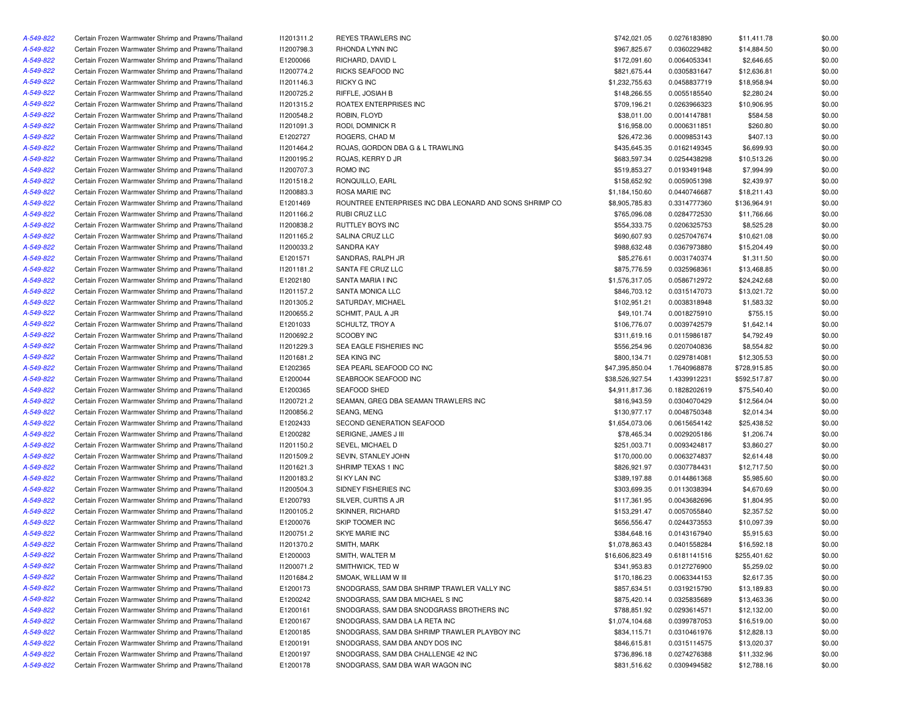| | | | | | | | |
|---|---|---|---|---|---|---|---|
| A-549-822 | Certain Frozen Warmwater Shrimp and Prawns/Thailand | I1201311.2 | REYES TRAWLERS INC | $742,021.05 | 0.0276183890 | $11,411.78 | $0.00 |
| A-549-822 | Certain Frozen Warmwater Shrimp and Prawns/Thailand | I1200798.3 | RHONDA LYNN INC | $967,825.67 | 0.0360229482 | $14,884.50 | $0.00 |
| A-549-822 | Certain Frozen Warmwater Shrimp and Prawns/Thailand | E1200066 | RICHARD, DAVID L | $172,091.60 | 0.0064053341 | $2,646.65 | $0.00 |
| A-549-822 | Certain Frozen Warmwater Shrimp and Prawns/Thailand | I1200774.2 | RICKS SEAFOOD INC | $821,675.44 | 0.0305831647 | $12,636.81 | $0.00 |
| A-549-822 | Certain Frozen Warmwater Shrimp and Prawns/Thailand | I1201146.3 | RICKY G INC | $1,232,755.63 | 0.0458837719 | $18,958.94 | $0.00 |
| A-549-822 | Certain Frozen Warmwater Shrimp and Prawns/Thailand | I1200725.2 | RIFFLE, JOSIAH B | $148,266.55 | 0.0055185540 | $2,280.24 | $0.00 |
| A-549-822 | Certain Frozen Warmwater Shrimp and Prawns/Thailand | I1201315.2 | ROATEX ENTERPRISES INC | $709,196.21 | 0.0263966323 | $10,906.95 | $0.00 |
| A-549-822 | Certain Frozen Warmwater Shrimp and Prawns/Thailand | I1200548.2 | ROBIN, FLOYD | $38,011.00 | 0.0014147881 | $584.58 | $0.00 |
| A-549-822 | Certain Frozen Warmwater Shrimp and Prawns/Thailand | I1201091.3 | RODI, DOMINICK R | $16,958.00 | 0.0006311851 | $260.80 | $0.00 |
| A-549-822 | Certain Frozen Warmwater Shrimp and Prawns/Thailand | E1202727 | ROGERS, CHAD M | $26,472.36 | 0.0009853143 | $407.13 | $0.00 |
| A-549-822 | Certain Frozen Warmwater Shrimp and Prawns/Thailand | I1201464.2 | ROJAS, GORDON DBA G & L TRAWLING | $435,645.35 | 0.0162149345 | $6,699.93 | $0.00 |
| A-549-822 | Certain Frozen Warmwater Shrimp and Prawns/Thailand | I1200195.2 | ROJAS, KERRY D JR | $683,597.34 | 0.0254438298 | $10,513.26 | $0.00 |
| A-549-822 | Certain Frozen Warmwater Shrimp and Prawns/Thailand | I1200707.3 | ROMO INC | $519,853.27 | 0.0193491948 | $7,994.99 | $0.00 |
| A-549-822 | Certain Frozen Warmwater Shrimp and Prawns/Thailand | I1201518.2 | RONQUILLO, EARL | $158,652.92 | 0.0059051398 | $2,439.97 | $0.00 |
| A-549-822 | Certain Frozen Warmwater Shrimp and Prawns/Thailand | I1200883.3 | ROSA MARIE INC | $1,184,150.60 | 0.0440746687 | $18,211.43 | $0.00 |
| A-549-822 | Certain Frozen Warmwater Shrimp and Prawns/Thailand | E1201469 | ROUNTREE ENTERPRISES INC DBA LEONARD AND SONS SHRIMP CO | $8,905,785.83 | 0.3314777360 | $136,964.91 | $0.00 |
| A-549-822 | Certain Frozen Warmwater Shrimp and Prawns/Thailand | I1201166.2 | RUBI CRUZ LLC | $765,096.08 | 0.0284772530 | $11,766.66 | $0.00 |
| A-549-822 | Certain Frozen Warmwater Shrimp and Prawns/Thailand | I1200838.2 | RUTTLEY BOYS INC | $554,333.75 | 0.0206325753 | $8,525.28 | $0.00 |
| A-549-822 | Certain Frozen Warmwater Shrimp and Prawns/Thailand | I1201165.2 | SALINA CRUZ LLC | $690,607.93 | 0.0257047674 | $10,621.08 | $0.00 |
| A-549-822 | Certain Frozen Warmwater Shrimp and Prawns/Thailand | I1200033.2 | SANDRA KAY | $988,632.48 | 0.0367973880 | $15,204.49 | $0.00 |
| A-549-822 | Certain Frozen Warmwater Shrimp and Prawns/Thailand | E1201571 | SANDRAS, RALPH JR | $85,276.61 | 0.0031740374 | $1,311.50 | $0.00 |
| A-549-822 | Certain Frozen Warmwater Shrimp and Prawns/Thailand | I1201181.2 | SANTA FE CRUZ LLC | $875,776.59 | 0.0325968361 | $13,468.85 | $0.00 |
| A-549-822 | Certain Frozen Warmwater Shrimp and Prawns/Thailand | E1202180 | SANTA MARIA I INC | $1,576,317.05 | 0.0586712972 | $24,242.68 | $0.00 |
| A-549-822 | Certain Frozen Warmwater Shrimp and Prawns/Thailand | I1201157.2 | SANTA MONICA LLC | $846,703.12 | 0.0315147073 | $13,021.72 | $0.00 |
| A-549-822 | Certain Frozen Warmwater Shrimp and Prawns/Thailand | I1201305.2 | SATURDAY, MICHAEL | $102,951.21 | 0.0038318948 | $1,583.32 | $0.00 |
| A-549-822 | Certain Frozen Warmwater Shrimp and Prawns/Thailand | I1200655.2 | SCHMIT, PAUL A JR | $49,101.74 | 0.0018275910 | $755.15 | $0.00 |
| A-549-822 | Certain Frozen Warmwater Shrimp and Prawns/Thailand | E1201033 | SCHULTZ, TROY A | $106,776.07 | 0.0039742579 | $1,642.14 | $0.00 |
| A-549-822 | Certain Frozen Warmwater Shrimp and Prawns/Thailand | I1200692.2 | SCOOBY INC | $311,619.16 | 0.0115986187 | $4,792.49 | $0.00 |
| A-549-822 | Certain Frozen Warmwater Shrimp and Prawns/Thailand | I1201229.3 | SEA EAGLE FISHERIES INC | $556,254.96 | 0.0207040836 | $8,554.82 | $0.00 |
| A-549-822 | Certain Frozen Warmwater Shrimp and Prawns/Thailand | I1201681.2 | SEA KING INC | $800,134.71 | 0.0297814081 | $12,305.53 | $0.00 |
| A-549-822 | Certain Frozen Warmwater Shrimp and Prawns/Thailand | E1202365 | SEA PEARL SEAFOOD CO INC | $47,395,850.04 | 1.7640968878 | $728,915.85 | $0.00 |
| A-549-822 | Certain Frozen Warmwater Shrimp and Prawns/Thailand | E1200044 | SEABROOK SEAFOOD INC | $38,526,927.54 | 1.4339912231 | $592,517.87 | $0.00 |
| A-549-822 | Certain Frozen Warmwater Shrimp and Prawns/Thailand | E1200365 | SEAFOOD SHED | $4,911,817.36 | 0.1828202619 | $75,540.40 | $0.00 |
| A-549-822 | Certain Frozen Warmwater Shrimp and Prawns/Thailand | I1200721.2 | SEAMAN, GREG DBA SEAMAN TRAWLERS INC | $816,943.59 | 0.0304070429 | $12,564.04 | $0.00 |
| A-549-822 | Certain Frozen Warmwater Shrimp and Prawns/Thailand | I1200856.2 | SEANG, MENG | $130,977.17 | 0.0048750348 | $2,014.34 | $0.00 |
| A-549-822 | Certain Frozen Warmwater Shrimp and Prawns/Thailand | E1202433 | SECOND GENERATION SEAFOOD | $1,654,073.06 | 0.0615654142 | $25,438.52 | $0.00 |
| A-549-822 | Certain Frozen Warmwater Shrimp and Prawns/Thailand | E1200282 | SERIGNE, JAMES J III | $78,465.34 | 0.0029205186 | $1,206.74 | $0.00 |
| A-549-822 | Certain Frozen Warmwater Shrimp and Prawns/Thailand | I1201150.2 | SEVEL, MICHAEL D | $251,003.71 | 0.0093424817 | $3,860.27 | $0.00 |
| A-549-822 | Certain Frozen Warmwater Shrimp and Prawns/Thailand | I1201509.2 | SEVIN, STANLEY JOHN | $170,000.00 | 0.0063274837 | $2,614.48 | $0.00 |
| A-549-822 | Certain Frozen Warmwater Shrimp and Prawns/Thailand | I1201621.3 | SHRIMP TEXAS 1 INC | $826,921.97 | 0.0307784431 | $12,717.50 | $0.00 |
| A-549-822 | Certain Frozen Warmwater Shrimp and Prawns/Thailand | I1200183.2 | SI KY LAN INC | $389,197.88 | 0.0144861368 | $5,985.60 | $0.00 |
| A-549-822 | Certain Frozen Warmwater Shrimp and Prawns/Thailand | I1200504.3 | SIDNEY FISHERIES INC | $303,699.35 | 0.0113038394 | $4,670.69 | $0.00 |
| A-549-822 | Certain Frozen Warmwater Shrimp and Prawns/Thailand | E1200793 | SILVER, CURTIS A JR | $117,361.95 | 0.0043682696 | $1,804.95 | $0.00 |
| A-549-822 | Certain Frozen Warmwater Shrimp and Prawns/Thailand | I1200105.2 | SKINNER, RICHARD | $153,291.47 | 0.0057055840 | $2,357.52 | $0.00 |
| A-549-822 | Certain Frozen Warmwater Shrimp and Prawns/Thailand | E1200076 | SKIP TOOMER INC | $656,556.47 | 0.0244373553 | $10,097.39 | $0.00 |
| A-549-822 | Certain Frozen Warmwater Shrimp and Prawns/Thailand | I1200751.2 | SKYE MARIE INC | $384,648.16 | 0.0143167940 | $5,915.63 | $0.00 |
| A-549-822 | Certain Frozen Warmwater Shrimp and Prawns/Thailand | I1201370.2 | SMITH, MARK | $1,078,863.43 | 0.0401558284 | $16,592.18 | $0.00 |
| A-549-822 | Certain Frozen Warmwater Shrimp and Prawns/Thailand | E1200003 | SMITH, WALTER M | $16,606,823.49 | 0.6181141516 | $255,401.62 | $0.00 |
| A-549-822 | Certain Frozen Warmwater Shrimp and Prawns/Thailand | I1200071.2 | SMITHWICK, TED W | $341,953.83 | 0.0127276900 | $5,259.02 | $0.00 |
| A-549-822 | Certain Frozen Warmwater Shrimp and Prawns/Thailand | I1201684.2 | SMOAK, WILLIAM W III | $170,186.23 | 0.0063344153 | $2,617.35 | $0.00 |
| A-549-822 | Certain Frozen Warmwater Shrimp and Prawns/Thailand | E1200173 | SNODGRASS, SAM DBA SHRIMP TRAWLER VALLY INC | $857,634.51 | 0.0319215790 | $13,189.83 | $0.00 |
| A-549-822 | Certain Frozen Warmwater Shrimp and Prawns/Thailand | E1200242 | SNODGRASS, SAM DBA MICHAEL S INC | $875,420.14 | 0.0325835689 | $13,463.36 | $0.00 |
| A-549-822 | Certain Frozen Warmwater Shrimp and Prawns/Thailand | E1200161 | SNODGRASS, SAM DBA SNODGRASS BROTHERS INC | $788,851.92 | 0.0293614571 | $12,132.00 | $0.00 |
| A-549-822 | Certain Frozen Warmwater Shrimp and Prawns/Thailand | E1200167 | SNODGRASS, SAM DBA LA RETA INC | $1,074,104.68 | 0.0399787053 | $16,519.00 | $0.00 |
| A-549-822 | Certain Frozen Warmwater Shrimp and Prawns/Thailand | E1200185 | SNODGRASS, SAM DBA SHRIMP TRAWLER PLAYBOY INC | $834,115.71 | 0.0310461976 | $12,828.13 | $0.00 |
| A-549-822 | Certain Frozen Warmwater Shrimp and Prawns/Thailand | E1200191 | SNODGRASS, SAM DBA ANDY DOS INC | $846,615.81 | 0.0315114575 | $13,020.37 | $0.00 |
| A-549-822 | Certain Frozen Warmwater Shrimp and Prawns/Thailand | E1200197 | SNODGRASS, SAM DBA CHALLENGE 42 INC | $736,896.18 | 0.0274276388 | $11,332.96 | $0.00 |
| A-549-822 | Certain Frozen Warmwater Shrimp and Prawns/Thailand | E1200178 | SNODGRASS, SAM DBA WAR WAGON INC | $831,516.62 | 0.0309494582 | $12,788.16 | $0.00 |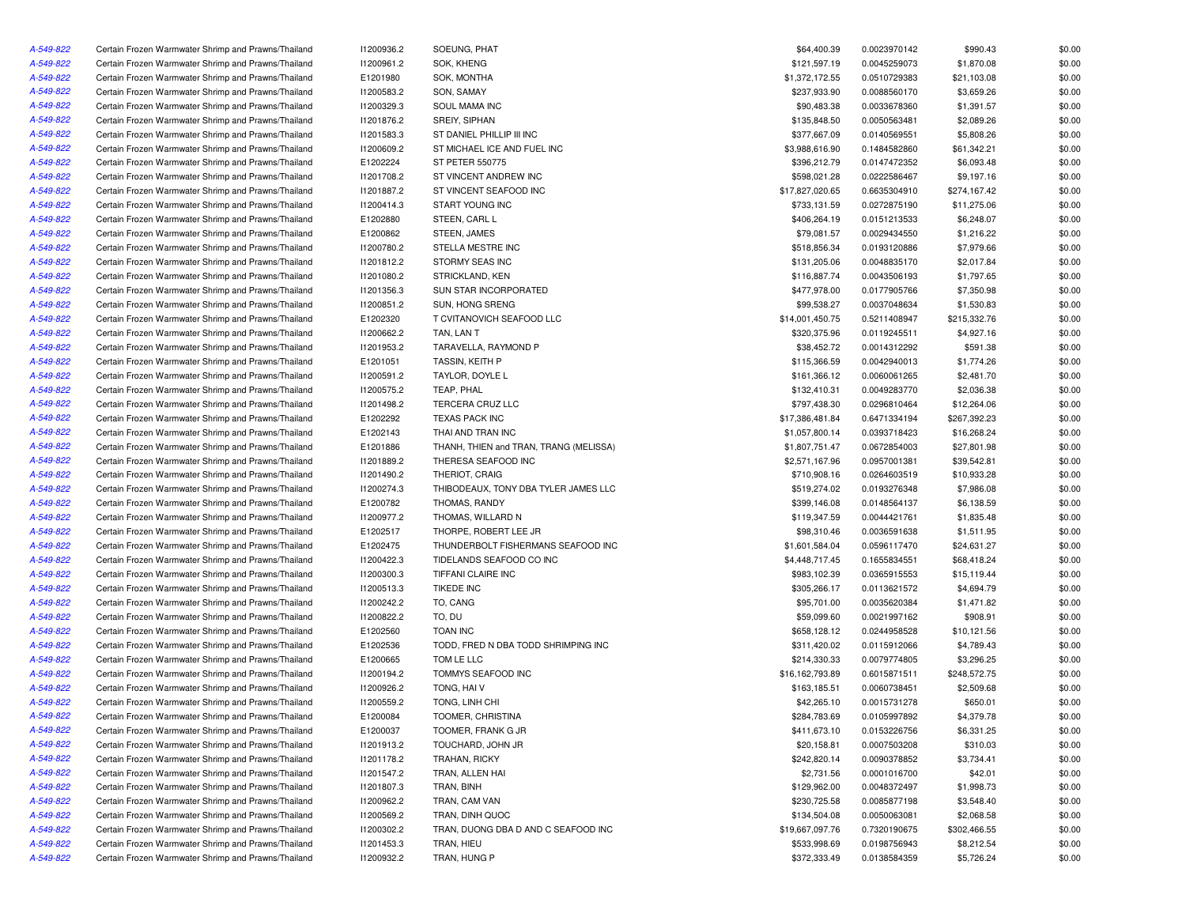| | | | | | | | |
|---|---|---|---|---|---|---|---|
| A-549-822 | Certain Frozen Warmwater Shrimp and Prawns/Thailand | I1200936.2 | SOEUNG, PHAT | $64,400.39 | 0.0023970142 | $990.43 | $0.00 |
| A-549-822 | Certain Frozen Warmwater Shrimp and Prawns/Thailand | I1200961.2 | SOK, KHENG | $121,597.19 | 0.0045259073 | $1,870.08 | $0.00 |
| A-549-822 | Certain Frozen Warmwater Shrimp and Prawns/Thailand | E1201980 | SOK, MONTHA | $1,372,172.55 | 0.0510729383 | $21,103.08 | $0.00 |
| A-549-822 | Certain Frozen Warmwater Shrimp and Prawns/Thailand | I1200583.2 | SON, SAMAY | $237,933.90 | 0.0088560170 | $3,659.26 | $0.00 |
| A-549-822 | Certain Frozen Warmwater Shrimp and Prawns/Thailand | I1200329.3 | SOUL MAMA INC | $90,483.38 | 0.0033678360 | $1,391.57 | $0.00 |
| A-549-822 | Certain Frozen Warmwater Shrimp and Prawns/Thailand | I1201876.2 | SREIY, SIPHAN | $135,848.50 | 0.0050563481 | $2,089.26 | $0.00 |
| A-549-822 | Certain Frozen Warmwater Shrimp and Prawns/Thailand | I1201583.3 | ST DANIEL PHILLIP III INC | $377,667.09 | 0.0140569551 | $5,808.26 | $0.00 |
| A-549-822 | Certain Frozen Warmwater Shrimp and Prawns/Thailand | I1200609.2 | ST MICHAEL ICE AND FUEL INC | $3,988,616.90 | 0.1484582860 | $61,342.21 | $0.00 |
| A-549-822 | Certain Frozen Warmwater Shrimp and Prawns/Thailand | E1202224 | ST PETER 550775 | $396,212.79 | 0.0147472352 | $6,093.48 | $0.00 |
| A-549-822 | Certain Frozen Warmwater Shrimp and Prawns/Thailand | I1201708.2 | ST VINCENT ANDREW INC | $598,021.28 | 0.0222586467 | $9,197.16 | $0.00 |
| A-549-822 | Certain Frozen Warmwater Shrimp and Prawns/Thailand | I1201887.2 | ST VINCENT SEAFOOD INC | $17,827,020.65 | 0.6635304910 | $274,167.42 | $0.00 |
| A-549-822 | Certain Frozen Warmwater Shrimp and Prawns/Thailand | I1200414.3 | START YOUNG INC | $733,131.59 | 0.0272875190 | $11,275.06 | $0.00 |
| A-549-822 | Certain Frozen Warmwater Shrimp and Prawns/Thailand | E1202880 | STEEN, CARL L | $406,264.19 | 0.0151213533 | $6,248.07 | $0.00 |
| A-549-822 | Certain Frozen Warmwater Shrimp and Prawns/Thailand | E1200862 | STEEN, JAMES | $79,081.57 | 0.0029434550 | $1,216.22 | $0.00 |
| A-549-822 | Certain Frozen Warmwater Shrimp and Prawns/Thailand | I1200780.2 | STELLA MESTRE INC | $518,856.34 | 0.0193120886 | $7,979.66 | $0.00 |
| A-549-822 | Certain Frozen Warmwater Shrimp and Prawns/Thailand | I1201812.2 | STORMY SEAS INC | $131,205.06 | 0.0048835170 | $2,017.84 | $0.00 |
| A-549-822 | Certain Frozen Warmwater Shrimp and Prawns/Thailand | I1201080.2 | STRICKLAND, KEN | $116,887.74 | 0.0043506193 | $1,797.65 | $0.00 |
| A-549-822 | Certain Frozen Warmwater Shrimp and Prawns/Thailand | I1201356.3 | SUN STAR INCORPORATED | $477,978.00 | 0.0177905766 | $7,350.98 | $0.00 |
| A-549-822 | Certain Frozen Warmwater Shrimp and Prawns/Thailand | I1200851.2 | SUN, HONG SRENG | $99,538.27 | 0.0037048634 | $1,530.83 | $0.00 |
| A-549-822 | Certain Frozen Warmwater Shrimp and Prawns/Thailand | E1202320 | T CVITANOVICH SEAFOOD LLC | $14,001,450.75 | 0.5211408947 | $215,332.76 | $0.00 |
| A-549-822 | Certain Frozen Warmwater Shrimp and Prawns/Thailand | I1200662.2 | TAN, LAN T | $320,375.96 | 0.0119245511 | $4,927.16 | $0.00 |
| A-549-822 | Certain Frozen Warmwater Shrimp and Prawns/Thailand | I1201953.2 | TARAVELLA, RAYMOND P | $38,452.72 | 0.0014312292 | $591.38 | $0.00 |
| A-549-822 | Certain Frozen Warmwater Shrimp and Prawns/Thailand | E1201051 | TASSIN, KEITH P | $115,366.59 | 0.0042940013 | $1,774.26 | $0.00 |
| A-549-822 | Certain Frozen Warmwater Shrimp and Prawns/Thailand | I1200591.2 | TAYLOR, DOYLE L | $161,366.12 | 0.0060061265 | $2,481.70 | $0.00 |
| A-549-822 | Certain Frozen Warmwater Shrimp and Prawns/Thailand | I1200575.2 | TEAP, PHAL | $132,410.31 | 0.0049283770 | $2,036.38 | $0.00 |
| A-549-822 | Certain Frozen Warmwater Shrimp and Prawns/Thailand | I1201498.2 | TERCERA CRUZ LLC | $797,438.30 | 0.0296810464 | $12,264.06 | $0.00 |
| A-549-822 | Certain Frozen Warmwater Shrimp and Prawns/Thailand | E1202292 | TEXAS PACK INC | $17,386,481.84 | 0.6471334194 | $267,392.23 | $0.00 |
| A-549-822 | Certain Frozen Warmwater Shrimp and Prawns/Thailand | E1202143 | THAI AND TRAN INC | $1,057,800.14 | 0.0393718423 | $16,268.24 | $0.00 |
| A-549-822 | Certain Frozen Warmwater Shrimp and Prawns/Thailand | E1201886 | THANH, THIEN and TRAN, TRANG (MELISSA) | $1,807,751.47 | 0.0672854003 | $27,801.98 | $0.00 |
| A-549-822 | Certain Frozen Warmwater Shrimp and Prawns/Thailand | I1201889.2 | THERESA SEAFOOD INC | $2,571,167.96 | 0.0957001381 | $39,542.81 | $0.00 |
| A-549-822 | Certain Frozen Warmwater Shrimp and Prawns/Thailand | I1201490.2 | THERIOT, CRAIG | $710,908.16 | 0.0264603519 | $10,933.28 | $0.00 |
| A-549-822 | Certain Frozen Warmwater Shrimp and Prawns/Thailand | I1200274.3 | THIBODEAUX, TONY DBA TYLER JAMES LLC | $519,274.02 | 0.0193276348 | $7,986.08 | $0.00 |
| A-549-822 | Certain Frozen Warmwater Shrimp and Prawns/Thailand | E1200782 | THOMAS, RANDY | $399,146.08 | 0.0148564137 | $6,138.59 | $0.00 |
| A-549-822 | Certain Frozen Warmwater Shrimp and Prawns/Thailand | I1200977.2 | THOMAS, WILLARD N | $119,347.59 | 0.0044421761 | $1,835.48 | $0.00 |
| A-549-822 | Certain Frozen Warmwater Shrimp and Prawns/Thailand | E1202517 | THORPE, ROBERT LEE JR | $98,310.46 | 0.0036591638 | $1,511.95 | $0.00 |
| A-549-822 | Certain Frozen Warmwater Shrimp and Prawns/Thailand | E1202475 | THUNDERBOLT FISHERMANS SEAFOOD INC | $1,601,584.04 | 0.0596117470 | $24,631.27 | $0.00 |
| A-549-822 | Certain Frozen Warmwater Shrimp and Prawns/Thailand | I1200422.3 | TIDELANDS SEAFOOD CO INC | $4,448,717.45 | 0.1655834551 | $68,418.24 | $0.00 |
| A-549-822 | Certain Frozen Warmwater Shrimp and Prawns/Thailand | I1200300.3 | TIFFANI CLAIRE INC | $983,102.39 | 0.0365915553 | $15,119.44 | $0.00 |
| A-549-822 | Certain Frozen Warmwater Shrimp and Prawns/Thailand | I1200513.3 | TIKEDE INC | $305,266.17 | 0.0113621572 | $4,694.79 | $0.00 |
| A-549-822 | Certain Frozen Warmwater Shrimp and Prawns/Thailand | I1200242.2 | TO, CANG | $95,701.00 | 0.0035620384 | $1,471.82 | $0.00 |
| A-549-822 | Certain Frozen Warmwater Shrimp and Prawns/Thailand | I1200822.2 | TO, DU | $59,099.60 | 0.0021997162 | $908.91 | $0.00 |
| A-549-822 | Certain Frozen Warmwater Shrimp and Prawns/Thailand | E1202560 | TOAN INC | $658,128.12 | 0.0244958528 | $10,121.56 | $0.00 |
| A-549-822 | Certain Frozen Warmwater Shrimp and Prawns/Thailand | E1202536 | TODD, FRED N DBA TODD SHRIMPING INC | $311,420.02 | 0.0115912066 | $4,789.43 | $0.00 |
| A-549-822 | Certain Frozen Warmwater Shrimp and Prawns/Thailand | E1200665 | TOM LE LLC | $214,330.33 | 0.0079774805 | $3,296.25 | $0.00 |
| A-549-822 | Certain Frozen Warmwater Shrimp and Prawns/Thailand | I1200194.2 | TOMMYS SEAFOOD INC | $16,162,793.89 | 0.6015871511 | $248,572.75 | $0.00 |
| A-549-822 | Certain Frozen Warmwater Shrimp and Prawns/Thailand | I1200926.2 | TONG, HAI V | $163,185.51 | 0.0060738451 | $2,509.68 | $0.00 |
| A-549-822 | Certain Frozen Warmwater Shrimp and Prawns/Thailand | I1200559.2 | TONG, LINH CHI | $42,265.10 | 0.0015731278 | $650.01 | $0.00 |
| A-549-822 | Certain Frozen Warmwater Shrimp and Prawns/Thailand | E1200084 | TOOMER, CHRISTINA | $284,783.69 | 0.0105997892 | $4,379.78 | $0.00 |
| A-549-822 | Certain Frozen Warmwater Shrimp and Prawns/Thailand | E1200037 | TOOMER, FRANK G JR | $411,673.10 | 0.0153226756 | $6,331.25 | $0.00 |
| A-549-822 | Certain Frozen Warmwater Shrimp and Prawns/Thailand | I1201913.2 | TOUCHARD, JOHN JR | $20,158.81 | 0.0007503208 | $310.03 | $0.00 |
| A-549-822 | Certain Frozen Warmwater Shrimp and Prawns/Thailand | I1201178.2 | TRAHAN, RICKY | $242,820.14 | 0.0090378852 | $3,734.41 | $0.00 |
| A-549-822 | Certain Frozen Warmwater Shrimp and Prawns/Thailand | I1201547.2 | TRAN, ALLEN HAI | $2,731.56 | 0.0001016700 | $42.01 | $0.00 |
| A-549-822 | Certain Frozen Warmwater Shrimp and Prawns/Thailand | I1201807.3 | TRAN, BINH | $129,962.00 | 0.0048372497 | $1,998.73 | $0.00 |
| A-549-822 | Certain Frozen Warmwater Shrimp and Prawns/Thailand | I1200962.2 | TRAN, CAM VAN | $230,725.58 | 0.0085877198 | $3,548.40 | $0.00 |
| A-549-822 | Certain Frozen Warmwater Shrimp and Prawns/Thailand | I1200569.2 | TRAN, DINH QUOC | $134,504.08 | 0.0050063081 | $2,068.58 | $0.00 |
| A-549-822 | Certain Frozen Warmwater Shrimp and Prawns/Thailand | I1200302.2 | TRAN, DUONG DBA D AND C SEAFOOD INC | $19,667,097.76 | 0.7320190675 | $302,466.55 | $0.00 |
| A-549-822 | Certain Frozen Warmwater Shrimp and Prawns/Thailand | I1201453.3 | TRAN, HIEU | $533,998.69 | 0.0198756943 | $8,212.54 | $0.00 |
| A-549-822 | Certain Frozen Warmwater Shrimp and Prawns/Thailand | I1200932.2 | TRAN, HUNG P | $372,333.49 | 0.0138584359 | $5,726.24 | $0.00 |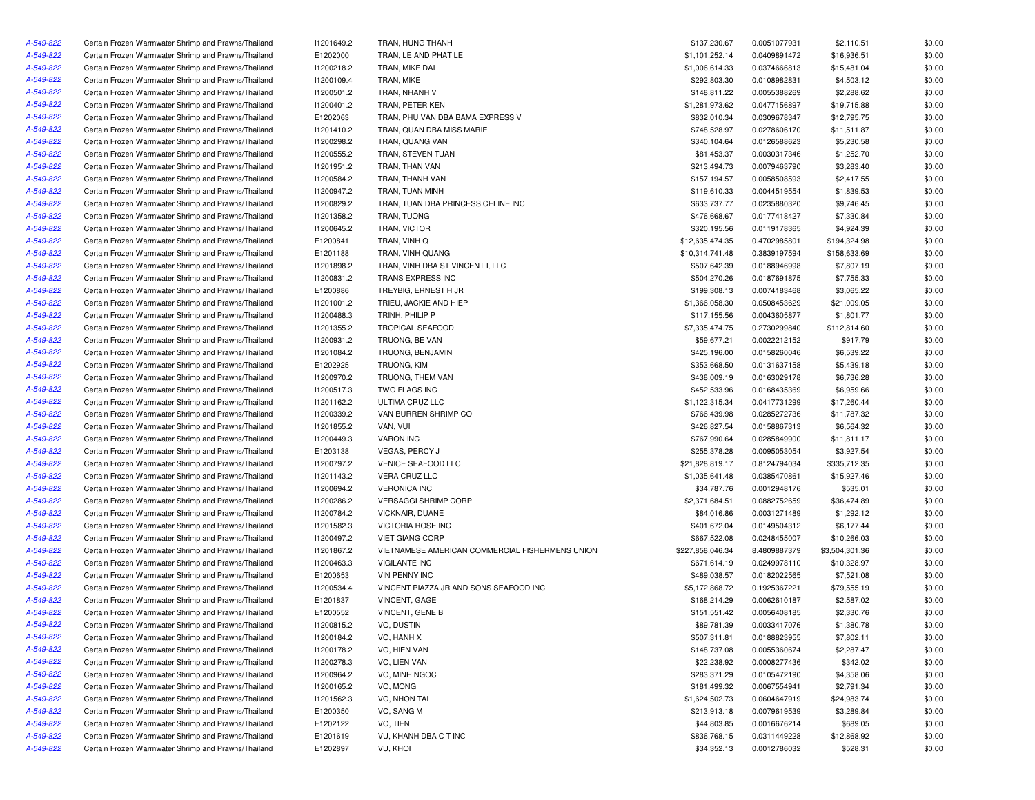| | | | | | | | |
|---|---|---|---|---|---|---|---|
| A-549-822 | Certain Frozen Warmwater Shrimp and Prawns/Thailand | I1201649.2 | TRAN, HUNG THANH | $137,230.67 | 0.0051077931 | $2,110.51 | $0.00 |
| A-549-822 | Certain Frozen Warmwater Shrimp and Prawns/Thailand | E1202000 | TRAN, LE AND PHAT LE | $1,101,252.14 | 0.0409891472 | $16,936.51 | $0.00 |
| A-549-822 | Certain Frozen Warmwater Shrimp and Prawns/Thailand | I1200218.2 | TRAN, MIKE DAI | $1,006,614.33 | 0.0374666813 | $15,481.04 | $0.00 |
| A-549-822 | Certain Frozen Warmwater Shrimp and Prawns/Thailand | I1200109.4 | TRAN, MIKE | $292,803.30 | 0.0108982831 | $4,503.12 | $0.00 |
| A-549-822 | Certain Frozen Warmwater Shrimp and Prawns/Thailand | I1200501.2 | TRAN, NHANH V | $148,811.22 | 0.0055388269 | $2,288.62 | $0.00 |
| A-549-822 | Certain Frozen Warmwater Shrimp and Prawns/Thailand | I1200401.2 | TRAN, PETER KEN | $1,281,973.62 | 0.0477156897 | $19,715.88 | $0.00 |
| A-549-822 | Certain Frozen Warmwater Shrimp and Prawns/Thailand | E1202063 | TRAN, PHU VAN DBA BAMA EXPRESS V | $832,010.34 | 0.0309678347 | $12,795.75 | $0.00 |
| A-549-822 | Certain Frozen Warmwater Shrimp and Prawns/Thailand | I1201410.2 | TRAN, QUAN DBA MISS MARIE | $748,528.97 | 0.0278606170 | $11,511.87 | $0.00 |
| A-549-822 | Certain Frozen Warmwater Shrimp and Prawns/Thailand | I1200298.2 | TRAN, QUANG VAN | $340,104.64 | 0.0126588623 | $5,230.58 | $0.00 |
| A-549-822 | Certain Frozen Warmwater Shrimp and Prawns/Thailand | I1200555.2 | TRAN, STEVEN TUAN | $81,453.37 | 0.0030317346 | $1,252.70 | $0.00 |
| A-549-822 | Certain Frozen Warmwater Shrimp and Prawns/Thailand | I1201951.2 | TRAN, THAN VAN | $213,494.73 | 0.0079463790 | $3,283.40 | $0.00 |
| A-549-822 | Certain Frozen Warmwater Shrimp and Prawns/Thailand | I1200584.2 | TRAN, THANH VAN | $157,194.57 | 0.0058508593 | $2,417.55 | $0.00 |
| A-549-822 | Certain Frozen Warmwater Shrimp and Prawns/Thailand | I1200947.2 | TRAN, TUAN MINH | $119,610.33 | 0.0044519554 | $1,839.53 | $0.00 |
| A-549-822 | Certain Frozen Warmwater Shrimp and Prawns/Thailand | I1200829.2 | TRAN, TUAN DBA PRINCESS CELINE INC | $633,737.77 | 0.0235880320 | $9,746.45 | $0.00 |
| A-549-822 | Certain Frozen Warmwater Shrimp and Prawns/Thailand | I1201358.2 | TRAN, TUONG | $476,668.67 | 0.0177418427 | $7,330.84 | $0.00 |
| A-549-822 | Certain Frozen Warmwater Shrimp and Prawns/Thailand | I1200645.2 | TRAN, VICTOR | $320,195.56 | 0.0119178365 | $4,924.39 | $0.00 |
| A-549-822 | Certain Frozen Warmwater Shrimp and Prawns/Thailand | E1200841 | TRAN, VINH Q | $12,635,474.35 | 0.4702985801 | $194,324.98 | $0.00 |
| A-549-822 | Certain Frozen Warmwater Shrimp and Prawns/Thailand | E1201188 | TRAN, VINH QUANG | $10,314,741.48 | 0.3839197594 | $158,633.69 | $0.00 |
| A-549-822 | Certain Frozen Warmwater Shrimp and Prawns/Thailand | I1201898.2 | TRAN, VINH DBA ST VINCENT I, LLC | $507,642.39 | 0.0188946998 | $7,807.19 | $0.00 |
| A-549-822 | Certain Frozen Warmwater Shrimp and Prawns/Thailand | I1200831.2 | TRANS EXPRESS INC | $504,270.26 | 0.0187691875 | $7,755.33 | $0.00 |
| A-549-822 | Certain Frozen Warmwater Shrimp and Prawns/Thailand | E1200886 | TREYBIG, ERNEST H JR | $199,308.13 | 0.0074183468 | $3,065.22 | $0.00 |
| A-549-822 | Certain Frozen Warmwater Shrimp and Prawns/Thailand | I1201001.2 | TRIEU, JACKIE AND HIEP | $1,366,058.30 | 0.0508453629 | $21,009.05 | $0.00 |
| A-549-822 | Certain Frozen Warmwater Shrimp and Prawns/Thailand | I1200488.3 | TRINH, PHILIP P | $117,155.56 | 0.0043605877 | $1,801.77 | $0.00 |
| A-549-822 | Certain Frozen Warmwater Shrimp and Prawns/Thailand | I1201355.2 | TROPICAL SEAFOOD | $7,335,474.75 | 0.2730299840 | $112,814.60 | $0.00 |
| A-549-822 | Certain Frozen Warmwater Shrimp and Prawns/Thailand | I1200931.2 | TRUONG, BE VAN | $59,677.21 | 0.0022212152 | $917.79 | $0.00 |
| A-549-822 | Certain Frozen Warmwater Shrimp and Prawns/Thailand | I1201084.2 | TRUONG, BENJAMIN | $425,196.00 | 0.0158260046 | $6,539.22 | $0.00 |
| A-549-822 | Certain Frozen Warmwater Shrimp and Prawns/Thailand | E1202925 | TRUONG, KIM | $353,668.50 | 0.0131637158 | $5,439.18 | $0.00 |
| A-549-822 | Certain Frozen Warmwater Shrimp and Prawns/Thailand | I1200970.2 | TRUONG, THEM VAN | $438,009.19 | 0.0163029178 | $6,736.28 | $0.00 |
| A-549-822 | Certain Frozen Warmwater Shrimp and Prawns/Thailand | I1200517.3 | TWO FLAGS INC | $452,533.96 | 0.0168435369 | $6,959.66 | $0.00 |
| A-549-822 | Certain Frozen Warmwater Shrimp and Prawns/Thailand | I1201162.2 | ULTIMA CRUZ LLC | $1,122,315.34 | 0.0417731299 | $17,260.44 | $0.00 |
| A-549-822 | Certain Frozen Warmwater Shrimp and Prawns/Thailand | I1200339.2 | VAN BURREN SHRIMP CO | $766,439.98 | 0.0285272736 | $11,787.32 | $0.00 |
| A-549-822 | Certain Frozen Warmwater Shrimp and Prawns/Thailand | I1201855.2 | VAN, VUI | $426,827.54 | 0.0158867313 | $6,564.32 | $0.00 |
| A-549-822 | Certain Frozen Warmwater Shrimp and Prawns/Thailand | I1200449.3 | VARON INC | $767,990.64 | 0.0285849900 | $11,811.17 | $0.00 |
| A-549-822 | Certain Frozen Warmwater Shrimp and Prawns/Thailand | E1203138 | VEGAS, PERCY J | $255,378.28 | 0.0095053054 | $3,927.54 | $0.00 |
| A-549-822 | Certain Frozen Warmwater Shrimp and Prawns/Thailand | I1200797.2 | VENICE SEAFOOD LLC | $21,828,819.17 | 0.8124794034 | $335,712.35 | $0.00 |
| A-549-822 | Certain Frozen Warmwater Shrimp and Prawns/Thailand | I1201143.2 | VERA CRUZ LLC | $1,035,641.48 | 0.0385470861 | $15,927.46 | $0.00 |
| A-549-822 | Certain Frozen Warmwater Shrimp and Prawns/Thailand | I1200694.2 | VERONICA INC | $34,787.76 | 0.0012948176 | $535.01 | $0.00 |
| A-549-822 | Certain Frozen Warmwater Shrimp and Prawns/Thailand | I1200286.2 | VERSAGGI SHRIMP CORP | $2,371,684.51 | 0.0882752659 | $36,474.89 | $0.00 |
| A-549-822 | Certain Frozen Warmwater Shrimp and Prawns/Thailand | I1200784.2 | VICKNAIR, DUANE | $84,016.86 | 0.0031271489 | $1,292.12 | $0.00 |
| A-549-822 | Certain Frozen Warmwater Shrimp and Prawns/Thailand | I1201582.3 | VICTORIA ROSE INC | $401,672.04 | 0.0149504312 | $6,177.44 | $0.00 |
| A-549-822 | Certain Frozen Warmwater Shrimp and Prawns/Thailand | I1200497.2 | VIET GIANG CORP | $667,522.08 | 0.0248455007 | $10,266.03 | $0.00 |
| A-549-822 | Certain Frozen Warmwater Shrimp and Prawns/Thailand | I1201867.2 | VIETNAMESE AMERICAN COMMERCIAL FISHERMENS UNION | $227,858,046.34 | 8.4809887379 | $3,504,301.36 | $0.00 |
| A-549-822 | Certain Frozen Warmwater Shrimp and Prawns/Thailand | I1200463.3 | VIGILANTE INC | $671,614.19 | 0.0249978110 | $10,328.97 | $0.00 |
| A-549-822 | Certain Frozen Warmwater Shrimp and Prawns/Thailand | E1200653 | VIN PENNY INC | $489,038.57 | 0.0182022565 | $7,521.08 | $0.00 |
| A-549-822 | Certain Frozen Warmwater Shrimp and Prawns/Thailand | I1200534.4 | VINCENT PIAZZA JR AND SONS SEAFOOD INC | $5,172,868.72 | 0.1925367221 | $79,555.19 | $0.00 |
| A-549-822 | Certain Frozen Warmwater Shrimp and Prawns/Thailand | E1201837 | VINCENT, GAGE | $168,214.29 | 0.0062610187 | $2,587.02 | $0.00 |
| A-549-822 | Certain Frozen Warmwater Shrimp and Prawns/Thailand | E1200552 | VINCENT, GENE B | $151,551.42 | 0.0056408185 | $2,330.76 | $0.00 |
| A-549-822 | Certain Frozen Warmwater Shrimp and Prawns/Thailand | I1200815.2 | VO, DUSTIN | $89,781.39 | 0.0033417076 | $1,380.78 | $0.00 |
| A-549-822 | Certain Frozen Warmwater Shrimp and Prawns/Thailand | I1200184.2 | VO, HANH X | $507,311.81 | 0.0188823955 | $7,802.11 | $0.00 |
| A-549-822 | Certain Frozen Warmwater Shrimp and Prawns/Thailand | I1200178.2 | VO, HIEN VAN | $148,737.08 | 0.0055360674 | $2,287.47 | $0.00 |
| A-549-822 | Certain Frozen Warmwater Shrimp and Prawns/Thailand | I1200278.3 | VO, LIEN VAN | $22,238.92 | 0.0008277436 | $342.02 | $0.00 |
| A-549-822 | Certain Frozen Warmwater Shrimp and Prawns/Thailand | I1200964.2 | VO, MINH NGOC | $283,371.29 | 0.0105472190 | $4,358.06 | $0.00 |
| A-549-822 | Certain Frozen Warmwater Shrimp and Prawns/Thailand | I1200165.2 | VO, MONG | $181,499.32 | 0.0067554941 | $2,791.34 | $0.00 |
| A-549-822 | Certain Frozen Warmwater Shrimp and Prawns/Thailand | I1201562.3 | VO, NHON TAI | $1,624,502.73 | 0.0604647919 | $24,983.74 | $0.00 |
| A-549-822 | Certain Frozen Warmwater Shrimp and Prawns/Thailand | E1200350 | VO, SANG M | $213,913.18 | 0.0079619539 | $3,289.84 | $0.00 |
| A-549-822 | Certain Frozen Warmwater Shrimp and Prawns/Thailand | E1202122 | VO, TIEN | $44,803.85 | 0.0016676214 | $689.05 | $0.00 |
| A-549-822 | Certain Frozen Warmwater Shrimp and Prawns/Thailand | E1201619 | VU, KHANH DBA C T INC | $836,768.15 | 0.0311449228 | $12,868.92 | $0.00 |
| A-549-822 | Certain Frozen Warmwater Shrimp and Prawns/Thailand | E1202897 | VU, KHOI | $34,352.13 | 0.0012786032 | $528.31 | $0.00 |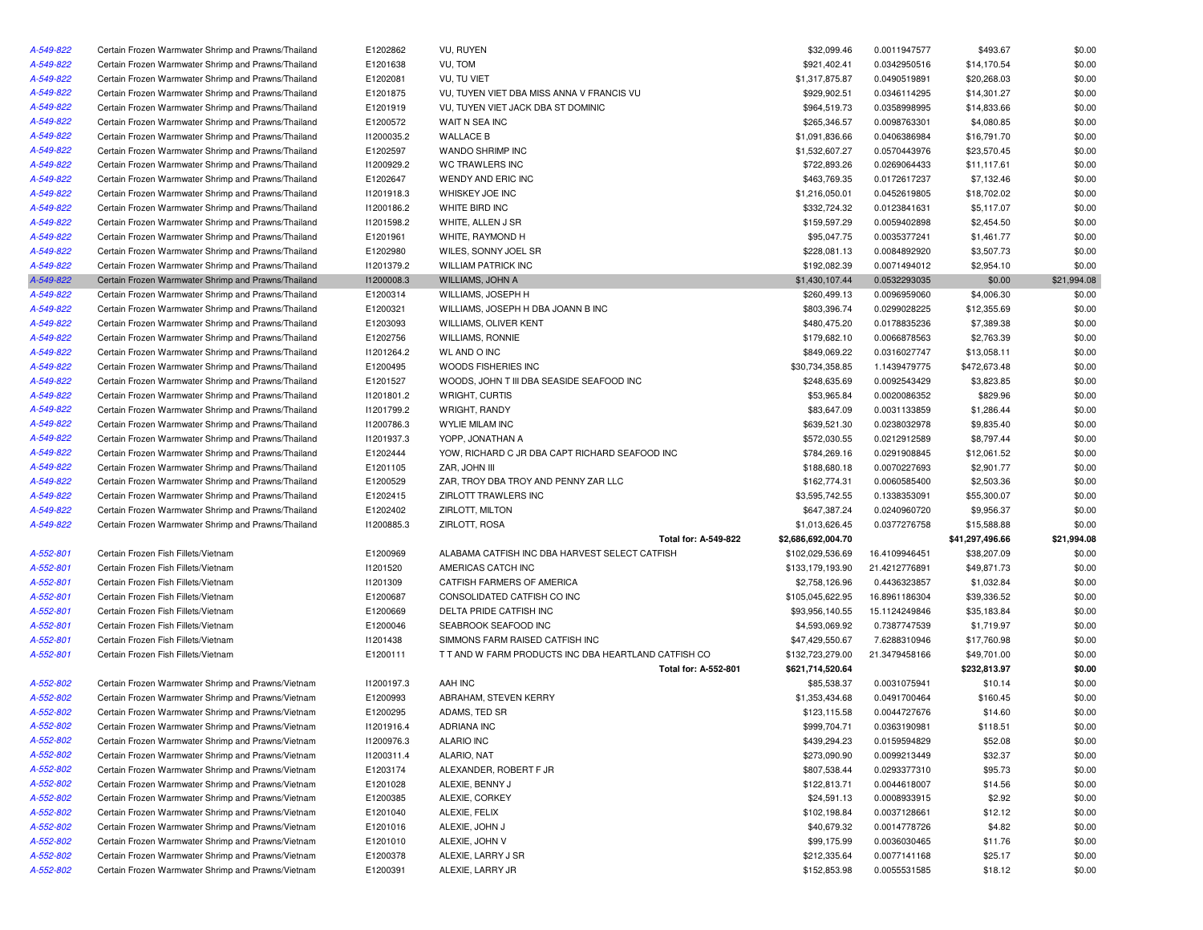| | | | | | | | |
|---|---|---|---|---|---|---|---|
| A-549-822 | Certain Frozen Warmwater Shrimp and Prawns/Thailand | E1202862 | VU, RUYEN | $32,099.46 | 0.0011947577 | $493.67 | $0.00 |
| A-549-822 | Certain Frozen Warmwater Shrimp and Prawns/Thailand | E1201638 | VU, TOM | $921,402.41 | 0.0342950516 | $14,170.54 | $0.00 |
| A-549-822 | Certain Frozen Warmwater Shrimp and Prawns/Thailand | E1202081 | VU, TU VIET | $1,317,875.87 | 0.0490519891 | $20,268.03 | $0.00 |
| A-549-822 | Certain Frozen Warmwater Shrimp and Prawns/Thailand | E1201875 | VU, TUYEN VIET DBA MISS ANNA V FRANCIS VU | $929,902.51 | 0.0346114295 | $14,301.27 | $0.00 |
| A-549-822 | Certain Frozen Warmwater Shrimp and Prawns/Thailand | E1201919 | VU, TUYEN VIET JACK DBA ST DOMINIC | $964,519.73 | 0.0358998995 | $14,833.66 | $0.00 |
| A-549-822 | Certain Frozen Warmwater Shrimp and Prawns/Thailand | E1200572 | WAIT N SEA INC | $265,346.57 | 0.0098763301 | $4,080.85 | $0.00 |
| A-549-822 | Certain Frozen Warmwater Shrimp and Prawns/Thailand | I1200035.2 | WALLACE B | $1,091,836.66 | 0.0406386984 | $16,791.70 | $0.00 |
| A-549-822 | Certain Frozen Warmwater Shrimp and Prawns/Thailand | E1202597 | WANDO SHRIMP INC | $1,532,607.27 | 0.0570443976 | $23,570.45 | $0.00 |
| A-549-822 | Certain Frozen Warmwater Shrimp and Prawns/Thailand | I1200929.2 | WC TRAWLERS INC | $722,893.26 | 0.0269064433 | $11,117.61 | $0.00 |
| A-549-822 | Certain Frozen Warmwater Shrimp and Prawns/Thailand | E1202647 | WENDY AND ERIC INC | $463,769.35 | 0.0172617237 | $7,132.46 | $0.00 |
| A-549-822 | Certain Frozen Warmwater Shrimp and Prawns/Thailand | I1201918.3 | WHISKEY JOE INC | $1,216,050.01 | 0.0452619805 | $18,702.02 | $0.00 |
| A-549-822 | Certain Frozen Warmwater Shrimp and Prawns/Thailand | I1200186.2 | WHITE BIRD INC | $332,724.32 | 0.0123841631 | $5,117.07 | $0.00 |
| A-549-822 | Certain Frozen Warmwater Shrimp and Prawns/Thailand | I1201598.2 | WHITE, ALLEN J SR | $159,597.29 | 0.0059402898 | $2,454.50 | $0.00 |
| A-549-822 | Certain Frozen Warmwater Shrimp and Prawns/Thailand | E1201961 | WHITE, RAYMOND H | $95,047.75 | 0.0035377241 | $1,461.77 | $0.00 |
| A-549-822 | Certain Frozen Warmwater Shrimp and Prawns/Thailand | E1202980 | WILES, SONNY JOEL SR | $228,081.13 | 0.0084892920 | $3,507.73 | $0.00 |
| A-549-822 | Certain Frozen Warmwater Shrimp and Prawns/Thailand | I1201379.2 | WILLIAM PATRICK INC | $192,082.39 | 0.0071494012 | $2,954.10 | $0.00 |
| A-549-822 | Certain Frozen Warmwater Shrimp and Prawns/Thailand | I1200008.3 | WILLIAMS, JOHN A | $1,430,107.44 | 0.0532293035 | $0.00 | $21,994.08 |
| A-549-822 | Certain Frozen Warmwater Shrimp and Prawns/Thailand | E1200314 | WILLIAMS, JOSEPH H | $260,499.13 | 0.0096959060 | $4,006.30 | $0.00 |
| A-549-822 | Certain Frozen Warmwater Shrimp and Prawns/Thailand | E1200321 | WILLIAMS, JOSEPH H DBA JOANN B INC | $803,396.74 | 0.0299028225 | $12,355.69 | $0.00 |
| A-549-822 | Certain Frozen Warmwater Shrimp and Prawns/Thailand | E1203093 | WILLIAMS, OLIVER KENT | $480,475.20 | 0.0178835236 | $7,389.38 | $0.00 |
| A-549-822 | Certain Frozen Warmwater Shrimp and Prawns/Thailand | E1202756 | WILLIAMS, RONNIE | $179,682.10 | 0.0066878563 | $2,763.39 | $0.00 |
| A-549-822 | Certain Frozen Warmwater Shrimp and Prawns/Thailand | I1201264.2 | WL AND O INC | $849,069.22 | 0.0316027747 | $13,058.11 | $0.00 |
| A-549-822 | Certain Frozen Warmwater Shrimp and Prawns/Thailand | E1200495 | WOODS FISHERIES INC | $30,734,358.85 | 1.1439479775 | $472,673.48 | $0.00 |
| A-549-822 | Certain Frozen Warmwater Shrimp and Prawns/Thailand | E1201527 | WOODS, JOHN T III DBA SEASIDE SEAFOOD INC | $248,635.69 | 0.0092543429 | $3,823.85 | $0.00 |
| A-549-822 | Certain Frozen Warmwater Shrimp and Prawns/Thailand | I1201801.2 | WRIGHT, CURTIS | $53,965.84 | 0.0020086352 | $829.96 | $0.00 |
| A-549-822 | Certain Frozen Warmwater Shrimp and Prawns/Thailand | I1201799.2 | WRIGHT, RANDY | $83,647.09 | 0.0031133859 | $1,286.44 | $0.00 |
| A-549-822 | Certain Frozen Warmwater Shrimp and Prawns/Thailand | I1200786.3 | WYLIE MILAM INC | $639,521.30 | 0.0238032978 | $9,835.40 | $0.00 |
| A-549-822 | Certain Frozen Warmwater Shrimp and Prawns/Thailand | I1201937.3 | YOPP, JONATHAN A | $572,030.55 | 0.0212912589 | $8,797.44 | $0.00 |
| A-549-822 | Certain Frozen Warmwater Shrimp and Prawns/Thailand | E1202444 | YOW, RICHARD C JR DBA CAPT RICHARD SEAFOOD INC | $784,269.16 | 0.0291908845 | $12,061.52 | $0.00 |
| A-549-822 | Certain Frozen Warmwater Shrimp and Prawns/Thailand | E1201105 | ZAR, JOHN III | $188,680.18 | 0.0070227693 | $2,901.77 | $0.00 |
| A-549-822 | Certain Frozen Warmwater Shrimp and Prawns/Thailand | E1200529 | ZAR, TROY DBA TROY AND PENNY ZAR LLC | $162,774.31 | 0.0060585400 | $2,503.36 | $0.00 |
| A-549-822 | Certain Frozen Warmwater Shrimp and Prawns/Thailand | E1202415 | ZIRLOTT TRAWLERS INC | $3,595,742.55 | 0.1338353091 | $55,300.07 | $0.00 |
| A-549-822 | Certain Frozen Warmwater Shrimp and Prawns/Thailand | E1202402 | ZIRLOTT, MILTON | $647,387.24 | 0.0240960720 | $9,956.37 | $0.00 |
| A-549-822 | Certain Frozen Warmwater Shrimp and Prawns/Thailand | I1200885.3 | ZIRLOTT, ROSA | $1,013,626.45 | 0.0377276758 | $15,588.88 | $0.00 |
| | | | **Total for: A-549-822** | **$2,686,692,004.70** | | **$41,297,496.66** | **$21,994.08** |
| A-552-801 | Certain Frozen Fish Fillets/Vietnam | E1200969 | ALABAMA CATFISH INC DBA HARVEST SELECT CATFISH | $102,029,536.69 | 16.4109946451 | $38,207.09 | $0.00 |
| A-552-801 | Certain Frozen Fish Fillets/Vietnam | I1201520 | AMERICAS CATCH INC | $133,179,193.90 | 21.4212776891 | $49,871.73 | $0.00 |
| A-552-801 | Certain Frozen Fish Fillets/Vietnam | I1201309 | CATFISH FARMERS OF AMERICA | $2,758,126.96 | 0.4436323857 | $1,032.84 | $0.00 |
| A-552-801 | Certain Frozen Fish Fillets/Vietnam | E1200687 | CONSOLIDATED CATFISH CO INC | $105,045,622.95 | 16.8961186304 | $39,336.52 | $0.00 |
| A-552-801 | Certain Frozen Fish Fillets/Vietnam | E1200669 | DELTA PRIDE CATFISH INC | $93,956,140.55 | 15.1124249846 | $35,183.84 | $0.00 |
| A-552-801 | Certain Frozen Fish Fillets/Vietnam | E1200046 | SEABROOK SEAFOOD INC | $4,593,069.92 | 0.7387747539 | $1,719.97 | $0.00 |
| A-552-801 | Certain Frozen Fish Fillets/Vietnam | I1201438 | SIMMONS FARM RAISED CATFISH INC | $47,429,550.67 | 7.6288310946 | $17,760.98 | $0.00 |
| A-552-801 | Certain Frozen Fish Fillets/Vietnam | E1200111 | T T AND W FARM PRODUCTS INC DBA HEARTLAND CATFISH CO | $132,723,279.00 | 21.3479458166 | $49,701.00 | $0.00 |
| | | | **Total for: A-552-801** | **$621,714,520.64** | | **$232,813.97** | **$0.00** |
| A-552-802 | Certain Frozen Warmwater Shrimp and Prawns/Vietnam | I1200197.3 | AAH INC | $85,538.37 | 0.0031075941 | $10.14 | $0.00 |
| A-552-802 | Certain Frozen Warmwater Shrimp and Prawns/Vietnam | E1200993 | ABRAHAM, STEVEN KERRY | $1,353,434.68 | 0.0491700464 | $160.45 | $0.00 |
| A-552-802 | Certain Frozen Warmwater Shrimp and Prawns/Vietnam | E1200295 | ADAMS, TED SR | $123,115.58 | 0.0044727676 | $14.60 | $0.00 |
| A-552-802 | Certain Frozen Warmwater Shrimp and Prawns/Vietnam | I1201916.4 | ADRIANA INC | $999,704.71 | 0.0363190981 | $118.51 | $0.00 |
| A-552-802 | Certain Frozen Warmwater Shrimp and Prawns/Vietnam | I1200976.3 | ALARIO INC | $439,294.23 | 0.0159594829 | $52.08 | $0.00 |
| A-552-802 | Certain Frozen Warmwater Shrimp and Prawns/Vietnam | I1200311.4 | ALARIO, NAT | $273,090.90 | 0.0099213449 | $32.37 | $0.00 |
| A-552-802 | Certain Frozen Warmwater Shrimp and Prawns/Vietnam | E1203174 | ALEXANDER, ROBERT F JR | $807,538.44 | 0.0293377310 | $95.73 | $0.00 |
| A-552-802 | Certain Frozen Warmwater Shrimp and Prawns/Vietnam | E1201028 | ALEXIE, BENNY J | $122,813.71 | 0.0044618007 | $14.56 | $0.00 |
| A-552-802 | Certain Frozen Warmwater Shrimp and Prawns/Vietnam | E1200385 | ALEXIE, CORKEY | $24,591.13 | 0.0008933915 | $2.92 | $0.00 |
| A-552-802 | Certain Frozen Warmwater Shrimp and Prawns/Vietnam | E1201040 | ALEXIE, FELIX | $102,198.84 | 0.0037128661 | $12.12 | $0.00 |
| A-552-802 | Certain Frozen Warmwater Shrimp and Prawns/Vietnam | E1201016 | ALEXIE, JOHN J | $40,679.32 | 0.0014778726 | $4.82 | $0.00 |
| A-552-802 | Certain Frozen Warmwater Shrimp and Prawns/Vietnam | E1201010 | ALEXIE, JOHN V | $99,175.99 | 0.0036030465 | $11.76 | $0.00 |
| A-552-802 | Certain Frozen Warmwater Shrimp and Prawns/Vietnam | E1200378 | ALEXIE, LARRY J SR | $212,335.64 | 0.0077141168 | $25.17 | $0.00 |
| A-552-802 | Certain Frozen Warmwater Shrimp and Prawns/Vietnam | E1200391 | ALEXIE, LARRY JR | $152,853.98 | 0.0055531585 | $18.12 | $0.00 |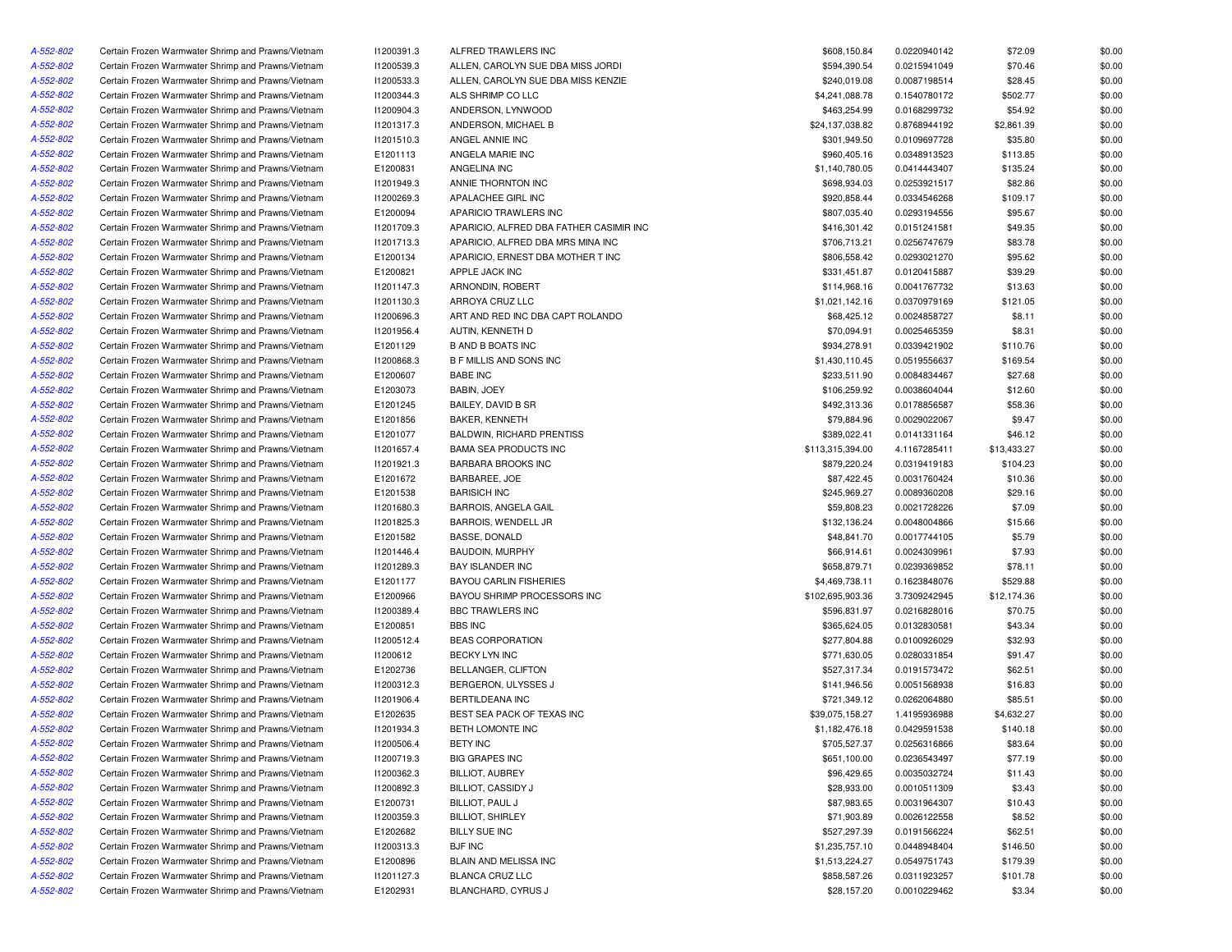| | | | | | | | |
|---|---|---|---|---|---|---|---|
| A-552-802 | Certain Frozen Warmwater Shrimp and Prawns/Vietnam | I1200391.3 | ALFRED TRAWLERS INC | $608,150.84 | 0.0220940142 | $72.09 | $0.00 |
| A-552-802 | Certain Frozen Warmwater Shrimp and Prawns/Vietnam | I1200539.3 | ALLEN, CAROLYN SUE DBA MISS JORDI | $594,390.54 | 0.0215941049 | $70.46 | $0.00 |
| A-552-802 | Certain Frozen Warmwater Shrimp and Prawns/Vietnam | I1200533.3 | ALLEN, CAROLYN SUE DBA MISS KENZIE | $240,019.08 | 0.0087198514 | $28.45 | $0.00 |
| A-552-802 | Certain Frozen Warmwater Shrimp and Prawns/Vietnam | I1200344.3 | ALS SHRIMP CO LLC | $4,241,088.78 | 0.1540780172 | $502.77 | $0.00 |
| A-552-802 | Certain Frozen Warmwater Shrimp and Prawns/Vietnam | I1200904.3 | ANDERSON, LYNWOOD | $463,254.99 | 0.0168299732 | $54.92 | $0.00 |
| A-552-802 | Certain Frozen Warmwater Shrimp and Prawns/Vietnam | I1201317.3 | ANDERSON, MICHAEL B | $24,137,038.82 | 0.8768944192 | $2,861.39 | $0.00 |
| A-552-802 | Certain Frozen Warmwater Shrimp and Prawns/Vietnam | I1201510.3 | ANGEL ANNIE INC | $301,949.50 | 0.0109697728 | $35.80 | $0.00 |
| A-552-802 | Certain Frozen Warmwater Shrimp and Prawns/Vietnam | E1201113 | ANGELA MARIE INC | $960,405.16 | 0.0348913523 | $113.85 | $0.00 |
| A-552-802 | Certain Frozen Warmwater Shrimp and Prawns/Vietnam | E1200831 | ANGELINA INC | $1,140,780.05 | 0.0414443407 | $135.24 | $0.00 |
| A-552-802 | Certain Frozen Warmwater Shrimp and Prawns/Vietnam | I1201949.3 | ANNIE THORNTON INC | $698,934.03 | 0.0253921517 | $82.86 | $0.00 |
| A-552-802 | Certain Frozen Warmwater Shrimp and Prawns/Vietnam | I1200269.3 | APALACHEE GIRL INC | $920,858.44 | 0.0334546268 | $109.17 | $0.00 |
| A-552-802 | Certain Frozen Warmwater Shrimp and Prawns/Vietnam | E1200094 | APARICIO TRAWLERS INC | $807,035.40 | 0.0293194556 | $95.67 | $0.00 |
| A-552-802 | Certain Frozen Warmwater Shrimp and Prawns/Vietnam | I1201709.3 | APARICIO, ALFRED DBA FATHER CASIMIR INC | $416,301.42 | 0.0151241581 | $49.35 | $0.00 |
| A-552-802 | Certain Frozen Warmwater Shrimp and Prawns/Vietnam | I1201713.3 | APARICIO, ALFRED DBA MRS MINA INC | $706,713.21 | 0.0256747679 | $83.78 | $0.00 |
| A-552-802 | Certain Frozen Warmwater Shrimp and Prawns/Vietnam | E1200134 | APARICIO, ERNEST DBA MOTHER T INC | $806,558.42 | 0.0293021270 | $95.62 | $0.00 |
| A-552-802 | Certain Frozen Warmwater Shrimp and Prawns/Vietnam | E1200821 | APPLE JACK INC | $331,451.87 | 0.0120415887 | $39.29 | $0.00 |
| A-552-802 | Certain Frozen Warmwater Shrimp and Prawns/Vietnam | I1201147.3 | ARNONDIN, ROBERT | $114,968.16 | 0.0041767732 | $13.63 | $0.00 |
| A-552-802 | Certain Frozen Warmwater Shrimp and Prawns/Vietnam | I1201130.3 | ARROYA CRUZ LLC | $1,021,142.16 | 0.0370979169 | $121.05 | $0.00 |
| A-552-802 | Certain Frozen Warmwater Shrimp and Prawns/Vietnam | I1200696.3 | ART AND RED INC DBA CAPT ROLANDO | $68,425.12 | 0.0024858727 | $8.11 | $0.00 |
| A-552-802 | Certain Frozen Warmwater Shrimp and Prawns/Vietnam | I1201956.4 | AUTIN, KENNETH D | $70,094.91 | 0.0025465359 | $8.31 | $0.00 |
| A-552-802 | Certain Frozen Warmwater Shrimp and Prawns/Vietnam | E1201129 | B AND B BOATS INC | $934,278.91 | 0.0339421902 | $110.76 | $0.00 |
| A-552-802 | Certain Frozen Warmwater Shrimp and Prawns/Vietnam | I1200868.3 | B F MILLIS AND SONS INC | $1,430,110.45 | 0.0519556637 | $169.54 | $0.00 |
| A-552-802 | Certain Frozen Warmwater Shrimp and Prawns/Vietnam | E1200607 | BABE INC | $233,511.90 | 0.0084834467 | $27.68 | $0.00 |
| A-552-802 | Certain Frozen Warmwater Shrimp and Prawns/Vietnam | E1203073 | BABIN, JOEY | $106,259.92 | 0.0038604044 | $12.60 | $0.00 |
| A-552-802 | Certain Frozen Warmwater Shrimp and Prawns/Vietnam | E1201245 | BAILEY, DAVID B SR | $492,313.36 | 0.0178856587 | $58.36 | $0.00 |
| A-552-802 | Certain Frozen Warmwater Shrimp and Prawns/Vietnam | E1201856 | BAKER, KENNETH | $79,884.96 | 0.0029022067 | $9.47 | $0.00 |
| A-552-802 | Certain Frozen Warmwater Shrimp and Prawns/Vietnam | E1201077 | BALDWIN, RICHARD PRENTISS | $389,022.41 | 0.0141331164 | $46.12 | $0.00 |
| A-552-802 | Certain Frozen Warmwater Shrimp and Prawns/Vietnam | I1201657.4 | BAMA SEA PRODUCTS INC | $113,315,394.00 | 4.1167285411 | $13,433.27 | $0.00 |
| A-552-802 | Certain Frozen Warmwater Shrimp and Prawns/Vietnam | I1201921.3 | BARBARA BROOKS INC | $879,220.24 | 0.0319419183 | $104.23 | $0.00 |
| A-552-802 | Certain Frozen Warmwater Shrimp and Prawns/Vietnam | E1201672 | BARBAREE, JOE | $87,422.45 | 0.0031760424 | $10.36 | $0.00 |
| A-552-802 | Certain Frozen Warmwater Shrimp and Prawns/Vietnam | E1201538 | BARISICH INC | $245,969.27 | 0.0089360208 | $29.16 | $0.00 |
| A-552-802 | Certain Frozen Warmwater Shrimp and Prawns/Vietnam | I1201680.3 | BARROIS, ANGELA GAIL | $59,808.23 | 0.0021728226 | $7.09 | $0.00 |
| A-552-802 | Certain Frozen Warmwater Shrimp and Prawns/Vietnam | I1201825.3 | BARROIS, WENDELL JR | $132,136.24 | 0.0048004866 | $15.66 | $0.00 |
| A-552-802 | Certain Frozen Warmwater Shrimp and Prawns/Vietnam | E1201582 | BASSE, DONALD | $48,841.70 | 0.0017744105 | $5.79 | $0.00 |
| A-552-802 | Certain Frozen Warmwater Shrimp and Prawns/Vietnam | I1201446.4 | BAUDOIN, MURPHY | $66,914.61 | 0.0024309961 | $7.93 | $0.00 |
| A-552-802 | Certain Frozen Warmwater Shrimp and Prawns/Vietnam | I1201289.3 | BAY ISLANDER INC | $658,879.71 | 0.0239369852 | $78.11 | $0.00 |
| A-552-802 | Certain Frozen Warmwater Shrimp and Prawns/Vietnam | E1201177 | BAYOU CARLIN FISHERIES | $4,469,738.11 | 0.1623848076 | $529.88 | $0.00 |
| A-552-802 | Certain Frozen Warmwater Shrimp and Prawns/Vietnam | E1200966 | BAYOU SHRIMP PROCESSORS INC | $102,695,903.36 | 3.7309242945 | $12,174.36 | $0.00 |
| A-552-802 | Certain Frozen Warmwater Shrimp and Prawns/Vietnam | I1200389.4 | BBC TRAWLERS INC | $596,831.97 | 0.0216828016 | $70.75 | $0.00 |
| A-552-802 | Certain Frozen Warmwater Shrimp and Prawns/Vietnam | E1200851 | BBS INC | $365,624.05 | 0.0132830581 | $43.34 | $0.00 |
| A-552-802 | Certain Frozen Warmwater Shrimp and Prawns/Vietnam | I1200512.4 | BEAS CORPORATION | $277,804.88 | 0.0100926029 | $32.93 | $0.00 |
| A-552-802 | Certain Frozen Warmwater Shrimp and Prawns/Vietnam | I1200612 | BECKY LYN INC | $771,630.05 | 0.0280331854 | $91.47 | $0.00 |
| A-552-802 | Certain Frozen Warmwater Shrimp and Prawns/Vietnam | E1202736 | BELLANGER, CLIFTON | $527,317.34 | 0.0191573472 | $62.51 | $0.00 |
| A-552-802 | Certain Frozen Warmwater Shrimp and Prawns/Vietnam | I1200312.3 | BERGERON, ULYSSES J | $141,946.56 | 0.0051568938 | $16.83 | $0.00 |
| A-552-802 | Certain Frozen Warmwater Shrimp and Prawns/Vietnam | I1201906.4 | BERTILDEANA INC | $721,349.12 | 0.0262064880 | $85.51 | $0.00 |
| A-552-802 | Certain Frozen Warmwater Shrimp and Prawns/Vietnam | E1202635 | BEST SEA PACK OF TEXAS INC | $39,075,158.27 | 1.4195936988 | $4,632.27 | $0.00 |
| A-552-802 | Certain Frozen Warmwater Shrimp and Prawns/Vietnam | I1201934.3 | BETH LOMONTE INC | $1,182,476.18 | 0.0429591538 | $140.18 | $0.00 |
| A-552-802 | Certain Frozen Warmwater Shrimp and Prawns/Vietnam | I1200506.4 | BETY INC | $705,527.37 | 0.0256316866 | $83.64 | $0.00 |
| A-552-802 | Certain Frozen Warmwater Shrimp and Prawns/Vietnam | I1200719.3 | BIG GRAPES INC | $651,100.00 | 0.0236543497 | $77.19 | $0.00 |
| A-552-802 | Certain Frozen Warmwater Shrimp and Prawns/Vietnam | I1200362.3 | BILLIOT, AUBREY | $96,429.65 | 0.0035032724 | $11.43 | $0.00 |
| A-552-802 | Certain Frozen Warmwater Shrimp and Prawns/Vietnam | I1200892.3 | BILLIOT, CASSIDY J | $28,933.00 | 0.0010511309 | $3.43 | $0.00 |
| A-552-802 | Certain Frozen Warmwater Shrimp and Prawns/Vietnam | E1200731 | BILLIOT, PAUL J | $87,983.65 | 0.0031964307 | $10.43 | $0.00 |
| A-552-802 | Certain Frozen Warmwater Shrimp and Prawns/Vietnam | I1200359.3 | BILLIOT, SHIRLEY | $71,903.89 | 0.0026122558 | $8.52 | $0.00 |
| A-552-802 | Certain Frozen Warmwater Shrimp and Prawns/Vietnam | E1202682 | BILLY SUE INC | $527,297.39 | 0.0191566224 | $62.51 | $0.00 |
| A-552-802 | Certain Frozen Warmwater Shrimp and Prawns/Vietnam | I1200313.3 | BJF INC | $1,235,757.10 | 0.0448948404 | $146.50 | $0.00 |
| A-552-802 | Certain Frozen Warmwater Shrimp and Prawns/Vietnam | E1200896 | BLAIN AND MELISSA INC | $1,513,224.27 | 0.0549751743 | $179.39 | $0.00 |
| A-552-802 | Certain Frozen Warmwater Shrimp and Prawns/Vietnam | I1201127.3 | BLANCA CRUZ LLC | $858,587.26 | 0.0311923257 | $101.78 | $0.00 |
| A-552-802 | Certain Frozen Warmwater Shrimp and Prawns/Vietnam | E1202931 | BLANCHARD, CYRUS J | $28,157.20 | 0.0010229462 | $3.34 | $0.00 |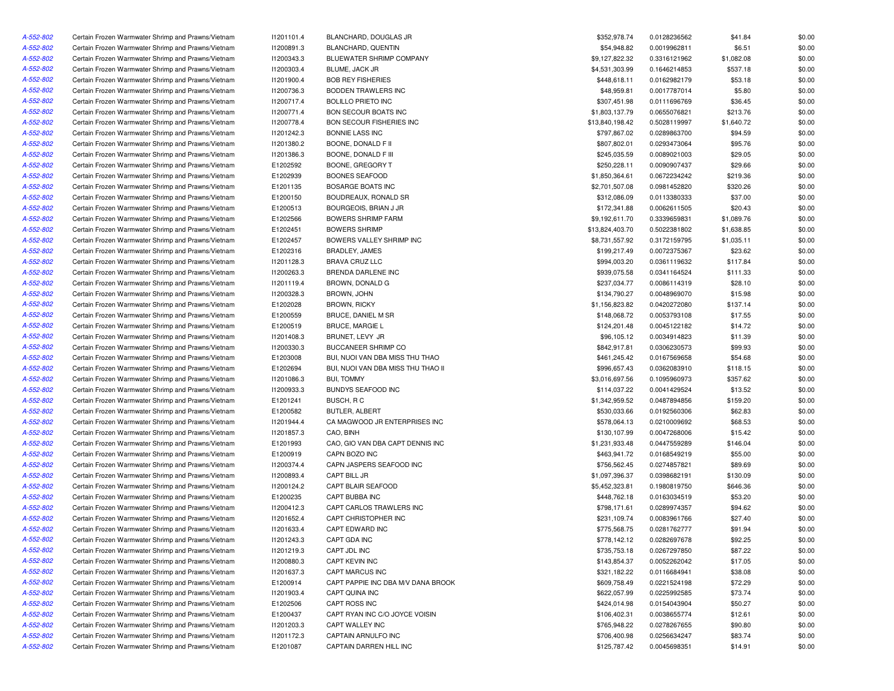| | | | | | | | |
|---|---|---|---|---|---|---|---|
| A-552-802 | Certain Frozen Warmwater Shrimp and Prawns/Vietnam | I1201101.4 | BLANCHARD, DOUGLAS JR | $352,978.74 | 0.0128236562 | $41.84 | $0.00 |
| A-552-802 | Certain Frozen Warmwater Shrimp and Prawns/Vietnam | I1200891.3 | BLANCHARD, QUENTIN | $54,948.82 | 0.0019962811 | $6.51 | $0.00 |
| A-552-802 | Certain Frozen Warmwater Shrimp and Prawns/Vietnam | I1200343.3 | BLUEWATER SHRIMP COMPANY | $9,127,822.32 | 0.3316121962 | $1,082.08 | $0.00 |
| A-552-802 | Certain Frozen Warmwater Shrimp and Prawns/Vietnam | I1200303.4 | BLUME, JACK JR | $4,531,303.99 | 0.1646214853 | $537.18 | $0.00 |
| A-552-802 | Certain Frozen Warmwater Shrimp and Prawns/Vietnam | I1201900.4 | BOB REY FISHERIES | $448,618.11 | 0.0162982179 | $53.18 | $0.00 |
| A-552-802 | Certain Frozen Warmwater Shrimp and Prawns/Vietnam | I1200736.3 | BODDEN TRAWLERS INC | $48,959.81 | 0.0017787014 | $5.80 | $0.00 |
| A-552-802 | Certain Frozen Warmwater Shrimp and Prawns/Vietnam | I1200717.4 | BOLILLO PRIETO INC | $307,451.98 | 0.0111696769 | $36.45 | $0.00 |
| A-552-802 | Certain Frozen Warmwater Shrimp and Prawns/Vietnam | I1200771.4 | BON SECOUR BOATS INC | $1,803,137.79 | 0.0655076821 | $213.76 | $0.00 |
| A-552-802 | Certain Frozen Warmwater Shrimp and Prawns/Vietnam | I1200778.4 | BON SECOUR FISHERIES INC | $13,840,198.42 | 0.5028119997 | $1,640.72 | $0.00 |
| A-552-802 | Certain Frozen Warmwater Shrimp and Prawns/Vietnam | I1201242.3 | BONNIE LASS INC | $797,867.02 | 0.0289863700 | $94.59 | $0.00 |
| A-552-802 | Certain Frozen Warmwater Shrimp and Prawns/Vietnam | I1201380.2 | BOONE, DONALD F II | $807,802.01 | 0.0293473064 | $95.76 | $0.00 |
| A-552-802 | Certain Frozen Warmwater Shrimp and Prawns/Vietnam | I1201386.3 | BOONE, DONALD F III | $245,035.59 | 0.0089021003 | $29.05 | $0.00 |
| A-552-802 | Certain Frozen Warmwater Shrimp and Prawns/Vietnam | E1202592 | BOONE, GREGORY T | $250,228.11 | 0.0090907437 | $29.66 | $0.00 |
| A-552-802 | Certain Frozen Warmwater Shrimp and Prawns/Vietnam | E1202939 | BOONES SEAFOOD | $1,850,364.61 | 0.0672234242 | $219.36 | $0.00 |
| A-552-802 | Certain Frozen Warmwater Shrimp and Prawns/Vietnam | E1201135 | BOSARGE BOATS INC | $2,701,507.08 | 0.0981452820 | $320.26 | $0.00 |
| A-552-802 | Certain Frozen Warmwater Shrimp and Prawns/Vietnam | E1200150 | BOUDREAUX, RONALD SR | $312,086.09 | 0.0113380333 | $37.00 | $0.00 |
| A-552-802 | Certain Frozen Warmwater Shrimp and Prawns/Vietnam | E1200513 | BOURGEOIS, BRIAN J JR | $172,341.88 | 0.0062611505 | $20.43 | $0.00 |
| A-552-802 | Certain Frozen Warmwater Shrimp and Prawns/Vietnam | E1202566 | BOWERS SHRIMP FARM | $9,192,611.70 | 0.3339659831 | $1,089.76 | $0.00 |
| A-552-802 | Certain Frozen Warmwater Shrimp and Prawns/Vietnam | E1202451 | BOWERS SHRIMP | $13,824,403.70 | 0.5022381802 | $1,638.85 | $0.00 |
| A-552-802 | Certain Frozen Warmwater Shrimp and Prawns/Vietnam | E1202457 | BOWERS VALLEY SHRIMP INC | $8,731,557.92 | 0.3172159795 | $1,035.11 | $0.00 |
| A-552-802 | Certain Frozen Warmwater Shrimp and Prawns/Vietnam | E1202316 | BRADLEY, JAMES | $199,217.49 | 0.0072375367 | $23.62 | $0.00 |
| A-552-802 | Certain Frozen Warmwater Shrimp and Prawns/Vietnam | I1201128.3 | BRAVA CRUZ LLC | $994,003.20 | 0.0361119632 | $117.84 | $0.00 |
| A-552-802 | Certain Frozen Warmwater Shrimp and Prawns/Vietnam | I1200263.3 | BRENDA DARLENE INC | $939,075.58 | 0.0341164524 | $111.33 | $0.00 |
| A-552-802 | Certain Frozen Warmwater Shrimp and Prawns/Vietnam | I1201119.4 | BROWN, DONALD G | $237,034.77 | 0.0086114319 | $28.10 | $0.00 |
| A-552-802 | Certain Frozen Warmwater Shrimp and Prawns/Vietnam | I1200328.3 | BROWN, JOHN | $134,790.27 | 0.0048969070 | $15.98 | $0.00 |
| A-552-802 | Certain Frozen Warmwater Shrimp and Prawns/Vietnam | E1202028 | BROWN, RICKY | $1,156,823.82 | 0.0420272080 | $137.14 | $0.00 |
| A-552-802 | Certain Frozen Warmwater Shrimp and Prawns/Vietnam | E1200559 | BRUCE, DANIEL M SR | $148,068.72 | 0.0053793108 | $17.55 | $0.00 |
| A-552-802 | Certain Frozen Warmwater Shrimp and Prawns/Vietnam | E1200519 | BRUCE, MARGIE L | $124,201.48 | 0.0045122182 | $14.72 | $0.00 |
| A-552-802 | Certain Frozen Warmwater Shrimp and Prawns/Vietnam | I1201408.3 | BRUNET, LEVY JR | $96,105.12 | 0.0034914823 | $11.39 | $0.00 |
| A-552-802 | Certain Frozen Warmwater Shrimp and Prawns/Vietnam | I1200330.3 | BUCCANEER SHRIMP CO | $842,917.81 | 0.0306230573 | $99.93 | $0.00 |
| A-552-802 | Certain Frozen Warmwater Shrimp and Prawns/Vietnam | E1203008 | BUI, NUOI VAN DBA MISS THU THAO | $461,245.42 | 0.0167569658 | $54.68 | $0.00 |
| A-552-802 | Certain Frozen Warmwater Shrimp and Prawns/Vietnam | E1202694 | BUI, NUOI VAN DBA MISS THU THAO II | $996,657.43 | 0.0362083910 | $118.15 | $0.00 |
| A-552-802 | Certain Frozen Warmwater Shrimp and Prawns/Vietnam | I1201086.3 | BUI, TOMMY | $3,016,697.56 | 0.1095960973 | $357.62 | $0.00 |
| A-552-802 | Certain Frozen Warmwater Shrimp and Prawns/Vietnam | I1200933.3 | BUNDYS SEAFOOD INC | $114,037.22 | 0.0041429524 | $13.52 | $0.00 |
| A-552-802 | Certain Frozen Warmwater Shrimp and Prawns/Vietnam | E1201241 | BUSCH, R C | $1,342,959.52 | 0.0487894856 | $159.20 | $0.00 |
| A-552-802 | Certain Frozen Warmwater Shrimp and Prawns/Vietnam | E1200582 | BUTLER, ALBERT | $530,033.66 | 0.0192560306 | $62.83 | $0.00 |
| A-552-802 | Certain Frozen Warmwater Shrimp and Prawns/Vietnam | I1201944.4 | CA MAGWOOD JR ENTERPRISES INC | $578,064.13 | 0.0210009692 | $68.53 | $0.00 |
| A-552-802 | Certain Frozen Warmwater Shrimp and Prawns/Vietnam | I1201857.3 | CAO, BINH | $130,107.99 | 0.0047268006 | $15.42 | $0.00 |
| A-552-802 | Certain Frozen Warmwater Shrimp and Prawns/Vietnam | E1201993 | CAO, GIO VAN DBA CAPT DENNIS INC | $1,231,933.48 | 0.0447559289 | $146.04 | $0.00 |
| A-552-802 | Certain Frozen Warmwater Shrimp and Prawns/Vietnam | E1200919 | CAPN BOZO INC | $463,941.72 | 0.0168549219 | $55.00 | $0.00 |
| A-552-802 | Certain Frozen Warmwater Shrimp and Prawns/Vietnam | I1200374.4 | CAPN JASPERS SEAFOOD INC | $756,562.45 | 0.0274857821 | $89.69 | $0.00 |
| A-552-802 | Certain Frozen Warmwater Shrimp and Prawns/Vietnam | I1200893.4 | CAPT BILL JR | $1,097,396.37 | 0.0398682191 | $130.09 | $0.00 |
| A-552-802 | Certain Frozen Warmwater Shrimp and Prawns/Vietnam | I1200124.2 | CAPT BLAIR SEAFOOD | $5,452,323.81 | 0.1980819750 | $646.36 | $0.00 |
| A-552-802 | Certain Frozen Warmwater Shrimp and Prawns/Vietnam | E1200235 | CAPT BUBBA INC | $448,762.18 | 0.0163034519 | $53.20 | $0.00 |
| A-552-802 | Certain Frozen Warmwater Shrimp and Prawns/Vietnam | I1200412.3 | CAPT CARLOS TRAWLERS INC | $798,171.61 | 0.0289974357 | $94.62 | $0.00 |
| A-552-802 | Certain Frozen Warmwater Shrimp and Prawns/Vietnam | I1201652.4 | CAPT CHRISTOPHER INC | $231,109.74 | 0.0083961766 | $27.40 | $0.00 |
| A-552-802 | Certain Frozen Warmwater Shrimp and Prawns/Vietnam | I1201633.4 | CAPT EDWARD INC | $775,568.75 | 0.0281762777 | $91.94 | $0.00 |
| A-552-802 | Certain Frozen Warmwater Shrimp and Prawns/Vietnam | I1201243.3 | CAPT GDA INC | $778,142.12 | 0.0282697678 | $92.25 | $0.00 |
| A-552-802 | Certain Frozen Warmwater Shrimp and Prawns/Vietnam | I1201219.3 | CAPT JDL INC | $735,753.18 | 0.0267297850 | $87.22 | $0.00 |
| A-552-802 | Certain Frozen Warmwater Shrimp and Prawns/Vietnam | I1200880.3 | CAPT KEVIN INC | $143,854.37 | 0.0052262042 | $17.05 | $0.00 |
| A-552-802 | Certain Frozen Warmwater Shrimp and Prawns/Vietnam | I1201637.3 | CAPT MARCUS INC | $321,182.22 | 0.0116684941 | $38.08 | $0.00 |
| A-552-802 | Certain Frozen Warmwater Shrimp and Prawns/Vietnam | E1200914 | CAPT PAPPIE INC DBA M/V DANA BROOK | $609,758.49 | 0.0221524198 | $72.29 | $0.00 |
| A-552-802 | Certain Frozen Warmwater Shrimp and Prawns/Vietnam | I1201903.4 | CAPT QUINA INC | $622,057.99 | 0.0225992585 | $73.74 | $0.00 |
| A-552-802 | Certain Frozen Warmwater Shrimp and Prawns/Vietnam | E1202506 | CAPT ROSS INC | $424,014.98 | 0.0154043904 | $50.27 | $0.00 |
| A-552-802 | Certain Frozen Warmwater Shrimp and Prawns/Vietnam | E1200437 | CAPT RYAN INC C/O JOYCE VOISIN | $106,402.31 | 0.0038655774 | $12.61 | $0.00 |
| A-552-802 | Certain Frozen Warmwater Shrimp and Prawns/Vietnam | I1201203.3 | CAPT WALLEY INC | $765,948.22 | 0.0278267655 | $90.80 | $0.00 |
| A-552-802 | Certain Frozen Warmwater Shrimp and Prawns/Vietnam | I1201172.3 | CAPTAIN ARNULFO INC | $706,400.98 | 0.0256634247 | $83.74 | $0.00 |
| A-552-802 | Certain Frozen Warmwater Shrimp and Prawns/Vietnam | E1201087 | CAPTAIN DARREN HILL INC | $125,787.42 | 0.0045698351 | $14.91 | $0.00 |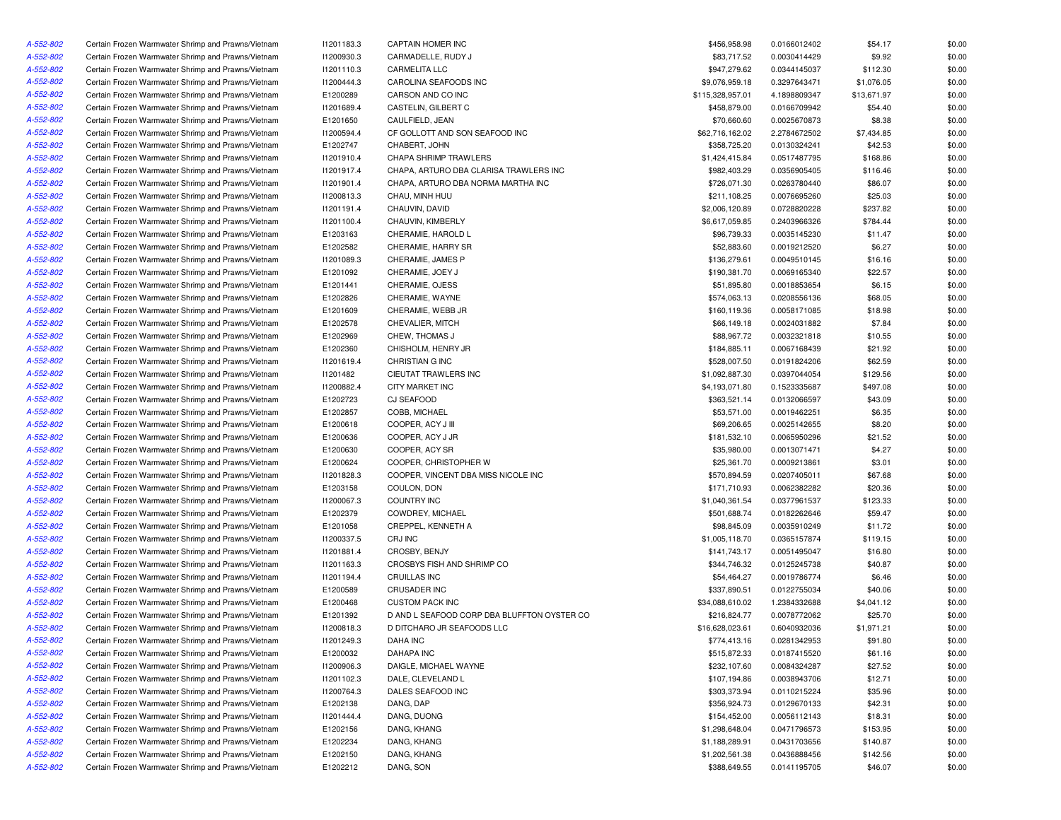| | | | | | | | |
|---|---|---|---|---|---|---|---|
| A-552-802 | Certain Frozen Warmwater Shrimp and Prawns/Vietnam | I1201183.3 | CAPTAIN HOMER INC | $456,958.98 | 0.0166012402 | $54.17 | $0.00 |
| A-552-802 | Certain Frozen Warmwater Shrimp and Prawns/Vietnam | I1200930.3 | CARMADELLE, RUDY J | $83,717.52 | 0.0030414429 | $9.92 | $0.00 |
| A-552-802 | Certain Frozen Warmwater Shrimp and Prawns/Vietnam | I1201110.3 | CARMELITA LLC | $947,279.62 | 0.0344145037 | $112.30 | $0.00 |
| A-552-802 | Certain Frozen Warmwater Shrimp and Prawns/Vietnam | I1200444.3 | CAROLINA SEAFOODS INC | $9,076,959.18 | 0.3297643471 | $1,076.05 | $0.00 |
| A-552-802 | Certain Frozen Warmwater Shrimp and Prawns/Vietnam | E1200289 | CARSON AND CO INC | $115,328,957.01 | 4.1898809347 | $13,671.97 | $0.00 |
| A-552-802 | Certain Frozen Warmwater Shrimp and Prawns/Vietnam | I1201689.4 | CASTELIN, GILBERT C | $458,879.00 | 0.0166709942 | $54.40 | $0.00 |
| A-552-802 | Certain Frozen Warmwater Shrimp and Prawns/Vietnam | E1201650 | CAULFIELD, JEAN | $70,660.60 | 0.0025670873 | $8.38 | $0.00 |
| A-552-802 | Certain Frozen Warmwater Shrimp and Prawns/Vietnam | I1200594.4 | CF GOLLOTT AND SON SEAFOOD INC | $62,716,162.02 | 2.2784672502 | $7,434.85 | $0.00 |
| A-552-802 | Certain Frozen Warmwater Shrimp and Prawns/Vietnam | E1202747 | CHABERT, JOHN | $358,725.20 | 0.0130324241 | $42.53 | $0.00 |
| A-552-802 | Certain Frozen Warmwater Shrimp and Prawns/Vietnam | I1201910.4 | CHAPA SHRIMP TRAWLERS | $1,424,415.84 | 0.0517487795 | $168.86 | $0.00 |
| A-552-802 | Certain Frozen Warmwater Shrimp and Prawns/Vietnam | I1201917.4 | CHAPA, ARTURO DBA CLARISA TRAWLERS INC | $982,403.29 | 0.0356905405 | $116.46 | $0.00 |
| A-552-802 | Certain Frozen Warmwater Shrimp and Prawns/Vietnam | I1201901.4 | CHAPA, ARTURO DBA NORMA MARTHA INC | $726,071.30 | 0.0263780440 | $86.07 | $0.00 |
| A-552-802 | Certain Frozen Warmwater Shrimp and Prawns/Vietnam | I1200813.3 | CHAU, MINH HUU | $211,108.25 | 0.0076695260 | $25.03 | $0.00 |
| A-552-802 | Certain Frozen Warmwater Shrimp and Prawns/Vietnam | I1201191.4 | CHAUVIN, DAVID | $2,006,120.89 | 0.0728820228 | $237.82 | $0.00 |
| A-552-802 | Certain Frozen Warmwater Shrimp and Prawns/Vietnam | I1201100.4 | CHAUVIN, KIMBERLY | $6,617,059.85 | 0.2403966326 | $784.44 | $0.00 |
| A-552-802 | Certain Frozen Warmwater Shrimp and Prawns/Vietnam | E1203163 | CHERAMIE, HAROLD L | $96,739.33 | 0.0035145230 | $11.47 | $0.00 |
| A-552-802 | Certain Frozen Warmwater Shrimp and Prawns/Vietnam | E1202582 | CHERAMIE, HARRY SR | $52,883.60 | 0.0019212520 | $6.27 | $0.00 |
| A-552-802 | Certain Frozen Warmwater Shrimp and Prawns/Vietnam | I1201089.3 | CHERAMIE, JAMES P | $136,279.61 | 0.0049510145 | $16.16 | $0.00 |
| A-552-802 | Certain Frozen Warmwater Shrimp and Prawns/Vietnam | E1201092 | CHERAMIE, JOEY J | $190,381.70 | 0.0069165340 | $22.57 | $0.00 |
| A-552-802 | Certain Frozen Warmwater Shrimp and Prawns/Vietnam | E1201441 | CHERAMIE, OJESS | $51,895.80 | 0.0018853654 | $6.15 | $0.00 |
| A-552-802 | Certain Frozen Warmwater Shrimp and Prawns/Vietnam | E1202826 | CHERAMIE, WAYNE | $574,063.13 | 0.0208556136 | $68.05 | $0.00 |
| A-552-802 | Certain Frozen Warmwater Shrimp and Prawns/Vietnam | E1201609 | CHERAMIE, WEBB JR | $160,119.36 | 0.0058171085 | $18.98 | $0.00 |
| A-552-802 | Certain Frozen Warmwater Shrimp and Prawns/Vietnam | E1202578 | CHEVALIER, MITCH | $66,149.18 | 0.0024031882 | $7.84 | $0.00 |
| A-552-802 | Certain Frozen Warmwater Shrimp and Prawns/Vietnam | E1202969 | CHEW, THOMAS J | $88,967.72 | 0.0032321818 | $10.55 | $0.00 |
| A-552-802 | Certain Frozen Warmwater Shrimp and Prawns/Vietnam | E1202360 | CHISHOLM, HENRY JR | $184,885.11 | 0.0067168439 | $21.92 | $0.00 |
| A-552-802 | Certain Frozen Warmwater Shrimp and Prawns/Vietnam | I1201619.4 | CHRISTIAN G INC | $528,007.50 | 0.0191824206 | $62.59 | $0.00 |
| A-552-802 | Certain Frozen Warmwater Shrimp and Prawns/Vietnam | I1201482 | CIEUTAT TRAWLERS INC | $1,092,887.30 | 0.0397044054 | $129.56 | $0.00 |
| A-552-802 | Certain Frozen Warmwater Shrimp and Prawns/Vietnam | I1200882.4 | CITY MARKET INC | $4,193,071.80 | 0.1523335687 | $497.08 | $0.00 |
| A-552-802 | Certain Frozen Warmwater Shrimp and Prawns/Vietnam | E1202723 | CJ SEAFOOD | $363,521.14 | 0.0132066597 | $43.09 | $0.00 |
| A-552-802 | Certain Frozen Warmwater Shrimp and Prawns/Vietnam | E1202857 | COBB, MICHAEL | $53,571.00 | 0.0019462251 | $6.35 | $0.00 |
| A-552-802 | Certain Frozen Warmwater Shrimp and Prawns/Vietnam | E1200618 | COOPER, ACY J III | $69,206.65 | 0.0025142655 | $8.20 | $0.00 |
| A-552-802 | Certain Frozen Warmwater Shrimp and Prawns/Vietnam | E1200636 | COOPER, ACY J JR | $181,532.10 | 0.0065950296 | $21.52 | $0.00 |
| A-552-802 | Certain Frozen Warmwater Shrimp and Prawns/Vietnam | E1200630 | COOPER, ACY SR | $35,980.00 | 0.0013071471 | $4.27 | $0.00 |
| A-552-802 | Certain Frozen Warmwater Shrimp and Prawns/Vietnam | E1200624 | COOPER, CHRISTOPHER W | $25,361.70 | 0.0009213861 | $3.01 | $0.00 |
| A-552-802 | Certain Frozen Warmwater Shrimp and Prawns/Vietnam | I1201828.3 | COOPER, VINCENT DBA MISS NICOLE INC | $570,894.59 | 0.0207405011 | $67.68 | $0.00 |
| A-552-802 | Certain Frozen Warmwater Shrimp and Prawns/Vietnam | E1203158 | COULON, DON | $171,710.93 | 0.0062382282 | $20.36 | $0.00 |
| A-552-802 | Certain Frozen Warmwater Shrimp and Prawns/Vietnam | I1200067.3 | COUNTRY INC | $1,040,361.54 | 0.0377961537 | $123.33 | $0.00 |
| A-552-802 | Certain Frozen Warmwater Shrimp and Prawns/Vietnam | E1202379 | COWDREY, MICHAEL | $501,688.74 | 0.0182262646 | $59.47 | $0.00 |
| A-552-802 | Certain Frozen Warmwater Shrimp and Prawns/Vietnam | E1201058 | CREPPEL, KENNETH A | $98,845.09 | 0.0035910249 | $11.72 | $0.00 |
| A-552-802 | Certain Frozen Warmwater Shrimp and Prawns/Vietnam | I1200337.5 | CRJ INC | $1,005,118.70 | 0.0365157874 | $119.15 | $0.00 |
| A-552-802 | Certain Frozen Warmwater Shrimp and Prawns/Vietnam | I1201881.4 | CROSBY, BENJY | $141,743.17 | 0.0051495047 | $16.80 | $0.00 |
| A-552-802 | Certain Frozen Warmwater Shrimp and Prawns/Vietnam | I1201163.3 | CROSBYS FISH AND SHRIMP CO | $344,746.32 | 0.0125245738 | $40.87 | $0.00 |
| A-552-802 | Certain Frozen Warmwater Shrimp and Prawns/Vietnam | I1201194.4 | CRUILLAS INC | $54,464.27 | 0.0019786774 | $6.46 | $0.00 |
| A-552-802 | Certain Frozen Warmwater Shrimp and Prawns/Vietnam | E1200589 | CRUSADER INC | $337,890.51 | 0.0122755034 | $40.06 | $0.00 |
| A-552-802 | Certain Frozen Warmwater Shrimp and Prawns/Vietnam | E1200468 | CUSTOM PACK INC | $34,088,610.02 | 1.2384332688 | $4,041.12 | $0.00 |
| A-552-802 | Certain Frozen Warmwater Shrimp and Prawns/Vietnam | E1201392 | D AND L SEAFOOD CORP DBA BLUFFTON OYSTER CO | $216,824.77 | 0.0078772062 | $25.70 | $0.00 |
| A-552-802 | Certain Frozen Warmwater Shrimp and Prawns/Vietnam | I1200818.3 | D DITCHARO JR SEAFOODS LLC | $16,628,023.61 | 0.6040932036 | $1,971.21 | $0.00 |
| A-552-802 | Certain Frozen Warmwater Shrimp and Prawns/Vietnam | I1201249.3 | DAHA INC | $774,413.16 | 0.0281342953 | $91.80 | $0.00 |
| A-552-802 | Certain Frozen Warmwater Shrimp and Prawns/Vietnam | E1200032 | DAHAPA INC | $515,872.33 | 0.0187415520 | $61.16 | $0.00 |
| A-552-802 | Certain Frozen Warmwater Shrimp and Prawns/Vietnam | I1200906.3 | DAIGLE, MICHAEL WAYNE | $232,107.60 | 0.0084324287 | $27.52 | $0.00 |
| A-552-802 | Certain Frozen Warmwater Shrimp and Prawns/Vietnam | I1201102.3 | DALE, CLEVELAND L | $107,194.86 | 0.0038943706 | $12.71 | $0.00 |
| A-552-802 | Certain Frozen Warmwater Shrimp and Prawns/Vietnam | I1200764.3 | DALES SEAFOOD INC | $303,373.94 | 0.0110215224 | $35.96 | $0.00 |
| A-552-802 | Certain Frozen Warmwater Shrimp and Prawns/Vietnam | E1202138 | DANG, DAP | $356,924.73 | 0.0129670133 | $42.31 | $0.00 |
| A-552-802 | Certain Frozen Warmwater Shrimp and Prawns/Vietnam | I1201444.4 | DANG, DUONG | $154,452.00 | 0.0056112143 | $18.31 | $0.00 |
| A-552-802 | Certain Frozen Warmwater Shrimp and Prawns/Vietnam | E1202156 | DANG, KHANG | $1,298,648.04 | 0.0471796573 | $153.95 | $0.00 |
| A-552-802 | Certain Frozen Warmwater Shrimp and Prawns/Vietnam | E1202234 | DANG, KHANG | $1,188,289.91 | 0.0431703656 | $140.87 | $0.00 |
| A-552-802 | Certain Frozen Warmwater Shrimp and Prawns/Vietnam | E1202150 | DANG, KHANG | $1,202,561.38 | 0.0436888456 | $142.56 | $0.00 |
| A-552-802 | Certain Frozen Warmwater Shrimp and Prawns/Vietnam | E1202212 | DANG, SON | $388,649.55 | 0.0141195705 | $46.07 | $0.00 |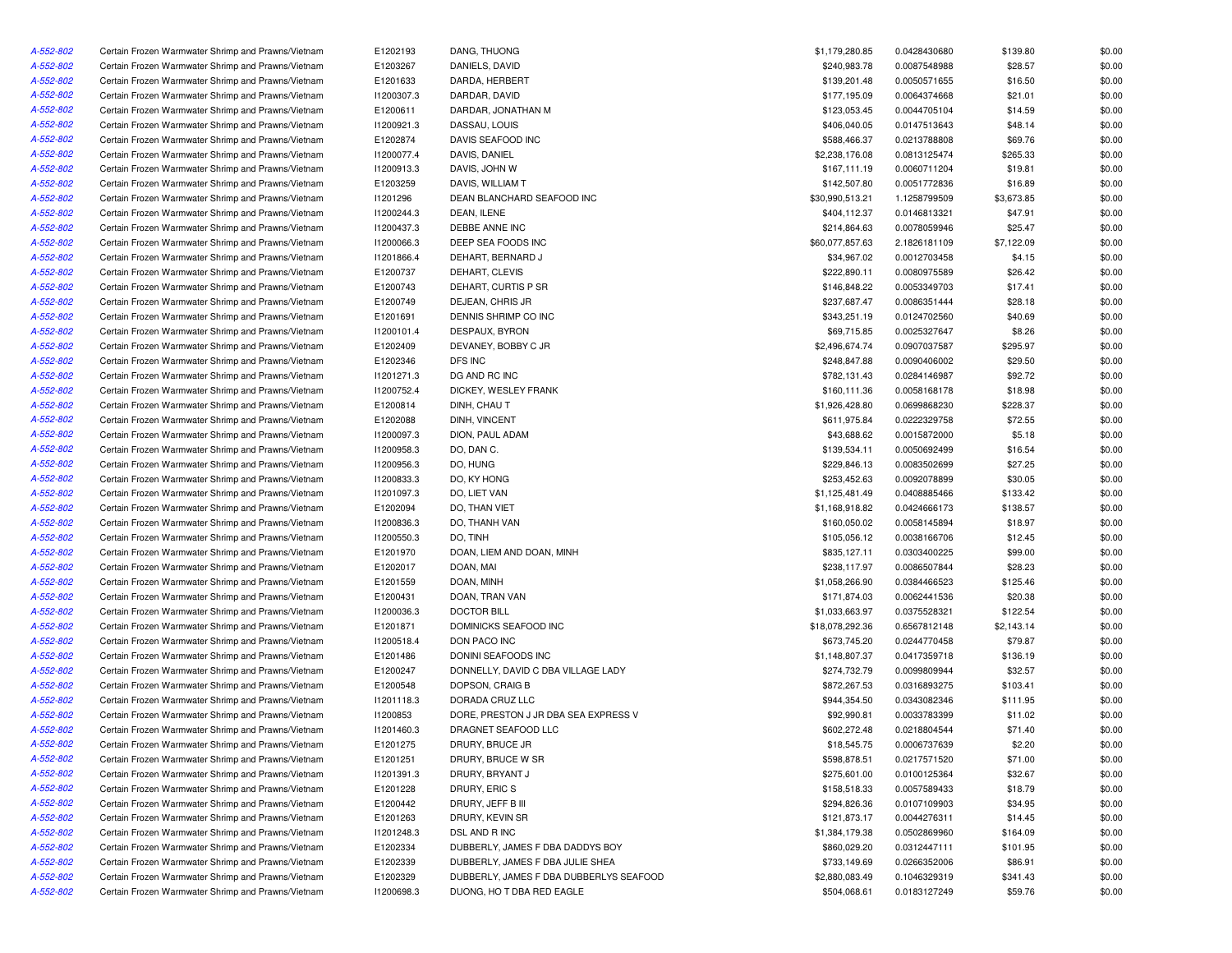| | | | | | | | |
|---|---|---|---|---|---|---|---|
| A-552-802 | Certain Frozen Warmwater Shrimp and Prawns/Vietnam | E1202193 | DANG, THUONG | $1,179,280.85 | 0.0428430680 | $139.80 | $0.00 |
| A-552-802 | Certain Frozen Warmwater Shrimp and Prawns/Vietnam | E1203267 | DANIELS, DAVID | $240,983.78 | 0.0087548988 | $28.57 | $0.00 |
| A-552-802 | Certain Frozen Warmwater Shrimp and Prawns/Vietnam | E1201633 | DARDA, HERBERT | $139,201.48 | 0.0050571655 | $16.50 | $0.00 |
| A-552-802 | Certain Frozen Warmwater Shrimp and Prawns/Vietnam | I1200307.3 | DARDAR, DAVID | $177,195.09 | 0.0064374668 | $21.01 | $0.00 |
| A-552-802 | Certain Frozen Warmwater Shrimp and Prawns/Vietnam | E1200611 | DARDAR, JONATHAN M | $123,053.45 | 0.0044705104 | $14.59 | $0.00 |
| A-552-802 | Certain Frozen Warmwater Shrimp and Prawns/Vietnam | I1200921.3 | DASSAU, LOUIS | $406,040.05 | 0.0147513643 | $48.14 | $0.00 |
| A-552-802 | Certain Frozen Warmwater Shrimp and Prawns/Vietnam | E1202874 | DAVIS SEAFOOD INC | $588,466.37 | 0.0213788808 | $69.76 | $0.00 |
| A-552-802 | Certain Frozen Warmwater Shrimp and Prawns/Vietnam | I1200077.4 | DAVIS, DANIEL | $2,238,176.08 | 0.0813125474 | $265.33 | $0.00 |
| A-552-802 | Certain Frozen Warmwater Shrimp and Prawns/Vietnam | I1200913.3 | DAVIS, JOHN W | $167,111.19 | 0.0060711204 | $19.81 | $0.00 |
| A-552-802 | Certain Frozen Warmwater Shrimp and Prawns/Vietnam | E1203259 | DAVIS, WILLIAM T | $142,507.80 | 0.0051772836 | $16.89 | $0.00 |
| A-552-802 | Certain Frozen Warmwater Shrimp and Prawns/Vietnam | I1201296 | DEAN BLANCHARD SEAFOOD INC | $30,990,513.21 | 1.1258799509 | $3,673.85 | $0.00 |
| A-552-802 | Certain Frozen Warmwater Shrimp and Prawns/Vietnam | I1200244.3 | DEAN, ILENE | $404,112.37 | 0.0146813321 | $47.91 | $0.00 |
| A-552-802 | Certain Frozen Warmwater Shrimp and Prawns/Vietnam | I1200437.3 | DEBBE ANNE INC | $214,864.63 | 0.0078059946 | $25.47 | $0.00 |
| A-552-802 | Certain Frozen Warmwater Shrimp and Prawns/Vietnam | I1200066.3 | DEEP SEA FOODS INC | $60,077,857.63 | 2.1826181109 | $7,122.09 | $0.00 |
| A-552-802 | Certain Frozen Warmwater Shrimp and Prawns/Vietnam | I1201866.4 | DEHART, BERNARD J | $34,967.02 | 0.0012703458 | $4.15 | $0.00 |
| A-552-802 | Certain Frozen Warmwater Shrimp and Prawns/Vietnam | E1200737 | DEHART, CLEVIS | $222,890.11 | 0.0080975589 | $26.42 | $0.00 |
| A-552-802 | Certain Frozen Warmwater Shrimp and Prawns/Vietnam | E1200743 | DEHART, CURTIS P SR | $146,848.22 | 0.0053349703 | $17.41 | $0.00 |
| A-552-802 | Certain Frozen Warmwater Shrimp and Prawns/Vietnam | E1200749 | DEJEAN, CHRIS JR | $237,687.47 | 0.0086351444 | $28.18 | $0.00 |
| A-552-802 | Certain Frozen Warmwater Shrimp and Prawns/Vietnam | E1201691 | DENNIS SHRIMP CO INC | $343,251.19 | 0.0124702560 | $40.69 | $0.00 |
| A-552-802 | Certain Frozen Warmwater Shrimp and Prawns/Vietnam | I1200101.4 | DESPAUX, BYRON | $69,715.85 | 0.0025327647 | $8.26 | $0.00 |
| A-552-802 | Certain Frozen Warmwater Shrimp and Prawns/Vietnam | E1202409 | DEVANEY, BOBBY C JR | $2,496,674.74 | 0.0907037587 | $295.97 | $0.00 |
| A-552-802 | Certain Frozen Warmwater Shrimp and Prawns/Vietnam | E1202346 | DFS INC | $248,847.88 | 0.0090406002 | $29.50 | $0.00 |
| A-552-802 | Certain Frozen Warmwater Shrimp and Prawns/Vietnam | I1201271.3 | DG AND RC INC | $782,131.43 | 0.0284146987 | $92.72 | $0.00 |
| A-552-802 | Certain Frozen Warmwater Shrimp and Prawns/Vietnam | I1200752.4 | DICKEY, WESLEY FRANK | $160,111.36 | 0.0058168178 | $18.98 | $0.00 |
| A-552-802 | Certain Frozen Warmwater Shrimp and Prawns/Vietnam | E1200814 | DINH, CHAU T | $1,926,428.80 | 0.0699868230 | $228.37 | $0.00 |
| A-552-802 | Certain Frozen Warmwater Shrimp and Prawns/Vietnam | E1202088 | DINH, VINCENT | $611,975.84 | 0.0222329758 | $72.55 | $0.00 |
| A-552-802 | Certain Frozen Warmwater Shrimp and Prawns/Vietnam | I1200097.3 | DION, PAUL ADAM | $43,688.62 | 0.0015872000 | $5.18 | $0.00 |
| A-552-802 | Certain Frozen Warmwater Shrimp and Prawns/Vietnam | I1200958.3 | DO, DAN C. | $139,534.11 | 0.0050692499 | $16.54 | $0.00 |
| A-552-802 | Certain Frozen Warmwater Shrimp and Prawns/Vietnam | I1200956.3 | DO, HUNG | $229,846.13 | 0.0083502699 | $27.25 | $0.00 |
| A-552-802 | Certain Frozen Warmwater Shrimp and Prawns/Vietnam | I1200833.3 | DO, KY HONG | $253,452.63 | 0.0092078899 | $30.05 | $0.00 |
| A-552-802 | Certain Frozen Warmwater Shrimp and Prawns/Vietnam | I1201097.3 | DO, LIET VAN | $1,125,481.49 | 0.0408885466 | $133.42 | $0.00 |
| A-552-802 | Certain Frozen Warmwater Shrimp and Prawns/Vietnam | E1202094 | DO, THAN VIET | $1,168,918.82 | 0.0424666173 | $138.57 | $0.00 |
| A-552-802 | Certain Frozen Warmwater Shrimp and Prawns/Vietnam | I1200836.3 | DO, THANH VAN | $160,050.02 | 0.0058145894 | $18.97 | $0.00 |
| A-552-802 | Certain Frozen Warmwater Shrimp and Prawns/Vietnam | I1200550.3 | DO, TINH | $105,056.12 | 0.0038166706 | $12.45 | $0.00 |
| A-552-802 | Certain Frozen Warmwater Shrimp and Prawns/Vietnam | E1201970 | DOAN, LIEM AND DOAN, MINH | $835,127.11 | 0.0303400225 | $99.00 | $0.00 |
| A-552-802 | Certain Frozen Warmwater Shrimp and Prawns/Vietnam | E1202017 | DOAN, MAI | $238,117.97 | 0.0086507844 | $28.23 | $0.00 |
| A-552-802 | Certain Frozen Warmwater Shrimp and Prawns/Vietnam | E1201559 | DOAN, MINH | $1,058,266.90 | 0.0384466523 | $125.46 | $0.00 |
| A-552-802 | Certain Frozen Warmwater Shrimp and Prawns/Vietnam | E1200431 | DOAN, TRAN VAN | $171,874.03 | 0.0062441536 | $20.38 | $0.00 |
| A-552-802 | Certain Frozen Warmwater Shrimp and Prawns/Vietnam | I1200036.3 | DOCTOR BILL | $1,033,663.97 | 0.0375528321 | $122.54 | $0.00 |
| A-552-802 | Certain Frozen Warmwater Shrimp and Prawns/Vietnam | E1201871 | DOMINICKS SEAFOOD INC | $18,078,292.36 | 0.6567812148 | $2,143.14 | $0.00 |
| A-552-802 | Certain Frozen Warmwater Shrimp and Prawns/Vietnam | I1200518.4 | DON PACO INC | $673,745.20 | 0.0244770458 | $79.87 | $0.00 |
| A-552-802 | Certain Frozen Warmwater Shrimp and Prawns/Vietnam | E1201486 | DONINI SEAFOODS INC | $1,148,807.37 | 0.0417359718 | $136.19 | $0.00 |
| A-552-802 | Certain Frozen Warmwater Shrimp and Prawns/Vietnam | E1200247 | DONNELLY, DAVID C DBA VILLAGE LADY | $274,732.79 | 0.0099809944 | $32.57 | $0.00 |
| A-552-802 | Certain Frozen Warmwater Shrimp and Prawns/Vietnam | E1200548 | DOPSON, CRAIG B | $872,267.53 | 0.0316893275 | $103.41 | $0.00 |
| A-552-802 | Certain Frozen Warmwater Shrimp and Prawns/Vietnam | I1201118.3 | DORADA CRUZ LLC | $944,354.50 | 0.0343082346 | $111.95 | $0.00 |
| A-552-802 | Certain Frozen Warmwater Shrimp and Prawns/Vietnam | I1200853 | DORE, PRESTON J JR DBA SEA EXPRESS V | $92,990.81 | 0.0033783399 | $11.02 | $0.00 |
| A-552-802 | Certain Frozen Warmwater Shrimp and Prawns/Vietnam | I1201460.3 | DRAGNET SEAFOOD LLC | $602,272.48 | 0.0218804544 | $71.40 | $0.00 |
| A-552-802 | Certain Frozen Warmwater Shrimp and Prawns/Vietnam | E1201275 | DRURY, BRUCE JR | $18,545.75 | 0.0006737639 | $2.20 | $0.00 |
| A-552-802 | Certain Frozen Warmwater Shrimp and Prawns/Vietnam | E1201251 | DRURY, BRUCE W SR | $598,878.51 | 0.0217571520 | $71.00 | $0.00 |
| A-552-802 | Certain Frozen Warmwater Shrimp and Prawns/Vietnam | I1201391.3 | DRURY, BRYANT J | $275,601.00 | 0.0100125364 | $32.67 | $0.00 |
| A-552-802 | Certain Frozen Warmwater Shrimp and Prawns/Vietnam | E1201228 | DRURY, ERIC S | $158,518.33 | 0.0057589433 | $18.79 | $0.00 |
| A-552-802 | Certain Frozen Warmwater Shrimp and Prawns/Vietnam | E1200442 | DRURY, JEFF B III | $294,826.36 | 0.0107109903 | $34.95 | $0.00 |
| A-552-802 | Certain Frozen Warmwater Shrimp and Prawns/Vietnam | E1201263 | DRURY, KEVIN SR | $121,873.17 | 0.0044276311 | $14.45 | $0.00 |
| A-552-802 | Certain Frozen Warmwater Shrimp and Prawns/Vietnam | I1201248.3 | DSL AND R INC | $1,384,179.38 | 0.0502869960 | $164.09 | $0.00 |
| A-552-802 | Certain Frozen Warmwater Shrimp and Prawns/Vietnam | E1202334 | DUBBERLY, JAMES F DBA DADDYS BOY | $860,029.20 | 0.0312447111 | $101.95 | $0.00 |
| A-552-802 | Certain Frozen Warmwater Shrimp and Prawns/Vietnam | E1202339 | DUBBERLY, JAMES F DBA JULIE SHEA | $733,149.69 | 0.0266352006 | $86.91 | $0.00 |
| A-552-802 | Certain Frozen Warmwater Shrimp and Prawns/Vietnam | E1202329 | DUBBERLY, JAMES F DBA DUBBERLYS SEAFOOD | $2,880,083.49 | 0.1046329319 | $341.43 | $0.00 |
| A-552-802 | Certain Frozen Warmwater Shrimp and Prawns/Vietnam | I1200698.3 | DUONG, HO T DBA RED EAGLE | $504,068.61 | 0.0183127249 | $59.76 | $0.00 |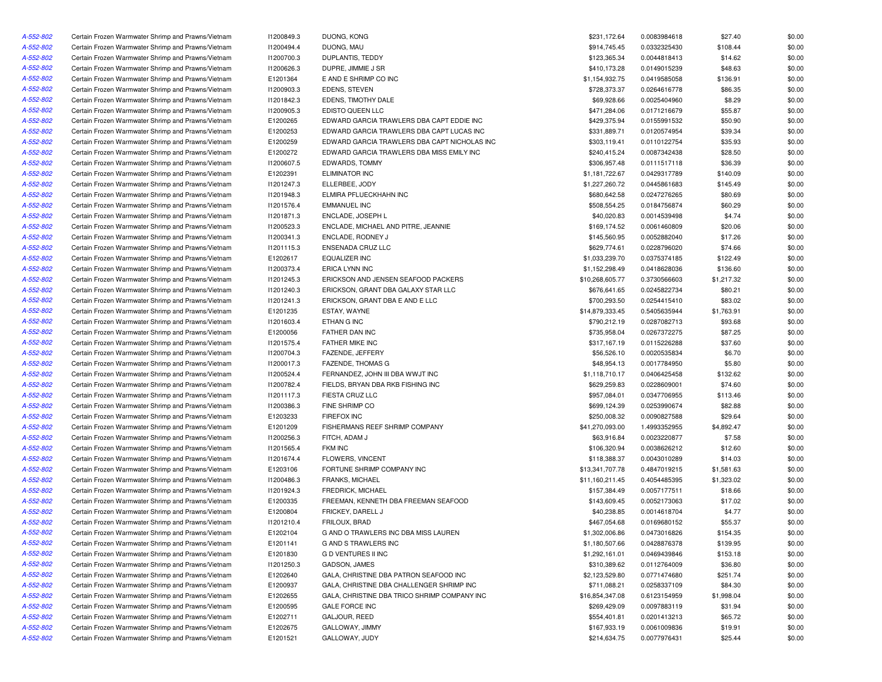| | | | | | | | |
|---|---|---|---|---|---|---|---|
| A-552-802 | Certain Frozen Warmwater Shrimp and Prawns/Vietnam | I1200849.3 | DUONG, KONG | $231,172.64 | 0.0083984618 | $27.40 | $0.00 |
| A-552-802 | Certain Frozen Warmwater Shrimp and Prawns/Vietnam | I1200494.4 | DUONG, MAU | $914,745.45 | 0.0332325430 | $108.44 | $0.00 |
| A-552-802 | Certain Frozen Warmwater Shrimp and Prawns/Vietnam | I1200700.3 | DUPLANTIS, TEDDY | $123,365.34 | 0.0044818413 | $14.62 | $0.00 |
| A-552-802 | Certain Frozen Warmwater Shrimp and Prawns/Vietnam | I1200626.3 | DUPRE, JIMMIE J SR | $410,173.28 | 0.0149015239 | $48.63 | $0.00 |
| A-552-802 | Certain Frozen Warmwater Shrimp and Prawns/Vietnam | E1201364 | E AND E SHRIMP CO INC | $1,154,932.75 | 0.0419585058 | $136.91 | $0.00 |
| A-552-802 | Certain Frozen Warmwater Shrimp and Prawns/Vietnam | I1200903.3 | EDENS, STEVEN | $728,373.37 | 0.0264616778 | $86.35 | $0.00 |
| A-552-802 | Certain Frozen Warmwater Shrimp and Prawns/Vietnam | I1201842.3 | EDENS, TIMOTHY DALE | $69,928.66 | 0.0025404960 | $8.29 | $0.00 |
| A-552-802 | Certain Frozen Warmwater Shrimp and Prawns/Vietnam | I1200905.3 | EDISTO QUEEN LLC | $471,284.06 | 0.0171216679 | $55.87 | $0.00 |
| A-552-802 | Certain Frozen Warmwater Shrimp and Prawns/Vietnam | E1200265 | EDWARD GARCIA TRAWLERS DBA CAPT EDDIE INC | $429,375.94 | 0.0155991532 | $50.90 | $0.00 |
| A-552-802 | Certain Frozen Warmwater Shrimp and Prawns/Vietnam | E1200253 | EDWARD GARCIA TRAWLERS DBA CAPT LUCAS INC | $331,889.71 | 0.0120574954 | $39.34 | $0.00 |
| A-552-802 | Certain Frozen Warmwater Shrimp and Prawns/Vietnam | E1200259 | EDWARD GARCIA TRAWLERS DBA CAPT NICHOLAS INC | $303,119.41 | 0.0110122754 | $35.93 | $0.00 |
| A-552-802 | Certain Frozen Warmwater Shrimp and Prawns/Vietnam | E1200272 | EDWARD GARCIA TRAWLERS DBA MISS EMILY INC | $240,415.24 | 0.0087342438 | $28.50 | $0.00 |
| A-552-802 | Certain Frozen Warmwater Shrimp and Prawns/Vietnam | I1200607.5 | EDWARDS, TOMMY | $306,957.48 | 0.0111517118 | $36.39 | $0.00 |
| A-552-802 | Certain Frozen Warmwater Shrimp and Prawns/Vietnam | E1202391 | ELIMINATOR INC | $1,181,722.67 | 0.0429317789 | $140.09 | $0.00 |
| A-552-802 | Certain Frozen Warmwater Shrimp and Prawns/Vietnam | I1201247.3 | ELLERBEE, JODY | $1,227,260.72 | 0.0445861683 | $145.49 | $0.00 |
| A-552-802 | Certain Frozen Warmwater Shrimp and Prawns/Vietnam | I1201948.3 | ELMIRA PFLUECKHAHN INC | $680,642.58 | 0.0247276265 | $80.69 | $0.00 |
| A-552-802 | Certain Frozen Warmwater Shrimp and Prawns/Vietnam | I1201576.4 | EMMANUEL INC | $508,554.25 | 0.0184756874 | $60.29 | $0.00 |
| A-552-802 | Certain Frozen Warmwater Shrimp and Prawns/Vietnam | I1201871.3 | ENCLADE, JOSEPH L | $40,020.83 | 0.0014539498 | $4.74 | $0.00 |
| A-552-802 | Certain Frozen Warmwater Shrimp and Prawns/Vietnam | I1200523.3 | ENCLADE, MICHAEL AND PITRE, JEANNIE | $169,174.52 | 0.0061460809 | $20.06 | $0.00 |
| A-552-802 | Certain Frozen Warmwater Shrimp and Prawns/Vietnam | I1200341.3 | ENCLADE, RODNEY J | $145,560.95 | 0.0052882040 | $17.26 | $0.00 |
| A-552-802 | Certain Frozen Warmwater Shrimp and Prawns/Vietnam | I1201115.3 | ENSENADA CRUZ LLC | $629,774.61 | 0.0228796020 | $74.66 | $0.00 |
| A-552-802 | Certain Frozen Warmwater Shrimp and Prawns/Vietnam | E1202617 | EQUALIZER INC | $1,033,239.70 | 0.0375374185 | $122.49 | $0.00 |
| A-552-802 | Certain Frozen Warmwater Shrimp and Prawns/Vietnam | I1200373.4 | ERICA LYNN INC | $1,152,298.49 | 0.0418628036 | $136.60 | $0.00 |
| A-552-802 | Certain Frozen Warmwater Shrimp and Prawns/Vietnam | I1201245.3 | ERICKSON AND JENSEN SEAFOOD PACKERS | $10,268,605.77 | 0.3730566603 | $1,217.32 | $0.00 |
| A-552-802 | Certain Frozen Warmwater Shrimp and Prawns/Vietnam | I1201240.3 | ERICKSON, GRANT DBA GALAXY STAR LLC | $676,641.65 | 0.0245822734 | $80.21 | $0.00 |
| A-552-802 | Certain Frozen Warmwater Shrimp and Prawns/Vietnam | I1201241.3 | ERICKSON, GRANT DBA E AND E LLC | $700,293.50 | 0.0254415410 | $83.02 | $0.00 |
| A-552-802 | Certain Frozen Warmwater Shrimp and Prawns/Vietnam | E1201235 | ESTAY, WAYNE | $14,879,333.45 | 0.5405635944 | $1,763.91 | $0.00 |
| A-552-802 | Certain Frozen Warmwater Shrimp and Prawns/Vietnam | I1201603.4 | ETHAN G INC | $790,212.19 | 0.0287082713 | $93.68 | $0.00 |
| A-552-802 | Certain Frozen Warmwater Shrimp and Prawns/Vietnam | E1200056 | FATHER DAN INC | $735,958.04 | 0.0267372275 | $87.25 | $0.00 |
| A-552-802 | Certain Frozen Warmwater Shrimp and Prawns/Vietnam | I1201575.4 | FATHER MIKE INC | $317,167.19 | 0.0115226288 | $37.60 | $0.00 |
| A-552-802 | Certain Frozen Warmwater Shrimp and Prawns/Vietnam | I1200704.3 | FAZENDE, JEFFERY | $56,526.10 | 0.0020535834 | $6.70 | $0.00 |
| A-552-802 | Certain Frozen Warmwater Shrimp and Prawns/Vietnam | I1200017.3 | FAZENDE, THOMAS G | $48,954.13 | 0.0017784950 | $5.80 | $0.00 |
| A-552-802 | Certain Frozen Warmwater Shrimp and Prawns/Vietnam | I1200524.4 | FERNANDEZ, JOHN III DBA WWJT INC | $1,118,710.17 | 0.0406425458 | $132.62 | $0.00 |
| A-552-802 | Certain Frozen Warmwater Shrimp and Prawns/Vietnam | I1200782.4 | FIELDS, BRYAN DBA RKB FISHING INC | $629,259.83 | 0.0228609001 | $74.60 | $0.00 |
| A-552-802 | Certain Frozen Warmwater Shrimp and Prawns/Vietnam | I1201117.3 | FIESTA CRUZ LLC | $957,084.01 | 0.0347706955 | $113.46 | $0.00 |
| A-552-802 | Certain Frozen Warmwater Shrimp and Prawns/Vietnam | I1200386.3 | FINE SHRIMP CO | $699,124.39 | 0.0253990674 | $82.88 | $0.00 |
| A-552-802 | Certain Frozen Warmwater Shrimp and Prawns/Vietnam | E1203233 | FIREFOX INC | $250,008.32 | 0.0090827588 | $29.64 | $0.00 |
| A-552-802 | Certain Frozen Warmwater Shrimp and Prawns/Vietnam | E1201209 | FISHERMANS REEF SHRIMP COMPANY | $41,270,093.00 | 1.4993352955 | $4,892.47 | $0.00 |
| A-552-802 | Certain Frozen Warmwater Shrimp and Prawns/Vietnam | I1200256.3 | FITCH, ADAM J | $63,916.84 | 0.0023220877 | $7.58 | $0.00 |
| A-552-802 | Certain Frozen Warmwater Shrimp and Prawns/Vietnam | I1201565.4 | FKM INC | $106,320.94 | 0.0038626212 | $12.60 | $0.00 |
| A-552-802 | Certain Frozen Warmwater Shrimp and Prawns/Vietnam | I1201674.4 | FLOWERS, VINCENT | $118,388.37 | 0.0043010289 | $14.03 | $0.00 |
| A-552-802 | Certain Frozen Warmwater Shrimp and Prawns/Vietnam | E1203106 | FORTUNE SHRIMP COMPANY INC | $13,341,707.78 | 0.4847019215 | $1,581.63 | $0.00 |
| A-552-802 | Certain Frozen Warmwater Shrimp and Prawns/Vietnam | I1200486.3 | FRANKS, MICHAEL | $11,160,211.45 | 0.4054485395 | $1,323.02 | $0.00 |
| A-552-802 | Certain Frozen Warmwater Shrimp and Prawns/Vietnam | I1201924.3 | FREDRICK, MICHAEL | $157,384.49 | 0.0057177511 | $18.66 | $0.00 |
| A-552-802 | Certain Frozen Warmwater Shrimp and Prawns/Vietnam | E1200335 | FREEMAN, KENNETH DBA FREEMAN SEAFOOD | $143,609.45 | 0.0052173063 | $17.02 | $0.00 |
| A-552-802 | Certain Frozen Warmwater Shrimp and Prawns/Vietnam | E1200804 | FRICKEY, DARELL J | $40,238.85 | 0.0014618704 | $4.77 | $0.00 |
| A-552-802 | Certain Frozen Warmwater Shrimp and Prawns/Vietnam | I1201210.4 | FRILOUX, BRAD | $467,054.68 | 0.0169680152 | $55.37 | $0.00 |
| A-552-802 | Certain Frozen Warmwater Shrimp and Prawns/Vietnam | E1202104 | G AND O TRAWLERS INC DBA MISS LAUREN | $1,302,006.86 | 0.0473016826 | $154.35 | $0.00 |
| A-552-802 | Certain Frozen Warmwater Shrimp and Prawns/Vietnam | E1201141 | G AND S TRAWLERS INC | $1,180,507.66 | 0.0428876378 | $139.95 | $0.00 |
| A-552-802 | Certain Frozen Warmwater Shrimp and Prawns/Vietnam | E1201830 | G D VENTURES II INC | $1,292,161.01 | 0.0469439846 | $153.18 | $0.00 |
| A-552-802 | Certain Frozen Warmwater Shrimp and Prawns/Vietnam | I1201250.3 | GADSON, JAMES | $310,389.62 | 0.0112764009 | $36.80 | $0.00 |
| A-552-802 | Certain Frozen Warmwater Shrimp and Prawns/Vietnam | E1202640 | GALA, CHRISTINE DBA PATRON SEAFOOD INC | $2,123,529.80 | 0.0771474680 | $251.74 | $0.00 |
| A-552-802 | Certain Frozen Warmwater Shrimp and Prawns/Vietnam | E1200937 | GALA, CHRISTINE DBA CHALLENGER SHRIMP INC | $711,088.21 | 0.0258337109 | $84.30 | $0.00 |
| A-552-802 | Certain Frozen Warmwater Shrimp and Prawns/Vietnam | E1202655 | GALA, CHRISTINE DBA TRICO SHRIMP COMPANY INC | $16,854,347.08 | 0.6123154959 | $1,998.04 | $0.00 |
| A-552-802 | Certain Frozen Warmwater Shrimp and Prawns/Vietnam | E1200595 | GALE FORCE INC | $269,429.09 | 0.0097883119 | $31.94 | $0.00 |
| A-552-802 | Certain Frozen Warmwater Shrimp and Prawns/Vietnam | E1202711 | GALJOUR, REED | $554,401.81 | 0.0201413213 | $65.72 | $0.00 |
| A-552-802 | Certain Frozen Warmwater Shrimp and Prawns/Vietnam | E1202675 | GALLOWAY, JIMMY | $167,933.19 | 0.0061009836 | $19.91 | $0.00 |
| A-552-802 | Certain Frozen Warmwater Shrimp and Prawns/Vietnam | E1201521 | GALLOWAY, JUDY | $214,634.75 | 0.0077976431 | $25.44 | $0.00 |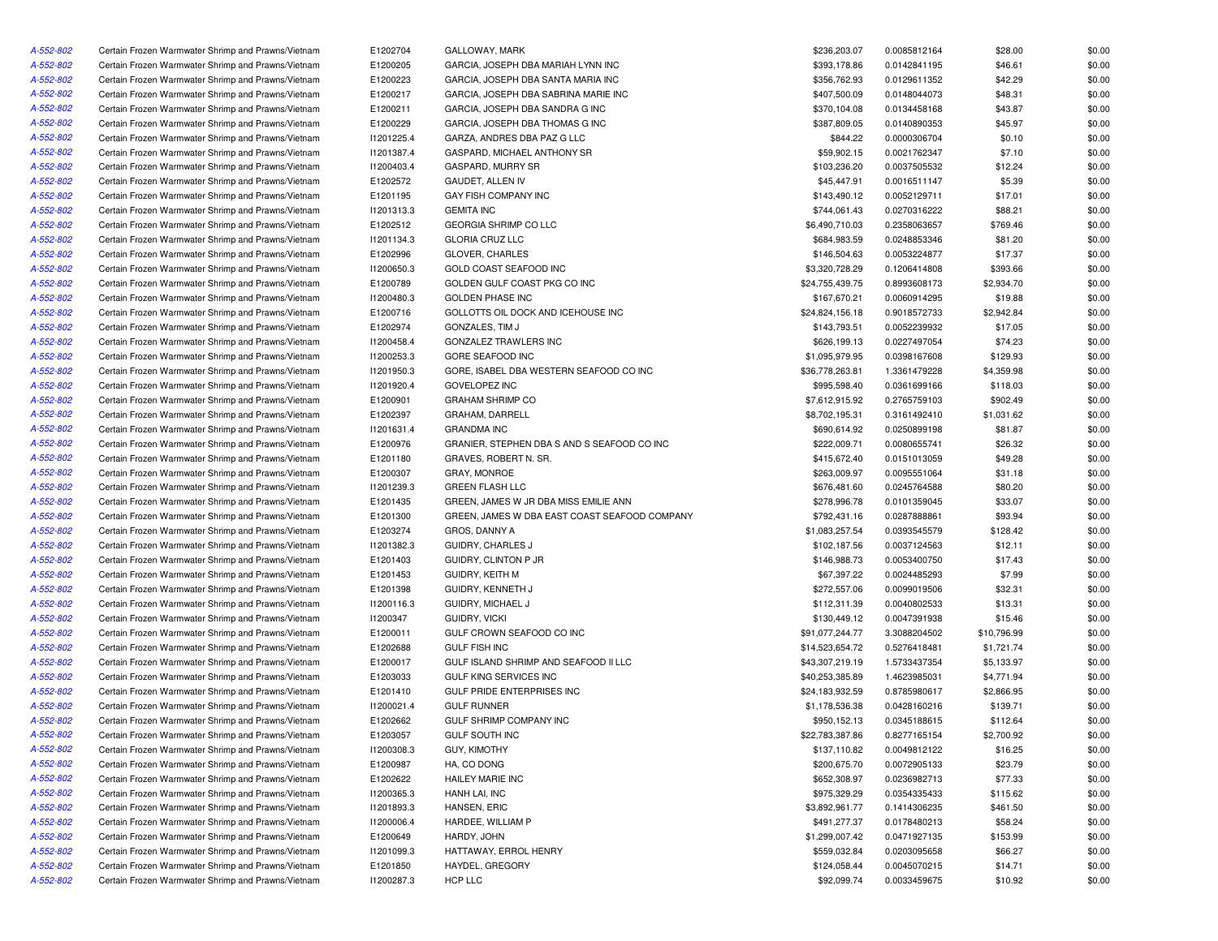| | | | | | | | |
|---|---|---|---|---|---|---|---|
| A-552-802 | Certain Frozen Warmwater Shrimp and Prawns/Vietnam | E1202704 | GALLOWAY, MARK | $236,203.07 | 0.0085812164 | $28.00 | $0.00 |
| A-552-802 | Certain Frozen Warmwater Shrimp and Prawns/Vietnam | E1200205 | GARCIA, JOSEPH DBA MARIAH LYNN INC | $393,178.86 | 0.0142841195 | $46.61 | $0.00 |
| A-552-802 | Certain Frozen Warmwater Shrimp and Prawns/Vietnam | E1200223 | GARCIA, JOSEPH DBA SANTA MARIA INC | $356,762.93 | 0.0129611352 | $42.29 | $0.00 |
| A-552-802 | Certain Frozen Warmwater Shrimp and Prawns/Vietnam | E1200217 | GARCIA, JOSEPH DBA SABRINA MARIE INC | $407,500.09 | 0.0148044073 | $48.31 | $0.00 |
| A-552-802 | Certain Frozen Warmwater Shrimp and Prawns/Vietnam | E1200211 | GARCIA, JOSEPH DBA SANDRA G INC | $370,104.08 | 0.0134458168 | $43.87 | $0.00 |
| A-552-802 | Certain Frozen Warmwater Shrimp and Prawns/Vietnam | E1200229 | GARCIA, JOSEPH DBA THOMAS G INC | $387,809.05 | 0.0140890353 | $45.97 | $0.00 |
| A-552-802 | Certain Frozen Warmwater Shrimp and Prawns/Vietnam | I1201225.4 | GARZA, ANDRES DBA PAZ G LLC | $844.22 | 0.0000306704 | $0.10 | $0.00 |
| A-552-802 | Certain Frozen Warmwater Shrimp and Prawns/Vietnam | I1201387.4 | GASPARD, MICHAEL ANTHONY SR | $59,902.15 | 0.0021762347 | $7.10 | $0.00 |
| A-552-802 | Certain Frozen Warmwater Shrimp and Prawns/Vietnam | I1200403.4 | GASPARD, MURRY SR | $103,236.20 | 0.0037505532 | $12.24 | $0.00 |
| A-552-802 | Certain Frozen Warmwater Shrimp and Prawns/Vietnam | E1202572 | GAUDET, ALLEN IV | $45,447.91 | 0.0016511147 | $5.39 | $0.00 |
| A-552-802 | Certain Frozen Warmwater Shrimp and Prawns/Vietnam | E1201195 | GAY FISH COMPANY INC | $143,490.12 | 0.0052129711 | $17.01 | $0.00 |
| A-552-802 | Certain Frozen Warmwater Shrimp and Prawns/Vietnam | I1201313.3 | GEMITA INC | $744,061.43 | 0.0270316222 | $88.21 | $0.00 |
| A-552-802 | Certain Frozen Warmwater Shrimp and Prawns/Vietnam | E1202512 | GEORGIA SHRIMP CO LLC | $6,490,710.03 | 0.2358063657 | $769.46 | $0.00 |
| A-552-802 | Certain Frozen Warmwater Shrimp and Prawns/Vietnam | I1201134.3 | GLORIA CRUZ LLC | $684,983.59 | 0.0248853346 | $81.20 | $0.00 |
| A-552-802 | Certain Frozen Warmwater Shrimp and Prawns/Vietnam | E1202996 | GLOVER, CHARLES | $146,504.63 | 0.0053224877 | $17.37 | $0.00 |
| A-552-802 | Certain Frozen Warmwater Shrimp and Prawns/Vietnam | I1200650.3 | GOLD COAST SEAFOOD INC | $3,320,728.29 | 0.1206414808 | $393.66 | $0.00 |
| A-552-802 | Certain Frozen Warmwater Shrimp and Prawns/Vietnam | E1200789 | GOLDEN GULF COAST PKG CO INC | $24,755,439.75 | 0.8993608173 | $2,934.70 | $0.00 |
| A-552-802 | Certain Frozen Warmwater Shrimp and Prawns/Vietnam | I1200480.3 | GOLDEN PHASE INC | $167,670.21 | 0.0060914295 | $19.88 | $0.00 |
| A-552-802 | Certain Frozen Warmwater Shrimp and Prawns/Vietnam | E1200716 | GOLLOTTS OIL DOCK AND ICEHOUSE INC | $24,824,156.18 | 0.9018572733 | $2,942.84 | $0.00 |
| A-552-802 | Certain Frozen Warmwater Shrimp and Prawns/Vietnam | E1202974 | GONZALES, TIM J | $143,793.51 | 0.0052239932 | $17.05 | $0.00 |
| A-552-802 | Certain Frozen Warmwater Shrimp and Prawns/Vietnam | I1200458.4 | GONZALEZ TRAWLERS INC | $626,199.13 | 0.0227497054 | $74.23 | $0.00 |
| A-552-802 | Certain Frozen Warmwater Shrimp and Prawns/Vietnam | I1200253.3 | GORE SEAFOOD INC | $1,095,979.95 | 0.0398167608 | $129.93 | $0.00 |
| A-552-802 | Certain Frozen Warmwater Shrimp and Prawns/Vietnam | I1201950.3 | GORE, ISABEL DBA WESTERN SEAFOOD CO INC | $36,778,263.81 | 1.3361479228 | $4,359.98 | $0.00 |
| A-552-802 | Certain Frozen Warmwater Shrimp and Prawns/Vietnam | I1201920.4 | GOVELOPEZ INC | $995,598.40 | 0.0361699166 | $118.03 | $0.00 |
| A-552-802 | Certain Frozen Warmwater Shrimp and Prawns/Vietnam | E1200901 | GRAHAM SHRIMP CO | $7,612,915.92 | 0.2765759103 | $902.49 | $0.00 |
| A-552-802 | Certain Frozen Warmwater Shrimp and Prawns/Vietnam | E1202397 | GRAHAM, DARRELL | $8,702,195.31 | 0.3161492410 | $1,031.62 | $0.00 |
| A-552-802 | Certain Frozen Warmwater Shrimp and Prawns/Vietnam | I1201631.4 | GRANDMA INC | $690,614.92 | 0.0250899198 | $81.87 | $0.00 |
| A-552-802 | Certain Frozen Warmwater Shrimp and Prawns/Vietnam | E1200976 | GRANIER, STEPHEN DBA S AND S SEAFOOD CO INC | $222,009.71 | 0.0080655741 | $26.32 | $0.00 |
| A-552-802 | Certain Frozen Warmwater Shrimp and Prawns/Vietnam | E1201180 | GRAVES, ROBERT N. SR. | $415,672.40 | 0.0151013059 | $49.28 | $0.00 |
| A-552-802 | Certain Frozen Warmwater Shrimp and Prawns/Vietnam | E1200307 | GRAY, MONROE | $263,009.97 | 0.0095551064 | $31.18 | $0.00 |
| A-552-802 | Certain Frozen Warmwater Shrimp and Prawns/Vietnam | I1201239.3 | GREEN FLASH LLC | $676,481.60 | 0.0245764588 | $80.20 | $0.00 |
| A-552-802 | Certain Frozen Warmwater Shrimp and Prawns/Vietnam | E1201435 | GREEN, JAMES W JR DBA MISS EMILIE ANN | $278,996.78 | 0.0101359045 | $33.07 | $0.00 |
| A-552-802 | Certain Frozen Warmwater Shrimp and Prawns/Vietnam | E1201300 | GREEN, JAMES W DBA EAST COAST SEAFOOD COMPANY | $792,431.16 | 0.0287888861 | $93.94 | $0.00 |
| A-552-802 | Certain Frozen Warmwater Shrimp and Prawns/Vietnam | E1203274 | GROS, DANNY A | $1,083,257.54 | 0.0393545579 | $128.42 | $0.00 |
| A-552-802 | Certain Frozen Warmwater Shrimp and Prawns/Vietnam | I1201382.3 | GUIDRY, CHARLES J | $102,187.56 | 0.0037124563 | $12.11 | $0.00 |
| A-552-802 | Certain Frozen Warmwater Shrimp and Prawns/Vietnam | E1201403 | GUIDRY, CLINTON P JR | $146,988.73 | 0.0053400750 | $17.43 | $0.00 |
| A-552-802 | Certain Frozen Warmwater Shrimp and Prawns/Vietnam | E1201453 | GUIDRY, KEITH M | $67,397.22 | 0.0024485293 | $7.99 | $0.00 |
| A-552-802 | Certain Frozen Warmwater Shrimp and Prawns/Vietnam | E1201398 | GUIDRY, KENNETH J | $272,557.06 | 0.0099019506 | $32.31 | $0.00 |
| A-552-802 | Certain Frozen Warmwater Shrimp and Prawns/Vietnam | I1200116.3 | GUIDRY, MICHAEL J | $112,311.39 | 0.0040802533 | $13.31 | $0.00 |
| A-552-802 | Certain Frozen Warmwater Shrimp and Prawns/Vietnam | I1200347 | GUIDRY, VICKI | $130,449.12 | 0.0047391938 | $15.46 | $0.00 |
| A-552-802 | Certain Frozen Warmwater Shrimp and Prawns/Vietnam | E1200011 | GULF CROWN SEAFOOD CO INC | $91,077,244.77 | 3.3088204502 | $10,796.99 | $0.00 |
| A-552-802 | Certain Frozen Warmwater Shrimp and Prawns/Vietnam | E1202688 | GULF FISH INC | $14,523,654.72 | 0.5276418481 | $1,721.74 | $0.00 |
| A-552-802 | Certain Frozen Warmwater Shrimp and Prawns/Vietnam | E1200017 | GULF ISLAND SHRIMP AND SEAFOOD II LLC | $43,307,219.19 | 1.5733437354 | $5,133.97 | $0.00 |
| A-552-802 | Certain Frozen Warmwater Shrimp and Prawns/Vietnam | E1203033 | GULF KING SERVICES INC | $40,253,385.89 | 1.4623985031 | $4,771.94 | $0.00 |
| A-552-802 | Certain Frozen Warmwater Shrimp and Prawns/Vietnam | E1201410 | GULF PRIDE ENTERPRISES INC | $24,183,932.59 | 0.8785980617 | $2,866.95 | $0.00 |
| A-552-802 | Certain Frozen Warmwater Shrimp and Prawns/Vietnam | I1200021.4 | GULF RUNNER | $1,178,536.38 | 0.0428160216 | $139.71 | $0.00 |
| A-552-802 | Certain Frozen Warmwater Shrimp and Prawns/Vietnam | E1202662 | GULF SHRIMP COMPANY INC | $950,152.13 | 0.0345188615 | $112.64 | $0.00 |
| A-552-802 | Certain Frozen Warmwater Shrimp and Prawns/Vietnam | E1203057 | GULF SOUTH INC | $22,783,387.86 | 0.8277165154 | $2,700.92 | $0.00 |
| A-552-802 | Certain Frozen Warmwater Shrimp and Prawns/Vietnam | I1200308.3 | GUY, KIMOTHY | $137,110.82 | 0.0049812122 | $16.25 | $0.00 |
| A-552-802 | Certain Frozen Warmwater Shrimp and Prawns/Vietnam | E1200987 | HA, CO DONG | $200,675.70 | 0.0072905133 | $23.79 | $0.00 |
| A-552-802 | Certain Frozen Warmwater Shrimp and Prawns/Vietnam | E1202622 | HAILEY MARIE INC | $652,308.97 | 0.0236982713 | $77.33 | $0.00 |
| A-552-802 | Certain Frozen Warmwater Shrimp and Prawns/Vietnam | I1200365.3 | HANH LAI, INC | $975,329.29 | 0.0354335433 | $115.62 | $0.00 |
| A-552-802 | Certain Frozen Warmwater Shrimp and Prawns/Vietnam | I1201893.3 | HANSEN, ERIC | $3,892,961.77 | 0.1414306235 | $461.50 | $0.00 |
| A-552-802 | Certain Frozen Warmwater Shrimp and Prawns/Vietnam | I1200006.4 | HARDEE, WILLIAM P | $491,277.37 | 0.0178480213 | $58.24 | $0.00 |
| A-552-802 | Certain Frozen Warmwater Shrimp and Prawns/Vietnam | E1200649 | HARDY, JOHN | $1,299,007.42 | 0.0471927135 | $153.99 | $0.00 |
| A-552-802 | Certain Frozen Warmwater Shrimp and Prawns/Vietnam | I1201099.3 | HATTAWAY, ERROL HENRY | $559,032.84 | 0.0203095658 | $66.27 | $0.00 |
| A-552-802 | Certain Frozen Warmwater Shrimp and Prawns/Vietnam | E1201850 | HAYDEL, GREGORY | $124,058.44 | 0.0045070215 | $14.71 | $0.00 |
| A-552-802 | Certain Frozen Warmwater Shrimp and Prawns/Vietnam | I1200287.3 | HCP LLC | $92,099.74 | 0.0033459675 | $10.92 | $0.00 |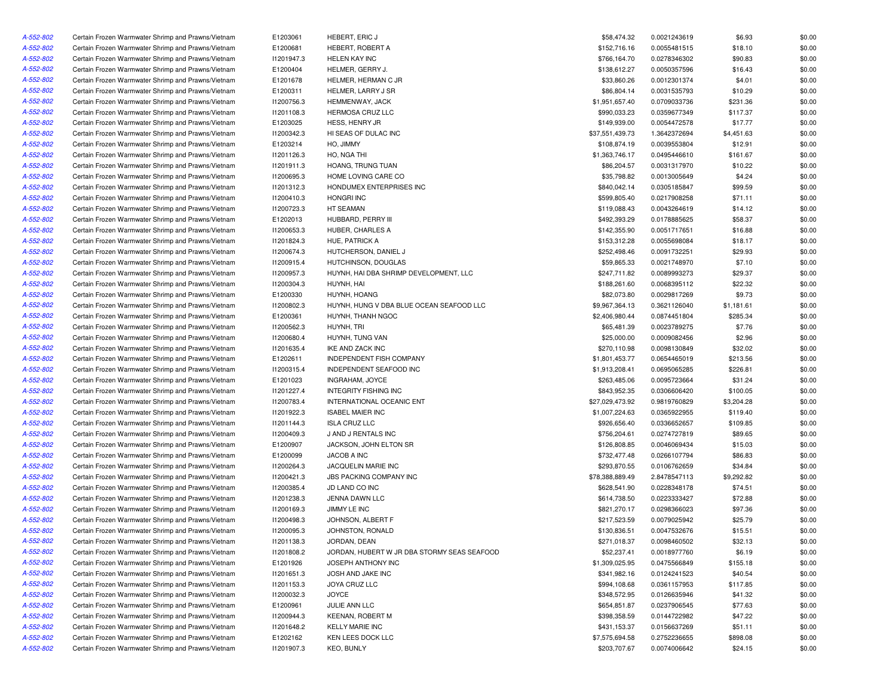| | | | | | | | |
|---|---|---|---|---|---|---|---|
| A-552-802 | Certain Frozen Warmwater Shrimp and Prawns/Vietnam | E1203061 | HEBERT, ERIC J | $58,474.32 | 0.0021243619 | $6.93 | $0.00 |
| A-552-802 | Certain Frozen Warmwater Shrimp and Prawns/Vietnam | E1200681 | HEBERT, ROBERT A | $152,716.16 | 0.0055481515 | $18.10 | $0.00 |
| A-552-802 | Certain Frozen Warmwater Shrimp and Prawns/Vietnam | I1201947.3 | HELEN KAY INC | $766,164.70 | 0.0278346302 | $90.83 | $0.00 |
| A-552-802 | Certain Frozen Warmwater Shrimp and Prawns/Vietnam | E1200404 | HELMER, GERRY J. | $138,612.27 | 0.0050357596 | $16.43 | $0.00 |
| A-552-802 | Certain Frozen Warmwater Shrimp and Prawns/Vietnam | E1201678 | HELMER, HERMAN C JR | $33,860.26 | 0.0012301374 | $4.01 | $0.00 |
| A-552-802 | Certain Frozen Warmwater Shrimp and Prawns/Vietnam | E1200311 | HELMER, LARRY J SR | $86,804.14 | 0.0031535793 | $10.29 | $0.00 |
| A-552-802 | Certain Frozen Warmwater Shrimp and Prawns/Vietnam | I1200756.3 | HEMMENWAY, JACK | $1,951,657.40 | 0.0709033736 | $231.36 | $0.00 |
| A-552-802 | Certain Frozen Warmwater Shrimp and Prawns/Vietnam | I1201108.3 | HERMOSA CRUZ LLC | $990,033.23 | 0.0359677349 | $117.37 | $0.00 |
| A-552-802 | Certain Frozen Warmwater Shrimp and Prawns/Vietnam | E1203025 | HESS, HENRY JR | $149,939.00 | 0.0054472578 | $17.77 | $0.00 |
| A-552-802 | Certain Frozen Warmwater Shrimp and Prawns/Vietnam | I1200342.3 | HI SEAS OF DULAC INC | $37,551,439.73 | 1.3642372694 | $4,451.63 | $0.00 |
| A-552-802 | Certain Frozen Warmwater Shrimp and Prawns/Vietnam | E1203214 | HO, JIMMY | $108,874.19 | 0.0039553804 | $12.91 | $0.00 |
| A-552-802 | Certain Frozen Warmwater Shrimp and Prawns/Vietnam | I1201126.3 | HO, NGA THI | $1,363,746.17 | 0.0495446610 | $161.67 | $0.00 |
| A-552-802 | Certain Frozen Warmwater Shrimp and Prawns/Vietnam | I1201911.3 | HOANG, TRUNG TUAN | $86,204.57 | 0.0031317970 | $10.22 | $0.00 |
| A-552-802 | Certain Frozen Warmwater Shrimp and Prawns/Vietnam | I1200695.3 | HOME LOVING CARE CO | $35,798.82 | 0.0013005649 | $4.24 | $0.00 |
| A-552-802 | Certain Frozen Warmwater Shrimp and Prawns/Vietnam | I1201312.3 | HONDUMEX ENTERPRISES INC | $840,042.14 | 0.0305185847 | $99.59 | $0.00 |
| A-552-802 | Certain Frozen Warmwater Shrimp and Prawns/Vietnam | I1200410.3 | HONGRI INC | $599,805.40 | 0.0217908258 | $71.11 | $0.00 |
| A-552-802 | Certain Frozen Warmwater Shrimp and Prawns/Vietnam | I1200723.3 | HT SEAMAN | $119,088.43 | 0.0043264619 | $14.12 | $0.00 |
| A-552-802 | Certain Frozen Warmwater Shrimp and Prawns/Vietnam | E1202013 | HUBBARD, PERRY III | $492,393.29 | 0.0178885625 | $58.37 | $0.00 |
| A-552-802 | Certain Frozen Warmwater Shrimp and Prawns/Vietnam | I1200653.3 | HUBER, CHARLES A | $142,355.90 | 0.0051717651 | $16.88 | $0.00 |
| A-552-802 | Certain Frozen Warmwater Shrimp and Prawns/Vietnam | I1201824.3 | HUE, PATRICK A | $153,312.28 | 0.0055698084 | $18.17 | $0.00 |
| A-552-802 | Certain Frozen Warmwater Shrimp and Prawns/Vietnam | I1200674.3 | HUTCHERSON, DANIEL J | $252,498.46 | 0.0091732251 | $29.93 | $0.00 |
| A-552-802 | Certain Frozen Warmwater Shrimp and Prawns/Vietnam | I1200915.4 | HUTCHINSON, DOUGLAS | $59,865.33 | 0.0021748970 | $7.10 | $0.00 |
| A-552-802 | Certain Frozen Warmwater Shrimp and Prawns/Vietnam | I1200957.3 | HUYNH, HAI DBA SHRIMP DEVELOPMENT, LLC | $247,711.82 | 0.0089993273 | $29.37 | $0.00 |
| A-552-802 | Certain Frozen Warmwater Shrimp and Prawns/Vietnam | I1200304.3 | HUYNH, HAI | $188,261.60 | 0.0068395112 | $22.32 | $0.00 |
| A-552-802 | Certain Frozen Warmwater Shrimp and Prawns/Vietnam | E1200330 | HUYNH, HOANG | $82,073.80 | 0.0029817269 | $9.73 | $0.00 |
| A-552-802 | Certain Frozen Warmwater Shrimp and Prawns/Vietnam | I1200802.3 | HUYNH, HUNG V DBA BLUE OCEAN SEAFOOD LLC | $9,967,364.13 | 0.3621126040 | $1,181.61 | $0.00 |
| A-552-802 | Certain Frozen Warmwater Shrimp and Prawns/Vietnam | E1200361 | HUYNH, THANH NGOC | $2,406,980.44 | 0.0874451804 | $285.34 | $0.00 |
| A-552-802 | Certain Frozen Warmwater Shrimp and Prawns/Vietnam | I1200562.3 | HUYNH, TRI | $65,481.39 | 0.0023789275 | $7.76 | $0.00 |
| A-552-802 | Certain Frozen Warmwater Shrimp and Prawns/Vietnam | I1200680.4 | HUYNH, TUNG VAN | $25,000.00 | 0.0009082456 | $2.96 | $0.00 |
| A-552-802 | Certain Frozen Warmwater Shrimp and Prawns/Vietnam | I1201635.4 | IKE AND ZACK INC | $270,110.98 | 0.0098130849 | $32.02 | $0.00 |
| A-552-802 | Certain Frozen Warmwater Shrimp and Prawns/Vietnam | E1202611 | INDEPENDENT FISH COMPANY | $1,801,453.77 | 0.0654465019 | $213.56 | $0.00 |
| A-552-802 | Certain Frozen Warmwater Shrimp and Prawns/Vietnam | I1200315.4 | INDEPENDENT SEAFOOD INC | $1,913,208.41 | 0.0695065285 | $226.81 | $0.00 |
| A-552-802 | Certain Frozen Warmwater Shrimp and Prawns/Vietnam | E1201023 | INGRAHAM, JOYCE | $263,485.06 | 0.0095723664 | $31.24 | $0.00 |
| A-552-802 | Certain Frozen Warmwater Shrimp and Prawns/Vietnam | I1201227.4 | INTEGRITY FISHING INC | $843,952.35 | 0.0306606420 | $100.05 | $0.00 |
| A-552-802 | Certain Frozen Warmwater Shrimp and Prawns/Vietnam | I1200783.4 | INTERNATIONAL OCEANIC ENT | $27,029,473.92 | 0.9819760829 | $3,204.28 | $0.00 |
| A-552-802 | Certain Frozen Warmwater Shrimp and Prawns/Vietnam | I1201922.3 | ISABEL MAIER INC | $1,007,224.63 | 0.0365922955 | $119.40 | $0.00 |
| A-552-802 | Certain Frozen Warmwater Shrimp and Prawns/Vietnam | I1201144.3 | ISLA CRUZ LLC | $926,656.40 | 0.0336652657 | $109.85 | $0.00 |
| A-552-802 | Certain Frozen Warmwater Shrimp and Prawns/Vietnam | I1200409.3 | J AND J RENTALS INC | $756,204.61 | 0.0274727819 | $89.65 | $0.00 |
| A-552-802 | Certain Frozen Warmwater Shrimp and Prawns/Vietnam | E1200907 | JACKSON, JOHN ELTON SR | $126,808.85 | 0.0046069434 | $15.03 | $0.00 |
| A-552-802 | Certain Frozen Warmwater Shrimp and Prawns/Vietnam | E1200099 | JACOB A INC | $732,477.48 | 0.0266107794 | $86.83 | $0.00 |
| A-552-802 | Certain Frozen Warmwater Shrimp and Prawns/Vietnam | I1200264.3 | JACQUELIN MARIE INC | $293,870.55 | 0.0106762659 | $34.84 | $0.00 |
| A-552-802 | Certain Frozen Warmwater Shrimp and Prawns/Vietnam | I1200421.3 | JBS PACKING COMPANY INC | $78,388,889.49 | 2.8478547113 | $9,292.82 | $0.00 |
| A-552-802 | Certain Frozen Warmwater Shrimp and Prawns/Vietnam | I1200385.4 | JD LAND CO INC | $628,541.90 | 0.0228348178 | $74.51 | $0.00 |
| A-552-802 | Certain Frozen Warmwater Shrimp and Prawns/Vietnam | I1201238.3 | JENNA DAWN LLC | $614,738.50 | 0.0223333427 | $72.88 | $0.00 |
| A-552-802 | Certain Frozen Warmwater Shrimp and Prawns/Vietnam | I1200169.3 | JIMMY LE INC | $821,270.17 | 0.0298366023 | $97.36 | $0.00 |
| A-552-802 | Certain Frozen Warmwater Shrimp and Prawns/Vietnam | I1200498.3 | JOHNSON, ALBERT F | $217,523.59 | 0.0079025942 | $25.79 | $0.00 |
| A-552-802 | Certain Frozen Warmwater Shrimp and Prawns/Vietnam | I1200095.3 | JOHNSTON, RONALD | $130,836.51 | 0.0047532676 | $15.51 | $0.00 |
| A-552-802 | Certain Frozen Warmwater Shrimp and Prawns/Vietnam | I1201138.3 | JORDAN, DEAN | $271,018.37 | 0.0098460502 | $32.13 | $0.00 |
| A-552-802 | Certain Frozen Warmwater Shrimp and Prawns/Vietnam | I1201808.2 | JORDAN, HUBERT W JR DBA STORMY SEAS SEAFOOD | $52,237.41 | 0.0018977760 | $6.19 | $0.00 |
| A-552-802 | Certain Frozen Warmwater Shrimp and Prawns/Vietnam | E1201926 | JOSEPH ANTHONY INC | $1,309,025.95 | 0.0475566849 | $155.18 | $0.00 |
| A-552-802 | Certain Frozen Warmwater Shrimp and Prawns/Vietnam | I1201651.3 | JOSH AND JAKE INC | $341,982.16 | 0.0124241523 | $40.54 | $0.00 |
| A-552-802 | Certain Frozen Warmwater Shrimp and Prawns/Vietnam | I1201153.3 | JOYA CRUZ LLC | $994,108.68 | 0.0361157953 | $117.85 | $0.00 |
| A-552-802 | Certain Frozen Warmwater Shrimp and Prawns/Vietnam | I1200032.3 | JOYCE | $348,572.95 | 0.0126635946 | $41.32 | $0.00 |
| A-552-802 | Certain Frozen Warmwater Shrimp and Prawns/Vietnam | E1200961 | JULIE ANN LLC | $654,851.87 | 0.0237906545 | $77.63 | $0.00 |
| A-552-802 | Certain Frozen Warmwater Shrimp and Prawns/Vietnam | I1200944.3 | KEENAN, ROBERT M | $398,358.59 | 0.0144722982 | $47.22 | $0.00 |
| A-552-802 | Certain Frozen Warmwater Shrimp and Prawns/Vietnam | I1201648.2 | KELLY MARIE INC | $431,153.37 | 0.0156637269 | $51.11 | $0.00 |
| A-552-802 | Certain Frozen Warmwater Shrimp and Prawns/Vietnam | E1202162 | KEN LEES DOCK LLC | $7,575,694.58 | 0.2752236655 | $898.08 | $0.00 |
| A-552-802 | Certain Frozen Warmwater Shrimp and Prawns/Vietnam | I1201907.3 | KEO, BUNLY | $203,707.67 | 0.0074006642 | $24.15 | $0.00 |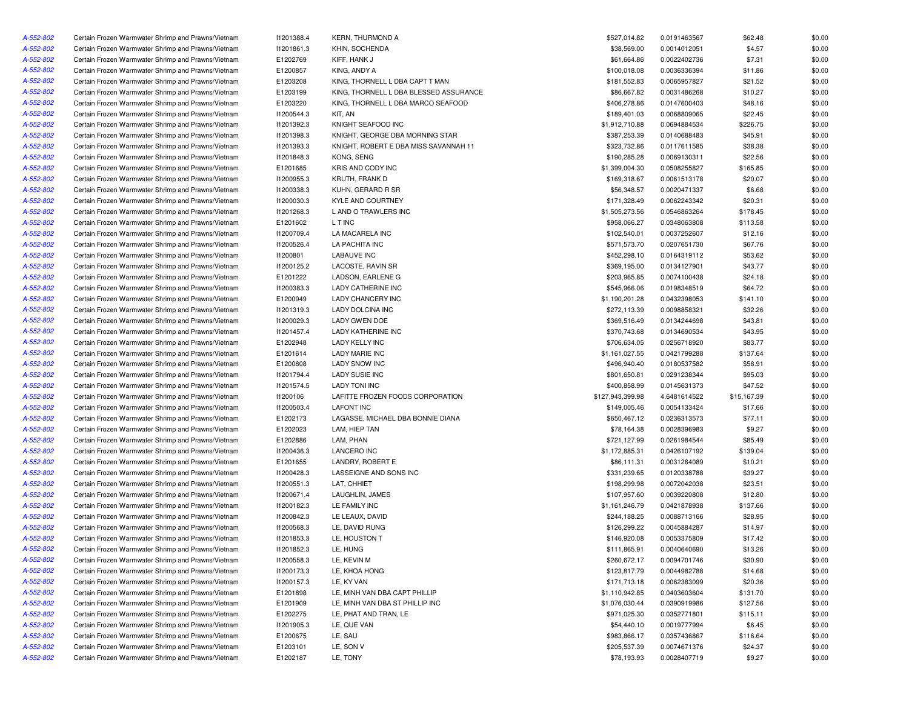| | | | | | | | |
|---|---|---|---|---|---|---|---|
| A-552-802 | Certain Frozen Warmwater Shrimp and Prawns/Vietnam | I1201388.4 | KERN, THURMOND A | $527,014.82 | 0.0191463567 | $62.48 | $0.00 |
| A-552-802 | Certain Frozen Warmwater Shrimp and Prawns/Vietnam | I1201861.3 | KHIN, SOCHENDA | $38,569.00 | 0.0014012051 | $4.57 | $0.00 |
| A-552-802 | Certain Frozen Warmwater Shrimp and Prawns/Vietnam | E1202769 | KIFF, HANK J | $61,664.86 | 0.0022402736 | $7.31 | $0.00 |
| A-552-802 | Certain Frozen Warmwater Shrimp and Prawns/Vietnam | E1200857 | KING, ANDY A | $100,018.08 | 0.0036336394 | $11.86 | $0.00 |
| A-552-802 | Certain Frozen Warmwater Shrimp and Prawns/Vietnam | E1203208 | KING, THORNELL L DBA CAPT T MAN | $181,552.83 | 0.0065957827 | $21.52 | $0.00 |
| A-552-802 | Certain Frozen Warmwater Shrimp and Prawns/Vietnam | E1203199 | KING, THORNELL L DBA BLESSED ASSURANCE | $86,667.82 | 0.0031486268 | $10.27 | $0.00 |
| A-552-802 | Certain Frozen Warmwater Shrimp and Prawns/Vietnam | E1203220 | KING, THORNELL L DBA MARCO SEAFOOD | $406,278.86 | 0.0147600403 | $48.16 | $0.00 |
| A-552-802 | Certain Frozen Warmwater Shrimp and Prawns/Vietnam | I1200544.3 | KIT, AN | $189,401.03 | 0.0068809065 | $22.45 | $0.00 |
| A-552-802 | Certain Frozen Warmwater Shrimp and Prawns/Vietnam | I1201392.3 | KNIGHT SEAFOOD INC | $1,912,710.88 | 0.0694884534 | $226.75 | $0.00 |
| A-552-802 | Certain Frozen Warmwater Shrimp and Prawns/Vietnam | I1201398.3 | KNIGHT, GEORGE DBA MORNING STAR | $387,253.39 | 0.0140688483 | $45.91 | $0.00 |
| A-552-802 | Certain Frozen Warmwater Shrimp and Prawns/Vietnam | I1201393.3 | KNIGHT, ROBERT E DBA MISS SAVANNAH 11 | $323,732.86 | 0.0117611585 | $38.38 | $0.00 |
| A-552-802 | Certain Frozen Warmwater Shrimp and Prawns/Vietnam | I1201848.3 | KONG, SENG | $190,285.28 | 0.0069130311 | $22.56 | $0.00 |
| A-552-802 | Certain Frozen Warmwater Shrimp and Prawns/Vietnam | E1201685 | KRIS AND CODY INC | $1,399,004.30 | 0.0508255827 | $165.85 | $0.00 |
| A-552-802 | Certain Frozen Warmwater Shrimp and Prawns/Vietnam | I1200955.3 | KRUTH, FRANK D | $169,318.67 | 0.0061513178 | $20.07 | $0.00 |
| A-552-802 | Certain Frozen Warmwater Shrimp and Prawns/Vietnam | I1200338.3 | KUHN, GERARD R SR | $56,348.57 | 0.0020471337 | $6.68 | $0.00 |
| A-552-802 | Certain Frozen Warmwater Shrimp and Prawns/Vietnam | I1200030.3 | KYLE AND COURTNEY | $171,328.49 | 0.0062243342 | $20.31 | $0.00 |
| A-552-802 | Certain Frozen Warmwater Shrimp and Prawns/Vietnam | I1201268.3 | L AND O TRAWLERS INC | $1,505,273.56 | 0.0546863264 | $178.45 | $0.00 |
| A-552-802 | Certain Frozen Warmwater Shrimp and Prawns/Vietnam | E1201602 | L T INC | $958,066.27 | 0.0348063808 | $113.58 | $0.00 |
| A-552-802 | Certain Frozen Warmwater Shrimp and Prawns/Vietnam | I1200709.4 | LA MACARELA INC | $102,540.01 | 0.0037252607 | $12.16 | $0.00 |
| A-552-802 | Certain Frozen Warmwater Shrimp and Prawns/Vietnam | I1200526.4 | LA PACHITA INC | $571,573.70 | 0.0207651730 | $67.76 | $0.00 |
| A-552-802 | Certain Frozen Warmwater Shrimp and Prawns/Vietnam | I1200801 | LABAUVE INC | $452,298.10 | 0.0164319112 | $53.62 | $0.00 |
| A-552-802 | Certain Frozen Warmwater Shrimp and Prawns/Vietnam | I1200125.2 | LACOSTE, RAVIN SR | $369,195.00 | 0.0134127901 | $43.77 | $0.00 |
| A-552-802 | Certain Frozen Warmwater Shrimp and Prawns/Vietnam | E1201222 | LADSON, EARLENE G | $203,965.85 | 0.0074100438 | $24.18 | $0.00 |
| A-552-802 | Certain Frozen Warmwater Shrimp and Prawns/Vietnam | I1200383.3 | LADY CATHERINE INC | $545,966.06 | 0.0198348519 | $64.72 | $0.00 |
| A-552-802 | Certain Frozen Warmwater Shrimp and Prawns/Vietnam | E1200949 | LADY CHANCERY INC | $1,190,201.28 | 0.0432398053 | $141.10 | $0.00 |
| A-552-802 | Certain Frozen Warmwater Shrimp and Prawns/Vietnam | I1201319.3 | LADY DOLCINA INC | $272,113.39 | 0.0098858321 | $32.26 | $0.00 |
| A-552-802 | Certain Frozen Warmwater Shrimp and Prawns/Vietnam | I1200029.3 | LADY GWEN DOE | $369,516.49 | 0.0134244698 | $43.81 | $0.00 |
| A-552-802 | Certain Frozen Warmwater Shrimp and Prawns/Vietnam | I1201457.4 | LADY KATHERINE INC | $370,743.68 | 0.0134690534 | $43.95 | $0.00 |
| A-552-802 | Certain Frozen Warmwater Shrimp and Prawns/Vietnam | E1202948 | LADY KELLY INC | $706,634.05 | 0.0256718920 | $83.77 | $0.00 |
| A-552-802 | Certain Frozen Warmwater Shrimp and Prawns/Vietnam | E1201614 | LADY MARIE INC | $1,161,027.55 | 0.0421799288 | $137.64 | $0.00 |
| A-552-802 | Certain Frozen Warmwater Shrimp and Prawns/Vietnam | E1200808 | LADY SNOW INC | $496,940.40 | 0.0180537582 | $58.91 | $0.00 |
| A-552-802 | Certain Frozen Warmwater Shrimp and Prawns/Vietnam | I1201794.4 | LADY SUSIE INC | $801,650.81 | 0.0291238344 | $95.03 | $0.00 |
| A-552-802 | Certain Frozen Warmwater Shrimp and Prawns/Vietnam | I1201574.5 | LADY TONI INC | $400,858.99 | 0.0145631373 | $47.52 | $0.00 |
| A-552-802 | Certain Frozen Warmwater Shrimp and Prawns/Vietnam | I1200106 | LAFITTE FROZEN FOODS CORPORATION | $127,943,399.98 | 4.6481614522 | $15,167.39 | $0.00 |
| A-552-802 | Certain Frozen Warmwater Shrimp and Prawns/Vietnam | I1200503.4 | LAFONT INC | $149,005.46 | 0.0054133424 | $17.66 | $0.00 |
| A-552-802 | Certain Frozen Warmwater Shrimp and Prawns/Vietnam | E1202173 | LAGASSE, MICHAEL DBA BONNIE DIANA | $650,467.12 | 0.0236313573 | $77.11 | $0.00 |
| A-552-802 | Certain Frozen Warmwater Shrimp and Prawns/Vietnam | E1202023 | LAM, HIEP TAN | $78,164.38 | 0.0028396983 | $9.27 | $0.00 |
| A-552-802 | Certain Frozen Warmwater Shrimp and Prawns/Vietnam | E1202886 | LAM, PHAN | $721,127.99 | 0.0261984544 | $85.49 | $0.00 |
| A-552-802 | Certain Frozen Warmwater Shrimp and Prawns/Vietnam | I1200436.3 | LANCERO INC | $1,172,885.31 | 0.0426107192 | $139.04 | $0.00 |
| A-552-802 | Certain Frozen Warmwater Shrimp and Prawns/Vietnam | E1201655 | LANDRY, ROBERT E | $86,111.31 | 0.0031284089 | $10.21 | $0.00 |
| A-552-802 | Certain Frozen Warmwater Shrimp and Prawns/Vietnam | I1200428.3 | LASSEIGNE AND SONS INC | $331,239.65 | 0.0120338788 | $39.27 | $0.00 |
| A-552-802 | Certain Frozen Warmwater Shrimp and Prawns/Vietnam | I1200551.3 | LAT, CHHIET | $198,299.98 | 0.0072042038 | $23.51 | $0.00 |
| A-552-802 | Certain Frozen Warmwater Shrimp and Prawns/Vietnam | I1200671.4 | LAUGHLIN, JAMES | $107,957.60 | 0.0039220808 | $12.80 | $0.00 |
| A-552-802 | Certain Frozen Warmwater Shrimp and Prawns/Vietnam | I1200182.3 | LE FAMILY INC | $1,161,246.79 | 0.0421878938 | $137.66 | $0.00 |
| A-552-802 | Certain Frozen Warmwater Shrimp and Prawns/Vietnam | I1200842.3 | LE LEAUX, DAVID | $244,188.25 | 0.0088713166 | $28.95 | $0.00 |
| A-552-802 | Certain Frozen Warmwater Shrimp and Prawns/Vietnam | I1200568.3 | LE, DAVID RUNG | $126,299.22 | 0.0045884287 | $14.97 | $0.00 |
| A-552-802 | Certain Frozen Warmwater Shrimp and Prawns/Vietnam | I1201853.3 | LE, HOUSTON T | $146,920.08 | 0.0053375809 | $17.42 | $0.00 |
| A-552-802 | Certain Frozen Warmwater Shrimp and Prawns/Vietnam | I1201852.3 | LE, HUNG | $111,865.91 | 0.0040640690 | $13.26 | $0.00 |
| A-552-802 | Certain Frozen Warmwater Shrimp and Prawns/Vietnam | I1200558.3 | LE, KEVIN M | $260,672.17 | 0.0094701746 | $30.90 | $0.00 |
| A-552-802 | Certain Frozen Warmwater Shrimp and Prawns/Vietnam | I1200173.3 | LE, KHOA HONG | $123,817.79 | 0.0044982788 | $14.68 | $0.00 |
| A-552-802 | Certain Frozen Warmwater Shrimp and Prawns/Vietnam | I1200157.3 | LE, KY VAN | $171,713.18 | 0.0062383099 | $20.36 | $0.00 |
| A-552-802 | Certain Frozen Warmwater Shrimp and Prawns/Vietnam | E1201898 | LE, MINH VAN DBA CAPT PHILLIP | $1,110,942.85 | 0.0403603604 | $131.70 | $0.00 |
| A-552-802 | Certain Frozen Warmwater Shrimp and Prawns/Vietnam | E1201909 | LE, MINH VAN DBA ST PHILLIP INC | $1,076,030.44 | 0.0390919986 | $127.56 | $0.00 |
| A-552-802 | Certain Frozen Warmwater Shrimp and Prawns/Vietnam | E1202275 | LE, PHAT AND TRAN, LE | $971,025.30 | 0.0352771801 | $115.11 | $0.00 |
| A-552-802 | Certain Frozen Warmwater Shrimp and Prawns/Vietnam | I1201905.3 | LE, QUE VAN | $54,440.10 | 0.0019777994 | $6.45 | $0.00 |
| A-552-802 | Certain Frozen Warmwater Shrimp and Prawns/Vietnam | E1200675 | LE, SAU | $983,866.17 | 0.0357436867 | $116.64 | $0.00 |
| A-552-802 | Certain Frozen Warmwater Shrimp and Prawns/Vietnam | E1203101 | LE, SON V | $205,537.39 | 0.0074671376 | $24.37 | $0.00 |
| A-552-802 | Certain Frozen Warmwater Shrimp and Prawns/Vietnam | E1202187 | LE, TONY | $78,193.93 | 0.0028407719 | $9.27 | $0.00 |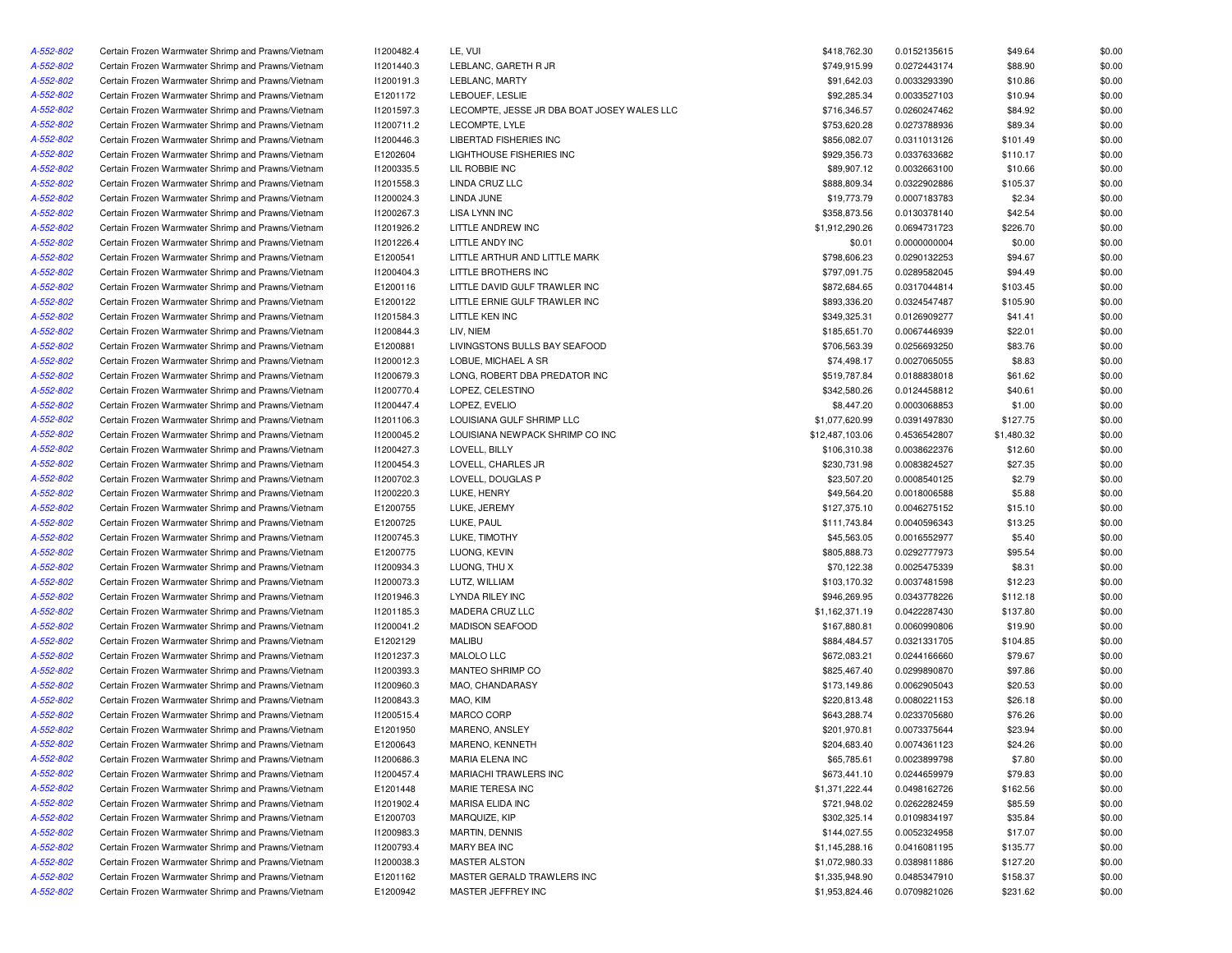| | | | | | | | |
|---|---|---|---|---|---|---|---|
| A-552-802 | Certain Frozen Warmwater Shrimp and Prawns/Vietnam | I1200482.4 | LE, VUI | $418,762.30 | 0.0152135615 | $49.64 | $0.00 |
| A-552-802 | Certain Frozen Warmwater Shrimp and Prawns/Vietnam | I1201440.3 | LEBLANC, GARETH R JR | $749,915.99 | 0.0272443174 | $88.90 | $0.00 |
| A-552-802 | Certain Frozen Warmwater Shrimp and Prawns/Vietnam | I1200191.3 | LEBLANC, MARTY | $91,642.03 | 0.0033293390 | $10.86 | $0.00 |
| A-552-802 | Certain Frozen Warmwater Shrimp and Prawns/Vietnam | E1201172 | LEBOUEF, LESLIE | $92,285.34 | 0.0033527103 | $10.94 | $0.00 |
| A-552-802 | Certain Frozen Warmwater Shrimp and Prawns/Vietnam | I1201597.3 | LECOMPTE, JESSE JR DBA BOAT JOSEY WALES LLC | $716,346.57 | 0.0260247462 | $84.92 | $0.00 |
| A-552-802 | Certain Frozen Warmwater Shrimp and Prawns/Vietnam | I1200711.2 | LECOMPTE, LYLE | $753,620.28 | 0.0273788936 | $89.34 | $0.00 |
| A-552-802 | Certain Frozen Warmwater Shrimp and Prawns/Vietnam | I1200446.3 | LIBERTAD FISHERIES INC | $856,082.07 | 0.0311013126 | $101.49 | $0.00 |
| A-552-802 | Certain Frozen Warmwater Shrimp and Prawns/Vietnam | E1202604 | LIGHTHOUSE FISHERIES INC | $929,356.73 | 0.0337633682 | $110.17 | $0.00 |
| A-552-802 | Certain Frozen Warmwater Shrimp and Prawns/Vietnam | I1200335.5 | LIL ROBBIE INC | $89,907.12 | 0.0032663100 | $10.66 | $0.00 |
| A-552-802 | Certain Frozen Warmwater Shrimp and Prawns/Vietnam | I1201558.3 | LINDA CRUZ LLC | $888,809.34 | 0.0322902886 | $105.37 | $0.00 |
| A-552-802 | Certain Frozen Warmwater Shrimp and Prawns/Vietnam | I1200024.3 | LINDA JUNE | $19,773.79 | 0.0007183783 | $2.34 | $0.00 |
| A-552-802 | Certain Frozen Warmwater Shrimp and Prawns/Vietnam | I1200267.3 | LISA LYNN INC | $358,873.56 | 0.0130378140 | $42.54 | $0.00 |
| A-552-802 | Certain Frozen Warmwater Shrimp and Prawns/Vietnam | I1201926.2 | LITTLE ANDREW INC | $1,912,290.26 | 0.0694731723 | $226.70 | $0.00 |
| A-552-802 | Certain Frozen Warmwater Shrimp and Prawns/Vietnam | I1201226.4 | LITTLE ANDY INC | $0.01 | 0.0000000004 | $0.00 | $0.00 |
| A-552-802 | Certain Frozen Warmwater Shrimp and Prawns/Vietnam | E1200541 | LITTLE ARTHUR AND LITTLE MARK | $798,606.23 | 0.0290132253 | $94.67 | $0.00 |
| A-552-802 | Certain Frozen Warmwater Shrimp and Prawns/Vietnam | I1200404.3 | LITTLE BROTHERS INC | $797,091.75 | 0.0289582045 | $94.49 | $0.00 |
| A-552-802 | Certain Frozen Warmwater Shrimp and Prawns/Vietnam | E1200116 | LITTLE DAVID GULF TRAWLER INC | $872,684.65 | 0.0317044814 | $103.45 | $0.00 |
| A-552-802 | Certain Frozen Warmwater Shrimp and Prawns/Vietnam | E1200122 | LITTLE ERNIE GULF TRAWLER INC | $893,336.20 | 0.0324547487 | $105.90 | $0.00 |
| A-552-802 | Certain Frozen Warmwater Shrimp and Prawns/Vietnam | I1201584.3 | LITTLE KEN INC | $349,325.31 | 0.0126909277 | $41.41 | $0.00 |
| A-552-802 | Certain Frozen Warmwater Shrimp and Prawns/Vietnam | I1200844.3 | LIV, NIEM | $185,651.70 | 0.0067446939 | $22.01 | $0.00 |
| A-552-802 | Certain Frozen Warmwater Shrimp and Prawns/Vietnam | E1200881 | LIVINGSTONS BULLS BAY SEAFOOD | $706,563.39 | 0.0256693250 | $83.76 | $0.00 |
| A-552-802 | Certain Frozen Warmwater Shrimp and Prawns/Vietnam | I1200012.3 | LOBUE, MICHAEL A SR | $74,498.17 | 0.0027065055 | $8.83 | $0.00 |
| A-552-802 | Certain Frozen Warmwater Shrimp and Prawns/Vietnam | I1200679.3 | LONG, ROBERT DBA PREDATOR INC | $519,787.84 | 0.0188838018 | $61.62 | $0.00 |
| A-552-802 | Certain Frozen Warmwater Shrimp and Prawns/Vietnam | I1200770.4 | LOPEZ, CELESTINO | $342,580.26 | 0.0124458812 | $40.61 | $0.00 |
| A-552-802 | Certain Frozen Warmwater Shrimp and Prawns/Vietnam | I1200447.4 | LOPEZ, EVELIO | $8,447.20 | 0.0003068853 | $1.00 | $0.00 |
| A-552-802 | Certain Frozen Warmwater Shrimp and Prawns/Vietnam | I1201106.3 | LOUISIANA GULF SHRIMP LLC | $1,077,620.99 | 0.0391497830 | $127.75 | $0.00 |
| A-552-802 | Certain Frozen Warmwater Shrimp and Prawns/Vietnam | I1200045.2 | LOUISIANA NEWPACK SHRIMP CO INC | $12,487,103.06 | 0.4536542807 | $1,480.32 | $0.00 |
| A-552-802 | Certain Frozen Warmwater Shrimp and Prawns/Vietnam | I1200427.3 | LOVELL, BILLY | $106,310.38 | 0.0038622376 | $12.60 | $0.00 |
| A-552-802 | Certain Frozen Warmwater Shrimp and Prawns/Vietnam | I1200454.3 | LOVELL, CHARLES JR | $230,731.98 | 0.0083824527 | $27.35 | $0.00 |
| A-552-802 | Certain Frozen Warmwater Shrimp and Prawns/Vietnam | I1200702.3 | LOVELL, DOUGLAS P | $23,507.20 | 0.0008540125 | $2.79 | $0.00 |
| A-552-802 | Certain Frozen Warmwater Shrimp and Prawns/Vietnam | I1200220.3 | LUKE, HENRY | $49,564.20 | 0.0018006588 | $5.88 | $0.00 |
| A-552-802 | Certain Frozen Warmwater Shrimp and Prawns/Vietnam | E1200755 | LUKE, JEREMY | $127,375.10 | 0.0046275152 | $15.10 | $0.00 |
| A-552-802 | Certain Frozen Warmwater Shrimp and Prawns/Vietnam | E1200725 | LUKE, PAUL | $111,743.84 | 0.0040596343 | $13.25 | $0.00 |
| A-552-802 | Certain Frozen Warmwater Shrimp and Prawns/Vietnam | I1200745.3 | LUKE, TIMOTHY | $45,563.05 | 0.0016552977 | $5.40 | $0.00 |
| A-552-802 | Certain Frozen Warmwater Shrimp and Prawns/Vietnam | E1200775 | LUONG, KEVIN | $805,888.73 | 0.0292777973 | $95.54 | $0.00 |
| A-552-802 | Certain Frozen Warmwater Shrimp and Prawns/Vietnam | I1200934.3 | LUONG, THU X | $70,122.38 | 0.0025475339 | $8.31 | $0.00 |
| A-552-802 | Certain Frozen Warmwater Shrimp and Prawns/Vietnam | I1200073.3 | LUTZ, WILLIAM | $103,170.32 | 0.0037481598 | $12.23 | $0.00 |
| A-552-802 | Certain Frozen Warmwater Shrimp and Prawns/Vietnam | I1201946.3 | LYNDA RILEY INC | $946,269.95 | 0.0343778226 | $112.18 | $0.00 |
| A-552-802 | Certain Frozen Warmwater Shrimp and Prawns/Vietnam | I1201185.3 | MADERA CRUZ LLC | $1,162,371.19 | 0.0422287430 | $137.80 | $0.00 |
| A-552-802 | Certain Frozen Warmwater Shrimp and Prawns/Vietnam | I1200041.2 | MADISON SEAFOOD | $167,880.81 | 0.0060990806 | $19.90 | $0.00 |
| A-552-802 | Certain Frozen Warmwater Shrimp and Prawns/Vietnam | E1202129 | MALIBU | $884,484.57 | 0.0321331705 | $104.85 | $0.00 |
| A-552-802 | Certain Frozen Warmwater Shrimp and Prawns/Vietnam | I1201237.3 | MALOLO LLC | $672,083.21 | 0.0244166660 | $79.67 | $0.00 |
| A-552-802 | Certain Frozen Warmwater Shrimp and Prawns/Vietnam | I1200393.3 | MANTEO SHRIMP CO | $825,467.40 | 0.0299890870 | $97.86 | $0.00 |
| A-552-802 | Certain Frozen Warmwater Shrimp and Prawns/Vietnam | I1200960.3 | MAO, CHANDARASY | $173,149.86 | 0.0062905043 | $20.53 | $0.00 |
| A-552-802 | Certain Frozen Warmwater Shrimp and Prawns/Vietnam | I1200843.3 | MAO, KIM | $220,813.48 | 0.0080221153 | $26.18 | $0.00 |
| A-552-802 | Certain Frozen Warmwater Shrimp and Prawns/Vietnam | I1200515.4 | MARCO CORP | $643,288.74 | 0.0233705680 | $76.26 | $0.00 |
| A-552-802 | Certain Frozen Warmwater Shrimp and Prawns/Vietnam | E1201950 | MARENO, ANSLEY | $201,970.81 | 0.0073375644 | $23.94 | $0.00 |
| A-552-802 | Certain Frozen Warmwater Shrimp and Prawns/Vietnam | E1200643 | MARENO, KENNETH | $204,683.40 | 0.0074361123 | $24.26 | $0.00 |
| A-552-802 | Certain Frozen Warmwater Shrimp and Prawns/Vietnam | I1200686.3 | MARIA ELENA INC | $65,785.61 | 0.0023899798 | $7.80 | $0.00 |
| A-552-802 | Certain Frozen Warmwater Shrimp and Prawns/Vietnam | I1200457.4 | MARIACHI TRAWLERS INC | $673,441.10 | 0.0244659979 | $79.83 | $0.00 |
| A-552-802 | Certain Frozen Warmwater Shrimp and Prawns/Vietnam | E1201448 | MARIE TERESA INC | $1,371,222.44 | 0.0498162726 | $162.56 | $0.00 |
| A-552-802 | Certain Frozen Warmwater Shrimp and Prawns/Vietnam | I1201902.4 | MARISA ELIDA INC | $721,948.02 | 0.0262282459 | $85.59 | $0.00 |
| A-552-802 | Certain Frozen Warmwater Shrimp and Prawns/Vietnam | E1200703 | MARQUIZE, KIP | $302,325.14 | 0.0109834197 | $35.84 | $0.00 |
| A-552-802 | Certain Frozen Warmwater Shrimp and Prawns/Vietnam | I1200983.3 | MARTIN, DENNIS | $144,027.55 | 0.0052324958 | $17.07 | $0.00 |
| A-552-802 | Certain Frozen Warmwater Shrimp and Prawns/Vietnam | I1200793.4 | MARY BEA INC | $1,145,288.16 | 0.0416081195 | $135.77 | $0.00 |
| A-552-802 | Certain Frozen Warmwater Shrimp and Prawns/Vietnam | I1200038.3 | MASTER ALSTON | $1,072,980.33 | 0.0389811886 | $127.20 | $0.00 |
| A-552-802 | Certain Frozen Warmwater Shrimp and Prawns/Vietnam | E1201162 | MASTER GERALD TRAWLERS INC | $1,335,948.90 | 0.0485347910 | $158.37 | $0.00 |
| A-552-802 | Certain Frozen Warmwater Shrimp and Prawns/Vietnam | E1200942 | MASTER JEFFREY INC | $1,953,824.46 | 0.0709821026 | $231.62 | $0.00 |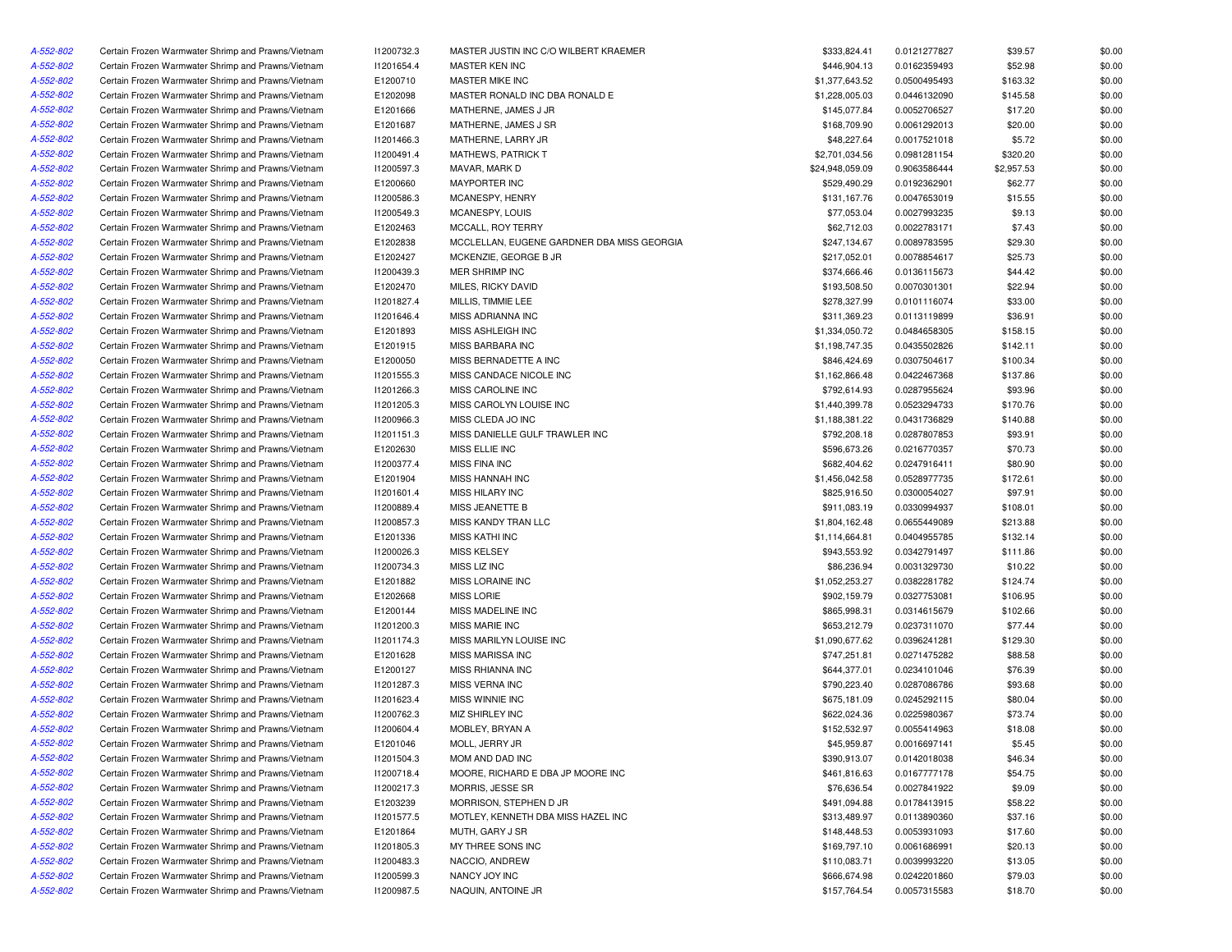| | | | | | | | |
|---|---|---|---|---|---|---|---|
| A-552-802 | Certain Frozen Warmwater Shrimp and Prawns/Vietnam | I1200732.3 | MASTER JUSTIN INC C/O WILBERT KRAEMER | $333,824.41 | 0.0121277827 | $39.57 | $0.00 |
| A-552-802 | Certain Frozen Warmwater Shrimp and Prawns/Vietnam | I1201654.4 | MASTER KEN INC | $446,904.13 | 0.0162359493 | $52.98 | $0.00 |
| A-552-802 | Certain Frozen Warmwater Shrimp and Prawns/Vietnam | E1200710 | MASTER MIKE INC | $1,377,643.52 | 0.0500495493 | $163.32 | $0.00 |
| A-552-802 | Certain Frozen Warmwater Shrimp and Prawns/Vietnam | E1202098 | MASTER RONALD INC DBA RONALD E | $1,228,005.03 | 0.0446132090 | $145.58 | $0.00 |
| A-552-802 | Certain Frozen Warmwater Shrimp and Prawns/Vietnam | E1201666 | MATHERNE, JAMES J JR | $145,077.84 | 0.0052706527 | $17.20 | $0.00 |
| A-552-802 | Certain Frozen Warmwater Shrimp and Prawns/Vietnam | E1201687 | MATHERNE, JAMES J SR | $168,709.90 | 0.0061292013 | $20.00 | $0.00 |
| A-552-802 | Certain Frozen Warmwater Shrimp and Prawns/Vietnam | I1201466.3 | MATHERNE, LARRY JR | $48,227.64 | 0.0017521018 | $5.72 | $0.00 |
| A-552-802 | Certain Frozen Warmwater Shrimp and Prawns/Vietnam | I1200491.4 | MATHEWS, PATRICK T | $2,701,034.56 | 0.0981281154 | $320.20 | $0.00 |
| A-552-802 | Certain Frozen Warmwater Shrimp and Prawns/Vietnam | I1200597.3 | MAVAR, MARK D | $24,948,059.09 | 0.9063586444 | $2,957.53 | $0.00 |
| A-552-802 | Certain Frozen Warmwater Shrimp and Prawns/Vietnam | E1200660 | MAYPORTER INC | $529,490.29 | 0.0192362901 | $62.77 | $0.00 |
| A-552-802 | Certain Frozen Warmwater Shrimp and Prawns/Vietnam | I1200586.3 | MCANESPY, HENRY | $131,167.76 | 0.0047653019 | $15.55 | $0.00 |
| A-552-802 | Certain Frozen Warmwater Shrimp and Prawns/Vietnam | I1200549.3 | MCANESPY, LOUIS | $77,053.04 | 0.0027993235 | $9.13 | $0.00 |
| A-552-802 | Certain Frozen Warmwater Shrimp and Prawns/Vietnam | E1202463 | MCCALL, ROY TERRY | $62,712.03 | 0.0022783171 | $7.43 | $0.00 |
| A-552-802 | Certain Frozen Warmwater Shrimp and Prawns/Vietnam | E1202838 | MCCLELLAN, EUGENE GARDNER DBA MISS GEORGIA | $247,134.67 | 0.0089783595 | $29.30 | $0.00 |
| A-552-802 | Certain Frozen Warmwater Shrimp and Prawns/Vietnam | E1202427 | MCKENZIE, GEORGE B JR | $217,052.01 | 0.0078854617 | $25.73 | $0.00 |
| A-552-802 | Certain Frozen Warmwater Shrimp and Prawns/Vietnam | I1200439.3 | MER SHRIMP INC | $374,666.46 | 0.0136115673 | $44.42 | $0.00 |
| A-552-802 | Certain Frozen Warmwater Shrimp and Prawns/Vietnam | E1202470 | MILES, RICKY DAVID | $193,508.50 | 0.0070301301 | $22.94 | $0.00 |
| A-552-802 | Certain Frozen Warmwater Shrimp and Prawns/Vietnam | I1201827.4 | MILLIS, TIMMIE LEE | $278,327.99 | 0.0101116074 | $33.00 | $0.00 |
| A-552-802 | Certain Frozen Warmwater Shrimp and Prawns/Vietnam | I1201646.4 | MISS ADRIANNA INC | $311,369.23 | 0.0113119899 | $36.91 | $0.00 |
| A-552-802 | Certain Frozen Warmwater Shrimp and Prawns/Vietnam | E1201893 | MISS ASHLEIGH INC | $1,334,050.72 | 0.0484658305 | $158.15 | $0.00 |
| A-552-802 | Certain Frozen Warmwater Shrimp and Prawns/Vietnam | E1201915 | MISS BARBARA INC | $1,198,747.35 | 0.0435502826 | $142.11 | $0.00 |
| A-552-802 | Certain Frozen Warmwater Shrimp and Prawns/Vietnam | E1200050 | MISS BERNADETTE A INC | $846,424.69 | 0.0307504617 | $100.34 | $0.00 |
| A-552-802 | Certain Frozen Warmwater Shrimp and Prawns/Vietnam | I1201555.3 | MISS CANDACE NICOLE INC | $1,162,866.48 | 0.0422467368 | $137.86 | $0.00 |
| A-552-802 | Certain Frozen Warmwater Shrimp and Prawns/Vietnam | I1201266.3 | MISS CAROLINE INC | $792,614.93 | 0.0287955624 | $93.96 | $0.00 |
| A-552-802 | Certain Frozen Warmwater Shrimp and Prawns/Vietnam | I1201205.3 | MISS CAROLYN LOUISE INC | $1,440,399.78 | 0.0523294733 | $170.76 | $0.00 |
| A-552-802 | Certain Frozen Warmwater Shrimp and Prawns/Vietnam | I1200966.3 | MISS CLEDA JO INC | $1,188,381.22 | 0.0431736829 | $140.88 | $0.00 |
| A-552-802 | Certain Frozen Warmwater Shrimp and Prawns/Vietnam | I1201151.3 | MISS DANIELLE GULF TRAWLER INC | $792,208.18 | 0.0287807853 | $93.91 | $0.00 |
| A-552-802 | Certain Frozen Warmwater Shrimp and Prawns/Vietnam | E1202630 | MISS ELLIE INC | $596,673.26 | 0.0216770357 | $70.73 | $0.00 |
| A-552-802 | Certain Frozen Warmwater Shrimp and Prawns/Vietnam | I1200377.4 | MISS FINA INC | $682,404.62 | 0.0247916411 | $80.90 | $0.00 |
| A-552-802 | Certain Frozen Warmwater Shrimp and Prawns/Vietnam | E1201904 | MISS HANNAH INC | $1,456,042.58 | 0.0528977735 | $172.61 | $0.00 |
| A-552-802 | Certain Frozen Warmwater Shrimp and Prawns/Vietnam | I1201601.4 | MISS HILARY INC | $825,916.50 | 0.0300054027 | $97.91 | $0.00 |
| A-552-802 | Certain Frozen Warmwater Shrimp and Prawns/Vietnam | I1200889.4 | MISS JEANETTE B | $911,083.19 | 0.0330994937 | $108.01 | $0.00 |
| A-552-802 | Certain Frozen Warmwater Shrimp and Prawns/Vietnam | I1200857.3 | MISS KANDY TRAN LLC | $1,804,162.48 | 0.0655449089 | $213.88 | $0.00 |
| A-552-802 | Certain Frozen Warmwater Shrimp and Prawns/Vietnam | E1201336 | MISS KATHI INC | $1,114,664.81 | 0.0404955785 | $132.14 | $0.00 |
| A-552-802 | Certain Frozen Warmwater Shrimp and Prawns/Vietnam | I1200026.3 | MISS KELSEY | $943,553.92 | 0.0342791497 | $111.86 | $0.00 |
| A-552-802 | Certain Frozen Warmwater Shrimp and Prawns/Vietnam | I1200734.3 | MISS LIZ INC | $86,236.94 | 0.0031329730 | $10.22 | $0.00 |
| A-552-802 | Certain Frozen Warmwater Shrimp and Prawns/Vietnam | E1201882 | MISS LORAINE INC | $1,052,253.27 | 0.0382281782 | $124.74 | $0.00 |
| A-552-802 | Certain Frozen Warmwater Shrimp and Prawns/Vietnam | E1202668 | MISS LORIE | $902,159.79 | 0.0327753081 | $106.95 | $0.00 |
| A-552-802 | Certain Frozen Warmwater Shrimp and Prawns/Vietnam | E1200144 | MISS MADELINE INC | $865,998.31 | 0.0314615679 | $102.66 | $0.00 |
| A-552-802 | Certain Frozen Warmwater Shrimp and Prawns/Vietnam | I1201200.3 | MISS MARIE INC | $653,212.79 | 0.0237311070 | $77.44 | $0.00 |
| A-552-802 | Certain Frozen Warmwater Shrimp and Prawns/Vietnam | I1201174.3 | MISS MARILYN LOUISE INC | $1,090,677.62 | 0.0396241281 | $129.30 | $0.00 |
| A-552-802 | Certain Frozen Warmwater Shrimp and Prawns/Vietnam | E1201628 | MISS MARISSA INC | $747,251.81 | 0.0271475282 | $88.58 | $0.00 |
| A-552-802 | Certain Frozen Warmwater Shrimp and Prawns/Vietnam | E1200127 | MISS RHIANNA INC | $644,377.01 | 0.0234101046 | $76.39 | $0.00 |
| A-552-802 | Certain Frozen Warmwater Shrimp and Prawns/Vietnam | I1201287.3 | MISS VERNA INC | $790,223.40 | 0.0287086786 | $93.68 | $0.00 |
| A-552-802 | Certain Frozen Warmwater Shrimp and Prawns/Vietnam | I1201623.4 | MISS WINNIE INC | $675,181.09 | 0.0245292115 | $80.04 | $0.00 |
| A-552-802 | Certain Frozen Warmwater Shrimp and Prawns/Vietnam | I1200762.3 | MIZ SHIRLEY INC | $622,024.36 | 0.0225980367 | $73.74 | $0.00 |
| A-552-802 | Certain Frozen Warmwater Shrimp and Prawns/Vietnam | I1200604.4 | MOBLEY, BRYAN A | $152,532.97 | 0.0055414963 | $18.08 | $0.00 |
| A-552-802 | Certain Frozen Warmwater Shrimp and Prawns/Vietnam | E1201046 | MOLL, JERRY JR | $45,959.87 | 0.0016697141 | $5.45 | $0.00 |
| A-552-802 | Certain Frozen Warmwater Shrimp and Prawns/Vietnam | I1201504.3 | MOM AND DAD INC | $390,913.07 | 0.0142018038 | $46.34 | $0.00 |
| A-552-802 | Certain Frozen Warmwater Shrimp and Prawns/Vietnam | I1200718.4 | MOORE, RICHARD E DBA JP MOORE INC | $461,816.63 | 0.0167777178 | $54.75 | $0.00 |
| A-552-802 | Certain Frozen Warmwater Shrimp and Prawns/Vietnam | I1200217.3 | MORRIS, JESSE SR | $76,636.54 | 0.0027841922 | $9.09 | $0.00 |
| A-552-802 | Certain Frozen Warmwater Shrimp and Prawns/Vietnam | E1203239 | MORRISON, STEPHEN D JR | $491,094.88 | 0.0178413915 | $58.22 | $0.00 |
| A-552-802 | Certain Frozen Warmwater Shrimp and Prawns/Vietnam | I1201577.5 | MOTLEY, KENNETH DBA MISS HAZEL INC | $313,489.97 | 0.0113890360 | $37.16 | $0.00 |
| A-552-802 | Certain Frozen Warmwater Shrimp and Prawns/Vietnam | E1201864 | MUTH, GARY J SR | $148,448.53 | 0.0053931093 | $17.60 | $0.00 |
| A-552-802 | Certain Frozen Warmwater Shrimp and Prawns/Vietnam | I1201805.3 | MY THREE SONS INC | $169,797.10 | 0.0061686991 | $20.13 | $0.00 |
| A-552-802 | Certain Frozen Warmwater Shrimp and Prawns/Vietnam | I1200483.3 | NACCIO, ANDREW | $110,083.71 | 0.0039993220 | $13.05 | $0.00 |
| A-552-802 | Certain Frozen Warmwater Shrimp and Prawns/Vietnam | I1200599.3 | NANCY JOY INC | $666,674.98 | 0.0242201860 | $79.03 | $0.00 |
| A-552-802 | Certain Frozen Warmwater Shrimp and Prawns/Vietnam | I1200987.5 | NAQUIN, ANTOINE JR | $157,764.54 | 0.0057315583 | $18.70 | $0.00 |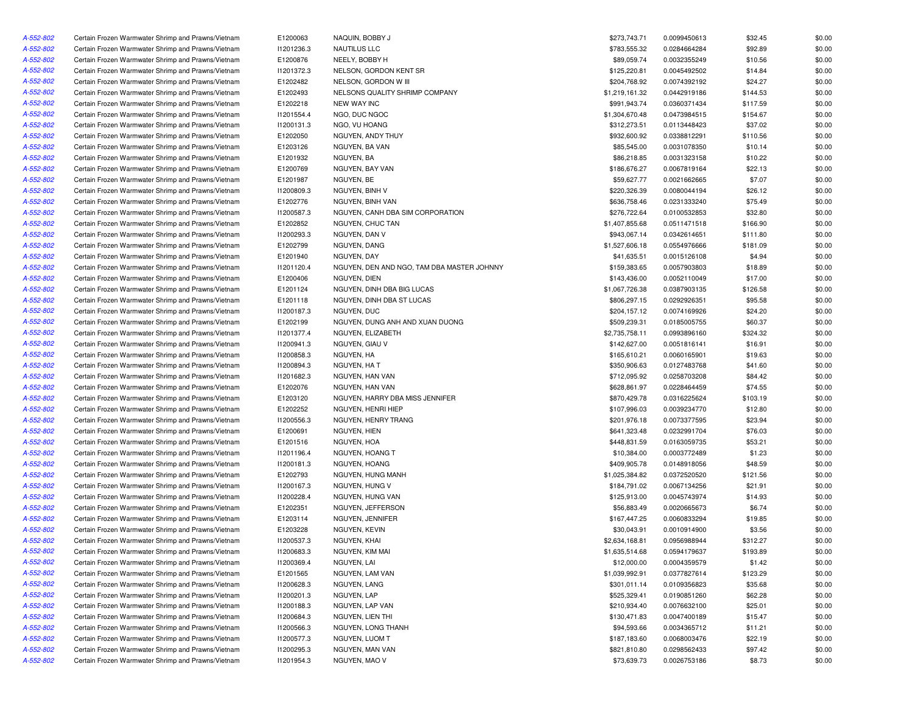| | | | | | | | |
|---|---|---|---|---|---|---|---|
| A-552-802 | Certain Frozen Warmwater Shrimp and Prawns/Vietnam | E1200063 | NAQUIN, BOBBY J | $273,743.71 | 0.0099450613 | $32.45 | $0.00 |
| A-552-802 | Certain Frozen Warmwater Shrimp and Prawns/Vietnam | I1201236.3 | NAUTILUS LLC | $783,555.32 | 0.0284664284 | $92.89 | $0.00 |
| A-552-802 | Certain Frozen Warmwater Shrimp and Prawns/Vietnam | E1200876 | NEELY, BOBBY H | $89,059.74 | 0.0032355249 | $10.56 | $0.00 |
| A-552-802 | Certain Frozen Warmwater Shrimp and Prawns/Vietnam | I1201372.3 | NELSON, GORDON KENT SR | $125,220.81 | 0.0045492502 | $14.84 | $0.00 |
| A-552-802 | Certain Frozen Warmwater Shrimp and Prawns/Vietnam | E1202482 | NELSON, GORDON W III | $204,768.92 | 0.0074392192 | $24.27 | $0.00 |
| A-552-802 | Certain Frozen Warmwater Shrimp and Prawns/Vietnam | E1202493 | NELSONS QUALITY SHRIMP COMPANY | $1,219,161.32 | 0.0442919186 | $144.53 | $0.00 |
| A-552-802 | Certain Frozen Warmwater Shrimp and Prawns/Vietnam | E1202218 | NEW WAY INC | $991,943.74 | 0.0360371434 | $117.59 | $0.00 |
| A-552-802 | Certain Frozen Warmwater Shrimp and Prawns/Vietnam | I1201554.4 | NGO, DUC NGOC | $1,304,670.48 | 0.0473984515 | $154.67 | $0.00 |
| A-552-802 | Certain Frozen Warmwater Shrimp and Prawns/Vietnam | I1200131.3 | NGO, VU HOANG | $312,273.51 | 0.0113448423 | $37.02 | $0.00 |
| A-552-802 | Certain Frozen Warmwater Shrimp and Prawns/Vietnam | E1202050 | NGUYEN, ANDY THUY | $932,600.92 | 0.0338812291 | $110.56 | $0.00 |
| A-552-802 | Certain Frozen Warmwater Shrimp and Prawns/Vietnam | E1203126 | NGUYEN, BA VAN | $85,545.00 | 0.0031078350 | $10.14 | $0.00 |
| A-552-802 | Certain Frozen Warmwater Shrimp and Prawns/Vietnam | E1201932 | NGUYEN, BA | $86,218.85 | 0.0031323158 | $10.22 | $0.00 |
| A-552-802 | Certain Frozen Warmwater Shrimp and Prawns/Vietnam | E1200769 | NGUYEN, BAY VAN | $186,676.27 | 0.0067819164 | $22.13 | $0.00 |
| A-552-802 | Certain Frozen Warmwater Shrimp and Prawns/Vietnam | E1201987 | NGUYEN, BE | $59,627.77 | 0.0021662665 | $7.07 | $0.00 |
| A-552-802 | Certain Frozen Warmwater Shrimp and Prawns/Vietnam | I1200809.3 | NGUYEN, BINH V | $220,326.39 | 0.0080044194 | $26.12 | $0.00 |
| A-552-802 | Certain Frozen Warmwater Shrimp and Prawns/Vietnam | E1202776 | NGUYEN, BINH VAN | $636,758.46 | 0.0231333240 | $75.49 | $0.00 |
| A-552-802 | Certain Frozen Warmwater Shrimp and Prawns/Vietnam | I1200587.3 | NGUYEN, CANH DBA SIM CORPORATION | $276,722.64 | 0.0100532853 | $32.80 | $0.00 |
| A-552-802 | Certain Frozen Warmwater Shrimp and Prawns/Vietnam | E1202852 | NGUYEN, CHUC TAN | $1,407,855.68 | 0.0511471518 | $166.90 | $0.00 |
| A-552-802 | Certain Frozen Warmwater Shrimp and Prawns/Vietnam | I1200293.3 | NGUYEN, DAN V | $943,067.14 | 0.0342614651 | $111.80 | $0.00 |
| A-552-802 | Certain Frozen Warmwater Shrimp and Prawns/Vietnam | E1202799 | NGUYEN, DANG | $1,527,606.18 | 0.0554976666 | $181.09 | $0.00 |
| A-552-802 | Certain Frozen Warmwater Shrimp and Prawns/Vietnam | E1201940 | NGUYEN, DAY | $41,635.51 | 0.0015126108 | $4.94 | $0.00 |
| A-552-802 | Certain Frozen Warmwater Shrimp and Prawns/Vietnam | I1201120.4 | NGUYEN, DEN AND NGO, TAM DBA MASTER JOHNNY | $159,383.65 | 0.0057903803 | $18.89 | $0.00 |
| A-552-802 | Certain Frozen Warmwater Shrimp and Prawns/Vietnam | E1200406 | NGUYEN, DIEN | $143,436.00 | 0.0052110049 | $17.00 | $0.00 |
| A-552-802 | Certain Frozen Warmwater Shrimp and Prawns/Vietnam | E1201124 | NGUYEN, DINH DBA BIG LUCAS | $1,067,726.38 | 0.0387903135 | $126.58 | $0.00 |
| A-552-802 | Certain Frozen Warmwater Shrimp and Prawns/Vietnam | E1201118 | NGUYEN, DINH DBA ST LUCAS | $806,297.15 | 0.0292926351 | $95.58 | $0.00 |
| A-552-802 | Certain Frozen Warmwater Shrimp and Prawns/Vietnam | I1200187.3 | NGUYEN, DUC | $204,157.12 | 0.0074169926 | $24.20 | $0.00 |
| A-552-802 | Certain Frozen Warmwater Shrimp and Prawns/Vietnam | E1202199 | NGUYEN, DUNG ANH AND XUAN DUONG | $509,239.31 | 0.0185005755 | $60.37 | $0.00 |
| A-552-802 | Certain Frozen Warmwater Shrimp and Prawns/Vietnam | I1201377.4 | NGUYEN, ELIZABETH | $2,735,758.11 | 0.0993896160 | $324.32 | $0.00 |
| A-552-802 | Certain Frozen Warmwater Shrimp and Prawns/Vietnam | I1200941.3 | NGUYEN, GIAU V | $142,627.00 | 0.0051816141 | $16.91 | $0.00 |
| A-552-802 | Certain Frozen Warmwater Shrimp and Prawns/Vietnam | I1200858.3 | NGUYEN, HA | $165,610.21 | 0.0060165901 | $19.63 | $0.00 |
| A-552-802 | Certain Frozen Warmwater Shrimp and Prawns/Vietnam | I1200894.3 | NGUYEN, HA T | $350,906.63 | 0.0127483768 | $41.60 | $0.00 |
| A-552-802 | Certain Frozen Warmwater Shrimp and Prawns/Vietnam | I1201682.3 | NGUYEN, HAN VAN | $712,095.92 | 0.0258703208 | $84.42 | $0.00 |
| A-552-802 | Certain Frozen Warmwater Shrimp and Prawns/Vietnam | E1202076 | NGUYEN, HAN VAN | $628,861.97 | 0.0228464459 | $74.55 | $0.00 |
| A-552-802 | Certain Frozen Warmwater Shrimp and Prawns/Vietnam | E1203120 | NGUYEN, HARRY DBA MISS JENNIFER | $870,429.78 | 0.0316225624 | $103.19 | $0.00 |
| A-552-802 | Certain Frozen Warmwater Shrimp and Prawns/Vietnam | E1202252 | NGUYEN, HENRI HIEP | $107,996.03 | 0.0039234770 | $12.80 | $0.00 |
| A-552-802 | Certain Frozen Warmwater Shrimp and Prawns/Vietnam | I1200556.3 | NGUYEN, HENRY TRANG | $201,976.18 | 0.0073377595 | $23.94 | $0.00 |
| A-552-802 | Certain Frozen Warmwater Shrimp and Prawns/Vietnam | E1200691 | NGUYEN, HIEN | $641,323.48 | 0.0232991704 | $76.03 | $0.00 |
| A-552-802 | Certain Frozen Warmwater Shrimp and Prawns/Vietnam | E1201516 | NGUYEN, HOA | $448,831.59 | 0.0163059735 | $53.21 | $0.00 |
| A-552-802 | Certain Frozen Warmwater Shrimp and Prawns/Vietnam | I1201196.4 | NGUYEN, HOANG T | $10,384.00 | 0.0003772489 | $1.23 | $0.00 |
| A-552-802 | Certain Frozen Warmwater Shrimp and Prawns/Vietnam | I1200181.3 | NGUYEN, HOANG | $409,905.78 | 0.0148918056 | $48.59 | $0.00 |
| A-552-802 | Certain Frozen Warmwater Shrimp and Prawns/Vietnam | E1202793 | NGUYEN, HUNG MANH | $1,025,384.82 | 0.0372520520 | $121.56 | $0.00 |
| A-552-802 | Certain Frozen Warmwater Shrimp and Prawns/Vietnam | I1200167.3 | NGUYEN, HUNG V | $184,791.02 | 0.0067134256 | $21.91 | $0.00 |
| A-552-802 | Certain Frozen Warmwater Shrimp and Prawns/Vietnam | I1200228.4 | NGUYEN, HUNG VAN | $125,913.00 | 0.0045743974 | $14.93 | $0.00 |
| A-552-802 | Certain Frozen Warmwater Shrimp and Prawns/Vietnam | E1202351 | NGUYEN, JEFFERSON | $56,883.49 | 0.0020665673 | $6.74 | $0.00 |
| A-552-802 | Certain Frozen Warmwater Shrimp and Prawns/Vietnam | E1203114 | NGUYEN, JENNIFER | $167,447.25 | 0.0060833294 | $19.85 | $0.00 |
| A-552-802 | Certain Frozen Warmwater Shrimp and Prawns/Vietnam | E1203228 | NGUYEN, KEVIN | $30,043.91 | 0.0010914900 | $3.56 | $0.00 |
| A-552-802 | Certain Frozen Warmwater Shrimp and Prawns/Vietnam | I1200537.3 | NGUYEN, KHAI | $2,634,168.81 | 0.0956988944 | $312.27 | $0.00 |
| A-552-802 | Certain Frozen Warmwater Shrimp and Prawns/Vietnam | I1200683.3 | NGUYEN, KIM MAI | $1,635,514.68 | 0.0594179637 | $193.89 | $0.00 |
| A-552-802 | Certain Frozen Warmwater Shrimp and Prawns/Vietnam | I1200369.4 | NGUYEN, LAI | $12,000.00 | 0.0004359579 | $1.42 | $0.00 |
| A-552-802 | Certain Frozen Warmwater Shrimp and Prawns/Vietnam | E1201565 | NGUYEN, LAM VAN | $1,039,992.91 | 0.0377827614 | $123.29 | $0.00 |
| A-552-802 | Certain Frozen Warmwater Shrimp and Prawns/Vietnam | I1200628.3 | NGUYEN, LANG | $301,011.14 | 0.0109356823 | $35.68 | $0.00 |
| A-552-802 | Certain Frozen Warmwater Shrimp and Prawns/Vietnam | I1200201.3 | NGUYEN, LAP | $525,329.41 | 0.0190851260 | $62.28 | $0.00 |
| A-552-802 | Certain Frozen Warmwater Shrimp and Prawns/Vietnam | I1200188.3 | NGUYEN, LAP VAN | $210,934.40 | 0.0076632100 | $25.01 | $0.00 |
| A-552-802 | Certain Frozen Warmwater Shrimp and Prawns/Vietnam | I1200684.3 | NGUYEN, LIEN THI | $130,471.83 | 0.0047400189 | $15.47 | $0.00 |
| A-552-802 | Certain Frozen Warmwater Shrimp and Prawns/Vietnam | I1200566.3 | NGUYEN, LONG THANH | $94,593.66 | 0.0034365712 | $11.21 | $0.00 |
| A-552-802 | Certain Frozen Warmwater Shrimp and Prawns/Vietnam | I1200577.3 | NGUYEN, LUOM T | $187,183.60 | 0.0068003476 | $22.19 | $0.00 |
| A-552-802 | Certain Frozen Warmwater Shrimp and Prawns/Vietnam | I1200295.3 | NGUYEN, MAN VAN | $821,810.80 | 0.0298562433 | $97.42 | $0.00 |
| A-552-802 | Certain Frozen Warmwater Shrimp and Prawns/Vietnam | I1201954.3 | NGUYEN, MAO V | $73,639.73 | 0.0026753186 | $8.73 | $0.00 |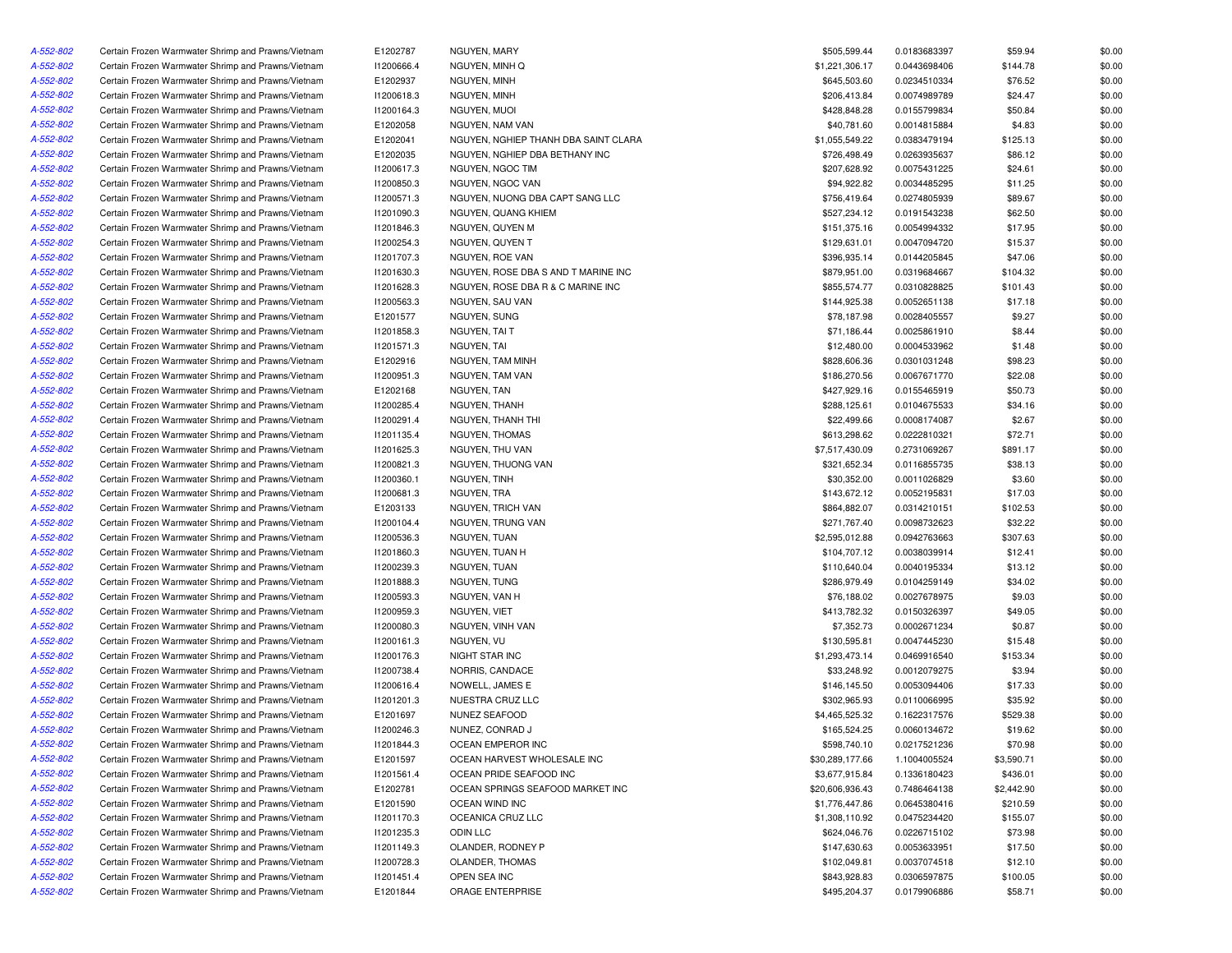| | | | | | | | |
|---|---|---|---|---|---|---|---|
| A-552-802 | Certain Frozen Warmwater Shrimp and Prawns/Vietnam | E1202787 | NGUYEN, MARY | $505,599.44 | 0.0183683397 | $59.94 | $0.00 |
| A-552-802 | Certain Frozen Warmwater Shrimp and Prawns/Vietnam | I1200666.4 | NGUYEN, MINH Q | $1,221,306.17 | 0.0443698406 | $144.78 | $0.00 |
| A-552-802 | Certain Frozen Warmwater Shrimp and Prawns/Vietnam | E1202937 | NGUYEN, MINH | $645,503.60 | 0.0234510334 | $76.52 | $0.00 |
| A-552-802 | Certain Frozen Warmwater Shrimp and Prawns/Vietnam | I1200618.3 | NGUYEN, MINH | $206,413.84 | 0.0074989789 | $24.47 | $0.00 |
| A-552-802 | Certain Frozen Warmwater Shrimp and Prawns/Vietnam | I1200164.3 | NGUYEN, MUOI | $428,848.28 | 0.0155799834 | $50.84 | $0.00 |
| A-552-802 | Certain Frozen Warmwater Shrimp and Prawns/Vietnam | E1202058 | NGUYEN, NAM VAN | $40,781.60 | 0.0014815884 | $4.83 | $0.00 |
| A-552-802 | Certain Frozen Warmwater Shrimp and Prawns/Vietnam | E1202041 | NGUYEN, NGHIEP THANH DBA SAINT CLARA | $1,055,549.22 | 0.0383479194 | $125.13 | $0.00 |
| A-552-802 | Certain Frozen Warmwater Shrimp and Prawns/Vietnam | E1202035 | NGUYEN, NGHIEP DBA BETHANY INC | $726,498.49 | 0.0263935637 | $86.12 | $0.00 |
| A-552-802 | Certain Frozen Warmwater Shrimp and Prawns/Vietnam | I1200617.3 | NGUYEN, NGOC TIM | $207,628.92 | 0.0075431225 | $24.61 | $0.00 |
| A-552-802 | Certain Frozen Warmwater Shrimp and Prawns/Vietnam | I1200850.3 | NGUYEN, NGOC VAN | $94,922.82 | 0.0034485295 | $11.25 | $0.00 |
| A-552-802 | Certain Frozen Warmwater Shrimp and Prawns/Vietnam | I1200571.3 | NGUYEN, NUONG DBA CAPT SANG LLC | $756,419.64 | 0.0274805939 | $89.67 | $0.00 |
| A-552-802 | Certain Frozen Warmwater Shrimp and Prawns/Vietnam | I1201090.3 | NGUYEN, QUANG KHIEM | $527,234.12 | 0.0191543238 | $62.50 | $0.00 |
| A-552-802 | Certain Frozen Warmwater Shrimp and Prawns/Vietnam | I1201846.3 | NGUYEN, QUYEN M | $151,375.16 | 0.0054994332 | $17.95 | $0.00 |
| A-552-802 | Certain Frozen Warmwater Shrimp and Prawns/Vietnam | I1200254.3 | NGUYEN, QUYEN T | $129,631.01 | 0.0047094720 | $15.37 | $0.00 |
| A-552-802 | Certain Frozen Warmwater Shrimp and Prawns/Vietnam | I1201707.3 | NGUYEN, ROE VAN | $396,935.14 | 0.0144205845 | $47.06 | $0.00 |
| A-552-802 | Certain Frozen Warmwater Shrimp and Prawns/Vietnam | I1201630.3 | NGUYEN, ROSE DBA S AND T MARINE INC | $879,951.00 | 0.0319684667 | $104.32 | $0.00 |
| A-552-802 | Certain Frozen Warmwater Shrimp and Prawns/Vietnam | I1201628.3 | NGUYEN, ROSE DBA R & C MARINE INC | $855,574.77 | 0.0310828825 | $101.43 | $0.00 |
| A-552-802 | Certain Frozen Warmwater Shrimp and Prawns/Vietnam | I1200563.3 | NGUYEN, SAU VAN | $144,925.38 | 0.0052651138 | $17.18 | $0.00 |
| A-552-802 | Certain Frozen Warmwater Shrimp and Prawns/Vietnam | E1201577 | NGUYEN, SUNG | $78,187.98 | 0.0028405557 | $9.27 | $0.00 |
| A-552-802 | Certain Frozen Warmwater Shrimp and Prawns/Vietnam | I1201858.3 | NGUYEN, TAI T | $71,186.44 | 0.0025861910 | $8.44 | $0.00 |
| A-552-802 | Certain Frozen Warmwater Shrimp and Prawns/Vietnam | I1201571.3 | NGUYEN, TAI | $12,480.00 | 0.0004533962 | $1.48 | $0.00 |
| A-552-802 | Certain Frozen Warmwater Shrimp and Prawns/Vietnam | E1202916 | NGUYEN, TAM MINH | $828,606.36 | 0.0301031248 | $98.23 | $0.00 |
| A-552-802 | Certain Frozen Warmwater Shrimp and Prawns/Vietnam | I1200951.3 | NGUYEN, TAM VAN | $186,270.56 | 0.0067671770 | $22.08 | $0.00 |
| A-552-802 | Certain Frozen Warmwater Shrimp and Prawns/Vietnam | E1202168 | NGUYEN, TAN | $427,929.16 | 0.0155465919 | $50.73 | $0.00 |
| A-552-802 | Certain Frozen Warmwater Shrimp and Prawns/Vietnam | I1200285.4 | NGUYEN, THANH | $288,125.61 | 0.0104675533 | $34.16 | $0.00 |
| A-552-802 | Certain Frozen Warmwater Shrimp and Prawns/Vietnam | I1200291.4 | NGUYEN, THANH THI | $22,499.66 | 0.0008174087 | $2.67 | $0.00 |
| A-552-802 | Certain Frozen Warmwater Shrimp and Prawns/Vietnam | I1201135.4 | NGUYEN, THOMAS | $613,298.62 | 0.0222810321 | $72.71 | $0.00 |
| A-552-802 | Certain Frozen Warmwater Shrimp and Prawns/Vietnam | I1201625.3 | NGUYEN, THU VAN | $7,517,430.09 | 0.2731069267 | $891.17 | $0.00 |
| A-552-802 | Certain Frozen Warmwater Shrimp and Prawns/Vietnam | I1200821.3 | NGUYEN, THUONG VAN | $321,652.34 | 0.0116855735 | $38.13 | $0.00 |
| A-552-802 | Certain Frozen Warmwater Shrimp and Prawns/Vietnam | I1200360.1 | NGUYEN, TINH | $30,352.00 | 0.0011026829 | $3.60 | $0.00 |
| A-552-802 | Certain Frozen Warmwater Shrimp and Prawns/Vietnam | I1200681.3 | NGUYEN, TRA | $143,672.12 | 0.0052195831 | $17.03 | $0.00 |
| A-552-802 | Certain Frozen Warmwater Shrimp and Prawns/Vietnam | E1203133 | NGUYEN, TRICH VAN | $864,882.07 | 0.0314210151 | $102.53 | $0.00 |
| A-552-802 | Certain Frozen Warmwater Shrimp and Prawns/Vietnam | I1200104.4 | NGUYEN, TRUNG VAN | $271,767.40 | 0.0098732623 | $32.22 | $0.00 |
| A-552-802 | Certain Frozen Warmwater Shrimp and Prawns/Vietnam | I1200536.3 | NGUYEN, TUAN | $2,595,012.88 | 0.0942763663 | $307.63 | $0.00 |
| A-552-802 | Certain Frozen Warmwater Shrimp and Prawns/Vietnam | I1201860.3 | NGUYEN, TUAN H | $104,707.12 | 0.0038039914 | $12.41 | $0.00 |
| A-552-802 | Certain Frozen Warmwater Shrimp and Prawns/Vietnam | I1200239.3 | NGUYEN, TUAN | $110,640.04 | 0.0040195334 | $13.12 | $0.00 |
| A-552-802 | Certain Frozen Warmwater Shrimp and Prawns/Vietnam | I1201888.3 | NGUYEN, TUNG | $286,979.49 | 0.0104259149 | $34.02 | $0.00 |
| A-552-802 | Certain Frozen Warmwater Shrimp and Prawns/Vietnam | I1200593.3 | NGUYEN, VAN H | $76,188.02 | 0.0027678975 | $9.03 | $0.00 |
| A-552-802 | Certain Frozen Warmwater Shrimp and Prawns/Vietnam | I1200959.3 | NGUYEN, VIET | $413,782.32 | 0.0150326397 | $49.05 | $0.00 |
| A-552-802 | Certain Frozen Warmwater Shrimp and Prawns/Vietnam | I1200080.3 | NGUYEN, VINH VAN | $7,352.73 | 0.0002671234 | $0.87 | $0.00 |
| A-552-802 | Certain Frozen Warmwater Shrimp and Prawns/Vietnam | I1200161.3 | NGUYEN, VU | $130,595.81 | 0.0047445230 | $15.48 | $0.00 |
| A-552-802 | Certain Frozen Warmwater Shrimp and Prawns/Vietnam | I1200176.3 | NIGHT STAR INC | $1,293,473.14 | 0.0469916540 | $153.34 | $0.00 |
| A-552-802 | Certain Frozen Warmwater Shrimp and Prawns/Vietnam | I1200738.4 | NORRIS, CANDACE | $33,248.92 | 0.0012079275 | $3.94 | $0.00 |
| A-552-802 | Certain Frozen Warmwater Shrimp and Prawns/Vietnam | I1200616.4 | NOWELL, JAMES E | $146,145.50 | 0.0053094406 | $17.33 | $0.00 |
| A-552-802 | Certain Frozen Warmwater Shrimp and Prawns/Vietnam | I1201201.3 | NUESTRA CRUZ LLC | $302,965.93 | 0.0110066995 | $35.92 | $0.00 |
| A-552-802 | Certain Frozen Warmwater Shrimp and Prawns/Vietnam | E1201697 | NUNEZ SEAFOOD | $4,465,525.32 | 0.1622317576 | $529.38 | $0.00 |
| A-552-802 | Certain Frozen Warmwater Shrimp and Prawns/Vietnam | I1200246.3 | NUNEZ, CONRAD J | $165,524.25 | 0.0060134672 | $19.62 | $0.00 |
| A-552-802 | Certain Frozen Warmwater Shrimp and Prawns/Vietnam | I1201844.3 | OCEAN EMPEROR INC | $598,740.10 | 0.0217521236 | $70.98 | $0.00 |
| A-552-802 | Certain Frozen Warmwater Shrimp and Prawns/Vietnam | E1201597 | OCEAN HARVEST WHOLESALE INC | $30,289,177.66 | 1.1004005524 | $3,590.71 | $0.00 |
| A-552-802 | Certain Frozen Warmwater Shrimp and Prawns/Vietnam | I1201561.4 | OCEAN PRIDE SEAFOOD INC | $3,677,915.84 | 0.1336180423 | $436.01 | $0.00 |
| A-552-802 | Certain Frozen Warmwater Shrimp and Prawns/Vietnam | E1202781 | OCEAN SPRINGS SEAFOOD MARKET INC | $20,606,936.43 | 0.7486464138 | $2,442.90 | $0.00 |
| A-552-802 | Certain Frozen Warmwater Shrimp and Prawns/Vietnam | E1201590 | OCEAN WIND INC | $1,776,447.86 | 0.0645380416 | $210.59 | $0.00 |
| A-552-802 | Certain Frozen Warmwater Shrimp and Prawns/Vietnam | I1201170.3 | OCEANICA CRUZ LLC | $1,308,110.92 | 0.0475234420 | $155.07 | $0.00 |
| A-552-802 | Certain Frozen Warmwater Shrimp and Prawns/Vietnam | I1201235.3 | ODIN LLC | $624,046.76 | 0.0226715102 | $73.98 | $0.00 |
| A-552-802 | Certain Frozen Warmwater Shrimp and Prawns/Vietnam | I1201149.3 | OLANDER, RODNEY P | $147,630.63 | 0.0053633951 | $17.50 | $0.00 |
| A-552-802 | Certain Frozen Warmwater Shrimp and Prawns/Vietnam | I1200728.3 | OLANDER, THOMAS | $102,049.81 | 0.0037074518 | $12.10 | $0.00 |
| A-552-802 | Certain Frozen Warmwater Shrimp and Prawns/Vietnam | I1201451.4 | OPEN SEA INC | $843,928.83 | 0.0306597875 | $100.05 | $0.00 |
| A-552-802 | Certain Frozen Warmwater Shrimp and Prawns/Vietnam | E1201844 | ORAGE ENTERPRISE | $495,204.37 | 0.0179906886 | $58.71 | $0.00 |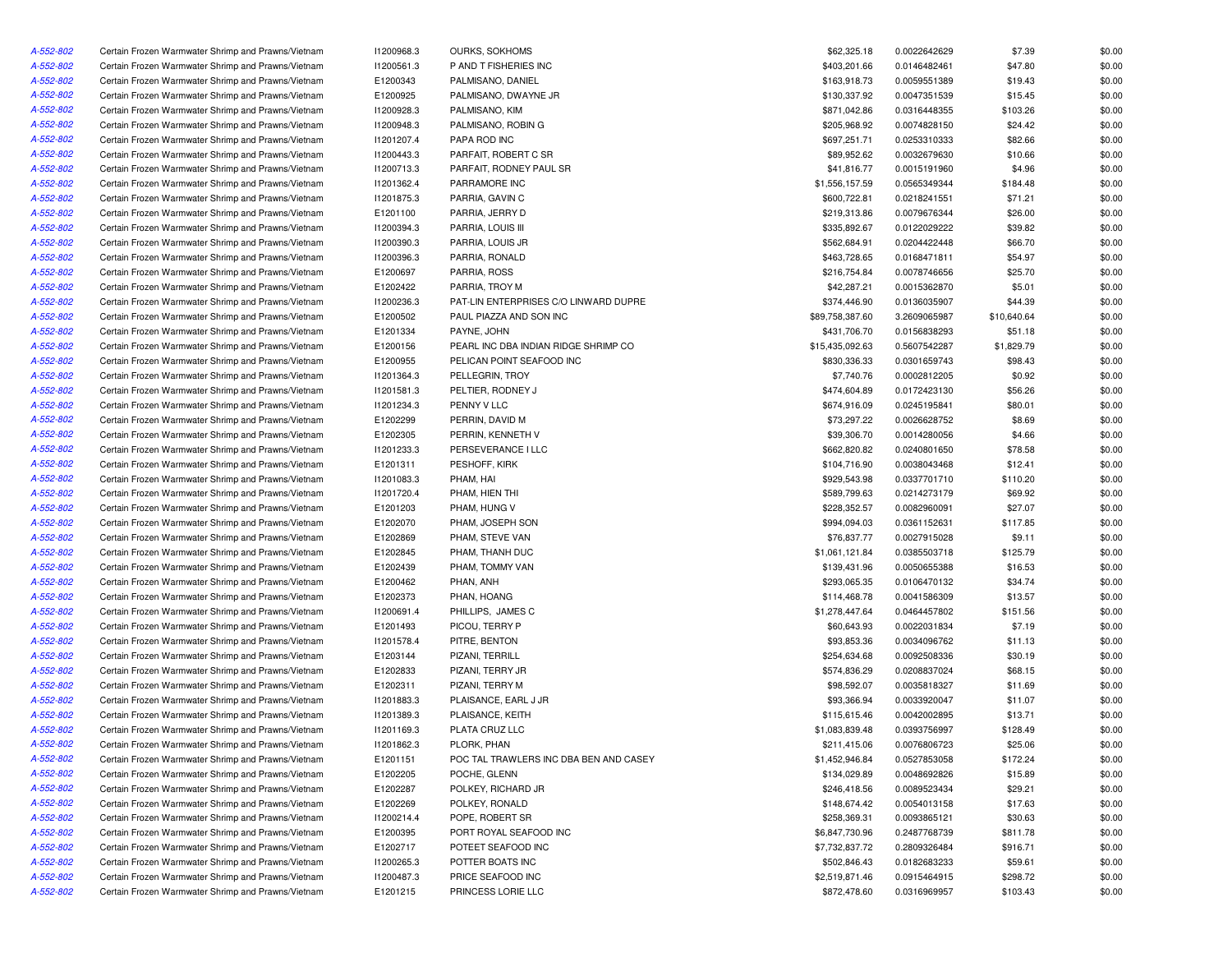| | | | | | | | |
|---|---|---|---|---|---|---|---|
| A-552-802 | Certain Frozen Warmwater Shrimp and Prawns/Vietnam | I1200968.3 | OURKS, SOKHOMS | $62,325.18 | 0.0022642629 | $7.39 | $0.00 |
| A-552-802 | Certain Frozen Warmwater Shrimp and Prawns/Vietnam | I1200561.3 | P AND T FISHERIES INC | $403,201.66 | 0.0146482461 | $47.80 | $0.00 |
| A-552-802 | Certain Frozen Warmwater Shrimp and Prawns/Vietnam | E1200343 | PALMISANO, DANIEL | $163,918.73 | 0.0059551389 | $19.43 | $0.00 |
| A-552-802 | Certain Frozen Warmwater Shrimp and Prawns/Vietnam | E1200925 | PALMISANO, DWAYNE JR | $130,337.92 | 0.0047351539 | $15.45 | $0.00 |
| A-552-802 | Certain Frozen Warmwater Shrimp and Prawns/Vietnam | I1200928.3 | PALMISANO, KIM | $871,042.86 | 0.0316448355 | $103.26 | $0.00 |
| A-552-802 | Certain Frozen Warmwater Shrimp and Prawns/Vietnam | I1200948.3 | PALMISANO, ROBIN G | $205,968.92 | 0.0074828150 | $24.42 | $0.00 |
| A-552-802 | Certain Frozen Warmwater Shrimp and Prawns/Vietnam | I1201207.4 | PAPA ROD INC | $697,251.71 | 0.0253310333 | $82.66 | $0.00 |
| A-552-802 | Certain Frozen Warmwater Shrimp and Prawns/Vietnam | I1200443.3 | PARFAIT, ROBERT C SR | $89,952.62 | 0.0032679630 | $10.66 | $0.00 |
| A-552-802 | Certain Frozen Warmwater Shrimp and Prawns/Vietnam | I1200713.3 | PARFAIT, RODNEY PAUL SR | $41,816.77 | 0.0015191960 | $4.96 | $0.00 |
| A-552-802 | Certain Frozen Warmwater Shrimp and Prawns/Vietnam | I1201362.4 | PARRAMORE INC | $1,556,157.59 | 0.0565349344 | $184.48 | $0.00 |
| A-552-802 | Certain Frozen Warmwater Shrimp and Prawns/Vietnam | I1201875.3 | PARRIA, GAVIN C | $600,722.81 | 0.0218241551 | $71.21 | $0.00 |
| A-552-802 | Certain Frozen Warmwater Shrimp and Prawns/Vietnam | E1201100 | PARRIA, JERRY D | $219,313.86 | 0.0079676344 | $26.00 | $0.00 |
| A-552-802 | Certain Frozen Warmwater Shrimp and Prawns/Vietnam | I1200394.3 | PARRIA, LOUIS III | $335,892.67 | 0.0122029222 | $39.82 | $0.00 |
| A-552-802 | Certain Frozen Warmwater Shrimp and Prawns/Vietnam | I1200390.3 | PARRIA, LOUIS JR | $562,684.91 | 0.0204422448 | $66.70 | $0.00 |
| A-552-802 | Certain Frozen Warmwater Shrimp and Prawns/Vietnam | I1200396.3 | PARRIA, RONALD | $463,728.65 | 0.0168471811 | $54.97 | $0.00 |
| A-552-802 | Certain Frozen Warmwater Shrimp and Prawns/Vietnam | E1200697 | PARRIA, ROSS | $216,754.84 | 0.0078746656 | $25.70 | $0.00 |
| A-552-802 | Certain Frozen Warmwater Shrimp and Prawns/Vietnam | E1202422 | PARRIA, TROY M | $42,287.21 | 0.0015362870 | $5.01 | $0.00 |
| A-552-802 | Certain Frozen Warmwater Shrimp and Prawns/Vietnam | I1200236.3 | PAT-LIN ENTERPRISES C/O LINWARD DUPRE | $374,446.90 | 0.0136035907 | $44.39 | $0.00 |
| A-552-802 | Certain Frozen Warmwater Shrimp and Prawns/Vietnam | E1200502 | PAUL PIAZZA AND SON INC | $89,758,387.60 | 3.2609065987 | $10,640.64 | $0.00 |
| A-552-802 | Certain Frozen Warmwater Shrimp and Prawns/Vietnam | E1201334 | PAYNE, JOHN | $431,706.70 | 0.0156838293 | $51.18 | $0.00 |
| A-552-802 | Certain Frozen Warmwater Shrimp and Prawns/Vietnam | E1200156 | PEARL INC DBA INDIAN RIDGE SHRIMP CO | $15,435,092.63 | 0.5607542287 | $1,829.79 | $0.00 |
| A-552-802 | Certain Frozen Warmwater Shrimp and Prawns/Vietnam | E1200955 | PELICAN POINT SEAFOOD INC | $830,336.33 | 0.0301659743 | $98.43 | $0.00 |
| A-552-802 | Certain Frozen Warmwater Shrimp and Prawns/Vietnam | I1201364.3 | PELLEGRIN, TROY | $7,740.76 | 0.0002812205 | $0.92 | $0.00 |
| A-552-802 | Certain Frozen Warmwater Shrimp and Prawns/Vietnam | I1201581.3 | PELTIER, RODNEY J | $474,604.89 | 0.0172423130 | $56.26 | $0.00 |
| A-552-802 | Certain Frozen Warmwater Shrimp and Prawns/Vietnam | I1201234.3 | PENNY V LLC | $674,916.09 | 0.0245195841 | $80.01 | $0.00 |
| A-552-802 | Certain Frozen Warmwater Shrimp and Prawns/Vietnam | E1202299 | PERRIN, DAVID M | $73,297.22 | 0.0026628752 | $8.69 | $0.00 |
| A-552-802 | Certain Frozen Warmwater Shrimp and Prawns/Vietnam | E1202305 | PERRIN, KENNETH V | $39,306.70 | 0.0014280056 | $4.66 | $0.00 |
| A-552-802 | Certain Frozen Warmwater Shrimp and Prawns/Vietnam | I1201233.3 | PERSEVERANCE I LLC | $662,820.82 | 0.0240801650 | $78.58 | $0.00 |
| A-552-802 | Certain Frozen Warmwater Shrimp and Prawns/Vietnam | E1201311 | PESHOFF, KIRK | $104,716.90 | 0.0038043468 | $12.41 | $0.00 |
| A-552-802 | Certain Frozen Warmwater Shrimp and Prawns/Vietnam | I1201083.3 | PHAM, HAI | $929,543.98 | 0.0337701710 | $110.20 | $0.00 |
| A-552-802 | Certain Frozen Warmwater Shrimp and Prawns/Vietnam | I1201720.4 | PHAM, HIEN THI | $589,799.63 | 0.0214273179 | $69.92 | $0.00 |
| A-552-802 | Certain Frozen Warmwater Shrimp and Prawns/Vietnam | E1201203 | PHAM, HUNG V | $228,352.57 | 0.0082960091 | $27.07 | $0.00 |
| A-552-802 | Certain Frozen Warmwater Shrimp and Prawns/Vietnam | E1202070 | PHAM, JOSEPH SON | $994,094.03 | 0.0361152631 | $117.85 | $0.00 |
| A-552-802 | Certain Frozen Warmwater Shrimp and Prawns/Vietnam | E1202869 | PHAM, STEVE VAN | $76,837.77 | 0.0027915028 | $9.11 | $0.00 |
| A-552-802 | Certain Frozen Warmwater Shrimp and Prawns/Vietnam | E1202845 | PHAM, THANH DUC | $1,061,121.84 | 0.0385503718 | $125.79 | $0.00 |
| A-552-802 | Certain Frozen Warmwater Shrimp and Prawns/Vietnam | E1202439 | PHAM, TOMMY VAN | $139,431.96 | 0.0050655388 | $16.53 | $0.00 |
| A-552-802 | Certain Frozen Warmwater Shrimp and Prawns/Vietnam | E1200462 | PHAN, ANH | $293,065.35 | 0.0106470132 | $34.74 | $0.00 |
| A-552-802 | Certain Frozen Warmwater Shrimp and Prawns/Vietnam | E1202373 | PHAN, HOANG | $114,468.78 | 0.0041586309 | $13.57 | $0.00 |
| A-552-802 | Certain Frozen Warmwater Shrimp and Prawns/Vietnam | I1200691.4 | PHILLIPS, JAMES C | $1,278,447.64 | 0.0464457802 | $151.56 | $0.00 |
| A-552-802 | Certain Frozen Warmwater Shrimp and Prawns/Vietnam | E1201493 | PICOU, TERRY P | $60,643.93 | 0.0022031834 | $7.19 | $0.00 |
| A-552-802 | Certain Frozen Warmwater Shrimp and Prawns/Vietnam | I1201578.4 | PITRE, BENTON | $93,853.36 | 0.0034096762 | $11.13 | $0.00 |
| A-552-802 | Certain Frozen Warmwater Shrimp and Prawns/Vietnam | E1203144 | PIZANI, TERRILL | $254,634.68 | 0.0092508336 | $30.19 | $0.00 |
| A-552-802 | Certain Frozen Warmwater Shrimp and Prawns/Vietnam | E1202833 | PIZANI, TERRY JR | $574,836.29 | 0.0208837024 | $68.15 | $0.00 |
| A-552-802 | Certain Frozen Warmwater Shrimp and Prawns/Vietnam | E1202311 | PIZANI, TERRY M | $98,592.07 | 0.0035818327 | $11.69 | $0.00 |
| A-552-802 | Certain Frozen Warmwater Shrimp and Prawns/Vietnam | I1201883.3 | PLAISANCE, EARL J JR | $93,366.94 | 0.0033920047 | $11.07 | $0.00 |
| A-552-802 | Certain Frozen Warmwater Shrimp and Prawns/Vietnam | I1201389.3 | PLAISANCE, KEITH | $115,615.46 | 0.0042002895 | $13.71 | $0.00 |
| A-552-802 | Certain Frozen Warmwater Shrimp and Prawns/Vietnam | I1201169.3 | PLATA CRUZ LLC | $1,083,839.48 | 0.0393756997 | $128.49 | $0.00 |
| A-552-802 | Certain Frozen Warmwater Shrimp and Prawns/Vietnam | I1201862.3 | PLORK, PHAN | $211,415.06 | 0.0076806723 | $25.06 | $0.00 |
| A-552-802 | Certain Frozen Warmwater Shrimp and Prawns/Vietnam | E1201151 | POC TAL TRAWLERS INC DBA BEN AND CASEY | $1,452,946.84 | 0.0527853058 | $172.24 | $0.00 |
| A-552-802 | Certain Frozen Warmwater Shrimp and Prawns/Vietnam | E1202205 | POCHE, GLENN | $134,029.89 | 0.0048692826 | $15.89 | $0.00 |
| A-552-802 | Certain Frozen Warmwater Shrimp and Prawns/Vietnam | E1202287 | POLKEY, RICHARD JR | $246,418.56 | 0.0089523434 | $29.21 | $0.00 |
| A-552-802 | Certain Frozen Warmwater Shrimp and Prawns/Vietnam | E1202269 | POLKEY, RONALD | $148,674.42 | 0.0054013158 | $17.63 | $0.00 |
| A-552-802 | Certain Frozen Warmwater Shrimp and Prawns/Vietnam | I1200214.4 | POPE, ROBERT SR | $258,369.31 | 0.0093865121 | $30.63 | $0.00 |
| A-552-802 | Certain Frozen Warmwater Shrimp and Prawns/Vietnam | E1200395 | PORT ROYAL SEAFOOD INC | $6,847,730.96 | 0.2487768739 | $811.78 | $0.00 |
| A-552-802 | Certain Frozen Warmwater Shrimp and Prawns/Vietnam | E1202717 | POTEET SEAFOOD INC | $7,732,837.72 | 0.2809326484 | $916.71 | $0.00 |
| A-552-802 | Certain Frozen Warmwater Shrimp and Prawns/Vietnam | I1200265.3 | POTTER BOATS INC | $502,846.43 | 0.0182683233 | $59.61 | $0.00 |
| A-552-802 | Certain Frozen Warmwater Shrimp and Prawns/Vietnam | I1200487.3 | PRICE SEAFOOD INC | $2,519,871.46 | 0.0915464915 | $298.72 | $0.00 |
| A-552-802 | Certain Frozen Warmwater Shrimp and Prawns/Vietnam | E1201215 | PRINCESS LORIE LLC | $872,478.60 | 0.0316969957 | $103.43 | $0.00 |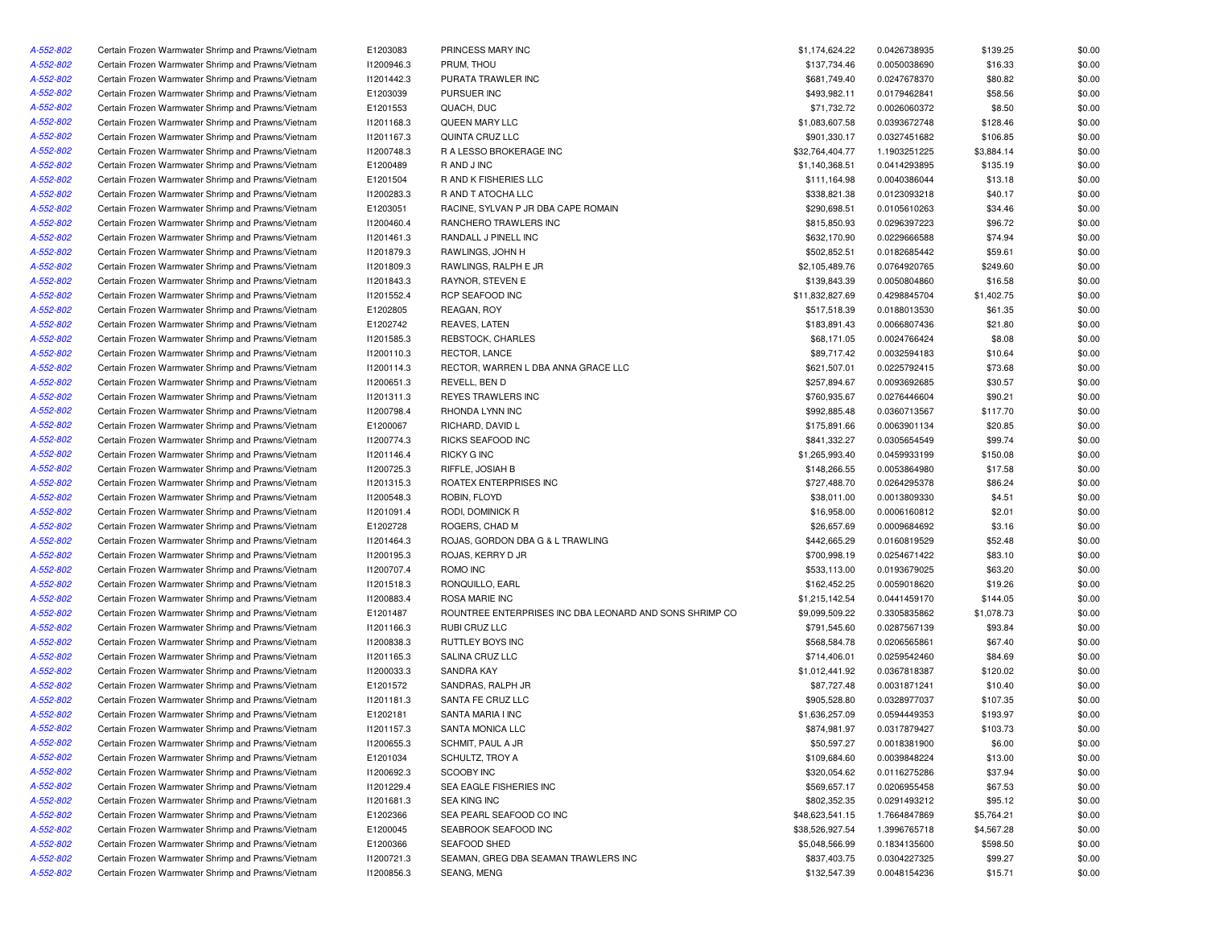| | | | | | | | |
|---|---|---|---|---|---|---|---|
| A-552-802 | Certain Frozen Warmwater Shrimp and Prawns/Vietnam | E1203083 | PRINCESS MARY INC | $1,174,624.22 | 0.0426738935 | $139.25 | $0.00 |
| A-552-802 | Certain Frozen Warmwater Shrimp and Prawns/Vietnam | I1200946.3 | PRUM, THOU | $137,734.46 | 0.0050038690 | $16.33 | $0.00 |
| A-552-802 | Certain Frozen Warmwater Shrimp and Prawns/Vietnam | I1201442.3 | PURATA TRAWLER INC | $681,749.40 | 0.0247678370 | $80.82 | $0.00 |
| A-552-802 | Certain Frozen Warmwater Shrimp and Prawns/Vietnam | E1203039 | PURSUER INC | $493,982.11 | 0.0179462841 | $58.56 | $0.00 |
| A-552-802 | Certain Frozen Warmwater Shrimp and Prawns/Vietnam | E1201553 | QUACH, DUC | $71,732.72 | 0.0026060372 | $8.50 | $0.00 |
| A-552-802 | Certain Frozen Warmwater Shrimp and Prawns/Vietnam | I1201168.3 | QUEEN MARY LLC | $1,083,607.58 | 0.0393672748 | $128.46 | $0.00 |
| A-552-802 | Certain Frozen Warmwater Shrimp and Prawns/Vietnam | I1201167.3 | QUINTA CRUZ LLC | $901,330.17 | 0.0327451682 | $106.85 | $0.00 |
| A-552-802 | Certain Frozen Warmwater Shrimp and Prawns/Vietnam | I1200748.3 | R A LESSO BROKERAGE INC | $32,764,404.77 | 1.1903251225 | $3,884.14 | $0.00 |
| A-552-802 | Certain Frozen Warmwater Shrimp and Prawns/Vietnam | E1200489 | R AND J INC | $1,140,368.51 | 0.0414293895 | $135.19 | $0.00 |
| A-552-802 | Certain Frozen Warmwater Shrimp and Prawns/Vietnam | E1201504 | R AND K FISHERIES LLC | $111,164.98 | 0.0040386044 | $13.18 | $0.00 |
| A-552-802 | Certain Frozen Warmwater Shrimp and Prawns/Vietnam | I1200283.3 | R AND T ATOCHA LLC | $338,821.38 | 0.0123093218 | $40.17 | $0.00 |
| A-552-802 | Certain Frozen Warmwater Shrimp and Prawns/Vietnam | E1203051 | RACINE, SYLVAN P JR DBA CAPE ROMAIN | $290,698.51 | 0.0105610263 | $34.46 | $0.00 |
| A-552-802 | Certain Frozen Warmwater Shrimp and Prawns/Vietnam | I1200460.4 | RANCHERO TRAWLERS INC | $815,850.93 | 0.0296397223 | $96.72 | $0.00 |
| A-552-802 | Certain Frozen Warmwater Shrimp and Prawns/Vietnam | I1201461.3 | RANDALL J PINELL INC | $632,170.90 | 0.0229666588 | $74.94 | $0.00 |
| A-552-802 | Certain Frozen Warmwater Shrimp and Prawns/Vietnam | I1201879.3 | RAWLINGS, JOHN H | $502,852.51 | 0.0182685442 | $59.61 | $0.00 |
| A-552-802 | Certain Frozen Warmwater Shrimp and Prawns/Vietnam | I1201809.3 | RAWLINGS, RALPH E JR | $2,105,489.76 | 0.0764920765 | $249.60 | $0.00 |
| A-552-802 | Certain Frozen Warmwater Shrimp and Prawns/Vietnam | I1201843.3 | RAYNOR, STEVEN E | $139,843.39 | 0.0050804860 | $16.58 | $0.00 |
| A-552-802 | Certain Frozen Warmwater Shrimp and Prawns/Vietnam | I1201552.4 | RCP SEAFOOD INC | $11,832,827.69 | 0.4298845704 | $1,402.75 | $0.00 |
| A-552-802 | Certain Frozen Warmwater Shrimp and Prawns/Vietnam | E1202805 | REAGAN, ROY | $517,518.39 | 0.0188013530 | $61.35 | $0.00 |
| A-552-802 | Certain Frozen Warmwater Shrimp and Prawns/Vietnam | E1202742 | REAVES, LATEN | $183,891.43 | 0.0066807436 | $21.80 | $0.00 |
| A-552-802 | Certain Frozen Warmwater Shrimp and Prawns/Vietnam | I1201585.3 | REBSTOCK, CHARLES | $68,171.05 | 0.0024766424 | $8.08 | $0.00 |
| A-552-802 | Certain Frozen Warmwater Shrimp and Prawns/Vietnam | I1200110.3 | RECTOR, LANCE | $89,717.42 | 0.0032594183 | $10.64 | $0.00 |
| A-552-802 | Certain Frozen Warmwater Shrimp and Prawns/Vietnam | I1200114.3 | RECTOR, WARREN L DBA ANNA GRACE LLC | $621,507.01 | 0.0225792415 | $73.68 | $0.00 |
| A-552-802 | Certain Frozen Warmwater Shrimp and Prawns/Vietnam | I1200651.3 | REVELL, BEN D | $257,894.67 | 0.0093692685 | $30.57 | $0.00 |
| A-552-802 | Certain Frozen Warmwater Shrimp and Prawns/Vietnam | I1201311.3 | REYES TRAWLERS INC | $760,935.67 | 0.0276446604 | $90.21 | $0.00 |
| A-552-802 | Certain Frozen Warmwater Shrimp and Prawns/Vietnam | I1200798.4 | RHONDA LYNN INC | $992,885.48 | 0.0360713567 | $117.70 | $0.00 |
| A-552-802 | Certain Frozen Warmwater Shrimp and Prawns/Vietnam | E1200067 | RICHARD, DAVID L | $175,891.66 | 0.0063901134 | $20.85 | $0.00 |
| A-552-802 | Certain Frozen Warmwater Shrimp and Prawns/Vietnam | I1200774.3 | RICKS SEAFOOD INC | $841,332.27 | 0.0305654549 | $99.74 | $0.00 |
| A-552-802 | Certain Frozen Warmwater Shrimp and Prawns/Vietnam | I1201146.4 | RICKY G INC | $1,265,993.40 | 0.0459933199 | $150.08 | $0.00 |
| A-552-802 | Certain Frozen Warmwater Shrimp and Prawns/Vietnam | I1200725.3 | RIFFLE, JOSIAH B | $148,266.55 | 0.0053864980 | $17.58 | $0.00 |
| A-552-802 | Certain Frozen Warmwater Shrimp and Prawns/Vietnam | I1201315.3 | ROATEX ENTERPRISES INC | $727,488.70 | 0.0264295378 | $86.24 | $0.00 |
| A-552-802 | Certain Frozen Warmwater Shrimp and Prawns/Vietnam | I1200548.3 | ROBIN, FLOYD | $38,011.00 | 0.0013809330 | $4.51 | $0.00 |
| A-552-802 | Certain Frozen Warmwater Shrimp and Prawns/Vietnam | I1201091.4 | RODI, DOMINICK R | $16,958.00 | 0.0006160812 | $2.01 | $0.00 |
| A-552-802 | Certain Frozen Warmwater Shrimp and Prawns/Vietnam | E1202728 | ROGERS, CHAD M | $26,657.69 | 0.0009684692 | $3.16 | $0.00 |
| A-552-802 | Certain Frozen Warmwater Shrimp and Prawns/Vietnam | I1201464.3 | ROJAS, GORDON DBA G & L TRAWLING | $442,665.29 | 0.0160819529 | $52.48 | $0.00 |
| A-552-802 | Certain Frozen Warmwater Shrimp and Prawns/Vietnam | I1200195.3 | ROJAS, KERRY D JR | $700,998.19 | 0.0254671422 | $83.10 | $0.00 |
| A-552-802 | Certain Frozen Warmwater Shrimp and Prawns/Vietnam | I1200707.4 | ROMO INC | $533,113.00 | 0.0193679025 | $63.20 | $0.00 |
| A-552-802 | Certain Frozen Warmwater Shrimp and Prawns/Vietnam | I1201518.3 | RONQUILLO, EARL | $162,452.25 | 0.0059018620 | $19.26 | $0.00 |
| A-552-802 | Certain Frozen Warmwater Shrimp and Prawns/Vietnam | I1200883.4 | ROSA MARIE INC | $1,215,142.54 | 0.0441459170 | $144.05 | $0.00 |
| A-552-802 | Certain Frozen Warmwater Shrimp and Prawns/Vietnam | E1201487 | ROUNTREE ENTERPRISES INC DBA LEONARD AND SONS SHRIMP CO | $9,099,509.22 | 0.3305835862 | $1,078.73 | $0.00 |
| A-552-802 | Certain Frozen Warmwater Shrimp and Prawns/Vietnam | I1201166.3 | RUBI CRUZ LLC | $791,545.60 | 0.0287567139 | $93.84 | $0.00 |
| A-552-802 | Certain Frozen Warmwater Shrimp and Prawns/Vietnam | I1200838.3 | RUTTLEY BOYS INC | $568,584.78 | 0.0206565861 | $67.40 | $0.00 |
| A-552-802 | Certain Frozen Warmwater Shrimp and Prawns/Vietnam | I1201165.3 | SALINA CRUZ LLC | $714,406.01 | 0.0259542460 | $84.69 | $0.00 |
| A-552-802 | Certain Frozen Warmwater Shrimp and Prawns/Vietnam | I1200033.3 | SANDRA KAY | $1,012,441.92 | 0.0367818387 | $120.02 | $0.00 |
| A-552-802 | Certain Frozen Warmwater Shrimp and Prawns/Vietnam | E1201572 | SANDRAS, RALPH JR | $87,727.48 | 0.0031871241 | $10.40 | $0.00 |
| A-552-802 | Certain Frozen Warmwater Shrimp and Prawns/Vietnam | I1201181.3 | SANTA FE CRUZ LLC | $905,528.80 | 0.0328977037 | $107.35 | $0.00 |
| A-552-802 | Certain Frozen Warmwater Shrimp and Prawns/Vietnam | E1202181 | SANTA MARIA I INC | $1,636,257.09 | 0.0594449353 | $193.97 | $0.00 |
| A-552-802 | Certain Frozen Warmwater Shrimp and Prawns/Vietnam | I1201157.3 | SANTA MONICA LLC | $874,981.97 | 0.0317879427 | $103.73 | $0.00 |
| A-552-802 | Certain Frozen Warmwater Shrimp and Prawns/Vietnam | I1200655.3 | SCHMIT, PAUL A JR | $50,597.27 | 0.0018381900 | $6.00 | $0.00 |
| A-552-802 | Certain Frozen Warmwater Shrimp and Prawns/Vietnam | E1201034 | SCHULTZ, TROY A | $109,684.60 | 0.0039848224 | $13.00 | $0.00 |
| A-552-802 | Certain Frozen Warmwater Shrimp and Prawns/Vietnam | I1200692.3 | SCOOBY INC | $320,054.62 | 0.0116275286 | $37.94 | $0.00 |
| A-552-802 | Certain Frozen Warmwater Shrimp and Prawns/Vietnam | I1201229.4 | SEA EAGLE FISHERIES INC | $569,657.17 | 0.0206955458 | $67.53 | $0.00 |
| A-552-802 | Certain Frozen Warmwater Shrimp and Prawns/Vietnam | I1201681.3 | SEA KING INC | $802,352.35 | 0.0291493212 | $95.12 | $0.00 |
| A-552-802 | Certain Frozen Warmwater Shrimp and Prawns/Vietnam | E1202366 | SEA PEARL SEAFOOD CO INC | $48,623,541.15 | 1.7664847869 | $5,764.21 | $0.00 |
| A-552-802 | Certain Frozen Warmwater Shrimp and Prawns/Vietnam | E1200045 | SEABROOK SEAFOOD INC | $38,526,927.54 | 1.3996765718 | $4,567.28 | $0.00 |
| A-552-802 | Certain Frozen Warmwater Shrimp and Prawns/Vietnam | E1200366 | SEAFOOD SHED | $5,048,566.99 | 0.1834135600 | $598.50 | $0.00 |
| A-552-802 | Certain Frozen Warmwater Shrimp and Prawns/Vietnam | I1200721.3 | SEAMAN, GREG DBA SEAMAN TRAWLERS INC | $837,403.75 | 0.0304227325 | $99.27 | $0.00 |
| A-552-802 | Certain Frozen Warmwater Shrimp and Prawns/Vietnam | I1200856.3 | SEANG, MENG | $132,547.39 | 0.0048154236 | $15.71 | $0.00 |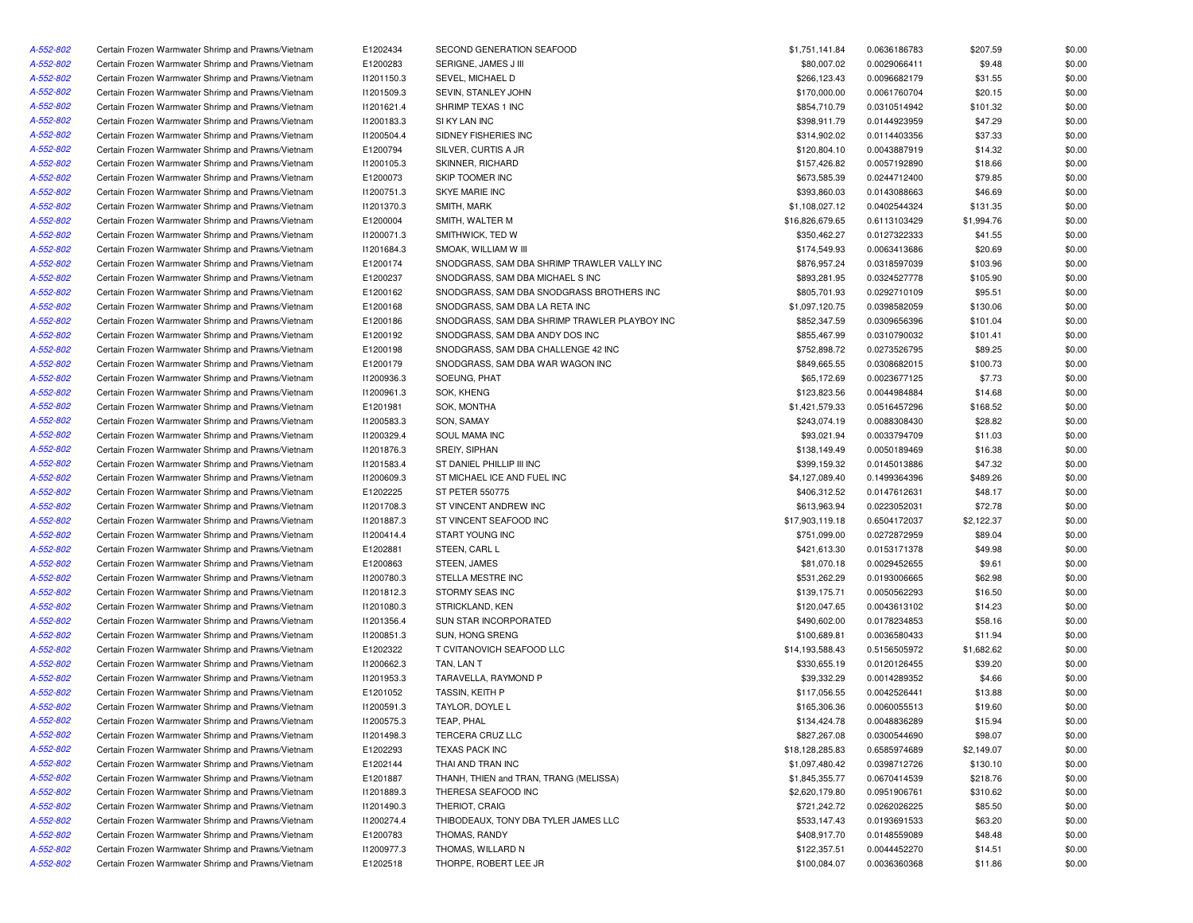| | | | | | | | |
|---|---|---|---|---|---|---|---|
| A-552-802 | Certain Frozen Warmwater Shrimp and Prawns/Vietnam | E1202434 | SECOND GENERATION SEAFOOD | $1,751,141.84 | 0.0636186783 | $207.59 | $0.00 |
| A-552-802 | Certain Frozen Warmwater Shrimp and Prawns/Vietnam | E1200283 | SERIGNE, JAMES J III | $80,007.02 | 0.0029066411 | $9.48 | $0.00 |
| A-552-802 | Certain Frozen Warmwater Shrimp and Prawns/Vietnam | I1201150.3 | SEVEL, MICHAEL D | $266,123.43 | 0.0096682179 | $31.55 | $0.00 |
| A-552-802 | Certain Frozen Warmwater Shrimp and Prawns/Vietnam | I1201509.3 | SEVIN, STANLEY JOHN | $170,000.00 | 0.0061760704 | $20.15 | $0.00 |
| A-552-802 | Certain Frozen Warmwater Shrimp and Prawns/Vietnam | I1201621.4 | SHRIMP TEXAS 1 INC | $854,710.79 | 0.0310514942 | $101.32 | $0.00 |
| A-552-802 | Certain Frozen Warmwater Shrimp and Prawns/Vietnam | I1200183.3 | SI KY LAN INC | $398,911.79 | 0.0144923959 | $47.29 | $0.00 |
| A-552-802 | Certain Frozen Warmwater Shrimp and Prawns/Vietnam | I1200504.4 | SIDNEY FISHERIES INC | $314,902.02 | 0.0114403356 | $37.33 | $0.00 |
| A-552-802 | Certain Frozen Warmwater Shrimp and Prawns/Vietnam | E1200794 | SILVER, CURTIS A JR | $120,804.10 | 0.0043887919 | $14.32 | $0.00 |
| A-552-802 | Certain Frozen Warmwater Shrimp and Prawns/Vietnam | I1200105.3 | SKINNER, RICHARD | $157,426.82 | 0.0057192890 | $18.66 | $0.00 |
| A-552-802 | Certain Frozen Warmwater Shrimp and Prawns/Vietnam | E1200073 | SKIP TOOMER INC | $673,585.39 | 0.0244712400 | $79.85 | $0.00 |
| A-552-802 | Certain Frozen Warmwater Shrimp and Prawns/Vietnam | I1200751.3 | SKYE MARIE INC | $393,860.03 | 0.0143088663 | $46.69 | $0.00 |
| A-552-802 | Certain Frozen Warmwater Shrimp and Prawns/Vietnam | I1201370.3 | SMITH, MARK | $1,108,027.12 | 0.0402544324 | $131.35 | $0.00 |
| A-552-802 | Certain Frozen Warmwater Shrimp and Prawns/Vietnam | E1200004 | SMITH, WALTER M | $16,826,679.65 | 0.6113103429 | $1,994.76 | $0.00 |
| A-552-802 | Certain Frozen Warmwater Shrimp and Prawns/Vietnam | I1200071.3 | SMITHWICK, TED W | $350,462.27 | 0.0127322333 | $41.55 | $0.00 |
| A-552-802 | Certain Frozen Warmwater Shrimp and Prawns/Vietnam | I1201684.3 | SMOAK, WILLIAM W III | $174,549.93 | 0.0063413686 | $20.69 | $0.00 |
| A-552-802 | Certain Frozen Warmwater Shrimp and Prawns/Vietnam | E1200174 | SNODGRASS, SAM DBA SHRIMP TRAWLER VALLY INC | $876,957.24 | 0.0318597039 | $103.96 | $0.00 |
| A-552-802 | Certain Frozen Warmwater Shrimp and Prawns/Vietnam | E1200237 | SNODGRASS, SAM DBA MICHAEL S INC | $893,281.95 | 0.0324527778 | $105.90 | $0.00 |
| A-552-802 | Certain Frozen Warmwater Shrimp and Prawns/Vietnam | E1200162 | SNODGRASS, SAM DBA SNODGRASS BROTHERS INC | $805,701.93 | 0.0292710109 | $95.51 | $0.00 |
| A-552-802 | Certain Frozen Warmwater Shrimp and Prawns/Vietnam | E1200168 | SNODGRASS, SAM DBA LA RETA INC | $1,097,120.75 | 0.0398582059 | $130.06 | $0.00 |
| A-552-802 | Certain Frozen Warmwater Shrimp and Prawns/Vietnam | E1200186 | SNODGRASS, SAM DBA SHRIMP TRAWLER PLAYBOY INC | $852,347.59 | 0.0309656396 | $101.04 | $0.00 |
| A-552-802 | Certain Frozen Warmwater Shrimp and Prawns/Vietnam | E1200192 | SNODGRASS, SAM DBA ANDY DOS INC | $855,467.99 | 0.0310790032 | $101.41 | $0.00 |
| A-552-802 | Certain Frozen Warmwater Shrimp and Prawns/Vietnam | E1200198 | SNODGRASS, SAM DBA CHALLENGE 42 INC | $752,898.72 | 0.0273526795 | $89.25 | $0.00 |
| A-552-802 | Certain Frozen Warmwater Shrimp and Prawns/Vietnam | E1200179 | SNODGRASS, SAM DBA WAR WAGON INC | $849,665.55 | 0.0308682015 | $100.73 | $0.00 |
| A-552-802 | Certain Frozen Warmwater Shrimp and Prawns/Vietnam | I1200936.3 | SOEUNG, PHAT | $65,172.69 | 0.0023677125 | $7.73 | $0.00 |
| A-552-802 | Certain Frozen Warmwater Shrimp and Prawns/Vietnam | I1200961.3 | SOK, KHENG | $123,823.56 | 0.0044984884 | $14.68 | $0.00 |
| A-552-802 | Certain Frozen Warmwater Shrimp and Prawns/Vietnam | E1201981 | SOK, MONTHA | $1,421,579.33 | 0.0516457296 | $168.52 | $0.00 |
| A-552-802 | Certain Frozen Warmwater Shrimp and Prawns/Vietnam | I1200583.3 | SON, SAMAY | $243,074.19 | 0.0088308430 | $28.82 | $0.00 |
| A-552-802 | Certain Frozen Warmwater Shrimp and Prawns/Vietnam | I1200329.4 | SOUL MAMA INC | $93,021.94 | 0.0033794709 | $11.03 | $0.00 |
| A-552-802 | Certain Frozen Warmwater Shrimp and Prawns/Vietnam | I1201876.3 | SREIY, SIPHAN | $138,149.49 | 0.0050189469 | $16.38 | $0.00 |
| A-552-802 | Certain Frozen Warmwater Shrimp and Prawns/Vietnam | I1201583.4 | ST DANIEL PHILLIP III INC | $399,159.32 | 0.0145013886 | $47.32 | $0.00 |
| A-552-802 | Certain Frozen Warmwater Shrimp and Prawns/Vietnam | I1200609.3 | ST MICHAEL ICE AND FUEL INC | $4,127,089.40 | 0.1499364396 | $489.26 | $0.00 |
| A-552-802 | Certain Frozen Warmwater Shrimp and Prawns/Vietnam | E1202225 | ST PETER 550775 | $406,312.52 | 0.0147612631 | $48.17 | $0.00 |
| A-552-802 | Certain Frozen Warmwater Shrimp and Prawns/Vietnam | I1201708.3 | ST VINCENT ANDREW INC | $613,963.94 | 0.0223052031 | $72.78 | $0.00 |
| A-552-802 | Certain Frozen Warmwater Shrimp and Prawns/Vietnam | I1201887.3 | ST VINCENT SEAFOOD INC | $17,903,119.18 | 0.6504172037 | $2,122.37 | $0.00 |
| A-552-802 | Certain Frozen Warmwater Shrimp and Prawns/Vietnam | I1200414.4 | START YOUNG INC | $751,099.00 | 0.0272872959 | $89.04 | $0.00 |
| A-552-802 | Certain Frozen Warmwater Shrimp and Prawns/Vietnam | E1202881 | STEEN, CARL L | $421,613.30 | 0.0153171378 | $49.98 | $0.00 |
| A-552-802 | Certain Frozen Warmwater Shrimp and Prawns/Vietnam | E1200863 | STEEN, JAMES | $81,070.18 | 0.0029452655 | $9.61 | $0.00 |
| A-552-802 | Certain Frozen Warmwater Shrimp and Prawns/Vietnam | I1200780.3 | STELLA MESTRE INC | $531,262.29 | 0.0193006665 | $62.98 | $0.00 |
| A-552-802 | Certain Frozen Warmwater Shrimp and Prawns/Vietnam | I1201812.3 | STORMY SEAS INC | $139,175.71 | 0.0050562293 | $16.50 | $0.00 |
| A-552-802 | Certain Frozen Warmwater Shrimp and Prawns/Vietnam | I1201080.3 | STRICKLAND, KEN | $120,047.65 | 0.0043613102 | $14.23 | $0.00 |
| A-552-802 | Certain Frozen Warmwater Shrimp and Prawns/Vietnam | I1201356.4 | SUN STAR INCORPORATED | $490,602.00 | 0.0178234853 | $58.16 | $0.00 |
| A-552-802 | Certain Frozen Warmwater Shrimp and Prawns/Vietnam | I1200851.3 | SUN, HONG SRENG | $100,689.81 | 0.0036580433 | $11.94 | $0.00 |
| A-552-802 | Certain Frozen Warmwater Shrimp and Prawns/Vietnam | E1202322 | T CVITANOVICH SEAFOOD LLC | $14,193,588.43 | 0.5156505972 | $1,682.62 | $0.00 |
| A-552-802 | Certain Frozen Warmwater Shrimp and Prawns/Vietnam | I1200662.3 | TAN, LAN T | $330,655.19 | 0.0120126455 | $39.20 | $0.00 |
| A-552-802 | Certain Frozen Warmwater Shrimp and Prawns/Vietnam | I1201953.3 | TARAVELLA, RAYMOND P | $39,332.29 | 0.0014289352 | $4.66 | $0.00 |
| A-552-802 | Certain Frozen Warmwater Shrimp and Prawns/Vietnam | E1201052 | TASSIN, KEITH P | $117,056.55 | 0.0042526441 | $13.88 | $0.00 |
| A-552-802 | Certain Frozen Warmwater Shrimp and Prawns/Vietnam | I1200591.3 | TAYLOR, DOYLE L | $165,306.36 | 0.0060055513 | $19.60 | $0.00 |
| A-552-802 | Certain Frozen Warmwater Shrimp and Prawns/Vietnam | I1200575.3 | TEAP, PHAL | $134,424.78 | 0.0048836289 | $15.94 | $0.00 |
| A-552-802 | Certain Frozen Warmwater Shrimp and Prawns/Vietnam | I1201498.3 | TERCERA CRUZ LLC | $827,267.08 | 0.0300544690 | $98.07 | $0.00 |
| A-552-802 | Certain Frozen Warmwater Shrimp and Prawns/Vietnam | E1202293 | TEXAS PACK INC | $18,128,285.83 | 0.6585974689 | $2,149.07 | $0.00 |
| A-552-802 | Certain Frozen Warmwater Shrimp and Prawns/Vietnam | E1202144 | THAI AND TRAN INC | $1,097,480.42 | 0.0398712726 | $130.10 | $0.00 |
| A-552-802 | Certain Frozen Warmwater Shrimp and Prawns/Vietnam | E1201887 | THANH, THIEN and TRAN, TRANG (MELISSA) | $1,845,355.77 | 0.0670414539 | $218.76 | $0.00 |
| A-552-802 | Certain Frozen Warmwater Shrimp and Prawns/Vietnam | I1201889.3 | THERESA SEAFOOD INC | $2,620,179.80 | 0.0951906761 | $310.62 | $0.00 |
| A-552-802 | Certain Frozen Warmwater Shrimp and Prawns/Vietnam | I1201490.3 | THERIOT, CRAIG | $721,242.72 | 0.0262026225 | $85.50 | $0.00 |
| A-552-802 | Certain Frozen Warmwater Shrimp and Prawns/Vietnam | I1200274.4 | THIBODEAUX, TONY DBA TYLER JAMES LLC | $533,147.43 | 0.0193691533 | $63.20 | $0.00 |
| A-552-802 | Certain Frozen Warmwater Shrimp and Prawns/Vietnam | E1200783 | THOMAS, RANDY | $408,917.70 | 0.0148559089 | $48.48 | $0.00 |
| A-552-802 | Certain Frozen Warmwater Shrimp and Prawns/Vietnam | I1200977.3 | THOMAS, WILLARD N | $122,357.51 | 0.0044452270 | $14.51 | $0.00 |
| A-552-802 | Certain Frozen Warmwater Shrimp and Prawns/Vietnam | E1202518 | THORPE, ROBERT LEE JR | $100,084.07 | 0.0036360368 | $11.86 | $0.00 |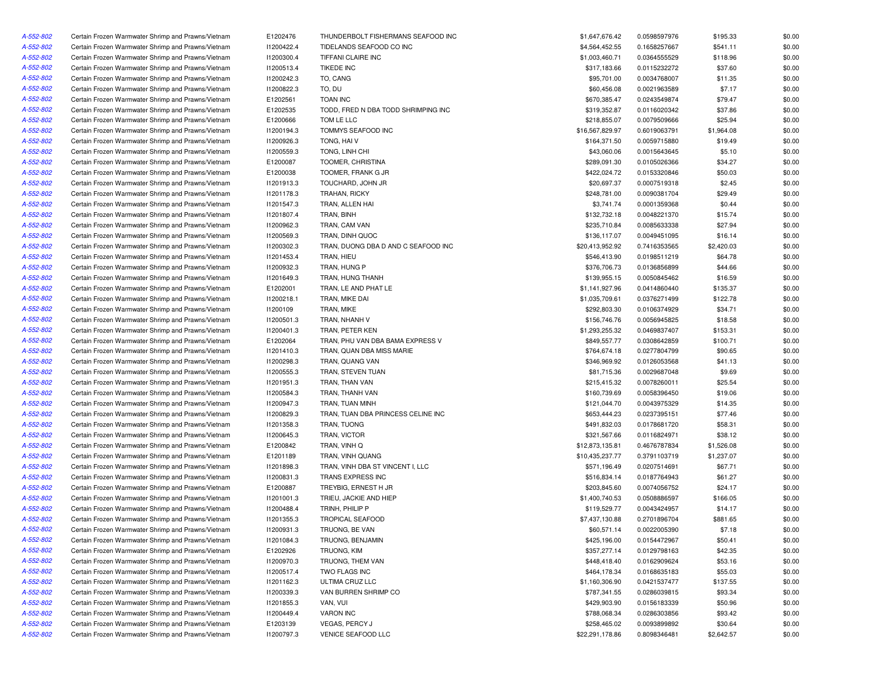| | | | | | | | |
|---|---|---|---|---|---|---|---|
| A-552-802 | Certain Frozen Warmwater Shrimp and Prawns/Vietnam | E1202476 | THUNDERBOLT FISHERMANS SEAFOOD INC | $1,647,676.42 | 0.0598597976 | $195.33 | $0.00 |
| A-552-802 | Certain Frozen Warmwater Shrimp and Prawns/Vietnam | I1200422.4 | TIDELANDS SEAFOOD CO INC | $4,564,452.55 | 0.1658257667 | $541.11 | $0.00 |
| A-552-802 | Certain Frozen Warmwater Shrimp and Prawns/Vietnam | I1200300.4 | TIFFANI CLAIRE INC | $1,003,460.71 | 0.0364555529 | $118.96 | $0.00 |
| A-552-802 | Certain Frozen Warmwater Shrimp and Prawns/Vietnam | I1200513.4 | TIKEDE INC | $317,183.66 | 0.0115232272 | $37.60 | $0.00 |
| A-552-802 | Certain Frozen Warmwater Shrimp and Prawns/Vietnam | I1200242.3 | TO, CANG | $95,701.00 | 0.0034768007 | $11.35 | $0.00 |
| A-552-802 | Certain Frozen Warmwater Shrimp and Prawns/Vietnam | I1200822.3 | TO, DU | $60,456.08 | 0.0021963589 | $7.17 | $0.00 |
| A-552-802 | Certain Frozen Warmwater Shrimp and Prawns/Vietnam | E1202561 | TOAN INC | $670,385.47 | 0.0243549874 | $79.47 | $0.00 |
| A-552-802 | Certain Frozen Warmwater Shrimp and Prawns/Vietnam | E1202535 | TODD, FRED N DBA TODD SHRIMPING INC | $319,352.87 | 0.0116020342 | $37.86 | $0.00 |
| A-552-802 | Certain Frozen Warmwater Shrimp and Prawns/Vietnam | E1200666 | TOM LE LLC | $218,855.07 | 0.0079509666 | $25.94 | $0.00 |
| A-552-802 | Certain Frozen Warmwater Shrimp and Prawns/Vietnam | I1200194.3 | TOMMYS SEAFOOD INC | $16,567,829.97 | 0.6019063791 | $1,964.08 | $0.00 |
| A-552-802 | Certain Frozen Warmwater Shrimp and Prawns/Vietnam | I1200926.3 | TONG, HAI V | $164,371.50 | 0.0059715880 | $19.49 | $0.00 |
| A-552-802 | Certain Frozen Warmwater Shrimp and Prawns/Vietnam | I1200559.3 | TONG, LINH CHI | $43,060.06 | 0.0015643645 | $5.10 | $0.00 |
| A-552-802 | Certain Frozen Warmwater Shrimp and Prawns/Vietnam | E1200087 | TOOMER, CHRISTINA | $289,091.30 | 0.0105026366 | $34.27 | $0.00 |
| A-552-802 | Certain Frozen Warmwater Shrimp and Prawns/Vietnam | E1200038 | TOOMER, FRANK G JR | $422,024.72 | 0.0153320846 | $50.03 | $0.00 |
| A-552-802 | Certain Frozen Warmwater Shrimp and Prawns/Vietnam | I1201913.3 | TOUCHARD, JOHN JR | $20,697.37 | 0.0007519318 | $2.45 | $0.00 |
| A-552-802 | Certain Frozen Warmwater Shrimp and Prawns/Vietnam | I1201178.3 | TRAHAN, RICKY | $248,781.00 | 0.0090381704 | $29.49 | $0.00 |
| A-552-802 | Certain Frozen Warmwater Shrimp and Prawns/Vietnam | I1201547.3 | TRAN, ALLEN HAI | $3,741.74 | 0.0001359368 | $0.44 | $0.00 |
| A-552-802 | Certain Frozen Warmwater Shrimp and Prawns/Vietnam | I1201807.4 | TRAN, BINH | $132,732.18 | 0.0048221370 | $15.74 | $0.00 |
| A-552-802 | Certain Frozen Warmwater Shrimp and Prawns/Vietnam | I1200962.3 | TRAN, CAM VAN | $235,710.84 | 0.0085633338 | $27.94 | $0.00 |
| A-552-802 | Certain Frozen Warmwater Shrimp and Prawns/Vietnam | I1200569.3 | TRAN, DINH QUOC | $136,117.07 | 0.0049451095 | $16.14 | $0.00 |
| A-552-802 | Certain Frozen Warmwater Shrimp and Prawns/Vietnam | I1200302.3 | TRAN, DUONG DBA D AND C SEAFOOD INC | $20,413,952.92 | 0.7416353565 | $2,420.03 | $0.00 |
| A-552-802 | Certain Frozen Warmwater Shrimp and Prawns/Vietnam | I1201453.4 | TRAN, HIEU | $546,413.90 | 0.0198511219 | $64.78 | $0.00 |
| A-552-802 | Certain Frozen Warmwater Shrimp and Prawns/Vietnam | I1200932.3 | TRAN, HUNG P | $376,706.73 | 0.0136856899 | $44.66 | $0.00 |
| A-552-802 | Certain Frozen Warmwater Shrimp and Prawns/Vietnam | I1201649.3 | TRAN, HUNG THANH | $139,955.15 | 0.0050845462 | $16.59 | $0.00 |
| A-552-802 | Certain Frozen Warmwater Shrimp and Prawns/Vietnam | E1202001 | TRAN, LE AND PHAT LE | $1,141,927.96 | 0.0414860440 | $135.37 | $0.00 |
| A-552-802 | Certain Frozen Warmwater Shrimp and Prawns/Vietnam | I1200218.1 | TRAN, MIKE DAI | $1,035,709.61 | 0.0376271499 | $122.78 | $0.00 |
| A-552-802 | Certain Frozen Warmwater Shrimp and Prawns/Vietnam | I1200109 | TRAN, MIKE | $292,803.30 | 0.0106374929 | $34.71 | $0.00 |
| A-552-802 | Certain Frozen Warmwater Shrimp and Prawns/Vietnam | I1200501.3 | TRAN, NHANH V | $156,746.76 | 0.0056945825 | $18.58 | $0.00 |
| A-552-802 | Certain Frozen Warmwater Shrimp and Prawns/Vietnam | I1200401.3 | TRAN, PETER KEN | $1,293,255.32 | 0.0469837407 | $153.31 | $0.00 |
| A-552-802 | Certain Frozen Warmwater Shrimp and Prawns/Vietnam | E1202064 | TRAN, PHU VAN DBA BAMA EXPRESS V | $849,557.77 | 0.0308642859 | $100.71 | $0.00 |
| A-552-802 | Certain Frozen Warmwater Shrimp and Prawns/Vietnam | I1201410.3 | TRAN, QUAN DBA MISS MARIE | $764,674.18 | 0.0277804799 | $90.65 | $0.00 |
| A-552-802 | Certain Frozen Warmwater Shrimp and Prawns/Vietnam | I1200298.3 | TRAN, QUANG VAN | $346,969.92 | 0.0126053568 | $41.13 | $0.00 |
| A-552-802 | Certain Frozen Warmwater Shrimp and Prawns/Vietnam | I1200555.3 | TRAN, STEVEN TUAN | $81,715.36 | 0.0029687048 | $9.69 | $0.00 |
| A-552-802 | Certain Frozen Warmwater Shrimp and Prawns/Vietnam | I1201951.3 | TRAN, THAN VAN | $215,415.32 | 0.0078260011 | $25.54 | $0.00 |
| A-552-802 | Certain Frozen Warmwater Shrimp and Prawns/Vietnam | I1200584.3 | TRAN, THANH VAN | $160,739.69 | 0.0058396450 | $19.06 | $0.00 |
| A-552-802 | Certain Frozen Warmwater Shrimp and Prawns/Vietnam | I1200947.3 | TRAN, TUAN MINH | $121,044.70 | 0.0043975329 | $14.35 | $0.00 |
| A-552-802 | Certain Frozen Warmwater Shrimp and Prawns/Vietnam | I1200829.3 | TRAN, TUAN DBA PRINCESS CELINE INC | $653,444.23 | 0.0237395151 | $77.46 | $0.00 |
| A-552-802 | Certain Frozen Warmwater Shrimp and Prawns/Vietnam | I1201358.3 | TRAN, TUONG | $491,832.03 | 0.0178681720 | $58.31 | $0.00 |
| A-552-802 | Certain Frozen Warmwater Shrimp and Prawns/Vietnam | I1200645.3 | TRAN, VICTOR | $321,567.66 | 0.0116824971 | $38.12 | $0.00 |
| A-552-802 | Certain Frozen Warmwater Shrimp and Prawns/Vietnam | E1200842 | TRAN, VINH Q | $12,873,135.81 | 0.4676787834 | $1,526.08 | $0.00 |
| A-552-802 | Certain Frozen Warmwater Shrimp and Prawns/Vietnam | E1201189 | TRAN, VINH QUANG | $10,435,237.77 | 0.3791103719 | $1,237.07 | $0.00 |
| A-552-802 | Certain Frozen Warmwater Shrimp and Prawns/Vietnam | I1201898.3 | TRAN, VINH DBA ST VINCENT I, LLC | $571,196.49 | 0.0207514691 | $67.71 | $0.00 |
| A-552-802 | Certain Frozen Warmwater Shrimp and Prawns/Vietnam | I1200831.3 | TRANS EXPRESS INC | $516,834.14 | 0.0187764943 | $61.27 | $0.00 |
| A-552-802 | Certain Frozen Warmwater Shrimp and Prawns/Vietnam | E1200887 | TREYBIG, ERNEST H JR | $203,845.60 | 0.0074056752 | $24.17 | $0.00 |
| A-552-802 | Certain Frozen Warmwater Shrimp and Prawns/Vietnam | I1201001.3 | TRIEU, JACKIE AND HIEP | $1,400,740.53 | 0.0508886597 | $166.05 | $0.00 |
| A-552-802 | Certain Frozen Warmwater Shrimp and Prawns/Vietnam | I1200488.4 | TRINH, PHILIP P | $119,529.77 | 0.0043424957 | $14.17 | $0.00 |
| A-552-802 | Certain Frozen Warmwater Shrimp and Prawns/Vietnam | I1201355.3 | TROPICAL SEAFOOD | $7,437,130.88 | 0.2701896704 | $881.65 | $0.00 |
| A-552-802 | Certain Frozen Warmwater Shrimp and Prawns/Vietnam | I1200931.3 | TRUONG, BE VAN | $60,571.14 | 0.0022005390 | $7.18 | $0.00 |
| A-552-802 | Certain Frozen Warmwater Shrimp and Prawns/Vietnam | I1201084.3 | TRUONG, BENJAMIN | $425,196.00 | 0.0154472967 | $50.41 | $0.00 |
| A-552-802 | Certain Frozen Warmwater Shrimp and Prawns/Vietnam | E1202926 | TRUONG, KIM | $357,277.14 | 0.0129798163 | $42.35 | $0.00 |
| A-552-802 | Certain Frozen Warmwater Shrimp and Prawns/Vietnam | I1200970.3 | TRUONG, THEM VAN | $448,418.40 | 0.0162909624 | $53.16 | $0.00 |
| A-552-802 | Certain Frozen Warmwater Shrimp and Prawns/Vietnam | I1200517.4 | TWO FLAGS INC | $464,178.34 | 0.0168635183 | $55.03 | $0.00 |
| A-552-802 | Certain Frozen Warmwater Shrimp and Prawns/Vietnam | I1201162.3 | ULTIMA CRUZ LLC | $1,160,306.90 | 0.0421537477 | $137.55 | $0.00 |
| A-552-802 | Certain Frozen Warmwater Shrimp and Prawns/Vietnam | I1200339.3 | VAN BURREN SHRIMP CO | $787,341.55 | 0.0286039815 | $93.34 | $0.00 |
| A-552-802 | Certain Frozen Warmwater Shrimp and Prawns/Vietnam | I1201855.3 | VAN, VUI | $429,903.90 | 0.0156183339 | $50.96 | $0.00 |
| A-552-802 | Certain Frozen Warmwater Shrimp and Prawns/Vietnam | I1200449.4 | VARON INC | $788,068.34 | 0.0286303856 | $93.42 | $0.00 |
| A-552-802 | Certain Frozen Warmwater Shrimp and Prawns/Vietnam | E1203139 | VEGAS, PERCY J | $258,465.02 | 0.0093899892 | $30.64 | $0.00 |
| A-552-802 | Certain Frozen Warmwater Shrimp and Prawns/Vietnam | I1200797.3 | VENICE SEAFOOD LLC | $22,291,178.86 | 0.8098346481 | $2,642.57 | $0.00 |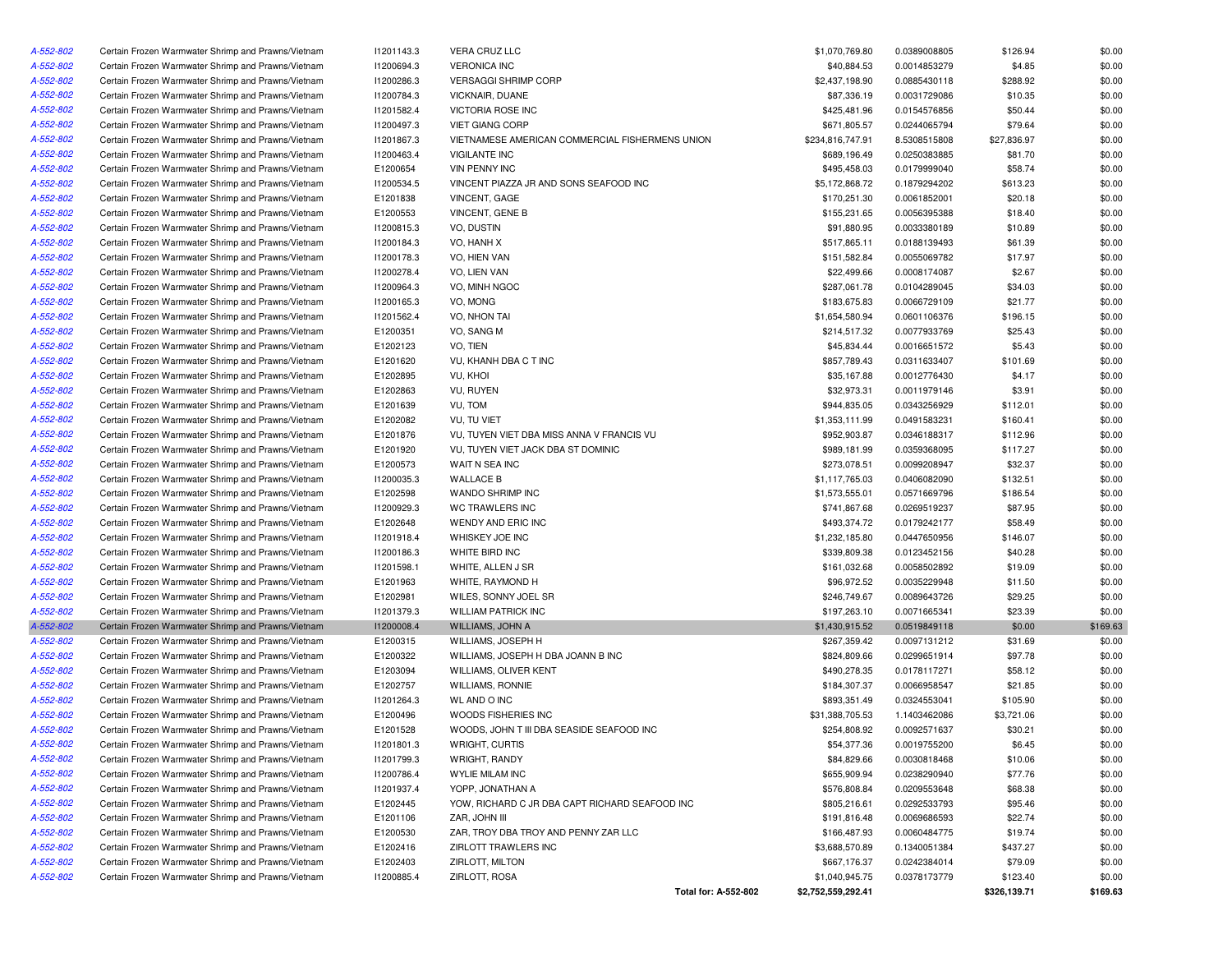| | | | | | | | |
|---|---|---|---|---|---|---|---|
| A-552-802 | Certain Frozen Warmwater Shrimp and Prawns/Vietnam | I1201143.3 | VERA CRUZ LLC | $1,070,769.80 | 0.0389008805 | $126.94 | $0.00 |
| A-552-802 | Certain Frozen Warmwater Shrimp and Prawns/Vietnam | I1200694.3 | VERONICA INC | $40,884.53 | 0.0014853279 | $4.85 | $0.00 |
| A-552-802 | Certain Frozen Warmwater Shrimp and Prawns/Vietnam | I1200286.3 | VERSAGGI SHRIMP CORP | $2,437,198.90 | 0.0885430118 | $288.92 | $0.00 |
| A-552-802 | Certain Frozen Warmwater Shrimp and Prawns/Vietnam | I1200784.3 | VICKNAIR, DUANE | $87,336.19 | 0.0031729086 | $10.35 | $0.00 |
| A-552-802 | Certain Frozen Warmwater Shrimp and Prawns/Vietnam | I1201582.4 | VICTORIA ROSE INC | $425,481.96 | 0.0154576856 | $50.44 | $0.00 |
| A-552-802 | Certain Frozen Warmwater Shrimp and Prawns/Vietnam | I1200497.3 | VIET GIANG CORP | $671,805.57 | 0.0244065794 | $79.64 | $0.00 |
| A-552-802 | Certain Frozen Warmwater Shrimp and Prawns/Vietnam | I1201867.3 | VIETNAMESE AMERICAN COMMERCIAL FISHERMENS UNION | $234,816,747.91 | 8.5308515808 | $27,836.97 | $0.00 |
| A-552-802 | Certain Frozen Warmwater Shrimp and Prawns/Vietnam | I1200463.4 | VIGILANTE INC | $689,196.49 | 0.0250383885 | $81.70 | $0.00 |
| A-552-802 | Certain Frozen Warmwater Shrimp and Prawns/Vietnam | E1200654 | VIN PENNY INC | $495,458.03 | 0.0179999040 | $58.74 | $0.00 |
| A-552-802 | Certain Frozen Warmwater Shrimp and Prawns/Vietnam | I1200534.5 | VINCENT PIAZZA JR AND SONS SEAFOOD INC | $5,172,868.72 | 0.1879294202 | $613.23 | $0.00 |
| A-552-802 | Certain Frozen Warmwater Shrimp and Prawns/Vietnam | E1201838 | VINCENT, GAGE | $170,251.30 | 0.0061852001 | $20.18 | $0.00 |
| A-552-802 | Certain Frozen Warmwater Shrimp and Prawns/Vietnam | E1200553 | VINCENT, GENE B | $155,231.65 | 0.0056395388 | $18.40 | $0.00 |
| A-552-802 | Certain Frozen Warmwater Shrimp and Prawns/Vietnam | I1200815.3 | VO, DUSTIN | $91,880.95 | 0.0033380189 | $10.89 | $0.00 |
| A-552-802 | Certain Frozen Warmwater Shrimp and Prawns/Vietnam | I1200184.3 | VO, HANH X | $517,865.11 | 0.0188139493 | $61.39 | $0.00 |
| A-552-802 | Certain Frozen Warmwater Shrimp and Prawns/Vietnam | I1200178.3 | VO, HIEN VAN | $151,582.84 | 0.0055069782 | $17.97 | $0.00 |
| A-552-802 | Certain Frozen Warmwater Shrimp and Prawns/Vietnam | I1200278.4 | VO, LIEN VAN | $22,499.66 | 0.0008174087 | $2.67 | $0.00 |
| A-552-802 | Certain Frozen Warmwater Shrimp and Prawns/Vietnam | I1200964.3 | VO, MINH NGOC | $287,061.78 | 0.0104289045 | $34.03 | $0.00 |
| A-552-802 | Certain Frozen Warmwater Shrimp and Prawns/Vietnam | I1200165.3 | VO, MONG | $183,675.83 | 0.0066729109 | $21.77 | $0.00 |
| A-552-802 | Certain Frozen Warmwater Shrimp and Prawns/Vietnam | I1201562.4 | VO, NHON TAI | $1,654,580.94 | 0.0601106376 | $196.15 | $0.00 |
| A-552-802 | Certain Frozen Warmwater Shrimp and Prawns/Vietnam | E1200351 | VO, SANG M | $214,517.32 | 0.0077933769 | $25.43 | $0.00 |
| A-552-802 | Certain Frozen Warmwater Shrimp and Prawns/Vietnam | E1202123 | VO, TIEN | $45,834.44 | 0.0016651572 | $5.43 | $0.00 |
| A-552-802 | Certain Frozen Warmwater Shrimp and Prawns/Vietnam | E1201620 | VU, KHANH DBA C T INC | $857,789.43 | 0.0311633407 | $101.69 | $0.00 |
| A-552-802 | Certain Frozen Warmwater Shrimp and Prawns/Vietnam | E1202895 | VU, KHOI | $35,167.88 | 0.0012776430 | $4.17 | $0.00 |
| A-552-802 | Certain Frozen Warmwater Shrimp and Prawns/Vietnam | E1202863 | VU, RUYEN | $32,973.31 | 0.0011979146 | $3.91 | $0.00 |
| A-552-802 | Certain Frozen Warmwater Shrimp and Prawns/Vietnam | E1201639 | VU, TOM | $944,835.05 | 0.0343256929 | $112.01 | $0.00 |
| A-552-802 | Certain Frozen Warmwater Shrimp and Prawns/Vietnam | E1202082 | VU, TU VIET | $1,353,111.99 | 0.0491583231 | $160.41 | $0.00 |
| A-552-802 | Certain Frozen Warmwater Shrimp and Prawns/Vietnam | E1201876 | VU, TUYEN VIET DBA MISS ANNA V FRANCIS VU | $952,903.87 | 0.0346188317 | $112.96 | $0.00 |
| A-552-802 | Certain Frozen Warmwater Shrimp and Prawns/Vietnam | E1201920 | VU, TUYEN VIET JACK DBA ST DOMINIC | $989,181.99 | 0.0359368095 | $117.27 | $0.00 |
| A-552-802 | Certain Frozen Warmwater Shrimp and Prawns/Vietnam | E1200573 | WAIT N SEA INC | $273,078.51 | 0.0099208947 | $32.37 | $0.00 |
| A-552-802 | Certain Frozen Warmwater Shrimp and Prawns/Vietnam | I1200035.3 | WALLACE B | $1,117,765.03 | 0.0406082090 | $132.51 | $0.00 |
| A-552-802 | Certain Frozen Warmwater Shrimp and Prawns/Vietnam | E1202598 | WANDO SHRIMP INC | $1,573,555.01 | 0.0571669796 | $186.54 | $0.00 |
| A-552-802 | Certain Frozen Warmwater Shrimp and Prawns/Vietnam | I1200929.3 | WC TRAWLERS INC | $741,867.68 | 0.0269519237 | $87.95 | $0.00 |
| A-552-802 | Certain Frozen Warmwater Shrimp and Prawns/Vietnam | E1202648 | WENDY AND ERIC INC | $493,374.72 | 0.0179242177 | $58.49 | $0.00 |
| A-552-802 | Certain Frozen Warmwater Shrimp and Prawns/Vietnam | I1201918.4 | WHISKEY JOE INC | $1,232,185.80 | 0.0447650956 | $146.07 | $0.00 |
| A-552-802 | Certain Frozen Warmwater Shrimp and Prawns/Vietnam | I1200186.3 | WHITE BIRD INC | $339,809.38 | 0.0123452156 | $40.28 | $0.00 |
| A-552-802 | Certain Frozen Warmwater Shrimp and Prawns/Vietnam | I1201598.1 | WHITE, ALLEN J SR | $161,032.68 | 0.0058502892 | $19.09 | $0.00 |
| A-552-802 | Certain Frozen Warmwater Shrimp and Prawns/Vietnam | E1201963 | WHITE, RAYMOND H | $96,972.52 | 0.0035229948 | $11.50 | $0.00 |
| A-552-802 | Certain Frozen Warmwater Shrimp and Prawns/Vietnam | E1202981 | WILES, SONNY JOEL SR | $246,749.67 | 0.0089643726 | $29.25 | $0.00 |
| A-552-802 | Certain Frozen Warmwater Shrimp and Prawns/Vietnam | I1201379.3 | WILLIAM PATRICK INC | $197,263.10 | 0.0071665341 | $23.39 | $0.00 |
| A-552-802 | Certain Frozen Warmwater Shrimp and Prawns/Vietnam | I1200008.4 | WILLIAMS, JOHN A | $1,430,915.52 | 0.0519849118 | $0.00 | $169.63 |
| A-552-802 | Certain Frozen Warmwater Shrimp and Prawns/Vietnam | E1200315 | WILLIAMS, JOSEPH H | $267,359.42 | 0.0097131212 | $31.69 | $0.00 |
| A-552-802 | Certain Frozen Warmwater Shrimp and Prawns/Vietnam | E1200322 | WILLIAMS, JOSEPH H DBA JOANN B INC | $824,809.66 | 0.0299651914 | $97.78 | $0.00 |
| A-552-802 | Certain Frozen Warmwater Shrimp and Prawns/Vietnam | E1203094 | WILLIAMS, OLIVER KENT | $490,278.35 | 0.0178117271 | $58.12 | $0.00 |
| A-552-802 | Certain Frozen Warmwater Shrimp and Prawns/Vietnam | E1202757 | WILLIAMS, RONNIE | $184,307.37 | 0.0066958547 | $21.85 | $0.00 |
| A-552-802 | Certain Frozen Warmwater Shrimp and Prawns/Vietnam | I1201264.3 | WL AND O INC | $893,351.49 | 0.0324553041 | $105.90 | $0.00 |
| A-552-802 | Certain Frozen Warmwater Shrimp and Prawns/Vietnam | E1200496 | WOODS FISHERIES INC | $31,388,705.53 | 1.1403462086 | $3,721.06 | $0.00 |
| A-552-802 | Certain Frozen Warmwater Shrimp and Prawns/Vietnam | E1201528 | WOODS, JOHN T III DBA SEASIDE SEAFOOD INC | $254,808.92 | 0.0092571637 | $30.21 | $0.00 |
| A-552-802 | Certain Frozen Warmwater Shrimp and Prawns/Vietnam | I1201801.3 | WRIGHT, CURTIS | $54,377.36 | 0.0019755200 | $6.45 | $0.00 |
| A-552-802 | Certain Frozen Warmwater Shrimp and Prawns/Vietnam | I1201799.3 | WRIGHT, RANDY | $84,829.66 | 0.0030818468 | $10.06 | $0.00 |
| A-552-802 | Certain Frozen Warmwater Shrimp and Prawns/Vietnam | I1200786.4 | WYLIE MILAM INC | $655,909.94 | 0.0238290940 | $77.76 | $0.00 |
| A-552-802 | Certain Frozen Warmwater Shrimp and Prawns/Vietnam | I1201937.4 | YOPP, JONATHAN A | $576,808.84 | 0.0209553648 | $68.38 | $0.00 |
| A-552-802 | Certain Frozen Warmwater Shrimp and Prawns/Vietnam | E1202445 | YOW, RICHARD C JR DBA CAPT RICHARD SEAFOOD INC | $805,216.61 | 0.0292533793 | $95.46 | $0.00 |
| A-552-802 | Certain Frozen Warmwater Shrimp and Prawns/Vietnam | E1201106 | ZAR, JOHN III | $191,816.48 | 0.0069686593 | $22.74 | $0.00 |
| A-552-802 | Certain Frozen Warmwater Shrimp and Prawns/Vietnam | E1200530 | ZAR, TROY DBA TROY AND PENNY ZAR LLC | $166,487.93 | 0.0060484775 | $19.74 | $0.00 |
| A-552-802 | Certain Frozen Warmwater Shrimp and Prawns/Vietnam | E1202416 | ZIRLOTT TRAWLERS INC | $3,688,570.89 | 0.1340051384 | $437.27 | $0.00 |
| A-552-802 | Certain Frozen Warmwater Shrimp and Prawns/Vietnam | E1202403 | ZIRLOTT, MILTON | $667,176.37 | 0.0242384014 | $79.09 | $0.00 |
| A-552-802 | Certain Frozen Warmwater Shrimp and Prawns/Vietnam | I1200885.4 | ZIRLOTT, ROSA | $1,040,945.75 | 0.0378173779 | $123.40 | $0.00 |
| | | | **Total for: A-552-802** | **$2,752,559,292.41** | | **$326,139.71** | **$169.63** |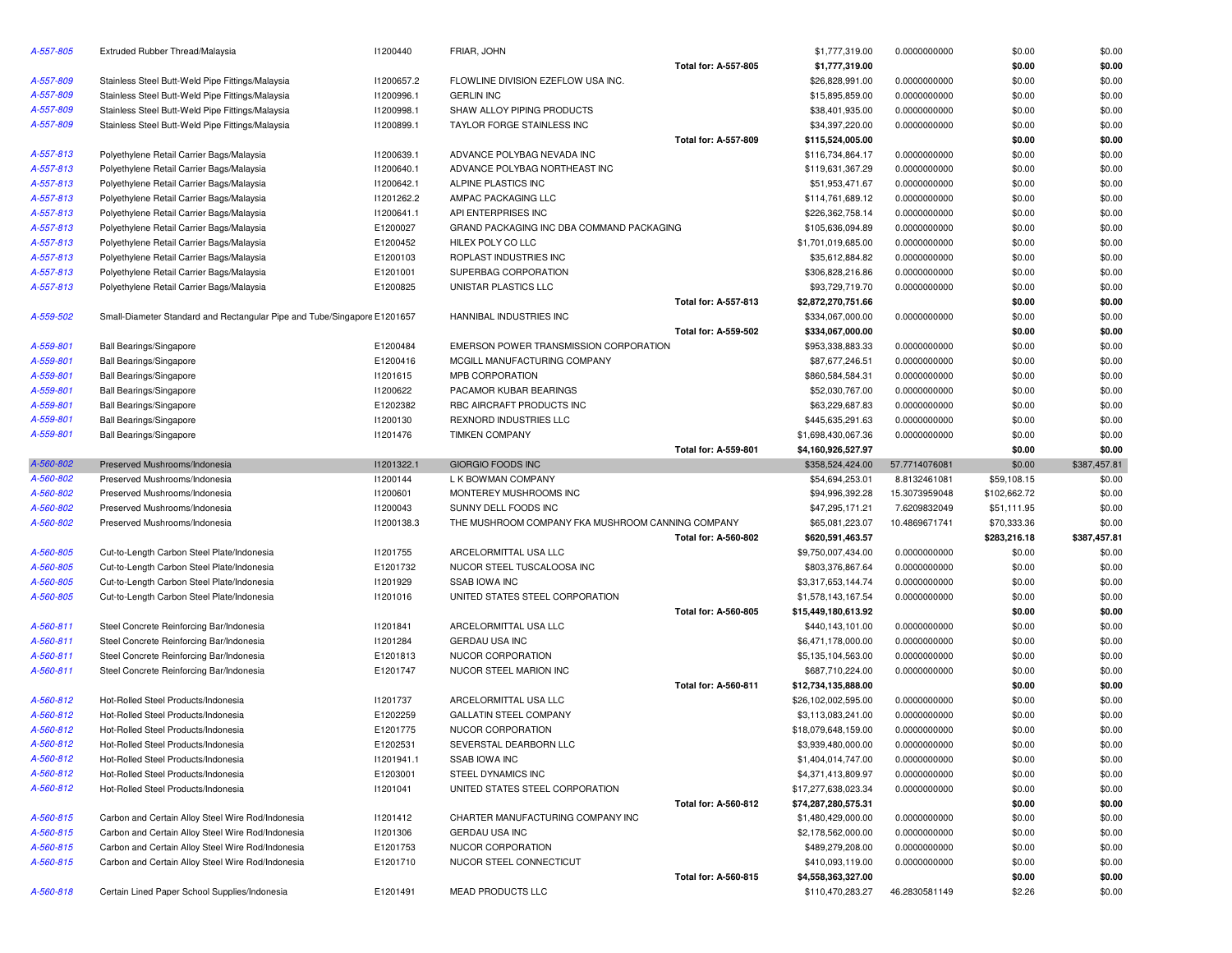| | | | | | | | |
|---|---|---|---|---|---|---|---|
| A-557-805 | Extruded Rubber Thread/Malaysia | I1200440 | FRIAR, JOHN | $1,777,319.00 | 0.0000000000 | $0.00 | $0.00 |
| | | | **Total for: A-557-805** | **$1,777,319.00** | | **$0.00** | **$0.00** |
| A-557-809 | Stainless Steel Butt-Weld Pipe Fittings/Malaysia | I1200657.2 | FLOWLINE DIVISION EZEFLOW USA INC. | $26,828,991.00 | 0.0000000000 | $0.00 | $0.00 |
| A-557-809 | Stainless Steel Butt-Weld Pipe Fittings/Malaysia | I1200996.1 | GERLIN INC | $15,895,859.00 | 0.0000000000 | $0.00 | $0.00 |
| A-557-809 | Stainless Steel Butt-Weld Pipe Fittings/Malaysia | I1200998.1 | SHAW ALLOY PIPING PRODUCTS | $38,401,935.00 | 0.0000000000 | $0.00 | $0.00 |
| A-557-809 | Stainless Steel Butt-Weld Pipe Fittings/Malaysia | I1200899.1 | TAYLOR FORGE STAINLESS INC | $34,397,220.00 | 0.0000000000 | $0.00 | $0.00 |
| | | | **Total for: A-557-809** | **$115,524,005.00** | | **$0.00** | **$0.00** |
| A-557-813 | Polyethylene Retail Carrier Bags/Malaysia | I1200639.1 | ADVANCE POLYBAG NEVADA INC | $116,734,864.17 | 0.0000000000 | $0.00 | $0.00 |
| A-557-813 | Polyethylene Retail Carrier Bags/Malaysia | I1200640.1 | ADVANCE POLYBAG NORTHEAST INC | $119,631,367.29 | 0.0000000000 | $0.00 | $0.00 |
| A-557-813 | Polyethylene Retail Carrier Bags/Malaysia | I1200642.1 | ALPINE PLASTICS INC | $51,953,471.67 | 0.0000000000 | $0.00 | $0.00 |
| A-557-813 | Polyethylene Retail Carrier Bags/Malaysia | I1201262.2 | AMPAC PACKAGING LLC | $114,761,689.12 | 0.0000000000 | $0.00 | $0.00 |
| A-557-813 | Polyethylene Retail Carrier Bags/Malaysia | I1200641.1 | API ENTERPRISES INC | $226,362,758.14 | 0.0000000000 | $0.00 | $0.00 |
| A-557-813 | Polyethylene Retail Carrier Bags/Malaysia | E1200027 | GRAND PACKAGING INC DBA COMMAND PACKAGING | $105,636,094.89 | 0.0000000000 | $0.00 | $0.00 |
| A-557-813 | Polyethylene Retail Carrier Bags/Malaysia | E1200452 | HILEX POLY CO LLC | $1,701,019,685.00 | 0.0000000000 | $0.00 | $0.00 |
| A-557-813 | Polyethylene Retail Carrier Bags/Malaysia | E1200103 | ROPLAST INDUSTRIES INC | $35,612,884.82 | 0.0000000000 | $0.00 | $0.00 |
| A-557-813 | Polyethylene Retail Carrier Bags/Malaysia | E1201001 | SUPERBAG CORPORATION | $306,828,216.86 | 0.0000000000 | $0.00 | $0.00 |
| A-557-813 | Polyethylene Retail Carrier Bags/Malaysia | E1200825 | UNISTAR PLASTICS LLC | $93,729,719.70 | 0.0000000000 | $0.00 | $0.00 |
| | | | **Total for: A-557-813** | **$2,872,270,751.66** | | **$0.00** | **$0.00** |
| A-559-502 | Small-Diameter Standard and Rectangular Pipe and Tube/Singapore | E1201657 | HANNIBAL INDUSTRIES INC | $334,067,000.00 | 0.0000000000 | $0.00 | $0.00 |
| | | | **Total for: A-559-502** | **$334,067,000.00** | | **$0.00** | **$0.00** |
| A-559-801 | Ball Bearings/Singapore | E1200484 | EMERSON POWER TRANSMISSION CORPORATION | $953,338,883.33 | 0.0000000000 | $0.00 | $0.00 |
| A-559-801 | Ball Bearings/Singapore | E1200416 | MCGILL MANUFACTURING COMPANY | $87,677,246.51 | 0.0000000000 | $0.00 | $0.00 |
| A-559-801 | Ball Bearings/Singapore | I1201615 | MPB CORPORATION | $860,584,584.31 | 0.0000000000 | $0.00 | $0.00 |
| A-559-801 | Ball Bearings/Singapore | I1200622 | PACAMOR KUBAR BEARINGS | $52,030,767.00 | 0.0000000000 | $0.00 | $0.00 |
| A-559-801 | Ball Bearings/Singapore | E1202382 | RBC AIRCRAFT PRODUCTS INC | $63,229,687.83 | 0.0000000000 | $0.00 | $0.00 |
| A-559-801 | Ball Bearings/Singapore | I1200130 | REXNORD INDUSTRIES LLC | $445,635,291.63 | 0.0000000000 | $0.00 | $0.00 |
| A-559-801 | Ball Bearings/Singapore | I1201476 | TIMKEN COMPANY | $1,698,430,067.36 | 0.0000000000 | $0.00 | $0.00 |
| | | | **Total for: A-559-801** | **$4,160,926,527.97** | | **$0.00** | **$0.00** |
| A-560-802 | Preserved Mushrooms/Indonesia | I1201322.1 | GIORGIO FOODS INC | $358,524,424.00 | 57.7714076081 | $0.00 | $387,457.81 |
| A-560-802 | Preserved Mushrooms/Indonesia | I1200144 | L K BOWMAN COMPANY | $54,694,253.01 | 8.8132461081 | $59,108.15 | $0.00 |
| A-560-802 | Preserved Mushrooms/Indonesia | I1200601 | MONTEREY MUSHROOMS INC | $94,996,392.28 | 15.3073959048 | $102,662.72 | $0.00 |
| A-560-802 | Preserved Mushrooms/Indonesia | I1200043 | SUNNY DELL FOODS INC | $47,295,171.21 | 7.6209832049 | $51,111.95 | $0.00 |
| A-560-802 | Preserved Mushrooms/Indonesia | I1200138.3 | THE MUSHROOM COMPANY FKA MUSHROOM CANNING COMPANY | $65,081,223.07 | 10.4869671741 | $70,333.36 | $0.00 |
| | | | **Total for: A-560-802** | **$620,591,463.57** | | **$283,216.18** | **$387,457.81** |
| A-560-805 | Cut-to-Length Carbon Steel Plate/Indonesia | I1201755 | ARCELORMITTAL USA LLC | $9,750,007,434.00 | 0.0000000000 | $0.00 | $0.00 |
| A-560-805 | Cut-to-Length Carbon Steel Plate/Indonesia | E1201732 | NUCOR STEEL TUSCALOOSA INC | $803,376,867.64 | 0.0000000000 | $0.00 | $0.00 |
| A-560-805 | Cut-to-Length Carbon Steel Plate/Indonesia | I1201929 | SSAB IOWA INC | $3,317,653,144.74 | 0.0000000000 | $0.00 | $0.00 |
| A-560-805 | Cut-to-Length Carbon Steel Plate/Indonesia | I1201016 | UNITED STATES STEEL CORPORATION | $1,578,143,167.54 | 0.0000000000 | $0.00 | $0.00 |
| | | | **Total for: A-560-805** | **$15,449,180,613.92** | | **$0.00** | **$0.00** |
| A-560-811 | Steel Concrete Reinforcing Bar/Indonesia | I1201841 | ARCELORMITTAL USA LLC | $440,143,101.00 | 0.0000000000 | $0.00 | $0.00 |
| A-560-811 | Steel Concrete Reinforcing Bar/Indonesia | I1201284 | GERDAU USA INC | $6,471,178,000.00 | 0.0000000000 | $0.00 | $0.00 |
| A-560-811 | Steel Concrete Reinforcing Bar/Indonesia | E1201813 | NUCOR CORPORATION | $5,135,104,563.00 | 0.0000000000 | $0.00 | $0.00 |
| A-560-811 | Steel Concrete Reinforcing Bar/Indonesia | E1201747 | NUCOR STEEL MARION INC | $687,710,224.00 | 0.0000000000 | $0.00 | $0.00 |
| | | | **Total for: A-560-811** | **$12,734,135,888.00** | | **$0.00** | **$0.00** |
| A-560-812 | Hot-Rolled Steel Products/Indonesia | I1201737 | ARCELORMITTAL USA LLC | $26,102,002,595.00 | 0.0000000000 | $0.00 | $0.00 |
| A-560-812 | Hot-Rolled Steel Products/Indonesia | E1202259 | GALLATIN STEEL COMPANY | $3,113,083,241.00 | 0.0000000000 | $0.00 | $0.00 |
| A-560-812 | Hot-Rolled Steel Products/Indonesia | E1201775 | NUCOR CORPORATION | $18,079,648,159.00 | 0.0000000000 | $0.00 | $0.00 |
| A-560-812 | Hot-Rolled Steel Products/Indonesia | E1202531 | SEVERSTAL DEARBORN LLC | $3,939,480,000.00 | 0.0000000000 | $0.00 | $0.00 |
| A-560-812 | Hot-Rolled Steel Products/Indonesia | I1201941.1 | SSAB IOWA INC | $1,404,014,747.00 | 0.0000000000 | $0.00 | $0.00 |
| A-560-812 | Hot-Rolled Steel Products/Indonesia | E1203001 | STEEL DYNAMICS INC | $4,371,413,809.97 | 0.0000000000 | $0.00 | $0.00 |
| A-560-812 | Hot-Rolled Steel Products/Indonesia | I1201041 | UNITED STATES STEEL CORPORATION | $17,277,638,023.34 | 0.0000000000 | $0.00 | $0.00 |
| | | | **Total for: A-560-812** | **$74,287,280,575.31** | | **$0.00** | **$0.00** |
| A-560-815 | Carbon and Certain Alloy Steel Wire Rod/Indonesia | I1201412 | CHARTER MANUFACTURING COMPANY INC | $1,480,429,000.00 | 0.0000000000 | $0.00 | $0.00 |
| A-560-815 | Carbon and Certain Alloy Steel Wire Rod/Indonesia | I1201306 | GERDAU USA INC | $2,178,562,000.00 | 0.0000000000 | $0.00 | $0.00 |
| A-560-815 | Carbon and Certain Alloy Steel Wire Rod/Indonesia | E1201753 | NUCOR CORPORATION | $489,279,208.00 | 0.0000000000 | $0.00 | $0.00 |
| A-560-815 | Carbon and Certain Alloy Steel Wire Rod/Indonesia | E1201710 | NUCOR STEEL CONNECTICUT | $410,093,119.00 | 0.0000000000 | $0.00 | $0.00 |
| | | | **Total for: A-560-815** | **$4,558,363,327.00** | | **$0.00** | **$0.00** |
| A-560-818 | Certain Lined Paper School Supplies/Indonesia | E1201491 | MEAD PRODUCTS LLC | $110,470,283.27 | 46.2830581149 | $2.26 | $0.00 |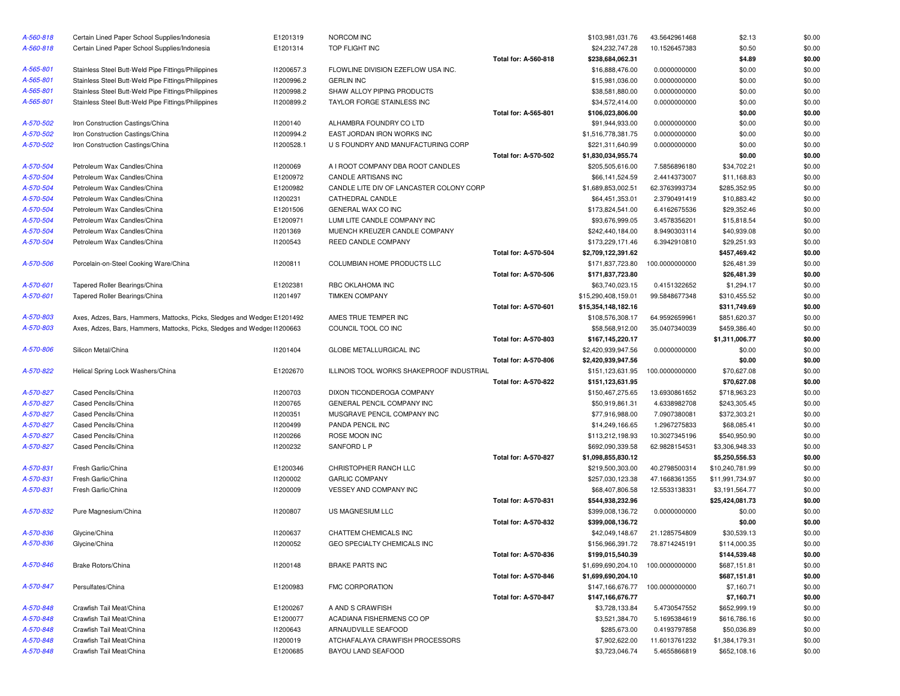| | | | | | | | | |
|---|---|---|---|---|---|---|---|---|
| A-560-818 | Certain Lined Paper School Supplies/Indonesia | E1201319 | NORCOM INC | | $103,981,031.76 | 43.5642961468 | $2.13 | $0.00 |
| A-560-818 | Certain Lined Paper School Supplies/Indonesia | E1201314 | TOP FLIGHT INC | | $24,232,747.28 | 10.1526457383 | $0.50 | $0.00 |
| | | | | **Total for: A-560-818** | **$238,684,062.31** | | **$4.89** | **$0.00** |
| A-565-801 | Stainless Steel Butt-Weld Pipe Fittings/Philippines | I1200657.3 | FLOWLINE DIVISION EZEFLOW USA INC. | | $16,888,476.00 | 0.0000000000 | $0.00 | $0.00 |
| A-565-801 | Stainless Steel Butt-Weld Pipe Fittings/Philippines | I1200996.2 | GERLIN INC | | $15,981,036.00 | 0.0000000000 | $0.00 | $0.00 |
| A-565-801 | Stainless Steel Butt-Weld Pipe Fittings/Philippines | I1200998.2 | SHAW ALLOY PIPING PRODUCTS | | $38,581,880.00 | 0.0000000000 | $0.00 | $0.00 |
| A-565-801 | Stainless Steel Butt-Weld Pipe Fittings/Philippines | I1200899.2 | TAYLOR FORGE STAINLESS INC | | $34,572,414.00 | 0.0000000000 | $0.00 | $0.00 |
| | | | | **Total for: A-565-801** | **$106,023,806.00** | | **$0.00** | **$0.00** |
| A-570-502 | Iron Construction Castings/China | I1200140 | ALHAMBRA FOUNDRY CO LTD | | $91,944,933.00 | 0.0000000000 | $0.00 | $0.00 |
| A-570-502 | Iron Construction Castings/China | I1200994.2 | EAST JORDAN IRON WORKS INC | | $1,516,778,381.75 | 0.0000000000 | $0.00 | $0.00 |
| A-570-502 | Iron Construction Castings/China | I1200528.1 | U S FOUNDRY AND MANUFACTURING CORP | | $221,311,640.99 | 0.0000000000 | $0.00 | $0.00 |
| | | | | **Total for: A-570-502** | **$1,830,034,955.74** | | **$0.00** | **$0.00** |
| A-570-504 | Petroleum Wax Candles/China | I1200069 | A I ROOT COMPANY DBA ROOT CANDLES | | $205,505,616.00 | 7.5856896180 | $34,702.21 | $0.00 |
| A-570-504 | Petroleum Wax Candles/China | E1200972 | CANDLE ARTISANS INC | | $66,141,524.59 | 2.4414373007 | $11,168.83 | $0.00 |
| A-570-504 | Petroleum Wax Candles/China | E1200982 | CANDLE LITE DIV OF LANCASTER COLONY CORP | | $1,689,853,002.51 | 62.3763993734 | $285,352.95 | $0.00 |
| A-570-504 | Petroleum Wax Candles/China | I1200231 | CATHEDRAL CANDLE | | $64,451,353.01 | 2.3790491419 | $10,883.42 | $0.00 |
| A-570-504 | Petroleum Wax Candles/China | E1201506 | GENERAL WAX CO INC | | $173,824,541.00 | 6.4162675536 | $29,352.46 | $0.00 |
| A-570-504 | Petroleum Wax Candles/China | E1200971 | LUMI LITE CANDLE COMPANY INC | | $93,676,999.05 | 3.4578356201 | $15,818.54 | $0.00 |
| A-570-504 | Petroleum Wax Candles/China | I1201369 | MUENCH KREUZER CANDLE COMPANY | | $242,440,184.00 | 8.9490303114 | $40,939.08 | $0.00 |
| A-570-504 | Petroleum Wax Candles/China | I1200543 | REED CANDLE COMPANY | | $173,229,171.46 | 6.3942910810 | $29,251.93 | $0.00 |
| | | | | **Total for: A-570-504** | **$2,709,122,391.62** | | **$457,469.42** | **$0.00** |
| A-570-506 | Porcelain-on-Steel Cooking Ware/China | I1200811 | COLUMBIAN HOME PRODUCTS LLC | | $171,837,723.80 | 100.0000000000 | $26,481.39 | $0.00 |
| | | | | **Total for: A-570-506** | **$171,837,723.80** | | **$26,481.39** | **$0.00** |
| A-570-601 | Tapered Roller Bearings/China | E1202381 | RBC OKLAHOMA INC | | $63,740,023.15 | 0.4151322652 | $1,294.17 | $0.00 |
| A-570-601 | Tapered Roller Bearings/China | I1201497 | TIMKEN COMPANY | | $15,290,408,159.01 | 99.5848677348 | $310,455.52 | $0.00 |
| | | | | **Total for: A-570-601** | **$15,354,148,182.16** | | **$311,749.69** | **$0.00** |
| A-570-803 | Axes, Adzes, Bars, Hammers, Mattocks, Picks, Sledges and Wedges | E1201492 | AMES TRUE TEMPER INC | | $108,576,308.17 | 64.9592659961 | $851,620.37 | $0.00 |
| A-570-803 | Axes, Adzes, Bars, Hammers, Mattocks, Picks, Sledges and Wedges | I1200663 | COUNCIL TOOL CO INC | | $58,568,912.00 | 35.0407340039 | $459,386.40 | $0.00 |
| | | | | **Total for: A-570-803** | **$167,145,220.17** | | **$1,311,006.77** | **$0.00** |
| A-570-806 | Silicon Metal/China | I1201404 | GLOBE METALLURGICAL INC | | $2,420,939,947.56 | 0.0000000000 | $0.00 | $0.00 |
| | | | | **Total for: A-570-806** | **$2,420,939,947.56** | | **$0.00** | **$0.00** |
| A-570-822 | Helical Spring Lock Washers/China | E1202670 | ILLINOIS TOOL WORKS SHAKEPROOF INDUSTRIAL | | $151,123,631.95 | 100.0000000000 | $70,627.08 | $0.00 |
| | | | | **Total for: A-570-822** | **$151,123,631.95** | | **$70,627.08** | **$0.00** |
| A-570-827 | Cased Pencils/China | I1200703 | DIXON TICONDEROGA COMPANY | | $150,467,275.65 | 13.6930861652 | $718,963.23 | $0.00 |
| A-570-827 | Cased Pencils/China | I1200765 | GENERAL PENCIL COMPANY INC | | $50,919,861.31 | 4.6338982708 | $243,305.45 | $0.00 |
| A-570-827 | Cased Pencils/China | I1200351 | MUSGRAVE PENCIL COMPANY INC | | $77,916,988.00 | 7.0907380081 | $372,303.21 | $0.00 |
| A-570-827 | Cased Pencils/China | I1200499 | PANDA PENCIL INC | | $14,249,166.65 | 1.2967275833 | $68,085.41 | $0.00 |
| A-570-827 | Cased Pencils/China | I1200266 | ROSE MOON INC | | $113,212,198.93 | 10.3027345196 | $540,950.90 | $0.00 |
| A-570-827 | Cased Pencils/China | I1200232 | SANFORD L P | | $692,090,339.58 | 62.9828154531 | $3,306,948.33 | $0.00 |
| | | | | **Total for: A-570-827** | **$1,098,855,830.12** | | **$5,250,556.53** | **$0.00** |
| A-570-831 | Fresh Garlic/China | E1200346 | CHRISTOPHER RANCH LLC | | $219,500,303.00 | 40.2798500314 | $10,240,781.99 | $0.00 |
| A-570-831 | Fresh Garlic/China | I1200002 | GARLIC COMPANY | | $257,030,123.38 | 47.1668361355 | $11,991,734.97 | $0.00 |
| A-570-831 | Fresh Garlic/China | I1200009 | VESSEY AND COMPANY INC | | $68,407,806.58 | 12.5533138331 | $3,191,564.77 | $0.00 |
| | | | | **Total for: A-570-831** | **$544,938,232.96** | | **$25,424,081.73** | **$0.00** |
| A-570-832 | Pure Magnesium/China | I1200807 | US MAGNESIUM LLC | | $399,008,136.72 | 0.0000000000 | $0.00 | $0.00 |
| | | | | **Total for: A-570-832** | **$399,008,136.72** | | **$0.00** | **$0.00** |
| A-570-836 | Glycine/China | I1200637 | CHATTEM CHEMICALS INC | | $42,049,148.67 | 21.1285754809 | $30,539.13 | $0.00 |
| A-570-836 | Glycine/China | I1200052 | GEO SPECIALTY CHEMICALS INC | | $156,966,391.72 | 78.8714245191 | $114,000.35 | $0.00 |
| | | | | **Total for: A-570-836** | **$199,015,540.39** | | **$144,539.48** | **$0.00** |
| A-570-846 | Brake Rotors/China | I1200148 | BRAKE PARTS INC | | $1,699,690,204.10 | 100.0000000000 | $687,151.81 | $0.00 |
| | | | | **Total for: A-570-846** | **$1,699,690,204.10** | | **$687,151.81** | **$0.00** |
| A-570-847 | Persulfates/China | E1200983 | FMC CORPORATION | | $147,166,676.77 | 100.0000000000 | $7,160.71 | $0.00 |
| | | | | **Total for: A-570-847** | **$147,166,676.77** | | **$7,160.71** | **$0.00** |
| A-570-848 | Crawfish Tail Meat/China | E1200267 | A AND S CRAWFISH | | $3,728,133.84 | 5.4730547552 | $652,999.19 | $0.00 |
| A-570-848 | Crawfish Tail Meat/China | E1200077 | ACADIANA FISHERMENS CO OP | | $3,521,384.70 | 5.1695384619 | $616,786.16 | $0.00 |
| A-570-848 | Crawfish Tail Meat/China | I1200643 | ARNAUDVILLE SEAFOOD | | $285,673.00 | 0.4193797858 | $50,036.89 | $0.00 |
| A-570-848 | Crawfish Tail Meat/China | I1200019 | ATCHAFALAYA CRAWFISH PROCESSORS | | $7,902,622.00 | 11.6013761232 | $1,384,179.31 | $0.00 |
| A-570-848 | Crawfish Tail Meat/China | E1200685 | BAYOU LAND SEAFOOD | | $3,723,046.74 | 5.4655866819 | $652,108.16 | $0.00 |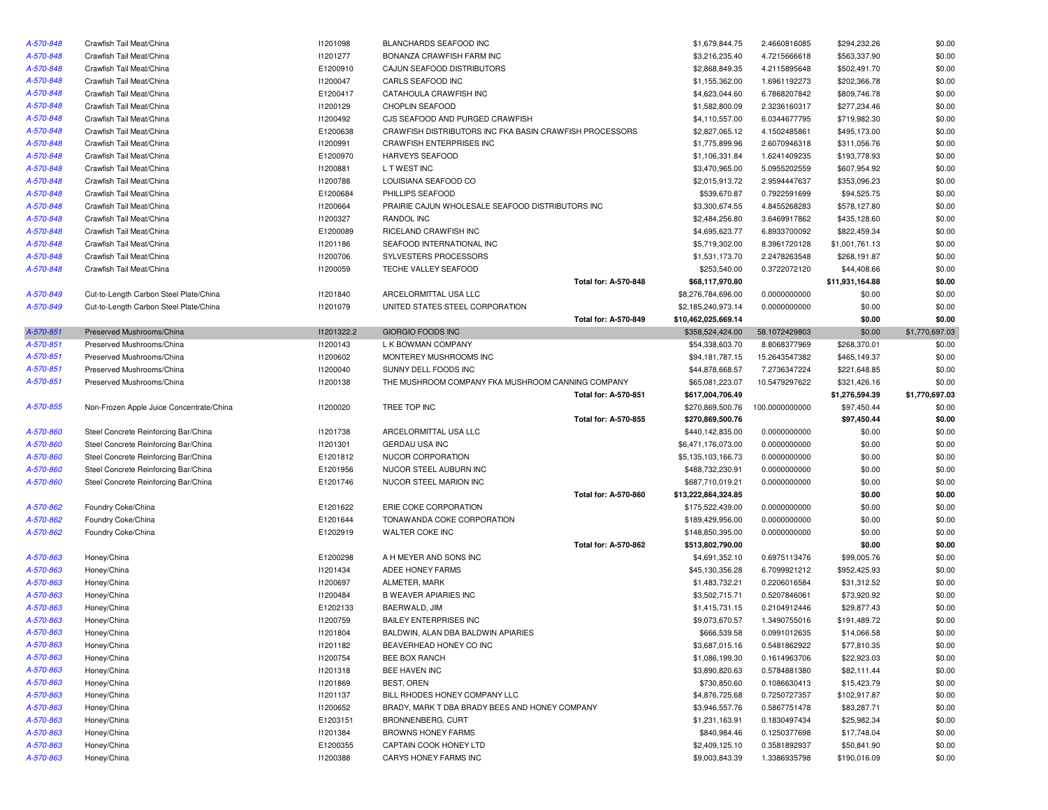| | | | | | | | |
|---|---|---|---|---|---|---|---|
| A-570-848 | Crawfish Tail Meat/China | I1201098 | BLANCHARDS SEAFOOD INC | $1,679,844.75 | 2.4660816085 | $294,232.26 | $0.00 |
| A-570-848 | Crawfish Tail Meat/China | I1201277 | BONANZA CRAWFISH FARM INC | $3,216,235.40 | 4.7215666618 | $563,337.90 | $0.00 |
| A-570-848 | Crawfish Tail Meat/China | E1200910 | CAJUN SEAFOOD DISTRIBUTORS | $2,868,849.35 | 4.2115895648 | $502,491.70 | $0.00 |
| A-570-848 | Crawfish Tail Meat/China | I1200047 | CARLS SEAFOOD INC | $1,155,362.00 | 1.6961192273 | $202,366.78 | $0.00 |
| A-570-848 | Crawfish Tail Meat/China | E1200417 | CATAHOULA CRAWFISH INC | $4,623,044.60 | 6.7868207842 | $809,746.78 | $0.00 |
| A-570-848 | Crawfish Tail Meat/China | I1200129 | CHOPLIN SEAFOOD | $1,582,800.09 | 2.3236160317 | $277,234.46 | $0.00 |
| A-570-848 | Crawfish Tail Meat/China | I1200492 | CJS SEAFOOD AND PURGED CRAWFISH | $4,110,557.00 | 6.0344677795 | $719,982.30 | $0.00 |
| A-570-848 | Crawfish Tail Meat/China | E1200638 | CRAWFISH DISTRIBUTORS INC FKA BASIN CRAWFISH PROCESSORS | $2,827,065.12 | 4.1502485861 | $495,173.00 | $0.00 |
| A-570-848 | Crawfish Tail Meat/China | I1200991 | CRAWFISH ENTERPRISES INC | $1,775,899.96 | 2.6070946318 | $311,056.76 | $0.00 |
| A-570-848 | Crawfish Tail Meat/China | E1200970 | HARVEYS SEAFOOD | $1,106,331.84 | 1.6241409235 | $193,778.93 | $0.00 |
| A-570-848 | Crawfish Tail Meat/China | I1200881 | L T WEST INC | $3,470,965.00 | 5.0955202559 | $607,954.92 | $0.00 |
| A-570-848 | Crawfish Tail Meat/China | I1200788 | LOUISIANA SEAFOOD CO | $2,015,913.72 | 2.9594447637 | $353,096.23 | $0.00 |
| A-570-848 | Crawfish Tail Meat/China | E1200684 | PHILLIPS SEAFOOD | $539,670.87 | 0.7922591699 | $94,525.75 | $0.00 |
| A-570-848 | Crawfish Tail Meat/China | I1200664 | PRAIRIE CAJUN WHOLESALE SEAFOOD DISTRIBUTORS INC | $3,300,674.55 | 4.8455268283 | $578,127.80 | $0.00 |
| A-570-848 | Crawfish Tail Meat/China | I1200327 | RANDOL INC | $2,484,256.80 | 3.6469917862 | $435,128.60 | $0.00 |
| A-570-848 | Crawfish Tail Meat/China | E1200089 | RICELAND CRAWFISH INC | $4,695,623.77 | 6.8933700092 | $822,459.34 | $0.00 |
| A-570-848 | Crawfish Tail Meat/China | I1201186 | SEAFOOD INTERNATIONAL INC | $5,719,302.00 | 8.3961720128 | $1,001,761.13 | $0.00 |
| A-570-848 | Crawfish Tail Meat/China | I1200706 | SYLVESTERS PROCESSORS | $1,531,173.70 | 2.2478263548 | $268,191.87 | $0.00 |
| A-570-848 | Crawfish Tail Meat/China | I1200059 | TECHE VALLEY SEAFOOD | $253,540.00 | 0.3722072120 | $44,408.66 | $0.00 |
| | | | **Total for: A-570-848** | **$68,117,970.80** | | **$11,931,164.88** | **$0.00** |
| A-570-849 | Cut-to-Length Carbon Steel Plate/China | I1201840 | ARCELORMITTAL USA LLC | $8,276,784,696.00 | 0.0000000000 | $0.00 | $0.00 |
| A-570-849 | Cut-to-Length Carbon Steel Plate/China | I1201079 | UNITED STATES STEEL CORPORATION | $2,185,240,973.14 | 0.0000000000 | $0.00 | $0.00 |
| | | | **Total for: A-570-849** | **$10,462,025,669.14** | | **$0.00** | **$0.00** |
| A-570-851 | Preserved Mushrooms/China | I1201322.2 | GIORGIO FOODS INC | $358,524,424.00 | 58.1072429803 | $0.00 | $1,770,697.03 |
| A-570-851 | Preserved Mushrooms/China | I1200143 | L K BOWMAN COMPANY | $54,338,603.70 | 8.8068377969 | $268,370.01 | $0.00 |
| A-570-851 | Preserved Mushrooms/China | I1200602 | MONTEREY MUSHROOMS INC | $94,181,787.15 | 15.2643547382 | $465,149.37 | $0.00 |
| A-570-851 | Preserved Mushrooms/China | I1200040 | SUNNY DELL FOODS INC | $44,878,668.57 | 7.2736347224 | $221,648.85 | $0.00 |
| A-570-851 | Preserved Mushrooms/China | I1200138 | THE MUSHROOM COMPANY FKA MUSHROOM CANNING COMPANY | $65,081,223.07 | 10.5479297622 | $321,426.16 | $0.00 |
| | | | **Total for: A-570-851** | **$617,004,706.49** | | **$1,276,594.39** | **$1,770,697.03** |
| A-570-855 | Non-Frozen Apple Juice Concentrate/China | I1200020 | TREE TOP INC | $270,869,500.76 | 100.0000000000 | $97,450.44 | $0.00 |
| | | | **Total for: A-570-855** | **$270,869,500.76** | | **$97,450.44** | **$0.00** |
| A-570-860 | Steel Concrete Reinforcing Bar/China | I1201738 | ARCELORMITTAL USA LLC | $440,142,835.00 | 0.0000000000 | $0.00 | $0.00 |
| A-570-860 | Steel Concrete Reinforcing Bar/China | I1201301 | GERDAU USA INC | $6,471,176,073.00 | 0.0000000000 | $0.00 | $0.00 |
| A-570-860 | Steel Concrete Reinforcing Bar/China | E1201812 | NUCOR CORPORATION | $5,135,103,166.73 | 0.0000000000 | $0.00 | $0.00 |
| A-570-860 | Steel Concrete Reinforcing Bar/China | E1201956 | NUCOR STEEL AUBURN INC | $488,732,230.91 | 0.0000000000 | $0.00 | $0.00 |
| A-570-860 | Steel Concrete Reinforcing Bar/China | E1201746 | NUCOR STEEL MARION INC | $687,710,019.21 | 0.0000000000 | $0.00 | $0.00 |
| | | | **Total for: A-570-860** | **$13,222,864,324.85** | | **$0.00** | **$0.00** |
| A-570-862 | Foundry Coke/China | E1201622 | ERIE COKE CORPORATION | $175,522,439.00 | 0.0000000000 | $0.00 | $0.00 |
| A-570-862 | Foundry Coke/China | E1201644 | TONAWANDA COKE CORPORATION | $189,429,956.00 | 0.0000000000 | $0.00 | $0.00 |
| A-570-862 | Foundry Coke/China | E1202919 | WALTER COKE INC | $148,850,395.00 | 0.0000000000 | $0.00 | $0.00 |
| | | | **Total for: A-570-862** | **$513,802,790.00** | | **$0.00** | **$0.00** |
| A-570-863 | Honey/China | E1200298 | A H MEYER AND SONS INC | $4,691,352.10 | 0.6975113476 | $99,005.76 | $0.00 |
| A-570-863 | Honey/China | I1201434 | ADEE HONEY FARMS | $45,130,356.28 | 6.7099921212 | $952,425.93 | $0.00 |
| A-570-863 | Honey/China | I1200697 | ALMETER, MARK | $1,483,732.21 | 0.2206016584 | $31,312.52 | $0.00 |
| A-570-863 | Honey/China | I1200484 | B WEAVER APIARIES INC | $3,502,715.71 | 0.5207846061 | $73,920.92 | $0.00 |
| A-570-863 | Honey/China | E1202133 | BAERWALD, JIM | $1,415,731.15 | 0.2104912446 | $29,877.43 | $0.00 |
| A-570-863 | Honey/China | I1200759 | BAILEY ENTERPRISES INC | $9,073,670.57 | 1.3490755016 | $191,489.72 | $0.00 |
| A-570-863 | Honey/China | I1201804 | BALDWIN, ALAN DBA BALDWIN APIARIES | $666,539.58 | 0.0991012635 | $14,066.58 | $0.00 |
| A-570-863 | Honey/China | I1201182 | BEAVERHEAD HONEY CO INC | $3,687,015.16 | 0.5481862922 | $77,810.35 | $0.00 |
| A-570-863 | Honey/China | I1200754 | BEE BOX RANCH | $1,086,199.30 | 0.1614963706 | $22,923.03 | $0.00 |
| A-570-863 | Honey/China | I1201318 | BEE HAVEN INC | $3,890,820.63 | 0.5784881380 | $82,111.44 | $0.00 |
| A-570-863 | Honey/China | I1201869 | BEST, OREN | $730,850.60 | 0.1086630413 | $15,423.79 | $0.00 |
| A-570-863 | Honey/China | I1201137 | BILL RHODES HONEY COMPANY LLC | $4,876,725.68 | 0.7250727357 | $102,917.87 | $0.00 |
| A-570-863 | Honey/China | I1200652 | BRADY, MARK T DBA BRADY BEES AND HONEY COMPANY | $3,946,557.76 | 0.5867751478 | $83,287.71 | $0.00 |
| A-570-863 | Honey/China | E1203151 | BRONNENBERG, CURT | $1,231,163.91 | 0.1830497434 | $25,982.34 | $0.00 |
| A-570-863 | Honey/China | I1201384 | BROWNS HONEY FARMS | $840,984.46 | 0.1250377698 | $17,748.04 | $0.00 |
| A-570-863 | Honey/China | E1200355 | CAPTAIN COOK HONEY LTD | $2,409,125.10 | 0.3581892937 | $50,841.90 | $0.00 |
| A-570-863 | Honey/China | I1200388 | CARYS HONEY FARMS INC | $9,003,843.39 | 1.3386935798 | $190,016.09 | $0.00 |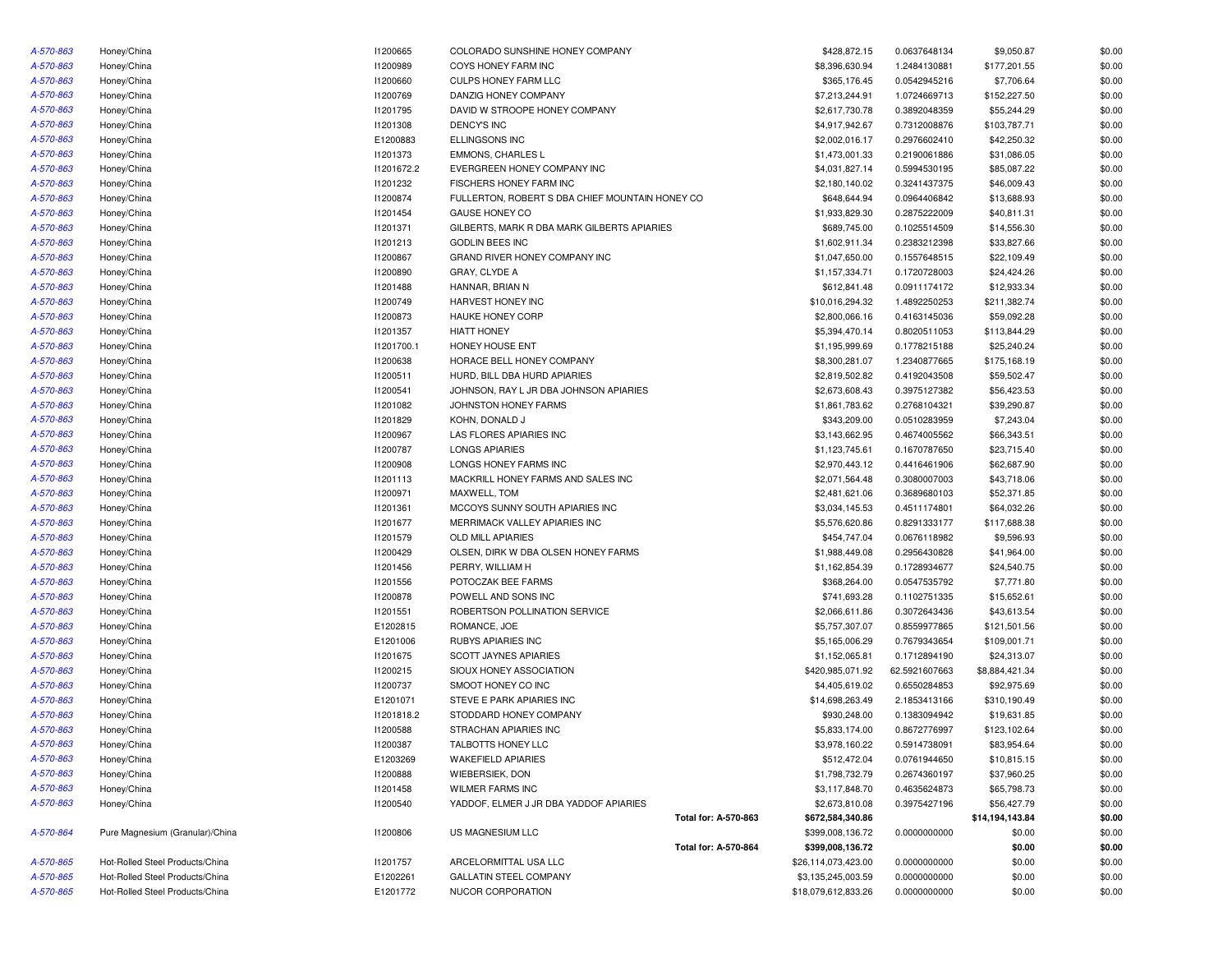| | | | | | | | | |
|---|---|---|---|---|---|---|---|---|
| A-570-863 | Honey/China | I1200665 | COLORADO SUNSHINE HONEY COMPANY | | $428,872.15 | 0.0637648134 | $9,050.87 | $0.00 |
| A-570-863 | Honey/China | I1200989 | COYS HONEY FARM INC | | $8,396,630.94 | 1.2484130881 | $177,201.55 | $0.00 |
| A-570-863 | Honey/China | I1200660 | CULPS HONEY FARM LLC | | $365,176.45 | 0.0542945216 | $7,706.64 | $0.00 |
| A-570-863 | Honey/China | I1200769 | DANZIG HONEY COMPANY | | $7,213,244.91 | 1.0724669713 | $152,227.50 | $0.00 |
| A-570-863 | Honey/China | I1201795 | DAVID W STROOPE HONEY COMPANY | | $2,617,730.78 | 0.3892048359 | $55,244.29 | $0.00 |
| A-570-863 | Honey/China | I1201308 | DENCY'S INC | | $4,917,942.67 | 0.7312008876 | $103,787.71 | $0.00 |
| A-570-863 | Honey/China | E1200883 | ELLINGSONS INC | | $2,002,016.17 | 0.2976602410 | $42,250.32 | $0.00 |
| A-570-863 | Honey/China | I1201373 | EMMONS, CHARLES L | | $1,473,001.33 | 0.2190061886 | $31,086.05 | $0.00 |
| A-570-863 | Honey/China | I1201672.2 | EVERGREEN HONEY COMPANY INC | | $4,031,827.14 | 0.5994530195 | $85,087.22 | $0.00 |
| A-570-863 | Honey/China | I1201232 | FISCHERS HONEY FARM INC | | $2,180,140.02 | 0.3241437375 | $46,009.43 | $0.00 |
| A-570-863 | Honey/China | I1200874 | FULLERTON, ROBERT S DBA CHIEF MOUNTAIN HONEY CO | | $648,644.94 | 0.0964406842 | $13,688.93 | $0.00 |
| A-570-863 | Honey/China | I1201454 | GAUSE HONEY CO | | $1,933,829.30 | 0.2875222009 | $40,811.31 | $0.00 |
| A-570-863 | Honey/China | I1201371 | GILBERTS, MARK R DBA MARK GILBERTS APIARIES | | $689,745.00 | 0.1025514509 | $14,556.30 | $0.00 |
| A-570-863 | Honey/China | I1201213 | GODLIN BEES INC | | $1,602,911.34 | 0.2383212398 | $33,827.66 | $0.00 |
| A-570-863 | Honey/China | I1200867 | GRAND RIVER HONEY COMPANY INC | | $1,047,650.00 | 0.1557648515 | $22,109.49 | $0.00 |
| A-570-863 | Honey/China | I1200890 | GRAY, CLYDE A | | $1,157,334.71 | 0.1720728003 | $24,424.26 | $0.00 |
| A-570-863 | Honey/China | I1201488 | HANNAR, BRIAN N | | $612,841.48 | 0.0911174172 | $12,933.34 | $0.00 |
| A-570-863 | Honey/China | I1200749 | HARVEST HONEY INC | | $10,016,294.32 | 1.4892250253 | $211,382.74 | $0.00 |
| A-570-863 | Honey/China | I1200873 | HAUKE HONEY CORP | | $2,800,066.16 | 0.4163145036 | $59,092.28 | $0.00 |
| A-570-863 | Honey/China | I1201357 | HIATT HONEY | | $5,394,470.14 | 0.8020511053 | $113,844.29 | $0.00 |
| A-570-863 | Honey/China | I1201700.1 | HONEY HOUSE ENT | | $1,195,999.69 | 0.1778215188 | $25,240.24 | $0.00 |
| A-570-863 | Honey/China | I1200638 | HORACE BELL HONEY COMPANY | | $8,300,281.07 | 1.2340877665 | $175,168.19 | $0.00 |
| A-570-863 | Honey/China | I1200511 | HURD, BILL DBA HURD APIARIES | | $2,819,502.82 | 0.4192043508 | $59,502.47 | $0.00 |
| A-570-863 | Honey/China | I1200541 | JOHNSON, RAY L JR DBA JOHNSON APIARIES | | $2,673,608.43 | 0.3975127382 | $56,423.53 | $0.00 |
| A-570-863 | Honey/China | I1201082 | JOHNSTON HONEY FARMS | | $1,861,783.62 | 0.2768104321 | $39,290.87 | $0.00 |
| A-570-863 | Honey/China | I1201829 | KOHN, DONALD J | | $343,209.00 | 0.0510283959 | $7,243.04 | $0.00 |
| A-570-863 | Honey/China | I1200967 | LAS FLORES APIARIES INC | | $3,143,662.95 | 0.4674005562 | $66,343.51 | $0.00 |
| A-570-863 | Honey/China | I1200787 | LONGS APIARIES | | $1,123,745.61 | 0.1670787650 | $23,715.40 | $0.00 |
| A-570-863 | Honey/China | I1200908 | LONGS HONEY FARMS INC | | $2,970,443.12 | 0.4416461906 | $62,687.90 | $0.00 |
| A-570-863 | Honey/China | I1201113 | MACKRILL HONEY FARMS AND SALES INC | | $2,071,564.48 | 0.3080007003 | $43,718.06 | $0.00 |
| A-570-863 | Honey/China | I1200971 | MAXWELL, TOM | | $2,481,621.06 | 0.3689680103 | $52,371.85 | $0.00 |
| A-570-863 | Honey/China | I1201361 | MCCOYS SUNNY SOUTH APIARIES INC | | $3,034,145.53 | 0.4511174801 | $64,032.26 | $0.00 |
| A-570-863 | Honey/China | I1201677 | MERRIMACK VALLEY APIARIES INC | | $5,576,620.86 | 0.8291333177 | $117,688.38 | $0.00 |
| A-570-863 | Honey/China | I1201579 | OLD MILL APIARIES | | $454,747.04 | 0.0676118982 | $9,596.93 | $0.00 |
| A-570-863 | Honey/China | I1200429 | OLSEN, DIRK W DBA OLSEN HONEY FARMS | | $1,988,449.08 | 0.2956430828 | $41,964.00 | $0.00 |
| A-570-863 | Honey/China | I1201456 | PERRY, WILLIAM H | | $1,162,854.39 | 0.1728934677 | $24,540.75 | $0.00 |
| A-570-863 | Honey/China | I1201556 | POTOCZAK BEE FARMS | | $368,264.00 | 0.0547535792 | $7,771.80 | $0.00 |
| A-570-863 | Honey/China | I1200878 | POWELL AND SONS INC | | $741,693.28 | 0.1102751335 | $15,652.61 | $0.00 |
| A-570-863 | Honey/China | I1201551 | ROBERTSON POLLINATION SERVICE | | $2,066,611.86 | 0.3072643436 | $43,613.54 | $0.00 |
| A-570-863 | Honey/China | E1202815 | ROMANCE, JOE | | $5,757,307.07 | 0.8559977865 | $121,501.56 | $0.00 |
| A-570-863 | Honey/China | E1201006 | RUBYS APIARIES INC | | $5,165,006.29 | 0.7679343654 | $109,001.71 | $0.00 |
| A-570-863 | Honey/China | I1201675 | SCOTT JAYNES APIARIES | | $1,152,065.81 | 0.1712894190 | $24,313.07 | $0.00 |
| A-570-863 | Honey/China | I1200215 | SIOUX HONEY ASSOCIATION | | $420,985,071.92 | 62.5921607663 | $8,884,421.34 | $0.00 |
| A-570-863 | Honey/China | I1200737 | SMOOT HONEY CO INC | | $4,405,619.02 | 0.6550284853 | $92,975.69 | $0.00 |
| A-570-863 | Honey/China | E1201071 | STEVE E PARK APIARIES INC | | $14,698,263.49 | 2.1853413166 | $310,190.49 | $0.00 |
| A-570-863 | Honey/China | I1201818.2 | STODDARD HONEY COMPANY | | $930,248.00 | 0.1383094942 | $19,631.85 | $0.00 |
| A-570-863 | Honey/China | I1200588 | STRACHAN APIARIES INC | | $5,833,174.00 | 0.8672776997 | $123,102.64 | $0.00 |
| A-570-863 | Honey/China | I1200387 | TALBOTTS HONEY LLC | | $3,978,160.22 | 0.5914738091 | $83,954.64 | $0.00 |
| A-570-863 | Honey/China | E1203269 | WAKEFIELD APIARIES | | $512,472.04 | 0.0761944650 | $10,815.15 | $0.00 |
| A-570-863 | Honey/China | I1200888 | WIEBERSIEK, DON | | $1,798,732.79 | 0.2674360197 | $37,960.25 | $0.00 |
| A-570-863 | Honey/China | I1201458 | WILMER FARMS INC | | $3,117,848.70 | 0.4635624873 | $65,798.73 | $0.00 |
| A-570-863 | Honey/China | I1200540 | YADDOF, ELMER J JR DBA YADDOF APIARIES | | $2,673,810.08 | 0.3975427196 | $56,427.79 | $0.00 |
| | | | | **Total for: A-570-863** | **$672,584,340.86** | | **$14,194,143.84** | **$0.00** |
| A-570-864 | Pure Magnesium (Granular)/China | I1200806 | US MAGNESIUM LLC | | $399,008,136.72 | 0.0000000000 | $0.00 | $0.00 |
| | | | | **Total for: A-570-864** | **$399,008,136.72** | | **$0.00** | **$0.00** |
| A-570-865 | Hot-Rolled Steel Products/China | I1201757 | ARCELORMITTAL USA LLC | | $26,114,073,423.00 | 0.0000000000 | $0.00 | $0.00 |
| A-570-865 | Hot-Rolled Steel Products/China | E1202261 | GALLATIN STEEL COMPANY | | $3,135,245,003.59 | 0.0000000000 | $0.00 | $0.00 |
| A-570-865 | Hot-Rolled Steel Products/China | E1201772 | NUCOR CORPORATION | | $18,079,612,833.26 | 0.0000000000 | $0.00 | $0.00 |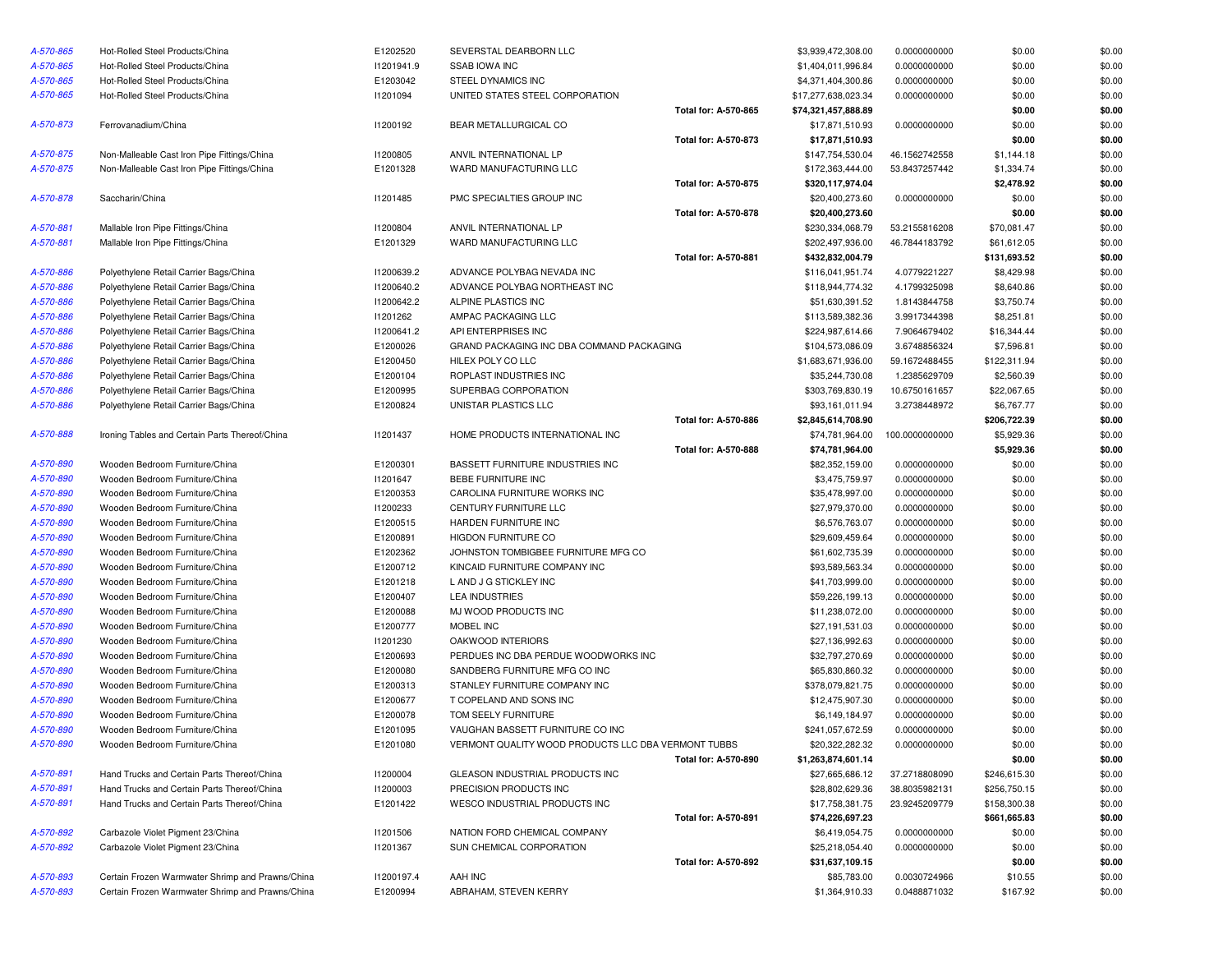| | | | | | | | | |
|---|---|---|---|---|---|---|---|---|
| A-570-865 | Hot-Rolled Steel Products/China | E1202520 | SEVERSTAL DEARBORN LLC | | $3,939,472,308.00 | 0.0000000000 | $0.00 | $0.00 |
| A-570-865 | Hot-Rolled Steel Products/China | I1201941.9 | SSAB IOWA INC | | $1,404,011,996.84 | 0.0000000000 | $0.00 | $0.00 |
| A-570-865 | Hot-Rolled Steel Products/China | E1203042 | STEEL DYNAMICS INC | | $4,371,404,300.86 | 0.0000000000 | $0.00 | $0.00 |
| A-570-865 | Hot-Rolled Steel Products/China | I1201094 | UNITED STATES STEEL CORPORATION | | $17,277,638,023.34 | 0.0000000000 | $0.00 | $0.00 |
| | | | | **Total for: A-570-865** | **$74,321,457,888.89** | | **$0.00** | **$0.00** |
| A-570-873 | Ferrovanadium/China | I1200192 | BEAR METALLURGICAL CO | | $17,871,510.93 | 0.0000000000 | $0.00 | $0.00 |
| | | | | **Total for: A-570-873** | **$17,871,510.93** | | **$0.00** | **$0.00** |
| A-570-875 | Non-Malleable Cast Iron Pipe Fittings/China | I1200805 | ANVIL INTERNATIONAL LP | | $147,754,530.04 | 46.1562742558 | $1,144.18 | $0.00 |
| A-570-875 | Non-Malleable Cast Iron Pipe Fittings/China | E1201328 | WARD MANUFACTURING LLC | | $172,363,444.00 | 53.8437257442 | $1,334.74 | $0.00 |
| | | | | **Total for: A-570-875** | **$320,117,974.04** | | **$2,478.92** | **$0.00** |
| A-570-878 | Saccharin/China | I1201485 | PMC SPECIALTIES GROUP INC | | $20,400,273.60 | 0.0000000000 | $0.00 | $0.00 |
| | | | | **Total for: A-570-878** | **$20,400,273.60** | | **$0.00** | **$0.00** |
| A-570-881 | Mallable Iron Pipe Fittings/China | I1200804 | ANVIL INTERNATIONAL LP | | $230,334,068.79 | 53.2155816208 | $70,081.47 | $0.00 |
| A-570-881 | Mallable Iron Pipe Fittings/China | E1201329 | WARD MANUFACTURING LLC | | $202,497,936.00 | 46.7844183792 | $61,612.05 | $0.00 |
| | | | | **Total for: A-570-881** | **$432,832,004.79** | | **$131,693.52** | **$0.00** |
| A-570-886 | Polyethylene Retail Carrier Bags/China | I1200639.2 | ADVANCE POLYBAG NEVADA INC | | $116,041,951.74 | 4.0779221227 | $8,429.98 | $0.00 |
| A-570-886 | Polyethylene Retail Carrier Bags/China | I1200640.2 | ADVANCE POLYBAG NORTHEAST INC | | $118,944,774.32 | 4.1799325098 | $8,640.86 | $0.00 |
| A-570-886 | Polyethylene Retail Carrier Bags/China | I1200642.2 | ALPINE PLASTICS INC | | $51,630,391.52 | 1.8143844758 | $3,750.74 | $0.00 |
| A-570-886 | Polyethylene Retail Carrier Bags/China | I1201262 | AMPAC PACKAGING LLC | | $113,589,382.36 | 3.9917344398 | $8,251.81 | $0.00 |
| A-570-886 | Polyethylene Retail Carrier Bags/China | I1200641.2 | API ENTERPRISES INC | | $224,987,614.66 | 7.9064679402 | $16,344.44 | $0.00 |
| A-570-886 | Polyethylene Retail Carrier Bags/China | E1200026 | GRAND PACKAGING INC DBA COMMAND PACKAGING | | $104,573,086.09 | 3.6748856324 | $7,596.81 | $0.00 |
| A-570-886 | Polyethylene Retail Carrier Bags/China | E1200450 | HILEX POLY CO LLC | | $1,683,671,936.00 | 59.1672488455 | $122,311.94 | $0.00 |
| A-570-886 | Polyethylene Retail Carrier Bags/China | E1200104 | ROPLAST INDUSTRIES INC | | $35,244,730.08 | 1.2385629709 | $2,560.39 | $0.00 |
| A-570-886 | Polyethylene Retail Carrier Bags/China | E1200995 | SUPERBAG CORPORATION | | $303,769,830.19 | 10.6750161657 | $22,067.65 | $0.00 |
| A-570-886 | Polyethylene Retail Carrier Bags/China | E1200824 | UNISTAR PLASTICS LLC | | $93,161,011.94 | 3.2738448972 | $6,767.77 | $0.00 |
| | | | | **Total for: A-570-886** | **$2,845,614,708.90** | | **$206,722.39** | **$0.00** |
| A-570-888 | Ironing Tables and Certain Parts Thereof/China | I1201437 | HOME PRODUCTS INTERNATIONAL INC | | $74,781,964.00 | 100.0000000000 | $5,929.36 | $0.00 |
| | | | | **Total for: A-570-888** | **$74,781,964.00** | | **$5,929.36** | **$0.00** |
| A-570-890 | Wooden Bedroom Furniture/China | E1200301 | BASSETT FURNITURE INDUSTRIES INC | | $82,352,159.00 | 0.0000000000 | $0.00 | $0.00 |
| A-570-890 | Wooden Bedroom Furniture/China | I1201647 | BEBE FURNITURE INC | | $3,475,759.97 | 0.0000000000 | $0.00 | $0.00 |
| A-570-890 | Wooden Bedroom Furniture/China | E1200353 | CAROLINA FURNITURE WORKS INC | | $35,478,997.00 | 0.0000000000 | $0.00 | $0.00 |
| A-570-890 | Wooden Bedroom Furniture/China | I1200233 | CENTURY FURNITURE LLC | | $27,979,370.00 | 0.0000000000 | $0.00 | $0.00 |
| A-570-890 | Wooden Bedroom Furniture/China | E1200515 | HARDEN FURNITURE INC | | $6,576,763.07 | 0.0000000000 | $0.00 | $0.00 |
| A-570-890 | Wooden Bedroom Furniture/China | E1200891 | HIGDON FURNITURE CO | | $29,609,459.64 | 0.0000000000 | $0.00 | $0.00 |
| A-570-890 | Wooden Bedroom Furniture/China | E1202362 | JOHNSTON TOMBIGBEE FURNITURE MFG CO | | $61,602,735.39 | 0.0000000000 | $0.00 | $0.00 |
| A-570-890 | Wooden Bedroom Furniture/China | E1200712 | KINCAID FURNITURE COMPANY INC | | $93,589,563.34 | 0.0000000000 | $0.00 | $0.00 |
| A-570-890 | Wooden Bedroom Furniture/China | E1201218 | L AND J G STICKLEY INC | | $41,703,999.00 | 0.0000000000 | $0.00 | $0.00 |
| A-570-890 | Wooden Bedroom Furniture/China | E1200407 | LEA INDUSTRIES | | $59,226,199.13 | 0.0000000000 | $0.00 | $0.00 |
| A-570-890 | Wooden Bedroom Furniture/China | E1200088 | MJ WOOD PRODUCTS INC | | $11,238,072.00 | 0.0000000000 | $0.00 | $0.00 |
| A-570-890 | Wooden Bedroom Furniture/China | E1200777 | MOBEL INC | | $27,191,531.03 | 0.0000000000 | $0.00 | $0.00 |
| A-570-890 | Wooden Bedroom Furniture/China | I1201230 | OAKWOOD INTERIORS | | $27,136,992.63 | 0.0000000000 | $0.00 | $0.00 |
| A-570-890 | Wooden Bedroom Furniture/China | E1200693 | PERDUES INC DBA PERDUE WOODWORKS INC | | $32,797,270.69 | 0.0000000000 | $0.00 | $0.00 |
| A-570-890 | Wooden Bedroom Furniture/China | E1200080 | SANDBERG FURNITURE MFG CO INC | | $65,830,860.32 | 0.0000000000 | $0.00 | $0.00 |
| A-570-890 | Wooden Bedroom Furniture/China | E1200313 | STANLEY FURNITURE COMPANY INC | | $378,079,821.75 | 0.0000000000 | $0.00 | $0.00 |
| A-570-890 | Wooden Bedroom Furniture/China | E1200677 | T COPELAND AND SONS INC | | $12,475,907.30 | 0.0000000000 | $0.00 | $0.00 |
| A-570-890 | Wooden Bedroom Furniture/China | E1200078 | TOM SEELY FURNITURE | | $6,149,184.97 | 0.0000000000 | $0.00 | $0.00 |
| A-570-890 | Wooden Bedroom Furniture/China | E1201095 | VAUGHAN BASSETT FURNITURE CO INC | | $241,057,672.59 | 0.0000000000 | $0.00 | $0.00 |
| A-570-890 | Wooden Bedroom Furniture/China | E1201080 | VERMONT QUALITY WOOD PRODUCTS LLC DBA VERMONT TUBBS | | $20,322,282.32 | 0.0000000000 | $0.00 | $0.00 |
| | | | | **Total for: A-570-890** | **$1,263,874,601.14** | | **$0.00** | **$0.00** |
| A-570-891 | Hand Trucks and Certain Parts Thereof/China | I1200004 | GLEASON INDUSTRIAL PRODUCTS INC | | $27,665,686.12 | 37.2718808090 | $246,615.30 | $0.00 |
| A-570-891 | Hand Trucks and Certain Parts Thereof/China | I1200003 | PRECISION PRODUCTS INC | | $28,802,629.36 | 38.8035982131 | $256,750.15 | $0.00 |
| A-570-891 | Hand Trucks and Certain Parts Thereof/China | E1201422 | WESCO INDUSTRIAL PRODUCTS INC | | $17,758,381.75 | 23.9245209779 | $158,300.38 | $0.00 |
| | | | | **Total for: A-570-891** | **$74,226,697.23** | | **$661,665.83** | **$0.00** |
| A-570-892 | Carbazole Violet Pigment 23/China | I1201506 | NATION FORD CHEMICAL COMPANY | | $6,419,054.75 | 0.0000000000 | $0.00 | $0.00 |
| A-570-892 | Carbazole Violet Pigment 23/China | I1201367 | SUN CHEMICAL CORPORATION | | $25,218,054.40 | 0.0000000000 | $0.00 | $0.00 |
| | | | | **Total for: A-570-892** | **$31,637,109.15** | | **$0.00** | **$0.00** |
| A-570-893 | Certain Frozen Warmwater Shrimp and Prawns/China | I1200197.4 | AAH INC | | $85,783.00 | 0.0030724966 | $10.55 | $0.00 |
| A-570-893 | Certain Frozen Warmwater Shrimp and Prawns/China | E1200994 | ABRAHAM, STEVEN KERRY | | $1,364,910.33 | 0.0488871032 | $167.92 | $0.00 |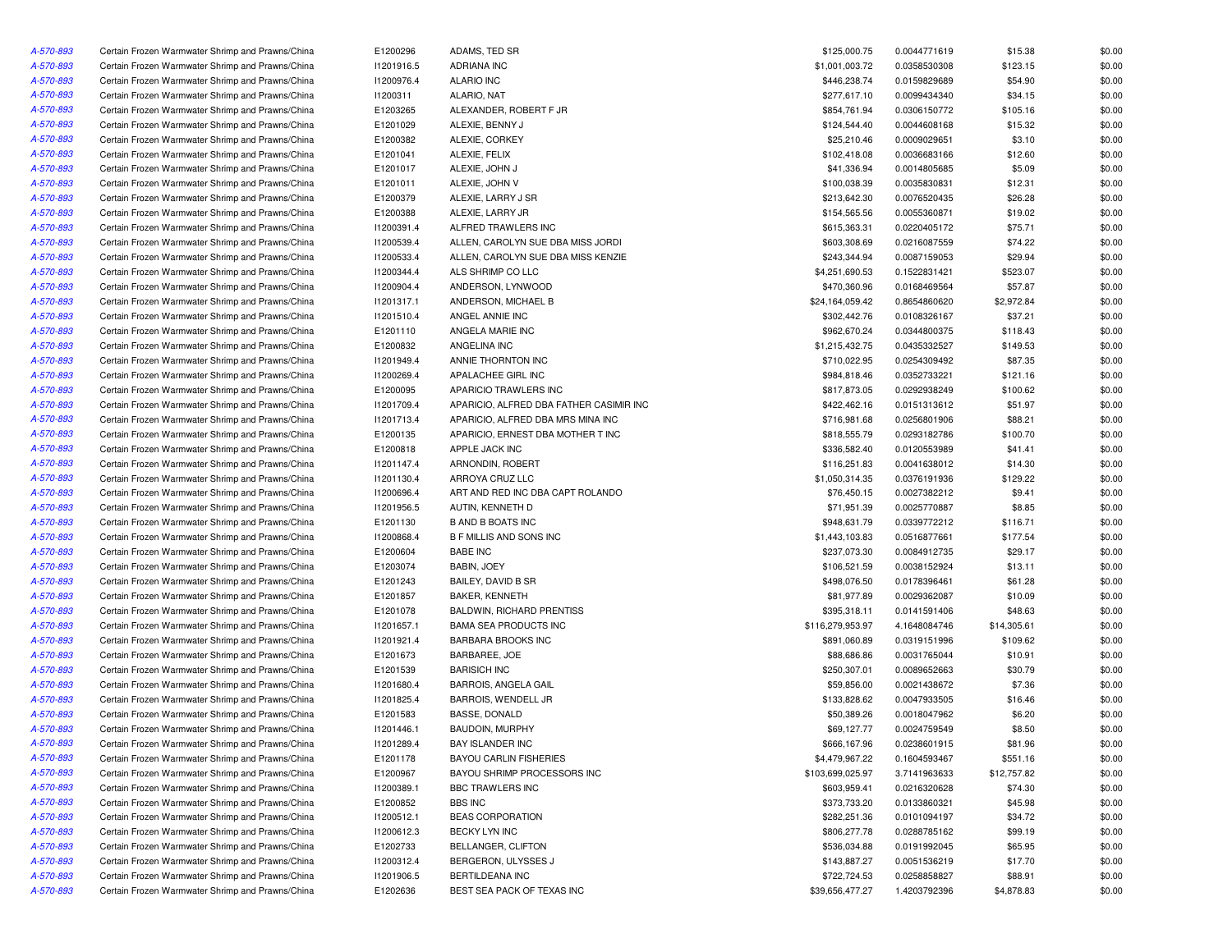| | | | | | | | |
|---|---|---|---|---|---|---|---|
| A-570-893 | Certain Frozen Warmwater Shrimp and Prawns/China | E1200296 | ADAMS, TED SR | $125,000.75 | 0.0044771619 | $15.38 | $0.00 |
| A-570-893 | Certain Frozen Warmwater Shrimp and Prawns/China | I1201916.5 | ADRIANA INC | $1,001,003.72 | 0.0358530308 | $123.15 | $0.00 |
| A-570-893 | Certain Frozen Warmwater Shrimp and Prawns/China | I1200976.4 | ALARIO INC | $446,238.74 | 0.0159829689 | $54.90 | $0.00 |
| A-570-893 | Certain Frozen Warmwater Shrimp and Prawns/China | I1200311 | ALARIO, NAT | $277,617.10 | 0.0099434340 | $34.15 | $0.00 |
| A-570-893 | Certain Frozen Warmwater Shrimp and Prawns/China | E1203265 | ALEXANDER, ROBERT F JR | $854,761.94 | 0.0306150772 | $105.16 | $0.00 |
| A-570-893 | Certain Frozen Warmwater Shrimp and Prawns/China | E1201029 | ALEXIE, BENNY J | $124,544.40 | 0.0044608168 | $15.32 | $0.00 |
| A-570-893 | Certain Frozen Warmwater Shrimp and Prawns/China | E1200382 | ALEXIE, CORKEY | $25,210.46 | 0.0009029651 | $3.10 | $0.00 |
| A-570-893 | Certain Frozen Warmwater Shrimp and Prawns/China | E1201041 | ALEXIE, FELIX | $102,418.08 | 0.0036683166 | $12.60 | $0.00 |
| A-570-893 | Certain Frozen Warmwater Shrimp and Prawns/China | E1201017 | ALEXIE, JOHN J | $41,336.94 | 0.0014805685 | $5.09 | $0.00 |
| A-570-893 | Certain Frozen Warmwater Shrimp and Prawns/China | E1201011 | ALEXIE, JOHN V | $100,038.39 | 0.0035830831 | $12.31 | $0.00 |
| A-570-893 | Certain Frozen Warmwater Shrimp and Prawns/China | E1200379 | ALEXIE, LARRY J SR | $213,642.30 | 0.0076520435 | $26.28 | $0.00 |
| A-570-893 | Certain Frozen Warmwater Shrimp and Prawns/China | E1200388 | ALEXIE, LARRY JR | $154,565.56 | 0.0055360871 | $19.02 | $0.00 |
| A-570-893 | Certain Frozen Warmwater Shrimp and Prawns/China | I1200391.4 | ALFRED TRAWLERS INC | $615,363.31 | 0.0220405172 | $75.71 | $0.00 |
| A-570-893 | Certain Frozen Warmwater Shrimp and Prawns/China | I1200539.4 | ALLEN, CAROLYN SUE DBA MISS JORDI | $603,308.69 | 0.0216087559 | $74.22 | $0.00 |
| A-570-893 | Certain Frozen Warmwater Shrimp and Prawns/China | I1200533.4 | ALLEN, CAROLYN SUE DBA MISS KENZIE | $243,344.94 | 0.0087159053 | $29.94 | $0.00 |
| A-570-893 | Certain Frozen Warmwater Shrimp and Prawns/China | I1200344.4 | ALS SHRIMP CO LLC | $4,251,690.53 | 0.1522831421 | $523.07 | $0.00 |
| A-570-893 | Certain Frozen Warmwater Shrimp and Prawns/China | I1200904.4 | ANDERSON, LYNWOOD | $470,360.96 | 0.0168469564 | $57.87 | $0.00 |
| A-570-893 | Certain Frozen Warmwater Shrimp and Prawns/China | I1201317.1 | ANDERSON, MICHAEL B | $24,164,059.42 | 0.8654860620 | $2,972.84 | $0.00 |
| A-570-893 | Certain Frozen Warmwater Shrimp and Prawns/China | I1201510.4 | ANGEL ANNIE INC | $302,442.76 | 0.0108326167 | $37.21 | $0.00 |
| A-570-893 | Certain Frozen Warmwater Shrimp and Prawns/China | E1201110 | ANGELA MARIE INC | $962,670.24 | 0.0344800375 | $118.43 | $0.00 |
| A-570-893 | Certain Frozen Warmwater Shrimp and Prawns/China | E1200832 | ANGELINA INC | $1,215,432.75 | 0.0435332527 | $149.53 | $0.00 |
| A-570-893 | Certain Frozen Warmwater Shrimp and Prawns/China | I1201949.4 | ANNIE THORNTON INC | $710,022.95 | 0.0254309492 | $87.35 | $0.00 |
| A-570-893 | Certain Frozen Warmwater Shrimp and Prawns/China | I1200269.4 | APALACHEE GIRL INC | $984,818.46 | 0.0352733221 | $121.16 | $0.00 |
| A-570-893 | Certain Frozen Warmwater Shrimp and Prawns/China | E1200095 | APARICIO TRAWLERS INC | $817,873.05 | 0.0292938249 | $100.62 | $0.00 |
| A-570-893 | Certain Frozen Warmwater Shrimp and Prawns/China | I1201709.4 | APARICIO, ALFRED DBA FATHER CASIMIR INC | $422,462.16 | 0.0151313612 | $51.97 | $0.00 |
| A-570-893 | Certain Frozen Warmwater Shrimp and Prawns/China | I1201713.4 | APARICIO, ALFRED DBA MRS MINA INC | $716,981.68 | 0.0256801906 | $88.21 | $0.00 |
| A-570-893 | Certain Frozen Warmwater Shrimp and Prawns/China | E1200135 | APARICIO, ERNEST DBA MOTHER T INC | $818,555.79 | 0.0293182786 | $100.70 | $0.00 |
| A-570-893 | Certain Frozen Warmwater Shrimp and Prawns/China | E1200818 | APPLE JACK INC | $336,582.40 | 0.0120553989 | $41.41 | $0.00 |
| A-570-893 | Certain Frozen Warmwater Shrimp and Prawns/China | I1201147.4 | ARNONDIN, ROBERT | $116,251.83 | 0.0041638012 | $14.30 | $0.00 |
| A-570-893 | Certain Frozen Warmwater Shrimp and Prawns/China | I1201130.4 | ARROYA CRUZ LLC | $1,050,314.35 | 0.0376191936 | $129.22 | $0.00 |
| A-570-893 | Certain Frozen Warmwater Shrimp and Prawns/China | I1200696.4 | ART AND RED INC DBA CAPT ROLANDO | $76,450.15 | 0.0027382212 | $9.41 | $0.00 |
| A-570-893 | Certain Frozen Warmwater Shrimp and Prawns/China | I1201956.5 | AUTIN, KENNETH D | $71,951.39 | 0.0025770887 | $8.85 | $0.00 |
| A-570-893 | Certain Frozen Warmwater Shrimp and Prawns/China | E1201130 | B AND B BOATS INC | $948,631.79 | 0.0339772212 | $116.71 | $0.00 |
| A-570-893 | Certain Frozen Warmwater Shrimp and Prawns/China | I1200868.4 | B F MILLIS AND SONS INC | $1,443,103.83 | 0.0516877661 | $177.54 | $0.00 |
| A-570-893 | Certain Frozen Warmwater Shrimp and Prawns/China | E1200604 | BABE INC | $237,073.30 | 0.0084912735 | $29.17 | $0.00 |
| A-570-893 | Certain Frozen Warmwater Shrimp and Prawns/China | E1203074 | BABIN, JOEY | $106,521.59 | 0.0038152924 | $13.11 | $0.00 |
| A-570-893 | Certain Frozen Warmwater Shrimp and Prawns/China | E1201243 | BAILEY, DAVID B SR | $498,076.50 | 0.0178396461 | $61.28 | $0.00 |
| A-570-893 | Certain Frozen Warmwater Shrimp and Prawns/China | E1201857 | BAKER, KENNETH | $81,977.89 | 0.0029362087 | $10.09 | $0.00 |
| A-570-893 | Certain Frozen Warmwater Shrimp and Prawns/China | E1201078 | BALDWIN, RICHARD PRENTISS | $395,318.11 | 0.0141591406 | $48.63 | $0.00 |
| A-570-893 | Certain Frozen Warmwater Shrimp and Prawns/China | I1201657.1 | BAMA SEA PRODUCTS INC | $116,279,953.97 | 4.1648084746 | $14,305.61 | $0.00 |
| A-570-893 | Certain Frozen Warmwater Shrimp and Prawns/China | I1201921.4 | BARBARA BROOKS INC | $891,060.89 | 0.0319151996 | $109.62 | $0.00 |
| A-570-893 | Certain Frozen Warmwater Shrimp and Prawns/China | E1201673 | BARBAREE, JOE | $88,686.86 | 0.0031765044 | $10.91 | $0.00 |
| A-570-893 | Certain Frozen Warmwater Shrimp and Prawns/China | E1201539 | BARISICH INC | $250,307.01 | 0.0089652663 | $30.79 | $0.00 |
| A-570-893 | Certain Frozen Warmwater Shrimp and Prawns/China | I1201680.4 | BARROIS, ANGELA GAIL | $59,856.00 | 0.0021438672 | $7.36 | $0.00 |
| A-570-893 | Certain Frozen Warmwater Shrimp and Prawns/China | I1201825.4 | BARROIS, WENDELL JR | $133,828.62 | 0.0047933505 | $16.46 | $0.00 |
| A-570-893 | Certain Frozen Warmwater Shrimp and Prawns/China | E1201583 | BASSE, DONALD | $50,389.26 | 0.0018047962 | $6.20 | $0.00 |
| A-570-893 | Certain Frozen Warmwater Shrimp and Prawns/China | I1201446.1 | BAUDOIN, MURPHY | $69,127.77 | 0.0024759549 | $8.50 | $0.00 |
| A-570-893 | Certain Frozen Warmwater Shrimp and Prawns/China | I1201289.4 | BAY ISLANDER INC | $666,167.96 | 0.0238601915 | $81.96 | $0.00 |
| A-570-893 | Certain Frozen Warmwater Shrimp and Prawns/China | E1201178 | BAYOU CARLIN FISHERIES | $4,479,967.22 | 0.1604593467 | $551.16 | $0.00 |
| A-570-893 | Certain Frozen Warmwater Shrimp and Prawns/China | E1200967 | BAYOU SHRIMP PROCESSORS INC | $103,699,025.97 | 3.7141963633 | $12,757.82 | $0.00 |
| A-570-893 | Certain Frozen Warmwater Shrimp and Prawns/China | I1200389.1 | BBC TRAWLERS INC | $603,959.41 | 0.0216320628 | $74.30 | $0.00 |
| A-570-893 | Certain Frozen Warmwater Shrimp and Prawns/China | E1200852 | BBS INC | $373,733.20 | 0.0133860321 | $45.98 | $0.00 |
| A-570-893 | Certain Frozen Warmwater Shrimp and Prawns/China | I1200512.1 | BEAS CORPORATION | $282,251.36 | 0.0101094197 | $34.72 | $0.00 |
| A-570-893 | Certain Frozen Warmwater Shrimp and Prawns/China | I1200612.3 | BECKY LYN INC | $806,277.78 | 0.0288785162 | $99.19 | $0.00 |
| A-570-893 | Certain Frozen Warmwater Shrimp and Prawns/China | E1202733 | BELLANGER, CLIFTON | $536,034.88 | 0.0191992045 | $65.95 | $0.00 |
| A-570-893 | Certain Frozen Warmwater Shrimp and Prawns/China | I1200312.4 | BERGERON, ULYSSES J | $143,887.27 | 0.0051536219 | $17.70 | $0.00 |
| A-570-893 | Certain Frozen Warmwater Shrimp and Prawns/China | I1201906.5 | BERTILDEANA INC | $722,724.53 | 0.0258858827 | $88.91 | $0.00 |
| A-570-893 | Certain Frozen Warmwater Shrimp and Prawns/China | E1202636 | BEST SEA PACK OF TEXAS INC | $39,656,477.27 | 1.4203792396 | $4,878.83 | $0.00 |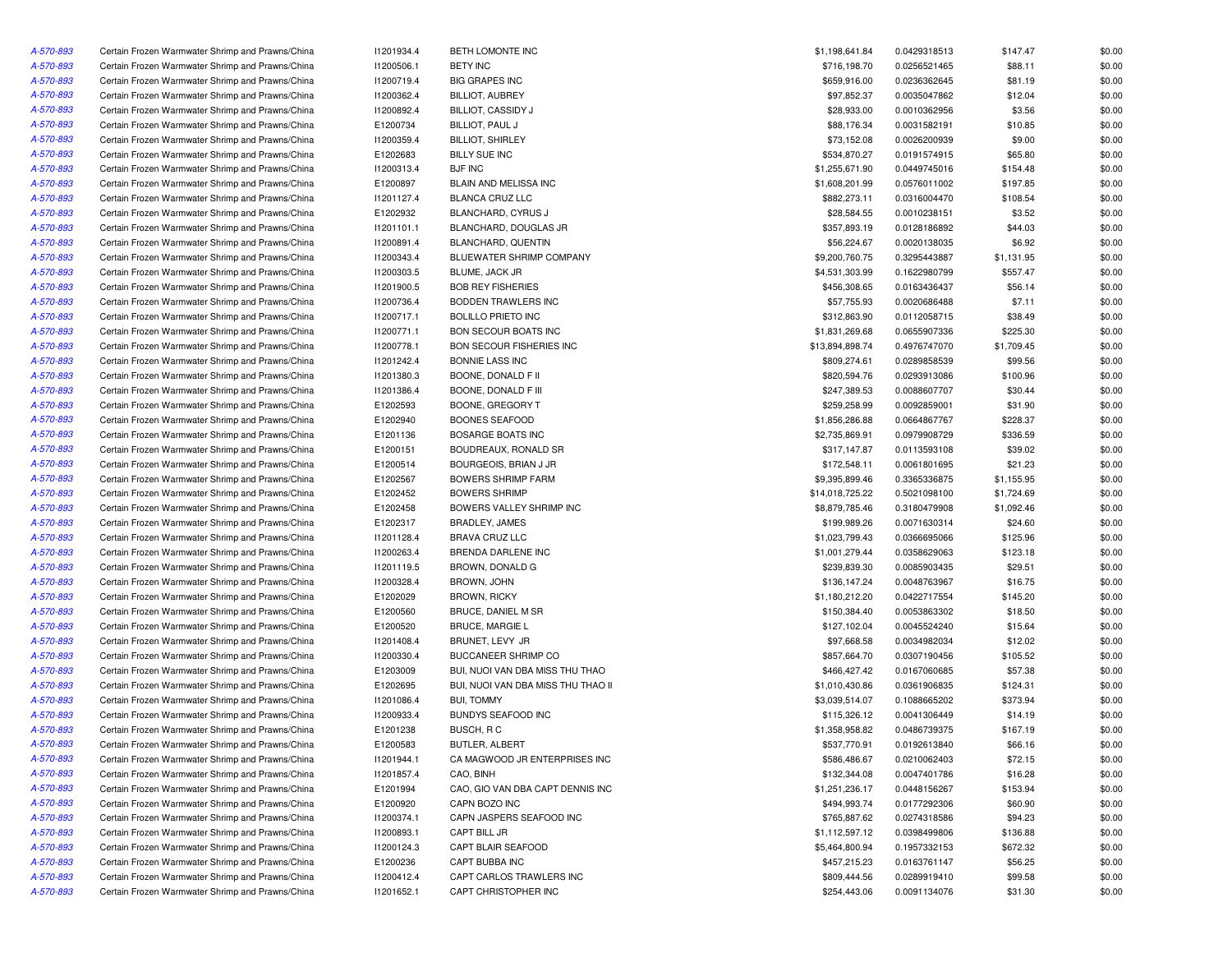| | | | | | | | |
|---|---|---|---|---|---|---|---|
| A-570-893 | Certain Frozen Warmwater Shrimp and Prawns/China | I1201934.4 | BETH LOMONTE INC | $1,198,641.84 | 0.0429318513 | $147.47 | $0.00 |
| A-570-893 | Certain Frozen Warmwater Shrimp and Prawns/China | I1200506.1 | BETY INC | $716,198.70 | 0.0256521465 | $88.11 | $0.00 |
| A-570-893 | Certain Frozen Warmwater Shrimp and Prawns/China | I1200719.4 | BIG GRAPES INC | $659,916.00 | 0.0236362645 | $81.19 | $0.00 |
| A-570-893 | Certain Frozen Warmwater Shrimp and Prawns/China | I1200362.4 | BILLIOT, AUBREY | $97,852.37 | 0.0035047862 | $12.04 | $0.00 |
| A-570-893 | Certain Frozen Warmwater Shrimp and Prawns/China | I1200892.4 | BILLIOT, CASSIDY J | $28,933.00 | 0.0010362956 | $3.56 | $0.00 |
| A-570-893 | Certain Frozen Warmwater Shrimp and Prawns/China | E1200734 | BILLIOT, PAUL J | $88,176.34 | 0.0031582191 | $10.85 | $0.00 |
| A-570-893 | Certain Frozen Warmwater Shrimp and Prawns/China | I1200359.4 | BILLIOT, SHIRLEY | $73,152.08 | 0.0026200939 | $9.00 | $0.00 |
| A-570-893 | Certain Frozen Warmwater Shrimp and Prawns/China | E1202683 | BILLY SUE INC | $534,870.27 | 0.0191574915 | $65.80 | $0.00 |
| A-570-893 | Certain Frozen Warmwater Shrimp and Prawns/China | I1200313.4 | BJF INC | $1,255,671.90 | 0.0449745016 | $154.48 | $0.00 |
| A-570-893 | Certain Frozen Warmwater Shrimp and Prawns/China | E1200897 | BLAIN AND MELISSA INC | $1,608,201.99 | 0.0576011002 | $197.85 | $0.00 |
| A-570-893 | Certain Frozen Warmwater Shrimp and Prawns/China | I1201127.4 | BLANCA CRUZ LLC | $882,273.11 | 0.0316004470 | $108.54 | $0.00 |
| A-570-893 | Certain Frozen Warmwater Shrimp and Prawns/China | E1202932 | BLANCHARD, CYRUS J | $28,584.55 | 0.0010238151 | $3.52 | $0.00 |
| A-570-893 | Certain Frozen Warmwater Shrimp and Prawns/China | I1201101.1 | BLANCHARD, DOUGLAS JR | $357,893.19 | 0.0128186892 | $44.03 | $0.00 |
| A-570-893 | Certain Frozen Warmwater Shrimp and Prawns/China | I1200891.4 | BLANCHARD, QUENTIN | $56,224.67 | 0.0020138035 | $6.92 | $0.00 |
| A-570-893 | Certain Frozen Warmwater Shrimp and Prawns/China | I1200343.4 | BLUEWATER SHRIMP COMPANY | $9,200,760.75 | 0.3295443887 | $1,131.95 | $0.00 |
| A-570-893 | Certain Frozen Warmwater Shrimp and Prawns/China | I1200303.5 | BLUME, JACK JR | $4,531,303.99 | 0.1622980799 | $557.47 | $0.00 |
| A-570-893 | Certain Frozen Warmwater Shrimp and Prawns/China | I1201900.5 | BOB REY FISHERIES | $456,308.65 | 0.0163436437 | $56.14 | $0.00 |
| A-570-893 | Certain Frozen Warmwater Shrimp and Prawns/China | I1200736.4 | BODDEN TRAWLERS INC | $57,755.93 | 0.0020686488 | $7.11 | $0.00 |
| A-570-893 | Certain Frozen Warmwater Shrimp and Prawns/China | I1200717.1 | BOLILLO PRIETO INC | $312,863.90 | 0.0112058715 | $38.49 | $0.00 |
| A-570-893 | Certain Frozen Warmwater Shrimp and Prawns/China | I1200771.1 | BON SECOUR BOATS INC | $1,831,269.68 | 0.0655907336 | $225.30 | $0.00 |
| A-570-893 | Certain Frozen Warmwater Shrimp and Prawns/China | I1200778.1 | BON SECOUR FISHERIES INC | $13,894,898.74 | 0.4976747070 | $1,709.45 | $0.00 |
| A-570-893 | Certain Frozen Warmwater Shrimp and Prawns/China | I1201242.4 | BONNIE LASS INC | $809,274.61 | 0.0289858539 | $99.56 | $0.00 |
| A-570-893 | Certain Frozen Warmwater Shrimp and Prawns/China | I1201380.3 | BOONE, DONALD F II | $820,594.76 | 0.0293913086 | $100.96 | $0.00 |
| A-570-893 | Certain Frozen Warmwater Shrimp and Prawns/China | I1201386.4 | BOONE, DONALD F III | $247,389.53 | 0.0088607707 | $30.44 | $0.00 |
| A-570-893 | Certain Frozen Warmwater Shrimp and Prawns/China | E1202593 | BOONE, GREGORY T | $259,258.99 | 0.0092859001 | $31.90 | $0.00 |
| A-570-893 | Certain Frozen Warmwater Shrimp and Prawns/China | E1202940 | BOONES SEAFOOD | $1,856,286.88 | 0.0664867767 | $228.37 | $0.00 |
| A-570-893 | Certain Frozen Warmwater Shrimp and Prawns/China | E1201136 | BOSARGE BOATS INC | $2,735,869.91 | 0.0979908729 | $336.59 | $0.00 |
| A-570-893 | Certain Frozen Warmwater Shrimp and Prawns/China | E1200151 | BOUDREAUX, RONALD SR | $317,147.87 | 0.0113593108 | $39.02 | $0.00 |
| A-570-893 | Certain Frozen Warmwater Shrimp and Prawns/China | E1200514 | BOURGEOIS, BRIAN J JR | $172,548.11 | 0.0061801695 | $21.23 | $0.00 |
| A-570-893 | Certain Frozen Warmwater Shrimp and Prawns/China | E1202567 | BOWERS SHRIMP FARM | $9,395,899.46 | 0.3365336875 | $1,155.95 | $0.00 |
| A-570-893 | Certain Frozen Warmwater Shrimp and Prawns/China | E1202452 | BOWERS SHRIMP | $14,018,725.22 | 0.5021098100 | $1,724.69 | $0.00 |
| A-570-893 | Certain Frozen Warmwater Shrimp and Prawns/China | E1202458 | BOWERS VALLEY SHRIMP INC | $8,879,785.46 | 0.3180479908 | $1,092.46 | $0.00 |
| A-570-893 | Certain Frozen Warmwater Shrimp and Prawns/China | E1202317 | BRADLEY, JAMES | $199,989.26 | 0.0071630314 | $24.60 | $0.00 |
| A-570-893 | Certain Frozen Warmwater Shrimp and Prawns/China | I1201128.4 | BRAVA CRUZ LLC | $1,023,799.43 | 0.0366695066 | $125.96 | $0.00 |
| A-570-893 | Certain Frozen Warmwater Shrimp and Prawns/China | I1200263.4 | BRENDA DARLENE INC | $1,001,279.44 | 0.0358629063 | $123.18 | $0.00 |
| A-570-893 | Certain Frozen Warmwater Shrimp and Prawns/China | I1201119.5 | BROWN, DONALD G | $239,839.30 | 0.0085903435 | $29.51 | $0.00 |
| A-570-893 | Certain Frozen Warmwater Shrimp and Prawns/China | I1200328.4 | BROWN, JOHN | $136,147.24 | 0.0048763967 | $16.75 | $0.00 |
| A-570-893 | Certain Frozen Warmwater Shrimp and Prawns/China | E1202029 | BROWN, RICKY | $1,180,212.20 | 0.0422717554 | $145.20 | $0.00 |
| A-570-893 | Certain Frozen Warmwater Shrimp and Prawns/China | E1200560 | BRUCE, DANIEL M SR | $150,384.40 | 0.0053863302 | $18.50 | $0.00 |
| A-570-893 | Certain Frozen Warmwater Shrimp and Prawns/China | E1200520 | BRUCE, MARGIE L | $127,102.04 | 0.0045524240 | $15.64 | $0.00 |
| A-570-893 | Certain Frozen Warmwater Shrimp and Prawns/China | I1201408.4 | BRUNET, LEVY JR | $97,668.58 | 0.0034982034 | $12.02 | $0.00 |
| A-570-893 | Certain Frozen Warmwater Shrimp and Prawns/China | I1200330.4 | BUCCANEER SHRIMP CO | $857,664.70 | 0.0307190456 | $105.52 | $0.00 |
| A-570-893 | Certain Frozen Warmwater Shrimp and Prawns/China | E1203009 | BUI, NUOI VAN DBA MISS THU THAO | $466,427.42 | 0.0167060685 | $57.38 | $0.00 |
| A-570-893 | Certain Frozen Warmwater Shrimp and Prawns/China | E1202695 | BUI, NUOI VAN DBA MISS THU THAO II | $1,010,430.86 | 0.0361906835 | $124.31 | $0.00 |
| A-570-893 | Certain Frozen Warmwater Shrimp and Prawns/China | I1201086.4 | BUI, TOMMY | $3,039,514.07 | 0.1088665202 | $373.94 | $0.00 |
| A-570-893 | Certain Frozen Warmwater Shrimp and Prawns/China | I1200933.4 | BUNDYS SEAFOOD INC | $115,326.12 | 0.0041306449 | $14.19 | $0.00 |
| A-570-893 | Certain Frozen Warmwater Shrimp and Prawns/China | E1201238 | BUSCH, R C | $1,358,958.82 | 0.0486739375 | $167.19 | $0.00 |
| A-570-893 | Certain Frozen Warmwater Shrimp and Prawns/China | E1200583 | BUTLER, ALBERT | $537,770.91 | 0.0192613840 | $66.16 | $0.00 |
| A-570-893 | Certain Frozen Warmwater Shrimp and Prawns/China | I1201944.1 | CA MAGWOOD JR ENTERPRISES INC | $586,486.67 | 0.0210062403 | $72.15 | $0.00 |
| A-570-893 | Certain Frozen Warmwater Shrimp and Prawns/China | I1201857.4 | CAO, BINH | $132,344.08 | 0.0047401786 | $16.28 | $0.00 |
| A-570-893 | Certain Frozen Warmwater Shrimp and Prawns/China | E1201994 | CAO, GIO VAN DBA CAPT DENNIS INC | $1,251,236.17 | 0.0448156267 | $153.94 | $0.00 |
| A-570-893 | Certain Frozen Warmwater Shrimp and Prawns/China | E1200920 | CAPN BOZO INC | $494,993.74 | 0.0177292306 | $60.90 | $0.00 |
| A-570-893 | Certain Frozen Warmwater Shrimp and Prawns/China | I1200374.1 | CAPN JASPERS SEAFOOD INC | $765,887.62 | 0.0274318586 | $94.23 | $0.00 |
| A-570-893 | Certain Frozen Warmwater Shrimp and Prawns/China | I1200893.1 | CAPT BILL JR | $1,112,597.12 | 0.0398499806 | $136.88 | $0.00 |
| A-570-893 | Certain Frozen Warmwater Shrimp and Prawns/China | I1200124.3 | CAPT BLAIR SEAFOOD | $5,464,800.94 | 0.1957332153 | $672.32 | $0.00 |
| A-570-893 | Certain Frozen Warmwater Shrimp and Prawns/China | E1200236 | CAPT BUBBA INC | $457,215.23 | 0.0163761147 | $56.25 | $0.00 |
| A-570-893 | Certain Frozen Warmwater Shrimp and Prawns/China | I1200412.4 | CAPT CARLOS TRAWLERS INC | $809,444.56 | 0.0289919410 | $99.58 | $0.00 |
| A-570-893 | Certain Frozen Warmwater Shrimp and Prawns/China | I1201652.1 | CAPT CHRISTOPHER INC | $254,443.06 | 0.0091134076 | $31.30 | $0.00 |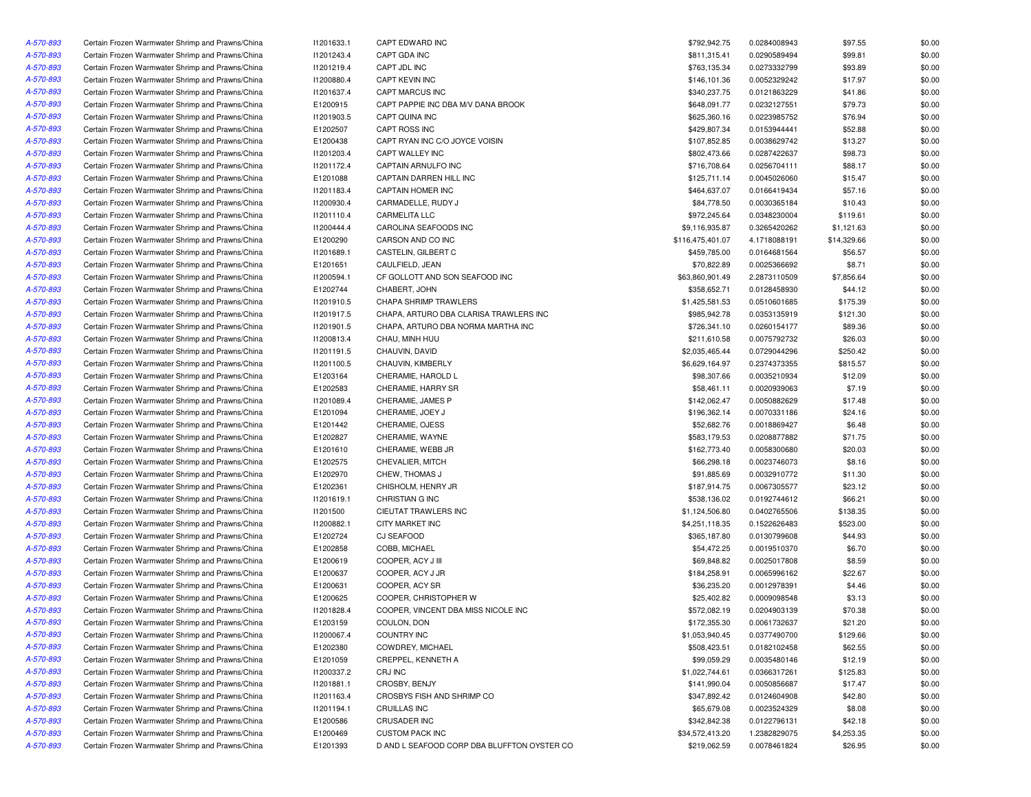| | | | | | | | |
|---|---|---|---|---|---|---|---|
| A-570-893 | Certain Frozen Warmwater Shrimp and Prawns/China | I1201633.1 | CAPT EDWARD INC | $792,942.75 | 0.0284008943 | $97.55 | $0.00 |
| A-570-893 | Certain Frozen Warmwater Shrimp and Prawns/China | I1201243.4 | CAPT GDA INC | $811,315.41 | 0.0290589494 | $99.81 | $0.00 |
| A-570-893 | Certain Frozen Warmwater Shrimp and Prawns/China | I1201219.4 | CAPT JDL INC | $763,135.34 | 0.0273332799 | $93.89 | $0.00 |
| A-570-893 | Certain Frozen Warmwater Shrimp and Prawns/China | I1200880.4 | CAPT KEVIN INC | $146,101.36 | 0.0052329242 | $17.97 | $0.00 |
| A-570-893 | Certain Frozen Warmwater Shrimp and Prawns/China | I1201637.4 | CAPT MARCUS INC | $340,237.75 | 0.0121863229 | $41.86 | $0.00 |
| A-570-893 | Certain Frozen Warmwater Shrimp and Prawns/China | E1200915 | CAPT PAPPIE INC DBA M/V DANA BROOK | $648,091.77 | 0.0232127551 | $79.73 | $0.00 |
| A-570-893 | Certain Frozen Warmwater Shrimp and Prawns/China | I1201903.5 | CAPT QUINA INC | $625,360.16 | 0.0223985752 | $76.94 | $0.00 |
| A-570-893 | Certain Frozen Warmwater Shrimp and Prawns/China | E1202507 | CAPT ROSS INC | $429,807.34 | 0.0153944441 | $52.88 | $0.00 |
| A-570-893 | Certain Frozen Warmwater Shrimp and Prawns/China | E1200438 | CAPT RYAN INC C/O JOYCE VOISIN | $107,852.85 | 0.0038629742 | $13.27 | $0.00 |
| A-570-893 | Certain Frozen Warmwater Shrimp and Prawns/China | I1201203.4 | CAPT WALLEY INC | $802,473.66 | 0.0287422637 | $98.73 | $0.00 |
| A-570-893 | Certain Frozen Warmwater Shrimp and Prawns/China | I1201172.4 | CAPTAIN ARNULFO INC | $716,708.64 | 0.0256704111 | $88.17 | $0.00 |
| A-570-893 | Certain Frozen Warmwater Shrimp and Prawns/China | E1201088 | CAPTAIN DARREN HILL INC | $125,711.14 | 0.0045026060 | $15.47 | $0.00 |
| A-570-893 | Certain Frozen Warmwater Shrimp and Prawns/China | I1201183.4 | CAPTAIN HOMER INC | $464,637.07 | 0.0166419434 | $57.16 | $0.00 |
| A-570-893 | Certain Frozen Warmwater Shrimp and Prawns/China | I1200930.4 | CARMADELLE, RUDY J | $84,778.50 | 0.0030365184 | $10.43 | $0.00 |
| A-570-893 | Certain Frozen Warmwater Shrimp and Prawns/China | I1201110.4 | CARMELITA LLC | $972,245.64 | 0.0348230004 | $119.61 | $0.00 |
| A-570-893 | Certain Frozen Warmwater Shrimp and Prawns/China | I1200444.4 | CAROLINA SEAFOODS INC | $9,116,935.87 | 0.3265420262 | $1,121.63 | $0.00 |
| A-570-893 | Certain Frozen Warmwater Shrimp and Prawns/China | E1200290 | CARSON AND CO INC | $116,475,401.07 | 4.1718088191 | $14,329.66 | $0.00 |
| A-570-893 | Certain Frozen Warmwater Shrimp and Prawns/China | I1201689.1 | CASTELIN, GILBERT C | $459,785.00 | 0.0164681564 | $56.57 | $0.00 |
| A-570-893 | Certain Frozen Warmwater Shrimp and Prawns/China | E1201651 | CAULFIELD, JEAN | $70,822.89 | 0.0025366692 | $8.71 | $0.00 |
| A-570-893 | Certain Frozen Warmwater Shrimp and Prawns/China | I1200594.1 | CF GOLLOTT AND SON SEAFOOD INC | $63,860,901.49 | 2.2873110509 | $7,856.64 | $0.00 |
| A-570-893 | Certain Frozen Warmwater Shrimp and Prawns/China | E1202744 | CHABERT, JOHN | $358,652.71 | 0.0128458930 | $44.12 | $0.00 |
| A-570-893 | Certain Frozen Warmwater Shrimp and Prawns/China | I1201910.5 | CHAPA SHRIMP TRAWLERS | $1,425,581.53 | 0.0510601685 | $175.39 | $0.00 |
| A-570-893 | Certain Frozen Warmwater Shrimp and Prawns/China | I1201917.5 | CHAPA, ARTURO DBA CLARISA TRAWLERS INC | $985,942.78 | 0.0353135919 | $121.30 | $0.00 |
| A-570-893 | Certain Frozen Warmwater Shrimp and Prawns/China | I1201901.5 | CHAPA, ARTURO DBA NORMA MARTHA INC | $726,341.10 | 0.0260154177 | $89.36 | $0.00 |
| A-570-893 | Certain Frozen Warmwater Shrimp and Prawns/China | I1200813.4 | CHAU, MINH HUU | $211,610.58 | 0.0075792732 | $26.03 | $0.00 |
| A-570-893 | Certain Frozen Warmwater Shrimp and Prawns/China | I1201191.5 | CHAUVIN, DAVID | $2,035,465.44 | 0.0729044296 | $250.42 | $0.00 |
| A-570-893 | Certain Frozen Warmwater Shrimp and Prawns/China | I1201100.5 | CHAUVIN, KIMBERLY | $6,629,164.97 | 0.2374373355 | $815.57 | $0.00 |
| A-570-893 | Certain Frozen Warmwater Shrimp and Prawns/China | E1203164 | CHERAMIE, HAROLD L | $98,307.66 | 0.0035210934 | $12.09 | $0.00 |
| A-570-893 | Certain Frozen Warmwater Shrimp and Prawns/China | E1202583 | CHERAMIE, HARRY SR | $58,461.11 | 0.0020939063 | $7.19 | $0.00 |
| A-570-893 | Certain Frozen Warmwater Shrimp and Prawns/China | I1201089.4 | CHERAMIE, JAMES P | $142,062.47 | 0.0050882629 | $17.48 | $0.00 |
| A-570-893 | Certain Frozen Warmwater Shrimp and Prawns/China | E1201094 | CHERAMIE, JOEY J | $196,362.14 | 0.0070331186 | $24.16 | $0.00 |
| A-570-893 | Certain Frozen Warmwater Shrimp and Prawns/China | E1201442 | CHERAMIE, OJESS | $52,682.76 | 0.0018869427 | $6.48 | $0.00 |
| A-570-893 | Certain Frozen Warmwater Shrimp and Prawns/China | E1202827 | CHERAMIE, WAYNE | $583,179.53 | 0.0208877882 | $71.75 | $0.00 |
| A-570-893 | Certain Frozen Warmwater Shrimp and Prawns/China | E1201610 | CHERAMIE, WEBB JR | $162,773.40 | 0.0058300680 | $20.03 | $0.00 |
| A-570-893 | Certain Frozen Warmwater Shrimp and Prawns/China | E1202575 | CHEVALIER, MITCH | $66,298.18 | 0.0023746073 | $8.16 | $0.00 |
| A-570-893 | Certain Frozen Warmwater Shrimp and Prawns/China | E1202970 | CHEW, THOMAS J | $91,885.69 | 0.0032910772 | $11.30 | $0.00 |
| A-570-893 | Certain Frozen Warmwater Shrimp and Prawns/China | E1202361 | CHISHOLM, HENRY JR | $187,914.75 | 0.0067305577 | $23.12 | $0.00 |
| A-570-893 | Certain Frozen Warmwater Shrimp and Prawns/China | I1201619.1 | CHRISTIAN G INC | $538,136.02 | 0.0192744612 | $66.21 | $0.00 |
| A-570-893 | Certain Frozen Warmwater Shrimp and Prawns/China | I1201500 | CIEUTAT TRAWLERS INC | $1,124,506.80 | 0.0402765506 | $138.35 | $0.00 |
| A-570-893 | Certain Frozen Warmwater Shrimp and Prawns/China | I1200882.1 | CITY MARKET INC | $4,251,118.35 | 0.1522626483 | $523.00 | $0.00 |
| A-570-893 | Certain Frozen Warmwater Shrimp and Prawns/China | E1202724 | CJ SEAFOOD | $365,187.80 | 0.0130799608 | $44.93 | $0.00 |
| A-570-893 | Certain Frozen Warmwater Shrimp and Prawns/China | E1202858 | COBB, MICHAEL | $54,472.25 | 0.0019510370 | $6.70 | $0.00 |
| A-570-893 | Certain Frozen Warmwater Shrimp and Prawns/China | E1200619 | COOPER, ACY J III | $69,848.82 | 0.0025017808 | $8.59 | $0.00 |
| A-570-893 | Certain Frozen Warmwater Shrimp and Prawns/China | E1200637 | COOPER, ACY J JR | $184,258.91 | 0.0065996162 | $22.67 | $0.00 |
| A-570-893 | Certain Frozen Warmwater Shrimp and Prawns/China | E1200631 | COOPER, ACY SR | $36,235.20 | 0.0012978391 | $4.46 | $0.00 |
| A-570-893 | Certain Frozen Warmwater Shrimp and Prawns/China | E1200625 | COOPER, CHRISTOPHER W | $25,402.82 | 0.0009098548 | $3.13 | $0.00 |
| A-570-893 | Certain Frozen Warmwater Shrimp and Prawns/China | I1201828.4 | COOPER, VINCENT DBA MISS NICOLE INC | $572,082.19 | 0.0204903139 | $70.38 | $0.00 |
| A-570-893 | Certain Frozen Warmwater Shrimp and Prawns/China | E1203159 | COULON, DON | $172,355.30 | 0.0061732637 | $21.20 | $0.00 |
| A-570-893 | Certain Frozen Warmwater Shrimp and Prawns/China | I1200067.4 | COUNTRY INC | $1,053,940.45 | 0.0377490700 | $129.66 | $0.00 |
| A-570-893 | Certain Frozen Warmwater Shrimp and Prawns/China | E1202380 | COWDREY, MICHAEL | $508,423.51 | 0.0182102458 | $62.55 | $0.00 |
| A-570-893 | Certain Frozen Warmwater Shrimp and Prawns/China | E1201059 | CREPPEL, KENNETH A | $99,059.29 | 0.0035480146 | $12.19 | $0.00 |
| A-570-893 | Certain Frozen Warmwater Shrimp and Prawns/China | I1200337.2 | CRJ INC | $1,022,744.61 | 0.0366317261 | $125.83 | $0.00 |
| A-570-893 | Certain Frozen Warmwater Shrimp and Prawns/China | I1201881.1 | CROSBY, BENJY | $141,990.04 | 0.0050856687 | $17.47 | $0.00 |
| A-570-893 | Certain Frozen Warmwater Shrimp and Prawns/China | I1201163.4 | CROSBYS FISH AND SHRIMP CO | $347,892.42 | 0.0124604908 | $42.80 | $0.00 |
| A-570-893 | Certain Frozen Warmwater Shrimp and Prawns/China | I1201194.1 | CRUILLAS INC | $65,679.08 | 0.0023524329 | $8.08 | $0.00 |
| A-570-893 | Certain Frozen Warmwater Shrimp and Prawns/China | E1200586 | CRUSADER INC | $342,842.38 | 0.0122796131 | $42.18 | $0.00 |
| A-570-893 | Certain Frozen Warmwater Shrimp and Prawns/China | E1200469 | CUSTOM PACK INC | $34,572,413.20 | 1.2382829075 | $4,253.35 | $0.00 |
| A-570-893 | Certain Frozen Warmwater Shrimp and Prawns/China | E1201393 | D AND L SEAFOOD CORP DBA BLUFFTON OYSTER CO | $219,062.59 | 0.0078461824 | $26.95 | $0.00 |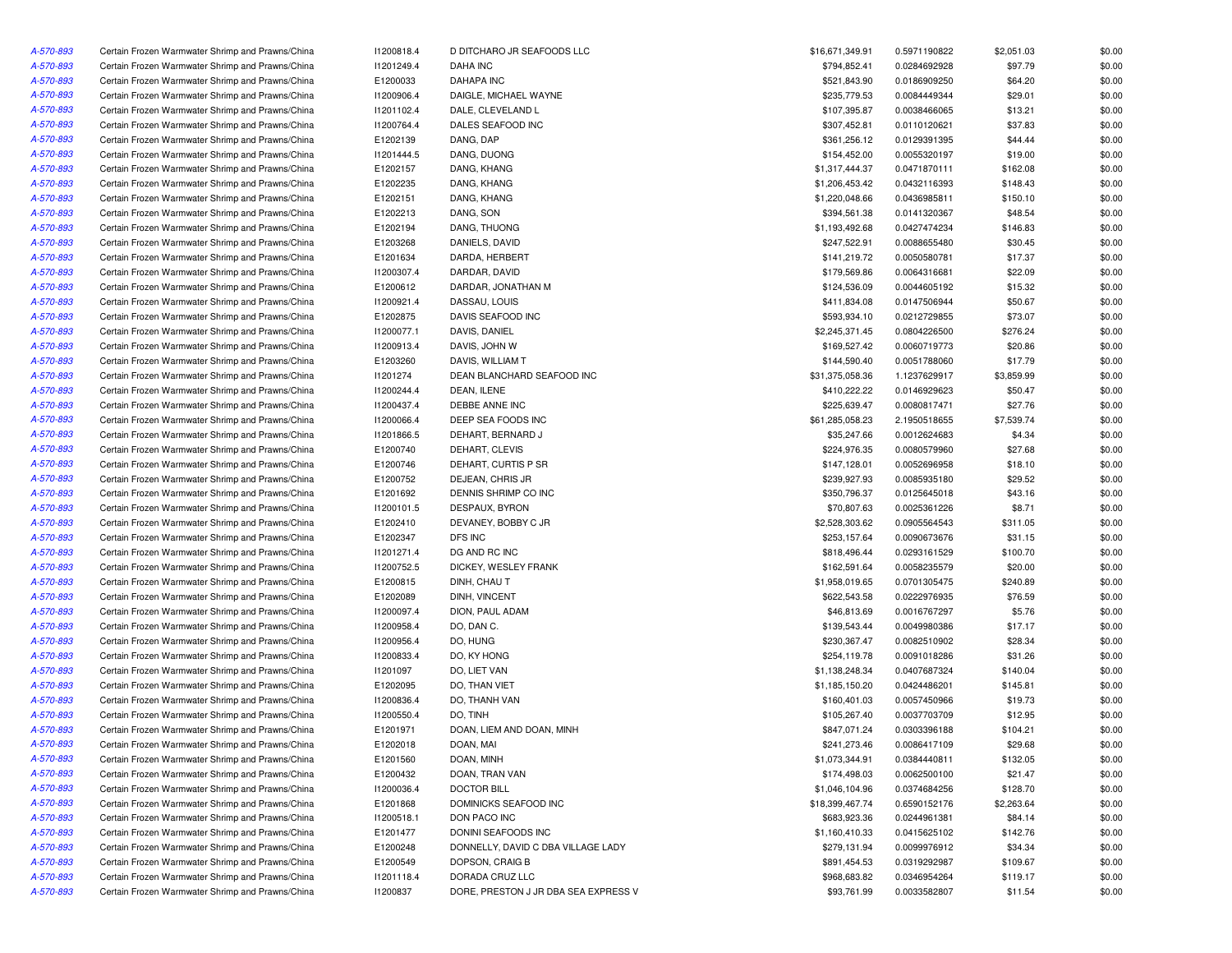| | | | | | | | |
|---|---|---|---|---|---|---|---|
| A-570-893 | Certain Frozen Warmwater Shrimp and Prawns/China | I1200818.4 | D DITCHARO JR SEAFOODS LLC | $16,671,349.91 | 0.5971190822 | $2,051.03 | $0.00 |
| A-570-893 | Certain Frozen Warmwater Shrimp and Prawns/China | I1201249.4 | DAHA INC | $794,852.41 | 0.0284692928 | $97.79 | $0.00 |
| A-570-893 | Certain Frozen Warmwater Shrimp and Prawns/China | E1200033 | DAHAPA INC | $521,843.90 | 0.0186909250 | $64.20 | $0.00 |
| A-570-893 | Certain Frozen Warmwater Shrimp and Prawns/China | I1200906.4 | DAIGLE, MICHAEL WAYNE | $235,779.53 | 0.0084449344 | $29.01 | $0.00 |
| A-570-893 | Certain Frozen Warmwater Shrimp and Prawns/China | I1201102.4 | DALE, CLEVELAND L | $107,395.87 | 0.0038466065 | $13.21 | $0.00 |
| A-570-893 | Certain Frozen Warmwater Shrimp and Prawns/China | I1200764.4 | DALES SEAFOOD INC | $307,452.81 | 0.0110120621 | $37.83 | $0.00 |
| A-570-893 | Certain Frozen Warmwater Shrimp and Prawns/China | E1202139 | DANG, DAP | $361,256.12 | 0.0129391395 | $44.44 | $0.00 |
| A-570-893 | Certain Frozen Warmwater Shrimp and Prawns/China | I1201444.5 | DANG, DUONG | $154,452.00 | 0.0055320197 | $19.00 | $0.00 |
| A-570-893 | Certain Frozen Warmwater Shrimp and Prawns/China | E1202157 | DANG, KHANG | $1,317,444.37 | 0.0471870111 | $162.08 | $0.00 |
| A-570-893 | Certain Frozen Warmwater Shrimp and Prawns/China | E1202235 | DANG, KHANG | $1,206,453.42 | 0.0432116393 | $148.43 | $0.00 |
| A-570-893 | Certain Frozen Warmwater Shrimp and Prawns/China | E1202151 | DANG, KHANG | $1,220,048.66 | 0.0436985811 | $150.10 | $0.00 |
| A-570-893 | Certain Frozen Warmwater Shrimp and Prawns/China | E1202213 | DANG, SON | $394,561.38 | 0.0141320367 | $48.54 | $0.00 |
| A-570-893 | Certain Frozen Warmwater Shrimp and Prawns/China | E1202194 | DANG, THUONG | $1,193,492.68 | 0.0427474234 | $146.83 | $0.00 |
| A-570-893 | Certain Frozen Warmwater Shrimp and Prawns/China | E1203268 | DANIELS, DAVID | $247,522.91 | 0.0088655480 | $30.45 | $0.00 |
| A-570-893 | Certain Frozen Warmwater Shrimp and Prawns/China | E1201634 | DARDA, HERBERT | $141,219.72 | 0.0050580781 | $17.37 | $0.00 |
| A-570-893 | Certain Frozen Warmwater Shrimp and Prawns/China | I1200307.4 | DARDAR, DAVID | $179,569.86 | 0.0064316681 | $22.09 | $0.00 |
| A-570-893 | Certain Frozen Warmwater Shrimp and Prawns/China | E1200612 | DARDAR, JONATHAN M | $124,536.09 | 0.0044605192 | $15.32 | $0.00 |
| A-570-893 | Certain Frozen Warmwater Shrimp and Prawns/China | I1200921.4 | DASSAU, LOUIS | $411,834.08 | 0.0147506944 | $50.67 | $0.00 |
| A-570-893 | Certain Frozen Warmwater Shrimp and Prawns/China | E1202875 | DAVIS SEAFOOD INC | $593,934.10 | 0.0212729855 | $73.07 | $0.00 |
| A-570-893 | Certain Frozen Warmwater Shrimp and Prawns/China | I1200077.1 | DAVIS, DANIEL | $2,245,371.45 | 0.0804226500 | $276.24 | $0.00 |
| A-570-893 | Certain Frozen Warmwater Shrimp and Prawns/China | I1200913.4 | DAVIS, JOHN W | $169,527.42 | 0.0060719773 | $20.86 | $0.00 |
| A-570-893 | Certain Frozen Warmwater Shrimp and Prawns/China | E1203260 | DAVIS, WILLIAM T | $144,590.40 | 0.0051788060 | $17.79 | $0.00 |
| A-570-893 | Certain Frozen Warmwater Shrimp and Prawns/China | I1201274 | DEAN BLANCHARD SEAFOOD INC | $31,375,058.36 | 1.1237629917 | $3,859.99 | $0.00 |
| A-570-893 | Certain Frozen Warmwater Shrimp and Prawns/China | I1200244.4 | DEAN, ILENE | $410,222.22 | 0.0146929623 | $50.47 | $0.00 |
| A-570-893 | Certain Frozen Warmwater Shrimp and Prawns/China | I1200437.4 | DEBBE ANNE INC | $225,639.47 | 0.0080817471 | $27.76 | $0.00 |
| A-570-893 | Certain Frozen Warmwater Shrimp and Prawns/China | I1200066.4 | DEEP SEA FOODS INC | $61,285,058.23 | 2.1950518655 | $7,539.74 | $0.00 |
| A-570-893 | Certain Frozen Warmwater Shrimp and Prawns/China | I1201866.5 | DEHART, BERNARD J | $35,247.66 | 0.0012624683 | $4.34 | $0.00 |
| A-570-893 | Certain Frozen Warmwater Shrimp and Prawns/China | E1200740 | DEHART, CLEVIS | $224,976.35 | 0.0080579960 | $27.68 | $0.00 |
| A-570-893 | Certain Frozen Warmwater Shrimp and Prawns/China | E1200746 | DEHART, CURTIS P SR | $147,128.01 | 0.0052696958 | $18.10 | $0.00 |
| A-570-893 | Certain Frozen Warmwater Shrimp and Prawns/China | E1200752 | DEJEAN, CHRIS JR | $239,927.93 | 0.0085935180 | $29.52 | $0.00 |
| A-570-893 | Certain Frozen Warmwater Shrimp and Prawns/China | E1201692 | DENNIS SHRIMP CO INC | $350,796.37 | 0.0125645018 | $43.16 | $0.00 |
| A-570-893 | Certain Frozen Warmwater Shrimp and Prawns/China | I1200101.5 | DESPAUX, BYRON | $70,807.63 | 0.0025361226 | $8.71 | $0.00 |
| A-570-893 | Certain Frozen Warmwater Shrimp and Prawns/China | E1202410 | DEVANEY, BOBBY C JR | $2,528,303.62 | 0.0905564543 | $311.05 | $0.00 |
| A-570-893 | Certain Frozen Warmwater Shrimp and Prawns/China | E1202347 | DFS INC | $253,157.64 | 0.0090673676 | $31.15 | $0.00 |
| A-570-893 | Certain Frozen Warmwater Shrimp and Prawns/China | I1201271.4 | DG AND RC INC | $818,496.44 | 0.0293161529 | $100.70 | $0.00 |
| A-570-893 | Certain Frozen Warmwater Shrimp and Prawns/China | I1200752.5 | DICKEY, WESLEY FRANK | $162,591.64 | 0.0058235579 | $20.00 | $0.00 |
| A-570-893 | Certain Frozen Warmwater Shrimp and Prawns/China | E1200815 | DINH, CHAU T | $1,958,019.65 | 0.0701305475 | $240.89 | $0.00 |
| A-570-893 | Certain Frozen Warmwater Shrimp and Prawns/China | E1202089 | DINH, VINCENT | $622,543.58 | 0.0222976935 | $76.59 | $0.00 |
| A-570-893 | Certain Frozen Warmwater Shrimp and Prawns/China | I1200097.4 | DION, PAUL ADAM | $46,813.69 | 0.0016767297 | $5.76 | $0.00 |
| A-570-893 | Certain Frozen Warmwater Shrimp and Prawns/China | I1200958.4 | DO, DAN C. | $139,543.44 | 0.0049980386 | $17.17 | $0.00 |
| A-570-893 | Certain Frozen Warmwater Shrimp and Prawns/China | I1200956.4 | DO, HUNG | $230,367.47 | 0.0082510902 | $28.34 | $0.00 |
| A-570-893 | Certain Frozen Warmwater Shrimp and Prawns/China | I1200833.4 | DO, KY HONG | $254,119.78 | 0.0091018286 | $31.26 | $0.00 |
| A-570-893 | Certain Frozen Warmwater Shrimp and Prawns/China | I1201097 | DO, LIET VAN | $1,138,248.34 | 0.0407687324 | $140.04 | $0.00 |
| A-570-893 | Certain Frozen Warmwater Shrimp and Prawns/China | E1202095 | DO, THAN VIET | $1,185,150.20 | 0.0424486201 | $145.81 | $0.00 |
| A-570-893 | Certain Frozen Warmwater Shrimp and Prawns/China | I1200836.4 | DO, THANH VAN | $160,401.03 | 0.0057450966 | $19.73 | $0.00 |
| A-570-893 | Certain Frozen Warmwater Shrimp and Prawns/China | I1200550.4 | DO, TINH | $105,267.40 | 0.0037703709 | $12.95 | $0.00 |
| A-570-893 | Certain Frozen Warmwater Shrimp and Prawns/China | E1201971 | DOAN, LIEM AND DOAN, MINH | $847,071.24 | 0.0303396188 | $104.21 | $0.00 |
| A-570-893 | Certain Frozen Warmwater Shrimp and Prawns/China | E1202018 | DOAN, MAI | $241,273.46 | 0.0086417109 | $29.68 | $0.00 |
| A-570-893 | Certain Frozen Warmwater Shrimp and Prawns/China | E1201560 | DOAN, MINH | $1,073,344.91 | 0.0384440811 | $132.05 | $0.00 |
| A-570-893 | Certain Frozen Warmwater Shrimp and Prawns/China | E1200432 | DOAN, TRAN VAN | $174,498.03 | 0.0062500100 | $21.47 | $0.00 |
| A-570-893 | Certain Frozen Warmwater Shrimp and Prawns/China | I1200036.4 | DOCTOR BILL | $1,046,104.96 | 0.0374684256 | $128.70 | $0.00 |
| A-570-893 | Certain Frozen Warmwater Shrimp and Prawns/China | E1201868 | DOMINICKS SEAFOOD INC | $18,399,467.74 | 0.6590152176 | $2,263.64 | $0.00 |
| A-570-893 | Certain Frozen Warmwater Shrimp and Prawns/China | I1200518.1 | DON PACO INC | $683,923.36 | 0.0244961381 | $84.14 | $0.00 |
| A-570-893 | Certain Frozen Warmwater Shrimp and Prawns/China | E1201477 | DONINI SEAFOODS INC | $1,160,410.33 | 0.0415625102 | $142.76 | $0.00 |
| A-570-893 | Certain Frozen Warmwater Shrimp and Prawns/China | E1200248 | DONNELLY, DAVID C DBA VILLAGE LADY | $279,131.94 | 0.0099976912 | $34.34 | $0.00 |
| A-570-893 | Certain Frozen Warmwater Shrimp and Prawns/China | E1200549 | DOPSON, CRAIG B | $891,454.53 | 0.0319292987 | $109.67 | $0.00 |
| A-570-893 | Certain Frozen Warmwater Shrimp and Prawns/China | I1201118.4 | DORADA CRUZ LLC | $968,683.82 | 0.0346954264 | $119.17 | $0.00 |
| A-570-893 | Certain Frozen Warmwater Shrimp and Prawns/China | I1200837 | DORE, PRESTON J JR DBA SEA EXPRESS V | $93,761.99 | 0.0033582807 | $11.54 | $0.00 |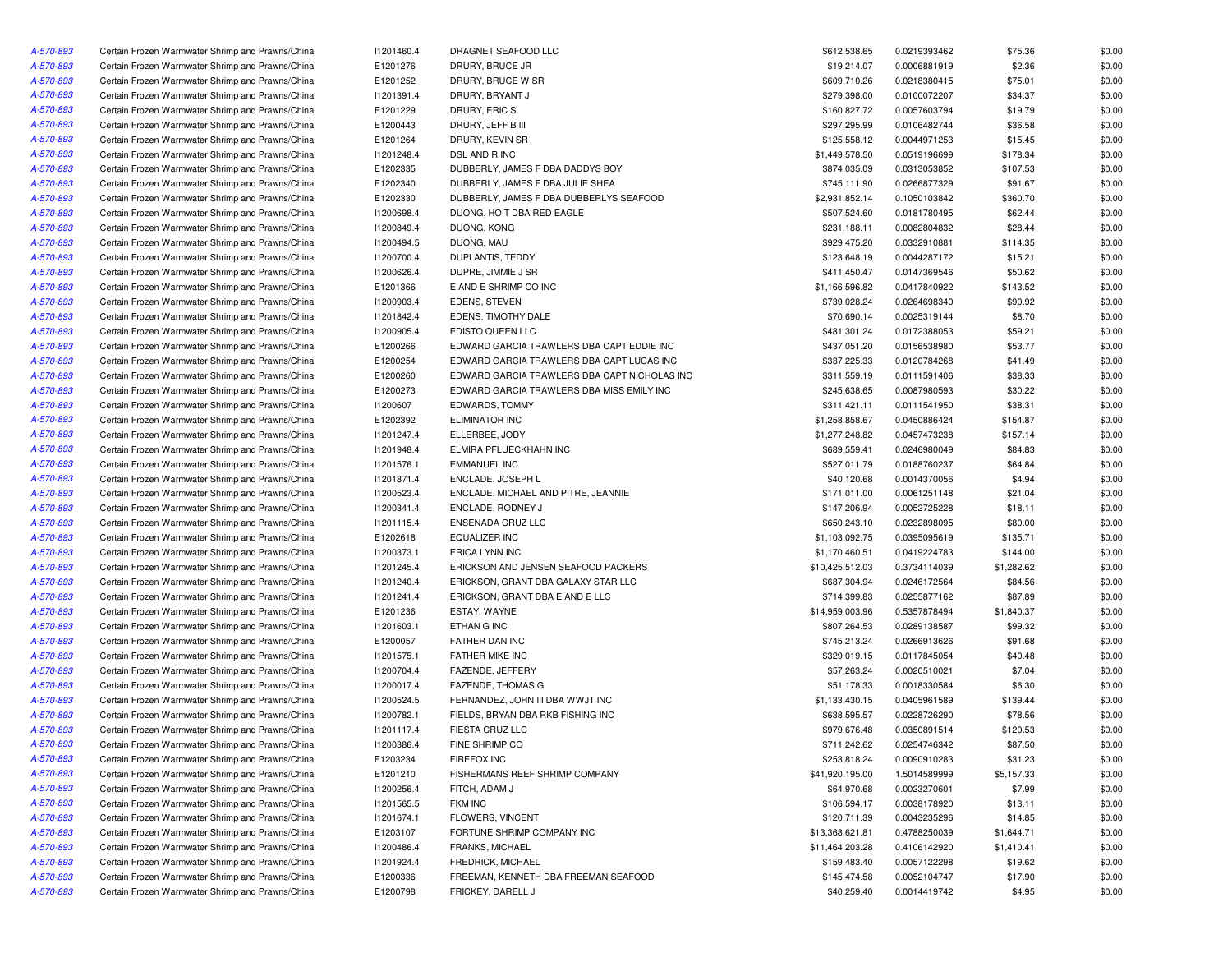| | | | | | | | |
|---|---|---|---|---|---|---|---|
| A-570-893 | Certain Frozen Warmwater Shrimp and Prawns/China | I1201460.4 | DRAGNET SEAFOOD LLC | $612,538.65 | 0.0219393462 | $75.36 | $0.00 |
| A-570-893 | Certain Frozen Warmwater Shrimp and Prawns/China | E1201276 | DRURY, BRUCE JR | $19,214.07 | 0.0006881919 | $2.36 | $0.00 |
| A-570-893 | Certain Frozen Warmwater Shrimp and Prawns/China | E1201252 | DRURY, BRUCE W SR | $609,710.26 | 0.0218380415 | $75.01 | $0.00 |
| A-570-893 | Certain Frozen Warmwater Shrimp and Prawns/China | I1201391.4 | DRURY, BRYANT J | $279,398.00 | 0.0100072207 | $34.37 | $0.00 |
| A-570-893 | Certain Frozen Warmwater Shrimp and Prawns/China | E1201229 | DRURY, ERIC S | $160,827.72 | 0.0057603794 | $19.79 | $0.00 |
| A-570-893 | Certain Frozen Warmwater Shrimp and Prawns/China | E1200443 | DRURY, JEFF B III | $297,295.99 | 0.0106482744 | $36.58 | $0.00 |
| A-570-893 | Certain Frozen Warmwater Shrimp and Prawns/China | E1201264 | DRURY, KEVIN SR | $125,558.12 | 0.0044971253 | $15.45 | $0.00 |
| A-570-893 | Certain Frozen Warmwater Shrimp and Prawns/China | I1201248.4 | DSL AND R INC | $1,449,578.50 | 0.0519196699 | $178.34 | $0.00 |
| A-570-893 | Certain Frozen Warmwater Shrimp and Prawns/China | E1202335 | DUBBERLY, JAMES F DBA DADDYS BOY | $874,035.09 | 0.0313053852 | $107.53 | $0.00 |
| A-570-893 | Certain Frozen Warmwater Shrimp and Prawns/China | E1202340 | DUBBERLY, JAMES F DBA JULIE SHEA | $745,111.90 | 0.0266877329 | $91.67 | $0.00 |
| A-570-893 | Certain Frozen Warmwater Shrimp and Prawns/China | E1202330 | DUBBERLY, JAMES F DBA DUBBERLYS SEAFOOD | $2,931,852.14 | 0.1050103842 | $360.70 | $0.00 |
| A-570-893 | Certain Frozen Warmwater Shrimp and Prawns/China | I1200698.4 | DUONG, HO T DBA RED EAGLE | $507,524.60 | 0.0181780495 | $62.44 | $0.00 |
| A-570-893 | Certain Frozen Warmwater Shrimp and Prawns/China | I1200849.4 | DUONG, KONG | $231,188.11 | 0.0082804832 | $28.44 | $0.00 |
| A-570-893 | Certain Frozen Warmwater Shrimp and Prawns/China | I1200494.5 | DUONG, MAU | $929,475.20 | 0.0332910881 | $114.35 | $0.00 |
| A-570-893 | Certain Frozen Warmwater Shrimp and Prawns/China | I1200700.4 | DUPLANTIS, TEDDY | $123,648.19 | 0.0044287172 | $15.21 | $0.00 |
| A-570-893 | Certain Frozen Warmwater Shrimp and Prawns/China | I1200626.4 | DUPRE, JIMMIE J SR | $411,450.47 | 0.0147369546 | $50.62 | $0.00 |
| A-570-893 | Certain Frozen Warmwater Shrimp and Prawns/China | E1201366 | E AND E SHRIMP CO INC | $1,166,596.82 | 0.0417840922 | $143.52 | $0.00 |
| A-570-893 | Certain Frozen Warmwater Shrimp and Prawns/China | I1200903.4 | EDENS, STEVEN | $739,028.24 | 0.0264698340 | $90.92 | $0.00 |
| A-570-893 | Certain Frozen Warmwater Shrimp and Prawns/China | I1201842.4 | EDENS, TIMOTHY DALE | $70,690.14 | 0.0025319144 | $8.70 | $0.00 |
| A-570-893 | Certain Frozen Warmwater Shrimp and Prawns/China | I1200905.4 | EDISTO QUEEN LLC | $481,301.24 | 0.0172388053 | $59.21 | $0.00 |
| A-570-893 | Certain Frozen Warmwater Shrimp and Prawns/China | E1200266 | EDWARD GARCIA TRAWLERS DBA CAPT EDDIE INC | $437,051.20 | 0.0156538980 | $53.77 | $0.00 |
| A-570-893 | Certain Frozen Warmwater Shrimp and Prawns/China | E1200254 | EDWARD GARCIA TRAWLERS DBA CAPT LUCAS INC | $337,225.33 | 0.0120784268 | $41.49 | $0.00 |
| A-570-893 | Certain Frozen Warmwater Shrimp and Prawns/China | E1200260 | EDWARD GARCIA TRAWLERS DBA CAPT NICHOLAS INC | $311,559.19 | 0.0111591406 | $38.33 | $0.00 |
| A-570-893 | Certain Frozen Warmwater Shrimp and Prawns/China | E1200273 | EDWARD GARCIA TRAWLERS DBA MISS EMILY INC | $245,638.65 | 0.0087980593 | $30.22 | $0.00 |
| A-570-893 | Certain Frozen Warmwater Shrimp and Prawns/China | I1200607 | EDWARDS, TOMMY | $311,421.11 | 0.0111541950 | $38.31 | $0.00 |
| A-570-893 | Certain Frozen Warmwater Shrimp and Prawns/China | E1202392 | ELIMINATOR INC | $1,258,858.67 | 0.0450886424 | $154.87 | $0.00 |
| A-570-893 | Certain Frozen Warmwater Shrimp and Prawns/China | I1201247.4 | ELLERBEE, JODY | $1,277,248.82 | 0.0457473238 | $157.14 | $0.00 |
| A-570-893 | Certain Frozen Warmwater Shrimp and Prawns/China | I1201948.4 | ELMIRA PFLUECKHAHN INC | $689,559.41 | 0.0246980049 | $84.83 | $0.00 |
| A-570-893 | Certain Frozen Warmwater Shrimp and Prawns/China | I1201576.1 | EMMANUEL INC | $527,011.79 | 0.0188760237 | $64.84 | $0.00 |
| A-570-893 | Certain Frozen Warmwater Shrimp and Prawns/China | I1201871.4 | ENCLADE, JOSEPH L | $40,120.68 | 0.0014370056 | $4.94 | $0.00 |
| A-570-893 | Certain Frozen Warmwater Shrimp and Prawns/China | I1200523.4 | ENCLADE, MICHAEL AND PITRE, JEANNIE | $171,011.00 | 0.0061251148 | $21.04 | $0.00 |
| A-570-893 | Certain Frozen Warmwater Shrimp and Prawns/China | I1200341.4 | ENCLADE, RODNEY J | $147,206.94 | 0.0052725228 | $18.11 | $0.00 |
| A-570-893 | Certain Frozen Warmwater Shrimp and Prawns/China | I1201115.4 | ENSENADA CRUZ LLC | $650,243.10 | 0.0232898095 | $80.00 | $0.00 |
| A-570-893 | Certain Frozen Warmwater Shrimp and Prawns/China | E1202618 | EQUALIZER INC | $1,103,092.75 | 0.0395095619 | $135.71 | $0.00 |
| A-570-893 | Certain Frozen Warmwater Shrimp and Prawns/China | I1200373.1 | ERICA LYNN INC | $1,170,460.51 | 0.0419224783 | $144.00 | $0.00 |
| A-570-893 | Certain Frozen Warmwater Shrimp and Prawns/China | I1201245.4 | ERICKSON AND JENSEN SEAFOOD PACKERS | $10,425,512.03 | 0.3734114039 | $1,282.62 | $0.00 |
| A-570-893 | Certain Frozen Warmwater Shrimp and Prawns/China | I1201240.4 | ERICKSON, GRANT DBA GALAXY STAR LLC | $687,304.94 | 0.0246172564 | $84.56 | $0.00 |
| A-570-893 | Certain Frozen Warmwater Shrimp and Prawns/China | I1201241.4 | ERICKSON, GRANT DBA E AND E LLC | $714,399.83 | 0.0255877162 | $87.89 | $0.00 |
| A-570-893 | Certain Frozen Warmwater Shrimp and Prawns/China | E1201236 | ESTAY, WAYNE | $14,959,003.96 | 0.5357878494 | $1,840.37 | $0.00 |
| A-570-893 | Certain Frozen Warmwater Shrimp and Prawns/China | I1201603.1 | ETHAN G INC | $807,264.53 | 0.0289138587 | $99.32 | $0.00 |
| A-570-893 | Certain Frozen Warmwater Shrimp and Prawns/China | E1200057 | FATHER DAN INC | $745,213.24 | 0.0266913626 | $91.68 | $0.00 |
| A-570-893 | Certain Frozen Warmwater Shrimp and Prawns/China | I1201575.1 | FATHER MIKE INC | $329,019.15 | 0.0117845054 | $40.48 | $0.00 |
| A-570-893 | Certain Frozen Warmwater Shrimp and Prawns/China | I1200704.4 | FAZENDE, JEFFERY | $57,263.24 | 0.0020510021 | $7.04 | $0.00 |
| A-570-893 | Certain Frozen Warmwater Shrimp and Prawns/China | I1200017.4 | FAZENDE, THOMAS G | $51,178.33 | 0.0018330584 | $6.30 | $0.00 |
| A-570-893 | Certain Frozen Warmwater Shrimp and Prawns/China | I1200524.5 | FERNANDEZ, JOHN III DBA WWJT INC | $1,133,430.15 | 0.0405961589 | $139.44 | $0.00 |
| A-570-893 | Certain Frozen Warmwater Shrimp and Prawns/China | I1200782.1 | FIELDS, BRYAN DBA RKB FISHING INC | $638,595.57 | 0.0228726290 | $78.56 | $0.00 |
| A-570-893 | Certain Frozen Warmwater Shrimp and Prawns/China | I1201117.4 | FIESTA CRUZ LLC | $979,676.48 | 0.0350891514 | $120.53 | $0.00 |
| A-570-893 | Certain Frozen Warmwater Shrimp and Prawns/China | I1200386.4 | FINE SHRIMP CO | $711,242.62 | 0.0254746342 | $87.50 | $0.00 |
| A-570-893 | Certain Frozen Warmwater Shrimp and Prawns/China | E1203234 | FIREFOX INC | $253,818.24 | 0.0090910283 | $31.23 | $0.00 |
| A-570-893 | Certain Frozen Warmwater Shrimp and Prawns/China | E1201210 | FISHERMANS REEF SHRIMP COMPANY | $41,920,195.00 | 1.5014589999 | $5,157.33 | $0.00 |
| A-570-893 | Certain Frozen Warmwater Shrimp and Prawns/China | I1200256.4 | FITCH, ADAM J | $64,970.68 | 0.0023270601 | $7.99 | $0.00 |
| A-570-893 | Certain Frozen Warmwater Shrimp and Prawns/China | I1201565.5 | FKM INC | $106,594.17 | 0.0038178920 | $13.11 | $0.00 |
| A-570-893 | Certain Frozen Warmwater Shrimp and Prawns/China | I1201674.1 | FLOWERS, VINCENT | $120,711.39 | 0.0043235296 | $14.85 | $0.00 |
| A-570-893 | Certain Frozen Warmwater Shrimp and Prawns/China | E1203107 | FORTUNE SHRIMP COMPANY INC | $13,368,621.81 | 0.4788250039 | $1,644.71 | $0.00 |
| A-570-893 | Certain Frozen Warmwater Shrimp and Prawns/China | I1200486.4 | FRANKS, MICHAEL | $11,464,203.28 | 0.4106142920 | $1,410.41 | $0.00 |
| A-570-893 | Certain Frozen Warmwater Shrimp and Prawns/China | I1201924.4 | FREDRICK, MICHAEL | $159,483.40 | 0.0057122298 | $19.62 | $0.00 |
| A-570-893 | Certain Frozen Warmwater Shrimp and Prawns/China | E1200336 | FREEMAN, KENNETH DBA FREEMAN SEAFOOD | $145,474.58 | 0.0052104747 | $17.90 | $0.00 |
| A-570-893 | Certain Frozen Warmwater Shrimp and Prawns/China | E1200798 | FRICKEY, DARELL J | $40,259.40 | 0.0014419742 | $4.95 | $0.00 |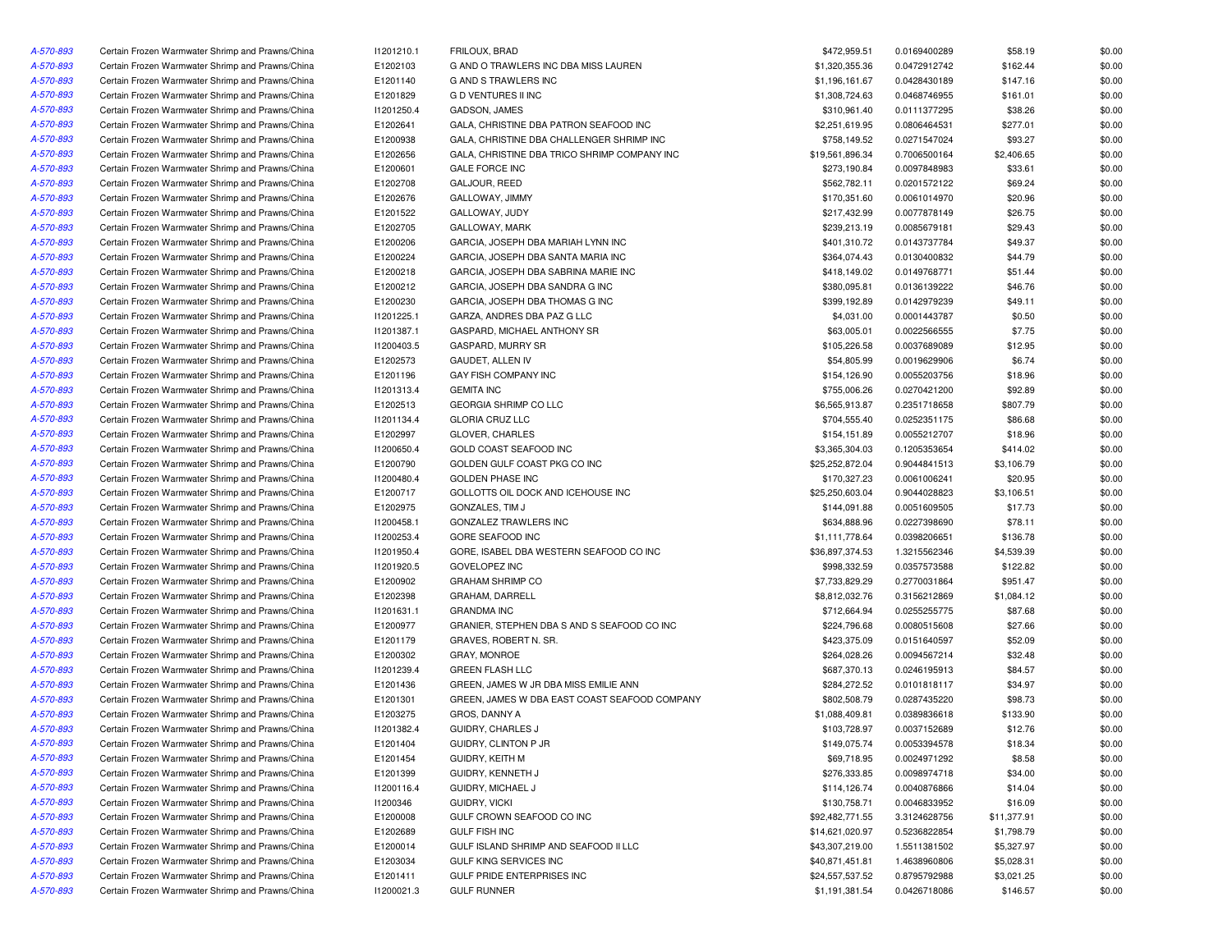| | | | | | | | |
|---|---|---|---|---|---|---|---|
| A-570-893 | Certain Frozen Warmwater Shrimp and Prawns/China | I1201210.1 | FRILOUX, BRAD | $472,959.51 | 0.0169400289 | $58.19 | $0.00 |
| A-570-893 | Certain Frozen Warmwater Shrimp and Prawns/China | E1202103 | G AND O TRAWLERS INC DBA MISS LAUREN | $1,320,355.36 | 0.0472912742 | $162.44 | $0.00 |
| A-570-893 | Certain Frozen Warmwater Shrimp and Prawns/China | E1201140 | G AND S TRAWLERS INC | $1,196,161.67 | 0.0428430189 | $147.16 | $0.00 |
| A-570-893 | Certain Frozen Warmwater Shrimp and Prawns/China | E1201829 | G D VENTURES II INC | $1,308,724.63 | 0.0468746955 | $161.01 | $0.00 |
| A-570-893 | Certain Frozen Warmwater Shrimp and Prawns/China | I1201250.4 | GADSON, JAMES | $310,961.40 | 0.0111377295 | $38.26 | $0.00 |
| A-570-893 | Certain Frozen Warmwater Shrimp and Prawns/China | E1202641 | GALA, CHRISTINE DBA PATRON SEAFOOD INC | $2,251,619.95 | 0.0806464531 | $277.01 | $0.00 |
| A-570-893 | Certain Frozen Warmwater Shrimp and Prawns/China | E1200938 | GALA, CHRISTINE DBA CHALLENGER SHRIMP INC | $758,149.52 | 0.0271547024 | $93.27 | $0.00 |
| A-570-893 | Certain Frozen Warmwater Shrimp and Prawns/China | E1202656 | GALA, CHRISTINE DBA TRICO SHRIMP COMPANY INC | $19,561,896.34 | 0.7006500164 | $2,406.65 | $0.00 |
| A-570-893 | Certain Frozen Warmwater Shrimp and Prawns/China | E1200601 | GALE FORCE INC | $273,190.84 | 0.0097848983 | $33.61 | $0.00 |
| A-570-893 | Certain Frozen Warmwater Shrimp and Prawns/China | E1202708 | GALJOUR, REED | $562,782.11 | 0.0201572122 | $69.24 | $0.00 |
| A-570-893 | Certain Frozen Warmwater Shrimp and Prawns/China | E1202676 | GALLOWAY, JIMMY | $170,351.60 | 0.0061014970 | $20.96 | $0.00 |
| A-570-893 | Certain Frozen Warmwater Shrimp and Prawns/China | E1201522 | GALLOWAY, JUDY | $217,432.99 | 0.0077878149 | $26.75 | $0.00 |
| A-570-893 | Certain Frozen Warmwater Shrimp and Prawns/China | E1202705 | GALLOWAY, MARK | $239,213.19 | 0.0085679181 | $29.43 | $0.00 |
| A-570-893 | Certain Frozen Warmwater Shrimp and Prawns/China | E1200206 | GARCIA, JOSEPH DBA MARIAH LYNN INC | $401,310.72 | 0.0143737784 | $49.37 | $0.00 |
| A-570-893 | Certain Frozen Warmwater Shrimp and Prawns/China | E1200224 | GARCIA, JOSEPH DBA SANTA MARIA INC | $364,074.43 | 0.0130400832 | $44.79 | $0.00 |
| A-570-893 | Certain Frozen Warmwater Shrimp and Prawns/China | E1200218 | GARCIA, JOSEPH DBA SABRINA MARIE INC | $418,149.02 | 0.0149768771 | $51.44 | $0.00 |
| A-570-893 | Certain Frozen Warmwater Shrimp and Prawns/China | E1200212 | GARCIA, JOSEPH DBA SANDRA G INC | $380,095.81 | 0.0136139222 | $46.76 | $0.00 |
| A-570-893 | Certain Frozen Warmwater Shrimp and Prawns/China | E1200230 | GARCIA, JOSEPH DBA THOMAS G INC | $399,192.89 | 0.0142979239 | $49.11 | $0.00 |
| A-570-893 | Certain Frozen Warmwater Shrimp and Prawns/China | I1201225.1 | GARZA, ANDRES DBA PAZ G LLC | $4,031.00 | 0.0001443787 | $0.50 | $0.00 |
| A-570-893 | Certain Frozen Warmwater Shrimp and Prawns/China | I1201387.1 | GASPARD, MICHAEL ANTHONY SR | $63,005.01 | 0.0022566555 | $7.75 | $0.00 |
| A-570-893 | Certain Frozen Warmwater Shrimp and Prawns/China | I1200403.5 | GASPARD, MURRY SR | $105,226.58 | 0.0037689089 | $12.95 | $0.00 |
| A-570-893 | Certain Frozen Warmwater Shrimp and Prawns/China | E1202573 | GAUDET, ALLEN IV | $54,805.99 | 0.0019629906 | $6.74 | $0.00 |
| A-570-893 | Certain Frozen Warmwater Shrimp and Prawns/China | E1201196 | GAY FISH COMPANY INC | $154,126.90 | 0.0055203756 | $18.96 | $0.00 |
| A-570-893 | Certain Frozen Warmwater Shrimp and Prawns/China | I1201313.4 | GEMITA INC | $755,006.26 | 0.0270421200 | $92.89 | $0.00 |
| A-570-893 | Certain Frozen Warmwater Shrimp and Prawns/China | E1202513 | GEORGIA SHRIMP CO LLC | $6,565,913.87 | 0.2351718658 | $807.79 | $0.00 |
| A-570-893 | Certain Frozen Warmwater Shrimp and Prawns/China | I1201134.4 | GLORIA CRUZ LLC | $704,555.40 | 0.0252351175 | $86.68 | $0.00 |
| A-570-893 | Certain Frozen Warmwater Shrimp and Prawns/China | E1202997 | GLOVER, CHARLES | $154,151.89 | 0.0055212707 | $18.96 | $0.00 |
| A-570-893 | Certain Frozen Warmwater Shrimp and Prawns/China | I1200650.4 | GOLD COAST SEAFOOD INC | $3,365,304.03 | 0.1205353654 | $414.02 | $0.00 |
| A-570-893 | Certain Frozen Warmwater Shrimp and Prawns/China | E1200790 | GOLDEN GULF COAST PKG CO INC | $25,252,872.04 | 0.9044841513 | $3,106.79 | $0.00 |
| A-570-893 | Certain Frozen Warmwater Shrimp and Prawns/China | I1200480.4 | GOLDEN PHASE INC | $170,327.23 | 0.0061006241 | $20.95 | $0.00 |
| A-570-893 | Certain Frozen Warmwater Shrimp and Prawns/China | E1200717 | GOLLOTTS OIL DOCK AND ICEHOUSE INC | $25,250,603.04 | 0.9044028823 | $3,106.51 | $0.00 |
| A-570-893 | Certain Frozen Warmwater Shrimp and Prawns/China | E1202975 | GONZALES, TIM J | $144,091.88 | 0.0051609505 | $17.73 | $0.00 |
| A-570-893 | Certain Frozen Warmwater Shrimp and Prawns/China | I1200458.1 | GONZALEZ TRAWLERS INC | $634,888.96 | 0.0227398690 | $78.11 | $0.00 |
| A-570-893 | Certain Frozen Warmwater Shrimp and Prawns/China | I1200253.4 | GORE SEAFOOD INC | $1,111,778.64 | 0.0398206651 | $136.78 | $0.00 |
| A-570-893 | Certain Frozen Warmwater Shrimp and Prawns/China | I1201950.4 | GORE, ISABEL DBA WESTERN SEAFOOD CO INC | $36,897,374.53 | 1.3215562346 | $4,539.39 | $0.00 |
| A-570-893 | Certain Frozen Warmwater Shrimp and Prawns/China | I1201920.5 | GOVELOPEZ INC | $998,332.59 | 0.0357573588 | $122.82 | $0.00 |
| A-570-893 | Certain Frozen Warmwater Shrimp and Prawns/China | E1200902 | GRAHAM SHRIMP CO | $7,733,829.29 | 0.2770031864 | $951.47 | $0.00 |
| A-570-893 | Certain Frozen Warmwater Shrimp and Prawns/China | E1202398 | GRAHAM, DARRELL | $8,812,032.76 | 0.3156212869 | $1,084.12 | $0.00 |
| A-570-893 | Certain Frozen Warmwater Shrimp and Prawns/China | I1201631.1 | GRANDMA INC | $712,664.94 | 0.0255255775 | $87.68 | $0.00 |
| A-570-893 | Certain Frozen Warmwater Shrimp and Prawns/China | E1200977 | GRANIER, STEPHEN DBA S AND S SEAFOOD CO INC | $224,796.68 | 0.0080515608 | $27.66 | $0.00 |
| A-570-893 | Certain Frozen Warmwater Shrimp and Prawns/China | E1201179 | GRAVES, ROBERT N. SR. | $423,375.09 | 0.0151640597 | $52.09 | $0.00 |
| A-570-893 | Certain Frozen Warmwater Shrimp and Prawns/China | E1200302 | GRAY, MONROE | $264,028.26 | 0.0094567214 | $32.48 | $0.00 |
| A-570-893 | Certain Frozen Warmwater Shrimp and Prawns/China | I1201239.4 | GREEN FLASH LLC | $687,370.13 | 0.0246195913 | $84.57 | $0.00 |
| A-570-893 | Certain Frozen Warmwater Shrimp and Prawns/China | E1201436 | GREEN, JAMES W JR DBA MISS EMILIE ANN | $284,272.52 | 0.0101818117 | $34.97 | $0.00 |
| A-570-893 | Certain Frozen Warmwater Shrimp and Prawns/China | E1201301 | GREEN, JAMES W DBA EAST COAST SEAFOOD COMPANY | $802,508.79 | 0.0287435220 | $98.73 | $0.00 |
| A-570-893 | Certain Frozen Warmwater Shrimp and Prawns/China | E1203275 | GROS, DANNY A | $1,088,409.81 | 0.0389836618 | $133.90 | $0.00 |
| A-570-893 | Certain Frozen Warmwater Shrimp and Prawns/China | I1201382.4 | GUIDRY, CHARLES J | $103,728.97 | 0.0037152689 | $12.76 | $0.00 |
| A-570-893 | Certain Frozen Warmwater Shrimp and Prawns/China | E1201404 | GUIDRY, CLINTON P JR | $149,075.74 | 0.0053394578 | $18.34 | $0.00 |
| A-570-893 | Certain Frozen Warmwater Shrimp and Prawns/China | E1201454 | GUIDRY, KEITH M | $69,718.95 | 0.0024971292 | $8.58 | $0.00 |
| A-570-893 | Certain Frozen Warmwater Shrimp and Prawns/China | E1201399 | GUIDRY, KENNETH J | $276,333.85 | 0.0098974718 | $34.00 | $0.00 |
| A-570-893 | Certain Frozen Warmwater Shrimp and Prawns/China | I1200116.4 | GUIDRY, MICHAEL J | $114,126.74 | 0.0040876866 | $14.04 | $0.00 |
| A-570-893 | Certain Frozen Warmwater Shrimp and Prawns/China | I1200346 | GUIDRY, VICKI | $130,758.71 | 0.0046833952 | $16.09 | $0.00 |
| A-570-893 | Certain Frozen Warmwater Shrimp and Prawns/China | E1200008 | GULF CROWN SEAFOOD CO INC | $92,482,771.55 | 3.3124628756 | $11,377.91 | $0.00 |
| A-570-893 | Certain Frozen Warmwater Shrimp and Prawns/China | E1202689 | GULF FISH INC | $14,621,020.97 | 0.5236822854 | $1,798.79 | $0.00 |
| A-570-893 | Certain Frozen Warmwater Shrimp and Prawns/China | E1200014 | GULF ISLAND SHRIMP AND SEAFOOD II LLC | $43,307,219.00 | 1.5511381502 | $5,327.97 | $0.00 |
| A-570-893 | Certain Frozen Warmwater Shrimp and Prawns/China | E1203034 | GULF KING SERVICES INC | $40,871,451.81 | 1.4638960806 | $5,028.31 | $0.00 |
| A-570-893 | Certain Frozen Warmwater Shrimp and Prawns/China | E1201411 | GULF PRIDE ENTERPRISES INC | $24,557,537.52 | 0.8795792988 | $3,021.25 | $0.00 |
| A-570-893 | Certain Frozen Warmwater Shrimp and Prawns/China | I1200021.3 | GULF RUNNER | $1,191,381.54 | 0.0426718086 | $146.57 | $0.00 |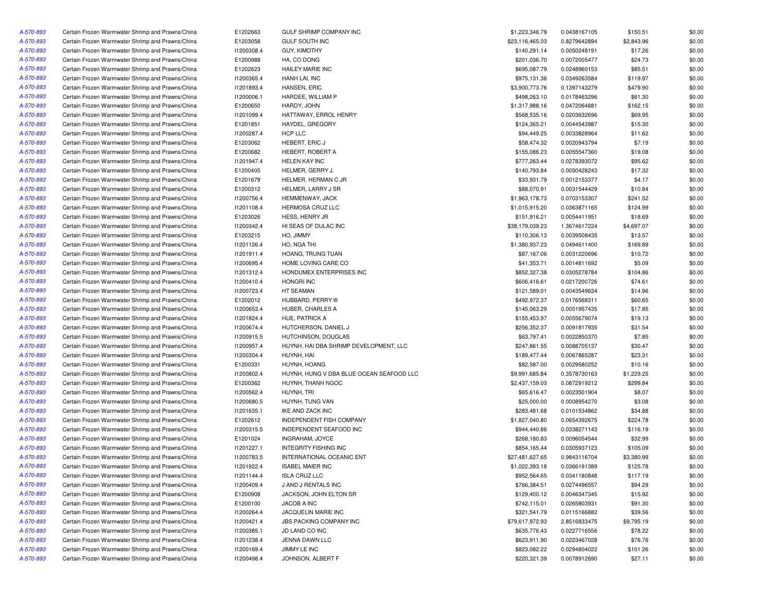| | | | | | | | |
|---|---|---|---|---|---|---|---|
| A-570-893 | Certain Frozen Warmwater Shrimp and Prawns/China | E1202663 | GULF SHRIMP COMPANY INC | $1,223,346.79 | 0.0438167105 | $150.51 | $0.00 |
| A-570-893 | Certain Frozen Warmwater Shrimp and Prawns/China | E1203058 | GULF SOUTH INC | $23,116,465.03 | 0.8279642894 | $2,843.96 | $0.00 |
| A-570-893 | Certain Frozen Warmwater Shrimp and Prawns/China | I1200308.4 | GUY, KIMOTHY | $140,291.14 | 0.0050248191 | $17.26 | $0.00 |
| A-570-893 | Certain Frozen Warmwater Shrimp and Prawns/China | E1200988 | HA, CO DONG | $201,036.70 | 0.0072005477 | $24.73 | $0.00 |
| A-570-893 | Certain Frozen Warmwater Shrimp and Prawns/China | E1202623 | HAILEY MARIE INC | $695,087.79 | 0.0248960153 | $85.51 | $0.00 |
| A-570-893 | Certain Frozen Warmwater Shrimp and Prawns/China | I1200365.4 | HANH LAI, INC | $975,131.36 | 0.0349263584 | $119.97 | $0.00 |
| A-570-893 | Certain Frozen Warmwater Shrimp and Prawns/China | I1201893.4 | HANSEN, ERIC | $3,900,773.76 | 0.1397143279 | $479.90 | $0.00 |
| A-570-893 | Certain Frozen Warmwater Shrimp and Prawns/China | I1200006.1 | HARDEE, WILLIAM P | $498,263.10 | 0.0178463296 | $61.30 | $0.00 |
| A-570-893 | Certain Frozen Warmwater Shrimp and Prawns/China | E1200650 | HARDY, JOHN | $1,317,988.16 | 0.0472064881 | $162.15 | $0.00 |
| A-570-893 | Certain Frozen Warmwater Shrimp and Prawns/China | I1201099.4 | HATTAWAY, ERROL HENRY | $568,535.16 | 0.0203632696 | $69.95 | $0.00 |
| A-570-893 | Certain Frozen Warmwater Shrimp and Prawns/China | E1201851 | HAYDEL, GREGORY | $124,365.21 | 0.0044543987 | $15.30 | $0.00 |
| A-570-893 | Certain Frozen Warmwater Shrimp and Prawns/China | I1200287.4 | HCP LLC | $94,449.25 | 0.0033828964 | $11.62 | $0.00 |
| A-570-893 | Certain Frozen Warmwater Shrimp and Prawns/China | E1203062 | HEBERT, ERIC J | $58,474.32 | 0.0020943794 | $7.19 | $0.00 |
| A-570-893 | Certain Frozen Warmwater Shrimp and Prawns/China | E1200682 | HEBERT, ROBERT A | $155,086.23 | 0.0055547360 | $19.08 | $0.00 |
| A-570-893 | Certain Frozen Warmwater Shrimp and Prawns/China | I1201947.4 | HELEN KAY INC | $777,263.44 | 0.0278393072 | $95.62 | $0.00 |
| A-570-893 | Certain Frozen Warmwater Shrimp and Prawns/China | E1200405 | HELMER, GERRY J. | $140,793.84 | 0.0050428243 | $17.32 | $0.00 |
| A-570-893 | Certain Frozen Warmwater Shrimp and Prawns/China | E1201679 | HELMER, HERMAN C JR | $33,931.79 | 0.0012153377 | $4.17 | $0.00 |
| A-570-893 | Certain Frozen Warmwater Shrimp and Prawns/China | E1200312 | HELMER, LARRY J SR | $88,070.91 | 0.0031544429 | $10.84 | $0.00 |
| A-570-893 | Certain Frozen Warmwater Shrimp and Prawns/China | I1200756.4 | HEMMENWAY, JACK | $1,963,178.73 | 0.0703153307 | $241.52 | $0.00 |
| A-570-893 | Certain Frozen Warmwater Shrimp and Prawns/China | I1201108.4 | HERMOSA CRUZ LLC | $1,015,915.20 | 0.0363871165 | $124.99 | $0.00 |
| A-570-893 | Certain Frozen Warmwater Shrimp and Prawns/China | E1203026 | HESS, HENRY JR | $151,916.21 | 0.0054411951 | $18.69 | $0.00 |
| A-570-893 | Certain Frozen Warmwater Shrimp and Prawns/China | I1200342.4 | HI SEAS OF DULAC INC | $38,179,039.23 | 1.3674617224 | $4,697.07 | $0.00 |
| A-570-893 | Certain Frozen Warmwater Shrimp and Prawns/China | E1203215 | HO, JIMMY | $110,306.13 | 0.0039508435 | $13.57 | $0.00 |
| A-570-893 | Certain Frozen Warmwater Shrimp and Prawns/China | I1201126.4 | HO, NGA THI | $1,380,937.23 | 0.0494611400 | $169.89 | $0.00 |
| A-570-893 | Certain Frozen Warmwater Shrimp and Prawns/China | I1201911.4 | HOANG, TRUNG TUAN | $87,167.06 | 0.0031220696 | $10.72 | $0.00 |
| A-570-893 | Certain Frozen Warmwater Shrimp and Prawns/China | I1200695.4 | HOME LOVING CARE CO | $41,353.71 | 0.0014811692 | $5.09 | $0.00 |
| A-570-893 | Certain Frozen Warmwater Shrimp and Prawns/China | I1201312.4 | HONDUMEX ENTERPRISES INC | $852,327.38 | 0.0305278784 | $104.86 | $0.00 |
| A-570-893 | Certain Frozen Warmwater Shrimp and Prawns/China | I1200410.4 | HONGRI INC | $606,416.61 | 0.0217200726 | $74.61 | $0.00 |
| A-570-893 | Certain Frozen Warmwater Shrimp and Prawns/China | I1200723.4 | HT SEAMAN | $121,589.01 | 0.0043549634 | $14.96 | $0.00 |
| A-570-893 | Certain Frozen Warmwater Shrimp and Prawns/China | E1202012 | HUBBARD, PERRY III | $492,972.37 | 0.0176568311 | $60.65 | $0.00 |
| A-570-893 | Certain Frozen Warmwater Shrimp and Prawns/China | I1200653.4 | HUBER, CHARLES A | $145,063.29 | 0.0051957435 | $17.85 | $0.00 |
| A-570-893 | Certain Frozen Warmwater Shrimp and Prawns/China | I1201824.4 | HUE, PATRICK A | $155,453.97 | 0.0055679074 | $19.13 | $0.00 |
| A-570-893 | Certain Frozen Warmwater Shrimp and Prawns/China | I1200674.4 | HUTCHERSON, DANIEL J | $256,352.37 | 0.0091817935 | $31.54 | $0.00 |
| A-570-893 | Certain Frozen Warmwater Shrimp and Prawns/China | I1200915.5 | HUTCHINSON, DOUGLAS | $63,797.41 | 0.0022850370 | $7.85 | $0.00 |
| A-570-893 | Certain Frozen Warmwater Shrimp and Prawns/China | I1200957.4 | HUYNH, HAI DBA SHRIMP DEVELOPMENT, LLC | $247,661.55 | 0.0088705137 | $30.47 | $0.00 |
| A-570-893 | Certain Frozen Warmwater Shrimp and Prawns/China | I1200304.4 | HUYNH, HAI | $189,477.44 | 0.0067865287 | $23.31 | $0.00 |
| A-570-893 | Certain Frozen Warmwater Shrimp and Prawns/China | E1200331 | HUYNH, HOANG | $82,587.00 | 0.0029580252 | $10.16 | $0.00 |
| A-570-893 | Certain Frozen Warmwater Shrimp and Prawns/China | I1200802.4 | HUYNH, HUNG V DBA BLUE OCEAN SEAFOOD LLC | $9,991,685.84 | 0.3578730163 | $1,229.25 | $0.00 |
| A-570-893 | Certain Frozen Warmwater Shrimp and Prawns/China | E1200362 | HUYNH, THANH NGOC | $2,437,159.03 | 0.0872919212 | $299.84 | $0.00 |
| A-570-893 | Certain Frozen Warmwater Shrimp and Prawns/China | I1200562.4 | HUYNH, TRI | $65,616.47 | 0.0023501904 | $8.07 | $0.00 |
| A-570-893 | Certain Frozen Warmwater Shrimp and Prawns/China | I1200680.5 | HUYNH, TUNG VAN | $25,000.00 | 0.0008954270 | $3.08 | $0.00 |
| A-570-893 | Certain Frozen Warmwater Shrimp and Prawns/China | I1201635.1 | IKE AND ZACK INC | $283,481.68 | 0.0101534862 | $34.88 | $0.00 |
| A-570-893 | Certain Frozen Warmwater Shrimp and Prawns/China | E1202612 | INDEPENDENT FISH COMPANY | $1,827,040.80 | 0.0654392675 | $224.78 | $0.00 |
| A-570-893 | Certain Frozen Warmwater Shrimp and Prawns/China | I1200315.5 | INDEPENDENT SEAFOOD INC | $944,440.86 | 0.0338271143 | $116.19 | $0.00 |
| A-570-893 | Certain Frozen Warmwater Shrimp and Prawns/China | E1201024 | INGRAHAM, JOYCE | $268,180.83 | 0.0096054544 | $32.99 | $0.00 |
| A-570-893 | Certain Frozen Warmwater Shrimp and Prawns/China | I1201227.1 | INTEGRITY FISHING INC | $854,165.44 | 0.0305937123 | $105.09 | $0.00 |
| A-570-893 | Certain Frozen Warmwater Shrimp and Prawns/China | I1200783.5 | INTERNATIONAL OCEANIC ENT | $27,481,627.65 | 0.9843116704 | $3,380.99 | $0.00 |
| A-570-893 | Certain Frozen Warmwater Shrimp and Prawns/China | I1201922.4 | ISABEL MAIER INC | $1,022,393.18 | 0.0366191389 | $125.78 | $0.00 |
| A-570-893 | Certain Frozen Warmwater Shrimp and Prawns/China | I1201144.4 | ISLA CRUZ LLC | $952,564.65 | 0.0341180848 | $117.19 | $0.00 |
| A-570-893 | Certain Frozen Warmwater Shrimp and Prawns/China | I1200409.4 | J AND J RENTALS INC | $766,384.51 | 0.0274496557 | $94.29 | $0.00 |
| A-570-893 | Certain Frozen Warmwater Shrimp and Prawns/China | E1200908 | JACKSON, JOHN ELTON SR | $129,400.12 | 0.0046347345 | $15.92 | $0.00 |
| A-570-893 | Certain Frozen Warmwater Shrimp and Prawns/China | E1200100 | JACOB A INC | $742,115.01 | 0.0265803931 | $91.30 | $0.00 |
| A-570-893 | Certain Frozen Warmwater Shrimp and Prawns/China | I1200264.4 | JACQUELIN MARIE INC | $321,541.79 | 0.0115166882 | $39.56 | $0.00 |
| A-570-893 | Certain Frozen Warmwater Shrimp and Prawns/China | I1200421.4 | JBS PACKING COMPANY INC | $79,617,972.93 | 2.8516833475 | $9,795.19 | $0.00 |
| A-570-893 | Certain Frozen Warmwater Shrimp and Prawns/China | I1200385.1 | JD LAND CO INC | $635,776.43 | 0.0227716556 | $78.22 | $0.00 |
| A-570-893 | Certain Frozen Warmwater Shrimp and Prawns/China | I1201238.4 | JENNA DAWN LLC | $623,911.90 | 0.0223467028 | $76.76 | $0.00 |
| A-570-893 | Certain Frozen Warmwater Shrimp and Prawns/China | I1200169.4 | JIMMY LE INC | $823,082.22 | 0.0294804022 | $101.26 | $0.00 |
| A-570-893 | Certain Frozen Warmwater Shrimp and Prawns/China | I1200498.4 | JOHNSON, ALBERT F | $220,321.39 | 0.0078912690 | $27.11 | $0.00 |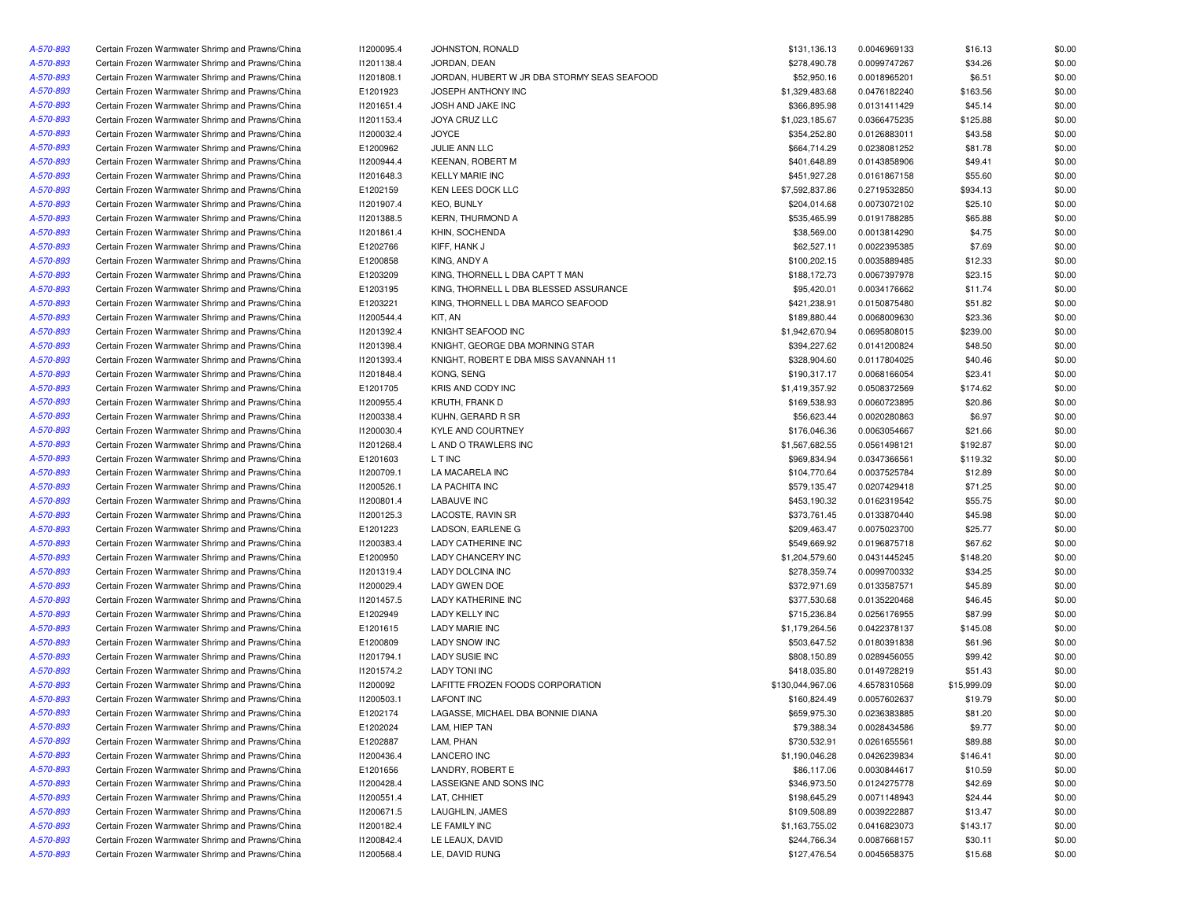| | | | | | | | |
|---|---|---|---|---|---|---|---|
| A-570-893 | Certain Frozen Warmwater Shrimp and Prawns/China | I1200095.4 | JOHNSTON, RONALD | $131,136.13 | 0.0046969133 | $16.13 | $0.00 |
| A-570-893 | Certain Frozen Warmwater Shrimp and Prawns/China | I1201138.4 | JORDAN, DEAN | $278,490.78 | 0.0099747267 | $34.26 | $0.00 |
| A-570-893 | Certain Frozen Warmwater Shrimp and Prawns/China | I1201808.1 | JORDAN, HUBERT W JR DBA STORMY SEAS SEAFOOD | $52,950.16 | 0.0018965201 | $6.51 | $0.00 |
| A-570-893 | Certain Frozen Warmwater Shrimp and Prawns/China | E1201923 | JOSEPH ANTHONY INC | $1,329,483.68 | 0.0476182240 | $163.56 | $0.00 |
| A-570-893 | Certain Frozen Warmwater Shrimp and Prawns/China | I1201651.4 | JOSH AND JAKE INC | $366,895.98 | 0.0131411429 | $45.14 | $0.00 |
| A-570-893 | Certain Frozen Warmwater Shrimp and Prawns/China | I1201153.4 | JOYA CRUZ LLC | $1,023,185.67 | 0.0366475235 | $125.88 | $0.00 |
| A-570-893 | Certain Frozen Warmwater Shrimp and Prawns/China | I1200032.4 | JOYCE | $354,252.80 | 0.0126883011 | $43.58 | $0.00 |
| A-570-893 | Certain Frozen Warmwater Shrimp and Prawns/China | E1200962 | JULIE ANN LLC | $664,714.29 | 0.0238081252 | $81.78 | $0.00 |
| A-570-893 | Certain Frozen Warmwater Shrimp and Prawns/China | I1200944.4 | KEENAN, ROBERT M | $401,648.89 | 0.0143858906 | $49.41 | $0.00 |
| A-570-893 | Certain Frozen Warmwater Shrimp and Prawns/China | I1201648.3 | KELLY MARIE INC | $451,927.28 | 0.0161867158 | $55.60 | $0.00 |
| A-570-893 | Certain Frozen Warmwater Shrimp and Prawns/China | E1202159 | KEN LEES DOCK LLC | $7,592,837.86 | 0.2719532850 | $934.13 | $0.00 |
| A-570-893 | Certain Frozen Warmwater Shrimp and Prawns/China | I1201907.4 | KEO, BUNLY | $204,014.68 | 0.0073072102 | $25.10 | $0.00 |
| A-570-893 | Certain Frozen Warmwater Shrimp and Prawns/China | I1201388.5 | KERN, THURMOND A | $535,465.99 | 0.0191788285 | $65.88 | $0.00 |
| A-570-893 | Certain Frozen Warmwater Shrimp and Prawns/China | I1201861.4 | KHIN, SOCHENDA | $38,569.00 | 0.0013814290 | $4.75 | $0.00 |
| A-570-893 | Certain Frozen Warmwater Shrimp and Prawns/China | E1202766 | KIFF, HANK J | $62,527.11 | 0.0022395385 | $7.69 | $0.00 |
| A-570-893 | Certain Frozen Warmwater Shrimp and Prawns/China | E1200858 | KING, ANDY A | $100,202.15 | 0.0035889485 | $12.33 | $0.00 |
| A-570-893 | Certain Frozen Warmwater Shrimp and Prawns/China | E1203209 | KING, THORNELL L DBA CAPT T MAN | $188,172.73 | 0.0067397978 | $23.15 | $0.00 |
| A-570-893 | Certain Frozen Warmwater Shrimp and Prawns/China | E1203195 | KING, THORNELL L DBA BLESSED ASSURANCE | $95,420.01 | 0.0034176662 | $11.74 | $0.00 |
| A-570-893 | Certain Frozen Warmwater Shrimp and Prawns/China | E1203221 | KING, THORNELL L DBA MARCO SEAFOOD | $421,238.91 | 0.0150875480 | $51.82 | $0.00 |
| A-570-893 | Certain Frozen Warmwater Shrimp and Prawns/China | I1200544.4 | KIT, AN | $189,880.44 | 0.0068009630 | $23.36 | $0.00 |
| A-570-893 | Certain Frozen Warmwater Shrimp and Prawns/China | I1201392.4 | KNIGHT SEAFOOD INC | $1,942,670.94 | 0.0695808015 | $239.00 | $0.00 |
| A-570-893 | Certain Frozen Warmwater Shrimp and Prawns/China | I1201398.4 | KNIGHT, GEORGE DBA MORNING STAR | $394,227.62 | 0.0141200824 | $48.50 | $0.00 |
| A-570-893 | Certain Frozen Warmwater Shrimp and Prawns/China | I1201393.4 | KNIGHT, ROBERT E DBA MISS SAVANNAH 11 | $328,904.60 | 0.0117804025 | $40.46 | $0.00 |
| A-570-893 | Certain Frozen Warmwater Shrimp and Prawns/China | I1201848.4 | KONG, SENG | $190,317.17 | 0.0068166054 | $23.41 | $0.00 |
| A-570-893 | Certain Frozen Warmwater Shrimp and Prawns/China | E1201705 | KRIS AND CODY INC | $1,419,357.92 | 0.0508372569 | $174.62 | $0.00 |
| A-570-893 | Certain Frozen Warmwater Shrimp and Prawns/China | I1200955.4 | KRUTH, FRANK D | $169,538.93 | 0.0060723895 | $20.86 | $0.00 |
| A-570-893 | Certain Frozen Warmwater Shrimp and Prawns/China | I1200338.4 | KUHN, GERARD R SR | $56,623.44 | 0.0020280863 | $6.97 | $0.00 |
| A-570-893 | Certain Frozen Warmwater Shrimp and Prawns/China | I1200030.4 | KYLE AND COURTNEY | $176,046.36 | 0.0063054667 | $21.66 | $0.00 |
| A-570-893 | Certain Frozen Warmwater Shrimp and Prawns/China | I1201268.4 | L AND O TRAWLERS INC | $1,567,682.55 | 0.0561498121 | $192.87 | $0.00 |
| A-570-893 | Certain Frozen Warmwater Shrimp and Prawns/China | E1201603 | L T INC | $969,834.94 | 0.0347366561 | $119.32 | $0.00 |
| A-570-893 | Certain Frozen Warmwater Shrimp and Prawns/China | I1200709.1 | LA MACARELA INC | $104,770.64 | 0.0037525784 | $12.89 | $0.00 |
| A-570-893 | Certain Frozen Warmwater Shrimp and Prawns/China | I1200526.1 | LA PACHITA INC | $579,135.47 | 0.0207429418 | $71.25 | $0.00 |
| A-570-893 | Certain Frozen Warmwater Shrimp and Prawns/China | I1200801.4 | LABAUVE INC | $453,190.32 | 0.0162319542 | $55.75 | $0.00 |
| A-570-893 | Certain Frozen Warmwater Shrimp and Prawns/China | I1200125.3 | LACOSTE, RAVIN SR | $373,761.45 | 0.0133870440 | $45.98 | $0.00 |
| A-570-893 | Certain Frozen Warmwater Shrimp and Prawns/China | E1201223 | LADSON, EARLENE G | $209,463.47 | 0.0075023700 | $25.77 | $0.00 |
| A-570-893 | Certain Frozen Warmwater Shrimp and Prawns/China | I1200383.4 | LADY CATHERINE INC | $549,669.92 | 0.0196875718 | $67.62 | $0.00 |
| A-570-893 | Certain Frozen Warmwater Shrimp and Prawns/China | E1200950 | LADY CHANCERY INC | $1,204,579.60 | 0.0431445245 | $148.20 | $0.00 |
| A-570-893 | Certain Frozen Warmwater Shrimp and Prawns/China | I1201319.4 | LADY DOLCINA INC | $278,359.74 | 0.0099700332 | $34.25 | $0.00 |
| A-570-893 | Certain Frozen Warmwater Shrimp and Prawns/China | I1200029.4 | LADY GWEN DOE | $372,971.69 | 0.0133587571 | $45.89 | $0.00 |
| A-570-893 | Certain Frozen Warmwater Shrimp and Prawns/China | I1201457.5 | LADY KATHERINE INC | $377,530.68 | 0.0135220468 | $46.45 | $0.00 |
| A-570-893 | Certain Frozen Warmwater Shrimp and Prawns/China | E1202949 | LADY KELLY INC | $715,236.84 | 0.0256176955 | $87.99 | $0.00 |
| A-570-893 | Certain Frozen Warmwater Shrimp and Prawns/China | E1201615 | LADY MARIE INC | $1,179,264.56 | 0.0422378137 | $145.08 | $0.00 |
| A-570-893 | Certain Frozen Warmwater Shrimp and Prawns/China | E1200809 | LADY SNOW INC | $503,647.52 | 0.0180391838 | $61.96 | $0.00 |
| A-570-893 | Certain Frozen Warmwater Shrimp and Prawns/China | I1201794.1 | LADY SUSIE INC | $808,150.89 | 0.0289456055 | $99.42 | $0.00 |
| A-570-893 | Certain Frozen Warmwater Shrimp and Prawns/China | I1201574.2 | LADY TONI INC | $418,035.80 | 0.0149728219 | $51.43 | $0.00 |
| A-570-893 | Certain Frozen Warmwater Shrimp and Prawns/China | I1200092 | LAFITTE FROZEN FOODS CORPORATION | $130,044,967.06 | 4.6578310568 | $15,999.09 | $0.00 |
| A-570-893 | Certain Frozen Warmwater Shrimp and Prawns/China | I1200503.1 | LAFONT INC | $160,824.49 | 0.0057602637 | $19.79 | $0.00 |
| A-570-893 | Certain Frozen Warmwater Shrimp and Prawns/China | E1202174 | LAGASSE, MICHAEL DBA BONNIE DIANA | $659,975.30 | 0.0236383885 | $81.20 | $0.00 |
| A-570-893 | Certain Frozen Warmwater Shrimp and Prawns/China | E1202024 | LAM, HIEP TAN | $79,388.34 | 0.0028434586 | $9.77 | $0.00 |
| A-570-893 | Certain Frozen Warmwater Shrimp and Prawns/China | E1202887 | LAM, PHAN | $730,532.91 | 0.0261655561 | $89.88 | $0.00 |
| A-570-893 | Certain Frozen Warmwater Shrimp and Prawns/China | I1200436.4 | LANCERO INC | $1,190,046.28 | 0.0426239834 | $146.41 | $0.00 |
| A-570-893 | Certain Frozen Warmwater Shrimp and Prawns/China | E1201656 | LANDRY, ROBERT E | $86,117.06 | 0.0030844617 | $10.59 | $0.00 |
| A-570-893 | Certain Frozen Warmwater Shrimp and Prawns/China | I1200428.4 | LASSEIGNE AND SONS INC | $346,973.50 | 0.0124275778 | $42.69 | $0.00 |
| A-570-893 | Certain Frozen Warmwater Shrimp and Prawns/China | I1200551.4 | LAT, CHHIET | $198,645.29 | 0.0071148943 | $24.44 | $0.00 |
| A-570-893 | Certain Frozen Warmwater Shrimp and Prawns/China | I1200671.5 | LAUGHLIN, JAMES | $109,508.89 | 0.0039222887 | $13.47 | $0.00 |
| A-570-893 | Certain Frozen Warmwater Shrimp and Prawns/China | I1200182.4 | LE FAMILY INC | $1,163,755.02 | 0.0416823073 | $143.17 | $0.00 |
| A-570-893 | Certain Frozen Warmwater Shrimp and Prawns/China | I1200842.4 | LE LEAUX, DAVID | $244,766.34 | 0.0087668157 | $30.11 | $0.00 |
| A-570-893 | Certain Frozen Warmwater Shrimp and Prawns/China | I1200568.4 | LE, DAVID RUNG | $127,476.54 | 0.0045658375 | $15.68 | $0.00 |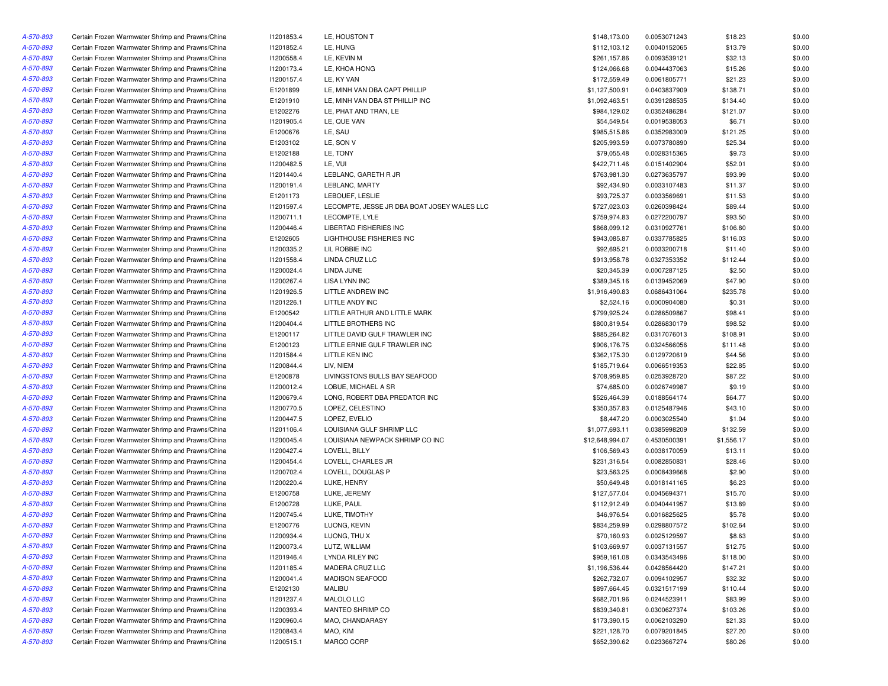| | | | | | | | |
|---|---|---|---|---|---|---|---|
| A-570-893 | Certain Frozen Warmwater Shrimp and Prawns/China | I1201853.4 | LE, HOUSTON T | $148,173.00 | 0.0053071243 | $18.23 | $0.00 |
| A-570-893 | Certain Frozen Warmwater Shrimp and Prawns/China | I1201852.4 | LE, HUNG | $112,103.12 | 0.0040152065 | $13.79 | $0.00 |
| A-570-893 | Certain Frozen Warmwater Shrimp and Prawns/China | I1200558.4 | LE, KEVIN M | $261,157.86 | 0.0093539121 | $32.13 | $0.00 |
| A-570-893 | Certain Frozen Warmwater Shrimp and Prawns/China | I1200173.4 | LE, KHOA HONG | $124,066.68 | 0.0044437063 | $15.26 | $0.00 |
| A-570-893 | Certain Frozen Warmwater Shrimp and Prawns/China | I1200157.4 | LE, KY VAN | $172,559.49 | 0.0061805771 | $21.23 | $0.00 |
| A-570-893 | Certain Frozen Warmwater Shrimp and Prawns/China | E1201899 | LE, MINH VAN DBA CAPT PHILLIP | $1,127,500.91 | 0.0403837909 | $138.71 | $0.00 |
| A-570-893 | Certain Frozen Warmwater Shrimp and Prawns/China | E1201910 | LE, MINH VAN DBA ST PHILLIP INC | $1,092,463.51 | 0.0391288535 | $134.40 | $0.00 |
| A-570-893 | Certain Frozen Warmwater Shrimp and Prawns/China | E1202276 | LE, PHAT AND TRAN, LE | $984,129.02 | 0.0352486284 | $121.07 | $0.00 |
| A-570-893 | Certain Frozen Warmwater Shrimp and Prawns/China | I1201905.4 | LE, QUE VAN | $54,549.54 | 0.0019538053 | $6.71 | $0.00 |
| A-570-893 | Certain Frozen Warmwater Shrimp and Prawns/China | E1200676 | LE, SAU | $985,515.86 | 0.0352983009 | $121.25 | $0.00 |
| A-570-893 | Certain Frozen Warmwater Shrimp and Prawns/China | E1203102 | LE, SON V | $205,993.59 | 0.0073780890 | $25.34 | $0.00 |
| A-570-893 | Certain Frozen Warmwater Shrimp and Prawns/China | E1202188 | LE, TONY | $79,055.48 | 0.0028315365 | $9.73 | $0.00 |
| A-570-893 | Certain Frozen Warmwater Shrimp and Prawns/China | I1200482.5 | LE, VUI | $422,711.46 | 0.0151402904 | $52.01 | $0.00 |
| A-570-893 | Certain Frozen Warmwater Shrimp and Prawns/China | I1201440.4 | LEBLANC, GARETH R JR | $763,981.30 | 0.0273635797 | $93.99 | $0.00 |
| A-570-893 | Certain Frozen Warmwater Shrimp and Prawns/China | I1200191.4 | LEBLANC, MARTY | $92,434.90 | 0.0033107483 | $11.37 | $0.00 |
| A-570-893 | Certain Frozen Warmwater Shrimp and Prawns/China | E1201173 | LEBOUEF, LESLIE | $93,725.37 | 0.0033569691 | $11.53 | $0.00 |
| A-570-893 | Certain Frozen Warmwater Shrimp and Prawns/China | I1201597.4 | LECOMPTE, JESSE JR DBA BOAT JOSEY WALES LLC | $727,023.03 | 0.0260398424 | $89.44 | $0.00 |
| A-570-893 | Certain Frozen Warmwater Shrimp and Prawns/China | I1200711.1 | LECOMPTE, LYLE | $759,974.83 | 0.0272200797 | $93.50 | $0.00 |
| A-570-893 | Certain Frozen Warmwater Shrimp and Prawns/China | I1200446.4 | LIBERTAD FISHERIES INC | $868,099.12 | 0.0310927761 | $106.80 | $0.00 |
| A-570-893 | Certain Frozen Warmwater Shrimp and Prawns/China | E1202605 | LIGHTHOUSE FISHERIES INC | $943,085.87 | 0.0337785825 | $116.03 | $0.00 |
| A-570-893 | Certain Frozen Warmwater Shrimp and Prawns/China | I1200335.2 | LIL ROBBIE INC | $92,695.21 | 0.0033200718 | $11.40 | $0.00 |
| A-570-893 | Certain Frozen Warmwater Shrimp and Prawns/China | I1201558.4 | LINDA CRUZ LLC | $913,958.78 | 0.0327353352 | $112.44 | $0.00 |
| A-570-893 | Certain Frozen Warmwater Shrimp and Prawns/China | I1200024.4 | LINDA JUNE | $20,345.39 | 0.0007287125 | $2.50 | $0.00 |
| A-570-893 | Certain Frozen Warmwater Shrimp and Prawns/China | I1200267.4 | LISA LYNN INC | $389,345.16 | 0.0139452069 | $47.90 | $0.00 |
| A-570-893 | Certain Frozen Warmwater Shrimp and Prawns/China | I1201926.5 | LITTLE ANDREW INC | $1,916,490.83 | 0.0686431064 | $235.78 | $0.00 |
| A-570-893 | Certain Frozen Warmwater Shrimp and Prawns/China | I1201226.1 | LITTLE ANDY INC | $2,524.16 | 0.0000904080 | $0.31 | $0.00 |
| A-570-893 | Certain Frozen Warmwater Shrimp and Prawns/China | E1200542 | LITTLE ARTHUR AND LITTLE MARK | $799,925.24 | 0.0286509867 | $98.41 | $0.00 |
| A-570-893 | Certain Frozen Warmwater Shrimp and Prawns/China | I1200404.4 | LITTLE BROTHERS INC | $800,819.54 | 0.0286830179 | $98.52 | $0.00 |
| A-570-893 | Certain Frozen Warmwater Shrimp and Prawns/China | E1200117 | LITTLE DAVID GULF TRAWLER INC | $885,264.82 | 0.0317076013 | $108.91 | $0.00 |
| A-570-893 | Certain Frozen Warmwater Shrimp and Prawns/China | E1200123 | LITTLE ERNIE GULF TRAWLER INC | $906,176.75 | 0.0324566056 | $111.48 | $0.00 |
| A-570-893 | Certain Frozen Warmwater Shrimp and Prawns/China | I1201584.4 | LITTLE KEN INC | $362,175.30 | 0.0129720619 | $44.56 | $0.00 |
| A-570-893 | Certain Frozen Warmwater Shrimp and Prawns/China | I1200844.4 | LIV, NIEM | $185,719.64 | 0.0066519353 | $22.85 | $0.00 |
| A-570-893 | Certain Frozen Warmwater Shrimp and Prawns/China | E1200878 | LIVINGSTONS BULLS BAY SEAFOOD | $708,959.85 | 0.0253928720 | $87.22 | $0.00 |
| A-570-893 | Certain Frozen Warmwater Shrimp and Prawns/China | I1200012.4 | LOBUE, MICHAEL A SR | $74,685.00 | 0.0026749987 | $9.19 | $0.00 |
| A-570-893 | Certain Frozen Warmwater Shrimp and Prawns/China | I1200679.4 | LONG, ROBERT DBA PREDATOR INC | $526,464.39 | 0.0188564174 | $64.77 | $0.00 |
| A-570-893 | Certain Frozen Warmwater Shrimp and Prawns/China | I1200770.5 | LOPEZ, CELESTINO | $350,357.83 | 0.0125487946 | $43.10 | $0.00 |
| A-570-893 | Certain Frozen Warmwater Shrimp and Prawns/China | I1200447.5 | LOPEZ, EVELIO | $8,447.20 | 0.0003025540 | $1.04 | $0.00 |
| A-570-893 | Certain Frozen Warmwater Shrimp and Prawns/China | I1201106.4 | LOUISIANA GULF SHRIMP LLC | $1,077,693.11 | 0.0385998209 | $132.59 | $0.00 |
| A-570-893 | Certain Frozen Warmwater Shrimp and Prawns/China | I1200045.4 | LOUISIANA NEWPACK SHRIMP CO INC | $12,648,994.07 | 0.4530500391 | $1,556.17 | $0.00 |
| A-570-893 | Certain Frozen Warmwater Shrimp and Prawns/China | I1200427.4 | LOVELL, BILLY | $106,569.43 | 0.0038170059 | $13.11 | $0.00 |
| A-570-893 | Certain Frozen Warmwater Shrimp and Prawns/China | I1200454.4 | LOVELL, CHARLES JR | $231,316.54 | 0.0082850831 | $28.46 | $0.00 |
| A-570-893 | Certain Frozen Warmwater Shrimp and Prawns/China | I1200702.4 | LOVELL, DOUGLAS P | $23,563.25 | 0.0008439668 | $2.90 | $0.00 |
| A-570-893 | Certain Frozen Warmwater Shrimp and Prawns/China | I1200220.4 | LUKE, HENRY | $50,649.48 | 0.0018141165 | $6.23 | $0.00 |
| A-570-893 | Certain Frozen Warmwater Shrimp and Prawns/China | E1200758 | LUKE, JEREMY | $127,577.04 | 0.0045694371 | $15.70 | $0.00 |
| A-570-893 | Certain Frozen Warmwater Shrimp and Prawns/China | E1200728 | LUKE, PAUL | $112,912.49 | 0.0040441957 | $13.89 | $0.00 |
| A-570-893 | Certain Frozen Warmwater Shrimp and Prawns/China | I1200745.4 | LUKE, TIMOTHY | $46,976.54 | 0.0016825625 | $5.78 | $0.00 |
| A-570-893 | Certain Frozen Warmwater Shrimp and Prawns/China | E1200776 | LUONG, KEVIN | $834,259.99 | 0.0298807572 | $102.64 | $0.00 |
| A-570-893 | Certain Frozen Warmwater Shrimp and Prawns/China | I1200934.4 | LUONG, THU X | $70,160.93 | 0.0025129597 | $8.63 | $0.00 |
| A-570-893 | Certain Frozen Warmwater Shrimp and Prawns/China | I1200073.4 | LUTZ, WILLIAM | $103,669.97 | 0.0037131557 | $12.75 | $0.00 |
| A-570-893 | Certain Frozen Warmwater Shrimp and Prawns/China | I1201946.4 | LYNDA RILEY INC | $959,161.08 | 0.0343543496 | $118.00 | $0.00 |
| A-570-893 | Certain Frozen Warmwater Shrimp and Prawns/China | I1201185.4 | MADERA CRUZ LLC | $1,196,536.44 | 0.0428564420 | $147.21 | $0.00 |
| A-570-893 | Certain Frozen Warmwater Shrimp and Prawns/China | I1200041.4 | MADISON SEAFOOD | $262,732.07 | 0.0094102957 | $32.32 | $0.00 |
| A-570-893 | Certain Frozen Warmwater Shrimp and Prawns/China | E1202130 | MALIBU | $897,664.45 | 0.0321517199 | $110.44 | $0.00 |
| A-570-893 | Certain Frozen Warmwater Shrimp and Prawns/China | I1201237.4 | MALOLO LLC | $682,701.96 | 0.0244523911 | $83.99 | $0.00 |
| A-570-893 | Certain Frozen Warmwater Shrimp and Prawns/China | I1200393.4 | MANTEO SHRIMP CO | $839,340.81 | 0.0300627374 | $103.26 | $0.00 |
| A-570-893 | Certain Frozen Warmwater Shrimp and Prawns/China | I1200960.4 | MAO, CHANDARASY | $173,390.15 | 0.0062103290 | $21.33 | $0.00 |
| A-570-893 | Certain Frozen Warmwater Shrimp and Prawns/China | I1200843.4 | MAO, KIM | $221,128.70 | 0.0079201845 | $27.20 | $0.00 |
| A-570-893 | Certain Frozen Warmwater Shrimp and Prawns/China | I1200515.1 | MARCO CORP | $652,390.62 | 0.0233667274 | $80.26 | $0.00 |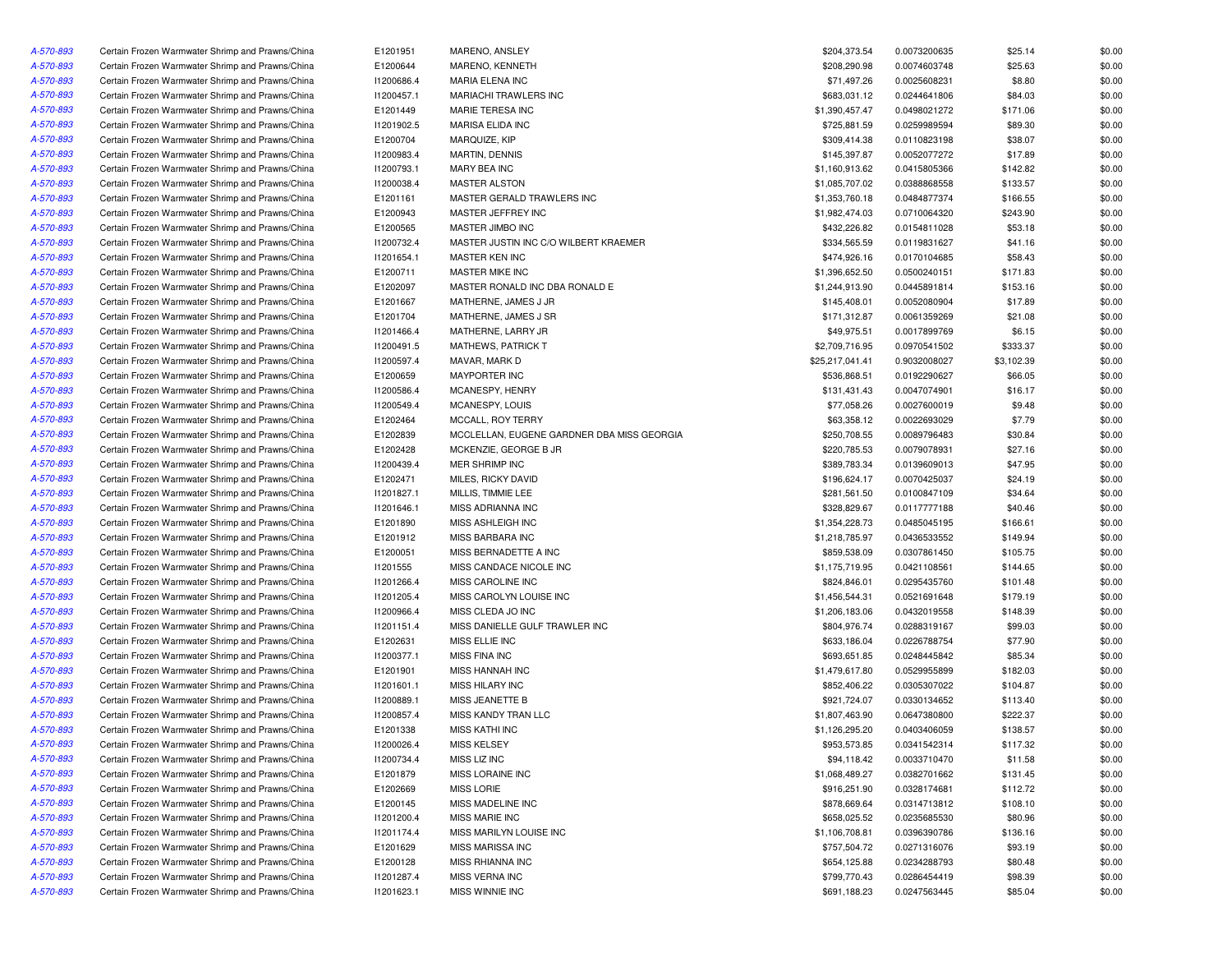| | | | | | | | |
|---|---|---|---|---|---|---|---|
| A-570-893 | Certain Frozen Warmwater Shrimp and Prawns/China | E1201951 | MARENO, ANSLEY | $204,373.54 | 0.0073200635 | $25.14 | $0.00 |
| A-570-893 | Certain Frozen Warmwater Shrimp and Prawns/China | E1200644 | MARENO, KENNETH | $208,290.98 | 0.0074603748 | $25.63 | $0.00 |
| A-570-893 | Certain Frozen Warmwater Shrimp and Prawns/China | I1200686.4 | MARIA ELENA INC | $71,497.26 | 0.0025608231 | $8.80 | $0.00 |
| A-570-893 | Certain Frozen Warmwater Shrimp and Prawns/China | I1200457.1 | MARIACHI TRAWLERS INC | $683,031.12 | 0.0244641806 | $84.03 | $0.00 |
| A-570-893 | Certain Frozen Warmwater Shrimp and Prawns/China | E1201449 | MARIE TERESA INC | $1,390,457.47 | 0.0498021272 | $171.06 | $0.00 |
| A-570-893 | Certain Frozen Warmwater Shrimp and Prawns/China | I1201902.5 | MARISA ELIDA INC | $725,881.59 | 0.0259989594 | $89.30 | $0.00 |
| A-570-893 | Certain Frozen Warmwater Shrimp and Prawns/China | E1200704 | MARQUIZE, KIP | $309,414.38 | 0.0110823198 | $38.07 | $0.00 |
| A-570-893 | Certain Frozen Warmwater Shrimp and Prawns/China | I1200983.4 | MARTIN, DENNIS | $145,397.87 | 0.0052077272 | $17.89 | $0.00 |
| A-570-893 | Certain Frozen Warmwater Shrimp and Prawns/China | I1200793.1 | MARY BEA INC | $1,160,913.62 | 0.0415805366 | $142.82 | $0.00 |
| A-570-893 | Certain Frozen Warmwater Shrimp and Prawns/China | I1200038.4 | MASTER ALSTON | $1,085,707.02 | 0.0388868558 | $133.57 | $0.00 |
| A-570-893 | Certain Frozen Warmwater Shrimp and Prawns/China | E1201161 | MASTER GERALD TRAWLERS INC | $1,353,760.18 | 0.0484877374 | $166.55 | $0.00 |
| A-570-893 | Certain Frozen Warmwater Shrimp and Prawns/China | E1200943 | MASTER JEFFREY INC | $1,982,474.03 | 0.0710064320 | $243.90 | $0.00 |
| A-570-893 | Certain Frozen Warmwater Shrimp and Prawns/China | E1200565 | MASTER JIMBO INC | $432,226.82 | 0.0154811028 | $53.18 | $0.00 |
| A-570-893 | Certain Frozen Warmwater Shrimp and Prawns/China | I1200732.4 | MASTER JUSTIN INC C/O WILBERT KRAEMER | $334,565.59 | 0.0119831627 | $41.16 | $0.00 |
| A-570-893 | Certain Frozen Warmwater Shrimp and Prawns/China | I1201654.1 | MASTER KEN INC | $474,926.16 | 0.0170104685 | $58.43 | $0.00 |
| A-570-893 | Certain Frozen Warmwater Shrimp and Prawns/China | E1200711 | MASTER MIKE INC | $1,396,652.50 | 0.0500240151 | $171.83 | $0.00 |
| A-570-893 | Certain Frozen Warmwater Shrimp and Prawns/China | E1202097 | MASTER RONALD INC DBA RONALD E | $1,244,913.90 | 0.0445891814 | $153.16 | $0.00 |
| A-570-893 | Certain Frozen Warmwater Shrimp and Prawns/China | E1201667 | MATHERNE, JAMES J JR | $145,408.01 | 0.0052080904 | $17.89 | $0.00 |
| A-570-893 | Certain Frozen Warmwater Shrimp and Prawns/China | E1201704 | MATHERNE, JAMES J SR | $171,312.87 | 0.0061359269 | $21.08 | $0.00 |
| A-570-893 | Certain Frozen Warmwater Shrimp and Prawns/China | I1201466.4 | MATHERNE, LARRY JR | $49,975.51 | 0.0017899769 | $6.15 | $0.00 |
| A-570-893 | Certain Frozen Warmwater Shrimp and Prawns/China | I1200491.5 | MATHEWS, PATRICK T | $2,709,716.95 | 0.0970541502 | $333.37 | $0.00 |
| A-570-893 | Certain Frozen Warmwater Shrimp and Prawns/China | I1200597.4 | MAVAR, MARK D | $25,217,041.41 | 0.9032008027 | $3,102.39 | $0.00 |
| A-570-893 | Certain Frozen Warmwater Shrimp and Prawns/China | E1200659 | MAYPORTER INC | $536,868.51 | 0.0192290627 | $66.05 | $0.00 |
| A-570-893 | Certain Frozen Warmwater Shrimp and Prawns/China | I1200586.4 | MCANESPY, HENRY | $131,431.43 | 0.0047074901 | $16.17 | $0.00 |
| A-570-893 | Certain Frozen Warmwater Shrimp and Prawns/China | I1200549.4 | MCANESPY, LOUIS | $77,058.26 | 0.0027600019 | $9.48 | $0.00 |
| A-570-893 | Certain Frozen Warmwater Shrimp and Prawns/China | E1202464 | MCCALL, ROY TERRY | $63,358.12 | 0.0022693029 | $7.79 | $0.00 |
| A-570-893 | Certain Frozen Warmwater Shrimp and Prawns/China | E1202839 | MCCLELLAN, EUGENE GARDNER DBA MISS GEORGIA | $250,708.55 | 0.0089796483 | $30.84 | $0.00 |
| A-570-893 | Certain Frozen Warmwater Shrimp and Prawns/China | E1202428 | MCKENZIE, GEORGE B JR | $220,785.53 | 0.0079078931 | $27.16 | $0.00 |
| A-570-893 | Certain Frozen Warmwater Shrimp and Prawns/China | I1200439.4 | MER SHRIMP INC | $389,783.34 | 0.0139609013 | $47.95 | $0.00 |
| A-570-893 | Certain Frozen Warmwater Shrimp and Prawns/China | E1202471 | MILES, RICKY DAVID | $196,624.17 | 0.0070425037 | $24.19 | $0.00 |
| A-570-893 | Certain Frozen Warmwater Shrimp and Prawns/China | I1201827.1 | MILLIS, TIMMIE LEE | $281,561.50 | 0.0100847109 | $34.64 | $0.00 |
| A-570-893 | Certain Frozen Warmwater Shrimp and Prawns/China | I1201646.1 | MISS ADRIANNA INC | $328,829.67 | 0.0117777188 | $40.46 | $0.00 |
| A-570-893 | Certain Frozen Warmwater Shrimp and Prawns/China | E1201890 | MISS ASHLEIGH INC | $1,354,228.73 | 0.0485045195 | $166.61 | $0.00 |
| A-570-893 | Certain Frozen Warmwater Shrimp and Prawns/China | E1201912 | MISS BARBARA INC | $1,218,785.97 | 0.0436533552 | $149.94 | $0.00 |
| A-570-893 | Certain Frozen Warmwater Shrimp and Prawns/China | E1200051 | MISS BERNADETTE A INC | $859,538.09 | 0.0307861450 | $105.75 | $0.00 |
| A-570-893 | Certain Frozen Warmwater Shrimp and Prawns/China | I1201555 | MISS CANDACE NICOLE INC | $1,175,719.95 | 0.0421108561 | $144.65 | $0.00 |
| A-570-893 | Certain Frozen Warmwater Shrimp and Prawns/China | I1201266.4 | MISS CAROLINE INC | $824,846.01 | 0.0295435760 | $101.48 | $0.00 |
| A-570-893 | Certain Frozen Warmwater Shrimp and Prawns/China | I1201205.4 | MISS CAROLYN LOUISE INC | $1,456,544.31 | 0.0521691648 | $179.19 | $0.00 |
| A-570-893 | Certain Frozen Warmwater Shrimp and Prawns/China | I1200966.4 | MISS CLEDA JO INC | $1,206,183.06 | 0.0432019558 | $148.39 | $0.00 |
| A-570-893 | Certain Frozen Warmwater Shrimp and Prawns/China | I1201151.4 | MISS DANIELLE GULF TRAWLER INC | $804,976.74 | 0.0288319167 | $99.03 | $0.00 |
| A-570-893 | Certain Frozen Warmwater Shrimp and Prawns/China | E1202631 | MISS ELLIE INC | $633,186.04 | 0.0226788754 | $77.90 | $0.00 |
| A-570-893 | Certain Frozen Warmwater Shrimp and Prawns/China | I1200377.1 | MISS FINA INC | $693,651.85 | 0.0248445842 | $85.34 | $0.00 |
| A-570-893 | Certain Frozen Warmwater Shrimp and Prawns/China | E1201901 | MISS HANNAH INC | $1,479,617.80 | 0.0529955899 | $182.03 | $0.00 |
| A-570-893 | Certain Frozen Warmwater Shrimp and Prawns/China | I1201601.1 | MISS HILARY INC | $852,406.22 | 0.0305307022 | $104.87 | $0.00 |
| A-570-893 | Certain Frozen Warmwater Shrimp and Prawns/China | I1200889.1 | MISS JEANETTE B | $921,724.07 | 0.0330134652 | $113.40 | $0.00 |
| A-570-893 | Certain Frozen Warmwater Shrimp and Prawns/China | I1200857.4 | MISS KANDY TRAN LLC | $1,807,463.90 | 0.0647380800 | $222.37 | $0.00 |
| A-570-893 | Certain Frozen Warmwater Shrimp and Prawns/China | E1201338 | MISS KATHI INC | $1,126,295.20 | 0.0403406059 | $138.57 | $0.00 |
| A-570-893 | Certain Frozen Warmwater Shrimp and Prawns/China | I1200026.4 | MISS KELSEY | $953,573.85 | 0.0341542314 | $117.32 | $0.00 |
| A-570-893 | Certain Frozen Warmwater Shrimp and Prawns/China | I1200734.4 | MISS LIZ INC | $94,118.42 | 0.0033710470 | $11.58 | $0.00 |
| A-570-893 | Certain Frozen Warmwater Shrimp and Prawns/China | E1201879 | MISS LORAINE INC | $1,068,489.27 | 0.0382701662 | $131.45 | $0.00 |
| A-570-893 | Certain Frozen Warmwater Shrimp and Prawns/China | E1202669 | MISS LORIE | $916,251.90 | 0.0328174681 | $112.72 | $0.00 |
| A-570-893 | Certain Frozen Warmwater Shrimp and Prawns/China | E1200145 | MISS MADELINE INC | $878,669.64 | 0.0314713812 | $108.10 | $0.00 |
| A-570-893 | Certain Frozen Warmwater Shrimp and Prawns/China | I1201200.4 | MISS MARIE INC | $658,025.52 | 0.0235685530 | $80.96 | $0.00 |
| A-570-893 | Certain Frozen Warmwater Shrimp and Prawns/China | I1201174.4 | MISS MARILYN LOUISE INC | $1,106,708.81 | 0.0396390786 | $136.16 | $0.00 |
| A-570-893 | Certain Frozen Warmwater Shrimp and Prawns/China | E1201629 | MISS MARISSA INC | $757,504.72 | 0.0271316076 | $93.19 | $0.00 |
| A-570-893 | Certain Frozen Warmwater Shrimp and Prawns/China | E1200128 | MISS RHIANNA INC | $654,125.88 | 0.0234288793 | $80.48 | $0.00 |
| A-570-893 | Certain Frozen Warmwater Shrimp and Prawns/China | I1201287.4 | MISS VERNA INC | $799,770.43 | 0.0286454419 | $98.39 | $0.00 |
| A-570-893 | Certain Frozen Warmwater Shrimp and Prawns/China | I1201623.1 | MISS WINNIE INC | $691,188.23 | 0.0247563445 | $85.04 | $0.00 |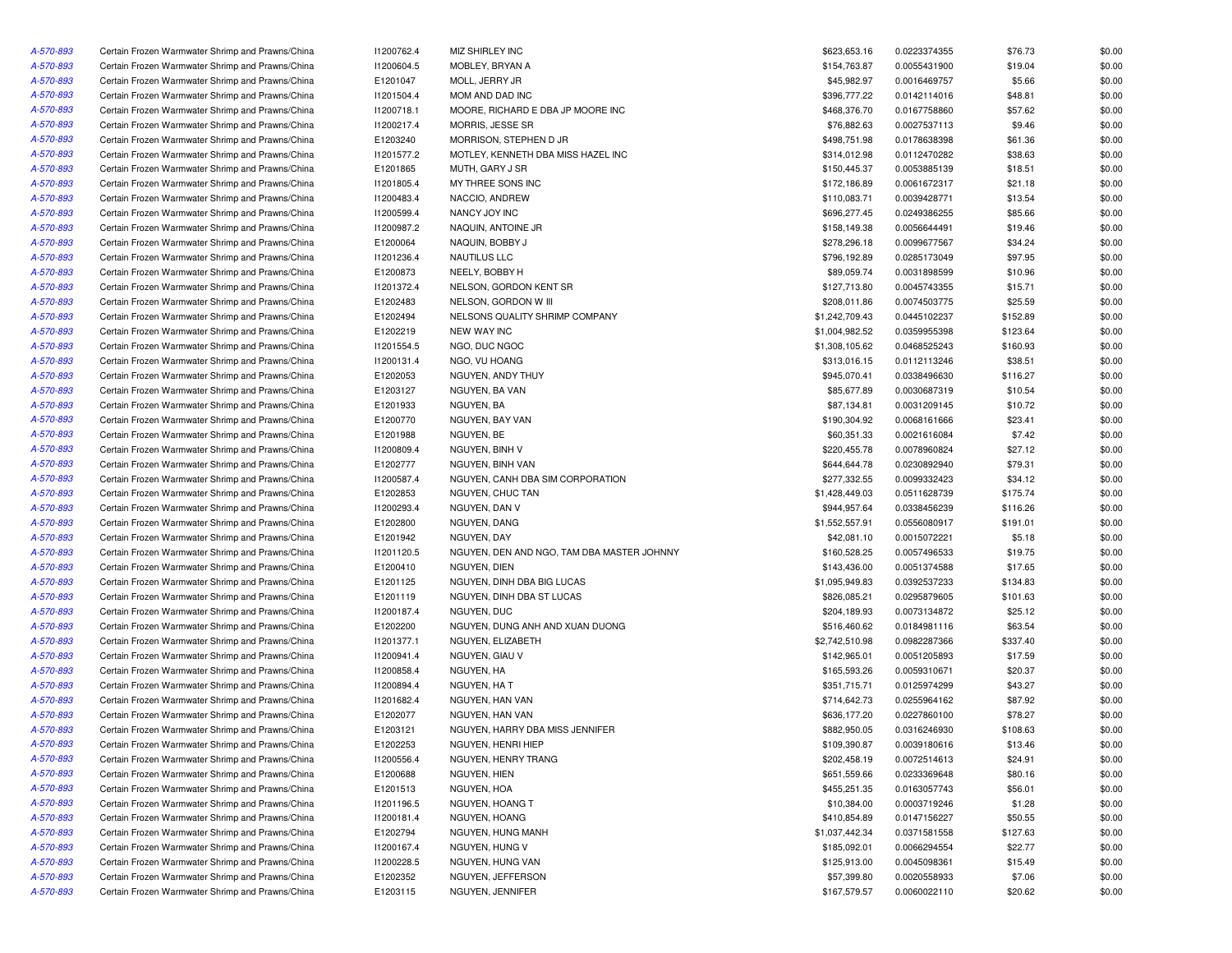| | | | | | | | |
|---|---|---|---|---|---|---|---|
| A-570-893 | Certain Frozen Warmwater Shrimp and Prawns/China | I1200762.4 | MIZ SHIRLEY INC | $623,653.16 | 0.0223374355 | $76.73 | $0.00 |
| A-570-893 | Certain Frozen Warmwater Shrimp and Prawns/China | I1200604.5 | MOBLEY, BRYAN A | $154,763.87 | 0.0055431900 | $19.04 | $0.00 |
| A-570-893 | Certain Frozen Warmwater Shrimp and Prawns/China | E1201047 | MOLL, JERRY JR | $45,982.97 | 0.0016469757 | $5.66 | $0.00 |
| A-570-893 | Certain Frozen Warmwater Shrimp and Prawns/China | I1201504.4 | MOM AND DAD INC | $396,777.22 | 0.0142114016 | $48.81 | $0.00 |
| A-570-893 | Certain Frozen Warmwater Shrimp and Prawns/China | I1200718.1 | MOORE, RICHARD E DBA JP MOORE INC | $468,376.70 | 0.0167758860 | $57.62 | $0.00 |
| A-570-893 | Certain Frozen Warmwater Shrimp and Prawns/China | I1200217.4 | MORRIS, JESSE SR | $76,882.63 | 0.0027537113 | $9.46 | $0.00 |
| A-570-893 | Certain Frozen Warmwater Shrimp and Prawns/China | E1203240 | MORRISON, STEPHEN D JR | $498,751.98 | 0.0178638398 | $61.36 | $0.00 |
| A-570-893 | Certain Frozen Warmwater Shrimp and Prawns/China | I1201577.2 | MOTLEY, KENNETH DBA MISS HAZEL INC | $314,012.98 | 0.0112470282 | $38.63 | $0.00 |
| A-570-893 | Certain Frozen Warmwater Shrimp and Prawns/China | E1201865 | MUTH, GARY J SR | $150,445.37 | 0.0053885139 | $18.51 | $0.00 |
| A-570-893 | Certain Frozen Warmwater Shrimp and Prawns/China | I1201805.4 | MY THREE SONS INC | $172,186.89 | 0.0061672317 | $21.18 | $0.00 |
| A-570-893 | Certain Frozen Warmwater Shrimp and Prawns/China | I1200483.4 | NACCIO, ANDREW | $110,083.71 | 0.0039428771 | $13.54 | $0.00 |
| A-570-893 | Certain Frozen Warmwater Shrimp and Prawns/China | I1200599.4 | NANCY JOY INC | $696,277.45 | 0.0249386255 | $85.66 | $0.00 |
| A-570-893 | Certain Frozen Warmwater Shrimp and Prawns/China | I1200987.2 | NAQUIN, ANTOINE JR | $158,149.38 | 0.0056644491 | $19.46 | $0.00 |
| A-570-893 | Certain Frozen Warmwater Shrimp and Prawns/China | E1200064 | NAQUIN, BOBBY J | $278,296.18 | 0.0099677567 | $34.24 | $0.00 |
| A-570-893 | Certain Frozen Warmwater Shrimp and Prawns/China | I1201236.4 | NAUTILUS LLC | $796,192.89 | 0.0285173049 | $97.95 | $0.00 |
| A-570-893 | Certain Frozen Warmwater Shrimp and Prawns/China | E1200873 | NEELY, BOBBY H | $89,059.74 | 0.0031898599 | $10.96 | $0.00 |
| A-570-893 | Certain Frozen Warmwater Shrimp and Prawns/China | I1201372.4 | NELSON, GORDON KENT SR | $127,713.80 | 0.0045743355 | $15.71 | $0.00 |
| A-570-893 | Certain Frozen Warmwater Shrimp and Prawns/China | E1202483 | NELSON, GORDON W III | $208,011.86 | 0.0074503775 | $25.59 | $0.00 |
| A-570-893 | Certain Frozen Warmwater Shrimp and Prawns/China | E1202494 | NELSONS QUALITY SHRIMP COMPANY | $1,242,709.43 | 0.0445102237 | $152.89 | $0.00 |
| A-570-893 | Certain Frozen Warmwater Shrimp and Prawns/China | E1202219 | NEW WAY INC | $1,004,982.52 | 0.0359955398 | $123.64 | $0.00 |
| A-570-893 | Certain Frozen Warmwater Shrimp and Prawns/China | I1201554.5 | NGO, DUC NGOC | $1,308,105.62 | 0.0468525243 | $160.93 | $0.00 |
| A-570-893 | Certain Frozen Warmwater Shrimp and Prawns/China | I1200131.4 | NGO, VU HOANG | $313,016.15 | 0.0112113246 | $38.51 | $0.00 |
| A-570-893 | Certain Frozen Warmwater Shrimp and Prawns/China | E1202053 | NGUYEN, ANDY THUY | $945,070.41 | 0.0338496630 | $116.27 | $0.00 |
| A-570-893 | Certain Frozen Warmwater Shrimp and Prawns/China | E1203127 | NGUYEN, BA VAN | $85,677.89 | 0.0030687319 | $10.54 | $0.00 |
| A-570-893 | Certain Frozen Warmwater Shrimp and Prawns/China | E1201933 | NGUYEN, BA | $87,134.81 | 0.0031209145 | $10.72 | $0.00 |
| A-570-893 | Certain Frozen Warmwater Shrimp and Prawns/China | E1200770 | NGUYEN, BAY VAN | $190,304.92 | 0.0068161666 | $23.41 | $0.00 |
| A-570-893 | Certain Frozen Warmwater Shrimp and Prawns/China | E1201988 | NGUYEN, BE | $60,351.33 | 0.0021616084 | $7.42 | $0.00 |
| A-570-893 | Certain Frozen Warmwater Shrimp and Prawns/China | I1200809.4 | NGUYEN, BINH V | $220,455.78 | 0.0078960824 | $27.12 | $0.00 |
| A-570-893 | Certain Frozen Warmwater Shrimp and Prawns/China | E1202777 | NGUYEN, BINH VAN | $644,644.78 | 0.0230892940 | $79.31 | $0.00 |
| A-570-893 | Certain Frozen Warmwater Shrimp and Prawns/China | I1200587.4 | NGUYEN, CANH DBA SIM CORPORATION | $277,332.55 | 0.0099332423 | $34.12 | $0.00 |
| A-570-893 | Certain Frozen Warmwater Shrimp and Prawns/China | E1202853 | NGUYEN, CHUC TAN | $1,428,449.03 | 0.0511628739 | $175.74 | $0.00 |
| A-570-893 | Certain Frozen Warmwater Shrimp and Prawns/China | I1200293.4 | NGUYEN, DAN V | $944,957.64 | 0.0338456239 | $116.26 | $0.00 |
| A-570-893 | Certain Frozen Warmwater Shrimp and Prawns/China | E1202800 | NGUYEN, DANG | $1,552,557.91 | 0.0556080917 | $191.01 | $0.00 |
| A-570-893 | Certain Frozen Warmwater Shrimp and Prawns/China | E1201942 | NGUYEN, DAY | $42,081.10 | 0.0015072221 | $5.18 | $0.00 |
| A-570-893 | Certain Frozen Warmwater Shrimp and Prawns/China | I1201120.5 | NGUYEN, DEN AND NGO, TAM DBA MASTER JOHNNY | $160,528.25 | 0.0057496533 | $19.75 | $0.00 |
| A-570-893 | Certain Frozen Warmwater Shrimp and Prawns/China | E1200410 | NGUYEN, DIEN | $143,436.00 | 0.0051374588 | $17.65 | $0.00 |
| A-570-893 | Certain Frozen Warmwater Shrimp and Prawns/China | E1201125 | NGUYEN, DINH DBA BIG LUCAS | $1,095,949.83 | 0.0392537233 | $134.83 | $0.00 |
| A-570-893 | Certain Frozen Warmwater Shrimp and Prawns/China | E1201119 | NGUYEN, DINH DBA ST LUCAS | $826,085.21 | 0.0295879605 | $101.63 | $0.00 |
| A-570-893 | Certain Frozen Warmwater Shrimp and Prawns/China | I1200187.4 | NGUYEN, DUC | $204,189.93 | 0.0073134872 | $25.12 | $0.00 |
| A-570-893 | Certain Frozen Warmwater Shrimp and Prawns/China | E1202200 | NGUYEN, DUNG ANH AND XUAN DUONG | $516,460.62 | 0.0184981116 | $63.54 | $0.00 |
| A-570-893 | Certain Frozen Warmwater Shrimp and Prawns/China | I1201377.1 | NGUYEN, ELIZABETH | $2,742,510.98 | 0.0982287366 | $337.40 | $0.00 |
| A-570-893 | Certain Frozen Warmwater Shrimp and Prawns/China | I1200941.4 | NGUYEN, GIAU V | $142,965.01 | 0.0051205893 | $17.59 | $0.00 |
| A-570-893 | Certain Frozen Warmwater Shrimp and Prawns/China | I1200858.4 | NGUYEN, HA | $165,593.26 | 0.0059310671 | $20.37 | $0.00 |
| A-570-893 | Certain Frozen Warmwater Shrimp and Prawns/China | I1200894.4 | NGUYEN, HA T | $351,715.71 | 0.0125974299 | $43.27 | $0.00 |
| A-570-893 | Certain Frozen Warmwater Shrimp and Prawns/China | I1201682.4 | NGUYEN, HAN VAN | $714,642.73 | 0.0255964162 | $87.92 | $0.00 |
| A-570-893 | Certain Frozen Warmwater Shrimp and Prawns/China | E1202077 | NGUYEN, HAN VAN | $636,177.20 | 0.0227860100 | $78.27 | $0.00 |
| A-570-893 | Certain Frozen Warmwater Shrimp and Prawns/China | E1203121 | NGUYEN, HARRY DBA MISS JENNIFER | $882,950.05 | 0.0316246930 | $108.63 | $0.00 |
| A-570-893 | Certain Frozen Warmwater Shrimp and Prawns/China | E1202253 | NGUYEN, HENRI HIEP | $109,390.87 | 0.0039180616 | $13.46 | $0.00 |
| A-570-893 | Certain Frozen Warmwater Shrimp and Prawns/China | I1200556.4 | NGUYEN, HENRY TRANG | $202,458.19 | 0.0072514613 | $24.91 | $0.00 |
| A-570-893 | Certain Frozen Warmwater Shrimp and Prawns/China | E1200688 | NGUYEN, HIEN | $651,559.66 | 0.0233369648 | $80.16 | $0.00 |
| A-570-893 | Certain Frozen Warmwater Shrimp and Prawns/China | E1201513 | NGUYEN, HOA | $455,251.35 | 0.0163057743 | $56.01 | $0.00 |
| A-570-893 | Certain Frozen Warmwater Shrimp and Prawns/China | I1201196.5 | NGUYEN, HOANG T | $10,384.00 | 0.0003719246 | $1.28 | $0.00 |
| A-570-893 | Certain Frozen Warmwater Shrimp and Prawns/China | I1200181.4 | NGUYEN, HOANG | $410,854.89 | 0.0147156227 | $50.55 | $0.00 |
| A-570-893 | Certain Frozen Warmwater Shrimp and Prawns/China | E1202794 | NGUYEN, HUNG MANH | $1,037,442.34 | 0.0371581558 | $127.63 | $0.00 |
| A-570-893 | Certain Frozen Warmwater Shrimp and Prawns/China | I1200167.4 | NGUYEN, HUNG V | $185,092.01 | 0.0066294554 | $22.77 | $0.00 |
| A-570-893 | Certain Frozen Warmwater Shrimp and Prawns/China | I1200228.5 | NGUYEN, HUNG VAN | $125,913.00 | 0.0045098361 | $15.49 | $0.00 |
| A-570-893 | Certain Frozen Warmwater Shrimp and Prawns/China | E1202352 | NGUYEN, JEFFERSON | $57,399.80 | 0.0020558933 | $7.06 | $0.00 |
| A-570-893 | Certain Frozen Warmwater Shrimp and Prawns/China | E1203115 | NGUYEN, JENNIFER | $167,579.57 | 0.0060022110 | $20.62 | $0.00 |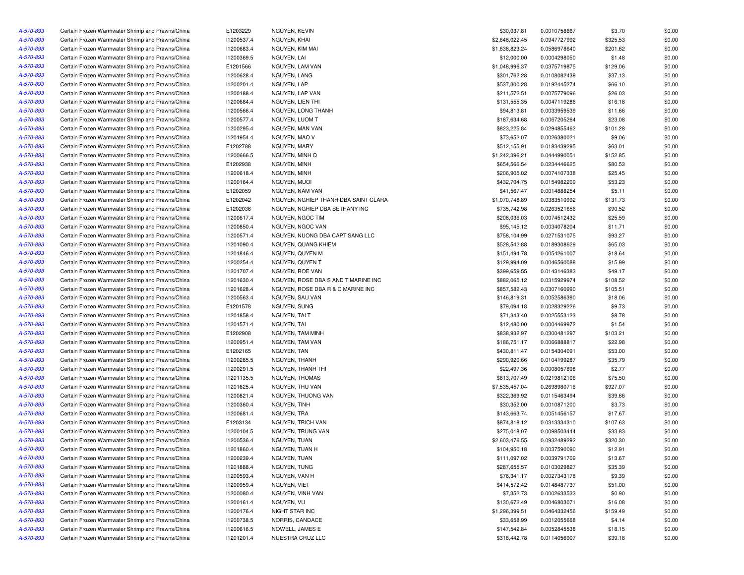| | | | | | | | |
|---|---|---|---|---|---|---|---|
| A-570-893 | Certain Frozen Warmwater Shrimp and Prawns/China | E1203229 | NGUYEN, KEVIN | $30,037.81 | 0.0010758667 | $3.70 | $0.00 |
| A-570-893 | Certain Frozen Warmwater Shrimp and Prawns/China | I1200537.4 | NGUYEN, KHAI | $2,646,022.45 | 0.0947727992 | $325.53 | $0.00 |
| A-570-893 | Certain Frozen Warmwater Shrimp and Prawns/China | I1200683.4 | NGUYEN, KIM MAI | $1,638,823.24 | 0.0586978640 | $201.62 | $0.00 |
| A-570-893 | Certain Frozen Warmwater Shrimp and Prawns/China | I1200369.5 | NGUYEN, LAI | $12,000.00 | 0.0004298050 | $1.48 | $0.00 |
| A-570-893 | Certain Frozen Warmwater Shrimp and Prawns/China | E1201566 | NGUYEN, LAM VAN | $1,048,996.37 | 0.0375719875 | $129.06 | $0.00 |
| A-570-893 | Certain Frozen Warmwater Shrimp and Prawns/China | I1200628.4 | NGUYEN, LANG | $301,762.28 | 0.0108082439 | $37.13 | $0.00 |
| A-570-893 | Certain Frozen Warmwater Shrimp and Prawns/China | I1200201.4 | NGUYEN, LAP | $537,300.28 | 0.0192445274 | $66.10 | $0.00 |
| A-570-893 | Certain Frozen Warmwater Shrimp and Prawns/China | I1200188.4 | NGUYEN, LAP VAN | $211,572.51 | 0.0075779096 | $26.03 | $0.00 |
| A-570-893 | Certain Frozen Warmwater Shrimp and Prawns/China | I1200684.4 | NGUYEN, LIEN THI | $131,555.35 | 0.0047119286 | $16.18 | $0.00 |
| A-570-893 | Certain Frozen Warmwater Shrimp and Prawns/China | I1200566.4 | NGUYEN, LONG THANH | $94,813.81 | 0.0033959539 | $11.66 | $0.00 |
| A-570-893 | Certain Frozen Warmwater Shrimp and Prawns/China | I1200577.4 | NGUYEN, LUOM T | $187,634.68 | 0.0067205264 | $23.08 | $0.00 |
| A-570-893 | Certain Frozen Warmwater Shrimp and Prawns/China | I1200295.4 | NGUYEN, MAN VAN | $823,225.84 | 0.0294855462 | $101.28 | $0.00 |
| A-570-893 | Certain Frozen Warmwater Shrimp and Prawns/China | I1201954.4 | NGUYEN, MAO V | $73,652.07 | 0.0026380021 | $9.06 | $0.00 |
| A-570-893 | Certain Frozen Warmwater Shrimp and Prawns/China | E1202788 | NGUYEN, MARY | $512,155.91 | 0.0183439295 | $63.01 | $0.00 |
| A-570-893 | Certain Frozen Warmwater Shrimp and Prawns/China | I1200666.5 | NGUYEN, MINH Q | $1,242,396.21 | 0.0444990051 | $152.85 | $0.00 |
| A-570-893 | Certain Frozen Warmwater Shrimp and Prawns/China | E1202938 | NGUYEN, MINH | $654,566.54 | 0.0234446625 | $80.53 | $0.00 |
| A-570-893 | Certain Frozen Warmwater Shrimp and Prawns/China | I1200618.4 | NGUYEN, MINH | $206,905.02 | 0.0074107338 | $25.45 | $0.00 |
| A-570-893 | Certain Frozen Warmwater Shrimp and Prawns/China | I1200164.4 | NGUYEN, MUOI | $432,704.75 | 0.0154982209 | $53.23 | $0.00 |
| A-570-893 | Certain Frozen Warmwater Shrimp and Prawns/China | E1202059 | NGUYEN, NAM VAN | $41,567.47 | 0.0014888254 | $5.11 | $0.00 |
| A-570-893 | Certain Frozen Warmwater Shrimp and Prawns/China | E1202042 | NGUYEN, NGHIEP THANH DBA SAINT CLARA | $1,070,748.89 | 0.0383510992 | $131.73 | $0.00 |
| A-570-893 | Certain Frozen Warmwater Shrimp and Prawns/China | E1202036 | NGUYEN, NGHIEP DBA BETHANY INC | $735,742.98 | 0.0263521656 | $90.52 | $0.00 |
| A-570-893 | Certain Frozen Warmwater Shrimp and Prawns/China | I1200617.4 | NGUYEN, NGOC TIM | $208,036.03 | 0.0074512432 | $25.59 | $0.00 |
| A-570-893 | Certain Frozen Warmwater Shrimp and Prawns/China | I1200850.4 | NGUYEN, NGOC VAN | $95,145.12 | 0.0034078204 | $11.71 | $0.00 |
| A-570-893 | Certain Frozen Warmwater Shrimp and Prawns/China | I1200571.4 | NGUYEN, NUONG DBA CAPT SANG LLC | $758,104.99 | 0.0271531075 | $93.27 | $0.00 |
| A-570-893 | Certain Frozen Warmwater Shrimp and Prawns/China | I1201090.4 | NGUYEN, QUANG KHIEM | $528,542.88 | 0.0189308629 | $65.03 | $0.00 |
| A-570-893 | Certain Frozen Warmwater Shrimp and Prawns/China | I1201846.4 | NGUYEN, QUYEN M | $151,494.78 | 0.0054261007 | $18.64 | $0.00 |
| A-570-893 | Certain Frozen Warmwater Shrimp and Prawns/China | I1200254.4 | NGUYEN, QUYEN T | $129,994.09 | 0.0046560088 | $15.99 | $0.00 |
| A-570-893 | Certain Frozen Warmwater Shrimp and Prawns/China | I1201707.4 | NGUYEN, ROE VAN | $399,659.55 | 0.0143146383 | $49.17 | $0.00 |
| A-570-893 | Certain Frozen Warmwater Shrimp and Prawns/China | I1201630.4 | NGUYEN, ROSE DBA S AND T MARINE INC | $882,065.12 | 0.0315929974 | $108.52 | $0.00 |
| A-570-893 | Certain Frozen Warmwater Shrimp and Prawns/China | I1201628.4 | NGUYEN, ROSE DBA R & C MARINE INC | $857,582.43 | 0.0307160990 | $105.51 | $0.00 |
| A-570-893 | Certain Frozen Warmwater Shrimp and Prawns/China | I1200563.4 | NGUYEN, SAU VAN | $146,819.31 | 0.0052586390 | $18.06 | $0.00 |
| A-570-893 | Certain Frozen Warmwater Shrimp and Prawns/China | E1201578 | NGUYEN, SUNG | $79,094.18 | 0.0028329226 | $9.73 | $0.00 |
| A-570-893 | Certain Frozen Warmwater Shrimp and Prawns/China | I1201858.4 | NGUYEN, TAI T | $71,343.40 | 0.0025553123 | $8.78 | $0.00 |
| A-570-893 | Certain Frozen Warmwater Shrimp and Prawns/China | I1201571.4 | NGUYEN, TAI | $12,480.00 | 0.0004469972 | $1.54 | $0.00 |
| A-570-893 | Certain Frozen Warmwater Shrimp and Prawns/China | E1202908 | NGUYEN, TAM MINH | $838,932.97 | 0.0300481297 | $103.21 | $0.00 |
| A-570-893 | Certain Frozen Warmwater Shrimp and Prawns/China | I1200951.4 | NGUYEN, TAM VAN | $186,751.17 | 0.0066888817 | $22.98 | $0.00 |
| A-570-893 | Certain Frozen Warmwater Shrimp and Prawns/China | E1202165 | NGUYEN, TAN | $430,811.47 | 0.0154304091 | $53.00 | $0.00 |
| A-570-893 | Certain Frozen Warmwater Shrimp and Prawns/China | I1200285.5 | NGUYEN, THANH | $290,920.66 | 0.0104199287 | $35.79 | $0.00 |
| A-570-893 | Certain Frozen Warmwater Shrimp and Prawns/China | I1200291.5 | NGUYEN, THANH THI | $22,497.36 | 0.0008057898 | $2.77 | $0.00 |
| A-570-893 | Certain Frozen Warmwater Shrimp and Prawns/China | I1201135.5 | NGUYEN, THOMAS | $613,707.49 | 0.0219812106 | $75.50 | $0.00 |
| A-570-893 | Certain Frozen Warmwater Shrimp and Prawns/China | I1201625.4 | NGUYEN, THU VAN | $7,535,457.04 | 0.2698980716 | $927.07 | $0.00 |
| A-570-893 | Certain Frozen Warmwater Shrimp and Prawns/China | I1200821.4 | NGUYEN, THUONG VAN | $322,369.92 | 0.0115463494 | $39.66 | $0.00 |
| A-570-893 | Certain Frozen Warmwater Shrimp and Prawns/China | I1200360.4 | NGUYEN, TINH | $30,352.00 | 0.0010871200 | $3.73 | $0.00 |
| A-570-893 | Certain Frozen Warmwater Shrimp and Prawns/China | I1200681.4 | NGUYEN, TRA | $143,663.74 | 0.0051456157 | $17.67 | $0.00 |
| A-570-893 | Certain Frozen Warmwater Shrimp and Prawns/China | E1203134 | NGUYEN, TRICH VAN | $874,818.12 | 0.0313334310 | $107.63 | $0.00 |
| A-570-893 | Certain Frozen Warmwater Shrimp and Prawns/China | I1200104.5 | NGUYEN, TRUNG VAN | $275,018.07 | 0.0098503444 | $33.83 | $0.00 |
| A-570-893 | Certain Frozen Warmwater Shrimp and Prawns/China | I1200536.4 | NGUYEN, TUAN | $2,603,476.55 | 0.0932489292 | $320.30 | $0.00 |
| A-570-893 | Certain Frozen Warmwater Shrimp and Prawns/China | I1201860.4 | NGUYEN, TUAN H | $104,950.18 | 0.0037590090 | $12.91 | $0.00 |
| A-570-893 | Certain Frozen Warmwater Shrimp and Prawns/China | I1200239.4 | NGUYEN, TUAN | $111,097.02 | 0.0039791709 | $13.67 | $0.00 |
| A-570-893 | Certain Frozen Warmwater Shrimp and Prawns/China | I1201888.4 | NGUYEN, TUNG | $287,655.57 | 0.0103029827 | $35.39 | $0.00 |
| A-570-893 | Certain Frozen Warmwater Shrimp and Prawns/China | I1200593.4 | NGUYEN, VAN H | $76,341.17 | 0.0027343178 | $9.39 | $0.00 |
| A-570-893 | Certain Frozen Warmwater Shrimp and Prawns/China | I1200959.4 | NGUYEN, VIET | $414,572.42 | 0.0148487737 | $51.00 | $0.00 |
| A-570-893 | Certain Frozen Warmwater Shrimp and Prawns/China | I1200080.4 | NGUYEN, VINH VAN | $7,352.73 | 0.0002633533 | $0.90 | $0.00 |
| A-570-893 | Certain Frozen Warmwater Shrimp and Prawns/China | I1200161.4 | NGUYEN, VU | $130,672.49 | 0.0046803071 | $16.08 | $0.00 |
| A-570-893 | Certain Frozen Warmwater Shrimp and Prawns/China | I1200176.4 | NIGHT STAR INC | $1,296,399.51 | 0.0464332456 | $159.49 | $0.00 |
| A-570-893 | Certain Frozen Warmwater Shrimp and Prawns/China | I1200738.5 | NORRIS, CANDACE | $33,658.99 | 0.0012055668 | $4.14 | $0.00 |
| A-570-893 | Certain Frozen Warmwater Shrimp and Prawns/China | I1200616.5 | NOWELL, JAMES E | $147,542.84 | 0.0052845538 | $18.15 | $0.00 |
| A-570-893 | Certain Frozen Warmwater Shrimp and Prawns/China | I1201201.4 | NUESTRA CRUZ LLC | $318,442.78 | 0.0114056907 | $39.18 | $0.00 |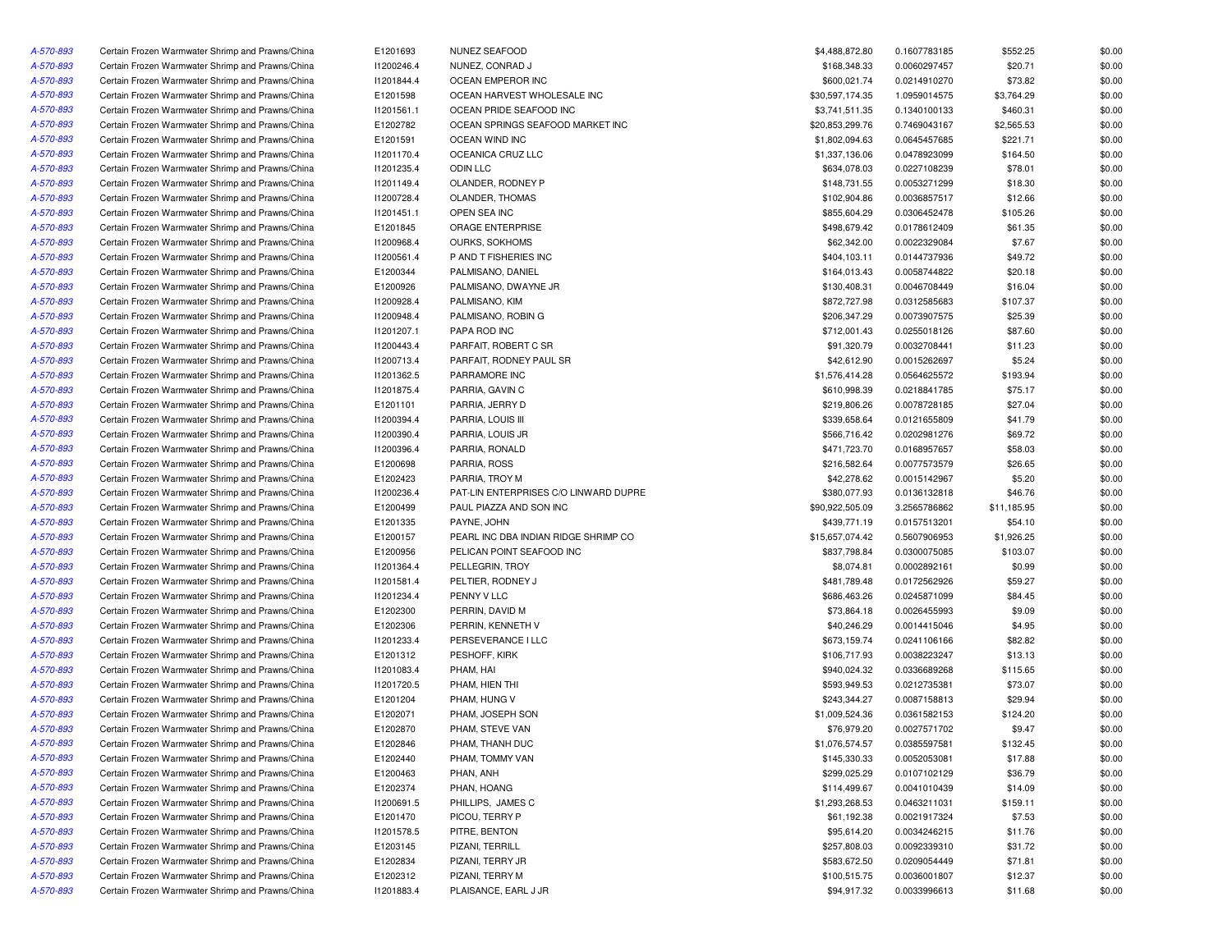| | | | | | | | |
|---|---|---|---|---|---|---|---|
| A-570-893 | Certain Frozen Warmwater Shrimp and Prawns/China | E1201693 | NUNEZ SEAFOOD | $4,488,872.80 | 0.1607783185 | $552.25 | $0.00 |
| A-570-893 | Certain Frozen Warmwater Shrimp and Prawns/China | I1200246.4 | NUNEZ, CONRAD J | $168,348.33 | 0.0060297457 | $20.71 | $0.00 |
| A-570-893 | Certain Frozen Warmwater Shrimp and Prawns/China | I1201844.4 | OCEAN EMPEROR INC | $600,021.74 | 0.0214910270 | $73.82 | $0.00 |
| A-570-893 | Certain Frozen Warmwater Shrimp and Prawns/China | E1201598 | OCEAN HARVEST WHOLESALE INC | $30,597,174.35 | 1.0959014575 | $3,764.29 | $0.00 |
| A-570-893 | Certain Frozen Warmwater Shrimp and Prawns/China | I1201561.1 | OCEAN PRIDE SEAFOOD INC | $3,741,511.35 | 0.1340100133 | $460.31 | $0.00 |
| A-570-893 | Certain Frozen Warmwater Shrimp and Prawns/China | E1202782 | OCEAN SPRINGS SEAFOOD MARKET INC | $20,853,299.76 | 0.7469043167 | $2,565.53 | $0.00 |
| A-570-893 | Certain Frozen Warmwater Shrimp and Prawns/China | E1201591 | OCEAN WIND INC | $1,802,094.63 | 0.0645457685 | $221.71 | $0.00 |
| A-570-893 | Certain Frozen Warmwater Shrimp and Prawns/China | I1201170.4 | OCEANICA CRUZ LLC | $1,337,136.06 | 0.0478923099 | $164.50 | $0.00 |
| A-570-893 | Certain Frozen Warmwater Shrimp and Prawns/China | I1201235.4 | ODIN LLC | $634,078.03 | 0.0227108239 | $78.01 | $0.00 |
| A-570-893 | Certain Frozen Warmwater Shrimp and Prawns/China | I1201149.4 | OLANDER, RODNEY P | $148,731.55 | 0.0053271299 | $18.30 | $0.00 |
| A-570-893 | Certain Frozen Warmwater Shrimp and Prawns/China | I1200728.4 | OLANDER, THOMAS | $102,904.86 | 0.0036857517 | $12.66 | $0.00 |
| A-570-893 | Certain Frozen Warmwater Shrimp and Prawns/China | I1201451.1 | OPEN SEA INC | $855,604.29 | 0.0306452478 | $105.26 | $0.00 |
| A-570-893 | Certain Frozen Warmwater Shrimp and Prawns/China | E1201845 | ORAGE ENTERPRISE | $498,679.42 | 0.0178612409 | $61.35 | $0.00 |
| A-570-893 | Certain Frozen Warmwater Shrimp and Prawns/China | I1200968.4 | OURKS, SOKHOMS | $62,342.00 | 0.0022329084 | $7.67 | $0.00 |
| A-570-893 | Certain Frozen Warmwater Shrimp and Prawns/China | I1200561.4 | P AND T FISHERIES INC | $404,103.11 | 0.0144737936 | $49.72 | $0.00 |
| A-570-893 | Certain Frozen Warmwater Shrimp and Prawns/China | E1200344 | PALMISANO, DANIEL | $164,013.43 | 0.0058744822 | $20.18 | $0.00 |
| A-570-893 | Certain Frozen Warmwater Shrimp and Prawns/China | E1200926 | PALMISANO, DWAYNE JR | $130,408.31 | 0.0046708449 | $16.04 | $0.00 |
| A-570-893 | Certain Frozen Warmwater Shrimp and Prawns/China | I1200928.4 | PALMISANO, KIM | $872,727.98 | 0.0312585683 | $107.37 | $0.00 |
| A-570-893 | Certain Frozen Warmwater Shrimp and Prawns/China | I1200948.4 | PALMISANO, ROBIN G | $206,347.29 | 0.0073907575 | $25.39 | $0.00 |
| A-570-893 | Certain Frozen Warmwater Shrimp and Prawns/China | I1201207.1 | PAPA ROD INC | $712,001.43 | 0.0255018126 | $87.60 | $0.00 |
| A-570-893 | Certain Frozen Warmwater Shrimp and Prawns/China | I1200443.4 | PARFAIT, ROBERT C SR | $91,320.79 | 0.0032708441 | $11.23 | $0.00 |
| A-570-893 | Certain Frozen Warmwater Shrimp and Prawns/China | I1200713.4 | PARFAIT, RODNEY PAUL SR | $42,612.90 | 0.0015262697 | $5.24 | $0.00 |
| A-570-893 | Certain Frozen Warmwater Shrimp and Prawns/China | I1201362.5 | PARRAMORE INC | $1,576,414.28 | 0.0564625572 | $193.94 | $0.00 |
| A-570-893 | Certain Frozen Warmwater Shrimp and Prawns/China | I1201875.4 | PARRIA, GAVIN C | $610,998.39 | 0.0218841785 | $75.17 | $0.00 |
| A-570-893 | Certain Frozen Warmwater Shrimp and Prawns/China | E1201101 | PARRIA, JERRY D | $219,806.26 | 0.0078728185 | $27.04 | $0.00 |
| A-570-893 | Certain Frozen Warmwater Shrimp and Prawns/China | I1200394.4 | PARRIA, LOUIS III | $339,658.64 | 0.0121655809 | $41.79 | $0.00 |
| A-570-893 | Certain Frozen Warmwater Shrimp and Prawns/China | I1200390.4 | PARRIA, LOUIS JR | $566,716.42 | 0.0202981276 | $69.72 | $0.00 |
| A-570-893 | Certain Frozen Warmwater Shrimp and Prawns/China | I1200396.4 | PARRIA, RONALD | $471,723.70 | 0.0168957657 | $58.03 | $0.00 |
| A-570-893 | Certain Frozen Warmwater Shrimp and Prawns/China | E1200698 | PARRIA, ROSS | $216,582.64 | 0.0077573579 | $26.65 | $0.00 |
| A-570-893 | Certain Frozen Warmwater Shrimp and Prawns/China | E1202423 | PARRIA, TROY M | $42,278.62 | 0.0015142967 | $5.20 | $0.00 |
| A-570-893 | Certain Frozen Warmwater Shrimp and Prawns/China | I1200236.4 | PAT-LIN ENTERPRISES C/O LINWARD DUPRE | $380,077.93 | 0.0136132818 | $46.76 | $0.00 |
| A-570-893 | Certain Frozen Warmwater Shrimp and Prawns/China | E1200499 | PAUL PIAZZA AND SON INC | $90,922,505.09 | 3.2565786862 | $11,185.95 | $0.00 |
| A-570-893 | Certain Frozen Warmwater Shrimp and Prawns/China | E1201335 | PAYNE, JOHN | $439,771.19 | 0.0157513201 | $54.10 | $0.00 |
| A-570-893 | Certain Frozen Warmwater Shrimp and Prawns/China | E1200157 | PEARL INC DBA INDIAN RIDGE SHRIMP CO | $15,657,074.42 | 0.5607906953 | $1,926.25 | $0.00 |
| A-570-893 | Certain Frozen Warmwater Shrimp and Prawns/China | E1200956 | PELICAN POINT SEAFOOD INC | $837,798.84 | 0.0300075085 | $103.07 | $0.00 |
| A-570-893 | Certain Frozen Warmwater Shrimp and Prawns/China | I1201364.4 | PELLEGRIN, TROY | $8,074.81 | 0.0002892161 | $0.99 | $0.00 |
| A-570-893 | Certain Frozen Warmwater Shrimp and Prawns/China | I1201581.4 | PELTIER, RODNEY J | $481,789.48 | 0.0172562926 | $59.27 | $0.00 |
| A-570-893 | Certain Frozen Warmwater Shrimp and Prawns/China | I1201234.4 | PENNY V LLC | $686,463.26 | 0.0245871099 | $84.45 | $0.00 |
| A-570-893 | Certain Frozen Warmwater Shrimp and Prawns/China | E1202300 | PERRIN, DAVID M | $73,864.18 | 0.0026455993 | $9.09 | $0.00 |
| A-570-893 | Certain Frozen Warmwater Shrimp and Prawns/China | E1202306 | PERRIN, KENNETH V | $40,246.29 | 0.0014415046 | $4.95 | $0.00 |
| A-570-893 | Certain Frozen Warmwater Shrimp and Prawns/China | I1201233.4 | PERSEVERANCE I LLC | $673,159.74 | 0.0241106166 | $82.82 | $0.00 |
| A-570-893 | Certain Frozen Warmwater Shrimp and Prawns/China | E1201312 | PESHOFF, KIRK | $106,717.93 | 0.0038223247 | $13.13 | $0.00 |
| A-570-893 | Certain Frozen Warmwater Shrimp and Prawns/China | I1201083.4 | PHAM, HAI | $940,024.32 | 0.0336689268 | $115.65 | $0.00 |
| A-570-893 | Certain Frozen Warmwater Shrimp and Prawns/China | I1201720.5 | PHAM, HIEN THI | $593,949.53 | 0.0212735381 | $73.07 | $0.00 |
| A-570-893 | Certain Frozen Warmwater Shrimp and Prawns/China | E1201204 | PHAM, HUNG V | $243,344.27 | 0.0087158813 | $29.94 | $0.00 |
| A-570-893 | Certain Frozen Warmwater Shrimp and Prawns/China | E1202071 | PHAM, JOSEPH SON | $1,009,524.36 | 0.0361582153 | $124.20 | $0.00 |
| A-570-893 | Certain Frozen Warmwater Shrimp and Prawns/China | E1202870 | PHAM, STEVE VAN | $76,979.20 | 0.0027571702 | $9.47 | $0.00 |
| A-570-893 | Certain Frozen Warmwater Shrimp and Prawns/China | E1202846 | PHAM, THANH DUC | $1,076,574.57 | 0.0385597581 | $132.45 | $0.00 |
| A-570-893 | Certain Frozen Warmwater Shrimp and Prawns/China | E1202440 | PHAM, TOMMY VAN | $145,330.33 | 0.0052053081 | $17.88 | $0.00 |
| A-570-893 | Certain Frozen Warmwater Shrimp and Prawns/China | E1200463 | PHAN, ANH | $299,025.29 | 0.0107102129 | $36.79 | $0.00 |
| A-570-893 | Certain Frozen Warmwater Shrimp and Prawns/China | E1202374 | PHAN, HOANG | $114,499.67 | 0.0041010439 | $14.09 | $0.00 |
| A-570-893 | Certain Frozen Warmwater Shrimp and Prawns/China | I1200691.5 | PHILLIPS, JAMES C | $1,293,268.53 | 0.0463211031 | $159.11 | $0.00 |
| A-570-893 | Certain Frozen Warmwater Shrimp and Prawns/China | E1201470 | PICOU, TERRY P | $61,192.38 | 0.0021917324 | $7.53 | $0.00 |
| A-570-893 | Certain Frozen Warmwater Shrimp and Prawns/China | I1201578.5 | PITRE, BENTON | $95,614.20 | 0.0034246215 | $11.76 | $0.00 |
| A-570-893 | Certain Frozen Warmwater Shrimp and Prawns/China | E1203145 | PIZANI, TERRILL | $257,808.03 | 0.0092339310 | $31.72 | $0.00 |
| A-570-893 | Certain Frozen Warmwater Shrimp and Prawns/China | E1202834 | PIZANI, TERRY JR | $583,672.50 | 0.0209054449 | $71.81 | $0.00 |
| A-570-893 | Certain Frozen Warmwater Shrimp and Prawns/China | E1202312 | PIZANI, TERRY M | $100,515.75 | 0.0036001807 | $12.37 | $0.00 |
| A-570-893 | Certain Frozen Warmwater Shrimp and Prawns/China | I1201883.4 | PLAISANCE, EARL J JR | $94,917.32 | 0.0033996613 | $11.68 | $0.00 |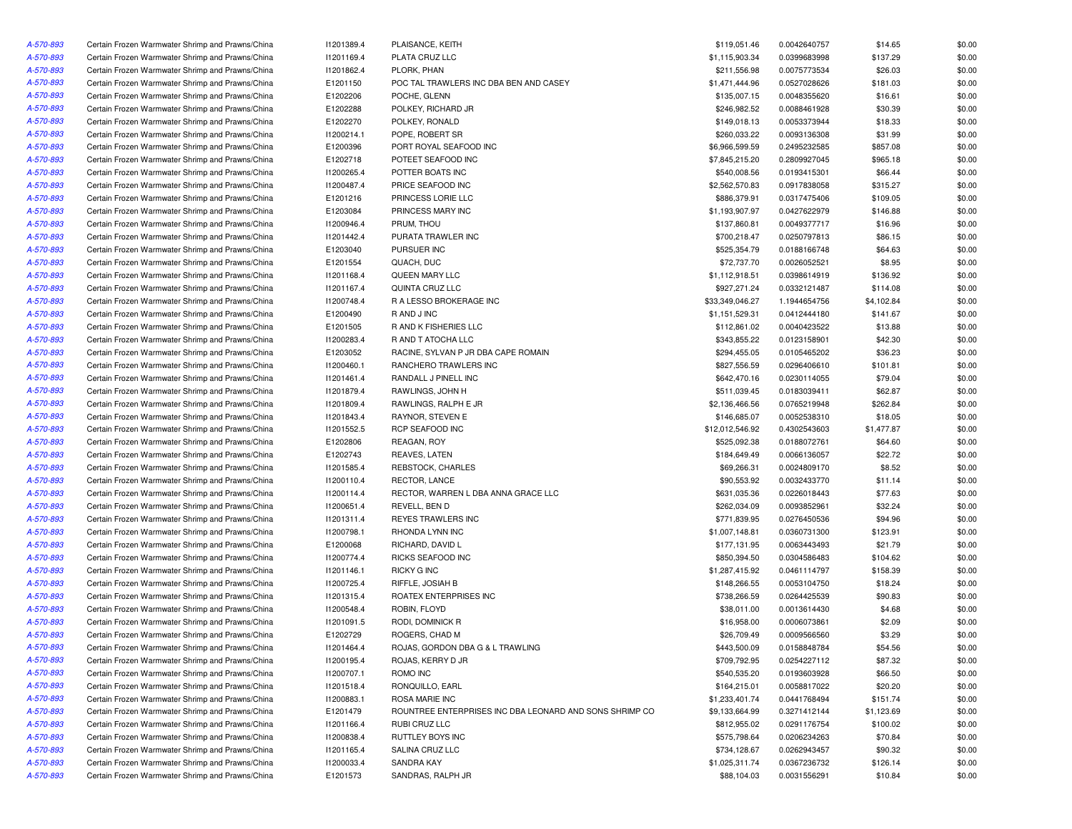| | | | | | | | |
|---|---|---|---|---|---|---|---|
| A-570-893 | Certain Frozen Warmwater Shrimp and Prawns/China | I1201389.4 | PLAISANCE, KEITH | $119,051.46 | 0.0042640757 | $14.65 | $0.00 |
| A-570-893 | Certain Frozen Warmwater Shrimp and Prawns/China | I1201169.4 | PLATA CRUZ LLC | $1,115,903.34 | 0.0399683998 | $137.29 | $0.00 |
| A-570-893 | Certain Frozen Warmwater Shrimp and Prawns/China | I1201862.4 | PLORK, PHAN | $211,556.98 | 0.0075773534 | $26.03 | $0.00 |
| A-570-893 | Certain Frozen Warmwater Shrimp and Prawns/China | E1201150 | POC TAL TRAWLERS INC DBA BEN AND CASEY | $1,471,444.96 | 0.0527028626 | $181.03 | $0.00 |
| A-570-893 | Certain Frozen Warmwater Shrimp and Prawns/China | E1202206 | POCHE, GLENN | $135,007.15 | 0.0048355620 | $16.61 | $0.00 |
| A-570-893 | Certain Frozen Warmwater Shrimp and Prawns/China | E1202288 | POLKEY, RICHARD JR | $246,982.52 | 0.0088461928 | $30.39 | $0.00 |
| A-570-893 | Certain Frozen Warmwater Shrimp and Prawns/China | E1202270 | POLKEY, RONALD | $149,018.13 | 0.0053373944 | $18.33 | $0.00 |
| A-570-893 | Certain Frozen Warmwater Shrimp and Prawns/China | I1200214.1 | POPE, ROBERT SR | $260,033.22 | 0.0093136308 | $31.99 | $0.00 |
| A-570-893 | Certain Frozen Warmwater Shrimp and Prawns/China | E1200396 | PORT ROYAL SEAFOOD INC | $6,966,599.59 | 0.2495232585 | $857.08 | $0.00 |
| A-570-893 | Certain Frozen Warmwater Shrimp and Prawns/China | E1202718 | POTEET SEAFOOD INC | $7,845,215.20 | 0.2809927045 | $965.18 | $0.00 |
| A-570-893 | Certain Frozen Warmwater Shrimp and Prawns/China | I1200265.4 | POTTER BOATS INC | $540,008.56 | 0.0193415301 | $66.44 | $0.00 |
| A-570-893 | Certain Frozen Warmwater Shrimp and Prawns/China | I1200487.4 | PRICE SEAFOOD INC | $2,562,570.83 | 0.0917838058 | $315.27 | $0.00 |
| A-570-893 | Certain Frozen Warmwater Shrimp and Prawns/China | E1201216 | PRINCESS LORIE LLC | $886,379.91 | 0.0317475406 | $109.05 | $0.00 |
| A-570-893 | Certain Frozen Warmwater Shrimp and Prawns/China | E1203084 | PRINCESS MARY INC | $1,193,907.97 | 0.0427622979 | $146.88 | $0.00 |
| A-570-893 | Certain Frozen Warmwater Shrimp and Prawns/China | I1200946.4 | PRUM, THOU | $137,860.81 | 0.0049377717 | $16.96 | $0.00 |
| A-570-893 | Certain Frozen Warmwater Shrimp and Prawns/China | I1201442.4 | PURATA TRAWLER INC | $700,218.47 | 0.0250797813 | $86.15 | $0.00 |
| A-570-893 | Certain Frozen Warmwater Shrimp and Prawns/China | E1203040 | PURSUER INC | $525,354.79 | 0.0188166748 | $64.63 | $0.00 |
| A-570-893 | Certain Frozen Warmwater Shrimp and Prawns/China | E1201554 | QUACH, DUC | $72,737.70 | 0.0026052521 | $8.95 | $0.00 |
| A-570-893 | Certain Frozen Warmwater Shrimp and Prawns/China | I1201168.4 | QUEEN MARY LLC | $1,112,918.51 | 0.0398614919 | $136.92 | $0.00 |
| A-570-893 | Certain Frozen Warmwater Shrimp and Prawns/China | I1201167.4 | QUINTA CRUZ LLC | $927,271.24 | 0.0332121487 | $114.08 | $0.00 |
| A-570-893 | Certain Frozen Warmwater Shrimp and Prawns/China | I1200748.4 | R A LESSO BROKERAGE INC | $33,349,046.27 | 1.1944654756 | $4,102.84 | $0.00 |
| A-570-893 | Certain Frozen Warmwater Shrimp and Prawns/China | E1200490 | R AND J INC | $1,151,529.31 | 0.0412444180 | $141.67 | $0.00 |
| A-570-893 | Certain Frozen Warmwater Shrimp and Prawns/China | E1201505 | R AND K FISHERIES LLC | $112,861.02 | 0.0040423522 | $13.88 | $0.00 |
| A-570-893 | Certain Frozen Warmwater Shrimp and Prawns/China | I1200283.4 | R AND T ATOCHA LLC | $343,855.22 | 0.0123158901 | $42.30 | $0.00 |
| A-570-893 | Certain Frozen Warmwater Shrimp and Prawns/China | E1203052 | RACINE, SYLVAN P JR DBA CAPE ROMAIN | $294,455.05 | 0.0105465202 | $36.23 | $0.00 |
| A-570-893 | Certain Frozen Warmwater Shrimp and Prawns/China | I1200460.1 | RANCHERO TRAWLERS INC | $827,556.59 | 0.0296406610 | $101.81 | $0.00 |
| A-570-893 | Certain Frozen Warmwater Shrimp and Prawns/China | I1201461.4 | RANDALL J PINELL INC | $642,470.16 | 0.0230114055 | $79.04 | $0.00 |
| A-570-893 | Certain Frozen Warmwater Shrimp and Prawns/China | I1201879.4 | RAWLINGS, JOHN H | $511,039.45 | 0.0183039411 | $62.87 | $0.00 |
| A-570-893 | Certain Frozen Warmwater Shrimp and Prawns/China | I1201809.4 | RAWLINGS, RALPH E JR | $2,136,466.56 | 0.0765219948 | $262.84 | $0.00 |
| A-570-893 | Certain Frozen Warmwater Shrimp and Prawns/China | I1201843.4 | RAYNOR, STEVEN E | $146,685.07 | 0.0052538310 | $18.05 | $0.00 |
| A-570-893 | Certain Frozen Warmwater Shrimp and Prawns/China | I1201552.5 | RCP SEAFOOD INC | $12,012,546.92 | 0.4302543603 | $1,477.87 | $0.00 |
| A-570-893 | Certain Frozen Warmwater Shrimp and Prawns/China | E1202806 | REAGAN, ROY | $525,092.38 | 0.0188072761 | $64.60 | $0.00 |
| A-570-893 | Certain Frozen Warmwater Shrimp and Prawns/China | E1202743 | REAVES, LATEN | $184,649.49 | 0.0066136057 | $22.72 | $0.00 |
| A-570-893 | Certain Frozen Warmwater Shrimp and Prawns/China | I1201585.4 | REBSTOCK, CHARLES | $69,266.31 | 0.0024809170 | $8.52 | $0.00 |
| A-570-893 | Certain Frozen Warmwater Shrimp and Prawns/China | I1200110.4 | RECTOR, LANCE | $90,553.92 | 0.0032433770 | $11.14 | $0.00 |
| A-570-893 | Certain Frozen Warmwater Shrimp and Prawns/China | I1200114.4 | RECTOR, WARREN L DBA ANNA GRACE LLC | $631,035.36 | 0.0226018443 | $77.63 | $0.00 |
| A-570-893 | Certain Frozen Warmwater Shrimp and Prawns/China | I1200651.4 | REVELL, BEN D | $262,034.09 | 0.0093852961 | $32.24 | $0.00 |
| A-570-893 | Certain Frozen Warmwater Shrimp and Prawns/China | I1201311.4 | REYES TRAWLERS INC | $771,839.95 | 0.0276450536 | $94.96 | $0.00 |
| A-570-893 | Certain Frozen Warmwater Shrimp and Prawns/China | I1200798.1 | RHONDA LYNN INC | $1,007,148.81 | 0.0360731300 | $123.91 | $0.00 |
| A-570-893 | Certain Frozen Warmwater Shrimp and Prawns/China | E1200068 | RICHARD, DAVID L | $177,131.95 | 0.0063443493 | $21.79 | $0.00 |
| A-570-893 | Certain Frozen Warmwater Shrimp and Prawns/China | I1200774.4 | RICKS SEAFOOD INC | $850,394.50 | 0.0304586483 | $104.62 | $0.00 |
| A-570-893 | Certain Frozen Warmwater Shrimp and Prawns/China | I1201146.1 | RICKY G INC | $1,287,415.92 | 0.0461114797 | $158.39 | $0.00 |
| A-570-893 | Certain Frozen Warmwater Shrimp and Prawns/China | I1200725.4 | RIFFLE, JOSIAH B | $148,266.55 | 0.0053104750 | $18.24 | $0.00 |
| A-570-893 | Certain Frozen Warmwater Shrimp and Prawns/China | I1201315.4 | ROATEX ENTERPRISES INC | $738,266.59 | 0.0264425539 | $90.83 | $0.00 |
| A-570-893 | Certain Frozen Warmwater Shrimp and Prawns/China | I1200548.4 | ROBIN, FLOYD | $38,011.00 | 0.0013614430 | $4.68 | $0.00 |
| A-570-893 | Certain Frozen Warmwater Shrimp and Prawns/China | I1201091.5 | RODI, DOMINICK R | $16,958.00 | 0.0006073861 | $2.09 | $0.00 |
| A-570-893 | Certain Frozen Warmwater Shrimp and Prawns/China | E1202729 | ROGERS, CHAD M | $26,709.49 | 0.0009566560 | $3.29 | $0.00 |
| A-570-893 | Certain Frozen Warmwater Shrimp and Prawns/China | I1201464.4 | ROJAS, GORDON DBA G & L TRAWLING | $443,500.09 | 0.0158848784 | $54.56 | $0.00 |
| A-570-893 | Certain Frozen Warmwater Shrimp and Prawns/China | I1200195.4 | ROJAS, KERRY D JR | $709,792.95 | 0.0254227112 | $87.32 | $0.00 |
| A-570-893 | Certain Frozen Warmwater Shrimp and Prawns/China | I1200707.1 | ROMO INC | $540,535.20 | 0.0193603928 | $66.50 | $0.00 |
| A-570-893 | Certain Frozen Warmwater Shrimp and Prawns/China | I1201518.4 | RONQUILLO, EARL | $164,215.01 | 0.0058817022 | $20.20 | $0.00 |
| A-570-893 | Certain Frozen Warmwater Shrimp and Prawns/China | I1200883.1 | ROSA MARIE INC | $1,233,401.74 | 0.0441768494 | $151.74 | $0.00 |
| A-570-893 | Certain Frozen Warmwater Shrimp and Prawns/China | E1201479 | ROUNTREE ENTERPRISES INC DBA LEONARD AND SONS SHRIMP CO | $9,133,664.99 | 0.3271412144 | $1,123.69 | $0.00 |
| A-570-893 | Certain Frozen Warmwater Shrimp and Prawns/China | I1201166.4 | RUBI CRUZ LLC | $812,955.02 | 0.0291176754 | $100.02 | $0.00 |
| A-570-893 | Certain Frozen Warmwater Shrimp and Prawns/China | I1200838.4 | RUTTLEY BOYS INC | $575,798.64 | 0.0206234263 | $70.84 | $0.00 |
| A-570-893 | Certain Frozen Warmwater Shrimp and Prawns/China | I1201165.4 | SALINA CRUZ LLC | $734,128.67 | 0.0262943457 | $90.32 | $0.00 |
| A-570-893 | Certain Frozen Warmwater Shrimp and Prawns/China | I1200033.4 | SANDRA KAY | $1,025,311.74 | 0.0367236732 | $126.14 | $0.00 |
| A-570-893 | Certain Frozen Warmwater Shrimp and Prawns/China | E1201573 | SANDRAS, RALPH JR | $88,104.03 | 0.0031556291 | $10.84 | $0.00 |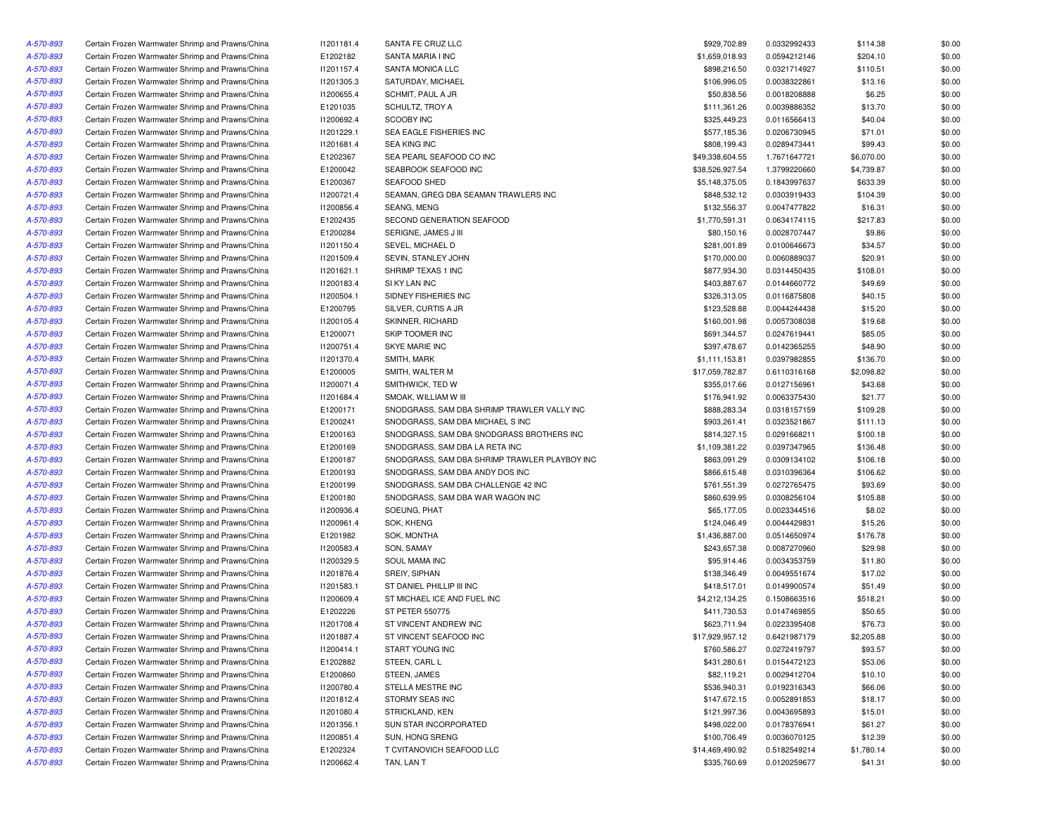| | | | | | | | |
|---|---|---|---|---|---|---|---|
| A-570-893 | Certain Frozen Warmwater Shrimp and Prawns/China | I1201181.4 | SANTA FE CRUZ LLC | $929,702.89 | 0.0332992433 | $114.38 | $0.00 |
| A-570-893 | Certain Frozen Warmwater Shrimp and Prawns/China | E1202182 | SANTA MARIA I INC | $1,659,018.93 | 0.0594212146 | $204.10 | $0.00 |
| A-570-893 | Certain Frozen Warmwater Shrimp and Prawns/China | I1201157.4 | SANTA MONICA LLC | $898,216.50 | 0.0321714927 | $110.51 | $0.00 |
| A-570-893 | Certain Frozen Warmwater Shrimp and Prawns/China | I1201305.3 | SATURDAY, MICHAEL | $106,996.05 | 0.0038322861 | $13.16 | $0.00 |
| A-570-893 | Certain Frozen Warmwater Shrimp and Prawns/China | I1200655.4 | SCHMIT, PAUL A JR | $50,838.56 | 0.0018208888 | $6.25 | $0.00 |
| A-570-893 | Certain Frozen Warmwater Shrimp and Prawns/China | E1201035 | SCHULTZ, TROY A | $111,361.26 | 0.0039886352 | $13.70 | $0.00 |
| A-570-893 | Certain Frozen Warmwater Shrimp and Prawns/China | I1200692.4 | SCOOBY INC | $325,449.23 | 0.0116566413 | $40.04 | $0.00 |
| A-570-893 | Certain Frozen Warmwater Shrimp and Prawns/China | I1201229.1 | SEA EAGLE FISHERIES INC | $577,185.36 | 0.0206730945 | $71.01 | $0.00 |
| A-570-893 | Certain Frozen Warmwater Shrimp and Prawns/China | I1201681.4 | SEA KING INC | $808,199.43 | 0.0289473441 | $99.43 | $0.00 |
| A-570-893 | Certain Frozen Warmwater Shrimp and Prawns/China | E1202367 | SEA PEARL SEAFOOD CO INC | $49,338,604.55 | 1.7671647721 | $6,070.00 | $0.00 |
| A-570-893 | Certain Frozen Warmwater Shrimp and Prawns/China | E1200042 | SEABROOK SEAFOOD INC | $38,526,927.54 | 1.3799220660 | $4,739.87 | $0.00 |
| A-570-893 | Certain Frozen Warmwater Shrimp and Prawns/China | E1200367 | SEAFOOD SHED | $5,148,375.05 | 0.1843997637 | $633.39 | $0.00 |
| A-570-893 | Certain Frozen Warmwater Shrimp and Prawns/China | I1200721.4 | SEAMAN, GREG DBA SEAMAN TRAWLERS INC | $848,532.12 | 0.0303919433 | $104.39 | $0.00 |
| A-570-893 | Certain Frozen Warmwater Shrimp and Prawns/China | I1200856.4 | SEANG, MENG | $132,556.37 | 0.0047477822 | $16.31 | $0.00 |
| A-570-893 | Certain Frozen Warmwater Shrimp and Prawns/China | E1202435 | SECOND GENERATION SEAFOOD | $1,770,591.31 | 0.0634174115 | $217.83 | $0.00 |
| A-570-893 | Certain Frozen Warmwater Shrimp and Prawns/China | E1200284 | SERIGNE, JAMES J III | $80,150.16 | 0.0028707447 | $9.86 | $0.00 |
| A-570-893 | Certain Frozen Warmwater Shrimp and Prawns/China | I1201150.4 | SEVEL, MICHAEL D | $281,001.89 | 0.0100646673 | $34.57 | $0.00 |
| A-570-893 | Certain Frozen Warmwater Shrimp and Prawns/China | I1201509.4 | SEVIN, STANLEY JOHN | $170,000.00 | 0.0060889037 | $20.91 | $0.00 |
| A-570-893 | Certain Frozen Warmwater Shrimp and Prawns/China | I1201621.1 | SHRIMP TEXAS 1 INC | $877,934.30 | 0.0314450435 | $108.01 | $0.00 |
| A-570-893 | Certain Frozen Warmwater Shrimp and Prawns/China | I1200183.4 | SI KY LAN INC | $403,887.67 | 0.0144660772 | $49.69 | $0.00 |
| A-570-893 | Certain Frozen Warmwater Shrimp and Prawns/China | I1200504.1 | SIDNEY FISHERIES INC | $326,313.05 | 0.0116875808 | $40.15 | $0.00 |
| A-570-893 | Certain Frozen Warmwater Shrimp and Prawns/China | E1200795 | SILVER, CURTIS A JR | $123,528.88 | 0.0044244438 | $15.20 | $0.00 |
| A-570-893 | Certain Frozen Warmwater Shrimp and Prawns/China | I1200105.4 | SKINNER, RICHARD | $160,001.98 | 0.0057308038 | $19.68 | $0.00 |
| A-570-893 | Certain Frozen Warmwater Shrimp and Prawns/China | E1200071 | SKIP TOOMER INC | $691,344.57 | 0.0247619441 | $85.05 | $0.00 |
| A-570-893 | Certain Frozen Warmwater Shrimp and Prawns/China | I1200751.4 | SKYE MARIE INC | $397,478.67 | 0.0142365255 | $48.90 | $0.00 |
| A-570-893 | Certain Frozen Warmwater Shrimp and Prawns/China | I1201370.4 | SMITH, MARK | $1,111,153.81 | 0.0397982855 | $136.70 | $0.00 |
| A-570-893 | Certain Frozen Warmwater Shrimp and Prawns/China | E1200005 | SMITH, WALTER M | $17,059,782.87 | 0.6110316168 | $2,098.82 | $0.00 |
| A-570-893 | Certain Frozen Warmwater Shrimp and Prawns/China | I1200071.4 | SMITHWICK, TED W | $355,017.66 | 0.0127156961 | $43.68 | $0.00 |
| A-570-893 | Certain Frozen Warmwater Shrimp and Prawns/China | I1201684.4 | SMOAK, WILLIAM W III | $176,941.92 | 0.0063375430 | $21.77 | $0.00 |
| A-570-893 | Certain Frozen Warmwater Shrimp and Prawns/China | E1200171 | SNODGRASS, SAM DBA SHRIMP TRAWLER VALLY INC | $888,283.34 | 0.0318157159 | $109.28 | $0.00 |
| A-570-893 | Certain Frozen Warmwater Shrimp and Prawns/China | E1200241 | SNODGRASS, SAM DBA MICHAEL S INC | $903,261.41 | 0.0323521867 | $111.13 | $0.00 |
| A-570-893 | Certain Frozen Warmwater Shrimp and Prawns/China | E1200163 | SNODGRASS, SAM DBA SNODGRASS BROTHERS INC | $814,327.15 | 0.0291668211 | $100.18 | $0.00 |
| A-570-893 | Certain Frozen Warmwater Shrimp and Prawns/China | E1200169 | SNODGRASS, SAM DBA LA RETA INC | $1,109,381.22 | 0.0397347965 | $136.48 | $0.00 |
| A-570-893 | Certain Frozen Warmwater Shrimp and Prawns/China | E1200187 | SNODGRASS, SAM DBA SHRIMP TRAWLER PLAYBOY INC | $863,091.29 | 0.0309134102 | $106.18 | $0.00 |
| A-570-893 | Certain Frozen Warmwater Shrimp and Prawns/China | E1200193 | SNODGRASS, SAM DBA ANDY DOS INC | $866,615.48 | 0.0310396364 | $106.62 | $0.00 |
| A-570-893 | Certain Frozen Warmwater Shrimp and Prawns/China | E1200199 | SNODGRASS, SAM DBA CHALLENGE 42 INC | $761,551.39 | 0.0272765475 | $93.69 | $0.00 |
| A-570-893 | Certain Frozen Warmwater Shrimp and Prawns/China | E1200180 | SNODGRASS, SAM DBA WAR WAGON INC | $860,639.95 | 0.0308256104 | $105.88 | $0.00 |
| A-570-893 | Certain Frozen Warmwater Shrimp and Prawns/China | I1200936.4 | SOEUNG, PHAT | $65,177.05 | 0.0023344516 | $8.02 | $0.00 |
| A-570-893 | Certain Frozen Warmwater Shrimp and Prawns/China | I1200961.4 | SOK, KHENG | $124,046.49 | 0.0044429831 | $15.26 | $0.00 |
| A-570-893 | Certain Frozen Warmwater Shrimp and Prawns/China | E1201982 | SOK, MONTHA | $1,436,887.00 | 0.0514650974 | $176.78 | $0.00 |
| A-570-893 | Certain Frozen Warmwater Shrimp and Prawns/China | I1200583.4 | SON, SAMAY | $243,657.38 | 0.0087270960 | $29.98 | $0.00 |
| A-570-893 | Certain Frozen Warmwater Shrimp and Prawns/China | I1200329.5 | SOUL MAMA INC | $95,914.46 | 0.0034353759 | $11.80 | $0.00 |
| A-570-893 | Certain Frozen Warmwater Shrimp and Prawns/China | I1201876.4 | SREIY, SIPHAN | $138,346.49 | 0.0049551674 | $17.02 | $0.00 |
| A-570-893 | Certain Frozen Warmwater Shrimp and Prawns/China | I1201583.1 | ST DANIEL PHILLIP III INC | $418,517.01 | 0.0149900574 | $51.49 | $0.00 |
| A-570-893 | Certain Frozen Warmwater Shrimp and Prawns/China | I1200609.4 | ST MICHAEL ICE AND FUEL INC | $4,212,134.25 | 0.1508663516 | $518.21 | $0.00 |
| A-570-893 | Certain Frozen Warmwater Shrimp and Prawns/China | E1202226 | ST PETER 550775 | $411,730.53 | 0.0147469855 | $50.65 | $0.00 |
| A-570-893 | Certain Frozen Warmwater Shrimp and Prawns/China | I1201708.4 | ST VINCENT ANDREW INC | $623,711.94 | 0.0223395408 | $76.73 | $0.00 |
| A-570-893 | Certain Frozen Warmwater Shrimp and Prawns/China | I1201887.4 | ST VINCENT SEAFOOD INC | $17,929,957.12 | 0.6421987179 | $2,205.88 | $0.00 |
| A-570-893 | Certain Frozen Warmwater Shrimp and Prawns/China | I1200414.1 | START YOUNG INC | $760,586.27 | 0.0272419797 | $93.57 | $0.00 |
| A-570-893 | Certain Frozen Warmwater Shrimp and Prawns/China | E1202882 | STEEN, CARL L | $431,280.61 | 0.0154472123 | $53.06 | $0.00 |
| A-570-893 | Certain Frozen Warmwater Shrimp and Prawns/China | E1200860 | STEEN, JAMES | $82,119.21 | 0.0029412704 | $10.10 | $0.00 |
| A-570-893 | Certain Frozen Warmwater Shrimp and Prawns/China | I1200780.4 | STELLA MESTRE INC | $536,940.31 | 0.0192316343 | $66.06 | $0.00 |
| A-570-893 | Certain Frozen Warmwater Shrimp and Prawns/China | I1201812.4 | STORMY SEAS INC | $147,672.15 | 0.0052891853 | $18.17 | $0.00 |
| A-570-893 | Certain Frozen Warmwater Shrimp and Prawns/China | I1201080.4 | STRICKLAND, KEN | $121,997.36 | 0.0043695893 | $15.01 | $0.00 |
| A-570-893 | Certain Frozen Warmwater Shrimp and Prawns/China | I1201356.1 | SUN STAR INCORPORATED | $498,022.00 | 0.0178376941 | $61.27 | $0.00 |
| A-570-893 | Certain Frozen Warmwater Shrimp and Prawns/China | I1200851.4 | SUN, HONG SRENG | $100,706.49 | 0.0036070125 | $12.39 | $0.00 |
| A-570-893 | Certain Frozen Warmwater Shrimp and Prawns/China | E1202324 | T CVITANOVICH SEAFOOD LLC | $14,469,490.92 | 0.5182549214 | $1,780.14 | $0.00 |
| A-570-893 | Certain Frozen Warmwater Shrimp and Prawns/China | I1200662.4 | TAN, LAN T | $335,760.69 | 0.0120259677 | $41.31 | $0.00 |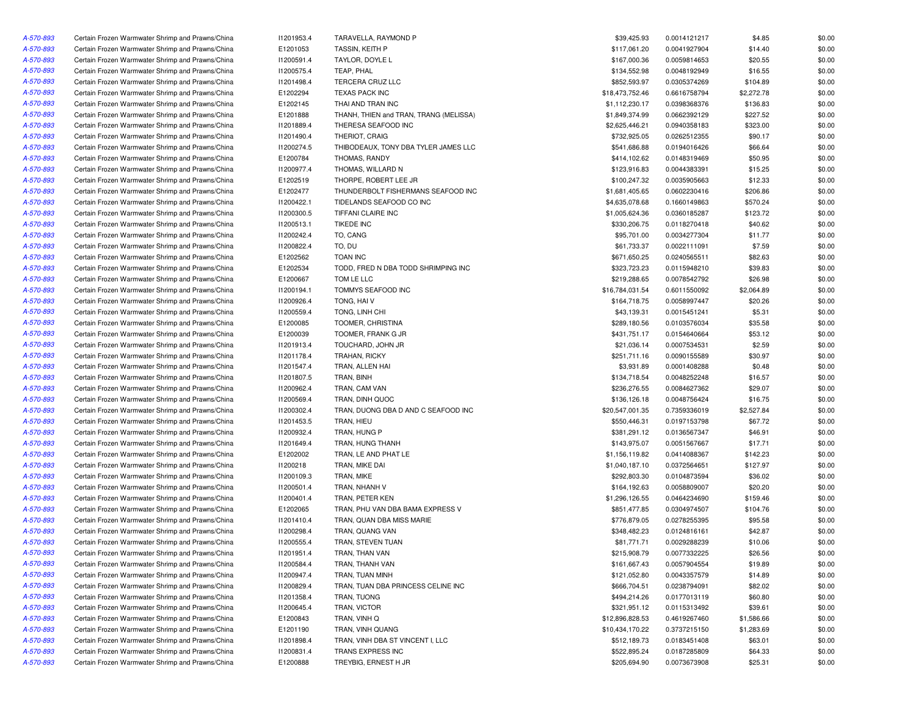| | | | | | | | |
|---|---|---|---|---|---|---|---|
| A-570-893 | Certain Frozen Warmwater Shrimp and Prawns/China | I1201953.4 | TARAVELLA, RAYMOND P | $39,425.93 | 0.0014121217 | $4.85 | $0.00 |
| A-570-893 | Certain Frozen Warmwater Shrimp and Prawns/China | E1201053 | TASSIN, KEITH P | $117,061.20 | 0.0041927904 | $14.40 | $0.00 |
| A-570-893 | Certain Frozen Warmwater Shrimp and Prawns/China | I1200591.4 | TAYLOR, DOYLE L | $167,000.36 | 0.0059814653 | $20.55 | $0.00 |
| A-570-893 | Certain Frozen Warmwater Shrimp and Prawns/China | I1200575.4 | TEAP, PHAL | $134,552.98 | 0.0048192949 | $16.55 | $0.00 |
| A-570-893 | Certain Frozen Warmwater Shrimp and Prawns/China | I1201498.4 | TERCERA CRUZ LLC | $852,593.97 | 0.0305374269 | $104.89 | $0.00 |
| A-570-893 | Certain Frozen Warmwater Shrimp and Prawns/China | E1202294 | TEXAS PACK INC | $18,473,752.46 | 0.6616758794 | $2,272.78 | $0.00 |
| A-570-893 | Certain Frozen Warmwater Shrimp and Prawns/China | E1202145 | THAI AND TRAN INC | $1,112,230.17 | 0.0398368376 | $136.83 | $0.00 |
| A-570-893 | Certain Frozen Warmwater Shrimp and Prawns/China | E1201888 | THANH, THIEN and TRAN, TRANG (MELISSA) | $1,849,374.99 | 0.0662392129 | $227.52 | $0.00 |
| A-570-893 | Certain Frozen Warmwater Shrimp and Prawns/China | I1201889.4 | THERESA SEAFOOD INC | $2,625,446.21 | 0.0940358183 | $323.00 | $0.00 |
| A-570-893 | Certain Frozen Warmwater Shrimp and Prawns/China | I1201490.4 | THERIOT, CRAIG | $732,925.05 | 0.0262512355 | $90.17 | $0.00 |
| A-570-893 | Certain Frozen Warmwater Shrimp and Prawns/China | I1200274.5 | THIBODEAUX, TONY DBA TYLER JAMES LLC | $541,686.88 | 0.0194016426 | $66.64 | $0.00 |
| A-570-893 | Certain Frozen Warmwater Shrimp and Prawns/China | E1200784 | THOMAS, RANDY | $414,102.62 | 0.0148319469 | $50.95 | $0.00 |
| A-570-893 | Certain Frozen Warmwater Shrimp and Prawns/China | I1200977.4 | THOMAS, WILLARD N | $123,916.83 | 0.0044383391 | $15.25 | $0.00 |
| A-570-893 | Certain Frozen Warmwater Shrimp and Prawns/China | E1202519 | THORPE, ROBERT LEE JR | $100,247.32 | 0.0035905663 | $12.33 | $0.00 |
| A-570-893 | Certain Frozen Warmwater Shrimp and Prawns/China | E1202477 | THUNDERBOLT FISHERMANS SEAFOOD INC | $1,681,405.65 | 0.0602230416 | $206.86 | $0.00 |
| A-570-893 | Certain Frozen Warmwater Shrimp and Prawns/China | I1200422.1 | TIDELANDS SEAFOOD CO INC | $4,635,078.68 | 0.1660149863 | $570.24 | $0.00 |
| A-570-893 | Certain Frozen Warmwater Shrimp and Prawns/China | I1200300.5 | TIFFANI CLAIRE INC | $1,005,624.36 | 0.0360185287 | $123.72 | $0.00 |
| A-570-893 | Certain Frozen Warmwater Shrimp and Prawns/China | I1200513.1 | TIKEDE INC | $330,206.75 | 0.0118270418 | $40.62 | $0.00 |
| A-570-893 | Certain Frozen Warmwater Shrimp and Prawns/China | I1200242.4 | TO, CANG | $95,701.00 | 0.0034277304 | $11.77 | $0.00 |
| A-570-893 | Certain Frozen Warmwater Shrimp and Prawns/China | I1200822.4 | TO, DU | $61,733.37 | 0.0022111091 | $7.59 | $0.00 |
| A-570-893 | Certain Frozen Warmwater Shrimp and Prawns/China | E1202562 | TOAN INC | $671,650.25 | 0.0240565511 | $82.63 | $0.00 |
| A-570-893 | Certain Frozen Warmwater Shrimp and Prawns/China | E1202534 | TODD, FRED N DBA TODD SHRIMPING INC | $323,723.23 | 0.0115948210 | $39.83 | $0.00 |
| A-570-893 | Certain Frozen Warmwater Shrimp and Prawns/China | E1200667 | TOM LE LLC | $219,288.65 | 0.0078542792 | $26.98 | $0.00 |
| A-570-893 | Certain Frozen Warmwater Shrimp and Prawns/China | I1200194.1 | TOMMYS SEAFOOD INC | $16,784,031.54 | 0.6011550092 | $2,064.89 | $0.00 |
| A-570-893 | Certain Frozen Warmwater Shrimp and Prawns/China | I1200926.4 | TONG, HAI V | $164,718.75 | 0.0058997447 | $20.26 | $0.00 |
| A-570-893 | Certain Frozen Warmwater Shrimp and Prawns/China | I1200559.4 | TONG, LINH CHI | $43,139.31 | 0.0015451241 | $5.31 | $0.00 |
| A-570-893 | Certain Frozen Warmwater Shrimp and Prawns/China | E1200085 | TOOMER, CHRISTINA | $289,180.56 | 0.0103576034 | $35.58 | $0.00 |
| A-570-893 | Certain Frozen Warmwater Shrimp and Prawns/China | E1200039 | TOOMER, FRANK G JR | $431,751.17 | 0.0154640664 | $53.12 | $0.00 |
| A-570-893 | Certain Frozen Warmwater Shrimp and Prawns/China | I1201913.4 | TOUCHARD, JOHN JR | $21,036.14 | 0.0007534531 | $2.59 | $0.00 |
| A-570-893 | Certain Frozen Warmwater Shrimp and Prawns/China | I1201178.4 | TRAHAN, RICKY | $251,711.16 | 0.0090155589 | $30.97 | $0.00 |
| A-570-893 | Certain Frozen Warmwater Shrimp and Prawns/China | I1201547.4 | TRAN, ALLEN HAI | $3,931.89 | 0.0001408288 | $0.48 | $0.00 |
| A-570-893 | Certain Frozen Warmwater Shrimp and Prawns/China | I1201807.5 | TRAN, BINH | $134,718.54 | 0.0048252248 | $16.57 | $0.00 |
| A-570-893 | Certain Frozen Warmwater Shrimp and Prawns/China | I1200962.4 | TRAN, CAM VAN | $236,276.55 | 0.0084627362 | $29.07 | $0.00 |
| A-570-893 | Certain Frozen Warmwater Shrimp and Prawns/China | I1200569.4 | TRAN, DINH QUOC | $136,126.18 | 0.0048756424 | $16.75 | $0.00 |
| A-570-893 | Certain Frozen Warmwater Shrimp and Prawns/China | I1200302.4 | TRAN, DUONG DBA D AND C SEAFOOD INC | $20,547,001.35 | 0.7359336019 | $2,527.84 | $0.00 |
| A-570-893 | Certain Frozen Warmwater Shrimp and Prawns/China | I1201453.5 | TRAN, HIEU | $550,446.31 | 0.0197153798 | $67.72 | $0.00 |
| A-570-893 | Certain Frozen Warmwater Shrimp and Prawns/China | I1200932.4 | TRAN, HUNG P | $381,291.12 | 0.0136567347 | $46.91 | $0.00 |
| A-570-893 | Certain Frozen Warmwater Shrimp and Prawns/China | I1201649.4 | TRAN, HUNG THANH | $143,975.07 | 0.0051567667 | $17.71 | $0.00 |
| A-570-893 | Certain Frozen Warmwater Shrimp and Prawns/China | E1202002 | TRAN, LE AND PHAT LE | $1,156,119.82 | 0.0414088367 | $142.23 | $0.00 |
| A-570-893 | Certain Frozen Warmwater Shrimp and Prawns/China | I1200218 | TRAN, MIKE DAI | $1,040,187.10 | 0.0372564651 | $127.97 | $0.00 |
| A-570-893 | Certain Frozen Warmwater Shrimp and Prawns/China | I1200109.3 | TRAN, MIKE | $292,803.30 | 0.0104873594 | $36.02 | $0.00 |
| A-570-893 | Certain Frozen Warmwater Shrimp and Prawns/China | I1200501.4 | TRAN, NHANH V | $164,192.63 | 0.0058809007 | $20.20 | $0.00 |
| A-570-893 | Certain Frozen Warmwater Shrimp and Prawns/China | I1200401.4 | TRAN, PETER KEN | $1,296,126.55 | 0.0464234690 | $159.46 | $0.00 |
| A-570-893 | Certain Frozen Warmwater Shrimp and Prawns/China | E1202065 | TRAN, PHU VAN DBA BAMA EXPRESS V | $851,477.85 | 0.0304974507 | $104.76 | $0.00 |
| A-570-893 | Certain Frozen Warmwater Shrimp and Prawns/China | I1201410.4 | TRAN, QUAN DBA MISS MARIE | $776,879.05 | 0.0278255395 | $95.58 | $0.00 |
| A-570-893 | Certain Frozen Warmwater Shrimp and Prawns/China | I1200298.4 | TRAN, QUANG VAN | $348,482.23 | 0.0124816161 | $42.87 | $0.00 |
| A-570-893 | Certain Frozen Warmwater Shrimp and Prawns/China | I1200555.4 | TRAN, STEVEN TUAN | $81,771.71 | 0.0029288239 | $10.06 | $0.00 |
| A-570-893 | Certain Frozen Warmwater Shrimp and Prawns/China | I1201951.4 | TRAN, THAN VAN | $215,908.79 | 0.0077332225 | $26.56 | $0.00 |
| A-570-893 | Certain Frozen Warmwater Shrimp and Prawns/China | I1200584.4 | TRAN, THANH VAN | $161,667.43 | 0.0057904554 | $19.89 | $0.00 |
| A-570-893 | Certain Frozen Warmwater Shrimp and Prawns/China | I1200947.4 | TRAN, TUAN MINH | $121,052.80 | 0.0043357579 | $14.89 | $0.00 |
| A-570-893 | Certain Frozen Warmwater Shrimp and Prawns/China | I1200829.4 | TRAN, TUAN DBA PRINCESS CELINE INC | $666,704.51 | 0.0238794091 | $82.02 | $0.00 |
| A-570-893 | Certain Frozen Warmwater Shrimp and Prawns/China | I1201358.4 | TRAN, TUONG | $494,214.26 | 0.0177013119 | $60.80 | $0.00 |
| A-570-893 | Certain Frozen Warmwater Shrimp and Prawns/China | I1200645.4 | TRAN, VICTOR | $321,951.12 | 0.0115313492 | $39.61 | $0.00 |
| A-570-893 | Certain Frozen Warmwater Shrimp and Prawns/China | E1200843 | TRAN, VINH Q | $12,896,828.53 | 0.4619267460 | $1,586.66 | $0.00 |
| A-570-893 | Certain Frozen Warmwater Shrimp and Prawns/China | E1201190 | TRAN, VINH QUANG | $10,434,170.22 | 0.3737215150 | $1,283.69 | $0.00 |
| A-570-893 | Certain Frozen Warmwater Shrimp and Prawns/China | I1201898.4 | TRAN, VINH DBA ST VINCENT I, LLC | $512,189.73 | 0.0183451408 | $63.01 | $0.00 |
| A-570-893 | Certain Frozen Warmwater Shrimp and Prawns/China | I1200831.4 | TRANS EXPRESS INC | $522,895.24 | 0.0187285809 | $64.33 | $0.00 |
| A-570-893 | Certain Frozen Warmwater Shrimp and Prawns/China | E1200888 | TREYBIG, ERNEST H JR | $205,694.90 | 0.0073673908 | $25.31 | $0.00 |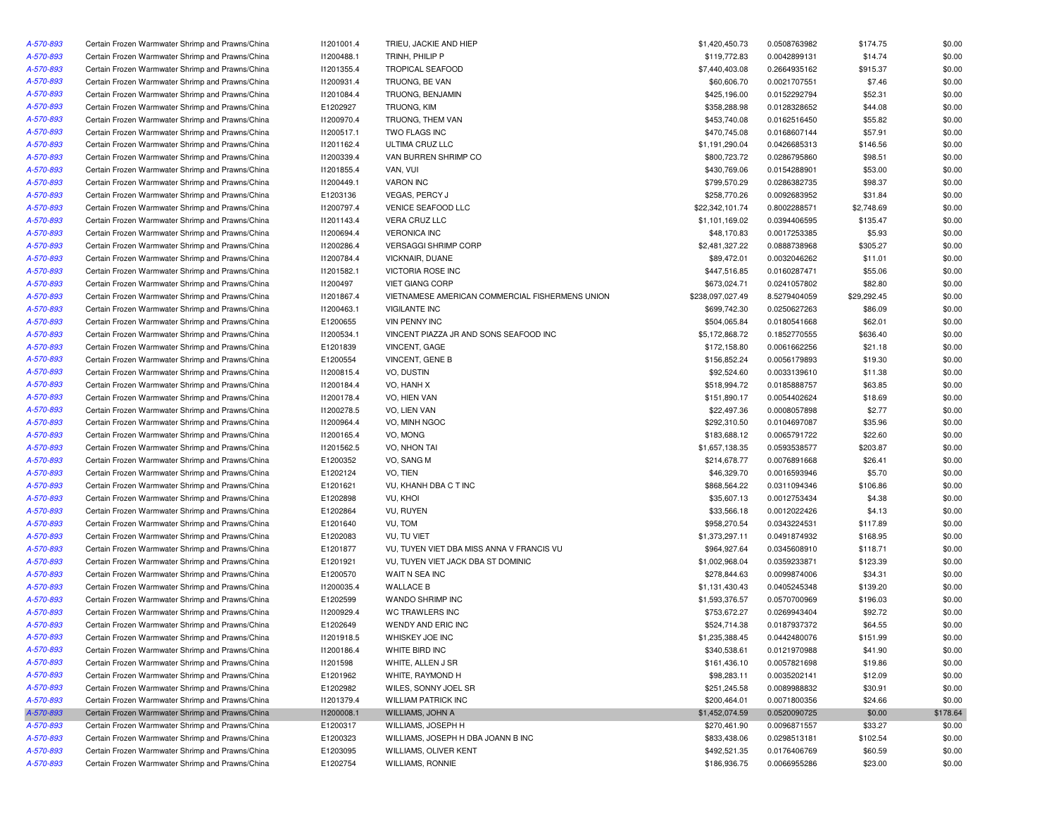| | | | | | | | |
|---|---|---|---|---|---|---|---|
| A-570-893 | Certain Frozen Warmwater Shrimp and Prawns/China | I1201001.4 | TRIEU, JACKIE AND HIEP | $1,420,450.73 | 0.0508763982 | $174.75 | $0.00 |
| A-570-893 | Certain Frozen Warmwater Shrimp and Prawns/China | I1200488.1 | TRINH, PHILIP P | $119,772.83 | 0.0042899131 | $14.74 | $0.00 |
| A-570-893 | Certain Frozen Warmwater Shrimp and Prawns/China | I1201355.4 | TROPICAL SEAFOOD | $7,440,403.08 | 0.2664935162 | $915.37 | $0.00 |
| A-570-893 | Certain Frozen Warmwater Shrimp and Prawns/China | I1200931.4 | TRUONG, BE VAN | $60,606.70 | 0.0021707551 | $7.46 | $0.00 |
| A-570-893 | Certain Frozen Warmwater Shrimp and Prawns/China | I1201084.4 | TRUONG, BENJAMIN | $425,196.00 | 0.0152292794 | $52.31 | $0.00 |
| A-570-893 | Certain Frozen Warmwater Shrimp and Prawns/China | E1202927 | TRUONG, KIM | $358,288.98 | 0.0128328652 | $44.08 | $0.00 |
| A-570-893 | Certain Frozen Warmwater Shrimp and Prawns/China | I1200970.4 | TRUONG, THEM VAN | $453,740.08 | 0.0162516450 | $55.82 | $0.00 |
| A-570-893 | Certain Frozen Warmwater Shrimp and Prawns/China | I1200517.1 | TWO FLAGS INC | $470,745.08 | 0.0168607144 | $57.91 | $0.00 |
| A-570-893 | Certain Frozen Warmwater Shrimp and Prawns/China | I1201162.4 | ULTIMA CRUZ LLC | $1,191,290.04 | 0.0426685313 | $146.56 | $0.00 |
| A-570-893 | Certain Frozen Warmwater Shrimp and Prawns/China | I1200339.4 | VAN BURREN SHRIMP CO | $800,723.72 | 0.0286795860 | $98.51 | $0.00 |
| A-570-893 | Certain Frozen Warmwater Shrimp and Prawns/China | I1201855.4 | VAN, VUI | $430,769.06 | 0.0154288901 | $53.00 | $0.00 |
| A-570-893 | Certain Frozen Warmwater Shrimp and Prawns/China | I1200449.1 | VARON INC | $799,570.29 | 0.0286382735 | $98.37 | $0.00 |
| A-570-893 | Certain Frozen Warmwater Shrimp and Prawns/China | E1203136 | VEGAS, PERCY J | $258,770.26 | 0.0092683952 | $31.84 | $0.00 |
| A-570-893 | Certain Frozen Warmwater Shrimp and Prawns/China | I1200797.4 | VENICE SEAFOOD LLC | $22,342,101.74 | 0.8002288571 | $2,748.69 | $0.00 |
| A-570-893 | Certain Frozen Warmwater Shrimp and Prawns/China | I1201143.4 | VERA CRUZ LLC | $1,101,169.02 | 0.0394406595 | $135.47 | $0.00 |
| A-570-893 | Certain Frozen Warmwater Shrimp and Prawns/China | I1200694.4 | VERONICA INC | $48,170.83 | 0.0017253385 | $5.93 | $0.00 |
| A-570-893 | Certain Frozen Warmwater Shrimp and Prawns/China | I1200286.4 | VERSAGGI SHRIMP CORP | $2,481,327.22 | 0.0888738968 | $305.27 | $0.00 |
| A-570-893 | Certain Frozen Warmwater Shrimp and Prawns/China | I1200784.4 | VICKNAIR, DUANE | $89,472.01 | 0.0032046262 | $11.01 | $0.00 |
| A-570-893 | Certain Frozen Warmwater Shrimp and Prawns/China | I1201582.1 | VICTORIA ROSE INC | $447,516.85 | 0.0160287471 | $55.06 | $0.00 |
| A-570-893 | Certain Frozen Warmwater Shrimp and Prawns/China | I1200497 | VIET GIANG CORP | $673,024.71 | 0.0241057802 | $82.80 | $0.00 |
| A-570-893 | Certain Frozen Warmwater Shrimp and Prawns/China | I1201867.4 | VIETNAMESE AMERICAN COMMERCIAL FISHERMENS UNION | $238,097,027.49 | 8.5279404059 | $29,292.45 | $0.00 |
| A-570-893 | Certain Frozen Warmwater Shrimp and Prawns/China | I1200463.1 | VIGILANTE INC | $699,742.30 | 0.0250627263 | $86.09 | $0.00 |
| A-570-893 | Certain Frozen Warmwater Shrimp and Prawns/China | E1200655 | VIN PENNY INC | $504,065.84 | 0.0180541668 | $62.01 | $0.00 |
| A-570-893 | Certain Frozen Warmwater Shrimp and Prawns/China | I1200534.1 | VINCENT PIAZZA JR AND SONS SEAFOOD INC | $5,172,868.72 | 0.1852770555 | $636.40 | $0.00 |
| A-570-893 | Certain Frozen Warmwater Shrimp and Prawns/China | E1201839 | VINCENT, GAGE | $172,158.80 | 0.0061662256 | $21.18 | $0.00 |
| A-570-893 | Certain Frozen Warmwater Shrimp and Prawns/China | E1200554 | VINCENT, GENE B | $156,852.24 | 0.0056179893 | $19.30 | $0.00 |
| A-570-893 | Certain Frozen Warmwater Shrimp and Prawns/China | I1200815.4 | VO, DUSTIN | $92,524.60 | 0.0033139610 | $11.38 | $0.00 |
| A-570-893 | Certain Frozen Warmwater Shrimp and Prawns/China | I1200184.4 | VO, HANH X | $518,994.72 | 0.0185888757 | $63.85 | $0.00 |
| A-570-893 | Certain Frozen Warmwater Shrimp and Prawns/China | I1200178.4 | VO, HIEN VAN | $151,890.17 | 0.0054402624 | $18.69 | $0.00 |
| A-570-893 | Certain Frozen Warmwater Shrimp and Prawns/China | I1200278.5 | VO, LIEN VAN | $22,497.36 | 0.0008057898 | $2.77 | $0.00 |
| A-570-893 | Certain Frozen Warmwater Shrimp and Prawns/China | I1200964.4 | VO, MINH NGOC | $292,310.50 | 0.0104697087 | $35.96 | $0.00 |
| A-570-893 | Certain Frozen Warmwater Shrimp and Prawns/China | I1200165.4 | VO, MONG | $183,688.12 | 0.0065791722 | $22.60 | $0.00 |
| A-570-893 | Certain Frozen Warmwater Shrimp and Prawns/China | I1201562.5 | VO, NHON TAI | $1,657,138.35 | 0.0593538577 | $203.87 | $0.00 |
| A-570-893 | Certain Frozen Warmwater Shrimp and Prawns/China | E1200352 | VO, SANG M | $214,678.77 | 0.0076891668 | $26.41 | $0.00 |
| A-570-893 | Certain Frozen Warmwater Shrimp and Prawns/China | E1202124 | VO, TIEN | $46,329.70 | 0.0016593946 | $5.70 | $0.00 |
| A-570-893 | Certain Frozen Warmwater Shrimp and Prawns/China | E1201621 | VU, KHANH DBA C T INC | $868,564.22 | 0.0311094346 | $106.86 | $0.00 |
| A-570-893 | Certain Frozen Warmwater Shrimp and Prawns/China | E1202898 | VU, KHOI | $35,607.13 | 0.0012753434 | $4.38 | $0.00 |
| A-570-893 | Certain Frozen Warmwater Shrimp and Prawns/China | E1202864 | VU, RUYEN | $33,566.18 | 0.0012022426 | $4.13 | $0.00 |
| A-570-893 | Certain Frozen Warmwater Shrimp and Prawns/China | E1201640 | VU, TOM | $958,270.54 | 0.0343224531 | $117.89 | $0.00 |
| A-570-893 | Certain Frozen Warmwater Shrimp and Prawns/China | E1202083 | VU, TU VIET | $1,373,297.11 | 0.0491874932 | $168.95 | $0.00 |
| A-570-893 | Certain Frozen Warmwater Shrimp and Prawns/China | E1201877 | VU, TUYEN VIET DBA MISS ANNA V FRANCIS VU | $964,927.64 | 0.0345608910 | $118.71 | $0.00 |
| A-570-893 | Certain Frozen Warmwater Shrimp and Prawns/China | E1201921 | VU, TUYEN VIET JACK DBA ST DOMINIC | $1,002,968.04 | 0.0359233871 | $123.39 | $0.00 |
| A-570-893 | Certain Frozen Warmwater Shrimp and Prawns/China | E1200570 | WAIT N SEA INC | $278,844.63 | 0.0099874006 | $34.31 | $0.00 |
| A-570-893 | Certain Frozen Warmwater Shrimp and Prawns/China | I1200035.4 | WALLACE B | $1,131,430.43 | 0.0405245348 | $139.20 | $0.00 |
| A-570-893 | Certain Frozen Warmwater Shrimp and Prawns/China | E1202599 | WANDO SHRIMP INC | $1,593,376.57 | 0.0570700969 | $196.03 | $0.00 |
| A-570-893 | Certain Frozen Warmwater Shrimp and Prawns/China | I1200929.4 | WC TRAWLERS INC | $753,672.27 | 0.0269943404 | $92.72 | $0.00 |
| A-570-893 | Certain Frozen Warmwater Shrimp and Prawns/China | E1202649 | WENDY AND ERIC INC | $524,714.38 | 0.0187937372 | $64.55 | $0.00 |
| A-570-893 | Certain Frozen Warmwater Shrimp and Prawns/China | I1201918.5 | WHISKEY JOE INC | $1,235,388.45 | 0.0442480076 | $151.99 | $0.00 |
| A-570-893 | Certain Frozen Warmwater Shrimp and Prawns/China | I1200186.4 | WHITE BIRD INC | $340,538.61 | 0.0121970988 | $41.90 | $0.00 |
| A-570-893 | Certain Frozen Warmwater Shrimp and Prawns/China | I1201598 | WHITE, ALLEN J SR | $161,436.10 | 0.0057821698 | $19.86 | $0.00 |
| A-570-893 | Certain Frozen Warmwater Shrimp and Prawns/China | E1201962 | WHITE, RAYMOND H | $98,283.11 | 0.0035202141 | $12.09 | $0.00 |
| A-570-893 | Certain Frozen Warmwater Shrimp and Prawns/China | E1202982 | WILES, SONNY JOEL SR | $251,245.58 | 0.0089988832 | $30.91 | $0.00 |
| A-570-893 | Certain Frozen Warmwater Shrimp and Prawns/China | I1201379.4 | WILLIAM PATRICK INC | $200,464.01 | 0.0071800356 | $24.66 | $0.00 |
| A-570-893 | Certain Frozen Warmwater Shrimp and Prawns/China | I1200008.1 | WILLIAMS, JOHN A | $1,452,074.59 | 0.0520090725 | $0.00 | $178.64 |
| A-570-893 | Certain Frozen Warmwater Shrimp and Prawns/China | E1200317 | WILLIAMS, JOSEPH H | $270,461.90 | 0.0096871557 | $33.27 | $0.00 |
| A-570-893 | Certain Frozen Warmwater Shrimp and Prawns/China | E1200323 | WILLIAMS, JOSEPH H DBA JOANN B INC | $833,438.06 | 0.0298513181 | $102.54 | $0.00 |
| A-570-893 | Certain Frozen Warmwater Shrimp and Prawns/China | E1203095 | WILLIAMS, OLIVER KENT | $492,521.35 | 0.0176406769 | $60.59 | $0.00 |
| A-570-893 | Certain Frozen Warmwater Shrimp and Prawns/China | E1202754 | WILLIAMS, RONNIE | $186,936.75 | 0.0066955286 | $23.00 | $0.00 |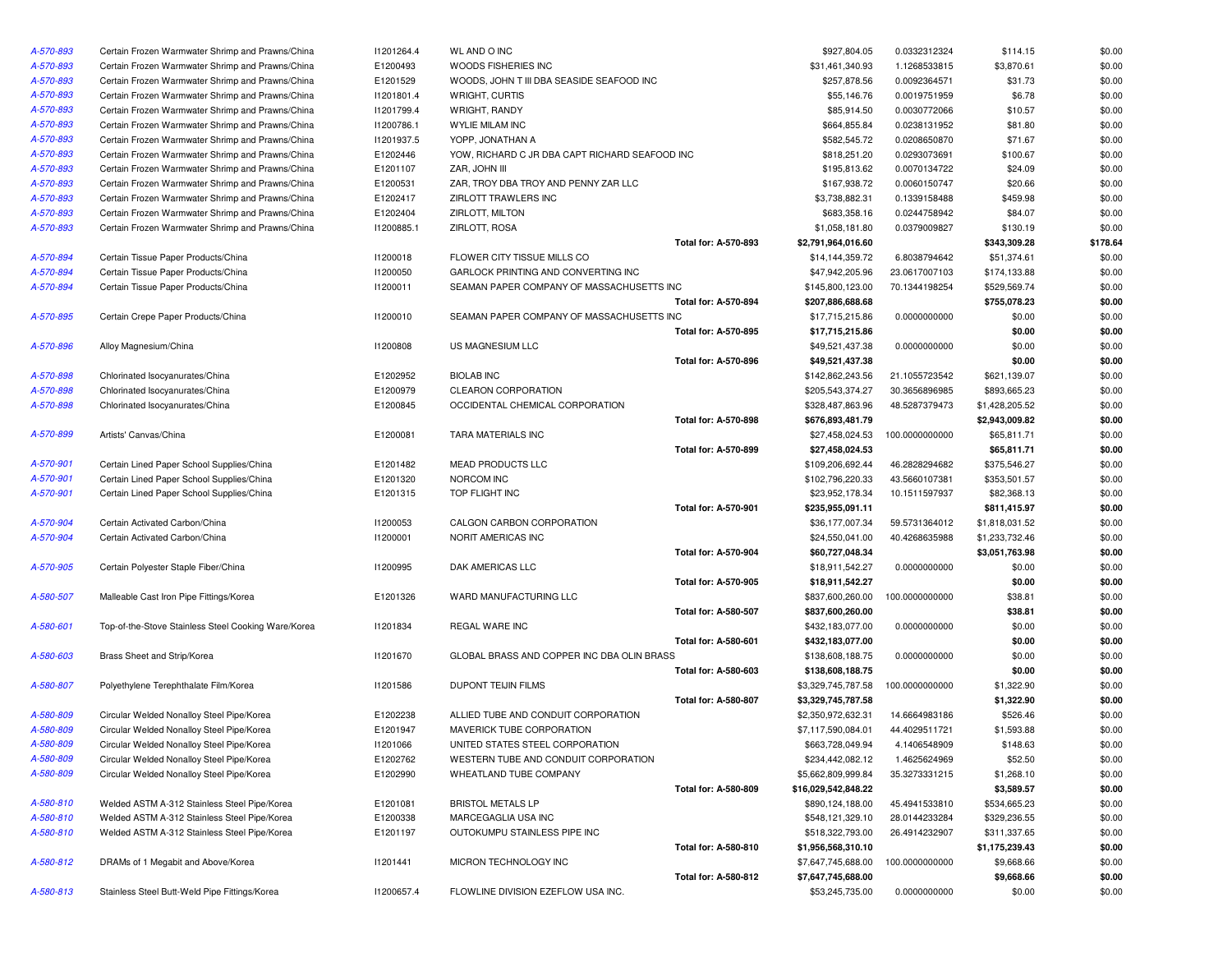| | | | | | | | |
|---|---|---|---|---|---|---|---|
| A-570-893 | Certain Frozen Warmwater Shrimp and Prawns/China | I1201264.4 | WL AND O INC | $927,804.05 | 0.0332312324 | $114.15 | $0.00 |
| A-570-893 | Certain Frozen Warmwater Shrimp and Prawns/China | E1200493 | WOODS FISHERIES INC | $31,461,340.93 | 1.1268533815 | $3,870.61 | $0.00 |
| A-570-893 | Certain Frozen Warmwater Shrimp and Prawns/China | E1201529 | WOODS, JOHN T III DBA SEASIDE SEAFOOD INC | $257,878.56 | 0.0092364571 | $31.73 | $0.00 |
| A-570-893 | Certain Frozen Warmwater Shrimp and Prawns/China | I1201801.4 | WRIGHT, CURTIS | $55,146.76 | 0.0019751959 | $6.78 | $0.00 |
| A-570-893 | Certain Frozen Warmwater Shrimp and Prawns/China | I1201799.4 | WRIGHT, RANDY | $85,914.50 | 0.0030772066 | $10.57 | $0.00 |
| A-570-893 | Certain Frozen Warmwater Shrimp and Prawns/China | I1200786.1 | WYLIE MILAM INC | $664,855.84 | 0.0238131952 | $81.80 | $0.00 |
| A-570-893 | Certain Frozen Warmwater Shrimp and Prawns/China | I1201937.5 | YOPP, JONATHAN A | $582,545.72 | 0.0208650870 | $71.67 | $0.00 |
| A-570-893 | Certain Frozen Warmwater Shrimp and Prawns/China | E1202446 | YOW, RICHARD C JR DBA CAPT RICHARD SEAFOOD INC | $818,251.20 | 0.0293073691 | $100.67 | $0.00 |
| A-570-893 | Certain Frozen Warmwater Shrimp and Prawns/China | E1201107 | ZAR, JOHN III | $195,813.62 | 0.0070134722 | $24.09 | $0.00 |
| A-570-893 | Certain Frozen Warmwater Shrimp and Prawns/China | E1200531 | ZAR, TROY DBA TROY AND PENNY ZAR LLC | $167,938.72 | 0.0060150747 | $20.66 | $0.00 |
| A-570-893 | Certain Frozen Warmwater Shrimp and Prawns/China | E1202417 | ZIRLOTT TRAWLERS INC | $3,738,882.31 | 0.1339158488 | $459.98 | $0.00 |
| A-570-893 | Certain Frozen Warmwater Shrimp and Prawns/China | E1202404 | ZIRLOTT, MILTON | $683,358.16 | 0.0244758942 | $84.07 | $0.00 |
| A-570-893 | Certain Frozen Warmwater Shrimp and Prawns/China | I1200885.1 | ZIRLOTT, ROSA | $1,058,181.80 | 0.0379009827 | $130.19 | $0.00 |
| | | | **Total for: A-570-893** | **$2,791,964,016.60** | | **$343,309.28** | **$178.64** |
| A-570-894 | Certain Tissue Paper Products/China | I1200018 | FLOWER CITY TISSUE MILLS CO | $14,144,359.72 | 6.8038794642 | $51,374.61 | $0.00 |
| A-570-894 | Certain Tissue Paper Products/China | I1200050 | GARLOCK PRINTING AND CONVERTING INC | $47,942,205.96 | 23.0617007103 | $174,133.88 | $0.00 |
| A-570-894 | Certain Tissue Paper Products/China | I1200011 | SEAMAN PAPER COMPANY OF MASSACHUSETTS INC | $145,800,123.00 | 70.1344198254 | $529,569.74 | $0.00 |
| | | | **Total for: A-570-894** | **$207,886,688.68** | | **$755,078.23** | **$0.00** |
| A-570-895 | Certain Crepe Paper Products/China | I1200010 | SEAMAN PAPER COMPANY OF MASSACHUSETTS INC | $17,715,215.86 | 0.0000000000 | $0.00 | $0.00 |
| | | | **Total for: A-570-895** | **$17,715,215.86** | | **$0.00** | **$0.00** |
| A-570-896 | Alloy Magnesium/China | I1200808 | US MAGNESIUM LLC | $49,521,437.38 | 0.0000000000 | $0.00 | $0.00 |
| | | | **Total for: A-570-896** | **$49,521,437.38** | | **$0.00** | **$0.00** |
| A-570-898 | Chlorinated Isocyanurates/China | E1202952 | BIOLAB INC | $142,862,243.56 | 21.1055723542 | $621,139.07 | $0.00 |
| A-570-898 | Chlorinated Isocyanurates/China | E1200979 | CLEARON CORPORATION | $205,543,374.27 | 30.3656896985 | $893,665.23 | $0.00 |
| A-570-898 | Chlorinated Isocyanurates/China | E1200845 | OCCIDENTAL CHEMICAL CORPORATION | $328,487,863.96 | 48.5287379473 | $1,428,205.52 | $0.00 |
| | | | **Total for: A-570-898** | **$676,893,481.79** | | **$2,943,009.82** | **$0.00** |
| A-570-899 | Artists' Canvas/China | E1200081 | TARA MATERIALS INC | $27,458,024.53 | 100.0000000000 | $65,811.71 | $0.00 |
| | | | **Total for: A-570-899** | **$27,458,024.53** | | **$65,811.71** | **$0.00** |
| A-570-901 | Certain Lined Paper School Supplies/China | E1201482 | MEAD PRODUCTS LLC | $109,206,692.44 | 46.2828294682 | $375,546.27 | $0.00 |
| A-570-901 | Certain Lined Paper School Supplies/China | E1201320 | NORCOM INC | $102,796,220.33 | 43.5660107381 | $353,501.57 | $0.00 |
| A-570-901 | Certain Lined Paper School Supplies/China | E1201315 | TOP FLIGHT INC | $23,952,178.34 | 10.1511597937 | $82,368.13 | $0.00 |
| | | | **Total for: A-570-901** | **$235,955,091.11** | | **$811,415.97** | **$0.00** |
| A-570-904 | Certain Activated Carbon/China | I1200053 | CALGON CARBON CORPORATION | $36,177,007.34 | 59.5731364012 | $1,818,031.52 | $0.00 |
| A-570-904 | Certain Activated Carbon/China | I1200001 | NORIT AMERICAS INC | $24,550,041.00 | 40.4268635988 | $1,233,732.46 | $0.00 |
| | | | **Total for: A-570-904** | **$60,727,048.34** | | **$3,051,763.98** | **$0.00** |
| A-570-905 | Certain Polyester Staple Fiber/China | I1200995 | DAK AMERICAS LLC | $18,911,542.27 | 0.0000000000 | $0.00 | $0.00 |
| | | | **Total for: A-570-905** | **$18,911,542.27** | | **$0.00** | **$0.00** |
| A-580-507 | Malleable Cast Iron Pipe Fittings/Korea | E1201326 | WARD MANUFACTURING LLC | $837,600,260.00 | 100.0000000000 | $38.81 | $0.00 |
| | | | **Total for: A-580-507** | **$837,600,260.00** | | **$38.81** | **$0.00** |
| A-580-601 | Top-of-the-Stove Stainless Steel Cooking Ware/Korea | I1201834 | REGAL WARE INC | $432,183,077.00 | 0.0000000000 | $0.00 | $0.00 |
| | | | **Total for: A-580-601** | **$432,183,077.00** | | **$0.00** | **$0.00** |
| A-580-603 | Brass Sheet and Strip/Korea | I1201670 | GLOBAL BRASS AND COPPER INC DBA OLIN BRASS | $138,608,188.75 | 0.0000000000 | $0.00 | $0.00 |
| | | | **Total for: A-580-603** | **$138,608,188.75** | | **$0.00** | **$0.00** |
| A-580-807 | Polyethylene Terephthalate Film/Korea | I1201586 | DUPONT TEIJIN FILMS | $3,329,745,787.58 | 100.0000000000 | $1,322.90 | $0.00 |
| | | | **Total for: A-580-807** | **$3,329,745,787.58** | | **$1,322.90** | **$0.00** |
| A-580-809 | Circular Welded Nonalloy Steel Pipe/Korea | E1202238 | ALLIED TUBE AND CONDUIT CORPORATION | $2,350,972,632.31 | 14.6664983186 | $526.46 | $0.00 |
| A-580-809 | Circular Welded Nonalloy Steel Pipe/Korea | E1201947 | MAVERICK TUBE CORPORATION | $7,117,590,084.01 | 44.4029511721 | $1,593.88 | $0.00 |
| A-580-809 | Circular Welded Nonalloy Steel Pipe/Korea | I1201066 | UNITED STATES STEEL CORPORATION | $663,728,049.94 | 4.1406548909 | $148.63 | $0.00 |
| A-580-809 | Circular Welded Nonalloy Steel Pipe/Korea | E1202762 | WESTERN TUBE AND CONDUIT CORPORATION | $234,442,082.12 | 1.4625624969 | $52.50 | $0.00 |
| A-580-809 | Circular Welded Nonalloy Steel Pipe/Korea | E1202990 | WHEATLAND TUBE COMPANY | $5,662,809,999.84 | 35.3273331215 | $1,268.10 | $0.00 |
| | | | **Total for: A-580-809** | **$16,029,542,848.22** | | **$3,589.57** | **$0.00** |
| A-580-810 | Welded ASTM A-312 Stainless Steel Pipe/Korea | E1201081 | BRISTOL METALS LP | $890,124,188.00 | 45.4941533810 | $534,665.23 | $0.00 |
| A-580-810 | Welded ASTM A-312 Stainless Steel Pipe/Korea | E1200338 | MARCEGAGLIA USA INC | $548,121,329.10 | 28.0144233284 | $329,236.55 | $0.00 |
| A-580-810 | Welded ASTM A-312 Stainless Steel Pipe/Korea | E1201197 | OUTOKUMPU STAINLESS PIPE INC | $518,322,793.00 | 26.4914232907 | $311,337.65 | $0.00 |
| | | | **Total for: A-580-810** | **$1,956,568,310.10** | | **$1,175,239.43** | **$0.00** |
| A-580-812 | DRAMs of 1 Megabit and Above/Korea | I1201441 | MICRON TECHNOLOGY INC | $7,647,745,688.00 | 100.0000000000 | $9,668.66 | $0.00 |
| | | | **Total for: A-580-812** | **$7,647,745,688.00** | | **$9,668.66** | **$0.00** |
| A-580-813 | Stainless Steel Butt-Weld Pipe Fittings/Korea | I1200657.4 | FLOWLINE DIVISION EZEFLOW USA INC. | $53,245,735.00 | 0.0000000000 | $0.00 | $0.00 |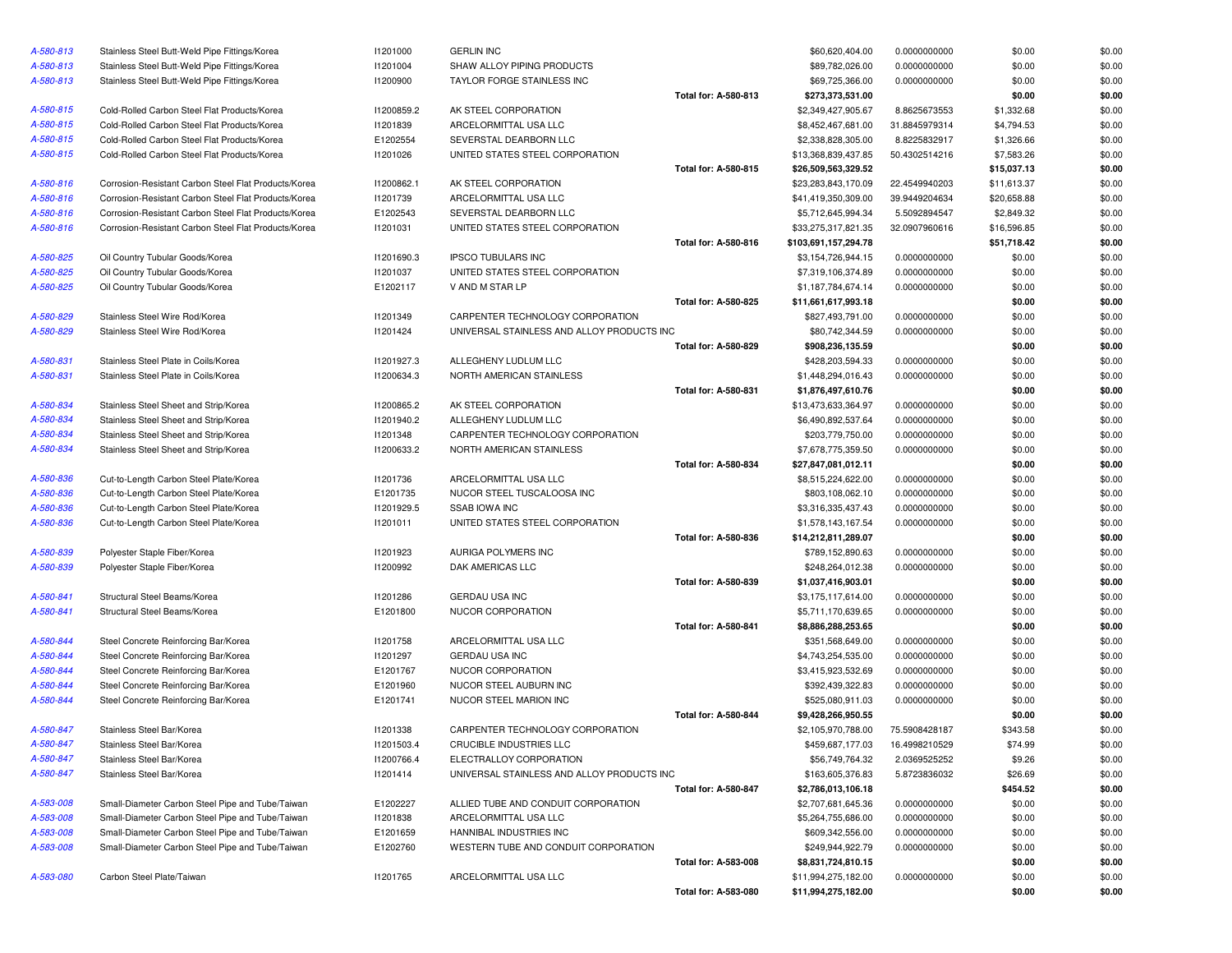| | | | | | | | | |
|---|---|---|---|---|---|---|---|---|
| A-580-813 | Stainless Steel Butt-Weld Pipe Fittings/Korea | I1201000 | GERLIN INC | | $60,620,404.00 | 0.0000000000 | $0.00 | $0.00 |
| A-580-813 | Stainless Steel Butt-Weld Pipe Fittings/Korea | I1201004 | SHAW ALLOY PIPING PRODUCTS | | $89,782,026.00 | 0.0000000000 | $0.00 | $0.00 |
| A-580-813 | Stainless Steel Butt-Weld Pipe Fittings/Korea | I1200900 | TAYLOR FORGE STAINLESS INC | | $69,725,366.00 | 0.0000000000 | $0.00 | $0.00 |
| | | | | **Total for: A-580-813** | **$273,373,531.00** | | **$0.00** | **$0.00** |
| A-580-815 | Cold-Rolled Carbon Steel Flat Products/Korea | I1200859.2 | AK STEEL CORPORATION | | $2,349,427,905.67 | 8.8625673553 | $1,332.68 | $0.00 |
| A-580-815 | Cold-Rolled Carbon Steel Flat Products/Korea | I1201839 | ARCELORMITTAL USA LLC | | $8,452,467,681.00 | 31.8845979314 | $4,794.53 | $0.00 |
| A-580-815 | Cold-Rolled Carbon Steel Flat Products/Korea | E1202554 | SEVERSTAL DEARBORN LLC | | $2,338,828,305.00 | 8.8225832917 | $1,326.66 | $0.00 |
| A-580-815 | Cold-Rolled Carbon Steel Flat Products/Korea | I1201026 | UNITED STATES STEEL CORPORATION | | $13,368,839,437.85 | 50.4302514216 | $7,583.26 | $0.00 |
| | | | | **Total for: A-580-815** | **$26,509,563,329.52** | | **$15,037.13** | **$0.00** |
| A-580-816 | Corrosion-Resistant Carbon Steel Flat Products/Korea | I1200862.1 | AK STEEL CORPORATION | | $23,283,843,170.09 | 22.4549940203 | $11,613.37 | $0.00 |
| A-580-816 | Corrosion-Resistant Carbon Steel Flat Products/Korea | I1201739 | ARCELORMITTAL USA LLC | | $41,419,350,309.00 | 39.9449204634 | $20,658.88 | $0.00 |
| A-580-816 | Corrosion-Resistant Carbon Steel Flat Products/Korea | E1202543 | SEVERSTAL DEARBORN LLC | | $5,712,645,994.34 | 5.5092894547 | $2,849.32 | $0.00 |
| A-580-816 | Corrosion-Resistant Carbon Steel Flat Products/Korea | I1201031 | UNITED STATES STEEL CORPORATION | | $33,275,317,821.35 | 32.0907960616 | $16,596.85 | $0.00 |
| | | | | **Total for: A-580-816** | **$103,691,157,294.78** | | **$51,718.42** | **$0.00** |
| A-580-825 | Oil Country Tubular Goods/Korea | I1201690.3 | IPSCO TUBULARS INC | | $3,154,726,944.15 | 0.0000000000 | $0.00 | $0.00 |
| A-580-825 | Oil Country Tubular Goods/Korea | I1201037 | UNITED STATES STEEL CORPORATION | | $7,319,106,374.89 | 0.0000000000 | $0.00 | $0.00 |
| A-580-825 | Oil Country Tubular Goods/Korea | E1202117 | V AND M STAR LP | | $1,187,784,674.14 | 0.0000000000 | $0.00 | $0.00 |
| | | | | **Total for: A-580-825** | **$11,661,617,993.18** | | **$0.00** | **$0.00** |
| A-580-829 | Stainless Steel Wire Rod/Korea | I1201349 | CARPENTER TECHNOLOGY CORPORATION | | $827,493,791.00 | 0.0000000000 | $0.00 | $0.00 |
| A-580-829 | Stainless Steel Wire Rod/Korea | I1201424 | UNIVERSAL STAINLESS AND ALLOY PRODUCTS INC | | $80,742,344.59 | 0.0000000000 | $0.00 | $0.00 |
| | | | | **Total for: A-580-829** | **$908,236,135.59** | | **$0.00** | **$0.00** |
| A-580-831 | Stainless Steel Plate in Coils/Korea | I1201927.3 | ALLEGHENY LUDLUM LLC | | $428,203,594.33 | 0.0000000000 | $0.00 | $0.00 |
| A-580-831 | Stainless Steel Plate in Coils/Korea | I1200634.3 | NORTH AMERICAN STAINLESS | | $1,448,294,016.43 | 0.0000000000 | $0.00 | $0.00 |
| | | | | **Total for: A-580-831** | **$1,876,497,610.76** | | **$0.00** | **$0.00** |
| A-580-834 | Stainless Steel Sheet and Strip/Korea | I1200865.2 | AK STEEL CORPORATION | | $13,473,633,364.97 | 0.0000000000 | $0.00 | $0.00 |
| A-580-834 | Stainless Steel Sheet and Strip/Korea | I1201940.2 | ALLEGHENY LUDLUM LLC | | $6,490,892,537.64 | 0.0000000000 | $0.00 | $0.00 |
| A-580-834 | Stainless Steel Sheet and Strip/Korea | I1201348 | CARPENTER TECHNOLOGY CORPORATION | | $203,779,750.00 | 0.0000000000 | $0.00 | $0.00 |
| A-580-834 | Stainless Steel Sheet and Strip/Korea | I1200633.2 | NORTH AMERICAN STAINLESS | | $7,678,775,359.50 | 0.0000000000 | $0.00 | $0.00 |
| | | | | **Total for: A-580-834** | **$27,847,081,012.11** | | **$0.00** | **$0.00** |
| A-580-836 | Cut-to-Length Carbon Steel Plate/Korea | I1201736 | ARCELORMITTAL USA LLC | | $8,515,224,622.00 | 0.0000000000 | $0.00 | $0.00 |
| A-580-836 | Cut-to-Length Carbon Steel Plate/Korea | E1201735 | NUCOR STEEL TUSCALOOSA INC | | $803,108,062.10 | 0.0000000000 | $0.00 | $0.00 |
| A-580-836 | Cut-to-Length Carbon Steel Plate/Korea | I1201929.5 | SSAB IOWA INC | | $3,316,335,437.43 | 0.0000000000 | $0.00 | $0.00 |
| A-580-836 | Cut-to-Length Carbon Steel Plate/Korea | I1201011 | UNITED STATES STEEL CORPORATION | | $1,578,143,167.54 | 0.0000000000 | $0.00 | $0.00 |
| | | | | **Total for: A-580-836** | **$14,212,811,289.07** | | **$0.00** | **$0.00** |
| A-580-839 | Polyester Staple Fiber/Korea | I1201923 | AURIGA POLYMERS INC | | $789,152,890.63 | 0.0000000000 | $0.00 | $0.00 |
| A-580-839 | Polyester Staple Fiber/Korea | I1200992 | DAK AMERICAS LLC | | $248,264,012.38 | 0.0000000000 | $0.00 | $0.00 |
| | | | | **Total for: A-580-839** | **$1,037,416,903.01** | | **$0.00** | **$0.00** |
| A-580-841 | Structural Steel Beams/Korea | I1201286 | GERDAU USA INC | | $3,175,117,614.00 | 0.0000000000 | $0.00 | $0.00 |
| A-580-841 | Structural Steel Beams/Korea | E1201800 | NUCOR CORPORATION | | $5,711,170,639.65 | 0.0000000000 | $0.00 | $0.00 |
| | | | | **Total for: A-580-841** | **$8,886,288,253.65** | | **$0.00** | **$0.00** |
| A-580-844 | Steel Concrete Reinforcing Bar/Korea | I1201758 | ARCELORMITTAL USA LLC | | $351,568,649.00 | 0.0000000000 | $0.00 | $0.00 |
| A-580-844 | Steel Concrete Reinforcing Bar/Korea | I1201297 | GERDAU USA INC | | $4,743,254,535.00 | 0.0000000000 | $0.00 | $0.00 |
| A-580-844 | Steel Concrete Reinforcing Bar/Korea | E1201767 | NUCOR CORPORATION | | $3,415,923,532.69 | 0.0000000000 | $0.00 | $0.00 |
| A-580-844 | Steel Concrete Reinforcing Bar/Korea | E1201960 | NUCOR STEEL AUBURN INC | | $392,439,322.83 | 0.0000000000 | $0.00 | $0.00 |
| A-580-844 | Steel Concrete Reinforcing Bar/Korea | E1201741 | NUCOR STEEL MARION INC | | $525,080,911.03 | 0.0000000000 | $0.00 | $0.00 |
| | | | | **Total for: A-580-844** | **$9,428,266,950.55** | | **$0.00** | **$0.00** |
| A-580-847 | Stainless Steel Bar/Korea | I1201338 | CARPENTER TECHNOLOGY CORPORATION | | $2,105,970,788.00 | 75.5908428187 | $343.58 | $0.00 |
| A-580-847 | Stainless Steel Bar/Korea | I1201503.4 | CRUCIBLE INDUSTRIES LLC | | $459,687,177.03 | 16.4998210529 | $74.99 | $0.00 |
| A-580-847 | Stainless Steel Bar/Korea | I1200766.4 | ELECTRALLOY CORPORATION | | $56,749,764.32 | 2.0369525252 | $9.26 | $0.00 |
| A-580-847 | Stainless Steel Bar/Korea | I1201414 | UNIVERSAL STAINLESS AND ALLOY PRODUCTS INC | | $163,605,376.83 | 5.8723836032 | $26.69 | $0.00 |
| | | | | **Total for: A-580-847** | **$2,786,013,106.18** | | **$454.52** | **$0.00** |
| A-583-008 | Small-Diameter Carbon Steel Pipe and Tube/Taiwan | E1202227 | ALLIED TUBE AND CONDUIT CORPORATION | | $2,707,681,645.36 | 0.0000000000 | $0.00 | $0.00 |
| A-583-008 | Small-Diameter Carbon Steel Pipe and Tube/Taiwan | I1201838 | ARCELORMITTAL USA LLC | | $5,264,755,686.00 | 0.0000000000 | $0.00 | $0.00 |
| A-583-008 | Small-Diameter Carbon Steel Pipe and Tube/Taiwan | E1201659 | HANNIBAL INDUSTRIES INC | | $609,342,556.00 | 0.0000000000 | $0.00 | $0.00 |
| A-583-008 | Small-Diameter Carbon Steel Pipe and Tube/Taiwan | E1202760 | WESTERN TUBE AND CONDUIT CORPORATION | | $249,944,922.79 | 0.0000000000 | $0.00 | $0.00 |
| | | | | **Total for: A-583-008** | **$8,831,724,810.15** | | **$0.00** | **$0.00** |
| A-583-080 | Carbon Steel Plate/Taiwan | I1201765 | ARCELORMITTAL USA LLC | | $11,994,275,182.00 | 0.0000000000 | $0.00 | $0.00 |
| | | | | **Total for: A-583-080** | **$11,994,275,182.00** | | **$0.00** | **$0.00** |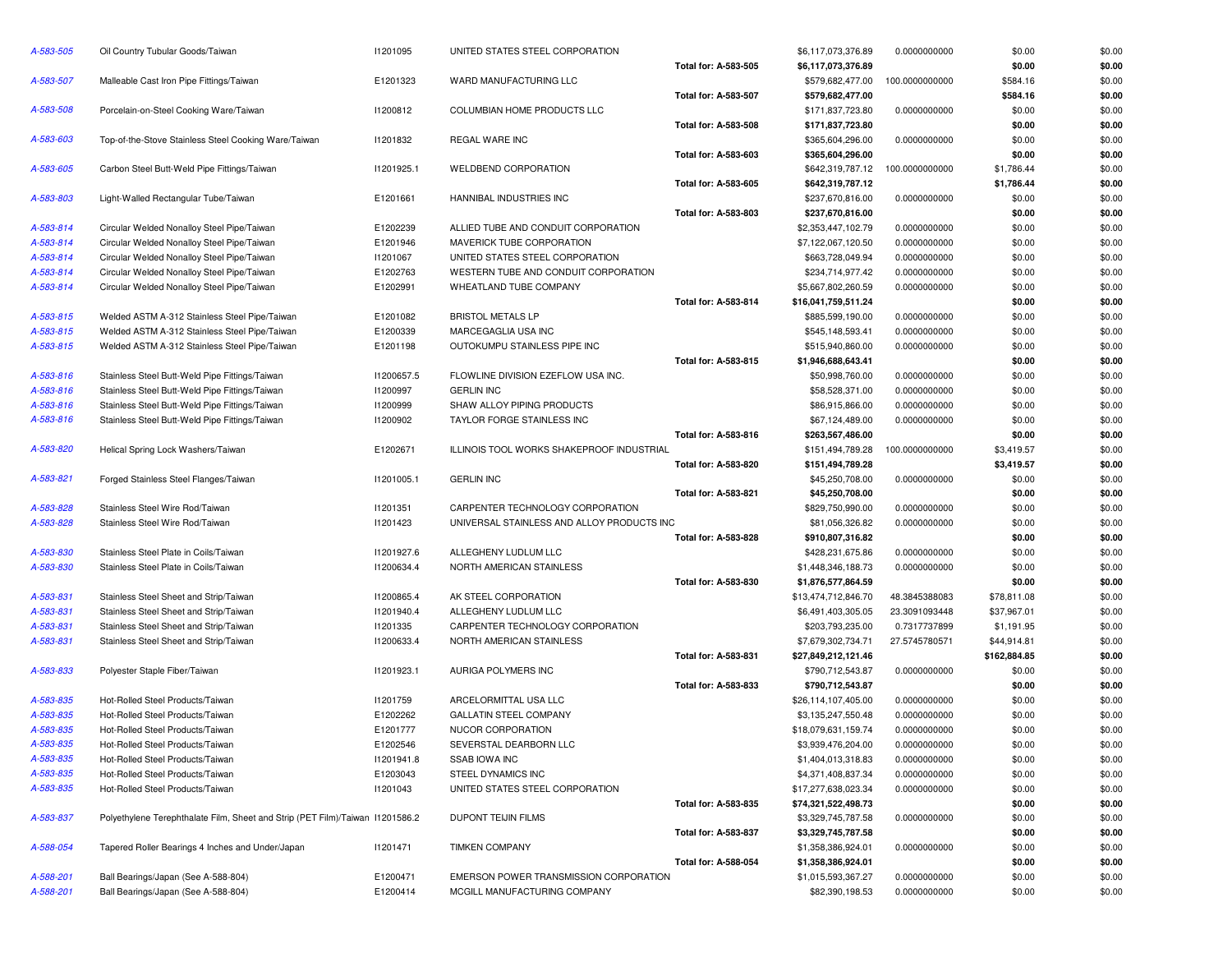| | | | | | | | | |
|---|---|---|---|---|---|---|---|---|
| A-583-505 | Oil Country Tubular Goods/Taiwan | I1201095 | UNITED STATES STEEL CORPORATION | | $6,117,073,376.89 | 0.0000000000 | $0.00 | $0.00 |
| | | | | **Total for: A-583-505** | **$6,117,073,376.89** | | **$0.00** | **$0.00** |
| A-583-507 | Malleable Cast Iron Pipe Fittings/Taiwan | E1201323 | WARD MANUFACTURING LLC | | $579,682,477.00 | 100.0000000000 | $584.16 | $0.00 |
| | | | | **Total for: A-583-507** | **$579,682,477.00** | | **$584.16** | **$0.00** |
| A-583-508 | Porcelain-on-Steel Cooking Ware/Taiwan | I1200812 | COLUMBIAN HOME PRODUCTS LLC | | $171,837,723.80 | 0.0000000000 | $0.00 | $0.00 |
| | | | | **Total for: A-583-508** | **$171,837,723.80** | | **$0.00** | **$0.00** |
| A-583-603 | Top-of-the-Stove Stainless Steel Cooking Ware/Taiwan | I1201832 | REGAL WARE INC | | $365,604,296.00 | 0.0000000000 | $0.00 | $0.00 |
| | | | | **Total for: A-583-603** | **$365,604,296.00** | | **$0.00** | **$0.00** |
| A-583-605 | Carbon Steel Butt-Weld Pipe Fittings/Taiwan | I1201925.1 | WELDBEND CORPORATION | | $642,319,787.12 | 100.0000000000 | $1,786.44 | $0.00 |
| | | | | **Total for: A-583-605** | **$642,319,787.12** | | **$1,786.44** | **$0.00** |
| A-583-803 | Light-Walled Rectangular Tube/Taiwan | E1201661 | HANNIBAL INDUSTRIES INC | | $237,670,816.00 | 0.0000000000 | $0.00 | $0.00 |
| | | | | **Total for: A-583-803** | **$237,670,816.00** | | **$0.00** | **$0.00** |
| A-583-814 | Circular Welded Nonalloy Steel Pipe/Taiwan | E1202239 | ALLIED TUBE AND CONDUIT CORPORATION | | $2,353,447,102.79 | 0.0000000000 | $0.00 | $0.00 |
| A-583-814 | Circular Welded Nonalloy Steel Pipe/Taiwan | E1201946 | MAVERICK TUBE CORPORATION | | $7,122,067,120.50 | 0.0000000000 | $0.00 | $0.00 |
| A-583-814 | Circular Welded Nonalloy Steel Pipe/Taiwan | I1201067 | UNITED STATES STEEL CORPORATION | | $663,728,049.94 | 0.0000000000 | $0.00 | $0.00 |
| A-583-814 | Circular Welded Nonalloy Steel Pipe/Taiwan | E1202763 | WESTERN TUBE AND CONDUIT CORPORATION | | $234,714,977.42 | 0.0000000000 | $0.00 | $0.00 |
| A-583-814 | Circular Welded Nonalloy Steel Pipe/Taiwan | E1202991 | WHEATLAND TUBE COMPANY | | $5,667,802,260.59 | 0.0000000000 | $0.00 | $0.00 |
| | | | | **Total for: A-583-814** | **$16,041,759,511.24** | | **$0.00** | **$0.00** |
| A-583-815 | Welded ASTM A-312 Stainless Steel Pipe/Taiwan | E1201082 | BRISTOL METALS LP | | $885,599,190.00 | 0.0000000000 | $0.00 | $0.00 |
| A-583-815 | Welded ASTM A-312 Stainless Steel Pipe/Taiwan | E1200339 | MARCEGAGLIA USA INC | | $545,148,593.41 | 0.0000000000 | $0.00 | $0.00 |
| A-583-815 | Welded ASTM A-312 Stainless Steel Pipe/Taiwan | E1201198 | OUTOKUMPU STAINLESS PIPE INC | | $515,940,860.00 | 0.0000000000 | $0.00 | $0.00 |
| | | | | **Total for: A-583-815** | **$1,946,688,643.41** | | **$0.00** | **$0.00** |
| A-583-816 | Stainless Steel Butt-Weld Pipe Fittings/Taiwan | I1200657.5 | FLOWLINE DIVISION EZEFLOW USA INC. | | $50,998,760.00 | 0.0000000000 | $0.00 | $0.00 |
| A-583-816 | Stainless Steel Butt-Weld Pipe Fittings/Taiwan | I1200997 | GERLIN INC | | $58,528,371.00 | 0.0000000000 | $0.00 | $0.00 |
| A-583-816 | Stainless Steel Butt-Weld Pipe Fittings/Taiwan | I1200999 | SHAW ALLOY PIPING PRODUCTS | | $86,915,866.00 | 0.0000000000 | $0.00 | $0.00 |
| A-583-816 | Stainless Steel Butt-Weld Pipe Fittings/Taiwan | I1200902 | TAYLOR FORGE STAINLESS INC | | $67,124,489.00 | 0.0000000000 | $0.00 | $0.00 |
| | | | | **Total for: A-583-816** | **$263,567,486.00** | | **$0.00** | **$0.00** |
| A-583-820 | Helical Spring Lock Washers/Taiwan | E1202671 | ILLINOIS TOOL WORKS SHAKEPROOF INDUSTRIAL | | $151,494,789.28 | 100.0000000000 | $3,419.57 | $0.00 |
| | | | | **Total for: A-583-820** | **$151,494,789.28** | | **$3,419.57** | **$0.00** |
| A-583-821 | Forged Stainless Steel Flanges/Taiwan | I1201005.1 | GERLIN INC | | $45,250,708.00 | 0.0000000000 | $0.00 | $0.00 |
| | | | | **Total for: A-583-821** | **$45,250,708.00** | | **$0.00** | **$0.00** |
| A-583-828 | Stainless Steel Wire Rod/Taiwan | I1201351 | CARPENTER TECHNOLOGY CORPORATION | | $829,750,990.00 | 0.0000000000 | $0.00 | $0.00 |
| A-583-828 | Stainless Steel Wire Rod/Taiwan | I1201423 | UNIVERSAL STAINLESS AND ALLOY PRODUCTS INC | | $81,056,326.82 | 0.0000000000 | $0.00 | $0.00 |
| | | | | **Total for: A-583-828** | **$910,807,316.82** | | **$0.00** | **$0.00** |
| A-583-830 | Stainless Steel Plate in Coils/Taiwan | I1201927.6 | ALLEGHENY LUDLUM LLC | | $428,231,675.86 | 0.0000000000 | $0.00 | $0.00 |
| A-583-830 | Stainless Steel Plate in Coils/Taiwan | I1200634.4 | NORTH AMERICAN STAINLESS | | $1,448,346,188.73 | 0.0000000000 | $0.00 | $0.00 |
| | | | | **Total for: A-583-830** | **$1,876,577,864.59** | | **$0.00** | **$0.00** |
| A-583-831 | Stainless Steel Sheet and Strip/Taiwan | I1200865.4 | AK STEEL CORPORATION | | $13,474,712,846.70 | 48.3845388083 | $78,811.08 | $0.00 |
| A-583-831 | Stainless Steel Sheet and Strip/Taiwan | I1201940.4 | ALLEGHENY LUDLUM LLC | | $6,491,403,305.05 | 23.3091093448 | $37,967.01 | $0.00 |
| A-583-831 | Stainless Steel Sheet and Strip/Taiwan | I1201335 | CARPENTER TECHNOLOGY CORPORATION | | $203,793,235.00 | 0.7317737899 | $1,191.95 | $0.00 |
| A-583-831 | Stainless Steel Sheet and Strip/Taiwan | I1200633.4 | NORTH AMERICAN STAINLESS | | $7,679,302,734.71 | 27.5745780571 | $44,914.81 | $0.00 |
| | | | | **Total for: A-583-831** | **$27,849,212,121.46** | | **$162,884.85** | **$0.00** |
| A-583-833 | Polyester Staple Fiber/Taiwan | I1201923.1 | AURIGA POLYMERS INC | | $790,712,543.87 | 0.0000000000 | $0.00 | $0.00 |
| | | | | **Total for: A-583-833** | **$790,712,543.87** | | **$0.00** | **$0.00** |
| A-583-835 | Hot-Rolled Steel Products/Taiwan | I1201759 | ARCELORMITTAL USA LLC | | $26,114,107,405.00 | 0.0000000000 | $0.00 | $0.00 |
| A-583-835 | Hot-Rolled Steel Products/Taiwan | E1202262 | GALLATIN STEEL COMPANY | | $3,135,247,550.48 | 0.0000000000 | $0.00 | $0.00 |
| A-583-835 | Hot-Rolled Steel Products/Taiwan | E1201777 | NUCOR CORPORATION | | $18,079,631,159.74 | 0.0000000000 | $0.00 | $0.00 |
| A-583-835 | Hot-Rolled Steel Products/Taiwan | E1202546 | SEVERSTAL DEARBORN LLC | | $3,939,476,204.00 | 0.0000000000 | $0.00 | $0.00 |
| A-583-835 | Hot-Rolled Steel Products/Taiwan | I1201941.8 | SSAB IOWA INC | | $1,404,013,318.83 | 0.0000000000 | $0.00 | $0.00 |
| A-583-835 | Hot-Rolled Steel Products/Taiwan | E1203043 | STEEL DYNAMICS INC | | $4,371,408,837.34 | 0.0000000000 | $0.00 | $0.00 |
| A-583-835 | Hot-Rolled Steel Products/Taiwan | I1201043 | UNITED STATES STEEL CORPORATION | | $17,277,638,023.34 | 0.0000000000 | $0.00 | $0.00 |
| | | | | **Total for: A-583-835** | **$74,321,522,498.73** | | **$0.00** | **$0.00** |
| A-583-837 | Polyethylene Terephthalate Film, Sheet and Strip (PET Film)/Taiwan | I1201586.2 | DUPONT TEIJIN FILMS | | $3,329,745,787.58 | 0.0000000000 | $0.00 | $0.00 |
| | | | | **Total for: A-583-837** | **$3,329,745,787.58** | | **$0.00** | **$0.00** |
| A-588-054 | Tapered Roller Bearings 4 Inches and Under/Japan | I1201471 | TIMKEN COMPANY | | $1,358,386,924.01 | 0.0000000000 | $0.00 | $0.00 |
| | | | | **Total for: A-588-054** | **$1,358,386,924.01** | | **$0.00** | **$0.00** |
| A-588-201 | Ball Bearings/Japan (See A-588-804) | E1200471 | EMERSON POWER TRANSMISSION CORPORATION | | $1,015,593,367.27 | 0.0000000000 | $0.00 | $0.00 |
| A-588-201 | Ball Bearings/Japan (See A-588-804) | E1200414 | MCGILL MANUFACTURING COMPANY | | $82,390,198.53 | 0.0000000000 | $0.00 | $0.00 |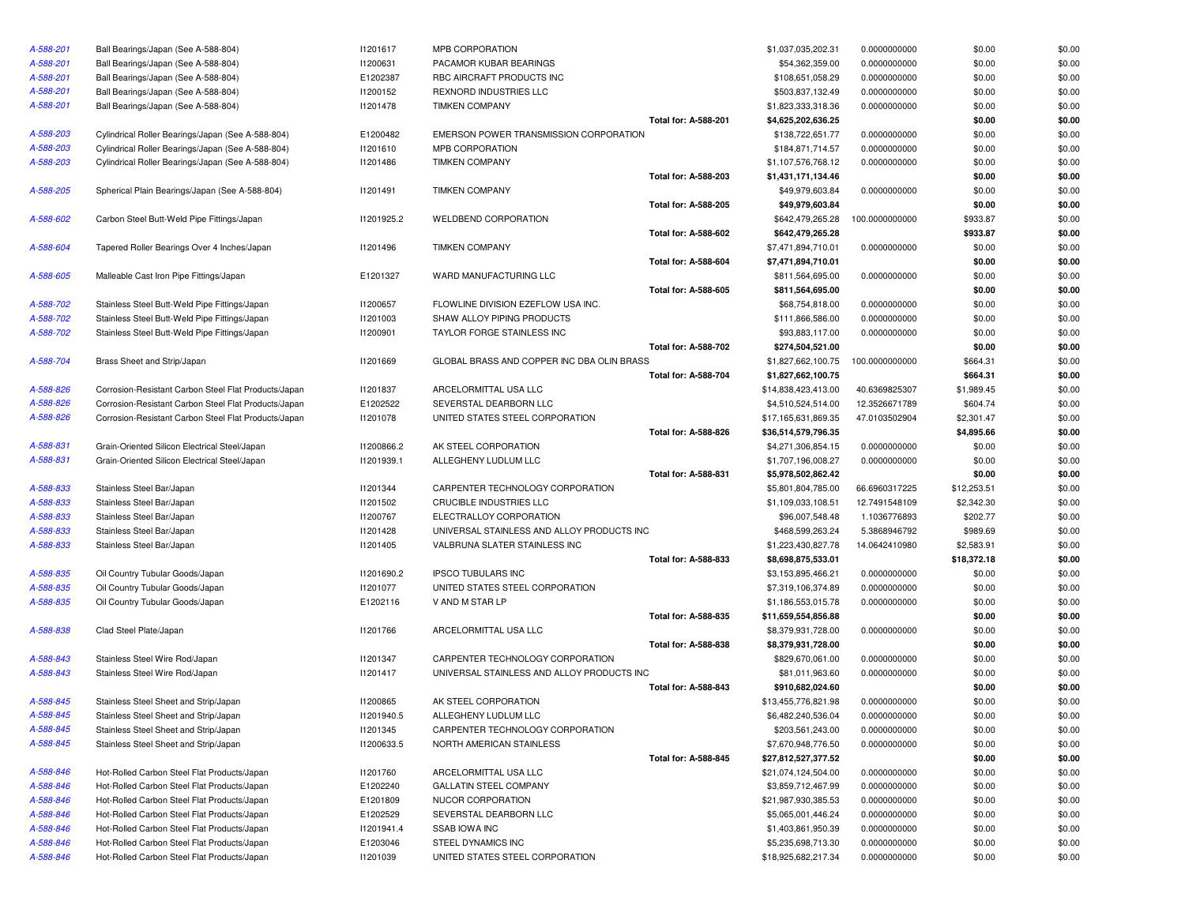| | | | | | | | |
|---|---|---|---|---|---|---|---|
| A-588-201 | Ball Bearings/Japan (See A-588-804) | I1201617 | MPB CORPORATION | $1,037,035,202.31 | 0.0000000000 | $0.00 | $0.00 |
| A-588-201 | Ball Bearings/Japan (See A-588-804) | I1200631 | PACAMOR KUBAR BEARINGS | $54,362,359.00 | 0.0000000000 | $0.00 | $0.00 |
| A-588-201 | Ball Bearings/Japan (See A-588-804) | E1202387 | RBC AIRCRAFT PRODUCTS INC | $108,651,058.29 | 0.0000000000 | $0.00 | $0.00 |
| A-588-201 | Ball Bearings/Japan (See A-588-804) | I1200152 | REXNORD INDUSTRIES LLC | $503,837,132.49 | 0.0000000000 | $0.00 | $0.00 |
| A-588-201 | Ball Bearings/Japan (See A-588-804) | I1201478 | TIMKEN COMPANY | $1,823,333,318.36 | 0.0000000000 | $0.00 | $0.00 |
| | | | **Total for: A-588-201** | **$4,625,202,636.25** | | **$0.00** | **$0.00** |
| A-588-203 | Cylindrical Roller Bearings/Japan (See A-588-804) | E1200482 | EMERSON POWER TRANSMISSION CORPORATION | $138,722,651.77 | 0.0000000000 | $0.00 | $0.00 |
| A-588-203 | Cylindrical Roller Bearings/Japan (See A-588-804) | I1201610 | MPB CORPORATION | $184,871,714.57 | 0.0000000000 | $0.00 | $0.00 |
| A-588-203 | Cylindrical Roller Bearings/Japan (See A-588-804) | I1201486 | TIMKEN COMPANY | $1,107,576,768.12 | 0.0000000000 | $0.00 | $0.00 |
| | | | **Total for: A-588-203** | **$1,431,171,134.46** | | **$0.00** | **$0.00** |
| A-588-205 | Spherical Plain Bearings/Japan (See A-588-804) | I1201491 | TIMKEN COMPANY | $49,979,603.84 | 0.0000000000 | $0.00 | $0.00 |
| | | | **Total for: A-588-205** | **$49,979,603.84** | | **$0.00** | **$0.00** |
| A-588-602 | Carbon Steel Butt-Weld Pipe Fittings/Japan | I1201925.2 | WELDBEND CORPORATION | $642,479,265.28 | 100.0000000000 | $933.87 | $0.00 |
| | | | **Total for: A-588-602** | **$642,479,265.28** | | **$933.87** | **$0.00** |
| A-588-604 | Tapered Roller Bearings Over 4 Inches/Japan | I1201496 | TIMKEN COMPANY | $7,471,894,710.01 | 0.0000000000 | $0.00 | $0.00 |
| | | | **Total for: A-588-604** | **$7,471,894,710.01** | | **$0.00** | **$0.00** |
| A-588-605 | Malleable Cast Iron Pipe Fittings/Japan | E1201327 | WARD MANUFACTURING LLC | $811,564,695.00 | 0.0000000000 | $0.00 | $0.00 |
| | | | **Total for: A-588-605** | **$811,564,695.00** | | **$0.00** | **$0.00** |
| A-588-702 | Stainless Steel Butt-Weld Pipe Fittings/Japan | I1200657 | FLOWLINE DIVISION EZEFLOW USA INC. | $68,754,818.00 | 0.0000000000 | $0.00 | $0.00 |
| A-588-702 | Stainless Steel Butt-Weld Pipe Fittings/Japan | I1201003 | SHAW ALLOY PIPING PRODUCTS | $111,866,586.00 | 0.0000000000 | $0.00 | $0.00 |
| A-588-702 | Stainless Steel Butt-Weld Pipe Fittings/Japan | I1200901 | TAYLOR FORGE STAINLESS INC | $93,883,117.00 | 0.0000000000 | $0.00 | $0.00 |
| | | | **Total for: A-588-702** | **$274,504,521.00** | | **$0.00** | **$0.00** |
| A-588-704 | Brass Sheet and Strip/Japan | I1201669 | GLOBAL BRASS AND COPPER INC DBA OLIN BRASS | $1,827,662,100.75 | 100.0000000000 | $664.31 | $0.00 |
| | | | **Total for: A-588-704** | **$1,827,662,100.75** | | **$664.31** | **$0.00** |
| A-588-826 | Corrosion-Resistant Carbon Steel Flat Products/Japan | I1201837 | ARCELORMITTAL USA LLC | $14,838,423,413.00 | 40.6369825307 | $1,989.45 | $0.00 |
| A-588-826 | Corrosion-Resistant Carbon Steel Flat Products/Japan | E1202522 | SEVERSTAL DEARBORN LLC | $4,510,524,514.00 | 12.3526671789 | $604.74 | $0.00 |
| A-588-826 | Corrosion-Resistant Carbon Steel Flat Products/Japan | I1201078 | UNITED STATES STEEL CORPORATION | $17,165,631,869.35 | 47.0103502904 | $2,301.47 | $0.00 |
| | | | **Total for: A-588-826** | **$36,514,579,796.35** | | **$4,895.66** | **$0.00** |
| A-588-831 | Grain-Oriented Silicon Electrical Steel/Japan | I1200866.2 | AK STEEL CORPORATION | $4,271,306,854.15 | 0.0000000000 | $0.00 | $0.00 |
| A-588-831 | Grain-Oriented Silicon Electrical Steel/Japan | I1201939.1 | ALLEGHENY LUDLUM LLC | $1,707,196,008.27 | 0.0000000000 | $0.00 | $0.00 |
| | | | **Total for: A-588-831** | **$5,978,502,862.42** | | **$0.00** | **$0.00** |
| A-588-833 | Stainless Steel Bar/Japan | I1201344 | CARPENTER TECHNOLOGY CORPORATION | $5,801,804,785.00 | 66.6960317225 | $12,253.51 | $0.00 |
| A-588-833 | Stainless Steel Bar/Japan | I1201502 | CRUCIBLE INDUSTRIES LLC | $1,109,033,108.51 | 12.7491548109 | $2,342.30 | $0.00 |
| A-588-833 | Stainless Steel Bar/Japan | I1200767 | ELECTRALLOY CORPORATION | $96,007,548.48 | 1.1036776893 | $202.77 | $0.00 |
| A-588-833 | Stainless Steel Bar/Japan | I1201428 | UNIVERSAL STAINLESS AND ALLOY PRODUCTS INC | $468,599,263.24 | 5.3868946792 | $989.69 | $0.00 |
| A-588-833 | Stainless Steel Bar/Japan | I1201405 | VALBRUNA SLATER STAINLESS INC | $1,223,430,827.78 | 14.0642410980 | $2,583.91 | $0.00 |
| | | | **Total for: A-588-833** | **$8,698,875,533.01** | | **$18,372.18** | **$0.00** |
| A-588-835 | Oil Country Tubular Goods/Japan | I1201690.2 | IPSCO TUBULARS INC | $3,153,895,466.21 | 0.0000000000 | $0.00 | $0.00 |
| A-588-835 | Oil Country Tubular Goods/Japan | I1201077 | UNITED STATES STEEL CORPORATION | $7,319,106,374.89 | 0.0000000000 | $0.00 | $0.00 |
| A-588-835 | Oil Country Tubular Goods/Japan | E1202116 | V AND M STAR LP | $1,186,553,015.78 | 0.0000000000 | $0.00 | $0.00 |
| | | | **Total for: A-588-835** | **$11,659,554,856.88** | | **$0.00** | **$0.00** |
| A-588-838 | Clad Steel Plate/Japan | I1201766 | ARCELORMITTAL USA LLC | $8,379,931,728.00 | 0.0000000000 | $0.00 | $0.00 |
| | | | **Total for: A-588-838** | **$8,379,931,728.00** | | **$0.00** | **$0.00** |
| A-588-843 | Stainless Steel Wire Rod/Japan | I1201347 | CARPENTER TECHNOLOGY CORPORATION | $829,670,061.00 | 0.0000000000 | $0.00 | $0.00 |
| A-588-843 | Stainless Steel Wire Rod/Japan | I1201417 | UNIVERSAL STAINLESS AND ALLOY PRODUCTS INC | $81,011,963.60 | 0.0000000000 | $0.00 | $0.00 |
| | | | **Total for: A-588-843** | **$910,682,024.60** | | **$0.00** | **$0.00** |
| A-588-845 | Stainless Steel Sheet and Strip/Japan | I1200865 | AK STEEL CORPORATION | $13,455,776,821.98 | 0.0000000000 | $0.00 | $0.00 |
| A-588-845 | Stainless Steel Sheet and Strip/Japan | I1201940.5 | ALLEGHENY LUDLUM LLC | $6,482,240,536.04 | 0.0000000000 | $0.00 | $0.00 |
| A-588-845 | Stainless Steel Sheet and Strip/Japan | I1201345 | CARPENTER TECHNOLOGY CORPORATION | $203,561,243.00 | 0.0000000000 | $0.00 | $0.00 |
| A-588-845 | Stainless Steel Sheet and Strip/Japan | I1200633.5 | NORTH AMERICAN STAINLESS | $7,670,948,776.50 | 0.0000000000 | $0.00 | $0.00 |
| | | | **Total for: A-588-845** | **$27,812,527,377.52** | | **$0.00** | **$0.00** |
| A-588-846 | Hot-Rolled Carbon Steel Flat Products/Japan | I1201760 | ARCELORMITTAL USA LLC | $21,074,124,504.00 | 0.0000000000 | $0.00 | $0.00 |
| A-588-846 | Hot-Rolled Carbon Steel Flat Products/Japan | E1202240 | GALLATIN STEEL COMPANY | $3,859,712,467.99 | 0.0000000000 | $0.00 | $0.00 |
| A-588-846 | Hot-Rolled Carbon Steel Flat Products/Japan | E1201809 | NUCOR CORPORATION | $21,987,930,385.53 | 0.0000000000 | $0.00 | $0.00 |
| A-588-846 | Hot-Rolled Carbon Steel Flat Products/Japan | E1202529 | SEVERSTAL DEARBORN LLC | $5,065,001,446.24 | 0.0000000000 | $0.00 | $0.00 |
| A-588-846 | Hot-Rolled Carbon Steel Flat Products/Japan | I1201941.4 | SSAB IOWA INC | $1,403,861,950.39 | 0.0000000000 | $0.00 | $0.00 |
| A-588-846 | Hot-Rolled Carbon Steel Flat Products/Japan | E1203046 | STEEL DYNAMICS INC | $5,235,698,713.30 | 0.0000000000 | $0.00 | $0.00 |
| A-588-846 | Hot-Rolled Carbon Steel Flat Products/Japan | I1201039 | UNITED STATES STEEL CORPORATION | $18,925,682,217.34 | 0.0000000000 | $0.00 | $0.00 |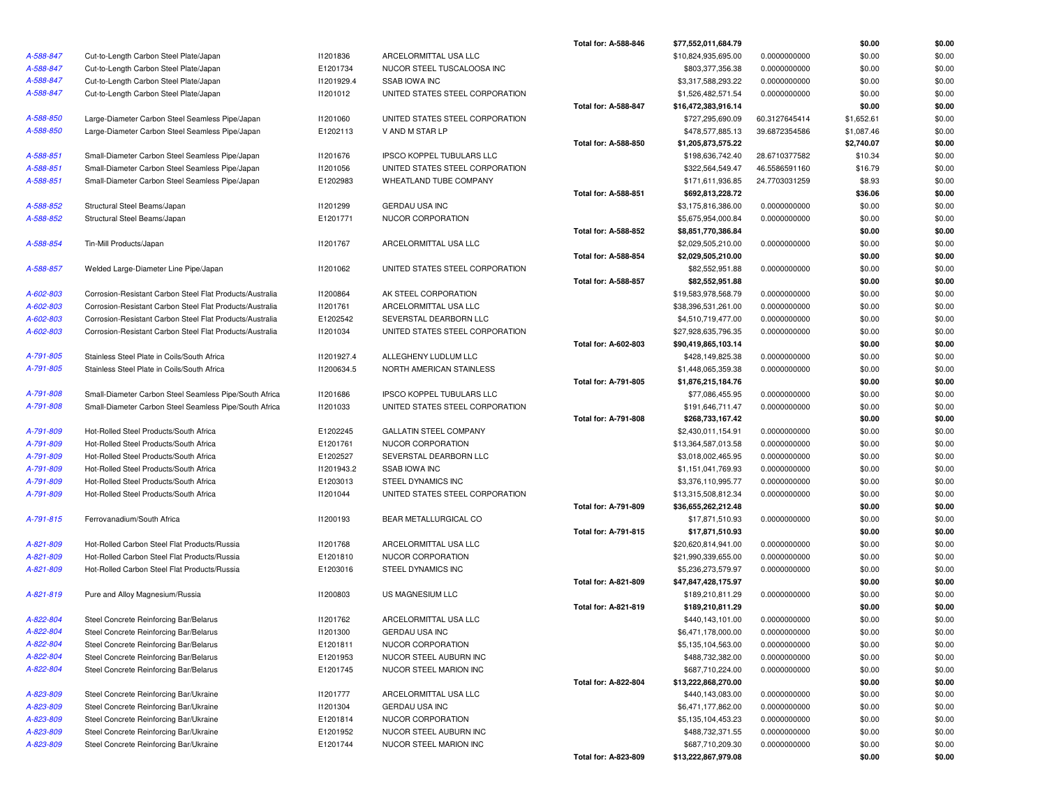| | | | | | | | | |
|---|---|---|---|---|---|---|---|---|
| | | | | **Total for: A-588-846** | **$77,552,011,684.79** | | **$0.00** | **$0.00** |
| *A-588-847* | Cut-to-Length Carbon Steel Plate/Japan | I1201836 | ARCELORMITTAL USA LLC | | $10,824,935,695.00 | 0.0000000000 | $0.00 | $0.00 |
| *A-588-847* | Cut-to-Length Carbon Steel Plate/Japan | E1201734 | NUCOR STEEL TUSCALOOSA INC | | $803,377,356.38 | 0.0000000000 | $0.00 | $0.00 |
| *A-588-847* | Cut-to-Length Carbon Steel Plate/Japan | I1201929.4 | SSAB IOWA INC | | $3,317,588,293.22 | 0.0000000000 | $0.00 | $0.00 |
| *A-588-847* | Cut-to-Length Carbon Steel Plate/Japan | I1201012 | UNITED STATES STEEL CORPORATION | | $1,526,482,571.54 | 0.0000000000 | $0.00 | $0.00 |
| | | | | **Total for: A-588-847** | **$16,472,383,916.14** | | **$0.00** | **$0.00** |
| *A-588-850* | Large-Diameter Carbon Steel Seamless Pipe/Japan | I1201060 | UNITED STATES STEEL CORPORATION | | $727,295,690.09 | 60.3127645414 | $1,652.61 | $0.00 |
| *A-588-850* | Large-Diameter Carbon Steel Seamless Pipe/Japan | E1202113 | V AND M STAR LP | | $478,577,885.13 | 39.6872354586 | $1,087.46 | $0.00 |
| | | | | **Total for: A-588-850** | **$1,205,873,575.22** | | **$2,740.07** | **$0.00** |
| *A-588-851* | Small-Diameter Carbon Steel Seamless Pipe/Japan | I1201676 | IPSCO KOPPEL TUBULARS LLC | | $198,636,742.40 | 28.6710377582 | $10.34 | $0.00 |
| *A-588-851* | Small-Diameter Carbon Steel Seamless Pipe/Japan | I1201056 | UNITED STATES STEEL CORPORATION | | $322,564,549.47 | 46.5586591160 | $16.79 | $0.00 |
| *A-588-851* | Small-Diameter Carbon Steel Seamless Pipe/Japan | E1202983 | WHEATLAND TUBE COMPANY | | $171,611,936.85 | 24.7703031259 | $8.93 | $0.00 |
| | | | | **Total for: A-588-851** | **$692,813,228.72** | | **$36.06** | **$0.00** |
| *A-588-852* | Structural Steel Beams/Japan | I1201299 | GERDAU USA INC | | $3,175,816,386.00 | 0.0000000000 | $0.00 | $0.00 |
| *A-588-852* | Structural Steel Beams/Japan | E1201771 | NUCOR CORPORATION | | $5,675,954,000.84 | 0.0000000000 | $0.00 | $0.00 |
| | | | | **Total for: A-588-852** | **$8,851,770,386.84** | | **$0.00** | **$0.00** |
| *A-588-854* | Tin-Mill Products/Japan | I1201767 | ARCELORMITTAL USA LLC | | $2,029,505,210.00 | 0.0000000000 | $0.00 | $0.00 |
| | | | | **Total for: A-588-854** | **$2,029,505,210.00** | | **$0.00** | **$0.00** |
| *A-588-857* | Welded Large-Diameter Line Pipe/Japan | I1201062 | UNITED STATES STEEL CORPORATION | | $82,552,951.88 | 0.0000000000 | $0.00 | $0.00 |
| | | | | **Total for: A-588-857** | **$82,552,951.88** | | **$0.00** | **$0.00** |
| *A-602-803* | Corrosion-Resistant Carbon Steel Flat Products/Australia | I1200864 | AK STEEL CORPORATION | | $19,583,978,568.79 | 0.0000000000 | $0.00 | $0.00 |
| *A-602-803* | Corrosion-Resistant Carbon Steel Flat Products/Australia | I1201761 | ARCELORMITTAL USA LLC | | $38,396,531,261.00 | 0.0000000000 | $0.00 | $0.00 |
| *A-602-803* | Corrosion-Resistant Carbon Steel Flat Products/Australia | E1202542 | SEVERSTAL DEARBORN LLC | | $4,510,719,477.00 | 0.0000000000 | $0.00 | $0.00 |
| *A-602-803* | Corrosion-Resistant Carbon Steel Flat Products/Australia | I1201034 | UNITED STATES STEEL CORPORATION | | $27,928,635,796.35 | 0.0000000000 | $0.00 | $0.00 |
| | | | | **Total for: A-602-803** | **$90,419,865,103.14** | | **$0.00** | **$0.00** |
| *A-791-805* | Stainless Steel Plate in Coils/South Africa | I1201927.4 | ALLEGHENY LUDLUM LLC | | $428,149,825.38 | 0.0000000000 | $0.00 | $0.00 |
| *A-791-805* | Stainless Steel Plate in Coils/South Africa | I1200634.5 | NORTH AMERICAN STAINLESS | | $1,448,065,359.38 | 0.0000000000 | $0.00 | $0.00 |
| | | | | **Total for: A-791-805** | **$1,876,215,184.76** | | **$0.00** | **$0.00** |
| *A-791-808* | Small-Diameter Carbon Steel Seamless Pipe/South Africa | I1201686 | IPSCO KOPPEL TUBULARS LLC | | $77,086,455.95 | 0.0000000000 | $0.00 | $0.00 |
| *A-791-808* | Small-Diameter Carbon Steel Seamless Pipe/South Africa | I1201033 | UNITED STATES STEEL CORPORATION | | $191,646,711.47 | 0.0000000000 | $0.00 | $0.00 |
| | | | | **Total for: A-791-808** | **$268,733,167.42** | | **$0.00** | **$0.00** |
| *A-791-809* | Hot-Rolled Steel Products/South Africa | E1202245 | GALLATIN STEEL COMPANY | | $2,430,011,154.91 | 0.0000000000 | $0.00 | $0.00 |
| *A-791-809* | Hot-Rolled Steel Products/South Africa | E1201761 | NUCOR CORPORATION | | $13,364,587,013.58 | 0.0000000000 | $0.00 | $0.00 |
| *A-791-809* | Hot-Rolled Steel Products/South Africa | E1202527 | SEVERSTAL DEARBORN LLC | | $3,018,002,465.95 | 0.0000000000 | $0.00 | $0.00 |
| *A-791-809* | Hot-Rolled Steel Products/South Africa | I1201943.2 | SSAB IOWA INC | | $1,151,041,769.93 | 0.0000000000 | $0.00 | $0.00 |
| *A-791-809* | Hot-Rolled Steel Products/South Africa | E1203013 | STEEL DYNAMICS INC | | $3,376,110,995.77 | 0.0000000000 | $0.00 | $0.00 |
| *A-791-809* | Hot-Rolled Steel Products/South Africa | I1201044 | UNITED STATES STEEL CORPORATION | | $13,315,508,812.34 | 0.0000000000 | $0.00 | $0.00 |
| | | | | **Total for: A-791-809** | **$36,655,262,212.48** | | **$0.00** | **$0.00** |
| *A-791-815* | Ferrovanadium/South Africa | I1200193 | BEAR METALLURGICAL CO | | $17,871,510.93 | 0.0000000000 | $0.00 | $0.00 |
| | | | | **Total for: A-791-815** | **$17,871,510.93** | | **$0.00** | **$0.00** |
| *A-821-809* | Hot-Rolled Carbon Steel Flat Products/Russia | I1201768 | ARCELORMITTAL USA LLC | | $20,620,814,941.00 | 0.0000000000 | $0.00 | $0.00 |
| *A-821-809* | Hot-Rolled Carbon Steel Flat Products/Russia | E1201810 | NUCOR CORPORATION | | $21,990,339,655.00 | 0.0000000000 | $0.00 | $0.00 |
| *A-821-809* | Hot-Rolled Carbon Steel Flat Products/Russia | E1203016 | STEEL DYNAMICS INC | | $5,236,273,579.97 | 0.0000000000 | $0.00 | $0.00 |
| | | | | **Total for: A-821-809** | **$47,847,428,175.97** | | **$0.00** | **$0.00** |
| *A-821-819* | Pure and Alloy Magnesium/Russia | I1200803 | US MAGNESIUM LLC | | $189,210,811.29 | 0.0000000000 | $0.00 | $0.00 |
| | | | | **Total for: A-821-819** | **$189,210,811.29** | | **$0.00** | **$0.00** |
| *A-822-804* | Steel Concrete Reinforcing Bar/Belarus | I1201762 | ARCELORMITTAL USA LLC | | $440,143,101.00 | 0.0000000000 | $0.00 | $0.00 |
| *A-822-804* | Steel Concrete Reinforcing Bar/Belarus | I1201300 | GERDAU USA INC | | $6,471,178,000.00 | 0.0000000000 | $0.00 | $0.00 |
| *A-822-804* | Steel Concrete Reinforcing Bar/Belarus | E1201811 | NUCOR CORPORATION | | $5,135,104,563.00 | 0.0000000000 | $0.00 | $0.00 |
| *A-822-804* | Steel Concrete Reinforcing Bar/Belarus | E1201953 | NUCOR STEEL AUBURN INC | | $488,732,382.00 | 0.0000000000 | $0.00 | $0.00 |
| *A-822-804* | Steel Concrete Reinforcing Bar/Belarus | E1201745 | NUCOR STEEL MARION INC | | $687,710,224.00 | 0.0000000000 | $0.00 | $0.00 |
| | | | | **Total for: A-822-804** | **$13,222,868,270.00** | | **$0.00** | **$0.00** |
| *A-823-809* | Steel Concrete Reinforcing Bar/Ukraine | I1201777 | ARCELORMITTAL USA LLC | | $440,143,083.00 | 0.0000000000 | $0.00 | $0.00 |
| *A-823-809* | Steel Concrete Reinforcing Bar/Ukraine | I1201304 | GERDAU USA INC | | $6,471,177,862.00 | 0.0000000000 | $0.00 | $0.00 |
| *A-823-809* | Steel Concrete Reinforcing Bar/Ukraine | E1201814 | NUCOR CORPORATION | | $5,135,104,453.23 | 0.0000000000 | $0.00 | $0.00 |
| *A-823-809* | Steel Concrete Reinforcing Bar/Ukraine | E1201952 | NUCOR STEEL AUBURN INC | | $488,732,371.55 | 0.0000000000 | $0.00 | $0.00 |
| *A-823-809* | Steel Concrete Reinforcing Bar/Ukraine | E1201744 | NUCOR STEEL MARION INC | | $687,710,209.30 | 0.0000000000 | $0.00 | $0.00 |
| | | | | **Total for: A-823-809** | **$13,222,867,979.08** | | **$0.00** | **$0.00** |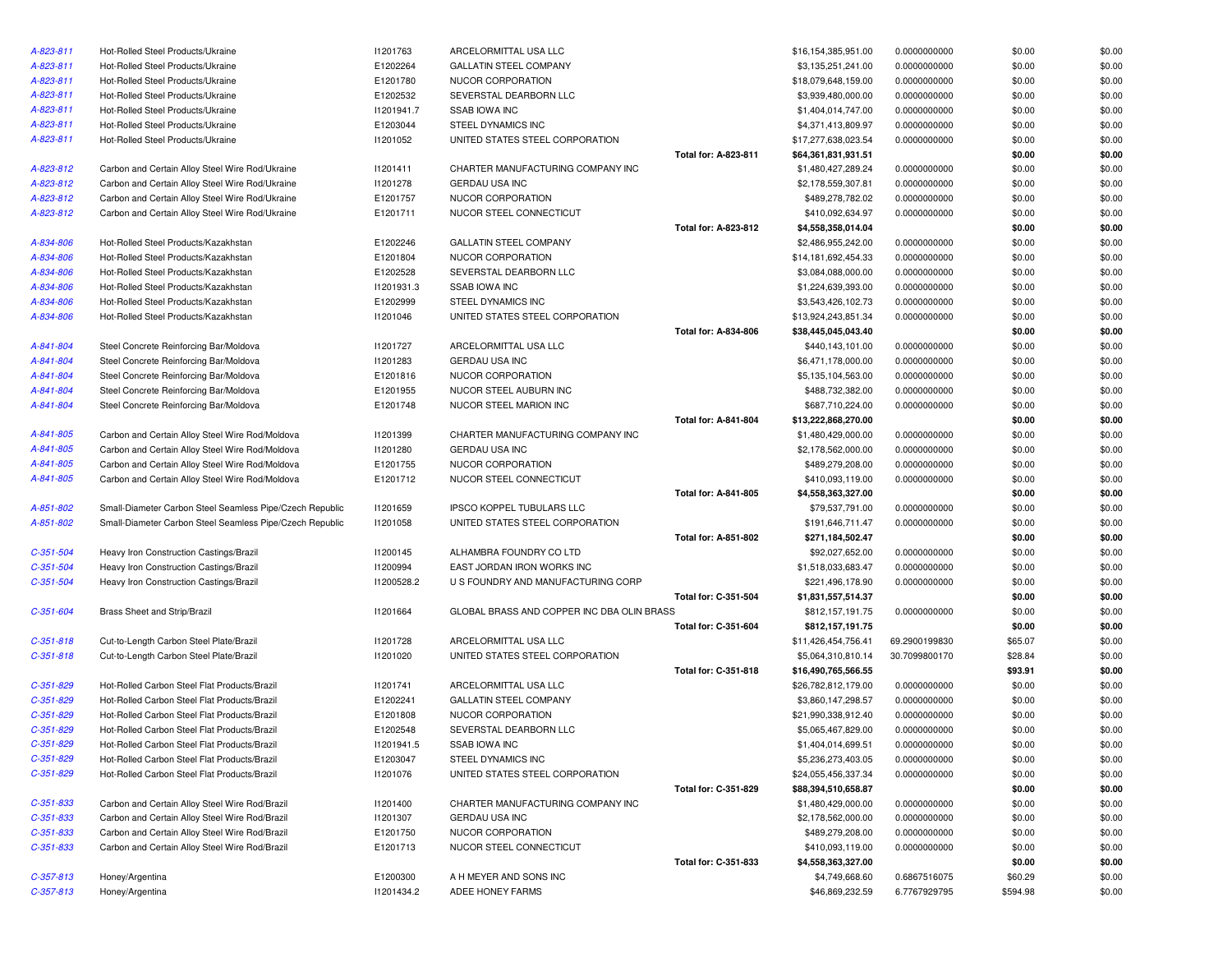| | | | | | | | | |
|---|---|---|---|---|---|---|---|---|
| A-823-811 | Hot-Rolled Steel Products/Ukraine | I1201763 | ARCELORMITTAL USA LLC | | $16,154,385,951.00 | 0.0000000000 | $0.00 | $0.00 |
| A-823-811 | Hot-Rolled Steel Products/Ukraine | E1202264 | GALLATIN STEEL COMPANY | | $3,135,251,241.00 | 0.0000000000 | $0.00 | $0.00 |
| A-823-811 | Hot-Rolled Steel Products/Ukraine | E1201780 | NUCOR CORPORATION | | $18,079,648,159.00 | 0.0000000000 | $0.00 | $0.00 |
| A-823-811 | Hot-Rolled Steel Products/Ukraine | E1202532 | SEVERSTAL DEARBORN LLC | | $3,939,480,000.00 | 0.0000000000 | $0.00 | $0.00 |
| A-823-811 | Hot-Rolled Steel Products/Ukraine | I1201941.7 | SSAB IOWA INC | | $1,404,014,747.00 | 0.0000000000 | $0.00 | $0.00 |
| A-823-811 | Hot-Rolled Steel Products/Ukraine | E1203044 | STEEL DYNAMICS INC | | $4,371,413,809.97 | 0.0000000000 | $0.00 | $0.00 |
| A-823-811 | Hot-Rolled Steel Products/Ukraine | I1201052 | UNITED STATES STEEL CORPORATION | | $17,277,638,023.54 | 0.0000000000 | $0.00 | $0.00 |
| | | | | **Total for: A-823-811** | **$64,361,831,931.51** | | **$0.00** | **$0.00** |
| A-823-812 | Carbon and Certain Alloy Steel Wire Rod/Ukraine | I1201411 | CHARTER MANUFACTURING COMPANY INC | | $1,480,427,289.24 | 0.0000000000 | $0.00 | $0.00 |
| A-823-812 | Carbon and Certain Alloy Steel Wire Rod/Ukraine | I1201278 | GERDAU USA INC | | $2,178,559,307.81 | 0.0000000000 | $0.00 | $0.00 |
| A-823-812 | Carbon and Certain Alloy Steel Wire Rod/Ukraine | E1201757 | NUCOR CORPORATION | | $489,278,782.02 | 0.0000000000 | $0.00 | $0.00 |
| A-823-812 | Carbon and Certain Alloy Steel Wire Rod/Ukraine | E1201711 | NUCOR STEEL CONNECTICUT | | $410,092,634.97 | 0.0000000000 | $0.00 | $0.00 |
| | | | | **Total for: A-823-812** | **$4,558,358,014.04** | | **$0.00** | **$0.00** |
| A-834-806 | Hot-Rolled Steel Products/Kazakhstan | E1202246 | GALLATIN STEEL COMPANY | | $2,486,955,242.00 | 0.0000000000 | $0.00 | $0.00 |
| A-834-806 | Hot-Rolled Steel Products/Kazakhstan | E1201804 | NUCOR CORPORATION | | $14,181,692,454.33 | 0.0000000000 | $0.00 | $0.00 |
| A-834-806 | Hot-Rolled Steel Products/Kazakhstan | E1202528 | SEVERSTAL DEARBORN LLC | | $3,084,088,000.00 | 0.0000000000 | $0.00 | $0.00 |
| A-834-806 | Hot-Rolled Steel Products/Kazakhstan | I1201931.3 | SSAB IOWA INC | | $1,224,639,393.00 | 0.0000000000 | $0.00 | $0.00 |
| A-834-806 | Hot-Rolled Steel Products/Kazakhstan | E1202999 | STEEL DYNAMICS INC | | $3,543,426,102.73 | 0.0000000000 | $0.00 | $0.00 |
| A-834-806 | Hot-Rolled Steel Products/Kazakhstan | I1201046 | UNITED STATES STEEL CORPORATION | | $13,924,243,851.34 | 0.0000000000 | $0.00 | $0.00 |
| | | | | **Total for: A-834-806** | **$38,445,045,043.40** | | **$0.00** | **$0.00** |
| A-841-804 | Steel Concrete Reinforcing Bar/Moldova | I1201727 | ARCELORMITTAL USA LLC | | $440,143,101.00 | 0.0000000000 | $0.00 | $0.00 |
| A-841-804 | Steel Concrete Reinforcing Bar/Moldova | I1201283 | GERDAU USA INC | | $6,471,178,000.00 | 0.0000000000 | $0.00 | $0.00 |
| A-841-804 | Steel Concrete Reinforcing Bar/Moldova | E1201816 | NUCOR CORPORATION | | $5,135,104,563.00 | 0.0000000000 | $0.00 | $0.00 |
| A-841-804 | Steel Concrete Reinforcing Bar/Moldova | E1201955 | NUCOR STEEL AUBURN INC | | $488,732,382.00 | 0.0000000000 | $0.00 | $0.00 |
| A-841-804 | Steel Concrete Reinforcing Bar/Moldova | E1201748 | NUCOR STEEL MARION INC | | $687,710,224.00 | 0.0000000000 | $0.00 | $0.00 |
| | | | | **Total for: A-841-804** | **$13,222,868,270.00** | | **$0.00** | **$0.00** |
| A-841-805 | Carbon and Certain Alloy Steel Wire Rod/Moldova | I1201399 | CHARTER MANUFACTURING COMPANY INC | | $1,480,429,000.00 | 0.0000000000 | $0.00 | $0.00 |
| A-841-805 | Carbon and Certain Alloy Steel Wire Rod/Moldova | I1201280 | GERDAU USA INC | | $2,178,562,000.00 | 0.0000000000 | $0.00 | $0.00 |
| A-841-805 | Carbon and Certain Alloy Steel Wire Rod/Moldova | E1201755 | NUCOR CORPORATION | | $489,279,208.00 | 0.0000000000 | $0.00 | $0.00 |
| A-841-805 | Carbon and Certain Alloy Steel Wire Rod/Moldova | E1201712 | NUCOR STEEL CONNECTICUT | | $410,093,119.00 | 0.0000000000 | $0.00 | $0.00 |
| | | | | **Total for: A-841-805** | **$4,558,363,327.00** | | **$0.00** | **$0.00** |
| A-851-802 | Small-Diameter Carbon Steel Seamless Pipe/Czech Republic | I1201659 | IPSCO KOPPEL TUBULARS LLC | | $79,537,791.00 | 0.0000000000 | $0.00 | $0.00 |
| A-851-802 | Small-Diameter Carbon Steel Seamless Pipe/Czech Republic | I1201058 | UNITED STATES STEEL CORPORATION | | $191,646,711.47 | 0.0000000000 | $0.00 | $0.00 |
| | | | | **Total for: A-851-802** | **$271,184,502.47** | | **$0.00** | **$0.00** |
| C-351-504 | Heavy Iron Construction Castings/Brazil | I1200145 | ALHAMBRA FOUNDRY CO LTD | | $92,027,652.00 | 0.0000000000 | $0.00 | $0.00 |
| C-351-504 | Heavy Iron Construction Castings/Brazil | I1200994 | EAST JORDAN IRON WORKS INC | | $1,518,033,683.47 | 0.0000000000 | $0.00 | $0.00 |
| C-351-504 | Heavy Iron Construction Castings/Brazil | I1200528.2 | U S FOUNDRY AND MANUFACTURING CORP | | $221,496,178.90 | 0.0000000000 | $0.00 | $0.00 |
| | | | | **Total for: C-351-504** | **$1,831,557,514.37** | | **$0.00** | **$0.00** |
| C-351-604 | Brass Sheet and Strip/Brazil | I1201664 | GLOBAL BRASS AND COPPER INC DBA OLIN BRASS | | $812,157,191.75 | 0.0000000000 | $0.00 | $0.00 |
| | | | | **Total for: C-351-604** | **$812,157,191.75** | | **$0.00** | **$0.00** |
| C-351-818 | Cut-to-Length Carbon Steel Plate/Brazil | I1201728 | ARCELORMITTAL USA LLC | | $11,426,454,756.41 | 69.2900199830 | $65.07 | $0.00 |
| C-351-818 | Cut-to-Length Carbon Steel Plate/Brazil | I1201020 | UNITED STATES STEEL CORPORATION | | $5,064,310,810.14 | 30.7099800170 | $28.84 | $0.00 |
| | | | | **Total for: C-351-818** | **$16,490,765,566.55** | | **$93.91** | **$0.00** |
| C-351-829 | Hot-Rolled Carbon Steel Flat Products/Brazil | I1201741 | ARCELORMITTAL USA LLC | | $26,782,812,179.00 | 0.0000000000 | $0.00 | $0.00 |
| C-351-829 | Hot-Rolled Carbon Steel Flat Products/Brazil | E1202241 | GALLATIN STEEL COMPANY | | $3,860,147,298.57 | 0.0000000000 | $0.00 | $0.00 |
| C-351-829 | Hot-Rolled Carbon Steel Flat Products/Brazil | E1201808 | NUCOR CORPORATION | | $21,990,338,912.40 | 0.0000000000 | $0.00 | $0.00 |
| C-351-829 | Hot-Rolled Carbon Steel Flat Products/Brazil | E1202548 | SEVERSTAL DEARBORN LLC | | $5,065,467,829.00 | 0.0000000000 | $0.00 | $0.00 |
| C-351-829 | Hot-Rolled Carbon Steel Flat Products/Brazil | I1201941.5 | SSAB IOWA INC | | $1,404,014,699.51 | 0.0000000000 | $0.00 | $0.00 |
| C-351-829 | Hot-Rolled Carbon Steel Flat Products/Brazil | E1203047 | STEEL DYNAMICS INC | | $5,236,273,403.05 | 0.0000000000 | $0.00 | $0.00 |
| C-351-829 | Hot-Rolled Carbon Steel Flat Products/Brazil | I1201076 | UNITED STATES STEEL CORPORATION | | $24,055,456,337.34 | 0.0000000000 | $0.00 | $0.00 |
| | | | | **Total for: C-351-829** | **$88,394,510,658.87** | | **$0.00** | **$0.00** |
| C-351-833 | Carbon and Certain Alloy Steel Wire Rod/Brazil | I1201400 | CHARTER MANUFACTURING COMPANY INC | | $1,480,429,000.00 | 0.0000000000 | $0.00 | $0.00 |
| C-351-833 | Carbon and Certain Alloy Steel Wire Rod/Brazil | I1201307 | GERDAU USA INC | | $2,178,562,000.00 | 0.0000000000 | $0.00 | $0.00 |
| C-351-833 | Carbon and Certain Alloy Steel Wire Rod/Brazil | E1201750 | NUCOR CORPORATION | | $489,279,208.00 | 0.0000000000 | $0.00 | $0.00 |
| C-351-833 | Carbon and Certain Alloy Steel Wire Rod/Brazil | E1201713 | NUCOR STEEL CONNECTICUT | | $410,093,119.00 | 0.0000000000 | $0.00 | $0.00 |
| | | | | **Total for: C-351-833** | **$4,558,363,327.00** | | **$0.00** | **$0.00** |
| C-357-813 | Honey/Argentina | E1200300 | A H MEYER AND SONS INC | | $4,749,668.60 | 0.6867516075 | $60.29 | $0.00 |
| C-357-813 | Honey/Argentina | I1201434.2 | ADEE HONEY FARMS | | $46,869,232.59 | 6.7767929795 | $594.98 | $0.00 |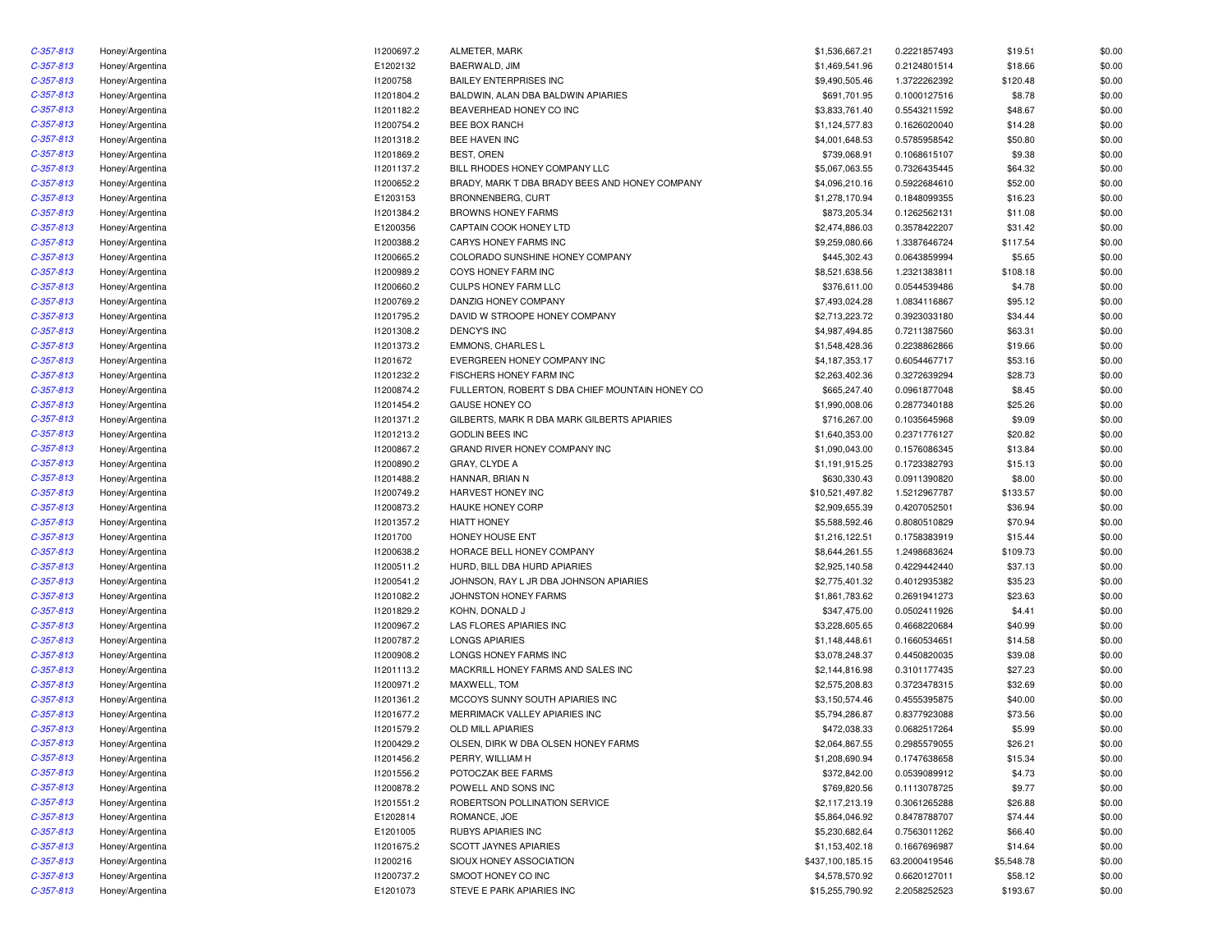| | | | | | | | |
|---|---|---|---|---|---|---|---|
| C-357-813 | Honey/Argentina | I1200697.2 | ALMETER, MARK | $1,536,667.21 | 0.2221857493 | $19.51 | $0.00 |
| C-357-813 | Honey/Argentina | E1202132 | BAERWALD, JIM | $1,469,541.96 | 0.2124801514 | $18.66 | $0.00 |
| C-357-813 | Honey/Argentina | I1200758 | BAILEY ENTERPRISES INC | $9,490,505.46 | 1.3722262392 | $120.48 | $0.00 |
| C-357-813 | Honey/Argentina | I1201804.2 | BALDWIN, ALAN DBA BALDWIN APIARIES | $691,701.95 | 0.1000127516 | $8.78 | $0.00 |
| C-357-813 | Honey/Argentina | I1201182.2 | BEAVERHEAD HONEY CO INC | $3,833,761.40 | 0.5543211592 | $48.67 | $0.00 |
| C-357-813 | Honey/Argentina | I1200754.2 | BEE BOX RANCH | $1,124,577.83 | 0.1626020040 | $14.28 | $0.00 |
| C-357-813 | Honey/Argentina | I1201318.2 | BEE HAVEN INC | $4,001,648.53 | 0.5785958542 | $50.80 | $0.00 |
| C-357-813 | Honey/Argentina | I1201869.2 | BEST, OREN | $739,068.91 | 0.1068615107 | $9.38 | $0.00 |
| C-357-813 | Honey/Argentina | I1201137.2 | BILL RHODES HONEY COMPANY LLC | $5,067,063.55 | 0.7326435445 | $64.32 | $0.00 |
| C-357-813 | Honey/Argentina | I1200652.2 | BRADY, MARK T DBA BRADY BEES AND HONEY COMPANY | $4,096,210.16 | 0.5922684610 | $52.00 | $0.00 |
| C-357-813 | Honey/Argentina | E1203153 | BRONNENBERG, CURT | $1,278,170.94 | 0.1848099355 | $16.23 | $0.00 |
| C-357-813 | Honey/Argentina | I1201384.2 | BROWNS HONEY FARMS | $873,205.34 | 0.1262562131 | $11.08 | $0.00 |
| C-357-813 | Honey/Argentina | E1200356 | CAPTAIN COOK HONEY LTD | $2,474,886.03 | 0.3578422207 | $31.42 | $0.00 |
| C-357-813 | Honey/Argentina | I1200388.2 | CARYS HONEY FARMS INC | $9,259,080.66 | 1.3387646724 | $117.54 | $0.00 |
| C-357-813 | Honey/Argentina | I1200665.2 | COLORADO SUNSHINE HONEY COMPANY | $445,302.43 | 0.0643859994 | $5.65 | $0.00 |
| C-357-813 | Honey/Argentina | I1200989.2 | COYS HONEY FARM INC | $8,521,638.56 | 1.2321383811 | $108.18 | $0.00 |
| C-357-813 | Honey/Argentina | I1200660.2 | CULPS HONEY FARM LLC | $376,611.00 | 0.0544539486 | $4.78 | $0.00 |
| C-357-813 | Honey/Argentina | I1200769.2 | DANZIG HONEY COMPANY | $7,493,024.28 | 1.0834116867 | $95.12 | $0.00 |
| C-357-813 | Honey/Argentina | I1201795.2 | DAVID W STROOPE HONEY COMPANY | $2,713,223.72 | 0.3923033180 | $34.44 | $0.00 |
| C-357-813 | Honey/Argentina | I1201308.2 | DENCY'S INC | $4,987,494.85 | 0.7211387560 | $63.31 | $0.00 |
| C-357-813 | Honey/Argentina | I1201373.2 | EMMONS, CHARLES L | $1,548,428.36 | 0.2238862866 | $19.66 | $0.00 |
| C-357-813 | Honey/Argentina | I1201672 | EVERGREEN HONEY COMPANY INC | $4,187,353.17 | 0.6054467717 | $53.16 | $0.00 |
| C-357-813 | Honey/Argentina | I1201232.2 | FISCHERS HONEY FARM INC | $2,263,402.36 | 0.3272639294 | $28.73 | $0.00 |
| C-357-813 | Honey/Argentina | I1200874.2 | FULLERTON, ROBERT S DBA CHIEF MOUNTAIN HONEY CO | $665,247.40 | 0.0961877048 | $8.45 | $0.00 |
| C-357-813 | Honey/Argentina | I1201454.2 | GAUSE HONEY CO | $1,990,008.06 | 0.2877340188 | $25.26 | $0.00 |
| C-357-813 | Honey/Argentina | I1201371.2 | GILBERTS, MARK R DBA MARK GILBERTS APIARIES | $716,267.00 | 0.1035645968 | $9.09 | $0.00 |
| C-357-813 | Honey/Argentina | I1201213.2 | GODLIN BEES INC | $1,640,353.00 | 0.2371776127 | $20.82 | $0.00 |
| C-357-813 | Honey/Argentina | I1200867.2 | GRAND RIVER HONEY COMPANY INC | $1,090,043.00 | 0.1576086345 | $13.84 | $0.00 |
| C-357-813 | Honey/Argentina | I1200890.2 | GRAY, CLYDE A | $1,191,915.25 | 0.1723382793 | $15.13 | $0.00 |
| C-357-813 | Honey/Argentina | I1201488.2 | HANNAR, BRIAN N | $630,330.43 | 0.0911390820 | $8.00 | $0.00 |
| C-357-813 | Honey/Argentina | I1200749.2 | HARVEST HONEY INC | $10,521,497.82 | 1.5212967787 | $133.57 | $0.00 |
| C-357-813 | Honey/Argentina | I1200873.2 | HAUKE HONEY CORP | $2,909,655.39 | 0.4207052501 | $36.94 | $0.00 |
| C-357-813 | Honey/Argentina | I1201357.2 | HIATT HONEY | $5,588,592.46 | 0.8080510829 | $70.94 | $0.00 |
| C-357-813 | Honey/Argentina | I1201700 | HONEY HOUSE ENT | $1,216,122.51 | 0.1758383919 | $15.44 | $0.00 |
| C-357-813 | Honey/Argentina | I1200638.2 | HORACE BELL HONEY COMPANY | $8,644,261.55 | 1.2498683624 | $109.73 | $0.00 |
| C-357-813 | Honey/Argentina | I1200511.2 | HURD, BILL DBA HURD APIARIES | $2,925,140.58 | 0.4229442440 | $37.13 | $0.00 |
| C-357-813 | Honey/Argentina | I1200541.2 | JOHNSON, RAY L JR DBA JOHNSON APIARIES | $2,775,401.32 | 0.4012935382 | $35.23 | $0.00 |
| C-357-813 | Honey/Argentina | I1201082.2 | JOHNSTON HONEY FARMS | $1,861,783.62 | 0.2691941273 | $23.63 | $0.00 |
| C-357-813 | Honey/Argentina | I1201829.2 | KOHN, DONALD J | $347,475.00 | 0.0502411926 | $4.41 | $0.00 |
| C-357-813 | Honey/Argentina | I1200967.2 | LAS FLORES APIARIES INC | $3,228,605.65 | 0.4668220684 | $40.99 | $0.00 |
| C-357-813 | Honey/Argentina | I1200787.2 | LONGS APIARIES | $1,148,448.61 | 0.1660534651 | $14.58 | $0.00 |
| C-357-813 | Honey/Argentina | I1200908.2 | LONGS HONEY FARMS INC | $3,078,248.37 | 0.4450820035 | $39.08 | $0.00 |
| C-357-813 | Honey/Argentina | I1201113.2 | MACKRILL HONEY FARMS AND SALES INC | $2,144,816.98 | 0.3101177435 | $27.23 | $0.00 |
| C-357-813 | Honey/Argentina | I1200971.2 | MAXWELL, TOM | $2,575,208.83 | 0.3723478315 | $32.69 | $0.00 |
| C-357-813 | Honey/Argentina | I1201361.2 | MCCOYS SUNNY SOUTH APIARIES INC | $3,150,574.46 | 0.4555395875 | $40.00 | $0.00 |
| C-357-813 | Honey/Argentina | I1201677.2 | MERRIMACK VALLEY APIARIES INC | $5,794,286.87 | 0.8377923088 | $73.56 | $0.00 |
| C-357-813 | Honey/Argentina | I1201579.2 | OLD MILL APIARIES | $472,038.33 | 0.0682517264 | $5.99 | $0.00 |
| C-357-813 | Honey/Argentina | I1200429.2 | OLSEN, DIRK W DBA OLSEN HONEY FARMS | $2,064,867.55 | 0.2985579055 | $26.21 | $0.00 |
| C-357-813 | Honey/Argentina | I1201456.2 | PERRY, WILLIAM H | $1,208,690.94 | 0.1747638658 | $15.34 | $0.00 |
| C-357-813 | Honey/Argentina | I1201556.2 | POTOCZAK BEE FARMS | $372,842.00 | 0.0539089912 | $4.73 | $0.00 |
| C-357-813 | Honey/Argentina | I1200878.2 | POWELL AND SONS INC | $769,820.56 | 0.1113078725 | $9.77 | $0.00 |
| C-357-813 | Honey/Argentina | I1201551.2 | ROBERTSON POLLINATION SERVICE | $2,117,213.19 | 0.3061265288 | $26.88 | $0.00 |
| C-357-813 | Honey/Argentina | E1202814 | ROMANCE, JOE | $5,864,046.92 | 0.8478788707 | $74.44 | $0.00 |
| C-357-813 | Honey/Argentina | E1201005 | RUBYS APIARIES INC | $5,230,682.64 | 0.7563011262 | $66.40 | $0.00 |
| C-357-813 | Honey/Argentina | I1201675.2 | SCOTT JAYNES APIARIES | $1,153,402.18 | 0.1667696987 | $14.64 | $0.00 |
| C-357-813 | Honey/Argentina | I1200216 | SIOUX HONEY ASSOCIATION | $437,100,185.15 | 63.2000419546 | $5,548.78 | $0.00 |
| C-357-813 | Honey/Argentina | I1200737.2 | SMOOT HONEY CO INC | $4,578,570.92 | 0.6620127011 | $58.12 | $0.00 |
| C-357-813 | Honey/Argentina | E1201073 | STEVE E PARK APIARIES INC | $15,255,790.92 | 2.2058252523 | $193.67 | $0.00 |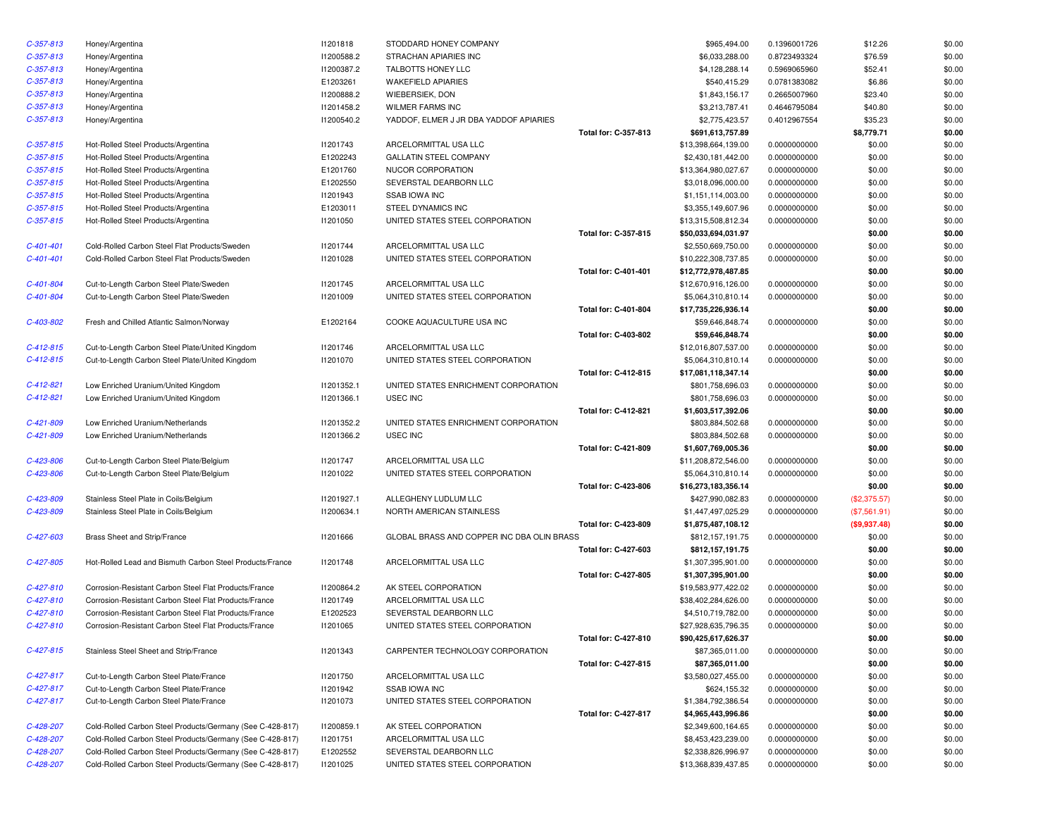| | | | | | | | | |
|---|---|---|---|---|---|---|---|---|
| C-357-813 | Honey/Argentina | I1201818 | STODDARD HONEY COMPANY | | $965,494.00 | 0.1396001726 | $12.26 | $0.00 |
| C-357-813 | Honey/Argentina | I1200588.2 | STRACHAN APIARIES INC | | $6,033,288.00 | 0.8723493324 | $76.59 | $0.00 |
| C-357-813 | Honey/Argentina | I1200387.2 | TALBOTTS HONEY LLC | | $4,128,288.14 | 0.5969065960 | $52.41 | $0.00 |
| C-357-813 | Honey/Argentina | E1203261 | WAKEFIELD APIARIES | | $540,415.29 | 0.0781383082 | $6.86 | $0.00 |
| C-357-813 | Honey/Argentina | I1200888.2 | WIEBERSIEK, DON | | $1,843,156.17 | 0.2665007960 | $23.40 | $0.00 |
| C-357-813 | Honey/Argentina | I1201458.2 | WILMER FARMS INC | | $3,213,787.41 | 0.4646795084 | $40.80 | $0.00 |
| C-357-813 | Honey/Argentina | I1200540.2 | YADDOF, ELMER J JR DBA YADDOF APIARIES | | $2,775,423.57 | 0.4012967554 | $35.23 | $0.00 |
| | | | | **Total for: C-357-813** | **$691,613,757.89** | | **$8,779.71** | **$0.00** |
| C-357-815 | Hot-Rolled Steel Products/Argentina | I1201743 | ARCELORMITTAL USA LLC | | $13,398,664,139.00 | 0.0000000000 | $0.00 | $0.00 |
| C-357-815 | Hot-Rolled Steel Products/Argentina | E1202243 | GALLATIN STEEL COMPANY | | $2,430,181,442.00 | 0.0000000000 | $0.00 | $0.00 |
| C-357-815 | Hot-Rolled Steel Products/Argentina | E1201760 | NUCOR CORPORATION | | $13,364,980,027.67 | 0.0000000000 | $0.00 | $0.00 |
| C-357-815 | Hot-Rolled Steel Products/Argentina | E1202550 | SEVERSTAL DEARBORN LLC | | $3,018,096,000.00 | 0.0000000000 | $0.00 | $0.00 |
| C-357-815 | Hot-Rolled Steel Products/Argentina | I1201943 | SSAB IOWA INC | | $1,151,114,003.00 | 0.0000000000 | $0.00 | $0.00 |
| C-357-815 | Hot-Rolled Steel Products/Argentina | E1203011 | STEEL DYNAMICS INC | | $3,355,149,607.96 | 0.0000000000 | $0.00 | $0.00 |
| C-357-815 | Hot-Rolled Steel Products/Argentina | I1201050 | UNITED STATES STEEL CORPORATION | | $13,315,508,812.34 | 0.0000000000 | $0.00 | $0.00 |
| | | | | **Total for: C-357-815** | **$50,033,694,031.97** | | **$0.00** | **$0.00** |
| C-401-401 | Cold-Rolled Carbon Steel Flat Products/Sweden | I1201744 | ARCELORMITTAL USA LLC | | $2,550,669,750.00 | 0.0000000000 | $0.00 | $0.00 |
| C-401-401 | Cold-Rolled Carbon Steel Flat Products/Sweden | I1201028 | UNITED STATES STEEL CORPORATION | | $10,222,308,737.85 | 0.0000000000 | $0.00 | $0.00 |
| | | | | **Total for: C-401-401** | **$12,772,978,487.85** | | **$0.00** | **$0.00** |
| C-401-804 | Cut-to-Length Carbon Steel Plate/Sweden | I1201745 | ARCELORMITTAL USA LLC | | $12,670,916,126.00 | 0.0000000000 | $0.00 | $0.00 |
| C-401-804 | Cut-to-Length Carbon Steel Plate/Sweden | I1201009 | UNITED STATES STEEL CORPORATION | | $5,064,310,810.14 | 0.0000000000 | $0.00 | $0.00 |
| | | | | **Total for: C-401-804** | **$17,735,226,936.14** | | **$0.00** | **$0.00** |
| C-403-802 | Fresh and Chilled Atlantic Salmon/Norway | E1202164 | COOKE AQUACULTURE USA INC | | $59,646,848.74 | 0.0000000000 | $0.00 | $0.00 |
| | | | | **Total for: C-403-802** | **$59,646,848.74** | | **$0.00** | **$0.00** |
| C-412-815 | Cut-to-Length Carbon Steel Plate/United Kingdom | I1201746 | ARCELORMITTAL USA LLC | | $12,016,807,537.00 | 0.0000000000 | $0.00 | $0.00 |
| C-412-815 | Cut-to-Length Carbon Steel Plate/United Kingdom | I1201070 | UNITED STATES STEEL CORPORATION | | $5,064,310,810.14 | 0.0000000000 | $0.00 | $0.00 |
| | | | | **Total for: C-412-815** | **$17,081,118,347.14** | | **$0.00** | **$0.00** |
| C-412-821 | Low Enriched Uranium/United Kingdom | I1201352.1 | UNITED STATES ENRICHMENT CORPORATION | | $801,758,696.03 | 0.0000000000 | $0.00 | $0.00 |
| C-412-821 | Low Enriched Uranium/United Kingdom | I1201366.1 | USEC INC | | $801,758,696.03 | 0.0000000000 | $0.00 | $0.00 |
| | | | | **Total for: C-412-821** | **$1,603,517,392.06** | | **$0.00** | **$0.00** |
| C-421-809 | Low Enriched Uranium/Netherlands | I1201352.2 | UNITED STATES ENRICHMENT CORPORATION | | $803,884,502.68 | 0.0000000000 | $0.00 | $0.00 |
| C-421-809 | Low Enriched Uranium/Netherlands | I1201366.2 | USEC INC | | $803,884,502.68 | 0.0000000000 | $0.00 | $0.00 |
| | | | | **Total for: C-421-809** | **$1,607,769,005.36** | | **$0.00** | **$0.00** |
| C-423-806 | Cut-to-Length Carbon Steel Plate/Belgium | I1201747 | ARCELORMITTAL USA LLC | | $11,208,872,546.00 | 0.0000000000 | $0.00 | $0.00 |
| C-423-806 | Cut-to-Length Carbon Steel Plate/Belgium | I1201022 | UNITED STATES STEEL CORPORATION | | $5,064,310,810.14 | 0.0000000000 | $0.00 | $0.00 |
| | | | | **Total for: C-423-806** | **$16,273,183,356.14** | | **$0.00** | **$0.00** |
| C-423-809 | Stainless Steel Plate in Coils/Belgium | I1201927.1 | ALLEGHENY LUDLUM LLC | | $427,990,082.83 | 0.0000000000 | ($2,375.57) | $0.00 |
| C-423-809 | Stainless Steel Plate in Coils/Belgium | I1200634.1 | NORTH AMERICAN STAINLESS | | $1,447,497,025.29 | 0.0000000000 | ($7,561.91) | $0.00 |
| | | | | **Total for: C-423-809** | **$1,875,487,108.12** | | **($9,937.48)** | **$0.00** |
| C-427-603 | Brass Sheet and Strip/France | I1201666 | GLOBAL BRASS AND COPPER INC DBA OLIN BRASS | | $812,157,191.75 | 0.0000000000 | $0.00 | $0.00 |
| | | | | **Total for: C-427-603** | **$812,157,191.75** | | **$0.00** | **$0.00** |
| C-427-805 | Hot-Rolled Lead and Bismuth Carbon Steel Products/France | I1201748 | ARCELORMITTAL USA LLC | | $1,307,395,901.00 | 0.0000000000 | $0.00 | $0.00 |
| | | | | **Total for: C-427-805** | **$1,307,395,901.00** | | **$0.00** | **$0.00** |
| C-427-810 | Corrosion-Resistant Carbon Steel Flat Products/France | I1200864.2 | AK STEEL CORPORATION | | $19,583,977,422.02 | 0.0000000000 | $0.00 | $0.00 |
| C-427-810 | Corrosion-Resistant Carbon Steel Flat Products/France | I1201749 | ARCELORMITTAL USA LLC | | $38,402,284,626.00 | 0.0000000000 | $0.00 | $0.00 |
| C-427-810 | Corrosion-Resistant Carbon Steel Flat Products/France | E1202523 | SEVERSTAL DEARBORN LLC | | $4,510,719,782.00 | 0.0000000000 | $0.00 | $0.00 |
| C-427-810 | Corrosion-Resistant Carbon Steel Flat Products/France | I1201065 | UNITED STATES STEEL CORPORATION | | $27,928,635,796.35 | 0.0000000000 | $0.00 | $0.00 |
| | | | | **Total for: C-427-810** | **$90,425,617,626.37** | | **$0.00** | **$0.00** |
| C-427-815 | Stainless Steel Sheet and Strip/France | I1201343 | CARPENTER TECHNOLOGY CORPORATION | | $87,365,011.00 | 0.0000000000 | $0.00 | $0.00 |
| | | | | **Total for: C-427-815** | **$87,365,011.00** | | **$0.00** | **$0.00** |
| C-427-817 | Cut-to-Length Carbon Steel Plate/France | I1201750 | ARCELORMITTAL USA LLC | | $3,580,027,455.00 | 0.0000000000 | $0.00 | $0.00 |
| C-427-817 | Cut-to-Length Carbon Steel Plate/France | I1201942 | SSAB IOWA INC | | $624,155.32 | 0.0000000000 | $0.00 | $0.00 |
| C-427-817 | Cut-to-Length Carbon Steel Plate/France | I1201073 | UNITED STATES STEEL CORPORATION | | $1,384,792,386.54 | 0.0000000000 | $0.00 | $0.00 |
| | | | | **Total for: C-427-817** | **$4,965,443,996.86** | | **$0.00** | **$0.00** |
| C-428-207 | Cold-Rolled Carbon Steel Products/Germany (See C-428-817) | I1200859.1 | AK STEEL CORPORATION | | $2,349,600,164.65 | 0.0000000000 | $0.00 | $0.00 |
| C-428-207 | Cold-Rolled Carbon Steel Products/Germany (See C-428-817) | I1201751 | ARCELORMITTAL USA LLC | | $8,453,423,239.00 | 0.0000000000 | $0.00 | $0.00 |
| C-428-207 | Cold-Rolled Carbon Steel Products/Germany (See C-428-817) | E1202552 | SEVERSTAL DEARBORN LLC | | $2,338,826,996.97 | 0.0000000000 | $0.00 | $0.00 |
| C-428-207 | Cold-Rolled Carbon Steel Products/Germany (See C-428-817) | I1201025 | UNITED STATES STEEL CORPORATION | | $13,368,839,437.85 | 0.0000000000 | $0.00 | $0.00 |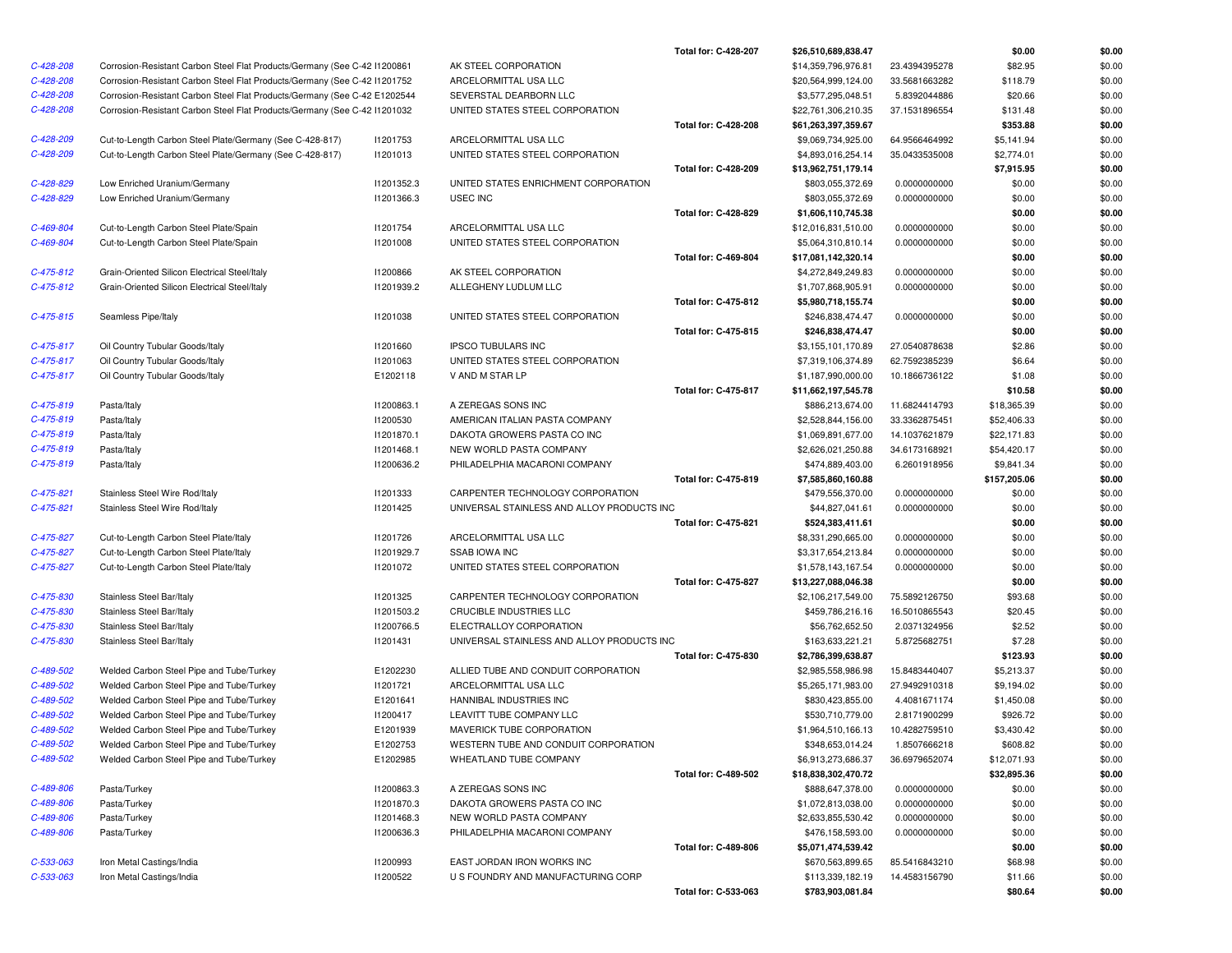| | | | | | | | | |
|---|---|---|---|---|---|---|---|---|
| | | | | Total for: C-428-207 | $26,510,689,838.47 | | $0.00 | $0.00 |
| C-428-208 | Corrosion-Resistant Carbon Steel Flat Products/Germany (See C-42 | I1200861 | AK STEEL CORPORATION | | $14,359,796,976.81 | 23.4394395278 | $82.95 | $0.00 |
| C-428-208 | Corrosion-Resistant Carbon Steel Flat Products/Germany (See C-42 | I1201752 | ARCELORMITTAL USA LLC | | $20,564,999,124.00 | 33.5681663282 | $118.79 | $0.00 |
| C-428-208 | Corrosion-Resistant Carbon Steel Flat Products/Germany (See C-42 | E1202544 | SEVERSTAL DEARBORN LLC | | $3,577,295,048.51 | 5.8392044886 | $20.66 | $0.00 |
| C-428-208 | Corrosion-Resistant Carbon Steel Flat Products/Germany (See C-42 | I1201032 | UNITED STATES STEEL CORPORATION | | $22,761,306,210.35 | 37.1531896554 | $131.48 | $0.00 |
| | | | | Total for: C-428-208 | $61,263,397,359.67 | | $353.88 | $0.00 |
| C-428-209 | Cut-to-Length Carbon Steel Plate/Germany (See C-428-817) | I1201753 | ARCELORMITTAL USA LLC | | $9,069,734,925.00 | 64.9566464992 | $5,141.94 | $0.00 |
| C-428-209 | Cut-to-Length Carbon Steel Plate/Germany (See C-428-817) | I1201013 | UNITED STATES STEEL CORPORATION | | $4,893,016,254.14 | 35.0433535008 | $2,774.01 | $0.00 |
| | | | | Total for: C-428-209 | $13,962,751,179.14 | | $7,915.95 | $0.00 |
| C-428-829 | Low Enriched Uranium/Germany | I1201352.3 | UNITED STATES ENRICHMENT CORPORATION | | $803,055,372.69 | 0.0000000000 | $0.00 | $0.00 |
| C-428-829 | Low Enriched Uranium/Germany | I1201366.3 | USEC INC | | $803,055,372.69 | 0.0000000000 | $0.00 | $0.00 |
| | | | | Total for: C-428-829 | $1,606,110,745.38 | | $0.00 | $0.00 |
| C-469-804 | Cut-to-Length Carbon Steel Plate/Spain | I1201754 | ARCELORMITTAL USA LLC | | $12,016,831,510.00 | 0.0000000000 | $0.00 | $0.00 |
| C-469-804 | Cut-to-Length Carbon Steel Plate/Spain | I1201008 | UNITED STATES STEEL CORPORATION | | $5,064,310,810.14 | 0.0000000000 | $0.00 | $0.00 |
| | | | | Total for: C-469-804 | $17,081,142,320.14 | | $0.00 | $0.00 |
| C-475-812 | Grain-Oriented Silicon Electrical Steel/Italy | I1200866 | AK STEEL CORPORATION | | $4,272,849,249.83 | 0.0000000000 | $0.00 | $0.00 |
| C-475-812 | Grain-Oriented Silicon Electrical Steel/Italy | I1201939.2 | ALLEGHENY LUDLUM LLC | | $1,707,868,905.91 | 0.0000000000 | $0.00 | $0.00 |
| | | | | Total for: C-475-812 | $5,980,718,155.74 | | $0.00 | $0.00 |
| C-475-815 | Seamless Pipe/Italy | I1201038 | UNITED STATES STEEL CORPORATION | | $246,838,474.47 | 0.0000000000 | $0.00 | $0.00 |
| | | | | Total for: C-475-815 | $246,838,474.47 | | $0.00 | $0.00 |
| C-475-817 | Oil Country Tubular Goods/Italy | I1201660 | IPSCO TUBULARS INC | | $3,155,101,170.89 | 27.0540878638 | $2.86 | $0.00 |
| C-475-817 | Oil Country Tubular Goods/Italy | I1201063 | UNITED STATES STEEL CORPORATION | | $7,319,106,374.89 | 62.7592385239 | $6.64 | $0.00 |
| C-475-817 | Oil Country Tubular Goods/Italy | E1202118 | V AND M STAR LP | | $1,187,990,000.00 | 10.1866736122 | $1.08 | $0.00 |
| | | | | Total for: C-475-817 | $11,662,197,545.78 | | $10.58 | $0.00 |
| C-475-819 | Pasta/Italy | I1200863.1 | A ZEREGAS SONS INC | | $886,213,674.00 | 11.6824414793 | $18,365.39 | $0.00 |
| C-475-819 | Pasta/Italy | I1200530 | AMERICAN ITALIAN PASTA COMPANY | | $2,528,844,156.00 | 33.3362875451 | $52,406.33 | $0.00 |
| C-475-819 | Pasta/Italy | I1201870.1 | DAKOTA GROWERS PASTA CO INC | | $1,069,891,677.00 | 14.1037621879 | $22,171.83 | $0.00 |
| C-475-819 | Pasta/Italy | I1201468.1 | NEW WORLD PASTA COMPANY | | $2,626,021,250.88 | 34.6173168921 | $54,420.17 | $0.00 |
| C-475-819 | Pasta/Italy | I1200636.2 | PHILADELPHIA MACARONI COMPANY | | $474,889,403.00 | 6.2601918956 | $9,841.34 | $0.00 |
| | | | | Total for: C-475-819 | $7,585,860,160.88 | | $157,205.06 | $0.00 |
| C-475-821 | Stainless Steel Wire Rod/Italy | I1201333 | CARPENTER TECHNOLOGY CORPORATION | | $479,556,370.00 | 0.0000000000 | $0.00 | $0.00 |
| C-475-821 | Stainless Steel Wire Rod/Italy | I1201425 | UNIVERSAL STAINLESS AND ALLOY PRODUCTS INC | | $44,827,041.61 | 0.0000000000 | $0.00 | $0.00 |
| | | | | Total for: C-475-821 | $524,383,411.61 | | $0.00 | $0.00 |
| C-475-827 | Cut-to-Length Carbon Steel Plate/Italy | I1201726 | ARCELORMITTAL USA LLC | | $8,331,290,665.00 | 0.0000000000 | $0.00 | $0.00 |
| C-475-827 | Cut-to-Length Carbon Steel Plate/Italy | I1201929.7 | SSAB IOWA INC | | $3,317,654,213.84 | 0.0000000000 | $0.00 | $0.00 |
| C-475-827 | Cut-to-Length Carbon Steel Plate/Italy | I1201072 | UNITED STATES STEEL CORPORATION | | $1,578,143,167.54 | 0.0000000000 | $0.00 | $0.00 |
| | | | | Total for: C-475-827 | $13,227,088,046.38 | | $0.00 | $0.00 |
| C-475-830 | Stainless Steel Bar/Italy | I1201325 | CARPENTER TECHNOLOGY CORPORATION | | $2,106,217,549.00 | 75.5892126750 | $93.68 | $0.00 |
| C-475-830 | Stainless Steel Bar/Italy | I1201503.2 | CRUCIBLE INDUSTRIES LLC | | $459,786,216.16 | 16.5010865543 | $20.45 | $0.00 |
| C-475-830 | Stainless Steel Bar/Italy | I1200766.5 | ELECTRALLOY CORPORATION | | $56,762,652.50 | 2.0371324956 | $2.52 | $0.00 |
| C-475-830 | Stainless Steel Bar/Italy | I1201431 | UNIVERSAL STAINLESS AND ALLOY PRODUCTS INC | | $163,633,221.21 | 5.8725682751 | $7.28 | $0.00 |
| | | | | Total for: C-475-830 | $2,786,399,638.87 | | $123.93 | $0.00 |
| C-489-502 | Welded Carbon Steel Pipe and Tube/Turkey | E1202230 | ALLIED TUBE AND CONDUIT CORPORATION | | $2,985,558,986.98 | 15.8483440407 | $5,213.37 | $0.00 |
| C-489-502 | Welded Carbon Steel Pipe and Tube/Turkey | I1201721 | ARCELORMITTAL USA LLC | | $5,265,171,983.00 | 27.9492910318 | $9,194.02 | $0.00 |
| C-489-502 | Welded Carbon Steel Pipe and Tube/Turkey | E1201641 | HANNIBAL INDUSTRIES INC | | $830,423,855.00 | 4.4081671174 | $1,450.08 | $0.00 |
| C-489-502 | Welded Carbon Steel Pipe and Tube/Turkey | I1200417 | LEAVITT TUBE COMPANY LLC | | $530,710,779.00 | 2.8171900299 | $926.72 | $0.00 |
| C-489-502 | Welded Carbon Steel Pipe and Tube/Turkey | E1201939 | MAVERICK TUBE CORPORATION | | $1,964,510,166.13 | 10.4282759510 | $3,430.42 | $0.00 |
| C-489-502 | Welded Carbon Steel Pipe and Tube/Turkey | E1202753 | WESTERN TUBE AND CONDUIT CORPORATION | | $348,653,014.24 | 1.8507666218 | $608.82 | $0.00 |
| C-489-502 | Welded Carbon Steel Pipe and Tube/Turkey | E1202985 | WHEATLAND TUBE COMPANY | | $6,913,273,686.37 | 36.6979652074 | $12,071.93 | $0.00 |
| | | | | Total for: C-489-502 | $18,838,302,470.72 | | $32,895.36 | $0.00 |
| C-489-806 | Pasta/Turkey | I1200863.3 | A ZEREGAS SONS INC | | $888,647,378.00 | 0.0000000000 | $0.00 | $0.00 |
| C-489-806 | Pasta/Turkey | I1201870.3 | DAKOTA GROWERS PASTA CO INC | | $1,072,813,038.00 | 0.0000000000 | $0.00 | $0.00 |
| C-489-806 | Pasta/Turkey | I1201468.3 | NEW WORLD PASTA COMPANY | | $2,633,855,530.42 | 0.0000000000 | $0.00 | $0.00 |
| C-489-806 | Pasta/Turkey | I1200636.3 | PHILADELPHIA MACARONI COMPANY | | $476,158,593.00 | 0.0000000000 | $0.00 | $0.00 |
| | | | | Total for: C-489-806 | $5,071,474,539.42 | | $0.00 | $0.00 |
| C-533-063 | Iron Metal Castings/India | I1200993 | EAST JORDAN IRON WORKS INC | | $670,563,899.65 | 85.5416843210 | $68.98 | $0.00 |
| C-533-063 | Iron Metal Castings/India | I1200522 | U S FOUNDRY AND MANUFACTURING CORP | | $113,339,182.19 | 14.4583156790 | $11.66 | $0.00 |
| | | | | Total for: C-533-063 | $783,903,081.84 | | $80.64 | $0.00 |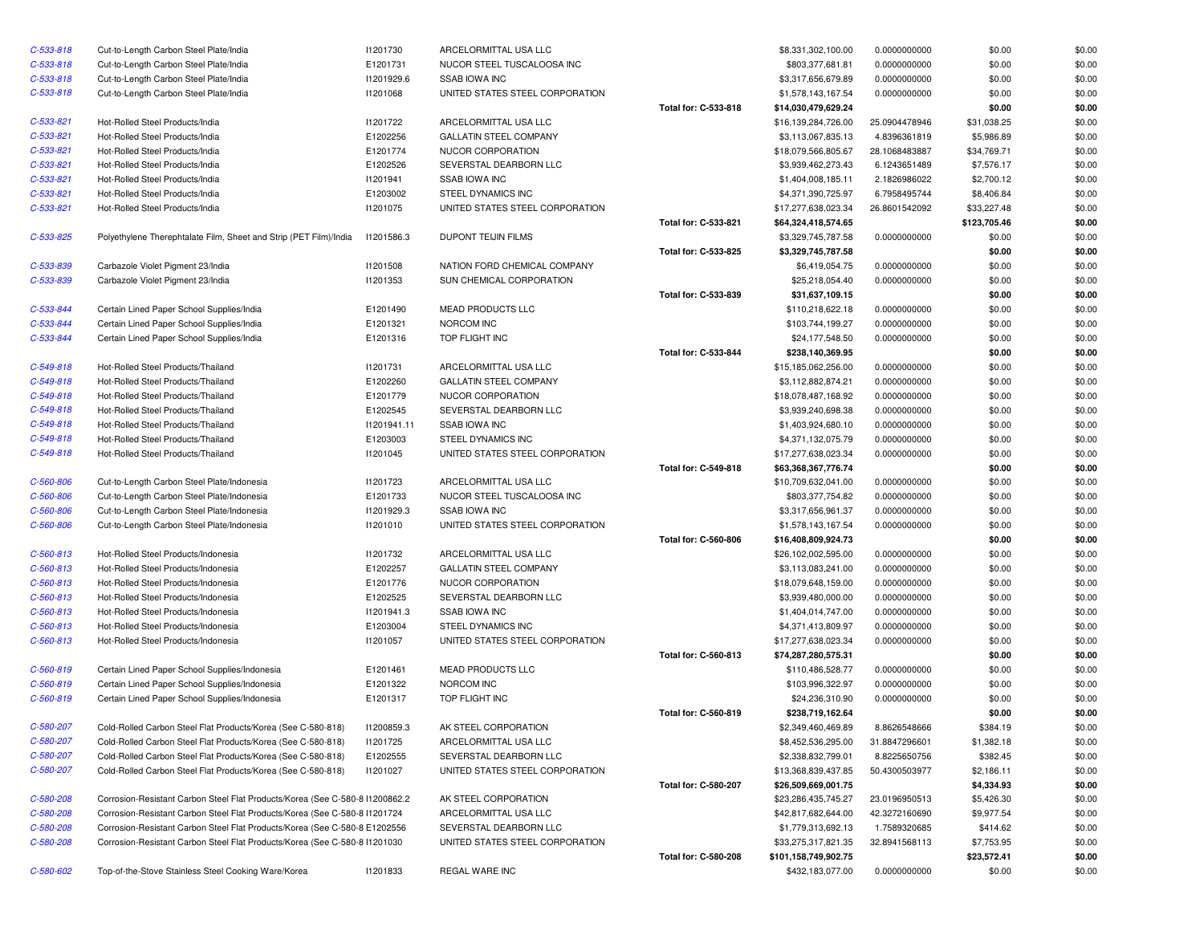| | | | | | | | | |
|---|---|---|---|---|---|---|---|---|
| C-533-818 | Cut-to-Length Carbon Steel Plate/India | I1201730 | ARCELORMITTAL USA LLC | | $8,331,302,100.00 | 0.0000000000 | $0.00 | $0.00 |
| C-533-818 | Cut-to-Length Carbon Steel Plate/India | E1201731 | NUCOR STEEL TUSCALOOSA INC | | $803,377,681.81 | 0.0000000000 | $0.00 | $0.00 |
| C-533-818 | Cut-to-Length Carbon Steel Plate/India | I1201929.6 | SSAB IOWA INC | | $3,317,656,679.89 | 0.0000000000 | $0.00 | $0.00 |
| C-533-818 | Cut-to-Length Carbon Steel Plate/India | I1201068 | UNITED STATES STEEL CORPORATION | | $1,578,143,167.54 | 0.0000000000 | $0.00 | $0.00 |
| | | | | **Total for: C-533-818** | **$14,030,479,629.24** | | **$0.00** | **$0.00** |
| C-533-821 | Hot-Rolled Steel Products/India | I1201722 | ARCELORMITTAL USA LLC | | $16,139,284,726.00 | 25.0904478946 | $31,038.25 | $0.00 |
| C-533-821 | Hot-Rolled Steel Products/India | E1202256 | GALLATIN STEEL COMPANY | | $3,113,067,835.13 | 4.8396361819 | $5,986.89 | $0.00 |
| C-533-821 | Hot-Rolled Steel Products/India | E1201774 | NUCOR CORPORATION | | $18,079,566,805.67 | 28.1068483887 | $34,769.71 | $0.00 |
| C-533-821 | Hot-Rolled Steel Products/India | E1202526 | SEVERSTAL DEARBORN LLC | | $3,939,462,273.43 | 6.1243651489 | $7,576.17 | $0.00 |
| C-533-821 | Hot-Rolled Steel Products/India | I1201941 | SSAB IOWA INC | | $1,404,008,185.11 | 2.1826986022 | $2,700.12 | $0.00 |
| C-533-821 | Hot-Rolled Steel Products/India | E1203002 | STEEL DYNAMICS INC | | $4,371,390,725.97 | 6.7958495744 | $8,406.84 | $0.00 |
| C-533-821 | Hot-Rolled Steel Products/India | I1201075 | UNITED STATES STEEL CORPORATION | | $17,277,638,023.34 | 26.8601542092 | $33,227.48 | $0.00 |
| | | | | **Total for: C-533-821** | **$64,324,418,574.65** | | **$123,705.46** | **$0.00** |
| C-533-825 | Polyethylene Therephtalate Film, Sheet and Strip (PET Film)/India | I1201586.3 | DUPONT TEIJIN FILMS | | $3,329,745,787.58 | 0.0000000000 | $0.00 | $0.00 |
| | | | | **Total for: C-533-825** | **$3,329,745,787.58** | | **$0.00** | **$0.00** |
| C-533-839 | Carbazole Violet Pigment 23/India | I1201508 | NATION FORD CHEMICAL COMPANY | | $6,419,054.75 | 0.0000000000 | $0.00 | $0.00 |
| C-533-839 | Carbazole Violet Pigment 23/India | I1201353 | SUN CHEMICAL CORPORATION | | $25,218,054.40 | 0.0000000000 | $0.00 | $0.00 |
| | | | | **Total for: C-533-839** | **$31,637,109.15** | | **$0.00** | **$0.00** |
| C-533-844 | Certain Lined Paper School Supplies/India | E1201490 | MEAD PRODUCTS LLC | | $110,218,622.18 | 0.0000000000 | $0.00 | $0.00 |
| C-533-844 | Certain Lined Paper School Supplies/India | E1201321 | NORCOM INC | | $103,744,199.27 | 0.0000000000 | $0.00 | $0.00 |
| C-533-844 | Certain Lined Paper School Supplies/India | E1201316 | TOP FLIGHT INC | | $24,177,548.50 | 0.0000000000 | $0.00 | $0.00 |
| | | | | **Total for: C-533-844** | **$238,140,369.95** | | **$0.00** | **$0.00** |
| C-549-818 | Hot-Rolled Steel Products/Thailand | I1201731 | ARCELORMITTAL USA LLC | | $15,185,062,256.00 | 0.0000000000 | $0.00 | $0.00 |
| C-549-818 | Hot-Rolled Steel Products/Thailand | E1202260 | GALLATIN STEEL COMPANY | | $3,112,882,874.21 | 0.0000000000 | $0.00 | $0.00 |
| C-549-818 | Hot-Rolled Steel Products/Thailand | E1201779 | NUCOR CORPORATION | | $18,078,487,168.92 | 0.0000000000 | $0.00 | $0.00 |
| C-549-818 | Hot-Rolled Steel Products/Thailand | E1202545 | SEVERSTAL DEARBORN LLC | | $3,939,240,698.38 | 0.0000000000 | $0.00 | $0.00 |
| C-549-818 | Hot-Rolled Steel Products/Thailand | I1201941.11 | SSAB IOWA INC | | $1,403,924,680.10 | 0.0000000000 | $0.00 | $0.00 |
| C-549-818 | Hot-Rolled Steel Products/Thailand | E1203003 | STEEL DYNAMICS INC | | $4,371,132,075.79 | 0.0000000000 | $0.00 | $0.00 |
| C-549-818 | Hot-Rolled Steel Products/Thailand | I1201045 | UNITED STATES STEEL CORPORATION | | $17,277,638,023.34 | 0.0000000000 | $0.00 | $0.00 |
| | | | | **Total for: C-549-818** | **$63,368,367,776.74** | | **$0.00** | **$0.00** |
| C-560-806 | Cut-to-Length Carbon Steel Plate/Indonesia | I1201723 | ARCELORMITTAL USA LLC | | $10,709,632,041.00 | 0.0000000000 | $0.00 | $0.00 |
| C-560-806 | Cut-to-Length Carbon Steel Plate/Indonesia | E1201733 | NUCOR STEEL TUSCALOOSA INC | | $803,377,754.82 | 0.0000000000 | $0.00 | $0.00 |
| C-560-806 | Cut-to-Length Carbon Steel Plate/Indonesia | I1201929.3 | SSAB IOWA INC | | $3,317,656,961.37 | 0.0000000000 | $0.00 | $0.00 |
| C-560-806 | Cut-to-Length Carbon Steel Plate/Indonesia | I1201010 | UNITED STATES STEEL CORPORATION | | $1,578,143,167.54 | 0.0000000000 | $0.00 | $0.00 |
| | | | | **Total for: C-560-806** | **$16,408,809,924.73** | | **$0.00** | **$0.00** |
| C-560-813 | Hot-Rolled Steel Products/Indonesia | I1201732 | ARCELORMITTAL USA LLC | | $26,102,002,595.00 | 0.0000000000 | $0.00 | $0.00 |
| C-560-813 | Hot-Rolled Steel Products/Indonesia | E1202257 | GALLATIN STEEL COMPANY | | $3,113,083,241.00 | 0.0000000000 | $0.00 | $0.00 |
| C-560-813 | Hot-Rolled Steel Products/Indonesia | E1201776 | NUCOR CORPORATION | | $18,079,648,159.00 | 0.0000000000 | $0.00 | $0.00 |
| C-560-813 | Hot-Rolled Steel Products/Indonesia | E1202525 | SEVERSTAL DEARBORN LLC | | $3,939,480,000.00 | 0.0000000000 | $0.00 | $0.00 |
| C-560-813 | Hot-Rolled Steel Products/Indonesia | I1201941.3 | SSAB IOWA INC | | $1,404,014,747.00 | 0.0000000000 | $0.00 | $0.00 |
| C-560-813 | Hot-Rolled Steel Products/Indonesia | E1203004 | STEEL DYNAMICS INC | | $4,371,413,809.97 | 0.0000000000 | $0.00 | $0.00 |
| C-560-813 | Hot-Rolled Steel Products/Indonesia | I1201057 | UNITED STATES STEEL CORPORATION | | $17,277,638,023.34 | 0.0000000000 | $0.00 | $0.00 |
| | | | | **Total for: C-560-813** | **$74,287,280,575.31** | | **$0.00** | **$0.00** |
| C-560-819 | Certain Lined Paper School Supplies/Indonesia | E1201461 | MEAD PRODUCTS LLC | | $110,486,528.77 | 0.0000000000 | $0.00 | $0.00 |
| C-560-819 | Certain Lined Paper School Supplies/Indonesia | E1201322 | NORCOM INC | | $103,996,322.97 | 0.0000000000 | $0.00 | $0.00 |
| C-560-819 | Certain Lined Paper School Supplies/Indonesia | E1201317 | TOP FLIGHT INC | | $24,236,310.90 | 0.0000000000 | $0.00 | $0.00 |
| | | | | **Total for: C-560-819** | **$238,719,162.64** | | **$0.00** | **$0.00** |
| C-580-207 | Cold-Rolled Carbon Steel Flat Products/Korea (See C-580-818) | I1200859.3 | AK STEEL CORPORATION | | $2,349,460,469.89 | 8.8626548666 | $384.19 | $0.00 |
| C-580-207 | Cold-Rolled Carbon Steel Flat Products/Korea (See C-580-818) | I1201725 | ARCELORMITTAL USA LLC | | $8,452,536,295.00 | 31.8847296601 | $1,382.18 | $0.00 |
| C-580-207 | Cold-Rolled Carbon Steel Flat Products/Korea (See C-580-818) | E1202555 | SEVERSTAL DEARBORN LLC | | $2,338,832,799.01 | 8.8225650756 | $382.45 | $0.00 |
| C-580-207 | Cold-Rolled Carbon Steel Flat Products/Korea (See C-580-818) | I1201027 | UNITED STATES STEEL CORPORATION | | $13,368,839,437.85 | 50.4300503977 | $2,186.11 | $0.00 |
| | | | | **Total for: C-580-207** | **$26,509,669,001.75** | | **$4,334.93** | **$0.00** |
| C-580-208 | Corrosion-Resistant Carbon Steel Flat Products/Korea (See C-580-8 | I1200862.2 | AK STEEL CORPORATION | | $23,286,435,745.27 | 23.0196950513 | $5,426.30 | $0.00 |
| C-580-208 | Corrosion-Resistant Carbon Steel Flat Products/Korea (See C-580-8 | I1201724 | ARCELORMITTAL USA LLC | | $42,817,682,644.00 | 42.3272160690 | $9,977.54 | $0.00 |
| C-580-208 | Corrosion-Resistant Carbon Steel Flat Products/Korea (See C-580-8 | E1202556 | SEVERSTAL DEARBORN LLC | | $1,779,313,692.13 | 1.7589320685 | $414.62 | $0.00 |
| C-580-208 | Corrosion-Resistant Carbon Steel Flat Products/Korea (See C-580-8 | I1201030 | UNITED STATES STEEL CORPORATION | | $33,275,317,821.35 | 32.8941568113 | $7,753.95 | $0.00 |
| | | | | **Total for: C-580-208** | **$101,158,749,902.75** | | **$23,572.41** | **$0.00** |
| C-580-602 | Top-of-the-Stove Stainless Steel Cooking Ware/Korea | I1201833 | REGAL WARE INC | | $432,183,077.00 | 0.0000000000 | $0.00 | $0.00 |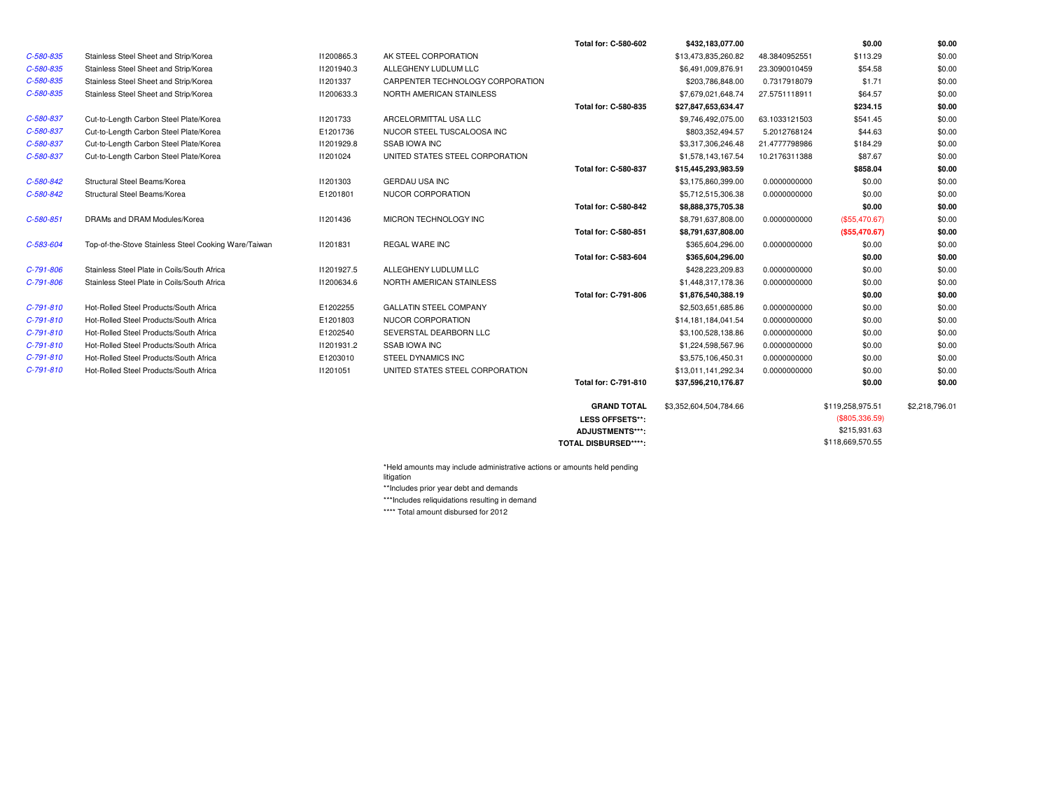| | | | | | | | | |
|---|---|---|---|---|---|---|---|---|
| | | | | Total for: C-580-602 | $432,183,077.00 | | $0.00 | $0.00 |
| C-580-835 | Stainless Steel Sheet and Strip/Korea | I1200865.3 | AK STEEL CORPORATION | | $13,473,835,260.82 | 48.3840952551 | $113.29 | $0.00 |
| C-580-835 | Stainless Steel Sheet and Strip/Korea | I1201940.3 | ALLEGHENY LUDLUM LLC | | $6,491,009,876.91 | 23.3090010459 | $54.58 | $0.00 |
| C-580-835 | Stainless Steel Sheet and Strip/Korea | I1201337 | CARPENTER TECHNOLOGY CORPORATION | | $203,786,848.00 | 0.7317918079 | $1.71 | $0.00 |
| C-580-835 | Stainless Steel Sheet and Strip/Korea | I1200633.3 | NORTH AMERICAN STAINLESS | | $7,679,021,648.74 | 27.5751118911 | $64.57 | $0.00 |
| | | | | Total for: C-580-835 | $27,847,653,634.47 | | $234.15 | $0.00 |
| C-580-837 | Cut-to-Length Carbon Steel Plate/Korea | I1201733 | ARCELORMITTAL USA LLC | | $9,746,492,075.00 | 63.1033121503 | $541.45 | $0.00 |
| C-580-837 | Cut-to-Length Carbon Steel Plate/Korea | E1201736 | NUCOR STEEL TUSCALOOSA INC | | $803,352,494.57 | 5.2012768124 | $44.63 | $0.00 |
| C-580-837 | Cut-to-Length Carbon Steel Plate/Korea | I1201929.8 | SSAB IOWA INC | | $3,317,306,246.48 | 21.4777798986 | $184.29 | $0.00 |
| C-580-837 | Cut-to-Length Carbon Steel Plate/Korea | I1201024 | UNITED STATES STEEL CORPORATION | | $1,578,143,167.54 | 10.2176311388 | $87.67 | $0.00 |
| | | | | Total for: C-580-837 | $15,445,293,983.59 | | $858.04 | $0.00 |
| C-580-842 | Structural Steel Beams/Korea | I1201303 | GERDAU USA INC | | $3,175,860,399.00 | 0.0000000000 | $0.00 | $0.00 |
| C-580-842 | Structural Steel Beams/Korea | E1201801 | NUCOR CORPORATION | | $5,712,515,306.38 | 0.0000000000 | $0.00 | $0.00 |
| | | | | Total for: C-580-842 | $8,888,375,705.38 | | $0.00 | $0.00 |
| C-580-851 | DRAMs and DRAM Modules/Korea | I1201436 | MICRON TECHNOLOGY INC | | $8,791,637,808.00 | 0.0000000000 | ($55,470.67) | $0.00 |
| | | | | Total for: C-580-851 | $8,791,637,808.00 | | ($55,470.67) | $0.00 |
| C-583-604 | Top-of-the-Stove Stainless Steel Cooking Ware/Taiwan | I1201831 | REGAL WARE INC | | $365,604,296.00 | 0.0000000000 | $0.00 | $0.00 |
| | | | | Total for: C-583-604 | $365,604,296.00 | | $0.00 | $0.00 |
| C-791-806 | Stainless Steel Plate in Coils/South Africa | I1201927.5 | ALLEGHENY LUDLUM LLC | | $428,223,209.83 | 0.0000000000 | $0.00 | $0.00 |
| C-791-806 | Stainless Steel Plate in Coils/South Africa | I1200634.6 | NORTH AMERICAN STAINLESS | | $1,448,317,178.36 | 0.0000000000 | $0.00 | $0.00 |
| | | | | Total for: C-791-806 | $1,876,540,388.19 | | $0.00 | $0.00 |
| C-791-810 | Hot-Rolled Steel Products/South Africa | E1202255 | GALLATIN STEEL COMPANY | | $2,503,651,685.86 | 0.0000000000 | $0.00 | $0.00 |
| C-791-810 | Hot-Rolled Steel Products/South Africa | E1201803 | NUCOR CORPORATION | | $14,181,184,041.54 | 0.0000000000 | $0.00 | $0.00 |
| C-791-810 | Hot-Rolled Steel Products/South Africa | E1202540 | SEVERSTAL DEARBORN LLC | | $3,100,528,138.86 | 0.0000000000 | $0.00 | $0.00 |
| C-791-810 | Hot-Rolled Steel Products/South Africa | I1201931.2 | SSAB IOWA INC | | $1,224,598,567.96 | 0.0000000000 | $0.00 | $0.00 |
| C-791-810 | Hot-Rolled Steel Products/South Africa | E1203010 | STEEL DYNAMICS INC | | $3,575,106,450.31 | 0.0000000000 | $0.00 | $0.00 |
| C-791-810 | Hot-Rolled Steel Products/South Africa | I1201051 | UNITED STATES STEEL CORPORATION | | $13,011,141,292.34 | 0.0000000000 | $0.00 | $0.00 |
| | | | | Total for: C-791-810 | $37,596,210,176.87 | | $0.00 | $0.00 |
| | | | | GRAND TOTAL | $3,352,604,504,784.66 | | $119,258,975.51 | $2,218,796.01 |
| | | | | LESS OFFSETS**: | | | ($805,336.59) | |
| | | | | ADJUSTMENTS***: | | | $215,931.63 | |
| | | | | TOTAL DISBURSED****: | | | $118,669,570.55 | |

*Held amounts may include administrative actions or amounts held pending litigation

**Includes prior year debt and demands

***Includes reliquidations resulting in demand

**** Total amount disbursed for 2012